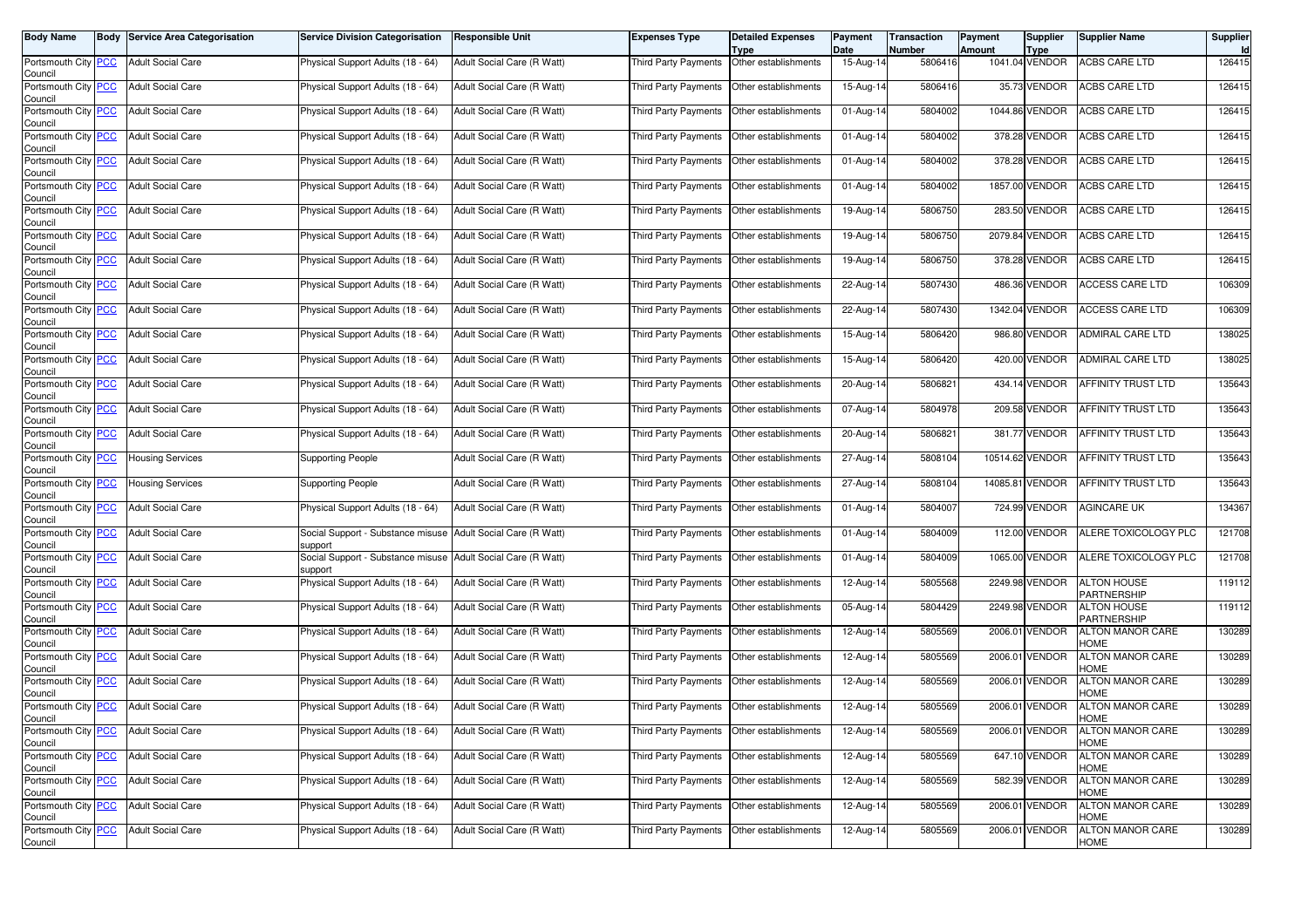| Body Name | Body | Service Area Categorisation | Service Division Categorisation | Responsible Unit | Expenses Type | Detailed Expenses Type | Payment Date | Transaction Number | Payment Amount | Supplier Type | Supplier Name | Supplier Id |
|---|---|---|---|---|---|---|---|---|---|---|---|---|
| Portsmouth City Council | PCC | Adult Social Care | Physical Support Adults (18 - 64) | Adult Social Care (R Watt) | Third Party Payments | Other establishments | 15-Aug-14 | 5806416 | 1041.04 | VENDOR | ACBS CARE LTD | 126415 |
| Portsmouth City Council | PCC | Adult Social Care | Physical Support Adults (18 - 64) | Adult Social Care (R Watt) | Third Party Payments | Other establishments | 15-Aug-14 | 5806416 | 35.73 | VENDOR | ACBS CARE LTD | 126415 |
| Portsmouth City Council | PCC | Adult Social Care | Physical Support Adults (18 - 64) | Adult Social Care (R Watt) | Third Party Payments | Other establishments | 01-Aug-14 | 5804002 | 1044.86 | VENDOR | ACBS CARE LTD | 126415 |
| Portsmouth City Council | PCC | Adult Social Care | Physical Support Adults (18 - 64) | Adult Social Care (R Watt) | Third Party Payments | Other establishments | 01-Aug-14 | 5804002 | 378.28 | VENDOR | ACBS CARE LTD | 126415 |
| Portsmouth City Council | PCC | Adult Social Care | Physical Support Adults (18 - 64) | Adult Social Care (R Watt) | Third Party Payments | Other establishments | 01-Aug-14 | 5804002 | 378.28 | VENDOR | ACBS CARE LTD | 126415 |
| Portsmouth City Council | PCC | Adult Social Care | Physical Support Adults (18 - 64) | Adult Social Care (R Watt) | Third Party Payments | Other establishments | 01-Aug-14 | 5804002 | 1857.00 | VENDOR | ACBS CARE LTD | 126415 |
| Portsmouth City Council | PCC | Adult Social Care | Physical Support Adults (18 - 64) | Adult Social Care (R Watt) | Third Party Payments | Other establishments | 19-Aug-14 | 5806750 | 283.50 | VENDOR | ACBS CARE LTD | 126415 |
| Portsmouth City Council | PCC | Adult Social Care | Physical Support Adults (18 - 64) | Adult Social Care (R Watt) | Third Party Payments | Other establishments | 19-Aug-14 | 5806750 | 2079.84 | VENDOR | ACBS CARE LTD | 126415 |
| Portsmouth City Council | PCC | Adult Social Care | Physical Support Adults (18 - 64) | Adult Social Care (R Watt) | Third Party Payments | Other establishments | 19-Aug-14 | 5806750 | 378.28 | VENDOR | ACBS CARE LTD | 126415 |
| Portsmouth City Council | PCC | Adult Social Care | Physical Support Adults (18 - 64) | Adult Social Care (R Watt) | Third Party Payments | Other establishments | 22-Aug-14 | 5807430 | 486.36 | VENDOR | ACCESS CARE LTD | 106309 |
| Portsmouth City Council | PCC | Adult Social Care | Physical Support Adults (18 - 64) | Adult Social Care (R Watt) | Third Party Payments | Other establishments | 22-Aug-14 | 5807430 | 1342.04 | VENDOR | ACCESS CARE LTD | 106309 |
| Portsmouth City Council | PCC | Adult Social Care | Physical Support Adults (18 - 64) | Adult Social Care (R Watt) | Third Party Payments | Other establishments | 15-Aug-14 | 5806420 | 986.80 | VENDOR | ADMIRAL CARE LTD | 138025 |
| Portsmouth City Council | PCC | Adult Social Care | Physical Support Adults (18 - 64) | Adult Social Care (R Watt) | Third Party Payments | Other establishments | 15-Aug-14 | 5806420 | 420.00 | VENDOR | ADMIRAL CARE LTD | 138025 |
| Portsmouth City Council | PCC | Adult Social Care | Physical Support Adults (18 - 64) | Adult Social Care (R Watt) | Third Party Payments | Other establishments | 20-Aug-14 | 5806821 | 434.14 | VENDOR | AFFINITY TRUST LTD | 135643 |
| Portsmouth City Council | PCC | Adult Social Care | Physical Support Adults (18 - 64) | Adult Social Care (R Watt) | Third Party Payments | Other establishments | 07-Aug-14 | 5804978 | 209.58 | VENDOR | AFFINITY TRUST LTD | 135643 |
| Portsmouth City Council | PCC | Adult Social Care | Physical Support Adults (18 - 64) | Adult Social Care (R Watt) | Third Party Payments | Other establishments | 20-Aug-14 | 5806821 | 381.77 | VENDOR | AFFINITY TRUST LTD | 135643 |
| Portsmouth City Council | PCC | Housing Services | Supporting People | Adult Social Care (R Watt) | Third Party Payments | Other establishments | 27-Aug-14 | 5808104 | 10514.62 | VENDOR | AFFINITY TRUST LTD | 135643 |
| Portsmouth City Council | PCC | Housing Services | Supporting People | Adult Social Care (R Watt) | Third Party Payments | Other establishments | 27-Aug-14 | 5808104 | 14085.81 | VENDOR | AFFINITY TRUST LTD | 135643 |
| Portsmouth City Council | PCC | Adult Social Care | Physical Support Adults (18 - 64) | Adult Social Care (R Watt) | Third Party Payments | Other establishments | 01-Aug-14 | 5804007 | 724.99 | VENDOR | AGINCARE UK | 134367 |
| Portsmouth City Council | PCC | Adult Social Care | Social Support - Substance misuse support | Adult Social Care (R Watt) | Third Party Payments | Other establishments | 01-Aug-14 | 5804009 | 112.00 | VENDOR | ALERE TOXICOLOGY PLC | 121708 |
| Portsmouth City Council | PCC | Adult Social Care | Social Support - Substance misuse support | Adult Social Care (R Watt) | Third Party Payments | Other establishments | 01-Aug-14 | 5804009 | 1065.00 | VENDOR | ALERE TOXICOLOGY PLC | 121708 |
| Portsmouth City Council | PCC | Adult Social Care | Physical Support Adults (18 - 64) | Adult Social Care (R Watt) | Third Party Payments | Other establishments | 12-Aug-14 | 5805568 | 2249.98 | VENDOR | ALTON HOUSE PARTNERSHIP | 119112 |
| Portsmouth City Council | PCC | Adult Social Care | Physical Support Adults (18 - 64) | Adult Social Care (R Watt) | Third Party Payments | Other establishments | 05-Aug-14 | 5804429 | 2249.98 | VENDOR | ALTON HOUSE PARTNERSHIP | 119112 |
| Portsmouth City Council | PCC | Adult Social Care | Physical Support Adults (18 - 64) | Adult Social Care (R Watt) | Third Party Payments | Other establishments | 12-Aug-14 | 5805569 | 2006.01 | VENDOR | ALTON MANOR CARE HOME | 130289 |
| Portsmouth City Council | PCC | Adult Social Care | Physical Support Adults (18 - 64) | Adult Social Care (R Watt) | Third Party Payments | Other establishments | 12-Aug-14 | 5805569 | 2006.01 | VENDOR | ALTON MANOR CARE HOME | 130289 |
| Portsmouth City Council | PCC | Adult Social Care | Physical Support Adults (18 - 64) | Adult Social Care (R Watt) | Third Party Payments | Other establishments | 12-Aug-14 | 5805569 | 2006.01 | VENDOR | ALTON MANOR CARE HOME | 130289 |
| Portsmouth City Council | PCC | Adult Social Care | Physical Support Adults (18 - 64) | Adult Social Care (R Watt) | Third Party Payments | Other establishments | 12-Aug-14 | 5805569 | 2006.01 | VENDOR | ALTON MANOR CARE HOME | 130289 |
| Portsmouth City Council | PCC | Adult Social Care | Physical Support Adults (18 - 64) | Adult Social Care (R Watt) | Third Party Payments | Other establishments | 12-Aug-14 | 5805569 | 2006.01 | VENDOR | ALTON MANOR CARE HOME | 130289 |
| Portsmouth City Council | PCC | Adult Social Care | Physical Support Adults (18 - 64) | Adult Social Care (R Watt) | Third Party Payments | Other establishments | 12-Aug-14 | 5805569 | 647.10 | VENDOR | ALTON MANOR CARE HOME | 130289 |
| Portsmouth City Council | PCC | Adult Social Care | Physical Support Adults (18 - 64) | Adult Social Care (R Watt) | Third Party Payments | Other establishments | 12-Aug-14 | 5805569 | 582.39 | VENDOR | ALTON MANOR CARE HOME | 130289 |
| Portsmouth City Council | PCC | Adult Social Care | Physical Support Adults (18 - 64) | Adult Social Care (R Watt) | Third Party Payments | Other establishments | 12-Aug-14 | 5805569 | 2006.01 | VENDOR | ALTON MANOR CARE HOME | 130289 |
| Portsmouth City Council | PCC | Adult Social Care | Physical Support Adults (18 - 64) | Adult Social Care (R Watt) | Third Party Payments | Other establishments | 12-Aug-14 | 5805569 | 2006.01 | VENDOR | ALTON MANOR CARE HOME | 130289 |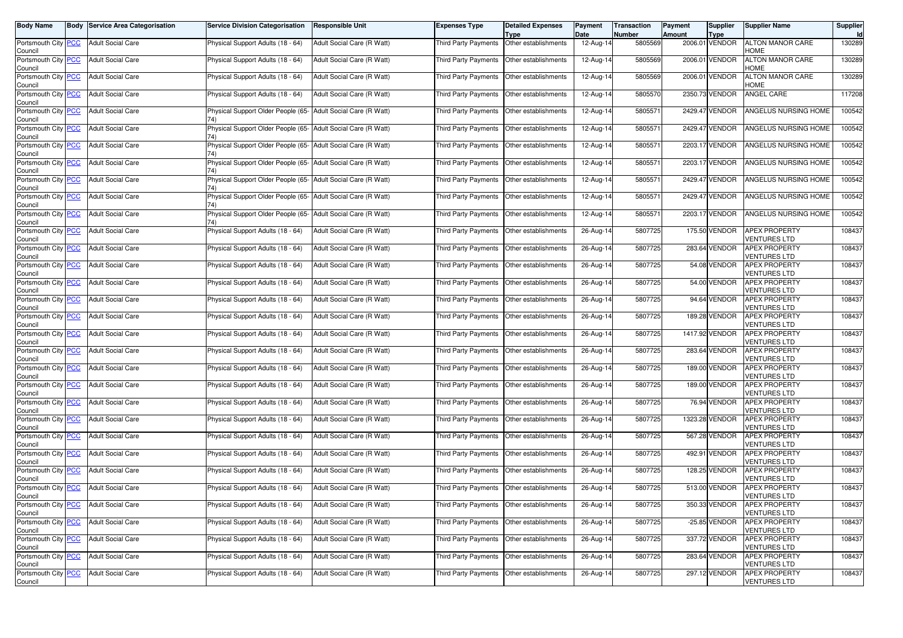| Body Name | Body | Service Area Categorisation | Service Division Categorisation | Responsible Unit | Expenses Type | Detailed Expenses Type | Payment Date | Transaction Number | Payment Amount | Supplier Type | Supplier Name | Supplier Id |
|---|---|---|---|---|---|---|---|---|---|---|---|---|
| Portsmouth City Council | PCC | Adult Social Care | Physical Support Adults (18 - 64) | Adult Social Care (R Watt) | Third Party Payments | Other establishments | 12-Aug-14 | 5805569 | 2006.01 | VENDOR | ALTON MANOR CARE HOME | 130289 |
| Portsmouth City Council | PCC | Adult Social Care | Physical Support Adults (18 - 64) | Adult Social Care (R Watt) | Third Party Payments | Other establishments | 12-Aug-14 | 5805569 | 2006.01 | VENDOR | ALTON MANOR CARE HOME | 130289 |
| Portsmouth City Council | PCC | Adult Social Care | Physical Support Adults (18 - 64) | Adult Social Care (R Watt) | Third Party Payments | Other establishments | 12-Aug-14 | 5805569 | 2006.01 | VENDOR | ALTON MANOR CARE HOME | 130289 |
| Portsmouth City Council | PCC | Adult Social Care | Physical Support Adults (18 - 64) | Adult Social Care (R Watt) | Third Party Payments | Other establishments | 12-Aug-14 | 5805570 | 2350.73 | VENDOR | ANGEL CARE | 117208 |
| Portsmouth City Council | PCC | Adult Social Care | Physical Support Older People (65-74) | Adult Social Care (R Watt) | Third Party Payments | Other establishments | 12-Aug-14 | 5805571 | 2429.47 | VENDOR | ANGELUS NURSING HOME | 100542 |
| Portsmouth City Council | PCC | Adult Social Care | Physical Support Older People (65-74) | Adult Social Care (R Watt) | Third Party Payments | Other establishments | 12-Aug-14 | 5805571 | 2429.47 | VENDOR | ANGELUS NURSING HOME | 100542 |
| Portsmouth City Council | PCC | Adult Social Care | Physical Support Older People (65-74) | Adult Social Care (R Watt) | Third Party Payments | Other establishments | 12-Aug-14 | 5805571 | 2203.17 | VENDOR | ANGELUS NURSING HOME | 100542 |
| Portsmouth City Council | PCC | Adult Social Care | Physical Support Older People (65-74) | Adult Social Care (R Watt) | Third Party Payments | Other establishments | 12-Aug-14 | 5805571 | 2203.17 | VENDOR | ANGELUS NURSING HOME | 100542 |
| Portsmouth City Council | PCC | Adult Social Care | Physical Support Older People (65-74) | Adult Social Care (R Watt) | Third Party Payments | Other establishments | 12-Aug-14 | 5805571 | 2429.47 | VENDOR | ANGELUS NURSING HOME | 100542 |
| Portsmouth City Council | PCC | Adult Social Care | Physical Support Older People (65-74) | Adult Social Care (R Watt) | Third Party Payments | Other establishments | 12-Aug-14 | 5805571 | 2429.47 | VENDOR | ANGELUS NURSING HOME | 100542 |
| Portsmouth City Council | PCC | Adult Social Care | Physical Support Older People (65-74) | Adult Social Care (R Watt) | Third Party Payments | Other establishments | 12-Aug-14 | 5805571 | 2203.17 | VENDOR | ANGELUS NURSING HOME | 100542 |
| Portsmouth City Council | PCC | Adult Social Care | Physical Support Adults (18 - 64) | Adult Social Care (R Watt) | Third Party Payments | Other establishments | 26-Aug-14 | 5807725 | 175.50 | VENDOR | APEX PROPERTY VENTURES LTD | 108437 |
| Portsmouth City Council | PCC | Adult Social Care | Physical Support Adults (18 - 64) | Adult Social Care (R Watt) | Third Party Payments | Other establishments | 26-Aug-14 | 5807725 | 283.64 | VENDOR | APEX PROPERTY VENTURES LTD | 108437 |
| Portsmouth City Council | PCC | Adult Social Care | Physical Support Adults (18 - 64) | Adult Social Care (R Watt) | Third Party Payments | Other establishments | 26-Aug-14 | 5807725 | 54.08 | VENDOR | APEX PROPERTY VENTURES LTD | 108437 |
| Portsmouth City Council | PCC | Adult Social Care | Physical Support Adults (18 - 64) | Adult Social Care (R Watt) | Third Party Payments | Other establishments | 26-Aug-14 | 5807725 | 54.00 | VENDOR | APEX PROPERTY VENTURES LTD | 108437 |
| Portsmouth City Council | PCC | Adult Social Care | Physical Support Adults (18 - 64) | Adult Social Care (R Watt) | Third Party Payments | Other establishments | 26-Aug-14 | 5807725 | 94.64 | VENDOR | APEX PROPERTY VENTURES LTD | 108437 |
| Portsmouth City Council | PCC | Adult Social Care | Physical Support Adults (18 - 64) | Adult Social Care (R Watt) | Third Party Payments | Other establishments | 26-Aug-14 | 5807725 | 189.28 | VENDOR | APEX PROPERTY VENTURES LTD | 108437 |
| Portsmouth City Council | PCC | Adult Social Care | Physical Support Adults (18 - 64) | Adult Social Care (R Watt) | Third Party Payments | Other establishments | 26-Aug-14 | 5807725 | 1417.92 | VENDOR | APEX PROPERTY VENTURES LTD | 108437 |
| Portsmouth City Council | PCC | Adult Social Care | Physical Support Adults (18 - 64) | Adult Social Care (R Watt) | Third Party Payments | Other establishments | 26-Aug-14 | 5807725 | 283.64 | VENDOR | APEX PROPERTY VENTURES LTD | 108437 |
| Portsmouth City Council | PCC | Adult Social Care | Physical Support Adults (18 - 64) | Adult Social Care (R Watt) | Third Party Payments | Other establishments | 26-Aug-14 | 5807725 | 189.00 | VENDOR | APEX PROPERTY VENTURES LTD | 108437 |
| Portsmouth City Council | PCC | Adult Social Care | Physical Support Adults (18 - 64) | Adult Social Care (R Watt) | Third Party Payments | Other establishments | 26-Aug-14 | 5807725 | 189.00 | VENDOR | APEX PROPERTY VENTURES LTD | 108437 |
| Portsmouth City Council | PCC | Adult Social Care | Physical Support Adults (18 - 64) | Adult Social Care (R Watt) | Third Party Payments | Other establishments | 26-Aug-14 | 5807725 | 76.94 | VENDOR | APEX PROPERTY VENTURES LTD | 108437 |
| Portsmouth City Council | PCC | Adult Social Care | Physical Support Adults (18 - 64) | Adult Social Care (R Watt) | Third Party Payments | Other establishments | 26-Aug-14 | 5807725 | 1323.28 | VENDOR | APEX PROPERTY VENTURES LTD | 108437 |
| Portsmouth City Council | PCC | Adult Social Care | Physical Support Adults (18 - 64) | Adult Social Care (R Watt) | Third Party Payments | Other establishments | 26-Aug-14 | 5807725 | 567.28 | VENDOR | APEX PROPERTY VENTURES LTD | 108437 |
| Portsmouth City Council | PCC | Adult Social Care | Physical Support Adults (18 - 64) | Adult Social Care (R Watt) | Third Party Payments | Other establishments | 26-Aug-14 | 5807725 | 492.91 | VENDOR | APEX PROPERTY VENTURES LTD | 108437 |
| Portsmouth City Council | PCC | Adult Social Care | Physical Support Adults (18 - 64) | Adult Social Care (R Watt) | Third Party Payments | Other establishments | 26-Aug-14 | 5807725 | 128.25 | VENDOR | APEX PROPERTY VENTURES LTD | 108437 |
| Portsmouth City Council | PCC | Adult Social Care | Physical Support Adults (18 - 64) | Adult Social Care (R Watt) | Third Party Payments | Other establishments | 26-Aug-14 | 5807725 | 513.00 | VENDOR | APEX PROPERTY VENTURES LTD | 108437 |
| Portsmouth City Council | PCC | Adult Social Care | Physical Support Adults (18 - 64) | Adult Social Care (R Watt) | Third Party Payments | Other establishments | 26-Aug-14 | 5807725 | 350.33 | VENDOR | APEX PROPERTY VENTURES LTD | 108437 |
| Portsmouth City Council | PCC | Adult Social Care | Physical Support Adults (18 - 64) | Adult Social Care (R Watt) | Third Party Payments | Other establishments | 26-Aug-14 | 5807725 | -25.85 | VENDOR | APEX PROPERTY VENTURES LTD | 108437 |
| Portsmouth City Council | PCC | Adult Social Care | Physical Support Adults (18 - 64) | Adult Social Care (R Watt) | Third Party Payments | Other establishments | 26-Aug-14 | 5807725 | 337.72 | VENDOR | APEX PROPERTY VENTURES LTD | 108437 |
| Portsmouth City Council | PCC | Adult Social Care | Physical Support Adults (18 - 64) | Adult Social Care (R Watt) | Third Party Payments | Other establishments | 26-Aug-14 | 5807725 | 283.64 | VENDOR | APEX PROPERTY VENTURES LTD | 108437 |
| Portsmouth City Council | PCC | Adult Social Care | Physical Support Adults (18 - 64) | Adult Social Care (R Watt) | Third Party Payments | Other establishments | 26-Aug-14 | 5807725 | 297.12 | VENDOR | APEX PROPERTY VENTURES LTD | 108437 |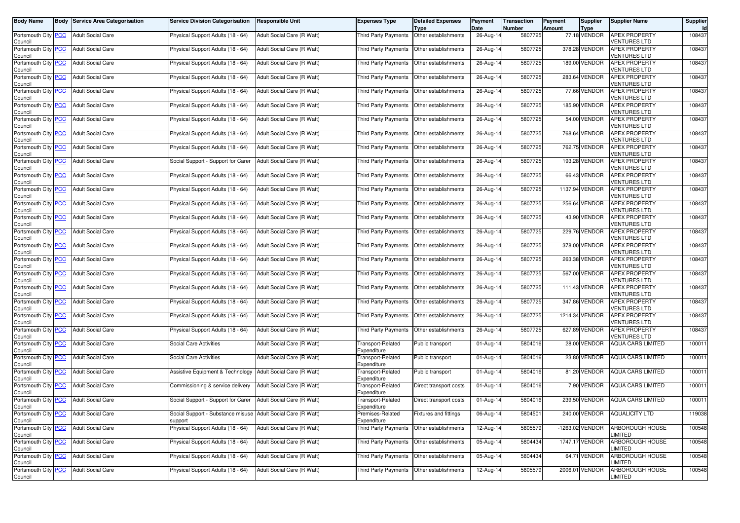| Body Name | Body | Service Area Categorisation | Service Division Categorisation | Responsible Unit | Expenses Type | Detailed Expenses Type | Payment Date | Transaction Number | Payment Amount | Supplier Type | Supplier Name | Supplier Id |
|---|---|---|---|---|---|---|---|---|---|---|---|---|
| Portsmouth City Council | PCC | Adult Social Care | Physical Support Adults (18 - 64) | Adult Social Care (R Watt) | Third Party Payments | Other establishments | 26-Aug-14 | 5807725 | 77.18 | VENDOR | APEX PROPERTY VENTURES LTD | 108437 |
| Portsmouth City Council | PCC | Adult Social Care | Physical Support Adults (18 - 64) | Adult Social Care (R Watt) | Third Party Payments | Other establishments | 26-Aug-14 | 5807725 | 378.28 | VENDOR | APEX PROPERTY VENTURES LTD | 108437 |
| Portsmouth City Council | PCC | Adult Social Care | Physical Support Adults (18 - 64) | Adult Social Care (R Watt) | Third Party Payments | Other establishments | 26-Aug-14 | 5807725 | 189.00 | VENDOR | APEX PROPERTY VENTURES LTD | 108437 |
| Portsmouth City Council | PCC | Adult Social Care | Physical Support Adults (18 - 64) | Adult Social Care (R Watt) | Third Party Payments | Other establishments | 26-Aug-14 | 5807725 | 283.64 | VENDOR | APEX PROPERTY VENTURES LTD | 108437 |
| Portsmouth City Council | PCC | Adult Social Care | Physical Support Adults (18 - 64) | Adult Social Care (R Watt) | Third Party Payments | Other establishments | 26-Aug-14 | 5807725 | 77.66 | VENDOR | APEX PROPERTY VENTURES LTD | 108437 |
| Portsmouth City Council | PCC | Adult Social Care | Physical Support Adults (18 - 64) | Adult Social Care (R Watt) | Third Party Payments | Other establishments | 26-Aug-14 | 5807725 | 185.90 | VENDOR | APEX PROPERTY VENTURES LTD | 108437 |
| Portsmouth City Council | PCC | Adult Social Care | Physical Support Adults (18 - 64) | Adult Social Care (R Watt) | Third Party Payments | Other establishments | 26-Aug-14 | 5807725 | 54.00 | VENDOR | APEX PROPERTY VENTURES LTD | 108437 |
| Portsmouth City Council | PCC | Adult Social Care | Physical Support Adults (18 - 64) | Adult Social Care (R Watt) | Third Party Payments | Other establishments | 26-Aug-14 | 5807725 | 768.64 | VENDOR | APEX PROPERTY VENTURES LTD | 108437 |
| Portsmouth City Council | PCC | Adult Social Care | Physical Support Adults (18 - 64) | Adult Social Care (R Watt) | Third Party Payments | Other establishments | 26-Aug-14 | 5807725 | 762.75 | VENDOR | APEX PROPERTY VENTURES LTD | 108437 |
| Portsmouth City Council | PCC | Adult Social Care | Social Support - Support for Carer | Adult Social Care (R Watt) | Third Party Payments | Other establishments | 26-Aug-14 | 5807725 | 193.28 | VENDOR | APEX PROPERTY VENTURES LTD | 108437 |
| Portsmouth City Council | PCC | Adult Social Care | Physical Support Adults (18 - 64) | Adult Social Care (R Watt) | Third Party Payments | Other establishments | 26-Aug-14 | 5807725 | 66.43 | VENDOR | APEX PROPERTY VENTURES LTD | 108437 |
| Portsmouth City Council | PCC | Adult Social Care | Physical Support Adults (18 - 64) | Adult Social Care (R Watt) | Third Party Payments | Other establishments | 26-Aug-14 | 5807725 | 1137.94 | VENDOR | APEX PROPERTY VENTURES LTD | 108437 |
| Portsmouth City Council | PCC | Adult Social Care | Physical Support Adults (18 - 64) | Adult Social Care (R Watt) | Third Party Payments | Other establishments | 26-Aug-14 | 5807725 | 256.64 | VENDOR | APEX PROPERTY VENTURES LTD | 108437 |
| Portsmouth City Council | PCC | Adult Social Care | Physical Support Adults (18 - 64) | Adult Social Care (R Watt) | Third Party Payments | Other establishments | 26-Aug-14 | 5807725 | 43.90 | VENDOR | APEX PROPERTY VENTURES LTD | 108437 |
| Portsmouth City Council | PCC | Adult Social Care | Physical Support Adults (18 - 64) | Adult Social Care (R Watt) | Third Party Payments | Other establishments | 26-Aug-14 | 5807725 | 229.76 | VENDOR | APEX PROPERTY VENTURES LTD | 108437 |
| Portsmouth City Council | PCC | Adult Social Care | Physical Support Adults (18 - 64) | Adult Social Care (R Watt) | Third Party Payments | Other establishments | 26-Aug-14 | 5807725 | 378.00 | VENDOR | APEX PROPERTY VENTURES LTD | 108437 |
| Portsmouth City Council | PCC | Adult Social Care | Physical Support Adults (18 - 64) | Adult Social Care (R Watt) | Third Party Payments | Other establishments | 26-Aug-14 | 5807725 | 263.38 | VENDOR | APEX PROPERTY VENTURES LTD | 108437 |
| Portsmouth City Council | PCC | Adult Social Care | Physical Support Adults (18 - 64) | Adult Social Care (R Watt) | Third Party Payments | Other establishments | 26-Aug-14 | 5807725 | 567.00 | VENDOR | APEX PROPERTY VENTURES LTD | 108437 |
| Portsmouth City Council | PCC | Adult Social Care | Physical Support Adults (18 - 64) | Adult Social Care (R Watt) | Third Party Payments | Other establishments | 26-Aug-14 | 5807725 | 111.43 | VENDOR | APEX PROPERTY VENTURES LTD | 108437 |
| Portsmouth City Council | PCC | Adult Social Care | Physical Support Adults (18 - 64) | Adult Social Care (R Watt) | Third Party Payments | Other establishments | 26-Aug-14 | 5807725 | 347.86 | VENDOR | APEX PROPERTY VENTURES LTD | 108437 |
| Portsmouth City Council | PCC | Adult Social Care | Physical Support Adults (18 - 64) | Adult Social Care (R Watt) | Third Party Payments | Other establishments | 26-Aug-14 | 5807725 | 1214.34 | VENDOR | APEX PROPERTY VENTURES LTD | 108437 |
| Portsmouth City Council | PCC | Adult Social Care | Physical Support Adults (18 - 64) | Adult Social Care (R Watt) | Third Party Payments | Other establishments | 26-Aug-14 | 5807725 | 627.89 | VENDOR | APEX PROPERTY VENTURES LTD | 108437 |
| Portsmouth City Council | PCC | Adult Social Care | Social Care Activities | Adult Social Care (R Watt) | Transport-Related Expenditure | Public transport | 01-Aug-14 | 5804016 | 28.00 | VENDOR | AQUA CARS LIMITED | 100011 |
| Portsmouth City Council | PCC | Adult Social Care | Social Care Activities | Adult Social Care (R Watt) | Transport-Related Expenditure | Public transport | 01-Aug-14 | 5804016 | 23.80 | VENDOR | AQUA CARS LIMITED | 100011 |
| Portsmouth City Council | PCC | Adult Social Care | Assistive Equipment & Technology | Adult Social Care (R Watt) | Transport-Related Expenditure | Public transport | 01-Aug-14 | 5804016 | 81.20 | VENDOR | AQUA CARS LIMITED | 100011 |
| Portsmouth City Council | PCC | Adult Social Care | Commissioning & service delivery | Adult Social Care (R Watt) | Transport-Related Expenditure | Direct transport costs | 01-Aug-14 | 5804016 | 7.90 | VENDOR | AQUA CARS LIMITED | 100011 |
| Portsmouth City Council | PCC | Adult Social Care | Social Support - Support for Carer | Adult Social Care (R Watt) | Transport-Related Expenditure | Direct transport costs | 01-Aug-14 | 5804016 | 239.50 | VENDOR | AQUA CARS LIMITED | 100011 |
| Portsmouth City Council | PCC | Adult Social Care | Social Support - Substance misuse support | Adult Social Care (R Watt) | Premises-Related Expenditure | Fixtures and fittings | 06-Aug-14 | 5804501 | 240.00 | VENDOR | AQUALICITY LTD | 119038 |
| Portsmouth City Council | PCC | Adult Social Care | Physical Support Adults (18 - 64) | Adult Social Care (R Watt) | Third Party Payments | Other establishments | 12-Aug-14 | 5805579 | -1263.02 | VENDOR | ARBOROUGH HOUSE LIMITED | 100548 |
| Portsmouth City Council | PCC | Adult Social Care | Physical Support Adults (18 - 64) | Adult Social Care (R Watt) | Third Party Payments | Other establishments | 05-Aug-14 | 5804434 | 1747.17 | VENDOR | ARBOROUGH HOUSE LIMITED | 100548 |
| Portsmouth City Council | PCC | Adult Social Care | Physical Support Adults (18 - 64) | Adult Social Care (R Watt) | Third Party Payments | Other establishments | 05-Aug-14 | 5804434 | 64.71 | VENDOR | ARBOROUGH HOUSE LIMITED | 100548 |
| Portsmouth City Council | PCC | Adult Social Care | Physical Support Adults (18 - 64) | Adult Social Care (R Watt) | Third Party Payments | Other establishments | 12-Aug-14 | 5805579 | 2006.01 | VENDOR | ARBOROUGH HOUSE LIMITED | 100548 |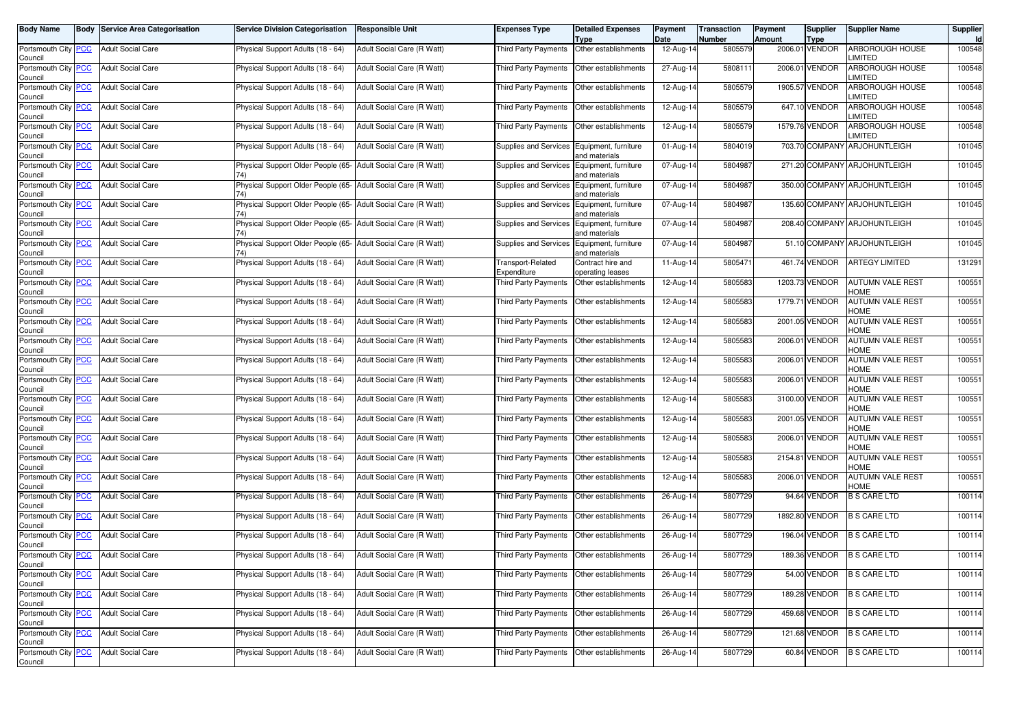| Body Name | Body | Service Area Categorisation | Service Division Categorisation | Responsible Unit | Expenses Type | Detailed Expenses Type | Payment Date | Transaction Number | Payment Amount | Supplier Type | Supplier Name | Supplier Id |
|---|---|---|---|---|---|---|---|---|---|---|---|---|
| Portsmouth City Council | PCC | Adult Social Care | Physical Support Adults (18 - 64) | Adult Social Care (R Watt) | Third Party Payments | Other establishments | 12-Aug-14 | 5805579 | 2006.01 | VENDOR | ARBOROUGH HOUSE LIMITED | 100548 |
| Portsmouth City Council | PCC | Adult Social Care | Physical Support Adults (18 - 64) | Adult Social Care (R Watt) | Third Party Payments | Other establishments | 27-Aug-14 | 5808111 | 2006.01 | VENDOR | ARBOROUGH HOUSE LIMITED | 100548 |
| Portsmouth City Council | PCC | Adult Social Care | Physical Support Adults (18 - 64) | Adult Social Care (R Watt) | Third Party Payments | Other establishments | 12-Aug-14 | 5805579 | 1905.57 | VENDOR | ARBOROUGH HOUSE LIMITED | 100548 |
| Portsmouth City Council | PCC | Adult Social Care | Physical Support Adults (18 - 64) | Adult Social Care (R Watt) | Third Party Payments | Other establishments | 12-Aug-14 | 5805579 | 647.10 | VENDOR | ARBOROUGH HOUSE LIMITED | 100548 |
| Portsmouth City Council | PCC | Adult Social Care | Physical Support Adults (18 - 64) | Adult Social Care (R Watt) | Third Party Payments | Other establishments | 12-Aug-14 | 5805579 | 1579.76 | VENDOR | ARBOROUGH HOUSE LIMITED | 100548 |
| Portsmouth City Council | PCC | Adult Social Care | Physical Support Adults (18 - 64) | Adult Social Care (R Watt) | Supplies and Services | Equipment, furniture and materials | 01-Aug-14 | 5804019 | 703.70 | COMPANY | ARJOHUNTLEIGH | 101045 |
| Portsmouth City Council | PCC | Adult Social Care | Physical Support Older People (65-74) | Adult Social Care (R Watt) | Supplies and Services | Equipment, furniture and materials | 07-Aug-14 | 5804987 | 271.20 | COMPANY | ARJOHUNTLEIGH | 101045 |
| Portsmouth City Council | PCC | Adult Social Care | Physical Support Older People (65-74) | Adult Social Care (R Watt) | Supplies and Services | Equipment, furniture and materials | 07-Aug-14 | 5804987 | 350.00 | COMPANY | ARJOHUNTLEIGH | 101045 |
| Portsmouth City Council | PCC | Adult Social Care | Physical Support Older People (65-74) | Adult Social Care (R Watt) | Supplies and Services | Equipment, furniture and materials | 07-Aug-14 | 5804987 | 135.60 | COMPANY | ARJOHUNTLEIGH | 101045 |
| Portsmouth City Council | PCC | Adult Social Care | Physical Support Older People (65-74) | Adult Social Care (R Watt) | Supplies and Services | Equipment, furniture and materials | 07-Aug-14 | 5804987 | 208.40 | COMPANY | ARJOHUNTLEIGH | 101045 |
| Portsmouth City Council | PCC | Adult Social Care | Physical Support Older People (65-74) | Adult Social Care (R Watt) | Supplies and Services | Equipment, furniture and materials | 07-Aug-14 | 5804987 | 51.10 | COMPANY | ARJOHUNTLEIGH | 101045 |
| Portsmouth City Council | PCC | Adult Social Care | Physical Support Adults (18 - 64) | Adult Social Care (R Watt) | Transport-Related Expenditure | Contract hire and operating leases | 11-Aug-14 | 5805471 | 461.74 | VENDOR | ARTEGY LIMITED | 131291 |
| Portsmouth City Council | PCC | Adult Social Care | Physical Support Adults (18 - 64) | Adult Social Care (R Watt) | Third Party Payments | Other establishments | 12-Aug-14 | 5805583 | 1203.73 | VENDOR | AUTUMN VALE REST HOME | 100551 |
| Portsmouth City Council | PCC | Adult Social Care | Physical Support Adults (18 - 64) | Adult Social Care (R Watt) | Third Party Payments | Other establishments | 12-Aug-14 | 5805583 | 1779.71 | VENDOR | AUTUMN VALE REST HOME | 100551 |
| Portsmouth City Council | PCC | Adult Social Care | Physical Support Adults (18 - 64) | Adult Social Care (R Watt) | Third Party Payments | Other establishments | 12-Aug-14 | 5805583 | 2001.05 | VENDOR | AUTUMN VALE REST HOME | 100551 |
| Portsmouth City Council | PCC | Adult Social Care | Physical Support Adults (18 - 64) | Adult Social Care (R Watt) | Third Party Payments | Other establishments | 12-Aug-14 | 5805583 | 2006.01 | VENDOR | AUTUMN VALE REST HOME | 100551 |
| Portsmouth City Council | PCC | Adult Social Care | Physical Support Adults (18 - 64) | Adult Social Care (R Watt) | Third Party Payments | Other establishments | 12-Aug-14 | 5805583 | 2006.01 | VENDOR | AUTUMN VALE REST HOME | 100551 |
| Portsmouth City Council | PCC | Adult Social Care | Physical Support Adults (18 - 64) | Adult Social Care (R Watt) | Third Party Payments | Other establishments | 12-Aug-14 | 5805583 | 2006.01 | VENDOR | AUTUMN VALE REST HOME | 100551 |
| Portsmouth City Council | PCC | Adult Social Care | Physical Support Adults (18 - 64) | Adult Social Care (R Watt) | Third Party Payments | Other establishments | 12-Aug-14 | 5805583 | 3100.00 | VENDOR | AUTUMN VALE REST HOME | 100551 |
| Portsmouth City Council | PCC | Adult Social Care | Physical Support Adults (18 - 64) | Adult Social Care (R Watt) | Third Party Payments | Other establishments | 12-Aug-14 | 5805583 | 2001.05 | VENDOR | AUTUMN VALE REST HOME | 100551 |
| Portsmouth City Council | PCC | Adult Social Care | Physical Support Adults (18 - 64) | Adult Social Care (R Watt) | Third Party Payments | Other establishments | 12-Aug-14 | 5805583 | 2006.01 | VENDOR | AUTUMN VALE REST HOME | 100551 |
| Portsmouth City Council | PCC | Adult Social Care | Physical Support Adults (18 - 64) | Adult Social Care (R Watt) | Third Party Payments | Other establishments | 12-Aug-14 | 5805583 | 2154.81 | VENDOR | AUTUMN VALE REST HOME | 100551 |
| Portsmouth City Council | PCC | Adult Social Care | Physical Support Adults (18 - 64) | Adult Social Care (R Watt) | Third Party Payments | Other establishments | 12-Aug-14 | 5805583 | 2006.01 | VENDOR | AUTUMN VALE REST HOME | 100551 |
| Portsmouth City Council | PCC | Adult Social Care | Physical Support Adults (18 - 64) | Adult Social Care (R Watt) | Third Party Payments | Other establishments | 26-Aug-14 | 5807729 | 94.64 | VENDOR | B S CARE LTD | 100114 |
| Portsmouth City Council | PCC | Adult Social Care | Physical Support Adults (18 - 64) | Adult Social Care (R Watt) | Third Party Payments | Other establishments | 26-Aug-14 | 5807729 | 1892.80 | VENDOR | B S CARE LTD | 100114 |
| Portsmouth City Council | PCC | Adult Social Care | Physical Support Adults (18 - 64) | Adult Social Care (R Watt) | Third Party Payments | Other establishments | 26-Aug-14 | 5807729 | 196.04 | VENDOR | B S CARE LTD | 100114 |
| Portsmouth City Council | PCC | Adult Social Care | Physical Support Adults (18 - 64) | Adult Social Care (R Watt) | Third Party Payments | Other establishments | 26-Aug-14 | 5807729 | 189.36 | VENDOR | B S CARE LTD | 100114 |
| Portsmouth City Council | PCC | Adult Social Care | Physical Support Adults (18 - 64) | Adult Social Care (R Watt) | Third Party Payments | Other establishments | 26-Aug-14 | 5807729 | 54.00 | VENDOR | B S CARE LTD | 100114 |
| Portsmouth City Council | PCC | Adult Social Care | Physical Support Adults (18 - 64) | Adult Social Care (R Watt) | Third Party Payments | Other establishments | 26-Aug-14 | 5807729 | 189.28 | VENDOR | B S CARE LTD | 100114 |
| Portsmouth City Council | PCC | Adult Social Care | Physical Support Adults (18 - 64) | Adult Social Care (R Watt) | Third Party Payments | Other establishments | 26-Aug-14 | 5807729 | 459.68 | VENDOR | B S CARE LTD | 100114 |
| Portsmouth City Council | PCC | Adult Social Care | Physical Support Adults (18 - 64) | Adult Social Care (R Watt) | Third Party Payments | Other establishments | 26-Aug-14 | 5807729 | 121.68 | VENDOR | B S CARE LTD | 100114 |
| Portsmouth City Council | PCC | Adult Social Care | Physical Support Adults (18 - 64) | Adult Social Care (R Watt) | Third Party Payments | Other establishments | 26-Aug-14 | 5807729 | 60.84 | VENDOR | B S CARE LTD | 100114 |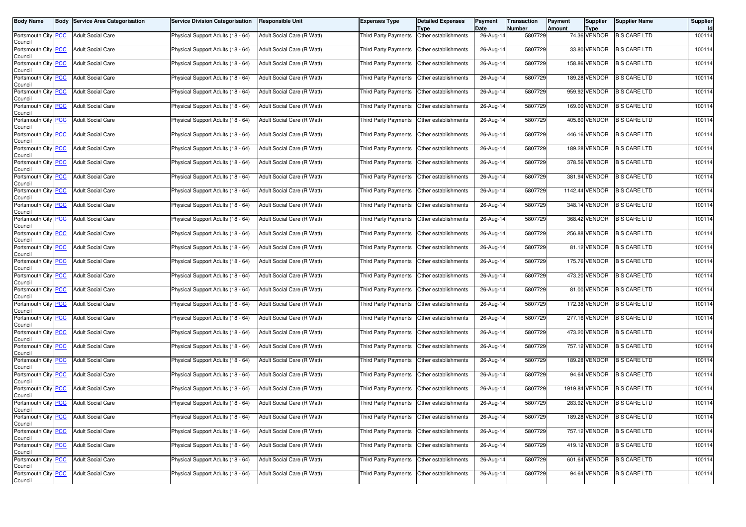| Body Name | Body | Service Area Categorisation | Service Division Categorisation | Responsible Unit | Expenses Type | Detailed Expenses Type | Payment Date | Transaction Number | Payment Amount | Supplier Type | Supplier Name | Supplier Id |
|---|---|---|---|---|---|---|---|---|---|---|---|---|
| Portsmouth City Council | PCC | Adult Social Care | Physical Support Adults (18 - 64) | Adult Social Care (R Watt) | Third Party Payments | Other establishments | 26-Aug-14 | 5807729 | 74.36 | VENDOR | B S CARE LTD | 100114 |
| Portsmouth City Council | PCC | Adult Social Care | Physical Support Adults (18 - 64) | Adult Social Care (R Watt) | Third Party Payments | Other establishments | 26-Aug-14 | 5807729 | 33.80 | VENDOR | B S CARE LTD | 100114 |
| Portsmouth City Council | PCC | Adult Social Care | Physical Support Adults (18 - 64) | Adult Social Care (R Watt) | Third Party Payments | Other establishments | 26-Aug-14 | 5807729 | 158.86 | VENDOR | B S CARE LTD | 100114 |
| Portsmouth City Council | PCC | Adult Social Care | Physical Support Adults (18 - 64) | Adult Social Care (R Watt) | Third Party Payments | Other establishments | 26-Aug-14 | 5807729 | 189.28 | VENDOR | B S CARE LTD | 100114 |
| Portsmouth City Council | PCC | Adult Social Care | Physical Support Adults (18 - 64) | Adult Social Care (R Watt) | Third Party Payments | Other establishments | 26-Aug-14 | 5807729 | 959.92 | VENDOR | B S CARE LTD | 100114 |
| Portsmouth City Council | PCC | Adult Social Care | Physical Support Adults (18 - 64) | Adult Social Care (R Watt) | Third Party Payments | Other establishments | 26-Aug-14 | 5807729 | 169.00 | VENDOR | B S CARE LTD | 100114 |
| Portsmouth City Council | PCC | Adult Social Care | Physical Support Adults (18 - 64) | Adult Social Care (R Watt) | Third Party Payments | Other establishments | 26-Aug-14 | 5807729 | 405.60 | VENDOR | B S CARE LTD | 100114 |
| Portsmouth City Council | PCC | Adult Social Care | Physical Support Adults (18 - 64) | Adult Social Care (R Watt) | Third Party Payments | Other establishments | 26-Aug-14 | 5807729 | 446.16 | VENDOR | B S CARE LTD | 100114 |
| Portsmouth City Council | PCC | Adult Social Care | Physical Support Adults (18 - 64) | Adult Social Care (R Watt) | Third Party Payments | Other establishments | 26-Aug-14 | 5807729 | 189.28 | VENDOR | B S CARE LTD | 100114 |
| Portsmouth City Council | PCC | Adult Social Care | Physical Support Adults (18 - 64) | Adult Social Care (R Watt) | Third Party Payments | Other establishments | 26-Aug-14 | 5807729 | 378.56 | VENDOR | B S CARE LTD | 100114 |
| Portsmouth City Council | PCC | Adult Social Care | Physical Support Adults (18 - 64) | Adult Social Care (R Watt) | Third Party Payments | Other establishments | 26-Aug-14 | 5807729 | 381.94 | VENDOR | B S CARE LTD | 100114 |
| Portsmouth City Council | PCC | Adult Social Care | Physical Support Adults (18 - 64) | Adult Social Care (R Watt) | Third Party Payments | Other establishments | 26-Aug-14 | 5807729 | 1142.44 | VENDOR | B S CARE LTD | 100114 |
| Portsmouth City Council | PCC | Adult Social Care | Physical Support Adults (18 - 64) | Adult Social Care (R Watt) | Third Party Payments | Other establishments | 26-Aug-14 | 5807729 | 348.14 | VENDOR | B S CARE LTD | 100114 |
| Portsmouth City Council | PCC | Adult Social Care | Physical Support Adults (18 - 64) | Adult Social Care (R Watt) | Third Party Payments | Other establishments | 26-Aug-14 | 5807729 | 368.42 | VENDOR | B S CARE LTD | 100114 |
| Portsmouth City Council | PCC | Adult Social Care | Physical Support Adults (18 - 64) | Adult Social Care (R Watt) | Third Party Payments | Other establishments | 26-Aug-14 | 5807729 | 256.88 | VENDOR | B S CARE LTD | 100114 |
| Portsmouth City Council | PCC | Adult Social Care | Physical Support Adults (18 - 64) | Adult Social Care (R Watt) | Third Party Payments | Other establishments | 26-Aug-14 | 5807729 | 81.12 | VENDOR | B S CARE LTD | 100114 |
| Portsmouth City Council | PCC | Adult Social Care | Physical Support Adults (18 - 64) | Adult Social Care (R Watt) | Third Party Payments | Other establishments | 26-Aug-14 | 5807729 | 175.76 | VENDOR | B S CARE LTD | 100114 |
| Portsmouth City Council | PCC | Adult Social Care | Physical Support Adults (18 - 64) | Adult Social Care (R Watt) | Third Party Payments | Other establishments | 26-Aug-14 | 5807729 | 473.20 | VENDOR | B S CARE LTD | 100114 |
| Portsmouth City Council | PCC | Adult Social Care | Physical Support Adults (18 - 64) | Adult Social Care (R Watt) | Third Party Payments | Other establishments | 26-Aug-14 | 5807729 | 81.00 | VENDOR | B S CARE LTD | 100114 |
| Portsmouth City Council | PCC | Adult Social Care | Physical Support Adults (18 - 64) | Adult Social Care (R Watt) | Third Party Payments | Other establishments | 26-Aug-14 | 5807729 | 172.38 | VENDOR | B S CARE LTD | 100114 |
| Portsmouth City Council | PCC | Adult Social Care | Physical Support Adults (18 - 64) | Adult Social Care (R Watt) | Third Party Payments | Other establishments | 26-Aug-14 | 5807729 | 277.16 | VENDOR | B S CARE LTD | 100114 |
| Portsmouth City Council | PCC | Adult Social Care | Physical Support Adults (18 - 64) | Adult Social Care (R Watt) | Third Party Payments | Other establishments | 26-Aug-14 | 5807729 | 473.20 | VENDOR | B S CARE LTD | 100114 |
| Portsmouth City Council | PCC | Adult Social Care | Physical Support Adults (18 - 64) | Adult Social Care (R Watt) | Third Party Payments | Other establishments | 26-Aug-14 | 5807729 | 757.12 | VENDOR | B S CARE LTD | 100114 |
| Portsmouth City Council | PCC | Adult Social Care | Physical Support Adults (18 - 64) | Adult Social Care (R Watt) | Third Party Payments | Other establishments | 26-Aug-14 | 5807729 | 189.28 | VENDOR | B S CARE LTD | 100114 |
| Portsmouth City Council | PCC | Adult Social Care | Physical Support Adults (18 - 64) | Adult Social Care (R Watt) | Third Party Payments | Other establishments | 26-Aug-14 | 5807729 | 94.64 | VENDOR | B S CARE LTD | 100114 |
| Portsmouth City Council | PCC | Adult Social Care | Physical Support Adults (18 - 64) | Adult Social Care (R Watt) | Third Party Payments | Other establishments | 26-Aug-14 | 5807729 | 1919.84 | VENDOR | B S CARE LTD | 100114 |
| Portsmouth City Council | PCC | Adult Social Care | Physical Support Adults (18 - 64) | Adult Social Care (R Watt) | Third Party Payments | Other establishments | 26-Aug-14 | 5807729 | 283.92 | VENDOR | B S CARE LTD | 100114 |
| Portsmouth City Council | PCC | Adult Social Care | Physical Support Adults (18 - 64) | Adult Social Care (R Watt) | Third Party Payments | Other establishments | 26-Aug-14 | 5807729 | 189.28 | VENDOR | B S CARE LTD | 100114 |
| Portsmouth City Council | PCC | Adult Social Care | Physical Support Adults (18 - 64) | Adult Social Care (R Watt) | Third Party Payments | Other establishments | 26-Aug-14 | 5807729 | 757.12 | VENDOR | B S CARE LTD | 100114 |
| Portsmouth City Council | PCC | Adult Social Care | Physical Support Adults (18 - 64) | Adult Social Care (R Watt) | Third Party Payments | Other establishments | 26-Aug-14 | 5807729 | 419.12 | VENDOR | B S CARE LTD | 100114 |
| Portsmouth City Council | PCC | Adult Social Care | Physical Support Adults (18 - 64) | Adult Social Care (R Watt) | Third Party Payments | Other establishments | 26-Aug-14 | 5807729 | 601.64 | VENDOR | B S CARE LTD | 100114 |
| Portsmouth City Council | PCC | Adult Social Care | Physical Support Adults (18 - 64) | Adult Social Care (R Watt) | Third Party Payments | Other establishments | 26-Aug-14 | 5807729 | 94.64 | VENDOR | B S CARE LTD | 100114 |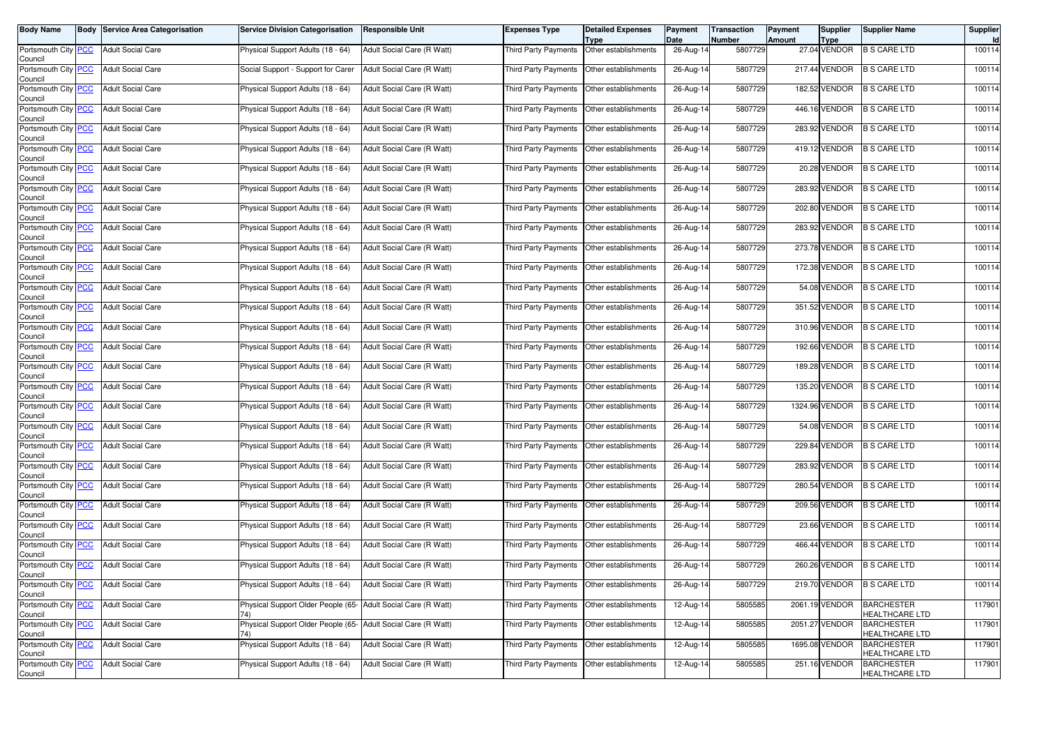| Body Name | Body | Service Area Categorisation | Service Division Categorisation | Responsible Unit | Expenses Type | Detailed Expenses Type | Payment Date | Transaction Number | Payment Amount | Supplier Type | Supplier Name | Supplier Id |
|---|---|---|---|---|---|---|---|---|---|---|---|---|
| Portsmouth City Council | PCC | Adult Social Care | Physical Support Adults (18 - 64) | Adult Social Care (R Watt) | Third Party Payments | Other establishments | 26-Aug-14 | 5807729 | 27.04 | VENDOR | B S CARE LTD | 100114 |
| Portsmouth City Council | PCC | Adult Social Care | Social Support - Support for Carer | Adult Social Care (R Watt) | Third Party Payments | Other establishments | 26-Aug-14 | 5807729 | 217.44 | VENDOR | B S CARE LTD | 100114 |
| Portsmouth City Council | PCC | Adult Social Care | Physical Support Adults (18 - 64) | Adult Social Care (R Watt) | Third Party Payments | Other establishments | 26-Aug-14 | 5807729 | 182.52 | VENDOR | B S CARE LTD | 100114 |
| Portsmouth City Council | PCC | Adult Social Care | Physical Support Adults (18 - 64) | Adult Social Care (R Watt) | Third Party Payments | Other establishments | 26-Aug-14 | 5807729 | 446.16 | VENDOR | B S CARE LTD | 100114 |
| Portsmouth City Council | PCC | Adult Social Care | Physical Support Adults (18 - 64) | Adult Social Care (R Watt) | Third Party Payments | Other establishments | 26-Aug-14 | 5807729 | 283.92 | VENDOR | B S CARE LTD | 100114 |
| Portsmouth City Council | PCC | Adult Social Care | Physical Support Adults (18 - 64) | Adult Social Care (R Watt) | Third Party Payments | Other establishments | 26-Aug-14 | 5807729 | 419.12 | VENDOR | B S CARE LTD | 100114 |
| Portsmouth City Council | PCC | Adult Social Care | Physical Support Adults (18 - 64) | Adult Social Care (R Watt) | Third Party Payments | Other establishments | 26-Aug-14 | 5807729 | 20.28 | VENDOR | B S CARE LTD | 100114 |
| Portsmouth City Council | PCC | Adult Social Care | Physical Support Adults (18 - 64) | Adult Social Care (R Watt) | Third Party Payments | Other establishments | 26-Aug-14 | 5807729 | 283.92 | VENDOR | B S CARE LTD | 100114 |
| Portsmouth City Council | PCC | Adult Social Care | Physical Support Adults (18 - 64) | Adult Social Care (R Watt) | Third Party Payments | Other establishments | 26-Aug-14 | 5807729 | 202.80 | VENDOR | B S CARE LTD | 100114 |
| Portsmouth City Council | PCC | Adult Social Care | Physical Support Adults (18 - 64) | Adult Social Care (R Watt) | Third Party Payments | Other establishments | 26-Aug-14 | 5807729 | 283.92 | VENDOR | B S CARE LTD | 100114 |
| Portsmouth City Council | PCC | Adult Social Care | Physical Support Adults (18 - 64) | Adult Social Care (R Watt) | Third Party Payments | Other establishments | 26-Aug-14 | 5807729 | 273.78 | VENDOR | B S CARE LTD | 100114 |
| Portsmouth City Council | PCC | Adult Social Care | Physical Support Adults (18 - 64) | Adult Social Care (R Watt) | Third Party Payments | Other establishments | 26-Aug-14 | 5807729 | 172.38 | VENDOR | B S CARE LTD | 100114 |
| Portsmouth City Council | PCC | Adult Social Care | Physical Support Adults (18 - 64) | Adult Social Care (R Watt) | Third Party Payments | Other establishments | 26-Aug-14 | 5807729 | 54.08 | VENDOR | B S CARE LTD | 100114 |
| Portsmouth City Council | PCC | Adult Social Care | Physical Support Adults (18 - 64) | Adult Social Care (R Watt) | Third Party Payments | Other establishments | 26-Aug-14 | 5807729 | 351.52 | VENDOR | B S CARE LTD | 100114 |
| Portsmouth City Council | PCC | Adult Social Care | Physical Support Adults (18 - 64) | Adult Social Care (R Watt) | Third Party Payments | Other establishments | 26-Aug-14 | 5807729 | 310.96 | VENDOR | B S CARE LTD | 100114 |
| Portsmouth City Council | PCC | Adult Social Care | Physical Support Adults (18 - 64) | Adult Social Care (R Watt) | Third Party Payments | Other establishments | 26-Aug-14 | 5807729 | 192.66 | VENDOR | B S CARE LTD | 100114 |
| Portsmouth City Council | PCC | Adult Social Care | Physical Support Adults (18 - 64) | Adult Social Care (R Watt) | Third Party Payments | Other establishments | 26-Aug-14 | 5807729 | 189.28 | VENDOR | B S CARE LTD | 100114 |
| Portsmouth City Council | PCC | Adult Social Care | Physical Support Adults (18 - 64) | Adult Social Care (R Watt) | Third Party Payments | Other establishments | 26-Aug-14 | 5807729 | 135.20 | VENDOR | B S CARE LTD | 100114 |
| Portsmouth City Council | PCC | Adult Social Care | Physical Support Adults (18 - 64) | Adult Social Care (R Watt) | Third Party Payments | Other establishments | 26-Aug-14 | 5807729 | 1324.96 | VENDOR | B S CARE LTD | 100114 |
| Portsmouth City Council | PCC | Adult Social Care | Physical Support Adults (18 - 64) | Adult Social Care (R Watt) | Third Party Payments | Other establishments | 26-Aug-14 | 5807729 | 54.08 | VENDOR | B S CARE LTD | 100114 |
| Portsmouth City Council | PCC | Adult Social Care | Physical Support Adults (18 - 64) | Adult Social Care (R Watt) | Third Party Payments | Other establishments | 26-Aug-14 | 5807729 | 229.84 | VENDOR | B S CARE LTD | 100114 |
| Portsmouth City Council | PCC | Adult Social Care | Physical Support Adults (18 - 64) | Adult Social Care (R Watt) | Third Party Payments | Other establishments | 26-Aug-14 | 5807729 | 283.92 | VENDOR | B S CARE LTD | 100114 |
| Portsmouth City Council | PCC | Adult Social Care | Physical Support Adults (18 - 64) | Adult Social Care (R Watt) | Third Party Payments | Other establishments | 26-Aug-14 | 5807729 | 280.54 | VENDOR | B S CARE LTD | 100114 |
| Portsmouth City Council | PCC | Adult Social Care | Physical Support Adults (18 - 64) | Adult Social Care (R Watt) | Third Party Payments | Other establishments | 26-Aug-14 | 5807729 | 209.56 | VENDOR | B S CARE LTD | 100114 |
| Portsmouth City Council | PCC | Adult Social Care | Physical Support Adults (18 - 64) | Adult Social Care (R Watt) | Third Party Payments | Other establishments | 26-Aug-14 | 5807729 | 23.66 | VENDOR | B S CARE LTD | 100114 |
| Portsmouth City Council | PCC | Adult Social Care | Physical Support Adults (18 - 64) | Adult Social Care (R Watt) | Third Party Payments | Other establishments | 26-Aug-14 | 5807729 | 466.44 | VENDOR | B S CARE LTD | 100114 |
| Portsmouth City Council | PCC | Adult Social Care | Physical Support Adults (18 - 64) | Adult Social Care (R Watt) | Third Party Payments | Other establishments | 26-Aug-14 | 5807729 | 260.26 | VENDOR | B S CARE LTD | 100114 |
| Portsmouth City Council | PCC | Adult Social Care | Physical Support Adults (18 - 64) | Adult Social Care (R Watt) | Third Party Payments | Other establishments | 26-Aug-14 | 5807729 | 219.70 | VENDOR | B S CARE LTD | 100114 |
| Portsmouth City Council | PCC | Adult Social Care | Physical Support Older People (65-74) | Adult Social Care (R Watt) | Third Party Payments | Other establishments | 12-Aug-14 | 5805585 | 2061.19 | VENDOR | BARCHESTER HEALTHCARE LTD | 117901 |
| Portsmouth City Council | PCC | Adult Social Care | Physical Support Older People (65-74) | Adult Social Care (R Watt) | Third Party Payments | Other establishments | 12-Aug-14 | 5805585 | 2051.27 | VENDOR | BARCHESTER HEALTHCARE LTD | 117901 |
| Portsmouth City Council | PCC | Adult Social Care | Physical Support Adults (18 - 64) | Adult Social Care (R Watt) | Third Party Payments | Other establishments | 12-Aug-14 | 5805585 | 1695.08 | VENDOR | BARCHESTER HEALTHCARE LTD | 117901 |
| Portsmouth City Council | PCC | Adult Social Care | Physical Support Adults (18 - 64) | Adult Social Care (R Watt) | Third Party Payments | Other establishments | 12-Aug-14 | 5805585 | 251.16 | VENDOR | BARCHESTER HEALTHCARE LTD | 117901 |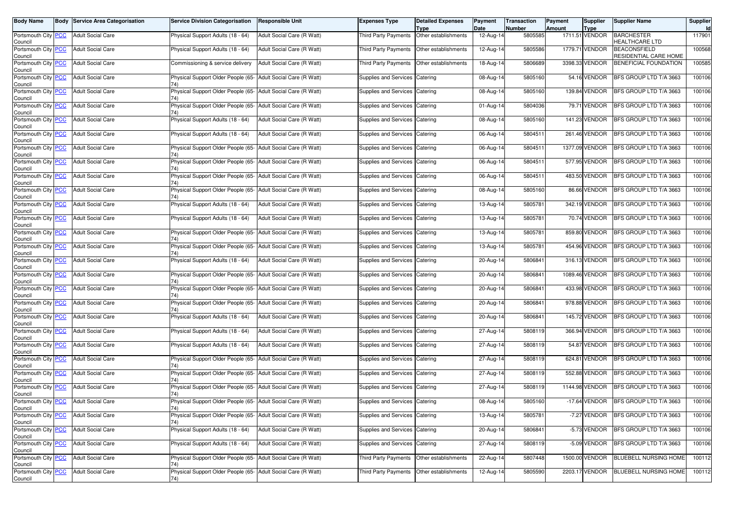| Body Name | Body | Service Area Categorisation | Service Division Categorisation | Responsible Unit | Expenses Type | Detailed Expenses Type | Payment Date | Transaction Number | Payment Amount | Supplier Type | Supplier Name | Supplier Id |
|---|---|---|---|---|---|---|---|---|---|---|---|---|
| Portsmouth City Council | PCC | Adult Social Care | Physical Support Adults (18 - 64) | Adult Social Care (R Watt) | Third Party Payments | Other establishments | 12-Aug-14 | 5805585 | 1711.51 | VENDOR | BARCHESTER HEALTHCARE LTD | 117901 |
| Portsmouth City Council | PCC | Adult Social Care | Physical Support Adults (18 - 64) | Adult Social Care (R Watt) | Third Party Payments | Other establishments | 12-Aug-14 | 5805586 | 1779.71 | VENDOR | BEACONSFIELD RESIDENTIAL CARE HOME | 100568 |
| Portsmouth City Council | PCC | Adult Social Care | Commissioning & service delivery | Adult Social Care (R Watt) | Third Party Payments | Other establishments | 18-Aug-14 | 5806689 | 3398.33 | VENDOR | BENEFICIAL FOUNDATION | 100585 |
| Portsmouth City Council | PCC | Adult Social Care | Physical Support Older People (65-74) | Adult Social Care (R Watt) | Supplies and Services | Catering | 08-Aug-14 | 5805160 | 54.16 | VENDOR | BFS GROUP LTD T/A 3663 | 100106 |
| Portsmouth City Council | PCC | Adult Social Care | Physical Support Older People (65-74) | Adult Social Care (R Watt) | Supplies and Services | Catering | 08-Aug-14 | 5805160 | 139.84 | VENDOR | BFS GROUP LTD T/A 3663 | 100106 |
| Portsmouth City Council | PCC | Adult Social Care | Physical Support Older People (65-74) | Adult Social Care (R Watt) | Supplies and Services | Catering | 01-Aug-14 | 5804036 | 79.71 | VENDOR | BFS GROUP LTD T/A 3663 | 100106 |
| Portsmouth City Council | PCC | Adult Social Care | Physical Support Adults (18 - 64) | Adult Social Care (R Watt) | Supplies and Services | Catering | 08-Aug-14 | 5805160 | 141.23 | VENDOR | BFS GROUP LTD T/A 3663 | 100106 |
| Portsmouth City Council | PCC | Adult Social Care | Physical Support Adults (18 - 64) | Adult Social Care (R Watt) | Supplies and Services | Catering | 06-Aug-14 | 5804511 | 261.46 | VENDOR | BFS GROUP LTD T/A 3663 | 100106 |
| Portsmouth City Council | PCC | Adult Social Care | Physical Support Older People (65-74) | Adult Social Care (R Watt) | Supplies and Services | Catering | 06-Aug-14 | 5804511 | 1377.09 | VENDOR | BFS GROUP LTD T/A 3663 | 100106 |
| Portsmouth City Council | PCC | Adult Social Care | Physical Support Older People (65-74) | Adult Social Care (R Watt) | Supplies and Services | Catering | 06-Aug-14 | 5804511 | 577.95 | VENDOR | BFS GROUP LTD T/A 3663 | 100106 |
| Portsmouth City Council | PCC | Adult Social Care | Physical Support Older People (65-74) | Adult Social Care (R Watt) | Supplies and Services | Catering | 06-Aug-14 | 5804511 | 483.50 | VENDOR | BFS GROUP LTD T/A 3663 | 100106 |
| Portsmouth City Council | PCC | Adult Social Care | Physical Support Older People (65-74) | Adult Social Care (R Watt) | Supplies and Services | Catering | 08-Aug-14 | 5805160 | 86.66 | VENDOR | BFS GROUP LTD T/A 3663 | 100106 |
| Portsmouth City Council | PCC | Adult Social Care | Physical Support Adults (18 - 64) | Adult Social Care (R Watt) | Supplies and Services | Catering | 13-Aug-14 | 5805781 | 342.19 | VENDOR | BFS GROUP LTD T/A 3663 | 100106 |
| Portsmouth City Council | PCC | Adult Social Care | Physical Support Adults (18 - 64) | Adult Social Care (R Watt) | Supplies and Services | Catering | 13-Aug-14 | 5805781 | 70.74 | VENDOR | BFS GROUP LTD T/A 3663 | 100106 |
| Portsmouth City Council | PCC | Adult Social Care | Physical Support Older People (65-74) | Adult Social Care (R Watt) | Supplies and Services | Catering | 13-Aug-14 | 5805781 | 859.80 | VENDOR | BFS GROUP LTD T/A 3663 | 100106 |
| Portsmouth City Council | PCC | Adult Social Care | Physical Support Older People (65-74) | Adult Social Care (R Watt) | Supplies and Services | Catering | 13-Aug-14 | 5805781 | 454.96 | VENDOR | BFS GROUP LTD T/A 3663 | 100106 |
| Portsmouth City Council | PCC | Adult Social Care | Physical Support Adults (18 - 64) | Adult Social Care (R Watt) | Supplies and Services | Catering | 20-Aug-14 | 5806841 | 316.13 | VENDOR | BFS GROUP LTD T/A 3663 | 100106 |
| Portsmouth City Council | PCC | Adult Social Care | Physical Support Older People (65-74) | Adult Social Care (R Watt) | Supplies and Services | Catering | 20-Aug-14 | 5806841 | 1089.46 | VENDOR | BFS GROUP LTD T/A 3663 | 100106 |
| Portsmouth City Council | PCC | Adult Social Care | Physical Support Older People (65-74) | Adult Social Care (R Watt) | Supplies and Services | Catering | 20-Aug-14 | 5806841 | 433.98 | VENDOR | BFS GROUP LTD T/A 3663 | 100106 |
| Portsmouth City Council | PCC | Adult Social Care | Physical Support Older People (65-74) | Adult Social Care (R Watt) | Supplies and Services | Catering | 20-Aug-14 | 5806841 | 978.88 | VENDOR | BFS GROUP LTD T/A 3663 | 100106 |
| Portsmouth City Council | PCC | Adult Social Care | Physical Support Adults (18 - 64) | Adult Social Care (R Watt) | Supplies and Services | Catering | 20-Aug-14 | 5806841 | 145.72 | VENDOR | BFS GROUP LTD T/A 3663 | 100106 |
| Portsmouth City Council | PCC | Adult Social Care | Physical Support Adults (18 - 64) | Adult Social Care (R Watt) | Supplies and Services | Catering | 27-Aug-14 | 5808119 | 366.94 | VENDOR | BFS GROUP LTD T/A 3663 | 100106 |
| Portsmouth City Council | PCC | Adult Social Care | Physical Support Adults (18 - 64) | Adult Social Care (R Watt) | Supplies and Services | Catering | 27-Aug-14 | 5808119 | 54.87 | VENDOR | BFS GROUP LTD T/A 3663 | 100106 |
| Portsmouth City Council | PCC | Adult Social Care | Physical Support Older People (65-74) | Adult Social Care (R Watt) | Supplies and Services | Catering | 27-Aug-14 | 5808119 | 624.81 | VENDOR | BFS GROUP LTD T/A 3663 | 100106 |
| Portsmouth City Council | PCC | Adult Social Care | Physical Support Older People (65-74) | Adult Social Care (R Watt) | Supplies and Services | Catering | 27-Aug-14 | 5808119 | 552.88 | VENDOR | BFS GROUP LTD T/A 3663 | 100106 |
| Portsmouth City Council | PCC | Adult Social Care | Physical Support Older People (65-74) | Adult Social Care (R Watt) | Supplies and Services | Catering | 27-Aug-14 | 5808119 | 1144.98 | VENDOR | BFS GROUP LTD T/A 3663 | 100106 |
| Portsmouth City Council | PCC | Adult Social Care | Physical Support Older People (65-74) | Adult Social Care (R Watt) | Supplies and Services | Catering | 08-Aug-14 | 5805160 | -17.64 | VENDOR | BFS GROUP LTD T/A 3663 | 100106 |
| Portsmouth City Council | PCC | Adult Social Care | Physical Support Older People (65-74) | Adult Social Care (R Watt) | Supplies and Services | Catering | 13-Aug-14 | 5805781 | -7.27 | VENDOR | BFS GROUP LTD T/A 3663 | 100106 |
| Portsmouth City Council | PCC | Adult Social Care | Physical Support Adults (18 - 64) | Adult Social Care (R Watt) | Supplies and Services | Catering | 20-Aug-14 | 5806841 | -5.73 | VENDOR | BFS GROUP LTD T/A 3663 | 100106 |
| Portsmouth City Council | PCC | Adult Social Care | Physical Support Adults (18 - 64) | Adult Social Care (R Watt) | Supplies and Services | Catering | 27-Aug-14 | 5808119 | -5.09 | VENDOR | BFS GROUP LTD T/A 3663 | 100106 |
| Portsmouth City Council | PCC | Adult Social Care | Physical Support Older People (65-74) | Adult Social Care (R Watt) | Third Party Payments | Other establishments | 22-Aug-14 | 5807448 | 1500.00 | VENDOR | BLUEBELL NURSING HOME | 100112 |
| Portsmouth City Council | PCC | Adult Social Care | Physical Support Older People (65-74) | Adult Social Care (R Watt) | Third Party Payments | Other establishments | 12-Aug-14 | 5805590 | 2203.17 | VENDOR | BLUEBELL NURSING HOME | 100112 |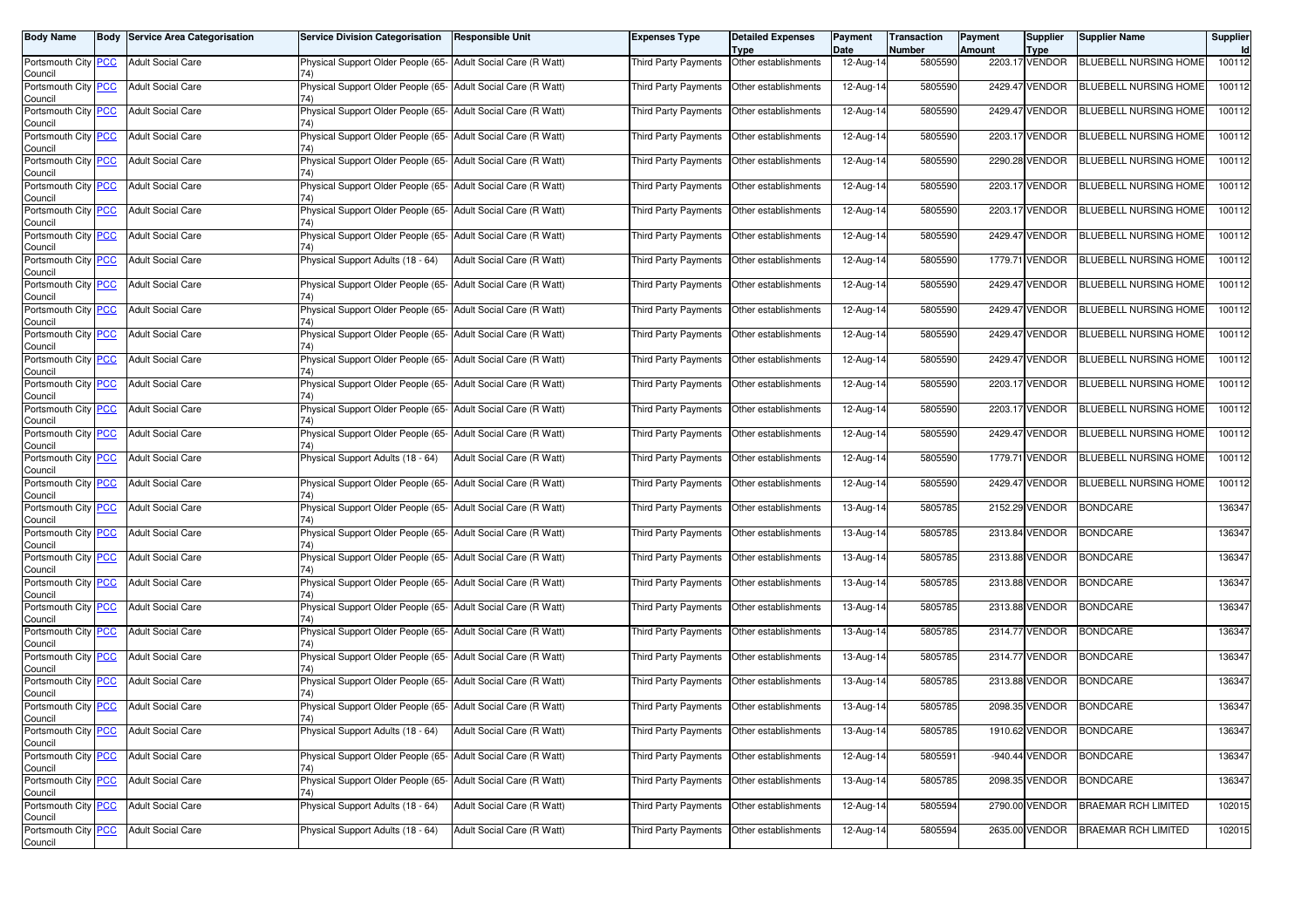| Body Name | Body | Service Area Categorisation | Service Division Categorisation | Responsible Unit | Expenses Type | Detailed Expenses Type | Payment Date | Transaction Number | Payment Amount | Supplier Type | Supplier Name | Supplier Id |
|---|---|---|---|---|---|---|---|---|---|---|---|---|
| Portsmouth City Council | PCC | Adult Social Care | Physical Support Older People (65-74) | Adult Social Care (R Watt) | Third Party Payments | Other establishments | 12-Aug-14 | 5805590 | 2203.17 | VENDOR | BLUEBELL NURSING HOME | 100112 |
| Portsmouth City Council | PCC | Adult Social Care | Physical Support Older People (65-74) | Adult Social Care (R Watt) | Third Party Payments | Other establishments | 12-Aug-14 | 5805590 | 2429.47 | VENDOR | BLUEBELL NURSING HOME | 100112 |
| Portsmouth City Council | PCC | Adult Social Care | Physical Support Older People (65-74) | Adult Social Care (R Watt) | Third Party Payments | Other establishments | 12-Aug-14 | 5805590 | 2429.47 | VENDOR | BLUEBELL NURSING HOME | 100112 |
| Portsmouth City Council | PCC | Adult Social Care | Physical Support Older People (65-74) | Adult Social Care (R Watt) | Third Party Payments | Other establishments | 12-Aug-14 | 5805590 | 2203.17 | VENDOR | BLUEBELL NURSING HOME | 100112 |
| Portsmouth City Council | PCC | Adult Social Care | Physical Support Older People (65-74) | Adult Social Care (R Watt) | Third Party Payments | Other establishments | 12-Aug-14 | 5805590 | 2290.28 | VENDOR | BLUEBELL NURSING HOME | 100112 |
| Portsmouth City Council | PCC | Adult Social Care | Physical Support Older People (65-74) | Adult Social Care (R Watt) | Third Party Payments | Other establishments | 12-Aug-14 | 5805590 | 2203.17 | VENDOR | BLUEBELL NURSING HOME | 100112 |
| Portsmouth City Council | PCC | Adult Social Care | Physical Support Older People (65-74) | Adult Social Care (R Watt) | Third Party Payments | Other establishments | 12-Aug-14 | 5805590 | 2203.17 | VENDOR | BLUEBELL NURSING HOME | 100112 |
| Portsmouth City Council | PCC | Adult Social Care | Physical Support Older People (65-74) | Adult Social Care (R Watt) | Third Party Payments | Other establishments | 12-Aug-14 | 5805590 | 2429.47 | VENDOR | BLUEBELL NURSING HOME | 100112 |
| Portsmouth City Council | PCC | Adult Social Care | Physical Support Adults (18 - 64) | Adult Social Care (R Watt) | Third Party Payments | Other establishments | 12-Aug-14 | 5805590 | 1779.71 | VENDOR | BLUEBELL NURSING HOME | 100112 |
| Portsmouth City Council | PCC | Adult Social Care | Physical Support Older People (65-74) | Adult Social Care (R Watt) | Third Party Payments | Other establishments | 12-Aug-14 | 5805590 | 2429.47 | VENDOR | BLUEBELL NURSING HOME | 100112 |
| Portsmouth City Council | PCC | Adult Social Care | Physical Support Older People (65-74) | Adult Social Care (R Watt) | Third Party Payments | Other establishments | 12-Aug-14 | 5805590 | 2429.47 | VENDOR | BLUEBELL NURSING HOME | 100112 |
| Portsmouth City Council | PCC | Adult Social Care | Physical Support Older People (65-74) | Adult Social Care (R Watt) | Third Party Payments | Other establishments | 12-Aug-14 | 5805590 | 2429.47 | VENDOR | BLUEBELL NURSING HOME | 100112 |
| Portsmouth City Council | PCC | Adult Social Care | Physical Support Older People (65-74) | Adult Social Care (R Watt) | Third Party Payments | Other establishments | 12-Aug-14 | 5805590 | 2429.47 | VENDOR | BLUEBELL NURSING HOME | 100112 |
| Portsmouth City Council | PCC | Adult Social Care | Physical Support Older People (65-74) | Adult Social Care (R Watt) | Third Party Payments | Other establishments | 12-Aug-14 | 5805590 | 2203.17 | VENDOR | BLUEBELL NURSING HOME | 100112 |
| Portsmouth City Council | PCC | Adult Social Care | Physical Support Older People (65-74) | Adult Social Care (R Watt) | Third Party Payments | Other establishments | 12-Aug-14 | 5805590 | 2203.17 | VENDOR | BLUEBELL NURSING HOME | 100112 |
| Portsmouth City Council | PCC | Adult Social Care | Physical Support Older People (65-74) | Adult Social Care (R Watt) | Third Party Payments | Other establishments | 12-Aug-14 | 5805590 | 2429.47 | VENDOR | BLUEBELL NURSING HOME | 100112 |
| Portsmouth City Council | PCC | Adult Social Care | Physical Support Adults (18 - 64) | Adult Social Care (R Watt) | Third Party Payments | Other establishments | 12-Aug-14 | 5805590 | 1779.71 | VENDOR | BLUEBELL NURSING HOME | 100112 |
| Portsmouth City Council | PCC | Adult Social Care | Physical Support Older People (65-74) | Adult Social Care (R Watt) | Third Party Payments | Other establishments | 12-Aug-14 | 5805590 | 2429.47 | VENDOR | BLUEBELL NURSING HOME | 100112 |
| Portsmouth City Council | PCC | Adult Social Care | Physical Support Older People (65-74) | Adult Social Care (R Watt) | Third Party Payments | Other establishments | 13-Aug-14 | 5805785 | 2152.29 | VENDOR | BONDCARE | 136347 |
| Portsmouth City Council | PCC | Adult Social Care | Physical Support Older People (65-74) | Adult Social Care (R Watt) | Third Party Payments | Other establishments | 13-Aug-14 | 5805785 | 2313.84 | VENDOR | BONDCARE | 136347 |
| Portsmouth City Council | PCC | Adult Social Care | Physical Support Older People (65-74) | Adult Social Care (R Watt) | Third Party Payments | Other establishments | 13-Aug-14 | 5805785 | 2313.88 | VENDOR | BONDCARE | 136347 |
| Portsmouth City Council | PCC | Adult Social Care | Physical Support Older People (65-74) | Adult Social Care (R Watt) | Third Party Payments | Other establishments | 13-Aug-14 | 5805785 | 2313.88 | VENDOR | BONDCARE | 136347 |
| Portsmouth City Council | PCC | Adult Social Care | Physical Support Older People (65-74) | Adult Social Care (R Watt) | Third Party Payments | Other establishments | 13-Aug-14 | 5805785 | 2313.88 | VENDOR | BONDCARE | 136347 |
| Portsmouth City Council | PCC | Adult Social Care | Physical Support Older People (65-74) | Adult Social Care (R Watt) | Third Party Payments | Other establishments | 13-Aug-14 | 5805785 | 2314.77 | VENDOR | BONDCARE | 136347 |
| Portsmouth City Council | PCC | Adult Social Care | Physical Support Older People (65-74) | Adult Social Care (R Watt) | Third Party Payments | Other establishments | 13-Aug-14 | 5805785 | 2314.77 | VENDOR | BONDCARE | 136347 |
| Portsmouth City Council | PCC | Adult Social Care | Physical Support Older People (65-74) | Adult Social Care (R Watt) | Third Party Payments | Other establishments | 13-Aug-14 | 5805785 | 2313.88 | VENDOR | BONDCARE | 136347 |
| Portsmouth City Council | PCC | Adult Social Care | Physical Support Older People (65-74) | Adult Social Care (R Watt) | Third Party Payments | Other establishments | 13-Aug-14 | 5805785 | 2098.35 | VENDOR | BONDCARE | 136347 |
| Portsmouth City Council | PCC | Adult Social Care | Physical Support Adults (18 - 64) | Adult Social Care (R Watt) | Third Party Payments | Other establishments | 13-Aug-14 | 5805785 | 1910.62 | VENDOR | BONDCARE | 136347 |
| Portsmouth City Council | PCC | Adult Social Care | Physical Support Older People (65-74) | Adult Social Care (R Watt) | Third Party Payments | Other establishments | 12-Aug-14 | 5805591 | -940.44 | VENDOR | BONDCARE | 136347 |
| Portsmouth City Council | PCC | Adult Social Care | Physical Support Older People (65-74) | Adult Social Care (R Watt) | Third Party Payments | Other establishments | 13-Aug-14 | 5805785 | 2098.35 | VENDOR | BONDCARE | 136347 |
| Portsmouth City Council | PCC | Adult Social Care | Physical Support Adults (18 - 64) | Adult Social Care (R Watt) | Third Party Payments | Other establishments | 12-Aug-14 | 5805594 | 2790.00 | VENDOR | BRAEMAR RCH LIMITED | 102015 |
| Portsmouth City Council | PCC | Adult Social Care | Physical Support Adults (18 - 64) | Adult Social Care (R Watt) | Third Party Payments | Other establishments | 12-Aug-14 | 5805594 | 2635.00 | VENDOR | BRAEMAR RCH LIMITED | 102015 |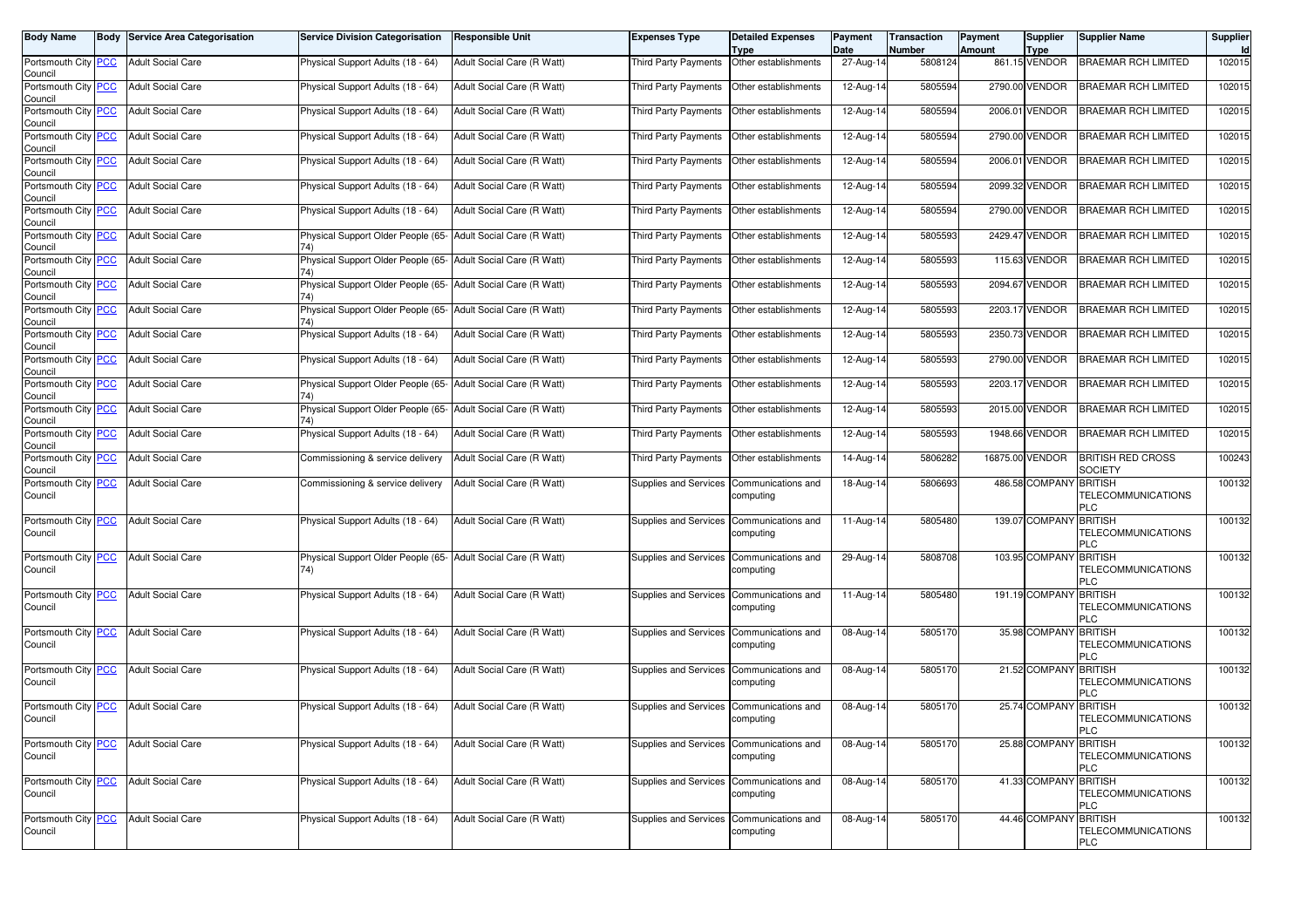| Body Name | Body | Service Area Categorisation | Service Division Categorisation | Responsible Unit | Expenses Type | Detailed Expenses Type | Payment Date | Transaction Number | Payment Amount | Supplier Type | Supplier Name | Supplier Id |
|---|---|---|---|---|---|---|---|---|---|---|---|---|
| Portsmouth City Council | PCC | Adult Social Care | Physical Support Adults (18 - 64) | Adult Social Care (R Watt) | Third Party Payments | Other establishments | 27-Aug-14 | 5808124 | 861.15 | VENDOR | BRAEMAR RCH LIMITED | 102015 |
| Portsmouth City Council | PCC | Adult Social Care | Physical Support Adults (18 - 64) | Adult Social Care (R Watt) | Third Party Payments | Other establishments | 12-Aug-14 | 5805594 | 2790.00 | VENDOR | BRAEMAR RCH LIMITED | 102015 |
| Portsmouth City Council | PCC | Adult Social Care | Physical Support Adults (18 - 64) | Adult Social Care (R Watt) | Third Party Payments | Other establishments | 12-Aug-14 | 5805594 | 2006.01 | VENDOR | BRAEMAR RCH LIMITED | 102015 |
| Portsmouth City Council | PCC | Adult Social Care | Physical Support Adults (18 - 64) | Adult Social Care (R Watt) | Third Party Payments | Other establishments | 12-Aug-14 | 5805594 | 2790.00 | VENDOR | BRAEMAR RCH LIMITED | 102015 |
| Portsmouth City Council | PCC | Adult Social Care | Physical Support Adults (18 - 64) | Adult Social Care (R Watt) | Third Party Payments | Other establishments | 12-Aug-14 | 5805594 | 2006.01 | VENDOR | BRAEMAR RCH LIMITED | 102015 |
| Portsmouth City Council | PCC | Adult Social Care | Physical Support Adults (18 - 64) | Adult Social Care (R Watt) | Third Party Payments | Other establishments | 12-Aug-14 | 5805594 | 2099.32 | VENDOR | BRAEMAR RCH LIMITED | 102015 |
| Portsmouth City Council | PCC | Adult Social Care | Physical Support Adults (18 - 64) | Adult Social Care (R Watt) | Third Party Payments | Other establishments | 12-Aug-14 | 5805594 | 2790.00 | VENDOR | BRAEMAR RCH LIMITED | 102015 |
| Portsmouth City Council | PCC | Adult Social Care | Physical Support Older People (65-74) | Adult Social Care (R Watt) | Third Party Payments | Other establishments | 12-Aug-14 | 5805593 | 2429.47 | VENDOR | BRAEMAR RCH LIMITED | 102015 |
| Portsmouth City Council | PCC | Adult Social Care | Physical Support Older People (65-74) | Adult Social Care (R Watt) | Third Party Payments | Other establishments | 12-Aug-14 | 5805593 | 115.63 | VENDOR | BRAEMAR RCH LIMITED | 102015 |
| Portsmouth City Council | PCC | Adult Social Care | Physical Support Older People (65-74) | Adult Social Care (R Watt) | Third Party Payments | Other establishments | 12-Aug-14 | 5805593 | 2094.67 | VENDOR | BRAEMAR RCH LIMITED | 102015 |
| Portsmouth City Council | PCC | Adult Social Care | Physical Support Older People (65-74) | Adult Social Care (R Watt) | Third Party Payments | Other establishments | 12-Aug-14 | 5805593 | 2203.17 | VENDOR | BRAEMAR RCH LIMITED | 102015 |
| Portsmouth City Council | PCC | Adult Social Care | Physical Support Adults (18 - 64) | Adult Social Care (R Watt) | Third Party Payments | Other establishments | 12-Aug-14 | 5805593 | 2350.73 | VENDOR | BRAEMAR RCH LIMITED | 102015 |
| Portsmouth City Council | PCC | Adult Social Care | Physical Support Adults (18 - 64) | Adult Social Care (R Watt) | Third Party Payments | Other establishments | 12-Aug-14 | 5805593 | 2790.00 | VENDOR | BRAEMAR RCH LIMITED | 102015 |
| Portsmouth City Council | PCC | Adult Social Care | Physical Support Older People (65-74) | Adult Social Care (R Watt) | Third Party Payments | Other establishments | 12-Aug-14 | 5805593 | 2203.17 | VENDOR | BRAEMAR RCH LIMITED | 102015 |
| Portsmouth City Council | PCC | Adult Social Care | Physical Support Older People (65-74) | Adult Social Care (R Watt) | Third Party Payments | Other establishments | 12-Aug-14 | 5805593 | 2015.00 | VENDOR | BRAEMAR RCH LIMITED | 102015 |
| Portsmouth City Council | PCC | Adult Social Care | Physical Support Adults (18 - 64) | Adult Social Care (R Watt) | Third Party Payments | Other establishments | 12-Aug-14 | 5805593 | 1948.66 | VENDOR | BRAEMAR RCH LIMITED | 102015 |
| Portsmouth City Council | PCC | Adult Social Care | Commissioning & service delivery | Adult Social Care (R Watt) | Third Party Payments | Other establishments | 14-Aug-14 | 5806282 | 16875.00 | VENDOR | BRITISH RED CROSS SOCIETY | 100243 |
| Portsmouth City Council | PCC | Adult Social Care | Commissioning & service delivery | Adult Social Care (R Watt) | Supplies and Services | Communications and computing | 18-Aug-14 | 5806693 | 486.58 | COMPANY | BRITISH TELECOMMUNICATIONS PLC | 100132 |
| Portsmouth City Council | PCC | Adult Social Care | Physical Support Adults (18 - 64) | Adult Social Care (R Watt) | Supplies and Services | Communications and computing | 11-Aug-14 | 5805480 | 139.07 | COMPANY | BRITISH TELECOMMUNICATIONS PLC | 100132 |
| Portsmouth City Council | PCC | Adult Social Care | Physical Support Older People (65-74) | Adult Social Care (R Watt) | Supplies and Services | Communications and computing | 29-Aug-14 | 5808708 | 103.95 | COMPANY | BRITISH TELECOMMUNICATIONS PLC | 100132 |
| Portsmouth City Council | PCC | Adult Social Care | Physical Support Adults (18 - 64) | Adult Social Care (R Watt) | Supplies and Services | Communications and computing | 11-Aug-14 | 5805480 | 191.19 | COMPANY | BRITISH TELECOMMUNICATIONS PLC | 100132 |
| Portsmouth City Council | PCC | Adult Social Care | Physical Support Adults (18 - 64) | Adult Social Care (R Watt) | Supplies and Services | Communications and computing | 08-Aug-14 | 5805170 | 35.98 | COMPANY | BRITISH TELECOMMUNICATIONS PLC | 100132 |
| Portsmouth City Council | PCC | Adult Social Care | Physical Support Adults (18 - 64) | Adult Social Care (R Watt) | Supplies and Services | Communications and computing | 08-Aug-14 | 5805170 | 21.52 | COMPANY | BRITISH TELECOMMUNICATIONS PLC | 100132 |
| Portsmouth City Council | PCC | Adult Social Care | Physical Support Adults (18 - 64) | Adult Social Care (R Watt) | Supplies and Services | Communications and computing | 08-Aug-14 | 5805170 | 25.74 | COMPANY | BRITISH TELECOMMUNICATIONS PLC | 100132 |
| Portsmouth City Council | PCC | Adult Social Care | Physical Support Adults (18 - 64) | Adult Social Care (R Watt) | Supplies and Services | Communications and computing | 08-Aug-14 | 5805170 | 25.88 | COMPANY | BRITISH TELECOMMUNICATIONS PLC | 100132 |
| Portsmouth City Council | PCC | Adult Social Care | Physical Support Adults (18 - 64) | Adult Social Care (R Watt) | Supplies and Services | Communications and computing | 08-Aug-14 | 5805170 | 41.33 | COMPANY | BRITISH TELECOMMUNICATIONS PLC | 100132 |
| Portsmouth City Council | PCC | Adult Social Care | Physical Support Adults (18 - 64) | Adult Social Care (R Watt) | Supplies and Services | Communications and computing | 08-Aug-14 | 5805170 | 44.46 | COMPANY | BRITISH TELECOMMUNICATIONS PLC | 100132 |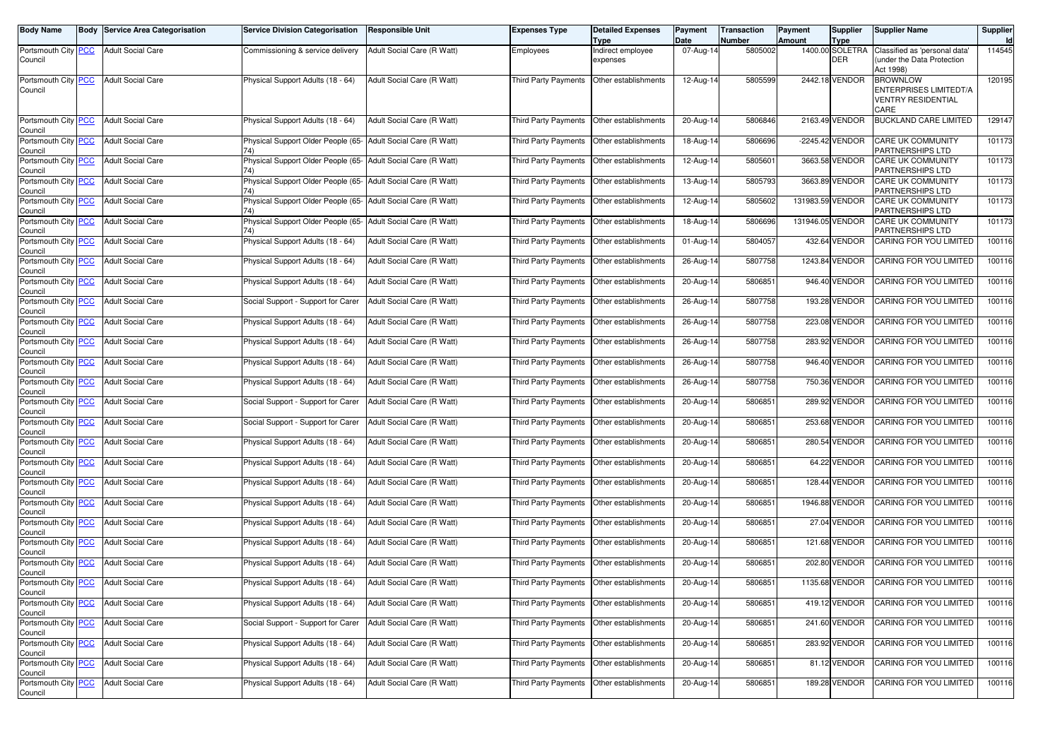| Body Name | Body | Service Area Categorisation | Service Division Categorisation | Responsible Unit | Expenses Type | Detailed Expenses Type | Payment Date | Transaction Number | Payment Amount | Supplier Type | Supplier Name | Supplier Id |
|---|---|---|---|---|---|---|---|---|---|---|---|---|
| Portsmouth City Council | PCC | Adult Social Care | Commissioning & service delivery | Adult Social Care (R Watt) | Employees | Indirect employee expenses | 07-Aug-14 | 5805002 | 1400.00 | SOLETRADER | Classified as 'personal data' (under the Data Protection Act 1998) | 114545 |
| Portsmouth City Council | PCC | Adult Social Care | Physical Support Adults (18 - 64) | Adult Social Care (R Watt) | Third Party Payments | Other establishments | 12-Aug-14 | 5805599 | 2442.18 | VENDOR | BROWNLOW ENTERPRISES LIMITEDT/A VENTRY RESIDENTIAL CARE | 120195 |
| Portsmouth City Council | PCC | Adult Social Care | Physical Support Adults (18 - 64) | Adult Social Care (R Watt) | Third Party Payments | Other establishments | 20-Aug-14 | 5806846 | 2163.49 | VENDOR | BUCKLAND CARE LIMITED | 129147 |
| Portsmouth City Council | PCC | Adult Social Care | Physical Support Older People (65-74) | Adult Social Care (R Watt) | Third Party Payments | Other establishments | 18-Aug-14 | 5806696 | -2245.42 | VENDOR | CARE UK COMMUNITY PARTNERSHIPS LTD | 101173 |
| Portsmouth City Council | PCC | Adult Social Care | Physical Support Older People (65-74) | Adult Social Care (R Watt) | Third Party Payments | Other establishments | 12-Aug-14 | 5805601 | 3663.58 | VENDOR | CARE UK COMMUNITY PARTNERSHIPS LTD | 101173 |
| Portsmouth City Council | PCC | Adult Social Care | Physical Support Older People (65-74) | Adult Social Care (R Watt) | Third Party Payments | Other establishments | 13-Aug-14 | 5805793 | 3663.89 | VENDOR | CARE UK COMMUNITY PARTNERSHIPS LTD | 101173 |
| Portsmouth City Council | PCC | Adult Social Care | Physical Support Older People (65-74) | Adult Social Care (R Watt) | Third Party Payments | Other establishments | 12-Aug-14 | 5805602 | 131983.59 | VENDOR | CARE UK COMMUNITY PARTNERSHIPS LTD | 101173 |
| Portsmouth City Council | PCC | Adult Social Care | Physical Support Older People (65-74) | Adult Social Care (R Watt) | Third Party Payments | Other establishments | 18-Aug-14 | 5806696 | 131946.05 | VENDOR | CARE UK COMMUNITY PARTNERSHIPS LTD | 101173 |
| Portsmouth City Council | PCC | Adult Social Care | Physical Support Adults (18 - 64) | Adult Social Care (R Watt) | Third Party Payments | Other establishments | 01-Aug-14 | 5804057 | 432.64 | VENDOR | CARING FOR YOU LIMITED | 100116 |
| Portsmouth City Council | PCC | Adult Social Care | Physical Support Adults (18 - 64) | Adult Social Care (R Watt) | Third Party Payments | Other establishments | 26-Aug-14 | 5807758 | 1243.84 | VENDOR | CARING FOR YOU LIMITED | 100116 |
| Portsmouth City Council | PCC | Adult Social Care | Physical Support Adults (18 - 64) | Adult Social Care (R Watt) | Third Party Payments | Other establishments | 20-Aug-14 | 5806851 | 946.40 | VENDOR | CARING FOR YOU LIMITED | 100116 |
| Portsmouth City Council | PCC | Adult Social Care | Social Support - Support for Carer | Adult Social Care (R Watt) | Third Party Payments | Other establishments | 26-Aug-14 | 5807758 | 193.28 | VENDOR | CARING FOR YOU LIMITED | 100116 |
| Portsmouth City Council | PCC | Adult Social Care | Physical Support Adults (18 - 64) | Adult Social Care (R Watt) | Third Party Payments | Other establishments | 26-Aug-14 | 5807758 | 223.08 | VENDOR | CARING FOR YOU LIMITED | 100116 |
| Portsmouth City Council | PCC | Adult Social Care | Physical Support Adults (18 - 64) | Adult Social Care (R Watt) | Third Party Payments | Other establishments | 26-Aug-14 | 5807758 | 283.92 | VENDOR | CARING FOR YOU LIMITED | 100116 |
| Portsmouth City Council | PCC | Adult Social Care | Physical Support Adults (18 - 64) | Adult Social Care (R Watt) | Third Party Payments | Other establishments | 26-Aug-14 | 5807758 | 946.40 | VENDOR | CARING FOR YOU LIMITED | 100116 |
| Portsmouth City Council | PCC | Adult Social Care | Physical Support Adults (18 - 64) | Adult Social Care (R Watt) | Third Party Payments | Other establishments | 26-Aug-14 | 5807758 | 750.36 | VENDOR | CARING FOR YOU LIMITED | 100116 |
| Portsmouth City Council | PCC | Adult Social Care | Social Support - Support for Carer | Adult Social Care (R Watt) | Third Party Payments | Other establishments | 20-Aug-14 | 5806851 | 289.92 | VENDOR | CARING FOR YOU LIMITED | 100116 |
| Portsmouth City Council | PCC | Adult Social Care | Social Support - Support for Carer | Adult Social Care (R Watt) | Third Party Payments | Other establishments | 20-Aug-14 | 5806851 | 253.68 | VENDOR | CARING FOR YOU LIMITED | 100116 |
| Portsmouth City Council | PCC | Adult Social Care | Physical Support Adults (18 - 64) | Adult Social Care (R Watt) | Third Party Payments | Other establishments | 20-Aug-14 | 5806851 | 280.54 | VENDOR | CARING FOR YOU LIMITED | 100116 |
| Portsmouth City Council | PCC | Adult Social Care | Physical Support Adults (18 - 64) | Adult Social Care (R Watt) | Third Party Payments | Other establishments | 20-Aug-14 | 5806851 | 64.22 | VENDOR | CARING FOR YOU LIMITED | 100116 |
| Portsmouth City Council | PCC | Adult Social Care | Physical Support Adults (18 - 64) | Adult Social Care (R Watt) | Third Party Payments | Other establishments | 20-Aug-14 | 5806851 | 128.44 | VENDOR | CARING FOR YOU LIMITED | 100116 |
| Portsmouth City Council | PCC | Adult Social Care | Physical Support Adults (18 - 64) | Adult Social Care (R Watt) | Third Party Payments | Other establishments | 20-Aug-14 | 5806851 | 1946.88 | VENDOR | CARING FOR YOU LIMITED | 100116 |
| Portsmouth City Council | PCC | Adult Social Care | Physical Support Adults (18 - 64) | Adult Social Care (R Watt) | Third Party Payments | Other establishments | 20-Aug-14 | 5806851 | 27.04 | VENDOR | CARING FOR YOU LIMITED | 100116 |
| Portsmouth City Council | PCC | Adult Social Care | Physical Support Adults (18 - 64) | Adult Social Care (R Watt) | Third Party Payments | Other establishments | 20-Aug-14 | 5806851 | 121.68 | VENDOR | CARING FOR YOU LIMITED | 100116 |
| Portsmouth City Council | PCC | Adult Social Care | Physical Support Adults (18 - 64) | Adult Social Care (R Watt) | Third Party Payments | Other establishments | 20-Aug-14 | 5806851 | 202.80 | VENDOR | CARING FOR YOU LIMITED | 100116 |
| Portsmouth City Council | PCC | Adult Social Care | Physical Support Adults (18 - 64) | Adult Social Care (R Watt) | Third Party Payments | Other establishments | 20-Aug-14 | 5806851 | 1135.68 | VENDOR | CARING FOR YOU LIMITED | 100116 |
| Portsmouth City Council | PCC | Adult Social Care | Physical Support Adults (18 - 64) | Adult Social Care (R Watt) | Third Party Payments | Other establishments | 20-Aug-14 | 5806851 | 419.12 | VENDOR | CARING FOR YOU LIMITED | 100116 |
| Portsmouth City Council | PCC | Adult Social Care | Social Support - Support for Carer | Adult Social Care (R Watt) | Third Party Payments | Other establishments | 20-Aug-14 | 5806851 | 241.60 | VENDOR | CARING FOR YOU LIMITED | 100116 |
| Portsmouth City Council | PCC | Adult Social Care | Physical Support Adults (18 - 64) | Adult Social Care (R Watt) | Third Party Payments | Other establishments | 20-Aug-14 | 5806851 | 283.92 | VENDOR | CARING FOR YOU LIMITED | 100116 |
| Portsmouth City Council | PCC | Adult Social Care | Physical Support Adults (18 - 64) | Adult Social Care (R Watt) | Third Party Payments | Other establishments | 20-Aug-14 | 5806851 | 81.12 | VENDOR | CARING FOR YOU LIMITED | 100116 |
| Portsmouth City Council | PCC | Adult Social Care | Physical Support Adults (18 - 64) | Adult Social Care (R Watt) | Third Party Payments | Other establishments | 20-Aug-14 | 5806851 | 189.28 | VENDOR | CARING FOR YOU LIMITED | 100116 |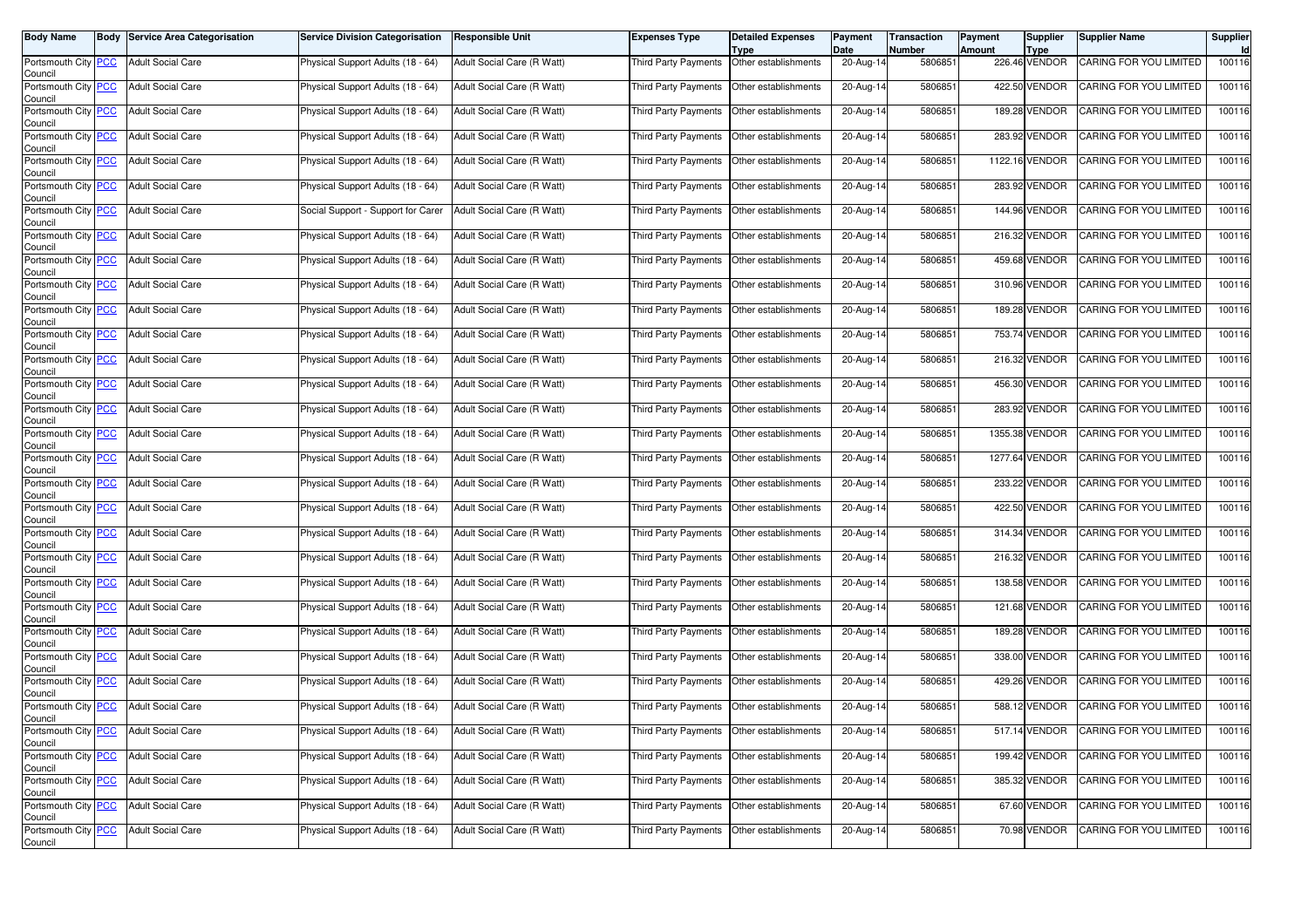| Body Name | Body | Service Area Categorisation | Service Division Categorisation | Responsible Unit | Expenses Type | Detailed Expenses Type | Payment Date | Transaction Number | Payment Amount | Supplier Type | Supplier Name | Supplier Id |
|---|---|---|---|---|---|---|---|---|---|---|---|---|
| Portsmouth City Council | PCC | Adult Social Care | Physical Support Adults (18 - 64) | Adult Social Care (R Watt) | Third Party Payments | Other establishments | 20-Aug-14 | 5806851 | 226.46 | VENDOR | CARING FOR YOU LIMITED | 100116 |
| Portsmouth City Council | PCC | Adult Social Care | Physical Support Adults (18 - 64) | Adult Social Care (R Watt) | Third Party Payments | Other establishments | 20-Aug-14 | 5806851 | 422.50 | VENDOR | CARING FOR YOU LIMITED | 100116 |
| Portsmouth City Council | PCC | Adult Social Care | Physical Support Adults (18 - 64) | Adult Social Care (R Watt) | Third Party Payments | Other establishments | 20-Aug-14 | 5806851 | 189.28 | VENDOR | CARING FOR YOU LIMITED | 100116 |
| Portsmouth City Council | PCC | Adult Social Care | Physical Support Adults (18 - 64) | Adult Social Care (R Watt) | Third Party Payments | Other establishments | 20-Aug-14 | 5806851 | 283.92 | VENDOR | CARING FOR YOU LIMITED | 100116 |
| Portsmouth City Council | PCC | Adult Social Care | Physical Support Adults (18 - 64) | Adult Social Care (R Watt) | Third Party Payments | Other establishments | 20-Aug-14 | 5806851 | 1122.16 | VENDOR | CARING FOR YOU LIMITED | 100116 |
| Portsmouth City Council | PCC | Adult Social Care | Physical Support Adults (18 - 64) | Adult Social Care (R Watt) | Third Party Payments | Other establishments | 20-Aug-14 | 5806851 | 283.92 | VENDOR | CARING FOR YOU LIMITED | 100116 |
| Portsmouth City Council | PCC | Adult Social Care | Social Support - Support for Carer | Adult Social Care (R Watt) | Third Party Payments | Other establishments | 20-Aug-14 | 5806851 | 144.96 | VENDOR | CARING FOR YOU LIMITED | 100116 |
| Portsmouth City Council | PCC | Adult Social Care | Physical Support Adults (18 - 64) | Adult Social Care (R Watt) | Third Party Payments | Other establishments | 20-Aug-14 | 5806851 | 216.32 | VENDOR | CARING FOR YOU LIMITED | 100116 |
| Portsmouth City Council | PCC | Adult Social Care | Physical Support Adults (18 - 64) | Adult Social Care (R Watt) | Third Party Payments | Other establishments | 20-Aug-14 | 5806851 | 459.68 | VENDOR | CARING FOR YOU LIMITED | 100116 |
| Portsmouth City Council | PCC | Adult Social Care | Physical Support Adults (18 - 64) | Adult Social Care (R Watt) | Third Party Payments | Other establishments | 20-Aug-14 | 5806851 | 310.96 | VENDOR | CARING FOR YOU LIMITED | 100116 |
| Portsmouth City Council | PCC | Adult Social Care | Physical Support Adults (18 - 64) | Adult Social Care (R Watt) | Third Party Payments | Other establishments | 20-Aug-14 | 5806851 | 189.28 | VENDOR | CARING FOR YOU LIMITED | 100116 |
| Portsmouth City Council | PCC | Adult Social Care | Physical Support Adults (18 - 64) | Adult Social Care (R Watt) | Third Party Payments | Other establishments | 20-Aug-14 | 5806851 | 753.74 | VENDOR | CARING FOR YOU LIMITED | 100116 |
| Portsmouth City Council | PCC | Adult Social Care | Physical Support Adults (18 - 64) | Adult Social Care (R Watt) | Third Party Payments | Other establishments | 20-Aug-14 | 5806851 | 216.32 | VENDOR | CARING FOR YOU LIMITED | 100116 |
| Portsmouth City Council | PCC | Adult Social Care | Physical Support Adults (18 - 64) | Adult Social Care (R Watt) | Third Party Payments | Other establishments | 20-Aug-14 | 5806851 | 456.30 | VENDOR | CARING FOR YOU LIMITED | 100116 |
| Portsmouth City Council | PCC | Adult Social Care | Physical Support Adults (18 - 64) | Adult Social Care (R Watt) | Third Party Payments | Other establishments | 20-Aug-14 | 5806851 | 283.92 | VENDOR | CARING FOR YOU LIMITED | 100116 |
| Portsmouth City Council | PCC | Adult Social Care | Physical Support Adults (18 - 64) | Adult Social Care (R Watt) | Third Party Payments | Other establishments | 20-Aug-14 | 5806851 | 1355.38 | VENDOR | CARING FOR YOU LIMITED | 100116 |
| Portsmouth City Council | PCC | Adult Social Care | Physical Support Adults (18 - 64) | Adult Social Care (R Watt) | Third Party Payments | Other establishments | 20-Aug-14 | 5806851 | 1277.64 | VENDOR | CARING FOR YOU LIMITED | 100116 |
| Portsmouth City Council | PCC | Adult Social Care | Physical Support Adults (18 - 64) | Adult Social Care (R Watt) | Third Party Payments | Other establishments | 20-Aug-14 | 5806851 | 233.22 | VENDOR | CARING FOR YOU LIMITED | 100116 |
| Portsmouth City Council | PCC | Adult Social Care | Physical Support Adults (18 - 64) | Adult Social Care (R Watt) | Third Party Payments | Other establishments | 20-Aug-14 | 5806851 | 422.50 | VENDOR | CARING FOR YOU LIMITED | 100116 |
| Portsmouth City Council | PCC | Adult Social Care | Physical Support Adults (18 - 64) | Adult Social Care (R Watt) | Third Party Payments | Other establishments | 20-Aug-14 | 5806851 | 314.34 | VENDOR | CARING FOR YOU LIMITED | 100116 |
| Portsmouth City Council | PCC | Adult Social Care | Physical Support Adults (18 - 64) | Adult Social Care (R Watt) | Third Party Payments | Other establishments | 20-Aug-14 | 5806851 | 216.32 | VENDOR | CARING FOR YOU LIMITED | 100116 |
| Portsmouth City Council | PCC | Adult Social Care | Physical Support Adults (18 - 64) | Adult Social Care (R Watt) | Third Party Payments | Other establishments | 20-Aug-14 | 5806851 | 138.58 | VENDOR | CARING FOR YOU LIMITED | 100116 |
| Portsmouth City Council | PCC | Adult Social Care | Physical Support Adults (18 - 64) | Adult Social Care (R Watt) | Third Party Payments | Other establishments | 20-Aug-14 | 5806851 | 121.68 | VENDOR | CARING FOR YOU LIMITED | 100116 |
| Portsmouth City Council | PCC | Adult Social Care | Physical Support Adults (18 - 64) | Adult Social Care (R Watt) | Third Party Payments | Other establishments | 20-Aug-14 | 5806851 | 189.28 | VENDOR | CARING FOR YOU LIMITED | 100116 |
| Portsmouth City Council | PCC | Adult Social Care | Physical Support Adults (18 - 64) | Adult Social Care (R Watt) | Third Party Payments | Other establishments | 20-Aug-14 | 5806851 | 338.00 | VENDOR | CARING FOR YOU LIMITED | 100116 |
| Portsmouth City Council | PCC | Adult Social Care | Physical Support Adults (18 - 64) | Adult Social Care (R Watt) | Third Party Payments | Other establishments | 20-Aug-14 | 5806851 | 429.26 | VENDOR | CARING FOR YOU LIMITED | 100116 |
| Portsmouth City Council | PCC | Adult Social Care | Physical Support Adults (18 - 64) | Adult Social Care (R Watt) | Third Party Payments | Other establishments | 20-Aug-14 | 5806851 | 588.12 | VENDOR | CARING FOR YOU LIMITED | 100116 |
| Portsmouth City Council | PCC | Adult Social Care | Physical Support Adults (18 - 64) | Adult Social Care (R Watt) | Third Party Payments | Other establishments | 20-Aug-14 | 5806851 | 517.14 | VENDOR | CARING FOR YOU LIMITED | 100116 |
| Portsmouth City Council | PCC | Adult Social Care | Physical Support Adults (18 - 64) | Adult Social Care (R Watt) | Third Party Payments | Other establishments | 20-Aug-14 | 5806851 | 199.42 | VENDOR | CARING FOR YOU LIMITED | 100116 |
| Portsmouth City Council | PCC | Adult Social Care | Physical Support Adults (18 - 64) | Adult Social Care (R Watt) | Third Party Payments | Other establishments | 20-Aug-14 | 5806851 | 385.32 | VENDOR | CARING FOR YOU LIMITED | 100116 |
| Portsmouth City Council | PCC | Adult Social Care | Physical Support Adults (18 - 64) | Adult Social Care (R Watt) | Third Party Payments | Other establishments | 20-Aug-14 | 5806851 | 67.60 | VENDOR | CARING FOR YOU LIMITED | 100116 |
| Portsmouth City Council | PCC | Adult Social Care | Physical Support Adults (18 - 64) | Adult Social Care (R Watt) | Third Party Payments | Other establishments | 20-Aug-14 | 5806851 | 70.98 | VENDOR | CARING FOR YOU LIMITED | 100116 |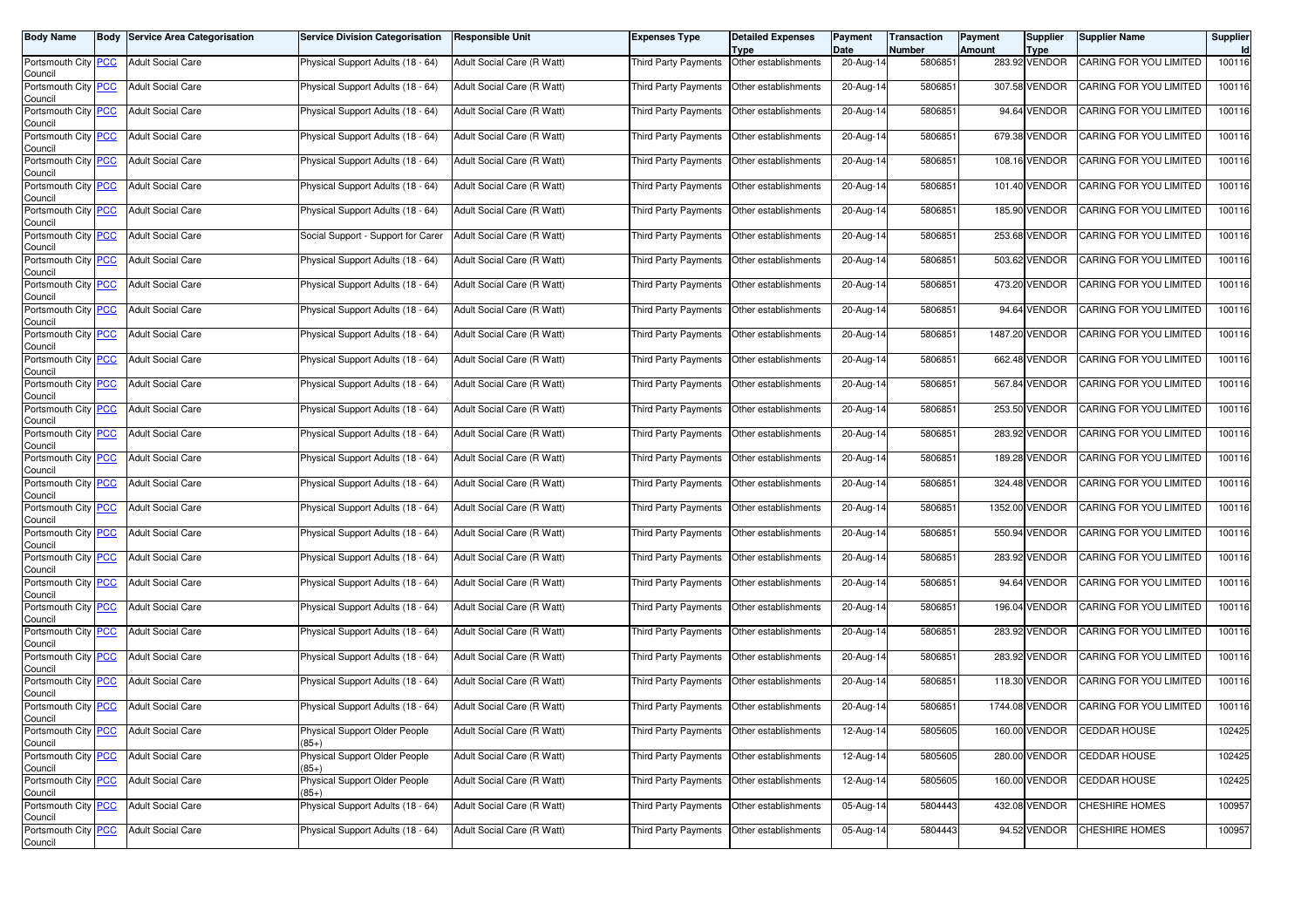| Body Name | Body | Service Area Categorisation | Service Division Categorisation | Responsible Unit | Expenses Type | Detailed Expenses Type | Payment Date | Transaction Number | Payment Amount | Supplier Type | Supplier Name | Supplier Id |
|---|---|---|---|---|---|---|---|---|---|---|---|---|
| Portsmouth City Council | PCC | Adult Social Care | Physical Support Adults (18 - 64) | Adult Social Care (R Watt) | Third Party Payments | Other establishments | 20-Aug-14 | 5806851 | 283.92 | VENDOR | CARING FOR YOU LIMITED | 100116 |
| Portsmouth City Council | PCC | Adult Social Care | Physical Support Adults (18 - 64) | Adult Social Care (R Watt) | Third Party Payments | Other establishments | 20-Aug-14 | 5806851 | 307.58 | VENDOR | CARING FOR YOU LIMITED | 100116 |
| Portsmouth City Council | PCC | Adult Social Care | Physical Support Adults (18 - 64) | Adult Social Care (R Watt) | Third Party Payments | Other establishments | 20-Aug-14 | 5806851 | 94.64 | VENDOR | CARING FOR YOU LIMITED | 100116 |
| Portsmouth City Council | PCC | Adult Social Care | Physical Support Adults (18 - 64) | Adult Social Care (R Watt) | Third Party Payments | Other establishments | 20-Aug-14 | 5806851 | 679.38 | VENDOR | CARING FOR YOU LIMITED | 100116 |
| Portsmouth City Council | PCC | Adult Social Care | Physical Support Adults (18 - 64) | Adult Social Care (R Watt) | Third Party Payments | Other establishments | 20-Aug-14 | 5806851 | 108.16 | VENDOR | CARING FOR YOU LIMITED | 100116 |
| Portsmouth City Council | PCC | Adult Social Care | Physical Support Adults (18 - 64) | Adult Social Care (R Watt) | Third Party Payments | Other establishments | 20-Aug-14 | 5806851 | 101.40 | VENDOR | CARING FOR YOU LIMITED | 100116 |
| Portsmouth City Council | PCC | Adult Social Care | Physical Support Adults (18 - 64) | Adult Social Care (R Watt) | Third Party Payments | Other establishments | 20-Aug-14 | 5806851 | 185.90 | VENDOR | CARING FOR YOU LIMITED | 100116 |
| Portsmouth City Council | PCC | Adult Social Care | Social Support - Support for Carer | Adult Social Care (R Watt) | Third Party Payments | Other establishments | 20-Aug-14 | 5806851 | 253.68 | VENDOR | CARING FOR YOU LIMITED | 100116 |
| Portsmouth City Council | PCC | Adult Social Care | Physical Support Adults (18 - 64) | Adult Social Care (R Watt) | Third Party Payments | Other establishments | 20-Aug-14 | 5806851 | 503.62 | VENDOR | CARING FOR YOU LIMITED | 100116 |
| Portsmouth City Council | PCC | Adult Social Care | Physical Support Adults (18 - 64) | Adult Social Care (R Watt) | Third Party Payments | Other establishments | 20-Aug-14 | 5806851 | 473.20 | VENDOR | CARING FOR YOU LIMITED | 100116 |
| Portsmouth City Council | PCC | Adult Social Care | Physical Support Adults (18 - 64) | Adult Social Care (R Watt) | Third Party Payments | Other establishments | 20-Aug-14 | 5806851 | 94.64 | VENDOR | CARING FOR YOU LIMITED | 100116 |
| Portsmouth City Council | PCC | Adult Social Care | Physical Support Adults (18 - 64) | Adult Social Care (R Watt) | Third Party Payments | Other establishments | 20-Aug-14 | 5806851 | 1487.20 | VENDOR | CARING FOR YOU LIMITED | 100116 |
| Portsmouth City Council | PCC | Adult Social Care | Physical Support Adults (18 - 64) | Adult Social Care (R Watt) | Third Party Payments | Other establishments | 20-Aug-14 | 5806851 | 662.48 | VENDOR | CARING FOR YOU LIMITED | 100116 |
| Portsmouth City Council | PCC | Adult Social Care | Physical Support Adults (18 - 64) | Adult Social Care (R Watt) | Third Party Payments | Other establishments | 20-Aug-14 | 5806851 | 567.84 | VENDOR | CARING FOR YOU LIMITED | 100116 |
| Portsmouth City Council | PCC | Adult Social Care | Physical Support Adults (18 - 64) | Adult Social Care (R Watt) | Third Party Payments | Other establishments | 20-Aug-14 | 5806851 | 253.50 | VENDOR | CARING FOR YOU LIMITED | 100116 |
| Portsmouth City Council | PCC | Adult Social Care | Physical Support Adults (18 - 64) | Adult Social Care (R Watt) | Third Party Payments | Other establishments | 20-Aug-14 | 5806851 | 283.92 | VENDOR | CARING FOR YOU LIMITED | 100116 |
| Portsmouth City Council | PCC | Adult Social Care | Physical Support Adults (18 - 64) | Adult Social Care (R Watt) | Third Party Payments | Other establishments | 20-Aug-14 | 5806851 | 189.28 | VENDOR | CARING FOR YOU LIMITED | 100116 |
| Portsmouth City Council | PCC | Adult Social Care | Physical Support Adults (18 - 64) | Adult Social Care (R Watt) | Third Party Payments | Other establishments | 20-Aug-14 | 5806851 | 324.48 | VENDOR | CARING FOR YOU LIMITED | 100116 |
| Portsmouth City Council | PCC | Adult Social Care | Physical Support Adults (18 - 64) | Adult Social Care (R Watt) | Third Party Payments | Other establishments | 20-Aug-14 | 5806851 | 1352.00 | VENDOR | CARING FOR YOU LIMITED | 100116 |
| Portsmouth City Council | PCC | Adult Social Care | Physical Support Adults (18 - 64) | Adult Social Care (R Watt) | Third Party Payments | Other establishments | 20-Aug-14 | 5806851 | 550.94 | VENDOR | CARING FOR YOU LIMITED | 100116 |
| Portsmouth City Council | PCC | Adult Social Care | Physical Support Adults (18 - 64) | Adult Social Care (R Watt) | Third Party Payments | Other establishments | 20-Aug-14 | 5806851 | 283.92 | VENDOR | CARING FOR YOU LIMITED | 100116 |
| Portsmouth City Council | PCC | Adult Social Care | Physical Support Adults (18 - 64) | Adult Social Care (R Watt) | Third Party Payments | Other establishments | 20-Aug-14 | 5806851 | 94.64 | VENDOR | CARING FOR YOU LIMITED | 100116 |
| Portsmouth City Council | PCC | Adult Social Care | Physical Support Adults (18 - 64) | Adult Social Care (R Watt) | Third Party Payments | Other establishments | 20-Aug-14 | 5806851 | 196.04 | VENDOR | CARING FOR YOU LIMITED | 100116 |
| Portsmouth City Council | PCC | Adult Social Care | Physical Support Adults (18 - 64) | Adult Social Care (R Watt) | Third Party Payments | Other establishments | 20-Aug-14 | 5806851 | 283.92 | VENDOR | CARING FOR YOU LIMITED | 100116 |
| Portsmouth City Council | PCC | Adult Social Care | Physical Support Adults (18 - 64) | Adult Social Care (R Watt) | Third Party Payments | Other establishments | 20-Aug-14 | 5806851 | 283.92 | VENDOR | CARING FOR YOU LIMITED | 100116 |
| Portsmouth City Council | PCC | Adult Social Care | Physical Support Adults (18 - 64) | Adult Social Care (R Watt) | Third Party Payments | Other establishments | 20-Aug-14 | 5806851 | 118.30 | VENDOR | CARING FOR YOU LIMITED | 100116 |
| Portsmouth City Council | PCC | Adult Social Care | Physical Support Adults (18 - 64) | Adult Social Care (R Watt) | Third Party Payments | Other establishments | 20-Aug-14 | 5806851 | 1744.08 | VENDOR | CARING FOR YOU LIMITED | 100116 |
| Portsmouth City Council | PCC | Adult Social Care | Physical Support Older People (85+) | Adult Social Care (R Watt) | Third Party Payments | Other establishments | 12-Aug-14 | 5805605 | 160.00 | VENDOR | CEDDAR HOUSE | 102425 |
| Portsmouth City Council | PCC | Adult Social Care | Physical Support Older People (85+) | Adult Social Care (R Watt) | Third Party Payments | Other establishments | 12-Aug-14 | 5805605 | 280.00 | VENDOR | CEDDAR HOUSE | 102425 |
| Portsmouth City Council | PCC | Adult Social Care | Physical Support Older People (85+) | Adult Social Care (R Watt) | Third Party Payments | Other establishments | 12-Aug-14 | 5805605 | 160.00 | VENDOR | CEDDAR HOUSE | 102425 |
| Portsmouth City Council | PCC | Adult Social Care | Physical Support Adults (18 - 64) | Adult Social Care (R Watt) | Third Party Payments | Other establishments | 05-Aug-14 | 5804443 | 432.08 | VENDOR | CHESHIRE HOMES | 100957 |
| Portsmouth City Council | PCC | Adult Social Care | Physical Support Adults (18 - 64) | Adult Social Care (R Watt) | Third Party Payments | Other establishments | 05-Aug-14 | 5804443 | 94.52 | VENDOR | CHESHIRE HOMES | 100957 |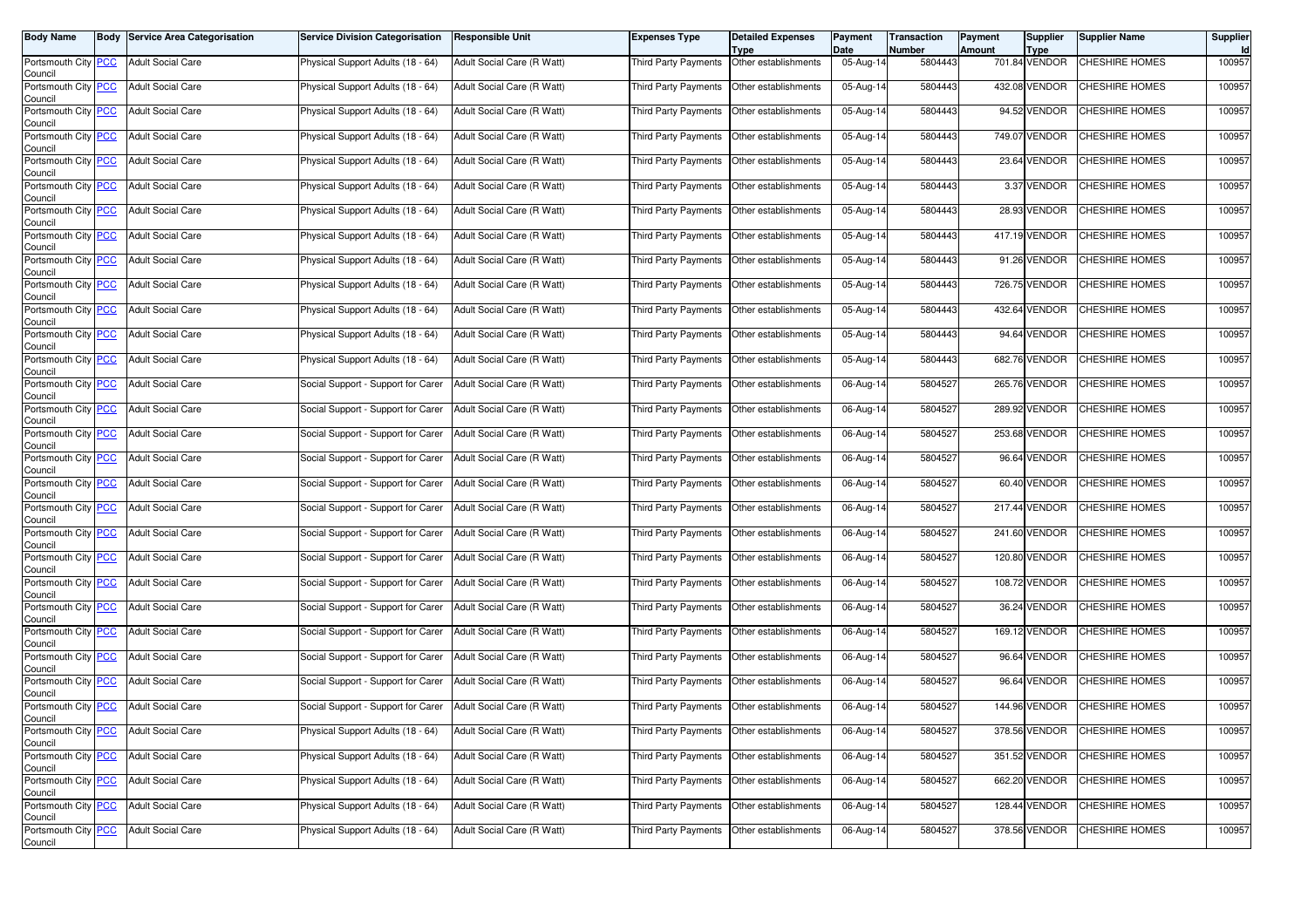| Body Name | Body | Service Area Categorisation | Service Division Categorisation | Responsible Unit | Expenses Type | Detailed Expenses Type | Payment Date | Transaction Number | Payment Amount | Supplier Type | Supplier Name | Supplier Id |
|---|---|---|---|---|---|---|---|---|---|---|---|---|
| Portsmouth City Council | PCC | Adult Social Care | Physical Support Adults (18 - 64) | Adult Social Care (R Watt) | Third Party Payments | Other establishments | 05-Aug-14 | 5804443 | 701.84 | VENDOR | CHESHIRE HOMES | 100957 |
| Portsmouth City Council | PCC | Adult Social Care | Physical Support Adults (18 - 64) | Adult Social Care (R Watt) | Third Party Payments | Other establishments | 05-Aug-14 | 5804443 | 432.08 | VENDOR | CHESHIRE HOMES | 100957 |
| Portsmouth City Council | PCC | Adult Social Care | Physical Support Adults (18 - 64) | Adult Social Care (R Watt) | Third Party Payments | Other establishments | 05-Aug-14 | 5804443 | 94.52 | VENDOR | CHESHIRE HOMES | 100957 |
| Portsmouth City Council | PCC | Adult Social Care | Physical Support Adults (18 - 64) | Adult Social Care (R Watt) | Third Party Payments | Other establishments | 05-Aug-14 | 5804443 | 749.07 | VENDOR | CHESHIRE HOMES | 100957 |
| Portsmouth City Council | PCC | Adult Social Care | Physical Support Adults (18 - 64) | Adult Social Care (R Watt) | Third Party Payments | Other establishments | 05-Aug-14 | 5804443 | 23.64 | VENDOR | CHESHIRE HOMES | 100957 |
| Portsmouth City Council | PCC | Adult Social Care | Physical Support Adults (18 - 64) | Adult Social Care (R Watt) | Third Party Payments | Other establishments | 05-Aug-14 | 5804443 | 3.37 | VENDOR | CHESHIRE HOMES | 100957 |
| Portsmouth City Council | PCC | Adult Social Care | Physical Support Adults (18 - 64) | Adult Social Care (R Watt) | Third Party Payments | Other establishments | 05-Aug-14 | 5804443 | 28.93 | VENDOR | CHESHIRE HOMES | 100957 |
| Portsmouth City Council | PCC | Adult Social Care | Physical Support Adults (18 - 64) | Adult Social Care (R Watt) | Third Party Payments | Other establishments | 05-Aug-14 | 5804443 | 417.19 | VENDOR | CHESHIRE HOMES | 100957 |
| Portsmouth City Council | PCC | Adult Social Care | Physical Support Adults (18 - 64) | Adult Social Care (R Watt) | Third Party Payments | Other establishments | 05-Aug-14 | 5804443 | 91.26 | VENDOR | CHESHIRE HOMES | 100957 |
| Portsmouth City Council | PCC | Adult Social Care | Physical Support Adults (18 - 64) | Adult Social Care (R Watt) | Third Party Payments | Other establishments | 05-Aug-14 | 5804443 | 726.75 | VENDOR | CHESHIRE HOMES | 100957 |
| Portsmouth City Council | PCC | Adult Social Care | Physical Support Adults (18 - 64) | Adult Social Care (R Watt) | Third Party Payments | Other establishments | 05-Aug-14 | 5804443 | 432.64 | VENDOR | CHESHIRE HOMES | 100957 |
| Portsmouth City Council | PCC | Adult Social Care | Physical Support Adults (18 - 64) | Adult Social Care (R Watt) | Third Party Payments | Other establishments | 05-Aug-14 | 5804443 | 94.64 | VENDOR | CHESHIRE HOMES | 100957 |
| Portsmouth City Council | PCC | Adult Social Care | Physical Support Adults (18 - 64) | Adult Social Care (R Watt) | Third Party Payments | Other establishments | 05-Aug-14 | 5804443 | 682.76 | VENDOR | CHESHIRE HOMES | 100957 |
| Portsmouth City Council | PCC | Adult Social Care | Social Support - Support for Carer | Adult Social Care (R Watt) | Third Party Payments | Other establishments | 06-Aug-14 | 5804527 | 265.76 | VENDOR | CHESHIRE HOMES | 100957 |
| Portsmouth City Council | PCC | Adult Social Care | Social Support - Support for Carer | Adult Social Care (R Watt) | Third Party Payments | Other establishments | 06-Aug-14 | 5804527 | 289.92 | VENDOR | CHESHIRE HOMES | 100957 |
| Portsmouth City Council | PCC | Adult Social Care | Social Support - Support for Carer | Adult Social Care (R Watt) | Third Party Payments | Other establishments | 06-Aug-14 | 5804527 | 253.68 | VENDOR | CHESHIRE HOMES | 100957 |
| Portsmouth City Council | PCC | Adult Social Care | Social Support - Support for Carer | Adult Social Care (R Watt) | Third Party Payments | Other establishments | 06-Aug-14 | 5804527 | 96.64 | VENDOR | CHESHIRE HOMES | 100957 |
| Portsmouth City Council | PCC | Adult Social Care | Social Support - Support for Carer | Adult Social Care (R Watt) | Third Party Payments | Other establishments | 06-Aug-14 | 5804527 | 60.40 | VENDOR | CHESHIRE HOMES | 100957 |
| Portsmouth City Council | PCC | Adult Social Care | Social Support - Support for Carer | Adult Social Care (R Watt) | Third Party Payments | Other establishments | 06-Aug-14 | 5804527 | 217.44 | VENDOR | CHESHIRE HOMES | 100957 |
| Portsmouth City Council | PCC | Adult Social Care | Social Support - Support for Carer | Adult Social Care (R Watt) | Third Party Payments | Other establishments | 06-Aug-14 | 5804527 | 241.60 | VENDOR | CHESHIRE HOMES | 100957 |
| Portsmouth City Council | PCC | Adult Social Care | Social Support - Support for Carer | Adult Social Care (R Watt) | Third Party Payments | Other establishments | 06-Aug-14 | 5804527 | 120.80 | VENDOR | CHESHIRE HOMES | 100957 |
| Portsmouth City Council | PCC | Adult Social Care | Social Support - Support for Carer | Adult Social Care (R Watt) | Third Party Payments | Other establishments | 06-Aug-14 | 5804527 | 108.72 | VENDOR | CHESHIRE HOMES | 100957 |
| Portsmouth City Council | PCC | Adult Social Care | Social Support - Support for Carer | Adult Social Care (R Watt) | Third Party Payments | Other establishments | 06-Aug-14 | 5804527 | 36.24 | VENDOR | CHESHIRE HOMES | 100957 |
| Portsmouth City Council | PCC | Adult Social Care | Social Support - Support for Carer | Adult Social Care (R Watt) | Third Party Payments | Other establishments | 06-Aug-14 | 5804527 | 169.12 | VENDOR | CHESHIRE HOMES | 100957 |
| Portsmouth City Council | PCC | Adult Social Care | Social Support - Support for Carer | Adult Social Care (R Watt) | Third Party Payments | Other establishments | 06-Aug-14 | 5804527 | 96.64 | VENDOR | CHESHIRE HOMES | 100957 |
| Portsmouth City Council | PCC | Adult Social Care | Social Support - Support for Carer | Adult Social Care (R Watt) | Third Party Payments | Other establishments | 06-Aug-14 | 5804527 | 96.64 | VENDOR | CHESHIRE HOMES | 100957 |
| Portsmouth City Council | PCC | Adult Social Care | Social Support - Support for Carer | Adult Social Care (R Watt) | Third Party Payments | Other establishments | 06-Aug-14 | 5804527 | 144.96 | VENDOR | CHESHIRE HOMES | 100957 |
| Portsmouth City Council | PCC | Adult Social Care | Physical Support Adults (18 - 64) | Adult Social Care (R Watt) | Third Party Payments | Other establishments | 06-Aug-14 | 5804527 | 378.56 | VENDOR | CHESHIRE HOMES | 100957 |
| Portsmouth City Council | PCC | Adult Social Care | Physical Support Adults (18 - 64) | Adult Social Care (R Watt) | Third Party Payments | Other establishments | 06-Aug-14 | 5804527 | 351.52 | VENDOR | CHESHIRE HOMES | 100957 |
| Portsmouth City Council | PCC | Adult Social Care | Physical Support Adults (18 - 64) | Adult Social Care (R Watt) | Third Party Payments | Other establishments | 06-Aug-14 | 5804527 | 662.20 | VENDOR | CHESHIRE HOMES | 100957 |
| Portsmouth City Council | PCC | Adult Social Care | Physical Support Adults (18 - 64) | Adult Social Care (R Watt) | Third Party Payments | Other establishments | 06-Aug-14 | 5804527 | 128.44 | VENDOR | CHESHIRE HOMES | 100957 |
| Portsmouth City Council | PCC | Adult Social Care | Physical Support Adults (18 - 64) | Adult Social Care (R Watt) | Third Party Payments | Other establishments | 06-Aug-14 | 5804527 | 378.56 | VENDOR | CHESHIRE HOMES | 100957 |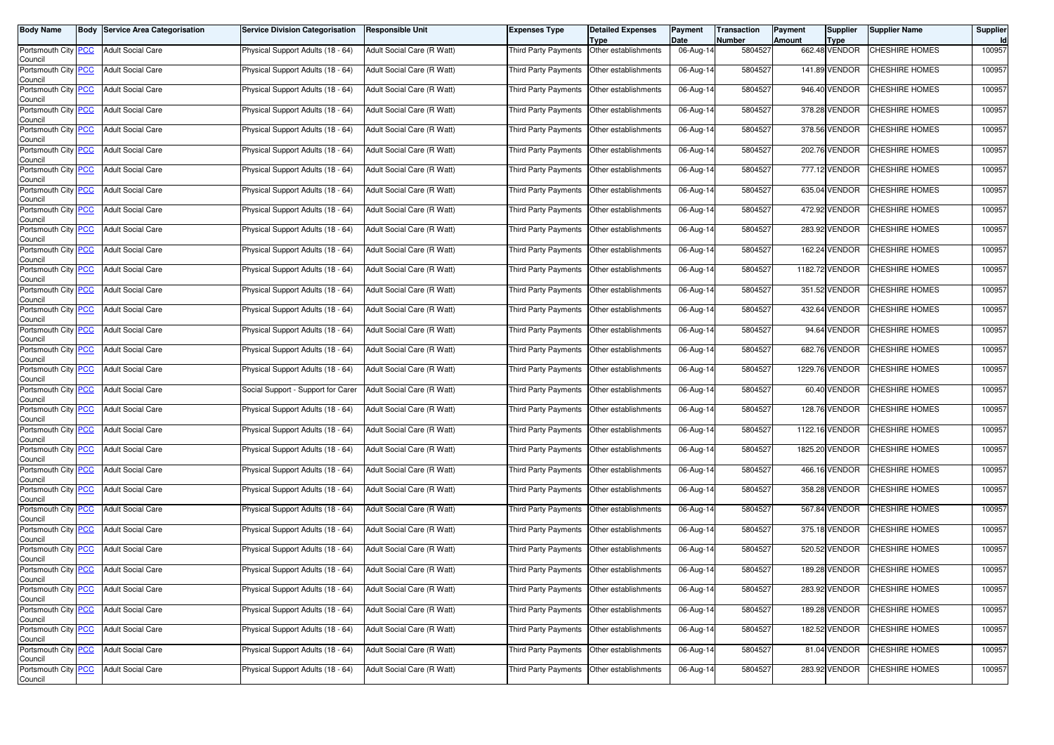| Body Name | Body | Service Area Categorisation | Service Division Categorisation | Responsible Unit | Expenses Type | Detailed Expenses Type | Payment Date | Transaction Number | Payment Amount | Supplier Type | Supplier Name | Supplier Id |
|---|---|---|---|---|---|---|---|---|---|---|---|---|
| Portsmouth City Council | PCC | Adult Social Care | Physical Support Adults (18 - 64) | Adult Social Care (R Watt) | Third Party Payments | Other establishments | 06-Aug-14 | 5804527 | 662.48 | VENDOR | CHESHIRE HOMES | 100957 |
| Portsmouth City Council | PCC | Adult Social Care | Physical Support Adults (18 - 64) | Adult Social Care (R Watt) | Third Party Payments | Other establishments | 06-Aug-14 | 5804527 | 141.89 | VENDOR | CHESHIRE HOMES | 100957 |
| Portsmouth City Council | PCC | Adult Social Care | Physical Support Adults (18 - 64) | Adult Social Care (R Watt) | Third Party Payments | Other establishments | 06-Aug-14 | 5804527 | 946.40 | VENDOR | CHESHIRE HOMES | 100957 |
| Portsmouth City Council | PCC | Adult Social Care | Physical Support Adults (18 - 64) | Adult Social Care (R Watt) | Third Party Payments | Other establishments | 06-Aug-14 | 5804527 | 378.28 | VENDOR | CHESHIRE HOMES | 100957 |
| Portsmouth City Council | PCC | Adult Social Care | Physical Support Adults (18 - 64) | Adult Social Care (R Watt) | Third Party Payments | Other establishments | 06-Aug-14 | 5804527 | 378.56 | VENDOR | CHESHIRE HOMES | 100957 |
| Portsmouth City Council | PCC | Adult Social Care | Physical Support Adults (18 - 64) | Adult Social Care (R Watt) | Third Party Payments | Other establishments | 06-Aug-14 | 5804527 | 202.76 | VENDOR | CHESHIRE HOMES | 100957 |
| Portsmouth City Council | PCC | Adult Social Care | Physical Support Adults (18 - 64) | Adult Social Care (R Watt) | Third Party Payments | Other establishments | 06-Aug-14 | 5804527 | 777.12 | VENDOR | CHESHIRE HOMES | 100957 |
| Portsmouth City Council | PCC | Adult Social Care | Physical Support Adults (18 - 64) | Adult Social Care (R Watt) | Third Party Payments | Other establishments | 06-Aug-14 | 5804527 | 635.04 | VENDOR | CHESHIRE HOMES | 100957 |
| Portsmouth City Council | PCC | Adult Social Care | Physical Support Adults (18 - 64) | Adult Social Care (R Watt) | Third Party Payments | Other establishments | 06-Aug-14 | 5804527 | 472.92 | VENDOR | CHESHIRE HOMES | 100957 |
| Portsmouth City Council | PCC | Adult Social Care | Physical Support Adults (18 - 64) | Adult Social Care (R Watt) | Third Party Payments | Other establishments | 06-Aug-14 | 5804527 | 283.92 | VENDOR | CHESHIRE HOMES | 100957 |
| Portsmouth City Council | PCC | Adult Social Care | Physical Support Adults (18 - 64) | Adult Social Care (R Watt) | Third Party Payments | Other establishments | 06-Aug-14 | 5804527 | 162.24 | VENDOR | CHESHIRE HOMES | 100957 |
| Portsmouth City Council | PCC | Adult Social Care | Physical Support Adults (18 - 64) | Adult Social Care (R Watt) | Third Party Payments | Other establishments | 06-Aug-14 | 5804527 | 1182.72 | VENDOR | CHESHIRE HOMES | 100957 |
| Portsmouth City Council | PCC | Adult Social Care | Physical Support Adults (18 - 64) | Adult Social Care (R Watt) | Third Party Payments | Other establishments | 06-Aug-14 | 5804527 | 351.52 | VENDOR | CHESHIRE HOMES | 100957 |
| Portsmouth City Council | PCC | Adult Social Care | Physical Support Adults (18 - 64) | Adult Social Care (R Watt) | Third Party Payments | Other establishments | 06-Aug-14 | 5804527 | 432.64 | VENDOR | CHESHIRE HOMES | 100957 |
| Portsmouth City Council | PCC | Adult Social Care | Physical Support Adults (18 - 64) | Adult Social Care (R Watt) | Third Party Payments | Other establishments | 06-Aug-14 | 5804527 | 94.64 | VENDOR | CHESHIRE HOMES | 100957 |
| Portsmouth City Council | PCC | Adult Social Care | Physical Support Adults (18 - 64) | Adult Social Care (R Watt) | Third Party Payments | Other establishments | 06-Aug-14 | 5804527 | 682.76 | VENDOR | CHESHIRE HOMES | 100957 |
| Portsmouth City Council | PCC | Adult Social Care | Physical Support Adults (18 - 64) | Adult Social Care (R Watt) | Third Party Payments | Other establishments | 06-Aug-14 | 5804527 | 1229.76 | VENDOR | CHESHIRE HOMES | 100957 |
| Portsmouth City Council | PCC | Adult Social Care | Social Support - Support for Carer | Adult Social Care (R Watt) | Third Party Payments | Other establishments | 06-Aug-14 | 5804527 | 60.40 | VENDOR | CHESHIRE HOMES | 100957 |
| Portsmouth City Council | PCC | Adult Social Care | Physical Support Adults (18 - 64) | Adult Social Care (R Watt) | Third Party Payments | Other establishments | 06-Aug-14 | 5804527 | 128.76 | VENDOR | CHESHIRE HOMES | 100957 |
| Portsmouth City Council | PCC | Adult Social Care | Physical Support Adults (18 - 64) | Adult Social Care (R Watt) | Third Party Payments | Other establishments | 06-Aug-14 | 5804527 | 1122.16 | VENDOR | CHESHIRE HOMES | 100957 |
| Portsmouth City Council | PCC | Adult Social Care | Physical Support Adults (18 - 64) | Adult Social Care (R Watt) | Third Party Payments | Other establishments | 06-Aug-14 | 5804527 | 1825.20 | VENDOR | CHESHIRE HOMES | 100957 |
| Portsmouth City Council | PCC | Adult Social Care | Physical Support Adults (18 - 64) | Adult Social Care (R Watt) | Third Party Payments | Other establishments | 06-Aug-14 | 5804527 | 466.16 | VENDOR | CHESHIRE HOMES | 100957 |
| Portsmouth City Council | PCC | Adult Social Care | Physical Support Adults (18 - 64) | Adult Social Care (R Watt) | Third Party Payments | Other establishments | 06-Aug-14 | 5804527 | 358.28 | VENDOR | CHESHIRE HOMES | 100957 |
| Portsmouth City Council | PCC | Adult Social Care | Physical Support Adults (18 - 64) | Adult Social Care (R Watt) | Third Party Payments | Other establishments | 06-Aug-14 | 5804527 | 567.84 | VENDOR | CHESHIRE HOMES | 100957 |
| Portsmouth City Council | PCC | Adult Social Care | Physical Support Adults (18 - 64) | Adult Social Care (R Watt) | Third Party Payments | Other establishments | 06-Aug-14 | 5804527 | 375.18 | VENDOR | CHESHIRE HOMES | 100957 |
| Portsmouth City Council | PCC | Adult Social Care | Physical Support Adults (18 - 64) | Adult Social Care (R Watt) | Third Party Payments | Other establishments | 06-Aug-14 | 5804527 | 520.52 | VENDOR | CHESHIRE HOMES | 100957 |
| Portsmouth City Council | PCC | Adult Social Care | Physical Support Adults (18 - 64) | Adult Social Care (R Watt) | Third Party Payments | Other establishments | 06-Aug-14 | 5804527 | 189.28 | VENDOR | CHESHIRE HOMES | 100957 |
| Portsmouth City Council | PCC | Adult Social Care | Physical Support Adults (18 - 64) | Adult Social Care (R Watt) | Third Party Payments | Other establishments | 06-Aug-14 | 5804527 | 283.92 | VENDOR | CHESHIRE HOMES | 100957 |
| Portsmouth City Council | PCC | Adult Social Care | Physical Support Adults (18 - 64) | Adult Social Care (R Watt) | Third Party Payments | Other establishments | 06-Aug-14 | 5804527 | 189.28 | VENDOR | CHESHIRE HOMES | 100957 |
| Portsmouth City Council | PCC | Adult Social Care | Physical Support Adults (18 - 64) | Adult Social Care (R Watt) | Third Party Payments | Other establishments | 06-Aug-14 | 5804527 | 182.52 | VENDOR | CHESHIRE HOMES | 100957 |
| Portsmouth City Council | PCC | Adult Social Care | Physical Support Adults (18 - 64) | Adult Social Care (R Watt) | Third Party Payments | Other establishments | 06-Aug-14 | 5804527 | 81.04 | VENDOR | CHESHIRE HOMES | 100957 |
| Portsmouth City Council | PCC | Adult Social Care | Physical Support Adults (18 - 64) | Adult Social Care (R Watt) | Third Party Payments | Other establishments | 06-Aug-14 | 5804527 | 283.92 | VENDOR | CHESHIRE HOMES | 100957 |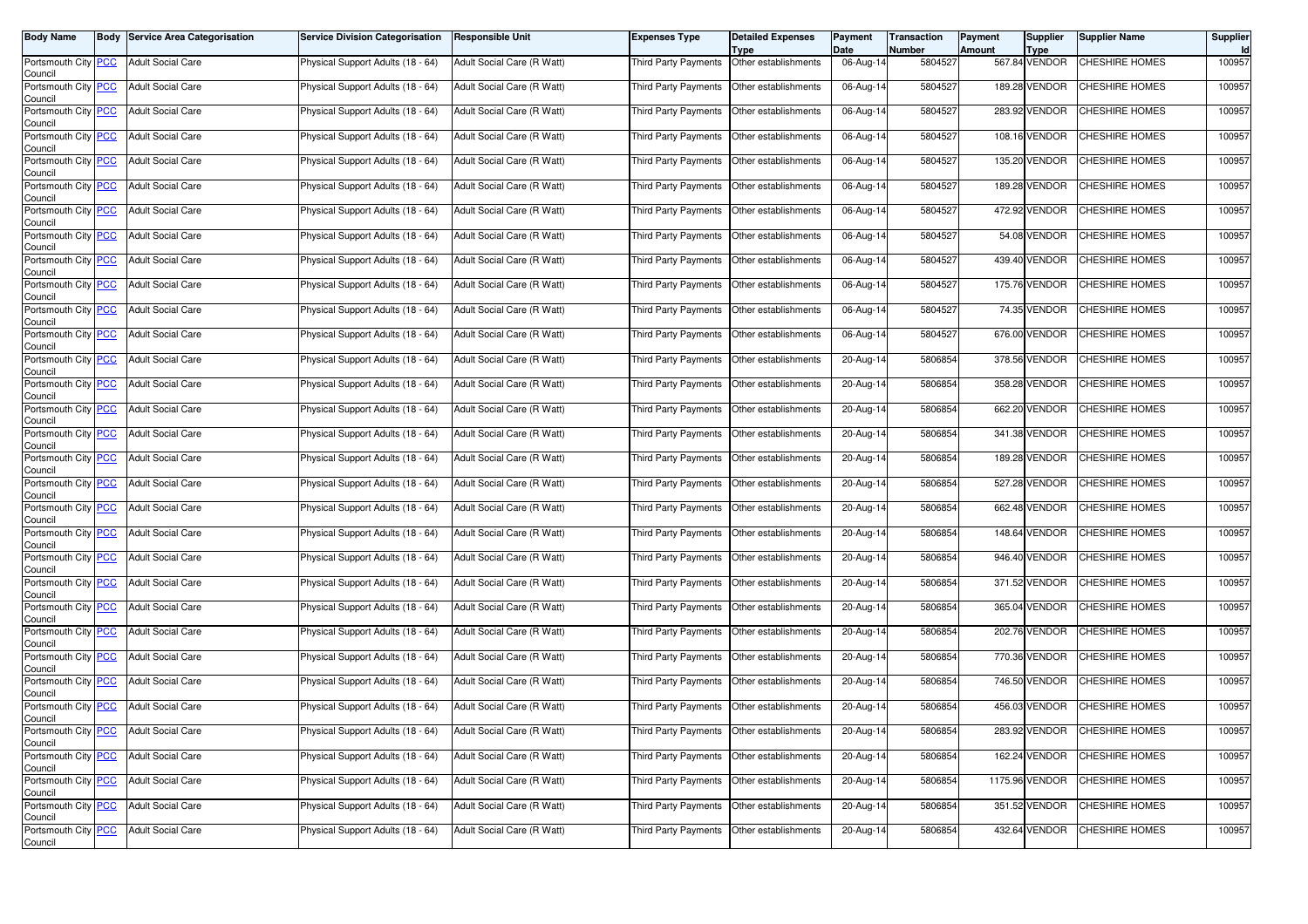| Body Name | Body | Service Area Categorisation | Service Division Categorisation | Responsible Unit | Expenses Type | Detailed Expenses Type | Payment Date | Transaction Number | Payment Amount | Supplier Type | Supplier Name | Supplier Id |
|---|---|---|---|---|---|---|---|---|---|---|---|---|
| Portsmouth City Council | PCC | Adult Social Care | Physical Support Adults (18 - 64) | Adult Social Care (R Watt) | Third Party Payments | Other establishments | 06-Aug-14 | 5804527 | 567.84 | VENDOR | CHESHIRE HOMES | 100957 |
| Portsmouth City Council | PCC | Adult Social Care | Physical Support Adults (18 - 64) | Adult Social Care (R Watt) | Third Party Payments | Other establishments | 06-Aug-14 | 5804527 | 189.28 | VENDOR | CHESHIRE HOMES | 100957 |
| Portsmouth City Council | PCC | Adult Social Care | Physical Support Adults (18 - 64) | Adult Social Care (R Watt) | Third Party Payments | Other establishments | 06-Aug-14 | 5804527 | 283.92 | VENDOR | CHESHIRE HOMES | 100957 |
| Portsmouth City Council | PCC | Adult Social Care | Physical Support Adults (18 - 64) | Adult Social Care (R Watt) | Third Party Payments | Other establishments | 06-Aug-14 | 5804527 | 108.16 | VENDOR | CHESHIRE HOMES | 100957 |
| Portsmouth City Council | PCC | Adult Social Care | Physical Support Adults (18 - 64) | Adult Social Care (R Watt) | Third Party Payments | Other establishments | 06-Aug-14 | 5804527 | 135.20 | VENDOR | CHESHIRE HOMES | 100957 |
| Portsmouth City Council | PCC | Adult Social Care | Physical Support Adults (18 - 64) | Adult Social Care (R Watt) | Third Party Payments | Other establishments | 06-Aug-14 | 5804527 | 189.28 | VENDOR | CHESHIRE HOMES | 100957 |
| Portsmouth City Council | PCC | Adult Social Care | Physical Support Adults (18 - 64) | Adult Social Care (R Watt) | Third Party Payments | Other establishments | 06-Aug-14 | 5804527 | 472.92 | VENDOR | CHESHIRE HOMES | 100957 |
| Portsmouth City Council | PCC | Adult Social Care | Physical Support Adults (18 - 64) | Adult Social Care (R Watt) | Third Party Payments | Other establishments | 06-Aug-14 | 5804527 | 54.08 | VENDOR | CHESHIRE HOMES | 100957 |
| Portsmouth City Council | PCC | Adult Social Care | Physical Support Adults (18 - 64) | Adult Social Care (R Watt) | Third Party Payments | Other establishments | 06-Aug-14 | 5804527 | 439.40 | VENDOR | CHESHIRE HOMES | 100957 |
| Portsmouth City Council | PCC | Adult Social Care | Physical Support Adults (18 - 64) | Adult Social Care (R Watt) | Third Party Payments | Other establishments | 06-Aug-14 | 5804527 | 175.76 | VENDOR | CHESHIRE HOMES | 100957 |
| Portsmouth City Council | PCC | Adult Social Care | Physical Support Adults (18 - 64) | Adult Social Care (R Watt) | Third Party Payments | Other establishments | 06-Aug-14 | 5804527 | 74.35 | VENDOR | CHESHIRE HOMES | 100957 |
| Portsmouth City Council | PCC | Adult Social Care | Physical Support Adults (18 - 64) | Adult Social Care (R Watt) | Third Party Payments | Other establishments | 06-Aug-14 | 5804527 | 676.00 | VENDOR | CHESHIRE HOMES | 100957 |
| Portsmouth City Council | PCC | Adult Social Care | Physical Support Adults (18 - 64) | Adult Social Care (R Watt) | Third Party Payments | Other establishments | 20-Aug-14 | 5806854 | 378.56 | VENDOR | CHESHIRE HOMES | 100957 |
| Portsmouth City Council | PCC | Adult Social Care | Physical Support Adults (18 - 64) | Adult Social Care (R Watt) | Third Party Payments | Other establishments | 20-Aug-14 | 5806854 | 358.28 | VENDOR | CHESHIRE HOMES | 100957 |
| Portsmouth City Council | PCC | Adult Social Care | Physical Support Adults (18 - 64) | Adult Social Care (R Watt) | Third Party Payments | Other establishments | 20-Aug-14 | 5806854 | 662.20 | VENDOR | CHESHIRE HOMES | 100957 |
| Portsmouth City Council | PCC | Adult Social Care | Physical Support Adults (18 - 64) | Adult Social Care (R Watt) | Third Party Payments | Other establishments | 20-Aug-14 | 5806854 | 341.38 | VENDOR | CHESHIRE HOMES | 100957 |
| Portsmouth City Council | PCC | Adult Social Care | Physical Support Adults (18 - 64) | Adult Social Care (R Watt) | Third Party Payments | Other establishments | 20-Aug-14 | 5806854 | 189.28 | VENDOR | CHESHIRE HOMES | 100957 |
| Portsmouth City Council | PCC | Adult Social Care | Physical Support Adults (18 - 64) | Adult Social Care (R Watt) | Third Party Payments | Other establishments | 20-Aug-14 | 5806854 | 527.28 | VENDOR | CHESHIRE HOMES | 100957 |
| Portsmouth City Council | PCC | Adult Social Care | Physical Support Adults (18 - 64) | Adult Social Care (R Watt) | Third Party Payments | Other establishments | 20-Aug-14 | 5806854 | 662.48 | VENDOR | CHESHIRE HOMES | 100957 |
| Portsmouth City Council | PCC | Adult Social Care | Physical Support Adults (18 - 64) | Adult Social Care (R Watt) | Third Party Payments | Other establishments | 20-Aug-14 | 5806854 | 148.64 | VENDOR | CHESHIRE HOMES | 100957 |
| Portsmouth City Council | PCC | Adult Social Care | Physical Support Adults (18 - 64) | Adult Social Care (R Watt) | Third Party Payments | Other establishments | 20-Aug-14 | 5806854 | 946.40 | VENDOR | CHESHIRE HOMES | 100957 |
| Portsmouth City Council | PCC | Adult Social Care | Physical Support Adults (18 - 64) | Adult Social Care (R Watt) | Third Party Payments | Other establishments | 20-Aug-14 | 5806854 | 371.52 | VENDOR | CHESHIRE HOMES | 100957 |
| Portsmouth City Council | PCC | Adult Social Care | Physical Support Adults (18 - 64) | Adult Social Care (R Watt) | Third Party Payments | Other establishments | 20-Aug-14 | 5806854 | 365.04 | VENDOR | CHESHIRE HOMES | 100957 |
| Portsmouth City Council | PCC | Adult Social Care | Physical Support Adults (18 - 64) | Adult Social Care (R Watt) | Third Party Payments | Other establishments | 20-Aug-14 | 5806854 | 202.76 | VENDOR | CHESHIRE HOMES | 100957 |
| Portsmouth City Council | PCC | Adult Social Care | Physical Support Adults (18 - 64) | Adult Social Care (R Watt) | Third Party Payments | Other establishments | 20-Aug-14 | 5806854 | 770.36 | VENDOR | CHESHIRE HOMES | 100957 |
| Portsmouth City Council | PCC | Adult Social Care | Physical Support Adults (18 - 64) | Adult Social Care (R Watt) | Third Party Payments | Other establishments | 20-Aug-14 | 5806854 | 746.50 | VENDOR | CHESHIRE HOMES | 100957 |
| Portsmouth City Council | PCC | Adult Social Care | Physical Support Adults (18 - 64) | Adult Social Care (R Watt) | Third Party Payments | Other establishments | 20-Aug-14 | 5806854 | 456.03 | VENDOR | CHESHIRE HOMES | 100957 |
| Portsmouth City Council | PCC | Adult Social Care | Physical Support Adults (18 - 64) | Adult Social Care (R Watt) | Third Party Payments | Other establishments | 20-Aug-14 | 5806854 | 283.92 | VENDOR | CHESHIRE HOMES | 100957 |
| Portsmouth City Council | PCC | Adult Social Care | Physical Support Adults (18 - 64) | Adult Social Care (R Watt) | Third Party Payments | Other establishments | 20-Aug-14 | 5806854 | 162.24 | VENDOR | CHESHIRE HOMES | 100957 |
| Portsmouth City Council | PCC | Adult Social Care | Physical Support Adults (18 - 64) | Adult Social Care (R Watt) | Third Party Payments | Other establishments | 20-Aug-14 | 5806854 | 1175.96 | VENDOR | CHESHIRE HOMES | 100957 |
| Portsmouth City Council | PCC | Adult Social Care | Physical Support Adults (18 - 64) | Adult Social Care (R Watt) | Third Party Payments | Other establishments | 20-Aug-14 | 5806854 | 351.52 | VENDOR | CHESHIRE HOMES | 100957 |
| Portsmouth City Council | PCC | Adult Social Care | Physical Support Adults (18 - 64) | Adult Social Care (R Watt) | Third Party Payments | Other establishments | 20-Aug-14 | 5806854 | 432.64 | VENDOR | CHESHIRE HOMES | 100957 |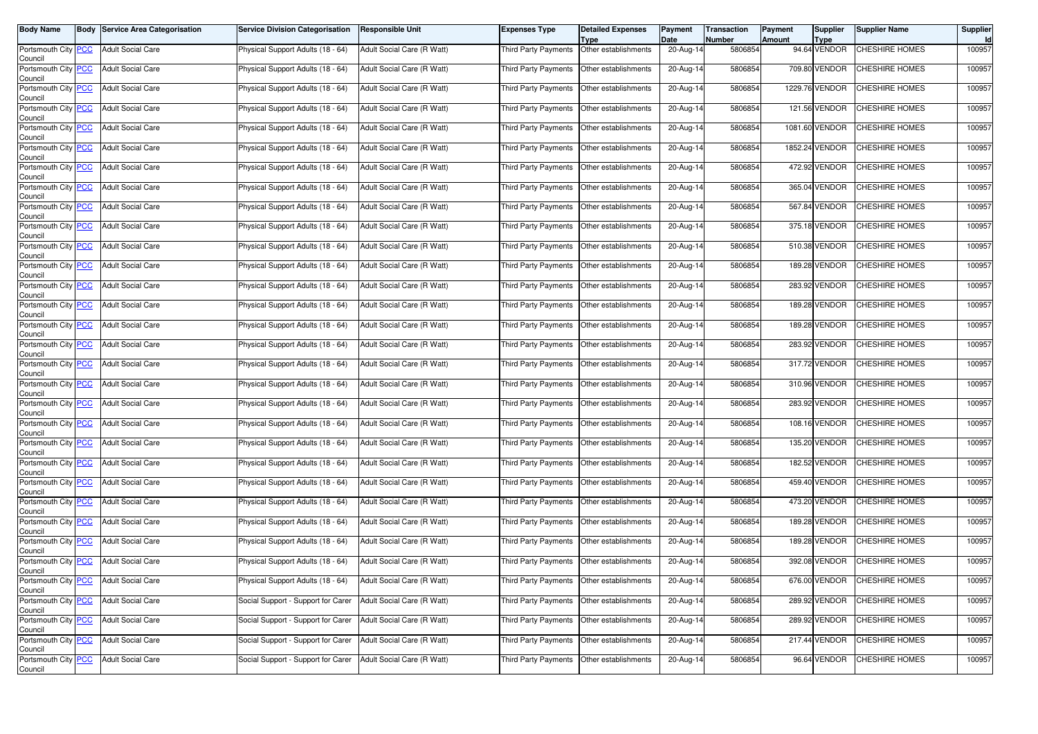| Body Name | Body | Service Area Categorisation | Service Division Categorisation | Responsible Unit | Expenses Type | Detailed Expenses Type | Payment Date | Transaction Number | Payment Amount | Supplier Type | Supplier Name | Supplier Id |
|---|---|---|---|---|---|---|---|---|---|---|---|---|
| Portsmouth City Council | PCC | Adult Social Care | Physical Support Adults (18 - 64) | Adult Social Care (R Watt) | Third Party Payments | Other establishments | 20-Aug-14 | 5806854 | 94.64 | VENDOR | CHESHIRE HOMES | 100957 |
| Portsmouth City Council | PCC | Adult Social Care | Physical Support Adults (18 - 64) | Adult Social Care (R Watt) | Third Party Payments | Other establishments | 20-Aug-14 | 5806854 | 709.80 | VENDOR | CHESHIRE HOMES | 100957 |
| Portsmouth City Council | PCC | Adult Social Care | Physical Support Adults (18 - 64) | Adult Social Care (R Watt) | Third Party Payments | Other establishments | 20-Aug-14 | 5806854 | 1229.76 | VENDOR | CHESHIRE HOMES | 100957 |
| Portsmouth City Council | PCC | Adult Social Care | Physical Support Adults (18 - 64) | Adult Social Care (R Watt) | Third Party Payments | Other establishments | 20-Aug-14 | 5806854 | 121.56 | VENDOR | CHESHIRE HOMES | 100957 |
| Portsmouth City Council | PCC | Adult Social Care | Physical Support Adults (18 - 64) | Adult Social Care (R Watt) | Third Party Payments | Other establishments | 20-Aug-14 | 5806854 | 1081.60 | VENDOR | CHESHIRE HOMES | 100957 |
| Portsmouth City Council | PCC | Adult Social Care | Physical Support Adults (18 - 64) | Adult Social Care (R Watt) | Third Party Payments | Other establishments | 20-Aug-14 | 5806854 | 1852.24 | VENDOR | CHESHIRE HOMES | 100957 |
| Portsmouth City Council | PCC | Adult Social Care | Physical Support Adults (18 - 64) | Adult Social Care (R Watt) | Third Party Payments | Other establishments | 20-Aug-14 | 5806854 | 472.92 | VENDOR | CHESHIRE HOMES | 100957 |
| Portsmouth City Council | PCC | Adult Social Care | Physical Support Adults (18 - 64) | Adult Social Care (R Watt) | Third Party Payments | Other establishments | 20-Aug-14 | 5806854 | 365.04 | VENDOR | CHESHIRE HOMES | 100957 |
| Portsmouth City Council | PCC | Adult Social Care | Physical Support Adults (18 - 64) | Adult Social Care (R Watt) | Third Party Payments | Other establishments | 20-Aug-14 | 5806854 | 567.84 | VENDOR | CHESHIRE HOMES | 100957 |
| Portsmouth City Council | PCC | Adult Social Care | Physical Support Adults (18 - 64) | Adult Social Care (R Watt) | Third Party Payments | Other establishments | 20-Aug-14 | 5806854 | 375.18 | VENDOR | CHESHIRE HOMES | 100957 |
| Portsmouth City Council | PCC | Adult Social Care | Physical Support Adults (18 - 64) | Adult Social Care (R Watt) | Third Party Payments | Other establishments | 20-Aug-14 | 5806854 | 510.38 | VENDOR | CHESHIRE HOMES | 100957 |
| Portsmouth City Council | PCC | Adult Social Care | Physical Support Adults (18 - 64) | Adult Social Care (R Watt) | Third Party Payments | Other establishments | 20-Aug-14 | 5806854 | 189.28 | VENDOR | CHESHIRE HOMES | 100957 |
| Portsmouth City Council | PCC | Adult Social Care | Physical Support Adults (18 - 64) | Adult Social Care (R Watt) | Third Party Payments | Other establishments | 20-Aug-14 | 5806854 | 283.92 | VENDOR | CHESHIRE HOMES | 100957 |
| Portsmouth City Council | PCC | Adult Social Care | Physical Support Adults (18 - 64) | Adult Social Care (R Watt) | Third Party Payments | Other establishments | 20-Aug-14 | 5806854 | 189.28 | VENDOR | CHESHIRE HOMES | 100957 |
| Portsmouth City Council | PCC | Adult Social Care | Physical Support Adults (18 - 64) | Adult Social Care (R Watt) | Third Party Payments | Other establishments | 20-Aug-14 | 5806854 | 189.28 | VENDOR | CHESHIRE HOMES | 100957 |
| Portsmouth City Council | PCC | Adult Social Care | Physical Support Adults (18 - 64) | Adult Social Care (R Watt) | Third Party Payments | Other establishments | 20-Aug-14 | 5806854 | 283.92 | VENDOR | CHESHIRE HOMES | 100957 |
| Portsmouth City Council | PCC | Adult Social Care | Physical Support Adults (18 - 64) | Adult Social Care (R Watt) | Third Party Payments | Other establishments | 20-Aug-14 | 5806854 | 317.72 | VENDOR | CHESHIRE HOMES | 100957 |
| Portsmouth City Council | PCC | Adult Social Care | Physical Support Adults (18 - 64) | Adult Social Care (R Watt) | Third Party Payments | Other establishments | 20-Aug-14 | 5806854 | 310.96 | VENDOR | CHESHIRE HOMES | 100957 |
| Portsmouth City Council | PCC | Adult Social Care | Physical Support Adults (18 - 64) | Adult Social Care (R Watt) | Third Party Payments | Other establishments | 20-Aug-14 | 5806854 | 283.92 | VENDOR | CHESHIRE HOMES | 100957 |
| Portsmouth City Council | PCC | Adult Social Care | Physical Support Adults (18 - 64) | Adult Social Care (R Watt) | Third Party Payments | Other establishments | 20-Aug-14 | 5806854 | 108.16 | VENDOR | CHESHIRE HOMES | 100957 |
| Portsmouth City Council | PCC | Adult Social Care | Physical Support Adults (18 - 64) | Adult Social Care (R Watt) | Third Party Payments | Other establishments | 20-Aug-14 | 5806854 | 135.20 | VENDOR | CHESHIRE HOMES | 100957 |
| Portsmouth City Council | PCC | Adult Social Care | Physical Support Adults (18 - 64) | Adult Social Care (R Watt) | Third Party Payments | Other establishments | 20-Aug-14 | 5806854 | 182.52 | VENDOR | CHESHIRE HOMES | 100957 |
| Portsmouth City Council | PCC | Adult Social Care | Physical Support Adults (18 - 64) | Adult Social Care (R Watt) | Third Party Payments | Other establishments | 20-Aug-14 | 5806854 | 459.40 | VENDOR | CHESHIRE HOMES | 100957 |
| Portsmouth City Council | PCC | Adult Social Care | Physical Support Adults (18 - 64) | Adult Social Care (R Watt) | Third Party Payments | Other establishments | 20-Aug-14 | 5806854 | 473.20 | VENDOR | CHESHIRE HOMES | 100957 |
| Portsmouth City Council | PCC | Adult Social Care | Physical Support Adults (18 - 64) | Adult Social Care (R Watt) | Third Party Payments | Other establishments | 20-Aug-14 | 5806854 | 189.28 | VENDOR | CHESHIRE HOMES | 100957 |
| Portsmouth City Council | PCC | Adult Social Care | Physical Support Adults (18 - 64) | Adult Social Care (R Watt) | Third Party Payments | Other establishments | 20-Aug-14 | 5806854 | 189.28 | VENDOR | CHESHIRE HOMES | 100957 |
| Portsmouth City Council | PCC | Adult Social Care | Physical Support Adults (18 - 64) | Adult Social Care (R Watt) | Third Party Payments | Other establishments | 20-Aug-14 | 5806854 | 392.08 | VENDOR | CHESHIRE HOMES | 100957 |
| Portsmouth City Council | PCC | Adult Social Care | Physical Support Adults (18 - 64) | Adult Social Care (R Watt) | Third Party Payments | Other establishments | 20-Aug-14 | 5806854 | 676.00 | VENDOR | CHESHIRE HOMES | 100957 |
| Portsmouth City Council | PCC | Adult Social Care | Social Support - Support for Carer | Adult Social Care (R Watt) | Third Party Payments | Other establishments | 20-Aug-14 | 5806854 | 289.92 | VENDOR | CHESHIRE HOMES | 100957 |
| Portsmouth City Council | PCC | Adult Social Care | Social Support - Support for Carer | Adult Social Care (R Watt) | Third Party Payments | Other establishments | 20-Aug-14 | 5806854 | 289.92 | VENDOR | CHESHIRE HOMES | 100957 |
| Portsmouth City Council | PCC | Adult Social Care | Social Support - Support for Carer | Adult Social Care (R Watt) | Third Party Payments | Other establishments | 20-Aug-14 | 5806854 | 217.44 | VENDOR | CHESHIRE HOMES | 100957 |
| Portsmouth City Council | PCC | Adult Social Care | Social Support - Support for Carer | Adult Social Care (R Watt) | Third Party Payments | Other establishments | 20-Aug-14 | 5806854 | 96.64 | VENDOR | CHESHIRE HOMES | 100957 |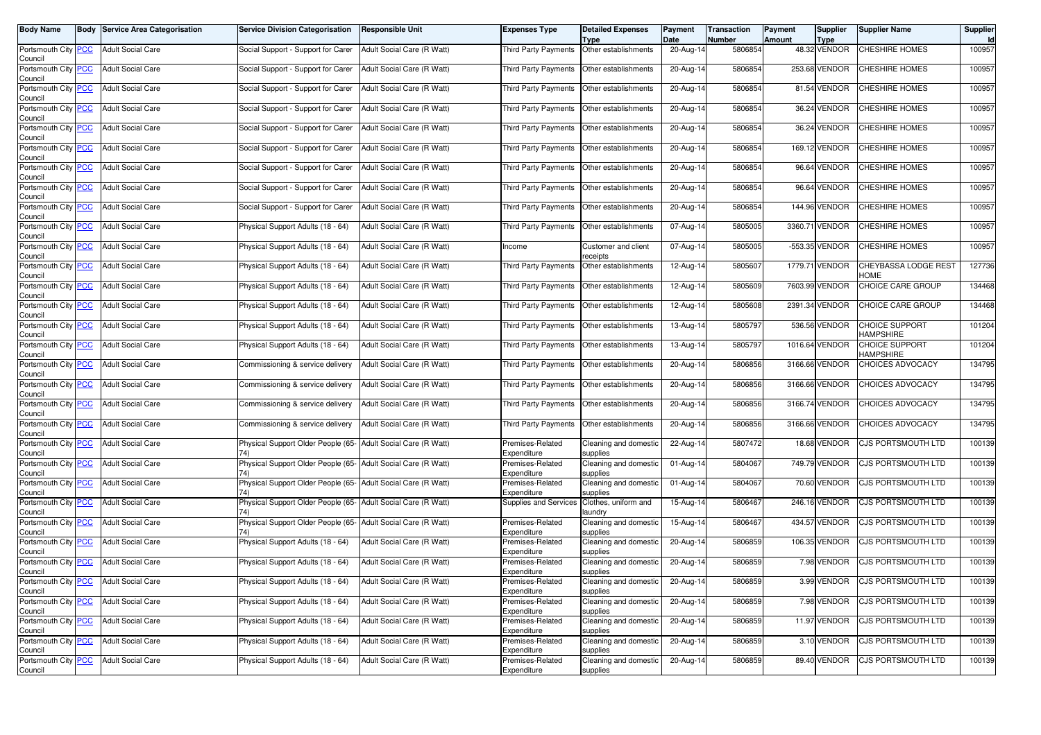| Body Name | Body | Service Area Categorisation | Service Division Categorisation | Responsible Unit | Expenses Type | Detailed Expenses Type | Payment Date | Transaction Number | Payment Amount | Supplier Type | Supplier Name | Supplier Id |
|---|---|---|---|---|---|---|---|---|---|---|---|---|
| Portsmouth City Council | PCC | Adult Social Care | Social Support - Support for Carer | Adult Social Care (R Watt) | Third Party Payments | Other establishments | 20-Aug-14 | 5806854 | 48.32 | VENDOR | CHESHIRE HOMES | 100957 |
| Portsmouth City Council | PCC | Adult Social Care | Social Support - Support for Carer | Adult Social Care (R Watt) | Third Party Payments | Other establishments | 20-Aug-14 | 5806854 | 253.68 | VENDOR | CHESHIRE HOMES | 100957 |
| Portsmouth City Council | PCC | Adult Social Care | Social Support - Support for Carer | Adult Social Care (R Watt) | Third Party Payments | Other establishments | 20-Aug-14 | 5806854 | 81.54 | VENDOR | CHESHIRE HOMES | 100957 |
| Portsmouth City Council | PCC | Adult Social Care | Social Support - Support for Carer | Adult Social Care (R Watt) | Third Party Payments | Other establishments | 20-Aug-14 | 5806854 | 36.24 | VENDOR | CHESHIRE HOMES | 100957 |
| Portsmouth City Council | PCC | Adult Social Care | Social Support - Support for Carer | Adult Social Care (R Watt) | Third Party Payments | Other establishments | 20-Aug-14 | 5806854 | 36.24 | VENDOR | CHESHIRE HOMES | 100957 |
| Portsmouth City Council | PCC | Adult Social Care | Social Support - Support for Carer | Adult Social Care (R Watt) | Third Party Payments | Other establishments | 20-Aug-14 | 5806854 | 169.12 | VENDOR | CHESHIRE HOMES | 100957 |
| Portsmouth City Council | PCC | Adult Social Care | Social Support - Support for Carer | Adult Social Care (R Watt) | Third Party Payments | Other establishments | 20-Aug-14 | 5806854 | 96.64 | VENDOR | CHESHIRE HOMES | 100957 |
| Portsmouth City Council | PCC | Adult Social Care | Social Support - Support for Carer | Adult Social Care (R Watt) | Third Party Payments | Other establishments | 20-Aug-14 | 5806854 | 96.64 | VENDOR | CHESHIRE HOMES | 100957 |
| Portsmouth City Council | PCC | Adult Social Care | Social Support - Support for Carer | Adult Social Care (R Watt) | Third Party Payments | Other establishments | 20-Aug-14 | 5806854 | 144.96 | VENDOR | CHESHIRE HOMES | 100957 |
| Portsmouth City Council | PCC | Adult Social Care | Physical Support Adults (18 - 64) | Adult Social Care (R Watt) | Third Party Payments | Other establishments | 07-Aug-14 | 5805005 | 3360.71 | VENDOR | CHESHIRE HOMES | 100957 |
| Portsmouth City Council | PCC | Adult Social Care | Physical Support Adults (18 - 64) | Adult Social Care (R Watt) | Income | Customer and client receipts | 07-Aug-14 | 5805005 | -553.35 | VENDOR | CHESHIRE HOMES | 100957 |
| Portsmouth City Council | PCC | Adult Social Care | Physical Support Adults (18 - 64) | Adult Social Care (R Watt) | Third Party Payments | Other establishments | 12-Aug-14 | 5805607 | 1779.71 | VENDOR | CHEYBASSA LODGE REST HOME | 127736 |
| Portsmouth City Council | PCC | Adult Social Care | Physical Support Adults (18 - 64) | Adult Social Care (R Watt) | Third Party Payments | Other establishments | 12-Aug-14 | 5805609 | 7603.99 | VENDOR | CHOICE CARE GROUP | 134468 |
| Portsmouth City Council | PCC | Adult Social Care | Physical Support Adults (18 - 64) | Adult Social Care (R Watt) | Third Party Payments | Other establishments | 12-Aug-14 | 5805608 | 2391.34 | VENDOR | CHOICE CARE GROUP | 134468 |
| Portsmouth City Council | PCC | Adult Social Care | Physical Support Adults (18 - 64) | Adult Social Care (R Watt) | Third Party Payments | Other establishments | 13-Aug-14 | 5805797 | 536.56 | VENDOR | CHOICE SUPPORT HAMPSHIRE | 101204 |
| Portsmouth City Council | PCC | Adult Social Care | Physical Support Adults (18 - 64) | Adult Social Care (R Watt) | Third Party Payments | Other establishments | 13-Aug-14 | 5805797 | 1016.64 | VENDOR | CHOICE SUPPORT HAMPSHIRE | 101204 |
| Portsmouth City Council | PCC | Adult Social Care | Commissioning & service delivery | Adult Social Care (R Watt) | Third Party Payments | Other establishments | 20-Aug-14 | 5806856 | 3166.66 | VENDOR | CHOICES ADVOCACY | 134795 |
| Portsmouth City Council | PCC | Adult Social Care | Commissioning & service delivery | Adult Social Care (R Watt) | Third Party Payments | Other establishments | 20-Aug-14 | 5806856 | 3166.66 | VENDOR | CHOICES ADVOCACY | 134795 |
| Portsmouth City Council | PCC | Adult Social Care | Commissioning & service delivery | Adult Social Care (R Watt) | Third Party Payments | Other establishments | 20-Aug-14 | 5806856 | 3166.74 | VENDOR | CHOICES ADVOCACY | 134795 |
| Portsmouth City Council | PCC | Adult Social Care | Commissioning & service delivery | Adult Social Care (R Watt) | Third Party Payments | Other establishments | 20-Aug-14 | 5806856 | 3166.66 | VENDOR | CHOICES ADVOCACY | 134795 |
| Portsmouth City Council | PCC | Adult Social Care | Physical Support Older People (65-74) | Adult Social Care (R Watt) | Premises-Related Expenditure | Cleaning and domestic supplies | 22-Aug-14 | 5807472 | 18.68 | VENDOR | CJS PORTSMOUTH LTD | 100139 |
| Portsmouth City Council | PCC | Adult Social Care | Physical Support Older People (65-74) | Adult Social Care (R Watt) | Premises-Related Expenditure | Cleaning and domestic supplies | 01-Aug-14 | 5804067 | 749.79 | VENDOR | CJS PORTSMOUTH LTD | 100139 |
| Portsmouth City Council | PCC | Adult Social Care | Physical Support Older People (65-74) | Adult Social Care (R Watt) | Premises-Related Expenditure | Cleaning and domestic supplies | 01-Aug-14 | 5804067 | 70.60 | VENDOR | CJS PORTSMOUTH LTD | 100139 |
| Portsmouth City Council | PCC | Adult Social Care | Physical Support Older People (65-74) | Adult Social Care (R Watt) | Supplies and Services | Clothes, uniform and laundry | 15-Aug-14 | 5806467 | 246.16 | VENDOR | CJS PORTSMOUTH LTD | 100139 |
| Portsmouth City Council | PCC | Adult Social Care | Physical Support Older People (65-74) | Adult Social Care (R Watt) | Premises-Related Expenditure | Cleaning and domestic supplies | 15-Aug-14 | 5806467 | 434.57 | VENDOR | CJS PORTSMOUTH LTD | 100139 |
| Portsmouth City Council | PCC | Adult Social Care | Physical Support Adults (18 - 64) | Adult Social Care (R Watt) | Premises-Related Expenditure | Cleaning and domestic supplies | 20-Aug-14 | 5806859 | 106.35 | VENDOR | CJS PORTSMOUTH LTD | 100139 |
| Portsmouth City Council | PCC | Adult Social Care | Physical Support Adults (18 - 64) | Adult Social Care (R Watt) | Premises-Related Expenditure | Cleaning and domestic supplies | 20-Aug-14 | 5806859 | 7.98 | VENDOR | CJS PORTSMOUTH LTD | 100139 |
| Portsmouth City Council | PCC | Adult Social Care | Physical Support Adults (18 - 64) | Adult Social Care (R Watt) | Premises-Related Expenditure | Cleaning and domestic supplies | 20-Aug-14 | 5806859 | 3.99 | VENDOR | CJS PORTSMOUTH LTD | 100139 |
| Portsmouth City Council | PCC | Adult Social Care | Physical Support Adults (18 - 64) | Adult Social Care (R Watt) | Premises-Related Expenditure | Cleaning and domestic supplies | 20-Aug-14 | 5806859 | 7.98 | VENDOR | CJS PORTSMOUTH LTD | 100139 |
| Portsmouth City Council | PCC | Adult Social Care | Physical Support Adults (18 - 64) | Adult Social Care (R Watt) | Premises-Related Expenditure | Cleaning and domestic supplies | 20-Aug-14 | 5806859 | 11.97 | VENDOR | CJS PORTSMOUTH LTD | 100139 |
| Portsmouth City Council | PCC | Adult Social Care | Physical Support Adults (18 - 64) | Adult Social Care (R Watt) | Premises-Related Expenditure | Cleaning and domestic supplies | 20-Aug-14 | 5806859 | 3.10 | VENDOR | CJS PORTSMOUTH LTD | 100139 |
| Portsmouth City Council | PCC | Adult Social Care | Physical Support Adults (18 - 64) | Adult Social Care (R Watt) | Premises-Related Expenditure | Cleaning and domestic supplies | 20-Aug-14 | 5806859 | 89.40 | VENDOR | CJS PORTSMOUTH LTD | 100139 |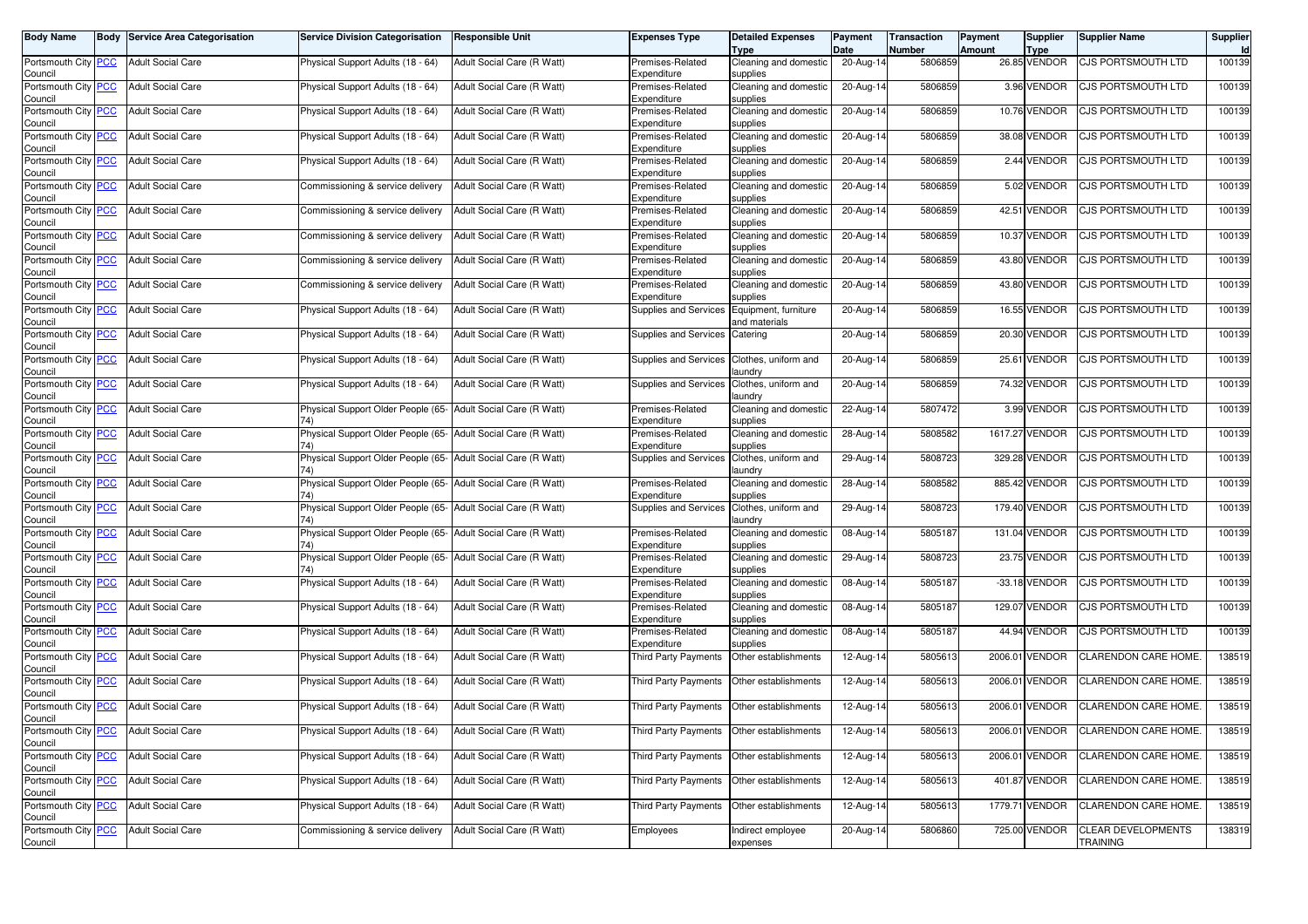| Body Name | Body | Service Area Categorisation | Service Division Categorisation | Responsible Unit | Expenses Type | Detailed Expenses Type | Payment Date | Transaction Number | Payment Amount | Supplier Type | Supplier Name | Supplier Id |
|---|---|---|---|---|---|---|---|---|---|---|---|---|
| Portsmouth City Council | PCC | Adult Social Care | Physical Support Adults (18 - 64) | Adult Social Care (R Watt) | Premises-Related Expenditure | Cleaning and domestic supplies | 20-Aug-14 | 5806859 | 26.85 | VENDOR | CJS PORTSMOUTH LTD | 100139 |
| Portsmouth City Council | PCC | Adult Social Care | Physical Support Adults (18 - 64) | Adult Social Care (R Watt) | Premises-Related Expenditure | Cleaning and domestic supplies | 20-Aug-14 | 5806859 | 3.96 | VENDOR | CJS PORTSMOUTH LTD | 100139 |
| Portsmouth City Council | PCC | Adult Social Care | Physical Support Adults (18 - 64) | Adult Social Care (R Watt) | Premises-Related Expenditure | Cleaning and domestic supplies | 20-Aug-14 | 5806859 | 10.76 | VENDOR | CJS PORTSMOUTH LTD | 100139 |
| Portsmouth City Council | PCC | Adult Social Care | Physical Support Adults (18 - 64) | Adult Social Care (R Watt) | Premises-Related Expenditure | Cleaning and domestic supplies | 20-Aug-14 | 5806859 | 38.08 | VENDOR | CJS PORTSMOUTH LTD | 100139 |
| Portsmouth City Council | PCC | Adult Social Care | Physical Support Adults (18 - 64) | Adult Social Care (R Watt) | Premises-Related Expenditure | Cleaning and domestic supplies | 20-Aug-14 | 5806859 | 2.44 | VENDOR | CJS PORTSMOUTH LTD | 100139 |
| Portsmouth City Council | PCC | Adult Social Care | Commissioning & service delivery | Adult Social Care (R Watt) | Premises-Related Expenditure | Cleaning and domestic supplies | 20-Aug-14 | 5806859 | 5.02 | VENDOR | CJS PORTSMOUTH LTD | 100139 |
| Portsmouth City Council | PCC | Adult Social Care | Commissioning & service delivery | Adult Social Care (R Watt) | Premises-Related Expenditure | Cleaning and domestic supplies | 20-Aug-14 | 5806859 | 42.51 | VENDOR | CJS PORTSMOUTH LTD | 100139 |
| Portsmouth City Council | PCC | Adult Social Care | Commissioning & service delivery | Adult Social Care (R Watt) | Premises-Related Expenditure | Cleaning and domestic supplies | 20-Aug-14 | 5806859 | 10.37 | VENDOR | CJS PORTSMOUTH LTD | 100139 |
| Portsmouth City Council | PCC | Adult Social Care | Commissioning & service delivery | Adult Social Care (R Watt) | Premises-Related Expenditure | Cleaning and domestic supplies | 20-Aug-14 | 5806859 | 43.80 | VENDOR | CJS PORTSMOUTH LTD | 100139 |
| Portsmouth City Council | PCC | Adult Social Care | Commissioning & service delivery | Adult Social Care (R Watt) | Premises-Related Expenditure | Cleaning and domestic supplies | 20-Aug-14 | 5806859 | 43.80 | VENDOR | CJS PORTSMOUTH LTD | 100139 |
| Portsmouth City Council | PCC | Adult Social Care | Physical Support Adults (18 - 64) | Adult Social Care (R Watt) | Supplies and Services | Equipment, furniture and materials | 20-Aug-14 | 5806859 | 16.55 | VENDOR | CJS PORTSMOUTH LTD | 100139 |
| Portsmouth City Council | PCC | Adult Social Care | Physical Support Adults (18 - 64) | Adult Social Care (R Watt) | Supplies and Services | Catering | 20-Aug-14 | 5806859 | 20.30 | VENDOR | CJS PORTSMOUTH LTD | 100139 |
| Portsmouth City Council | PCC | Adult Social Care | Physical Support Adults (18 - 64) | Adult Social Care (R Watt) | Supplies and Services | Clothes, uniform and laundry | 20-Aug-14 | 5806859 | 25.61 | VENDOR | CJS PORTSMOUTH LTD | 100139 |
| Portsmouth City Council | PCC | Adult Social Care | Physical Support Adults (18 - 64) | Adult Social Care (R Watt) | Supplies and Services | Clothes, uniform and laundry | 20-Aug-14 | 5806859 | 74.32 | VENDOR | CJS PORTSMOUTH LTD | 100139 |
| Portsmouth City Council | PCC | Adult Social Care | Physical Support Older People (65-74) | Adult Social Care (R Watt) | Premises-Related Expenditure | Cleaning and domestic supplies | 22-Aug-14 | 5807472 | 3.99 | VENDOR | CJS PORTSMOUTH LTD | 100139 |
| Portsmouth City Council | PCC | Adult Social Care | Physical Support Older People (65-74) | Adult Social Care (R Watt) | Premises-Related Expenditure | Cleaning and domestic supplies | 28-Aug-14 | 5808582 | 1617.27 | VENDOR | CJS PORTSMOUTH LTD | 100139 |
| Portsmouth City Council | PCC | Adult Social Care | Physical Support Older People (65-74) | Adult Social Care (R Watt) | Supplies and Services | Clothes, uniform and laundry | 29-Aug-14 | 5808723 | 329.28 | VENDOR | CJS PORTSMOUTH LTD | 100139 |
| Portsmouth City Council | PCC | Adult Social Care | Physical Support Older People (65-74) | Adult Social Care (R Watt) | Premises-Related Expenditure | Cleaning and domestic supplies | 28-Aug-14 | 5808582 | 885.42 | VENDOR | CJS PORTSMOUTH LTD | 100139 |
| Portsmouth City Council | PCC | Adult Social Care | Physical Support Older People (65-74) | Adult Social Care (R Watt) | Supplies and Services | Clothes, uniform and laundry | 29-Aug-14 | 5808723 | 179.40 | VENDOR | CJS PORTSMOUTH LTD | 100139 |
| Portsmouth City Council | PCC | Adult Social Care | Physical Support Older People (65-74) | Adult Social Care (R Watt) | Premises-Related Expenditure | Cleaning and domestic supplies | 08-Aug-14 | 5805187 | 131.04 | VENDOR | CJS PORTSMOUTH LTD | 100139 |
| Portsmouth City Council | PCC | Adult Social Care | Physical Support Older People (65-74) | Adult Social Care (R Watt) | Premises-Related Expenditure | Cleaning and domestic supplies | 29-Aug-14 | 5808723 | 23.75 | VENDOR | CJS PORTSMOUTH LTD | 100139 |
| Portsmouth City Council | PCC | Adult Social Care | Physical Support Adults (18 - 64) | Adult Social Care (R Watt) | Premises-Related Expenditure | Cleaning and domestic supplies | 08-Aug-14 | 5805187 | -33.18 | VENDOR | CJS PORTSMOUTH LTD | 100139 |
| Portsmouth City Council | PCC | Adult Social Care | Physical Support Adults (18 - 64) | Adult Social Care (R Watt) | Premises-Related Expenditure | Cleaning and domestic supplies | 08-Aug-14 | 5805187 | 129.07 | VENDOR | CJS PORTSMOUTH LTD | 100139 |
| Portsmouth City Council | PCC | Adult Social Care | Physical Support Adults (18 - 64) | Adult Social Care (R Watt) | Premises-Related Expenditure | Cleaning and domestic supplies | 08-Aug-14 | 5805187 | 44.94 | VENDOR | CJS PORTSMOUTH LTD | 100139 |
| Portsmouth City Council | PCC | Adult Social Care | Physical Support Adults (18 - 64) | Adult Social Care (R Watt) | Third Party Payments | Other establishments | 12-Aug-14 | 5805613 | 2006.01 | VENDOR | CLARENDON CARE HOME. | 138519 |
| Portsmouth City Council | PCC | Adult Social Care | Physical Support Adults (18 - 64) | Adult Social Care (R Watt) | Third Party Payments | Other establishments | 12-Aug-14 | 5805613 | 2006.01 | VENDOR | CLARENDON CARE HOME. | 138519 |
| Portsmouth City Council | PCC | Adult Social Care | Physical Support Adults (18 - 64) | Adult Social Care (R Watt) | Third Party Payments | Other establishments | 12-Aug-14 | 5805613 | 2006.01 | VENDOR | CLARENDON CARE HOME. | 138519 |
| Portsmouth City Council | PCC | Adult Social Care | Physical Support Adults (18 - 64) | Adult Social Care (R Watt) | Third Party Payments | Other establishments | 12-Aug-14 | 5805613 | 2006.01 | VENDOR | CLARENDON CARE HOME. | 138519 |
| Portsmouth City Council | PCC | Adult Social Care | Physical Support Adults (18 - 64) | Adult Social Care (R Watt) | Third Party Payments | Other establishments | 12-Aug-14 | 5805613 | 2006.01 | VENDOR | CLARENDON CARE HOME. | 138519 |
| Portsmouth City Council | PCC | Adult Social Care | Physical Support Adults (18 - 64) | Adult Social Care (R Watt) | Third Party Payments | Other establishments | 12-Aug-14 | 5805613 | 401.87 | VENDOR | CLARENDON CARE HOME. | 138519 |
| Portsmouth City Council | PCC | Adult Social Care | Physical Support Adults (18 - 64) | Adult Social Care (R Watt) | Third Party Payments | Other establishments | 12-Aug-14 | 5805613 | 1779.71 | VENDOR | CLARENDON CARE HOME. | 138519 |
| Portsmouth City Council | PCC | Adult Social Care | Commissioning & service delivery | Adult Social Care (R Watt) | Employees | Indirect employee expenses | 20-Aug-14 | 5806860 | 725.00 | VENDOR | CLEAR DEVELOPMENTS TRAINING | 138319 |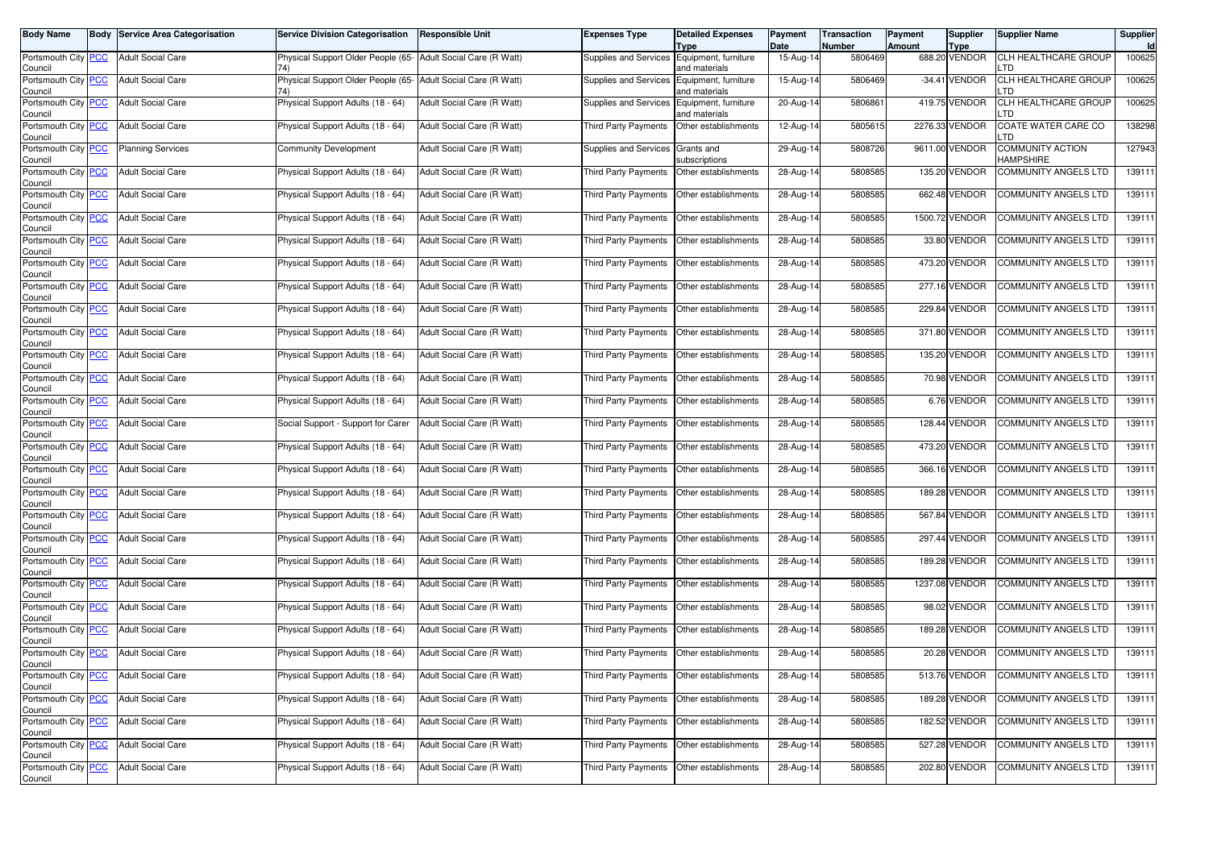| Body Name | Body | Service Area Categorisation | Service Division Categorisation | Responsible Unit | Expenses Type | Detailed Expenses Type | Payment Date | Transaction Number | Payment Amount | Supplier Type | Supplier Name | Supplier Id |
|---|---|---|---|---|---|---|---|---|---|---|---|---|
| Portsmouth City Council | PCC | Adult Social Care | Physical Support Older People (65-74) | Adult Social Care (R Watt) | Supplies and Services | Equipment, furniture and materials | 15-Aug-14 | 5806469 | 688.20 | VENDOR | CLH HEALTHCARE GROUP LTD | 100625 |
| Portsmouth City Council | PCC | Adult Social Care | Physical Support Older People (65-74) | Adult Social Care (R Watt) | Supplies and Services | Equipment, furniture and materials | 15-Aug-14 | 5806469 | -34.41 | VENDOR | CLH HEALTHCARE GROUP LTD | 100625 |
| Portsmouth City Council | PCC | Adult Social Care | Physical Support Adults (18 - 64) | Adult Social Care (R Watt) | Supplies and Services | Equipment, furniture and materials | 20-Aug-14 | 5806861 | 419.75 | VENDOR | CLH HEALTHCARE GROUP LTD | 100625 |
| Portsmouth City Council | PCC | Adult Social Care | Physical Support Adults (18 - 64) | Adult Social Care (R Watt) | Third Party Payments | Other establishments | 12-Aug-14 | 5805615 | 2276.33 | VENDOR | COATE WATER CARE CO LTD | 138298 |
| Portsmouth City Council | PCC | Planning Services | Community Development | Adult Social Care (R Watt) | Supplies and Services | Grants and subscriptions | 29-Aug-14 | 5808726 | 9611.00 | VENDOR | COMMUNITY ACTION HAMPSHIRE | 127943 |
| Portsmouth City Council | PCC | Adult Social Care | Physical Support Adults (18 - 64) | Adult Social Care (R Watt) | Third Party Payments | Other establishments | 28-Aug-14 | 5808585 | 135.20 | VENDOR | COMMUNITY ANGELS LTD | 139111 |
| Portsmouth City Council | PCC | Adult Social Care | Physical Support Adults (18 - 64) | Adult Social Care (R Watt) | Third Party Payments | Other establishments | 28-Aug-14 | 5808585 | 662.48 | VENDOR | COMMUNITY ANGELS LTD | 139111 |
| Portsmouth City Council | PCC | Adult Social Care | Physical Support Adults (18 - 64) | Adult Social Care (R Watt) | Third Party Payments | Other establishments | 28-Aug-14 | 5808585 | 1500.72 | VENDOR | COMMUNITY ANGELS LTD | 139111 |
| Portsmouth City Council | PCC | Adult Social Care | Physical Support Adults (18 - 64) | Adult Social Care (R Watt) | Third Party Payments | Other establishments | 28-Aug-14 | 5808585 | 33.80 | VENDOR | COMMUNITY ANGELS LTD | 139111 |
| Portsmouth City Council | PCC | Adult Social Care | Physical Support Adults (18 - 64) | Adult Social Care (R Watt) | Third Party Payments | Other establishments | 28-Aug-14 | 5808585 | 473.20 | VENDOR | COMMUNITY ANGELS LTD | 139111 |
| Portsmouth City Council | PCC | Adult Social Care | Physical Support Adults (18 - 64) | Adult Social Care (R Watt) | Third Party Payments | Other establishments | 28-Aug-14 | 5808585 | 277.16 | VENDOR | COMMUNITY ANGELS LTD | 139111 |
| Portsmouth City Council | PCC | Adult Social Care | Physical Support Adults (18 - 64) | Adult Social Care (R Watt) | Third Party Payments | Other establishments | 28-Aug-14 | 5808585 | 229.84 | VENDOR | COMMUNITY ANGELS LTD | 139111 |
| Portsmouth City Council | PCC | Adult Social Care | Physical Support Adults (18 - 64) | Adult Social Care (R Watt) | Third Party Payments | Other establishments | 28-Aug-14 | 5808585 | 371.80 | VENDOR | COMMUNITY ANGELS LTD | 139111 |
| Portsmouth City Council | PCC | Adult Social Care | Physical Support Adults (18 - 64) | Adult Social Care (R Watt) | Third Party Payments | Other establishments | 28-Aug-14 | 5808585 | 135.20 | VENDOR | COMMUNITY ANGELS LTD | 139111 |
| Portsmouth City Council | PCC | Adult Social Care | Physical Support Adults (18 - 64) | Adult Social Care (R Watt) | Third Party Payments | Other establishments | 28-Aug-14 | 5808585 | 70.98 | VENDOR | COMMUNITY ANGELS LTD | 139111 |
| Portsmouth City Council | PCC | Adult Social Care | Physical Support Adults (18 - 64) | Adult Social Care (R Watt) | Third Party Payments | Other establishments | 28-Aug-14 | 5808585 | 6.76 | VENDOR | COMMUNITY ANGELS LTD | 139111 |
| Portsmouth City Council | PCC | Adult Social Care | Social Support - Support for Carer | Adult Social Care (R Watt) | Third Party Payments | Other establishments | 28-Aug-14 | 5808585 | 128.44 | VENDOR | COMMUNITY ANGELS LTD | 139111 |
| Portsmouth City Council | PCC | Adult Social Care | Physical Support Adults (18 - 64) | Adult Social Care (R Watt) | Third Party Payments | Other establishments | 28-Aug-14 | 5808585 | 473.20 | VENDOR | COMMUNITY ANGELS LTD | 139111 |
| Portsmouth City Council | PCC | Adult Social Care | Physical Support Adults (18 - 64) | Adult Social Care (R Watt) | Third Party Payments | Other establishments | 28-Aug-14 | 5808585 | 366.16 | VENDOR | COMMUNITY ANGELS LTD | 139111 |
| Portsmouth City Council | PCC | Adult Social Care | Physical Support Adults (18 - 64) | Adult Social Care (R Watt) | Third Party Payments | Other establishments | 28-Aug-14 | 5808585 | 189.28 | VENDOR | COMMUNITY ANGELS LTD | 139111 |
| Portsmouth City Council | PCC | Adult Social Care | Physical Support Adults (18 - 64) | Adult Social Care (R Watt) | Third Party Payments | Other establishments | 28-Aug-14 | 5808585 | 567.84 | VENDOR | COMMUNITY ANGELS LTD | 139111 |
| Portsmouth City Council | PCC | Adult Social Care | Physical Support Adults (18 - 64) | Adult Social Care (R Watt) | Third Party Payments | Other establishments | 28-Aug-14 | 5808585 | 297.44 | VENDOR | COMMUNITY ANGELS LTD | 139111 |
| Portsmouth City Council | PCC | Adult Social Care | Physical Support Adults (18 - 64) | Adult Social Care (R Watt) | Third Party Payments | Other establishments | 28-Aug-14 | 5808585 | 189.28 | VENDOR | COMMUNITY ANGELS LTD | 139111 |
| Portsmouth City Council | PCC | Adult Social Care | Physical Support Adults (18 - 64) | Adult Social Care (R Watt) | Third Party Payments | Other establishments | 28-Aug-14 | 5808585 | 1237.08 | VENDOR | COMMUNITY ANGELS LTD | 139111 |
| Portsmouth City Council | PCC | Adult Social Care | Physical Support Adults (18 - 64) | Adult Social Care (R Watt) | Third Party Payments | Other establishments | 28-Aug-14 | 5808585 | 98.02 | VENDOR | COMMUNITY ANGELS LTD | 139111 |
| Portsmouth City Council | PCC | Adult Social Care | Physical Support Adults (18 - 64) | Adult Social Care (R Watt) | Third Party Payments | Other establishments | 28-Aug-14 | 5808585 | 189.28 | VENDOR | COMMUNITY ANGELS LTD | 139111 |
| Portsmouth City Council | PCC | Adult Social Care | Physical Support Adults (18 - 64) | Adult Social Care (R Watt) | Third Party Payments | Other establishments | 28-Aug-14 | 5808585 | 20.28 | VENDOR | COMMUNITY ANGELS LTD | 139111 |
| Portsmouth City Council | PCC | Adult Social Care | Physical Support Adults (18 - 64) | Adult Social Care (R Watt) | Third Party Payments | Other establishments | 28-Aug-14 | 5808585 | 513.76 | VENDOR | COMMUNITY ANGELS LTD | 139111 |
| Portsmouth City Council | PCC | Adult Social Care | Physical Support Adults (18 - 64) | Adult Social Care (R Watt) | Third Party Payments | Other establishments | 28-Aug-14 | 5808585 | 189.28 | VENDOR | COMMUNITY ANGELS LTD | 139111 |
| Portsmouth City Council | PCC | Adult Social Care | Physical Support Adults (18 - 64) | Adult Social Care (R Watt) | Third Party Payments | Other establishments | 28-Aug-14 | 5808585 | 182.52 | VENDOR | COMMUNITY ANGELS LTD | 139111 |
| Portsmouth City Council | PCC | Adult Social Care | Physical Support Adults (18 - 64) | Adult Social Care (R Watt) | Third Party Payments | Other establishments | 28-Aug-14 | 5808585 | 527.28 | VENDOR | COMMUNITY ANGELS LTD | 139111 |
| Portsmouth City Council | PCC | Adult Social Care | Physical Support Adults (18 - 64) | Adult Social Care (R Watt) | Third Party Payments | Other establishments | 28-Aug-14 | 5808585 | 202.80 | VENDOR | COMMUNITY ANGELS LTD | 139111 |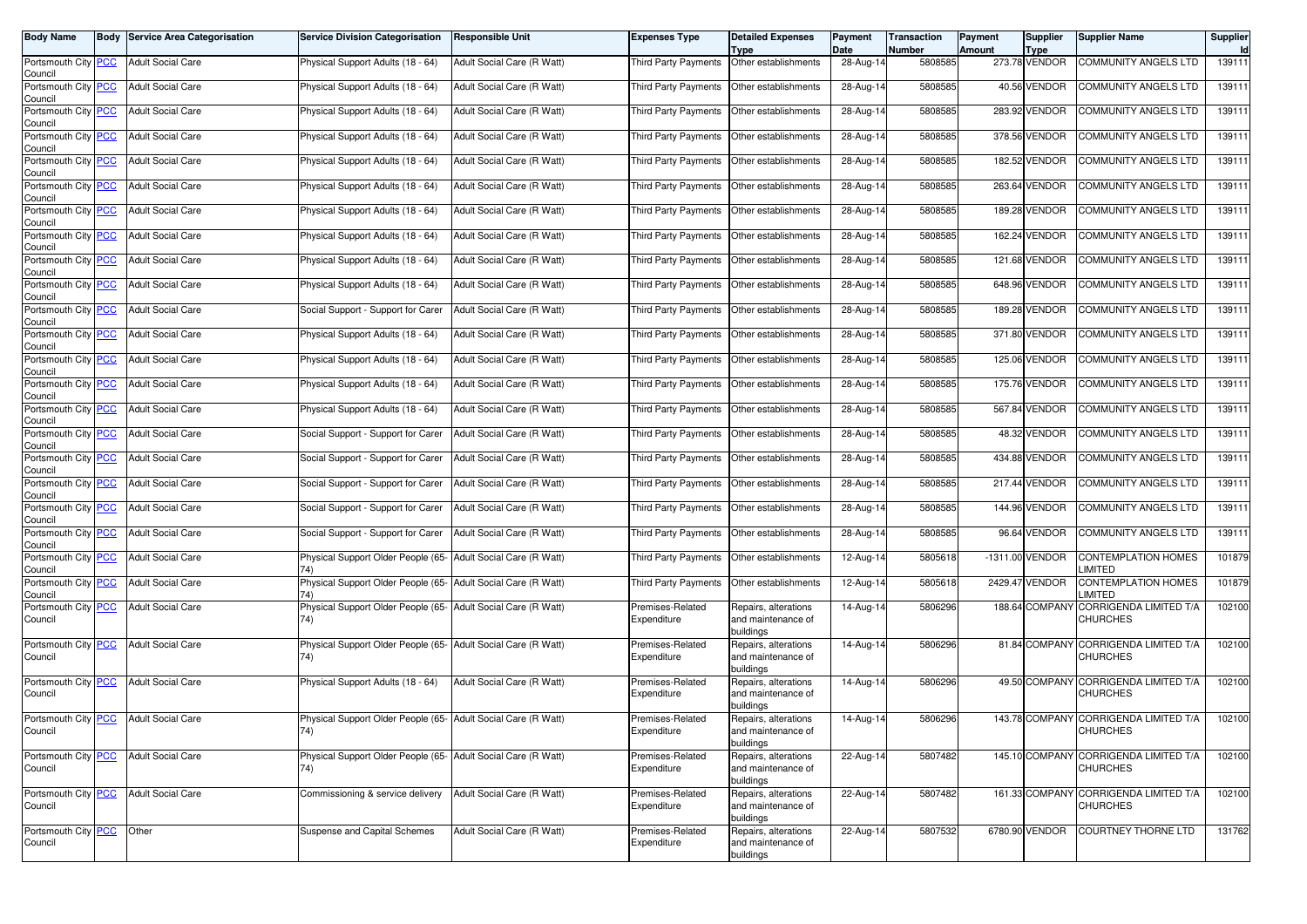| Body Name | Body | Service Area Categorisation | Service Division Categorisation | Responsible Unit | Expenses Type | Detailed Expenses Type | Payment Date | Transaction Number | Payment Amount | Supplier Type | Supplier Name | Supplier Id |
|---|---|---|---|---|---|---|---|---|---|---|---|---|
| Portsmouth City Council | PCC | Adult Social Care | Physical Support Adults (18 - 64) | Adult Social Care (R Watt) | Third Party Payments | Other establishments | 28-Aug-14 | 5808585 | 273.78 | VENDOR | COMMUNITY ANGELS LTD | 139111 |
| Portsmouth City Council | PCC | Adult Social Care | Physical Support Adults (18 - 64) | Adult Social Care (R Watt) | Third Party Payments | Other establishments | 28-Aug-14 | 5808585 | 40.56 | VENDOR | COMMUNITY ANGELS LTD | 139111 |
| Portsmouth City Council | PCC | Adult Social Care | Physical Support Adults (18 - 64) | Adult Social Care (R Watt) | Third Party Payments | Other establishments | 28-Aug-14 | 5808585 | 283.92 | VENDOR | COMMUNITY ANGELS LTD | 139111 |
| Portsmouth City Council | PCC | Adult Social Care | Physical Support Adults (18 - 64) | Adult Social Care (R Watt) | Third Party Payments | Other establishments | 28-Aug-14 | 5808585 | 378.56 | VENDOR | COMMUNITY ANGELS LTD | 139111 |
| Portsmouth City Council | PCC | Adult Social Care | Physical Support Adults (18 - 64) | Adult Social Care (R Watt) | Third Party Payments | Other establishments | 28-Aug-14 | 5808585 | 182.52 | VENDOR | COMMUNITY ANGELS LTD | 139111 |
| Portsmouth City Council | PCC | Adult Social Care | Physical Support Adults (18 - 64) | Adult Social Care (R Watt) | Third Party Payments | Other establishments | 28-Aug-14 | 5808585 | 263.64 | VENDOR | COMMUNITY ANGELS LTD | 139111 |
| Portsmouth City Council | PCC | Adult Social Care | Physical Support Adults (18 - 64) | Adult Social Care (R Watt) | Third Party Payments | Other establishments | 28-Aug-14 | 5808585 | 189.28 | VENDOR | COMMUNITY ANGELS LTD | 139111 |
| Portsmouth City Council | PCC | Adult Social Care | Physical Support Adults (18 - 64) | Adult Social Care (R Watt) | Third Party Payments | Other establishments | 28-Aug-14 | 5808585 | 162.24 | VENDOR | COMMUNITY ANGELS LTD | 139111 |
| Portsmouth City Council | PCC | Adult Social Care | Physical Support Adults (18 - 64) | Adult Social Care (R Watt) | Third Party Payments | Other establishments | 28-Aug-14 | 5808585 | 121.68 | VENDOR | COMMUNITY ANGELS LTD | 139111 |
| Portsmouth City Council | PCC | Adult Social Care | Physical Support Adults (18 - 64) | Adult Social Care (R Watt) | Third Party Payments | Other establishments | 28-Aug-14 | 5808585 | 648.96 | VENDOR | COMMUNITY ANGELS LTD | 139111 |
| Portsmouth City Council | PCC | Adult Social Care | Social Support - Support for Carer | Adult Social Care (R Watt) | Third Party Payments | Other establishments | 28-Aug-14 | 5808585 | 189.28 | VENDOR | COMMUNITY ANGELS LTD | 139111 |
| Portsmouth City Council | PCC | Adult Social Care | Physical Support Adults (18 - 64) | Adult Social Care (R Watt) | Third Party Payments | Other establishments | 28-Aug-14 | 5808585 | 371.80 | VENDOR | COMMUNITY ANGELS LTD | 139111 |
| Portsmouth City Council | PCC | Adult Social Care | Physical Support Adults (18 - 64) | Adult Social Care (R Watt) | Third Party Payments | Other establishments | 28-Aug-14 | 5808585 | 125.06 | VENDOR | COMMUNITY ANGELS LTD | 139111 |
| Portsmouth City Council | PCC | Adult Social Care | Physical Support Adults (18 - 64) | Adult Social Care (R Watt) | Third Party Payments | Other establishments | 28-Aug-14 | 5808585 | 175.76 | VENDOR | COMMUNITY ANGELS LTD | 139111 |
| Portsmouth City Council | PCC | Adult Social Care | Physical Support Adults (18 - 64) | Adult Social Care (R Watt) | Third Party Payments | Other establishments | 28-Aug-14 | 5808585 | 567.84 | VENDOR | COMMUNITY ANGELS LTD | 139111 |
| Portsmouth City Council | PCC | Adult Social Care | Social Support - Support for Carer | Adult Social Care (R Watt) | Third Party Payments | Other establishments | 28-Aug-14 | 5808585 | 48.32 | VENDOR | COMMUNITY ANGELS LTD | 139111 |
| Portsmouth City Council | PCC | Adult Social Care | Social Support - Support for Carer | Adult Social Care (R Watt) | Third Party Payments | Other establishments | 28-Aug-14 | 5808585 | 434.88 | VENDOR | COMMUNITY ANGELS LTD | 139111 |
| Portsmouth City Council | PCC | Adult Social Care | Social Support - Support for Carer | Adult Social Care (R Watt) | Third Party Payments | Other establishments | 28-Aug-14 | 5808585 | 217.44 | VENDOR | COMMUNITY ANGELS LTD | 139111 |
| Portsmouth City Council | PCC | Adult Social Care | Social Support - Support for Carer | Adult Social Care (R Watt) | Third Party Payments | Other establishments | 28-Aug-14 | 5808585 | 144.96 | VENDOR | COMMUNITY ANGELS LTD | 139111 |
| Portsmouth City Council | PCC | Adult Social Care | Social Support - Support for Carer | Adult Social Care (R Watt) | Third Party Payments | Other establishments | 28-Aug-14 | 5808585 | 96.64 | VENDOR | COMMUNITY ANGELS LTD | 139111 |
| Portsmouth City Council | PCC | Adult Social Care | Physical Support Older People (65-74) | Adult Social Care (R Watt) | Third Party Payments | Other establishments | 12-Aug-14 | 5805618 | -1311.00 | VENDOR | CONTEMPLATION HOMES LIMITED | 101879 |
| Portsmouth City Council | PCC | Adult Social Care | Physical Support Older People (65-74) | Adult Social Care (R Watt) | Third Party Payments | Other establishments | 12-Aug-14 | 5805618 | 2429.47 | VENDOR | CONTEMPLATION HOMES LIMITED | 101879 |
| Portsmouth City Council | PCC | Adult Social Care | Physical Support Older People (65-74) | Adult Social Care (R Watt) | Premises-Related Expenditure | Repairs, alterations and maintenance of buildings | 14-Aug-14 | 5806296 | 188.64 | COMPANY | CORRIGENDA LIMITED T/A CHURCHES | 102100 |
| Portsmouth City Council | PCC | Adult Social Care | Physical Support Older People (65-74) | Adult Social Care (R Watt) | Premises-Related Expenditure | Repairs, alterations and maintenance of buildings | 14-Aug-14 | 5806296 | 81.84 | COMPANY | CORRIGENDA LIMITED T/A CHURCHES | 102100 |
| Portsmouth City Council | PCC | Adult Social Care | Physical Support Adults (18 - 64) | Adult Social Care (R Watt) | Premises-Related Expenditure | Repairs, alterations and maintenance of buildings | 14-Aug-14 | 5806296 | 49.50 | COMPANY | CORRIGENDA LIMITED T/A CHURCHES | 102100 |
| Portsmouth City Council | PCC | Adult Social Care | Physical Support Older People (65-74) | Adult Social Care (R Watt) | Premises-Related Expenditure | Repairs, alterations and maintenance of buildings | 14-Aug-14 | 5806296 | 143.78 | COMPANY | CORRIGENDA LIMITED T/A CHURCHES | 102100 |
| Portsmouth City Council | PCC | Adult Social Care | Physical Support Older People (65-74) | Adult Social Care (R Watt) | Premises-Related Expenditure | Repairs, alterations and maintenance of buildings | 22-Aug-14 | 5807482 | 145.10 | COMPANY | CORRIGENDA LIMITED T/A CHURCHES | 102100 |
| Portsmouth City Council | PCC | Adult Social Care | Commissioning & service delivery | Adult Social Care (R Watt) | Premises-Related Expenditure | Repairs, alterations and maintenance of buildings | 22-Aug-14 | 5807482 | 161.33 | COMPANY | CORRIGENDA LIMITED T/A CHURCHES | 102100 |
| Portsmouth City Council | PCC | Other | Suspense and Capital Schemes | Adult Social Care (R Watt) | Premises-Related Expenditure | Repairs, alterations and maintenance of buildings | 22-Aug-14 | 5807532 | 6780.90 | VENDOR | COURTNEY THORNE LTD | 131762 |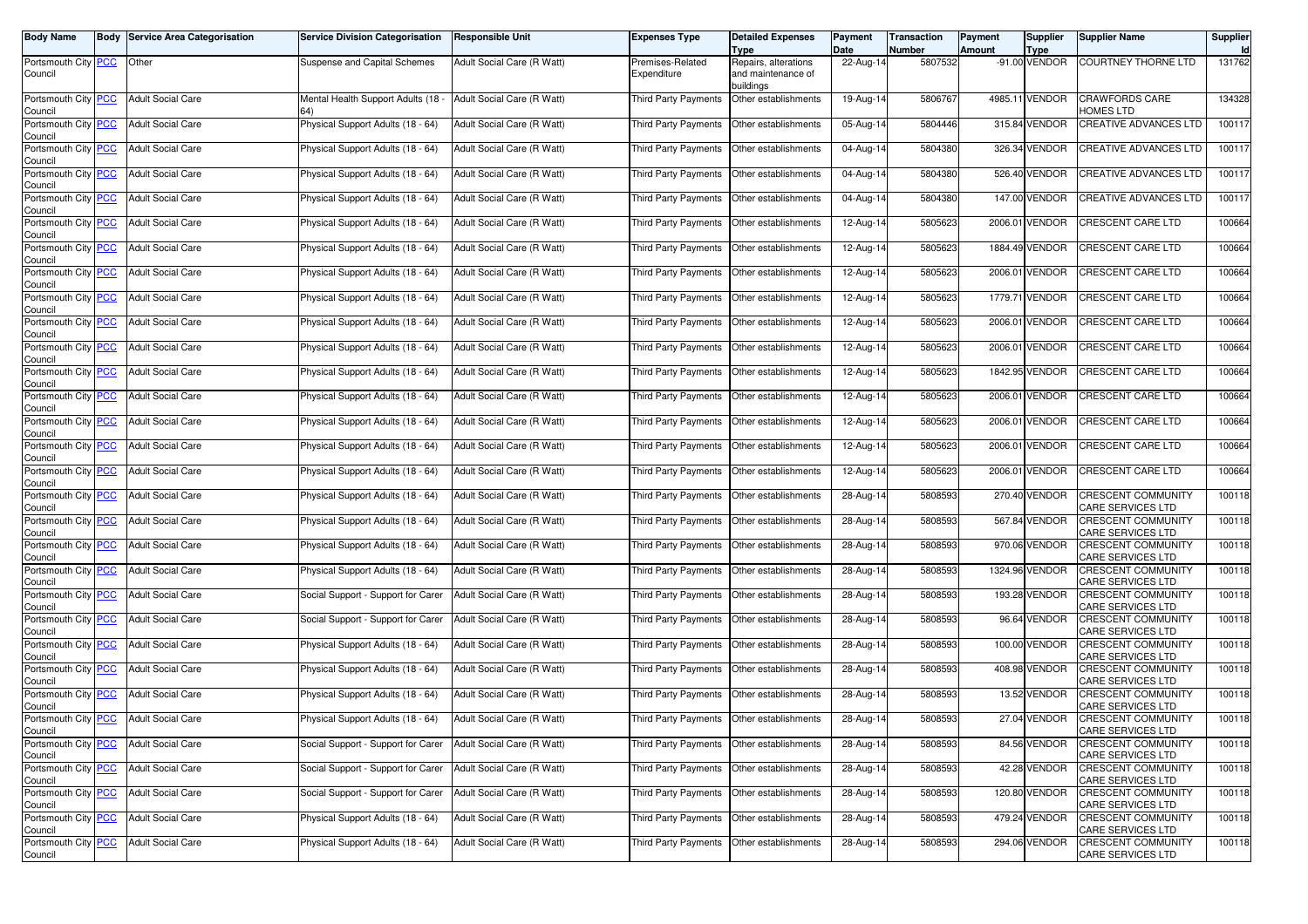| Body Name | Body | Service Area Categorisation | Service Division Categorisation | Responsible Unit | Expenses Type | Detailed Expenses Type | Payment Date | Transaction Number | Payment Amount | Supplier Type | Supplier Name | Supplier Id |
|---|---|---|---|---|---|---|---|---|---|---|---|---|
| Portsmouth City Council | PCC | Other | Suspense and Capital Schemes | Adult Social Care (R Watt) | Premises-Related Expenditure | Repairs, alterations and maintenance of buildings | 22-Aug-14 | 5807532 | -91.00 | VENDOR | COURTNEY THORNE LTD | 131762 |
| Portsmouth City Council | PCC | Adult Social Care | Mental Health Support Adults (18 - 64) | Adult Social Care (R Watt) | Third Party Payments | Other establishments | 19-Aug-14 | 5806767 | 4985.11 | VENDOR | CRAWFORDS CARE HOMES LTD | 134328 |
| Portsmouth City Council | PCC | Adult Social Care | Physical Support Adults (18 - 64) | Adult Social Care (R Watt) | Third Party Payments | Other establishments | 05-Aug-14 | 5804446 | 315.84 | VENDOR | CREATIVE ADVANCES LTD | 100117 |
| Portsmouth City Council | PCC | Adult Social Care | Physical Support Adults (18 - 64) | Adult Social Care (R Watt) | Third Party Payments | Other establishments | 04-Aug-14 | 5804380 | 326.34 | VENDOR | CREATIVE ADVANCES LTD | 100117 |
| Portsmouth City Council | PCC | Adult Social Care | Physical Support Adults (18 - 64) | Adult Social Care (R Watt) | Third Party Payments | Other establishments | 04-Aug-14 | 5804380 | 526.40 | VENDOR | CREATIVE ADVANCES LTD | 100117 |
| Portsmouth City Council | PCC | Adult Social Care | Physical Support Adults (18 - 64) | Adult Social Care (R Watt) | Third Party Payments | Other establishments | 04-Aug-14 | 5804380 | 147.00 | VENDOR | CREATIVE ADVANCES LTD | 100117 |
| Portsmouth City Council | PCC | Adult Social Care | Physical Support Adults (18 - 64) | Adult Social Care (R Watt) | Third Party Payments | Other establishments | 12-Aug-14 | 5805623 | 2006.01 | VENDOR | CRESCENT CARE LTD | 100664 |
| Portsmouth City Council | PCC | Adult Social Care | Physical Support Adults (18 - 64) | Adult Social Care (R Watt) | Third Party Payments | Other establishments | 12-Aug-14 | 5805623 | 1884.49 | VENDOR | CRESCENT CARE LTD | 100664 |
| Portsmouth City Council | PCC | Adult Social Care | Physical Support Adults (18 - 64) | Adult Social Care (R Watt) | Third Party Payments | Other establishments | 12-Aug-14 | 5805623 | 2006.01 | VENDOR | CRESCENT CARE LTD | 100664 |
| Portsmouth City Council | PCC | Adult Social Care | Physical Support Adults (18 - 64) | Adult Social Care (R Watt) | Third Party Payments | Other establishments | 12-Aug-14 | 5805623 | 1779.71 | VENDOR | CRESCENT CARE LTD | 100664 |
| Portsmouth City Council | PCC | Adult Social Care | Physical Support Adults (18 - 64) | Adult Social Care (R Watt) | Third Party Payments | Other establishments | 12-Aug-14 | 5805623 | 2006.01 | VENDOR | CRESCENT CARE LTD | 100664 |
| Portsmouth City Council | PCC | Adult Social Care | Physical Support Adults (18 - 64) | Adult Social Care (R Watt) | Third Party Payments | Other establishments | 12-Aug-14 | 5805623 | 2006.01 | VENDOR | CRESCENT CARE LTD | 100664 |
| Portsmouth City Council | PCC | Adult Social Care | Physical Support Adults (18 - 64) | Adult Social Care (R Watt) | Third Party Payments | Other establishments | 12-Aug-14 | 5805623 | 1842.95 | VENDOR | CRESCENT CARE LTD | 100664 |
| Portsmouth City Council | PCC | Adult Social Care | Physical Support Adults (18 - 64) | Adult Social Care (R Watt) | Third Party Payments | Other establishments | 12-Aug-14 | 5805623 | 2006.01 | VENDOR | CRESCENT CARE LTD | 100664 |
| Portsmouth City Council | PCC | Adult Social Care | Physical Support Adults (18 - 64) | Adult Social Care (R Watt) | Third Party Payments | Other establishments | 12-Aug-14 | 5805623 | 2006.01 | VENDOR | CRESCENT CARE LTD | 100664 |
| Portsmouth City Council | PCC | Adult Social Care | Physical Support Adults (18 - 64) | Adult Social Care (R Watt) | Third Party Payments | Other establishments | 12-Aug-14 | 5805623 | 2006.01 | VENDOR | CRESCENT CARE LTD | 100664 |
| Portsmouth City Council | PCC | Adult Social Care | Physical Support Adults (18 - 64) | Adult Social Care (R Watt) | Third Party Payments | Other establishments | 12-Aug-14 | 5805623 | 2006.01 | VENDOR | CRESCENT CARE LTD | 100664 |
| Portsmouth City Council | PCC | Adult Social Care | Physical Support Adults (18 - 64) | Adult Social Care (R Watt) | Third Party Payments | Other establishments | 28-Aug-14 | 5808593 | 270.40 | VENDOR | CRESCENT COMMUNITY CARE SERVICES LTD | 100118 |
| Portsmouth City Council | PCC | Adult Social Care | Physical Support Adults (18 - 64) | Adult Social Care (R Watt) | Third Party Payments | Other establishments | 28-Aug-14 | 5808593 | 567.84 | VENDOR | CRESCENT COMMUNITY CARE SERVICES LTD | 100118 |
| Portsmouth City Council | PCC | Adult Social Care | Physical Support Adults (18 - 64) | Adult Social Care (R Watt) | Third Party Payments | Other establishments | 28-Aug-14 | 5808593 | 970.06 | VENDOR | CRESCENT COMMUNITY CARE SERVICES LTD | 100118 |
| Portsmouth City Council | PCC | Adult Social Care | Physical Support Adults (18 - 64) | Adult Social Care (R Watt) | Third Party Payments | Other establishments | 28-Aug-14 | 5808593 | 1324.96 | VENDOR | CRESCENT COMMUNITY CARE SERVICES LTD | 100118 |
| Portsmouth City Council | PCC | Adult Social Care | Social Support - Support for Carer | Adult Social Care (R Watt) | Third Party Payments | Other establishments | 28-Aug-14 | 5808593 | 193.28 | VENDOR | CRESCENT COMMUNITY CARE SERVICES LTD | 100118 |
| Portsmouth City Council | PCC | Adult Social Care | Social Support - Support for Carer | Adult Social Care (R Watt) | Third Party Payments | Other establishments | 28-Aug-14 | 5808593 | 96.64 | VENDOR | CRESCENT COMMUNITY CARE SERVICES LTD | 100118 |
| Portsmouth City Council | PCC | Adult Social Care | Physical Support Adults (18 - 64) | Adult Social Care (R Watt) | Third Party Payments | Other establishments | 28-Aug-14 | 5808593 | 100.00 | VENDOR | CRESCENT COMMUNITY CARE SERVICES LTD | 100118 |
| Portsmouth City Council | PCC | Adult Social Care | Physical Support Adults (18 - 64) | Adult Social Care (R Watt) | Third Party Payments | Other establishments | 28-Aug-14 | 5808593 | 408.98 | VENDOR | CRESCENT COMMUNITY CARE SERVICES LTD | 100118 |
| Portsmouth City Council | PCC | Adult Social Care | Physical Support Adults (18 - 64) | Adult Social Care (R Watt) | Third Party Payments | Other establishments | 28-Aug-14 | 5808593 | 13.52 | VENDOR | CRESCENT COMMUNITY CARE SERVICES LTD | 100118 |
| Portsmouth City Council | PCC | Adult Social Care | Physical Support Adults (18 - 64) | Adult Social Care (R Watt) | Third Party Payments | Other establishments | 28-Aug-14 | 5808593 | 27.04 | VENDOR | CRESCENT COMMUNITY CARE SERVICES LTD | 100118 |
| Portsmouth City Council | PCC | Adult Social Care | Social Support - Support for Carer | Adult Social Care (R Watt) | Third Party Payments | Other establishments | 28-Aug-14 | 5808593 | 84.56 | VENDOR | CRESCENT COMMUNITY CARE SERVICES LTD | 100118 |
| Portsmouth City Council | PCC | Adult Social Care | Social Support - Support for Carer | Adult Social Care (R Watt) | Third Party Payments | Other establishments | 28-Aug-14 | 5808593 | 42.28 | VENDOR | CRESCENT COMMUNITY CARE SERVICES LTD | 100118 |
| Portsmouth City Council | PCC | Adult Social Care | Social Support - Support for Carer | Adult Social Care (R Watt) | Third Party Payments | Other establishments | 28-Aug-14 | 5808593 | 120.80 | VENDOR | CRESCENT COMMUNITY CARE SERVICES LTD | 100118 |
| Portsmouth City Council | PCC | Adult Social Care | Physical Support Adults (18 - 64) | Adult Social Care (R Watt) | Third Party Payments | Other establishments | 28-Aug-14 | 5808593 | 479.24 | VENDOR | CRESCENT COMMUNITY CARE SERVICES LTD | 100118 |
| Portsmouth City Council | PCC | Adult Social Care | Physical Support Adults (18 - 64) | Adult Social Care (R Watt) | Third Party Payments | Other establishments | 28-Aug-14 | 5808593 | 294.06 | VENDOR | CRESCENT COMMUNITY CARE SERVICES LTD | 100118 |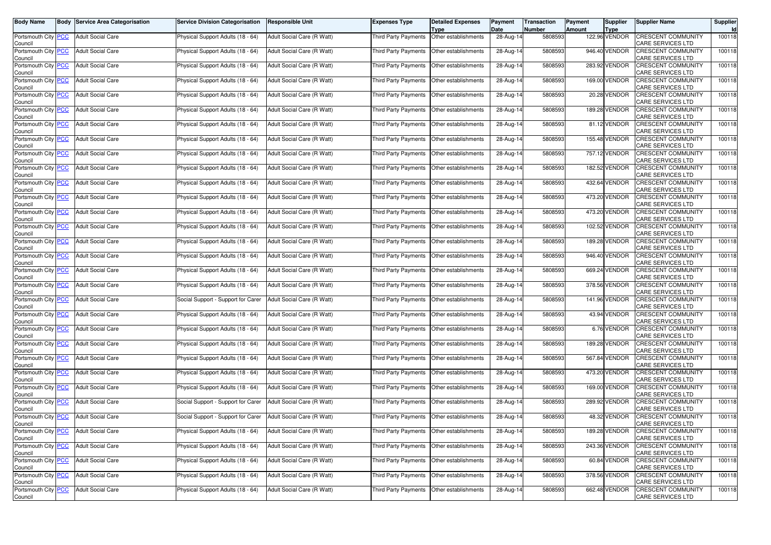| Body Name | Body | Service Area Categorisation | Service Division Categorisation | Responsible Unit | Expenses Type | Detailed Expenses Type | Payment Date | Transaction Number | Payment Amount | Supplier Type | Supplier Name | Supplier Id |
|---|---|---|---|---|---|---|---|---|---|---|---|---|
| Portsmouth City Council | PCC | Adult Social Care | Physical Support Adults (18 - 64) | Adult Social Care (R Watt) | Third Party Payments | Other establishments | 28-Aug-14 | 5808593 | 122.96 | VENDOR | CRESCENT COMMUNITY CARE SERVICES LTD | 100118 |
| Portsmouth City Council | PCC | Adult Social Care | Physical Support Adults (18 - 64) | Adult Social Care (R Watt) | Third Party Payments | Other establishments | 28-Aug-14 | 5808593 | 946.40 | VENDOR | CRESCENT COMMUNITY CARE SERVICES LTD | 100118 |
| Portsmouth City Council | PCC | Adult Social Care | Physical Support Adults (18 - 64) | Adult Social Care (R Watt) | Third Party Payments | Other establishments | 28-Aug-14 | 5808593 | 283.92 | VENDOR | CRESCENT COMMUNITY CARE SERVICES LTD | 100118 |
| Portsmouth City Council | PCC | Adult Social Care | Physical Support Adults (18 - 64) | Adult Social Care (R Watt) | Third Party Payments | Other establishments | 28-Aug-14 | 5808593 | 169.00 | VENDOR | CRESCENT COMMUNITY CARE SERVICES LTD | 100118 |
| Portsmouth City Council | PCC | Adult Social Care | Physical Support Adults (18 - 64) | Adult Social Care (R Watt) | Third Party Payments | Other establishments | 28-Aug-14 | 5808593 | 20.28 | VENDOR | CRESCENT COMMUNITY CARE SERVICES LTD | 100118 |
| Portsmouth City Council | PCC | Adult Social Care | Physical Support Adults (18 - 64) | Adult Social Care (R Watt) | Third Party Payments | Other establishments | 28-Aug-14 | 5808593 | 189.28 | VENDOR | CRESCENT COMMUNITY CARE SERVICES LTD | 100118 |
| Portsmouth City Council | PCC | Adult Social Care | Physical Support Adults (18 - 64) | Adult Social Care (R Watt) | Third Party Payments | Other establishments | 28-Aug-14 | 5808593 | 81.12 | VENDOR | CRESCENT COMMUNITY CARE SERVICES LTD | 100118 |
| Portsmouth City Council | PCC | Adult Social Care | Physical Support Adults (18 - 64) | Adult Social Care (R Watt) | Third Party Payments | Other establishments | 28-Aug-14 | 5808593 | 155.48 | VENDOR | CRESCENT COMMUNITY CARE SERVICES LTD | 100118 |
| Portsmouth City Council | PCC | Adult Social Care | Physical Support Adults (18 - 64) | Adult Social Care (R Watt) | Third Party Payments | Other establishments | 28-Aug-14 | 5808593 | 757.12 | VENDOR | CRESCENT COMMUNITY CARE SERVICES LTD | 100118 |
| Portsmouth City Council | PCC | Adult Social Care | Physical Support Adults (18 - 64) | Adult Social Care (R Watt) | Third Party Payments | Other establishments | 28-Aug-14 | 5808593 | 182.52 | VENDOR | CRESCENT COMMUNITY CARE SERVICES LTD | 100118 |
| Portsmouth City Council | PCC | Adult Social Care | Physical Support Adults (18 - 64) | Adult Social Care (R Watt) | Third Party Payments | Other establishments | 28-Aug-14 | 5808593 | 432.64 | VENDOR | CRESCENT COMMUNITY CARE SERVICES LTD | 100118 |
| Portsmouth City Council | PCC | Adult Social Care | Physical Support Adults (18 - 64) | Adult Social Care (R Watt) | Third Party Payments | Other establishments | 28-Aug-14 | 5808593 | 473.20 | VENDOR | CRESCENT COMMUNITY CARE SERVICES LTD | 100118 |
| Portsmouth City Council | PCC | Adult Social Care | Physical Support Adults (18 - 64) | Adult Social Care (R Watt) | Third Party Payments | Other establishments | 28-Aug-14 | 5808593 | 473.20 | VENDOR | CRESCENT COMMUNITY CARE SERVICES LTD | 100118 |
| Portsmouth City Council | PCC | Adult Social Care | Physical Support Adults (18 - 64) | Adult Social Care (R Watt) | Third Party Payments | Other establishments | 28-Aug-14 | 5808593 | 102.52 | VENDOR | CRESCENT COMMUNITY CARE SERVICES LTD | 100118 |
| Portsmouth City Council | PCC | Adult Social Care | Physical Support Adults (18 - 64) | Adult Social Care (R Watt) | Third Party Payments | Other establishments | 28-Aug-14 | 5808593 | 189.28 | VENDOR | CRESCENT COMMUNITY CARE SERVICES LTD | 100118 |
| Portsmouth City Council | PCC | Adult Social Care | Physical Support Adults (18 - 64) | Adult Social Care (R Watt) | Third Party Payments | Other establishments | 28-Aug-14 | 5808593 | 946.40 | VENDOR | CRESCENT COMMUNITY CARE SERVICES LTD | 100118 |
| Portsmouth City Council | PCC | Adult Social Care | Physical Support Adults (18 - 64) | Adult Social Care (R Watt) | Third Party Payments | Other establishments | 28-Aug-14 | 5808593 | 669.24 | VENDOR | CRESCENT COMMUNITY CARE SERVICES LTD | 100118 |
| Portsmouth City Council | PCC | Adult Social Care | Physical Support Adults (18 - 64) | Adult Social Care (R Watt) | Third Party Payments | Other establishments | 28-Aug-14 | 5808593 | 378.56 | VENDOR | CRESCENT COMMUNITY CARE SERVICES LTD | 100118 |
| Portsmouth City Council | PCC | Adult Social Care | Social Support - Support for Carer | Adult Social Care (R Watt) | Third Party Payments | Other establishments | 28-Aug-14 | 5808593 | 141.96 | VENDOR | CRESCENT COMMUNITY CARE SERVICES LTD | 100118 |
| Portsmouth City Council | PCC | Adult Social Care | Physical Support Adults (18 - 64) | Adult Social Care (R Watt) | Third Party Payments | Other establishments | 28-Aug-14 | 5808593 | 43.94 | VENDOR | CRESCENT COMMUNITY CARE SERVICES LTD | 100118 |
| Portsmouth City Council | PCC | Adult Social Care | Physical Support Adults (18 - 64) | Adult Social Care (R Watt) | Third Party Payments | Other establishments | 28-Aug-14 | 5808593 | 6.76 | VENDOR | CRESCENT COMMUNITY CARE SERVICES LTD | 100118 |
| Portsmouth City Council | PCC | Adult Social Care | Physical Support Adults (18 - 64) | Adult Social Care (R Watt) | Third Party Payments | Other establishments | 28-Aug-14 | 5808593 | 189.28 | VENDOR | CRESCENT COMMUNITY CARE SERVICES LTD | 100118 |
| Portsmouth City Council | PCC | Adult Social Care | Physical Support Adults (18 - 64) | Adult Social Care (R Watt) | Third Party Payments | Other establishments | 28-Aug-14 | 5808593 | 567.84 | VENDOR | CRESCENT COMMUNITY CARE SERVICES LTD | 100118 |
| Portsmouth City Council | PCC | Adult Social Care | Physical Support Adults (18 - 64) | Adult Social Care (R Watt) | Third Party Payments | Other establishments | 28-Aug-14 | 5808593 | 473.20 | VENDOR | CRESCENT COMMUNITY CARE SERVICES LTD | 100118 |
| Portsmouth City Council | PCC | Adult Social Care | Physical Support Adults (18 - 64) | Adult Social Care (R Watt) | Third Party Payments | Other establishments | 28-Aug-14 | 5808593 | 169.00 | VENDOR | CRESCENT COMMUNITY CARE SERVICES LTD | 100118 |
| Portsmouth City Council | PCC | Adult Social Care | Social Support - Support for Carer | Adult Social Care (R Watt) | Third Party Payments | Other establishments | 28-Aug-14 | 5808593 | 289.92 | VENDOR | CRESCENT COMMUNITY CARE SERVICES LTD | 100118 |
| Portsmouth City Council | PCC | Adult Social Care | Social Support - Support for Carer | Adult Social Care (R Watt) | Third Party Payments | Other establishments | 28-Aug-14 | 5808593 | 48.32 | VENDOR | CRESCENT COMMUNITY CARE SERVICES LTD | 100118 |
| Portsmouth City Council | PCC | Adult Social Care | Physical Support Adults (18 - 64) | Adult Social Care (R Watt) | Third Party Payments | Other establishments | 28-Aug-14 | 5808593 | 189.28 | VENDOR | CRESCENT COMMUNITY CARE SERVICES LTD | 100118 |
| Portsmouth City Council | PCC | Adult Social Care | Physical Support Adults (18 - 64) | Adult Social Care (R Watt) | Third Party Payments | Other establishments | 28-Aug-14 | 5808593 | 243.36 | VENDOR | CRESCENT COMMUNITY CARE SERVICES LTD | 100118 |
| Portsmouth City Council | PCC | Adult Social Care | Physical Support Adults (18 - 64) | Adult Social Care (R Watt) | Third Party Payments | Other establishments | 28-Aug-14 | 5808593 | 60.84 | VENDOR | CRESCENT COMMUNITY CARE SERVICES LTD | 100118 |
| Portsmouth City Council | PCC | Adult Social Care | Physical Support Adults (18 - 64) | Adult Social Care (R Watt) | Third Party Payments | Other establishments | 28-Aug-14 | 5808593 | 378.56 | VENDOR | CRESCENT COMMUNITY CARE SERVICES LTD | 100118 |
| Portsmouth City Council | PCC | Adult Social Care | Physical Support Adults (18 - 64) | Adult Social Care (R Watt) | Third Party Payments | Other establishments | 28-Aug-14 | 5808593 | 662.48 | VENDOR | CRESCENT COMMUNITY CARE SERVICES LTD | 100118 |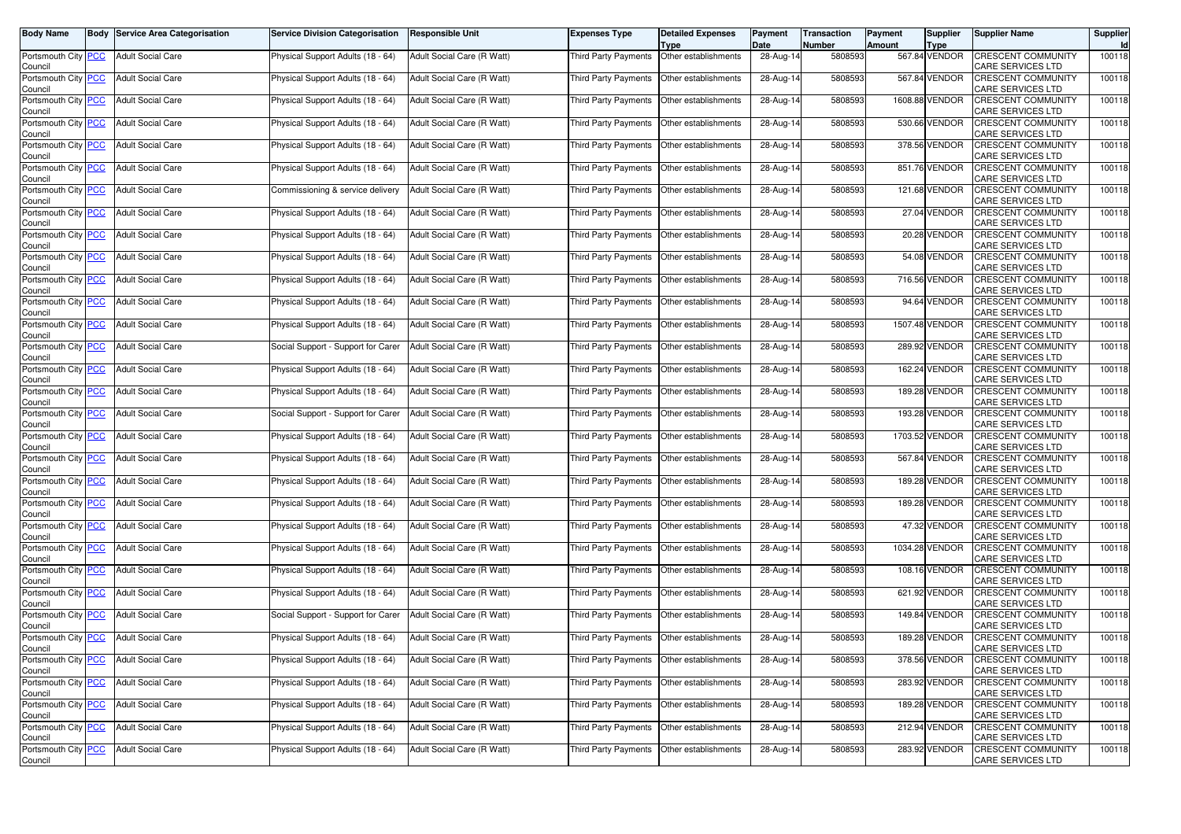| Body Name | Body | Service Area Categorisation | Service Division Categorisation | Responsible Unit | Expenses Type | Detailed Expenses Type | Payment Date | Transaction Number | Payment Amount | Supplier Type | Supplier Name | Supplier Id |
|---|---|---|---|---|---|---|---|---|---|---|---|---|
| Portsmouth City Council | PCC | Adult Social Care | Physical Support Adults (18 - 64) | Adult Social Care (R Watt) | Third Party Payments | Other establishments | 28-Aug-14 | 5808593 | 567.84 | VENDOR | CRESCENT COMMUNITY CARE SERVICES LTD | 100118 |
| Portsmouth City Council | PCC | Adult Social Care | Physical Support Adults (18 - 64) | Adult Social Care (R Watt) | Third Party Payments | Other establishments | 28-Aug-14 | 5808593 | 567.84 | VENDOR | CRESCENT COMMUNITY CARE SERVICES LTD | 100118 |
| Portsmouth City Council | PCC | Adult Social Care | Physical Support Adults (18 - 64) | Adult Social Care (R Watt) | Third Party Payments | Other establishments | 28-Aug-14 | 5808593 | 1608.88 | VENDOR | CRESCENT COMMUNITY CARE SERVICES LTD | 100118 |
| Portsmouth City Council | PCC | Adult Social Care | Physical Support Adults (18 - 64) | Adult Social Care (R Watt) | Third Party Payments | Other establishments | 28-Aug-14 | 5808593 | 530.66 | VENDOR | CRESCENT COMMUNITY CARE SERVICES LTD | 100118 |
| Portsmouth City Council | PCC | Adult Social Care | Physical Support Adults (18 - 64) | Adult Social Care (R Watt) | Third Party Payments | Other establishments | 28-Aug-14 | 5808593 | 378.56 | VENDOR | CRESCENT COMMUNITY CARE SERVICES LTD | 100118 |
| Portsmouth City Council | PCC | Adult Social Care | Physical Support Adults (18 - 64) | Adult Social Care (R Watt) | Third Party Payments | Other establishments | 28-Aug-14 | 5808593 | 851.76 | VENDOR | CRESCENT COMMUNITY CARE SERVICES LTD | 100118 |
| Portsmouth City Council | PCC | Adult Social Care | Commissioning & service delivery | Adult Social Care (R Watt) | Third Party Payments | Other establishments | 28-Aug-14 | 5808593 | 121.68 | VENDOR | CRESCENT COMMUNITY CARE SERVICES LTD | 100118 |
| Portsmouth City Council | PCC | Adult Social Care | Physical Support Adults (18 - 64) | Adult Social Care (R Watt) | Third Party Payments | Other establishments | 28-Aug-14 | 5808593 | 27.04 | VENDOR | CRESCENT COMMUNITY CARE SERVICES LTD | 100118 |
| Portsmouth City Council | PCC | Adult Social Care | Physical Support Adults (18 - 64) | Adult Social Care (R Watt) | Third Party Payments | Other establishments | 28-Aug-14 | 5808593 | 20.28 | VENDOR | CRESCENT COMMUNITY CARE SERVICES LTD | 100118 |
| Portsmouth City Council | PCC | Adult Social Care | Physical Support Adults (18 - 64) | Adult Social Care (R Watt) | Third Party Payments | Other establishments | 28-Aug-14 | 5808593 | 54.08 | VENDOR | CRESCENT COMMUNITY CARE SERVICES LTD | 100118 |
| Portsmouth City Council | PCC | Adult Social Care | Physical Support Adults (18 - 64) | Adult Social Care (R Watt) | Third Party Payments | Other establishments | 28-Aug-14 | 5808593 | 716.56 | VENDOR | CRESCENT COMMUNITY CARE SERVICES LTD | 100118 |
| Portsmouth City Council | PCC | Adult Social Care | Physical Support Adults (18 - 64) | Adult Social Care (R Watt) | Third Party Payments | Other establishments | 28-Aug-14 | 5808593 | 94.64 | VENDOR | CRESCENT COMMUNITY CARE SERVICES LTD | 100118 |
| Portsmouth City Council | PCC | Adult Social Care | Physical Support Adults (18 - 64) | Adult Social Care (R Watt) | Third Party Payments | Other establishments | 28-Aug-14 | 5808593 | 1507.48 | VENDOR | CRESCENT COMMUNITY CARE SERVICES LTD | 100118 |
| Portsmouth City Council | PCC | Adult Social Care | Social Support - Support for Carer | Adult Social Care (R Watt) | Third Party Payments | Other establishments | 28-Aug-14 | 5808593 | 289.92 | VENDOR | CRESCENT COMMUNITY CARE SERVICES LTD | 100118 |
| Portsmouth City Council | PCC | Adult Social Care | Physical Support Adults (18 - 64) | Adult Social Care (R Watt) | Third Party Payments | Other establishments | 28-Aug-14 | 5808593 | 162.24 | VENDOR | CRESCENT COMMUNITY CARE SERVICES LTD | 100118 |
| Portsmouth City Council | PCC | Adult Social Care | Physical Support Adults (18 - 64) | Adult Social Care (R Watt) | Third Party Payments | Other establishments | 28-Aug-14 | 5808593 | 189.28 | VENDOR | CRESCENT COMMUNITY CARE SERVICES LTD | 100118 |
| Portsmouth City Council | PCC | Adult Social Care | Social Support - Support for Carer | Adult Social Care (R Watt) | Third Party Payments | Other establishments | 28-Aug-14 | 5808593 | 193.28 | VENDOR | CRESCENT COMMUNITY CARE SERVICES LTD | 100118 |
| Portsmouth City Council | PCC | Adult Social Care | Physical Support Adults (18 - 64) | Adult Social Care (R Watt) | Third Party Payments | Other establishments | 28-Aug-14 | 5808593 | 1703.52 | VENDOR | CRESCENT COMMUNITY CARE SERVICES LTD | 100118 |
| Portsmouth City Council | PCC | Adult Social Care | Physical Support Adults (18 - 64) | Adult Social Care (R Watt) | Third Party Payments | Other establishments | 28-Aug-14 | 5808593 | 567.84 | VENDOR | CRESCENT COMMUNITY CARE SERVICES LTD | 100118 |
| Portsmouth City Council | PCC | Adult Social Care | Physical Support Adults (18 - 64) | Adult Social Care (R Watt) | Third Party Payments | Other establishments | 28-Aug-14 | 5808593 | 189.28 | VENDOR | CRESCENT COMMUNITY CARE SERVICES LTD | 100118 |
| Portsmouth City Council | PCC | Adult Social Care | Physical Support Adults (18 - 64) | Adult Social Care (R Watt) | Third Party Payments | Other establishments | 28-Aug-14 | 5808593 | 189.28 | VENDOR | CRESCENT COMMUNITY CARE SERVICES LTD | 100118 |
| Portsmouth City Council | PCC | Adult Social Care | Physical Support Adults (18 - 64) | Adult Social Care (R Watt) | Third Party Payments | Other establishments | 28-Aug-14 | 5808593 | 47.32 | VENDOR | CRESCENT COMMUNITY CARE SERVICES LTD | 100118 |
| Portsmouth City Council | PCC | Adult Social Care | Physical Support Adults (18 - 64) | Adult Social Care (R Watt) | Third Party Payments | Other establishments | 28-Aug-14 | 5808593 | 1034.28 | VENDOR | CRESCENT COMMUNITY CARE SERVICES LTD | 100118 |
| Portsmouth City Council | PCC | Adult Social Care | Physical Support Adults (18 - 64) | Adult Social Care (R Watt) | Third Party Payments | Other establishments | 28-Aug-14 | 5808593 | 108.16 | VENDOR | CRESCENT COMMUNITY CARE SERVICES LTD | 100118 |
| Portsmouth City Council | PCC | Adult Social Care | Physical Support Adults (18 - 64) | Adult Social Care (R Watt) | Third Party Payments | Other establishments | 28-Aug-14 | 5808593 | 621.92 | VENDOR | CRESCENT COMMUNITY CARE SERVICES LTD | 100118 |
| Portsmouth City Council | PCC | Adult Social Care | Social Support - Support for Carer | Adult Social Care (R Watt) | Third Party Payments | Other establishments | 28-Aug-14 | 5808593 | 149.84 | VENDOR | CRESCENT COMMUNITY CARE SERVICES LTD | 100118 |
| Portsmouth City Council | PCC | Adult Social Care | Physical Support Adults (18 - 64) | Adult Social Care (R Watt) | Third Party Payments | Other establishments | 28-Aug-14 | 5808593 | 189.28 | VENDOR | CRESCENT COMMUNITY CARE SERVICES LTD | 100118 |
| Portsmouth City Council | PCC | Adult Social Care | Physical Support Adults (18 - 64) | Adult Social Care (R Watt) | Third Party Payments | Other establishments | 28-Aug-14 | 5808593 | 378.56 | VENDOR | CRESCENT COMMUNITY CARE SERVICES LTD | 100118 |
| Portsmouth City Council | PCC | Adult Social Care | Physical Support Adults (18 - 64) | Adult Social Care (R Watt) | Third Party Payments | Other establishments | 28-Aug-14 | 5808593 | 283.92 | VENDOR | CRESCENT COMMUNITY CARE SERVICES LTD | 100118 |
| Portsmouth City Council | PCC | Adult Social Care | Physical Support Adults (18 - 64) | Adult Social Care (R Watt) | Third Party Payments | Other establishments | 28-Aug-14 | 5808593 | 189.28 | VENDOR | CRESCENT COMMUNITY CARE SERVICES LTD | 100118 |
| Portsmouth City Council | PCC | Adult Social Care | Physical Support Adults (18 - 64) | Adult Social Care (R Watt) | Third Party Payments | Other establishments | 28-Aug-14 | 5808593 | 212.94 | VENDOR | CRESCENT COMMUNITY CARE SERVICES LTD | 100118 |
| Portsmouth City Council | PCC | Adult Social Care | Physical Support Adults (18 - 64) | Adult Social Care (R Watt) | Third Party Payments | Other establishments | 28-Aug-14 | 5808593 | 283.92 | VENDOR | CRESCENT COMMUNITY CARE SERVICES LTD | 100118 |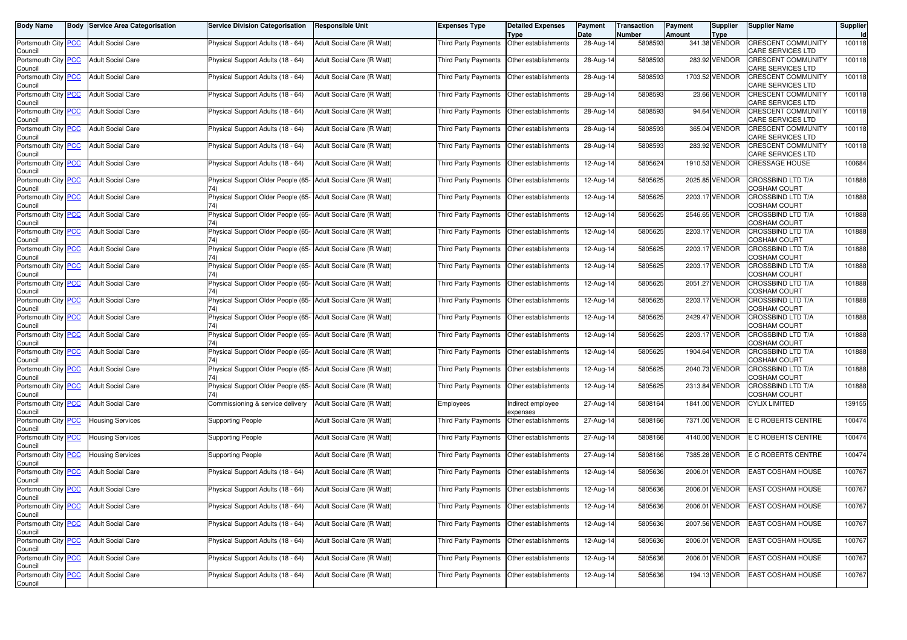| Body Name | Body | Service Area Categorisation | Service Division Categorisation | Responsible Unit | Expenses Type | Detailed Expenses Type | Payment Date | Transaction Number | Payment Amount | Supplier Type | Supplier Name | Supplier Id |
|---|---|---|---|---|---|---|---|---|---|---|---|---|
| Portsmouth City Council | PCC | Adult Social Care | Physical Support Adults (18 - 64) | Adult Social Care (R Watt) | Third Party Payments | Other establishments | 28-Aug-14 | 5808593 | 341.38 | VENDOR | CRESCENT COMMUNITY CARE SERVICES LTD | 100118 |
| Portsmouth City Council | PCC | Adult Social Care | Physical Support Adults (18 - 64) | Adult Social Care (R Watt) | Third Party Payments | Other establishments | 28-Aug-14 | 5808593 | 283.92 | VENDOR | CRESCENT COMMUNITY CARE SERVICES LTD | 100118 |
| Portsmouth City Council | PCC | Adult Social Care | Physical Support Adults (18 - 64) | Adult Social Care (R Watt) | Third Party Payments | Other establishments | 28-Aug-14 | 5808593 | 1703.52 | VENDOR | CRESCENT COMMUNITY CARE SERVICES LTD | 100118 |
| Portsmouth City Council | PCC | Adult Social Care | Physical Support Adults (18 - 64) | Adult Social Care (R Watt) | Third Party Payments | Other establishments | 28-Aug-14 | 5808593 | 23.66 | VENDOR | CRESCENT COMMUNITY CARE SERVICES LTD | 100118 |
| Portsmouth City Council | PCC | Adult Social Care | Physical Support Adults (18 - 64) | Adult Social Care (R Watt) | Third Party Payments | Other establishments | 28-Aug-14 | 5808593 | 94.64 | VENDOR | CRESCENT COMMUNITY CARE SERVICES LTD | 100118 |
| Portsmouth City Council | PCC | Adult Social Care | Physical Support Adults (18 - 64) | Adult Social Care (R Watt) | Third Party Payments | Other establishments | 28-Aug-14 | 5808593 | 365.04 | VENDOR | CRESCENT COMMUNITY CARE SERVICES LTD | 100118 |
| Portsmouth City Council | PCC | Adult Social Care | Physical Support Adults (18 - 64) | Adult Social Care (R Watt) | Third Party Payments | Other establishments | 28-Aug-14 | 5808593 | 283.92 | VENDOR | CRESCENT COMMUNITY CARE SERVICES LTD | 100118 |
| Portsmouth City Council | PCC | Adult Social Care | Physical Support Adults (18 - 64) | Adult Social Care (R Watt) | Third Party Payments | Other establishments | 12-Aug-14 | 5805624 | 1910.53 | VENDOR | CRESSAGE HOUSE | 100684 |
| Portsmouth City Council | PCC | Adult Social Care | Physical Support Older People (65-74) | Adult Social Care (R Watt) | Third Party Payments | Other establishments | 12-Aug-14 | 5805625 | 2025.85 | VENDOR | CROSSBIND LTD T/A COSHAM COURT | 101888 |
| Portsmouth City Council | PCC | Adult Social Care | Physical Support Older People (65-74) | Adult Social Care (R Watt) | Third Party Payments | Other establishments | 12-Aug-14 | 5805625 | 2203.17 | VENDOR | CROSSBIND LTD T/A COSHAM COURT | 101888 |
| Portsmouth City Council | PCC | Adult Social Care | Physical Support Older People (65-74) | Adult Social Care (R Watt) | Third Party Payments | Other establishments | 12-Aug-14 | 5805625 | 2546.65 | VENDOR | CROSSBIND LTD T/A COSHAM COURT | 101888 |
| Portsmouth City Council | PCC | Adult Social Care | Physical Support Older People (65-74) | Adult Social Care (R Watt) | Third Party Payments | Other establishments | 12-Aug-14 | 5805625 | 2203.17 | VENDOR | CROSSBIND LTD T/A COSHAM COURT | 101888 |
| Portsmouth City Council | PCC | Adult Social Care | Physical Support Older People (65-74) | Adult Social Care (R Watt) | Third Party Payments | Other establishments | 12-Aug-14 | 5805625 | 2203.17 | VENDOR | CROSSBIND LTD T/A COSHAM COURT | 101888 |
| Portsmouth City Council | PCC | Adult Social Care | Physical Support Older People (65-74) | Adult Social Care (R Watt) | Third Party Payments | Other establishments | 12-Aug-14 | 5805625 | 2203.17 | VENDOR | CROSSBIND LTD T/A COSHAM COURT | 101888 |
| Portsmouth City Council | PCC | Adult Social Care | Physical Support Older People (65-74) | Adult Social Care (R Watt) | Third Party Payments | Other establishments | 12-Aug-14 | 5805625 | 2051.27 | VENDOR | CROSSBIND LTD T/A COSHAM COURT | 101888 |
| Portsmouth City Council | PCC | Adult Social Care | Physical Support Older People (65-74) | Adult Social Care (R Watt) | Third Party Payments | Other establishments | 12-Aug-14 | 5805625 | 2203.17 | VENDOR | CROSSBIND LTD T/A COSHAM COURT | 101888 |
| Portsmouth City Council | PCC | Adult Social Care | Physical Support Older People (65-74) | Adult Social Care (R Watt) | Third Party Payments | Other establishments | 12-Aug-14 | 5805625 | 2429.47 | VENDOR | CROSSBIND LTD T/A COSHAM COURT | 101888 |
| Portsmouth City Council | PCC | Adult Social Care | Physical Support Older People (65-74) | Adult Social Care (R Watt) | Third Party Payments | Other establishments | 12-Aug-14 | 5805625 | 2203.17 | VENDOR | CROSSBIND LTD T/A COSHAM COURT | 101888 |
| Portsmouth City Council | PCC | Adult Social Care | Physical Support Older People (65-74) | Adult Social Care (R Watt) | Third Party Payments | Other establishments | 12-Aug-14 | 5805625 | 1904.64 | VENDOR | CROSSBIND LTD T/A COSHAM COURT | 101888 |
| Portsmouth City Council | PCC | Adult Social Care | Physical Support Older People (65-74) | Adult Social Care (R Watt) | Third Party Payments | Other establishments | 12-Aug-14 | 5805625 | 2040.73 | VENDOR | CROSSBIND LTD T/A COSHAM COURT | 101888 |
| Portsmouth City Council | PCC | Adult Social Care | Physical Support Older People (65-74) | Adult Social Care (R Watt) | Third Party Payments | Other establishments | 12-Aug-14 | 5805625 | 2313.84 | VENDOR | CROSSBIND LTD T/A COSHAM COURT | 101888 |
| Portsmouth City Council | PCC | Adult Social Care | Commissioning & service delivery | Adult Social Care (R Watt) | Employees | Indirect employee expenses | 27-Aug-14 | 5808164 | 1841.00 | VENDOR | CYLIX LIMITED | 139155 |
| Portsmouth City Council | PCC | Housing Services | Supporting People | Adult Social Care (R Watt) | Third Party Payments | Other establishments | 27-Aug-14 | 5808166 | 7371.00 | VENDOR | E C ROBERTS CENTRE | 100474 |
| Portsmouth City Council | PCC | Housing Services | Supporting People | Adult Social Care (R Watt) | Third Party Payments | Other establishments | 27-Aug-14 | 5808166 | 4140.00 | VENDOR | E C ROBERTS CENTRE | 100474 |
| Portsmouth City Council | PCC | Housing Services | Supporting People | Adult Social Care (R Watt) | Third Party Payments | Other establishments | 27-Aug-14 | 5808166 | 7385.28 | VENDOR | E C ROBERTS CENTRE | 100474 |
| Portsmouth City Council | PCC | Adult Social Care | Physical Support Adults (18 - 64) | Adult Social Care (R Watt) | Third Party Payments | Other establishments | 12-Aug-14 | 5805636 | 2006.01 | VENDOR | EAST COSHAM HOUSE | 100767 |
| Portsmouth City Council | PCC | Adult Social Care | Physical Support Adults (18 - 64) | Adult Social Care (R Watt) | Third Party Payments | Other establishments | 12-Aug-14 | 5805636 | 2006.01 | VENDOR | EAST COSHAM HOUSE | 100767 |
| Portsmouth City Council | PCC | Adult Social Care | Physical Support Adults (18 - 64) | Adult Social Care (R Watt) | Third Party Payments | Other establishments | 12-Aug-14 | 5805636 | 2006.01 | VENDOR | EAST COSHAM HOUSE | 100767 |
| Portsmouth City Council | PCC | Adult Social Care | Physical Support Adults (18 - 64) | Adult Social Care (R Watt) | Third Party Payments | Other establishments | 12-Aug-14 | 5805636 | 2007.56 | VENDOR | EAST COSHAM HOUSE | 100767 |
| Portsmouth City Council | PCC | Adult Social Care | Physical Support Adults (18 - 64) | Adult Social Care (R Watt) | Third Party Payments | Other establishments | 12-Aug-14 | 5805636 | 2006.01 | VENDOR | EAST COSHAM HOUSE | 100767 |
| Portsmouth City Council | PCC | Adult Social Care | Physical Support Adults (18 - 64) | Adult Social Care (R Watt) | Third Party Payments | Other establishments | 12-Aug-14 | 5805636 | 2006.01 | VENDOR | EAST COSHAM HOUSE | 100767 |
| Portsmouth City Council | PCC | Adult Social Care | Physical Support Adults (18 - 64) | Adult Social Care (R Watt) | Third Party Payments | Other establishments | 12-Aug-14 | 5805636 | 194.13 | VENDOR | EAST COSHAM HOUSE | 100767 |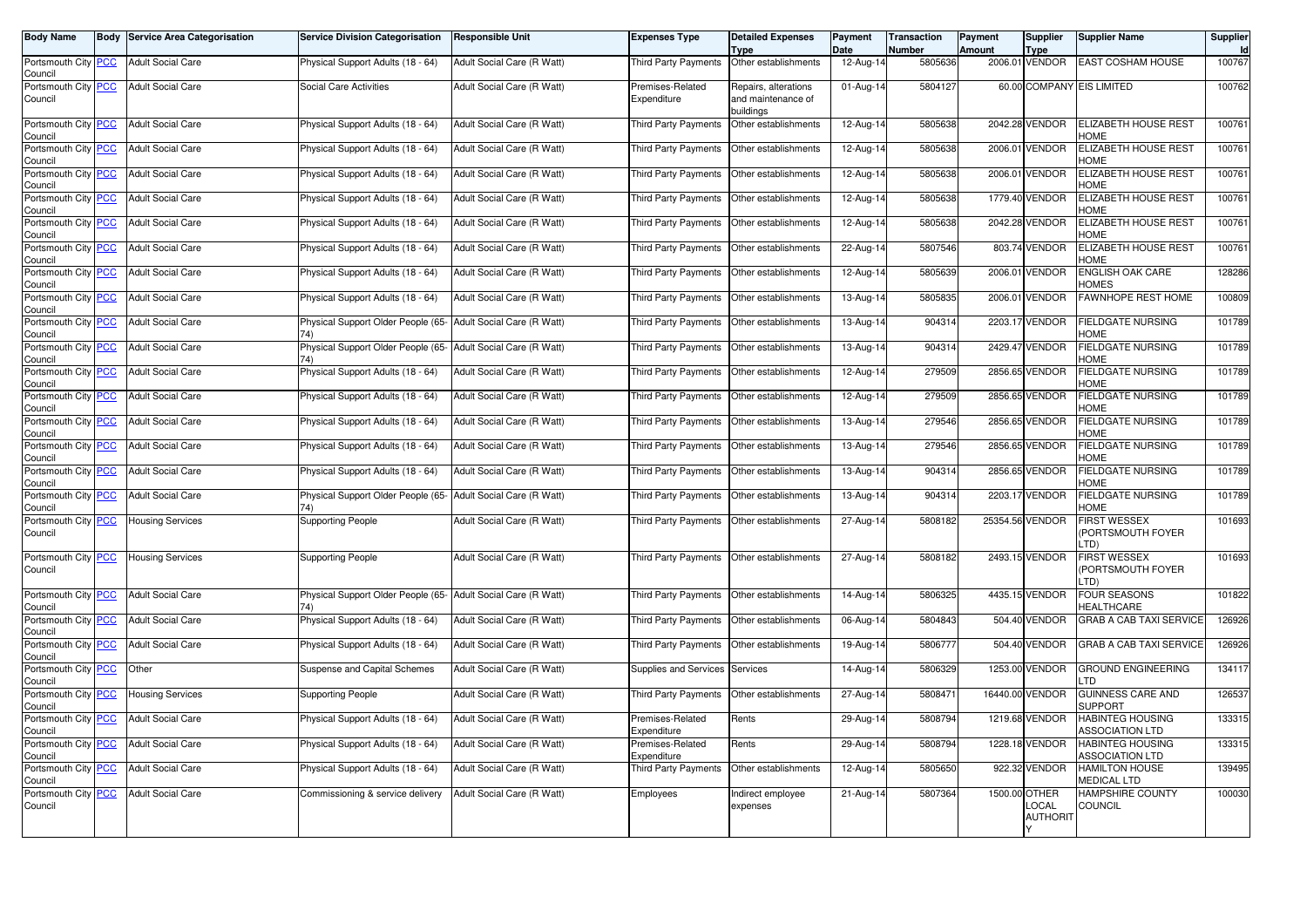| Body Name | Body | Service Area Categorisation | Service Division Categorisation | Responsible Unit | Expenses Type | Detailed Expenses Type | Payment Date | Transaction Number | Payment Amount | Supplier Type | Supplier Name | Supplier Id |
|---|---|---|---|---|---|---|---|---|---|---|---|---|
| Portsmouth City Council | PCC | Adult Social Care | Physical Support Adults (18 - 64) | Adult Social Care (R Watt) | Third Party Payments | Other establishments | 12-Aug-14 | 5805636 | 2006.01 | VENDOR | EAST COSHAM HOUSE | 100767 |
| Portsmouth City Council | PCC | Adult Social Care | Social Care Activities | Adult Social Care (R Watt) | Premises-Related Expenditure | Repairs, alterations and maintenance of buildings | 01-Aug-14 | 5804127 | 60.00 | COMPANY | EIS LIMITED | 100762 |
| Portsmouth City Council | PCC | Adult Social Care | Physical Support Adults (18 - 64) | Adult Social Care (R Watt) | Third Party Payments | Other establishments | 12-Aug-14 | 5805638 | 2042.28 | VENDOR | ELIZABETH HOUSE REST HOME | 100761 |
| Portsmouth City Council | PCC | Adult Social Care | Physical Support Adults (18 - 64) | Adult Social Care (R Watt) | Third Party Payments | Other establishments | 12-Aug-14 | 5805638 | 2006.01 | VENDOR | ELIZABETH HOUSE REST HOME | 100761 |
| Portsmouth City Council | PCC | Adult Social Care | Physical Support Adults (18 - 64) | Adult Social Care (R Watt) | Third Party Payments | Other establishments | 12-Aug-14 | 5805638 | 2006.01 | VENDOR | ELIZABETH HOUSE REST HOME | 100761 |
| Portsmouth City Council | PCC | Adult Social Care | Physical Support Adults (18 - 64) | Adult Social Care (R Watt) | Third Party Payments | Other establishments | 12-Aug-14 | 5805638 | 1779.40 | VENDOR | ELIZABETH HOUSE REST HOME | 100761 |
| Portsmouth City Council | PCC | Adult Social Care | Physical Support Adults (18 - 64) | Adult Social Care (R Watt) | Third Party Payments | Other establishments | 12-Aug-14 | 5805638 | 2042.28 | VENDOR | ELIZABETH HOUSE REST HOME | 100761 |
| Portsmouth City Council | PCC | Adult Social Care | Physical Support Adults (18 - 64) | Adult Social Care (R Watt) | Third Party Payments | Other establishments | 22-Aug-14 | 5807546 | 803.74 | VENDOR | ELIZABETH HOUSE REST HOME | 100761 |
| Portsmouth City Council | PCC | Adult Social Care | Physical Support Adults (18 - 64) | Adult Social Care (R Watt) | Third Party Payments | Other establishments | 12-Aug-14 | 5805639 | 2006.01 | VENDOR | ENGLISH OAK CARE HOMES | 128286 |
| Portsmouth City Council | PCC | Adult Social Care | Physical Support Adults (18 - 64) | Adult Social Care (R Watt) | Third Party Payments | Other establishments | 13-Aug-14 | 5805835 | 2006.01 | VENDOR | FAWNHOPE REST HOME | 100809 |
| Portsmouth City Council | PCC | Adult Social Care | Physical Support Older People (65-74) | Adult Social Care (R Watt) | Third Party Payments | Other establishments | 13-Aug-14 | 904314 | 2203.17 | VENDOR | FIELDGATE NURSING HOME | 101789 |
| Portsmouth City Council | PCC | Adult Social Care | Physical Support Older People (65-74) | Adult Social Care (R Watt) | Third Party Payments | Other establishments | 13-Aug-14 | 904314 | 2429.47 | VENDOR | FIELDGATE NURSING HOME | 101789 |
| Portsmouth City Council | PCC | Adult Social Care | Physical Support Adults (18 - 64) | Adult Social Care (R Watt) | Third Party Payments | Other establishments | 12-Aug-14 | 279509 | 2856.65 | VENDOR | FIELDGATE NURSING HOME | 101789 |
| Portsmouth City Council | PCC | Adult Social Care | Physical Support Adults (18 - 64) | Adult Social Care (R Watt) | Third Party Payments | Other establishments | 12-Aug-14 | 279509 | 2856.65 | VENDOR | FIELDGATE NURSING HOME | 101789 |
| Portsmouth City Council | PCC | Adult Social Care | Physical Support Adults (18 - 64) | Adult Social Care (R Watt) | Third Party Payments | Other establishments | 13-Aug-14 | 279546 | 2856.65 | VENDOR | FIELDGATE NURSING HOME | 101789 |
| Portsmouth City Council | PCC | Adult Social Care | Physical Support Adults (18 - 64) | Adult Social Care (R Watt) | Third Party Payments | Other establishments | 13-Aug-14 | 279546 | 2856.65 | VENDOR | FIELDGATE NURSING HOME | 101789 |
| Portsmouth City Council | PCC | Adult Social Care | Physical Support Adults (18 - 64) | Adult Social Care (R Watt) | Third Party Payments | Other establishments | 13-Aug-14 | 904314 | 2856.65 | VENDOR | FIELDGATE NURSING HOME | 101789 |
| Portsmouth City Council | PCC | Adult Social Care | Physical Support Older People (65-74) | Adult Social Care (R Watt) | Third Party Payments | Other establishments | 13-Aug-14 | 904314 | 2203.17 | VENDOR | FIELDGATE NURSING HOME | 101789 |
| Portsmouth City Council | PCC | Housing Services | Supporting People | Adult Social Care (R Watt) | Third Party Payments | Other establishments | 27-Aug-14 | 5808182 | 25354.56 | VENDOR | FIRST WESSEX (PORTSMOUTH FOYER LTD) | 101693 |
| Portsmouth City Council | PCC | Housing Services | Supporting People | Adult Social Care (R Watt) | Third Party Payments | Other establishments | 27-Aug-14 | 5808182 | 2493.15 | VENDOR | FIRST WESSEX (PORTSMOUTH FOYER LTD) | 101693 |
| Portsmouth City Council | PCC | Adult Social Care | Physical Support Older People (65-74) | Adult Social Care (R Watt) | Third Party Payments | Other establishments | 14-Aug-14 | 5806325 | 4435.15 | VENDOR | FOUR SEASONS HEALTHCARE | 101822 |
| Portsmouth City Council | PCC | Adult Social Care | Physical Support Adults (18 - 64) | Adult Social Care (R Watt) | Third Party Payments | Other establishments | 06-Aug-14 | 5804843 | 504.40 | VENDOR | GRAB A CAB TAXI SERVICE | 126926 |
| Portsmouth City Council | PCC | Adult Social Care | Physical Support Adults (18 - 64) | Adult Social Care (R Watt) | Third Party Payments | Other establishments | 19-Aug-14 | 5806777 | 504.40 | VENDOR | GRAB A CAB TAXI SERVICE | 126926 |
| Portsmouth City Council | PCC | Other | Suspense and Capital Schemes | Adult Social Care (R Watt) | Supplies and Services | Services | 14-Aug-14 | 5806329 | 1253.00 | VENDOR | GROUND ENGINEERING LTD | 134117 |
| Portsmouth City Council | PCC | Housing Services | Supporting People | Adult Social Care (R Watt) | Third Party Payments | Other establishments | 27-Aug-14 | 5808471 | 16440.00 | VENDOR | GUINNESS CARE AND SUPPORT | 126537 |
| Portsmouth City Council | PCC | Adult Social Care | Physical Support Adults (18 - 64) | Adult Social Care (R Watt) | Premises-Related Expenditure | Rents | 29-Aug-14 | 5808794 | 1219.68 | VENDOR | HABINTEG HOUSING ASSOCIATION LTD | 133315 |
| Portsmouth City Council | PCC | Adult Social Care | Physical Support Adults (18 - 64) | Adult Social Care (R Watt) | Premises-Related Expenditure | Rents | 29-Aug-14 | 5808794 | 1228.18 | VENDOR | HABINTEG HOUSING ASSOCIATION LTD | 133315 |
| Portsmouth City Council | PCC | Adult Social Care | Physical Support Adults (18 - 64) | Adult Social Care (R Watt) | Third Party Payments | Other establishments | 12-Aug-14 | 5805650 | 922.32 | VENDOR | HAMILTON HOUSE MEDICAL LTD | 139495 |
| Portsmouth City Council | PCC | Adult Social Care | Commissioning & service delivery | Adult Social Care (R Watt) | Employees | Indirect employee expenses | 21-Aug-14 | 5807364 | 1500.00 | OTHER LOCAL AUTHORITY | HAMPSHIRE COUNTY COUNCIL | 100030 |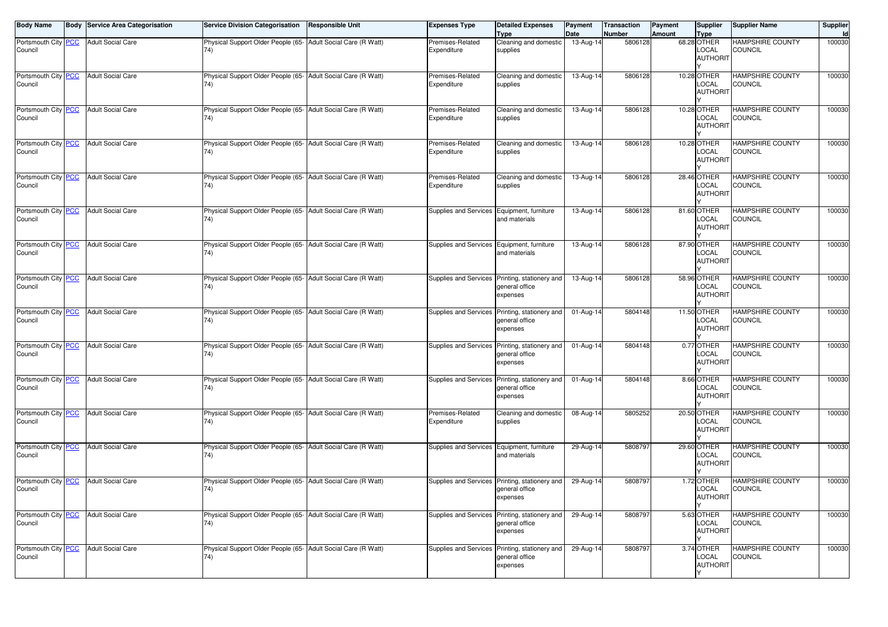| Body Name | Body | Service Area Categorisation | Service Division Categorisation | Responsible Unit | Expenses Type | Detailed Expenses Type | Payment Date | Transaction Number | Payment Amount | Supplier Type | Supplier Name | Supplier Id |
|---|---|---|---|---|---|---|---|---|---|---|---|---|
| Portsmouth City Council | PCC | Adult Social Care | Physical Support Older People (65-74) | Adult Social Care (R Watt) | Premises-Related Expenditure | Cleaning and domestic supplies | 13-Aug-14 | 5806128 | 68.28 | OTHER LOCAL AUTHORITY | HAMPSHIRE COUNTY COUNCIL | 100030 |
| Portsmouth City Council | PCC | Adult Social Care | Physical Support Older People (65-74) | Adult Social Care (R Watt) | Premises-Related Expenditure | Cleaning and domestic supplies | 13-Aug-14 | 5806128 | 10.28 | OTHER LOCAL AUTHORITY | HAMPSHIRE COUNTY COUNCIL | 100030 |
| Portsmouth City Council | PCC | Adult Social Care | Physical Support Older People (65-74) | Adult Social Care (R Watt) | Premises-Related Expenditure | Cleaning and domestic supplies | 13-Aug-14 | 5806128 | 10.28 | OTHER LOCAL AUTHORITY | HAMPSHIRE COUNTY COUNCIL | 100030 |
| Portsmouth City Council | PCC | Adult Social Care | Physical Support Older People (65-74) | Adult Social Care (R Watt) | Premises-Related Expenditure | Cleaning and domestic supplies | 13-Aug-14 | 5806128 | 10.28 | OTHER LOCAL AUTHORITY | HAMPSHIRE COUNTY COUNCIL | 100030 |
| Portsmouth City Council | PCC | Adult Social Care | Physical Support Older People (65-74) | Adult Social Care (R Watt) | Premises-Related Expenditure | Cleaning and domestic supplies | 13-Aug-14 | 5806128 | 28.46 | OTHER LOCAL AUTHORITY | HAMPSHIRE COUNTY COUNCIL | 100030 |
| Portsmouth City Council | PCC | Adult Social Care | Physical Support Older People (65-74) | Adult Social Care (R Watt) | Supplies and Services | Equipment, furniture and materials | 13-Aug-14 | 5806128 | 81.60 | OTHER LOCAL AUTHORITY | HAMPSHIRE COUNTY COUNCIL | 100030 |
| Portsmouth City Council | PCC | Adult Social Care | Physical Support Older People (65-74) | Adult Social Care (R Watt) | Supplies and Services | Equipment, furniture and materials | 13-Aug-14 | 5806128 | 87.90 | OTHER LOCAL AUTHORITY | HAMPSHIRE COUNTY COUNCIL | 100030 |
| Portsmouth City Council | PCC | Adult Social Care | Physical Support Older People (65-74) | Adult Social Care (R Watt) | Supplies and Services | Printing, stationery and general office expenses | 13-Aug-14 | 5806128 | 58.96 | OTHER LOCAL AUTHORITY | HAMPSHIRE COUNTY COUNCIL | 100030 |
| Portsmouth City Council | PCC | Adult Social Care | Physical Support Older People (65-74) | Adult Social Care (R Watt) | Supplies and Services | Printing, stationery and general office expenses | 01-Aug-14 | 5804148 | 11.50 | OTHER LOCAL AUTHORITY | HAMPSHIRE COUNTY COUNCIL | 100030 |
| Portsmouth City Council | PCC | Adult Social Care | Physical Support Older People (65-74) | Adult Social Care (R Watt) | Supplies and Services | Printing, stationery and general office expenses | 01-Aug-14 | 5804148 | 0.77 | OTHER LOCAL AUTHORITY | HAMPSHIRE COUNTY COUNCIL | 100030 |
| Portsmouth City Council | PCC | Adult Social Care | Physical Support Older People (65-74) | Adult Social Care (R Watt) | Supplies and Services | Printing, stationery and general office expenses | 01-Aug-14 | 5804148 | 8.66 | OTHER LOCAL AUTHORITY | HAMPSHIRE COUNTY COUNCIL | 100030 |
| Portsmouth City Council | PCC | Adult Social Care | Physical Support Older People (65-74) | Adult Social Care (R Watt) | Premises-Related Expenditure | Cleaning and domestic supplies | 08-Aug-14 | 5805252 | 20.50 | OTHER LOCAL AUTHORITY | HAMPSHIRE COUNTY COUNCIL | 100030 |
| Portsmouth City Council | PCC | Adult Social Care | Physical Support Older People (65-74) | Adult Social Care (R Watt) | Supplies and Services | Equipment, furniture and materials | 29-Aug-14 | 5808797 | 29.60 | OTHER LOCAL AUTHORITY | HAMPSHIRE COUNTY COUNCIL | 100030 |
| Portsmouth City Council | PCC | Adult Social Care | Physical Support Older People (65-74) | Adult Social Care (R Watt) | Supplies and Services | Printing, stationery and general office expenses | 29-Aug-14 | 5808797 | 1.72 | OTHER LOCAL AUTHORITY | HAMPSHIRE COUNTY COUNCIL | 100030 |
| Portsmouth City Council | PCC | Adult Social Care | Physical Support Older People (65-74) | Adult Social Care (R Watt) | Supplies and Services | Printing, stationery and general office expenses | 29-Aug-14 | 5808797 | 5.63 | OTHER LOCAL AUTHORITY | HAMPSHIRE COUNTY COUNCIL | 100030 |
| Portsmouth City Council | PCC | Adult Social Care | Physical Support Older People (65-74) | Adult Social Care (R Watt) | Supplies and Services | Printing, stationery and general office expenses | 29-Aug-14 | 5808797 | 3.74 | OTHER LOCAL AUTHORITY | HAMPSHIRE COUNTY COUNCIL | 100030 |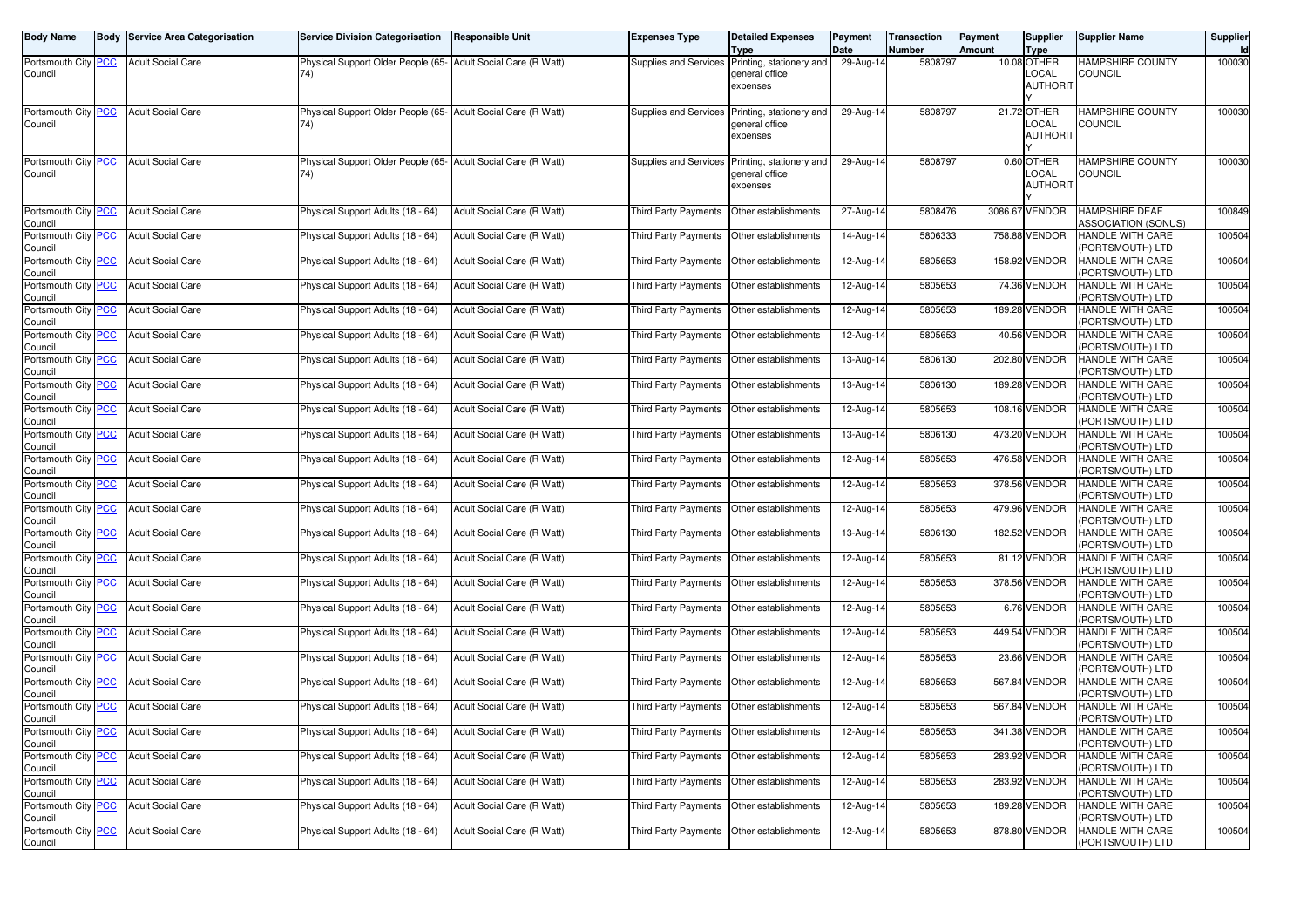| Body Name | Body | Service Area Categorisation | Service Division Categorisation | Responsible Unit | Expenses Type | Detailed Expenses Type | Payment Date | Transaction Number | Payment Amount | Supplier Type | Supplier Name | Supplier Id |
|---|---|---|---|---|---|---|---|---|---|---|---|---|
| Portsmouth City Council | PCC | Adult Social Care | Physical Support Older People (65-74) | Adult Social Care (R Watt) | Supplies and Services | Printing, stationery and general office expenses | 29-Aug-14 | 5808797 | 10.08 | OTHER LOCAL AUTHORITY | HAMPSHIRE COUNTY COUNCIL | 100030 |
| Portsmouth City Council | PCC | Adult Social Care | Physical Support Older People (65-74) | Adult Social Care (R Watt) | Supplies and Services | Printing, stationery and general office expenses | 29-Aug-14 | 5808797 | 21.72 | OTHER LOCAL AUTHORITY | HAMPSHIRE COUNTY COUNCIL | 100030 |
| Portsmouth City Council | PCC | Adult Social Care | Physical Support Older People (65-74) | Adult Social Care (R Watt) | Supplies and Services | Printing, stationery and general office expenses | 29-Aug-14 | 5808797 | 0.60 | OTHER LOCAL AUTHORITY | HAMPSHIRE COUNTY COUNCIL | 100030 |
| Portsmouth City Council | PCC | Adult Social Care | Physical Support Adults (18 - 64) | Adult Social Care (R Watt) | Third Party Payments | Other establishments | 27-Aug-14 | 5808476 | 3086.67 | VENDOR | HAMPSHIRE DEAF ASSOCIATION (SONUS) | 100849 |
| Portsmouth City Council | PCC | Adult Social Care | Physical Support Adults (18 - 64) | Adult Social Care (R Watt) | Third Party Payments | Other establishments | 14-Aug-14 | 5806333 | 758.88 | VENDOR | HANDLE WITH CARE (PORTSMOUTH) LTD | 100504 |
| Portsmouth City Council | PCC | Adult Social Care | Physical Support Adults (18 - 64) | Adult Social Care (R Watt) | Third Party Payments | Other establishments | 12-Aug-14 | 5805653 | 158.92 | VENDOR | HANDLE WITH CARE (PORTSMOUTH) LTD | 100504 |
| Portsmouth City Council | PCC | Adult Social Care | Physical Support Adults (18 - 64) | Adult Social Care (R Watt) | Third Party Payments | Other establishments | 12-Aug-14 | 5805653 | 74.36 | VENDOR | HANDLE WITH CARE (PORTSMOUTH) LTD | 100504 |
| Portsmouth City Council | PCC | Adult Social Care | Physical Support Adults (18 - 64) | Adult Social Care (R Watt) | Third Party Payments | Other establishments | 12-Aug-14 | 5805653 | 189.28 | VENDOR | HANDLE WITH CARE (PORTSMOUTH) LTD | 100504 |
| Portsmouth City Council | PCC | Adult Social Care | Physical Support Adults (18 - 64) | Adult Social Care (R Watt) | Third Party Payments | Other establishments | 12-Aug-14 | 5805653 | 40.56 | VENDOR | HANDLE WITH CARE (PORTSMOUTH) LTD | 100504 |
| Portsmouth City Council | PCC | Adult Social Care | Physical Support Adults (18 - 64) | Adult Social Care (R Watt) | Third Party Payments | Other establishments | 13-Aug-14 | 5806130 | 202.80 | VENDOR | HANDLE WITH CARE (PORTSMOUTH) LTD | 100504 |
| Portsmouth City Council | PCC | Adult Social Care | Physical Support Adults (18 - 64) | Adult Social Care (R Watt) | Third Party Payments | Other establishments | 13-Aug-14 | 5806130 | 189.28 | VENDOR | HANDLE WITH CARE (PORTSMOUTH) LTD | 100504 |
| Portsmouth City Council | PCC | Adult Social Care | Physical Support Adults (18 - 64) | Adult Social Care (R Watt) | Third Party Payments | Other establishments | 12-Aug-14 | 5805653 | 108.16 | VENDOR | HANDLE WITH CARE (PORTSMOUTH) LTD | 100504 |
| Portsmouth City Council | PCC | Adult Social Care | Physical Support Adults (18 - 64) | Adult Social Care (R Watt) | Third Party Payments | Other establishments | 13-Aug-14 | 5806130 | 473.20 | VENDOR | HANDLE WITH CARE (PORTSMOUTH) LTD | 100504 |
| Portsmouth City Council | PCC | Adult Social Care | Physical Support Adults (18 - 64) | Adult Social Care (R Watt) | Third Party Payments | Other establishments | 12-Aug-14 | 5805653 | 476.58 | VENDOR | HANDLE WITH CARE (PORTSMOUTH) LTD | 100504 |
| Portsmouth City Council | PCC | Adult Social Care | Physical Support Adults (18 - 64) | Adult Social Care (R Watt) | Third Party Payments | Other establishments | 12-Aug-14 | 5805653 | 378.56 | VENDOR | HANDLE WITH CARE (PORTSMOUTH) LTD | 100504 |
| Portsmouth City Council | PCC | Adult Social Care | Physical Support Adults (18 - 64) | Adult Social Care (R Watt) | Third Party Payments | Other establishments | 12-Aug-14 | 5805653 | 479.96 | VENDOR | HANDLE WITH CARE (PORTSMOUTH) LTD | 100504 |
| Portsmouth City Council | PCC | Adult Social Care | Physical Support Adults (18 - 64) | Adult Social Care (R Watt) | Third Party Payments | Other establishments | 13-Aug-14 | 5806130 | 182.52 | VENDOR | HANDLE WITH CARE (PORTSMOUTH) LTD | 100504 |
| Portsmouth City Council | PCC | Adult Social Care | Physical Support Adults (18 - 64) | Adult Social Care (R Watt) | Third Party Payments | Other establishments | 12-Aug-14 | 5805653 | 81.12 | VENDOR | HANDLE WITH CARE (PORTSMOUTH) LTD | 100504 |
| Portsmouth City Council | PCC | Adult Social Care | Physical Support Adults (18 - 64) | Adult Social Care (R Watt) | Third Party Payments | Other establishments | 12-Aug-14 | 5805653 | 378.56 | VENDOR | HANDLE WITH CARE (PORTSMOUTH) LTD | 100504 |
| Portsmouth City Council | PCC | Adult Social Care | Physical Support Adults (18 - 64) | Adult Social Care (R Watt) | Third Party Payments | Other establishments | 12-Aug-14 | 5805653 | 6.76 | VENDOR | HANDLE WITH CARE (PORTSMOUTH) LTD | 100504 |
| Portsmouth City Council | PCC | Adult Social Care | Physical Support Adults (18 - 64) | Adult Social Care (R Watt) | Third Party Payments | Other establishments | 12-Aug-14 | 5805653 | 449.54 | VENDOR | HANDLE WITH CARE (PORTSMOUTH) LTD | 100504 |
| Portsmouth City Council | PCC | Adult Social Care | Physical Support Adults (18 - 64) | Adult Social Care (R Watt) | Third Party Payments | Other establishments | 12-Aug-14 | 5805653 | 23.66 | VENDOR | HANDLE WITH CARE (PORTSMOUTH) LTD | 100504 |
| Portsmouth City Council | PCC | Adult Social Care | Physical Support Adults (18 - 64) | Adult Social Care (R Watt) | Third Party Payments | Other establishments | 12-Aug-14 | 5805653 | 567.84 | VENDOR | HANDLE WITH CARE (PORTSMOUTH) LTD | 100504 |
| Portsmouth City Council | PCC | Adult Social Care | Physical Support Adults (18 - 64) | Adult Social Care (R Watt) | Third Party Payments | Other establishments | 12-Aug-14 | 5805653 | 567.84 | VENDOR | HANDLE WITH CARE (PORTSMOUTH) LTD | 100504 |
| Portsmouth City Council | PCC | Adult Social Care | Physical Support Adults (18 - 64) | Adult Social Care (R Watt) | Third Party Payments | Other establishments | 12-Aug-14 | 5805653 | 341.38 | VENDOR | HANDLE WITH CARE (PORTSMOUTH) LTD | 100504 |
| Portsmouth City Council | PCC | Adult Social Care | Physical Support Adults (18 - 64) | Adult Social Care (R Watt) | Third Party Payments | Other establishments | 12-Aug-14 | 5805653 | 283.92 | VENDOR | HANDLE WITH CARE (PORTSMOUTH) LTD | 100504 |
| Portsmouth City Council | PCC | Adult Social Care | Physical Support Adults (18 - 64) | Adult Social Care (R Watt) | Third Party Payments | Other establishments | 12-Aug-14 | 5805653 | 283.92 | VENDOR | HANDLE WITH CARE (PORTSMOUTH) LTD | 100504 |
| Portsmouth City Council | PCC | Adult Social Care | Physical Support Adults (18 - 64) | Adult Social Care (R Watt) | Third Party Payments | Other establishments | 12-Aug-14 | 5805653 | 189.28 | VENDOR | HANDLE WITH CARE (PORTSMOUTH) LTD | 100504 |
| Portsmouth City Council | PCC | Adult Social Care | Physical Support Adults (18 - 64) | Adult Social Care (R Watt) | Third Party Payments | Other establishments | 12-Aug-14 | 5805653 | 878.80 | VENDOR | HANDLE WITH CARE (PORTSMOUTH) LTD | 100504 |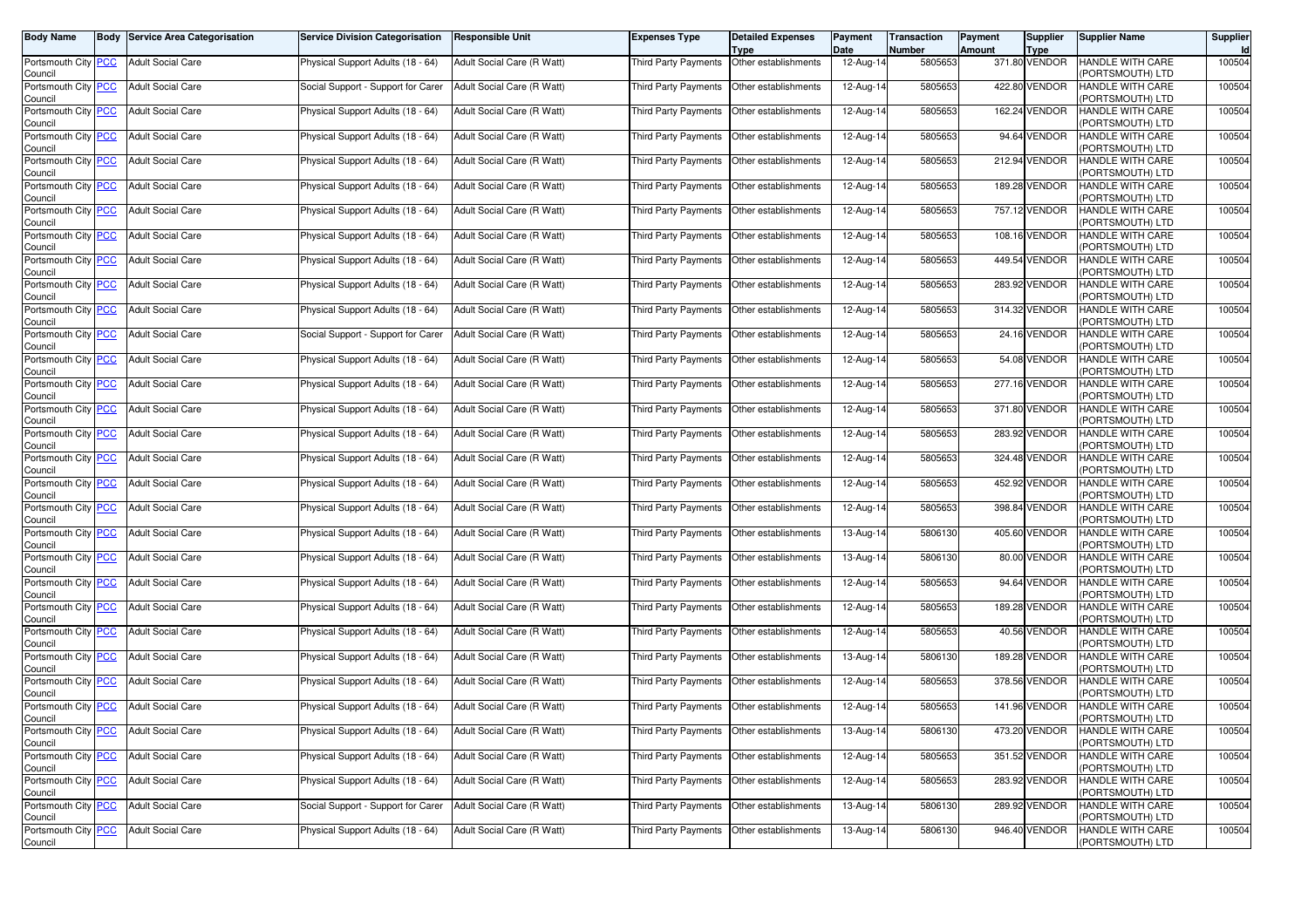| Body Name | Body | Service Area Categorisation | Service Division Categorisation | Responsible Unit | Expenses Type | Detailed Expenses Type | Payment Date | Transaction Number | Payment Amount | Supplier Type | Supplier Name | Supplier Id |
|---|---|---|---|---|---|---|---|---|---|---|---|---|
| Portsmouth City Council | PCC | Adult Social Care | Physical Support Adults (18 - 64) | Adult Social Care (R Watt) | Third Party Payments | Other establishments | 12-Aug-14 | 5805653 | 371.80 | VENDOR | HANDLE WITH CARE (PORTSMOUTH) LTD | 100504 |
| Portsmouth City Council | PCC | Adult Social Care | Social Support - Support for Carer | Adult Social Care (R Watt) | Third Party Payments | Other establishments | 12-Aug-14 | 5805653 | 422.80 | VENDOR | HANDLE WITH CARE (PORTSMOUTH) LTD | 100504 |
| Portsmouth City Council | PCC | Adult Social Care | Physical Support Adults (18 - 64) | Adult Social Care (R Watt) | Third Party Payments | Other establishments | 12-Aug-14 | 5805653 | 162.24 | VENDOR | HANDLE WITH CARE (PORTSMOUTH) LTD | 100504 |
| Portsmouth City Council | PCC | Adult Social Care | Physical Support Adults (18 - 64) | Adult Social Care (R Watt) | Third Party Payments | Other establishments | 12-Aug-14 | 5805653 | 94.64 | VENDOR | HANDLE WITH CARE (PORTSMOUTH) LTD | 100504 |
| Portsmouth City Council | PCC | Adult Social Care | Physical Support Adults (18 - 64) | Adult Social Care (R Watt) | Third Party Payments | Other establishments | 12-Aug-14 | 5805653 | 212.94 | VENDOR | HANDLE WITH CARE (PORTSMOUTH) LTD | 100504 |
| Portsmouth City Council | PCC | Adult Social Care | Physical Support Adults (18 - 64) | Adult Social Care (R Watt) | Third Party Payments | Other establishments | 12-Aug-14 | 5805653 | 189.28 | VENDOR | HANDLE WITH CARE (PORTSMOUTH) LTD | 100504 |
| Portsmouth City Council | PCC | Adult Social Care | Physical Support Adults (18 - 64) | Adult Social Care (R Watt) | Third Party Payments | Other establishments | 12-Aug-14 | 5805653 | 757.12 | VENDOR | HANDLE WITH CARE (PORTSMOUTH) LTD | 100504 |
| Portsmouth City Council | PCC | Adult Social Care | Physical Support Adults (18 - 64) | Adult Social Care (R Watt) | Third Party Payments | Other establishments | 12-Aug-14 | 5805653 | 108.16 | VENDOR | HANDLE WITH CARE (PORTSMOUTH) LTD | 100504 |
| Portsmouth City Council | PCC | Adult Social Care | Physical Support Adults (18 - 64) | Adult Social Care (R Watt) | Third Party Payments | Other establishments | 12-Aug-14 | 5805653 | 449.54 | VENDOR | HANDLE WITH CARE (PORTSMOUTH) LTD | 100504 |
| Portsmouth City Council | PCC | Adult Social Care | Physical Support Adults (18 - 64) | Adult Social Care (R Watt) | Third Party Payments | Other establishments | 12-Aug-14 | 5805653 | 283.92 | VENDOR | HANDLE WITH CARE (PORTSMOUTH) LTD | 100504 |
| Portsmouth City Council | PCC | Adult Social Care | Physical Support Adults (18 - 64) | Adult Social Care (R Watt) | Third Party Payments | Other establishments | 12-Aug-14 | 5805653 | 314.32 | VENDOR | HANDLE WITH CARE (PORTSMOUTH) LTD | 100504 |
| Portsmouth City Council | PCC | Adult Social Care | Social Support - Support for Carer | Adult Social Care (R Watt) | Third Party Payments | Other establishments | 12-Aug-14 | 5805653 | 24.16 | VENDOR | HANDLE WITH CARE (PORTSMOUTH) LTD | 100504 |
| Portsmouth City Council | PCC | Adult Social Care | Physical Support Adults (18 - 64) | Adult Social Care (R Watt) | Third Party Payments | Other establishments | 12-Aug-14 | 5805653 | 54.08 | VENDOR | HANDLE WITH CARE (PORTSMOUTH) LTD | 100504 |
| Portsmouth City Council | PCC | Adult Social Care | Physical Support Adults (18 - 64) | Adult Social Care (R Watt) | Third Party Payments | Other establishments | 12-Aug-14 | 5805653 | 277.16 | VENDOR | HANDLE WITH CARE (PORTSMOUTH) LTD | 100504 |
| Portsmouth City Council | PCC | Adult Social Care | Physical Support Adults (18 - 64) | Adult Social Care (R Watt) | Third Party Payments | Other establishments | 12-Aug-14 | 5805653 | 371.80 | VENDOR | HANDLE WITH CARE (PORTSMOUTH) LTD | 100504 |
| Portsmouth City Council | PCC | Adult Social Care | Physical Support Adults (18 - 64) | Adult Social Care (R Watt) | Third Party Payments | Other establishments | 12-Aug-14 | 5805653 | 283.92 | VENDOR | HANDLE WITH CARE (PORTSMOUTH) LTD | 100504 |
| Portsmouth City Council | PCC | Adult Social Care | Physical Support Adults (18 - 64) | Adult Social Care (R Watt) | Third Party Payments | Other establishments | 12-Aug-14 | 5805653 | 324.48 | VENDOR | HANDLE WITH CARE (PORTSMOUTH) LTD | 100504 |
| Portsmouth City Council | PCC | Adult Social Care | Physical Support Adults (18 - 64) | Adult Social Care (R Watt) | Third Party Payments | Other establishments | 12-Aug-14 | 5805653 | 452.92 | VENDOR | HANDLE WITH CARE (PORTSMOUTH) LTD | 100504 |
| Portsmouth City Council | PCC | Adult Social Care | Physical Support Adults (18 - 64) | Adult Social Care (R Watt) | Third Party Payments | Other establishments | 12-Aug-14 | 5805653 | 398.84 | VENDOR | HANDLE WITH CARE (PORTSMOUTH) LTD | 100504 |
| Portsmouth City Council | PCC | Adult Social Care | Physical Support Adults (18 - 64) | Adult Social Care (R Watt) | Third Party Payments | Other establishments | 13-Aug-14 | 5806130 | 405.60 | VENDOR | HANDLE WITH CARE (PORTSMOUTH) LTD | 100504 |
| Portsmouth City Council | PCC | Adult Social Care | Physical Support Adults (18 - 64) | Adult Social Care (R Watt) | Third Party Payments | Other establishments | 13-Aug-14 | 5806130 | 80.00 | VENDOR | HANDLE WITH CARE (PORTSMOUTH) LTD | 100504 |
| Portsmouth City Council | PCC | Adult Social Care | Physical Support Adults (18 - 64) | Adult Social Care (R Watt) | Third Party Payments | Other establishments | 12-Aug-14 | 5805653 | 94.64 | VENDOR | HANDLE WITH CARE (PORTSMOUTH) LTD | 100504 |
| Portsmouth City Council | PCC | Adult Social Care | Physical Support Adults (18 - 64) | Adult Social Care (R Watt) | Third Party Payments | Other establishments | 12-Aug-14 | 5805653 | 189.28 | VENDOR | HANDLE WITH CARE (PORTSMOUTH) LTD | 100504 |
| Portsmouth City Council | PCC | Adult Social Care | Physical Support Adults (18 - 64) | Adult Social Care (R Watt) | Third Party Payments | Other establishments | 12-Aug-14 | 5805653 | 40.56 | VENDOR | HANDLE WITH CARE (PORTSMOUTH) LTD | 100504 |
| Portsmouth City Council | PCC | Adult Social Care | Physical Support Adults (18 - 64) | Adult Social Care (R Watt) | Third Party Payments | Other establishments | 13-Aug-14 | 5806130 | 189.28 | VENDOR | HANDLE WITH CARE (PORTSMOUTH) LTD | 100504 |
| Portsmouth City Council | PCC | Adult Social Care | Physical Support Adults (18 - 64) | Adult Social Care (R Watt) | Third Party Payments | Other establishments | 12-Aug-14 | 5805653 | 378.56 | VENDOR | HANDLE WITH CARE (PORTSMOUTH) LTD | 100504 |
| Portsmouth City Council | PCC | Adult Social Care | Physical Support Adults (18 - 64) | Adult Social Care (R Watt) | Third Party Payments | Other establishments | 12-Aug-14 | 5805653 | 141.96 | VENDOR | HANDLE WITH CARE (PORTSMOUTH) LTD | 100504 |
| Portsmouth City Council | PCC | Adult Social Care | Physical Support Adults (18 - 64) | Adult Social Care (R Watt) | Third Party Payments | Other establishments | 13-Aug-14 | 5806130 | 473.20 | VENDOR | HANDLE WITH CARE (PORTSMOUTH) LTD | 100504 |
| Portsmouth City Council | PCC | Adult Social Care | Physical Support Adults (18 - 64) | Adult Social Care (R Watt) | Third Party Payments | Other establishments | 12-Aug-14 | 5805653 | 351.52 | VENDOR | HANDLE WITH CARE (PORTSMOUTH) LTD | 100504 |
| Portsmouth City Council | PCC | Adult Social Care | Physical Support Adults (18 - 64) | Adult Social Care (R Watt) | Third Party Payments | Other establishments | 12-Aug-14 | 5805653 | 283.92 | VENDOR | HANDLE WITH CARE (PORTSMOUTH) LTD | 100504 |
| Portsmouth City Council | PCC | Adult Social Care | Social Support - Support for Carer | Adult Social Care (R Watt) | Third Party Payments | Other establishments | 13-Aug-14 | 5806130 | 289.92 | VENDOR | HANDLE WITH CARE (PORTSMOUTH) LTD | 100504 |
| Portsmouth City Council | PCC | Adult Social Care | Physical Support Adults (18 - 64) | Adult Social Care (R Watt) | Third Party Payments | Other establishments | 13-Aug-14 | 5806130 | 946.40 | VENDOR | HANDLE WITH CARE (PORTSMOUTH) LTD | 100504 |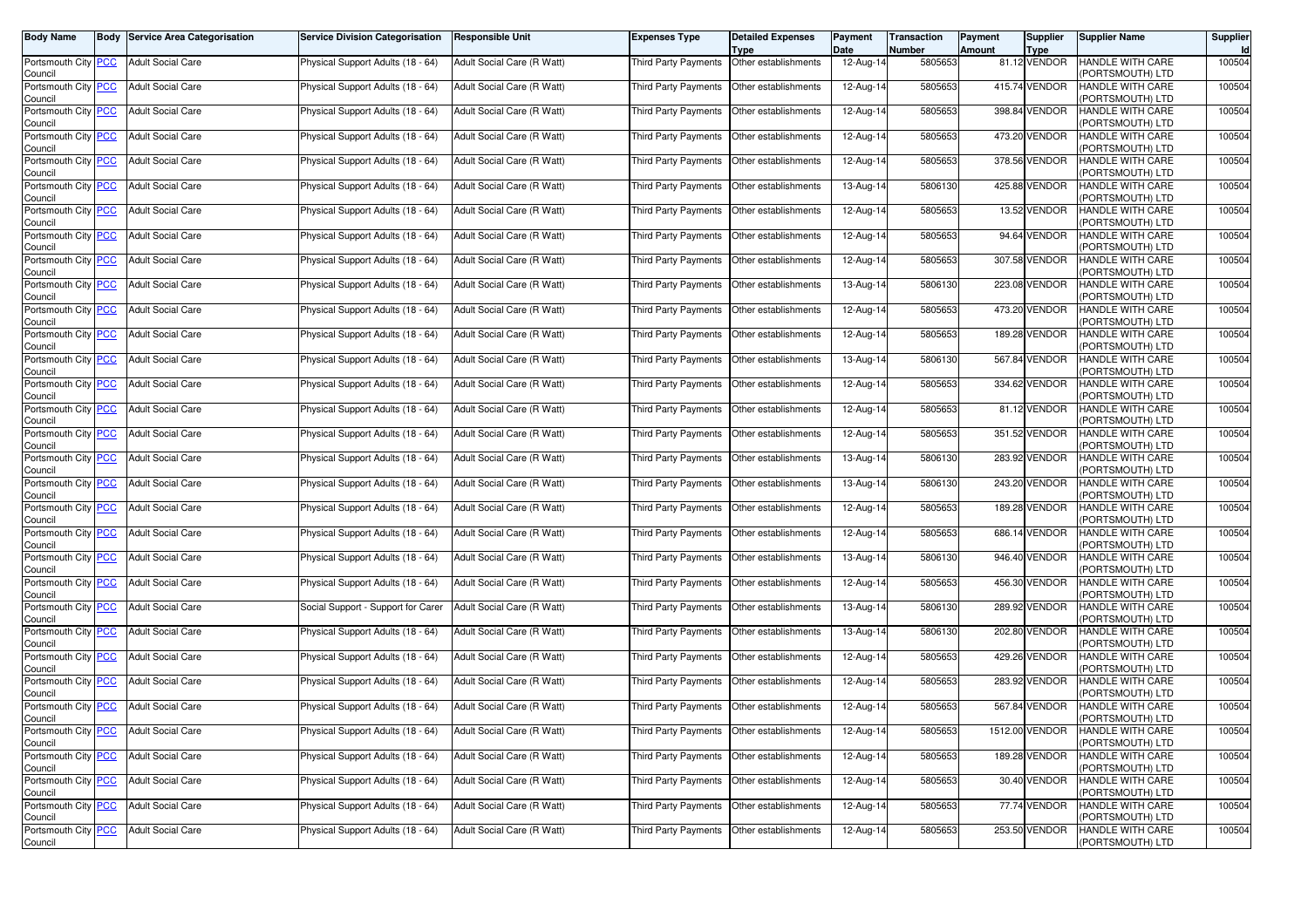| Body Name | Body | Service Area Categorisation | Service Division Categorisation | Responsible Unit | Expenses Type | Detailed Expenses Type | Payment Date | Transaction Number | Payment Amount | Supplier Type | Supplier Name | Supplier Id |
|---|---|---|---|---|---|---|---|---|---|---|---|---|
| Portsmouth City Council | PCC | Adult Social Care | Physical Support Adults (18 - 64) | Adult Social Care (R Watt) | Third Party Payments | Other establishments | 12-Aug-14 | 5805653 | 81.12 | VENDOR | HANDLE WITH CARE (PORTSMOUTH) LTD | 100504 |
| Portsmouth City Council | PCC | Adult Social Care | Physical Support Adults (18 - 64) | Adult Social Care (R Watt) | Third Party Payments | Other establishments | 12-Aug-14 | 5805653 | 415.74 | VENDOR | HANDLE WITH CARE (PORTSMOUTH) LTD | 100504 |
| Portsmouth City Council | PCC | Adult Social Care | Physical Support Adults (18 - 64) | Adult Social Care (R Watt) | Third Party Payments | Other establishments | 12-Aug-14 | 5805653 | 398.84 | VENDOR | HANDLE WITH CARE (PORTSMOUTH) LTD | 100504 |
| Portsmouth City Council | PCC | Adult Social Care | Physical Support Adults (18 - 64) | Adult Social Care (R Watt) | Third Party Payments | Other establishments | 12-Aug-14 | 5805653 | 473.20 | VENDOR | HANDLE WITH CARE (PORTSMOUTH) LTD | 100504 |
| Portsmouth City Council | PCC | Adult Social Care | Physical Support Adults (18 - 64) | Adult Social Care (R Watt) | Third Party Payments | Other establishments | 12-Aug-14 | 5805653 | 378.56 | VENDOR | HANDLE WITH CARE (PORTSMOUTH) LTD | 100504 |
| Portsmouth City Council | PCC | Adult Social Care | Physical Support Adults (18 - 64) | Adult Social Care (R Watt) | Third Party Payments | Other establishments | 13-Aug-14 | 5806130 | 425.88 | VENDOR | HANDLE WITH CARE (PORTSMOUTH) LTD | 100504 |
| Portsmouth City Council | PCC | Adult Social Care | Physical Support Adults (18 - 64) | Adult Social Care (R Watt) | Third Party Payments | Other establishments | 12-Aug-14 | 5805653 | 13.52 | VENDOR | HANDLE WITH CARE (PORTSMOUTH) LTD | 100504 |
| Portsmouth City Council | PCC | Adult Social Care | Physical Support Adults (18 - 64) | Adult Social Care (R Watt) | Third Party Payments | Other establishments | 12-Aug-14 | 5805653 | 94.64 | VENDOR | HANDLE WITH CARE (PORTSMOUTH) LTD | 100504 |
| Portsmouth City Council | PCC | Adult Social Care | Physical Support Adults (18 - 64) | Adult Social Care (R Watt) | Third Party Payments | Other establishments | 12-Aug-14 | 5805653 | 307.58 | VENDOR | HANDLE WITH CARE (PORTSMOUTH) LTD | 100504 |
| Portsmouth City Council | PCC | Adult Social Care | Physical Support Adults (18 - 64) | Adult Social Care (R Watt) | Third Party Payments | Other establishments | 13-Aug-14 | 5806130 | 223.08 | VENDOR | HANDLE WITH CARE (PORTSMOUTH) LTD | 100504 |
| Portsmouth City Council | PCC | Adult Social Care | Physical Support Adults (18 - 64) | Adult Social Care (R Watt) | Third Party Payments | Other establishments | 12-Aug-14 | 5805653 | 473.20 | VENDOR | HANDLE WITH CARE (PORTSMOUTH) LTD | 100504 |
| Portsmouth City Council | PCC | Adult Social Care | Physical Support Adults (18 - 64) | Adult Social Care (R Watt) | Third Party Payments | Other establishments | 12-Aug-14 | 5805653 | 189.28 | VENDOR | HANDLE WITH CARE (PORTSMOUTH) LTD | 100504 |
| Portsmouth City Council | PCC | Adult Social Care | Physical Support Adults (18 - 64) | Adult Social Care (R Watt) | Third Party Payments | Other establishments | 13-Aug-14 | 5806130 | 567.84 | VENDOR | HANDLE WITH CARE (PORTSMOUTH) LTD | 100504 |
| Portsmouth City Council | PCC | Adult Social Care | Physical Support Adults (18 - 64) | Adult Social Care (R Watt) | Third Party Payments | Other establishments | 12-Aug-14 | 5805653 | 334.62 | VENDOR | HANDLE WITH CARE (PORTSMOUTH) LTD | 100504 |
| Portsmouth City Council | PCC | Adult Social Care | Physical Support Adults (18 - 64) | Adult Social Care (R Watt) | Third Party Payments | Other establishments | 12-Aug-14 | 5805653 | 81.12 | VENDOR | HANDLE WITH CARE (PORTSMOUTH) LTD | 100504 |
| Portsmouth City Council | PCC | Adult Social Care | Physical Support Adults (18 - 64) | Adult Social Care (R Watt) | Third Party Payments | Other establishments | 12-Aug-14 | 5805653 | 351.52 | VENDOR | HANDLE WITH CARE (PORTSMOUTH) LTD | 100504 |
| Portsmouth City Council | PCC | Adult Social Care | Physical Support Adults (18 - 64) | Adult Social Care (R Watt) | Third Party Payments | Other establishments | 13-Aug-14 | 5806130 | 283.92 | VENDOR | HANDLE WITH CARE (PORTSMOUTH) LTD | 100504 |
| Portsmouth City Council | PCC | Adult Social Care | Physical Support Adults (18 - 64) | Adult Social Care (R Watt) | Third Party Payments | Other establishments | 13-Aug-14 | 5806130 | 243.20 | VENDOR | HANDLE WITH CARE (PORTSMOUTH) LTD | 100504 |
| Portsmouth City Council | PCC | Adult Social Care | Physical Support Adults (18 - 64) | Adult Social Care (R Watt) | Third Party Payments | Other establishments | 12-Aug-14 | 5805653 | 189.28 | VENDOR | HANDLE WITH CARE (PORTSMOUTH) LTD | 100504 |
| Portsmouth City Council | PCC | Adult Social Care | Physical Support Adults (18 - 64) | Adult Social Care (R Watt) | Third Party Payments | Other establishments | 12-Aug-14 | 5805653 | 686.14 | VENDOR | HANDLE WITH CARE (PORTSMOUTH) LTD | 100504 |
| Portsmouth City Council | PCC | Adult Social Care | Physical Support Adults (18 - 64) | Adult Social Care (R Watt) | Third Party Payments | Other establishments | 13-Aug-14 | 5806130 | 946.40 | VENDOR | HANDLE WITH CARE (PORTSMOUTH) LTD | 100504 |
| Portsmouth City Council | PCC | Adult Social Care | Physical Support Adults (18 - 64) | Adult Social Care (R Watt) | Third Party Payments | Other establishments | 12-Aug-14 | 5805653 | 456.30 | VENDOR | HANDLE WITH CARE (PORTSMOUTH) LTD | 100504 |
| Portsmouth City Council | PCC | Adult Social Care | Social Support - Support for Carer | Adult Social Care (R Watt) | Third Party Payments | Other establishments | 13-Aug-14 | 5806130 | 289.92 | VENDOR | HANDLE WITH CARE (PORTSMOUTH) LTD | 100504 |
| Portsmouth City Council | PCC | Adult Social Care | Physical Support Adults (18 - 64) | Adult Social Care (R Watt) | Third Party Payments | Other establishments | 13-Aug-14 | 5806130 | 202.80 | VENDOR | HANDLE WITH CARE (PORTSMOUTH) LTD | 100504 |
| Portsmouth City Council | PCC | Adult Social Care | Physical Support Adults (18 - 64) | Adult Social Care (R Watt) | Third Party Payments | Other establishments | 12-Aug-14 | 5805653 | 429.26 | VENDOR | HANDLE WITH CARE (PORTSMOUTH) LTD | 100504 |
| Portsmouth City Council | PCC | Adult Social Care | Physical Support Adults (18 - 64) | Adult Social Care (R Watt) | Third Party Payments | Other establishments | 12-Aug-14 | 5805653 | 283.92 | VENDOR | HANDLE WITH CARE (PORTSMOUTH) LTD | 100504 |
| Portsmouth City Council | PCC | Adult Social Care | Physical Support Adults (18 - 64) | Adult Social Care (R Watt) | Third Party Payments | Other establishments | 12-Aug-14 | 5805653 | 567.84 | VENDOR | HANDLE WITH CARE (PORTSMOUTH) LTD | 100504 |
| Portsmouth City Council | PCC | Adult Social Care | Physical Support Adults (18 - 64) | Adult Social Care (R Watt) | Third Party Payments | Other establishments | 12-Aug-14 | 5805653 | 1512.00 | VENDOR | HANDLE WITH CARE (PORTSMOUTH) LTD | 100504 |
| Portsmouth City Council | PCC | Adult Social Care | Physical Support Adults (18 - 64) | Adult Social Care (R Watt) | Third Party Payments | Other establishments | 12-Aug-14 | 5805653 | 189.28 | VENDOR | HANDLE WITH CARE (PORTSMOUTH) LTD | 100504 |
| Portsmouth City Council | PCC | Adult Social Care | Physical Support Adults (18 - 64) | Adult Social Care (R Watt) | Third Party Payments | Other establishments | 12-Aug-14 | 5805653 | 30.40 | VENDOR | HANDLE WITH CARE (PORTSMOUTH) LTD | 100504 |
| Portsmouth City Council | PCC | Adult Social Care | Physical Support Adults (18 - 64) | Adult Social Care (R Watt) | Third Party Payments | Other establishments | 12-Aug-14 | 5805653 | 77.74 | VENDOR | HANDLE WITH CARE (PORTSMOUTH) LTD | 100504 |
| Portsmouth City Council | PCC | Adult Social Care | Physical Support Adults (18 - 64) | Adult Social Care (R Watt) | Third Party Payments | Other establishments | 12-Aug-14 | 5805653 | 253.50 | VENDOR | HANDLE WITH CARE (PORTSMOUTH) LTD | 100504 |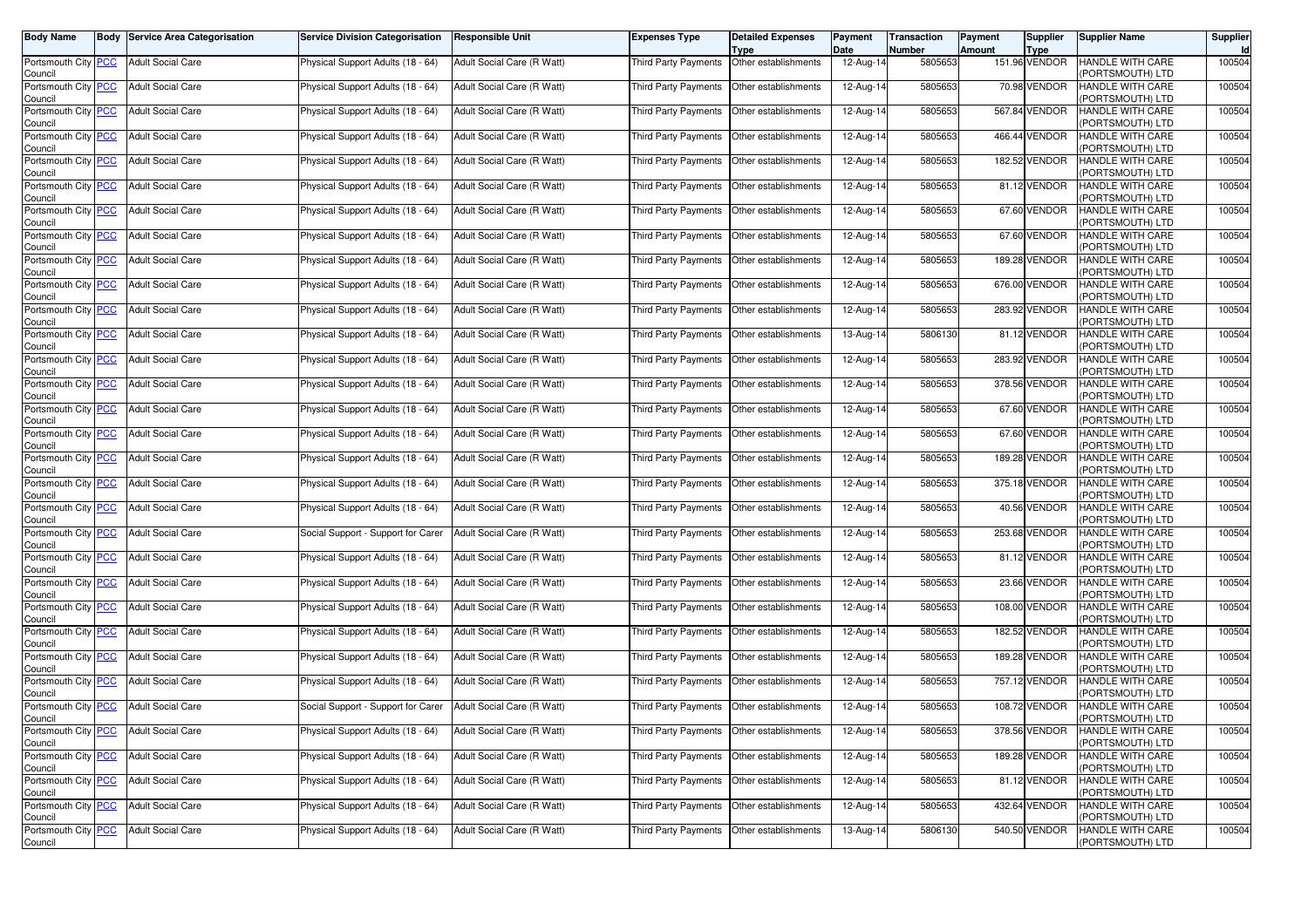| Body Name | Body | Service Area Categorisation | Service Division Categorisation | Responsible Unit | Expenses Type | Detailed Expenses Type | Payment Date | Transaction Number | Payment Amount | Supplier Type | Supplier Name | Supplier Id |
|---|---|---|---|---|---|---|---|---|---|---|---|---|
| Portsmouth City Council | PCC | Adult Social Care | Physical Support Adults (18 - 64) | Adult Social Care (R Watt) | Third Party Payments | Other establishments | 12-Aug-14 | 5805653 | 151.96 | VENDOR | HANDLE WITH CARE (PORTSMOUTH) LTD | 100504 |
| Portsmouth City Council | PCC | Adult Social Care | Physical Support Adults (18 - 64) | Adult Social Care (R Watt) | Third Party Payments | Other establishments | 12-Aug-14 | 5805653 | 70.98 | VENDOR | HANDLE WITH CARE (PORTSMOUTH) LTD | 100504 |
| Portsmouth City Council | PCC | Adult Social Care | Physical Support Adults (18 - 64) | Adult Social Care (R Watt) | Third Party Payments | Other establishments | 12-Aug-14 | 5805653 | 567.84 | VENDOR | HANDLE WITH CARE (PORTSMOUTH) LTD | 100504 |
| Portsmouth City Council | PCC | Adult Social Care | Physical Support Adults (18 - 64) | Adult Social Care (R Watt) | Third Party Payments | Other establishments | 12-Aug-14 | 5805653 | 466.44 | VENDOR | HANDLE WITH CARE (PORTSMOUTH) LTD | 100504 |
| Portsmouth City Council | PCC | Adult Social Care | Physical Support Adults (18 - 64) | Adult Social Care (R Watt) | Third Party Payments | Other establishments | 12-Aug-14 | 5805653 | 182.52 | VENDOR | HANDLE WITH CARE (PORTSMOUTH) LTD | 100504 |
| Portsmouth City Council | PCC | Adult Social Care | Physical Support Adults (18 - 64) | Adult Social Care (R Watt) | Third Party Payments | Other establishments | 12-Aug-14 | 5805653 | 81.12 | VENDOR | HANDLE WITH CARE (PORTSMOUTH) LTD | 100504 |
| Portsmouth City Council | PCC | Adult Social Care | Physical Support Adults (18 - 64) | Adult Social Care (R Watt) | Third Party Payments | Other establishments | 12-Aug-14 | 5805653 | 67.60 | VENDOR | HANDLE WITH CARE (PORTSMOUTH) LTD | 100504 |
| Portsmouth City Council | PCC | Adult Social Care | Physical Support Adults (18 - 64) | Adult Social Care (R Watt) | Third Party Payments | Other establishments | 12-Aug-14 | 5805653 | 67.60 | VENDOR | HANDLE WITH CARE (PORTSMOUTH) LTD | 100504 |
| Portsmouth City Council | PCC | Adult Social Care | Physical Support Adults (18 - 64) | Adult Social Care (R Watt) | Third Party Payments | Other establishments | 12-Aug-14 | 5805653 | 189.28 | VENDOR | HANDLE WITH CARE (PORTSMOUTH) LTD | 100504 |
| Portsmouth City Council | PCC | Adult Social Care | Physical Support Adults (18 - 64) | Adult Social Care (R Watt) | Third Party Payments | Other establishments | 12-Aug-14 | 5805653 | 676.00 | VENDOR | HANDLE WITH CARE (PORTSMOUTH) LTD | 100504 |
| Portsmouth City Council | PCC | Adult Social Care | Physical Support Adults (18 - 64) | Adult Social Care (R Watt) | Third Party Payments | Other establishments | 12-Aug-14 | 5805653 | 283.92 | VENDOR | HANDLE WITH CARE (PORTSMOUTH) LTD | 100504 |
| Portsmouth City Council | PCC | Adult Social Care | Physical Support Adults (18 - 64) | Adult Social Care (R Watt) | Third Party Payments | Other establishments | 13-Aug-14 | 5806130 | 81.12 | VENDOR | HANDLE WITH CARE (PORTSMOUTH) LTD | 100504 |
| Portsmouth City Council | PCC | Adult Social Care | Physical Support Adults (18 - 64) | Adult Social Care (R Watt) | Third Party Payments | Other establishments | 12-Aug-14 | 5805653 | 283.92 | VENDOR | HANDLE WITH CARE (PORTSMOUTH) LTD | 100504 |
| Portsmouth City Council | PCC | Adult Social Care | Physical Support Adults (18 - 64) | Adult Social Care (R Watt) | Third Party Payments | Other establishments | 12-Aug-14 | 5805653 | 378.56 | VENDOR | HANDLE WITH CARE (PORTSMOUTH) LTD | 100504 |
| Portsmouth City Council | PCC | Adult Social Care | Physical Support Adults (18 - 64) | Adult Social Care (R Watt) | Third Party Payments | Other establishments | 12-Aug-14 | 5805653 | 67.60 | VENDOR | HANDLE WITH CARE (PORTSMOUTH) LTD | 100504 |
| Portsmouth City Council | PCC | Adult Social Care | Physical Support Adults (18 - 64) | Adult Social Care (R Watt) | Third Party Payments | Other establishments | 12-Aug-14 | 5805653 | 67.60 | VENDOR | HANDLE WITH CARE (PORTSMOUTH) LTD | 100504 |
| Portsmouth City Council | PCC | Adult Social Care | Physical Support Adults (18 - 64) | Adult Social Care (R Watt) | Third Party Payments | Other establishments | 12-Aug-14 | 5805653 | 189.28 | VENDOR | HANDLE WITH CARE (PORTSMOUTH) LTD | 100504 |
| Portsmouth City Council | PCC | Adult Social Care | Physical Support Adults (18 - 64) | Adult Social Care (R Watt) | Third Party Payments | Other establishments | 12-Aug-14 | 5805653 | 375.18 | VENDOR | HANDLE WITH CARE (PORTSMOUTH) LTD | 100504 |
| Portsmouth City Council | PCC | Adult Social Care | Physical Support Adults (18 - 64) | Adult Social Care (R Watt) | Third Party Payments | Other establishments | 12-Aug-14 | 5805653 | 40.56 | VENDOR | HANDLE WITH CARE (PORTSMOUTH) LTD | 100504 |
| Portsmouth City Council | PCC | Adult Social Care | Social Support - Support for Carer | Adult Social Care (R Watt) | Third Party Payments | Other establishments | 12-Aug-14 | 5805653 | 253.68 | VENDOR | HANDLE WITH CARE (PORTSMOUTH) LTD | 100504 |
| Portsmouth City Council | PCC | Adult Social Care | Physical Support Adults (18 - 64) | Adult Social Care (R Watt) | Third Party Payments | Other establishments | 12-Aug-14 | 5805653 | 81.12 | VENDOR | HANDLE WITH CARE (PORTSMOUTH) LTD | 100504 |
| Portsmouth City Council | PCC | Adult Social Care | Physical Support Adults (18 - 64) | Adult Social Care (R Watt) | Third Party Payments | Other establishments | 12-Aug-14 | 5805653 | 23.66 | VENDOR | HANDLE WITH CARE (PORTSMOUTH) LTD | 100504 |
| Portsmouth City Council | PCC | Adult Social Care | Physical Support Adults (18 - 64) | Adult Social Care (R Watt) | Third Party Payments | Other establishments | 12-Aug-14 | 5805653 | 108.00 | VENDOR | HANDLE WITH CARE (PORTSMOUTH) LTD | 100504 |
| Portsmouth City Council | PCC | Adult Social Care | Physical Support Adults (18 - 64) | Adult Social Care (R Watt) | Third Party Payments | Other establishments | 12-Aug-14 | 5805653 | 182.52 | VENDOR | HANDLE WITH CARE (PORTSMOUTH) LTD | 100504 |
| Portsmouth City Council | PCC | Adult Social Care | Physical Support Adults (18 - 64) | Adult Social Care (R Watt) | Third Party Payments | Other establishments | 12-Aug-14 | 5805653 | 189.28 | VENDOR | HANDLE WITH CARE (PORTSMOUTH) LTD | 100504 |
| Portsmouth City Council | PCC | Adult Social Care | Physical Support Adults (18 - 64) | Adult Social Care (R Watt) | Third Party Payments | Other establishments | 12-Aug-14 | 5805653 | 757.12 | VENDOR | HANDLE WITH CARE (PORTSMOUTH) LTD | 100504 |
| Portsmouth City Council | PCC | Adult Social Care | Social Support - Support for Carer | Adult Social Care (R Watt) | Third Party Payments | Other establishments | 12-Aug-14 | 5805653 | 108.72 | VENDOR | HANDLE WITH CARE (PORTSMOUTH) LTD | 100504 |
| Portsmouth City Council | PCC | Adult Social Care | Physical Support Adults (18 - 64) | Adult Social Care (R Watt) | Third Party Payments | Other establishments | 12-Aug-14 | 5805653 | 378.56 | VENDOR | HANDLE WITH CARE (PORTSMOUTH) LTD | 100504 |
| Portsmouth City Council | PCC | Adult Social Care | Physical Support Adults (18 - 64) | Adult Social Care (R Watt) | Third Party Payments | Other establishments | 12-Aug-14 | 5805653 | 189.28 | VENDOR | HANDLE WITH CARE (PORTSMOUTH) LTD | 100504 |
| Portsmouth City Council | PCC | Adult Social Care | Physical Support Adults (18 - 64) | Adult Social Care (R Watt) | Third Party Payments | Other establishments | 12-Aug-14 | 5805653 | 81.12 | VENDOR | HANDLE WITH CARE (PORTSMOUTH) LTD | 100504 |
| Portsmouth City Council | PCC | Adult Social Care | Physical Support Adults (18 - 64) | Adult Social Care (R Watt) | Third Party Payments | Other establishments | 12-Aug-14 | 5805653 | 432.64 | VENDOR | HANDLE WITH CARE (PORTSMOUTH) LTD | 100504 |
| Portsmouth City Council | PCC | Adult Social Care | Physical Support Adults (18 - 64) | Adult Social Care (R Watt) | Third Party Payments | Other establishments | 13-Aug-14 | 5806130 | 540.50 | VENDOR | HANDLE WITH CARE (PORTSMOUTH) LTD | 100504 |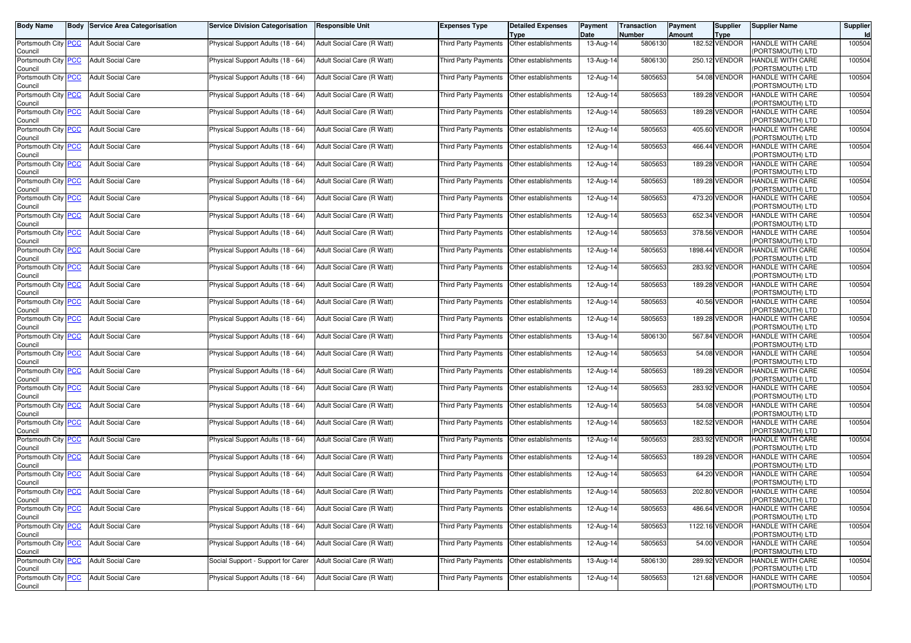| Body Name | Body | Service Area Categorisation | Service Division Categorisation | Responsible Unit | Expenses Type | Detailed Expenses Type | Payment Date | Transaction Number | Payment Amount | Supplier Type | Supplier Name | Supplier Id |
|---|---|---|---|---|---|---|---|---|---|---|---|---|
| Portsmouth City Council | PCC | Adult Social Care | Physical Support Adults (18 - 64) | Adult Social Care (R Watt) | Third Party Payments | Other establishments | 13-Aug-14 | 5806130 | 182.52 | VENDOR | HANDLE WITH CARE (PORTSMOUTH) LTD | 100504 |
| Portsmouth City Council | PCC | Adult Social Care | Physical Support Adults (18 - 64) | Adult Social Care (R Watt) | Third Party Payments | Other establishments | 13-Aug-14 | 5806130 | 250.12 | VENDOR | HANDLE WITH CARE (PORTSMOUTH) LTD | 100504 |
| Portsmouth City Council | PCC | Adult Social Care | Physical Support Adults (18 - 64) | Adult Social Care (R Watt) | Third Party Payments | Other establishments | 12-Aug-14 | 5805653 | 54.08 | VENDOR | HANDLE WITH CARE (PORTSMOUTH) LTD | 100504 |
| Portsmouth City Council | PCC | Adult Social Care | Physical Support Adults (18 - 64) | Adult Social Care (R Watt) | Third Party Payments | Other establishments | 12-Aug-14 | 5805653 | 189.28 | VENDOR | HANDLE WITH CARE (PORTSMOUTH) LTD | 100504 |
| Portsmouth City Council | PCC | Adult Social Care | Physical Support Adults (18 - 64) | Adult Social Care (R Watt) | Third Party Payments | Other establishments | 12-Aug-14 | 5805653 | 189.28 | VENDOR | HANDLE WITH CARE (PORTSMOUTH) LTD | 100504 |
| Portsmouth City Council | PCC | Adult Social Care | Physical Support Adults (18 - 64) | Adult Social Care (R Watt) | Third Party Payments | Other establishments | 12-Aug-14 | 5805653 | 405.60 | VENDOR | HANDLE WITH CARE (PORTSMOUTH) LTD | 100504 |
| Portsmouth City Council | PCC | Adult Social Care | Physical Support Adults (18 - 64) | Adult Social Care (R Watt) | Third Party Payments | Other establishments | 12-Aug-14 | 5805653 | 466.44 | VENDOR | HANDLE WITH CARE (PORTSMOUTH) LTD | 100504 |
| Portsmouth City Council | PCC | Adult Social Care | Physical Support Adults (18 - 64) | Adult Social Care (R Watt) | Third Party Payments | Other establishments | 12-Aug-14 | 5805653 | 189.28 | VENDOR | HANDLE WITH CARE (PORTSMOUTH) LTD | 100504 |
| Portsmouth City Council | PCC | Adult Social Care | Physical Support Adults (18 - 64) | Adult Social Care (R Watt) | Third Party Payments | Other establishments | 12-Aug-14 | 5805653 | 189.28 | VENDOR | HANDLE WITH CARE (PORTSMOUTH) LTD | 100504 |
| Portsmouth City Council | PCC | Adult Social Care | Physical Support Adults (18 - 64) | Adult Social Care (R Watt) | Third Party Payments | Other establishments | 12-Aug-14 | 5805653 | 473.20 | VENDOR | HANDLE WITH CARE (PORTSMOUTH) LTD | 100504 |
| Portsmouth City Council | PCC | Adult Social Care | Physical Support Adults (18 - 64) | Adult Social Care (R Watt) | Third Party Payments | Other establishments | 12-Aug-14 | 5805653 | 652.34 | VENDOR | HANDLE WITH CARE (PORTSMOUTH) LTD | 100504 |
| Portsmouth City Council | PCC | Adult Social Care | Physical Support Adults (18 - 64) | Adult Social Care (R Watt) | Third Party Payments | Other establishments | 12-Aug-14 | 5805653 | 378.56 | VENDOR | HANDLE WITH CARE (PORTSMOUTH) LTD | 100504 |
| Portsmouth City Council | PCC | Adult Social Care | Physical Support Adults (18 - 64) | Adult Social Care (R Watt) | Third Party Payments | Other establishments | 12-Aug-14 | 5805653 | 1898.44 | VENDOR | HANDLE WITH CARE (PORTSMOUTH) LTD | 100504 |
| Portsmouth City Council | PCC | Adult Social Care | Physical Support Adults (18 - 64) | Adult Social Care (R Watt) | Third Party Payments | Other establishments | 12-Aug-14 | 5805653 | 283.92 | VENDOR | HANDLE WITH CARE (PORTSMOUTH) LTD | 100504 |
| Portsmouth City Council | PCC | Adult Social Care | Physical Support Adults (18 - 64) | Adult Social Care (R Watt) | Third Party Payments | Other establishments | 12-Aug-14 | 5805653 | 189.28 | VENDOR | HANDLE WITH CARE (PORTSMOUTH) LTD | 100504 |
| Portsmouth City Council | PCC | Adult Social Care | Physical Support Adults (18 - 64) | Adult Social Care (R Watt) | Third Party Payments | Other establishments | 12-Aug-14 | 5805653 | 40.56 | VENDOR | HANDLE WITH CARE (PORTSMOUTH) LTD | 100504 |
| Portsmouth City Council | PCC | Adult Social Care | Physical Support Adults (18 - 64) | Adult Social Care (R Watt) | Third Party Payments | Other establishments | 12-Aug-14 | 5805653 | 189.28 | VENDOR | HANDLE WITH CARE (PORTSMOUTH) LTD | 100504 |
| Portsmouth City Council | PCC | Adult Social Care | Physical Support Adults (18 - 64) | Adult Social Care (R Watt) | Third Party Payments | Other establishments | 13-Aug-14 | 5806130 | 567.84 | VENDOR | HANDLE WITH CARE (PORTSMOUTH) LTD | 100504 |
| Portsmouth City Council | PCC | Adult Social Care | Physical Support Adults (18 - 64) | Adult Social Care (R Watt) | Third Party Payments | Other establishments | 12-Aug-14 | 5805653 | 54.08 | VENDOR | HANDLE WITH CARE (PORTSMOUTH) LTD | 100504 |
| Portsmouth City Council | PCC | Adult Social Care | Physical Support Adults (18 - 64) | Adult Social Care (R Watt) | Third Party Payments | Other establishments | 12-Aug-14 | 5805653 | 189.28 | VENDOR | HANDLE WITH CARE (PORTSMOUTH) LTD | 100504 |
| Portsmouth City Council | PCC | Adult Social Care | Physical Support Adults (18 - 64) | Adult Social Care (R Watt) | Third Party Payments | Other establishments | 12-Aug-14 | 5805653 | 283.92 | VENDOR | HANDLE WITH CARE (PORTSMOUTH) LTD | 100504 |
| Portsmouth City Council | PCC | Adult Social Care | Physical Support Adults (18 - 64) | Adult Social Care (R Watt) | Third Party Payments | Other establishments | 12-Aug-14 | 5805653 | 54.08 | VENDOR | HANDLE WITH CARE (PORTSMOUTH) LTD | 100504 |
| Portsmouth City Council | PCC | Adult Social Care | Physical Support Adults (18 - 64) | Adult Social Care (R Watt) | Third Party Payments | Other establishments | 12-Aug-14 | 5805653 | 182.52 | VENDOR | HANDLE WITH CARE (PORTSMOUTH) LTD | 100504 |
| Portsmouth City Council | PCC | Adult Social Care | Physical Support Adults (18 - 64) | Adult Social Care (R Watt) | Third Party Payments | Other establishments | 12-Aug-14 | 5805653 | 283.92 | VENDOR | HANDLE WITH CARE (PORTSMOUTH) LTD | 100504 |
| Portsmouth City Council | PCC | Adult Social Care | Physical Support Adults (18 - 64) | Adult Social Care (R Watt) | Third Party Payments | Other establishments | 12-Aug-14 | 5805653 | 189.28 | VENDOR | HANDLE WITH CARE (PORTSMOUTH) LTD | 100504 |
| Portsmouth City Council | PCC | Adult Social Care | Physical Support Adults (18 - 64) | Adult Social Care (R Watt) | Third Party Payments | Other establishments | 12-Aug-14 | 5805653 | 64.20 | VENDOR | HANDLE WITH CARE (PORTSMOUTH) LTD | 100504 |
| Portsmouth City Council | PCC | Adult Social Care | Physical Support Adults (18 - 64) | Adult Social Care (R Watt) | Third Party Payments | Other establishments | 12-Aug-14 | 5805653 | 202.80 | VENDOR | HANDLE WITH CARE (PORTSMOUTH) LTD | 100504 |
| Portsmouth City Council | PCC | Adult Social Care | Physical Support Adults (18 - 64) | Adult Social Care (R Watt) | Third Party Payments | Other establishments | 12-Aug-14 | 5805653 | 486.64 | VENDOR | HANDLE WITH CARE (PORTSMOUTH) LTD | 100504 |
| Portsmouth City Council | PCC | Adult Social Care | Physical Support Adults (18 - 64) | Adult Social Care (R Watt) | Third Party Payments | Other establishments | 12-Aug-14 | 5805653 | 1122.16 | VENDOR | HANDLE WITH CARE (PORTSMOUTH) LTD | 100504 |
| Portsmouth City Council | PCC | Adult Social Care | Physical Support Adults (18 - 64) | Adult Social Care (R Watt) | Third Party Payments | Other establishments | 12-Aug-14 | 5805653 | 54.00 | VENDOR | HANDLE WITH CARE (PORTSMOUTH) LTD | 100504 |
| Portsmouth City Council | PCC | Adult Social Care | Social Support - Support for Carer | Adult Social Care (R Watt) | Third Party Payments | Other establishments | 13-Aug-14 | 5806130 | 289.92 | VENDOR | HANDLE WITH CARE (PORTSMOUTH) LTD | 100504 |
| Portsmouth City Council | PCC | Adult Social Care | Physical Support Adults (18 - 64) | Adult Social Care (R Watt) | Third Party Payments | Other establishments | 12-Aug-14 | 5805653 | 121.68 | VENDOR | HANDLE WITH CARE (PORTSMOUTH) LTD | 100504 |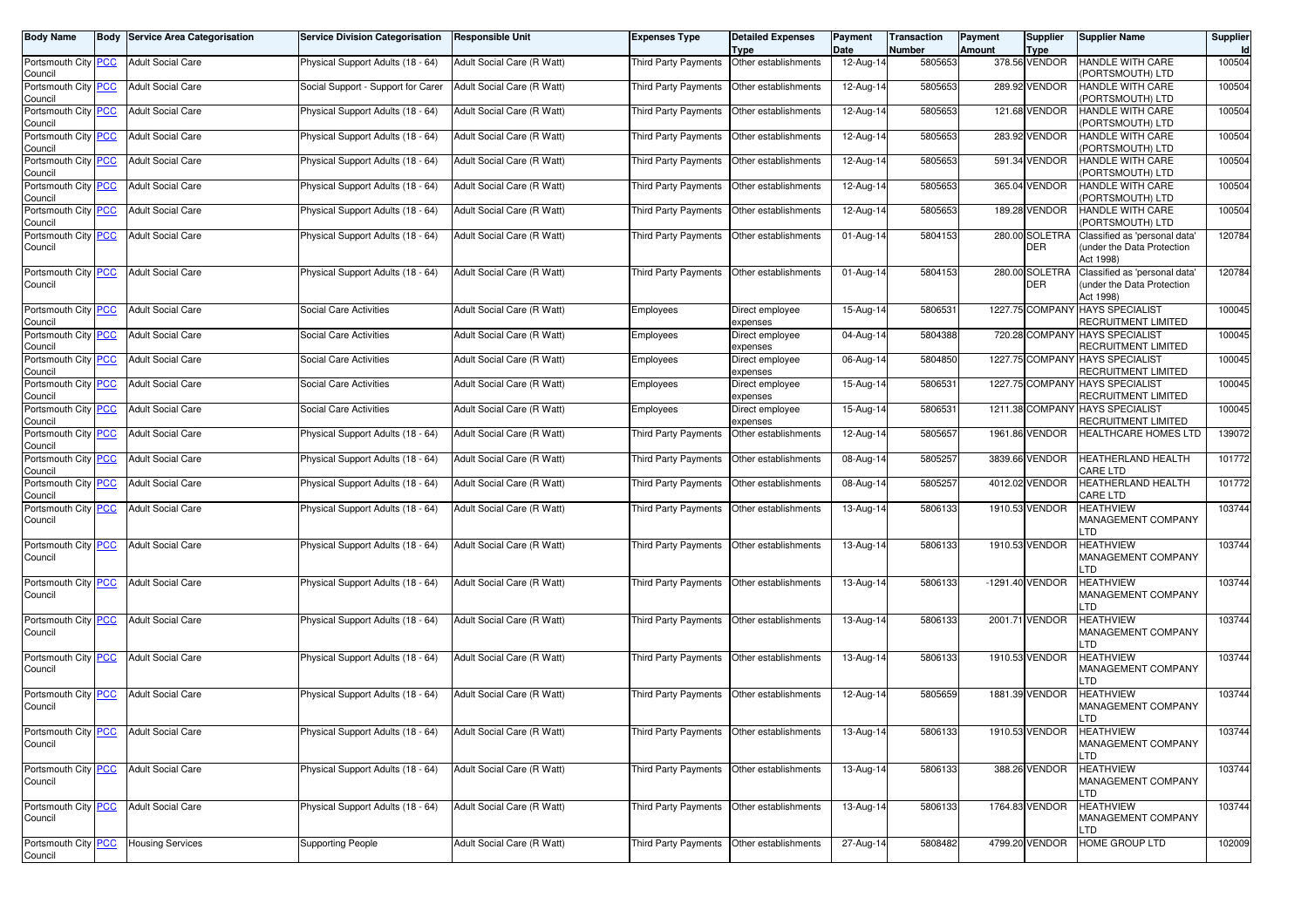| Body Name | Body | Service Area Categorisation | Service Division Categorisation | Responsible Unit | Expenses Type | Detailed Expenses Type | Payment Date | Transaction Number | Payment Amount | Supplier Type | Supplier Name | Supplier Id |
|---|---|---|---|---|---|---|---|---|---|---|---|---|
| Portsmouth City Council | PCC | Adult Social Care | Physical Support Adults (18 - 64) | Adult Social Care (R Watt) | Third Party Payments | Other establishments | 12-Aug-14 | 5805653 | 378.56 | VENDOR | HANDLE WITH CARE (PORTSMOUTH) LTD | 100504 |
| Portsmouth City Council | PCC | Adult Social Care | Social Support - Support for Carer | Adult Social Care (R Watt) | Third Party Payments | Other establishments | 12-Aug-14 | 5805653 | 289.92 | VENDOR | HANDLE WITH CARE (PORTSMOUTH) LTD | 100504 |
| Portsmouth City Council | PCC | Adult Social Care | Physical Support Adults (18 - 64) | Adult Social Care (R Watt) | Third Party Payments | Other establishments | 12-Aug-14 | 5805653 | 121.68 | VENDOR | HANDLE WITH CARE (PORTSMOUTH) LTD | 100504 |
| Portsmouth City Council | PCC | Adult Social Care | Physical Support Adults (18 - 64) | Adult Social Care (R Watt) | Third Party Payments | Other establishments | 12-Aug-14 | 5805653 | 283.92 | VENDOR | HANDLE WITH CARE (PORTSMOUTH) LTD | 100504 |
| Portsmouth City Council | PCC | Adult Social Care | Physical Support Adults (18 - 64) | Adult Social Care (R Watt) | Third Party Payments | Other establishments | 12-Aug-14 | 5805653 | 591.34 | VENDOR | HANDLE WITH CARE (PORTSMOUTH) LTD | 100504 |
| Portsmouth City Council | PCC | Adult Social Care | Physical Support Adults (18 - 64) | Adult Social Care (R Watt) | Third Party Payments | Other establishments | 12-Aug-14 | 5805653 | 365.04 | VENDOR | HANDLE WITH CARE (PORTSMOUTH) LTD | 100504 |
| Portsmouth City Council | PCC | Adult Social Care | Physical Support Adults (18 - 64) | Adult Social Care (R Watt) | Third Party Payments | Other establishments | 12-Aug-14 | 5805653 | 189.28 | VENDOR | HANDLE WITH CARE (PORTSMOUTH) LTD | 100504 |
| Portsmouth City Council | PCC | Adult Social Care | Physical Support Adults (18 - 64) | Adult Social Care (R Watt) | Third Party Payments | Other establishments | 01-Aug-14 | 5804153 | 280.00 | SOLETRADER | Classified as 'personal data' (under the Data Protection Act 1998) | 120784 |
| Portsmouth City Council | PCC | Adult Social Care | Physical Support Adults (18 - 64) | Adult Social Care (R Watt) | Third Party Payments | Other establishments | 01-Aug-14 | 5804153 | 280.00 | SOLETRADER | Classified as 'personal data' (under the Data Protection Act 1998) | 120784 |
| Portsmouth City Council | PCC | Adult Social Care | Social Care Activities | Adult Social Care (R Watt) | Employees | Direct employee expenses | 15-Aug-14 | 5806531 | 1227.75 | COMPANY | HAYS SPECIALIST RECRUITMENT LIMITED | 100045 |
| Portsmouth City Council | PCC | Adult Social Care | Social Care Activities | Adult Social Care (R Watt) | Employees | Direct employee expenses | 04-Aug-14 | 5804388 | 720.28 | COMPANY | HAYS SPECIALIST RECRUITMENT LIMITED | 100045 |
| Portsmouth City Council | PCC | Adult Social Care | Social Care Activities | Adult Social Care (R Watt) | Employees | Direct employee expenses | 06-Aug-14 | 5804850 | 1227.75 | COMPANY | HAYS SPECIALIST RECRUITMENT LIMITED | 100045 |
| Portsmouth City Council | PCC | Adult Social Care | Social Care Activities | Adult Social Care (R Watt) | Employees | Direct employee expenses | 15-Aug-14 | 5806531 | 1227.75 | COMPANY | HAYS SPECIALIST RECRUITMENT LIMITED | 100045 |
| Portsmouth City Council | PCC | Adult Social Care | Social Care Activities | Adult Social Care (R Watt) | Employees | Direct employee expenses | 15-Aug-14 | 5806531 | 1211.38 | COMPANY | HAYS SPECIALIST RECRUITMENT LIMITED | 100045 |
| Portsmouth City Council | PCC | Adult Social Care | Physical Support Adults (18 - 64) | Adult Social Care (R Watt) | Third Party Payments | Other establishments | 12-Aug-14 | 5805657 | 1961.86 | VENDOR | HEALTHCARE HOMES LTD | 139072 |
| Portsmouth City Council | PCC | Adult Social Care | Physical Support Adults (18 - 64) | Adult Social Care (R Watt) | Third Party Payments | Other establishments | 08-Aug-14 | 5805257 | 3839.66 | VENDOR | HEATHERLAND HEALTH CARE LTD | 101772 |
| Portsmouth City Council | PCC | Adult Social Care | Physical Support Adults (18 - 64) | Adult Social Care (R Watt) | Third Party Payments | Other establishments | 08-Aug-14 | 5805257 | 4012.02 | VENDOR | HEATHERLAND HEALTH CARE LTD | 101772 |
| Portsmouth City Council | PCC | Adult Social Care | Physical Support Adults (18 - 64) | Adult Social Care (R Watt) | Third Party Payments | Other establishments | 13-Aug-14 | 5806133 | 1910.53 | VENDOR | HEATHVIEW MANAGEMENT COMPANY LTD | 103744 |
| Portsmouth City Council | PCC | Adult Social Care | Physical Support Adults (18 - 64) | Adult Social Care (R Watt) | Third Party Payments | Other establishments | 13-Aug-14 | 5806133 | 1910.53 | VENDOR | HEATHVIEW MANAGEMENT COMPANY LTD | 103744 |
| Portsmouth City Council | PCC | Adult Social Care | Physical Support Adults (18 - 64) | Adult Social Care (R Watt) | Third Party Payments | Other establishments | 13-Aug-14 | 5806133 | -1291.40 | VENDOR | HEATHVIEW MANAGEMENT COMPANY LTD | 103744 |
| Portsmouth City Council | PCC | Adult Social Care | Physical Support Adults (18 - 64) | Adult Social Care (R Watt) | Third Party Payments | Other establishments | 13-Aug-14 | 5806133 | 2001.71 | VENDOR | HEATHVIEW MANAGEMENT COMPANY LTD | 103744 |
| Portsmouth City Council | PCC | Adult Social Care | Physical Support Adults (18 - 64) | Adult Social Care (R Watt) | Third Party Payments | Other establishments | 13-Aug-14 | 5806133 | 1910.53 | VENDOR | HEATHVIEW MANAGEMENT COMPANY LTD | 103744 |
| Portsmouth City Council | PCC | Adult Social Care | Physical Support Adults (18 - 64) | Adult Social Care (R Watt) | Third Party Payments | Other establishments | 12-Aug-14 | 5805659 | 1881.39 | VENDOR | HEATHVIEW MANAGEMENT COMPANY LTD | 103744 |
| Portsmouth City Council | PCC | Adult Social Care | Physical Support Adults (18 - 64) | Adult Social Care (R Watt) | Third Party Payments | Other establishments | 13-Aug-14 | 5806133 | 1910.53 | VENDOR | HEATHVIEW MANAGEMENT COMPANY LTD | 103744 |
| Portsmouth City Council | PCC | Adult Social Care | Physical Support Adults (18 - 64) | Adult Social Care (R Watt) | Third Party Payments | Other establishments | 13-Aug-14 | 5806133 | 388.26 | VENDOR | HEATHVIEW MANAGEMENT COMPANY LTD | 103744 |
| Portsmouth City Council | PCC | Adult Social Care | Physical Support Adults (18 - 64) | Adult Social Care (R Watt) | Third Party Payments | Other establishments | 13-Aug-14 | 5806133 | 1764.83 | VENDOR | HEATHVIEW MANAGEMENT COMPANY LTD | 103744 |
| Portsmouth City Council | PCC | Housing Services | Supporting People | Adult Social Care (R Watt) | Third Party Payments | Other establishments | 27-Aug-14 | 5808482 | 4799.20 | VENDOR | HOME GROUP LTD | 102009 |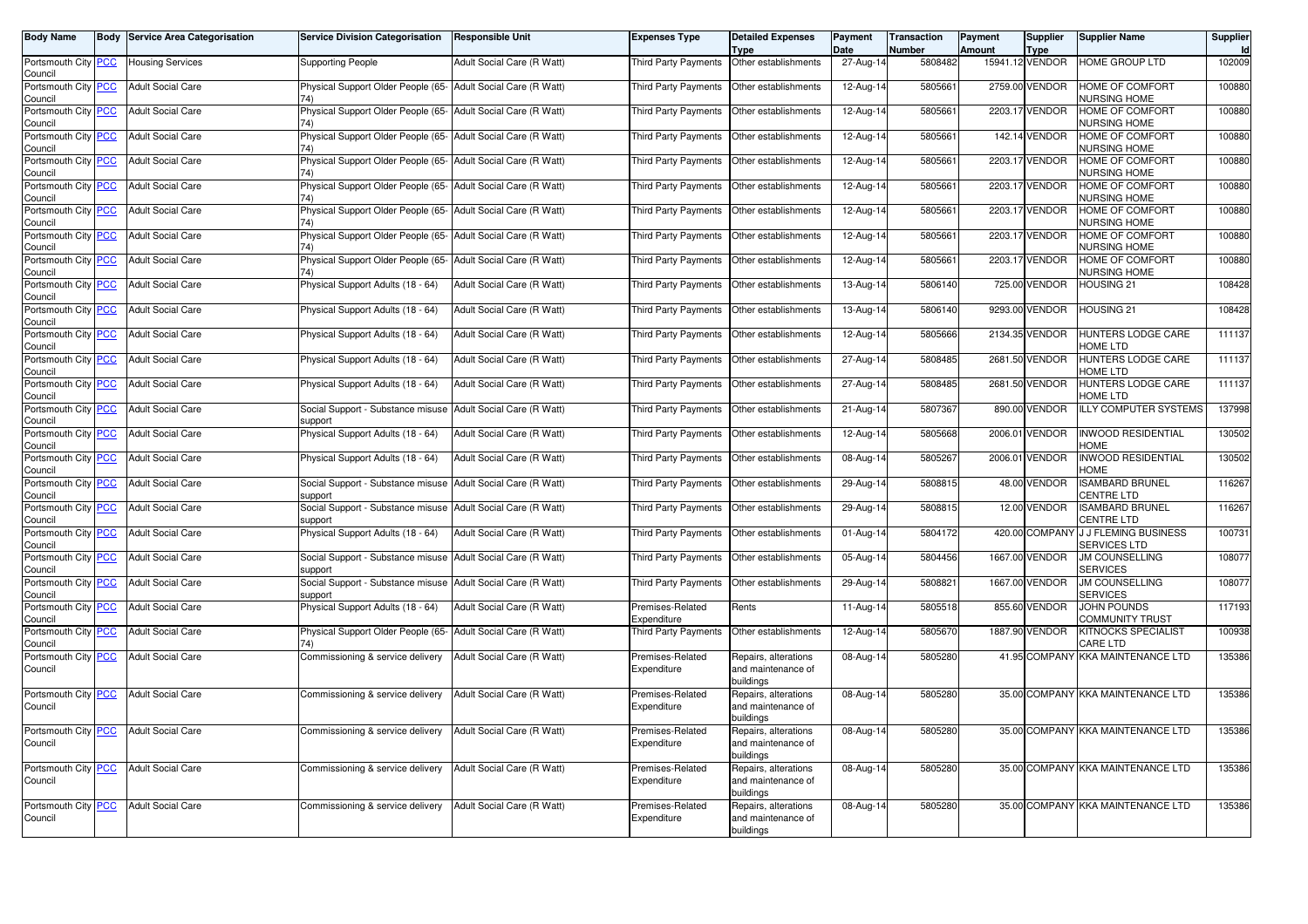| Body Name | Body | Service Area Categorisation | Service Division Categorisation | Responsible Unit | Expenses Type | Detailed Expenses Type | Payment Date | Transaction Number | Payment Amount | Supplier Type | Supplier Name | Supplier Id |
|---|---|---|---|---|---|---|---|---|---|---|---|---|
| Portsmouth City Council | PCC | Housing Services | Supporting People | Adult Social Care (R Watt) | Third Party Payments | Other establishments | 27-Aug-14 | 5808482 | 15941.12 | VENDOR | HOME GROUP LTD | 102009 |
| Portsmouth City Council | PCC | Adult Social Care | Physical Support Older People (65-74) | Adult Social Care (R Watt) | Third Party Payments | Other establishments | 12-Aug-14 | 5805661 | 2759.00 | VENDOR | HOME OF COMFORT NURSING HOME | 100880 |
| Portsmouth City Council | PCC | Adult Social Care | Physical Support Older People (65-74) | Adult Social Care (R Watt) | Third Party Payments | Other establishments | 12-Aug-14 | 5805661 | 2203.17 | VENDOR | HOME OF COMFORT NURSING HOME | 100880 |
| Portsmouth City Council | PCC | Adult Social Care | Physical Support Older People (65-74) | Adult Social Care (R Watt) | Third Party Payments | Other establishments | 12-Aug-14 | 5805661 | 142.14 | VENDOR | HOME OF COMFORT NURSING HOME | 100880 |
| Portsmouth City Council | PCC | Adult Social Care | Physical Support Older People (65-74) | Adult Social Care (R Watt) | Third Party Payments | Other establishments | 12-Aug-14 | 5805661 | 2203.17 | VENDOR | HOME OF COMFORT NURSING HOME | 100880 |
| Portsmouth City Council | PCC | Adult Social Care | Physical Support Older People (65-74) | Adult Social Care (R Watt) | Third Party Payments | Other establishments | 12-Aug-14 | 5805661 | 2203.17 | VENDOR | HOME OF COMFORT NURSING HOME | 100880 |
| Portsmouth City Council | PCC | Adult Social Care | Physical Support Older People (65-74) | Adult Social Care (R Watt) | Third Party Payments | Other establishments | 12-Aug-14 | 5805661 | 2203.17 | VENDOR | HOME OF COMFORT NURSING HOME | 100880 |
| Portsmouth City Council | PCC | Adult Social Care | Physical Support Older People (65-74) | Adult Social Care (R Watt) | Third Party Payments | Other establishments | 12-Aug-14 | 5805661 | 2203.17 | VENDOR | HOME OF COMFORT NURSING HOME | 100880 |
| Portsmouth City Council | PCC | Adult Social Care | Physical Support Older People (65-74) | Adult Social Care (R Watt) | Third Party Payments | Other establishments | 12-Aug-14 | 5805661 | 2203.17 | VENDOR | HOME OF COMFORT NURSING HOME | 100880 |
| Portsmouth City Council | PCC | Adult Social Care | Physical Support Adults (18 - 64) | Adult Social Care (R Watt) | Third Party Payments | Other establishments | 13-Aug-14 | 5806140 | 725.00 | VENDOR | HOUSING 21 | 108428 |
| Portsmouth City Council | PCC | Adult Social Care | Physical Support Adults (18 - 64) | Adult Social Care (R Watt) | Third Party Payments | Other establishments | 13-Aug-14 | 5806140 | 9293.00 | VENDOR | HOUSING 21 | 108428 |
| Portsmouth City Council | PCC | Adult Social Care | Physical Support Adults (18 - 64) | Adult Social Care (R Watt) | Third Party Payments | Other establishments | 12-Aug-14 | 5805666 | 2134.35 | VENDOR | HUNTERS LODGE CARE HOME LTD | 111137 |
| Portsmouth City Council | PCC | Adult Social Care | Physical Support Adults (18 - 64) | Adult Social Care (R Watt) | Third Party Payments | Other establishments | 27-Aug-14 | 5808485 | 2681.50 | VENDOR | HUNTERS LODGE CARE HOME LTD | 111137 |
| Portsmouth City Council | PCC | Adult Social Care | Physical Support Adults (18 - 64) | Adult Social Care (R Watt) | Third Party Payments | Other establishments | 27-Aug-14 | 5808485 | 2681.50 | VENDOR | HUNTERS LODGE CARE HOME LTD | 111137 |
| Portsmouth City Council | PCC | Adult Social Care | Social Support - Substance misuse support | Adult Social Care (R Watt) | Third Party Payments | Other establishments | 21-Aug-14 | 5807367 | 890.00 | VENDOR | ILLY COMPUTER SYSTEMS | 137998 |
| Portsmouth City Council | PCC | Adult Social Care | Physical Support Adults (18 - 64) | Adult Social Care (R Watt) | Third Party Payments | Other establishments | 12-Aug-14 | 5805668 | 2006.01 | VENDOR | INWOOD RESIDENTIAL HOME | 130502 |
| Portsmouth City Council | PCC | Adult Social Care | Physical Support Adults (18 - 64) | Adult Social Care (R Watt) | Third Party Payments | Other establishments | 08-Aug-14 | 5805267 | 2006.01 | VENDOR | INWOOD RESIDENTIAL HOME | 130502 |
| Portsmouth City Council | PCC | Adult Social Care | Social Support - Substance misuse support | Adult Social Care (R Watt) | Third Party Payments | Other establishments | 29-Aug-14 | 5808815 | 48.00 | VENDOR | ISAMBARD BRUNEL CENTRE LTD | 116267 |
| Portsmouth City Council | PCC | Adult Social Care | Social Support - Substance misuse support | Adult Social Care (R Watt) | Third Party Payments | Other establishments | 29-Aug-14 | 5808815 | 12.00 | VENDOR | ISAMBARD BRUNEL CENTRE LTD | 116267 |
| Portsmouth City Council | PCC | Adult Social Care | Physical Support Adults (18 - 64) | Adult Social Care (R Watt) | Third Party Payments | Other establishments | 01-Aug-14 | 5804172 | 420.00 | COMPANY | J J FLEMING BUSINESS SERVICES LTD | 100731 |
| Portsmouth City Council | PCC | Adult Social Care | Social Support - Substance misuse support | Adult Social Care (R Watt) | Third Party Payments | Other establishments | 05-Aug-14 | 5804456 | 1667.00 | VENDOR | JM COUNSELLING SERVICES | 108077 |
| Portsmouth City Council | PCC | Adult Social Care | Social Support - Substance misuse support | Adult Social Care (R Watt) | Third Party Payments | Other establishments | 29-Aug-14 | 5808821 | 1667.00 | VENDOR | JM COUNSELLING SERVICES | 108077 |
| Portsmouth City Council | PCC | Adult Social Care | Physical Support Adults (18 - 64) | Adult Social Care (R Watt) | Premises-Related Expenditure | Rents | 11-Aug-14 | 5805518 | 855.60 | VENDOR | JOHN POUNDS COMMUNITY TRUST | 117193 |
| Portsmouth City Council | PCC | Adult Social Care | Physical Support Older People (65-74) | Adult Social Care (R Watt) | Third Party Payments | Other establishments | 12-Aug-14 | 5805670 | 1887.90 | VENDOR | KITNOCKS SPECIALIST CARE LTD | 100938 |
| Portsmouth City Council | PCC | Adult Social Care | Commissioning & service delivery | Adult Social Care (R Watt) | Premises-Related Expenditure | Repairs, alterations and maintenance of buildings | 08-Aug-14 | 5805280 | 41.95 | COMPANY | KKA MAINTENANCE LTD | 135386 |
| Portsmouth City Council | PCC | Adult Social Care | Commissioning & service delivery | Adult Social Care (R Watt) | Premises-Related Expenditure | Repairs, alterations and maintenance of buildings | 08-Aug-14 | 5805280 | 35.00 | COMPANY | KKA MAINTENANCE LTD | 135386 |
| Portsmouth City Council | PCC | Adult Social Care | Commissioning & service delivery | Adult Social Care (R Watt) | Premises-Related Expenditure | Repairs, alterations and maintenance of buildings | 08-Aug-14 | 5805280 | 35.00 | COMPANY | KKA MAINTENANCE LTD | 135386 |
| Portsmouth City Council | PCC | Adult Social Care | Commissioning & service delivery | Adult Social Care (R Watt) | Premises-Related Expenditure | Repairs, alterations and maintenance of buildings | 08-Aug-14 | 5805280 | 35.00 | COMPANY | KKA MAINTENANCE LTD | 135386 |
| Portsmouth City Council | PCC | Adult Social Care | Commissioning & service delivery | Adult Social Care (R Watt) | Premises-Related Expenditure | Repairs, alterations and maintenance of buildings | 08-Aug-14 | 5805280 | 35.00 | COMPANY | KKA MAINTENANCE LTD | 135386 |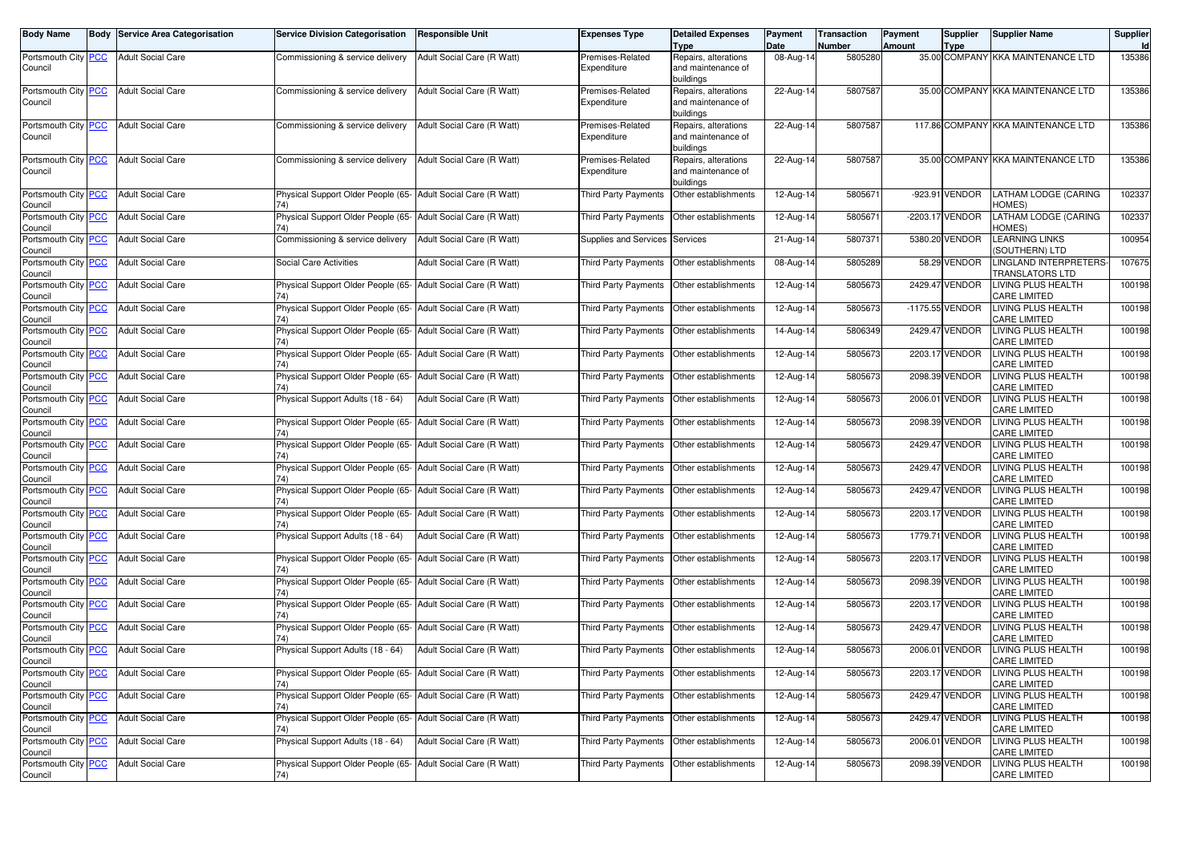| Body Name | Body | Service Area Categorisation | Service Division Categorisation | Responsible Unit | Expenses Type | Detailed Expenses Type | Payment Date | Transaction Number | Payment Amount | Supplier Type | Supplier Name | Supplier Id |
|---|---|---|---|---|---|---|---|---|---|---|---|---|
| Portsmouth City Council | PCC | Adult Social Care | Commissioning & service delivery | Adult Social Care (R Watt) | Premises-Related Expenditure | Repairs, alterations and maintenance of buildings | 08-Aug-14 | 5805280 | 35.00 | COMPANY | KKA MAINTENANCE LTD | 135386 |
| Portsmouth City Council | PCC | Adult Social Care | Commissioning & service delivery | Adult Social Care (R Watt) | Premises-Related Expenditure | Repairs, alterations and maintenance of buildings | 22-Aug-14 | 5807587 | 35.00 | COMPANY | KKA MAINTENANCE LTD | 135386 |
| Portsmouth City Council | PCC | Adult Social Care | Commissioning & service delivery | Adult Social Care (R Watt) | Premises-Related Expenditure | Repairs, alterations and maintenance of buildings | 22-Aug-14 | 5807587 | 117.86 | COMPANY | KKA MAINTENANCE LTD | 135386 |
| Portsmouth City Council | PCC | Adult Social Care | Commissioning & service delivery | Adult Social Care (R Watt) | Premises-Related Expenditure | Repairs, alterations and maintenance of buildings | 22-Aug-14 | 5807587 | 35.00 | COMPANY | KKA MAINTENANCE LTD | 135386 |
| Portsmouth City Council | PCC | Adult Social Care | Physical Support Older People (65-74) | Adult Social Care (R Watt) | Third Party Payments | Other establishments | 12-Aug-14 | 5805671 | -923.91 | VENDOR | LATHAM LODGE (CARING HOMES) | 102337 |
| Portsmouth City Council | PCC | Adult Social Care | Physical Support Older People (65-74) | Adult Social Care (R Watt) | Third Party Payments | Other establishments | 12-Aug-14 | 5805671 | -2203.17 | VENDOR | LATHAM LODGE (CARING HOMES) | 102337 |
| Portsmouth City Council | PCC | Adult Social Care | Commissioning & service delivery | Adult Social Care (R Watt) | Supplies and Services | Services | 21-Aug-14 | 5807371 | 5380.20 | VENDOR | LEARNING LINKS (SOUTHERN) LTD | 100954 |
| Portsmouth City Council | PCC | Adult Social Care | Social Care Activities | Adult Social Care (R Watt) | Third Party Payments | Other establishments | 08-Aug-14 | 5805289 | 58.29 | VENDOR | LINGLAND INTERPRETERS-TRANSLATORS LTD | 107675 |
| Portsmouth City Council | PCC | Adult Social Care | Physical Support Older People (65-74) | Adult Social Care (R Watt) | Third Party Payments | Other establishments | 12-Aug-14 | 5805673 | 2429.47 | VENDOR | LIVING PLUS HEALTH CARE LIMITED | 100198 |
| Portsmouth City Council | PCC | Adult Social Care | Physical Support Older People (65-74) | Adult Social Care (R Watt) | Third Party Payments | Other establishments | 12-Aug-14 | 5805673 | -1175.55 | VENDOR | LIVING PLUS HEALTH CARE LIMITED | 100198 |
| Portsmouth City Council | PCC | Adult Social Care | Physical Support Older People (65-74) | Adult Social Care (R Watt) | Third Party Payments | Other establishments | 14-Aug-14 | 5806349 | 2429.47 | VENDOR | LIVING PLUS HEALTH CARE LIMITED | 100198 |
| Portsmouth City Council | PCC | Adult Social Care | Physical Support Older People (65-74) | Adult Social Care (R Watt) | Third Party Payments | Other establishments | 12-Aug-14 | 5805673 | 2203.17 | VENDOR | LIVING PLUS HEALTH CARE LIMITED | 100198 |
| Portsmouth City Council | PCC | Adult Social Care | Physical Support Older People (65-74) | Adult Social Care (R Watt) | Third Party Payments | Other establishments | 12-Aug-14 | 5805673 | 2098.39 | VENDOR | LIVING PLUS HEALTH CARE LIMITED | 100198 |
| Portsmouth City Council | PCC | Adult Social Care | Physical Support Adults (18 - 64) | Adult Social Care (R Watt) | Third Party Payments | Other establishments | 12-Aug-14 | 5805673 | 2006.01 | VENDOR | LIVING PLUS HEALTH CARE LIMITED | 100198 |
| Portsmouth City Council | PCC | Adult Social Care | Physical Support Older People (65-74) | Adult Social Care (R Watt) | Third Party Payments | Other establishments | 12-Aug-14 | 5805673 | 2098.39 | VENDOR | LIVING PLUS HEALTH CARE LIMITED | 100198 |
| Portsmouth City Council | PCC | Adult Social Care | Physical Support Older People (65-74) | Adult Social Care (R Watt) | Third Party Payments | Other establishments | 12-Aug-14 | 5805673 | 2429.47 | VENDOR | LIVING PLUS HEALTH CARE LIMITED | 100198 |
| Portsmouth City Council | PCC | Adult Social Care | Physical Support Older People (65-74) | Adult Social Care (R Watt) | Third Party Payments | Other establishments | 12-Aug-14 | 5805673 | 2429.47 | VENDOR | LIVING PLUS HEALTH CARE LIMITED | 100198 |
| Portsmouth City Council | PCC | Adult Social Care | Physical Support Older People (65-74) | Adult Social Care (R Watt) | Third Party Payments | Other establishments | 12-Aug-14 | 5805673 | 2429.47 | VENDOR | LIVING PLUS HEALTH CARE LIMITED | 100198 |
| Portsmouth City Council | PCC | Adult Social Care | Physical Support Older People (65-74) | Adult Social Care (R Watt) | Third Party Payments | Other establishments | 12-Aug-14 | 5805673 | 2203.17 | VENDOR | LIVING PLUS HEALTH CARE LIMITED | 100198 |
| Portsmouth City Council | PCC | Adult Social Care | Physical Support Adults (18 - 64) | Adult Social Care (R Watt) | Third Party Payments | Other establishments | 12-Aug-14 | 5805673 | 1779.71 | VENDOR | LIVING PLUS HEALTH CARE LIMITED | 100198 |
| Portsmouth City Council | PCC | Adult Social Care | Physical Support Older People (65-74) | Adult Social Care (R Watt) | Third Party Payments | Other establishments | 12-Aug-14 | 5805673 | 2203.17 | VENDOR | LIVING PLUS HEALTH CARE LIMITED | 100198 |
| Portsmouth City Council | PCC | Adult Social Care | Physical Support Older People (65-74) | Adult Social Care (R Watt) | Third Party Payments | Other establishments | 12-Aug-14 | 5805673 | 2098.39 | VENDOR | LIVING PLUS HEALTH CARE LIMITED | 100198 |
| Portsmouth City Council | PCC | Adult Social Care | Physical Support Older People (65-74) | Adult Social Care (R Watt) | Third Party Payments | Other establishments | 12-Aug-14 | 5805673 | 2203.17 | VENDOR | LIVING PLUS HEALTH CARE LIMITED | 100198 |
| Portsmouth City Council | PCC | Adult Social Care | Physical Support Older People (65-74) | Adult Social Care (R Watt) | Third Party Payments | Other establishments | 12-Aug-14 | 5805673 | 2429.47 | VENDOR | LIVING PLUS HEALTH CARE LIMITED | 100198 |
| Portsmouth City Council | PCC | Adult Social Care | Physical Support Adults (18 - 64) | Adult Social Care (R Watt) | Third Party Payments | Other establishments | 12-Aug-14 | 5805673 | 2006.01 | VENDOR | LIVING PLUS HEALTH CARE LIMITED | 100198 |
| Portsmouth City Council | PCC | Adult Social Care | Physical Support Older People (65-74) | Adult Social Care (R Watt) | Third Party Payments | Other establishments | 12-Aug-14 | 5805673 | 2203.17 | VENDOR | LIVING PLUS HEALTH CARE LIMITED | 100198 |
| Portsmouth City Council | PCC | Adult Social Care | Physical Support Older People (65-74) | Adult Social Care (R Watt) | Third Party Payments | Other establishments | 12-Aug-14 | 5805673 | 2429.47 | VENDOR | LIVING PLUS HEALTH CARE LIMITED | 100198 |
| Portsmouth City Council | PCC | Adult Social Care | Physical Support Older People (65-74) | Adult Social Care (R Watt) | Third Party Payments | Other establishments | 12-Aug-14 | 5805673 | 2429.47 | VENDOR | LIVING PLUS HEALTH CARE LIMITED | 100198 |
| Portsmouth City Council | PCC | Adult Social Care | Physical Support Adults (18 - 64) | Adult Social Care (R Watt) | Third Party Payments | Other establishments | 12-Aug-14 | 5805673 | 2006.01 | VENDOR | LIVING PLUS HEALTH CARE LIMITED | 100198 |
| Portsmouth City Council | PCC | Adult Social Care | Physical Support Older People (65-74) | Adult Social Care (R Watt) | Third Party Payments | Other establishments | 12-Aug-14 | 5805673 | 2098.39 | VENDOR | LIVING PLUS HEALTH CARE LIMITED | 100198 |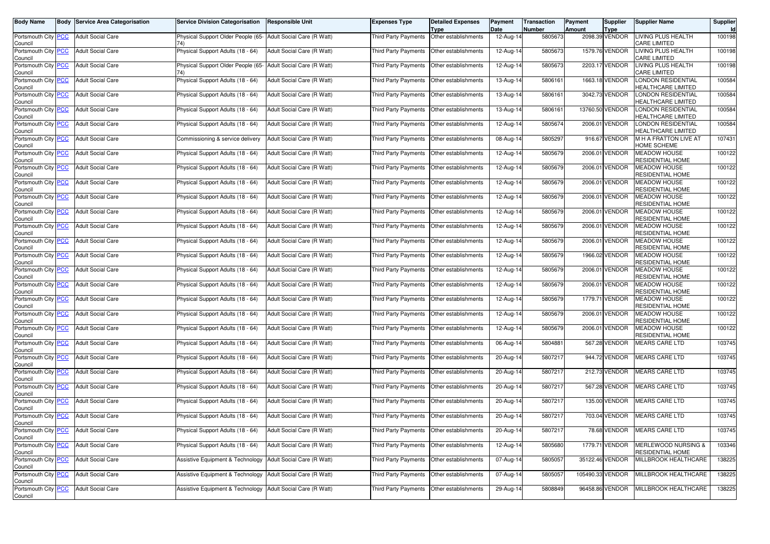| Body Name | Body | Service Area Categorisation | Service Division Categorisation | Responsible Unit | Expenses Type | Detailed Expenses Type | Payment Date | Transaction Number | Payment Amount | Supplier Type | Supplier Name | Supplier Id |
|---|---|---|---|---|---|---|---|---|---|---|---|---|
| Portsmouth City Council | PCC | Adult Social Care | Physical Support Older People (65-74) | Adult Social Care (R Watt) | Third Party Payments | Other establishments | 12-Aug-14 | 5805673 | 2098.39 | VENDOR | LIVING PLUS HEALTH CARE LIMITED | 100198 |
| Portsmouth City Council | PCC | Adult Social Care | Physical Support Adults (18 - 64) | Adult Social Care (R Watt) | Third Party Payments | Other establishments | 12-Aug-14 | 5805673 | 1579.76 | VENDOR | LIVING PLUS HEALTH CARE LIMITED | 100198 |
| Portsmouth City Council | PCC | Adult Social Care | Physical Support Older People (65-74) | Adult Social Care (R Watt) | Third Party Payments | Other establishments | 12-Aug-14 | 5805673 | 2203.17 | VENDOR | LIVING PLUS HEALTH CARE LIMITED | 100198 |
| Portsmouth City Council | PCC | Adult Social Care | Physical Support Adults (18 - 64) | Adult Social Care (R Watt) | Third Party Payments | Other establishments | 13-Aug-14 | 5806161 | 1663.18 | VENDOR | LONDON RESIDENTIAL HEALTHCARE LIMITED | 100584 |
| Portsmouth City Council | PCC | Adult Social Care | Physical Support Adults (18 - 64) | Adult Social Care (R Watt) | Third Party Payments | Other establishments | 13-Aug-14 | 5806161 | 3042.73 | VENDOR | LONDON RESIDENTIAL HEALTHCARE LIMITED | 100584 |
| Portsmouth City Council | PCC | Adult Social Care | Physical Support Adults (18 - 64) | Adult Social Care (R Watt) | Third Party Payments | Other establishments | 13-Aug-14 | 5806161 | 13760.50 | VENDOR | LONDON RESIDENTIAL HEALTHCARE LIMITED | 100584 |
| Portsmouth City Council | PCC | Adult Social Care | Physical Support Adults (18 - 64) | Adult Social Care (R Watt) | Third Party Payments | Other establishments | 12-Aug-14 | 5805674 | 2006.01 | VENDOR | LONDON RESIDENTIAL HEALTHCARE LIMITED | 100584 |
| Portsmouth City Council | PCC | Adult Social Care | Commissioning & service delivery | Adult Social Care (R Watt) | Third Party Payments | Other establishments | 08-Aug-14 | 5805297 | 916.67 | VENDOR | M H A FRATTON LIVE AT HOME SCHEME | 107431 |
| Portsmouth City Council | PCC | Adult Social Care | Physical Support Adults (18 - 64) | Adult Social Care (R Watt) | Third Party Payments | Other establishments | 12-Aug-14 | 5805679 | 2006.01 | VENDOR | MEADOW HOUSE RESIDENTIAL HOME | 100122 |
| Portsmouth City Council | PCC | Adult Social Care | Physical Support Adults (18 - 64) | Adult Social Care (R Watt) | Third Party Payments | Other establishments | 12-Aug-14 | 5805679 | 2006.01 | VENDOR | MEADOW HOUSE RESIDENTIAL HOME | 100122 |
| Portsmouth City Council | PCC | Adult Social Care | Physical Support Adults (18 - 64) | Adult Social Care (R Watt) | Third Party Payments | Other establishments | 12-Aug-14 | 5805679 | 2006.01 | VENDOR | MEADOW HOUSE RESIDENTIAL HOME | 100122 |
| Portsmouth City Council | PCC | Adult Social Care | Physical Support Adults (18 - 64) | Adult Social Care (R Watt) | Third Party Payments | Other establishments | 12-Aug-14 | 5805679 | 2006.01 | VENDOR | MEADOW HOUSE RESIDENTIAL HOME | 100122 |
| Portsmouth City Council | PCC | Adult Social Care | Physical Support Adults (18 - 64) | Adult Social Care (R Watt) | Third Party Payments | Other establishments | 12-Aug-14 | 5805679 | 2006.01 | VENDOR | MEADOW HOUSE RESIDENTIAL HOME | 100122 |
| Portsmouth City Council | PCC | Adult Social Care | Physical Support Adults (18 - 64) | Adult Social Care (R Watt) | Third Party Payments | Other establishments | 12-Aug-14 | 5805679 | 2006.01 | VENDOR | MEADOW HOUSE RESIDENTIAL HOME | 100122 |
| Portsmouth City Council | PCC | Adult Social Care | Physical Support Adults (18 - 64) | Adult Social Care (R Watt) | Third Party Payments | Other establishments | 12-Aug-14 | 5805679 | 2006.01 | VENDOR | MEADOW HOUSE RESIDENTIAL HOME | 100122 |
| Portsmouth City Council | PCC | Adult Social Care | Physical Support Adults (18 - 64) | Adult Social Care (R Watt) | Third Party Payments | Other establishments | 12-Aug-14 | 5805679 | 1966.02 | VENDOR | MEADOW HOUSE RESIDENTIAL HOME | 100122 |
| Portsmouth City Council | PCC | Adult Social Care | Physical Support Adults (18 - 64) | Adult Social Care (R Watt) | Third Party Payments | Other establishments | 12-Aug-14 | 5805679 | 2006.01 | VENDOR | MEADOW HOUSE RESIDENTIAL HOME | 100122 |
| Portsmouth City Council | PCC | Adult Social Care | Physical Support Adults (18 - 64) | Adult Social Care (R Watt) | Third Party Payments | Other establishments | 12-Aug-14 | 5805679 | 2006.01 | VENDOR | MEADOW HOUSE RESIDENTIAL HOME | 100122 |
| Portsmouth City Council | PCC | Adult Social Care | Physical Support Adults (18 - 64) | Adult Social Care (R Watt) | Third Party Payments | Other establishments | 12-Aug-14 | 5805679 | 1779.71 | VENDOR | MEADOW HOUSE RESIDENTIAL HOME | 100122 |
| Portsmouth City Council | PCC | Adult Social Care | Physical Support Adults (18 - 64) | Adult Social Care (R Watt) | Third Party Payments | Other establishments | 12-Aug-14 | 5805679 | 2006.01 | VENDOR | MEADOW HOUSE RESIDENTIAL HOME | 100122 |
| Portsmouth City Council | PCC | Adult Social Care | Physical Support Adults (18 - 64) | Adult Social Care (R Watt) | Third Party Payments | Other establishments | 12-Aug-14 | 5805679 | 2006.01 | VENDOR | MEADOW HOUSE RESIDENTIAL HOME | 100122 |
| Portsmouth City Council | PCC | Adult Social Care | Physical Support Adults (18 - 64) | Adult Social Care (R Watt) | Third Party Payments | Other establishments | 06-Aug-14 | 5804881 | 567.28 | VENDOR | MEARS CARE LTD | 103745 |
| Portsmouth City Council | PCC | Adult Social Care | Physical Support Adults (18 - 64) | Adult Social Care (R Watt) | Third Party Payments | Other establishments | 20-Aug-14 | 5807217 | 944.72 | VENDOR | MEARS CARE LTD | 103745 |
| Portsmouth City Council | PCC | Adult Social Care | Physical Support Adults (18 - 64) | Adult Social Care (R Watt) | Third Party Payments | Other establishments | 20-Aug-14 | 5807217 | 212.73 | VENDOR | MEARS CARE LTD | 103745 |
| Portsmouth City Council | PCC | Adult Social Care | Physical Support Adults (18 - 64) | Adult Social Care (R Watt) | Third Party Payments | Other establishments | 20-Aug-14 | 5807217 | 567.28 | VENDOR | MEARS CARE LTD | 103745 |
| Portsmouth City Council | PCC | Adult Social Care | Physical Support Adults (18 - 64) | Adult Social Care (R Watt) | Third Party Payments | Other establishments | 20-Aug-14 | 5807217 | 135.00 | VENDOR | MEARS CARE LTD | 103745 |
| Portsmouth City Council | PCC | Adult Social Care | Physical Support Adults (18 - 64) | Adult Social Care (R Watt) | Third Party Payments | Other establishments | 20-Aug-14 | 5807217 | 703.04 | VENDOR | MEARS CARE LTD | 103745 |
| Portsmouth City Council | PCC | Adult Social Care | Physical Support Adults (18 - 64) | Adult Social Care (R Watt) | Third Party Payments | Other establishments | 20-Aug-14 | 5807217 | 78.68 | VENDOR | MEARS CARE LTD | 103745 |
| Portsmouth City Council | PCC | Adult Social Care | Physical Support Adults (18 - 64) | Adult Social Care (R Watt) | Third Party Payments | Other establishments | 12-Aug-14 | 5805680 | 1779.71 | VENDOR | MERLEWOOD NURSING & RESIDENTIAL HOME | 103346 |
| Portsmouth City Council | PCC | Adult Social Care | Assistive Equipment & Technology | Adult Social Care (R Watt) | Third Party Payments | Other establishments | 07-Aug-14 | 5805057 | 35122.46 | VENDOR | MILLBROOK HEALTHCARE | 138225 |
| Portsmouth City Council | PCC | Adult Social Care | Assistive Equipment & Technology | Adult Social Care (R Watt) | Third Party Payments | Other establishments | 07-Aug-14 | 5805057 | 105490.33 | VENDOR | MILLBROOK HEALTHCARE | 138225 |
| Portsmouth City Council | PCC | Adult Social Care | Assistive Equipment & Technology | Adult Social Care (R Watt) | Third Party Payments | Other establishments | 29-Aug-14 | 5808849 | 96458.86 | VENDOR | MILLBROOK HEALTHCARE | 138225 |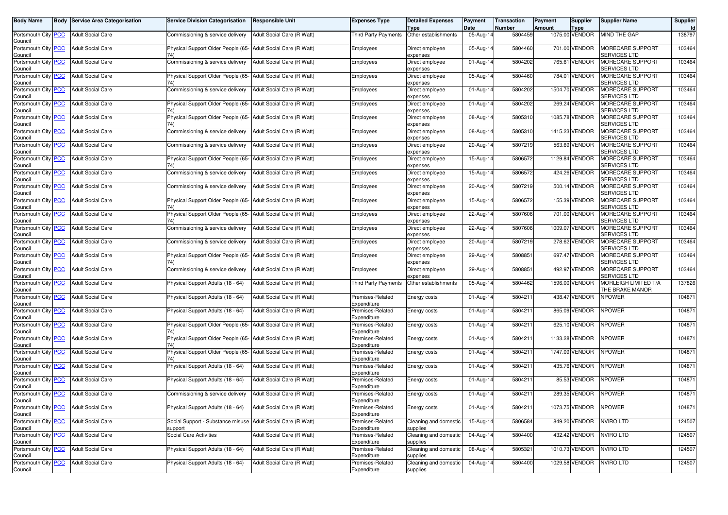| Body Name | Body | Service Area Categorisation | Service Division Categorisation | Responsible Unit | Expenses Type | Detailed Expenses Type | Payment Date | Transaction Number | Payment Amount | Supplier Type | Supplier Name | Supplier Id |
|---|---|---|---|---|---|---|---|---|---|---|---|---|
| Portsmouth City Council | PCC | Adult Social Care | Commissioning & service delivery | Adult Social Care (R Watt) | Third Party Payments | Other establishments | 05-Aug-14 | 5804459 | 1075.00 | VENDOR | MIND THE GAP | 138797 |
| Portsmouth City Council | PCC | Adult Social Care | Physical Support Older People (65-74) | Adult Social Care (R Watt) | Employees | Direct employee expenses | 05-Aug-14 | 5804460 | 701.00 | VENDOR | MORECARE SUPPORT SERVICES LTD | 103464 |
| Portsmouth City Council | PCC | Adult Social Care | Commissioning & service delivery | Adult Social Care (R Watt) | Employees | Direct employee expenses | 01-Aug-14 | 5804202 | 765.61 | VENDOR | MORECARE SUPPORT SERVICES LTD | 103464 |
| Portsmouth City Council | PCC | Adult Social Care | Physical Support Older People (65-74) | Adult Social Care (R Watt) | Employees | Direct employee expenses | 05-Aug-14 | 5804460 | 784.01 | VENDOR | MORECARE SUPPORT SERVICES LTD | 103464 |
| Portsmouth City Council | PCC | Adult Social Care | Commissioning & service delivery | Adult Social Care (R Watt) | Employees | Direct employee expenses | 01-Aug-14 | 5804202 | 1504.70 | VENDOR | MORECARE SUPPORT SERVICES LTD | 103464 |
| Portsmouth City Council | PCC | Adult Social Care | Physical Support Older People (65-74) | Adult Social Care (R Watt) | Employees | Direct employee expenses | 01-Aug-14 | 5804202 | 269.24 | VENDOR | MORECARE SUPPORT SERVICES LTD | 103464 |
| Portsmouth City Council | PCC | Adult Social Care | Physical Support Older People (65-74) | Adult Social Care (R Watt) | Employees | Direct employee expenses | 08-Aug-14 | 5805310 | 1085.78 | VENDOR | MORECARE SUPPORT SERVICES LTD | 103464 |
| Portsmouth City Council | PCC | Adult Social Care | Commissioning & service delivery | Adult Social Care (R Watt) | Employees | Direct employee expenses | 08-Aug-14 | 5805310 | 1415.23 | VENDOR | MORECARE SUPPORT SERVICES LTD | 103464 |
| Portsmouth City Council | PCC | Adult Social Care | Commissioning & service delivery | Adult Social Care (R Watt) | Employees | Direct employee expenses | 20-Aug-14 | 5807219 | 563.69 | VENDOR | MORECARE SUPPORT SERVICES LTD | 103464 |
| Portsmouth City Council | PCC | Adult Social Care | Physical Support Older People (65-74) | Adult Social Care (R Watt) | Employees | Direct employee expenses | 15-Aug-14 | 5806572 | 1129.84 | VENDOR | MORECARE SUPPORT SERVICES LTD | 103464 |
| Portsmouth City Council | PCC | Adult Social Care | Commissioning & service delivery | Adult Social Care (R Watt) | Employees | Direct employee expenses | 15-Aug-14 | 5806572 | 424.26 | VENDOR | MORECARE SUPPORT SERVICES LTD | 103464 |
| Portsmouth City Council | PCC | Adult Social Care | Commissioning & service delivery | Adult Social Care (R Watt) | Employees | Direct employee expenses | 20-Aug-14 | 5807219 | 500.14 | VENDOR | MORECARE SUPPORT SERVICES LTD | 103464 |
| Portsmouth City Council | PCC | Adult Social Care | Physical Support Older People (65-74) | Adult Social Care (R Watt) | Employees | Direct employee expenses | 15-Aug-14 | 5806572 | 155.39 | VENDOR | MORECARE SUPPORT SERVICES LTD | 103464 |
| Portsmouth City Council | PCC | Adult Social Care | Physical Support Older People (65-74) | Adult Social Care (R Watt) | Employees | Direct employee expenses | 22-Aug-14 | 5807606 | 701.00 | VENDOR | MORECARE SUPPORT SERVICES LTD | 103464 |
| Portsmouth City Council | PCC | Adult Social Care | Commissioning & service delivery | Adult Social Care (R Watt) | Employees | Direct employee expenses | 22-Aug-14 | 5807606 | 1009.07 | VENDOR | MORECARE SUPPORT SERVICES LTD | 103464 |
| Portsmouth City Council | PCC | Adult Social Care | Commissioning & service delivery | Adult Social Care (R Watt) | Employees | Direct employee expenses | 20-Aug-14 | 5807219 | 278.62 | VENDOR | MORECARE SUPPORT SERVICES LTD | 103464 |
| Portsmouth City Council | PCC | Adult Social Care | Physical Support Older People (65-74) | Adult Social Care (R Watt) | Employees | Direct employee expenses | 29-Aug-14 | 5808851 | 697.47 | VENDOR | MORECARE SUPPORT SERVICES LTD | 103464 |
| Portsmouth City Council | PCC | Adult Social Care | Commissioning & service delivery | Adult Social Care (R Watt) | Employees | Direct employee expenses | 29-Aug-14 | 5808851 | 492.97 | VENDOR | MORECARE SUPPORT SERVICES LTD | 103464 |
| Portsmouth City Council | PCC | Adult Social Care | Physical Support Adults (18 - 64) | Adult Social Care (R Watt) | Third Party Payments | Other establishments | 05-Aug-14 | 5804462 | 1596.00 | VENDOR | MORLEIGH LIMITED T/A THE BRAKE MANOR | 137826 |
| Portsmouth City Council | PCC | Adult Social Care | Physical Support Adults (18 - 64) | Adult Social Care (R Watt) | Premises-Related Expenditure | Energy costs | 01-Aug-14 | 5804211 | 438.47 | VENDOR | NPOWER | 104871 |
| Portsmouth City Council | PCC | Adult Social Care | Physical Support Adults (18 - 64) | Adult Social Care (R Watt) | Premises-Related Expenditure | Energy costs | 01-Aug-14 | 5804211 | 865.09 | VENDOR | NPOWER | 104871 |
| Portsmouth City Council | PCC | Adult Social Care | Physical Support Older People (65-74) | Adult Social Care (R Watt) | Premises-Related Expenditure | Energy costs | 01-Aug-14 | 5804211 | 625.10 | VENDOR | NPOWER | 104871 |
| Portsmouth City Council | PCC | Adult Social Care | Physical Support Older People (65-74) | Adult Social Care (R Watt) | Premises-Related Expenditure | Energy costs | 01-Aug-14 | 5804211 | 1133.28 | VENDOR | NPOWER | 104871 |
| Portsmouth City Council | PCC | Adult Social Care | Physical Support Older People (65-74) | Adult Social Care (R Watt) | Premises-Related Expenditure | Energy costs | 01-Aug-14 | 5804211 | 1747.09 | VENDOR | NPOWER | 104871 |
| Portsmouth City Council | PCC | Adult Social Care | Physical Support Adults (18 - 64) | Adult Social Care (R Watt) | Premises-Related Expenditure | Energy costs | 01-Aug-14 | 5804211 | 435.76 | VENDOR | NPOWER | 104871 |
| Portsmouth City Council | PCC | Adult Social Care | Physical Support Adults (18 - 64) | Adult Social Care (R Watt) | Premises-Related Expenditure | Energy costs | 01-Aug-14 | 5804211 | 85.53 | VENDOR | NPOWER | 104871 |
| Portsmouth City Council | PCC | Adult Social Care | Commissioning & service delivery | Adult Social Care (R Watt) | Premises-Related Expenditure | Energy costs | 01-Aug-14 | 5804211 | 289.35 | VENDOR | NPOWER | 104871 |
| Portsmouth City Council | PCC | Adult Social Care | Physical Support Adults (18 - 64) | Adult Social Care (R Watt) | Premises-Related Expenditure | Energy costs | 01-Aug-14 | 5804211 | 1073.75 | VENDOR | NPOWER | 104871 |
| Portsmouth City Council | PCC | Adult Social Care | Social Support - Substance misuse support | Adult Social Care (R Watt) | Premises-Related Expenditure | Cleaning and domestic supplies | 15-Aug-14 | 5806584 | 849.20 | VENDOR | NVIRO LTD | 124507 |
| Portsmouth City Council | PCC | Adult Social Care | Social Care Activities | Adult Social Care (R Watt) | Premises-Related Expenditure | Cleaning and domestic supplies | 04-Aug-14 | 5804400 | 432.42 | VENDOR | NVIRO LTD | 124507 |
| Portsmouth City Council | PCC | Adult Social Care | Physical Support Adults (18 - 64) | Adult Social Care (R Watt) | Premises-Related Expenditure | Cleaning and domestic supplies | 08-Aug-14 | 5805321 | 1010.73 | VENDOR | NVIRO LTD | 124507 |
| Portsmouth City Council | PCC | Adult Social Care | Physical Support Adults (18 - 64) | Adult Social Care (R Watt) | Premises-Related Expenditure | Cleaning and domestic supplies | 04-Aug-14 | 5804400 | 1029.58 | VENDOR | NVIRO LTD | 124507 |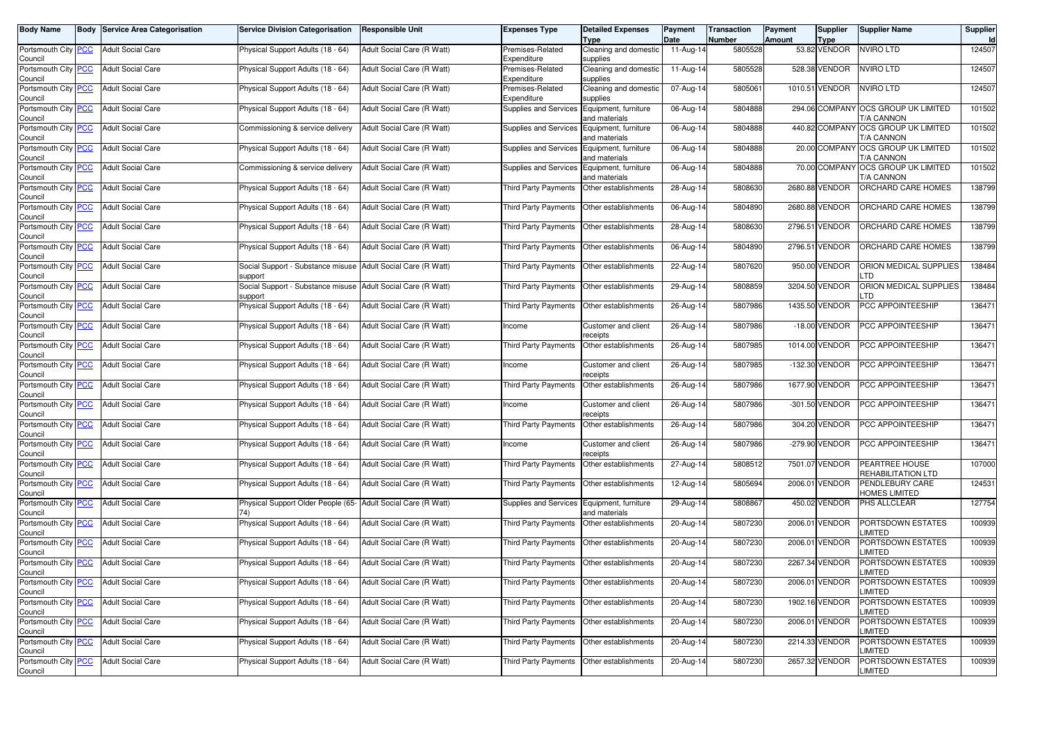| Body Name | Body | Service Area Categorisation | Service Division Categorisation | Responsible Unit | Expenses Type | Detailed Expenses Type | Payment Date | Transaction Number | Payment Amount | Supplier Type | Supplier Name | Supplier Id |
|---|---|---|---|---|---|---|---|---|---|---|---|---|
| Portsmouth City Council | PCC | Adult Social Care | Physical Support Adults (18 - 64) | Adult Social Care (R Watt) | Premises-Related Expenditure | Cleaning and domestic supplies | 11-Aug-14 | 5805528 | 53.82 | VENDOR | NVIRO LTD | 124507 |
| Portsmouth City Council | PCC | Adult Social Care | Physical Support Adults (18 - 64) | Adult Social Care (R Watt) | Premises-Related Expenditure | Cleaning and domestic supplies | 11-Aug-14 | 5805528 | 528.38 | VENDOR | NVIRO LTD | 124507 |
| Portsmouth City Council | PCC | Adult Social Care | Physical Support Adults (18 - 64) | Adult Social Care (R Watt) | Premises-Related Expenditure | Cleaning and domestic supplies | 07-Aug-14 | 5805061 | 1010.51 | VENDOR | NVIRO LTD | 124507 |
| Portsmouth City Council | PCC | Adult Social Care | Physical Support Adults (18 - 64) | Adult Social Care (R Watt) | Supplies and Services | Equipment, furniture and materials | 06-Aug-14 | 5804888 | 294.06 | COMPANY | OCS GROUP UK LIMITED T/A CANNON | 101502 |
| Portsmouth City Council | PCC | Adult Social Care | Commissioning & service delivery | Adult Social Care (R Watt) | Supplies and Services | Equipment, furniture and materials | 06-Aug-14 | 5804888 | 440.82 | COMPANY | OCS GROUP UK LIMITED T/A CANNON | 101502 |
| Portsmouth City Council | PCC | Adult Social Care | Physical Support Adults (18 - 64) | Adult Social Care (R Watt) | Supplies and Services | Equipment, furniture and materials | 06-Aug-14 | 5804888 | 20.00 | COMPANY | OCS GROUP UK LIMITED T/A CANNON | 101502 |
| Portsmouth City Council | PCC | Adult Social Care | Commissioning & service delivery | Adult Social Care (R Watt) | Supplies and Services | Equipment, furniture and materials | 06-Aug-14 | 5804888 | 70.00 | COMPANY | OCS GROUP UK LIMITED T/A CANNON | 101502 |
| Portsmouth City Council | PCC | Adult Social Care | Physical Support Adults (18 - 64) | Adult Social Care (R Watt) | Third Party Payments | Other establishments | 28-Aug-14 | 5808630 | 2680.88 | VENDOR | ORCHARD CARE HOMES | 138799 |
| Portsmouth City Council | PCC | Adult Social Care | Physical Support Adults (18 - 64) | Adult Social Care (R Watt) | Third Party Payments | Other establishments | 06-Aug-14 | 5804890 | 2680.88 | VENDOR | ORCHARD CARE HOMES | 138799 |
| Portsmouth City Council | PCC | Adult Social Care | Physical Support Adults (18 - 64) | Adult Social Care (R Watt) | Third Party Payments | Other establishments | 28-Aug-14 | 5808630 | 2796.51 | VENDOR | ORCHARD CARE HOMES | 138799 |
| Portsmouth City Council | PCC | Adult Social Care | Physical Support Adults (18 - 64) | Adult Social Care (R Watt) | Third Party Payments | Other establishments | 06-Aug-14 | 5804890 | 2796.51 | VENDOR | ORCHARD CARE HOMES | 138799 |
| Portsmouth City Council | PCC | Adult Social Care | Social Support - Substance misuse support | Adult Social Care (R Watt) | Third Party Payments | Other establishments | 22-Aug-14 | 5807620 | 950.00 | VENDOR | ORION MEDICAL SUPPLIES LTD | 138484 |
| Portsmouth City Council | PCC | Adult Social Care | Social Support - Substance misuse support | Adult Social Care (R Watt) | Third Party Payments | Other establishments | 29-Aug-14 | 5808859 | 3204.50 | VENDOR | ORION MEDICAL SUPPLIES LTD | 138484 |
| Portsmouth City Council | PCC | Adult Social Care | Physical Support Adults (18 - 64) | Adult Social Care (R Watt) | Third Party Payments | Other establishments | 26-Aug-14 | 5807986 | 1435.50 | VENDOR | PCC APPOINTEESHIP | 136471 |
| Portsmouth City Council | PCC | Adult Social Care | Physical Support Adults (18 - 64) | Adult Social Care (R Watt) | Income | Customer and client receipts | 26-Aug-14 | 5807986 | -18.00 | VENDOR | PCC APPOINTEESHIP | 136471 |
| Portsmouth City Council | PCC | Adult Social Care | Physical Support Adults (18 - 64) | Adult Social Care (R Watt) | Third Party Payments | Other establishments | 26-Aug-14 | 5807985 | 1014.00 | VENDOR | PCC APPOINTEESHIP | 136471 |
| Portsmouth City Council | PCC | Adult Social Care | Physical Support Adults (18 - 64) | Adult Social Care (R Watt) | Income | Customer and client receipts | 26-Aug-14 | 5807985 | -132.30 | VENDOR | PCC APPOINTEESHIP | 136471 |
| Portsmouth City Council | PCC | Adult Social Care | Physical Support Adults (18 - 64) | Adult Social Care (R Watt) | Third Party Payments | Other establishments | 26-Aug-14 | 5807986 | 1677.90 | VENDOR | PCC APPOINTEESHIP | 136471 |
| Portsmouth City Council | PCC | Adult Social Care | Physical Support Adults (18 - 64) | Adult Social Care (R Watt) | Income | Customer and client receipts | 26-Aug-14 | 5807986 | -301.50 | VENDOR | PCC APPOINTEESHIP | 136471 |
| Portsmouth City Council | PCC | Adult Social Care | Physical Support Adults (18 - 64) | Adult Social Care (R Watt) | Third Party Payments | Other establishments | 26-Aug-14 | 5807986 | 304.20 | VENDOR | PCC APPOINTEESHIP | 136471 |
| Portsmouth City Council | PCC | Adult Social Care | Physical Support Adults (18 - 64) | Adult Social Care (R Watt) | Income | Customer and client receipts | 26-Aug-14 | 5807986 | -279.90 | VENDOR | PCC APPOINTEESHIP | 136471 |
| Portsmouth City Council | PCC | Adult Social Care | Physical Support Adults (18 - 64) | Adult Social Care (R Watt) | Third Party Payments | Other establishments | 27-Aug-14 | 5808512 | 7501.07 | VENDOR | PEARTREE HOUSE REHABILITATION LTD | 107000 |
| Portsmouth City Council | PCC | Adult Social Care | Physical Support Adults (18 - 64) | Adult Social Care (R Watt) | Third Party Payments | Other establishments | 12-Aug-14 | 5805694 | 2006.01 | VENDOR | PENDLEBURY CARE HOMES LIMITED | 124531 |
| Portsmouth City Council | PCC | Adult Social Care | Physical Support Older People (65-74) | Adult Social Care (R Watt) | Supplies and Services | Equipment, furniture and materials | 29-Aug-14 | 5808867 | 450.02 | VENDOR | PHS ALLCLEAR | 127754 |
| Portsmouth City Council | PCC | Adult Social Care | Physical Support Adults (18 - 64) | Adult Social Care (R Watt) | Third Party Payments | Other establishments | 20-Aug-14 | 5807230 | 2006.01 | VENDOR | PORTSDOWN ESTATES LIMITED | 100939 |
| Portsmouth City Council | PCC | Adult Social Care | Physical Support Adults (18 - 64) | Adult Social Care (R Watt) | Third Party Payments | Other establishments | 20-Aug-14 | 5807230 | 2006.01 | VENDOR | PORTSDOWN ESTATES LIMITED | 100939 |
| Portsmouth City Council | PCC | Adult Social Care | Physical Support Adults (18 - 64) | Adult Social Care (R Watt) | Third Party Payments | Other establishments | 20-Aug-14 | 5807230 | 2267.34 | VENDOR | PORTSDOWN ESTATES LIMITED | 100939 |
| Portsmouth City Council | PCC | Adult Social Care | Physical Support Adults (18 - 64) | Adult Social Care (R Watt) | Third Party Payments | Other establishments | 20-Aug-14 | 5807230 | 2006.01 | VENDOR | PORTSDOWN ESTATES LIMITED | 100939 |
| Portsmouth City Council | PCC | Adult Social Care | Physical Support Adults (18 - 64) | Adult Social Care (R Watt) | Third Party Payments | Other establishments | 20-Aug-14 | 5807230 | 1902.16 | VENDOR | PORTSDOWN ESTATES LIMITED | 100939 |
| Portsmouth City Council | PCC | Adult Social Care | Physical Support Adults (18 - 64) | Adult Social Care (R Watt) | Third Party Payments | Other establishments | 20-Aug-14 | 5807230 | 2006.01 | VENDOR | PORTSDOWN ESTATES LIMITED | 100939 |
| Portsmouth City Council | PCC | Adult Social Care | Physical Support Adults (18 - 64) | Adult Social Care (R Watt) | Third Party Payments | Other establishments | 20-Aug-14 | 5807230 | 2214.33 | VENDOR | PORTSDOWN ESTATES LIMITED | 100939 |
| Portsmouth City Council | PCC | Adult Social Care | Physical Support Adults (18 - 64) | Adult Social Care (R Watt) | Third Party Payments | Other establishments | 20-Aug-14 | 5807230 | 2657.32 | VENDOR | PORTSDOWN ESTATES LIMITED | 100939 |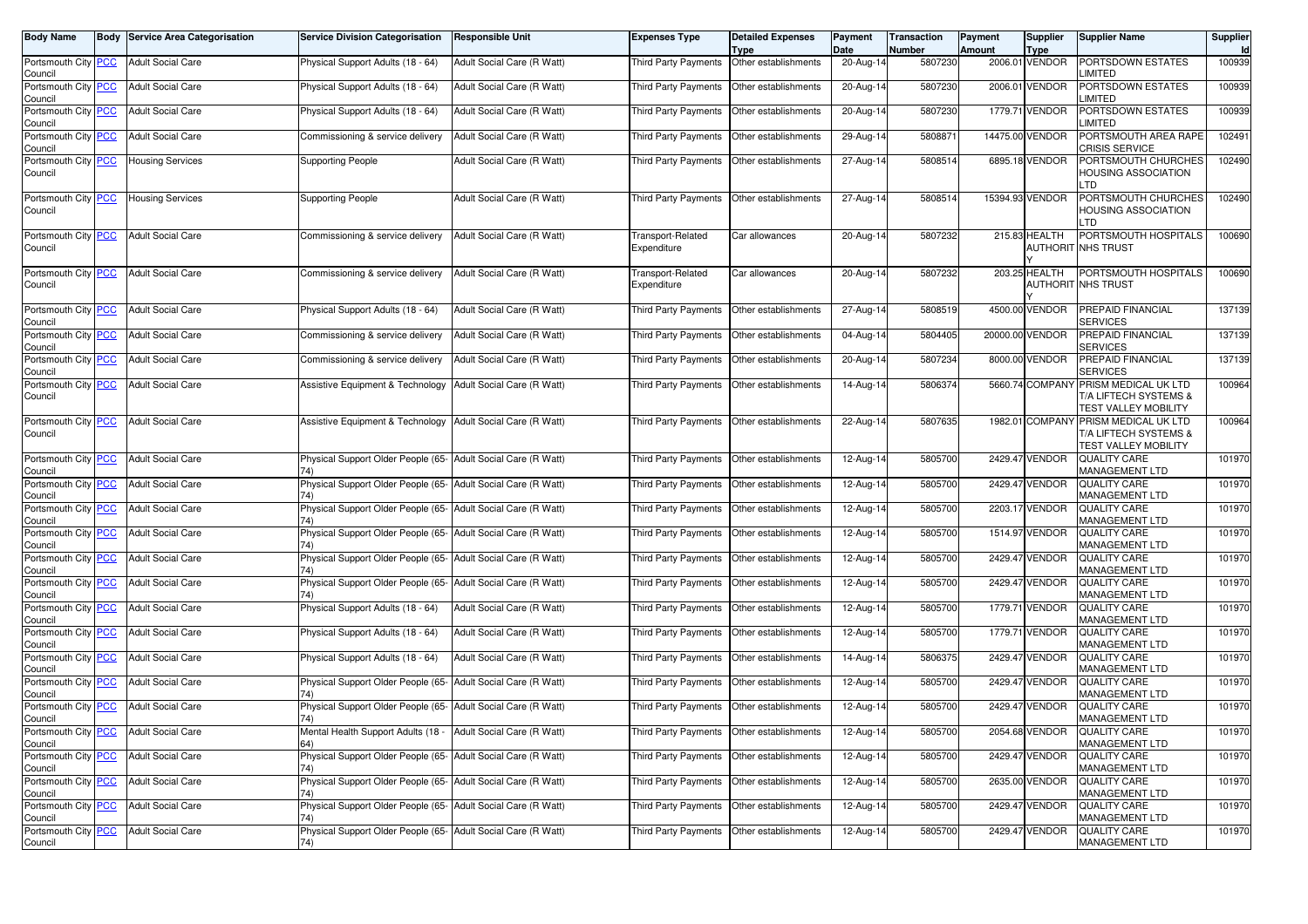| Body Name | Body | Service Area Categorisation | Service Division Categorisation | Responsible Unit | Expenses Type | Detailed Expenses Type | Payment Date | Transaction Number | Payment Amount | Supplier Type | Supplier Name | Supplier Id |
|---|---|---|---|---|---|---|---|---|---|---|---|---|
| Portsmouth City Council | PCC | Adult Social Care | Physical Support Adults (18 - 64) | Adult Social Care (R Watt) | Third Party Payments | Other establishments | 20-Aug-14 | 5807230 | 2006.01 | VENDOR | PORTSDOWN ESTATES LIMITED | 100939 |
| Portsmouth City Council | PCC | Adult Social Care | Physical Support Adults (18 - 64) | Adult Social Care (R Watt) | Third Party Payments | Other establishments | 20-Aug-14 | 5807230 | 2006.01 | VENDOR | PORTSDOWN ESTATES LIMITED | 100939 |
| Portsmouth City Council | PCC | Adult Social Care | Physical Support Adults (18 - 64) | Adult Social Care (R Watt) | Third Party Payments | Other establishments | 20-Aug-14 | 5807230 | 1779.71 | VENDOR | PORTSDOWN ESTATES LIMITED | 100939 |
| Portsmouth City Council | PCC | Adult Social Care | Commissioning & service delivery | Adult Social Care (R Watt) | Third Party Payments | Other establishments | 29-Aug-14 | 5808871 | 14475.00 | VENDOR | PORTSMOUTH AREA RAPE CRISIS SERVICE | 102491 |
| Portsmouth City Council | PCC | Housing Services | Supporting People | Adult Social Care (R Watt) | Third Party Payments | Other establishments | 27-Aug-14 | 5808514 | 6895.18 | VENDOR | PORTSMOUTH CHURCHES HOUSING ASSOCIATION LTD | 102490 |
| Portsmouth City Council | PCC | Housing Services | Supporting People | Adult Social Care (R Watt) | Third Party Payments | Other establishments | 27-Aug-14 | 5808514 | 15394.93 | VENDOR | PORTSMOUTH CHURCHES HOUSING ASSOCIATION LTD | 102490 |
| Portsmouth City Council | PCC | Adult Social Care | Commissioning & service delivery | Adult Social Care (R Watt) | Transport-Related Expenditure | Car allowances | 20-Aug-14 | 5807232 | 215.83 | HEALTH AUTHORITY | PORTSMOUTH HOSPITALS NHS TRUST | 100690 |
| Portsmouth City Council | PCC | Adult Social Care | Commissioning & service delivery | Adult Social Care (R Watt) | Transport-Related Expenditure | Car allowances | 20-Aug-14 | 5807232 | 203.25 | HEALTH AUTHORITY | PORTSMOUTH HOSPITALS NHS TRUST | 100690 |
| Portsmouth City Council | PCC | Adult Social Care | Physical Support Adults (18 - 64) | Adult Social Care (R Watt) | Third Party Payments | Other establishments | 27-Aug-14 | 5808519 | 4500.00 | VENDOR | PREPAID FINANCIAL SERVICES | 137139 |
| Portsmouth City Council | PCC | Adult Social Care | Commissioning & service delivery | Adult Social Care (R Watt) | Third Party Payments | Other establishments | 04-Aug-14 | 5804405 | 20000.00 | VENDOR | PREPAID FINANCIAL SERVICES | 137139 |
| Portsmouth City Council | PCC | Adult Social Care | Commissioning & service delivery | Adult Social Care (R Watt) | Third Party Payments | Other establishments | 20-Aug-14 | 5807234 | 8000.00 | VENDOR | PREPAID FINANCIAL SERVICES | 137139 |
| Portsmouth City Council | PCC | Adult Social Care | Assistive Equipment & Technology | Adult Social Care (R Watt) | Third Party Payments | Other establishments | 14-Aug-14 | 5806374 | 5660.74 | COMPANY | PRISM MEDICAL UK LTD T/A LIFTECH SYSTEMS & TEST VALLEY MOBILITY | 100964 |
| Portsmouth City Council | PCC | Adult Social Care | Assistive Equipment & Technology | Adult Social Care (R Watt) | Third Party Payments | Other establishments | 22-Aug-14 | 5807635 | 1982.01 | COMPANY | PRISM MEDICAL UK LTD T/A LIFTECH SYSTEMS & TEST VALLEY MOBILITY | 100964 |
| Portsmouth City Council | PCC | Adult Social Care | Physical Support Older People (65-74) | Adult Social Care (R Watt) | Third Party Payments | Other establishments | 12-Aug-14 | 5805700 | 2429.47 | VENDOR | QUALITY CARE MANAGEMENT LTD | 101970 |
| Portsmouth City Council | PCC | Adult Social Care | Physical Support Older People (65-74) | Adult Social Care (R Watt) | Third Party Payments | Other establishments | 12-Aug-14 | 5805700 | 2429.47 | VENDOR | QUALITY CARE MANAGEMENT LTD | 101970 |
| Portsmouth City Council | PCC | Adult Social Care | Physical Support Older People (65-74) | Adult Social Care (R Watt) | Third Party Payments | Other establishments | 12-Aug-14 | 5805700 | 2203.17 | VENDOR | QUALITY CARE MANAGEMENT LTD | 101970 |
| Portsmouth City Council | PCC | Adult Social Care | Physical Support Older People (65-74) | Adult Social Care (R Watt) | Third Party Payments | Other establishments | 12-Aug-14 | 5805700 | 1514.97 | VENDOR | QUALITY CARE MANAGEMENT LTD | 101970 |
| Portsmouth City Council | PCC | Adult Social Care | Physical Support Older People (65-74) | Adult Social Care (R Watt) | Third Party Payments | Other establishments | 12-Aug-14 | 5805700 | 2429.47 | VENDOR | QUALITY CARE MANAGEMENT LTD | 101970 |
| Portsmouth City Council | PCC | Adult Social Care | Physical Support Older People (65-74) | Adult Social Care (R Watt) | Third Party Payments | Other establishments | 12-Aug-14 | 5805700 | 2429.47 | VENDOR | QUALITY CARE MANAGEMENT LTD | 101970 |
| Portsmouth City Council | PCC | Adult Social Care | Physical Support Adults (18 - 64) | Adult Social Care (R Watt) | Third Party Payments | Other establishments | 12-Aug-14 | 5805700 | 1779.71 | VENDOR | QUALITY CARE MANAGEMENT LTD | 101970 |
| Portsmouth City Council | PCC | Adult Social Care | Physical Support Adults (18 - 64) | Adult Social Care (R Watt) | Third Party Payments | Other establishments | 12-Aug-14 | 5805700 | 1779.71 | VENDOR | QUALITY CARE MANAGEMENT LTD | 101970 |
| Portsmouth City Council | PCC | Adult Social Care | Physical Support Adults (18 - 64) | Adult Social Care (R Watt) | Third Party Payments | Other establishments | 14-Aug-14 | 5806375 | 2429.47 | VENDOR | QUALITY CARE MANAGEMENT LTD | 101970 |
| Portsmouth City Council | PCC | Adult Social Care | Physical Support Older People (65-74) | Adult Social Care (R Watt) | Third Party Payments | Other establishments | 12-Aug-14 | 5805700 | 2429.47 | VENDOR | QUALITY CARE MANAGEMENT LTD | 101970 |
| Portsmouth City Council | PCC | Adult Social Care | Physical Support Older People (65-74) | Adult Social Care (R Watt) | Third Party Payments | Other establishments | 12-Aug-14 | 5805700 | 2429.47 | VENDOR | QUALITY CARE MANAGEMENT LTD | 101970 |
| Portsmouth City Council | PCC | Adult Social Care | Mental Health Support Adults (18 - 64) | Adult Social Care (R Watt) | Third Party Payments | Other establishments | 12-Aug-14 | 5805700 | 2054.68 | VENDOR | QUALITY CARE MANAGEMENT LTD | 101970 |
| Portsmouth City Council | PCC | Adult Social Care | Physical Support Older People (65-74) | Adult Social Care (R Watt) | Third Party Payments | Other establishments | 12-Aug-14 | 5805700 | 2429.47 | VENDOR | QUALITY CARE MANAGEMENT LTD | 101970 |
| Portsmouth City Council | PCC | Adult Social Care | Physical Support Older People (65-74) | Adult Social Care (R Watt) | Third Party Payments | Other establishments | 12-Aug-14 | 5805700 | 2635.00 | VENDOR | QUALITY CARE MANAGEMENT LTD | 101970 |
| Portsmouth City Council | PCC | Adult Social Care | Physical Support Older People (65-74) | Adult Social Care (R Watt) | Third Party Payments | Other establishments | 12-Aug-14 | 5805700 | 2429.47 | VENDOR | QUALITY CARE MANAGEMENT LTD | 101970 |
| Portsmouth City Council | PCC | Adult Social Care | Physical Support Older People (65-74) | Adult Social Care (R Watt) | Third Party Payments | Other establishments | 12-Aug-14 | 5805700 | 2429.47 | VENDOR | QUALITY CARE MANAGEMENT LTD | 101970 |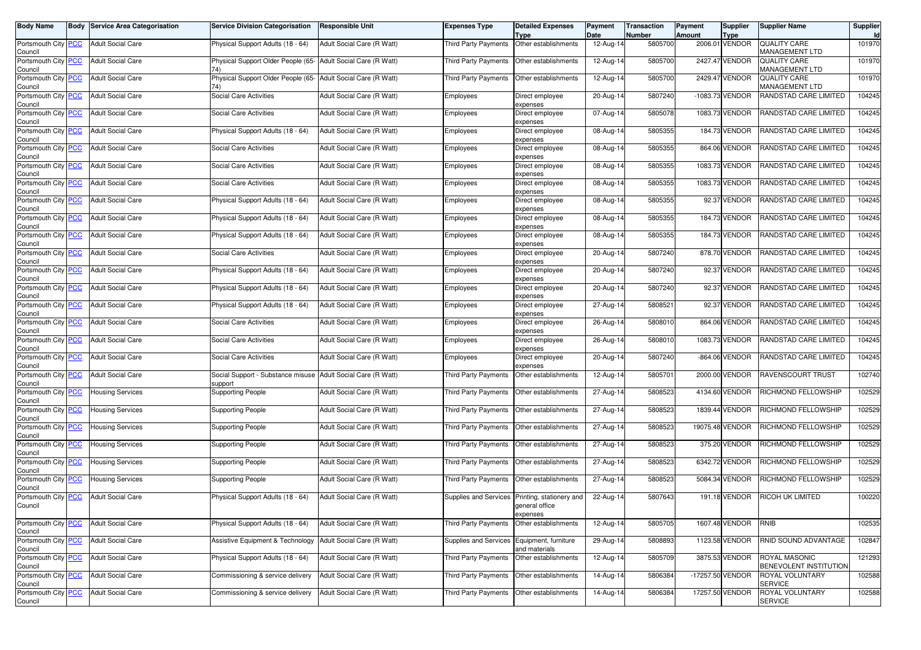| Body Name | Body | Service Area Categorisation | Service Division Categorisation | Responsible Unit | Expenses Type | Detailed Expenses Type | Payment Date | Transaction Number | Payment Amount | Supplier Type | Supplier Name | Supplier Id |
|---|---|---|---|---|---|---|---|---|---|---|---|---|
| Portsmouth City Council | PCC | Adult Social Care | Physical Support Adults (18 - 64) | Adult Social Care (R Watt) | Third Party Payments | Other establishments | 12-Aug-14 | 5805700 | 2006.01 | VENDOR | QUALITY CARE MANAGEMENT LTD | 101970 |
| Portsmouth City Council | PCC | Adult Social Care | Physical Support Older People (65-74) | Adult Social Care (R Watt) | Third Party Payments | Other establishments | 12-Aug-14 | 5805700 | 2427.47 | VENDOR | QUALITY CARE MANAGEMENT LTD | 101970 |
| Portsmouth City Council | PCC | Adult Social Care | Physical Support Older People (65-74) | Adult Social Care (R Watt) | Third Party Payments | Other establishments | 12-Aug-14 | 5805700 | 2429.47 | VENDOR | QUALITY CARE MANAGEMENT LTD | 101970 |
| Portsmouth City Council | PCC | Adult Social Care | Social Care Activities | Adult Social Care (R Watt) | Employees | Direct employee expenses | 20-Aug-14 | 5807240 | -1083.73 | VENDOR | RANDSTAD CARE LIMITED | 104245 |
| Portsmouth City Council | PCC | Adult Social Care | Social Care Activities | Adult Social Care (R Watt) | Employees | Direct employee expenses | 07-Aug-14 | 5805078 | 1083.73 | VENDOR | RANDSTAD CARE LIMITED | 104245 |
| Portsmouth City Council | PCC | Adult Social Care | Physical Support Adults (18 - 64) | Adult Social Care (R Watt) | Employees | Direct employee expenses | 08-Aug-14 | 5805355 | 184.73 | VENDOR | RANDSTAD CARE LIMITED | 104245 |
| Portsmouth City Council | PCC | Adult Social Care | Social Care Activities | Adult Social Care (R Watt) | Employees | Direct employee expenses | 08-Aug-14 | 5805355 | 864.06 | VENDOR | RANDSTAD CARE LIMITED | 104245 |
| Portsmouth City Council | PCC | Adult Social Care | Social Care Activities | Adult Social Care (R Watt) | Employees | Direct employee expenses | 08-Aug-14 | 5805355 | 1083.73 | VENDOR | RANDSTAD CARE LIMITED | 104245 |
| Portsmouth City Council | PCC | Adult Social Care | Social Care Activities | Adult Social Care (R Watt) | Employees | Direct employee expenses | 08-Aug-14 | 5805355 | 1083.73 | VENDOR | RANDSTAD CARE LIMITED | 104245 |
| Portsmouth City Council | PCC | Adult Social Care | Physical Support Adults (18 - 64) | Adult Social Care (R Watt) | Employees | Direct employee expenses | 08-Aug-14 | 5805355 | 92.37 | VENDOR | RANDSTAD CARE LIMITED | 104245 |
| Portsmouth City Council | PCC | Adult Social Care | Physical Support Adults (18 - 64) | Adult Social Care (R Watt) | Employees | Direct employee expenses | 08-Aug-14 | 5805355 | 184.73 | VENDOR | RANDSTAD CARE LIMITED | 104245 |
| Portsmouth City Council | PCC | Adult Social Care | Physical Support Adults (18 - 64) | Adult Social Care (R Watt) | Employees | Direct employee expenses | 08-Aug-14 | 5805355 | 184.73 | VENDOR | RANDSTAD CARE LIMITED | 104245 |
| Portsmouth City Council | PCC | Adult Social Care | Social Care Activities | Adult Social Care (R Watt) | Employees | Direct employee expenses | 20-Aug-14 | 5807240 | 878.70 | VENDOR | RANDSTAD CARE LIMITED | 104245 |
| Portsmouth City Council | PCC | Adult Social Care | Physical Support Adults (18 - 64) | Adult Social Care (R Watt) | Employees | Direct employee expenses | 20-Aug-14 | 5807240 | 92.37 | VENDOR | RANDSTAD CARE LIMITED | 104245 |
| Portsmouth City Council | PCC | Adult Social Care | Physical Support Adults (18 - 64) | Adult Social Care (R Watt) | Employees | Direct employee expenses | 20-Aug-14 | 5807240 | 92.37 | VENDOR | RANDSTAD CARE LIMITED | 104245 |
| Portsmouth City Council | PCC | Adult Social Care | Physical Support Adults (18 - 64) | Adult Social Care (R Watt) | Employees | Direct employee expenses | 27-Aug-14 | 5808521 | 92.37 | VENDOR | RANDSTAD CARE LIMITED | 104245 |
| Portsmouth City Council | PCC | Adult Social Care | Social Care Activities | Adult Social Care (R Watt) | Employees | Direct employee expenses | 26-Aug-14 | 5808010 | 864.06 | VENDOR | RANDSTAD CARE LIMITED | 104245 |
| Portsmouth City Council | PCC | Adult Social Care | Social Care Activities | Adult Social Care (R Watt) | Employees | Direct employee expenses | 26-Aug-14 | 5808010 | 1083.73 | VENDOR | RANDSTAD CARE LIMITED | 104245 |
| Portsmouth City Council | PCC | Adult Social Care | Social Care Activities | Adult Social Care (R Watt) | Employees | Direct employee expenses | 20-Aug-14 | 5807240 | -864.06 | VENDOR | RANDSTAD CARE LIMITED | 104245 |
| Portsmouth City Council | PCC | Adult Social Care | Social Support - Substance misuse support | Adult Social Care (R Watt) | Third Party Payments | Other establishments | 12-Aug-14 | 5805701 | 2000.00 | VENDOR | RAVENSCOURT TRUST | 102740 |
| Portsmouth City Council | PCC | Housing Services | Supporting People | Adult Social Care (R Watt) | Third Party Payments | Other establishments | 27-Aug-14 | 5808523 | 4134.60 | VENDOR | RICHMOND FELLOWSHIP | 102529 |
| Portsmouth City Council | PCC | Housing Services | Supporting People | Adult Social Care (R Watt) | Third Party Payments | Other establishments | 27-Aug-14 | 5808523 | 1839.44 | VENDOR | RICHMOND FELLOWSHIP | 102529 |
| Portsmouth City Council | PCC | Housing Services | Supporting People | Adult Social Care (R Watt) | Third Party Payments | Other establishments | 27-Aug-14 | 5808523 | 19075.48 | VENDOR | RICHMOND FELLOWSHIP | 102529 |
| Portsmouth City Council | PCC | Housing Services | Supporting People | Adult Social Care (R Watt) | Third Party Payments | Other establishments | 27-Aug-14 | 5808523 | 375.20 | VENDOR | RICHMOND FELLOWSHIP | 102529 |
| Portsmouth City Council | PCC | Housing Services | Supporting People | Adult Social Care (R Watt) | Third Party Payments | Other establishments | 27-Aug-14 | 5808523 | 6342.72 | VENDOR | RICHMOND FELLOWSHIP | 102529 |
| Portsmouth City Council | PCC | Housing Services | Supporting People | Adult Social Care (R Watt) | Third Party Payments | Other establishments | 27-Aug-14 | 5808523 | 5084.34 | VENDOR | RICHMOND FELLOWSHIP | 102529 |
| Portsmouth City Council | PCC | Adult Social Care | Physical Support Adults (18 - 64) | Adult Social Care (R Watt) | Supplies and Services | Printing, stationery and general office expenses | 22-Aug-14 | 5807643 | 191.18 | VENDOR | RICOH UK LIMITED | 100220 |
| Portsmouth City Council | PCC | Adult Social Care | Physical Support Adults (18 - 64) | Adult Social Care (R Watt) | Third Party Payments | Other establishments | 12-Aug-14 | 5805705 | 1607.48 | VENDOR | RNIB | 102535 |
| Portsmouth City Council | PCC | Adult Social Care | Assistive Equipment & Technology | Adult Social Care (R Watt) | Supplies and Services | Equipment, furniture and materials | 29-Aug-14 | 5808893 | 1123.58 | VENDOR | RNID SOUND ADVANTAGE | 102847 |
| Portsmouth City Council | PCC | Adult Social Care | Physical Support Adults (18 - 64) | Adult Social Care (R Watt) | Third Party Payments | Other establishments | 12-Aug-14 | 5805709 | 3875.53 | VENDOR | ROYAL MASONIC BENEVOLENT INSTITUTION | 121293 |
| Portsmouth City Council | PCC | Adult Social Care | Commissioning & service delivery | Adult Social Care (R Watt) | Third Party Payments | Other establishments | 14-Aug-14 | 5806384 | -17257.50 | VENDOR | ROYAL VOLUNTARY SERVICE | 102588 |
| Portsmouth City Council | PCC | Adult Social Care | Commissioning & service delivery | Adult Social Care (R Watt) | Third Party Payments | Other establishments | 14-Aug-14 | 5806384 | 17257.50 | VENDOR | ROYAL VOLUNTARY SERVICE | 102588 |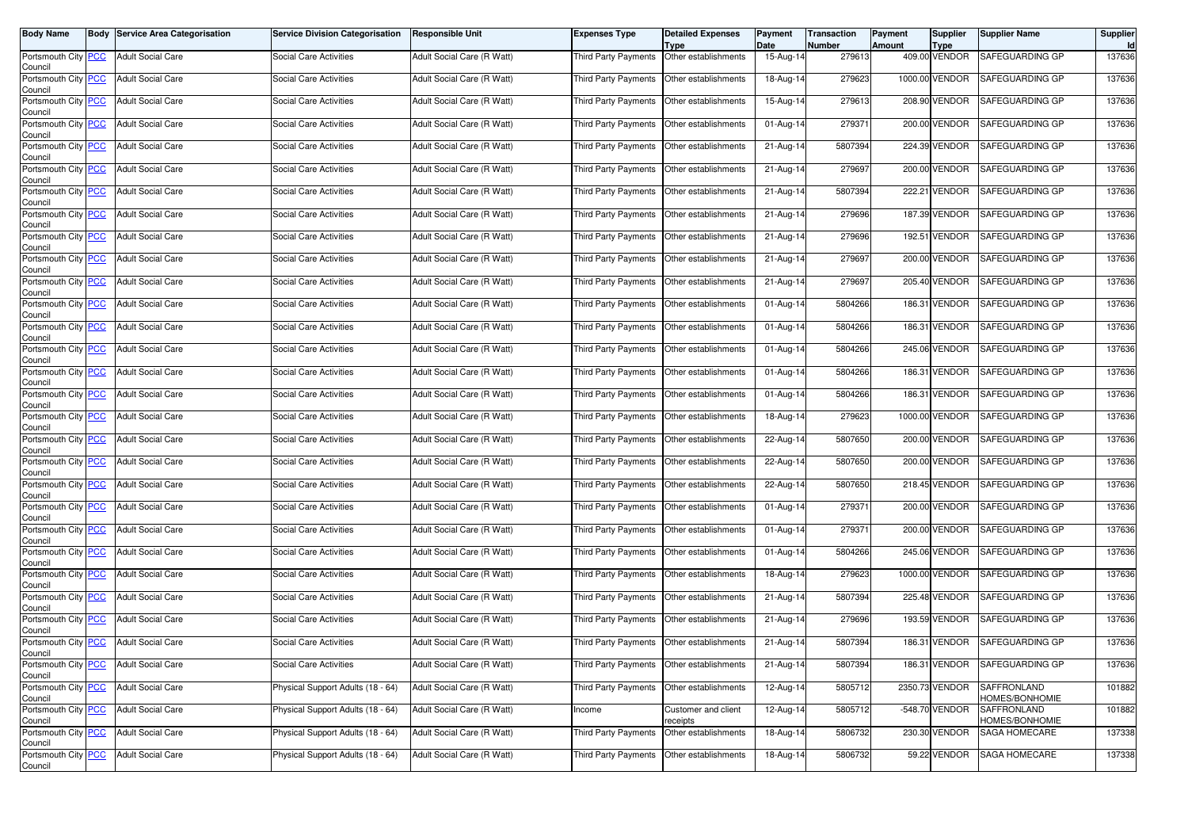| Body Name | Body | Service Area Categorisation | Service Division Categorisation | Responsible Unit | Expenses Type | Detailed Expenses Type | Payment Date | Transaction Number | Payment Amount | Supplier Type | Supplier Name | Supplier Id |
|---|---|---|---|---|---|---|---|---|---|---|---|---|
| Portsmouth City Council | PCC | Adult Social Care | Social Care Activities | Adult Social Care (R Watt) | Third Party Payments | Other establishments | 15-Aug-14 | 279613 | 409.00 | VENDOR | SAFEGUARDING GP | 137636 |
| Portsmouth City Council | PCC | Adult Social Care | Social Care Activities | Adult Social Care (R Watt) | Third Party Payments | Other establishments | 18-Aug-14 | 279623 | 1000.00 | VENDOR | SAFEGUARDING GP | 137636 |
| Portsmouth City Council | PCC | Adult Social Care | Social Care Activities | Adult Social Care (R Watt) | Third Party Payments | Other establishments | 15-Aug-14 | 279613 | 208.90 | VENDOR | SAFEGUARDING GP | 137636 |
| Portsmouth City Council | PCC | Adult Social Care | Social Care Activities | Adult Social Care (R Watt) | Third Party Payments | Other establishments | 01-Aug-14 | 279371 | 200.00 | VENDOR | SAFEGUARDING GP | 137636 |
| Portsmouth City Council | PCC | Adult Social Care | Social Care Activities | Adult Social Care (R Watt) | Third Party Payments | Other establishments | 21-Aug-14 | 5807394 | 224.39 | VENDOR | SAFEGUARDING GP | 137636 |
| Portsmouth City Council | PCC | Adult Social Care | Social Care Activities | Adult Social Care (R Watt) | Third Party Payments | Other establishments | 21-Aug-14 | 279697 | 200.00 | VENDOR | SAFEGUARDING GP | 137636 |
| Portsmouth City Council | PCC | Adult Social Care | Social Care Activities | Adult Social Care (R Watt) | Third Party Payments | Other establishments | 21-Aug-14 | 5807394 | 222.21 | VENDOR | SAFEGUARDING GP | 137636 |
| Portsmouth City Council | PCC | Adult Social Care | Social Care Activities | Adult Social Care (R Watt) | Third Party Payments | Other establishments | 21-Aug-14 | 279696 | 187.39 | VENDOR | SAFEGUARDING GP | 137636 |
| Portsmouth City Council | PCC | Adult Social Care | Social Care Activities | Adult Social Care (R Watt) | Third Party Payments | Other establishments | 21-Aug-14 | 279696 | 192.51 | VENDOR | SAFEGUARDING GP | 137636 |
| Portsmouth City Council | PCC | Adult Social Care | Social Care Activities | Adult Social Care (R Watt) | Third Party Payments | Other establishments | 21-Aug-14 | 279697 | 200.00 | VENDOR | SAFEGUARDING GP | 137636 |
| Portsmouth City Council | PCC | Adult Social Care | Social Care Activities | Adult Social Care (R Watt) | Third Party Payments | Other establishments | 21-Aug-14 | 279697 | 205.40 | VENDOR | SAFEGUARDING GP | 137636 |
| Portsmouth City Council | PCC | Adult Social Care | Social Care Activities | Adult Social Care (R Watt) | Third Party Payments | Other establishments | 01-Aug-14 | 5804266 | 186.31 | VENDOR | SAFEGUARDING GP | 137636 |
| Portsmouth City Council | PCC | Adult Social Care | Social Care Activities | Adult Social Care (R Watt) | Third Party Payments | Other establishments | 01-Aug-14 | 5804266 | 186.31 | VENDOR | SAFEGUARDING GP | 137636 |
| Portsmouth City Council | PCC | Adult Social Care | Social Care Activities | Adult Social Care (R Watt) | Third Party Payments | Other establishments | 01-Aug-14 | 5804266 | 245.06 | VENDOR | SAFEGUARDING GP | 137636 |
| Portsmouth City Council | PCC | Adult Social Care | Social Care Activities | Adult Social Care (R Watt) | Third Party Payments | Other establishments | 01-Aug-14 | 5804266 | 186.31 | VENDOR | SAFEGUARDING GP | 137636 |
| Portsmouth City Council | PCC | Adult Social Care | Social Care Activities | Adult Social Care (R Watt) | Third Party Payments | Other establishments | 01-Aug-14 | 5804266 | 186.31 | VENDOR | SAFEGUARDING GP | 137636 |
| Portsmouth City Council | PCC | Adult Social Care | Social Care Activities | Adult Social Care (R Watt) | Third Party Payments | Other establishments | 18-Aug-14 | 279623 | 1000.00 | VENDOR | SAFEGUARDING GP | 137636 |
| Portsmouth City Council | PCC | Adult Social Care | Social Care Activities | Adult Social Care (R Watt) | Third Party Payments | Other establishments | 22-Aug-14 | 5807650 | 200.00 | VENDOR | SAFEGUARDING GP | 137636 |
| Portsmouth City Council | PCC | Adult Social Care | Social Care Activities | Adult Social Care (R Watt) | Third Party Payments | Other establishments | 22-Aug-14 | 5807650 | 200.00 | VENDOR | SAFEGUARDING GP | 137636 |
| Portsmouth City Council | PCC | Adult Social Care | Social Care Activities | Adult Social Care (R Watt) | Third Party Payments | Other establishments | 22-Aug-14 | 5807650 | 218.45 | VENDOR | SAFEGUARDING GP | 137636 |
| Portsmouth City Council | PCC | Adult Social Care | Social Care Activities | Adult Social Care (R Watt) | Third Party Payments | Other establishments | 01-Aug-14 | 279371 | 200.00 | VENDOR | SAFEGUARDING GP | 137636 |
| Portsmouth City Council | PCC | Adult Social Care | Social Care Activities | Adult Social Care (R Watt) | Third Party Payments | Other establishments | 01-Aug-14 | 279371 | 200.00 | VENDOR | SAFEGUARDING GP | 137636 |
| Portsmouth City Council | PCC | Adult Social Care | Social Care Activities | Adult Social Care (R Watt) | Third Party Payments | Other establishments | 01-Aug-14 | 5804266 | 245.06 | VENDOR | SAFEGUARDING GP | 137636 |
| Portsmouth City Council | PCC | Adult Social Care | Social Care Activities | Adult Social Care (R Watt) | Third Party Payments | Other establishments | 18-Aug-14 | 279623 | 1000.00 | VENDOR | SAFEGUARDING GP | 137636 |
| Portsmouth City Council | PCC | Adult Social Care | Social Care Activities | Adult Social Care (R Watt) | Third Party Payments | Other establishments | 21-Aug-14 | 5807394 | 225.48 | VENDOR | SAFEGUARDING GP | 137636 |
| Portsmouth City Council | PCC | Adult Social Care | Social Care Activities | Adult Social Care (R Watt) | Third Party Payments | Other establishments | 21-Aug-14 | 279696 | 193.59 | VENDOR | SAFEGUARDING GP | 137636 |
| Portsmouth City Council | PCC | Adult Social Care | Social Care Activities | Adult Social Care (R Watt) | Third Party Payments | Other establishments | 21-Aug-14 | 5807394 | 186.31 | VENDOR | SAFEGUARDING GP | 137636 |
| Portsmouth City Council | PCC | Adult Social Care | Social Care Activities | Adult Social Care (R Watt) | Third Party Payments | Other establishments | 21-Aug-14 | 5807394 | 186.31 | VENDOR | SAFEGUARDING GP | 137636 |
| Portsmouth City Council | PCC | Adult Social Care | Physical Support Adults (18 - 64) | Adult Social Care (R Watt) | Third Party Payments | Other establishments | 12-Aug-14 | 5805712 | 2350.73 | VENDOR | SAFFRONLAND HOMES/BONHOMIE | 101882 |
| Portsmouth City Council | PCC | Adult Social Care | Physical Support Adults (18 - 64) | Adult Social Care (R Watt) | Income | Customer and client receipts | 12-Aug-14 | 5805712 | -548.70 | VENDOR | SAFFRONLAND HOMES/BONHOMIE | 101882 |
| Portsmouth City Council | PCC | Adult Social Care | Physical Support Adults (18 - 64) | Adult Social Care (R Watt) | Third Party Payments | Other establishments | 18-Aug-14 | 5806732 | 230.30 | VENDOR | SAGA HOMECARE | 137338 |
| Portsmouth City Council | PCC | Adult Social Care | Physical Support Adults (18 - 64) | Adult Social Care (R Watt) | Third Party Payments | Other establishments | 18-Aug-14 | 5806732 | 59.22 | VENDOR | SAGA HOMECARE | 137338 |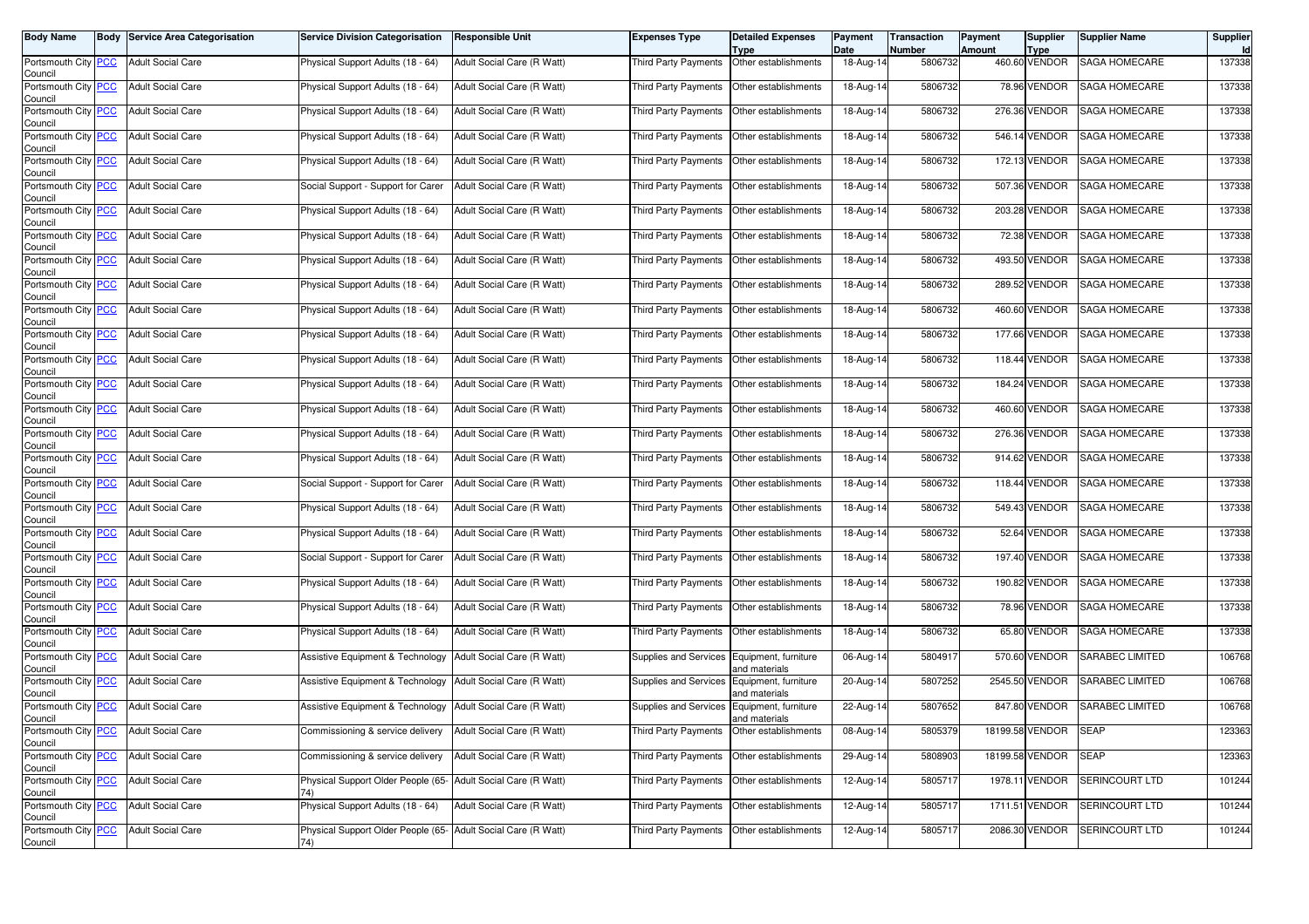| Body Name | Body | Service Area Categorisation | Service Division Categorisation | Responsible Unit | Expenses Type | Detailed Expenses Type | Payment Date | Transaction Number | Payment Amount | Supplier Type | Supplier Name | Supplier Id |
|---|---|---|---|---|---|---|---|---|---|---|---|---|
| Portsmouth City Council | PCC | Adult Social Care | Physical Support Adults (18 - 64) | Adult Social Care (R Watt) | Third Party Payments | Other establishments | 18-Aug-14 | 5806732 | 460.60 | VENDOR | SAGA HOMECARE | 137338 |
| Portsmouth City Council | PCC | Adult Social Care | Physical Support Adults (18 - 64) | Adult Social Care (R Watt) | Third Party Payments | Other establishments | 18-Aug-14 | 5806732 | 78.96 | VENDOR | SAGA HOMECARE | 137338 |
| Portsmouth City Council | PCC | Adult Social Care | Physical Support Adults (18 - 64) | Adult Social Care (R Watt) | Third Party Payments | Other establishments | 18-Aug-14 | 5806732 | 276.36 | VENDOR | SAGA HOMECARE | 137338 |
| Portsmouth City Council | PCC | Adult Social Care | Physical Support Adults (18 - 64) | Adult Social Care (R Watt) | Third Party Payments | Other establishments | 18-Aug-14 | 5806732 | 546.14 | VENDOR | SAGA HOMECARE | 137338 |
| Portsmouth City Council | PCC | Adult Social Care | Physical Support Adults (18 - 64) | Adult Social Care (R Watt) | Third Party Payments | Other establishments | 18-Aug-14 | 5806732 | 172.13 | VENDOR | SAGA HOMECARE | 137338 |
| Portsmouth City Council | PCC | Adult Social Care | Social Support - Support for Carer | Adult Social Care (R Watt) | Third Party Payments | Other establishments | 18-Aug-14 | 5806732 | 507.36 | VENDOR | SAGA HOMECARE | 137338 |
| Portsmouth City Council | PCC | Adult Social Care | Physical Support Adults (18 - 64) | Adult Social Care (R Watt) | Third Party Payments | Other establishments | 18-Aug-14 | 5806732 | 203.28 | VENDOR | SAGA HOMECARE | 137338 |
| Portsmouth City Council | PCC | Adult Social Care | Physical Support Adults (18 - 64) | Adult Social Care (R Watt) | Third Party Payments | Other establishments | 18-Aug-14 | 5806732 | 72.38 | VENDOR | SAGA HOMECARE | 137338 |
| Portsmouth City Council | PCC | Adult Social Care | Physical Support Adults (18 - 64) | Adult Social Care (R Watt) | Third Party Payments | Other establishments | 18-Aug-14 | 5806732 | 493.50 | VENDOR | SAGA HOMECARE | 137338 |
| Portsmouth City Council | PCC | Adult Social Care | Physical Support Adults (18 - 64) | Adult Social Care (R Watt) | Third Party Payments | Other establishments | 18-Aug-14 | 5806732 | 289.52 | VENDOR | SAGA HOMECARE | 137338 |
| Portsmouth City Council | PCC | Adult Social Care | Physical Support Adults (18 - 64) | Adult Social Care (R Watt) | Third Party Payments | Other establishments | 18-Aug-14 | 5806732 | 460.60 | VENDOR | SAGA HOMECARE | 137338 |
| Portsmouth City Council | PCC | Adult Social Care | Physical Support Adults (18 - 64) | Adult Social Care (R Watt) | Third Party Payments | Other establishments | 18-Aug-14 | 5806732 | 177.66 | VENDOR | SAGA HOMECARE | 137338 |
| Portsmouth City Council | PCC | Adult Social Care | Physical Support Adults (18 - 64) | Adult Social Care (R Watt) | Third Party Payments | Other establishments | 18-Aug-14 | 5806732 | 118.44 | VENDOR | SAGA HOMECARE | 137338 |
| Portsmouth City Council | PCC | Adult Social Care | Physical Support Adults (18 - 64) | Adult Social Care (R Watt) | Third Party Payments | Other establishments | 18-Aug-14 | 5806732 | 184.24 | VENDOR | SAGA HOMECARE | 137338 |
| Portsmouth City Council | PCC | Adult Social Care | Physical Support Adults (18 - 64) | Adult Social Care (R Watt) | Third Party Payments | Other establishments | 18-Aug-14 | 5806732 | 460.60 | VENDOR | SAGA HOMECARE | 137338 |
| Portsmouth City Council | PCC | Adult Social Care | Physical Support Adults (18 - 64) | Adult Social Care (R Watt) | Third Party Payments | Other establishments | 18-Aug-14 | 5806732 | 276.36 | VENDOR | SAGA HOMECARE | 137338 |
| Portsmouth City Council | PCC | Adult Social Care | Physical Support Adults (18 - 64) | Adult Social Care (R Watt) | Third Party Payments | Other establishments | 18-Aug-14 | 5806732 | 914.62 | VENDOR | SAGA HOMECARE | 137338 |
| Portsmouth City Council | PCC | Adult Social Care | Social Support - Support for Carer | Adult Social Care (R Watt) | Third Party Payments | Other establishments | 18-Aug-14 | 5806732 | 118.44 | VENDOR | SAGA HOMECARE | 137338 |
| Portsmouth City Council | PCC | Adult Social Care | Physical Support Adults (18 - 64) | Adult Social Care (R Watt) | Third Party Payments | Other establishments | 18-Aug-14 | 5806732 | 549.43 | VENDOR | SAGA HOMECARE | 137338 |
| Portsmouth City Council | PCC | Adult Social Care | Physical Support Adults (18 - 64) | Adult Social Care (R Watt) | Third Party Payments | Other establishments | 18-Aug-14 | 5806732 | 52.64 | VENDOR | SAGA HOMECARE | 137338 |
| Portsmouth City Council | PCC | Adult Social Care | Social Support - Support for Carer | Adult Social Care (R Watt) | Third Party Payments | Other establishments | 18-Aug-14 | 5806732 | 197.40 | VENDOR | SAGA HOMECARE | 137338 |
| Portsmouth City Council | PCC | Adult Social Care | Physical Support Adults (18 - 64) | Adult Social Care (R Watt) | Third Party Payments | Other establishments | 18-Aug-14 | 5806732 | 190.82 | VENDOR | SAGA HOMECARE | 137338 |
| Portsmouth City Council | PCC | Adult Social Care | Physical Support Adults (18 - 64) | Adult Social Care (R Watt) | Third Party Payments | Other establishments | 18-Aug-14 | 5806732 | 78.96 | VENDOR | SAGA HOMECARE | 137338 |
| Portsmouth City Council | PCC | Adult Social Care | Physical Support Adults (18 - 64) | Adult Social Care (R Watt) | Third Party Payments | Other establishments | 18-Aug-14 | 5806732 | 65.80 | VENDOR | SAGA HOMECARE | 137338 |
| Portsmouth City Council | PCC | Adult Social Care | Assistive Equipment & Technology | Adult Social Care (R Watt) | Supplies and Services | Equipment, furniture and materials | 06-Aug-14 | 5804917 | 570.60 | VENDOR | SARABEC LIMITED | 106768 |
| Portsmouth City Council | PCC | Adult Social Care | Assistive Equipment & Technology | Adult Social Care (R Watt) | Supplies and Services | Equipment, furniture and materials | 20-Aug-14 | 5807252 | 2545.50 | VENDOR | SARABEC LIMITED | 106768 |
| Portsmouth City Council | PCC | Adult Social Care | Assistive Equipment & Technology | Adult Social Care (R Watt) | Supplies and Services | Equipment, furniture and materials | 22-Aug-14 | 5807652 | 847.80 | VENDOR | SARABEC LIMITED | 106768 |
| Portsmouth City Council | PCC | Adult Social Care | Commissioning & service delivery | Adult Social Care (R Watt) | Third Party Payments | Other establishments | 08-Aug-14 | 5805379 | 18199.58 | VENDOR | SEAP | 123363 |
| Portsmouth City Council | PCC | Adult Social Care | Commissioning & service delivery | Adult Social Care (R Watt) | Third Party Payments | Other establishments | 29-Aug-14 | 5808903 | 18199.58 | VENDOR | SEAP | 123363 |
| Portsmouth City Council | PCC | Adult Social Care | Physical Support Older People (65-74) | Adult Social Care (R Watt) | Third Party Payments | Other establishments | 12-Aug-14 | 5805717 | 1978.11 | VENDOR | SERINCOURT LTD | 101244 |
| Portsmouth City Council | PCC | Adult Social Care | Physical Support Adults (18 - 64) | Adult Social Care (R Watt) | Third Party Payments | Other establishments | 12-Aug-14 | 5805717 | 1711.51 | VENDOR | SERINCOURT LTD | 101244 |
| Portsmouth City Council | PCC | Adult Social Care | Physical Support Older People (65-74) | Adult Social Care (R Watt) | Third Party Payments | Other establishments | 12-Aug-14 | 5805717 | 2086.30 | VENDOR | SERINCOURT LTD | 101244 |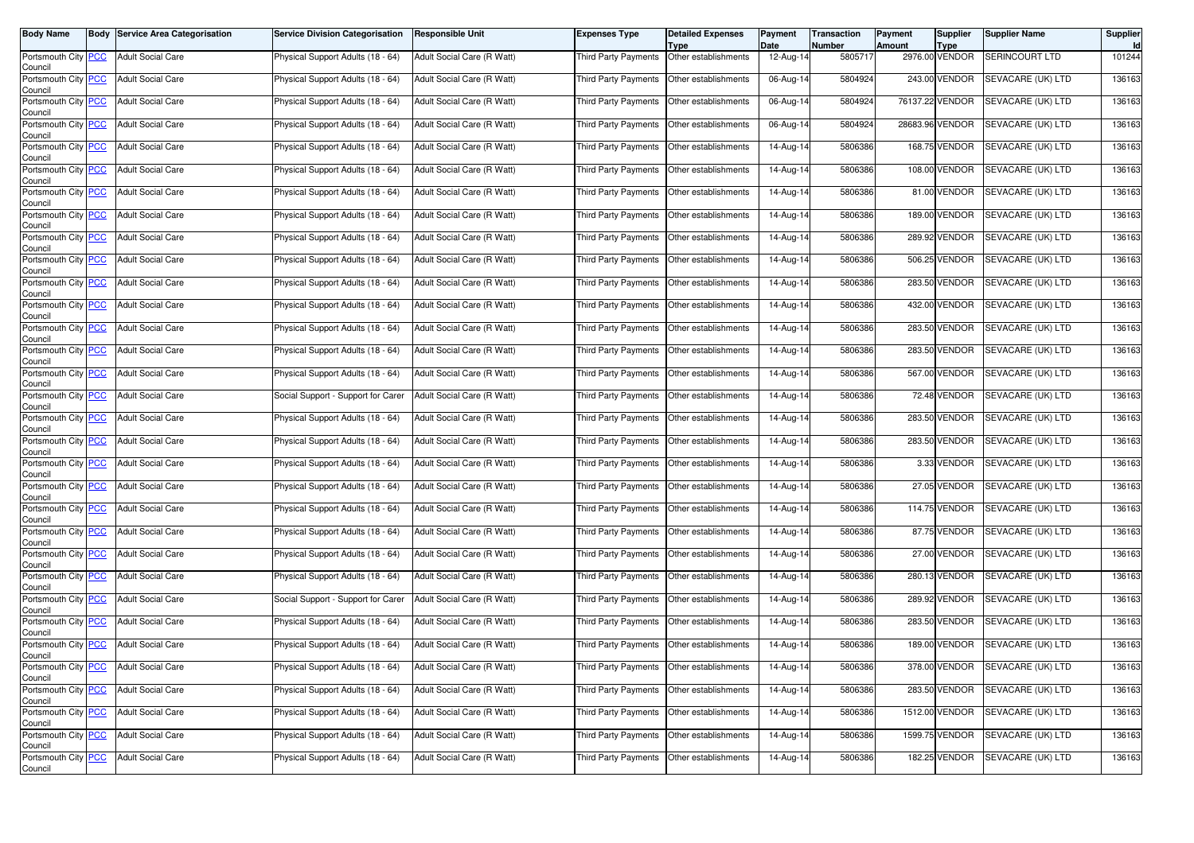| Body Name | Body | Service Area Categorisation | Service Division Categorisation | Responsible Unit | Expenses Type | Detailed Expenses Type | Payment Date | Transaction Number | Payment Amount | Supplier Type | Supplier Name | Supplier Id |
|---|---|---|---|---|---|---|---|---|---|---|---|---|
| Portsmouth City Council | PCC | Adult Social Care | Physical Support Adults (18 - 64) | Adult Social Care (R Watt) | Third Party Payments | Other establishments | 12-Aug-14 | 5805717 | 2976.00 | VENDOR | SERINCOURT LTD | 101244 |
| Portsmouth City Council | PCC | Adult Social Care | Physical Support Adults (18 - 64) | Adult Social Care (R Watt) | Third Party Payments | Other establishments | 06-Aug-14 | 5804924 | 243.00 | VENDOR | SEVACARE (UK) LTD | 136163 |
| Portsmouth City Council | PCC | Adult Social Care | Physical Support Adults (18 - 64) | Adult Social Care (R Watt) | Third Party Payments | Other establishments | 06-Aug-14 | 5804924 | 76137.22 | VENDOR | SEVACARE (UK) LTD | 136163 |
| Portsmouth City Council | PCC | Adult Social Care | Physical Support Adults (18 - 64) | Adult Social Care (R Watt) | Third Party Payments | Other establishments | 06-Aug-14 | 5804924 | 28683.96 | VENDOR | SEVACARE (UK) LTD | 136163 |
| Portsmouth City Council | PCC | Adult Social Care | Physical Support Adults (18 - 64) | Adult Social Care (R Watt) | Third Party Payments | Other establishments | 14-Aug-14 | 5806386 | 168.75 | VENDOR | SEVACARE (UK) LTD | 136163 |
| Portsmouth City Council | PCC | Adult Social Care | Physical Support Adults (18 - 64) | Adult Social Care (R Watt) | Third Party Payments | Other establishments | 14-Aug-14 | 5806386 | 108.00 | VENDOR | SEVACARE (UK) LTD | 136163 |
| Portsmouth City Council | PCC | Adult Social Care | Physical Support Adults (18 - 64) | Adult Social Care (R Watt) | Third Party Payments | Other establishments | 14-Aug-14 | 5806386 | 81.00 | VENDOR | SEVACARE (UK) LTD | 136163 |
| Portsmouth City Council | PCC | Adult Social Care | Physical Support Adults (18 - 64) | Adult Social Care (R Watt) | Third Party Payments | Other establishments | 14-Aug-14 | 5806386 | 189.00 | VENDOR | SEVACARE (UK) LTD | 136163 |
| Portsmouth City Council | PCC | Adult Social Care | Physical Support Adults (18 - 64) | Adult Social Care (R Watt) | Third Party Payments | Other establishments | 14-Aug-14 | 5806386 | 289.92 | VENDOR | SEVACARE (UK) LTD | 136163 |
| Portsmouth City Council | PCC | Adult Social Care | Physical Support Adults (18 - 64) | Adult Social Care (R Watt) | Third Party Payments | Other establishments | 14-Aug-14 | 5806386 | 506.25 | VENDOR | SEVACARE (UK) LTD | 136163 |
| Portsmouth City Council | PCC | Adult Social Care | Physical Support Adults (18 - 64) | Adult Social Care (R Watt) | Third Party Payments | Other establishments | 14-Aug-14 | 5806386 | 283.50 | VENDOR | SEVACARE (UK) LTD | 136163 |
| Portsmouth City Council | PCC | Adult Social Care | Physical Support Adults (18 - 64) | Adult Social Care (R Watt) | Third Party Payments | Other establishments | 14-Aug-14 | 5806386 | 432.00 | VENDOR | SEVACARE (UK) LTD | 136163 |
| Portsmouth City Council | PCC | Adult Social Care | Physical Support Adults (18 - 64) | Adult Social Care (R Watt) | Third Party Payments | Other establishments | 14-Aug-14 | 5806386 | 283.50 | VENDOR | SEVACARE (UK) LTD | 136163 |
| Portsmouth City Council | PCC | Adult Social Care | Physical Support Adults (18 - 64) | Adult Social Care (R Watt) | Third Party Payments | Other establishments | 14-Aug-14 | 5806386 | 283.50 | VENDOR | SEVACARE (UK) LTD | 136163 |
| Portsmouth City Council | PCC | Adult Social Care | Physical Support Adults (18 - 64) | Adult Social Care (R Watt) | Third Party Payments | Other establishments | 14-Aug-14 | 5806386 | 567.00 | VENDOR | SEVACARE (UK) LTD | 136163 |
| Portsmouth City Council | PCC | Adult Social Care | Social Support - Support for Carer | Adult Social Care (R Watt) | Third Party Payments | Other establishments | 14-Aug-14 | 5806386 | 72.48 | VENDOR | SEVACARE (UK) LTD | 136163 |
| Portsmouth City Council | PCC | Adult Social Care | Physical Support Adults (18 - 64) | Adult Social Care (R Watt) | Third Party Payments | Other establishments | 14-Aug-14 | 5806386 | 283.50 | VENDOR | SEVACARE (UK) LTD | 136163 |
| Portsmouth City Council | PCC | Adult Social Care | Physical Support Adults (18 - 64) | Adult Social Care (R Watt) | Third Party Payments | Other establishments | 14-Aug-14 | 5806386 | 283.50 | VENDOR | SEVACARE (UK) LTD | 136163 |
| Portsmouth City Council | PCC | Adult Social Care | Physical Support Adults (18 - 64) | Adult Social Care (R Watt) | Third Party Payments | Other establishments | 14-Aug-14 | 5806386 | 3.33 | VENDOR | SEVACARE (UK) LTD | 136163 |
| Portsmouth City Council | PCC | Adult Social Care | Physical Support Adults (18 - 64) | Adult Social Care (R Watt) | Third Party Payments | Other establishments | 14-Aug-14 | 5806386 | 27.05 | VENDOR | SEVACARE (UK) LTD | 136163 |
| Portsmouth City Council | PCC | Adult Social Care | Physical Support Adults (18 - 64) | Adult Social Care (R Watt) | Third Party Payments | Other establishments | 14-Aug-14 | 5806386 | 114.75 | VENDOR | SEVACARE (UK) LTD | 136163 |
| Portsmouth City Council | PCC | Adult Social Care | Physical Support Adults (18 - 64) | Adult Social Care (R Watt) | Third Party Payments | Other establishments | 14-Aug-14 | 5806386 | 87.75 | VENDOR | SEVACARE (UK) LTD | 136163 |
| Portsmouth City Council | PCC | Adult Social Care | Physical Support Adults (18 - 64) | Adult Social Care (R Watt) | Third Party Payments | Other establishments | 14-Aug-14 | 5806386 | 27.00 | VENDOR | SEVACARE (UK) LTD | 136163 |
| Portsmouth City Council | PCC | Adult Social Care | Physical Support Adults (18 - 64) | Adult Social Care (R Watt) | Third Party Payments | Other establishments | 14-Aug-14 | 5806386 | 280.13 | VENDOR | SEVACARE (UK) LTD | 136163 |
| Portsmouth City Council | PCC | Adult Social Care | Social Support - Support for Carer | Adult Social Care (R Watt) | Third Party Payments | Other establishments | 14-Aug-14 | 5806386 | 289.92 | VENDOR | SEVACARE (UK) LTD | 136163 |
| Portsmouth City Council | PCC | Adult Social Care | Physical Support Adults (18 - 64) | Adult Social Care (R Watt) | Third Party Payments | Other establishments | 14-Aug-14 | 5806386 | 283.50 | VENDOR | SEVACARE (UK) LTD | 136163 |
| Portsmouth City Council | PCC | Adult Social Care | Physical Support Adults (18 - 64) | Adult Social Care (R Watt) | Third Party Payments | Other establishments | 14-Aug-14 | 5806386 | 189.00 | VENDOR | SEVACARE (UK) LTD | 136163 |
| Portsmouth City Council | PCC | Adult Social Care | Physical Support Adults (18 - 64) | Adult Social Care (R Watt) | Third Party Payments | Other establishments | 14-Aug-14 | 5806386 | 378.00 | VENDOR | SEVACARE (UK) LTD | 136163 |
| Portsmouth City Council | PCC | Adult Social Care | Physical Support Adults (18 - 64) | Adult Social Care (R Watt) | Third Party Payments | Other establishments | 14-Aug-14 | 5806386 | 283.50 | VENDOR | SEVACARE (UK) LTD | 136163 |
| Portsmouth City Council | PCC | Adult Social Care | Physical Support Adults (18 - 64) | Adult Social Care (R Watt) | Third Party Payments | Other establishments | 14-Aug-14 | 5806386 | 1512.00 | VENDOR | SEVACARE (UK) LTD | 136163 |
| Portsmouth City Council | PCC | Adult Social Care | Physical Support Adults (18 - 64) | Adult Social Care (R Watt) | Third Party Payments | Other establishments | 14-Aug-14 | 5806386 | 1599.75 | VENDOR | SEVACARE (UK) LTD | 136163 |
| Portsmouth City Council | PCC | Adult Social Care | Physical Support Adults (18 - 64) | Adult Social Care (R Watt) | Third Party Payments | Other establishments | 14-Aug-14 | 5806386 | 182.25 | VENDOR | SEVACARE (UK) LTD | 136163 |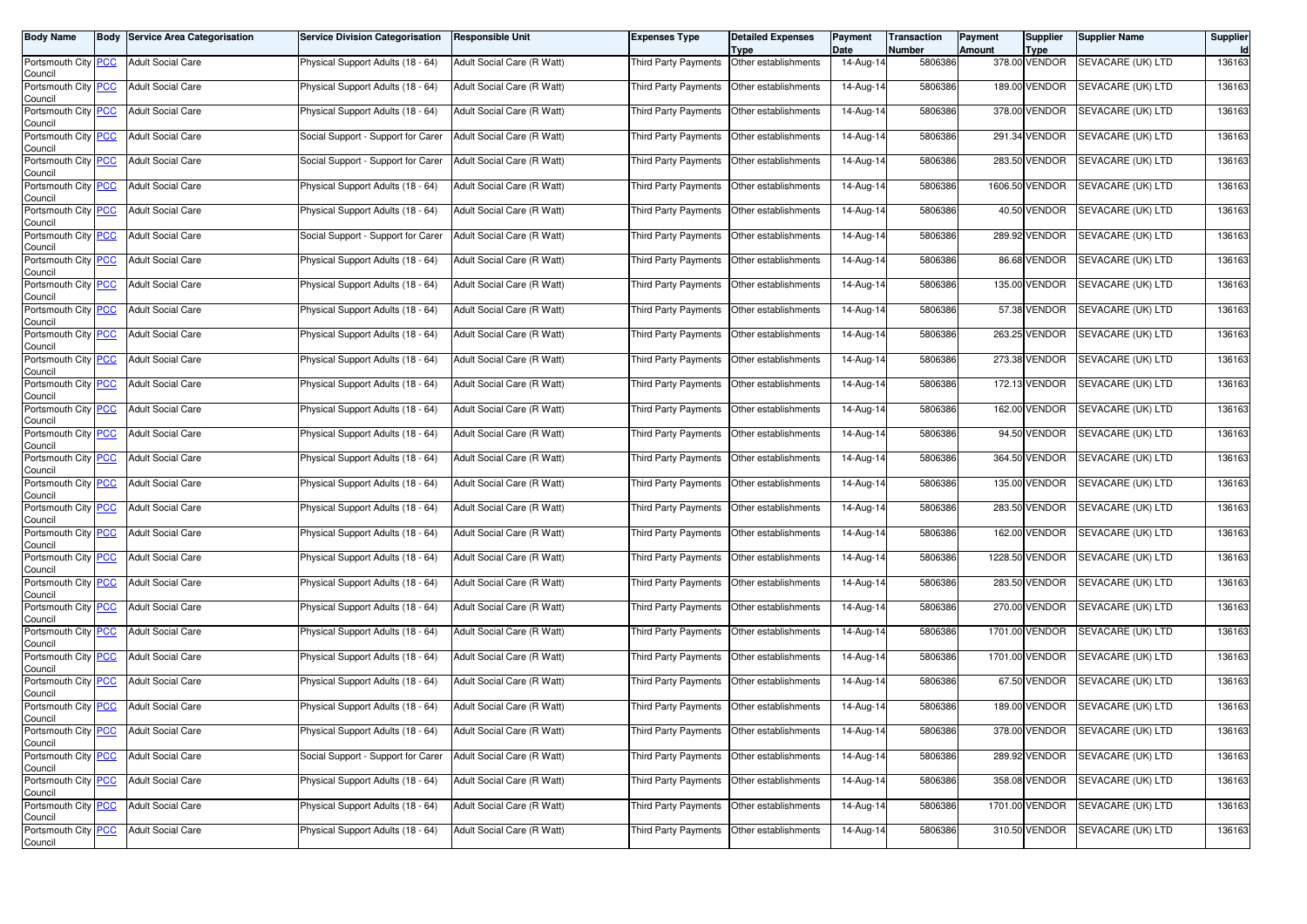| Body Name | Body | Service Area Categorisation | Service Division Categorisation | Responsible Unit | Expenses Type | Detailed Expenses Type | Payment Date | Transaction Number | Payment Amount | Supplier Type | Supplier Name | Supplier Id |
|---|---|---|---|---|---|---|---|---|---|---|---|---|
| Portsmouth City Council | PCC | Adult Social Care | Physical Support Adults (18 - 64) | Adult Social Care (R Watt) | Third Party Payments | Other establishments | 14-Aug-14 | 5806386 | 378.00 | VENDOR | SEVACARE (UK) LTD | 136163 |
| Portsmouth City Council | PCC | Adult Social Care | Physical Support Adults (18 - 64) | Adult Social Care (R Watt) | Third Party Payments | Other establishments | 14-Aug-14 | 5806386 | 189.00 | VENDOR | SEVACARE (UK) LTD | 136163 |
| Portsmouth City Council | PCC | Adult Social Care | Physical Support Adults (18 - 64) | Adult Social Care (R Watt) | Third Party Payments | Other establishments | 14-Aug-14 | 5806386 | 378.00 | VENDOR | SEVACARE (UK) LTD | 136163 |
| Portsmouth City Council | PCC | Adult Social Care | Social Support - Support for Carer | Adult Social Care (R Watt) | Third Party Payments | Other establishments | 14-Aug-14 | 5806386 | 291.34 | VENDOR | SEVACARE (UK) LTD | 136163 |
| Portsmouth City Council | PCC | Adult Social Care | Social Support - Support for Carer | Adult Social Care (R Watt) | Third Party Payments | Other establishments | 14-Aug-14 | 5806386 | 283.50 | VENDOR | SEVACARE (UK) LTD | 136163 |
| Portsmouth City Council | PCC | Adult Social Care | Physical Support Adults (18 - 64) | Adult Social Care (R Watt) | Third Party Payments | Other establishments | 14-Aug-14 | 5806386 | 1606.50 | VENDOR | SEVACARE (UK) LTD | 136163 |
| Portsmouth City Council | PCC | Adult Social Care | Physical Support Adults (18 - 64) | Adult Social Care (R Watt) | Third Party Payments | Other establishments | 14-Aug-14 | 5806386 | 40.50 | VENDOR | SEVACARE (UK) LTD | 136163 |
| Portsmouth City Council | PCC | Adult Social Care | Social Support - Support for Carer | Adult Social Care (R Watt) | Third Party Payments | Other establishments | 14-Aug-14 | 5806386 | 289.92 | VENDOR | SEVACARE (UK) LTD | 136163 |
| Portsmouth City Council | PCC | Adult Social Care | Physical Support Adults (18 - 64) | Adult Social Care (R Watt) | Third Party Payments | Other establishments | 14-Aug-14 | 5806386 | 86.68 | VENDOR | SEVACARE (UK) LTD | 136163 |
| Portsmouth City Council | PCC | Adult Social Care | Physical Support Adults (18 - 64) | Adult Social Care (R Watt) | Third Party Payments | Other establishments | 14-Aug-14 | 5806386 | 135.00 | VENDOR | SEVACARE (UK) LTD | 136163 |
| Portsmouth City Council | PCC | Adult Social Care | Physical Support Adults (18 - 64) | Adult Social Care (R Watt) | Third Party Payments | Other establishments | 14-Aug-14 | 5806386 | 57.38 | VENDOR | SEVACARE (UK) LTD | 136163 |
| Portsmouth City Council | PCC | Adult Social Care | Physical Support Adults (18 - 64) | Adult Social Care (R Watt) | Third Party Payments | Other establishments | 14-Aug-14 | 5806386 | 263.25 | VENDOR | SEVACARE (UK) LTD | 136163 |
| Portsmouth City Council | PCC | Adult Social Care | Physical Support Adults (18 - 64) | Adult Social Care (R Watt) | Third Party Payments | Other establishments | 14-Aug-14 | 5806386 | 273.38 | VENDOR | SEVACARE (UK) LTD | 136163 |
| Portsmouth City Council | PCC | Adult Social Care | Physical Support Adults (18 - 64) | Adult Social Care (R Watt) | Third Party Payments | Other establishments | 14-Aug-14 | 5806386 | 172.13 | VENDOR | SEVACARE (UK) LTD | 136163 |
| Portsmouth City Council | PCC | Adult Social Care | Physical Support Adults (18 - 64) | Adult Social Care (R Watt) | Third Party Payments | Other establishments | 14-Aug-14 | 5806386 | 162.00 | VENDOR | SEVACARE (UK) LTD | 136163 |
| Portsmouth City Council | PCC | Adult Social Care | Physical Support Adults (18 - 64) | Adult Social Care (R Watt) | Third Party Payments | Other establishments | 14-Aug-14 | 5806386 | 94.50 | VENDOR | SEVACARE (UK) LTD | 136163 |
| Portsmouth City Council | PCC | Adult Social Care | Physical Support Adults (18 - 64) | Adult Social Care (R Watt) | Third Party Payments | Other establishments | 14-Aug-14 | 5806386 | 364.50 | VENDOR | SEVACARE (UK) LTD | 136163 |
| Portsmouth City Council | PCC | Adult Social Care | Physical Support Adults (18 - 64) | Adult Social Care (R Watt) | Third Party Payments | Other establishments | 14-Aug-14 | 5806386 | 135.00 | VENDOR | SEVACARE (UK) LTD | 136163 |
| Portsmouth City Council | PCC | Adult Social Care | Physical Support Adults (18 - 64) | Adult Social Care (R Watt) | Third Party Payments | Other establishments | 14-Aug-14 | 5806386 | 283.50 | VENDOR | SEVACARE (UK) LTD | 136163 |
| Portsmouth City Council | PCC | Adult Social Care | Physical Support Adults (18 - 64) | Adult Social Care (R Watt) | Third Party Payments | Other establishments | 14-Aug-14 | 5806386 | 162.00 | VENDOR | SEVACARE (UK) LTD | 136163 |
| Portsmouth City Council | PCC | Adult Social Care | Physical Support Adults (18 - 64) | Adult Social Care (R Watt) | Third Party Payments | Other establishments | 14-Aug-14 | 5806386 | 1228.50 | VENDOR | SEVACARE (UK) LTD | 136163 |
| Portsmouth City Council | PCC | Adult Social Care | Physical Support Adults (18 - 64) | Adult Social Care (R Watt) | Third Party Payments | Other establishments | 14-Aug-14 | 5806386 | 283.50 | VENDOR | SEVACARE (UK) LTD | 136163 |
| Portsmouth City Council | PCC | Adult Social Care | Physical Support Adults (18 - 64) | Adult Social Care (R Watt) | Third Party Payments | Other establishments | 14-Aug-14 | 5806386 | 270.00 | VENDOR | SEVACARE (UK) LTD | 136163 |
| Portsmouth City Council | PCC | Adult Social Care | Physical Support Adults (18 - 64) | Adult Social Care (R Watt) | Third Party Payments | Other establishments | 14-Aug-14 | 5806386 | 1701.00 | VENDOR | SEVACARE (UK) LTD | 136163 |
| Portsmouth City Council | PCC | Adult Social Care | Physical Support Adults (18 - 64) | Adult Social Care (R Watt) | Third Party Payments | Other establishments | 14-Aug-14 | 5806386 | 1701.00 | VENDOR | SEVACARE (UK) LTD | 136163 |
| Portsmouth City Council | PCC | Adult Social Care | Physical Support Adults (18 - 64) | Adult Social Care (R Watt) | Third Party Payments | Other establishments | 14-Aug-14 | 5806386 | 67.50 | VENDOR | SEVACARE (UK) LTD | 136163 |
| Portsmouth City Council | PCC | Adult Social Care | Physical Support Adults (18 - 64) | Adult Social Care (R Watt) | Third Party Payments | Other establishments | 14-Aug-14 | 5806386 | 189.00 | VENDOR | SEVACARE (UK) LTD | 136163 |
| Portsmouth City Council | PCC | Adult Social Care | Physical Support Adults (18 - 64) | Adult Social Care (R Watt) | Third Party Payments | Other establishments | 14-Aug-14 | 5806386 | 378.00 | VENDOR | SEVACARE (UK) LTD | 136163 |
| Portsmouth City Council | PCC | Adult Social Care | Social Support - Support for Carer | Adult Social Care (R Watt) | Third Party Payments | Other establishments | 14-Aug-14 | 5806386 | 289.92 | VENDOR | SEVACARE (UK) LTD | 136163 |
| Portsmouth City Council | PCC | Adult Social Care | Physical Support Adults (18 - 64) | Adult Social Care (R Watt) | Third Party Payments | Other establishments | 14-Aug-14 | 5806386 | 358.08 | VENDOR | SEVACARE (UK) LTD | 136163 |
| Portsmouth City Council | PCC | Adult Social Care | Physical Support Adults (18 - 64) | Adult Social Care (R Watt) | Third Party Payments | Other establishments | 14-Aug-14 | 5806386 | 1701.00 | VENDOR | SEVACARE (UK) LTD | 136163 |
| Portsmouth City Council | PCC | Adult Social Care | Physical Support Adults (18 - 64) | Adult Social Care (R Watt) | Third Party Payments | Other establishments | 14-Aug-14 | 5806386 | 310.50 | VENDOR | SEVACARE (UK) LTD | 136163 |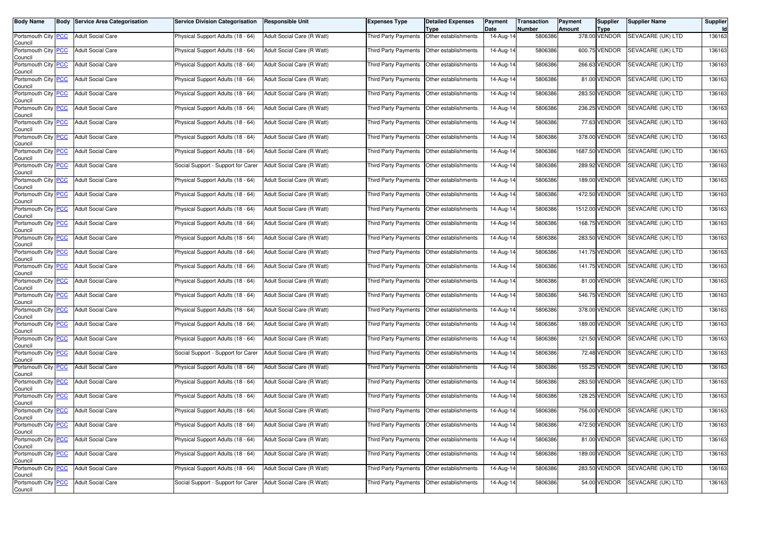| Body Name | Body | Service Area Categorisation | Service Division Categorisation | Responsible Unit | Expenses Type | Detailed Expenses Type | Payment Date | Transaction Number | Payment Amount | Supplier Type | Supplier Name | Supplier Id |
|---|---|---|---|---|---|---|---|---|---|---|---|---|
| Portsmouth City Council | PCC | Adult Social Care | Physical Support Adults (18 - 64) | Adult Social Care (R Watt) | Third Party Payments | Other establishments | 14-Aug-14 | 5806386 | 378.00 | VENDOR | SEVACARE (UK) LTD | 136163 |
| Portsmouth City Council | PCC | Adult Social Care | Physical Support Adults (18 - 64) | Adult Social Care (R Watt) | Third Party Payments | Other establishments | 14-Aug-14 | 5806386 | 600.75 | VENDOR | SEVACARE (UK) LTD | 136163 |
| Portsmouth City Council | PCC | Adult Social Care | Physical Support Adults (18 - 64) | Adult Social Care (R Watt) | Third Party Payments | Other establishments | 14-Aug-14 | 5806386 | 266.63 | VENDOR | SEVACARE (UK) LTD | 136163 |
| Portsmouth City Council | PCC | Adult Social Care | Physical Support Adults (18 - 64) | Adult Social Care (R Watt) | Third Party Payments | Other establishments | 14-Aug-14 | 5806386 | 81.00 | VENDOR | SEVACARE (UK) LTD | 136163 |
| Portsmouth City Council | PCC | Adult Social Care | Physical Support Adults (18 - 64) | Adult Social Care (R Watt) | Third Party Payments | Other establishments | 14-Aug-14 | 5806386 | 283.50 | VENDOR | SEVACARE (UK) LTD | 136163 |
| Portsmouth City Council | PCC | Adult Social Care | Physical Support Adults (18 - 64) | Adult Social Care (R Watt) | Third Party Payments | Other establishments | 14-Aug-14 | 5806386 | 236.25 | VENDOR | SEVACARE (UK) LTD | 136163 |
| Portsmouth City Council | PCC | Adult Social Care | Physical Support Adults (18 - 64) | Adult Social Care (R Watt) | Third Party Payments | Other establishments | 14-Aug-14 | 5806386 | 77.63 | VENDOR | SEVACARE (UK) LTD | 136163 |
| Portsmouth City Council | PCC | Adult Social Care | Physical Support Adults (18 - 64) | Adult Social Care (R Watt) | Third Party Payments | Other establishments | 14-Aug-14 | 5806386 | 378.00 | VENDOR | SEVACARE (UK) LTD | 136163 |
| Portsmouth City Council | PCC | Adult Social Care | Physical Support Adults (18 - 64) | Adult Social Care (R Watt) | Third Party Payments | Other establishments | 14-Aug-14 | 5806386 | 1687.50 | VENDOR | SEVACARE (UK) LTD | 136163 |
| Portsmouth City Council | PCC | Adult Social Care | Social Support - Support for Carer | Adult Social Care (R Watt) | Third Party Payments | Other establishments | 14-Aug-14 | 5806386 | 289.92 | VENDOR | SEVACARE (UK) LTD | 136163 |
| Portsmouth City Council | PCC | Adult Social Care | Physical Support Adults (18 - 64) | Adult Social Care (R Watt) | Third Party Payments | Other establishments | 14-Aug-14 | 5806386 | 189.00 | VENDOR | SEVACARE (UK) LTD | 136163 |
| Portsmouth City Council | PCC | Adult Social Care | Physical Support Adults (18 - 64) | Adult Social Care (R Watt) | Third Party Payments | Other establishments | 14-Aug-14 | 5806386 | 472.50 | VENDOR | SEVACARE (UK) LTD | 136163 |
| Portsmouth City Council | PCC | Adult Social Care | Physical Support Adults (18 - 64) | Adult Social Care (R Watt) | Third Party Payments | Other establishments | 14-Aug-14 | 5806386 | 1512.00 | VENDOR | SEVACARE (UK) LTD | 136163 |
| Portsmouth City Council | PCC | Adult Social Care | Physical Support Adults (18 - 64) | Adult Social Care (R Watt) | Third Party Payments | Other establishments | 14-Aug-14 | 5806386 | 168.75 | VENDOR | SEVACARE (UK) LTD | 136163 |
| Portsmouth City Council | PCC | Adult Social Care | Physical Support Adults (18 - 64) | Adult Social Care (R Watt) | Third Party Payments | Other establishments | 14-Aug-14 | 5806386 | 283.50 | VENDOR | SEVACARE (UK) LTD | 136163 |
| Portsmouth City Council | PCC | Adult Social Care | Physical Support Adults (18 - 64) | Adult Social Care (R Watt) | Third Party Payments | Other establishments | 14-Aug-14 | 5806386 | 141.75 | VENDOR | SEVACARE (UK) LTD | 136163 |
| Portsmouth City Council | PCC | Adult Social Care | Physical Support Adults (18 - 64) | Adult Social Care (R Watt) | Third Party Payments | Other establishments | 14-Aug-14 | 5806386 | 141.75 | VENDOR | SEVACARE (UK) LTD | 136163 |
| Portsmouth City Council | PCC | Adult Social Care | Physical Support Adults (18 - 64) | Adult Social Care (R Watt) | Third Party Payments | Other establishments | 14-Aug-14 | 5806386 | 81.00 | VENDOR | SEVACARE (UK) LTD | 136163 |
| Portsmouth City Council | PCC | Adult Social Care | Physical Support Adults (18 - 64) | Adult Social Care (R Watt) | Third Party Payments | Other establishments | 14-Aug-14 | 5806386 | 546.75 | VENDOR | SEVACARE (UK) LTD | 136163 |
| Portsmouth City Council | PCC | Adult Social Care | Physical Support Adults (18 - 64) | Adult Social Care (R Watt) | Third Party Payments | Other establishments | 14-Aug-14 | 5806386 | 378.00 | VENDOR | SEVACARE (UK) LTD | 136163 |
| Portsmouth City Council | PCC | Adult Social Care | Physical Support Adults (18 - 64) | Adult Social Care (R Watt) | Third Party Payments | Other establishments | 14-Aug-14 | 5806386 | 189.00 | VENDOR | SEVACARE (UK) LTD | 136163 |
| Portsmouth City Council | PCC | Adult Social Care | Physical Support Adults (18 - 64) | Adult Social Care (R Watt) | Third Party Payments | Other establishments | 14-Aug-14 | 5806386 | 121.50 | VENDOR | SEVACARE (UK) LTD | 136163 |
| Portsmouth City Council | PCC | Adult Social Care | Social Support - Support for Carer | Adult Social Care (R Watt) | Third Party Payments | Other establishments | 14-Aug-14 | 5806386 | 72.48 | VENDOR | SEVACARE (UK) LTD | 136163 |
| Portsmouth City Council | PCC | Adult Social Care | Physical Support Adults (18 - 64) | Adult Social Care (R Watt) | Third Party Payments | Other establishments | 14-Aug-14 | 5806386 | 155.25 | VENDOR | SEVACARE (UK) LTD | 136163 |
| Portsmouth City Council | PCC | Adult Social Care | Physical Support Adults (18 - 64) | Adult Social Care (R Watt) | Third Party Payments | Other establishments | 14-Aug-14 | 5806386 | 283.50 | VENDOR | SEVACARE (UK) LTD | 136163 |
| Portsmouth City Council | PCC | Adult Social Care | Physical Support Adults (18 - 64) | Adult Social Care (R Watt) | Third Party Payments | Other establishments | 14-Aug-14 | 5806386 | 128.25 | VENDOR | SEVACARE (UK) LTD | 136163 |
| Portsmouth City Council | PCC | Adult Social Care | Physical Support Adults (18 - 64) | Adult Social Care (R Watt) | Third Party Payments | Other establishments | 14-Aug-14 | 5806386 | 756.00 | VENDOR | SEVACARE (UK) LTD | 136163 |
| Portsmouth City Council | PCC | Adult Social Care | Physical Support Adults (18 - 64) | Adult Social Care (R Watt) | Third Party Payments | Other establishments | 14-Aug-14 | 5806386 | 472.50 | VENDOR | SEVACARE (UK) LTD | 136163 |
| Portsmouth City Council | PCC | Adult Social Care | Physical Support Adults (18 - 64) | Adult Social Care (R Watt) | Third Party Payments | Other establishments | 14-Aug-14 | 5806386 | 81.00 | VENDOR | SEVACARE (UK) LTD | 136163 |
| Portsmouth City Council | PCC | Adult Social Care | Physical Support Adults (18 - 64) | Adult Social Care (R Watt) | Third Party Payments | Other establishments | 14-Aug-14 | 5806386 | 189.00 | VENDOR | SEVACARE (UK) LTD | 136163 |
| Portsmouth City Council | PCC | Adult Social Care | Physical Support Adults (18 - 64) | Adult Social Care (R Watt) | Third Party Payments | Other establishments | 14-Aug-14 | 5806386 | 283.50 | VENDOR | SEVACARE (UK) LTD | 136163 |
| Portsmouth City Council | PCC | Adult Social Care | Social Support - Support for Carer | Adult Social Care (R Watt) | Third Party Payments | Other establishments | 14-Aug-14 | 5806386 | 54.00 | VENDOR | SEVACARE (UK) LTD | 136163 |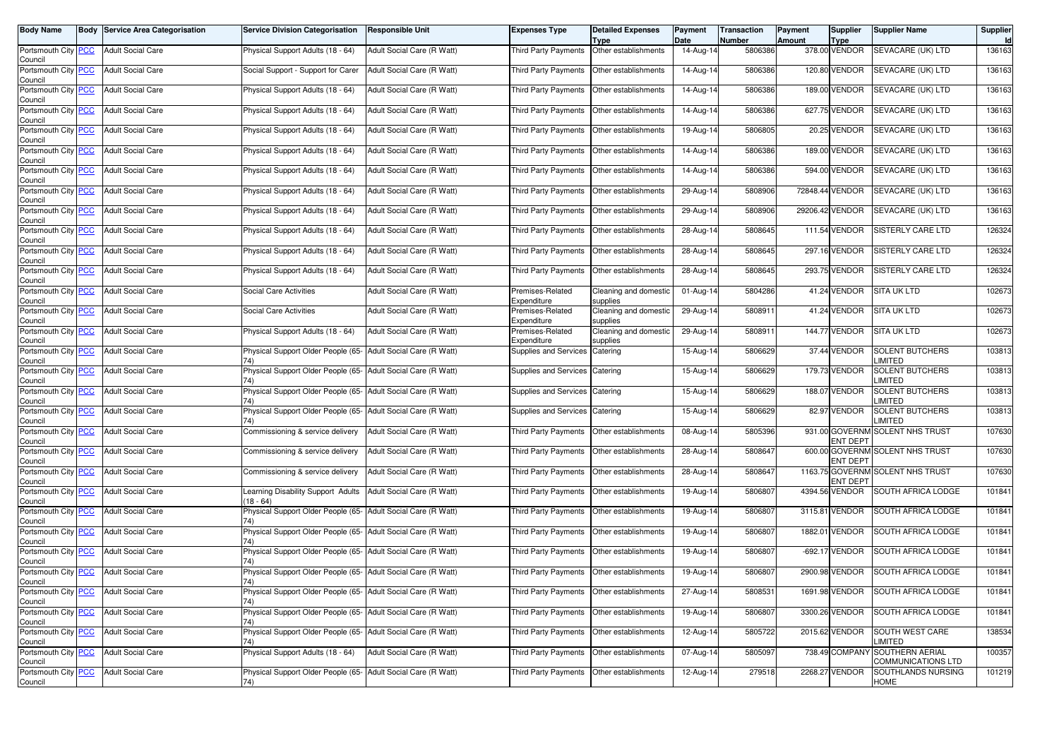| Body Name | Body | Service Area Categorisation | Service Division Categorisation | Responsible Unit | Expenses Type | Detailed Expenses Type | Payment Date | Transaction Number | Payment Amount | Supplier Type | Supplier Name | Supplier Id |
|---|---|---|---|---|---|---|---|---|---|---|---|---|
| Portsmouth City Council | PCC | Adult Social Care | Physical Support Adults (18 - 64) | Adult Social Care (R Watt) | Third Party Payments | Other establishments | 14-Aug-14 | 5806386 | 378.00 | VENDOR | SEVACARE (UK) LTD | 136163 |
| Portsmouth City Council | PCC | Adult Social Care | Social Support - Support for Carer | Adult Social Care (R Watt) | Third Party Payments | Other establishments | 14-Aug-14 | 5806386 | 120.80 | VENDOR | SEVACARE (UK) LTD | 136163 |
| Portsmouth City Council | PCC | Adult Social Care | Physical Support Adults (18 - 64) | Adult Social Care (R Watt) | Third Party Payments | Other establishments | 14-Aug-14 | 5806386 | 189.00 | VENDOR | SEVACARE (UK) LTD | 136163 |
| Portsmouth City Council | PCC | Adult Social Care | Physical Support Adults (18 - 64) | Adult Social Care (R Watt) | Third Party Payments | Other establishments | 14-Aug-14 | 5806386 | 627.75 | VENDOR | SEVACARE (UK) LTD | 136163 |
| Portsmouth City Council | PCC | Adult Social Care | Physical Support Adults (18 - 64) | Adult Social Care (R Watt) | Third Party Payments | Other establishments | 19-Aug-14 | 5806805 | 20.25 | VENDOR | SEVACARE (UK) LTD | 136163 |
| Portsmouth City Council | PCC | Adult Social Care | Physical Support Adults (18 - 64) | Adult Social Care (R Watt) | Third Party Payments | Other establishments | 14-Aug-14 | 5806386 | 189.00 | VENDOR | SEVACARE (UK) LTD | 136163 |
| Portsmouth City Council | PCC | Adult Social Care | Physical Support Adults (18 - 64) | Adult Social Care (R Watt) | Third Party Payments | Other establishments | 14-Aug-14 | 5806386 | 594.00 | VENDOR | SEVACARE (UK) LTD | 136163 |
| Portsmouth City Council | PCC | Adult Social Care | Physical Support Adults (18 - 64) | Adult Social Care (R Watt) | Third Party Payments | Other establishments | 29-Aug-14 | 5808906 | 72848.44 | VENDOR | SEVACARE (UK) LTD | 136163 |
| Portsmouth City Council | PCC | Adult Social Care | Physical Support Adults (18 - 64) | Adult Social Care (R Watt) | Third Party Payments | Other establishments | 29-Aug-14 | 5808906 | 29206.42 | VENDOR | SEVACARE (UK) LTD | 136163 |
| Portsmouth City Council | PCC | Adult Social Care | Physical Support Adults (18 - 64) | Adult Social Care (R Watt) | Third Party Payments | Other establishments | 28-Aug-14 | 5808645 | 111.54 | VENDOR | SISTERLY CARE LTD | 126324 |
| Portsmouth City Council | PCC | Adult Social Care | Physical Support Adults (18 - 64) | Adult Social Care (R Watt) | Third Party Payments | Other establishments | 28-Aug-14 | 5808645 | 297.16 | VENDOR | SISTERLY CARE LTD | 126324 |
| Portsmouth City Council | PCC | Adult Social Care | Physical Support Adults (18 - 64) | Adult Social Care (R Watt) | Third Party Payments | Other establishments | 28-Aug-14 | 5808645 | 293.75 | VENDOR | SISTERLY CARE LTD | 126324 |
| Portsmouth City Council | PCC | Adult Social Care | Social Care Activities | Adult Social Care (R Watt) | Premises-Related Expenditure | Cleaning and domestic supplies | 01-Aug-14 | 5804286 | 41.24 | VENDOR | SITA UK LTD | 102673 |
| Portsmouth City Council | PCC | Adult Social Care | Social Care Activities | Adult Social Care (R Watt) | Premises-Related Expenditure | Cleaning and domestic supplies | 29-Aug-14 | 5808911 | 41.24 | VENDOR | SITA UK LTD | 102673 |
| Portsmouth City Council | PCC | Adult Social Care | Physical Support Adults (18 - 64) | Adult Social Care (R Watt) | Premises-Related Expenditure | Cleaning and domestic supplies | 29-Aug-14 | 5808911 | 144.77 | VENDOR | SITA UK LTD | 102673 |
| Portsmouth City Council | PCC | Adult Social Care | Physical Support Older People (65-74) | Adult Social Care (R Watt) | Supplies and Services | Catering | 15-Aug-14 | 5806629 | 37.44 | VENDOR | SOLENT BUTCHERS LIMITED | 103813 |
| Portsmouth City Council | PCC | Adult Social Care | Physical Support Older People (65-74) | Adult Social Care (R Watt) | Supplies and Services | Catering | 15-Aug-14 | 5806629 | 179.73 | VENDOR | SOLENT BUTCHERS LIMITED | 103813 |
| Portsmouth City Council | PCC | Adult Social Care | Physical Support Older People (65-74) | Adult Social Care (R Watt) | Supplies and Services | Catering | 15-Aug-14 | 5806629 | 188.07 | VENDOR | SOLENT BUTCHERS LIMITED | 103813 |
| Portsmouth City Council | PCC | Adult Social Care | Physical Support Older People (65-74) | Adult Social Care (R Watt) | Supplies and Services | Catering | 15-Aug-14 | 5806629 | 82.97 | VENDOR | SOLENT BUTCHERS LIMITED | 103813 |
| Portsmouth City Council | PCC | Adult Social Care | Commissioning & service delivery | Adult Social Care (R Watt) | Third Party Payments | Other establishments | 08-Aug-14 | 5805396 | 931.00 | GOVERNMENT DEPT | SOLENT NHS TRUST | 107630 |
| Portsmouth City Council | PCC | Adult Social Care | Commissioning & service delivery | Adult Social Care (R Watt) | Third Party Payments | Other establishments | 28-Aug-14 | 5808647 | 600.00 | GOVERNMENT DEPT | SOLENT NHS TRUST | 107630 |
| Portsmouth City Council | PCC | Adult Social Care | Commissioning & service delivery | Adult Social Care (R Watt) | Third Party Payments | Other establishments | 28-Aug-14 | 5808647 | 1163.75 | GOVERNMENT DEPT | SOLENT NHS TRUST | 107630 |
| Portsmouth City Council | PCC | Adult Social Care | Learning Disability Support Adults (18 - 64) | Adult Social Care (R Watt) | Third Party Payments | Other establishments | 19-Aug-14 | 5806807 | 4394.56 | VENDOR | SOUTH AFRICA LODGE | 101841 |
| Portsmouth City Council | PCC | Adult Social Care | Physical Support Older People (65-74) | Adult Social Care (R Watt) | Third Party Payments | Other establishments | 19-Aug-14 | 5806807 | 3115.81 | VENDOR | SOUTH AFRICA LODGE | 101841 |
| Portsmouth City Council | PCC | Adult Social Care | Physical Support Older People (65-74) | Adult Social Care (R Watt) | Third Party Payments | Other establishments | 19-Aug-14 | 5806807 | 1882.01 | VENDOR | SOUTH AFRICA LODGE | 101841 |
| Portsmouth City Council | PCC | Adult Social Care | Physical Support Older People (65-74) | Adult Social Care (R Watt) | Third Party Payments | Other establishments | 19-Aug-14 | 5806807 | -692.17 | VENDOR | SOUTH AFRICA LODGE | 101841 |
| Portsmouth City Council | PCC | Adult Social Care | Physical Support Older People (65-74) | Adult Social Care (R Watt) | Third Party Payments | Other establishments | 19-Aug-14 | 5806807 | 2900.98 | VENDOR | SOUTH AFRICA LODGE | 101841 |
| Portsmouth City Council | PCC | Adult Social Care | Physical Support Older People (65-74) | Adult Social Care (R Watt) | Third Party Payments | Other establishments | 27-Aug-14 | 5808531 | 1691.98 | VENDOR | SOUTH AFRICA LODGE | 101841 |
| Portsmouth City Council | PCC | Adult Social Care | Physical Support Older People (65-74) | Adult Social Care (R Watt) | Third Party Payments | Other establishments | 19-Aug-14 | 5806807 | 3300.26 | VENDOR | SOUTH AFRICA LODGE | 101841 |
| Portsmouth City Council | PCC | Adult Social Care | Physical Support Older People (65-74) | Adult Social Care (R Watt) | Third Party Payments | Other establishments | 12-Aug-14 | 5805722 | 2015.62 | VENDOR | SOUTH WEST CARE LIMITED | 138534 |
| Portsmouth City Council | PCC | Adult Social Care | Physical Support Adults (18 - 64) | Adult Social Care (R Watt) | Third Party Payments | Other establishments | 07-Aug-14 | 5805097 | 738.49 | COMPANY | SOUTHERN AERIAL COMMUNICATIONS LTD | 100357 |
| Portsmouth City Council | PCC | Adult Social Care | Physical Support Older People (65-74) | Adult Social Care (R Watt) | Third Party Payments | Other establishments | 12-Aug-14 | 279518 | 2268.27 | VENDOR | SOUTHLANDS NURSING HOME | 101219 |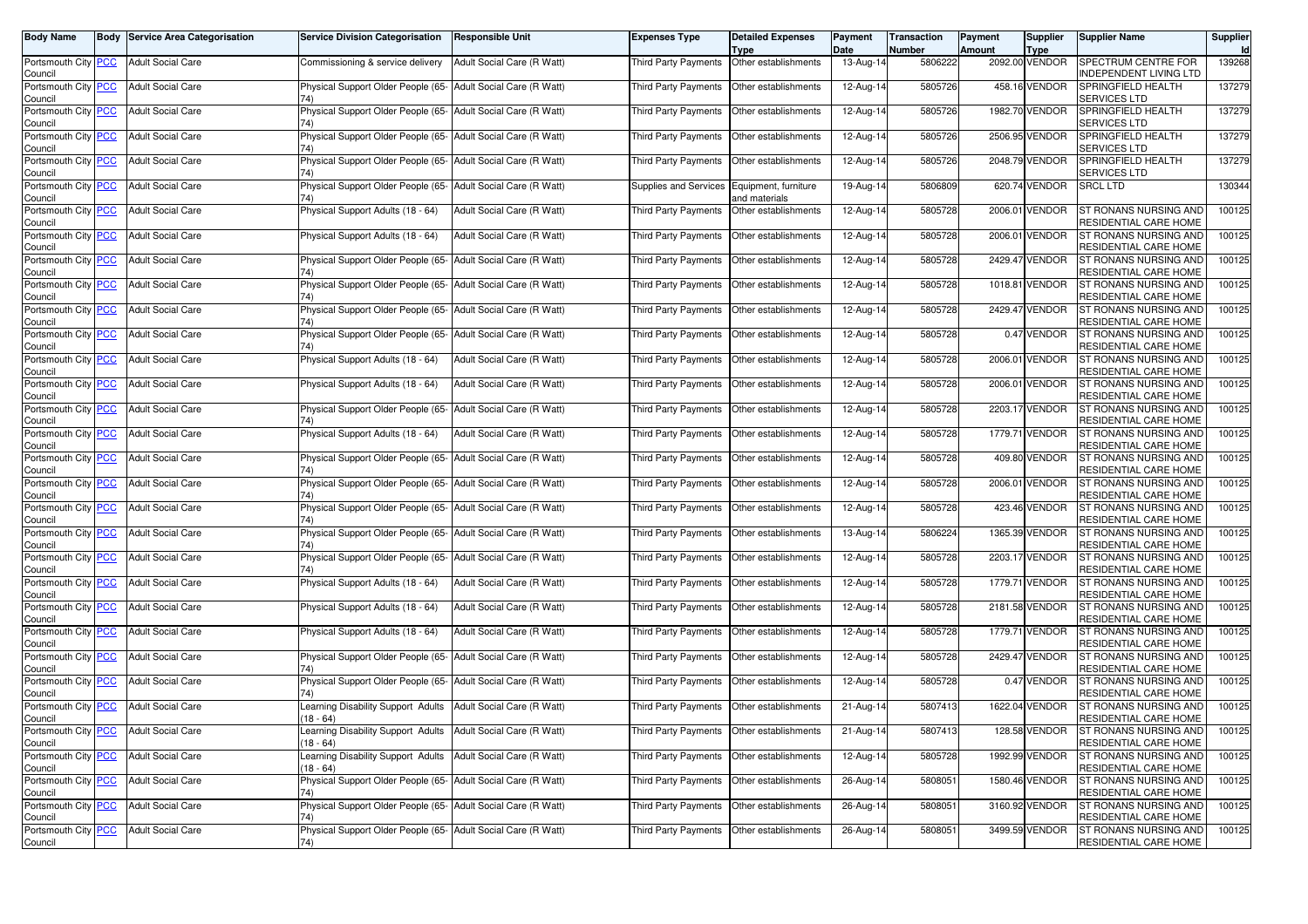| Body Name | Body | Service Area Categorisation | Service Division Categorisation | Responsible Unit | Expenses Type | Detailed Expenses Type | Payment Date | Transaction Number | Payment Amount | Supplier Type | Supplier Name | Supplier Id |
|---|---|---|---|---|---|---|---|---|---|---|---|---|
| Portsmouth City Council | PCC | Adult Social Care | Commissioning & service delivery | Adult Social Care (R Watt) | Third Party Payments | Other establishments | 13-Aug-14 | 5806222 | 2092.00 | VENDOR | SPECTRUM CENTRE FOR INDEPENDENT LIVING LTD | 139268 |
| Portsmouth City Council | PCC | Adult Social Care | Physical Support Older People (65-74) | Adult Social Care (R Watt) | Third Party Payments | Other establishments | 12-Aug-14 | 5805726 | 458.16 | VENDOR | SPRINGFIELD HEALTH SERVICES LTD | 137279 |
| Portsmouth City Council | PCC | Adult Social Care | Physical Support Older People (65-74) | Adult Social Care (R Watt) | Third Party Payments | Other establishments | 12-Aug-14 | 5805726 | 1982.70 | VENDOR | SPRINGFIELD HEALTH SERVICES LTD | 137279 |
| Portsmouth City Council | PCC | Adult Social Care | Physical Support Older People (65-74) | Adult Social Care (R Watt) | Third Party Payments | Other establishments | 12-Aug-14 | 5805726 | 2506.95 | VENDOR | SPRINGFIELD HEALTH SERVICES LTD | 137279 |
| Portsmouth City Council | PCC | Adult Social Care | Physical Support Older People (65-74) | Adult Social Care (R Watt) | Third Party Payments | Other establishments | 12-Aug-14 | 5805726 | 2048.79 | VENDOR | SPRINGFIELD HEALTH SERVICES LTD | 137279 |
| Portsmouth City Council | PCC | Adult Social Care | Physical Support Older People (65-74) | Adult Social Care (R Watt) | Supplies and Services | Equipment, furniture and materials | 19-Aug-14 | 5806809 | 620.74 | VENDOR | SRCL LTD | 130344 |
| Portsmouth City Council | PCC | Adult Social Care | Physical Support Adults (18 - 64) | Adult Social Care (R Watt) | Third Party Payments | Other establishments | 12-Aug-14 | 5805728 | 2006.01 | VENDOR | ST RONANS NURSING AND RESIDENTIAL CARE HOME | 100125 |
| Portsmouth City Council | PCC | Adult Social Care | Physical Support Adults (18 - 64) | Adult Social Care (R Watt) | Third Party Payments | Other establishments | 12-Aug-14 | 5805728 | 2006.01 | VENDOR | ST RONANS NURSING AND RESIDENTIAL CARE HOME | 100125 |
| Portsmouth City Council | PCC | Adult Social Care | Physical Support Older People (65-74) | Adult Social Care (R Watt) | Third Party Payments | Other establishments | 12-Aug-14 | 5805728 | 2429.47 | VENDOR | ST RONANS NURSING AND RESIDENTIAL CARE HOME | 100125 |
| Portsmouth City Council | PCC | Adult Social Care | Physical Support Older People (65-74) | Adult Social Care (R Watt) | Third Party Payments | Other establishments | 12-Aug-14 | 5805728 | 1018.81 | VENDOR | ST RONANS NURSING AND RESIDENTIAL CARE HOME | 100125 |
| Portsmouth City Council | PCC | Adult Social Care | Physical Support Older People (65-74) | Adult Social Care (R Watt) | Third Party Payments | Other establishments | 12-Aug-14 | 5805728 | 2429.47 | VENDOR | ST RONANS NURSING AND RESIDENTIAL CARE HOME | 100125 |
| Portsmouth City Council | PCC | Adult Social Care | Physical Support Older People (65-74) | Adult Social Care (R Watt) | Third Party Payments | Other establishments | 12-Aug-14 | 5805728 | 0.47 | VENDOR | ST RONANS NURSING AND RESIDENTIAL CARE HOME | 100125 |
| Portsmouth City Council | PCC | Adult Social Care | Physical Support Adults (18 - 64) | Adult Social Care (R Watt) | Third Party Payments | Other establishments | 12-Aug-14 | 5805728 | 2006.01 | VENDOR | ST RONANS NURSING AND RESIDENTIAL CARE HOME | 100125 |
| Portsmouth City Council | PCC | Adult Social Care | Physical Support Adults (18 - 64) | Adult Social Care (R Watt) | Third Party Payments | Other establishments | 12-Aug-14 | 5805728 | 2006.01 | VENDOR | ST RONANS NURSING AND RESIDENTIAL CARE HOME | 100125 |
| Portsmouth City Council | PCC | Adult Social Care | Physical Support Older People (65-74) | Adult Social Care (R Watt) | Third Party Payments | Other establishments | 12-Aug-14 | 5805728 | 2203.17 | VENDOR | ST RONANS NURSING AND RESIDENTIAL CARE HOME | 100125 |
| Portsmouth City Council | PCC | Adult Social Care | Physical Support Adults (18 - 64) | Adult Social Care (R Watt) | Third Party Payments | Other establishments | 12-Aug-14 | 5805728 | 1779.71 | VENDOR | ST RONANS NURSING AND RESIDENTIAL CARE HOME | 100125 |
| Portsmouth City Council | PCC | Adult Social Care | Physical Support Older People (65-74) | Adult Social Care (R Watt) | Third Party Payments | Other establishments | 12-Aug-14 | 5805728 | 409.80 | VENDOR | ST RONANS NURSING AND RESIDENTIAL CARE HOME | 100125 |
| Portsmouth City Council | PCC | Adult Social Care | Physical Support Older People (65-74) | Adult Social Care (R Watt) | Third Party Payments | Other establishments | 12-Aug-14 | 5805728 | 2006.01 | VENDOR | ST RONANS NURSING AND RESIDENTIAL CARE HOME | 100125 |
| Portsmouth City Council | PCC | Adult Social Care | Physical Support Older People (65-74) | Adult Social Care (R Watt) | Third Party Payments | Other establishments | 12-Aug-14 | 5805728 | 423.46 | VENDOR | ST RONANS NURSING AND RESIDENTIAL CARE HOME | 100125 |
| Portsmouth City Council | PCC | Adult Social Care | Physical Support Older People (65-74) | Adult Social Care (R Watt) | Third Party Payments | Other establishments | 13-Aug-14 | 5806224 | 1365.39 | VENDOR | ST RONANS NURSING AND RESIDENTIAL CARE HOME | 100125 |
| Portsmouth City Council | PCC | Adult Social Care | Physical Support Older People (65-74) | Adult Social Care (R Watt) | Third Party Payments | Other establishments | 12-Aug-14 | 5805728 | 2203.17 | VENDOR | ST RONANS NURSING AND RESIDENTIAL CARE HOME | 100125 |
| Portsmouth City Council | PCC | Adult Social Care | Physical Support Adults (18 - 64) | Adult Social Care (R Watt) | Third Party Payments | Other establishments | 12-Aug-14 | 5805728 | 1779.71 | VENDOR | ST RONANS NURSING AND RESIDENTIAL CARE HOME | 100125 |
| Portsmouth City Council | PCC | Adult Social Care | Physical Support Adults (18 - 64) | Adult Social Care (R Watt) | Third Party Payments | Other establishments | 12-Aug-14 | 5805728 | 2181.58 | VENDOR | ST RONANS NURSING AND RESIDENTIAL CARE HOME | 100125 |
| Portsmouth City Council | PCC | Adult Social Care | Physical Support Adults (18 - 64) | Adult Social Care (R Watt) | Third Party Payments | Other establishments | 12-Aug-14 | 5805728 | 1779.71 | VENDOR | ST RONANS NURSING AND RESIDENTIAL CARE HOME | 100125 |
| Portsmouth City Council | PCC | Adult Social Care | Physical Support Older People (65-74) | Adult Social Care (R Watt) | Third Party Payments | Other establishments | 12-Aug-14 | 5805728 | 2429.47 | VENDOR | ST RONANS NURSING AND RESIDENTIAL CARE HOME | 100125 |
| Portsmouth City Council | PCC | Adult Social Care | Physical Support Older People (65-74) | Adult Social Care (R Watt) | Third Party Payments | Other establishments | 12-Aug-14 | 5805728 | 0.47 | VENDOR | ST RONANS NURSING AND RESIDENTIAL CARE HOME | 100125 |
| Portsmouth City Council | PCC | Adult Social Care | Learning Disability Support Adults (18 - 64) | Adult Social Care (R Watt) | Third Party Payments | Other establishments | 21-Aug-14 | 5807413 | 1622.04 | VENDOR | ST RONANS NURSING AND RESIDENTIAL CARE HOME | 100125 |
| Portsmouth City Council | PCC | Adult Social Care | Learning Disability Support Adults (18 - 64) | Adult Social Care (R Watt) | Third Party Payments | Other establishments | 21-Aug-14 | 5807413 | 128.58 | VENDOR | ST RONANS NURSING AND RESIDENTIAL CARE HOME | 100125 |
| Portsmouth City Council | PCC | Adult Social Care | Learning Disability Support Adults (18 - 64) | Adult Social Care (R Watt) | Third Party Payments | Other establishments | 12-Aug-14 | 5805728 | 1992.99 | VENDOR | ST RONANS NURSING AND RESIDENTIAL CARE HOME | 100125 |
| Portsmouth City Council | PCC | Adult Social Care | Physical Support Older People (65-74) | Adult Social Care (R Watt) | Third Party Payments | Other establishments | 26-Aug-14 | 5808051 | 1580.46 | VENDOR | ST RONANS NURSING AND RESIDENTIAL CARE HOME | 100125 |
| Portsmouth City Council | PCC | Adult Social Care | Physical Support Older People (65-74) | Adult Social Care (R Watt) | Third Party Payments | Other establishments | 26-Aug-14 | 5808051 | 3160.92 | VENDOR | ST RONANS NURSING AND RESIDENTIAL CARE HOME | 100125 |
| Portsmouth City Council | PCC | Adult Social Care | Physical Support Older People (65-74) | Adult Social Care (R Watt) | Third Party Payments | Other establishments | 26-Aug-14 | 5808051 | 3499.59 | VENDOR | ST RONANS NURSING AND RESIDENTIAL CARE HOME | 100125 |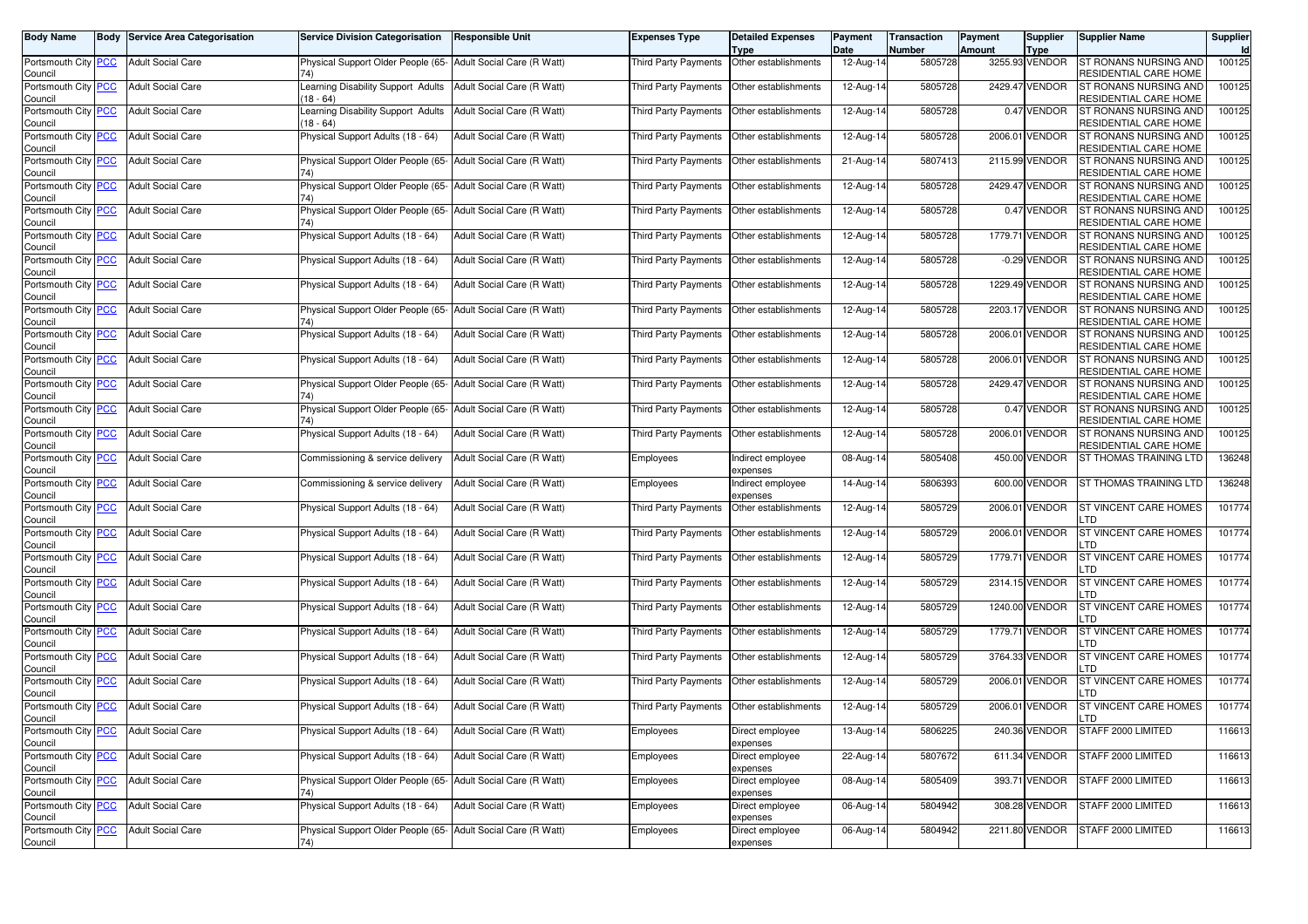| Body Name | Body | Service Area Categorisation | Service Division Categorisation | Responsible Unit | Expenses Type | Detailed Expenses Type | Payment Date | Transaction Number | Payment Amount | Supplier Type | Supplier Name | Supplier Id |
|---|---|---|---|---|---|---|---|---|---|---|---|---|
| Portsmouth City Council | PCC | Adult Social Care | Physical Support Older People (65-74) | Adult Social Care (R Watt) | Third Party Payments | Other establishments | 12-Aug-14 | 5805728 | 3255.93 | VENDOR | ST RONANS NURSING AND RESIDENTIAL CARE HOME | 100125 |
| Portsmouth City Council | PCC | Adult Social Care | Learning Disability Support Adults (18 - 64) | Adult Social Care (R Watt) | Third Party Payments | Other establishments | 12-Aug-14 | 5805728 | 2429.47 | VENDOR | ST RONANS NURSING AND RESIDENTIAL CARE HOME | 100125 |
| Portsmouth City Council | PCC | Adult Social Care | Learning Disability Support Adults (18 - 64) | Adult Social Care (R Watt) | Third Party Payments | Other establishments | 12-Aug-14 | 5805728 | 0.47 | VENDOR | ST RONANS NURSING AND RESIDENTIAL CARE HOME | 100125 |
| Portsmouth City Council | PCC | Adult Social Care | Physical Support Adults (18 - 64) | Adult Social Care (R Watt) | Third Party Payments | Other establishments | 12-Aug-14 | 5805728 | 2006.01 | VENDOR | ST RONANS NURSING AND RESIDENTIAL CARE HOME | 100125 |
| Portsmouth City Council | PCC | Adult Social Care | Physical Support Older People (65-74) | Adult Social Care (R Watt) | Third Party Payments | Other establishments | 21-Aug-14 | 5807413 | 2115.99 | VENDOR | ST RONANS NURSING AND RESIDENTIAL CARE HOME | 100125 |
| Portsmouth City Council | PCC | Adult Social Care | Physical Support Older People (65-74) | Adult Social Care (R Watt) | Third Party Payments | Other establishments | 12-Aug-14 | 5805728 | 2429.47 | VENDOR | ST RONANS NURSING AND RESIDENTIAL CARE HOME | 100125 |
| Portsmouth City Council | PCC | Adult Social Care | Physical Support Older People (65-74) | Adult Social Care (R Watt) | Third Party Payments | Other establishments | 12-Aug-14 | 5805728 | 0.47 | VENDOR | ST RONANS NURSING AND RESIDENTIAL CARE HOME | 100125 |
| Portsmouth City Council | PCC | Adult Social Care | Physical Support Adults (18 - 64) | Adult Social Care (R Watt) | Third Party Payments | Other establishments | 12-Aug-14 | 5805728 | 1779.71 | VENDOR | ST RONANS NURSING AND RESIDENTIAL CARE HOME | 100125 |
| Portsmouth City Council | PCC | Adult Social Care | Physical Support Adults (18 - 64) | Adult Social Care (R Watt) | Third Party Payments | Other establishments | 12-Aug-14 | 5805728 | -0.29 | VENDOR | ST RONANS NURSING AND RESIDENTIAL CARE HOME | 100125 |
| Portsmouth City Council | PCC | Adult Social Care | Physical Support Adults (18 - 64) | Adult Social Care (R Watt) | Third Party Payments | Other establishments | 12-Aug-14 | 5805728 | 1229.49 | VENDOR | ST RONANS NURSING AND RESIDENTIAL CARE HOME | 100125 |
| Portsmouth City Council | PCC | Adult Social Care | Physical Support Older People (65-74) | Adult Social Care (R Watt) | Third Party Payments | Other establishments | 12-Aug-14 | 5805728 | 2203.17 | VENDOR | ST RONANS NURSING AND RESIDENTIAL CARE HOME | 100125 |
| Portsmouth City Council | PCC | Adult Social Care | Physical Support Adults (18 - 64) | Adult Social Care (R Watt) | Third Party Payments | Other establishments | 12-Aug-14 | 5805728 | 2006.01 | VENDOR | ST RONANS NURSING AND RESIDENTIAL CARE HOME | 100125 |
| Portsmouth City Council | PCC | Adult Social Care | Physical Support Adults (18 - 64) | Adult Social Care (R Watt) | Third Party Payments | Other establishments | 12-Aug-14 | 5805728 | 2006.01 | VENDOR | ST RONANS NURSING AND RESIDENTIAL CARE HOME | 100125 |
| Portsmouth City Council | PCC | Adult Social Care | Physical Support Older People (65-74) | Adult Social Care (R Watt) | Third Party Payments | Other establishments | 12-Aug-14 | 5805728 | 2429.47 | VENDOR | ST RONANS NURSING AND RESIDENTIAL CARE HOME | 100125 |
| Portsmouth City Council | PCC | Adult Social Care | Physical Support Older People (65-74) | Adult Social Care (R Watt) | Third Party Payments | Other establishments | 12-Aug-14 | 5805728 | 0.47 | VENDOR | ST RONANS NURSING AND RESIDENTIAL CARE HOME | 100125 |
| Portsmouth City Council | PCC | Adult Social Care | Physical Support Adults (18 - 64) | Adult Social Care (R Watt) | Third Party Payments | Other establishments | 12-Aug-14 | 5805728 | 2006.01 | VENDOR | ST RONANS NURSING AND RESIDENTIAL CARE HOME | 100125 |
| Portsmouth City Council | PCC | Adult Social Care | Commissioning & service delivery | Adult Social Care (R Watt) | Employees | Indirect employee expenses | 08-Aug-14 | 5805408 | 450.00 | VENDOR | ST THOMAS TRAINING LTD | 136248 |
| Portsmouth City Council | PCC | Adult Social Care | Commissioning & service delivery | Adult Social Care (R Watt) | Employees | Indirect employee expenses | 14-Aug-14 | 5806393 | 600.00 | VENDOR | ST THOMAS TRAINING LTD | 136248 |
| Portsmouth City Council | PCC | Adult Social Care | Physical Support Adults (18 - 64) | Adult Social Care (R Watt) | Third Party Payments | Other establishments | 12-Aug-14 | 5805729 | 2006.01 | VENDOR | ST VINCENT CARE HOMES LTD | 101774 |
| Portsmouth City Council | PCC | Adult Social Care | Physical Support Adults (18 - 64) | Adult Social Care (R Watt) | Third Party Payments | Other establishments | 12-Aug-14 | 5805729 | 2006.01 | VENDOR | ST VINCENT CARE HOMES LTD | 101774 |
| Portsmouth City Council | PCC | Adult Social Care | Physical Support Adults (18 - 64) | Adult Social Care (R Watt) | Third Party Payments | Other establishments | 12-Aug-14 | 5805729 | 1779.71 | VENDOR | ST VINCENT CARE HOMES LTD | 101774 |
| Portsmouth City Council | PCC | Adult Social Care | Physical Support Adults (18 - 64) | Adult Social Care (R Watt) | Third Party Payments | Other establishments | 12-Aug-14 | 5805729 | 2314.15 | VENDOR | ST VINCENT CARE HOMES LTD | 101774 |
| Portsmouth City Council | PCC | Adult Social Care | Physical Support Adults (18 - 64) | Adult Social Care (R Watt) | Third Party Payments | Other establishments | 12-Aug-14 | 5805729 | 1240.00 | VENDOR | ST VINCENT CARE HOMES LTD | 101774 |
| Portsmouth City Council | PCC | Adult Social Care | Physical Support Adults (18 - 64) | Adult Social Care (R Watt) | Third Party Payments | Other establishments | 12-Aug-14 | 5805729 | 1779.71 | VENDOR | ST VINCENT CARE HOMES LTD | 101774 |
| Portsmouth City Council | PCC | Adult Social Care | Physical Support Adults (18 - 64) | Adult Social Care (R Watt) | Third Party Payments | Other establishments | 12-Aug-14 | 5805729 | 3764.33 | VENDOR | ST VINCENT CARE HOMES LTD | 101774 |
| Portsmouth City Council | PCC | Adult Social Care | Physical Support Adults (18 - 64) | Adult Social Care (R Watt) | Third Party Payments | Other establishments | 12-Aug-14 | 5805729 | 2006.01 | VENDOR | ST VINCENT CARE HOMES LTD | 101774 |
| Portsmouth City Council | PCC | Adult Social Care | Physical Support Adults (18 - 64) | Adult Social Care (R Watt) | Third Party Payments | Other establishments | 12-Aug-14 | 5805729 | 2006.01 | VENDOR | ST VINCENT CARE HOMES LTD | 101774 |
| Portsmouth City Council | PCC | Adult Social Care | Physical Support Adults (18 - 64) | Adult Social Care (R Watt) | Employees | Direct employee expenses | 13-Aug-14 | 5806225 | 240.36 | VENDOR | STAFF 2000 LIMITED | 116613 |
| Portsmouth City Council | PCC | Adult Social Care | Physical Support Adults (18 - 64) | Adult Social Care (R Watt) | Employees | Direct employee expenses | 22-Aug-14 | 5807672 | 611.34 | VENDOR | STAFF 2000 LIMITED | 116613 |
| Portsmouth City Council | PCC | Adult Social Care | Physical Support Older People (65-74) | Adult Social Care (R Watt) | Employees | Direct employee expenses | 08-Aug-14 | 5805409 | 393.71 | VENDOR | STAFF 2000 LIMITED | 116613 |
| Portsmouth City Council | PCC | Adult Social Care | Physical Support Adults (18 - 64) | Adult Social Care (R Watt) | Employees | Direct employee expenses | 06-Aug-14 | 5804942 | 308.28 | VENDOR | STAFF 2000 LIMITED | 116613 |
| Portsmouth City Council | PCC | Adult Social Care | Physical Support Older People (65-74) | Adult Social Care (R Watt) | Employees | Direct employee expenses | 06-Aug-14 | 5804942 | 2211.80 | VENDOR | STAFF 2000 LIMITED | 116613 |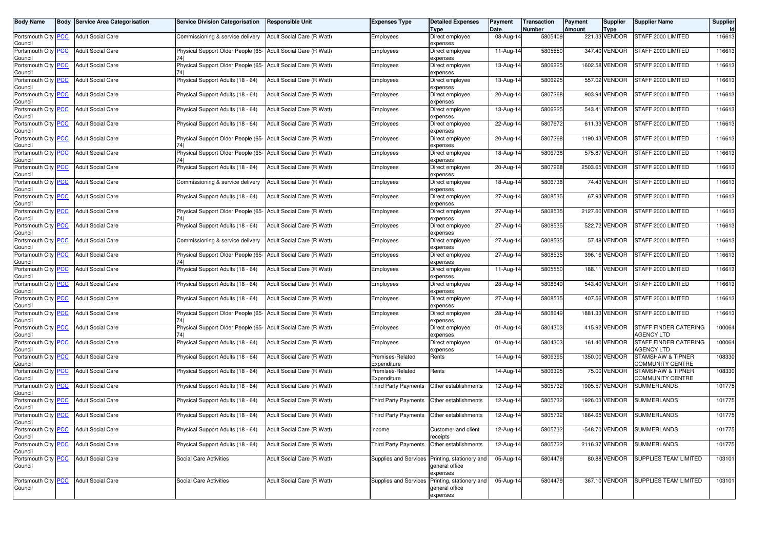| Body Name | Body | Service Area Categorisation | Service Division Categorisation | Responsible Unit | Expenses Type | Detailed Expenses Type | Payment Date | Transaction Number | Payment Amount | Supplier Type | Supplier Name | Supplier Id |
|---|---|---|---|---|---|---|---|---|---|---|---|---|
| Portsmouth City Council | PCC | Adult Social Care | Commissioning & service delivery | Adult Social Care (R Watt) | Employees | Direct employee expenses | 08-Aug-14 | 5805409 | 221.33 | VENDOR | STAFF 2000 LIMITED | 116613 |
| Portsmouth City Council | PCC | Adult Social Care | Physical Support Older People (65-74) | Adult Social Care (R Watt) | Employees | Direct employee expenses | 11-Aug-14 | 5805550 | 347.40 | VENDOR | STAFF 2000 LIMITED | 116613 |
| Portsmouth City Council | PCC | Adult Social Care | Physical Support Older People (65-74) | Adult Social Care (R Watt) | Employees | Direct employee expenses | 13-Aug-14 | 5806225 | 1602.58 | VENDOR | STAFF 2000 LIMITED | 116613 |
| Portsmouth City Council | PCC | Adult Social Care | Physical Support Adults (18 - 64) | Adult Social Care (R Watt) | Employees | Direct employee expenses | 13-Aug-14 | 5806225 | 557.02 | VENDOR | STAFF 2000 LIMITED | 116613 |
| Portsmouth City Council | PCC | Adult Social Care | Physical Support Adults (18 - 64) | Adult Social Care (R Watt) | Employees | Direct employee expenses | 20-Aug-14 | 5807268 | 903.94 | VENDOR | STAFF 2000 LIMITED | 116613 |
| Portsmouth City Council | PCC | Adult Social Care | Physical Support Adults (18 - 64) | Adult Social Care (R Watt) | Employees | Direct employee expenses | 13-Aug-14 | 5806225 | 543.41 | VENDOR | STAFF 2000 LIMITED | 116613 |
| Portsmouth City Council | PCC | Adult Social Care | Physical Support Adults (18 - 64) | Adult Social Care (R Watt) | Employees | Direct employee expenses | 22-Aug-14 | 5807672 | 611.33 | VENDOR | STAFF 2000 LIMITED | 116613 |
| Portsmouth City Council | PCC | Adult Social Care | Physical Support Older People (65-74) | Adult Social Care (R Watt) | Employees | Direct employee expenses | 20-Aug-14 | 5807268 | 1190.43 | VENDOR | STAFF 2000 LIMITED | 116613 |
| Portsmouth City Council | PCC | Adult Social Care | Physical Support Older People (65-74) | Adult Social Care (R Watt) | Employees | Direct employee expenses | 18-Aug-14 | 5806738 | 575.87 | VENDOR | STAFF 2000 LIMITED | 116613 |
| Portsmouth City Council | PCC | Adult Social Care | Physical Support Adults (18 - 64) | Adult Social Care (R Watt) | Employees | Direct employee expenses | 20-Aug-14 | 5807268 | 2503.65 | VENDOR | STAFF 2000 LIMITED | 116613 |
| Portsmouth City Council | PCC | Adult Social Care | Commissioning & service delivery | Adult Social Care (R Watt) | Employees | Direct employee expenses | 18-Aug-14 | 5806738 | 74.43 | VENDOR | STAFF 2000 LIMITED | 116613 |
| Portsmouth City Council | PCC | Adult Social Care | Physical Support Adults (18 - 64) | Adult Social Care (R Watt) | Employees | Direct employee expenses | 27-Aug-14 | 5808535 | 67.93 | VENDOR | STAFF 2000 LIMITED | 116613 |
| Portsmouth City Council | PCC | Adult Social Care | Physical Support Older People (65-74) | Adult Social Care (R Watt) | Employees | Direct employee expenses | 27-Aug-14 | 5808535 | 2127.60 | VENDOR | STAFF 2000 LIMITED | 116613 |
| Portsmouth City Council | PCC | Adult Social Care | Physical Support Adults (18 - 64) | Adult Social Care (R Watt) | Employees | Direct employee expenses | 27-Aug-14 | 5808535 | 522.72 | VENDOR | STAFF 2000 LIMITED | 116613 |
| Portsmouth City Council | PCC | Adult Social Care | Commissioning & service delivery | Adult Social Care (R Watt) | Employees | Direct employee expenses | 27-Aug-14 | 5808535 | 57.48 | VENDOR | STAFF 2000 LIMITED | 116613 |
| Portsmouth City Council | PCC | Adult Social Care | Physical Support Older People (65-74) | Adult Social Care (R Watt) | Employees | Direct employee expenses | 27-Aug-14 | 5808535 | 396.16 | VENDOR | STAFF 2000 LIMITED | 116613 |
| Portsmouth City Council | PCC | Adult Social Care | Physical Support Adults (18 - 64) | Adult Social Care (R Watt) | Employees | Direct employee expenses | 11-Aug-14 | 5805550 | 188.11 | VENDOR | STAFF 2000 LIMITED | 116613 |
| Portsmouth City Council | PCC | Adult Social Care | Physical Support Adults (18 - 64) | Adult Social Care (R Watt) | Employees | Direct employee expenses | 28-Aug-14 | 5808649 | 543.40 | VENDOR | STAFF 2000 LIMITED | 116613 |
| Portsmouth City Council | PCC | Adult Social Care | Physical Support Adults (18 - 64) | Adult Social Care (R Watt) | Employees | Direct employee expenses | 27-Aug-14 | 5808535 | 407.56 | VENDOR | STAFF 2000 LIMITED | 116613 |
| Portsmouth City Council | PCC | Adult Social Care | Physical Support Older People (65-74) | Adult Social Care (R Watt) | Employees | Direct employee expenses | 28-Aug-14 | 5808649 | 1881.33 | VENDOR | STAFF 2000 LIMITED | 116613 |
| Portsmouth City Council | PCC | Adult Social Care | Physical Support Older People (65-74) | Adult Social Care (R Watt) | Employees | Direct employee expenses | 01-Aug-14 | 5804303 | 415.92 | VENDOR | STAFF FINDER CATERING AGENCY LTD | 100064 |
| Portsmouth City Council | PCC | Adult Social Care | Physical Support Adults (18 - 64) | Adult Social Care (R Watt) | Employees | Direct employee expenses | 01-Aug-14 | 5804303 | 161.40 | VENDOR | STAFF FINDER CATERING AGENCY LTD | 100064 |
| Portsmouth City Council | PCC | Adult Social Care | Physical Support Adults (18 - 64) | Adult Social Care (R Watt) | Premises-Related Expenditure | Rents | 14-Aug-14 | 5806395 | 1350.00 | VENDOR | STAMSHAW & TIPNER COMMUNITY CENTRE | 108330 |
| Portsmouth City Council | PCC | Adult Social Care | Physical Support Adults (18 - 64) | Adult Social Care (R Watt) | Premises-Related Expenditure | Rents | 14-Aug-14 | 5806395 | 75.00 | VENDOR | STAMSHAW & TIPNER COMMUNITY CENTRE | 108330 |
| Portsmouth City Council | PCC | Adult Social Care | Physical Support Adults (18 - 64) | Adult Social Care (R Watt) | Third Party Payments | Other establishments | 12-Aug-14 | 5805732 | 1905.57 | VENDOR | SUMMERLANDS | 101775 |
| Portsmouth City Council | PCC | Adult Social Care | Physical Support Adults (18 - 64) | Adult Social Care (R Watt) | Third Party Payments | Other establishments | 12-Aug-14 | 5805732 | 1926.03 | VENDOR | SUMMERLANDS | 101775 |
| Portsmouth City Council | PCC | Adult Social Care | Physical Support Adults (18 - 64) | Adult Social Care (R Watt) | Third Party Payments | Other establishments | 12-Aug-14 | 5805732 | 1864.65 | VENDOR | SUMMERLANDS | 101775 |
| Portsmouth City Council | PCC | Adult Social Care | Physical Support Adults (18 - 64) | Adult Social Care (R Watt) | Income | Customer and client receipts | 12-Aug-14 | 5805732 | -548.70 | VENDOR | SUMMERLANDS | 101775 |
| Portsmouth City Council | PCC | Adult Social Care | Physical Support Adults (18 - 64) | Adult Social Care (R Watt) | Third Party Payments | Other establishments | 12-Aug-14 | 5805732 | 2116.37 | VENDOR | SUMMERLANDS | 101775 |
| Portsmouth City Council | PCC | Adult Social Care | Social Care Activities | Adult Social Care (R Watt) | Supplies and Services | Printing, stationery and general office expenses | 05-Aug-14 | 5804479 | 80.88 | VENDOR | SUPPLIES TEAM LIMITED | 103101 |
| Portsmouth City Council | PCC | Adult Social Care | Social Care Activities | Adult Social Care (R Watt) | Supplies and Services | Printing, stationery and general office expenses | 05-Aug-14 | 5804479 | 367.10 | VENDOR | SUPPLIES TEAM LIMITED | 103101 |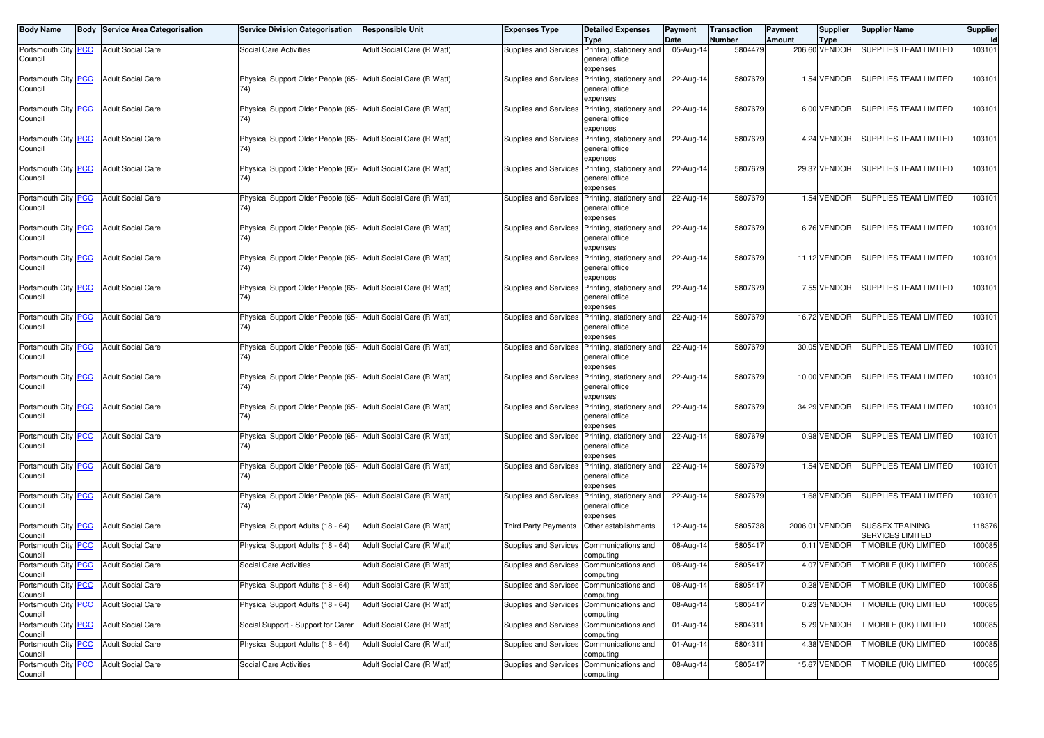| Body Name | Body | Service Area Categorisation | Service Division Categorisation | Responsible Unit | Expenses Type | Detailed Expenses Type | Payment Date | Transaction Number | Payment Amount | Supplier Type | Supplier Name | Supplier Id |
|---|---|---|---|---|---|---|---|---|---|---|---|---|
| Portsmouth City Council | PCC | Adult Social Care | Social Care Activities | Adult Social Care (R Watt) | Supplies and Services | Printing, stationery and general office expenses | 05-Aug-14 | 5804479 | 206.60 | VENDOR | SUPPLIES TEAM LIMITED | 103101 |
| Portsmouth City Council | PCC | Adult Social Care | Physical Support Older People (65-74) | Adult Social Care (R Watt) | Supplies and Services | Printing, stationery and general office expenses | 22-Aug-14 | 5807679 | 1.54 | VENDOR | SUPPLIES TEAM LIMITED | 103101 |
| Portsmouth City Council | PCC | Adult Social Care | Physical Support Older People (65-74) | Adult Social Care (R Watt) | Supplies and Services | Printing, stationery and general office expenses | 22-Aug-14 | 5807679 | 6.00 | VENDOR | SUPPLIES TEAM LIMITED | 103101 |
| Portsmouth City Council | PCC | Adult Social Care | Physical Support Older People (65-74) | Adult Social Care (R Watt) | Supplies and Services | Printing, stationery and general office expenses | 22-Aug-14 | 5807679 | 4.24 | VENDOR | SUPPLIES TEAM LIMITED | 103101 |
| Portsmouth City Council | PCC | Adult Social Care | Physical Support Older People (65-74) | Adult Social Care (R Watt) | Supplies and Services | Printing, stationery and general office expenses | 22-Aug-14 | 5807679 | 29.37 | VENDOR | SUPPLIES TEAM LIMITED | 103101 |
| Portsmouth City Council | PCC | Adult Social Care | Physical Support Older People (65-74) | Adult Social Care (R Watt) | Supplies and Services | Printing, stationery and general office expenses | 22-Aug-14 | 5807679 | 1.54 | VENDOR | SUPPLIES TEAM LIMITED | 103101 |
| Portsmouth City Council | PCC | Adult Social Care | Physical Support Older People (65-74) | Adult Social Care (R Watt) | Supplies and Services | Printing, stationery and general office expenses | 22-Aug-14 | 5807679 | 6.76 | VENDOR | SUPPLIES TEAM LIMITED | 103101 |
| Portsmouth City Council | PCC | Adult Social Care | Physical Support Older People (65-74) | Adult Social Care (R Watt) | Supplies and Services | Printing, stationery and general office expenses | 22-Aug-14 | 5807679 | 11.12 | VENDOR | SUPPLIES TEAM LIMITED | 103101 |
| Portsmouth City Council | PCC | Adult Social Care | Physical Support Older People (65-74) | Adult Social Care (R Watt) | Supplies and Services | Printing, stationery and general office expenses | 22-Aug-14 | 5807679 | 7.55 | VENDOR | SUPPLIES TEAM LIMITED | 103101 |
| Portsmouth City Council | PCC | Adult Social Care | Physical Support Older People (65-74) | Adult Social Care (R Watt) | Supplies and Services | Printing, stationery and general office expenses | 22-Aug-14 | 5807679 | 16.72 | VENDOR | SUPPLIES TEAM LIMITED | 103101 |
| Portsmouth City Council | PCC | Adult Social Care | Physical Support Older People (65-74) | Adult Social Care (R Watt) | Supplies and Services | Printing, stationery and general office expenses | 22-Aug-14 | 5807679 | 30.05 | VENDOR | SUPPLIES TEAM LIMITED | 103101 |
| Portsmouth City Council | PCC | Adult Social Care | Physical Support Older People (65-74) | Adult Social Care (R Watt) | Supplies and Services | Printing, stationery and general office expenses | 22-Aug-14 | 5807679 | 10.00 | VENDOR | SUPPLIES TEAM LIMITED | 103101 |
| Portsmouth City Council | PCC | Adult Social Care | Physical Support Older People (65-74) | Adult Social Care (R Watt) | Supplies and Services | Printing, stationery and general office expenses | 22-Aug-14 | 5807679 | 34.29 | VENDOR | SUPPLIES TEAM LIMITED | 103101 |
| Portsmouth City Council | PCC | Adult Social Care | Physical Support Older People (65-74) | Adult Social Care (R Watt) | Supplies and Services | Printing, stationery and general office expenses | 22-Aug-14 | 5807679 | 0.98 | VENDOR | SUPPLIES TEAM LIMITED | 103101 |
| Portsmouth City Council | PCC | Adult Social Care | Physical Support Older People (65-74) | Adult Social Care (R Watt) | Supplies and Services | Printing, stationery and general office expenses | 22-Aug-14 | 5807679 | 1.54 | VENDOR | SUPPLIES TEAM LIMITED | 103101 |
| Portsmouth City Council | PCC | Adult Social Care | Physical Support Older People (65-74) | Adult Social Care (R Watt) | Supplies and Services | Printing, stationery and general office expenses | 22-Aug-14 | 5807679 | 1.68 | VENDOR | SUPPLIES TEAM LIMITED | 103101 |
| Portsmouth City Council | PCC | Adult Social Care | Physical Support Adults (18 - 64) | Adult Social Care (R Watt) | Third Party Payments | Other establishments | 12-Aug-14 | 5805738 | 2006.01 | VENDOR | SUSSEX TRAINING SERVICES LIMITED | 118376 |
| Portsmouth City Council | PCC | Adult Social Care | Physical Support Adults (18 - 64) | Adult Social Care (R Watt) | Supplies and Services | Communications and computing | 08-Aug-14 | 5805417 | 0.11 | VENDOR | T MOBILE (UK) LIMITED | 100085 |
| Portsmouth City Council | PCC | Adult Social Care | Social Care Activities | Adult Social Care (R Watt) | Supplies and Services | Communications and computing | 08-Aug-14 | 5805417 | 4.07 | VENDOR | T MOBILE (UK) LIMITED | 100085 |
| Portsmouth City Council | PCC | Adult Social Care | Physical Support Adults (18 - 64) | Adult Social Care (R Watt) | Supplies and Services | Communications and computing | 08-Aug-14 | 5805417 | 0.28 | VENDOR | T MOBILE (UK) LIMITED | 100085 |
| Portsmouth City Council | PCC | Adult Social Care | Physical Support Adults (18 - 64) | Adult Social Care (R Watt) | Supplies and Services | Communications and computing | 08-Aug-14 | 5805417 | 0.23 | VENDOR | T MOBILE (UK) LIMITED | 100085 |
| Portsmouth City Council | PCC | Adult Social Care | Social Support - Support for Carer | Adult Social Care (R Watt) | Supplies and Services | Communications and computing | 01-Aug-14 | 5804311 | 5.79 | VENDOR | T MOBILE (UK) LIMITED | 100085 |
| Portsmouth City Council | PCC | Adult Social Care | Physical Support Adults (18 - 64) | Adult Social Care (R Watt) | Supplies and Services | Communications and computing | 01-Aug-14 | 5804311 | 4.38 | VENDOR | T MOBILE (UK) LIMITED | 100085 |
| Portsmouth City Council | PCC | Adult Social Care | Social Care Activities | Adult Social Care (R Watt) | Supplies and Services | Communications and computing | 08-Aug-14 | 5805417 | 15.67 | VENDOR | T MOBILE (UK) LIMITED | 100085 |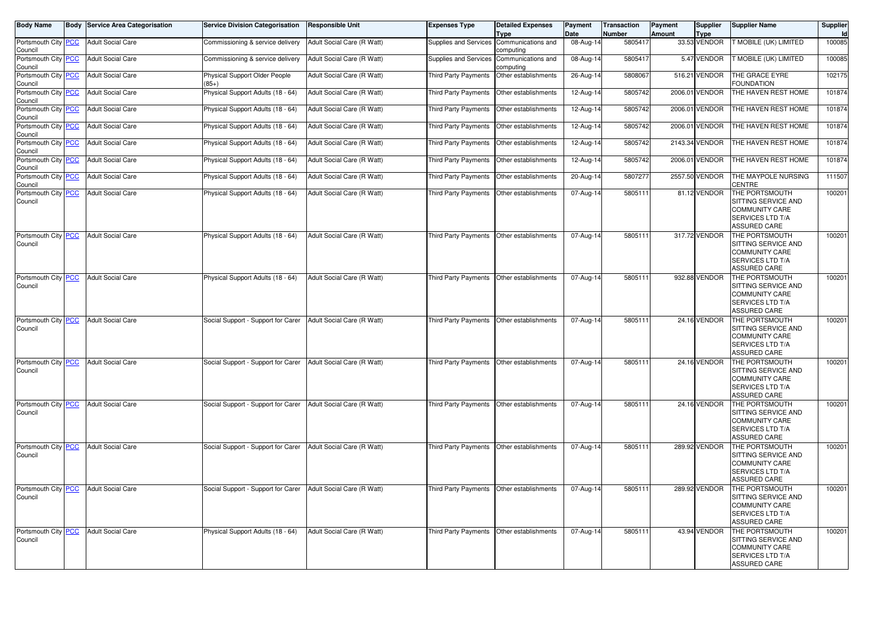| Body Name | Body | Service Area Categorisation | Service Division Categorisation | Responsible Unit | Expenses Type | Detailed Expenses Type | Payment Date | Transaction Number | Payment Amount | Supplier Type | Supplier Name | Supplier Id |
|---|---|---|---|---|---|---|---|---|---|---|---|---|
| Portsmouth City Council | PCC | Adult Social Care | Commissioning & service delivery | Adult Social Care (R Watt) | Supplies and Services | Communications and computing | 08-Aug-14 | 5805417 | 33.53 | VENDOR | T MOBILE (UK) LIMITED | 100085 |
| Portsmouth City Council | PCC | Adult Social Care | Commissioning & service delivery | Adult Social Care (R Watt) | Supplies and Services | Communications and computing | 08-Aug-14 | 5805417 | 5.47 | VENDOR | T MOBILE (UK) LIMITED | 100085 |
| Portsmouth City Council | PCC | Adult Social Care | Physical Support Older People (85+) | Adult Social Care (R Watt) | Third Party Payments | Other establishments | 26-Aug-14 | 5808067 | 516.21 | VENDOR | THE GRACE EYRE FOUNDATION | 102175 |
| Portsmouth City Council | PCC | Adult Social Care | Physical Support Adults (18 - 64) | Adult Social Care (R Watt) | Third Party Payments | Other establishments | 12-Aug-14 | 5805742 | 2006.01 | VENDOR | THE HAVEN REST HOME | 101874 |
| Portsmouth City Council | PCC | Adult Social Care | Physical Support Adults (18 - 64) | Adult Social Care (R Watt) | Third Party Payments | Other establishments | 12-Aug-14 | 5805742 | 2006.01 | VENDOR | THE HAVEN REST HOME | 101874 |
| Portsmouth City Council | PCC | Adult Social Care | Physical Support Adults (18 - 64) | Adult Social Care (R Watt) | Third Party Payments | Other establishments | 12-Aug-14 | 5805742 | 2006.01 | VENDOR | THE HAVEN REST HOME | 101874 |
| Portsmouth City Council | PCC | Adult Social Care | Physical Support Adults (18 - 64) | Adult Social Care (R Watt) | Third Party Payments | Other establishments | 12-Aug-14 | 5805742 | 2143.34 | VENDOR | THE HAVEN REST HOME | 101874 |
| Portsmouth City Council | PCC | Adult Social Care | Physical Support Adults (18 - 64) | Adult Social Care (R Watt) | Third Party Payments | Other establishments | 12-Aug-14 | 5805742 | 2006.01 | VENDOR | THE HAVEN REST HOME | 101874 |
| Portsmouth City Council | PCC | Adult Social Care | Physical Support Adults (18 - 64) | Adult Social Care (R Watt) | Third Party Payments | Other establishments | 20-Aug-14 | 5807277 | 2557.50 | VENDOR | THE MAYPOLE NURSING CENTRE | 111507 |
| Portsmouth City Council | PCC | Adult Social Care | Physical Support Adults (18 - 64) | Adult Social Care (R Watt) | Third Party Payments | Other establishments | 07-Aug-14 | 5805111 | 81.12 | VENDOR | THE PORTSMOUTH SITTING SERVICE AND COMMUNITY CARE SERVICES LTD T/A ASSURED CARE | 100201 |
| Portsmouth City Council | PCC | Adult Social Care | Physical Support Adults (18 - 64) | Adult Social Care (R Watt) | Third Party Payments | Other establishments | 07-Aug-14 | 5805111 | 317.72 | VENDOR | THE PORTSMOUTH SITTING SERVICE AND COMMUNITY CARE SERVICES LTD T/A ASSURED CARE | 100201 |
| Portsmouth City Council | PCC | Adult Social Care | Physical Support Adults (18 - 64) | Adult Social Care (R Watt) | Third Party Payments | Other establishments | 07-Aug-14 | 5805111 | 932.88 | VENDOR | THE PORTSMOUTH SITTING SERVICE AND COMMUNITY CARE SERVICES LTD T/A ASSURED CARE | 100201 |
| Portsmouth City Council | PCC | Adult Social Care | Social Support - Support for Carer | Adult Social Care (R Watt) | Third Party Payments | Other establishments | 07-Aug-14 | 5805111 | 24.16 | VENDOR | THE PORTSMOUTH SITTING SERVICE AND COMMUNITY CARE SERVICES LTD T/A ASSURED CARE | 100201 |
| Portsmouth City Council | PCC | Adult Social Care | Social Support - Support for Carer | Adult Social Care (R Watt) | Third Party Payments | Other establishments | 07-Aug-14 | 5805111 | 24.16 | VENDOR | THE PORTSMOUTH SITTING SERVICE AND COMMUNITY CARE SERVICES LTD T/A ASSURED CARE | 100201 |
| Portsmouth City Council | PCC | Adult Social Care | Social Support - Support for Carer | Adult Social Care (R Watt) | Third Party Payments | Other establishments | 07-Aug-14 | 5805111 | 24.16 | VENDOR | THE PORTSMOUTH SITTING SERVICE AND COMMUNITY CARE SERVICES LTD T/A ASSURED CARE | 100201 |
| Portsmouth City Council | PCC | Adult Social Care | Social Support - Support for Carer | Adult Social Care (R Watt) | Third Party Payments | Other establishments | 07-Aug-14 | 5805111 | 289.92 | VENDOR | THE PORTSMOUTH SITTING SERVICE AND COMMUNITY CARE SERVICES LTD T/A ASSURED CARE | 100201 |
| Portsmouth City Council | PCC | Adult Social Care | Social Support - Support for Carer | Adult Social Care (R Watt) | Third Party Payments | Other establishments | 07-Aug-14 | 5805111 | 289.92 | VENDOR | THE PORTSMOUTH SITTING SERVICE AND COMMUNITY CARE SERVICES LTD T/A ASSURED CARE | 100201 |
| Portsmouth City Council | PCC | Adult Social Care | Physical Support Adults (18 - 64) | Adult Social Care (R Watt) | Third Party Payments | Other establishments | 07-Aug-14 | 5805111 | 43.94 | VENDOR | THE PORTSMOUTH SITTING SERVICE AND COMMUNITY CARE SERVICES LTD T/A ASSURED CARE | 100201 |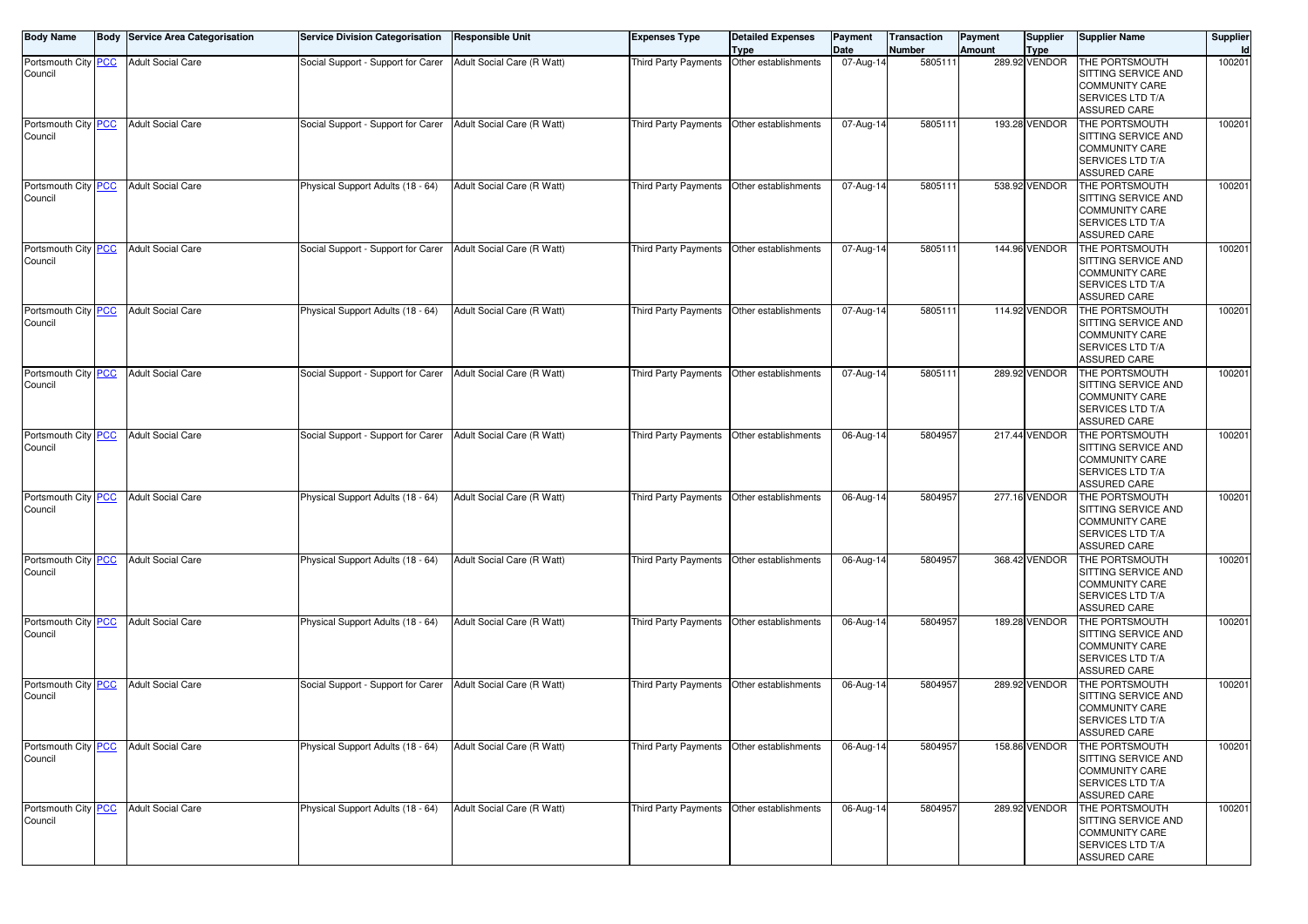| Body Name | Body | Service Area Categorisation | Service Division Categorisation | Responsible Unit | Expenses Type | Detailed Expenses Type | Payment Date | Transaction Number | Payment Amount | Supplier Type | Supplier Name | Supplier Id |
|---|---|---|---|---|---|---|---|---|---|---|---|---|
| Portsmouth City Council | PCC | Adult Social Care | Social Support - Support for Carer | Adult Social Care (R Watt) | Third Party Payments | Other establishments | 07-Aug-14 | 5805111 | 289.92 | VENDOR | THE PORTSMOUTH SITTING SERVICE AND COMMUNITY CARE SERVICES LTD T/A ASSURED CARE | 100201 |
| Portsmouth City Council | PCC | Adult Social Care | Social Support - Support for Carer | Adult Social Care (R Watt) | Third Party Payments | Other establishments | 07-Aug-14 | 5805111 | 193.28 | VENDOR | THE PORTSMOUTH SITTING SERVICE AND COMMUNITY CARE SERVICES LTD T/A ASSURED CARE | 100201 |
| Portsmouth City Council | PCC | Adult Social Care | Physical Support Adults (18 - 64) | Adult Social Care (R Watt) | Third Party Payments | Other establishments | 07-Aug-14 | 5805111 | 538.92 | VENDOR | THE PORTSMOUTH SITTING SERVICE AND COMMUNITY CARE SERVICES LTD T/A ASSURED CARE | 100201 |
| Portsmouth City Council | PCC | Adult Social Care | Social Support - Support for Carer | Adult Social Care (R Watt) | Third Party Payments | Other establishments | 07-Aug-14 | 5805111 | 144.96 | VENDOR | THE PORTSMOUTH SITTING SERVICE AND COMMUNITY CARE SERVICES LTD T/A ASSURED CARE | 100201 |
| Portsmouth City Council | PCC | Adult Social Care | Physical Support Adults (18 - 64) | Adult Social Care (R Watt) | Third Party Payments | Other establishments | 07-Aug-14 | 5805111 | 114.92 | VENDOR | THE PORTSMOUTH SITTING SERVICE AND COMMUNITY CARE SERVICES LTD T/A ASSURED CARE | 100201 |
| Portsmouth City Council | PCC | Adult Social Care | Social Support - Support for Carer | Adult Social Care (R Watt) | Third Party Payments | Other establishments | 07-Aug-14 | 5805111 | 289.92 | VENDOR | THE PORTSMOUTH SITTING SERVICE AND COMMUNITY CARE SERVICES LTD T/A ASSURED CARE | 100201 |
| Portsmouth City Council | PCC | Adult Social Care | Social Support - Support for Carer | Adult Social Care (R Watt) | Third Party Payments | Other establishments | 06-Aug-14 | 5804957 | 217.44 | VENDOR | THE PORTSMOUTH SITTING SERVICE AND COMMUNITY CARE SERVICES LTD T/A ASSURED CARE | 100201 |
| Portsmouth City Council | PCC | Adult Social Care | Physical Support Adults (18 - 64) | Adult Social Care (R Watt) | Third Party Payments | Other establishments | 06-Aug-14 | 5804957 | 277.16 | VENDOR | THE PORTSMOUTH SITTING SERVICE AND COMMUNITY CARE SERVICES LTD T/A ASSURED CARE | 100201 |
| Portsmouth City Council | PCC | Adult Social Care | Physical Support Adults (18 - 64) | Adult Social Care (R Watt) | Third Party Payments | Other establishments | 06-Aug-14 | 5804957 | 368.42 | VENDOR | THE PORTSMOUTH SITTING SERVICE AND COMMUNITY CARE SERVICES LTD T/A ASSURED CARE | 100201 |
| Portsmouth City Council | PCC | Adult Social Care | Physical Support Adults (18 - 64) | Adult Social Care (R Watt) | Third Party Payments | Other establishments | 06-Aug-14 | 5804957 | 189.28 | VENDOR | THE PORTSMOUTH SITTING SERVICE AND COMMUNITY CARE SERVICES LTD T/A ASSURED CARE | 100201 |
| Portsmouth City Council | PCC | Adult Social Care | Social Support - Support for Carer | Adult Social Care (R Watt) | Third Party Payments | Other establishments | 06-Aug-14 | 5804957 | 289.92 | VENDOR | THE PORTSMOUTH SITTING SERVICE AND COMMUNITY CARE SERVICES LTD T/A ASSURED CARE | 100201 |
| Portsmouth City Council | PCC | Adult Social Care | Physical Support Adults (18 - 64) | Adult Social Care (R Watt) | Third Party Payments | Other establishments | 06-Aug-14 | 5804957 | 158.86 | VENDOR | THE PORTSMOUTH SITTING SERVICE AND COMMUNITY CARE SERVICES LTD T/A ASSURED CARE | 100201 |
| Portsmouth City Council | PCC | Adult Social Care | Physical Support Adults (18 - 64) | Adult Social Care (R Watt) | Third Party Payments | Other establishments | 06-Aug-14 | 5804957 | 289.92 | VENDOR | THE PORTSMOUTH SITTING SERVICE AND COMMUNITY CARE SERVICES LTD T/A ASSURED CARE | 100201 |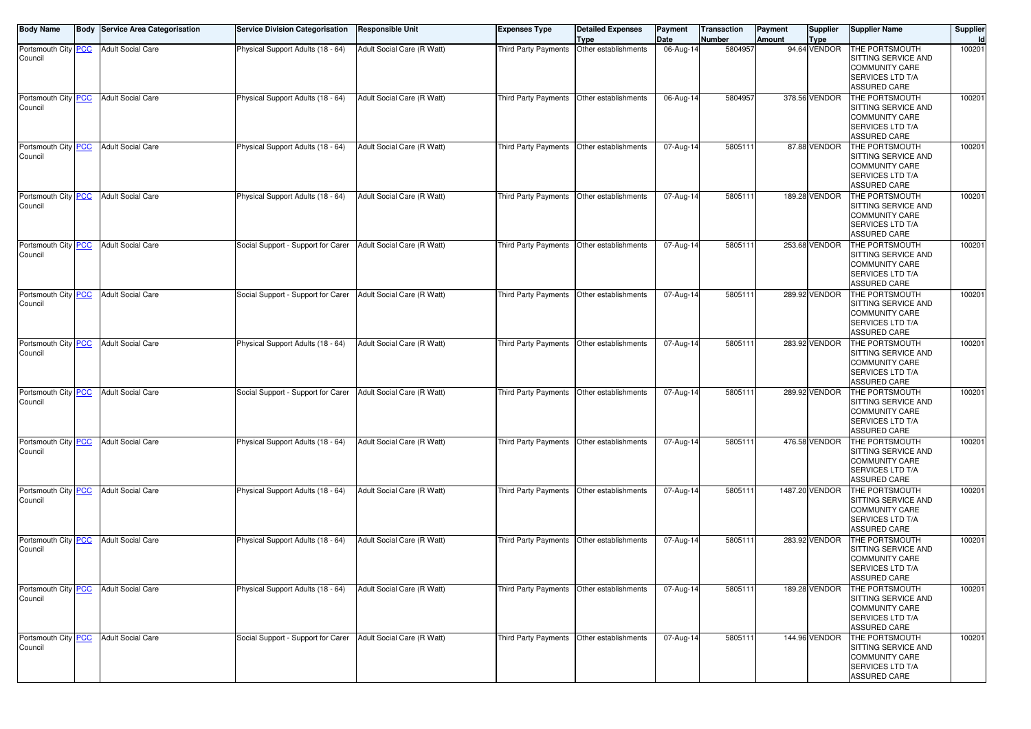| Body Name | Body | Service Area Categorisation | Service Division Categorisation | Responsible Unit | Expenses Type | Detailed Expenses Type | Payment Date | Transaction Number | Payment Amount | Supplier Type | Supplier Name | Supplier Id |
|---|---|---|---|---|---|---|---|---|---|---|---|---|
| Portsmouth City Council | PCC | Adult Social Care | Physical Support Adults (18 - 64) | Adult Social Care (R Watt) | Third Party Payments | Other establishments | 06-Aug-14 | 5804957 | 94.64 | VENDOR | THE PORTSMOUTH SITTING SERVICE AND COMMUNITY CARE SERVICES LTD T/A ASSURED CARE | 100201 |
| Portsmouth City Council | PCC | Adult Social Care | Physical Support Adults (18 - 64) | Adult Social Care (R Watt) | Third Party Payments | Other establishments | 06-Aug-14 | 5804957 | 378.56 | VENDOR | THE PORTSMOUTH SITTING SERVICE AND COMMUNITY CARE SERVICES LTD T/A ASSURED CARE | 100201 |
| Portsmouth City Council | PCC | Adult Social Care | Physical Support Adults (18 - 64) | Adult Social Care (R Watt) | Third Party Payments | Other establishments | 07-Aug-14 | 5805111 | 87.88 | VENDOR | THE PORTSMOUTH SITTING SERVICE AND COMMUNITY CARE SERVICES LTD T/A ASSURED CARE | 100201 |
| Portsmouth City Council | PCC | Adult Social Care | Physical Support Adults (18 - 64) | Adult Social Care (R Watt) | Third Party Payments | Other establishments | 07-Aug-14 | 5805111 | 189.28 | VENDOR | THE PORTSMOUTH SITTING SERVICE AND COMMUNITY CARE SERVICES LTD T/A ASSURED CARE | 100201 |
| Portsmouth City Council | PCC | Adult Social Care | Social Support - Support for Carer | Adult Social Care (R Watt) | Third Party Payments | Other establishments | 07-Aug-14 | 5805111 | 253.68 | VENDOR | THE PORTSMOUTH SITTING SERVICE AND COMMUNITY CARE SERVICES LTD T/A ASSURED CARE | 100201 |
| Portsmouth City Council | PCC | Adult Social Care | Social Support - Support for Carer | Adult Social Care (R Watt) | Third Party Payments | Other establishments | 07-Aug-14 | 5805111 | 289.92 | VENDOR | THE PORTSMOUTH SITTING SERVICE AND COMMUNITY CARE SERVICES LTD T/A ASSURED CARE | 100201 |
| Portsmouth City Council | PCC | Adult Social Care | Physical Support Adults (18 - 64) | Adult Social Care (R Watt) | Third Party Payments | Other establishments | 07-Aug-14 | 5805111 | 283.92 | VENDOR | THE PORTSMOUTH SITTING SERVICE AND COMMUNITY CARE SERVICES LTD T/A ASSURED CARE | 100201 |
| Portsmouth City Council | PCC | Adult Social Care | Social Support - Support for Carer | Adult Social Care (R Watt) | Third Party Payments | Other establishments | 07-Aug-14 | 5805111 | 289.92 | VENDOR | THE PORTSMOUTH SITTING SERVICE AND COMMUNITY CARE SERVICES LTD T/A ASSURED CARE | 100201 |
| Portsmouth City Council | PCC | Adult Social Care | Physical Support Adults (18 - 64) | Adult Social Care (R Watt) | Third Party Payments | Other establishments | 07-Aug-14 | 5805111 | 476.58 | VENDOR | THE PORTSMOUTH SITTING SERVICE AND COMMUNITY CARE SERVICES LTD T/A ASSURED CARE | 100201 |
| Portsmouth City Council | PCC | Adult Social Care | Physical Support Adults (18 - 64) | Adult Social Care (R Watt) | Third Party Payments | Other establishments | 07-Aug-14 | 5805111 | 1487.20 | VENDOR | THE PORTSMOUTH SITTING SERVICE AND COMMUNITY CARE SERVICES LTD T/A ASSURED CARE | 100201 |
| Portsmouth City Council | PCC | Adult Social Care | Physical Support Adults (18 - 64) | Adult Social Care (R Watt) | Third Party Payments | Other establishments | 07-Aug-14 | 5805111 | 283.92 | VENDOR | THE PORTSMOUTH SITTING SERVICE AND COMMUNITY CARE SERVICES LTD T/A ASSURED CARE | 100201 |
| Portsmouth City Council | PCC | Adult Social Care | Physical Support Adults (18 - 64) | Adult Social Care (R Watt) | Third Party Payments | Other establishments | 07-Aug-14 | 5805111 | 189.28 | VENDOR | THE PORTSMOUTH SITTING SERVICE AND COMMUNITY CARE SERVICES LTD T/A ASSURED CARE | 100201 |
| Portsmouth City Council | PCC | Adult Social Care | Social Support - Support for Carer | Adult Social Care (R Watt) | Third Party Payments | Other establishments | 07-Aug-14 | 5805111 | 144.96 | VENDOR | THE PORTSMOUTH SITTING SERVICE AND COMMUNITY CARE SERVICES LTD T/A ASSURED CARE | 100201 |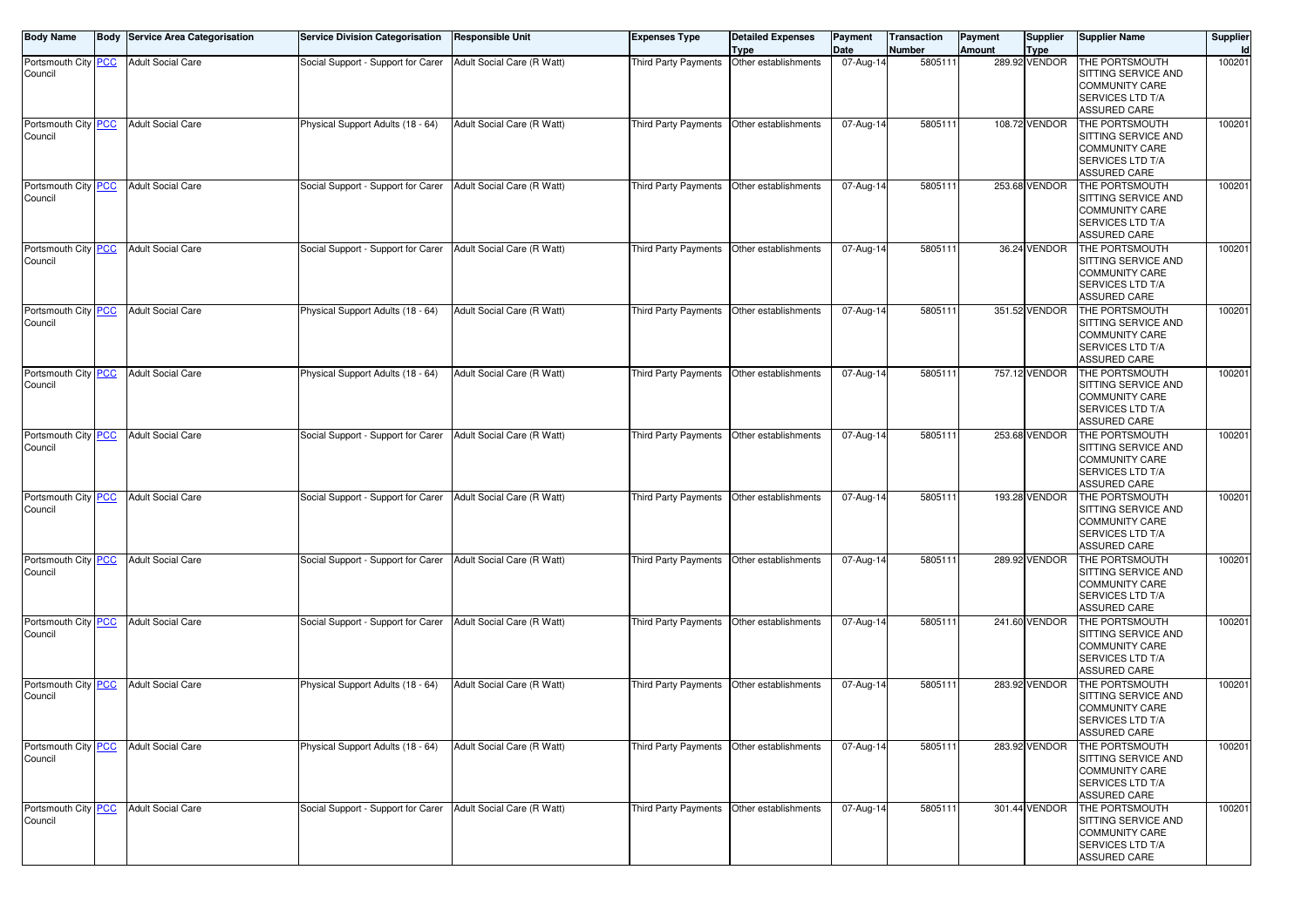| Body Name | Body | Service Area Categorisation | Service Division Categorisation | Responsible Unit | Expenses Type | Detailed Expenses Type | Payment Date | Transaction Number | Payment Amount | Supplier Type | Supplier Name | Supplier Id |
|---|---|---|---|---|---|---|---|---|---|---|---|---|
| Portsmouth City Council | PCC | Adult Social Care | Social Support - Support for Carer | Adult Social Care (R Watt) | Third Party Payments | Other establishments | 07-Aug-14 | 5805111 | 289.92 | VENDOR | THE PORTSMOUTH SITTING SERVICE AND COMMUNITY CARE SERVICES LTD T/A ASSURED CARE | 100201 |
| Portsmouth City Council | PCC | Adult Social Care | Physical Support Adults (18 - 64) | Adult Social Care (R Watt) | Third Party Payments | Other establishments | 07-Aug-14 | 5805111 | 108.72 | VENDOR | THE PORTSMOUTH SITTING SERVICE AND COMMUNITY CARE SERVICES LTD T/A ASSURED CARE | 100201 |
| Portsmouth City Council | PCC | Adult Social Care | Social Support - Support for Carer | Adult Social Care (R Watt) | Third Party Payments | Other establishments | 07-Aug-14 | 5805111 | 253.68 | VENDOR | THE PORTSMOUTH SITTING SERVICE AND COMMUNITY CARE SERVICES LTD T/A ASSURED CARE | 100201 |
| Portsmouth City Council | PCC | Adult Social Care | Social Support - Support for Carer | Adult Social Care (R Watt) | Third Party Payments | Other establishments | 07-Aug-14 | 5805111 | 36.24 | VENDOR | THE PORTSMOUTH SITTING SERVICE AND COMMUNITY CARE SERVICES LTD T/A ASSURED CARE | 100201 |
| Portsmouth City Council | PCC | Adult Social Care | Physical Support Adults (18 - 64) | Adult Social Care (R Watt) | Third Party Payments | Other establishments | 07-Aug-14 | 5805111 | 351.52 | VENDOR | THE PORTSMOUTH SITTING SERVICE AND COMMUNITY CARE SERVICES LTD T/A ASSURED CARE | 100201 |
| Portsmouth City Council | PCC | Adult Social Care | Physical Support Adults (18 - 64) | Adult Social Care (R Watt) | Third Party Payments | Other establishments | 07-Aug-14 | 5805111 | 757.12 | VENDOR | THE PORTSMOUTH SITTING SERVICE AND COMMUNITY CARE SERVICES LTD T/A ASSURED CARE | 100201 |
| Portsmouth City Council | PCC | Adult Social Care | Social Support - Support for Carer | Adult Social Care (R Watt) | Third Party Payments | Other establishments | 07-Aug-14 | 5805111 | 253.68 | VENDOR | THE PORTSMOUTH SITTING SERVICE AND COMMUNITY CARE SERVICES LTD T/A ASSURED CARE | 100201 |
| Portsmouth City Council | PCC | Adult Social Care | Social Support - Support for Carer | Adult Social Care (R Watt) | Third Party Payments | Other establishments | 07-Aug-14 | 5805111 | 193.28 | VENDOR | THE PORTSMOUTH SITTING SERVICE AND COMMUNITY CARE SERVICES LTD T/A ASSURED CARE | 100201 |
| Portsmouth City Council | PCC | Adult Social Care | Social Support - Support for Carer | Adult Social Care (R Watt) | Third Party Payments | Other establishments | 07-Aug-14 | 5805111 | 289.92 | VENDOR | THE PORTSMOUTH SITTING SERVICE AND COMMUNITY CARE SERVICES LTD T/A ASSURED CARE | 100201 |
| Portsmouth City Council | PCC | Adult Social Care | Social Support - Support for Carer | Adult Social Care (R Watt) | Third Party Payments | Other establishments | 07-Aug-14 | 5805111 | 241.60 | VENDOR | THE PORTSMOUTH SITTING SERVICE AND COMMUNITY CARE SERVICES LTD T/A ASSURED CARE | 100201 |
| Portsmouth City Council | PCC | Adult Social Care | Physical Support Adults (18 - 64) | Adult Social Care (R Watt) | Third Party Payments | Other establishments | 07-Aug-14 | 5805111 | 283.92 | VENDOR | THE PORTSMOUTH SITTING SERVICE AND COMMUNITY CARE SERVICES LTD T/A ASSURED CARE | 100201 |
| Portsmouth City Council | PCC | Adult Social Care | Physical Support Adults (18 - 64) | Adult Social Care (R Watt) | Third Party Payments | Other establishments | 07-Aug-14 | 5805111 | 283.92 | VENDOR | THE PORTSMOUTH SITTING SERVICE AND COMMUNITY CARE SERVICES LTD T/A ASSURED CARE | 100201 |
| Portsmouth City Council | PCC | Adult Social Care | Social Support - Support for Carer | Adult Social Care (R Watt) | Third Party Payments | Other establishments | 07-Aug-14 | 5805111 | 301.44 | VENDOR | THE PORTSMOUTH SITTING SERVICE AND COMMUNITY CARE SERVICES LTD T/A ASSURED CARE | 100201 |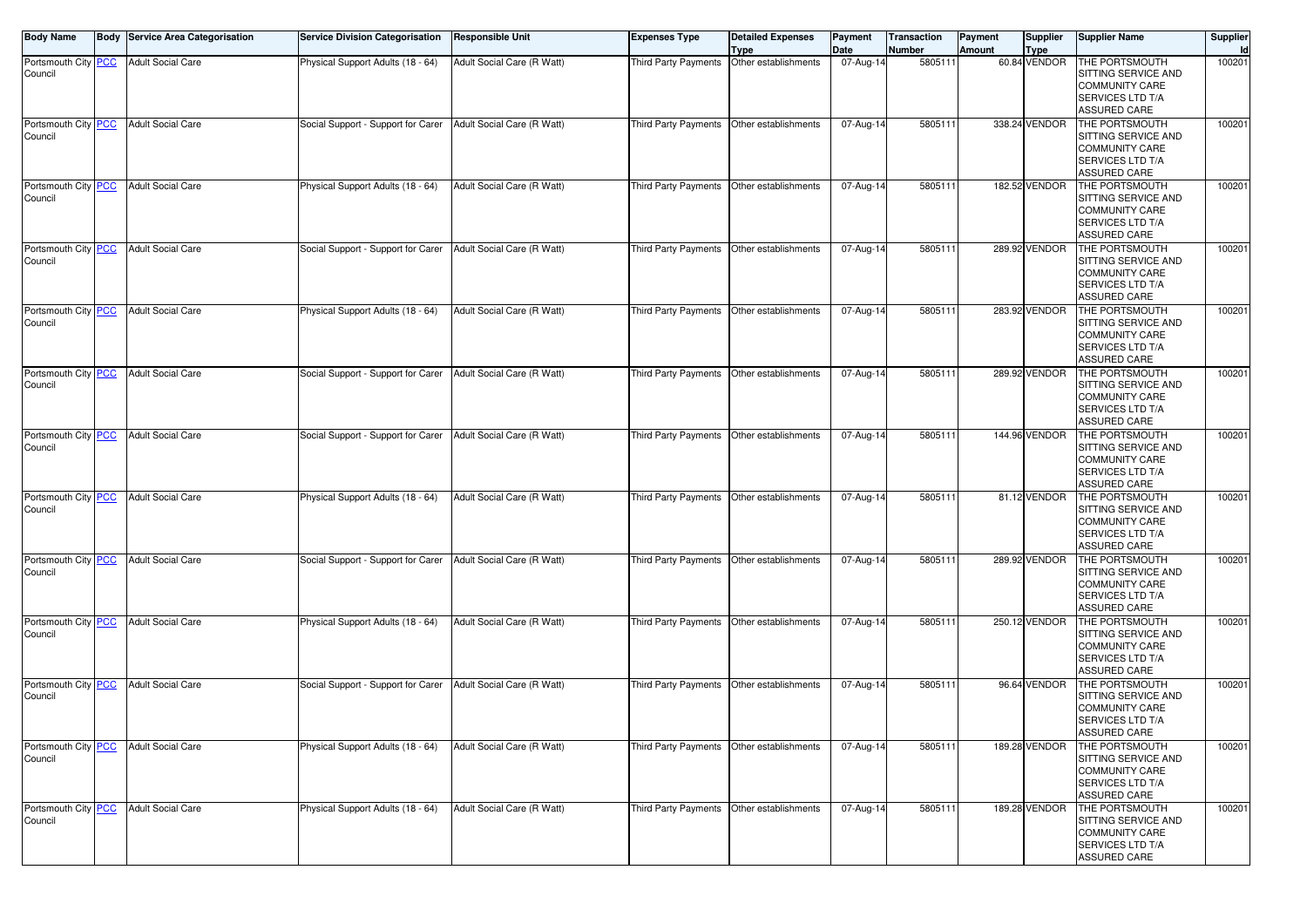| Body Name | Body | Service Area Categorisation | Service Division Categorisation | Responsible Unit | Expenses Type | Detailed Expenses Type | Payment Date | Transaction Number | Payment Amount | Supplier Type | Supplier Name | Supplier Id |
|---|---|---|---|---|---|---|---|---|---|---|---|---|
| Portsmouth City Council | PCC | Adult Social Care | Physical Support Adults (18 - 64) | Adult Social Care (R Watt) | Third Party Payments | Other establishments | 07-Aug-14 | 5805111 | 60.84 | VENDOR | THE PORTSMOUTH SITTING SERVICE AND COMMUNITY CARE SERVICES LTD T/A ASSURED CARE | 100201 |
| Portsmouth City Council | PCC | Adult Social Care | Social Support - Support for Carer | Adult Social Care (R Watt) | Third Party Payments | Other establishments | 07-Aug-14 | 5805111 | 338.24 | VENDOR | THE PORTSMOUTH SITTING SERVICE AND COMMUNITY CARE SERVICES LTD T/A ASSURED CARE | 100201 |
| Portsmouth City Council | PCC | Adult Social Care | Physical Support Adults (18 - 64) | Adult Social Care (R Watt) | Third Party Payments | Other establishments | 07-Aug-14 | 5805111 | 182.52 | VENDOR | THE PORTSMOUTH SITTING SERVICE AND COMMUNITY CARE SERVICES LTD T/A ASSURED CARE | 100201 |
| Portsmouth City Council | PCC | Adult Social Care | Social Support - Support for Carer | Adult Social Care (R Watt) | Third Party Payments | Other establishments | 07-Aug-14 | 5805111 | 289.92 | VENDOR | THE PORTSMOUTH SITTING SERVICE AND COMMUNITY CARE SERVICES LTD T/A ASSURED CARE | 100201 |
| Portsmouth City Council | PCC | Adult Social Care | Physical Support Adults (18 - 64) | Adult Social Care (R Watt) | Third Party Payments | Other establishments | 07-Aug-14 | 5805111 | 283.92 | VENDOR | THE PORTSMOUTH SITTING SERVICE AND COMMUNITY CARE SERVICES LTD T/A ASSURED CARE | 100201 |
| Portsmouth City Council | PCC | Adult Social Care | Social Support - Support for Carer | Adult Social Care (R Watt) | Third Party Payments | Other establishments | 07-Aug-14 | 5805111 | 289.92 | VENDOR | THE PORTSMOUTH SITTING SERVICE AND COMMUNITY CARE SERVICES LTD T/A ASSURED CARE | 100201 |
| Portsmouth City Council | PCC | Adult Social Care | Social Support - Support for Carer | Adult Social Care (R Watt) | Third Party Payments | Other establishments | 07-Aug-14 | 5805111 | 144.96 | VENDOR | THE PORTSMOUTH SITTING SERVICE AND COMMUNITY CARE SERVICES LTD T/A ASSURED CARE | 100201 |
| Portsmouth City Council | PCC | Adult Social Care | Physical Support Adults (18 - 64) | Adult Social Care (R Watt) | Third Party Payments | Other establishments | 07-Aug-14 | 5805111 | 81.12 | VENDOR | THE PORTSMOUTH SITTING SERVICE AND COMMUNITY CARE SERVICES LTD T/A ASSURED CARE | 100201 |
| Portsmouth City Council | PCC | Adult Social Care | Social Support - Support for Carer | Adult Social Care (R Watt) | Third Party Payments | Other establishments | 07-Aug-14 | 5805111 | 289.92 | VENDOR | THE PORTSMOUTH SITTING SERVICE AND COMMUNITY CARE SERVICES LTD T/A ASSURED CARE | 100201 |
| Portsmouth City Council | PCC | Adult Social Care | Physical Support Adults (18 - 64) | Adult Social Care (R Watt) | Third Party Payments | Other establishments | 07-Aug-14 | 5805111 | 250.12 | VENDOR | THE PORTSMOUTH SITTING SERVICE AND COMMUNITY CARE SERVICES LTD T/A ASSURED CARE | 100201 |
| Portsmouth City Council | PCC | Adult Social Care | Social Support - Support for Carer | Adult Social Care (R Watt) | Third Party Payments | Other establishments | 07-Aug-14 | 5805111 | 96.64 | VENDOR | THE PORTSMOUTH SITTING SERVICE AND COMMUNITY CARE SERVICES LTD T/A ASSURED CARE | 100201 |
| Portsmouth City Council | PCC | Adult Social Care | Physical Support Adults (18 - 64) | Adult Social Care (R Watt) | Third Party Payments | Other establishments | 07-Aug-14 | 5805111 | 189.28 | VENDOR | THE PORTSMOUTH SITTING SERVICE AND COMMUNITY CARE SERVICES LTD T/A ASSURED CARE | 100201 |
| Portsmouth City Council | PCC | Adult Social Care | Physical Support Adults (18 - 64) | Adult Social Care (R Watt) | Third Party Payments | Other establishments | 07-Aug-14 | 5805111 | 189.28 | VENDOR | THE PORTSMOUTH SITTING SERVICE AND COMMUNITY CARE SERVICES LTD T/A ASSURED CARE | 100201 |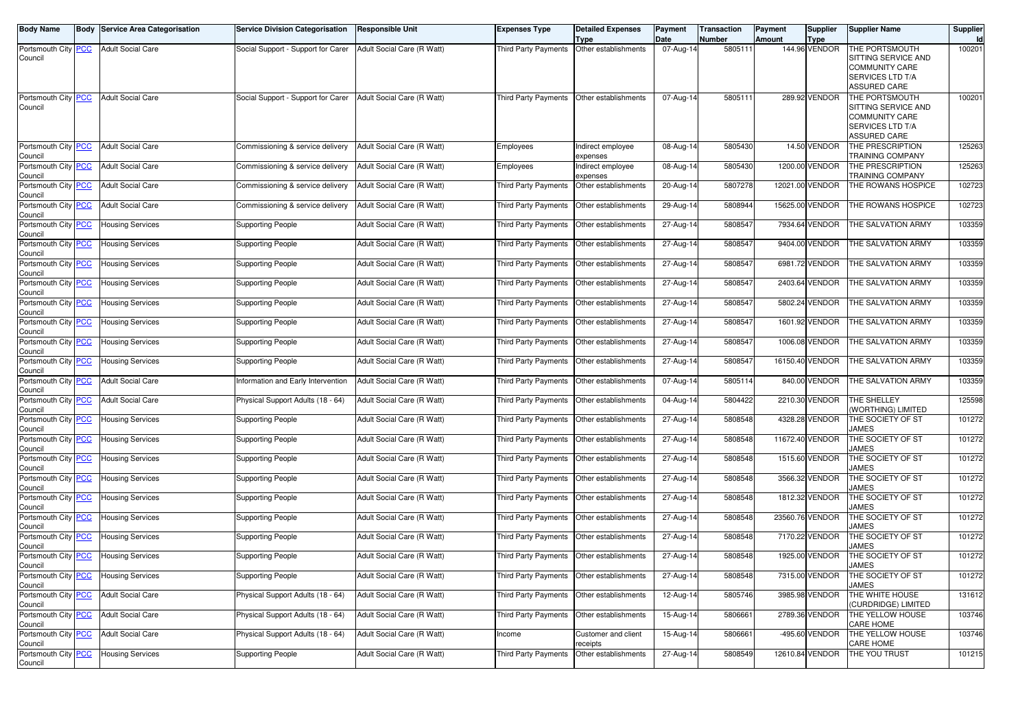| Body Name | Body | Service Area Categorisation | Service Division Categorisation | Responsible Unit | Expenses Type | Detailed Expenses Type | Payment Date | Transaction Number | Payment Amount | Supplier Type | Supplier Name | Supplier Id |
|---|---|---|---|---|---|---|---|---|---|---|---|---|
| Portsmouth City Council | PCC | Adult Social Care | Social Support - Support for Carer | Adult Social Care (R Watt) | Third Party Payments | Other establishments | 07-Aug-14 | 5805111 | 144.96 | VENDOR | THE PORTSMOUTH SITTING SERVICE AND COMMUNITY CARE SERVICES LTD T/A ASSURED CARE | 100201 |
| Portsmouth City Council | PCC | Adult Social Care | Social Support - Support for Carer | Adult Social Care (R Watt) | Third Party Payments | Other establishments | 07-Aug-14 | 5805111 | 289.92 | VENDOR | THE PORTSMOUTH SITTING SERVICE AND COMMUNITY CARE SERVICES LTD T/A ASSURED CARE | 100201 |
| Portsmouth City Council | PCC | Adult Social Care | Commissioning & service delivery | Adult Social Care (R Watt) | Employees | Indirect employee expenses | 08-Aug-14 | 5805430 | 14.50 | VENDOR | THE PRESCRIPTION TRAINING COMPANY | 125263 |
| Portsmouth City Council | PCC | Adult Social Care | Commissioning & service delivery | Adult Social Care (R Watt) | Employees | Indirect employee expenses | 08-Aug-14 | 5805430 | 1200.00 | VENDOR | THE PRESCRIPTION TRAINING COMPANY | 125263 |
| Portsmouth City Council | PCC | Adult Social Care | Commissioning & service delivery | Adult Social Care (R Watt) | Third Party Payments | Other establishments | 20-Aug-14 | 5807278 | 12021.00 | VENDOR | THE ROWANS HOSPICE | 102723 |
| Portsmouth City Council | PCC | Adult Social Care | Commissioning & service delivery | Adult Social Care (R Watt) | Third Party Payments | Other establishments | 29-Aug-14 | 5808944 | 15625.00 | VENDOR | THE ROWANS HOSPICE | 102723 |
| Portsmouth City Council | PCC | Housing Services | Supporting People | Adult Social Care (R Watt) | Third Party Payments | Other establishments | 27-Aug-14 | 5808547 | 7934.64 | VENDOR | THE SALVATION ARMY | 103359 |
| Portsmouth City Council | PCC | Housing Services | Supporting People | Adult Social Care (R Watt) | Third Party Payments | Other establishments | 27-Aug-14 | 5808547 | 9404.00 | VENDOR | THE SALVATION ARMY | 103359 |
| Portsmouth City Council | PCC | Housing Services | Supporting People | Adult Social Care (R Watt) | Third Party Payments | Other establishments | 27-Aug-14 | 5808547 | 6981.72 | VENDOR | THE SALVATION ARMY | 103359 |
| Portsmouth City Council | PCC | Housing Services | Supporting People | Adult Social Care (R Watt) | Third Party Payments | Other establishments | 27-Aug-14 | 5808547 | 2403.64 | VENDOR | THE SALVATION ARMY | 103359 |
| Portsmouth City Council | PCC | Housing Services | Supporting People | Adult Social Care (R Watt) | Third Party Payments | Other establishments | 27-Aug-14 | 5808547 | 5802.24 | VENDOR | THE SALVATION ARMY | 103359 |
| Portsmouth City Council | PCC | Housing Services | Supporting People | Adult Social Care (R Watt) | Third Party Payments | Other establishments | 27-Aug-14 | 5808547 | 1601.92 | VENDOR | THE SALVATION ARMY | 103359 |
| Portsmouth City Council | PCC | Housing Services | Supporting People | Adult Social Care (R Watt) | Third Party Payments | Other establishments | 27-Aug-14 | 5808547 | 1006.08 | VENDOR | THE SALVATION ARMY | 103359 |
| Portsmouth City Council | PCC | Housing Services | Supporting People | Adult Social Care (R Watt) | Third Party Payments | Other establishments | 27-Aug-14 | 5808547 | 16150.40 | VENDOR | THE SALVATION ARMY | 103359 |
| Portsmouth City Council | PCC | Adult Social Care | Information and Early Intervention | Adult Social Care (R Watt) | Third Party Payments | Other establishments | 07-Aug-14 | 5805114 | 840.00 | VENDOR | THE SALVATION ARMY | 103359 |
| Portsmouth City Council | PCC | Adult Social Care | Physical Support Adults (18 - 64) | Adult Social Care (R Watt) | Third Party Payments | Other establishments | 04-Aug-14 | 5804422 | 2210.30 | VENDOR | THE SHELLEY (WORTHING) LIMITED | 125598 |
| Portsmouth City Council | PCC | Housing Services | Supporting People | Adult Social Care (R Watt) | Third Party Payments | Other establishments | 27-Aug-14 | 5808548 | 4328.28 | VENDOR | THE SOCIETY OF ST JAMES | 101272 |
| Portsmouth City Council | PCC | Housing Services | Supporting People | Adult Social Care (R Watt) | Third Party Payments | Other establishments | 27-Aug-14 | 5808548 | 11672.40 | VENDOR | THE SOCIETY OF ST JAMES | 101272 |
| Portsmouth City Council | PCC | Housing Services | Supporting People | Adult Social Care (R Watt) | Third Party Payments | Other establishments | 27-Aug-14 | 5808548 | 1515.60 | VENDOR | THE SOCIETY OF ST JAMES | 101272 |
| Portsmouth City Council | PCC | Housing Services | Supporting People | Adult Social Care (R Watt) | Third Party Payments | Other establishments | 27-Aug-14 | 5808548 | 3566.32 | VENDOR | THE SOCIETY OF ST JAMES | 101272 |
| Portsmouth City Council | PCC | Housing Services | Supporting People | Adult Social Care (R Watt) | Third Party Payments | Other establishments | 27-Aug-14 | 5808548 | 1812.32 | VENDOR | THE SOCIETY OF ST JAMES | 101272 |
| Portsmouth City Council | PCC | Housing Services | Supporting People | Adult Social Care (R Watt) | Third Party Payments | Other establishments | 27-Aug-14 | 5808548 | 23560.76 | VENDOR | THE SOCIETY OF ST JAMES | 101272 |
| Portsmouth City Council | PCC | Housing Services | Supporting People | Adult Social Care (R Watt) | Third Party Payments | Other establishments | 27-Aug-14 | 5808548 | 7170.22 | VENDOR | THE SOCIETY OF ST JAMES | 101272 |
| Portsmouth City Council | PCC | Housing Services | Supporting People | Adult Social Care (R Watt) | Third Party Payments | Other establishments | 27-Aug-14 | 5808548 | 1925.00 | VENDOR | THE SOCIETY OF ST JAMES | 101272 |
| Portsmouth City Council | PCC | Housing Services | Supporting People | Adult Social Care (R Watt) | Third Party Payments | Other establishments | 27-Aug-14 | 5808548 | 7315.00 | VENDOR | THE SOCIETY OF ST JAMES | 101272 |
| Portsmouth City Council | PCC | Adult Social Care | Physical Support Adults (18 - 64) | Adult Social Care (R Watt) | Third Party Payments | Other establishments | 12-Aug-14 | 5805746 | 3985.98 | VENDOR | THE WHITE HOUSE (CURDRIDGE) LIMITED | 131612 |
| Portsmouth City Council | PCC | Adult Social Care | Physical Support Adults (18 - 64) | Adult Social Care (R Watt) | Third Party Payments | Other establishments | 15-Aug-14 | 5806661 | 2789.36 | VENDOR | THE YELLOW HOUSE CARE HOME | 103746 |
| Portsmouth City Council | PCC | Adult Social Care | Physical Support Adults (18 - 64) | Adult Social Care (R Watt) | Income | Customer and client receipts | 15-Aug-14 | 5806661 | -495.60 | VENDOR | THE YELLOW HOUSE CARE HOME | 103746 |
| Portsmouth City Council | PCC | Housing Services | Supporting People | Adult Social Care (R Watt) | Third Party Payments | Other establishments | 27-Aug-14 | 5808549 | 12610.84 | VENDOR | THE YOU TRUST | 101215 |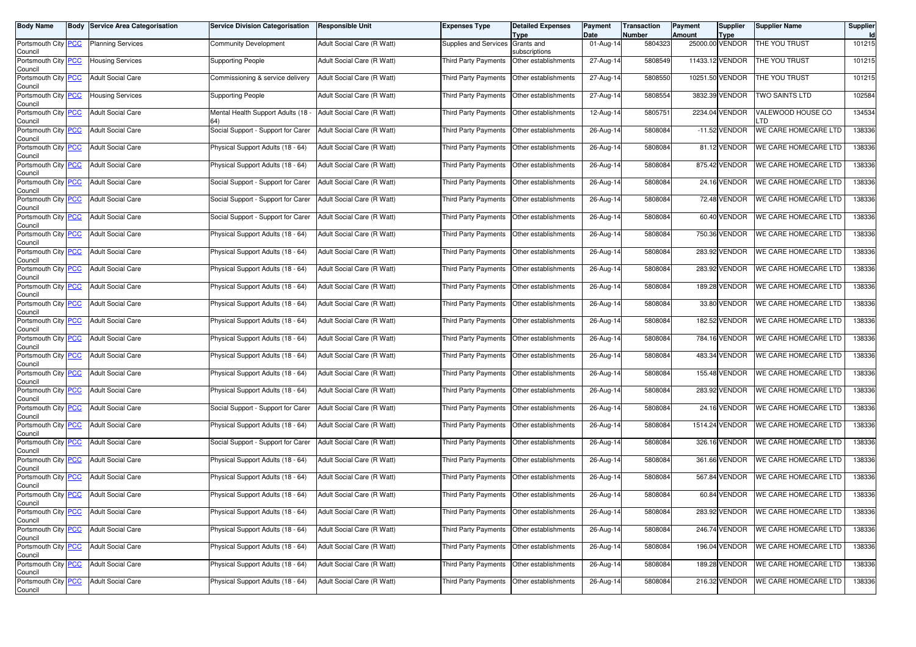| Body Name | Body | Service Area Categorisation | Service Division Categorisation | Responsible Unit | Expenses Type | Detailed Expenses Type | Payment Date | Transaction Number | Payment Amount | Supplier Type | Supplier Name | Supplier Id |
|---|---|---|---|---|---|---|---|---|---|---|---|---|
| Portsmouth City Council | PCC | Planning Services | Community Development | Adult Social Care (R Watt) | Supplies and Services | Grants and subscriptions | 01-Aug-14 | 5804323 | 25000.00 | VENDOR | THE YOU TRUST | 101215 |
| Portsmouth City Council | PCC | Housing Services | Supporting People | Adult Social Care (R Watt) | Third Party Payments | Other establishments | 27-Aug-14 | 5808549 | 11433.12 | VENDOR | THE YOU TRUST | 101215 |
| Portsmouth City Council | PCC | Adult Social Care | Commissioning & service delivery | Adult Social Care (R Watt) | Third Party Payments | Other establishments | 27-Aug-14 | 5808550 | 10251.50 | VENDOR | THE YOU TRUST | 101215 |
| Portsmouth City Council | PCC | Housing Services | Supporting People | Adult Social Care (R Watt) | Third Party Payments | Other establishments | 27-Aug-14 | 5808554 | 3832.39 | VENDOR | TWO SAINTS LTD | 102584 |
| Portsmouth City Council | PCC | Adult Social Care | Mental Health Support Adults (18 - 64) | Adult Social Care (R Watt) | Third Party Payments | Other establishments | 12-Aug-14 | 5805751 | 2234.04 | VENDOR | VALEWOOD HOUSE CO LTD | 134534 |
| Portsmouth City Council | PCC | Adult Social Care | Social Support - Support for Carer | Adult Social Care (R Watt) | Third Party Payments | Other establishments | 26-Aug-14 | 5808084 | -11.52 | VENDOR | WE CARE HOMECARE LTD | 138336 |
| Portsmouth City Council | PCC | Adult Social Care | Physical Support Adults (18 - 64) | Adult Social Care (R Watt) | Third Party Payments | Other establishments | 26-Aug-14 | 5808084 | 81.12 | VENDOR | WE CARE HOMECARE LTD | 138336 |
| Portsmouth City Council | PCC | Adult Social Care | Physical Support Adults (18 - 64) | Adult Social Care (R Watt) | Third Party Payments | Other establishments | 26-Aug-14 | 5808084 | 875.42 | VENDOR | WE CARE HOMECARE LTD | 138336 |
| Portsmouth City Council | PCC | Adult Social Care | Social Support - Support for Carer | Adult Social Care (R Watt) | Third Party Payments | Other establishments | 26-Aug-14 | 5808084 | 24.16 | VENDOR | WE CARE HOMECARE LTD | 138336 |
| Portsmouth City Council | PCC | Adult Social Care | Social Support - Support for Carer | Adult Social Care (R Watt) | Third Party Payments | Other establishments | 26-Aug-14 | 5808084 | 72.48 | VENDOR | WE CARE HOMECARE LTD | 138336 |
| Portsmouth City Council | PCC | Adult Social Care | Social Support - Support for Carer | Adult Social Care (R Watt) | Third Party Payments | Other establishments | 26-Aug-14 | 5808084 | 60.40 | VENDOR | WE CARE HOMECARE LTD | 138336 |
| Portsmouth City Council | PCC | Adult Social Care | Physical Support Adults (18 - 64) | Adult Social Care (R Watt) | Third Party Payments | Other establishments | 26-Aug-14 | 5808084 | 750.36 | VENDOR | WE CARE HOMECARE LTD | 138336 |
| Portsmouth City Council | PCC | Adult Social Care | Physical Support Adults (18 - 64) | Adult Social Care (R Watt) | Third Party Payments | Other establishments | 26-Aug-14 | 5808084 | 283.92 | VENDOR | WE CARE HOMECARE LTD | 138336 |
| Portsmouth City Council | PCC | Adult Social Care | Physical Support Adults (18 - 64) | Adult Social Care (R Watt) | Third Party Payments | Other establishments | 26-Aug-14 | 5808084 | 283.92 | VENDOR | WE CARE HOMECARE LTD | 138336 |
| Portsmouth City Council | PCC | Adult Social Care | Physical Support Adults (18 - 64) | Adult Social Care (R Watt) | Third Party Payments | Other establishments | 26-Aug-14 | 5808084 | 189.28 | VENDOR | WE CARE HOMECARE LTD | 138336 |
| Portsmouth City Council | PCC | Adult Social Care | Physical Support Adults (18 - 64) | Adult Social Care (R Watt) | Third Party Payments | Other establishments | 26-Aug-14 | 5808084 | 33.80 | VENDOR | WE CARE HOMECARE LTD | 138336 |
| Portsmouth City Council | PCC | Adult Social Care | Physical Support Adults (18 - 64) | Adult Social Care (R Watt) | Third Party Payments | Other establishments | 26-Aug-14 | 5808084 | 182.52 | VENDOR | WE CARE HOMECARE LTD | 138336 |
| Portsmouth City Council | PCC | Adult Social Care | Physical Support Adults (18 - 64) | Adult Social Care (R Watt) | Third Party Payments | Other establishments | 26-Aug-14 | 5808084 | 784.16 | VENDOR | WE CARE HOMECARE LTD | 138336 |
| Portsmouth City Council | PCC | Adult Social Care | Physical Support Adults (18 - 64) | Adult Social Care (R Watt) | Third Party Payments | Other establishments | 26-Aug-14 | 5808084 | 483.34 | VENDOR | WE CARE HOMECARE LTD | 138336 |
| Portsmouth City Council | PCC | Adult Social Care | Physical Support Adults (18 - 64) | Adult Social Care (R Watt) | Third Party Payments | Other establishments | 26-Aug-14 | 5808084 | 155.48 | VENDOR | WE CARE HOMECARE LTD | 138336 |
| Portsmouth City Council | PCC | Adult Social Care | Physical Support Adults (18 - 64) | Adult Social Care (R Watt) | Third Party Payments | Other establishments | 26-Aug-14 | 5808084 | 283.92 | VENDOR | WE CARE HOMECARE LTD | 138336 |
| Portsmouth City Council | PCC | Adult Social Care | Social Support - Support for Carer | Adult Social Care (R Watt) | Third Party Payments | Other establishments | 26-Aug-14 | 5808084 | 24.16 | VENDOR | WE CARE HOMECARE LTD | 138336 |
| Portsmouth City Council | PCC | Adult Social Care | Physical Support Adults (18 - 64) | Adult Social Care (R Watt) | Third Party Payments | Other establishments | 26-Aug-14 | 5808084 | 1514.24 | VENDOR | WE CARE HOMECARE LTD | 138336 |
| Portsmouth City Council | PCC | Adult Social Care | Social Support - Support for Carer | Adult Social Care (R Watt) | Third Party Payments | Other establishments | 26-Aug-14 | 5808084 | 326.16 | VENDOR | WE CARE HOMECARE LTD | 138336 |
| Portsmouth City Council | PCC | Adult Social Care | Physical Support Adults (18 - 64) | Adult Social Care (R Watt) | Third Party Payments | Other establishments | 26-Aug-14 | 5808084 | 361.66 | VENDOR | WE CARE HOMECARE LTD | 138336 |
| Portsmouth City Council | PCC | Adult Social Care | Physical Support Adults (18 - 64) | Adult Social Care (R Watt) | Third Party Payments | Other establishments | 26-Aug-14 | 5808084 | 567.84 | VENDOR | WE CARE HOMECARE LTD | 138336 |
| Portsmouth City Council | PCC | Adult Social Care | Physical Support Adults (18 - 64) | Adult Social Care (R Watt) | Third Party Payments | Other establishments | 26-Aug-14 | 5808084 | 60.84 | VENDOR | WE CARE HOMECARE LTD | 138336 |
| Portsmouth City Council | PCC | Adult Social Care | Physical Support Adults (18 - 64) | Adult Social Care (R Watt) | Third Party Payments | Other establishments | 26-Aug-14 | 5808084 | 283.92 | VENDOR | WE CARE HOMECARE LTD | 138336 |
| Portsmouth City Council | PCC | Adult Social Care | Physical Support Adults (18 - 64) | Adult Social Care (R Watt) | Third Party Payments | Other establishments | 26-Aug-14 | 5808084 | 246.74 | VENDOR | WE CARE HOMECARE LTD | 138336 |
| Portsmouth City Council | PCC | Adult Social Care | Physical Support Adults (18 - 64) | Adult Social Care (R Watt) | Third Party Payments | Other establishments | 26-Aug-14 | 5808084 | 196.04 | VENDOR | WE CARE HOMECARE LTD | 138336 |
| Portsmouth City Council | PCC | Adult Social Care | Physical Support Adults (18 - 64) | Adult Social Care (R Watt) | Third Party Payments | Other establishments | 26-Aug-14 | 5808084 | 189.28 | VENDOR | WE CARE HOMECARE LTD | 138336 |
| Portsmouth City Council | PCC | Adult Social Care | Physical Support Adults (18 - 64) | Adult Social Care (R Watt) | Third Party Payments | Other establishments | 26-Aug-14 | 5808084 | 216.32 | VENDOR | WE CARE HOMECARE LTD | 138336 |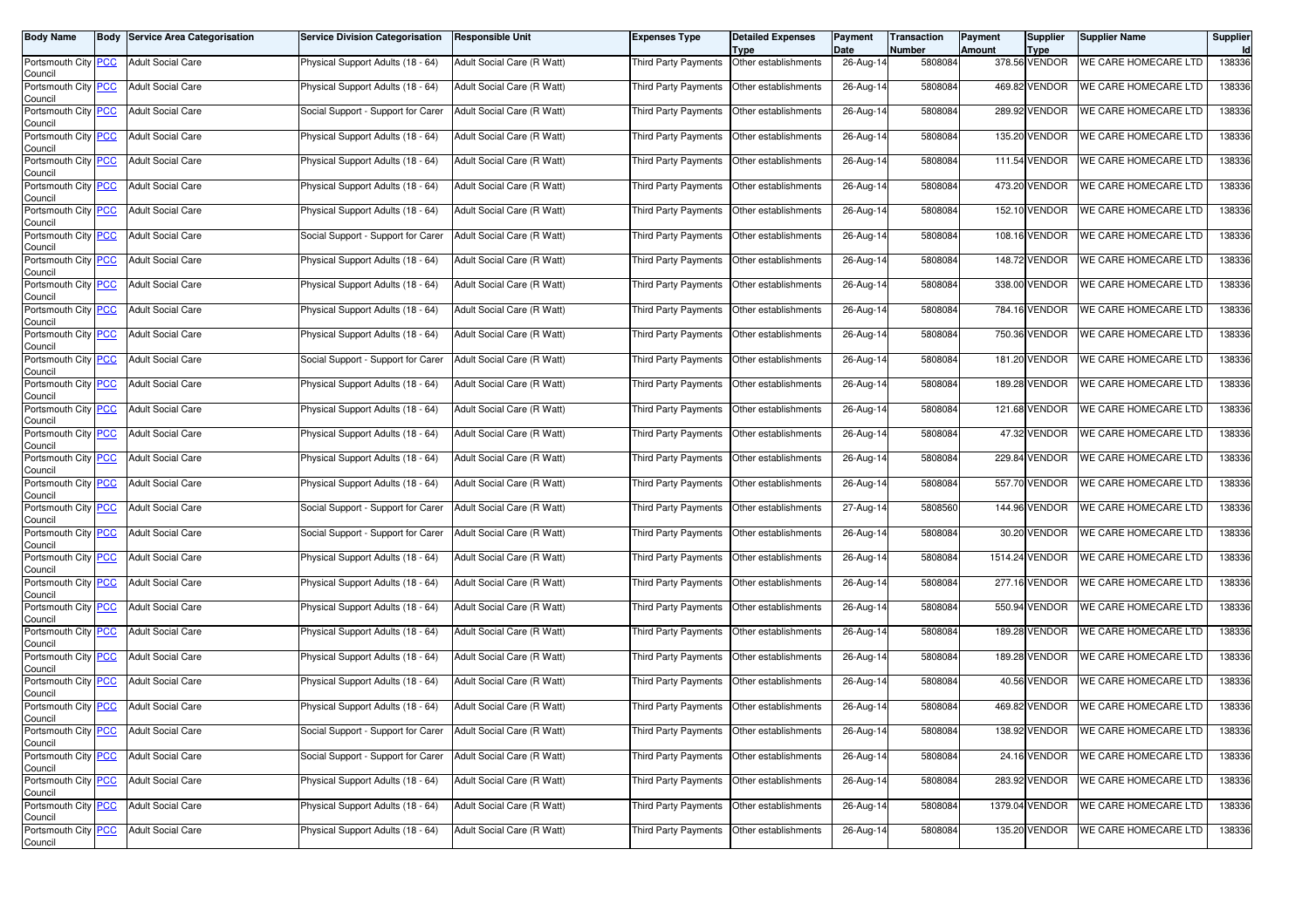| Body Name | Body | Service Area Categorisation | Service Division Categorisation | Responsible Unit | Expenses Type | Detailed Expenses Type | Payment Date | Transaction Number | Payment Amount | Supplier Type | Supplier Name | Supplier Id |
|---|---|---|---|---|---|---|---|---|---|---|---|---|
| Portsmouth City Council | PCC | Adult Social Care | Physical Support Adults (18 - 64) | Adult Social Care (R Watt) | Third Party Payments | Other establishments | 26-Aug-14 | 5808084 | 378.56 | VENDOR | WE CARE HOMECARE LTD | 138336 |
| Portsmouth City Council | PCC | Adult Social Care | Physical Support Adults (18 - 64) | Adult Social Care (R Watt) | Third Party Payments | Other establishments | 26-Aug-14 | 5808084 | 469.82 | VENDOR | WE CARE HOMECARE LTD | 138336 |
| Portsmouth City Council | PCC | Adult Social Care | Social Support - Support for Carer | Adult Social Care (R Watt) | Third Party Payments | Other establishments | 26-Aug-14 | 5808084 | 289.92 | VENDOR | WE CARE HOMECARE LTD | 138336 |
| Portsmouth City Council | PCC | Adult Social Care | Physical Support Adults (18 - 64) | Adult Social Care (R Watt) | Third Party Payments | Other establishments | 26-Aug-14 | 5808084 | 135.20 | VENDOR | WE CARE HOMECARE LTD | 138336 |
| Portsmouth City Council | PCC | Adult Social Care | Physical Support Adults (18 - 64) | Adult Social Care (R Watt) | Third Party Payments | Other establishments | 26-Aug-14 | 5808084 | 111.54 | VENDOR | WE CARE HOMECARE LTD | 138336 |
| Portsmouth City Council | PCC | Adult Social Care | Physical Support Adults (18 - 64) | Adult Social Care (R Watt) | Third Party Payments | Other establishments | 26-Aug-14 | 5808084 | 473.20 | VENDOR | WE CARE HOMECARE LTD | 138336 |
| Portsmouth City Council | PCC | Adult Social Care | Physical Support Adults (18 - 64) | Adult Social Care (R Watt) | Third Party Payments | Other establishments | 26-Aug-14 | 5808084 | 152.10 | VENDOR | WE CARE HOMECARE LTD | 138336 |
| Portsmouth City Council | PCC | Adult Social Care | Social Support - Support for Carer | Adult Social Care (R Watt) | Third Party Payments | Other establishments | 26-Aug-14 | 5808084 | 108.16 | VENDOR | WE CARE HOMECARE LTD | 138336 |
| Portsmouth City Council | PCC | Adult Social Care | Physical Support Adults (18 - 64) | Adult Social Care (R Watt) | Third Party Payments | Other establishments | 26-Aug-14 | 5808084 | 148.72 | VENDOR | WE CARE HOMECARE LTD | 138336 |
| Portsmouth City Council | PCC | Adult Social Care | Physical Support Adults (18 - 64) | Adult Social Care (R Watt) | Third Party Payments | Other establishments | 26-Aug-14 | 5808084 | 338.00 | VENDOR | WE CARE HOMECARE LTD | 138336 |
| Portsmouth City Council | PCC | Adult Social Care | Physical Support Adults (18 - 64) | Adult Social Care (R Watt) | Third Party Payments | Other establishments | 26-Aug-14 | 5808084 | 784.16 | VENDOR | WE CARE HOMECARE LTD | 138336 |
| Portsmouth City Council | PCC | Adult Social Care | Physical Support Adults (18 - 64) | Adult Social Care (R Watt) | Third Party Payments | Other establishments | 26-Aug-14 | 5808084 | 750.36 | VENDOR | WE CARE HOMECARE LTD | 138336 |
| Portsmouth City Council | PCC | Adult Social Care | Social Support - Support for Carer | Adult Social Care (R Watt) | Third Party Payments | Other establishments | 26-Aug-14 | 5808084 | 181.20 | VENDOR | WE CARE HOMECARE LTD | 138336 |
| Portsmouth City Council | PCC | Adult Social Care | Physical Support Adults (18 - 64) | Adult Social Care (R Watt) | Third Party Payments | Other establishments | 26-Aug-14 | 5808084 | 189.28 | VENDOR | WE CARE HOMECARE LTD | 138336 |
| Portsmouth City Council | PCC | Adult Social Care | Physical Support Adults (18 - 64) | Adult Social Care (R Watt) | Third Party Payments | Other establishments | 26-Aug-14 | 5808084 | 121.68 | VENDOR | WE CARE HOMECARE LTD | 138336 |
| Portsmouth City Council | PCC | Adult Social Care | Physical Support Adults (18 - 64) | Adult Social Care (R Watt) | Third Party Payments | Other establishments | 26-Aug-14 | 5808084 | 47.32 | VENDOR | WE CARE HOMECARE LTD | 138336 |
| Portsmouth City Council | PCC | Adult Social Care | Physical Support Adults (18 - 64) | Adult Social Care (R Watt) | Third Party Payments | Other establishments | 26-Aug-14 | 5808084 | 229.84 | VENDOR | WE CARE HOMECARE LTD | 138336 |
| Portsmouth City Council | PCC | Adult Social Care | Physical Support Adults (18 - 64) | Adult Social Care (R Watt) | Third Party Payments | Other establishments | 26-Aug-14 | 5808084 | 557.70 | VENDOR | WE CARE HOMECARE LTD | 138336 |
| Portsmouth City Council | PCC | Adult Social Care | Social Support - Support for Carer | Adult Social Care (R Watt) | Third Party Payments | Other establishments | 27-Aug-14 | 5808560 | 144.96 | VENDOR | WE CARE HOMECARE LTD | 138336 |
| Portsmouth City Council | PCC | Adult Social Care | Social Support - Support for Carer | Adult Social Care (R Watt) | Third Party Payments | Other establishments | 26-Aug-14 | 5808084 | 30.20 | VENDOR | WE CARE HOMECARE LTD | 138336 |
| Portsmouth City Council | PCC | Adult Social Care | Physical Support Adults (18 - 64) | Adult Social Care (R Watt) | Third Party Payments | Other establishments | 26-Aug-14 | 5808084 | 1514.24 | VENDOR | WE CARE HOMECARE LTD | 138336 |
| Portsmouth City Council | PCC | Adult Social Care | Physical Support Adults (18 - 64) | Adult Social Care (R Watt) | Third Party Payments | Other establishments | 26-Aug-14 | 5808084 | 277.16 | VENDOR | WE CARE HOMECARE LTD | 138336 |
| Portsmouth City Council | PCC | Adult Social Care | Physical Support Adults (18 - 64) | Adult Social Care (R Watt) | Third Party Payments | Other establishments | 26-Aug-14 | 5808084 | 550.94 | VENDOR | WE CARE HOMECARE LTD | 138336 |
| Portsmouth City Council | PCC | Adult Social Care | Physical Support Adults (18 - 64) | Adult Social Care (R Watt) | Third Party Payments | Other establishments | 26-Aug-14 | 5808084 | 189.28 | VENDOR | WE CARE HOMECARE LTD | 138336 |
| Portsmouth City Council | PCC | Adult Social Care | Physical Support Adults (18 - 64) | Adult Social Care (R Watt) | Third Party Payments | Other establishments | 26-Aug-14 | 5808084 | 189.28 | VENDOR | WE CARE HOMECARE LTD | 138336 |
| Portsmouth City Council | PCC | Adult Social Care | Physical Support Adults (18 - 64) | Adult Social Care (R Watt) | Third Party Payments | Other establishments | 26-Aug-14 | 5808084 | 40.56 | VENDOR | WE CARE HOMECARE LTD | 138336 |
| Portsmouth City Council | PCC | Adult Social Care | Physical Support Adults (18 - 64) | Adult Social Care (R Watt) | Third Party Payments | Other establishments | 26-Aug-14 | 5808084 | 469.82 | VENDOR | WE CARE HOMECARE LTD | 138336 |
| Portsmouth City Council | PCC | Adult Social Care | Social Support - Support for Carer | Adult Social Care (R Watt) | Third Party Payments | Other establishments | 26-Aug-14 | 5808084 | 138.92 | VENDOR | WE CARE HOMECARE LTD | 138336 |
| Portsmouth City Council | PCC | Adult Social Care | Social Support - Support for Carer | Adult Social Care (R Watt) | Third Party Payments | Other establishments | 26-Aug-14 | 5808084 | 24.16 | VENDOR | WE CARE HOMECARE LTD | 138336 |
| Portsmouth City Council | PCC | Adult Social Care | Physical Support Adults (18 - 64) | Adult Social Care (R Watt) | Third Party Payments | Other establishments | 26-Aug-14 | 5808084 | 283.92 | VENDOR | WE CARE HOMECARE LTD | 138336 |
| Portsmouth City Council | PCC | Adult Social Care | Physical Support Adults (18 - 64) | Adult Social Care (R Watt) | Third Party Payments | Other establishments | 26-Aug-14 | 5808084 | 1379.04 | VENDOR | WE CARE HOMECARE LTD | 138336 |
| Portsmouth City Council | PCC | Adult Social Care | Physical Support Adults (18 - 64) | Adult Social Care (R Watt) | Third Party Payments | Other establishments | 26-Aug-14 | 5808084 | 135.20 | VENDOR | WE CARE HOMECARE LTD | 138336 |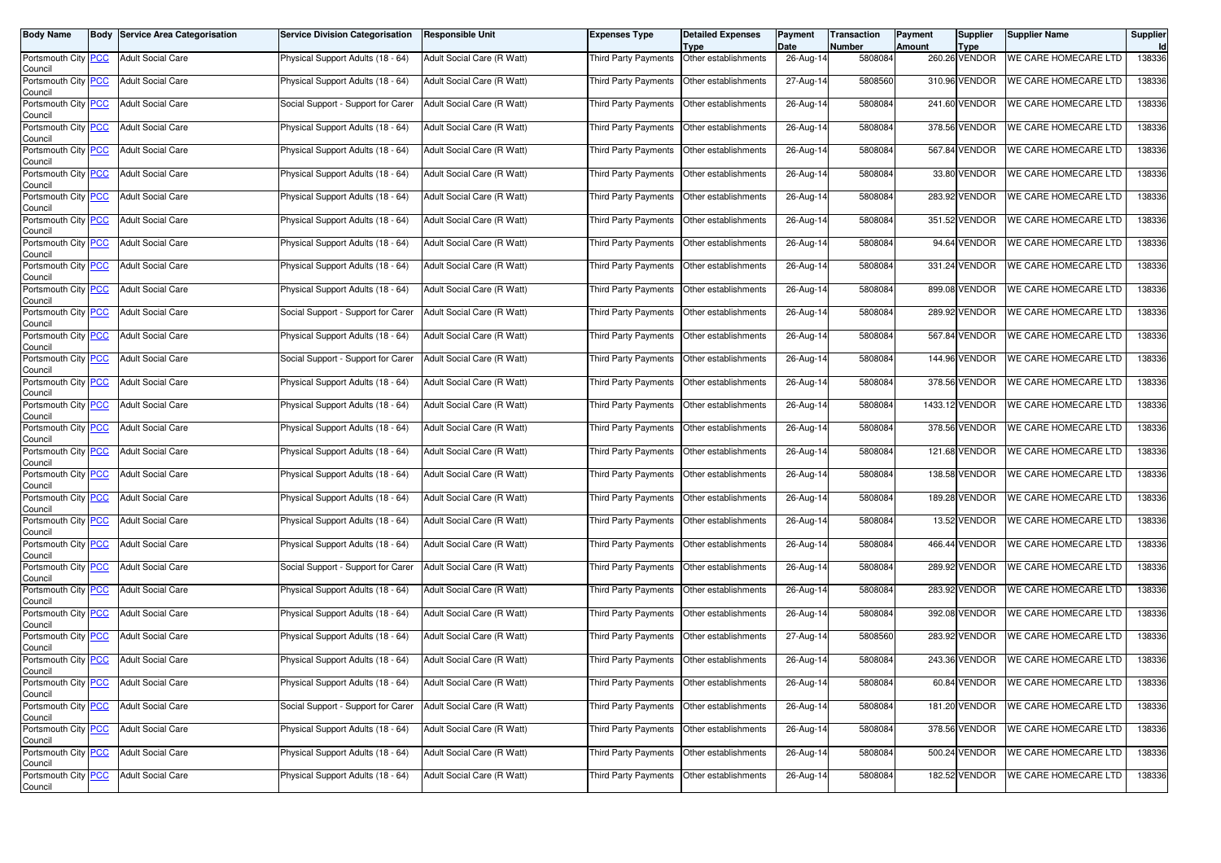| Body Name | Body | Service Area Categorisation | Service Division Categorisation | Responsible Unit | Expenses Type | Detailed Expenses Type | Payment Date | Transaction Number | Payment Amount | Supplier Type | Supplier Name | Supplier Id |
|---|---|---|---|---|---|---|---|---|---|---|---|---|
| Portsmouth City Council | PCC | Adult Social Care | Physical Support Adults (18 - 64) | Adult Social Care (R Watt) | Third Party Payments | Other establishments | 26-Aug-14 | 5808084 | 260.26 | VENDOR | WE CARE HOMECARE LTD | 138336 |
| Portsmouth City Council | PCC | Adult Social Care | Physical Support Adults (18 - 64) | Adult Social Care (R Watt) | Third Party Payments | Other establishments | 27-Aug-14 | 5808560 | 310.96 | VENDOR | WE CARE HOMECARE LTD | 138336 |
| Portsmouth City Council | PCC | Adult Social Care | Social Support - Support for Carer | Adult Social Care (R Watt) | Third Party Payments | Other establishments | 26-Aug-14 | 5808084 | 241.60 | VENDOR | WE CARE HOMECARE LTD | 138336 |
| Portsmouth City Council | PCC | Adult Social Care | Physical Support Adults (18 - 64) | Adult Social Care (R Watt) | Third Party Payments | Other establishments | 26-Aug-14 | 5808084 | 378.56 | VENDOR | WE CARE HOMECARE LTD | 138336 |
| Portsmouth City Council | PCC | Adult Social Care | Physical Support Adults (18 - 64) | Adult Social Care (R Watt) | Third Party Payments | Other establishments | 26-Aug-14 | 5808084 | 567.84 | VENDOR | WE CARE HOMECARE LTD | 138336 |
| Portsmouth City Council | PCC | Adult Social Care | Physical Support Adults (18 - 64) | Adult Social Care (R Watt) | Third Party Payments | Other establishments | 26-Aug-14 | 5808084 | 33.80 | VENDOR | WE CARE HOMECARE LTD | 138336 |
| Portsmouth City Council | PCC | Adult Social Care | Physical Support Adults (18 - 64) | Adult Social Care (R Watt) | Third Party Payments | Other establishments | 26-Aug-14 | 5808084 | 283.92 | VENDOR | WE CARE HOMECARE LTD | 138336 |
| Portsmouth City Council | PCC | Adult Social Care | Physical Support Adults (18 - 64) | Adult Social Care (R Watt) | Third Party Payments | Other establishments | 26-Aug-14 | 5808084 | 351.52 | VENDOR | WE CARE HOMECARE LTD | 138336 |
| Portsmouth City Council | PCC | Adult Social Care | Physical Support Adults (18 - 64) | Adult Social Care (R Watt) | Third Party Payments | Other establishments | 26-Aug-14 | 5808084 | 94.64 | VENDOR | WE CARE HOMECARE LTD | 138336 |
| Portsmouth City Council | PCC | Adult Social Care | Physical Support Adults (18 - 64) | Adult Social Care (R Watt) | Third Party Payments | Other establishments | 26-Aug-14 | 5808084 | 331.24 | VENDOR | WE CARE HOMECARE LTD | 138336 |
| Portsmouth City Council | PCC | Adult Social Care | Physical Support Adults (18 - 64) | Adult Social Care (R Watt) | Third Party Payments | Other establishments | 26-Aug-14 | 5808084 | 899.08 | VENDOR | WE CARE HOMECARE LTD | 138336 |
| Portsmouth City Council | PCC | Adult Social Care | Social Support - Support for Carer | Adult Social Care (R Watt) | Third Party Payments | Other establishments | 26-Aug-14 | 5808084 | 289.92 | VENDOR | WE CARE HOMECARE LTD | 138336 |
| Portsmouth City Council | PCC | Adult Social Care | Physical Support Adults (18 - 64) | Adult Social Care (R Watt) | Third Party Payments | Other establishments | 26-Aug-14 | 5808084 | 567.84 | VENDOR | WE CARE HOMECARE LTD | 138336 |
| Portsmouth City Council | PCC | Adult Social Care | Social Support - Support for Carer | Adult Social Care (R Watt) | Third Party Payments | Other establishments | 26-Aug-14 | 5808084 | 144.96 | VENDOR | WE CARE HOMECARE LTD | 138336 |
| Portsmouth City Council | PCC | Adult Social Care | Physical Support Adults (18 - 64) | Adult Social Care (R Watt) | Third Party Payments | Other establishments | 26-Aug-14 | 5808084 | 378.56 | VENDOR | WE CARE HOMECARE LTD | 138336 |
| Portsmouth City Council | PCC | Adult Social Care | Physical Support Adults (18 - 64) | Adult Social Care (R Watt) | Third Party Payments | Other establishments | 26-Aug-14 | 5808084 | 1433.12 | VENDOR | WE CARE HOMECARE LTD | 138336 |
| Portsmouth City Council | PCC | Adult Social Care | Physical Support Adults (18 - 64) | Adult Social Care (R Watt) | Third Party Payments | Other establishments | 26-Aug-14 | 5808084 | 378.56 | VENDOR | WE CARE HOMECARE LTD | 138336 |
| Portsmouth City Council | PCC | Adult Social Care | Physical Support Adults (18 - 64) | Adult Social Care (R Watt) | Third Party Payments | Other establishments | 26-Aug-14 | 5808084 | 121.68 | VENDOR | WE CARE HOMECARE LTD | 138336 |
| Portsmouth City Council | PCC | Adult Social Care | Physical Support Adults (18 - 64) | Adult Social Care (R Watt) | Third Party Payments | Other establishments | 26-Aug-14 | 5808084 | 138.58 | VENDOR | WE CARE HOMECARE LTD | 138336 |
| Portsmouth City Council | PCC | Adult Social Care | Physical Support Adults (18 - 64) | Adult Social Care (R Watt) | Third Party Payments | Other establishments | 26-Aug-14 | 5808084 | 189.28 | VENDOR | WE CARE HOMECARE LTD | 138336 |
| Portsmouth City Council | PCC | Adult Social Care | Physical Support Adults (18 - 64) | Adult Social Care (R Watt) | Third Party Payments | Other establishments | 26-Aug-14 | 5808084 | 13.52 | VENDOR | WE CARE HOMECARE LTD | 138336 |
| Portsmouth City Council | PCC | Adult Social Care | Physical Support Adults (18 - 64) | Adult Social Care (R Watt) | Third Party Payments | Other establishments | 26-Aug-14 | 5808084 | 466.44 | VENDOR | WE CARE HOMECARE LTD | 138336 |
| Portsmouth City Council | PCC | Adult Social Care | Social Support - Support for Carer | Adult Social Care (R Watt) | Third Party Payments | Other establishments | 26-Aug-14 | 5808084 | 289.92 | VENDOR | WE CARE HOMECARE LTD | 138336 |
| Portsmouth City Council | PCC | Adult Social Care | Physical Support Adults (18 - 64) | Adult Social Care (R Watt) | Third Party Payments | Other establishments | 26-Aug-14 | 5808084 | 283.92 | VENDOR | WE CARE HOMECARE LTD | 138336 |
| Portsmouth City Council | PCC | Adult Social Care | Physical Support Adults (18 - 64) | Adult Social Care (R Watt) | Third Party Payments | Other establishments | 26-Aug-14 | 5808084 | 392.08 | VENDOR | WE CARE HOMECARE LTD | 138336 |
| Portsmouth City Council | PCC | Adult Social Care | Physical Support Adults (18 - 64) | Adult Social Care (R Watt) | Third Party Payments | Other establishments | 27-Aug-14 | 5808560 | 283.92 | VENDOR | WE CARE HOMECARE LTD | 138336 |
| Portsmouth City Council | PCC | Adult Social Care | Physical Support Adults (18 - 64) | Adult Social Care (R Watt) | Third Party Payments | Other establishments | 26-Aug-14 | 5808084 | 243.36 | VENDOR | WE CARE HOMECARE LTD | 138336 |
| Portsmouth City Council | PCC | Adult Social Care | Physical Support Adults (18 - 64) | Adult Social Care (R Watt) | Third Party Payments | Other establishments | 26-Aug-14 | 5808084 | 60.84 | VENDOR | WE CARE HOMECARE LTD | 138336 |
| Portsmouth City Council | PCC | Adult Social Care | Social Support - Support for Carer | Adult Social Care (R Watt) | Third Party Payments | Other establishments | 26-Aug-14 | 5808084 | 181.20 | VENDOR | WE CARE HOMECARE LTD | 138336 |
| Portsmouth City Council | PCC | Adult Social Care | Physical Support Adults (18 - 64) | Adult Social Care (R Watt) | Third Party Payments | Other establishments | 26-Aug-14 | 5808084 | 378.56 | VENDOR | WE CARE HOMECARE LTD | 138336 |
| Portsmouth City Council | PCC | Adult Social Care | Physical Support Adults (18 - 64) | Adult Social Care (R Watt) | Third Party Payments | Other establishments | 26-Aug-14 | 5808084 | 500.24 | VENDOR | WE CARE HOMECARE LTD | 138336 |
| Portsmouth City Council | PCC | Adult Social Care | Physical Support Adults (18 - 64) | Adult Social Care (R Watt) | Third Party Payments | Other establishments | 26-Aug-14 | 5808084 | 182.52 | VENDOR | WE CARE HOMECARE LTD | 138336 |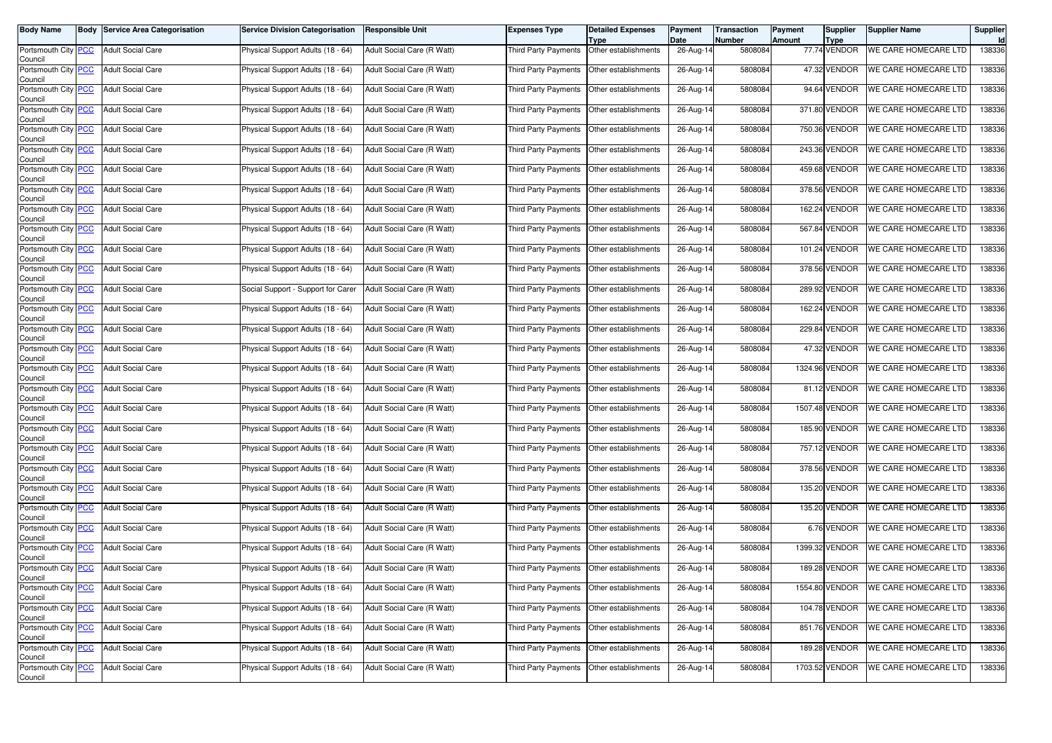| Body Name | Body | Service Area Categorisation | Service Division Categorisation | Responsible Unit | Expenses Type | Detailed Expenses Type | Payment Date | Transaction Number | Payment Amount | Supplier Type | Supplier Name | Supplier Id |
|---|---|---|---|---|---|---|---|---|---|---|---|---|
| Portsmouth City Council | PCC | Adult Social Care | Physical Support Adults (18 - 64) | Adult Social Care (R Watt) | Third Party Payments | Other establishments | 26-Aug-14 | 5808084 | 77.74 | VENDOR | WE CARE HOMECARE LTD | 138336 |
| Portsmouth City Council | PCC | Adult Social Care | Physical Support Adults (18 - 64) | Adult Social Care (R Watt) | Third Party Payments | Other establishments | 26-Aug-14 | 5808084 | 47.32 | VENDOR | WE CARE HOMECARE LTD | 138336 |
| Portsmouth City Council | PCC | Adult Social Care | Physical Support Adults (18 - 64) | Adult Social Care (R Watt) | Third Party Payments | Other establishments | 26-Aug-14 | 5808084 | 94.64 | VENDOR | WE CARE HOMECARE LTD | 138336 |
| Portsmouth City Council | PCC | Adult Social Care | Physical Support Adults (18 - 64) | Adult Social Care (R Watt) | Third Party Payments | Other establishments | 26-Aug-14 | 5808084 | 371.80 | VENDOR | WE CARE HOMECARE LTD | 138336 |
| Portsmouth City Council | PCC | Adult Social Care | Physical Support Adults (18 - 64) | Adult Social Care (R Watt) | Third Party Payments | Other establishments | 26-Aug-14 | 5808084 | 750.36 | VENDOR | WE CARE HOMECARE LTD | 138336 |
| Portsmouth City Council | PCC | Adult Social Care | Physical Support Adults (18 - 64) | Adult Social Care (R Watt) | Third Party Payments | Other establishments | 26-Aug-14 | 5808084 | 243.36 | VENDOR | WE CARE HOMECARE LTD | 138336 |
| Portsmouth City Council | PCC | Adult Social Care | Physical Support Adults (18 - 64) | Adult Social Care (R Watt) | Third Party Payments | Other establishments | 26-Aug-14 | 5808084 | 459.68 | VENDOR | WE CARE HOMECARE LTD | 138336 |
| Portsmouth City Council | PCC | Adult Social Care | Physical Support Adults (18 - 64) | Adult Social Care (R Watt) | Third Party Payments | Other establishments | 26-Aug-14 | 5808084 | 378.56 | VENDOR | WE CARE HOMECARE LTD | 138336 |
| Portsmouth City Council | PCC | Adult Social Care | Physical Support Adults (18 - 64) | Adult Social Care (R Watt) | Third Party Payments | Other establishments | 26-Aug-14 | 5808084 | 162.24 | VENDOR | WE CARE HOMECARE LTD | 138336 |
| Portsmouth City Council | PCC | Adult Social Care | Physical Support Adults (18 - 64) | Adult Social Care (R Watt) | Third Party Payments | Other establishments | 26-Aug-14 | 5808084 | 567.84 | VENDOR | WE CARE HOMECARE LTD | 138336 |
| Portsmouth City Council | PCC | Adult Social Care | Physical Support Adults (18 - 64) | Adult Social Care (R Watt) | Third Party Payments | Other establishments | 26-Aug-14 | 5808084 | 101.24 | VENDOR | WE CARE HOMECARE LTD | 138336 |
| Portsmouth City Council | PCC | Adult Social Care | Physical Support Adults (18 - 64) | Adult Social Care (R Watt) | Third Party Payments | Other establishments | 26-Aug-14 | 5808084 | 378.56 | VENDOR | WE CARE HOMECARE LTD | 138336 |
| Portsmouth City Council | PCC | Adult Social Care | Social Support - Support for Carer | Adult Social Care (R Watt) | Third Party Payments | Other establishments | 26-Aug-14 | 5808084 | 289.92 | VENDOR | WE CARE HOMECARE LTD | 138336 |
| Portsmouth City Council | PCC | Adult Social Care | Physical Support Adults (18 - 64) | Adult Social Care (R Watt) | Third Party Payments | Other establishments | 26-Aug-14 | 5808084 | 162.24 | VENDOR | WE CARE HOMECARE LTD | 138336 |
| Portsmouth City Council | PCC | Adult Social Care | Physical Support Adults (18 - 64) | Adult Social Care (R Watt) | Third Party Payments | Other establishments | 26-Aug-14 | 5808084 | 229.84 | VENDOR | WE CARE HOMECARE LTD | 138336 |
| Portsmouth City Council | PCC | Adult Social Care | Physical Support Adults (18 - 64) | Adult Social Care (R Watt) | Third Party Payments | Other establishments | 26-Aug-14 | 5808084 | 47.32 | VENDOR | WE CARE HOMECARE LTD | 138336 |
| Portsmouth City Council | PCC | Adult Social Care | Physical Support Adults (18 - 64) | Adult Social Care (R Watt) | Third Party Payments | Other establishments | 26-Aug-14 | 5808084 | 1324.96 | VENDOR | WE CARE HOMECARE LTD | 138336 |
| Portsmouth City Council | PCC | Adult Social Care | Physical Support Adults (18 - 64) | Adult Social Care (R Watt) | Third Party Payments | Other establishments | 26-Aug-14 | 5808084 | 81.12 | VENDOR | WE CARE HOMECARE LTD | 138336 |
| Portsmouth City Council | PCC | Adult Social Care | Physical Support Adults (18 - 64) | Adult Social Care (R Watt) | Third Party Payments | Other establishments | 26-Aug-14 | 5808084 | 1507.48 | VENDOR | WE CARE HOMECARE LTD | 138336 |
| Portsmouth City Council | PCC | Adult Social Care | Physical Support Adults (18 - 64) | Adult Social Care (R Watt) | Third Party Payments | Other establishments | 26-Aug-14 | 5808084 | 185.90 | VENDOR | WE CARE HOMECARE LTD | 138336 |
| Portsmouth City Council | PCC | Adult Social Care | Physical Support Adults (18 - 64) | Adult Social Care (R Watt) | Third Party Payments | Other establishments | 26-Aug-14 | 5808084 | 757.12 | VENDOR | WE CARE HOMECARE LTD | 138336 |
| Portsmouth City Council | PCC | Adult Social Care | Physical Support Adults (18 - 64) | Adult Social Care (R Watt) | Third Party Payments | Other establishments | 26-Aug-14 | 5808084 | 378.56 | VENDOR | WE CARE HOMECARE LTD | 138336 |
| Portsmouth City Council | PCC | Adult Social Care | Physical Support Adults (18 - 64) | Adult Social Care (R Watt) | Third Party Payments | Other establishments | 26-Aug-14 | 5808084 | 135.20 | VENDOR | WE CARE HOMECARE LTD | 138336 |
| Portsmouth City Council | PCC | Adult Social Care | Physical Support Adults (18 - 64) | Adult Social Care (R Watt) | Third Party Payments | Other establishments | 26-Aug-14 | 5808084 | 135.20 | VENDOR | WE CARE HOMECARE LTD | 138336 |
| Portsmouth City Council | PCC | Adult Social Care | Physical Support Adults (18 - 64) | Adult Social Care (R Watt) | Third Party Payments | Other establishments | 26-Aug-14 | 5808084 | 6.76 | VENDOR | WE CARE HOMECARE LTD | 138336 |
| Portsmouth City Council | PCC | Adult Social Care | Physical Support Adults (18 - 64) | Adult Social Care (R Watt) | Third Party Payments | Other establishments | 26-Aug-14 | 5808084 | 1399.32 | VENDOR | WE CARE HOMECARE LTD | 138336 |
| Portsmouth City Council | PCC | Adult Social Care | Physical Support Adults (18 - 64) | Adult Social Care (R Watt) | Third Party Payments | Other establishments | 26-Aug-14 | 5808084 | 189.28 | VENDOR | WE CARE HOMECARE LTD | 138336 |
| Portsmouth City Council | PCC | Adult Social Care | Physical Support Adults (18 - 64) | Adult Social Care (R Watt) | Third Party Payments | Other establishments | 26-Aug-14 | 5808084 | 1554.80 | VENDOR | WE CARE HOMECARE LTD | 138336 |
| Portsmouth City Council | PCC | Adult Social Care | Physical Support Adults (18 - 64) | Adult Social Care (R Watt) | Third Party Payments | Other establishments | 26-Aug-14 | 5808084 | 104.78 | VENDOR | WE CARE HOMECARE LTD | 138336 |
| Portsmouth City Council | PCC | Adult Social Care | Physical Support Adults (18 - 64) | Adult Social Care (R Watt) | Third Party Payments | Other establishments | 26-Aug-14 | 5808084 | 851.76 | VENDOR | WE CARE HOMECARE LTD | 138336 |
| Portsmouth City Council | PCC | Adult Social Care | Physical Support Adults (18 - 64) | Adult Social Care (R Watt) | Third Party Payments | Other establishments | 26-Aug-14 | 5808084 | 189.28 | VENDOR | WE CARE HOMECARE LTD | 138336 |
| Portsmouth City Council | PCC | Adult Social Care | Physical Support Adults (18 - 64) | Adult Social Care (R Watt) | Third Party Payments | Other establishments | 26-Aug-14 | 5808084 | 1703.52 | VENDOR | WE CARE HOMECARE LTD | 138336 |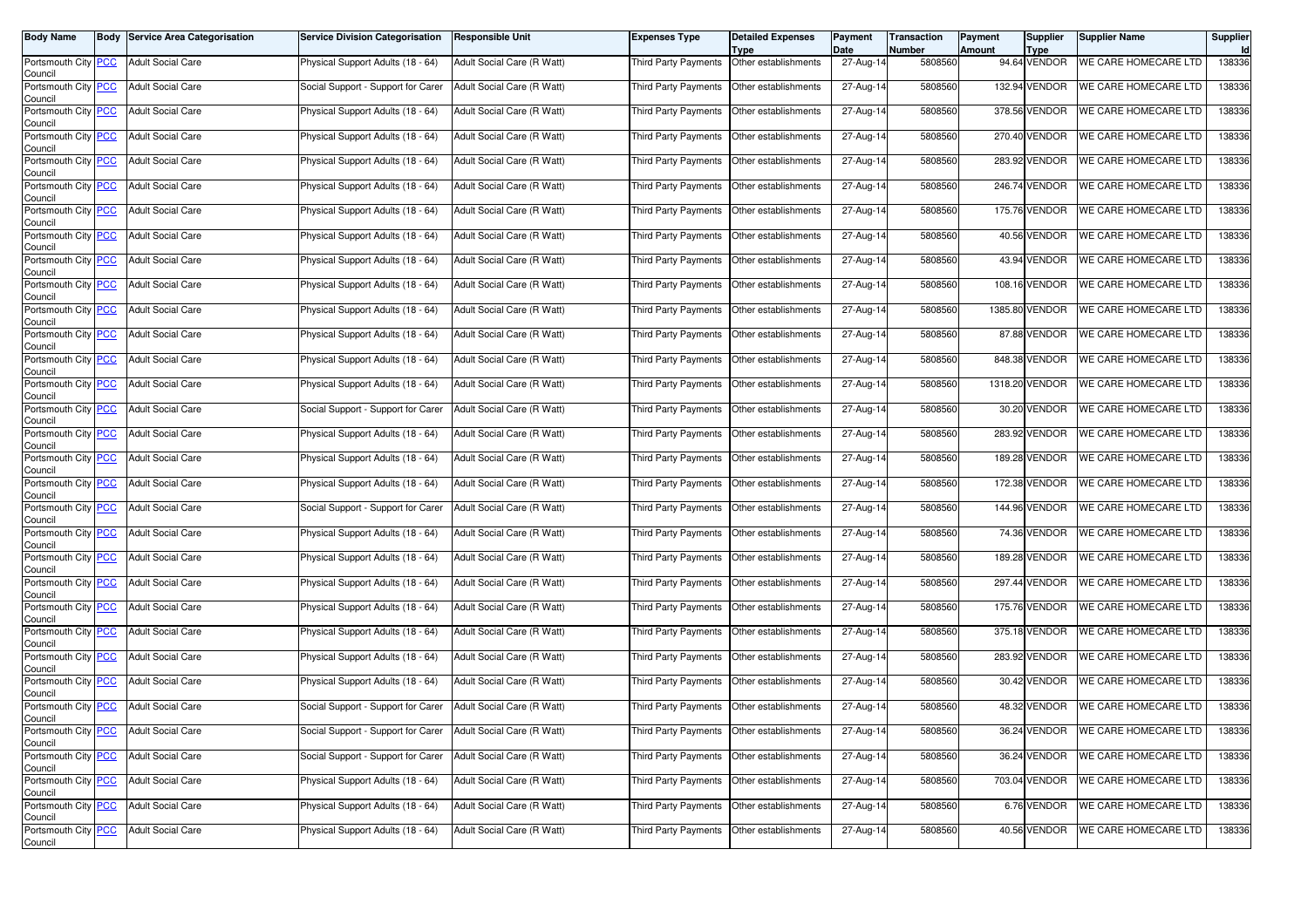| Body Name | Body | Service Area Categorisation | Service Division Categorisation | Responsible Unit | Expenses Type | Detailed Expenses Type | Payment Date | Transaction Number | Payment Amount | Supplier Type | Supplier Name | Supplier Id |
|---|---|---|---|---|---|---|---|---|---|---|---|---|
| Portsmouth City Council | PCC | Adult Social Care | Physical Support Adults (18 - 64) | Adult Social Care (R Watt) | Third Party Payments | Other establishments | 27-Aug-14 | 5808560 | 94.64 | VENDOR | WE CARE HOMECARE LTD | 138336 |
| Portsmouth City Council | PCC | Adult Social Care | Social Support - Support for Carer | Adult Social Care (R Watt) | Third Party Payments | Other establishments | 27-Aug-14 | 5808560 | 132.94 | VENDOR | WE CARE HOMECARE LTD | 138336 |
| Portsmouth City Council | PCC | Adult Social Care | Physical Support Adults (18 - 64) | Adult Social Care (R Watt) | Third Party Payments | Other establishments | 27-Aug-14 | 5808560 | 378.56 | VENDOR | WE CARE HOMECARE LTD | 138336 |
| Portsmouth City Council | PCC | Adult Social Care | Physical Support Adults (18 - 64) | Adult Social Care (R Watt) | Third Party Payments | Other establishments | 27-Aug-14 | 5808560 | 270.40 | VENDOR | WE CARE HOMECARE LTD | 138336 |
| Portsmouth City Council | PCC | Adult Social Care | Physical Support Adults (18 - 64) | Adult Social Care (R Watt) | Third Party Payments | Other establishments | 27-Aug-14 | 5808560 | 283.92 | VENDOR | WE CARE HOMECARE LTD | 138336 |
| Portsmouth City Council | PCC | Adult Social Care | Physical Support Adults (18 - 64) | Adult Social Care (R Watt) | Third Party Payments | Other establishments | 27-Aug-14 | 5808560 | 246.74 | VENDOR | WE CARE HOMECARE LTD | 138336 |
| Portsmouth City Council | PCC | Adult Social Care | Physical Support Adults (18 - 64) | Adult Social Care (R Watt) | Third Party Payments | Other establishments | 27-Aug-14 | 5808560 | 175.76 | VENDOR | WE CARE HOMECARE LTD | 138336 |
| Portsmouth City Council | PCC | Adult Social Care | Physical Support Adults (18 - 64) | Adult Social Care (R Watt) | Third Party Payments | Other establishments | 27-Aug-14 | 5808560 | 40.56 | VENDOR | WE CARE HOMECARE LTD | 138336 |
| Portsmouth City Council | PCC | Adult Social Care | Physical Support Adults (18 - 64) | Adult Social Care (R Watt) | Third Party Payments | Other establishments | 27-Aug-14 | 5808560 | 43.94 | VENDOR | WE CARE HOMECARE LTD | 138336 |
| Portsmouth City Council | PCC | Adult Social Care | Physical Support Adults (18 - 64) | Adult Social Care (R Watt) | Third Party Payments | Other establishments | 27-Aug-14 | 5808560 | 108.16 | VENDOR | WE CARE HOMECARE LTD | 138336 |
| Portsmouth City Council | PCC | Adult Social Care | Physical Support Adults (18 - 64) | Adult Social Care (R Watt) | Third Party Payments | Other establishments | 27-Aug-14 | 5808560 | 1385.80 | VENDOR | WE CARE HOMECARE LTD | 138336 |
| Portsmouth City Council | PCC | Adult Social Care | Physical Support Adults (18 - 64) | Adult Social Care (R Watt) | Third Party Payments | Other establishments | 27-Aug-14 | 5808560 | 87.88 | VENDOR | WE CARE HOMECARE LTD | 138336 |
| Portsmouth City Council | PCC | Adult Social Care | Physical Support Adults (18 - 64) | Adult Social Care (R Watt) | Third Party Payments | Other establishments | 27-Aug-14 | 5808560 | 848.38 | VENDOR | WE CARE HOMECARE LTD | 138336 |
| Portsmouth City Council | PCC | Adult Social Care | Physical Support Adults (18 - 64) | Adult Social Care (R Watt) | Third Party Payments | Other establishments | 27-Aug-14 | 5808560 | 1318.20 | VENDOR | WE CARE HOMECARE LTD | 138336 |
| Portsmouth City Council | PCC | Adult Social Care | Social Support - Support for Carer | Adult Social Care (R Watt) | Third Party Payments | Other establishments | 27-Aug-14 | 5808560 | 30.20 | VENDOR | WE CARE HOMECARE LTD | 138336 |
| Portsmouth City Council | PCC | Adult Social Care | Physical Support Adults (18 - 64) | Adult Social Care (R Watt) | Third Party Payments | Other establishments | 27-Aug-14 | 5808560 | 283.92 | VENDOR | WE CARE HOMECARE LTD | 138336 |
| Portsmouth City Council | PCC | Adult Social Care | Physical Support Adults (18 - 64) | Adult Social Care (R Watt) | Third Party Payments | Other establishments | 27-Aug-14 | 5808560 | 189.28 | VENDOR | WE CARE HOMECARE LTD | 138336 |
| Portsmouth City Council | PCC | Adult Social Care | Physical Support Adults (18 - 64) | Adult Social Care (R Watt) | Third Party Payments | Other establishments | 27-Aug-14 | 5808560 | 172.38 | VENDOR | WE CARE HOMECARE LTD | 138336 |
| Portsmouth City Council | PCC | Adult Social Care | Social Support - Support for Carer | Adult Social Care (R Watt) | Third Party Payments | Other establishments | 27-Aug-14 | 5808560 | 144.96 | VENDOR | WE CARE HOMECARE LTD | 138336 |
| Portsmouth City Council | PCC | Adult Social Care | Physical Support Adults (18 - 64) | Adult Social Care (R Watt) | Third Party Payments | Other establishments | 27-Aug-14 | 5808560 | 74.36 | VENDOR | WE CARE HOMECARE LTD | 138336 |
| Portsmouth City Council | PCC | Adult Social Care | Physical Support Adults (18 - 64) | Adult Social Care (R Watt) | Third Party Payments | Other establishments | 27-Aug-14 | 5808560 | 189.28 | VENDOR | WE CARE HOMECARE LTD | 138336 |
| Portsmouth City Council | PCC | Adult Social Care | Physical Support Adults (18 - 64) | Adult Social Care (R Watt) | Third Party Payments | Other establishments | 27-Aug-14 | 5808560 | 297.44 | VENDOR | WE CARE HOMECARE LTD | 138336 |
| Portsmouth City Council | PCC | Adult Social Care | Physical Support Adults (18 - 64) | Adult Social Care (R Watt) | Third Party Payments | Other establishments | 27-Aug-14 | 5808560 | 175.76 | VENDOR | WE CARE HOMECARE LTD | 138336 |
| Portsmouth City Council | PCC | Adult Social Care | Physical Support Adults (18 - 64) | Adult Social Care (R Watt) | Third Party Payments | Other establishments | 27-Aug-14 | 5808560 | 375.18 | VENDOR | WE CARE HOMECARE LTD | 138336 |
| Portsmouth City Council | PCC | Adult Social Care | Physical Support Adults (18 - 64) | Adult Social Care (R Watt) | Third Party Payments | Other establishments | 27-Aug-14 | 5808560 | 283.92 | VENDOR | WE CARE HOMECARE LTD | 138336 |
| Portsmouth City Council | PCC | Adult Social Care | Physical Support Adults (18 - 64) | Adult Social Care (R Watt) | Third Party Payments | Other establishments | 27-Aug-14 | 5808560 | 30.42 | VENDOR | WE CARE HOMECARE LTD | 138336 |
| Portsmouth City Council | PCC | Adult Social Care | Social Support - Support for Carer | Adult Social Care (R Watt) | Third Party Payments | Other establishments | 27-Aug-14 | 5808560 | 48.32 | VENDOR | WE CARE HOMECARE LTD | 138336 |
| Portsmouth City Council | PCC | Adult Social Care | Social Support - Support for Carer | Adult Social Care (R Watt) | Third Party Payments | Other establishments | 27-Aug-14 | 5808560 | 36.24 | VENDOR | WE CARE HOMECARE LTD | 138336 |
| Portsmouth City Council | PCC | Adult Social Care | Social Support - Support for Carer | Adult Social Care (R Watt) | Third Party Payments | Other establishments | 27-Aug-14 | 5808560 | 36.24 | VENDOR | WE CARE HOMECARE LTD | 138336 |
| Portsmouth City Council | PCC | Adult Social Care | Physical Support Adults (18 - 64) | Adult Social Care (R Watt) | Third Party Payments | Other establishments | 27-Aug-14 | 5808560 | 703.04 | VENDOR | WE CARE HOMECARE LTD | 138336 |
| Portsmouth City Council | PCC | Adult Social Care | Physical Support Adults (18 - 64) | Adult Social Care (R Watt) | Third Party Payments | Other establishments | 27-Aug-14 | 5808560 | 6.76 | VENDOR | WE CARE HOMECARE LTD | 138336 |
| Portsmouth City Council | PCC | Adult Social Care | Physical Support Adults (18 - 64) | Adult Social Care (R Watt) | Third Party Payments | Other establishments | 27-Aug-14 | 5808560 | 40.56 | VENDOR | WE CARE HOMECARE LTD | 138336 |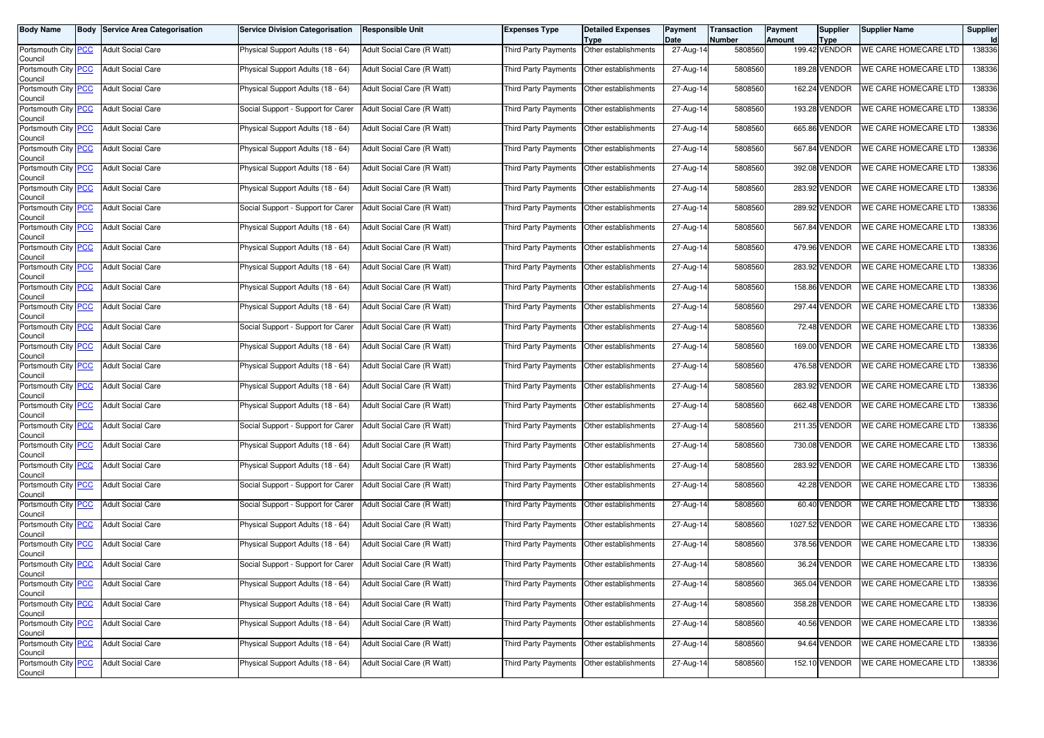| Body Name | Body | Service Area Categorisation | Service Division Categorisation | Responsible Unit | Expenses Type | Detailed Expenses Type | Payment Date | Transaction Number | Payment Amount | Supplier Type | Supplier Name | Supplier Id |
|---|---|---|---|---|---|---|---|---|---|---|---|---|
| Portsmouth City Council | PCC | Adult Social Care | Physical Support Adults (18 - 64) | Adult Social Care (R Watt) | Third Party Payments | Other establishments | 27-Aug-14 | 5808560 | 199.42 | VENDOR | WE CARE HOMECARE LTD | 138336 |
| Portsmouth City Council | PCC | Adult Social Care | Physical Support Adults (18 - 64) | Adult Social Care (R Watt) | Third Party Payments | Other establishments | 27-Aug-14 | 5808560 | 189.28 | VENDOR | WE CARE HOMECARE LTD | 138336 |
| Portsmouth City Council | PCC | Adult Social Care | Physical Support Adults (18 - 64) | Adult Social Care (R Watt) | Third Party Payments | Other establishments | 27-Aug-14 | 5808560 | 162.24 | VENDOR | WE CARE HOMECARE LTD | 138336 |
| Portsmouth City Council | PCC | Adult Social Care | Social Support - Support for Carer | Adult Social Care (R Watt) | Third Party Payments | Other establishments | 27-Aug-14 | 5808560 | 193.28 | VENDOR | WE CARE HOMECARE LTD | 138336 |
| Portsmouth City Council | PCC | Adult Social Care | Physical Support Adults (18 - 64) | Adult Social Care (R Watt) | Third Party Payments | Other establishments | 27-Aug-14 | 5808560 | 665.86 | VENDOR | WE CARE HOMECARE LTD | 138336 |
| Portsmouth City Council | PCC | Adult Social Care | Physical Support Adults (18 - 64) | Adult Social Care (R Watt) | Third Party Payments | Other establishments | 27-Aug-14 | 5808560 | 567.84 | VENDOR | WE CARE HOMECARE LTD | 138336 |
| Portsmouth City Council | PCC | Adult Social Care | Physical Support Adults (18 - 64) | Adult Social Care (R Watt) | Third Party Payments | Other establishments | 27-Aug-14 | 5808560 | 392.08 | VENDOR | WE CARE HOMECARE LTD | 138336 |
| Portsmouth City Council | PCC | Adult Social Care | Physical Support Adults (18 - 64) | Adult Social Care (R Watt) | Third Party Payments | Other establishments | 27-Aug-14 | 5808560 | 283.92 | VENDOR | WE CARE HOMECARE LTD | 138336 |
| Portsmouth City Council | PCC | Adult Social Care | Social Support - Support for Carer | Adult Social Care (R Watt) | Third Party Payments | Other establishments | 27-Aug-14 | 5808560 | 289.92 | VENDOR | WE CARE HOMECARE LTD | 138336 |
| Portsmouth City Council | PCC | Adult Social Care | Physical Support Adults (18 - 64) | Adult Social Care (R Watt) | Third Party Payments | Other establishments | 27-Aug-14 | 5808560 | 567.84 | VENDOR | WE CARE HOMECARE LTD | 138336 |
| Portsmouth City Council | PCC | Adult Social Care | Physical Support Adults (18 - 64) | Adult Social Care (R Watt) | Third Party Payments | Other establishments | 27-Aug-14 | 5808560 | 479.96 | VENDOR | WE CARE HOMECARE LTD | 138336 |
| Portsmouth City Council | PCC | Adult Social Care | Physical Support Adults (18 - 64) | Adult Social Care (R Watt) | Third Party Payments | Other establishments | 27-Aug-14 | 5808560 | 283.92 | VENDOR | WE CARE HOMECARE LTD | 138336 |
| Portsmouth City Council | PCC | Adult Social Care | Physical Support Adults (18 - 64) | Adult Social Care (R Watt) | Third Party Payments | Other establishments | 27-Aug-14 | 5808560 | 158.86 | VENDOR | WE CARE HOMECARE LTD | 138336 |
| Portsmouth City Council | PCC | Adult Social Care | Physical Support Adults (18 - 64) | Adult Social Care (R Watt) | Third Party Payments | Other establishments | 27-Aug-14 | 5808560 | 297.44 | VENDOR | WE CARE HOMECARE LTD | 138336 |
| Portsmouth City Council | PCC | Adult Social Care | Social Support - Support for Carer | Adult Social Care (R Watt) | Third Party Payments | Other establishments | 27-Aug-14 | 5808560 | 72.48 | VENDOR | WE CARE HOMECARE LTD | 138336 |
| Portsmouth City Council | PCC | Adult Social Care | Physical Support Adults (18 - 64) | Adult Social Care (R Watt) | Third Party Payments | Other establishments | 27-Aug-14 | 5808560 | 169.00 | VENDOR | WE CARE HOMECARE LTD | 138336 |
| Portsmouth City Council | PCC | Adult Social Care | Physical Support Adults (18 - 64) | Adult Social Care (R Watt) | Third Party Payments | Other establishments | 27-Aug-14 | 5808560 | 476.58 | VENDOR | WE CARE HOMECARE LTD | 138336 |
| Portsmouth City Council | PCC | Adult Social Care | Physical Support Adults (18 - 64) | Adult Social Care (R Watt) | Third Party Payments | Other establishments | 27-Aug-14 | 5808560 | 283.92 | VENDOR | WE CARE HOMECARE LTD | 138336 |
| Portsmouth City Council | PCC | Adult Social Care | Physical Support Adults (18 - 64) | Adult Social Care (R Watt) | Third Party Payments | Other establishments | 27-Aug-14 | 5808560 | 662.48 | VENDOR | WE CARE HOMECARE LTD | 138336 |
| Portsmouth City Council | PCC | Adult Social Care | Social Support - Support for Carer | Adult Social Care (R Watt) | Third Party Payments | Other establishments | 27-Aug-14 | 5808560 | 211.35 | VENDOR | WE CARE HOMECARE LTD | 138336 |
| Portsmouth City Council | PCC | Adult Social Care | Physical Support Adults (18 - 64) | Adult Social Care (R Watt) | Third Party Payments | Other establishments | 27-Aug-14 | 5808560 | 730.08 | VENDOR | WE CARE HOMECARE LTD | 138336 |
| Portsmouth City Council | PCC | Adult Social Care | Physical Support Adults (18 - 64) | Adult Social Care (R Watt) | Third Party Payments | Other establishments | 27-Aug-14 | 5808560 | 283.92 | VENDOR | WE CARE HOMECARE LTD | 138336 |
| Portsmouth City Council | PCC | Adult Social Care | Social Support - Support for Carer | Adult Social Care (R Watt) | Third Party Payments | Other establishments | 27-Aug-14 | 5808560 | 42.28 | VENDOR | WE CARE HOMECARE LTD | 138336 |
| Portsmouth City Council | PCC | Adult Social Care | Social Support - Support for Carer | Adult Social Care (R Watt) | Third Party Payments | Other establishments | 27-Aug-14 | 5808560 | 60.40 | VENDOR | WE CARE HOMECARE LTD | 138336 |
| Portsmouth City Council | PCC | Adult Social Care | Physical Support Adults (18 - 64) | Adult Social Care (R Watt) | Third Party Payments | Other establishments | 27-Aug-14 | 5808560 | 1027.52 | VENDOR | WE CARE HOMECARE LTD | 138336 |
| Portsmouth City Council | PCC | Adult Social Care | Physical Support Adults (18 - 64) | Adult Social Care (R Watt) | Third Party Payments | Other establishments | 27-Aug-14 | 5808560 | 378.56 | VENDOR | WE CARE HOMECARE LTD | 138336 |
| Portsmouth City Council | PCC | Adult Social Care | Social Support - Support for Carer | Adult Social Care (R Watt) | Third Party Payments | Other establishments | 27-Aug-14 | 5808560 | 36.24 | VENDOR | WE CARE HOMECARE LTD | 138336 |
| Portsmouth City Council | PCC | Adult Social Care | Physical Support Adults (18 - 64) | Adult Social Care (R Watt) | Third Party Payments | Other establishments | 27-Aug-14 | 5808560 | 365.04 | VENDOR | WE CARE HOMECARE LTD | 138336 |
| Portsmouth City Council | PCC | Adult Social Care | Physical Support Adults (18 - 64) | Adult Social Care (R Watt) | Third Party Payments | Other establishments | 27-Aug-14 | 5808560 | 358.28 | VENDOR | WE CARE HOMECARE LTD | 138336 |
| Portsmouth City Council | PCC | Adult Social Care | Physical Support Adults (18 - 64) | Adult Social Care (R Watt) | Third Party Payments | Other establishments | 27-Aug-14 | 5808560 | 40.56 | VENDOR | WE CARE HOMECARE LTD | 138336 |
| Portsmouth City Council | PCC | Adult Social Care | Physical Support Adults (18 - 64) | Adult Social Care (R Watt) | Third Party Payments | Other establishments | 27-Aug-14 | 5808560 | 94.64 | VENDOR | WE CARE HOMECARE LTD | 138336 |
| Portsmouth City Council | PCC | Adult Social Care | Physical Support Adults (18 - 64) | Adult Social Care (R Watt) | Third Party Payments | Other establishments | 27-Aug-14 | 5808560 | 152.10 | VENDOR | WE CARE HOMECARE LTD | 138336 |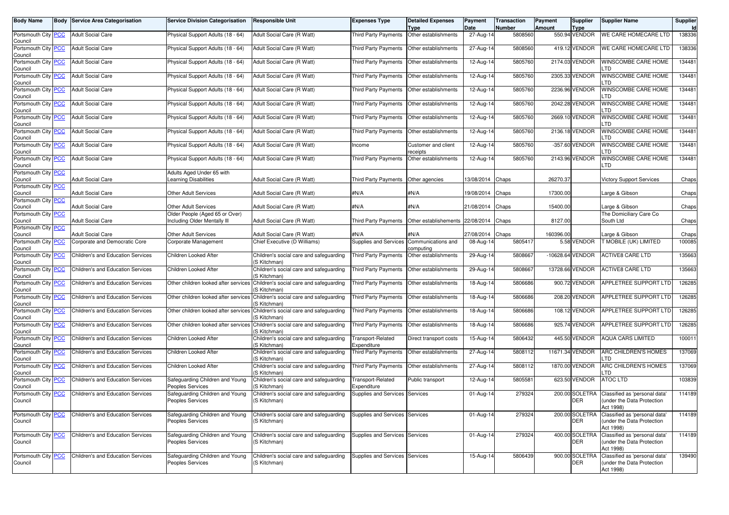| Body Name | Body | Service Area Categorisation | Service Division Categorisation | Responsible Unit | Expenses Type | Detailed Expenses Type | Payment Date | Transaction Number | Payment Amount | Supplier Type | Supplier Name | Supplier Id |
|---|---|---|---|---|---|---|---|---|---|---|---|---|
| Portsmouth City Council | PCC | Adult Social Care | Physical Support Adults (18 - 64) | Adult Social Care (R Watt) | Third Party Payments | Other establishments | 27-Aug-14 | 5808560 | 550.94 | VENDOR | WE CARE HOMECARE LTD | 138336 |
| Portsmouth City Council | PCC | Adult Social Care | Physical Support Adults (18 - 64) | Adult Social Care (R Watt) | Third Party Payments | Other establishments | 27-Aug-14 | 5808560 | 419.12 | VENDOR | WE CARE HOMECARE LTD | 138336 |
| Portsmouth City Council | PCC | Adult Social Care | Physical Support Adults (18 - 64) | Adult Social Care (R Watt) | Third Party Payments | Other establishments | 12-Aug-14 | 5805760 | 2174.03 | VENDOR | WINSCOMBE CARE HOME LTD | 134481 |
| Portsmouth City Council | PCC | Adult Social Care | Physical Support Adults (18 - 64) | Adult Social Care (R Watt) | Third Party Payments | Other establishments | 12-Aug-14 | 5805760 | 2305.33 | VENDOR | WINSCOMBE CARE HOME LTD | 134481 |
| Portsmouth City Council | PCC | Adult Social Care | Physical Support Adults (18 - 64) | Adult Social Care (R Watt) | Third Party Payments | Other establishments | 12-Aug-14 | 5805760 | 2236.96 | VENDOR | WINSCOMBE CARE HOME LTD | 134481 |
| Portsmouth City Council | PCC | Adult Social Care | Physical Support Adults (18 - 64) | Adult Social Care (R Watt) | Third Party Payments | Other establishments | 12-Aug-14 | 5805760 | 2042.28 | VENDOR | WINSCOMBE CARE HOME LTD | 134481 |
| Portsmouth City Council | PCC | Adult Social Care | Physical Support Adults (18 - 64) | Adult Social Care (R Watt) | Third Party Payments | Other establishments | 12-Aug-14 | 5805760 | 2669.10 | VENDOR | WINSCOMBE CARE HOME LTD | 134481 |
| Portsmouth City Council | PCC | Adult Social Care | Physical Support Adults (18 - 64) | Adult Social Care (R Watt) | Third Party Payments | Other establishments | 12-Aug-14 | 5805760 | 2136.18 | VENDOR | WINSCOMBE CARE HOME LTD | 134481 |
| Portsmouth City Council | PCC | Adult Social Care | Physical Support Adults (18 - 64) | Adult Social Care (R Watt) | Income | Customer and client receipts | 12-Aug-14 | 5805760 | -357.60 | VENDOR | WINSCOMBE CARE HOME LTD | 134481 |
| Portsmouth City Council | PCC | Adult Social Care | Physical Support Adults (18 - 64) | Adult Social Care (R Watt) | Third Party Payments | Other establishments | 12-Aug-14 | 5805760 | 2143.96 | VENDOR | WINSCOMBE CARE HOME LTD | 134481 |
| Portsmouth City Council | PCC | Adult Social Care | Adults Aged Under 65 with Learning Disabilities | Adult Social Care (R Watt) | Third Party Payments | Other agencies | 13/08/2014 | Chaps | 26270.37 | | Victory Support Services | Chaps |
| Portsmouth City Council | PCC | Adult Social Care | Other Adult Services | Adult Social Care (R Watt) | #N/A | #N/A | 19/08/2014 | Chaps | 17300.00 | | Large & Gibson | Chaps |
| Portsmouth City Council | PCC | Adult Social Care | Other Adult Services | Adult Social Care (R Watt) | #N/A | #N/A | 21/08/2014 | Chaps | 15400.00 | | Large & Gibson | Chaps |
| Portsmouth City Council | PCC | Adult Social Care | Older People (Aged 65 or Over) Including Older Mentally Ill | Adult Social Care (R Watt) | Third Party Payments | Other establishements | 22/08/2014 | Chaps | 8127.00 | | The Domiciliary Care Co South Ltd | Chaps |
| Portsmouth City Council | PCC | Adult Social Care | Other Adult Services | Adult Social Care (R Watt) | #N/A | #N/A | 27/08/2014 | Chaps | 160396.00 | | Large & Gibson | Chaps |
| Portsmouth City Council | PCC | Corporate and Democratic Core | Corporate Management | Chief Executive (D Williams) | Supplies and Services | Communications and computing | 08-Aug-14 | 5805417 | 5.58 | VENDOR | T MOBILE (UK) LIMITED | 100085 |
| Portsmouth City Council | PCC | Children's and Education Services | Children Looked After | Children's social care and safeguarding (S Kitchman) | Third Party Payments | Other establishments | 29-Aug-14 | 5808667 | -10628.64 | VENDOR | ACTIVE8 CARE LTD | 135663 |
| Portsmouth City Council | PCC | Children's and Education Services | Children Looked After | Children's social care and safeguarding (S Kitchman) | Third Party Payments | Other establishments | 29-Aug-14 | 5808667 | 13728.66 | VENDOR | ACTIVE8 CARE LTD | 135663 |
| Portsmouth City Council | PCC | Children's and Education Services | Other children looked after services | Children's social care and safeguarding (S Kitchman) | Third Party Payments | Other establishments | 18-Aug-14 | 5806686 | 900.72 | VENDOR | APPLETREE SUPPORT LTD | 126285 |
| Portsmouth City Council | PCC | Children's and Education Services | Other children looked after services | Children's social care and safeguarding (S Kitchman) | Third Party Payments | Other establishments | 18-Aug-14 | 5806686 | 208.20 | VENDOR | APPLETREE SUPPORT LTD | 126285 |
| Portsmouth City Council | PCC | Children's and Education Services | Other children looked after services | Children's social care and safeguarding (S Kitchman) | Third Party Payments | Other establishments | 18-Aug-14 | 5806686 | 108.12 | VENDOR | APPLETREE SUPPORT LTD | 126285 |
| Portsmouth City Council | PCC | Children's and Education Services | Other children looked after services | Children's social care and safeguarding (S Kitchman) | Third Party Payments | Other establishments | 18-Aug-14 | 5806686 | 925.74 | VENDOR | APPLETREE SUPPORT LTD | 126285 |
| Portsmouth City Council | PCC | Children's and Education Services | Children Looked After | Children's social care and safeguarding (S Kitchman) | Transport-Related Expenditure | Direct transport costs | 15-Aug-14 | 5806432 | 445.50 | VENDOR | AQUA CARS LIMITED | 100011 |
| Portsmouth City Council | PCC | Children's and Education Services | Children Looked After | Children's social care and safeguarding (S Kitchman) | Third Party Payments | Other establishments | 27-Aug-14 | 5808112 | 11671.34 | VENDOR | ARC CHILDREN'S HOMES LTD | 137069 |
| Portsmouth City Council | PCC | Children's and Education Services | Children Looked After | Children's social care and safeguarding (S Kitchman) | Third Party Payments | Other establishments | 27-Aug-14 | 5808112 | 1870.00 | VENDOR | ARC CHILDREN'S HOMES LTD | 137069 |
| Portsmouth City Council | PCC | Children's and Education Services | Safeguarding Children and Young Peoples Services | Children's social care and safeguarding (S Kitchman) | Transport-Related Expenditure | Public transport | 12-Aug-14 | 5805581 | 623.50 | VENDOR | ATOC LTD | 103839 |
| Portsmouth City Council | PCC | Children's and Education Services | Safeguarding Children and Young Peoples Services | Children's social care and safeguarding (S Kitchman) | Supplies and Services | Services | 01-Aug-14 | 279324 | 200.00 | SOLETRADER | Classified as 'personal data' (under the Data Protection Act 1998) | 114189 |
| Portsmouth City Council | PCC | Children's and Education Services | Safeguarding Children and Young Peoples Services | Children's social care and safeguarding (S Kitchman) | Supplies and Services | Services | 01-Aug-14 | 279324 | 200.00 | SOLETRADER | Classified as 'personal data' (under the Data Protection Act 1998) | 114189 |
| Portsmouth City Council | PCC | Children's and Education Services | Safeguarding Children and Young Peoples Services | Children's social care and safeguarding (S Kitchman) | Supplies and Services | Services | 01-Aug-14 | 279324 | 400.00 | SOLETRADER | Classified as 'personal data' (under the Data Protection Act 1998) | 114189 |
| Portsmouth City Council | PCC | Children's and Education Services | Safeguarding Children and Young Peoples Services | Children's social care and safeguarding (S Kitchman) | Supplies and Services | Services | 15-Aug-14 | 5806439 | 900.00 | SOLETRADER | Classified as 'personal data' (under the Data Protection Act 1998) | 139490 |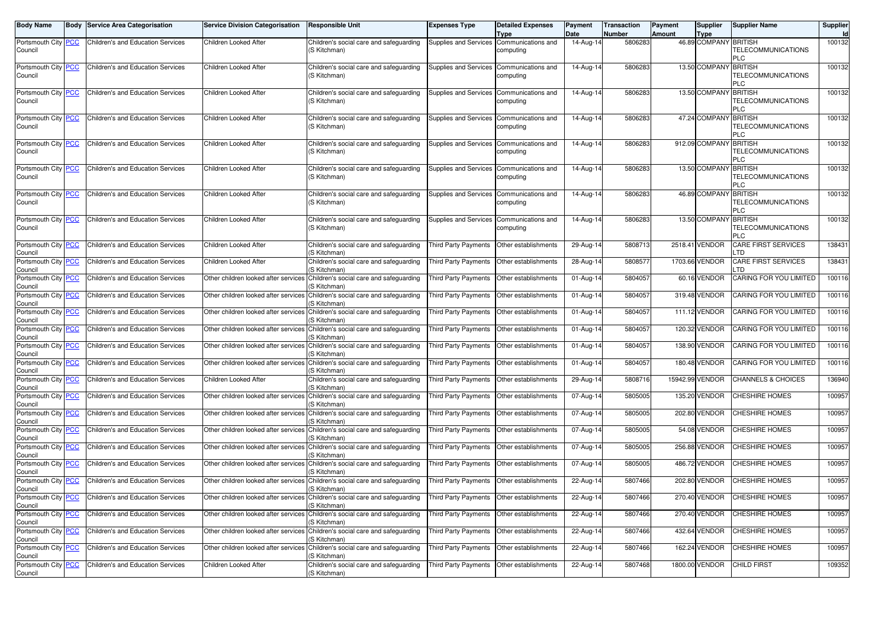| Body Name | Body | Service Area Categorisation | Service Division Categorisation | Responsible Unit | Expenses Type | Detailed Expenses Type | Payment Date | Transaction Number | Payment Amount | Supplier Type | Supplier Name | Supplier Id |
|---|---|---|---|---|---|---|---|---|---|---|---|---|
| Portsmouth City Council | PCC | Children's and Education Services | Children Looked After | Children's social care and safeguarding (S Kitchman) | Supplies and Services | Communications and computing | 14-Aug-14 | 5806283 | 46.89 | COMPANY | BRITISH TELECOMMUNICATIONS PLC | 100132 |
| Portsmouth City Council | PCC | Children's and Education Services | Children Looked After | Children's social care and safeguarding (S Kitchman) | Supplies and Services | Communications and computing | 14-Aug-14 | 5806283 | 13.50 | COMPANY | BRITISH TELECOMMUNICATIONS PLC | 100132 |
| Portsmouth City Council | PCC | Children's and Education Services | Children Looked After | Children's social care and safeguarding (S Kitchman) | Supplies and Services | Communications and computing | 14-Aug-14 | 5806283 | 13.50 | COMPANY | BRITISH TELECOMMUNICATIONS PLC | 100132 |
| Portsmouth City Council | PCC | Children's and Education Services | Children Looked After | Children's social care and safeguarding (S Kitchman) | Supplies and Services | Communications and computing | 14-Aug-14 | 5806283 | 47.24 | COMPANY | BRITISH TELECOMMUNICATIONS PLC | 100132 |
| Portsmouth City Council | PCC | Children's and Education Services | Children Looked After | Children's social care and safeguarding (S Kitchman) | Supplies and Services | Communications and computing | 14-Aug-14 | 5806283 | 912.09 | COMPANY | BRITISH TELECOMMUNICATIONS PLC | 100132 |
| Portsmouth City Council | PCC | Children's and Education Services | Children Looked After | Children's social care and safeguarding (S Kitchman) | Supplies and Services | Communications and computing | 14-Aug-14 | 5806283 | 13.50 | COMPANY | BRITISH TELECOMMUNICATIONS PLC | 100132 |
| Portsmouth City Council | PCC | Children's and Education Services | Children Looked After | Children's social care and safeguarding (S Kitchman) | Supplies and Services | Communications and computing | 14-Aug-14 | 5806283 | 46.89 | COMPANY | BRITISH TELECOMMUNICATIONS PLC | 100132 |
| Portsmouth City Council | PCC | Children's and Education Services | Children Looked After | Children's social care and safeguarding (S Kitchman) | Supplies and Services | Communications and computing | 14-Aug-14 | 5806283 | 13.50 | COMPANY | BRITISH TELECOMMUNICATIONS PLC | 100132 |
| Portsmouth City Council | PCC | Children's and Education Services | Children Looked After | Children's social care and safeguarding (S Kitchman) | Third Party Payments | Other establishments | 29-Aug-14 | 5808713 | 2518.41 | VENDOR | CARE FIRST SERVICES LTD | 138431 |
| Portsmouth City Council | PCC | Children's and Education Services | Children Looked After | Children's social care and safeguarding (S Kitchman) | Third Party Payments | Other establishments | 28-Aug-14 | 5808577 | 1703.66 | VENDOR | CARE FIRST SERVICES LTD | 138431 |
| Portsmouth City Council | PCC | Children's and Education Services | Other children looked after services | Children's social care and safeguarding (S Kitchman) | Third Party Payments | Other establishments | 01-Aug-14 | 5804057 | 60.16 | VENDOR | CARING FOR YOU LIMITED | 100116 |
| Portsmouth City Council | PCC | Children's and Education Services | Other children looked after services | Children's social care and safeguarding (S Kitchman) | Third Party Payments | Other establishments | 01-Aug-14 | 5804057 | 319.48 | VENDOR | CARING FOR YOU LIMITED | 100116 |
| Portsmouth City Council | PCC | Children's and Education Services | Other children looked after services | Children's social care and safeguarding (S Kitchman) | Third Party Payments | Other establishments | 01-Aug-14 | 5804057 | 111.12 | VENDOR | CARING FOR YOU LIMITED | 100116 |
| Portsmouth City Council | PCC | Children's and Education Services | Other children looked after services | Children's social care and safeguarding (S Kitchman) | Third Party Payments | Other establishments | 01-Aug-14 | 5804057 | 120.32 | VENDOR | CARING FOR YOU LIMITED | 100116 |
| Portsmouth City Council | PCC | Children's and Education Services | Other children looked after services | Children's social care and safeguarding (S Kitchman) | Third Party Payments | Other establishments | 01-Aug-14 | 5804057 | 138.90 | VENDOR | CARING FOR YOU LIMITED | 100116 |
| Portsmouth City Council | PCC | Children's and Education Services | Other children looked after services | Children's social care and safeguarding (S Kitchman) | Third Party Payments | Other establishments | 01-Aug-14 | 5804057 | 180.48 | VENDOR | CARING FOR YOU LIMITED | 100116 |
| Portsmouth City Council | PCC | Children's and Education Services | Children Looked After | Children's social care and safeguarding (S Kitchman) | Third Party Payments | Other establishments | 29-Aug-14 | 5808716 | 15942.99 | VENDOR | CHANNELS & CHOICES | 136940 |
| Portsmouth City Council | PCC | Children's and Education Services | Other children looked after services | Children's social care and safeguarding (S Kitchman) | Third Party Payments | Other establishments | 07-Aug-14 | 5805005 | 135.20 | VENDOR | CHESHIRE HOMES | 100957 |
| Portsmouth City Council | PCC | Children's and Education Services | Other children looked after services | Children's social care and safeguarding (S Kitchman) | Third Party Payments | Other establishments | 07-Aug-14 | 5805005 | 202.80 | VENDOR | CHESHIRE HOMES | 100957 |
| Portsmouth City Council | PCC | Children's and Education Services | Other children looked after services | Children's social care and safeguarding (S Kitchman) | Third Party Payments | Other establishments | 07-Aug-14 | 5805005 | 54.08 | VENDOR | CHESHIRE HOMES | 100957 |
| Portsmouth City Council | PCC | Children's and Education Services | Other children looked after services | Children's social care and safeguarding (S Kitchman) | Third Party Payments | Other establishments | 07-Aug-14 | 5805005 | 256.88 | VENDOR | CHESHIRE HOMES | 100957 |
| Portsmouth City Council | PCC | Children's and Education Services | Other children looked after services | Children's social care and safeguarding (S Kitchman) | Third Party Payments | Other establishments | 07-Aug-14 | 5805005 | 486.72 | VENDOR | CHESHIRE HOMES | 100957 |
| Portsmouth City Council | PCC | Children's and Education Services | Other children looked after services | Children's social care and safeguarding (S Kitchman) | Third Party Payments | Other establishments | 22-Aug-14 | 5807466 | 202.80 | VENDOR | CHESHIRE HOMES | 100957 |
| Portsmouth City Council | PCC | Children's and Education Services | Other children looked after services | Children's social care and safeguarding (S Kitchman) | Third Party Payments | Other establishments | 22-Aug-14 | 5807466 | 270.40 | VENDOR | CHESHIRE HOMES | 100957 |
| Portsmouth City Council | PCC | Children's and Education Services | Other children looked after services | Children's social care and safeguarding (S Kitchman) | Third Party Payments | Other establishments | 22-Aug-14 | 5807466 | 270.40 | VENDOR | CHESHIRE HOMES | 100957 |
| Portsmouth City Council | PCC | Children's and Education Services | Other children looked after services | Children's social care and safeguarding (S Kitchman) | Third Party Payments | Other establishments | 22-Aug-14 | 5807466 | 432.64 | VENDOR | CHESHIRE HOMES | 100957 |
| Portsmouth City Council | PCC | Children's and Education Services | Other children looked after services | Children's social care and safeguarding (S Kitchman) | Third Party Payments | Other establishments | 22-Aug-14 | 5807466 | 162.24 | VENDOR | CHESHIRE HOMES | 100957 |
| Portsmouth City Council | PCC | Children's and Education Services | Children Looked After | Children's social care and safeguarding (S Kitchman) | Third Party Payments | Other establishments | 22-Aug-14 | 5807468 | 1800.00 | VENDOR | CHILD FIRST | 109352 |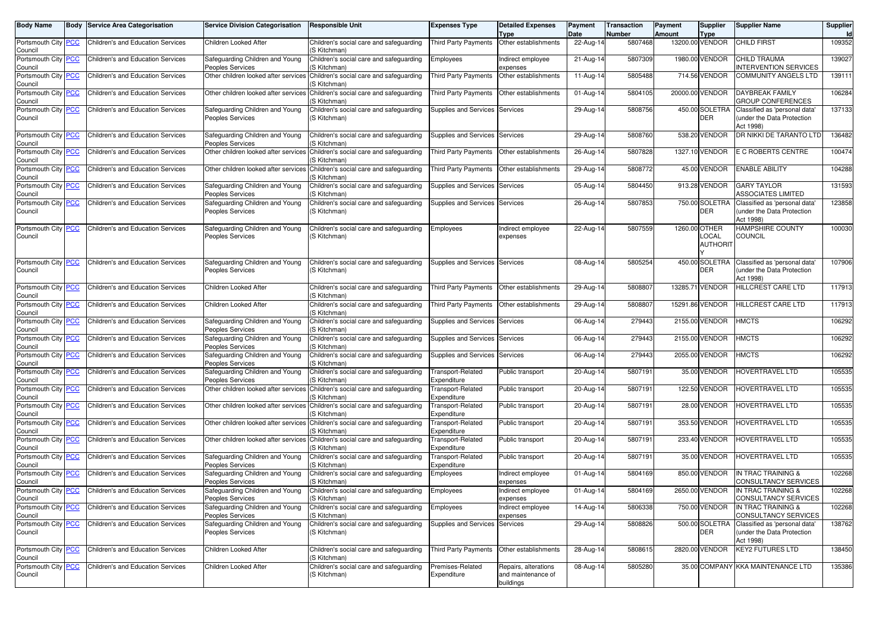| Body Name | Body | Service Area Categorisation | Service Division Categorisation | Responsible Unit | Expenses Type | Detailed Expenses Type | Payment Date | Transaction Number | Payment Amount | Supplier Type | Supplier Name | Supplier Id |
|---|---|---|---|---|---|---|---|---|---|---|---|---|
| Portsmouth City Council | PCC | Children's and Education Services | Children Looked After | Children's social care and safeguarding (S Kitchman) | Third Party Payments | Other establishments | 22-Aug-14 | 5807468 | 13200.00 | VENDOR | CHILD FIRST | 109352 |
| Portsmouth City Council | PCC | Children's and Education Services | Safeguarding Children and Young Peoples Services | Children's social care and safeguarding (S Kitchman) | Employees | Indirect employee expenses | 21-Aug-14 | 5807309 | 1980.00 | VENDOR | CHILD TRAUMA INTERVENTION SERVICES | 139027 |
| Portsmouth City Council | PCC | Children's and Education Services | Other children looked after services | Children's social care and safeguarding (S Kitchman) | Third Party Payments | Other establishments | 11-Aug-14 | 5805488 | 714.56 | VENDOR | COMMUNITY ANGELS LTD | 139111 |
| Portsmouth City Council | PCC | Children's and Education Services | Other children looked after services | Children's social care and safeguarding (S Kitchman) | Third Party Payments | Other establishments | 01-Aug-14 | 5804105 | 20000.00 | VENDOR | DAYBREAK FAMILY GROUP CONFERENCES | 106284 |
| Portsmouth City Council | PCC | Children's and Education Services | Safeguarding Children and Young Peoples Services | Children's social care and safeguarding (S Kitchman) | Supplies and Services | Services | 29-Aug-14 | 5808756 | 450.00 | SOLETRADER | Classified as 'personal data' (under the Data Protection Act 1998) | 137133 |
| Portsmouth City Council | PCC | Children's and Education Services | Safeguarding Children and Young Peoples Services | Children's social care and safeguarding (S Kitchman) | Supplies and Services | Services | 29-Aug-14 | 5808760 | 538.20 | VENDOR | DR NIKKI DE TARANTO LTD | 136482 |
| Portsmouth City Council | PCC | Children's and Education Services | Other children looked after services | Children's social care and safeguarding (S Kitchman) | Third Party Payments | Other establishments | 26-Aug-14 | 5807828 | 1327.10 | VENDOR | E C ROBERTS CENTRE | 100474 |
| Portsmouth City Council | PCC | Children's and Education Services | Other children looked after services | Children's social care and safeguarding (S Kitchman) | Third Party Payments | Other establishments | 29-Aug-14 | 5808772 | 45.00 | VENDOR | ENABLE ABILITY | 104288 |
| Portsmouth City Council | PCC | Children's and Education Services | Safeguarding Children and Young Peoples Services | Children's social care and safeguarding (S Kitchman) | Supplies and Services | Services | 05-Aug-14 | 5804450 | 913.28 | VENDOR | GARY TAYLOR ASSOCIATES LIMITED | 131593 |
| Portsmouth City Council | PCC | Children's and Education Services | Safeguarding Children and Young Peoples Services | Children's social care and safeguarding (S Kitchman) | Supplies and Services | Services | 26-Aug-14 | 5807853 | 750.00 | SOLETRADER | Classified as 'personal data' (under the Data Protection Act 1998) | 123858 |
| Portsmouth City Council | PCC | Children's and Education Services | Safeguarding Children and Young Peoples Services | Children's social care and safeguarding (S Kitchman) | Employees | Indirect employee expenses | 22-Aug-14 | 5807559 | 1260.00 | OTHER LOCAL AUTHORITY | HAMPSHIRE COUNTY COUNCIL | 100030 |
| Portsmouth City Council | PCC | Children's and Education Services | Safeguarding Children and Young Peoples Services | Children's social care and safeguarding (S Kitchman) | Supplies and Services | Services | 08-Aug-14 | 5805254 | 450.00 | SOLETRADER | Classified as 'personal data' (under the Data Protection Act 1998) | 107906 |
| Portsmouth City Council | PCC | Children's and Education Services | Children Looked After | Children's social care and safeguarding (S Kitchman) | Third Party Payments | Other establishments | 29-Aug-14 | 5808807 | 13285.71 | VENDOR | HILLCREST CARE LTD | 117913 |
| Portsmouth City Council | PCC | Children's and Education Services | Children Looked After | Children's social care and safeguarding (S Kitchman) | Third Party Payments | Other establishments | 29-Aug-14 | 5808807 | 15291.86 | VENDOR | HILLCREST CARE LTD | 117913 |
| Portsmouth City Council | PCC | Children's and Education Services | Safeguarding Children and Young Peoples Services | Children's social care and safeguarding (S Kitchman) | Supplies and Services | Services | 06-Aug-14 | 279443 | 2155.00 | VENDOR | HMCTS | 106292 |
| Portsmouth City Council | PCC | Children's and Education Services | Safeguarding Children and Young Peoples Services | Children's social care and safeguarding (S Kitchman) | Supplies and Services | Services | 06-Aug-14 | 279443 | 2155.00 | VENDOR | HMCTS | 106292 |
| Portsmouth City Council | PCC | Children's and Education Services | Safeguarding Children and Young Peoples Services | Children's social care and safeguarding (S Kitchman) | Supplies and Services | Services | 06-Aug-14 | 279443 | 2055.00 | VENDOR | HMCTS | 106292 |
| Portsmouth City Council | PCC | Children's and Education Services | Safeguarding Children and Young Peoples Services | Children's social care and safeguarding (S Kitchman) | Transport-Related Expenditure | Public transport | 20-Aug-14 | 5807191 | 35.00 | VENDOR | HOVERTRAVEL LTD | 105535 |
| Portsmouth City Council | PCC | Children's and Education Services | Other children looked after services | Children's social care and safeguarding (S Kitchman) | Transport-Related Expenditure | Public transport | 20-Aug-14 | 5807191 | 122.50 | VENDOR | HOVERTRAVEL LTD | 105535 |
| Portsmouth City Council | PCC | Children's and Education Services | Other children looked after services | Children's social care and safeguarding (S Kitchman) | Transport-Related Expenditure | Public transport | 20-Aug-14 | 5807191 | 28.00 | VENDOR | HOVERTRAVEL LTD | 105535 |
| Portsmouth City Council | PCC | Children's and Education Services | Other children looked after services | Children's social care and safeguarding (S Kitchman) | Transport-Related Expenditure | Public transport | 20-Aug-14 | 5807191 | 353.50 | VENDOR | HOVERTRAVEL LTD | 105535 |
| Portsmouth City Council | PCC | Children's and Education Services | Other children looked after services | Children's social care and safeguarding (S Kitchman) | Transport-Related Expenditure | Public transport | 20-Aug-14 | 5807191 | 233.40 | VENDOR | HOVERTRAVEL LTD | 105535 |
| Portsmouth City Council | PCC | Children's and Education Services | Safeguarding Children and Young Peoples Services | Children's social care and safeguarding (S Kitchman) | Transport-Related Expenditure | Public transport | 20-Aug-14 | 5807191 | 35.00 | VENDOR | HOVERTRAVEL LTD | 105535 |
| Portsmouth City Council | PCC | Children's and Education Services | Safeguarding Children and Young Peoples Services | Children's social care and safeguarding (S Kitchman) | Employees | Indirect employee expenses | 01-Aug-14 | 5804169 | 850.00 | VENDOR | IN TRAC TRAINING & CONSULTANCY SERVICES | 102268 |
| Portsmouth City Council | PCC | Children's and Education Services | Safeguarding Children and Young Peoples Services | Children's social care and safeguarding (S Kitchman) | Employees | Indirect employee expenses | 01-Aug-14 | 5804169 | 2650.00 | VENDOR | IN TRAC TRAINING & CONSULTANCY SERVICES | 102268 |
| Portsmouth City Council | PCC | Children's and Education Services | Safeguarding Children and Young Peoples Services | Children's social care and safeguarding (S Kitchman) | Employees | Indirect employee expenses | 14-Aug-14 | 5806338 | 750.00 | VENDOR | IN TRAC TRAINING & CONSULTANCY SERVICES | 102268 |
| Portsmouth City Council | PCC | Children's and Education Services | Safeguarding Children and Young Peoples Services | Children's social care and safeguarding (S Kitchman) | Supplies and Services | Services | 29-Aug-14 | 5808826 | 500.00 | SOLETRADER | Classified as 'personal data' (under the Data Protection Act 1998) | 138762 |
| Portsmouth City Council | PCC | Children's and Education Services | Children Looked After | Children's social care and safeguarding (S Kitchman) | Third Party Payments | Other establishments | 28-Aug-14 | 5808615 | 2820.00 | VENDOR | KEY2 FUTURES LTD | 138450 |
| Portsmouth City Council | PCC | Children's and Education Services | Children Looked After | Children's social care and safeguarding (S Kitchman) | Premises-Related Expenditure | Repairs, alterations and maintenance of buildings | 08-Aug-14 | 5805280 | 35.00 | COMPANY | KKA MAINTENANCE LTD | 135386 |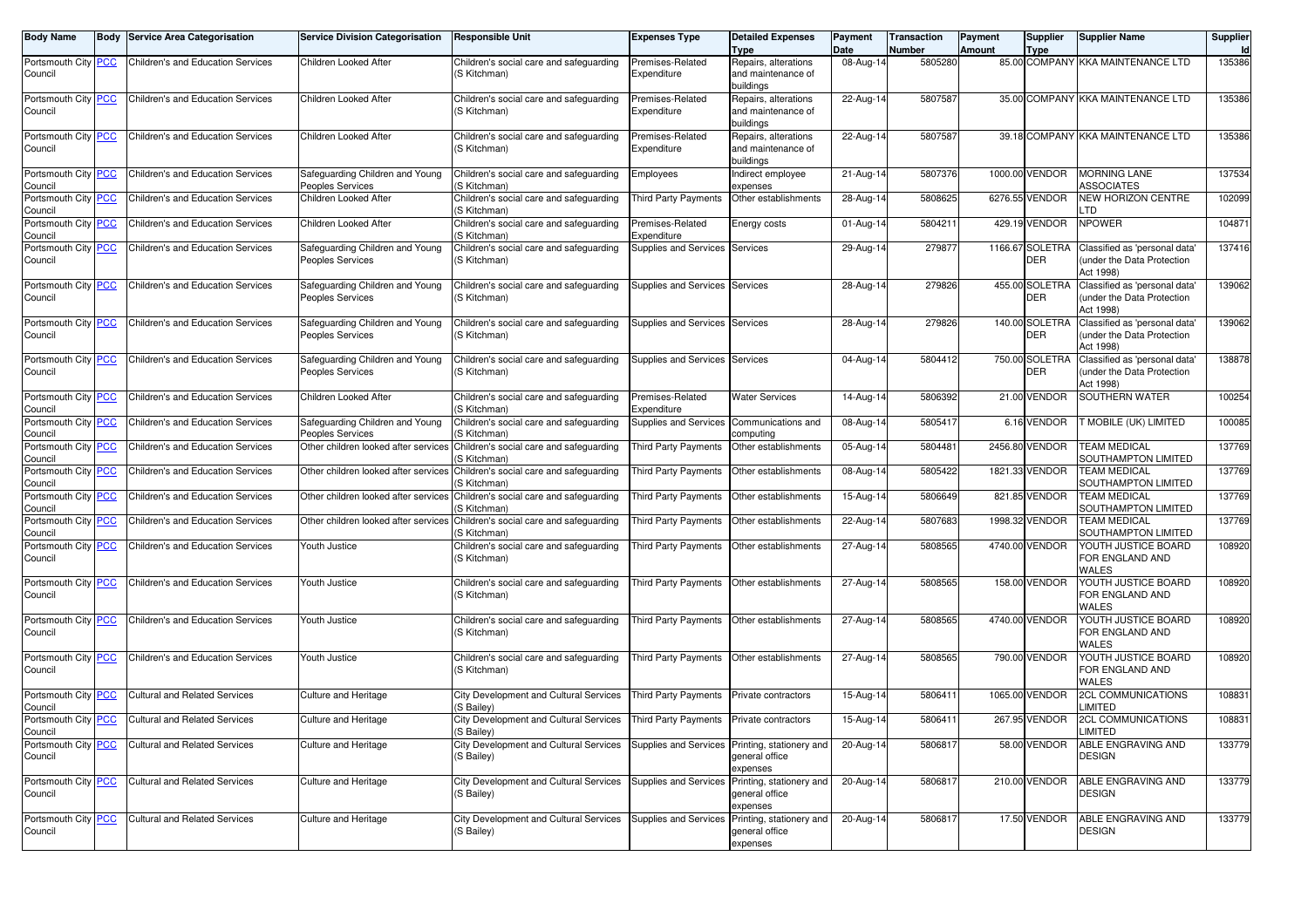| Body Name | Body | Service Area Categorisation | Service Division Categorisation | Responsible Unit | Expenses Type | Detailed Expenses Type | Payment Date | Transaction Number | Payment Amount | Supplier Type | Supplier Name | Supplier Id |
|---|---|---|---|---|---|---|---|---|---|---|---|---|
| Portsmouth City Council | PCC | Children's and Education Services | Children Looked After | Children's social care and safeguarding (S Kitchman) | Premises-Related Expenditure | Repairs, alterations and maintenance of buildings | 08-Aug-14 | 5805280 | 85.00 | COMPANY | KKA MAINTENANCE LTD | 135386 |
| Portsmouth City Council | PCC | Children's and Education Services | Children Looked After | Children's social care and safeguarding (S Kitchman) | Premises-Related Expenditure | Repairs, alterations and maintenance of buildings | 22-Aug-14 | 5807587 | 35.00 | COMPANY | KKA MAINTENANCE LTD | 135386 |
| Portsmouth City Council | PCC | Children's and Education Services | Children Looked After | Children's social care and safeguarding (S Kitchman) | Premises-Related Expenditure | Repairs, alterations and maintenance of buildings | 22-Aug-14 | 5807587 | 39.18 | COMPANY | KKA MAINTENANCE LTD | 135386 |
| Portsmouth City Council | PCC | Children's and Education Services | Safeguarding Children and Young Peoples Services | Children's social care and safeguarding (S Kitchman) | Employees | Indirect employee expenses | 21-Aug-14 | 5807376 | 1000.00 | VENDOR | MORNING LANE ASSOCIATES | 137534 |
| Portsmouth City Council | PCC | Children's and Education Services | Children Looked After | Children's social care and safeguarding (S Kitchman) | Third Party Payments | Other establishments | 28-Aug-14 | 5808625 | 6276.55 | VENDOR | NEW HORIZON CENTRE LTD | 102099 |
| Portsmouth City Council | PCC | Children's and Education Services | Children Looked After | Children's social care and safeguarding (S Kitchman) | Premises-Related Expenditure | Energy costs | 01-Aug-14 | 5804211 | 429.19 | VENDOR | NPOWER | 104871 |
| Portsmouth City Council | PCC | Children's and Education Services | Safeguarding Children and Young Peoples Services | Children's social care and safeguarding (S Kitchman) | Supplies and Services | Services | 29-Aug-14 | 279877 | 1166.67 | SOLETRADER | Classified as 'personal data' (under the Data Protection Act 1998) | 137416 |
| Portsmouth City Council | PCC | Children's and Education Services | Safeguarding Children and Young Peoples Services | Children's social care and safeguarding (S Kitchman) | Supplies and Services | Services | 28-Aug-14 | 279826 | 455.00 | SOLETRADER | Classified as 'personal data' (under the Data Protection Act 1998) | 139062 |
| Portsmouth City Council | PCC | Children's and Education Services | Safeguarding Children and Young Peoples Services | Children's social care and safeguarding (S Kitchman) | Supplies and Services | Services | 28-Aug-14 | 279826 | 140.00 | SOLETRADER | Classified as 'personal data' (under the Data Protection Act 1998) | 139062 |
| Portsmouth City Council | PCC | Children's and Education Services | Safeguarding Children and Young Peoples Services | Children's social care and safeguarding (S Kitchman) | Supplies and Services | Services | 04-Aug-14 | 5804412 | 750.00 | SOLETRADER | Classified as 'personal data' (under the Data Protection Act 1998) | 138878 |
| Portsmouth City Council | PCC | Children's and Education Services | Children Looked After | Children's social care and safeguarding (S Kitchman) | Premises-Related Expenditure | Water Services | 14-Aug-14 | 5806392 | 21.00 | VENDOR | SOUTHERN WATER | 100254 |
| Portsmouth City Council | PCC | Children's and Education Services | Safeguarding Children and Young Peoples Services | Children's social care and safeguarding (S Kitchman) | Supplies and Services | Communications and computing | 08-Aug-14 | 5805417 | 6.16 | VENDOR | T MOBILE (UK) LIMITED | 100085 |
| Portsmouth City Council | PCC | Children's and Education Services | Other children looked after services | Children's social care and safeguarding (S Kitchman) | Third Party Payments | Other establishments | 05-Aug-14 | 5804481 | 2456.80 | VENDOR | TEAM MEDICAL SOUTHAMPTON LIMITED | 137769 |
| Portsmouth City Council | PCC | Children's and Education Services | Other children looked after services | Children's social care and safeguarding (S Kitchman) | Third Party Payments | Other establishments | 08-Aug-14 | 5805422 | 1821.33 | VENDOR | TEAM MEDICAL SOUTHAMPTON LIMITED | 137769 |
| Portsmouth City Council | PCC | Children's and Education Services | Other children looked after services | Children's social care and safeguarding (S Kitchman) | Third Party Payments | Other establishments | 15-Aug-14 | 5806649 | 821.85 | VENDOR | TEAM MEDICAL SOUTHAMPTON LIMITED | 137769 |
| Portsmouth City Council | PCC | Children's and Education Services | Other children looked after services | Children's social care and safeguarding (S Kitchman) | Third Party Payments | Other establishments | 22-Aug-14 | 5807683 | 1998.32 | VENDOR | TEAM MEDICAL SOUTHAMPTON LIMITED | 137769 |
| Portsmouth City Council | PCC | Children's and Education Services | Youth Justice | Children's social care and safeguarding (S Kitchman) | Third Party Payments | Other establishments | 27-Aug-14 | 5808565 | 4740.00 | VENDOR | YOUTH JUSTICE BOARD FOR ENGLAND AND WALES | 108920 |
| Portsmouth City Council | PCC | Children's and Education Services | Youth Justice | Children's social care and safeguarding (S Kitchman) | Third Party Payments | Other establishments | 27-Aug-14 | 5808565 | 158.00 | VENDOR | YOUTH JUSTICE BOARD FOR ENGLAND AND WALES | 108920 |
| Portsmouth City Council | PCC | Children's and Education Services | Youth Justice | Children's social care and safeguarding (S Kitchman) | Third Party Payments | Other establishments | 27-Aug-14 | 5808565 | 4740.00 | VENDOR | YOUTH JUSTICE BOARD FOR ENGLAND AND WALES | 108920 |
| Portsmouth City Council | PCC | Children's and Education Services | Youth Justice | Children's social care and safeguarding (S Kitchman) | Third Party Payments | Other establishments | 27-Aug-14 | 5808565 | 790.00 | VENDOR | YOUTH JUSTICE BOARD FOR ENGLAND AND WALES | 108920 |
| Portsmouth City Council | PCC | Cultural and Related Services | Culture and Heritage | City Development and Cultural Services (S Bailey) | Third Party Payments | Private contractors | 15-Aug-14 | 5806411 | 1065.00 | VENDOR | 2CL COMMUNICATIONS LIMITED | 108831 |
| Portsmouth City Council | PCC | Cultural and Related Services | Culture and Heritage | City Development and Cultural Services (S Bailey) | Third Party Payments | Private contractors | 15-Aug-14 | 5806411 | 267.95 | VENDOR | 2CL COMMUNICATIONS LIMITED | 108831 |
| Portsmouth City Council | PCC | Cultural and Related Services | Culture and Heritage | City Development and Cultural Services (S Bailey) | Supplies and Services | Printing, stationery and general office expenses | 20-Aug-14 | 5806817 | 58.00 | VENDOR | ABLE ENGRAVING AND DESIGN | 133779 |
| Portsmouth City Council | PCC | Cultural and Related Services | Culture and Heritage | City Development and Cultural Services (S Bailey) | Supplies and Services | Printing, stationery and general office expenses | 20-Aug-14 | 5806817 | 210.00 | VENDOR | ABLE ENGRAVING AND DESIGN | 133779 |
| Portsmouth City Council | PCC | Cultural and Related Services | Culture and Heritage | City Development and Cultural Services (S Bailey) | Supplies and Services | Printing, stationery and general office expenses | 20-Aug-14 | 5806817 | 17.50 | VENDOR | ABLE ENGRAVING AND DESIGN | 133779 |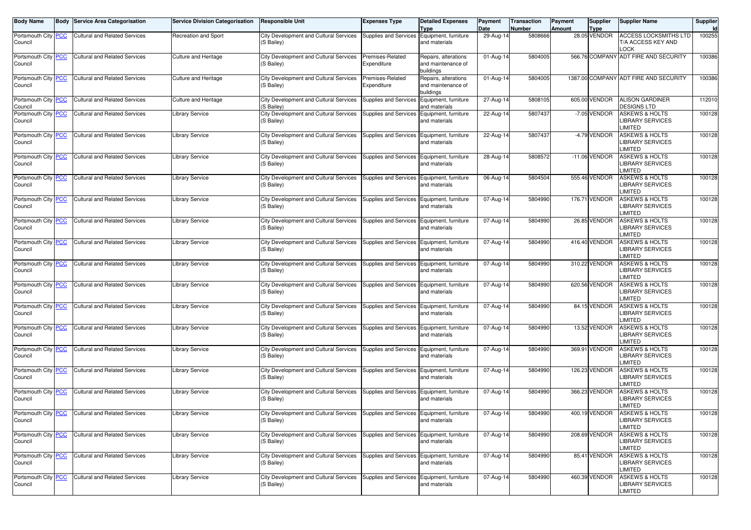| Body Name | Body | Service Area Categorisation | Service Division Categorisation | Responsible Unit | Expenses Type | Detailed Expenses Type | Payment Date | Transaction Number | Payment Amount | Supplier Type | Supplier Name | Supplier Id |
|---|---|---|---|---|---|---|---|---|---|---|---|---|
| Portsmouth City Council | PCC | Cultural and Related Services | Recreation and Sport | City Development and Cultural Services (S Bailey) | Supplies and Services | Equipment, furniture and materials | 29-Aug-14 | 5808666 | 28.05 | VENDOR | ACCESS LOCKSMITHS LTD T/A ACCESS KEY AND LOCK | 100255 |
| Portsmouth City Council | PCC | Cultural and Related Services | Culture and Heritage | City Development and Cultural Services (S Bailey) | Premises-Related Expenditure | Repairs, alterations and maintenance of buildings | 01-Aug-14 | 5804005 | 566.76 | COMPANY | ADT FIRE AND SECURITY | 100386 |
| Portsmouth City Council | PCC | Cultural and Related Services | Culture and Heritage | City Development and Cultural Services (S Bailey) | Premises-Related Expenditure | Repairs, alterations and maintenance of buildings | 01-Aug-14 | 5804005 | 1387.00 | COMPANY | ADT FIRE AND SECURITY | 100386 |
| Portsmouth City Council | PCC | Cultural and Related Services | Culture and Heritage | City Development and Cultural Services (S Bailey) | Supplies and Services | Equipment, furniture and materials | 27-Aug-14 | 5808105 | 605.00 | VENDOR | ALISON GARDINER DESIGNS LTD | 112010 |
| Portsmouth City Council | PCC | Cultural and Related Services | Library Service | City Development and Cultural Services (S Bailey) | Supplies and Services | Equipment, furniture and materials | 22-Aug-14 | 5807437 | -7.05 | VENDOR | ASKEWS & HOLTS LIBRARY SERVICES LIMITED | 100128 |
| Portsmouth City Council | PCC | Cultural and Related Services | Library Service | City Development and Cultural Services (S Bailey) | Supplies and Services | Equipment, furniture and materials | 22-Aug-14 | 5807437 | -4.79 | VENDOR | ASKEWS & HOLTS LIBRARY SERVICES LIMITED | 100128 |
| Portsmouth City Council | PCC | Cultural and Related Services | Library Service | City Development and Cultural Services (S Bailey) | Supplies and Services | Equipment, furniture and materials | 28-Aug-14 | 5808572 | -11.06 | VENDOR | ASKEWS & HOLTS LIBRARY SERVICES LIMITED | 100128 |
| Portsmouth City Council | PCC | Cultural and Related Services | Library Service | City Development and Cultural Services (S Bailey) | Supplies and Services | Equipment, furniture and materials | 06-Aug-14 | 5804504 | 555.46 | VENDOR | ASKEWS & HOLTS LIBRARY SERVICES LIMITED | 100128 |
| Portsmouth City Council | PCC | Cultural and Related Services | Library Service | City Development and Cultural Services (S Bailey) | Supplies and Services | Equipment, furniture and materials | 07-Aug-14 | 5804990 | 176.71 | VENDOR | ASKEWS & HOLTS LIBRARY SERVICES LIMITED | 100128 |
| Portsmouth City Council | PCC | Cultural and Related Services | Library Service | City Development and Cultural Services (S Bailey) | Supplies and Services | Equipment, furniture and materials | 07-Aug-14 | 5804990 | 26.85 | VENDOR | ASKEWS & HOLTS LIBRARY SERVICES LIMITED | 100128 |
| Portsmouth City Council | PCC | Cultural and Related Services | Library Service | City Development and Cultural Services (S Bailey) | Supplies and Services | Equipment, furniture and materials | 07-Aug-14 | 5804990 | 416.40 | VENDOR | ASKEWS & HOLTS LIBRARY SERVICES LIMITED | 100128 |
| Portsmouth City Council | PCC | Cultural and Related Services | Library Service | City Development and Cultural Services (S Bailey) | Supplies and Services | Equipment, furniture and materials | 07-Aug-14 | 5804990 | 310.22 | VENDOR | ASKEWS & HOLTS LIBRARY SERVICES LIMITED | 100128 |
| Portsmouth City Council | PCC | Cultural and Related Services | Library Service | City Development and Cultural Services (S Bailey) | Supplies and Services | Equipment, furniture and materials | 07-Aug-14 | 5804990 | 620.56 | VENDOR | ASKEWS & HOLTS LIBRARY SERVICES LIMITED | 100128 |
| Portsmouth City Council | PCC | Cultural and Related Services | Library Service | City Development and Cultural Services (S Bailey) | Supplies and Services | Equipment, furniture and materials | 07-Aug-14 | 5804990 | 84.15 | VENDOR | ASKEWS & HOLTS LIBRARY SERVICES LIMITED | 100128 |
| Portsmouth City Council | PCC | Cultural and Related Services | Library Service | City Development and Cultural Services (S Bailey) | Supplies and Services | Equipment, furniture and materials | 07-Aug-14 | 5804990 | 13.52 | VENDOR | ASKEWS & HOLTS LIBRARY SERVICES LIMITED | 100128 |
| Portsmouth City Council | PCC | Cultural and Related Services | Library Service | City Development and Cultural Services (S Bailey) | Supplies and Services | Equipment, furniture and materials | 07-Aug-14 | 5804990 | 369.91 | VENDOR | ASKEWS & HOLTS LIBRARY SERVICES LIMITED | 100128 |
| Portsmouth City Council | PCC | Cultural and Related Services | Library Service | City Development and Cultural Services (S Bailey) | Supplies and Services | Equipment, furniture and materials | 07-Aug-14 | 5804990 | 126.23 | VENDOR | ASKEWS & HOLTS LIBRARY SERVICES LIMITED | 100128 |
| Portsmouth City Council | PCC | Cultural and Related Services | Library Service | City Development and Cultural Services (S Bailey) | Supplies and Services | Equipment, furniture and materials | 07-Aug-14 | 5804990 | 366.23 | VENDOR | ASKEWS & HOLTS LIBRARY SERVICES LIMITED | 100128 |
| Portsmouth City Council | PCC | Cultural and Related Services | Library Service | City Development and Cultural Services (S Bailey) | Supplies and Services | Equipment, furniture and materials | 07-Aug-14 | 5804990 | 400.19 | VENDOR | ASKEWS & HOLTS LIBRARY SERVICES LIMITED | 100128 |
| Portsmouth City Council | PCC | Cultural and Related Services | Library Service | City Development and Cultural Services (S Bailey) | Supplies and Services | Equipment, furniture and materials | 07-Aug-14 | 5804990 | 208.69 | VENDOR | ASKEWS & HOLTS LIBRARY SERVICES LIMITED | 100128 |
| Portsmouth City Council | PCC | Cultural and Related Services | Library Service | City Development and Cultural Services (S Bailey) | Supplies and Services | Equipment, furniture and materials | 07-Aug-14 | 5804990 | 85.41 | VENDOR | ASKEWS & HOLTS LIBRARY SERVICES LIMITED | 100128 |
| Portsmouth City Council | PCC | Cultural and Related Services | Library Service | City Development and Cultural Services (S Bailey) | Supplies and Services | Equipment, furniture and materials | 07-Aug-14 | 5804990 | 460.39 | VENDOR | ASKEWS & HOLTS LIBRARY SERVICES LIMITED | 100128 |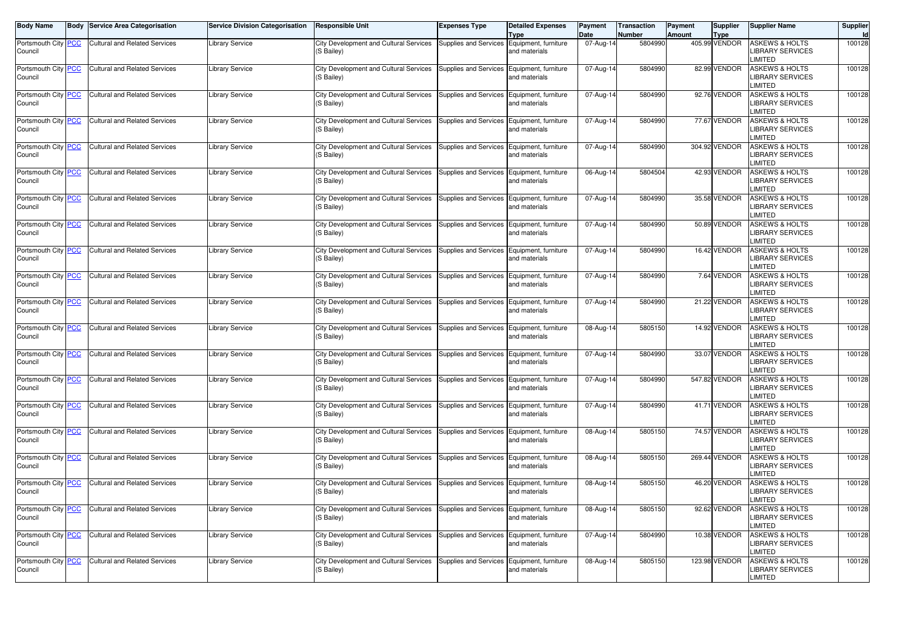| Body Name | Body | Service Area Categorisation | Service Division Categorisation | Responsible Unit | Expenses Type | Detailed Expenses Type | Payment Date | Transaction Number | Payment Amount | Supplier Type | Supplier Name | Supplier Id |
|---|---|---|---|---|---|---|---|---|---|---|---|---|
| Portsmouth City Council | PCC | Cultural and Related Services | Library Service | City Development and Cultural Services (S Bailey) | Supplies and Services | Equipment, furniture and materials | 07-Aug-14 | 5804990 | 405.99 | VENDOR | ASKEWS & HOLTS LIBRARY SERVICES LIMITED | 100128 |
| Portsmouth City Council | PCC | Cultural and Related Services | Library Service | City Development and Cultural Services (S Bailey) | Supplies and Services | Equipment, furniture and materials | 07-Aug-14 | 5804990 | 82.99 | VENDOR | ASKEWS & HOLTS LIBRARY SERVICES LIMITED | 100128 |
| Portsmouth City Council | PCC | Cultural and Related Services | Library Service | City Development and Cultural Services (S Bailey) | Supplies and Services | Equipment, furniture and materials | 07-Aug-14 | 5804990 | 92.76 | VENDOR | ASKEWS & HOLTS LIBRARY SERVICES LIMITED | 100128 |
| Portsmouth City Council | PCC | Cultural and Related Services | Library Service | City Development and Cultural Services (S Bailey) | Supplies and Services | Equipment, furniture and materials | 07-Aug-14 | 5804990 | 77.67 | VENDOR | ASKEWS & HOLTS LIBRARY SERVICES LIMITED | 100128 |
| Portsmouth City Council | PCC | Cultural and Related Services | Library Service | City Development and Cultural Services (S Bailey) | Supplies and Services | Equipment, furniture and materials | 07-Aug-14 | 5804990 | 304.92 | VENDOR | ASKEWS & HOLTS LIBRARY SERVICES LIMITED | 100128 |
| Portsmouth City Council | PCC | Cultural and Related Services | Library Service | City Development and Cultural Services (S Bailey) | Supplies and Services | Equipment, furniture and materials | 06-Aug-14 | 5804504 | 42.93 | VENDOR | ASKEWS & HOLTS LIBRARY SERVICES LIMITED | 100128 |
| Portsmouth City Council | PCC | Cultural and Related Services | Library Service | City Development and Cultural Services (S Bailey) | Supplies and Services | Equipment, furniture and materials | 07-Aug-14 | 5804990 | 35.58 | VENDOR | ASKEWS & HOLTS LIBRARY SERVICES LIMITED | 100128 |
| Portsmouth City Council | PCC | Cultural and Related Services | Library Service | City Development and Cultural Services (S Bailey) | Supplies and Services | Equipment, furniture and materials | 07-Aug-14 | 5804990 | 50.89 | VENDOR | ASKEWS & HOLTS LIBRARY SERVICES LIMITED | 100128 |
| Portsmouth City Council | PCC | Cultural and Related Services | Library Service | City Development and Cultural Services (S Bailey) | Supplies and Services | Equipment, furniture and materials | 07-Aug-14 | 5804990 | 16.42 | VENDOR | ASKEWS & HOLTS LIBRARY SERVICES LIMITED | 100128 |
| Portsmouth City Council | PCC | Cultural and Related Services | Library Service | City Development and Cultural Services (S Bailey) | Supplies and Services | Equipment, furniture and materials | 07-Aug-14 | 5804990 | 7.64 | VENDOR | ASKEWS & HOLTS LIBRARY SERVICES LIMITED | 100128 |
| Portsmouth City Council | PCC | Cultural and Related Services | Library Service | City Development and Cultural Services (S Bailey) | Supplies and Services | Equipment, furniture and materials | 07-Aug-14 | 5804990 | 21.22 | VENDOR | ASKEWS & HOLTS LIBRARY SERVICES LIMITED | 100128 |
| Portsmouth City Council | PCC | Cultural and Related Services | Library Service | City Development and Cultural Services (S Bailey) | Supplies and Services | Equipment, furniture and materials | 08-Aug-14 | 5805150 | 14.92 | VENDOR | ASKEWS & HOLTS LIBRARY SERVICES LIMITED | 100128 |
| Portsmouth City Council | PCC | Cultural and Related Services | Library Service | City Development and Cultural Services (S Bailey) | Supplies and Services | Equipment, furniture and materials | 07-Aug-14 | 5804990 | 33.07 | VENDOR | ASKEWS & HOLTS LIBRARY SERVICES LIMITED | 100128 |
| Portsmouth City Council | PCC | Cultural and Related Services | Library Service | City Development and Cultural Services (S Bailey) | Supplies and Services | Equipment, furniture and materials | 07-Aug-14 | 5804990 | 547.82 | VENDOR | ASKEWS & HOLTS LIBRARY SERVICES LIMITED | 100128 |
| Portsmouth City Council | PCC | Cultural and Related Services | Library Service | City Development and Cultural Services (S Bailey) | Supplies and Services | Equipment, furniture and materials | 07-Aug-14 | 5804990 | 41.71 | VENDOR | ASKEWS & HOLTS LIBRARY SERVICES LIMITED | 100128 |
| Portsmouth City Council | PCC | Cultural and Related Services | Library Service | City Development and Cultural Services (S Bailey) | Supplies and Services | Equipment, furniture and materials | 08-Aug-14 | 5805150 | 74.57 | VENDOR | ASKEWS & HOLTS LIBRARY SERVICES LIMITED | 100128 |
| Portsmouth City Council | PCC | Cultural and Related Services | Library Service | City Development and Cultural Services (S Bailey) | Supplies and Services | Equipment, furniture and materials | 08-Aug-14 | 5805150 | 269.44 | VENDOR | ASKEWS & HOLTS LIBRARY SERVICES LIMITED | 100128 |
| Portsmouth City Council | PCC | Cultural and Related Services | Library Service | City Development and Cultural Services (S Bailey) | Supplies and Services | Equipment, furniture and materials | 08-Aug-14 | 5805150 | 46.20 | VENDOR | ASKEWS & HOLTS LIBRARY SERVICES LIMITED | 100128 |
| Portsmouth City Council | PCC | Cultural and Related Services | Library Service | City Development and Cultural Services (S Bailey) | Supplies and Services | Equipment, furniture and materials | 08-Aug-14 | 5805150 | 92.62 | VENDOR | ASKEWS & HOLTS LIBRARY SERVICES LIMITED | 100128 |
| Portsmouth City Council | PCC | Cultural and Related Services | Library Service | City Development and Cultural Services (S Bailey) | Supplies and Services | Equipment, furniture and materials | 07-Aug-14 | 5804990 | 10.38 | VENDOR | ASKEWS & HOLTS LIBRARY SERVICES LIMITED | 100128 |
| Portsmouth City Council | PCC | Cultural and Related Services | Library Service | City Development and Cultural Services (S Bailey) | Supplies and Services | Equipment, furniture and materials | 08-Aug-14 | 5805150 | 123.98 | VENDOR | ASKEWS & HOLTS LIBRARY SERVICES LIMITED | 100128 |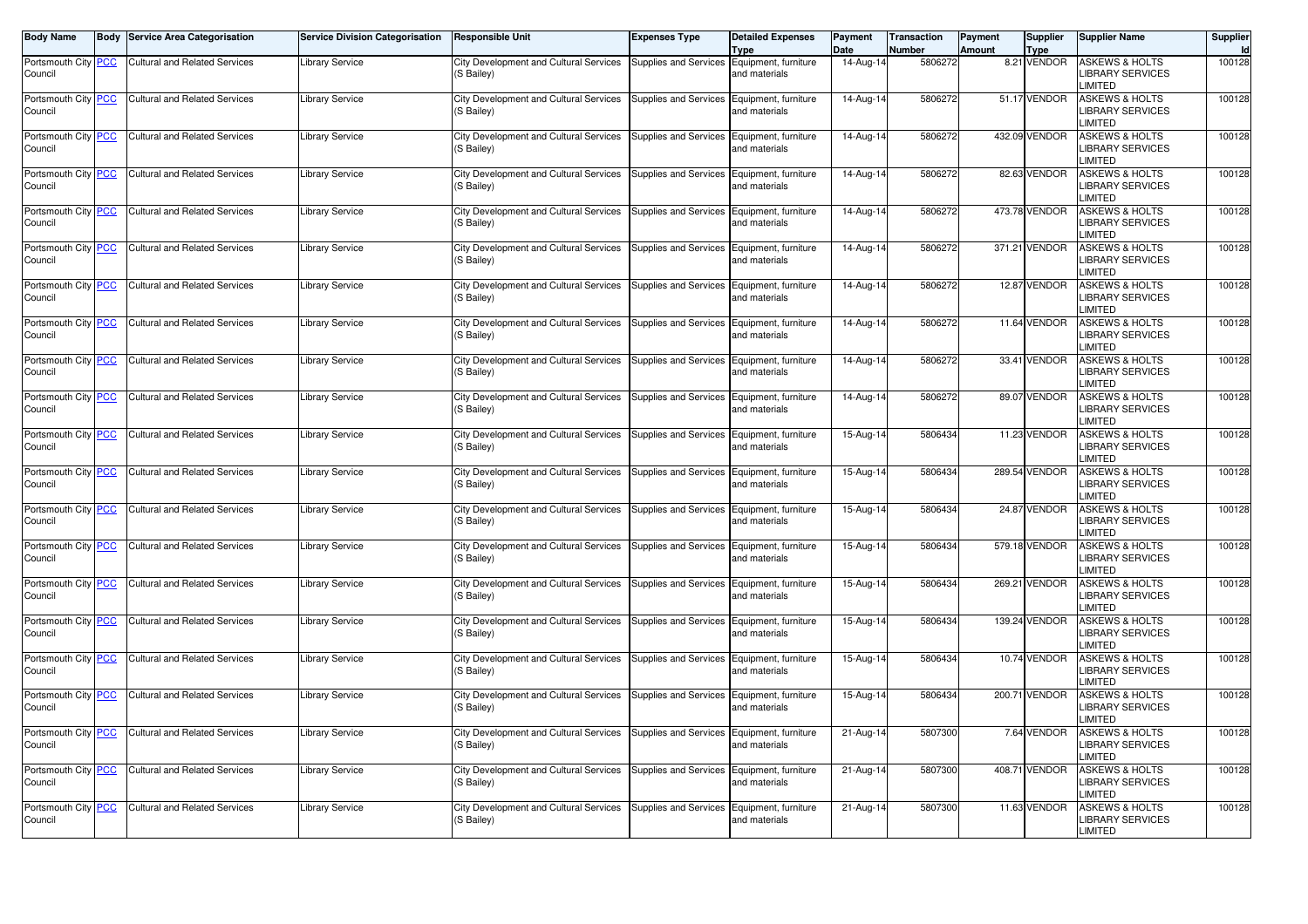| Body Name | Body | Service Area Categorisation | Service Division Categorisation | Responsible Unit | Expenses Type | Detailed Expenses Type | Payment Date | Transaction Number | Payment Amount | Supplier Type | Supplier Name | Supplier Id |
|---|---|---|---|---|---|---|---|---|---|---|---|---|
| Portsmouth City Council | PCC | Cultural and Related Services | Library Service | City Development and Cultural Services (S Bailey) | Supplies and Services | Equipment, furniture and materials | 14-Aug-14 | 5806272 | 8.21 | VENDOR | ASKEWS & HOLTS LIBRARY SERVICES LIMITED | 100128 |
| Portsmouth City Council | PCC | Cultural and Related Services | Library Service | City Development and Cultural Services (S Bailey) | Supplies and Services | Equipment, furniture and materials | 14-Aug-14 | 5806272 | 51.17 | VENDOR | ASKEWS & HOLTS LIBRARY SERVICES LIMITED | 100128 |
| Portsmouth City Council | PCC | Cultural and Related Services | Library Service | City Development and Cultural Services (S Bailey) | Supplies and Services | Equipment, furniture and materials | 14-Aug-14 | 5806272 | 432.09 | VENDOR | ASKEWS & HOLTS LIBRARY SERVICES LIMITED | 100128 |
| Portsmouth City Council | PCC | Cultural and Related Services | Library Service | City Development and Cultural Services (S Bailey) | Supplies and Services | Equipment, furniture and materials | 14-Aug-14 | 5806272 | 82.63 | VENDOR | ASKEWS & HOLTS LIBRARY SERVICES LIMITED | 100128 |
| Portsmouth City Council | PCC | Cultural and Related Services | Library Service | City Development and Cultural Services (S Bailey) | Supplies and Services | Equipment, furniture and materials | 14-Aug-14 | 5806272 | 473.78 | VENDOR | ASKEWS & HOLTS LIBRARY SERVICES LIMITED | 100128 |
| Portsmouth City Council | PCC | Cultural and Related Services | Library Service | City Development and Cultural Services (S Bailey) | Supplies and Services | Equipment, furniture and materials | 14-Aug-14 | 5806272 | 371.21 | VENDOR | ASKEWS & HOLTS LIBRARY SERVICES LIMITED | 100128 |
| Portsmouth City Council | PCC | Cultural and Related Services | Library Service | City Development and Cultural Services (S Bailey) | Supplies and Services | Equipment, furniture and materials | 14-Aug-14 | 5806272 | 12.87 | VENDOR | ASKEWS & HOLTS LIBRARY SERVICES LIMITED | 100128 |
| Portsmouth City Council | PCC | Cultural and Related Services | Library Service | City Development and Cultural Services (S Bailey) | Supplies and Services | Equipment, furniture and materials | 14-Aug-14 | 5806272 | 11.64 | VENDOR | ASKEWS & HOLTS LIBRARY SERVICES LIMITED | 100128 |
| Portsmouth City Council | PCC | Cultural and Related Services | Library Service | City Development and Cultural Services (S Bailey) | Supplies and Services | Equipment, furniture and materials | 14-Aug-14 | 5806272 | 33.41 | VENDOR | ASKEWS & HOLTS LIBRARY SERVICES LIMITED | 100128 |
| Portsmouth City Council | PCC | Cultural and Related Services | Library Service | City Development and Cultural Services (S Bailey) | Supplies and Services | Equipment, furniture and materials | 14-Aug-14 | 5806272 | 89.07 | VENDOR | ASKEWS & HOLTS LIBRARY SERVICES LIMITED | 100128 |
| Portsmouth City Council | PCC | Cultural and Related Services | Library Service | City Development and Cultural Services (S Bailey) | Supplies and Services | Equipment, furniture and materials | 15-Aug-14 | 5806434 | 11.23 | VENDOR | ASKEWS & HOLTS LIBRARY SERVICES LIMITED | 100128 |
| Portsmouth City Council | PCC | Cultural and Related Services | Library Service | City Development and Cultural Services (S Bailey) | Supplies and Services | Equipment, furniture and materials | 15-Aug-14 | 5806434 | 289.54 | VENDOR | ASKEWS & HOLTS LIBRARY SERVICES LIMITED | 100128 |
| Portsmouth City Council | PCC | Cultural and Related Services | Library Service | City Development and Cultural Services (S Bailey) | Supplies and Services | Equipment, furniture and materials | 15-Aug-14 | 5806434 | 24.87 | VENDOR | ASKEWS & HOLTS LIBRARY SERVICES LIMITED | 100128 |
| Portsmouth City Council | PCC | Cultural and Related Services | Library Service | City Development and Cultural Services (S Bailey) | Supplies and Services | Equipment, furniture and materials | 15-Aug-14 | 5806434 | 579.18 | VENDOR | ASKEWS & HOLTS LIBRARY SERVICES LIMITED | 100128 |
| Portsmouth City Council | PCC | Cultural and Related Services | Library Service | City Development and Cultural Services (S Bailey) | Supplies and Services | Equipment, furniture and materials | 15-Aug-14 | 5806434 | 269.21 | VENDOR | ASKEWS & HOLTS LIBRARY SERVICES LIMITED | 100128 |
| Portsmouth City Council | PCC | Cultural and Related Services | Library Service | City Development and Cultural Services (S Bailey) | Supplies and Services | Equipment, furniture and materials | 15-Aug-14 | 5806434 | 139.24 | VENDOR | ASKEWS & HOLTS LIBRARY SERVICES LIMITED | 100128 |
| Portsmouth City Council | PCC | Cultural and Related Services | Library Service | City Development and Cultural Services (S Bailey) | Supplies and Services | Equipment, furniture and materials | 15-Aug-14 | 5806434 | 10.74 | VENDOR | ASKEWS & HOLTS LIBRARY SERVICES LIMITED | 100128 |
| Portsmouth City Council | PCC | Cultural and Related Services | Library Service | City Development and Cultural Services (S Bailey) | Supplies and Services | Equipment, furniture and materials | 15-Aug-14 | 5806434 | 200.71 | VENDOR | ASKEWS & HOLTS LIBRARY SERVICES LIMITED | 100128 |
| Portsmouth City Council | PCC | Cultural and Related Services | Library Service | City Development and Cultural Services (S Bailey) | Supplies and Services | Equipment, furniture and materials | 21-Aug-14 | 5807300 | 7.64 | VENDOR | ASKEWS & HOLTS LIBRARY SERVICES LIMITED | 100128 |
| Portsmouth City Council | PCC | Cultural and Related Services | Library Service | City Development and Cultural Services (S Bailey) | Supplies and Services | Equipment, furniture and materials | 21-Aug-14 | 5807300 | 408.71 | VENDOR | ASKEWS & HOLTS LIBRARY SERVICES LIMITED | 100128 |
| Portsmouth City Council | PCC | Cultural and Related Services | Library Service | City Development and Cultural Services (S Bailey) | Supplies and Services | Equipment, furniture and materials | 21-Aug-14 | 5807300 | 11.63 | VENDOR | ASKEWS & HOLTS LIBRARY SERVICES LIMITED | 100128 |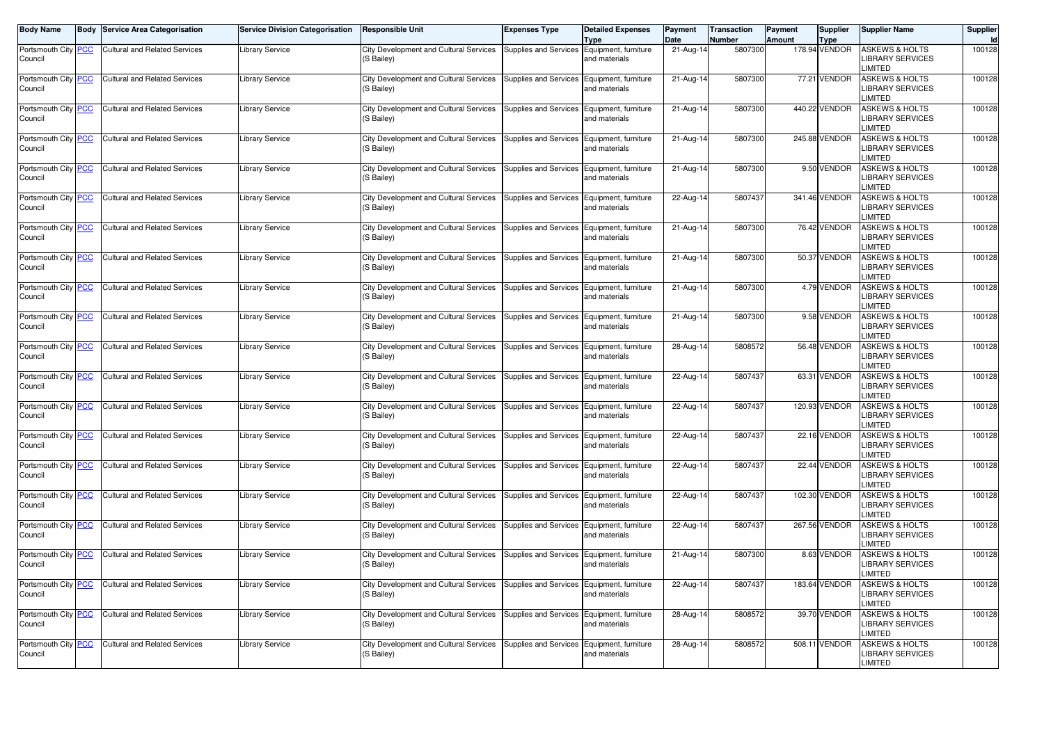| Body Name | Body | Service Area Categorisation | Service Division Categorisation | Responsible Unit | Expenses Type | Detailed Expenses Type | Payment Date | Transaction Number | Payment Amount | Supplier Type | Supplier Name | Supplier Id |
|---|---|---|---|---|---|---|---|---|---|---|---|---|
| Portsmouth City Council | PCC | Cultural and Related Services | Library Service | City Development and Cultural Services (S Bailey) | Supplies and Services | Equipment, furniture and materials | 21-Aug-14 | 5807300 | 178.94 | VENDOR | ASKEWS & HOLTS LIBRARY SERVICES LIMITED | 100128 |
| Portsmouth City Council | PCC | Cultural and Related Services | Library Service | City Development and Cultural Services (S Bailey) | Supplies and Services | Equipment, furniture and materials | 21-Aug-14 | 5807300 | 77.21 | VENDOR | ASKEWS & HOLTS LIBRARY SERVICES LIMITED | 100128 |
| Portsmouth City Council | PCC | Cultural and Related Services | Library Service | City Development and Cultural Services (S Bailey) | Supplies and Services | Equipment, furniture and materials | 21-Aug-14 | 5807300 | 440.22 | VENDOR | ASKEWS & HOLTS LIBRARY SERVICES LIMITED | 100128 |
| Portsmouth City Council | PCC | Cultural and Related Services | Library Service | City Development and Cultural Services (S Bailey) | Supplies and Services | Equipment, furniture and materials | 21-Aug-14 | 5807300 | 245.88 | VENDOR | ASKEWS & HOLTS LIBRARY SERVICES LIMITED | 100128 |
| Portsmouth City Council | PCC | Cultural and Related Services | Library Service | City Development and Cultural Services (S Bailey) | Supplies and Services | Equipment, furniture and materials | 21-Aug-14 | 5807300 | 9.50 | VENDOR | ASKEWS & HOLTS LIBRARY SERVICES LIMITED | 100128 |
| Portsmouth City Council | PCC | Cultural and Related Services | Library Service | City Development and Cultural Services (S Bailey) | Supplies and Services | Equipment, furniture and materials | 22-Aug-14 | 5807437 | 341.46 | VENDOR | ASKEWS & HOLTS LIBRARY SERVICES LIMITED | 100128 |
| Portsmouth City Council | PCC | Cultural and Related Services | Library Service | City Development and Cultural Services (S Bailey) | Supplies and Services | Equipment, furniture and materials | 21-Aug-14 | 5807300 | 76.42 | VENDOR | ASKEWS & HOLTS LIBRARY SERVICES LIMITED | 100128 |
| Portsmouth City Council | PCC | Cultural and Related Services | Library Service | City Development and Cultural Services (S Bailey) | Supplies and Services | Equipment, furniture and materials | 21-Aug-14 | 5807300 | 50.37 | VENDOR | ASKEWS & HOLTS LIBRARY SERVICES LIMITED | 100128 |
| Portsmouth City Council | PCC | Cultural and Related Services | Library Service | City Development and Cultural Services (S Bailey) | Supplies and Services | Equipment, furniture and materials | 21-Aug-14 | 5807300 | 4.79 | VENDOR | ASKEWS & HOLTS LIBRARY SERVICES LIMITED | 100128 |
| Portsmouth City Council | PCC | Cultural and Related Services | Library Service | City Development and Cultural Services (S Bailey) | Supplies and Services | Equipment, furniture and materials | 21-Aug-14 | 5807300 | 9.58 | VENDOR | ASKEWS & HOLTS LIBRARY SERVICES LIMITED | 100128 |
| Portsmouth City Council | PCC | Cultural and Related Services | Library Service | City Development and Cultural Services (S Bailey) | Supplies and Services | Equipment, furniture and materials | 28-Aug-14 | 5808572 | 56.48 | VENDOR | ASKEWS & HOLTS LIBRARY SERVICES LIMITED | 100128 |
| Portsmouth City Council | PCC | Cultural and Related Services | Library Service | City Development and Cultural Services (S Bailey) | Supplies and Services | Equipment, furniture and materials | 22-Aug-14 | 5807437 | 63.31 | VENDOR | ASKEWS & HOLTS LIBRARY SERVICES LIMITED | 100128 |
| Portsmouth City Council | PCC | Cultural and Related Services | Library Service | City Development and Cultural Services (S Bailey) | Supplies and Services | Equipment, furniture and materials | 22-Aug-14 | 5807437 | 120.93 | VENDOR | ASKEWS & HOLTS LIBRARY SERVICES LIMITED | 100128 |
| Portsmouth City Council | PCC | Cultural and Related Services | Library Service | City Development and Cultural Services (S Bailey) | Supplies and Services | Equipment, furniture and materials | 22-Aug-14 | 5807437 | 22.16 | VENDOR | ASKEWS & HOLTS LIBRARY SERVICES LIMITED | 100128 |
| Portsmouth City Council | PCC | Cultural and Related Services | Library Service | City Development and Cultural Services (S Bailey) | Supplies and Services | Equipment, furniture and materials | 22-Aug-14 | 5807437 | 22.44 | VENDOR | ASKEWS & HOLTS LIBRARY SERVICES LIMITED | 100128 |
| Portsmouth City Council | PCC | Cultural and Related Services | Library Service | City Development and Cultural Services (S Bailey) | Supplies and Services | Equipment, furniture and materials | 22-Aug-14 | 5807437 | 102.30 | VENDOR | ASKEWS & HOLTS LIBRARY SERVICES LIMITED | 100128 |
| Portsmouth City Council | PCC | Cultural and Related Services | Library Service | City Development and Cultural Services (S Bailey) | Supplies and Services | Equipment, furniture and materials | 22-Aug-14 | 5807437 | 267.56 | VENDOR | ASKEWS & HOLTS LIBRARY SERVICES LIMITED | 100128 |
| Portsmouth City Council | PCC | Cultural and Related Services | Library Service | City Development and Cultural Services (S Bailey) | Supplies and Services | Equipment, furniture and materials | 21-Aug-14 | 5807300 | 8.63 | VENDOR | ASKEWS & HOLTS LIBRARY SERVICES LIMITED | 100128 |
| Portsmouth City Council | PCC | Cultural and Related Services | Library Service | City Development and Cultural Services (S Bailey) | Supplies and Services | Equipment, furniture and materials | 22-Aug-14 | 5807437 | 183.64 | VENDOR | ASKEWS & HOLTS LIBRARY SERVICES LIMITED | 100128 |
| Portsmouth City Council | PCC | Cultural and Related Services | Library Service | City Development and Cultural Services (S Bailey) | Supplies and Services | Equipment, furniture and materials | 28-Aug-14 | 5808572 | 39.70 | VENDOR | ASKEWS & HOLTS LIBRARY SERVICES LIMITED | 100128 |
| Portsmouth City Council | PCC | Cultural and Related Services | Library Service | City Development and Cultural Services (S Bailey) | Supplies and Services | Equipment, furniture and materials | 28-Aug-14 | 5808572 | 508.11 | VENDOR | ASKEWS & HOLTS LIBRARY SERVICES LIMITED | 100128 |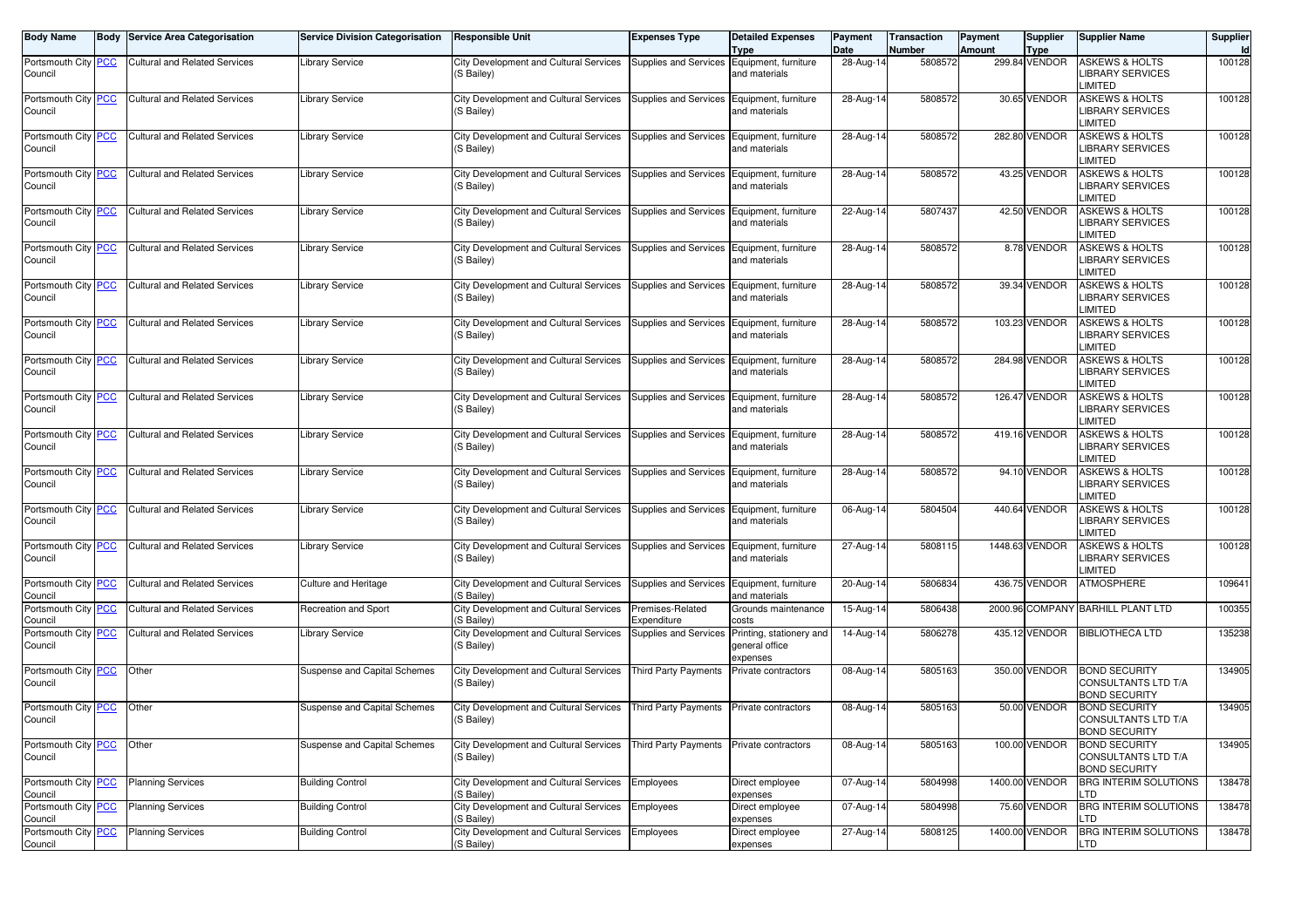| Body Name | Body | Service Area Categorisation | Service Division Categorisation | Responsible Unit | Expenses Type | Detailed Expenses Type | Payment Date | Transaction Number | Payment Amount | Supplier Type | Supplier Name | Supplier Id |
|---|---|---|---|---|---|---|---|---|---|---|---|---|
| Portsmouth City Council | PCC | Cultural and Related Services | Library Service | City Development and Cultural Services (S Bailey) | Supplies and Services | Equipment, furniture and materials | 28-Aug-14 | 5808572 | 299.84 | VENDOR | ASKEWS & HOLTS LIBRARY SERVICES LIMITED | 100128 |
| Portsmouth City Council | PCC | Cultural and Related Services | Library Service | City Development and Cultural Services (S Bailey) | Supplies and Services | Equipment, furniture and materials | 28-Aug-14 | 5808572 | 30.65 | VENDOR | ASKEWS & HOLTS LIBRARY SERVICES LIMITED | 100128 |
| Portsmouth City Council | PCC | Cultural and Related Services | Library Service | City Development and Cultural Services (S Bailey) | Supplies and Services | Equipment, furniture and materials | 28-Aug-14 | 5808572 | 282.80 | VENDOR | ASKEWS & HOLTS LIBRARY SERVICES LIMITED | 100128 |
| Portsmouth City Council | PCC | Cultural and Related Services | Library Service | City Development and Cultural Services (S Bailey) | Supplies and Services | Equipment, furniture and materials | 28-Aug-14 | 5808572 | 43.25 | VENDOR | ASKEWS & HOLTS LIBRARY SERVICES LIMITED | 100128 |
| Portsmouth City Council | PCC | Cultural and Related Services | Library Service | City Development and Cultural Services (S Bailey) | Supplies and Services | Equipment, furniture and materials | 22-Aug-14 | 5807437 | 42.50 | VENDOR | ASKEWS & HOLTS LIBRARY SERVICES LIMITED | 100128 |
| Portsmouth City Council | PCC | Cultural and Related Services | Library Service | City Development and Cultural Services (S Bailey) | Supplies and Services | Equipment, furniture and materials | 28-Aug-14 | 5808572 | 8.78 | VENDOR | ASKEWS & HOLTS LIBRARY SERVICES LIMITED | 100128 |
| Portsmouth City Council | PCC | Cultural and Related Services | Library Service | City Development and Cultural Services (S Bailey) | Supplies and Services | Equipment, furniture and materials | 28-Aug-14 | 5808572 | 39.34 | VENDOR | ASKEWS & HOLTS LIBRARY SERVICES LIMITED | 100128 |
| Portsmouth City Council | PCC | Cultural and Related Services | Library Service | City Development and Cultural Services (S Bailey) | Supplies and Services | Equipment, furniture and materials | 28-Aug-14 | 5808572 | 103.23 | VENDOR | ASKEWS & HOLTS LIBRARY SERVICES LIMITED | 100128 |
| Portsmouth City Council | PCC | Cultural and Related Services | Library Service | City Development and Cultural Services (S Bailey) | Supplies and Services | Equipment, furniture and materials | 28-Aug-14 | 5808572 | 284.98 | VENDOR | ASKEWS & HOLTS LIBRARY SERVICES LIMITED | 100128 |
| Portsmouth City Council | PCC | Cultural and Related Services | Library Service | City Development and Cultural Services (S Bailey) | Supplies and Services | Equipment, furniture and materials | 28-Aug-14 | 5808572 | 126.47 | VENDOR | ASKEWS & HOLTS LIBRARY SERVICES LIMITED | 100128 |
| Portsmouth City Council | PCC | Cultural and Related Services | Library Service | City Development and Cultural Services (S Bailey) | Supplies and Services | Equipment, furniture and materials | 28-Aug-14 | 5808572 | 419.16 | VENDOR | ASKEWS & HOLTS LIBRARY SERVICES LIMITED | 100128 |
| Portsmouth City Council | PCC | Cultural and Related Services | Library Service | City Development and Cultural Services (S Bailey) | Supplies and Services | Equipment, furniture and materials | 28-Aug-14 | 5808572 | 94.10 | VENDOR | ASKEWS & HOLTS LIBRARY SERVICES LIMITED | 100128 |
| Portsmouth City Council | PCC | Cultural and Related Services | Library Service | City Development and Cultural Services (S Bailey) | Supplies and Services | Equipment, furniture and materials | 06-Aug-14 | 5804504 | 440.64 | VENDOR | ASKEWS & HOLTS LIBRARY SERVICES LIMITED | 100128 |
| Portsmouth City Council | PCC | Cultural and Related Services | Library Service | City Development and Cultural Services (S Bailey) | Supplies and Services | Equipment, furniture and materials | 27-Aug-14 | 5808115 | 1448.63 | VENDOR | ASKEWS & HOLTS LIBRARY SERVICES LIMITED | 100128 |
| Portsmouth City Council | PCC | Cultural and Related Services | Culture and Heritage | City Development and Cultural Services (S Bailey) | Supplies and Services | Equipment, furniture and materials | 20-Aug-14 | 5806834 | 436.75 | VENDOR | ATMOSPHERE | 109641 |
| Portsmouth City Council | PCC | Cultural and Related Services | Recreation and Sport | City Development and Cultural Services (S Bailey) | Premises-Related Expenditure | Grounds maintenance costs | 15-Aug-14 | 5806438 | 2000.96 | COMPANY | BARHILL PLANT LTD | 100355 |
| Portsmouth City Council | PCC | Cultural and Related Services | Library Service | City Development and Cultural Services (S Bailey) | Supplies and Services | Printing, stationery and general office expenses | 14-Aug-14 | 5806278 | 435.12 | VENDOR | BIBLIOTHECA LTD | 135238 |
| Portsmouth City Council | PCC | Other | Suspense and Capital Schemes | City Development and Cultural Services (S Bailey) | Third Party Payments | Private contractors | 08-Aug-14 | 5805163 | 350.00 | VENDOR | BOND SECURITY CONSULTANTS LTD T/A BOND SECURITY | 134905 |
| Portsmouth City Council | PCC | Other | Suspense and Capital Schemes | City Development and Cultural Services (S Bailey) | Third Party Payments | Private contractors | 08-Aug-14 | 5805163 | 50.00 | VENDOR | BOND SECURITY CONSULTANTS LTD T/A BOND SECURITY | 134905 |
| Portsmouth City Council | PCC | Other | Suspense and Capital Schemes | City Development and Cultural Services (S Bailey) | Third Party Payments | Private contractors | 08-Aug-14 | 5805163 | 100.00 | VENDOR | BOND SECURITY CONSULTANTS LTD T/A BOND SECURITY | 134905 |
| Portsmouth City Council | PCC | Planning Services | Building Control | City Development and Cultural Services (S Bailey) | Employees | Direct employee expenses | 07-Aug-14 | 5804998 | 1400.00 | VENDOR | BRG INTERIM SOLUTIONS LTD | 138478 |
| Portsmouth City Council | PCC | Planning Services | Building Control | City Development and Cultural Services (S Bailey) | Employees | Direct employee expenses | 07-Aug-14 | 5804998 | 75.60 | VENDOR | BRG INTERIM SOLUTIONS LTD | 138478 |
| Portsmouth City Council | PCC | Planning Services | Building Control | City Development and Cultural Services (S Bailey) | Employees | Direct employee expenses | 27-Aug-14 | 5808125 | 1400.00 | VENDOR | BRG INTERIM SOLUTIONS LTD | 138478 |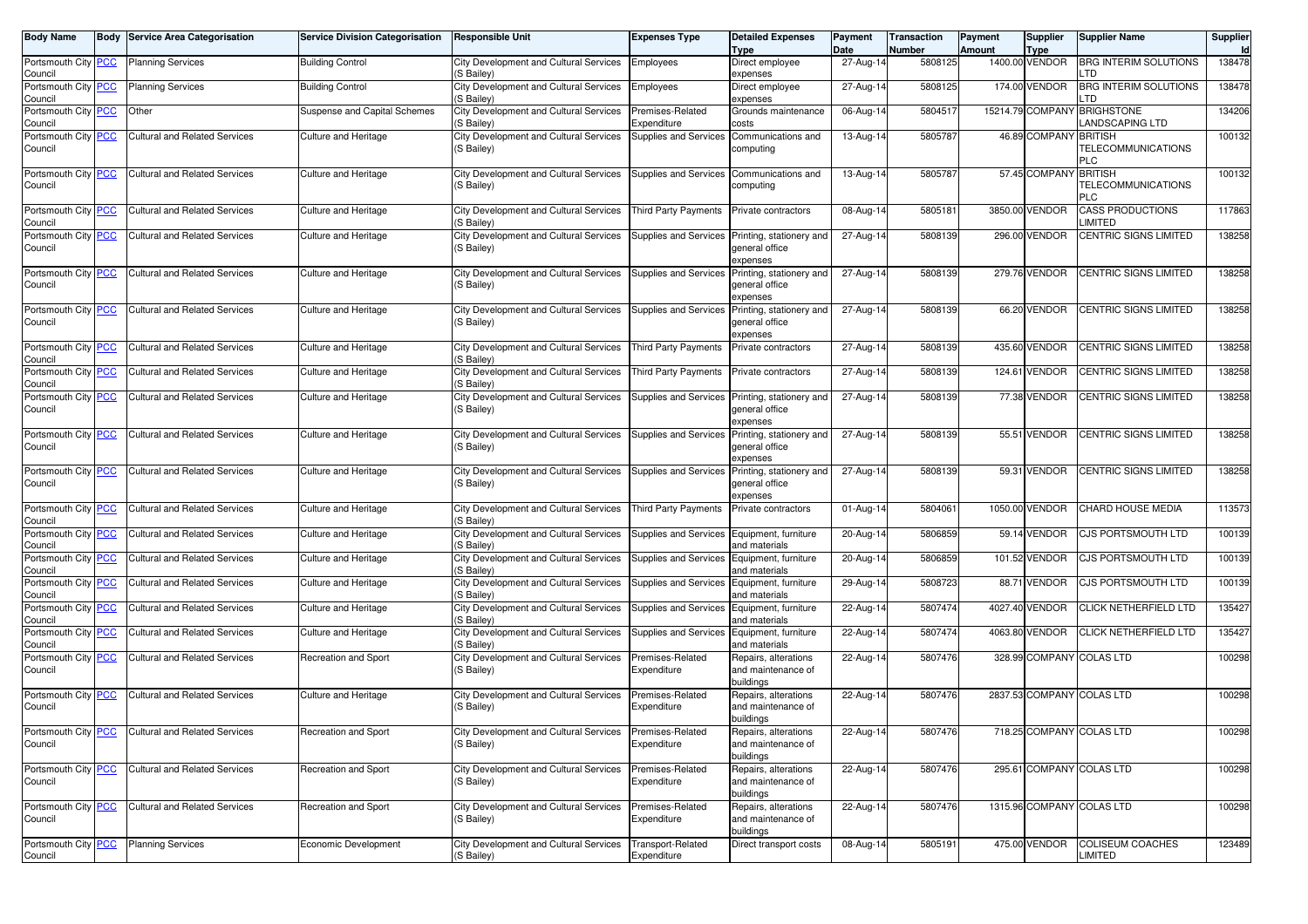| Body Name | Body | Service Area Categorisation | Service Division Categorisation | Responsible Unit | Expenses Type | Detailed Expenses Type | Payment Date | Transaction Number | Payment Amount | Supplier Type | Supplier Name | Supplier Id |
|---|---|---|---|---|---|---|---|---|---|---|---|---|
| Portsmouth City Council | PCC | Planning Services | Building Control | City Development and Cultural Services (S Bailey) | Employees | Direct employee expenses | 27-Aug-14 | 5808125 | 1400.00 | VENDOR | BRG INTERIM SOLUTIONS LTD | 138478 |
| Portsmouth City Council | PCC | Planning Services | Building Control | City Development and Cultural Services (S Bailey) | Employees | Direct employee expenses | 27-Aug-14 | 5808125 | 174.00 | VENDOR | BRG INTERIM SOLUTIONS LTD | 138478 |
| Portsmouth City Council | PCC | Other | Suspense and Capital Schemes | City Development and Cultural Services (S Bailey) | Premises-Related Expenditure | Grounds maintenance costs | 06-Aug-14 | 5804517 | 15214.79 | COMPANY | BRIGHSTONE LANDSCAPING LTD | 134206 |
| Portsmouth City Council | PCC | Cultural and Related Services | Culture and Heritage | City Development and Cultural Services (S Bailey) | Supplies and Services | Communications and computing | 13-Aug-14 | 5805787 | 46.89 | COMPANY | BRITISH TELECOMMUNICATIONS PLC | 100132 |
| Portsmouth City Council | PCC | Cultural and Related Services | Culture and Heritage | City Development and Cultural Services (S Bailey) | Supplies and Services | Communications and computing | 13-Aug-14 | 5805787 | 57.45 | COMPANY | BRITISH TELECOMMUNICATIONS PLC | 100132 |
| Portsmouth City Council | PCC | Cultural and Related Services | Culture and Heritage | City Development and Cultural Services (S Bailey) | Third Party Payments | Private contractors | 08-Aug-14 | 5805181 | 3850.00 | VENDOR | CASS PRODUCTIONS LIMITED | 117863 |
| Portsmouth City Council | PCC | Cultural and Related Services | Culture and Heritage | City Development and Cultural Services (S Bailey) | Supplies and Services | Printing, stationery and general office expenses | 27-Aug-14 | 5808139 | 296.00 | VENDOR | CENTRIC SIGNS LIMITED | 138258 |
| Portsmouth City Council | PCC | Cultural and Related Services | Culture and Heritage | City Development and Cultural Services (S Bailey) | Supplies and Services | Printing, stationery and general office expenses | 27-Aug-14 | 5808139 | 279.76 | VENDOR | CENTRIC SIGNS LIMITED | 138258 |
| Portsmouth City Council | PCC | Cultural and Related Services | Culture and Heritage | City Development and Cultural Services (S Bailey) | Supplies and Services | Printing, stationery and general office expenses | 27-Aug-14 | 5808139 | 66.20 | VENDOR | CENTRIC SIGNS LIMITED | 138258 |
| Portsmouth City Council | PCC | Cultural and Related Services | Culture and Heritage | City Development and Cultural Services (S Bailey) | Third Party Payments | Private contractors | 27-Aug-14 | 5808139 | 435.60 | VENDOR | CENTRIC SIGNS LIMITED | 138258 |
| Portsmouth City Council | PCC | Cultural and Related Services | Culture and Heritage | City Development and Cultural Services (S Bailey) | Third Party Payments | Private contractors | 27-Aug-14 | 5808139 | 124.61 | VENDOR | CENTRIC SIGNS LIMITED | 138258 |
| Portsmouth City Council | PCC | Cultural and Related Services | Culture and Heritage | City Development and Cultural Services (S Bailey) | Supplies and Services | Printing, stationery and general office expenses | 27-Aug-14 | 5808139 | 77.38 | VENDOR | CENTRIC SIGNS LIMITED | 138258 |
| Portsmouth City Council | PCC | Cultural and Related Services | Culture and Heritage | City Development and Cultural Services (S Bailey) | Supplies and Services | Printing, stationery and general office expenses | 27-Aug-14 | 5808139 | 55.51 | VENDOR | CENTRIC SIGNS LIMITED | 138258 |
| Portsmouth City Council | PCC | Cultural and Related Services | Culture and Heritage | City Development and Cultural Services (S Bailey) | Supplies and Services | Printing, stationery and general office expenses | 27-Aug-14 | 5808139 | 59.31 | VENDOR | CENTRIC SIGNS LIMITED | 138258 |
| Portsmouth City Council | PCC | Cultural and Related Services | Culture and Heritage | City Development and Cultural Services (S Bailey) | Third Party Payments | Private contractors | 01-Aug-14 | 5804061 | 1050.00 | VENDOR | CHARD HOUSE MEDIA | 113573 |
| Portsmouth City Council | PCC | Cultural and Related Services | Culture and Heritage | City Development and Cultural Services (S Bailey) | Supplies and Services | Equipment, furniture and materials | 20-Aug-14 | 5806859 | 59.14 | VENDOR | CJS PORTSMOUTH LTD | 100139 |
| Portsmouth City Council | PCC | Cultural and Related Services | Culture and Heritage | City Development and Cultural Services (S Bailey) | Supplies and Services | Equipment, furniture and materials | 20-Aug-14 | 5806859 | 101.52 | VENDOR | CJS PORTSMOUTH LTD | 100139 |
| Portsmouth City Council | PCC | Cultural and Related Services | Culture and Heritage | City Development and Cultural Services (S Bailey) | Supplies and Services | Equipment, furniture and materials | 29-Aug-14 | 5808723 | 88.71 | VENDOR | CJS PORTSMOUTH LTD | 100139 |
| Portsmouth City Council | PCC | Cultural and Related Services | Culture and Heritage | City Development and Cultural Services (S Bailey) | Supplies and Services | Equipment, furniture and materials | 22-Aug-14 | 5807474 | 4027.40 | VENDOR | CLICK NETHERFIELD LTD | 135427 |
| Portsmouth City Council | PCC | Cultural and Related Services | Culture and Heritage | City Development and Cultural Services (S Bailey) | Supplies and Services | Equipment, furniture and materials | 22-Aug-14 | 5807474 | 4063.80 | VENDOR | CLICK NETHERFIELD LTD | 135427 |
| Portsmouth City Council | PCC | Cultural and Related Services | Recreation and Sport | City Development and Cultural Services (S Bailey) | Premises-Related Expenditure | Repairs, alterations and maintenance of buildings | 22-Aug-14 | 5807476 | 328.99 | COMPANY | COLAS LTD | 100298 |
| Portsmouth City Council | PCC | Cultural and Related Services | Culture and Heritage | City Development and Cultural Services (S Bailey) | Premises-Related Expenditure | Repairs, alterations and maintenance of buildings | 22-Aug-14 | 5807476 | 2837.53 | COMPANY | COLAS LTD | 100298 |
| Portsmouth City Council | PCC | Cultural and Related Services | Recreation and Sport | City Development and Cultural Services (S Bailey) | Premises-Related Expenditure | Repairs, alterations and maintenance of buildings | 22-Aug-14 | 5807476 | 718.25 | COMPANY | COLAS LTD | 100298 |
| Portsmouth City Council | PCC | Cultural and Related Services | Recreation and Sport | City Development and Cultural Services (S Bailey) | Premises-Related Expenditure | Repairs, alterations and maintenance of buildings | 22-Aug-14 | 5807476 | 295.61 | COMPANY | COLAS LTD | 100298 |
| Portsmouth City Council | PCC | Cultural and Related Services | Recreation and Sport | City Development and Cultural Services (S Bailey) | Premises-Related Expenditure | Repairs, alterations and maintenance of buildings | 22-Aug-14 | 5807476 | 1315.96 | COMPANY | COLAS LTD | 100298 |
| Portsmouth City Council | PCC | Planning Services | Economic Development | City Development and Cultural Services (S Bailey) | Transport-Related Expenditure | Direct transport costs | 08-Aug-14 | 5805191 | 475.00 | VENDOR | COLISEUM COACHES LIMITED | 123489 |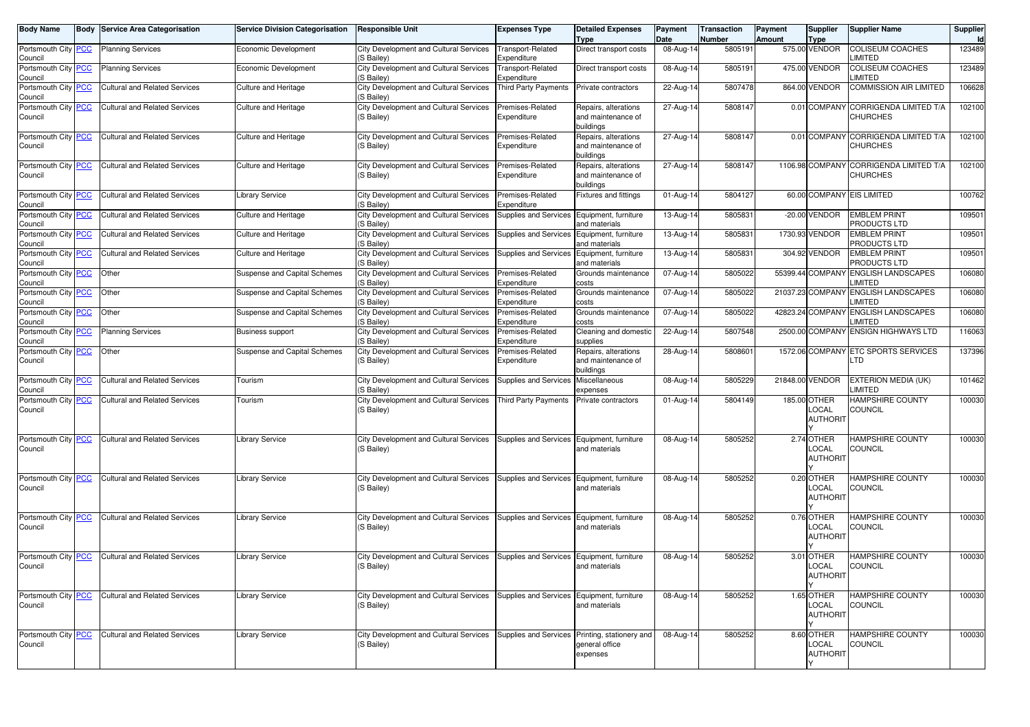| Body Name | Body | Service Area Categorisation | Service Division Categorisation | Responsible Unit | Expenses Type | Detailed Expenses Type | Payment Date | Transaction Number | Payment Amount | Supplier Type | Supplier Name | Supplier Id |
|---|---|---|---|---|---|---|---|---|---|---|---|---|
| Portsmouth City Council | PCC | Planning Services | Economic Development | City Development and Cultural Services (S Bailey) | Transport-Related Expenditure | Direct transport costs | 08-Aug-14 | 5805191 | 575.00 | VENDOR | COLISEUM COACHES LIMITED | 123489 |
| Portsmouth City Council | PCC | Planning Services | Economic Development | City Development and Cultural Services (S Bailey) | Transport-Related Expenditure | Direct transport costs | 08-Aug-14 | 5805191 | 475.00 | VENDOR | COLISEUM COACHES LIMITED | 123489 |
| Portsmouth City Council | PCC | Cultural and Related Services | Culture and Heritage | City Development and Cultural Services (S Bailey) | Third Party Payments | Private contractors | 22-Aug-14 | 5807478 | 864.00 | VENDOR | COMMISSION AIR LIMITED | 106628 |
| Portsmouth City Council | PCC | Cultural and Related Services | Culture and Heritage | City Development and Cultural Services (S Bailey) | Premises-Related Expenditure | Repairs, alterations and maintenance of buildings | 27-Aug-14 | 5808147 | 0.01 | COMPANY | CORRIGENDA LIMITED T/A CHURCHES | 102100 |
| Portsmouth City Council | PCC | Cultural and Related Services | Culture and Heritage | City Development and Cultural Services (S Bailey) | Premises-Related Expenditure | Repairs, alterations and maintenance of buildings | 27-Aug-14 | 5808147 | 0.01 | COMPANY | CORRIGENDA LIMITED T/A CHURCHES | 102100 |
| Portsmouth City Council | PCC | Cultural and Related Services | Culture and Heritage | City Development and Cultural Services (S Bailey) | Premises-Related Expenditure | Repairs, alterations and maintenance of buildings | 27-Aug-14 | 5808147 | 1106.98 | COMPANY | CORRIGENDA LIMITED T/A CHURCHES | 102100 |
| Portsmouth City Council | PCC | Cultural and Related Services | Library Service | City Development and Cultural Services (S Bailey) | Premises-Related Expenditure | Fixtures and fittings | 01-Aug-14 | 5804127 | 60.00 | COMPANY | EIS LIMITED | 100762 |
| Portsmouth City Council | PCC | Cultural and Related Services | Culture and Heritage | City Development and Cultural Services (S Bailey) | Supplies and Services | Equipment, furniture and materials | 13-Aug-14 | 5805831 | -20.00 | VENDOR | EMBLEM PRINT PRODUCTS LTD | 109501 |
| Portsmouth City Council | PCC | Cultural and Related Services | Culture and Heritage | City Development and Cultural Services (S Bailey) | Supplies and Services | Equipment, furniture and materials | 13-Aug-14 | 5805831 | 1730.93 | VENDOR | EMBLEM PRINT PRODUCTS LTD | 109501 |
| Portsmouth City Council | PCC | Cultural and Related Services | Culture and Heritage | City Development and Cultural Services (S Bailey) | Supplies and Services | Equipment, furniture and materials | 13-Aug-14 | 5805831 | 304.92 | VENDOR | EMBLEM PRINT PRODUCTS LTD | 109501 |
| Portsmouth City Council | PCC | Other | Suspense and Capital Schemes | City Development and Cultural Services (S Bailey) | Premises-Related Expenditure | Grounds maintenance costs | 07-Aug-14 | 5805022 | 55399.44 | COMPANY | ENGLISH LANDSCAPES LIMITED | 106080 |
| Portsmouth City Council | PCC | Other | Suspense and Capital Schemes | City Development and Cultural Services (S Bailey) | Premises-Related Expenditure | Grounds maintenance costs | 07-Aug-14 | 5805022 | 21037.23 | COMPANY | ENGLISH LANDSCAPES LIMITED | 106080 |
| Portsmouth City Council | PCC | Other | Suspense and Capital Schemes | City Development and Cultural Services (S Bailey) | Premises-Related Expenditure | Grounds maintenance costs | 07-Aug-14 | 5805022 | 42823.24 | COMPANY | ENGLISH LANDSCAPES LIMITED | 106080 |
| Portsmouth City Council | PCC | Planning Services | Business support | City Development and Cultural Services (S Bailey) | Premises-Related Expenditure | Cleaning and domestic supplies | 22-Aug-14 | 5807548 | 2500.00 | COMPANY | ENSIGN HIGHWAYS LTD | 116063 |
| Portsmouth City Council | PCC | Other | Suspense and Capital Schemes | City Development and Cultural Services (S Bailey) | Premises-Related Expenditure | Repairs, alterations and maintenance of buildings | 28-Aug-14 | 5808601 | 1572.06 | COMPANY | ETC SPORTS SERVICES LTD | 137396 |
| Portsmouth City Council | PCC | Cultural and Related Services | Tourism | City Development and Cultural Services (S Bailey) | Supplies and Services | Miscellaneous expenses | 08-Aug-14 | 5805229 | 21848.00 | VENDOR | EXTERION MEDIA (UK) LIMITED | 101462 |
| Portsmouth City Council | PCC | Cultural and Related Services | Tourism | City Development and Cultural Services (S Bailey) | Third Party Payments | Private contractors | 01-Aug-14 | 5804149 | 185.00 | OTHER LOCAL AUTHORITY | HAMPSHIRE COUNTY COUNCIL | 100030 |
| Portsmouth City Council | PCC | Cultural and Related Services | Library Service | City Development and Cultural Services (S Bailey) | Supplies and Services | Equipment, furniture and materials | 08-Aug-14 | 5805252 | 2.74 | OTHER LOCAL AUTHORITY | HAMPSHIRE COUNTY COUNCIL | 100030 |
| Portsmouth City Council | PCC | Cultural and Related Services | Library Service | City Development and Cultural Services (S Bailey) | Supplies and Services | Equipment, furniture and materials | 08-Aug-14 | 5805252 | 0.20 | OTHER LOCAL AUTHORITY | HAMPSHIRE COUNTY COUNCIL | 100030 |
| Portsmouth City Council | PCC | Cultural and Related Services | Library Service | City Development and Cultural Services (S Bailey) | Supplies and Services | Equipment, furniture and materials | 08-Aug-14 | 5805252 | 0.76 | OTHER LOCAL AUTHORITY | HAMPSHIRE COUNTY COUNCIL | 100030 |
| Portsmouth City Council | PCC | Cultural and Related Services | Library Service | City Development and Cultural Services (S Bailey) | Supplies and Services | Equipment, furniture and materials | 08-Aug-14 | 5805252 | 3.01 | OTHER LOCAL AUTHORITY | HAMPSHIRE COUNTY COUNCIL | 100030 |
| Portsmouth City Council | PCC | Cultural and Related Services | Library Service | City Development and Cultural Services (S Bailey) | Supplies and Services | Equipment, furniture and materials | 08-Aug-14 | 5805252 | 1.65 | OTHER LOCAL AUTHORITY | HAMPSHIRE COUNTY COUNCIL | 100030 |
| Portsmouth City Council | PCC | Cultural and Related Services | Library Service | City Development and Cultural Services (S Bailey) | Supplies and Services | Printing, stationery and general office expenses | 08-Aug-14 | 5805252 | 8.60 | OTHER LOCAL AUTHORITY | HAMPSHIRE COUNTY COUNCIL | 100030 |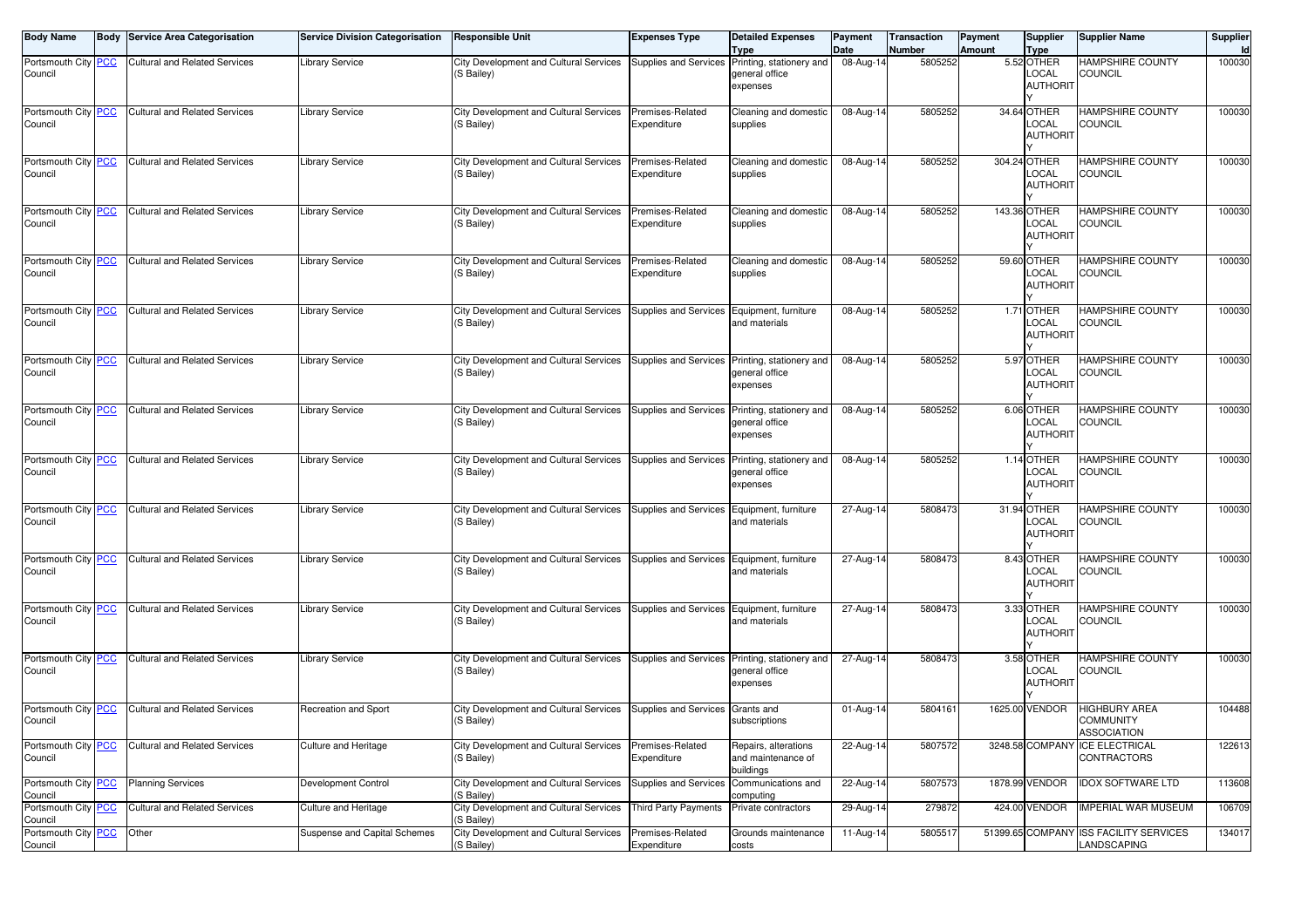| Body Name | Body | Service Area Categorisation | Service Division Categorisation | Responsible Unit | Expenses Type | Detailed Expenses Type | Payment Date | Transaction Number | Payment Amount | Supplier Type | Supplier Name | Supplier Id |
|---|---|---|---|---|---|---|---|---|---|---|---|---|
| Portsmouth City Council | PCC | Cultural and Related Services | Library Service | City Development and Cultural Services (S Bailey) | Supplies and Services | Printing, stationery and general office expenses | 08-Aug-14 | 5805252 | 5.52 | OTHER LOCAL AUTHORITY | HAMPSHIRE COUNTY COUNCIL | 100030 |
| Portsmouth City Council | PCC | Cultural and Related Services | Library Service | City Development and Cultural Services (S Bailey) | Premises-Related Expenditure | Cleaning and domestic supplies | 08-Aug-14 | 5805252 | 34.64 | OTHER LOCAL AUTHORITY | HAMPSHIRE COUNTY COUNCIL | 100030 |
| Portsmouth City Council | PCC | Cultural and Related Services | Library Service | City Development and Cultural Services (S Bailey) | Premises-Related Expenditure | Cleaning and domestic supplies | 08-Aug-14 | 5805252 | 304.24 | OTHER LOCAL AUTHORITY | HAMPSHIRE COUNTY COUNCIL | 100030 |
| Portsmouth City Council | PCC | Cultural and Related Services | Library Service | City Development and Cultural Services (S Bailey) | Premises-Related Expenditure | Cleaning and domestic supplies | 08-Aug-14 | 5805252 | 143.36 | OTHER LOCAL AUTHORITY | HAMPSHIRE COUNTY COUNCIL | 100030 |
| Portsmouth City Council | PCC | Cultural and Related Services | Library Service | City Development and Cultural Services (S Bailey) | Premises-Related Expenditure | Cleaning and domestic supplies | 08-Aug-14 | 5805252 | 59.60 | OTHER LOCAL AUTHORITY | HAMPSHIRE COUNTY COUNCIL | 100030 |
| Portsmouth City Council | PCC | Cultural and Related Services | Library Service | City Development and Cultural Services (S Bailey) | Supplies and Services | Equipment, furniture and materials | 08-Aug-14 | 5805252 | 1.71 | OTHER LOCAL AUTHORITY | HAMPSHIRE COUNTY COUNCIL | 100030 |
| Portsmouth City Council | PCC | Cultural and Related Services | Library Service | City Development and Cultural Services (S Bailey) | Supplies and Services | Printing, stationery and general office expenses | 08-Aug-14 | 5805252 | 5.97 | OTHER LOCAL AUTHORITY | HAMPSHIRE COUNTY COUNCIL | 100030 |
| Portsmouth City Council | PCC | Cultural and Related Services | Library Service | City Development and Cultural Services (S Bailey) | Supplies and Services | Printing, stationery and general office expenses | 08-Aug-14 | 5805252 | 6.06 | OTHER LOCAL AUTHORITY | HAMPSHIRE COUNTY COUNCIL | 100030 |
| Portsmouth City Council | PCC | Cultural and Related Services | Library Service | City Development and Cultural Services (S Bailey) | Supplies and Services | Printing, stationery and general office expenses | 08-Aug-14 | 5805252 | 1.14 | OTHER LOCAL AUTHORITY | HAMPSHIRE COUNTY COUNCIL | 100030 |
| Portsmouth City Council | PCC | Cultural and Related Services | Library Service | City Development and Cultural Services (S Bailey) | Supplies and Services | Equipment, furniture and materials | 27-Aug-14 | 5808473 | 31.94 | OTHER LOCAL AUTHORITY | HAMPSHIRE COUNTY COUNCIL | 100030 |
| Portsmouth City Council | PCC | Cultural and Related Services | Library Service | City Development and Cultural Services (S Bailey) | Supplies and Services | Equipment, furniture and materials | 27-Aug-14 | 5808473 | 8.43 | OTHER LOCAL AUTHORITY | HAMPSHIRE COUNTY COUNCIL | 100030 |
| Portsmouth City Council | PCC | Cultural and Related Services | Library Service | City Development and Cultural Services (S Bailey) | Supplies and Services | Equipment, furniture and materials | 27-Aug-14 | 5808473 | 3.33 | OTHER LOCAL AUTHORITY | HAMPSHIRE COUNTY COUNCIL | 100030 |
| Portsmouth City Council | PCC | Cultural and Related Services | Library Service | City Development and Cultural Services (S Bailey) | Supplies and Services | Printing, stationery and general office expenses | 27-Aug-14 | 5808473 | 3.58 | OTHER LOCAL AUTHORITY | HAMPSHIRE COUNTY COUNCIL | 100030 |
| Portsmouth City Council | PCC | Cultural and Related Services | Recreation and Sport | City Development and Cultural Services (S Bailey) | Supplies and Services | Grants and subscriptions | 01-Aug-14 | 5804161 | 1625.00 | VENDOR | HIGHBURY AREA COMMUNITY ASSOCIATION | 104488 |
| Portsmouth City Council | PCC | Cultural and Related Services | Culture and Heritage | City Development and Cultural Services (S Bailey) | Premises-Related Expenditure | Repairs, alterations and maintenance of buildings | 22-Aug-14 | 5807572 | 3248.58 | COMPANY | ICE ELECTRICAL CONTRACTORS | 122613 |
| Portsmouth City Council | PCC | Planning Services | Development Control | City Development and Cultural Services (S Bailey) | Supplies and Services | Communications and computing | 22-Aug-14 | 5807573 | 1878.99 | VENDOR | IDOX SOFTWARE LTD | 113608 |
| Portsmouth City Council | PCC | Cultural and Related Services | Culture and Heritage | City Development and Cultural Services (S Bailey) | Third Party Payments | Private contractors | 29-Aug-14 | 279872 | 424.00 | VENDOR | IMPERIAL WAR MUSEUM | 106709 |
| Portsmouth City Council | PCC | Other | Suspense and Capital Schemes | City Development and Cultural Services (S Bailey) | Premises-Related Expenditure | Grounds maintenance costs | 11-Aug-14 | 5805517 | 51399.65 | COMPANY | ISS FACILITY SERVICES LANDSCAPING | 134017 |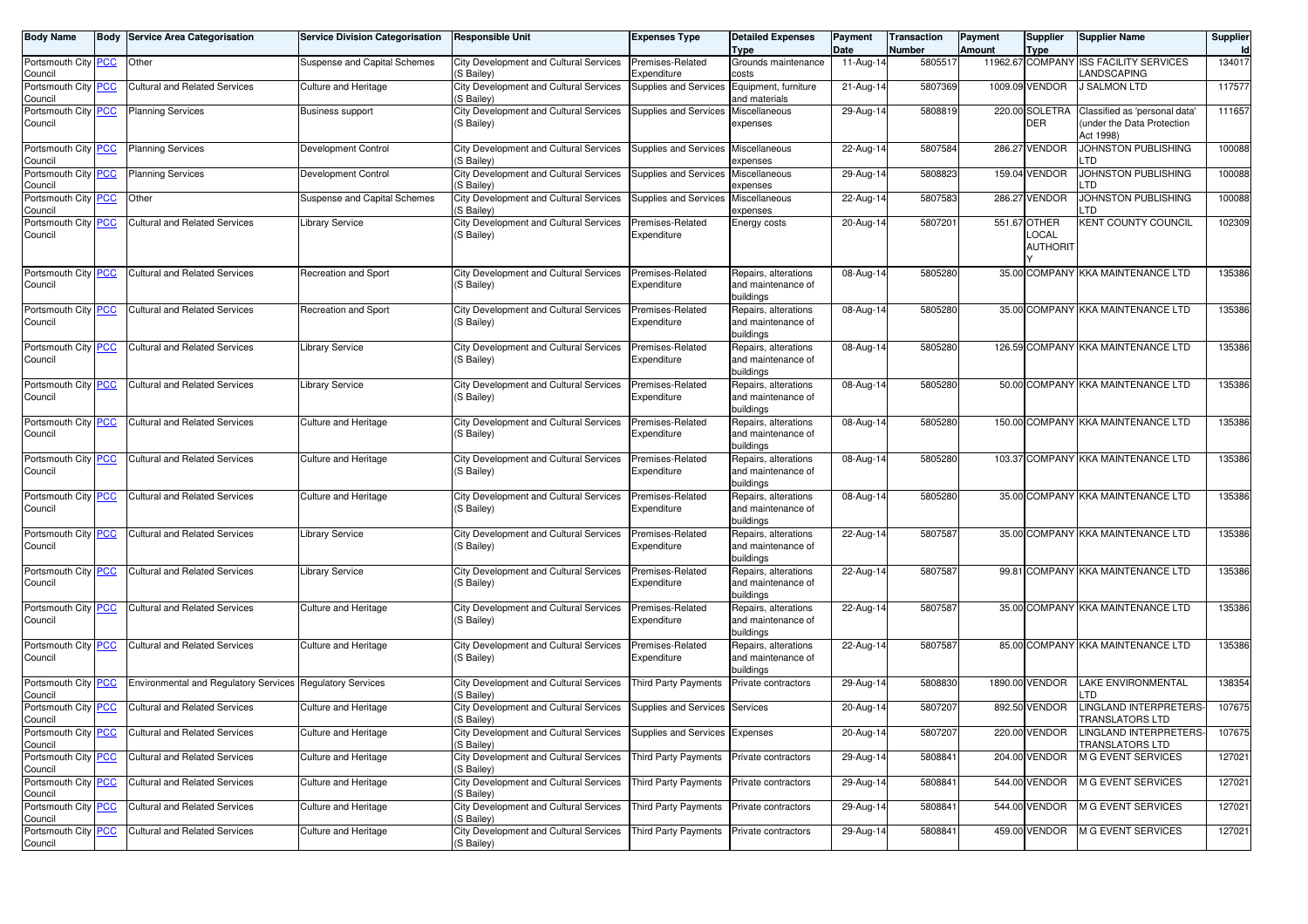| Body Name | Body | Service Area Categorisation | Service Division Categorisation | Responsible Unit | Expenses Type | Detailed Expenses Type | Payment Date | Transaction Number | Payment Amount | Supplier Type | Supplier Name | Supplier Id |
|---|---|---|---|---|---|---|---|---|---|---|---|---|
| Portsmouth City Council | PCC | Other | Suspense and Capital Schemes | City Development and Cultural Services (S Bailey) | Premises-Related Expenditure | Grounds maintenance costs | 11-Aug-14 | 5805517 | 11962.67 | COMPANY | ISS FACILITY SERVICES LANDSCAPING | 134017 |
| Portsmouth City Council | PCC | Cultural and Related Services | Culture and Heritage | City Development and Cultural Services (S Bailey) | Supplies and Services | Equipment, furniture and materials | 21-Aug-14 | 5807369 | 1009.09 | VENDOR | J SALMON LTD | 117577 |
| Portsmouth City Council | PCC | Planning Services | Business support | City Development and Cultural Services (S Bailey) | Supplies and Services | Miscellaneous expenses | 29-Aug-14 | 5808819 | 220.00 | SOLETRADER | Classified as 'personal data' (under the Data Protection Act 1998) | 111657 |
| Portsmouth City Council | PCC | Planning Services | Development Control | City Development and Cultural Services (S Bailey) | Supplies and Services | Miscellaneous expenses | 22-Aug-14 | 5807584 | 286.27 | VENDOR | JOHNSTON PUBLISHING LTD | 100088 |
| Portsmouth City Council | PCC | Planning Services | Development Control | City Development and Cultural Services (S Bailey) | Supplies and Services | Miscellaneous expenses | 29-Aug-14 | 5808823 | 159.04 | VENDOR | JOHNSTON PUBLISHING LTD | 100088 |
| Portsmouth City Council | PCC | Other | Suspense and Capital Schemes | City Development and Cultural Services (S Bailey) | Supplies and Services | Miscellaneous expenses | 22-Aug-14 | 5807583 | 286.27 | VENDOR | JOHNSTON PUBLISHING LTD | 100088 |
| Portsmouth City Council | PCC | Cultural and Related Services | Library Service | City Development and Cultural Services (S Bailey) | Premises-Related Expenditure | Energy costs | 20-Aug-14 | 5807201 | 551.67 | OTHER LOCAL AUTHORITY | KENT COUNTY COUNCIL | 102309 |
| Portsmouth City Council | PCC | Cultural and Related Services | Recreation and Sport | City Development and Cultural Services (S Bailey) | Premises-Related Expenditure | Repairs, alterations and maintenance of buildings | 08-Aug-14 | 5805280 | 35.00 | COMPANY | KKA MAINTENANCE LTD | 135386 |
| Portsmouth City Council | PCC | Cultural and Related Services | Recreation and Sport | City Development and Cultural Services (S Bailey) | Premises-Related Expenditure | Repairs, alterations and maintenance of buildings | 08-Aug-14 | 5805280 | 35.00 | COMPANY | KKA MAINTENANCE LTD | 135386 |
| Portsmouth City Council | PCC | Cultural and Related Services | Library Service | City Development and Cultural Services (S Bailey) | Premises-Related Expenditure | Repairs, alterations and maintenance of buildings | 08-Aug-14 | 5805280 | 126.59 | COMPANY | KKA MAINTENANCE LTD | 135386 |
| Portsmouth City Council | PCC | Cultural and Related Services | Library Service | City Development and Cultural Services (S Bailey) | Premises-Related Expenditure | Repairs, alterations and maintenance of buildings | 08-Aug-14 | 5805280 | 50.00 | COMPANY | KKA MAINTENANCE LTD | 135386 |
| Portsmouth City Council | PCC | Cultural and Related Services | Culture and Heritage | City Development and Cultural Services (S Bailey) | Premises-Related Expenditure | Repairs, alterations and maintenance of buildings | 08-Aug-14 | 5805280 | 150.00 | COMPANY | KKA MAINTENANCE LTD | 135386 |
| Portsmouth City Council | PCC | Cultural and Related Services | Culture and Heritage | City Development and Cultural Services (S Bailey) | Premises-Related Expenditure | Repairs, alterations and maintenance of buildings | 08-Aug-14 | 5805280 | 103.37 | COMPANY | KKA MAINTENANCE LTD | 135386 |
| Portsmouth City Council | PCC | Cultural and Related Services | Culture and Heritage | City Development and Cultural Services (S Bailey) | Premises-Related Expenditure | Repairs, alterations and maintenance of buildings | 08-Aug-14 | 5805280 | 35.00 | COMPANY | KKA MAINTENANCE LTD | 135386 |
| Portsmouth City Council | PCC | Cultural and Related Services | Library Service | City Development and Cultural Services (S Bailey) | Premises-Related Expenditure | Repairs, alterations and maintenance of buildings | 22-Aug-14 | 5807587 | 35.00 | COMPANY | KKA MAINTENANCE LTD | 135386 |
| Portsmouth City Council | PCC | Cultural and Related Services | Library Service | City Development and Cultural Services (S Bailey) | Premises-Related Expenditure | Repairs, alterations and maintenance of buildings | 22-Aug-14 | 5807587 | 99.81 | COMPANY | KKA MAINTENANCE LTD | 135386 |
| Portsmouth City Council | PCC | Cultural and Related Services | Culture and Heritage | City Development and Cultural Services (S Bailey) | Premises-Related Expenditure | Repairs, alterations and maintenance of buildings | 22-Aug-14 | 5807587 | 35.00 | COMPANY | KKA MAINTENANCE LTD | 135386 |
| Portsmouth City Council | PCC | Cultural and Related Services | Culture and Heritage | City Development and Cultural Services (S Bailey) | Premises-Related Expenditure | Repairs, alterations and maintenance of buildings | 22-Aug-14 | 5807587 | 85.00 | COMPANY | KKA MAINTENANCE LTD | 135386 |
| Portsmouth City Council | PCC | Environmental and Regulatory Services | Regulatory Services | City Development and Cultural Services (S Bailey) | Third Party Payments | Private contractors | 29-Aug-14 | 5808830 | 1890.00 | VENDOR | LAKE ENVIRONMENTAL LTD | 138354 |
| Portsmouth City Council | PCC | Cultural and Related Services | Culture and Heritage | City Development and Cultural Services (S Bailey) | Supplies and Services | Services | 20-Aug-14 | 5807207 | 892.50 | VENDOR | LINGLAND INTERPRETERS-TRANSLATORS LTD | 107675 |
| Portsmouth City Council | PCC | Cultural and Related Services | Culture and Heritage | City Development and Cultural Services (S Bailey) | Supplies and Services | Expenses | 20-Aug-14 | 5807207 | 220.00 | VENDOR | LINGLAND INTERPRETERS-TRANSLATORS LTD | 107675 |
| Portsmouth City Council | PCC | Cultural and Related Services | Culture and Heritage | City Development and Cultural Services (S Bailey) | Third Party Payments | Private contractors | 29-Aug-14 | 5808841 | 204.00 | VENDOR | M G EVENT SERVICES | 127021 |
| Portsmouth City Council | PCC | Cultural and Related Services | Culture and Heritage | City Development and Cultural Services (S Bailey) | Third Party Payments | Private contractors | 29-Aug-14 | 5808841 | 544.00 | VENDOR | M G EVENT SERVICES | 127021 |
| Portsmouth City Council | PCC | Cultural and Related Services | Culture and Heritage | City Development and Cultural Services (S Bailey) | Third Party Payments | Private contractors | 29-Aug-14 | 5808841 | 544.00 | VENDOR | M G EVENT SERVICES | 127021 |
| Portsmouth City Council | PCC | Cultural and Related Services | Culture and Heritage | City Development and Cultural Services (S Bailey) | Third Party Payments | Private contractors | 29-Aug-14 | 5808841 | 459.00 | VENDOR | M G EVENT SERVICES | 127021 |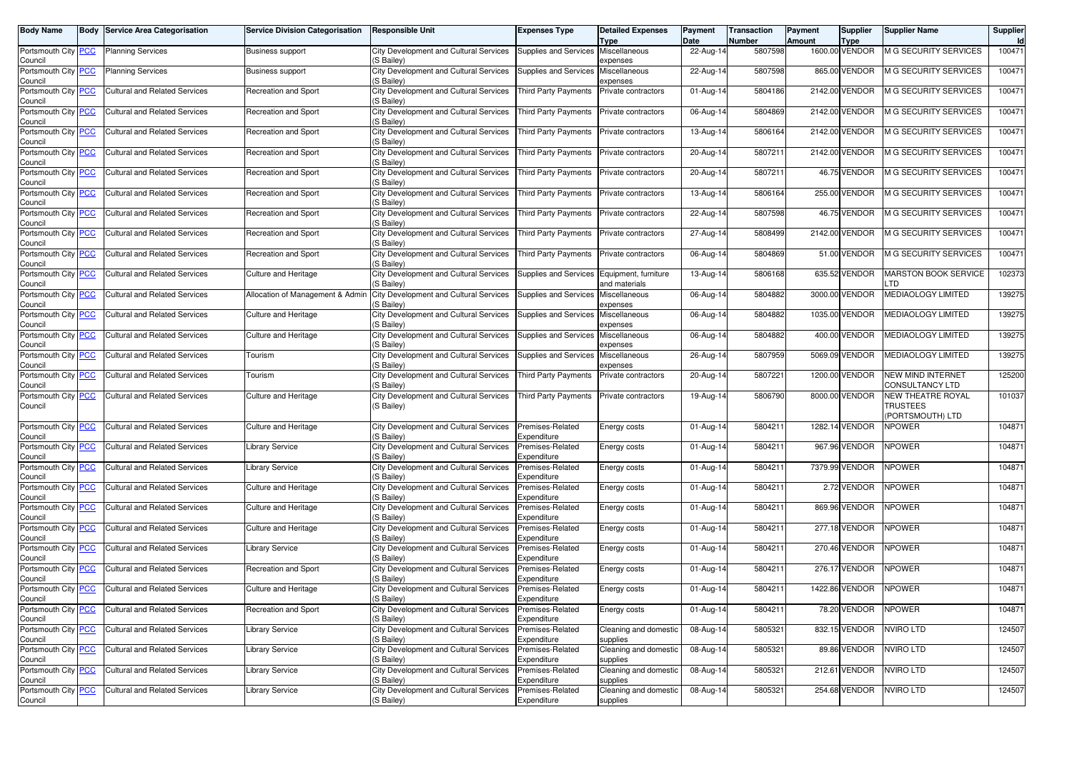| Body Name | Body | Service Area Categorisation | Service Division Categorisation | Responsible Unit | Expenses Type | Detailed Expenses Type | Payment Date | Transaction Number | Payment Amount | Supplier Type | Supplier Name | Supplier Id |
|---|---|---|---|---|---|---|---|---|---|---|---|---|
| Portsmouth City Council | PCC | Planning Services | Business support | City Development and Cultural Services (S Bailey) | Supplies and Services | Miscellaneous expenses | 22-Aug-14 | 5807598 | 1600.00 | VENDOR | M G SECURITY SERVICES | 100471 |
| Portsmouth City Council | PCC | Planning Services | Business support | City Development and Cultural Services (S Bailey) | Supplies and Services | Miscellaneous expenses | 22-Aug-14 | 5807598 | 865.00 | VENDOR | M G SECURITY SERVICES | 100471 |
| Portsmouth City Council | PCC | Cultural and Related Services | Recreation and Sport | City Development and Cultural Services (S Bailey) | Third Party Payments | Private contractors | 01-Aug-14 | 5804186 | 2142.00 | VENDOR | M G SECURITY SERVICES | 100471 |
| Portsmouth City Council | PCC | Cultural and Related Services | Recreation and Sport | City Development and Cultural Services (S Bailey) | Third Party Payments | Private contractors | 06-Aug-14 | 5804869 | 2142.00 | VENDOR | M G SECURITY SERVICES | 100471 |
| Portsmouth City Council | PCC | Cultural and Related Services | Recreation and Sport | City Development and Cultural Services (S Bailey) | Third Party Payments | Private contractors | 13-Aug-14 | 5806164 | 2142.00 | VENDOR | M G SECURITY SERVICES | 100471 |
| Portsmouth City Council | PCC | Cultural and Related Services | Recreation and Sport | City Development and Cultural Services (S Bailey) | Third Party Payments | Private contractors | 20-Aug-14 | 5807211 | 2142.00 | VENDOR | M G SECURITY SERVICES | 100471 |
| Portsmouth City Council | PCC | Cultural and Related Services | Recreation and Sport | City Development and Cultural Services (S Bailey) | Third Party Payments | Private contractors | 20-Aug-14 | 5807211 | 46.75 | VENDOR | M G SECURITY SERVICES | 100471 |
| Portsmouth City Council | PCC | Cultural and Related Services | Recreation and Sport | City Development and Cultural Services (S Bailey) | Third Party Payments | Private contractors | 13-Aug-14 | 5806164 | 255.00 | VENDOR | M G SECURITY SERVICES | 100471 |
| Portsmouth City Council | PCC | Cultural and Related Services | Recreation and Sport | City Development and Cultural Services (S Bailey) | Third Party Payments | Private contractors | 22-Aug-14 | 5807598 | 46.75 | VENDOR | M G SECURITY SERVICES | 100471 |
| Portsmouth City Council | PCC | Cultural and Related Services | Recreation and Sport | City Development and Cultural Services (S Bailey) | Third Party Payments | Private contractors | 27-Aug-14 | 5808499 | 2142.00 | VENDOR | M G SECURITY SERVICES | 100471 |
| Portsmouth City Council | PCC | Cultural and Related Services | Recreation and Sport | City Development and Cultural Services (S Bailey) | Third Party Payments | Private contractors | 06-Aug-14 | 5804869 | 51.00 | VENDOR | M G SECURITY SERVICES | 100471 |
| Portsmouth City Council | PCC | Cultural and Related Services | Culture and Heritage | City Development and Cultural Services (S Bailey) | Supplies and Services | Equipment, furniture and materials | 13-Aug-14 | 5806168 | 635.52 | VENDOR | MARSTON BOOK SERVICE LTD | 102373 |
| Portsmouth City Council | PCC | Cultural and Related Services | Allocation of Management & Admin | City Development and Cultural Services (S Bailey) | Supplies and Services | Miscellaneous expenses | 06-Aug-14 | 5804882 | 3000.00 | VENDOR | MEDIAOLOGY LIMITED | 139275 |
| Portsmouth City Council | PCC | Cultural and Related Services | Culture and Heritage | City Development and Cultural Services (S Bailey) | Supplies and Services | Miscellaneous expenses | 06-Aug-14 | 5804882 | 1035.00 | VENDOR | MEDIAOLOGY LIMITED | 139275 |
| Portsmouth City Council | PCC | Cultural and Related Services | Culture and Heritage | City Development and Cultural Services (S Bailey) | Supplies and Services | Miscellaneous expenses | 06-Aug-14 | 5804882 | 400.00 | VENDOR | MEDIAOLOGY LIMITED | 139275 |
| Portsmouth City Council | PCC | Cultural and Related Services | Tourism | City Development and Cultural Services (S Bailey) | Supplies and Services | Miscellaneous expenses | 26-Aug-14 | 5807959 | 5069.09 | VENDOR | MEDIAOLOGY LIMITED | 139275 |
| Portsmouth City Council | PCC | Cultural and Related Services | Tourism | City Development and Cultural Services (S Bailey) | Third Party Payments | Private contractors | 20-Aug-14 | 5807221 | 1200.00 | VENDOR | NEW MIND INTERNET CONSULTANCY LTD | 125200 |
| Portsmouth City Council | PCC | Cultural and Related Services | Culture and Heritage | City Development and Cultural Services (S Bailey) | Third Party Payments | Private contractors | 19-Aug-14 | 5806790 | 8000.00 | VENDOR | NEW THEATRE ROYAL TRUSTEES (PORTSMOUTH) LTD | 101037 |
| Portsmouth City Council | PCC | Cultural and Related Services | Culture and Heritage | City Development and Cultural Services (S Bailey) | Premises-Related Expenditure | Energy costs | 01-Aug-14 | 5804211 | 1282.14 | VENDOR | NPOWER | 104871 |
| Portsmouth City Council | PCC | Cultural and Related Services | Library Service | City Development and Cultural Services (S Bailey) | Premises-Related Expenditure | Energy costs | 01-Aug-14 | 5804211 | 967.96 | VENDOR | NPOWER | 104871 |
| Portsmouth City Council | PCC | Cultural and Related Services | Library Service | City Development and Cultural Services (S Bailey) | Premises-Related Expenditure | Energy costs | 01-Aug-14 | 5804211 | 7379.99 | VENDOR | NPOWER | 104871 |
| Portsmouth City Council | PCC | Cultural and Related Services | Culture and Heritage | City Development and Cultural Services (S Bailey) | Premises-Related Expenditure | Energy costs | 01-Aug-14 | 5804211 | 2.72 | VENDOR | NPOWER | 104871 |
| Portsmouth City Council | PCC | Cultural and Related Services | Culture and Heritage | City Development and Cultural Services (S Bailey) | Premises-Related Expenditure | Energy costs | 01-Aug-14 | 5804211 | 869.96 | VENDOR | NPOWER | 104871 |
| Portsmouth City Council | PCC | Cultural and Related Services | Culture and Heritage | City Development and Cultural Services (S Bailey) | Premises-Related Expenditure | Energy costs | 01-Aug-14 | 5804211 | 277.18 | VENDOR | NPOWER | 104871 |
| Portsmouth City Council | PCC | Cultural and Related Services | Library Service | City Development and Cultural Services (S Bailey) | Premises-Related Expenditure | Energy costs | 01-Aug-14 | 5804211 | 270.46 | VENDOR | NPOWER | 104871 |
| Portsmouth City Council | PCC | Cultural and Related Services | Recreation and Sport | City Development and Cultural Services (S Bailey) | Premises-Related Expenditure | Energy costs | 01-Aug-14 | 5804211 | 276.17 | VENDOR | NPOWER | 104871 |
| Portsmouth City Council | PCC | Cultural and Related Services | Culture and Heritage | City Development and Cultural Services (S Bailey) | Premises-Related Expenditure | Energy costs | 01-Aug-14 | 5804211 | 1422.86 | VENDOR | NPOWER | 104871 |
| Portsmouth City Council | PCC | Cultural and Related Services | Recreation and Sport | City Development and Cultural Services (S Bailey) | Premises-Related Expenditure | Energy costs | 01-Aug-14 | 5804211 | 78.20 | VENDOR | NPOWER | 104871 |
| Portsmouth City Council | PCC | Cultural and Related Services | Library Service | City Development and Cultural Services (S Bailey) | Premises-Related Expenditure | Cleaning and domestic supplies | 08-Aug-14 | 5805321 | 832.15 | VENDOR | NVIRO LTD | 124507 |
| Portsmouth City Council | PCC | Cultural and Related Services | Library Service | City Development and Cultural Services (S Bailey) | Premises-Related Expenditure | Cleaning and domestic supplies | 08-Aug-14 | 5805321 | 89.86 | VENDOR | NVIRO LTD | 124507 |
| Portsmouth City Council | PCC | Cultural and Related Services | Library Service | City Development and Cultural Services (S Bailey) | Premises-Related Expenditure | Cleaning and domestic supplies | 08-Aug-14 | 5805321 | 212.61 | VENDOR | NVIRO LTD | 124507 |
| Portsmouth City Council | PCC | Cultural and Related Services | Library Service | City Development and Cultural Services (S Bailey) | Premises-Related Expenditure | Cleaning and domestic supplies | 08-Aug-14 | 5805321 | 254.68 | VENDOR | NVIRO LTD | 124507 |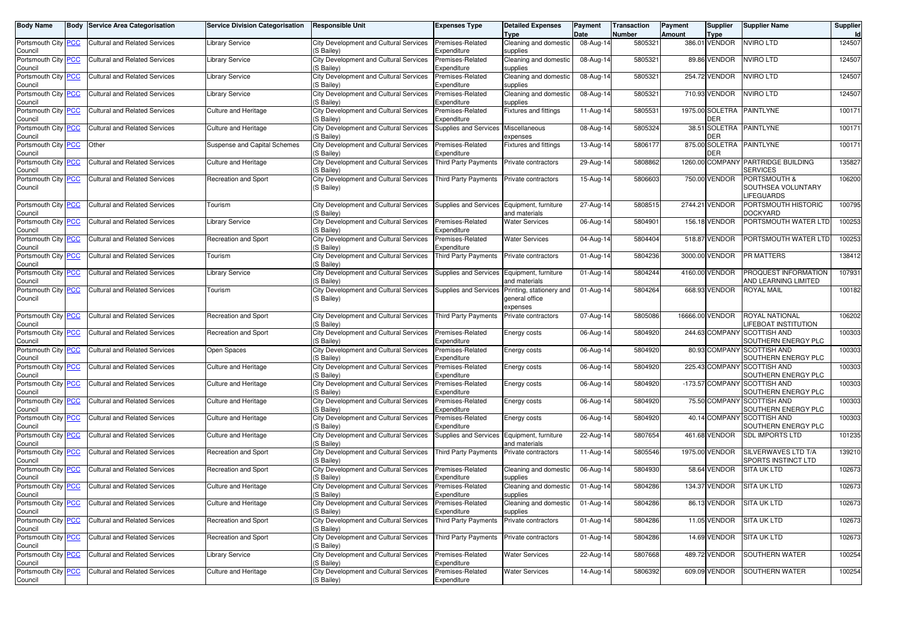| Body Name | Body | Service Area Categorisation | Service Division Categorisation | Responsible Unit | Expenses Type | Detailed Expenses Type | Payment Date | Transaction Number | Payment Amount | Supplier Type | Supplier Name | Supplier Id |
|---|---|---|---|---|---|---|---|---|---|---|---|---|
| Portsmouth City Council | PCC | Cultural and Related Services | Library Service | City Development and Cultural Services (S Bailey) | Premises-Related Expenditure | Cleaning and domestic supplies | 08-Aug-14 | 5805321 | 386.01 | VENDOR | NVIRO LTD | 124507 |
| Portsmouth City Council | PCC | Cultural and Related Services | Library Service | City Development and Cultural Services (S Bailey) | Premises-Related Expenditure | Cleaning and domestic supplies | 08-Aug-14 | 5805321 | 89.86 | VENDOR | NVIRO LTD | 124507 |
| Portsmouth City Council | PCC | Cultural and Related Services | Library Service | City Development and Cultural Services (S Bailey) | Premises-Related Expenditure | Cleaning and domestic supplies | 08-Aug-14 | 5805321 | 254.72 | VENDOR | NVIRO LTD | 124507 |
| Portsmouth City Council | PCC | Cultural and Related Services | Library Service | City Development and Cultural Services (S Bailey) | Premises-Related Expenditure | Cleaning and domestic supplies | 08-Aug-14 | 5805321 | 710.93 | VENDOR | NVIRO LTD | 124507 |
| Portsmouth City Council | PCC | Cultural and Related Services | Culture and Heritage | City Development and Cultural Services (S Bailey) | Premises-Related Expenditure | Fixtures and fittings | 11-Aug-14 | 5805531 | 1975.00 | SOLETRA DER | PAINTLYNE | 100171 |
| Portsmouth City Council | PCC | Cultural and Related Services | Culture and Heritage | City Development and Cultural Services (S Bailey) | Supplies and Services | Miscellaneous expenses | 08-Aug-14 | 5805324 | 38.51 | SOLETRA DER | PAINTLYNE | 100171 |
| Portsmouth City Council | PCC | Other | Suspense and Capital Schemes | City Development and Cultural Services (S Bailey) | Premises-Related Expenditure | Fixtures and fittings | 13-Aug-14 | 5806177 | 875.00 | SOLETRA DER | PAINTLYNE | 100171 |
| Portsmouth City Council | PCC | Cultural and Related Services | Culture and Heritage | City Development and Cultural Services (S Bailey) | Third Party Payments | Private contractors | 29-Aug-14 | 5808862 | 1260.00 | COMPANY | PARTRIDGE BUILDING SERVICES | 135827 |
| Portsmouth City Council | PCC | Cultural and Related Services | Recreation and Sport | City Development and Cultural Services (S Bailey) | Third Party Payments | Private contractors | 15-Aug-14 | 5806603 | 750.00 | VENDOR | PORTSMOUTH & SOUTHSEA VOLUNTARY LIFEGUARDS | 106200 |
| Portsmouth City Council | PCC | Cultural and Related Services | Tourism | City Development and Cultural Services (S Bailey) | Supplies and Services | Equipment, furniture and materials | 27-Aug-14 | 5808515 | 2744.21 | VENDOR | PORTSMOUTH HISTORIC DOCKYARD | 100795 |
| Portsmouth City Council | PCC | Cultural and Related Services | Library Service | City Development and Cultural Services (S Bailey) | Premises-Related Expenditure | Water Services | 06-Aug-14 | 5804901 | 156.18 | VENDOR | PORTSMOUTH WATER LTD | 100253 |
| Portsmouth City Council | PCC | Cultural and Related Services | Recreation and Sport | City Development and Cultural Services (S Bailey) | Premises-Related Expenditure | Water Services | 04-Aug-14 | 5804404 | 518.87 | VENDOR | PORTSMOUTH WATER LTD | 100253 |
| Portsmouth City Council | PCC | Cultural and Related Services | Tourism | City Development and Cultural Services (S Bailey) | Third Party Payments | Private contractors | 01-Aug-14 | 5804236 | 3000.00 | VENDOR | PR MATTERS | 138412 |
| Portsmouth City Council | PCC | Cultural and Related Services | Library Service | City Development and Cultural Services (S Bailey) | Supplies and Services | Equipment, furniture and materials | 01-Aug-14 | 5804244 | 4160.00 | VENDOR | PROQUEST INFORMATION AND LEARNING LIMITED | 107931 |
| Portsmouth City Council | PCC | Cultural and Related Services | Tourism | City Development and Cultural Services (S Bailey) | Supplies and Services | Printing, stationery and general office expenses | 01-Aug-14 | 5804264 | 668.93 | VENDOR | ROYAL MAIL | 100182 |
| Portsmouth City Council | PCC | Cultural and Related Services | Recreation and Sport | City Development and Cultural Services (S Bailey) | Third Party Payments | Private contractors | 07-Aug-14 | 5805086 | 16666.00 | VENDOR | ROYAL NATIONAL LIFEBOAT INSTITUTION | 106202 |
| Portsmouth City Council | PCC | Cultural and Related Services | Recreation and Sport | City Development and Cultural Services (S Bailey) | Premises-Related Expenditure | Energy costs | 06-Aug-14 | 5804920 | 244.63 | COMPANY | SCOTTISH AND SOUTHERN ENERGY PLC | 100303 |
| Portsmouth City Council | PCC | Cultural and Related Services | Open Spaces | City Development and Cultural Services (S Bailey) | Premises-Related Expenditure | Energy costs | 06-Aug-14 | 5804920 | 80.93 | COMPANY | SCOTTISH AND SOUTHERN ENERGY PLC | 100303 |
| Portsmouth City Council | PCC | Cultural and Related Services | Culture and Heritage | City Development and Cultural Services (S Bailey) | Premises-Related Expenditure | Energy costs | 06-Aug-14 | 5804920 | 225.43 | COMPANY | SCOTTISH AND SOUTHERN ENERGY PLC | 100303 |
| Portsmouth City Council | PCC | Cultural and Related Services | Culture and Heritage | City Development and Cultural Services (S Bailey) | Premises-Related Expenditure | Energy costs | 06-Aug-14 | 5804920 | -173.57 | COMPANY | SCOTTISH AND SOUTHERN ENERGY PLC | 100303 |
| Portsmouth City Council | PCC | Cultural and Related Services | Culture and Heritage | City Development and Cultural Services (S Bailey) | Premises-Related Expenditure | Energy costs | 06-Aug-14 | 5804920 | 75.50 | COMPANY | SCOTTISH AND SOUTHERN ENERGY PLC | 100303 |
| Portsmouth City Council | PCC | Cultural and Related Services | Culture and Heritage | City Development and Cultural Services (S Bailey) | Premises-Related Expenditure | Energy costs | 06-Aug-14 | 5804920 | 40.14 | COMPANY | SCOTTISH AND SOUTHERN ENERGY PLC | 100303 |
| Portsmouth City Council | PCC | Cultural and Related Services | Culture and Heritage | City Development and Cultural Services (S Bailey) | Supplies and Services | Equipment, furniture and materials | 22-Aug-14 | 5807654 | 461.68 | VENDOR | SDL IMPORTS LTD | 101235 |
| Portsmouth City Council | PCC | Cultural and Related Services | Recreation and Sport | City Development and Cultural Services (S Bailey) | Third Party Payments | Private contractors | 11-Aug-14 | 5805546 | 1975.00 | VENDOR | SILVERWAVES LTD T/A SPORTS INSTINCT LTD | 139210 |
| Portsmouth City Council | PCC | Cultural and Related Services | Recreation and Sport | City Development and Cultural Services (S Bailey) | Premises-Related Expenditure | Cleaning and domestic supplies | 06-Aug-14 | 5804930 | 58.64 | VENDOR | SITA UK LTD | 102673 |
| Portsmouth City Council | PCC | Cultural and Related Services | Culture and Heritage | City Development and Cultural Services (S Bailey) | Premises-Related Expenditure | Cleaning and domestic supplies | 01-Aug-14 | 5804286 | 134.37 | VENDOR | SITA UK LTD | 102673 |
| Portsmouth City Council | PCC | Cultural and Related Services | Culture and Heritage | City Development and Cultural Services (S Bailey) | Premises-Related Expenditure | Cleaning and domestic supplies | 01-Aug-14 | 5804286 | 86.13 | VENDOR | SITA UK LTD | 102673 |
| Portsmouth City Council | PCC | Cultural and Related Services | Recreation and Sport | City Development and Cultural Services (S Bailey) | Third Party Payments | Private contractors | 01-Aug-14 | 5804286 | 11.05 | VENDOR | SITA UK LTD | 102673 |
| Portsmouth City Council | PCC | Cultural and Related Services | Recreation and Sport | City Development and Cultural Services (S Bailey) | Third Party Payments | Private contractors | 01-Aug-14 | 5804286 | 14.69 | VENDOR | SITA UK LTD | 102673 |
| Portsmouth City Council | PCC | Cultural and Related Services | Library Service | City Development and Cultural Services (S Bailey) | Premises-Related Expenditure | Water Services | 22-Aug-14 | 5807668 | 489.72 | VENDOR | SOUTHERN WATER | 100254 |
| Portsmouth City Council | PCC | Cultural and Related Services | Culture and Heritage | City Development and Cultural Services (S Bailey) | Premises-Related Expenditure | Water Services | 14-Aug-14 | 5806392 | 609.09 | VENDOR | SOUTHERN WATER | 100254 |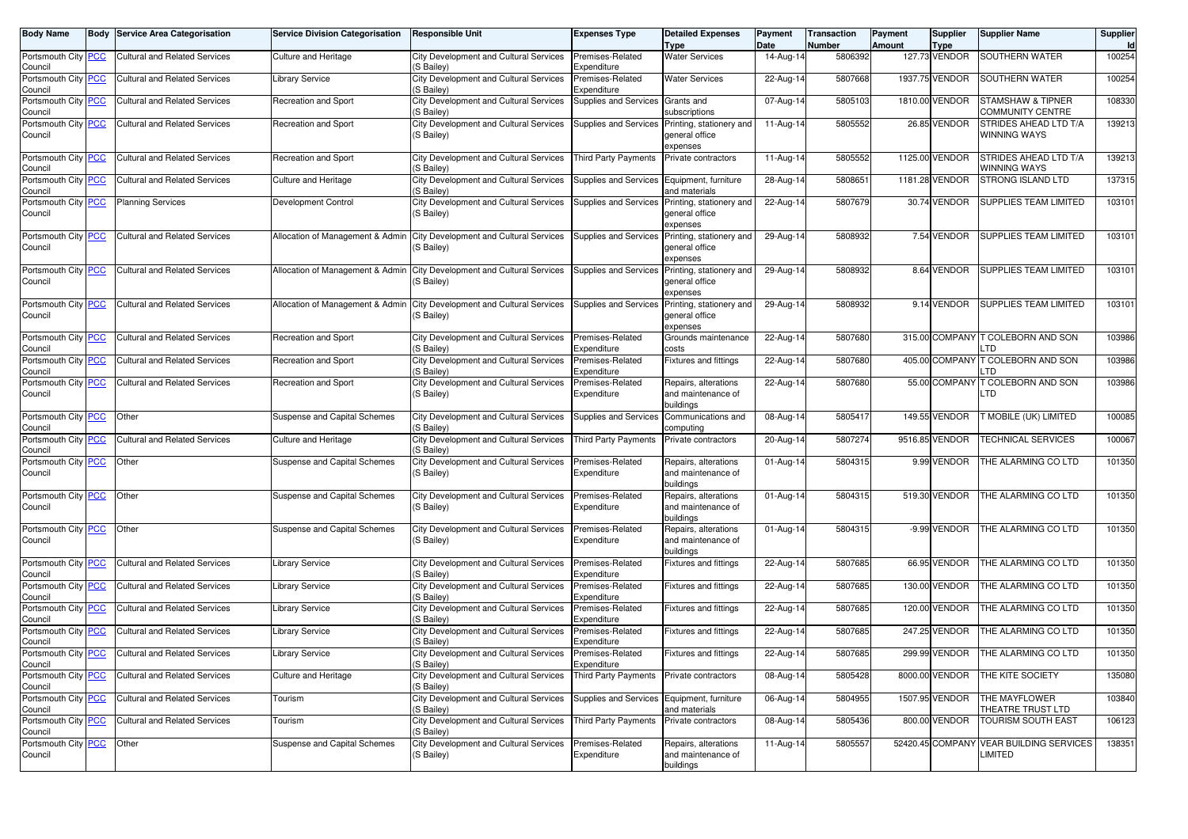| Body Name | Body | Service Area Categorisation | Service Division Categorisation | Responsible Unit | Expenses Type | Detailed Expenses Type | Payment Date | Transaction Number | Payment Amount | Supplier Type | Supplier Name | Supplier Id |
|---|---|---|---|---|---|---|---|---|---|---|---|---|
| Portsmouth City Council | PCC | Cultural and Related Services | Culture and Heritage | City Development and Cultural Services (S Bailey) | Premises-Related Expenditure | Water Services | 14-Aug-14 | 5806392 | 127.73 | VENDOR | SOUTHERN WATER | 100254 |
| Portsmouth City Council | PCC | Cultural and Related Services | Library Service | City Development and Cultural Services (S Bailey) | Premises-Related Expenditure | Water Services | 22-Aug-14 | 5807668 | 1937.75 | VENDOR | SOUTHERN WATER | 100254 |
| Portsmouth City Council | PCC | Cultural and Related Services | Recreation and Sport | City Development and Cultural Services (S Bailey) | Supplies and Services | Grants and subscriptions | 07-Aug-14 | 5805103 | 1810.00 | VENDOR | STAMSHAW & TIPNER COMMUNITY CENTRE | 108330 |
| Portsmouth City Council | PCC | Cultural and Related Services | Recreation and Sport | City Development and Cultural Services (S Bailey) | Supplies and Services | Printing, stationery and general office expenses | 11-Aug-14 | 5805552 | 26.85 | VENDOR | STRIDES AHEAD LTD T/A WINNING WAYS | 139213 |
| Portsmouth City Council | PCC | Cultural and Related Services | Recreation and Sport | City Development and Cultural Services (S Bailey) | Third Party Payments | Private contractors | 11-Aug-14 | 5805552 | 1125.00 | VENDOR | STRIDES AHEAD LTD T/A WINNING WAYS | 139213 |
| Portsmouth City Council | PCC | Cultural and Related Services | Culture and Heritage | City Development and Cultural Services (S Bailey) | Supplies and Services | Equipment, furniture and materials | 28-Aug-14 | 5808651 | 1181.28 | VENDOR | STRONG ISLAND LTD | 137315 |
| Portsmouth City Council | PCC | Planning Services | Development Control | City Development and Cultural Services (S Bailey) | Supplies and Services | Printing, stationery and general office expenses | 22-Aug-14 | 5807679 | 30.74 | VENDOR | SUPPLIES TEAM LIMITED | 103101 |
| Portsmouth City Council | PCC | Cultural and Related Services | Allocation of Management & Admin | City Development and Cultural Services (S Bailey) | Supplies and Services | Printing, stationery and general office expenses | 29-Aug-14 | 5808932 | 7.54 | VENDOR | SUPPLIES TEAM LIMITED | 103101 |
| Portsmouth City Council | PCC | Cultural and Related Services | Allocation of Management & Admin | City Development and Cultural Services (S Bailey) | Supplies and Services | Printing, stationery and general office expenses | 29-Aug-14 | 5808932 | 8.64 | VENDOR | SUPPLIES TEAM LIMITED | 103101 |
| Portsmouth City Council | PCC | Cultural and Related Services | Allocation of Management & Admin | City Development and Cultural Services (S Bailey) | Supplies and Services | Printing, stationery and general office expenses | 29-Aug-14 | 5808932 | 9.14 | VENDOR | SUPPLIES TEAM LIMITED | 103101 |
| Portsmouth City Council | PCC | Cultural and Related Services | Recreation and Sport | City Development and Cultural Services (S Bailey) | Premises-Related Expenditure | Grounds maintenance costs | 22-Aug-14 | 5807680 | 315.00 | COMPANY | T COLEBORN AND SON LTD | 103986 |
| Portsmouth City Council | PCC | Cultural and Related Services | Recreation and Sport | City Development and Cultural Services (S Bailey) | Premises-Related Expenditure | Fixtures and fittings | 22-Aug-14 | 5807680 | 405.00 | COMPANY | T COLEBORN AND SON LTD | 103986 |
| Portsmouth City Council | PCC | Cultural and Related Services | Recreation and Sport | City Development and Cultural Services (S Bailey) | Premises-Related Expenditure | Repairs, alterations and maintenance of buildings | 22-Aug-14 | 5807680 | 55.00 | COMPANY | T COLEBORN AND SON LTD | 103986 |
| Portsmouth City Council | PCC | Other | Suspense and Capital Schemes | City Development and Cultural Services (S Bailey) | Supplies and Services | Communications and computing | 08-Aug-14 | 5805417 | 149.55 | VENDOR | T MOBILE (UK) LIMITED | 100085 |
| Portsmouth City Council | PCC | Cultural and Related Services | Culture and Heritage | City Development and Cultural Services (S Bailey) | Third Party Payments | Private contractors | 20-Aug-14 | 5807274 | 9516.85 | VENDOR | TECHNICAL SERVICES | 100067 |
| Portsmouth City Council | PCC | Other | Suspense and Capital Schemes | City Development and Cultural Services (S Bailey) | Premises-Related Expenditure | Repairs, alterations and maintenance of buildings | 01-Aug-14 | 5804315 | 9.99 | VENDOR | THE ALARMING CO LTD | 101350 |
| Portsmouth City Council | PCC | Other | Suspense and Capital Schemes | City Development and Cultural Services (S Bailey) | Premises-Related Expenditure | Repairs, alterations and maintenance of buildings | 01-Aug-14 | 5804315 | 519.30 | VENDOR | THE ALARMING CO LTD | 101350 |
| Portsmouth City Council | PCC | Other | Suspense and Capital Schemes | City Development and Cultural Services (S Bailey) | Premises-Related Expenditure | Repairs, alterations and maintenance of buildings | 01-Aug-14 | 5804315 | -9.99 | VENDOR | THE ALARMING CO LTD | 101350 |
| Portsmouth City Council | PCC | Cultural and Related Services | Library Service | City Development and Cultural Services (S Bailey) | Premises-Related Expenditure | Fixtures and fittings | 22-Aug-14 | 5807685 | 66.95 | VENDOR | THE ALARMING CO LTD | 101350 |
| Portsmouth City Council | PCC | Cultural and Related Services | Library Service | City Development and Cultural Services (S Bailey) | Premises-Related Expenditure | Fixtures and fittings | 22-Aug-14 | 5807685 | 130.00 | VENDOR | THE ALARMING CO LTD | 101350 |
| Portsmouth City Council | PCC | Cultural and Related Services | Library Service | City Development and Cultural Services (S Bailey) | Premises-Related Expenditure | Fixtures and fittings | 22-Aug-14 | 5807685 | 120.00 | VENDOR | THE ALARMING CO LTD | 101350 |
| Portsmouth City Council | PCC | Cultural and Related Services | Library Service | City Development and Cultural Services (S Bailey) | Premises-Related Expenditure | Fixtures and fittings | 22-Aug-14 | 5807685 | 247.25 | VENDOR | THE ALARMING CO LTD | 101350 |
| Portsmouth City Council | PCC | Cultural and Related Services | Library Service | City Development and Cultural Services (S Bailey) | Premises-Related Expenditure | Fixtures and fittings | 22-Aug-14 | 5807685 | 299.99 | VENDOR | THE ALARMING CO LTD | 101350 |
| Portsmouth City Council | PCC | Cultural and Related Services | Culture and Heritage | City Development and Cultural Services (S Bailey) | Third Party Payments | Private contractors | 08-Aug-14 | 5805428 | 8000.00 | VENDOR | THE KITE SOCIETY | 135080 |
| Portsmouth City Council | PCC | Cultural and Related Services | Tourism | City Development and Cultural Services (S Bailey) | Supplies and Services | Equipment, furniture and materials | 06-Aug-14 | 5804955 | 1507.95 | VENDOR | THE MAYFLOWER THEATRE TRUST LTD | 103840 |
| Portsmouth City Council | PCC | Cultural and Related Services | Tourism | City Development and Cultural Services (S Bailey) | Third Party Payments | Private contractors | 08-Aug-14 | 5805436 | 800.00 | VENDOR | TOURISM SOUTH EAST | 106123 |
| Portsmouth City Council | PCC | Other | Suspense and Capital Schemes | City Development and Cultural Services (S Bailey) | Premises-Related Expenditure | Repairs, alterations and maintenance of buildings | 11-Aug-14 | 5805557 | 52420.45 | COMPANY | VEAR BUILDING SERVICES LIMITED | 138351 |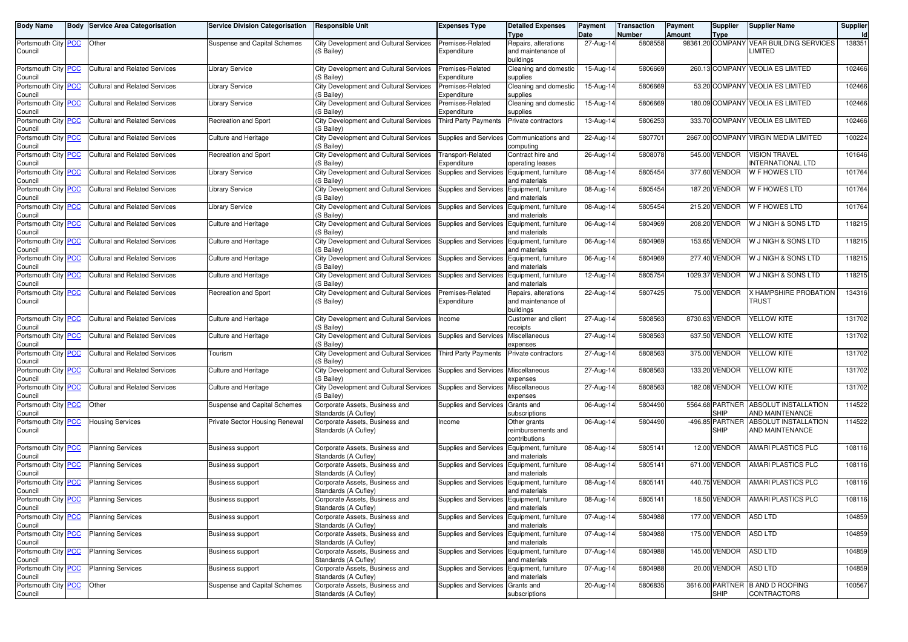| Body Name | Body | Service Area Categorisation | Service Division Categorisation | Responsible Unit | Expenses Type | Detailed Expenses Type | Payment Date | Transaction Number | Payment Amount | Supplier Type | Supplier Name | Supplier Id |
|---|---|---|---|---|---|---|---|---|---|---|---|---|
| Portsmouth City Council | PCC | Other | Suspense and Capital Schemes | City Development and Cultural Services (S Bailey) | Premises-Related Expenditure | Repairs, alterations and maintenance of buildings | 27-Aug-14 | 5808558 | 98361.20 | COMPANY | VEAR BUILDING SERVICES LIMITED | 138351 |
| Portsmouth City Council | PCC | Cultural and Related Services | Library Service | City Development and Cultural Services (S Bailey) | Premises-Related Expenditure | Cleaning and domestic supplies | 15-Aug-14 | 5806669 | 260.13 | COMPANY | VEOLIA ES LIMITED | 102466 |
| Portsmouth City Council | PCC | Cultural and Related Services | Library Service | City Development and Cultural Services (S Bailey) | Premises-Related Expenditure | Cleaning and domestic supplies | 15-Aug-14 | 5806669 | 53.20 | COMPANY | VEOLIA ES LIMITED | 102466 |
| Portsmouth City Council | PCC | Cultural and Related Services | Library Service | City Development and Cultural Services (S Bailey) | Premises-Related Expenditure | Cleaning and domestic supplies | 15-Aug-14 | 5806669 | 180.09 | COMPANY | VEOLIA ES LIMITED | 102466 |
| Portsmouth City Council | PCC | Cultural and Related Services | Recreation and Sport | City Development and Cultural Services (S Bailey) | Third Party Payments | Private contractors | 13-Aug-14 | 5806253 | 333.70 | COMPANY | VEOLIA ES LIMITED | 102466 |
| Portsmouth City Council | PCC | Cultural and Related Services | Culture and Heritage | City Development and Cultural Services (S Bailey) | Supplies and Services | Communications and computing | 22-Aug-14 | 5807701 | 2667.00 | COMPANY | VIRGIN MEDIA LIMITED | 100224 |
| Portsmouth City Council | PCC | Cultural and Related Services | Recreation and Sport | City Development and Cultural Services (S Bailey) | Transport-Related Expenditure | Contract hire and operating leases | 26-Aug-14 | 5808078 | 545.00 | VENDOR | VISION TRAVEL INTERNATIONAL LTD | 101646 |
| Portsmouth City Council | PCC | Cultural and Related Services | Library Service | City Development and Cultural Services (S Bailey) | Supplies and Services | Equipment, furniture and materials | 08-Aug-14 | 5805454 | 377.60 | VENDOR | W F HOWES LTD | 101764 |
| Portsmouth City Council | PCC | Cultural and Related Services | Library Service | City Development and Cultural Services (S Bailey) | Supplies and Services | Equipment, furniture and materials | 08-Aug-14 | 5805454 | 187.20 | VENDOR | W F HOWES LTD | 101764 |
| Portsmouth City Council | PCC | Cultural and Related Services | Library Service | City Development and Cultural Services (S Bailey) | Supplies and Services | Equipment, furniture and materials | 08-Aug-14 | 5805454 | 215.20 | VENDOR | W F HOWES LTD | 101764 |
| Portsmouth City Council | PCC | Cultural and Related Services | Culture and Heritage | City Development and Cultural Services (S Bailey) | Supplies and Services | Equipment, furniture and materials | 06-Aug-14 | 5804969 | 208.20 | VENDOR | W J NIGH & SONS LTD | 118215 |
| Portsmouth City Council | PCC | Cultural and Related Services | Culture and Heritage | City Development and Cultural Services (S Bailey) | Supplies and Services | Equipment, furniture and materials | 06-Aug-14 | 5804969 | 153.65 | VENDOR | W J NIGH & SONS LTD | 118215 |
| Portsmouth City Council | PCC | Cultural and Related Services | Culture and Heritage | City Development and Cultural Services (S Bailey) | Supplies and Services | Equipment, furniture and materials | 06-Aug-14 | 5804969 | 277.40 | VENDOR | W J NIGH & SONS LTD | 118215 |
| Portsmouth City Council | PCC | Cultural and Related Services | Culture and Heritage | City Development and Cultural Services (S Bailey) | Supplies and Services | Equipment, furniture and materials | 12-Aug-14 | 5805754 | 1029.37 | VENDOR | W J NIGH & SONS LTD | 118215 |
| Portsmouth City Council | PCC | Cultural and Related Services | Recreation and Sport | City Development and Cultural Services (S Bailey) | Premises-Related Expenditure | Repairs, alterations and maintenance of buildings | 22-Aug-14 | 5807425 | 75.00 | VENDOR | X HAMPSHIRE PROBATION TRUST | 134316 |
| Portsmouth City Council | PCC | Cultural and Related Services | Culture and Heritage | City Development and Cultural Services (S Bailey) | Income | Customer and client receipts | 27-Aug-14 | 5808563 | 8730.63 | VENDOR | YELLOW KITE | 131702 |
| Portsmouth City Council | PCC | Cultural and Related Services | Culture and Heritage | City Development and Cultural Services (S Bailey) | Supplies and Services | Miscellaneous expenses | 27-Aug-14 | 5808563 | 637.50 | VENDOR | YELLOW KITE | 131702 |
| Portsmouth City Council | PCC | Cultural and Related Services | Tourism | City Development and Cultural Services (S Bailey) | Third Party Payments | Private contractors | 27-Aug-14 | 5808563 | 375.00 | VENDOR | YELLOW KITE | 131702 |
| Portsmouth City Council | PCC | Cultural and Related Services | Culture and Heritage | City Development and Cultural Services (S Bailey) | Supplies and Services | Miscellaneous expenses | 27-Aug-14 | 5808563 | 133.20 | VENDOR | YELLOW KITE | 131702 |
| Portsmouth City Council | PCC | Cultural and Related Services | Culture and Heritage | City Development and Cultural Services (S Bailey) | Supplies and Services | Miscellaneous expenses | 27-Aug-14 | 5808563 | 182.08 | VENDOR | YELLOW KITE | 131702 |
| Portsmouth City Council | PCC | Other | Suspense and Capital Schemes | Corporate Assets, Business and Standards (A Cufley) | Supplies and Services | Grants and subscriptions | 06-Aug-14 | 5804490 | 5564.68 | PARTNERSHIP | ABSOLUT INSTALLATION AND MAINTENANCE | 114522 |
| Portsmouth City Council | PCC | Housing Services | Private Sector Housing Renewal | Corporate Assets, Business and Standards (A Cufley) | Income | Other grants reimbursements and contributions | 06-Aug-14 | 5804490 | -496.85 | PARTNERSHIP | ABSOLUT INSTALLATION AND MAINTENANCE | 114522 |
| Portsmouth City Council | PCC | Planning Services | Business support | Corporate Assets, Business and Standards (A Cufley) | Supplies and Services | Equipment, furniture and materials | 08-Aug-14 | 5805141 | 12.00 | VENDOR | AMARI PLASTICS PLC | 108116 |
| Portsmouth City Council | PCC | Planning Services | Business support | Corporate Assets, Business and Standards (A Cufley) | Supplies and Services | Equipment, furniture and materials | 08-Aug-14 | 5805141 | 671.00 | VENDOR | AMARI PLASTICS PLC | 108116 |
| Portsmouth City Council | PCC | Planning Services | Business support | Corporate Assets, Business and Standards (A Cufley) | Supplies and Services | Equipment, furniture and materials | 08-Aug-14 | 5805141 | 440.75 | VENDOR | AMARI PLASTICS PLC | 108116 |
| Portsmouth City Council | PCC | Planning Services | Business support | Corporate Assets, Business and Standards (A Cufley) | Supplies and Services | Equipment, furniture and materials | 08-Aug-14 | 5805141 | 18.50 | VENDOR | AMARI PLASTICS PLC | 108116 |
| Portsmouth City Council | PCC | Planning Services | Business support | Corporate Assets, Business and Standards (A Cufley) | Supplies and Services | Equipment, furniture and materials | 07-Aug-14 | 5804988 | 177.00 | VENDOR | ASD LTD | 104859 |
| Portsmouth City Council | PCC | Planning Services | Business support | Corporate Assets, Business and Standards (A Cufley) | Supplies and Services | Equipment, furniture and materials | 07-Aug-14 | 5804988 | 175.00 | VENDOR | ASD LTD | 104859 |
| Portsmouth City Council | PCC | Planning Services | Business support | Corporate Assets, Business and Standards (A Cufley) | Supplies and Services | Equipment, furniture and materials | 07-Aug-14 | 5804988 | 145.00 | VENDOR | ASD LTD | 104859 |
| Portsmouth City Council | PCC | Planning Services | Business support | Corporate Assets, Business and Standards (A Cufley) | Supplies and Services | Equipment, furniture and materials | 07-Aug-14 | 5804988 | 20.00 | VENDOR | ASD LTD | 104859 |
| Portsmouth City Council | PCC | Other | Suspense and Capital Schemes | Corporate Assets, Business and Standards (A Cufley) | Supplies and Services | Grants and subscriptions | 20-Aug-14 | 5806835 | 3616.00 | PARTNERSHIP | B AND D ROOFING CONTRACTORS | 100567 |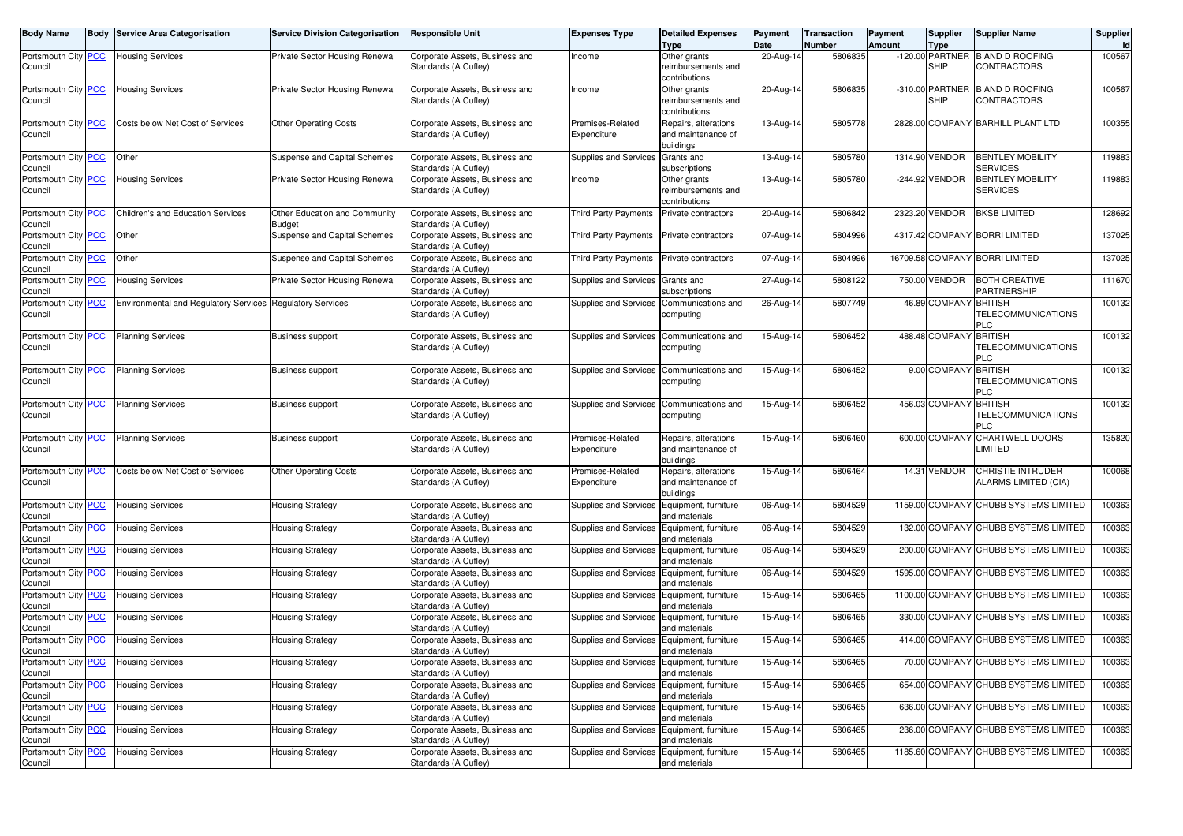| Body Name | Body | Service Area Categorisation | Service Division Categorisation | Responsible Unit | Expenses Type | Detailed Expenses Type | Payment Date | Transaction Number | Payment Amount | Supplier Type | Supplier Name | Supplier Id |
|---|---|---|---|---|---|---|---|---|---|---|---|---|
| Portsmouth City Council | PCC | Housing Services | Private Sector Housing Renewal | Corporate Assets, Business and Standards (A Cufley) | Income | Other grants reimbursements and contributions | 20-Aug-14 | 5806835 | -120.00 | PARTNER SHIP | B AND D ROOFING CONTRACTORS | 100567 |
| Portsmouth City Council | PCC | Housing Services | Private Sector Housing Renewal | Corporate Assets, Business and Standards (A Cufley) | Income | Other grants reimbursements and contributions | 20-Aug-14 | 5806835 | -310.00 | PARTNER SHIP | B AND D ROOFING CONTRACTORS | 100567 |
| Portsmouth City Council | PCC | Costs below Net Cost of Services | Other Operating Costs | Corporate Assets, Business and Standards (A Cufley) | Premises-Related Expenditure | Repairs, alterations and maintenance of buildings | 13-Aug-14 | 5805778 | 2828.00 | COMPANY | BARHILL PLANT LTD | 100355 |
| Portsmouth City Council | PCC | Other | Suspense and Capital Schemes | Corporate Assets, Business and Standards (A Cufley) | Supplies and Services | Grants and subscriptions | 13-Aug-14 | 5805780 | 1314.90 | VENDOR | BENTLEY MOBILITY SERVICES | 119883 |
| Portsmouth City Council | PCC | Housing Services | Private Sector Housing Renewal | Corporate Assets, Business and Standards (A Cufley) | Income | Other grants reimbursements and contributions | 13-Aug-14 | 5805780 | -244.92 | VENDOR | BENTLEY MOBILITY SERVICES | 119883 |
| Portsmouth City Council | PCC | Children's and Education Services | Other Education and Community Budget | Corporate Assets, Business and Standards (A Cufley) | Third Party Payments | Private contractors | 20-Aug-14 | 5806842 | 2323.20 | VENDOR | BKSB LIMITED | 128692 |
| Portsmouth City Council | PCC | Other | Suspense and Capital Schemes | Corporate Assets, Business and Standards (A Cufley) | Third Party Payments | Private contractors | 07-Aug-14 | 5804996 | 4317.42 | COMPANY | BORRI LIMITED | 137025 |
| Portsmouth City Council | PCC | Other | Suspense and Capital Schemes | Corporate Assets, Business and Standards (A Cufley) | Third Party Payments | Private contractors | 07-Aug-14 | 5804996 | 16709.58 | COMPANY | BORRI LIMITED | 137025 |
| Portsmouth City Council | PCC | Housing Services | Private Sector Housing Renewal | Corporate Assets, Business and Standards (A Cufley) | Supplies and Services | Grants and subscriptions | 27-Aug-14 | 5808122 | 750.00 | VENDOR | BOTH CREATIVE PARTNERSHIP | 111670 |
| Portsmouth City Council | PCC | Environmental and Regulatory Services | Regulatory Services | Corporate Assets, Business and Standards (A Cufley) | Supplies and Services | Communications and computing | 26-Aug-14 | 5807749 | 46.89 | COMPANY | BRITISH TELECOMMUNICATIONS PLC | 100132 |
| Portsmouth City Council | PCC | Planning Services | Business support | Corporate Assets, Business and Standards (A Cufley) | Supplies and Services | Communications and computing | 15-Aug-14 | 5806452 | 488.48 | COMPANY | BRITISH TELECOMMUNICATIONS PLC | 100132 |
| Portsmouth City Council | PCC | Planning Services | Business support | Corporate Assets, Business and Standards (A Cufley) | Supplies and Services | Communications and computing | 15-Aug-14 | 5806452 | 9.00 | COMPANY | BRITISH TELECOMMUNICATIONS PLC | 100132 |
| Portsmouth City Council | PCC | Planning Services | Business support | Corporate Assets, Business and Standards (A Cufley) | Supplies and Services | Communications and computing | 15-Aug-14 | 5806452 | 456.03 | COMPANY | BRITISH TELECOMMUNICATIONS PLC | 100132 |
| Portsmouth City Council | PCC | Planning Services | Business support | Corporate Assets, Business and Standards (A Cufley) | Premises-Related Expenditure | Repairs, alterations and maintenance of buildings | 15-Aug-14 | 5806460 | 600.00 | COMPANY | CHARTWELL DOORS LIMITED | 135820 |
| Portsmouth City Council | PCC | Costs below Net Cost of Services | Other Operating Costs | Corporate Assets, Business and Standards (A Cufley) | Premises-Related Expenditure | Repairs, alterations and maintenance of buildings | 15-Aug-14 | 5806464 | 14.31 | VENDOR | CHRISTIE INTRUDER ALARMS LIMITED (CIA) | 100068 |
| Portsmouth City Council | PCC | Housing Services | Housing Strategy | Corporate Assets, Business and Standards (A Cufley) | Supplies and Services | Equipment, furniture and materials | 06-Aug-14 | 5804529 | 1159.00 | COMPANY | CHUBB SYSTEMS LIMITED | 100363 |
| Portsmouth City Council | PCC | Housing Services | Housing Strategy | Corporate Assets, Business and Standards (A Cufley) | Supplies and Services | Equipment, furniture and materials | 06-Aug-14 | 5804529 | 132.00 | COMPANY | CHUBB SYSTEMS LIMITED | 100363 |
| Portsmouth City Council | PCC | Housing Services | Housing Strategy | Corporate Assets, Business and Standards (A Cufley) | Supplies and Services | Equipment, furniture and materials | 06-Aug-14 | 5804529 | 200.00 | COMPANY | CHUBB SYSTEMS LIMITED | 100363 |
| Portsmouth City Council | PCC | Housing Services | Housing Strategy | Corporate Assets, Business and Standards (A Cufley) | Supplies and Services | Equipment, furniture and materials | 06-Aug-14 | 5804529 | 1595.00 | COMPANY | CHUBB SYSTEMS LIMITED | 100363 |
| Portsmouth City Council | PCC | Housing Services | Housing Strategy | Corporate Assets, Business and Standards (A Cufley) | Supplies and Services | Equipment, furniture and materials | 15-Aug-14 | 5806465 | 1100.00 | COMPANY | CHUBB SYSTEMS LIMITED | 100363 |
| Portsmouth City Council | PCC | Housing Services | Housing Strategy | Corporate Assets, Business and Standards (A Cufley) | Supplies and Services | Equipment, furniture and materials | 15-Aug-14 | 5806465 | 330.00 | COMPANY | CHUBB SYSTEMS LIMITED | 100363 |
| Portsmouth City Council | PCC | Housing Services | Housing Strategy | Corporate Assets, Business and Standards (A Cufley) | Supplies and Services | Equipment, furniture and materials | 15-Aug-14 | 5806465 | 414.00 | COMPANY | CHUBB SYSTEMS LIMITED | 100363 |
| Portsmouth City Council | PCC | Housing Services | Housing Strategy | Corporate Assets, Business and Standards (A Cufley) | Supplies and Services | Equipment, furniture and materials | 15-Aug-14 | 5806465 | 70.00 | COMPANY | CHUBB SYSTEMS LIMITED | 100363 |
| Portsmouth City Council | PCC | Housing Services | Housing Strategy | Corporate Assets, Business and Standards (A Cufley) | Supplies and Services | Equipment, furniture and materials | 15-Aug-14 | 5806465 | 654.00 | COMPANY | CHUBB SYSTEMS LIMITED | 100363 |
| Portsmouth City Council | PCC | Housing Services | Housing Strategy | Corporate Assets, Business and Standards (A Cufley) | Supplies and Services | Equipment, furniture and materials | 15-Aug-14 | 5806465 | 636.00 | COMPANY | CHUBB SYSTEMS LIMITED | 100363 |
| Portsmouth City Council | PCC | Housing Services | Housing Strategy | Corporate Assets, Business and Standards (A Cufley) | Supplies and Services | Equipment, furniture and materials | 15-Aug-14 | 5806465 | 236.00 | COMPANY | CHUBB SYSTEMS LIMITED | 100363 |
| Portsmouth City Council | PCC | Housing Services | Housing Strategy | Corporate Assets, Business and Standards (A Cufley) | Supplies and Services | Equipment, furniture and materials | 15-Aug-14 | 5806465 | 1185.60 | COMPANY | CHUBB SYSTEMS LIMITED | 100363 |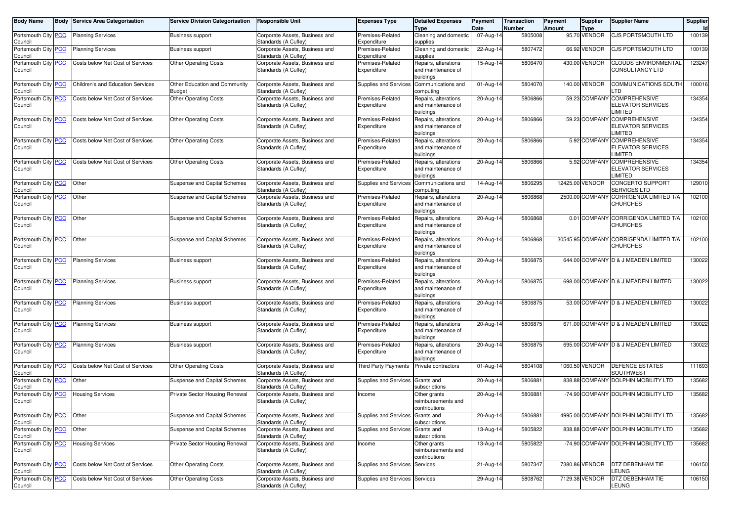| Body Name | Body | Service Area Categorisation | Service Division Categorisation | Responsible Unit | Expenses Type | Detailed Expenses Type | Payment Date | Transaction Number | Payment Amount | Supplier Type | Supplier Name | Supplier Id |
|---|---|---|---|---|---|---|---|---|---|---|---|---|
| Portsmouth City Council | PCC | Planning Services | Business support | Corporate Assets, Business and Standards (A Cufley) | Premises-Related Expenditure | Cleaning and domestic supplies | 07-Aug-14 | 5805008 | 95.70 | VENDOR | CJS PORTSMOUTH LTD | 100139 |
| Portsmouth City Council | PCC | Planning Services | Business support | Corporate Assets, Business and Standards (A Cufley) | Premises-Related Expenditure | Cleaning and domestic supplies | 22-Aug-14 | 5807472 | 66.92 | VENDOR | CJS PORTSMOUTH LTD | 100139 |
| Portsmouth City Council | PCC | Costs below Net Cost of Services | Other Operating Costs | Corporate Assets, Business and Standards (A Cufley) | Premises-Related Expenditure | Repairs, alterations and maintenance of buildings | 15-Aug-14 | 5806470 | 430.00 | VENDOR | CLOUDS ENVIRONMENTAL CONSULTANCY LTD | 123247 |
| Portsmouth City Council | PCC | Children's and Education Services | Other Education and Community Budget | Corporate Assets, Business and Standards (A Cufley) | Supplies and Services | Communications and computing | 01-Aug-14 | 5804070 | 140.00 | VENDOR | COMMUNICATIONS SOUTH LTD | 100016 |
| Portsmouth City Council | PCC | Costs below Net Cost of Services | Other Operating Costs | Corporate Assets, Business and Standards (A Cufley) | Premises-Related Expenditure | Repairs, alterations and maintenance of buildings | 20-Aug-14 | 5806866 | 59.23 | COMPANY | COMPREHENSIVE ELEVATOR SERVICES LIMITED | 134354 |
| Portsmouth City Council | PCC | Costs below Net Cost of Services | Other Operating Costs | Corporate Assets, Business and Standards (A Cufley) | Premises-Related Expenditure | Repairs, alterations and maintenance of buildings | 20-Aug-14 | 5806866 | 59.23 | COMPANY | COMPREHENSIVE ELEVATOR SERVICES LIMITED | 134354 |
| Portsmouth City Council | PCC | Costs below Net Cost of Services | Other Operating Costs | Corporate Assets, Business and Standards (A Cufley) | Premises-Related Expenditure | Repairs, alterations and maintenance of buildings | 20-Aug-14 | 5806866 | 5.92 | COMPANY | COMPREHENSIVE ELEVATOR SERVICES LIMITED | 134354 |
| Portsmouth City Council | PCC | Costs below Net Cost of Services | Other Operating Costs | Corporate Assets, Business and Standards (A Cufley) | Premises-Related Expenditure | Repairs, alterations and maintenance of buildings | 20-Aug-14 | 5806866 | 5.92 | COMPANY | COMPREHENSIVE ELEVATOR SERVICES LIMITED | 134354 |
| Portsmouth City Council | PCC | Other | Suspense and Capital Schemes | Corporate Assets, Business and Standards (A Cufley) | Supplies and Services | Communications and computing | 14-Aug-14 | 5806295 | 12425.00 | VENDOR | CONCERTO SUPPORT SERVICES LTD | 129010 |
| Portsmouth City Council | PCC | Other | Suspense and Capital Schemes | Corporate Assets, Business and Standards (A Cufley) | Premises-Related Expenditure | Repairs, alterations and maintenance of buildings | 20-Aug-14 | 5806868 | 2500.00 | COMPANY | CORRIGENDA LIMITED T/A CHURCHES | 102100 |
| Portsmouth City Council | PCC | Other | Suspense and Capital Schemes | Corporate Assets, Business and Standards (A Cufley) | Premises-Related Expenditure | Repairs, alterations and maintenance of buildings | 20-Aug-14 | 5806868 | 0.01 | COMPANY | CORRIGENDA LIMITED T/A CHURCHES | 102100 |
| Portsmouth City Council | PCC | Other | Suspense and Capital Schemes | Corporate Assets, Business and Standards (A Cufley) | Premises-Related Expenditure | Repairs, alterations and maintenance of buildings | 20-Aug-14 | 5806868 | 30545.95 | COMPANY | CORRIGENDA LIMITED T/A CHURCHES | 102100 |
| Portsmouth City Council | PCC | Planning Services | Business support | Corporate Assets, Business and Standards (A Cufley) | Premises-Related Expenditure | Repairs, alterations and maintenance of buildings | 20-Aug-14 | 5806875 | 644.00 | COMPANY | D & J MEADEN LIMITED | 130022 |
| Portsmouth City Council | PCC | Planning Services | Business support | Corporate Assets, Business and Standards (A Cufley) | Premises-Related Expenditure | Repairs, alterations and maintenance of buildings | 20-Aug-14 | 5806875 | 698.00 | COMPANY | D & J MEADEN LIMITED | 130022 |
| Portsmouth City Council | PCC | Planning Services | Business support | Corporate Assets, Business and Standards (A Cufley) | Premises-Related Expenditure | Repairs, alterations and maintenance of buildings | 20-Aug-14 | 5806875 | 53.00 | COMPANY | D & J MEADEN LIMITED | 130022 |
| Portsmouth City Council | PCC | Planning Services | Business support | Corporate Assets, Business and Standards (A Cufley) | Premises-Related Expenditure | Repairs, alterations and maintenance of buildings | 20-Aug-14 | 5806875 | 671.00 | COMPANY | D & J MEADEN LIMITED | 130022 |
| Portsmouth City Council | PCC | Planning Services | Business support | Corporate Assets, Business and Standards (A Cufley) | Premises-Related Expenditure | Repairs, alterations and maintenance of buildings | 20-Aug-14 | 5806875 | 695.00 | COMPANY | D & J MEADEN LIMITED | 130022 |
| Portsmouth City Council | PCC | Costs below Net Cost of Services | Other Operating Costs | Corporate Assets, Business and Standards (A Cufley) | Third Party Payments | Private contractors | 01-Aug-14 | 5804108 | 1060.50 | VENDOR | DEFENCE ESTATES SOUTHWEST | 111693 |
| Portsmouth City Council | PCC | Other | Suspense and Capital Schemes | Corporate Assets, Business and Standards (A Cufley) | Supplies and Services | Grants and subscriptions | 20-Aug-14 | 5806881 | 838.88 | COMPANY | DOLPHIN MOBILITY LTD | 135682 |
| Portsmouth City Council | PCC | Housing Services | Private Sector Housing Renewal | Corporate Assets, Business and Standards (A Cufley) | Income | Other grants reimbursements and contributions | 20-Aug-14 | 5806881 | -74.90 | COMPANY | DOLPHIN MOBILITY LTD | 135682 |
| Portsmouth City Council | PCC | Other | Suspense and Capital Schemes | Corporate Assets, Business and Standards (A Cufley) | Supplies and Services | Grants and subscriptions | 20-Aug-14 | 5806881 | 4995.00 | COMPANY | DOLPHIN MOBILITY LTD | 135682 |
| Portsmouth City Council | PCC | Other | Suspense and Capital Schemes | Corporate Assets, Business and Standards (A Cufley) | Supplies and Services | Grants and subscriptions | 13-Aug-14 | 5805822 | 838.88 | COMPANY | DOLPHIN MOBILITY LTD | 135682 |
| Portsmouth City Council | PCC | Housing Services | Private Sector Housing Renewal | Corporate Assets, Business and Standards (A Cufley) | Income | Other grants reimbursements and contributions | 13-Aug-14 | 5805822 | -74.90 | COMPANY | DOLPHIN MOBILITY LTD | 135682 |
| Portsmouth City Council | PCC | Costs below Net Cost of Services | Other Operating Costs | Corporate Assets, Business and Standards (A Cufley) | Supplies and Services | Services | 21-Aug-14 | 5807347 | 7380.86 | VENDOR | DTZ DEBENHAM TIE LEUNG | 106150 |
| Portsmouth City Council | PCC | Costs below Net Cost of Services | Other Operating Costs | Corporate Assets, Business and Standards (A Cufley) | Supplies and Services | Services | 29-Aug-14 | 5808762 | 7129.38 | VENDOR | DTZ DEBENHAM TIE LEUNG | 106150 |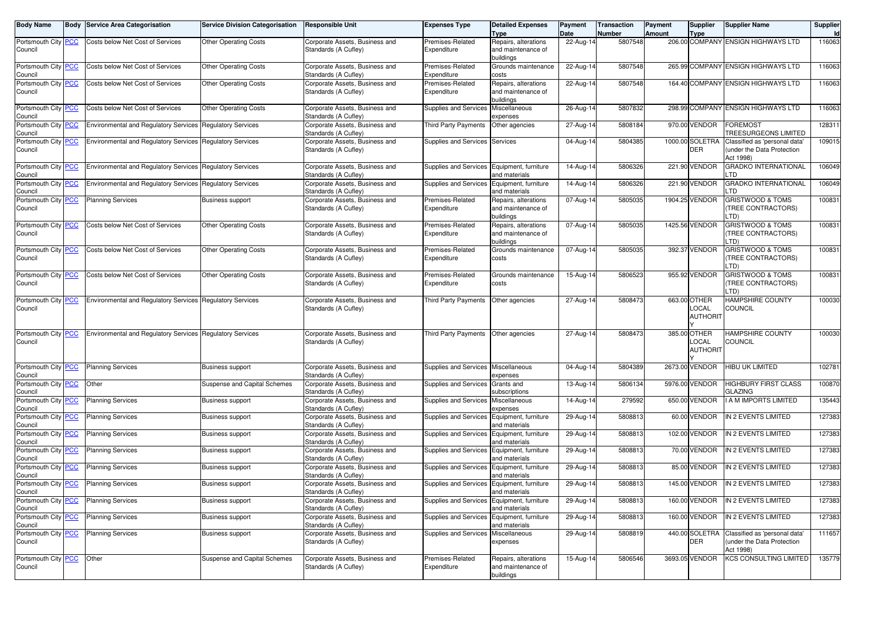| Body Name | Body | Service Area Categorisation | Service Division Categorisation | Responsible Unit | Expenses Type | Detailed Expenses Type | Payment Date | Transaction Number | Payment Amount | Supplier Type | Supplier Name | Supplier Id |
|---|---|---|---|---|---|---|---|---|---|---|---|---|
| Portsmouth City Council | PCC | Costs below Net Cost of Services | Other Operating Costs | Corporate Assets, Business and Standards (A Cufley) | Premises-Related Expenditure | Repairs, alterations and maintenance of buildings | 22-Aug-14 | 5807548 | 206.00 | COMPANY | ENSIGN HIGHWAYS LTD | 116063 |
| Portsmouth City Council | PCC | Costs below Net Cost of Services | Other Operating Costs | Corporate Assets, Business and Standards (A Cufley) | Premises-Related Expenditure | Grounds maintenance costs | 22-Aug-14 | 5807548 | 265.99 | COMPANY | ENSIGN HIGHWAYS LTD | 116063 |
| Portsmouth City Council | PCC | Costs below Net Cost of Services | Other Operating Costs | Corporate Assets, Business and Standards (A Cufley) | Premises-Related Expenditure | Repairs, alterations and maintenance of buildings | 22-Aug-14 | 5807548 | 164.40 | COMPANY | ENSIGN HIGHWAYS LTD | 116063 |
| Portsmouth City Council | PCC | Costs below Net Cost of Services | Other Operating Costs | Corporate Assets, Business and Standards (A Cufley) | Supplies and Services | Miscellaneous expenses | 26-Aug-14 | 5807832 | 298.99 | COMPANY | ENSIGN HIGHWAYS LTD | 116063 |
| Portsmouth City Council | PCC | Environmental and Regulatory Services | Regulatory Services | Corporate Assets, Business and Standards (A Cufley) | Third Party Payments | Other agencies | 27-Aug-14 | 5808184 | 970.00 | VENDOR | FOREMOST TREESURGEONS LIMITED | 128311 |
| Portsmouth City Council | PCC | Environmental and Regulatory Services | Regulatory Services | Corporate Assets, Business and Standards (A Cufley) | Supplies and Services | Services | 04-Aug-14 | 5804385 | 1000.00 | SOLETRADER | Classified as 'personal data' (under the Data Protection Act 1998) | 109015 |
| Portsmouth City Council | PCC | Environmental and Regulatory Services | Regulatory Services | Corporate Assets, Business and Standards (A Cufley) | Supplies and Services | Equipment, furniture and materials | 14-Aug-14 | 5806326 | 221.90 | VENDOR | GRADKO INTERNATIONAL LTD | 106049 |
| Portsmouth City Council | PCC | Environmental and Regulatory Services | Regulatory Services | Corporate Assets, Business and Standards (A Cufley) | Supplies and Services | Equipment, furniture and materials | 14-Aug-14 | 5806326 | 221.90 | VENDOR | GRADKO INTERNATIONAL LTD | 106049 |
| Portsmouth City Council | PCC | Planning Services | Business support | Corporate Assets, Business and Standards (A Cufley) | Premises-Related Expenditure | Repairs, alterations and maintenance of buildings | 07-Aug-14 | 5805035 | 1904.25 | VENDOR | GRISTWOOD & TOMS (TREE CONTRACTORS) LTD) | 100831 |
| Portsmouth City Council | PCC | Costs below Net Cost of Services | Other Operating Costs | Corporate Assets, Business and Standards (A Cufley) | Premises-Related Expenditure | Repairs, alterations and maintenance of buildings | 07-Aug-14 | 5805035 | 1425.56 | VENDOR | GRISTWOOD & TOMS (TREE CONTRACTORS) LTD) | 100831 |
| Portsmouth City Council | PCC | Costs below Net Cost of Services | Other Operating Costs | Corporate Assets, Business and Standards (A Cufley) | Premises-Related Expenditure | Grounds maintenance costs | 07-Aug-14 | 5805035 | 392.37 | VENDOR | GRISTWOOD & TOMS (TREE CONTRACTORS) LTD) | 100831 |
| Portsmouth City Council | PCC | Costs below Net Cost of Services | Other Operating Costs | Corporate Assets, Business and Standards (A Cufley) | Premises-Related Expenditure | Grounds maintenance costs | 15-Aug-14 | 5806523 | 955.92 | VENDOR | GRISTWOOD & TOMS (TREE CONTRACTORS) LTD) | 100831 |
| Portsmouth City Council | PCC | Environmental and Regulatory Services | Regulatory Services | Corporate Assets, Business and Standards (A Cufley) | Third Party Payments | Other agencies | 27-Aug-14 | 5808473 | 663.00 | OTHER LOCAL AUTHORITY | HAMPSHIRE COUNTY COUNCIL | 100030 |
| Portsmouth City Council | PCC | Environmental and Regulatory Services | Regulatory Services | Corporate Assets, Business and Standards (A Cufley) | Third Party Payments | Other agencies | 27-Aug-14 | 5808473 | 385.00 | OTHER LOCAL AUTHORITY | HAMPSHIRE COUNTY COUNCIL | 100030 |
| Portsmouth City Council | PCC | Planning Services | Business support | Corporate Assets, Business and Standards (A Cufley) | Supplies and Services | Miscellaneous expenses | 04-Aug-14 | 5804389 | 2673.00 | VENDOR | HIBU UK LIMITED | 102781 |
| Portsmouth City Council | PCC | Other | Suspense and Capital Schemes | Corporate Assets, Business and Standards (A Cufley) | Supplies and Services | Grants and subscriptions | 13-Aug-14 | 5806134 | 5976.00 | VENDOR | HIGHBURY FIRST CLASS GLAZING | 100870 |
| Portsmouth City Council | PCC | Planning Services | Business support | Corporate Assets, Business and Standards (A Cufley) | Supplies and Services | Miscellaneous expenses | 14-Aug-14 | 279592 | 650.00 | VENDOR | I A M IMPORTS LIMITED | 135443 |
| Portsmouth City Council | PCC | Planning Services | Business support | Corporate Assets, Business and Standards (A Cufley) | Supplies and Services | Equipment, furniture and materials | 29-Aug-14 | 5808813 | 60.00 | VENDOR | IN 2 EVENTS LIMITED | 127383 |
| Portsmouth City Council | PCC | Planning Services | Business support | Corporate Assets, Business and Standards (A Cufley) | Supplies and Services | Equipment, furniture and materials | 29-Aug-14 | 5808813 | 102.00 | VENDOR | IN 2 EVENTS LIMITED | 127383 |
| Portsmouth City Council | PCC | Planning Services | Business support | Corporate Assets, Business and Standards (A Cufley) | Supplies and Services | Equipment, furniture and materials | 29-Aug-14 | 5808813 | 70.00 | VENDOR | IN 2 EVENTS LIMITED | 127383 |
| Portsmouth City Council | PCC | Planning Services | Business support | Corporate Assets, Business and Standards (A Cufley) | Supplies and Services | Equipment, furniture and materials | 29-Aug-14 | 5808813 | 85.00 | VENDOR | IN 2 EVENTS LIMITED | 127383 |
| Portsmouth City Council | PCC | Planning Services | Business support | Corporate Assets, Business and Standards (A Cufley) | Supplies and Services | Equipment, furniture and materials | 29-Aug-14 | 5808813 | 145.00 | VENDOR | IN 2 EVENTS LIMITED | 127383 |
| Portsmouth City Council | PCC | Planning Services | Business support | Corporate Assets, Business and Standards (A Cufley) | Supplies and Services | Equipment, furniture and materials | 29-Aug-14 | 5808813 | 160.00 | VENDOR | IN 2 EVENTS LIMITED | 127383 |
| Portsmouth City Council | PCC | Planning Services | Business support | Corporate Assets, Business and Standards (A Cufley) | Supplies and Services | Equipment, furniture and materials | 29-Aug-14 | 5808813 | 160.00 | VENDOR | IN 2 EVENTS LIMITED | 127383 |
| Portsmouth City Council | PCC | Planning Services | Business support | Corporate Assets, Business and Standards (A Cufley) | Supplies and Services | Miscellaneous expenses | 29-Aug-14 | 5808819 | 440.00 | SOLETRADER | Classified as 'personal data' (under the Data Protection Act 1998) | 111657 |
| Portsmouth City Council | PCC | Other | Suspense and Capital Schemes | Corporate Assets, Business and Standards (A Cufley) | Premises-Related Expenditure | Repairs, alterations and maintenance of buildings | 15-Aug-14 | 5806546 | 3693.05 | VENDOR | KCS CONSULTING LIMITED | 135779 |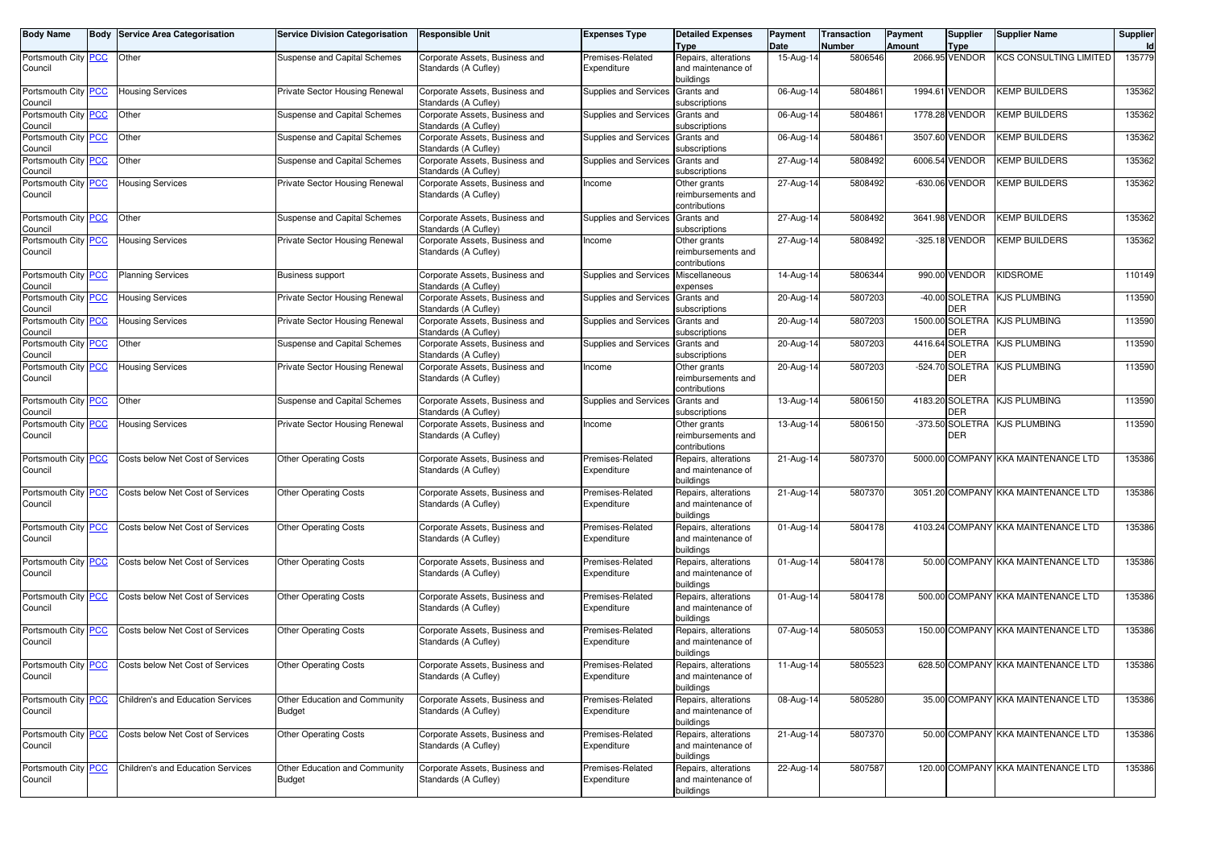| Body Name | Body | Service Area Categorisation | Service Division Categorisation | Responsible Unit | Expenses Type | Detailed Expenses Type | Payment Date | Transaction Number | Payment Amount | Supplier Type | Supplier Name | Supplier Id |
|---|---|---|---|---|---|---|---|---|---|---|---|---|
| Portsmouth City Council | PCC | Other | Suspense and Capital Schemes | Corporate Assets, Business and Standards (A Cufley) | Premises-Related Expenditure | Repairs, alterations and maintenance of buildings | 15-Aug-14 | 5806546 | 2066.95 | VENDOR | KCS CONSULTING LIMITED | 135779 |
| Portsmouth City Council | PCC | Housing Services | Private Sector Housing Renewal | Corporate Assets, Business and Standards (A Cufley) | Supplies and Services | Grants and subscriptions | 06-Aug-14 | 5804861 | 1994.61 | VENDOR | KEMP BUILDERS | 135362 |
| Portsmouth City Council | PCC | Other | Suspense and Capital Schemes | Corporate Assets, Business and Standards (A Cufley) | Supplies and Services | Grants and subscriptions | 06-Aug-14 | 5804861 | 1778.28 | VENDOR | KEMP BUILDERS | 135362 |
| Portsmouth City Council | PCC | Other | Suspense and Capital Schemes | Corporate Assets, Business and Standards (A Cufley) | Supplies and Services | Grants and subscriptions | 06-Aug-14 | 5804861 | 3507.60 | VENDOR | KEMP BUILDERS | 135362 |
| Portsmouth City Council | PCC | Other | Suspense and Capital Schemes | Corporate Assets, Business and Standards (A Cufley) | Supplies and Services | Grants and subscriptions | 27-Aug-14 | 5808492 | 6006.54 | VENDOR | KEMP BUILDERS | 135362 |
| Portsmouth City Council | PCC | Housing Services | Private Sector Housing Renewal | Corporate Assets, Business and Standards (A Cufley) | Income | Other grants reimbursements and contributions | 27-Aug-14 | 5808492 | -630.06 | VENDOR | KEMP BUILDERS | 135362 |
| Portsmouth City Council | PCC | Other | Suspense and Capital Schemes | Corporate Assets, Business and Standards (A Cufley) | Supplies and Services | Grants and subscriptions | 27-Aug-14 | 5808492 | 3641.98 | VENDOR | KEMP BUILDERS | 135362 |
| Portsmouth City Council | PCC | Housing Services | Private Sector Housing Renewal | Corporate Assets, Business and Standards (A Cufley) | Income | Other grants reimbursements and contributions | 27-Aug-14 | 5808492 | -325.18 | VENDOR | KEMP BUILDERS | 135362 |
| Portsmouth City Council | PCC | Planning Services | Business support | Corporate Assets, Business and Standards (A Cufley) | Supplies and Services | Miscellaneous expenses | 14-Aug-14 | 5806344 | 990.00 | VENDOR | KIDSROME | 110149 |
| Portsmouth City Council | PCC | Housing Services | Private Sector Housing Renewal | Corporate Assets, Business and Standards (A Cufley) | Supplies and Services | Grants and subscriptions | 20-Aug-14 | 5807203 | -40.00 | SOLETRADER | KJS PLUMBING | 113590 |
| Portsmouth City Council | PCC | Housing Services | Private Sector Housing Renewal | Corporate Assets, Business and Standards (A Cufley) | Supplies and Services | Grants and subscriptions | 20-Aug-14 | 5807203 | 1500.00 | SOLETRADER | KJS PLUMBING | 113590 |
| Portsmouth City Council | PCC | Other | Suspense and Capital Schemes | Corporate Assets, Business and Standards (A Cufley) | Supplies and Services | Grants and subscriptions | 20-Aug-14 | 5807203 | 4416.64 | SOLETRADER | KJS PLUMBING | 113590 |
| Portsmouth City Council | PCC | Housing Services | Private Sector Housing Renewal | Corporate Assets, Business and Standards (A Cufley) | Income | Other grants reimbursements and contributions | 20-Aug-14 | 5807203 | -524.70 | SOLETRADER | KJS PLUMBING | 113590 |
| Portsmouth City Council | PCC | Other | Suspense and Capital Schemes | Corporate Assets, Business and Standards (A Cufley) | Supplies and Services | Grants and subscriptions | 13-Aug-14 | 5806150 | 4183.20 | SOLETRADER | KJS PLUMBING | 113590 |
| Portsmouth City Council | PCC | Housing Services | Private Sector Housing Renewal | Corporate Assets, Business and Standards (A Cufley) | Income | Other grants reimbursements and contributions | 13-Aug-14 | 5806150 | -373.50 | SOLETRADER | KJS PLUMBING | 113590 |
| Portsmouth City Council | PCC | Costs below Net Cost of Services | Other Operating Costs | Corporate Assets, Business and Standards (A Cufley) | Premises-Related Expenditure | Repairs, alterations and maintenance of buildings | 21-Aug-14 | 5807370 | 5000.00 | COMPANY | KKA MAINTENANCE LTD | 135386 |
| Portsmouth City Council | PCC | Costs below Net Cost of Services | Other Operating Costs | Corporate Assets, Business and Standards (A Cufley) | Premises-Related Expenditure | Repairs, alterations and maintenance of buildings | 21-Aug-14 | 5807370 | 3051.20 | COMPANY | KKA MAINTENANCE LTD | 135386 |
| Portsmouth City Council | PCC | Costs below Net Cost of Services | Other Operating Costs | Corporate Assets, Business and Standards (A Cufley) | Premises-Related Expenditure | Repairs, alterations and maintenance of buildings | 01-Aug-14 | 5804178 | 4103.24 | COMPANY | KKA MAINTENANCE LTD | 135386 |
| Portsmouth City Council | PCC | Costs below Net Cost of Services | Other Operating Costs | Corporate Assets, Business and Standards (A Cufley) | Premises-Related Expenditure | Repairs, alterations and maintenance of buildings | 01-Aug-14 | 5804178 | 50.00 | COMPANY | KKA MAINTENANCE LTD | 135386 |
| Portsmouth City Council | PCC | Costs below Net Cost of Services | Other Operating Costs | Corporate Assets, Business and Standards (A Cufley) | Premises-Related Expenditure | Repairs, alterations and maintenance of buildings | 01-Aug-14 | 5804178 | 500.00 | COMPANY | KKA MAINTENANCE LTD | 135386 |
| Portsmouth City Council | PCC | Costs below Net Cost of Services | Other Operating Costs | Corporate Assets, Business and Standards (A Cufley) | Premises-Related Expenditure | Repairs, alterations and maintenance of buildings | 07-Aug-14 | 5805053 | 150.00 | COMPANY | KKA MAINTENANCE LTD | 135386 |
| Portsmouth City Council | PCC | Costs below Net Cost of Services | Other Operating Costs | Corporate Assets, Business and Standards (A Cufley) | Premises-Related Expenditure | Repairs, alterations and maintenance of buildings | 11-Aug-14 | 5805523 | 628.50 | COMPANY | KKA MAINTENANCE LTD | 135386 |
| Portsmouth City Council | PCC | Children's and Education Services | Other Education and Community Budget | Corporate Assets, Business and Standards (A Cufley) | Premises-Related Expenditure | Repairs, alterations and maintenance of buildings | 08-Aug-14 | 5805280 | 35.00 | COMPANY | KKA MAINTENANCE LTD | 135386 |
| Portsmouth City Council | PCC | Costs below Net Cost of Services | Other Operating Costs | Corporate Assets, Business and Standards (A Cufley) | Premises-Related Expenditure | Repairs, alterations and maintenance of buildings | 21-Aug-14 | 5807370 | 50.00 | COMPANY | KKA MAINTENANCE LTD | 135386 |
| Portsmouth City Council | PCC | Children's and Education Services | Other Education and Community Budget | Corporate Assets, Business and Standards (A Cufley) | Premises-Related Expenditure | Repairs, alterations and maintenance of buildings | 22-Aug-14 | 5807587 | 120.00 | COMPANY | KKA MAINTENANCE LTD | 135386 |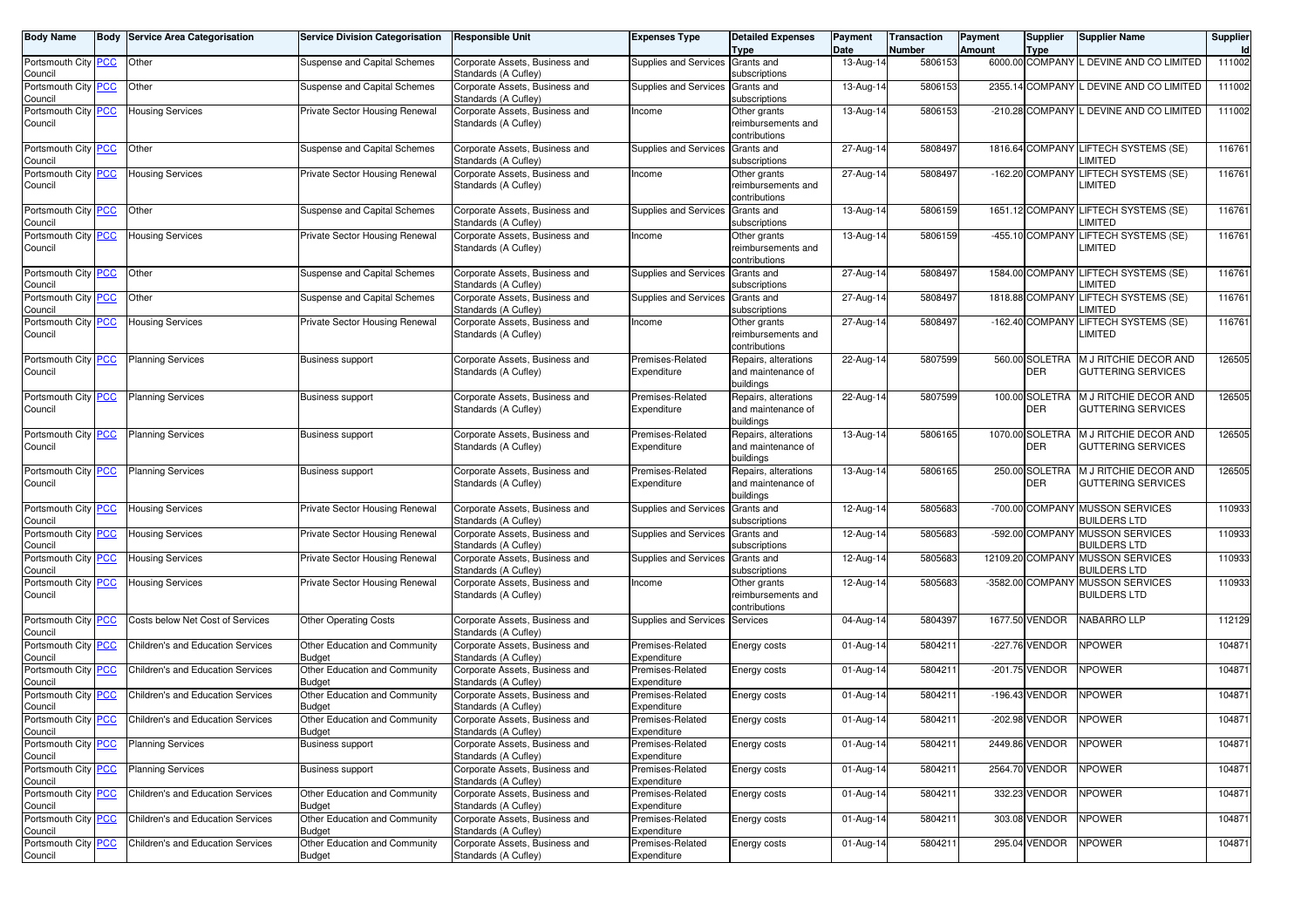| Body Name | Body | Service Area Categorisation | Service Division Categorisation | Responsible Unit | Expenses Type | Detailed Expenses Type | Payment Date | Transaction Number | Payment Amount | Supplier Type | Supplier Name | Supplier Id |
|---|---|---|---|---|---|---|---|---|---|---|---|---|
| Portsmouth City Council | PCC | Other | Suspense and Capital Schemes | Corporate Assets, Business and Standards (A Cufley) | Supplies and Services | Grants and subscriptions | 13-Aug-14 | 5806153 | 6000.00 | COMPANY | L DEVINE AND CO LIMITED | 111002 |
| Portsmouth City Council | PCC | Other | Suspense and Capital Schemes | Corporate Assets, Business and Standards (A Cufley) | Supplies and Services | Grants and subscriptions | 13-Aug-14 | 5806153 | 2355.14 | COMPANY | L DEVINE AND CO LIMITED | 111002 |
| Portsmouth City Council | PCC | Housing Services | Private Sector Housing Renewal | Corporate Assets, Business and Standards (A Cufley) | Income | Other grants reimbursements and contributions | 13-Aug-14 | 5806153 | -210.28 | COMPANY | L DEVINE AND CO LIMITED | 111002 |
| Portsmouth City Council | PCC | Other | Suspense and Capital Schemes | Corporate Assets, Business and Standards (A Cufley) | Supplies and Services | Grants and subscriptions | 27-Aug-14 | 5808497 | 1816.64 | COMPANY | LIFTECH SYSTEMS (SE) LIMITED | 116761 |
| Portsmouth City Council | PCC | Housing Services | Private Sector Housing Renewal | Corporate Assets, Business and Standards (A Cufley) | Income | Other grants reimbursements and contributions | 27-Aug-14 | 5808497 | -162.20 | COMPANY | LIFTECH SYSTEMS (SE) LIMITED | 116761 |
| Portsmouth City Council | PCC | Other | Suspense and Capital Schemes | Corporate Assets, Business and Standards (A Cufley) | Supplies and Services | Grants and subscriptions | 13-Aug-14 | 5806159 | 1651.12 | COMPANY | LIFTECH SYSTEMS (SE) LIMITED | 116761 |
| Portsmouth City Council | PCC | Housing Services | Private Sector Housing Renewal | Corporate Assets, Business and Standards (A Cufley) | Income | Other grants reimbursements and contributions | 13-Aug-14 | 5806159 | -455.10 | COMPANY | LIFTECH SYSTEMS (SE) LIMITED | 116761 |
| Portsmouth City Council | PCC | Other | Suspense and Capital Schemes | Corporate Assets, Business and Standards (A Cufley) | Supplies and Services | Grants and subscriptions | 27-Aug-14 | 5808497 | 1584.00 | COMPANY | LIFTECH SYSTEMS (SE) LIMITED | 116761 |
| Portsmouth City Council | PCC | Other | Suspense and Capital Schemes | Corporate Assets, Business and Standards (A Cufley) | Supplies and Services | Grants and subscriptions | 27-Aug-14 | 5808497 | 1818.88 | COMPANY | LIFTECH SYSTEMS (SE) LIMITED | 116761 |
| Portsmouth City Council | PCC | Housing Services | Private Sector Housing Renewal | Corporate Assets, Business and Standards (A Cufley) | Income | Other grants reimbursements and contributions | 27-Aug-14 | 5808497 | -162.40 | COMPANY | LIFTECH SYSTEMS (SE) LIMITED | 116761 |
| Portsmouth City Council | PCC | Planning Services | Business support | Corporate Assets, Business and Standards (A Cufley) | Premises-Related Expenditure | Repairs, alterations and maintenance of buildings | 22-Aug-14 | 5807599 | 560.00 | SOLETRADER | M J RITCHIE DECOR AND GUTTERING SERVICES | 126505 |
| Portsmouth City Council | PCC | Planning Services | Business support | Corporate Assets, Business and Standards (A Cufley) | Premises-Related Expenditure | Repairs, alterations and maintenance of buildings | 22-Aug-14 | 5807599 | 100.00 | SOLETRADER | M J RITCHIE DECOR AND GUTTERING SERVICES | 126505 |
| Portsmouth City Council | PCC | Planning Services | Business support | Corporate Assets, Business and Standards (A Cufley) | Premises-Related Expenditure | Repairs, alterations and maintenance of buildings | 13-Aug-14 | 5806165 | 1070.00 | SOLETRADER | M J RITCHIE DECOR AND GUTTERING SERVICES | 126505 |
| Portsmouth City Council | PCC | Planning Services | Business support | Corporate Assets, Business and Standards (A Cufley) | Premises-Related Expenditure | Repairs, alterations and maintenance of buildings | 13-Aug-14 | 5806165 | 250.00 | SOLETRADER | M J RITCHIE DECOR AND GUTTERING SERVICES | 126505 |
| Portsmouth City Council | PCC | Housing Services | Private Sector Housing Renewal | Corporate Assets, Business and Standards (A Cufley) | Supplies and Services | Grants and subscriptions | 12-Aug-14 | 5805683 | -700.00 | COMPANY | MUSSON SERVICES BUILDERS LTD | 110933 |
| Portsmouth City Council | PCC | Housing Services | Private Sector Housing Renewal | Corporate Assets, Business and Standards (A Cufley) | Supplies and Services | Grants and subscriptions | 12-Aug-14 | 5805683 | -592.00 | COMPANY | MUSSON SERVICES BUILDERS LTD | 110933 |
| Portsmouth City Council | PCC | Housing Services | Private Sector Housing Renewal | Corporate Assets, Business and Standards (A Cufley) | Supplies and Services | Grants and subscriptions | 12-Aug-14 | 5805683 | 12109.20 | COMPANY | MUSSON SERVICES BUILDERS LTD | 110933 |
| Portsmouth City Council | PCC | Housing Services | Private Sector Housing Renewal | Corporate Assets, Business and Standards (A Cufley) | Income | Other grants reimbursements and contributions | 12-Aug-14 | 5805683 | -3582.00 | COMPANY | MUSSON SERVICES BUILDERS LTD | 110933 |
| Portsmouth City Council | PCC | Costs below Net Cost of Services | Other Operating Costs | Corporate Assets, Business and Standards (A Cufley) | Supplies and Services | Services | 04-Aug-14 | 5804397 | 1677.50 | VENDOR | NABARRO LLP | 112129 |
| Portsmouth City Council | PCC | Children's and Education Services | Other Education and Community Budget | Corporate Assets, Business and Standards (A Cufley) | Premises-Related Expenditure | Energy costs | 01-Aug-14 | 5804211 | -227.76 | VENDOR | NPOWER | 104871 |
| Portsmouth City Council | PCC | Children's and Education Services | Other Education and Community Budget | Corporate Assets, Business and Standards (A Cufley) | Premises-Related Expenditure | Energy costs | 01-Aug-14 | 5804211 | -201.75 | VENDOR | NPOWER | 104871 |
| Portsmouth City Council | PCC | Children's and Education Services | Other Education and Community Budget | Corporate Assets, Business and Standards (A Cufley) | Premises-Related Expenditure | Energy costs | 01-Aug-14 | 5804211 | -196.43 | VENDOR | NPOWER | 104871 |
| Portsmouth City Council | PCC | Children's and Education Services | Other Education and Community Budget | Corporate Assets, Business and Standards (A Cufley) | Premises-Related Expenditure | Energy costs | 01-Aug-14 | 5804211 | -202.98 | VENDOR | NPOWER | 104871 |
| Portsmouth City Council | PCC | Planning Services | Business support | Corporate Assets, Business and Standards (A Cufley) | Premises-Related Expenditure | Energy costs | 01-Aug-14 | 5804211 | 2449.86 | VENDOR | NPOWER | 104871 |
| Portsmouth City Council | PCC | Planning Services | Business support | Corporate Assets, Business and Standards (A Cufley) | Premises-Related Expenditure | Energy costs | 01-Aug-14 | 5804211 | 2564.70 | VENDOR | NPOWER | 104871 |
| Portsmouth City Council | PCC | Children's and Education Services | Other Education and Community Budget | Corporate Assets, Business and Standards (A Cufley) | Premises-Related Expenditure | Energy costs | 01-Aug-14 | 5804211 | 332.23 | VENDOR | NPOWER | 104871 |
| Portsmouth City Council | PCC | Children's and Education Services | Other Education and Community Budget | Corporate Assets, Business and Standards (A Cufley) | Premises-Related Expenditure | Energy costs | 01-Aug-14 | 5804211 | 303.08 | VENDOR | NPOWER | 104871 |
| Portsmouth City Council | PCC | Children's and Education Services | Other Education and Community Budget | Corporate Assets, Business and Standards (A Cufley) | Premises-Related Expenditure | Energy costs | 01-Aug-14 | 5804211 | 295.04 | VENDOR | NPOWER | 104871 |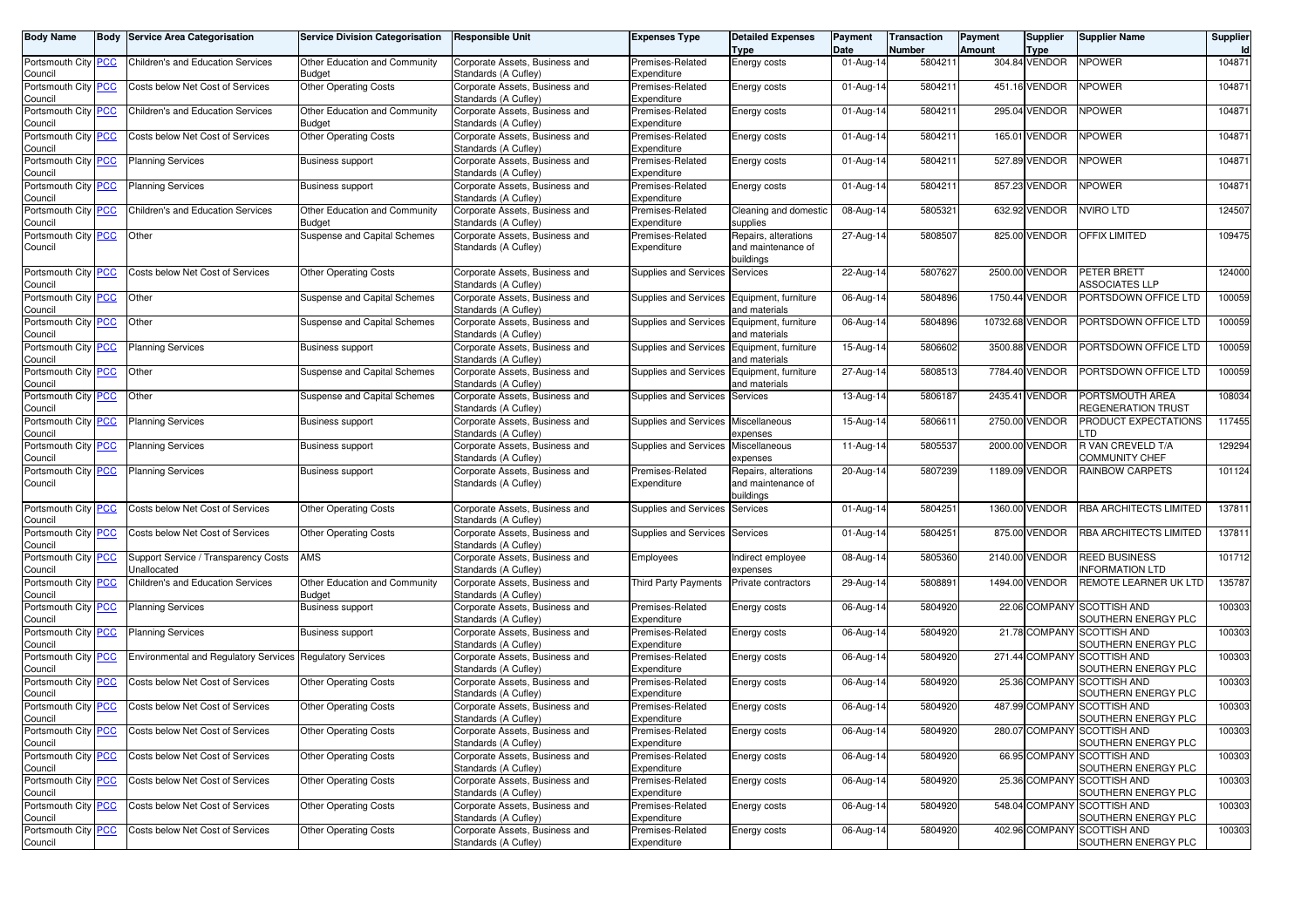| Body Name | Body | Service Area Categorisation | Service Division Categorisation | Responsible Unit | Expenses Type | Detailed Expenses Type | Payment Date | Transaction Number | Payment Amount | Supplier Type | Supplier Name | Supplier Id |
|---|---|---|---|---|---|---|---|---|---|---|---|---|
| Portsmouth City Council | PCC | Children's and Education Services | Other Education and Community Budget | Corporate Assets, Business and Standards (A Cufley) | Premises-Related Expenditure | Energy costs | 01-Aug-14 | 5804211 | 304.84 | VENDOR | NPOWER | 104871 |
| Portsmouth City Council | PCC | Costs below Net Cost of Services | Other Operating Costs | Corporate Assets, Business and Standards (A Cufley) | Premises-Related Expenditure | Energy costs | 01-Aug-14 | 5804211 | 451.16 | VENDOR | NPOWER | 104871 |
| Portsmouth City Council | PCC | Children's and Education Services | Other Education and Community Budget | Corporate Assets, Business and Standards (A Cufley) | Premises-Related Expenditure | Energy costs | 01-Aug-14 | 5804211 | 295.04 | VENDOR | NPOWER | 104871 |
| Portsmouth City Council | PCC | Costs below Net Cost of Services | Other Operating Costs | Corporate Assets, Business and Standards (A Cufley) | Premises-Related Expenditure | Energy costs | 01-Aug-14 | 5804211 | 165.01 | VENDOR | NPOWER | 104871 |
| Portsmouth City Council | PCC | Planning Services | Business support | Corporate Assets, Business and Standards (A Cufley) | Premises-Related Expenditure | Energy costs | 01-Aug-14 | 5804211 | 527.89 | VENDOR | NPOWER | 104871 |
| Portsmouth City Council | PCC | Planning Services | Business support | Corporate Assets, Business and Standards (A Cufley) | Premises-Related Expenditure | Energy costs | 01-Aug-14 | 5804211 | 857.23 | VENDOR | NPOWER | 104871 |
| Portsmouth City Council | PCC | Children's and Education Services | Other Education and Community Budget | Corporate Assets, Business and Standards (A Cufley) | Premises-Related Expenditure | Cleaning and domestic supplies | 08-Aug-14 | 5805321 | 632.92 | VENDOR | NVIRO LTD | 124507 |
| Portsmouth City Council | PCC | Other | Suspense and Capital Schemes | Corporate Assets, Business and Standards (A Cufley) | Premises-Related Expenditure | Repairs, alterations and maintenance of buildings | 27-Aug-14 | 5808507 | 825.00 | VENDOR | OFFIX LIMITED | 109475 |
| Portsmouth City Council | PCC | Costs below Net Cost of Services | Other Operating Costs | Corporate Assets, Business and Standards (A Cufley) | Supplies and Services | Services | 22-Aug-14 | 5807627 | 2500.00 | VENDOR | PETER BRETT ASSOCIATES LLP | 124000 |
| Portsmouth City Council | PCC | Other | Suspense and Capital Schemes | Corporate Assets, Business and Standards (A Cufley) | Supplies and Services | Equipment, furniture and materials | 06-Aug-14 | 5804896 | 1750.44 | VENDOR | PORTSDOWN OFFICE LTD | 100059 |
| Portsmouth City Council | PCC | Other | Suspense and Capital Schemes | Corporate Assets, Business and Standards (A Cufley) | Supplies and Services | Equipment, furniture and materials | 06-Aug-14 | 5804896 | 10732.68 | VENDOR | PORTSDOWN OFFICE LTD | 100059 |
| Portsmouth City Council | PCC | Planning Services | Business support | Corporate Assets, Business and Standards (A Cufley) | Supplies and Services | Equipment, furniture and materials | 15-Aug-14 | 5806602 | 3500.88 | VENDOR | PORTSDOWN OFFICE LTD | 100059 |
| Portsmouth City Council | PCC | Other | Suspense and Capital Schemes | Corporate Assets, Business and Standards (A Cufley) | Supplies and Services | Equipment, furniture and materials | 27-Aug-14 | 5808513 | 7784.40 | VENDOR | PORTSDOWN OFFICE LTD | 100059 |
| Portsmouth City Council | PCC | Other | Suspense and Capital Schemes | Corporate Assets, Business and Standards (A Cufley) | Supplies and Services | Services | 13-Aug-14 | 5806187 | 2435.41 | VENDOR | PORTSMOUTH AREA REGENERATION TRUST | 108034 |
| Portsmouth City Council | PCC | Planning Services | Business support | Corporate Assets, Business and Standards (A Cufley) | Supplies and Services | Miscellaneous expenses | 15-Aug-14 | 5806611 | 2750.00 | VENDOR | PRODUCT EXPECTATIONS LTD | 117455 |
| Portsmouth City Council | PCC | Planning Services | Business support | Corporate Assets, Business and Standards (A Cufley) | Supplies and Services | Miscellaneous expenses | 11-Aug-14 | 5805537 | 2000.00 | VENDOR | R VAN CREVELD T/A COMMUNITY CHEF | 129294 |
| Portsmouth City Council | PCC | Planning Services | Business support | Corporate Assets, Business and Standards (A Cufley) | Premises-Related Expenditure | Repairs, alterations and maintenance of buildings | 20-Aug-14 | 5807239 | 1189.09 | VENDOR | RAINBOW CARPETS | 101124 |
| Portsmouth City Council | PCC | Costs below Net Cost of Services | Other Operating Costs | Corporate Assets, Business and Standards (A Cufley) | Supplies and Services | Services | 01-Aug-14 | 5804251 | 1360.00 | VENDOR | RBA ARCHITECTS LIMITED | 137811 |
| Portsmouth City Council | PCC | Costs below Net Cost of Services | Other Operating Costs | Corporate Assets, Business and Standards (A Cufley) | Supplies and Services | Services | 01-Aug-14 | 5804251 | 875.00 | VENDOR | RBA ARCHITECTS LIMITED | 137811 |
| Portsmouth City Council | PCC | Support Service / Transparency Costs Unallocated | AMS | Corporate Assets, Business and Standards (A Cufley) | Employees | Indirect employee expenses | 08-Aug-14 | 5805360 | 2140.00 | VENDOR | REED BUSINESS INFORMATION LTD | 101712 |
| Portsmouth City Council | PCC | Children's and Education Services | Other Education and Community Budget | Corporate Assets, Business and Standards (A Cufley) | Third Party Payments | Private contractors | 29-Aug-14 | 5808891 | 1494.00 | VENDOR | REMOTE LEARNER UK LTD | 135787 |
| Portsmouth City Council | PCC | Planning Services | Business support | Corporate Assets, Business and Standards (A Cufley) | Premises-Related Expenditure | Energy costs | 06-Aug-14 | 5804920 | 22.06 | COMPANY | SCOTTISH AND SOUTHERN ENERGY PLC | 100303 |
| Portsmouth City Council | PCC | Planning Services | Business support | Corporate Assets, Business and Standards (A Cufley) | Premises-Related Expenditure | Energy costs | 06-Aug-14 | 5804920 | 21.78 | COMPANY | SCOTTISH AND SOUTHERN ENERGY PLC | 100303 |
| Portsmouth City Council | PCC | Environmental and Regulatory Services | Regulatory Services | Corporate Assets, Business and Standards (A Cufley) | Premises-Related Expenditure | Energy costs | 06-Aug-14 | 5804920 | 271.44 | COMPANY | SCOTTISH AND SOUTHERN ENERGY PLC | 100303 |
| Portsmouth City Council | PCC | Costs below Net Cost of Services | Other Operating Costs | Corporate Assets, Business and Standards (A Cufley) | Premises-Related Expenditure | Energy costs | 06-Aug-14 | 5804920 | 25.36 | COMPANY | SCOTTISH AND SOUTHERN ENERGY PLC | 100303 |
| Portsmouth City Council | PCC | Costs below Net Cost of Services | Other Operating Costs | Corporate Assets, Business and Standards (A Cufley) | Premises-Related Expenditure | Energy costs | 06-Aug-14 | 5804920 | 487.99 | COMPANY | SCOTTISH AND SOUTHERN ENERGY PLC | 100303 |
| Portsmouth City Council | PCC | Costs below Net Cost of Services | Other Operating Costs | Corporate Assets, Business and Standards (A Cufley) | Premises-Related Expenditure | Energy costs | 06-Aug-14 | 5804920 | 280.07 | COMPANY | SCOTTISH AND SOUTHERN ENERGY PLC | 100303 |
| Portsmouth City Council | PCC | Costs below Net Cost of Services | Other Operating Costs | Corporate Assets, Business and Standards (A Cufley) | Premises-Related Expenditure | Energy costs | 06-Aug-14 | 5804920 | 66.95 | COMPANY | SCOTTISH AND SOUTHERN ENERGY PLC | 100303 |
| Portsmouth City Council | PCC | Costs below Net Cost of Services | Other Operating Costs | Corporate Assets, Business and Standards (A Cufley) | Premises-Related Expenditure | Energy costs | 06-Aug-14 | 5804920 | 25.36 | COMPANY | SCOTTISH AND SOUTHERN ENERGY PLC | 100303 |
| Portsmouth City Council | PCC | Costs below Net Cost of Services | Other Operating Costs | Corporate Assets, Business and Standards (A Cufley) | Premises-Related Expenditure | Energy costs | 06-Aug-14 | 5804920 | 548.04 | COMPANY | SCOTTISH AND SOUTHERN ENERGY PLC | 100303 |
| Portsmouth City Council | PCC | Costs below Net Cost of Services | Other Operating Costs | Corporate Assets, Business and Standards (A Cufley) | Premises-Related Expenditure | Energy costs | 06-Aug-14 | 5804920 | 402.96 | COMPANY | SCOTTISH AND SOUTHERN ENERGY PLC | 100303 |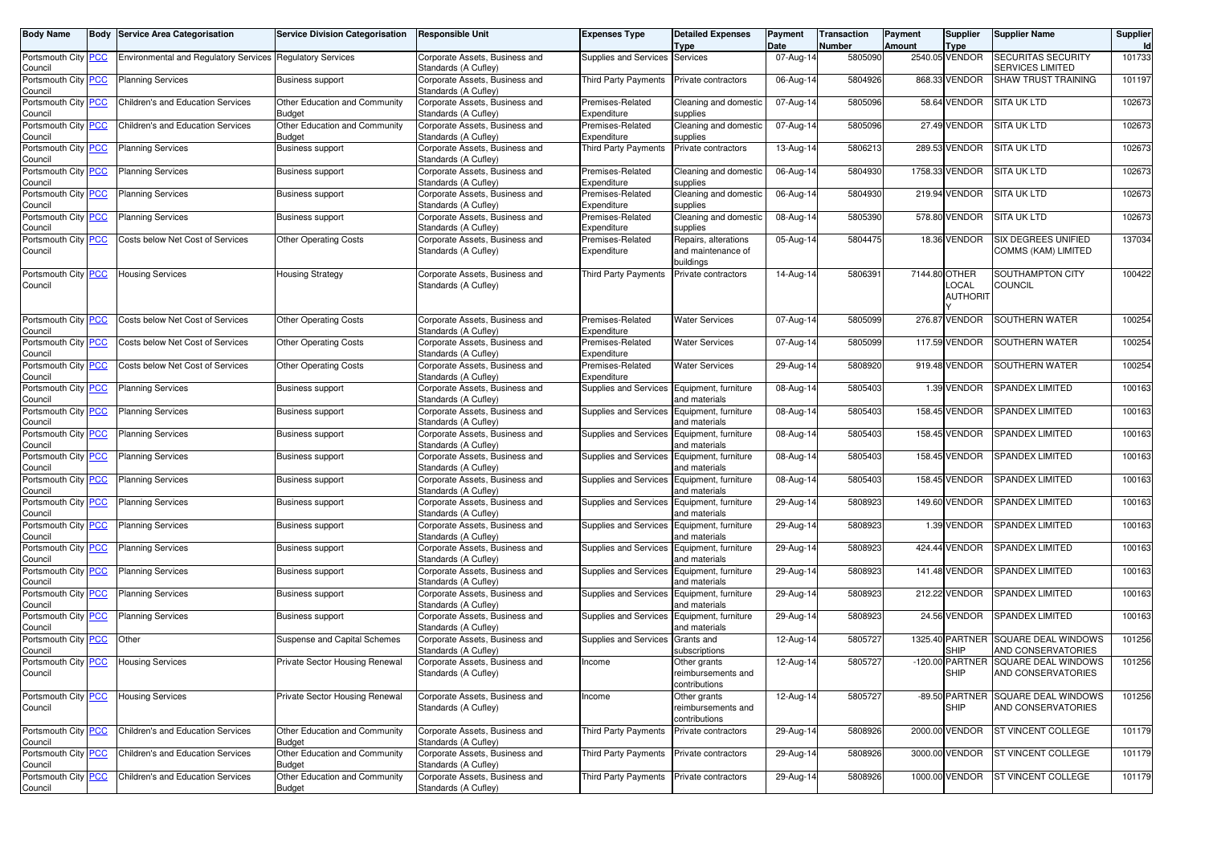| Body Name | Body | Service Area Categorisation | Service Division Categorisation | Responsible Unit | Expenses Type | Detailed Expenses Type | Payment Date | Transaction Number | Payment Amount | Supplier Type | Supplier Name | Supplier Id |
|---|---|---|---|---|---|---|---|---|---|---|---|---|
| Portsmouth City Council | PCC | Environmental and Regulatory Services | Regulatory Services | Corporate Assets, Business and Standards (A Cufley) | Supplies and Services | Services | 07-Aug-14 | 5805090 | 2540.05 | VENDOR | SECURITAS SECURITY SERVICES LIMITED | 101733 |
| Portsmouth City Council | PCC | Planning Services | Business support | Corporate Assets, Business and Standards (A Cufley) | Third Party Payments | Private contractors | 06-Aug-14 | 5804926 | 868.33 | VENDOR | SHAW TRUST TRAINING | 101197 |
| Portsmouth City Council | PCC | Children's and Education Services | Other Education and Community Budget | Corporate Assets, Business and Standards (A Cufley) | Premises-Related Expenditure | Cleaning and domestic supplies | 07-Aug-14 | 5805096 | 58.64 | VENDOR | SITA UK LTD | 102673 |
| Portsmouth City Council | PCC | Children's and Education Services | Other Education and Community Budget | Corporate Assets, Business and Standards (A Cufley) | Premises-Related Expenditure | Cleaning and domestic supplies | 07-Aug-14 | 5805096 | 27.49 | VENDOR | SITA UK LTD | 102673 |
| Portsmouth City Council | PCC | Planning Services | Business support | Corporate Assets, Business and Standards (A Cufley) | Third Party Payments | Private contractors | 13-Aug-14 | 5806213 | 289.53 | VENDOR | SITA UK LTD | 102673 |
| Portsmouth City Council | PCC | Planning Services | Business support | Corporate Assets, Business and Standards (A Cufley) | Premises-Related Expenditure | Cleaning and domestic supplies | 06-Aug-14 | 5804930 | 1758.33 | VENDOR | SITA UK LTD | 102673 |
| Portsmouth City Council | PCC | Planning Services | Business support | Corporate Assets, Business and Standards (A Cufley) | Premises-Related Expenditure | Cleaning and domestic supplies | 06-Aug-14 | 5804930 | 219.94 | VENDOR | SITA UK LTD | 102673 |
| Portsmouth City Council | PCC | Planning Services | Business support | Corporate Assets, Business and Standards (A Cufley) | Premises-Related Expenditure | Cleaning and domestic supplies | 08-Aug-14 | 5805390 | 578.80 | VENDOR | SITA UK LTD | 102673 |
| Portsmouth City Council | PCC | Costs below Net Cost of Services | Other Operating Costs | Corporate Assets, Business and Standards (A Cufley) | Premises-Related Expenditure | Repairs, alterations and maintenance of buildings | 05-Aug-14 | 5804475 | 18.36 | VENDOR | SIX DEGREES UNIFIED COMMS (KAM) LIMITED | 137034 |
| Portsmouth City Council | PCC | Housing Services | Housing Strategy | Corporate Assets, Business and Standards (A Cufley) | Third Party Payments | Private contractors | 14-Aug-14 | 5806391 | 7144.80 | OTHER LOCAL AUTHORITY | SOUTHAMPTON CITY COUNCIL | 100422 |
| Portsmouth City Council | PCC | Costs below Net Cost of Services | Other Operating Costs | Corporate Assets, Business and Standards (A Cufley) | Premises-Related Expenditure | Water Services | 07-Aug-14 | 5805099 | 276.87 | VENDOR | SOUTHERN WATER | 100254 |
| Portsmouth City Council | PCC | Costs below Net Cost of Services | Other Operating Costs | Corporate Assets, Business and Standards (A Cufley) | Premises-Related Expenditure | Water Services | 07-Aug-14 | 5805099 | 117.59 | VENDOR | SOUTHERN WATER | 100254 |
| Portsmouth City Council | PCC | Costs below Net Cost of Services | Other Operating Costs | Corporate Assets, Business and Standards (A Cufley) | Premises-Related Expenditure | Water Services | 29-Aug-14 | 5808920 | 919.48 | VENDOR | SOUTHERN WATER | 100254 |
| Portsmouth City Council | PCC | Planning Services | Business support | Corporate Assets, Business and Standards (A Cufley) | Supplies and Services | Equipment, furniture and materials | 08-Aug-14 | 5805403 | 1.39 | VENDOR | SPANDEX LIMITED | 100163 |
| Portsmouth City Council | PCC | Planning Services | Business support | Corporate Assets, Business and Standards (A Cufley) | Supplies and Services | Equipment, furniture and materials | 08-Aug-14 | 5805403 | 158.45 | VENDOR | SPANDEX LIMITED | 100163 |
| Portsmouth City Council | PCC | Planning Services | Business support | Corporate Assets, Business and Standards (A Cufley) | Supplies and Services | Equipment, furniture and materials | 08-Aug-14 | 5805403 | 158.45 | VENDOR | SPANDEX LIMITED | 100163 |
| Portsmouth City Council | PCC | Planning Services | Business support | Corporate Assets, Business and Standards (A Cufley) | Supplies and Services | Equipment, furniture and materials | 08-Aug-14 | 5805403 | 158.45 | VENDOR | SPANDEX LIMITED | 100163 |
| Portsmouth City Council | PCC | Planning Services | Business support | Corporate Assets, Business and Standards (A Cufley) | Supplies and Services | Equipment, furniture and materials | 08-Aug-14 | 5805403 | 158.45 | VENDOR | SPANDEX LIMITED | 100163 |
| Portsmouth City Council | PCC | Planning Services | Business support | Corporate Assets, Business and Standards (A Cufley) | Supplies and Services | Equipment, furniture and materials | 29-Aug-14 | 5808923 | 149.60 | VENDOR | SPANDEX LIMITED | 100163 |
| Portsmouth City Council | PCC | Planning Services | Business support | Corporate Assets, Business and Standards (A Cufley) | Supplies and Services | Equipment, furniture and materials | 29-Aug-14 | 5808923 | 1.39 | VENDOR | SPANDEX LIMITED | 100163 |
| Portsmouth City Council | PCC | Planning Services | Business support | Corporate Assets, Business and Standards (A Cufley) | Supplies and Services | Equipment, furniture and materials | 29-Aug-14 | 5808923 | 424.44 | VENDOR | SPANDEX LIMITED | 100163 |
| Portsmouth City Council | PCC | Planning Services | Business support | Corporate Assets, Business and Standards (A Cufley) | Supplies and Services | Equipment, furniture and materials | 29-Aug-14 | 5808923 | 141.48 | VENDOR | SPANDEX LIMITED | 100163 |
| Portsmouth City Council | PCC | Planning Services | Business support | Corporate Assets, Business and Standards (A Cufley) | Supplies and Services | Equipment, furniture and materials | 29-Aug-14 | 5808923 | 212.22 | VENDOR | SPANDEX LIMITED | 100163 |
| Portsmouth City Council | PCC | Planning Services | Business support | Corporate Assets, Business and Standards (A Cufley) | Supplies and Services | Equipment, furniture and materials | 29-Aug-14 | 5808923 | 24.56 | VENDOR | SPANDEX LIMITED | 100163 |
| Portsmouth City Council | PCC | Other | Suspense and Capital Schemes | Corporate Assets, Business and Standards (A Cufley) | Supplies and Services | Grants and subscriptions | 12-Aug-14 | 5805727 | 1325.40 | PARTNERSHIP | SQUARE DEAL WINDOWS AND CONSERVATORIES | 101256 |
| Portsmouth City Council | PCC | Housing Services | Private Sector Housing Renewal | Corporate Assets, Business and Standards (A Cufley) | Income | Other grants reimbursements and contributions | 12-Aug-14 | 5805727 | -120.00 | PARTNERSHIP | SQUARE DEAL WINDOWS AND CONSERVATORIES | 101256 |
| Portsmouth City Council | PCC | Housing Services | Private Sector Housing Renewal | Corporate Assets, Business and Standards (A Cufley) | Income | Other grants reimbursements and contributions | 12-Aug-14 | 5805727 | -89.50 | PARTNERSHIP | SQUARE DEAL WINDOWS AND CONSERVATORIES | 101256 |
| Portsmouth City Council | PCC | Children's and Education Services | Other Education and Community Budget | Corporate Assets, Business and Standards (A Cufley) | Third Party Payments | Private contractors | 29-Aug-14 | 5808926 | 2000.00 | VENDOR | ST VINCENT COLLEGE | 101179 |
| Portsmouth City Council | PCC | Children's and Education Services | Other Education and Community Budget | Corporate Assets, Business and Standards (A Cufley) | Third Party Payments | Private contractors | 29-Aug-14 | 5808926 | 3000.00 | VENDOR | ST VINCENT COLLEGE | 101179 |
| Portsmouth City Council | PCC | Children's and Education Services | Other Education and Community Budget | Corporate Assets, Business and Standards (A Cufley) | Third Party Payments | Private contractors | 29-Aug-14 | 5808926 | 1000.00 | VENDOR | ST VINCENT COLLEGE | 101179 |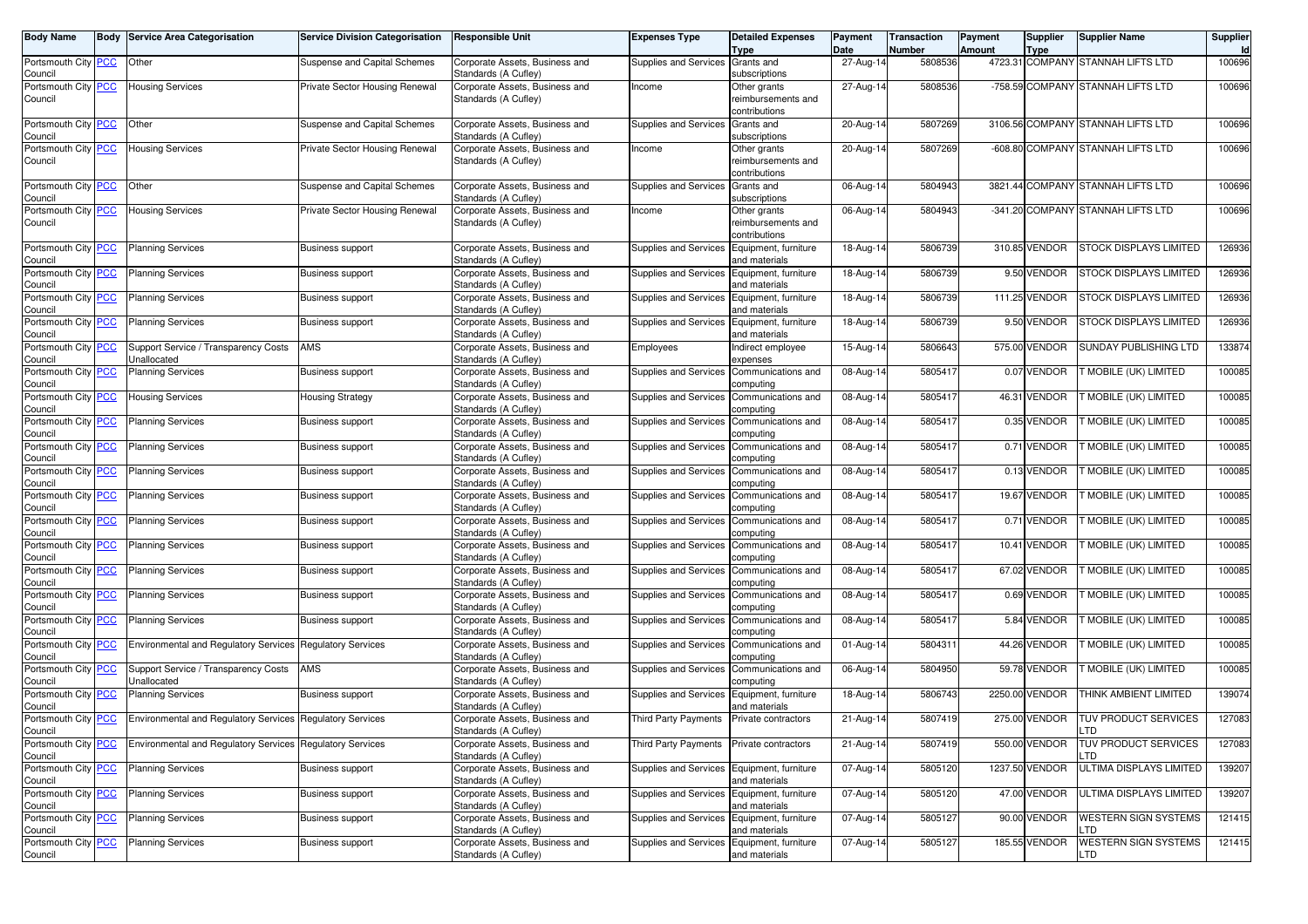| Body Name | Body | Service Area Categorisation | Service Division Categorisation | Responsible Unit | Expenses Type | Detailed Expenses Type | Payment Date | Transaction Number | Payment Amount | Supplier Type | Supplier Name | Supplier Id |
|---|---|---|---|---|---|---|---|---|---|---|---|---|
| Portsmouth City Council | PCC | Other | Suspense and Capital Schemes | Corporate Assets, Business and Standards (A Cufley) | Supplies and Services | Grants and subscriptions | 27-Aug-14 | 5808536 | 4723.31 | COMPANY | STANNAH LIFTS LTD | 100696 |
| Portsmouth City Council | PCC | Housing Services | Private Sector Housing Renewal | Corporate Assets, Business and Standards (A Cufley) | Income | Other grants reimbursements and contributions | 27-Aug-14 | 5808536 | -758.59 | COMPANY | STANNAH LIFTS LTD | 100696 |
| Portsmouth City Council | PCC | Other | Suspense and Capital Schemes | Corporate Assets, Business and Standards (A Cufley) | Supplies and Services | Grants and subscriptions | 20-Aug-14 | 5807269 | 3106.56 | COMPANY | STANNAH LIFTS LTD | 100696 |
| Portsmouth City Council | PCC | Housing Services | Private Sector Housing Renewal | Corporate Assets, Business and Standards (A Cufley) | Income | Other grants reimbursements and contributions | 20-Aug-14 | 5807269 | -608.80 | COMPANY | STANNAH LIFTS LTD | 100696 |
| Portsmouth City Council | PCC | Other | Suspense and Capital Schemes | Corporate Assets, Business and Standards (A Cufley) | Supplies and Services | Grants and subscriptions | 06-Aug-14 | 5804943 | 3821.44 | COMPANY | STANNAH LIFTS LTD | 100696 |
| Portsmouth City Council | PCC | Housing Services | Private Sector Housing Renewal | Corporate Assets, Business and Standards (A Cufley) | Income | Other grants reimbursements and contributions | 06-Aug-14 | 5804943 | -341.20 | COMPANY | STANNAH LIFTS LTD | 100696 |
| Portsmouth City Council | PCC | Planning Services | Business support | Corporate Assets, Business and Standards (A Cufley) | Supplies and Services | Equipment, furniture and materials | 18-Aug-14 | 5806739 | 310.85 | VENDOR | STOCK DISPLAYS LIMITED | 126936 |
| Portsmouth City Council | PCC | Planning Services | Business support | Corporate Assets, Business and Standards (A Cufley) | Supplies and Services | Equipment, furniture and materials | 18-Aug-14 | 5806739 | 9.50 | VENDOR | STOCK DISPLAYS LIMITED | 126936 |
| Portsmouth City Council | PCC | Planning Services | Business support | Corporate Assets, Business and Standards (A Cufley) | Supplies and Services | Equipment, furniture and materials | 18-Aug-14 | 5806739 | 111.25 | VENDOR | STOCK DISPLAYS LIMITED | 126936 |
| Portsmouth City Council | PCC | Planning Services | Business support | Corporate Assets, Business and Standards (A Cufley) | Supplies and Services | Equipment, furniture and materials | 18-Aug-14 | 5806739 | 9.50 | VENDOR | STOCK DISPLAYS LIMITED | 126936 |
| Portsmouth City Council | PCC | Support Service / Transparency Costs Unallocated | AMS | Corporate Assets, Business and Standards (A Cufley) | Employees | Indirect employee expenses | 15-Aug-14 | 5806643 | 575.00 | VENDOR | SUNDAY PUBLISHING LTD | 133874 |
| Portsmouth City Council | PCC | Planning Services | Business support | Corporate Assets, Business and Standards (A Cufley) | Supplies and Services | Communications and computing | 08-Aug-14 | 5805417 | 0.07 | VENDOR | T MOBILE (UK) LIMITED | 100085 |
| Portsmouth City Council | PCC | Housing Services | Housing Strategy | Corporate Assets, Business and Standards (A Cufley) | Supplies and Services | Communications and computing | 08-Aug-14 | 5805417 | 46.31 | VENDOR | T MOBILE (UK) LIMITED | 100085 |
| Portsmouth City Council | PCC | Planning Services | Business support | Corporate Assets, Business and Standards (A Cufley) | Supplies and Services | Communications and computing | 08-Aug-14 | 5805417 | 0.35 | VENDOR | T MOBILE (UK) LIMITED | 100085 |
| Portsmouth City Council | PCC | Planning Services | Business support | Corporate Assets, Business and Standards (A Cufley) | Supplies and Services | Communications and computing | 08-Aug-14 | 5805417 | 0.71 | VENDOR | T MOBILE (UK) LIMITED | 100085 |
| Portsmouth City Council | PCC | Planning Services | Business support | Corporate Assets, Business and Standards (A Cufley) | Supplies and Services | Communications and computing | 08-Aug-14 | 5805417 | 0.13 | VENDOR | T MOBILE (UK) LIMITED | 100085 |
| Portsmouth City Council | PCC | Planning Services | Business support | Corporate Assets, Business and Standards (A Cufley) | Supplies and Services | Communications and computing | 08-Aug-14 | 5805417 | 19.67 | VENDOR | T MOBILE (UK) LIMITED | 100085 |
| Portsmouth City Council | PCC | Planning Services | Business support | Corporate Assets, Business and Standards (A Cufley) | Supplies and Services | Communications and computing | 08-Aug-14 | 5805417 | 0.71 | VENDOR | T MOBILE (UK) LIMITED | 100085 |
| Portsmouth City Council | PCC | Planning Services | Business support | Corporate Assets, Business and Standards (A Cufley) | Supplies and Services | Communications and computing | 08-Aug-14 | 5805417 | 10.41 | VENDOR | T MOBILE (UK) LIMITED | 100085 |
| Portsmouth City Council | PCC | Planning Services | Business support | Corporate Assets, Business and Standards (A Cufley) | Supplies and Services | Communications and computing | 08-Aug-14 | 5805417 | 67.02 | VENDOR | T MOBILE (UK) LIMITED | 100085 |
| Portsmouth City Council | PCC | Planning Services | Business support | Corporate Assets, Business and Standards (A Cufley) | Supplies and Services | Communications and computing | 08-Aug-14 | 5805417 | 0.69 | VENDOR | T MOBILE (UK) LIMITED | 100085 |
| Portsmouth City Council | PCC | Planning Services | Business support | Corporate Assets, Business and Standards (A Cufley) | Supplies and Services | Communications and computing | 08-Aug-14 | 5805417 | 5.84 | VENDOR | T MOBILE (UK) LIMITED | 100085 |
| Portsmouth City Council | PCC | Environmental and Regulatory Services | Regulatory Services | Corporate Assets, Business and Standards (A Cufley) | Supplies and Services | Communications and computing | 01-Aug-14 | 5804311 | 44.26 | VENDOR | T MOBILE (UK) LIMITED | 100085 |
| Portsmouth City Council | PCC | Support Service / Transparency Costs Unallocated | AMS | Corporate Assets, Business and Standards (A Cufley) | Supplies and Services | Communications and computing | 06-Aug-14 | 5804950 | 59.78 | VENDOR | T MOBILE (UK) LIMITED | 100085 |
| Portsmouth City Council | PCC | Planning Services | Business support | Corporate Assets, Business and Standards (A Cufley) | Supplies and Services | Equipment, furniture and materials | 18-Aug-14 | 5806743 | 2250.00 | VENDOR | THINK AMBIENT LIMITED | 139074 |
| Portsmouth City Council | PCC | Environmental and Regulatory Services | Regulatory Services | Corporate Assets, Business and Standards (A Cufley) | Third Party Payments | Private contractors | 21-Aug-14 | 5807419 | 275.00 | VENDOR | TUV PRODUCT SERVICES LTD | 127083 |
| Portsmouth City Council | PCC | Environmental and Regulatory Services | Regulatory Services | Corporate Assets, Business and Standards (A Cufley) | Third Party Payments | Private contractors | 21-Aug-14 | 5807419 | 550.00 | VENDOR | TUV PRODUCT SERVICES LTD | 127083 |
| Portsmouth City Council | PCC | Planning Services | Business support | Corporate Assets, Business and Standards (A Cufley) | Supplies and Services | Equipment, furniture and materials | 07-Aug-14 | 5805120 | 1237.50 | VENDOR | ULTIMA DISPLAYS LIMITED | 139207 |
| Portsmouth City Council | PCC | Planning Services | Business support | Corporate Assets, Business and Standards (A Cufley) | Supplies and Services | Equipment, furniture and materials | 07-Aug-14 | 5805120 | 47.00 | VENDOR | ULTIMA DISPLAYS LIMITED | 139207 |
| Portsmouth City Council | PCC | Planning Services | Business support | Corporate Assets, Business and Standards (A Cufley) | Supplies and Services | Equipment, furniture and materials | 07-Aug-14 | 5805127 | 90.00 | VENDOR | WESTERN SIGN SYSTEMS LTD | 121415 |
| Portsmouth City Council | PCC | Planning Services | Business support | Corporate Assets, Business and Standards (A Cufley) | Supplies and Services | Equipment, furniture and materials | 07-Aug-14 | 5805127 | 185.55 | VENDOR | WESTERN SIGN SYSTEMS LTD | 121415 |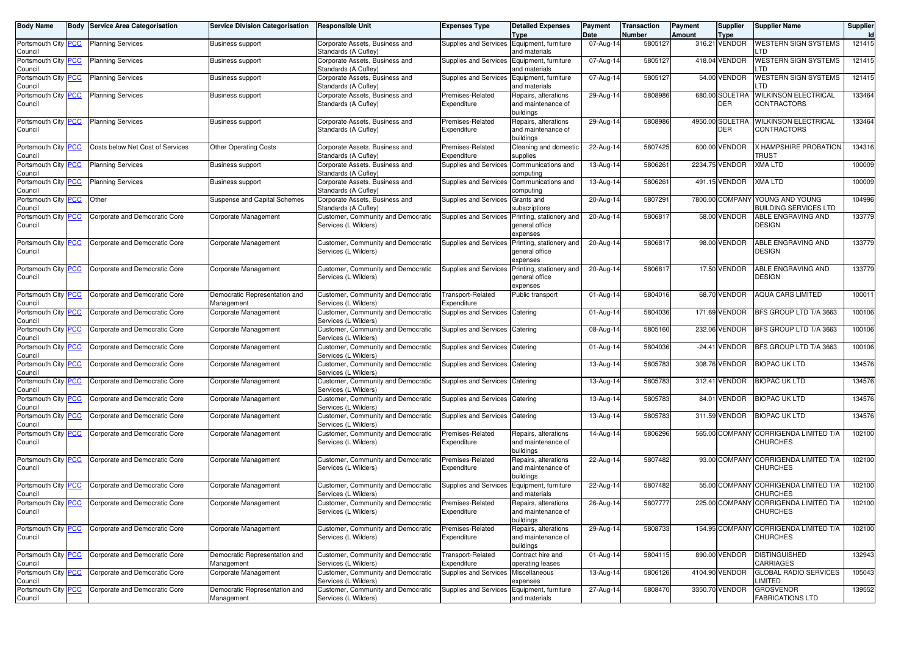| Body Name | Body | Service Area Categorisation | Service Division Categorisation | Responsible Unit | Expenses Type | Detailed Expenses Type | Payment Date | Transaction Number | Payment Amount | Supplier Type | Supplier Name | Supplier Id |
|---|---|---|---|---|---|---|---|---|---|---|---|---|
| Portsmouth City Council | PCC | Planning Services | Business support | Corporate Assets, Business and Standards (A Cufley) | Supplies and Services | Equipment, furniture and materials | 07-Aug-14 | 5805127 | 316.21 | VENDOR | WESTERN SIGN SYSTEMS LTD | 121415 |
| Portsmouth City Council | PCC | Planning Services | Business support | Corporate Assets, Business and Standards (A Cufley) | Supplies and Services | Equipment, furniture and materials | 07-Aug-14 | 5805127 | 418.04 | VENDOR | WESTERN SIGN SYSTEMS LTD | 121415 |
| Portsmouth City Council | PCC | Planning Services | Business support | Corporate Assets, Business and Standards (A Cufley) | Supplies and Services | Equipment, furniture and materials | 07-Aug-14 | 5805127 | 54.00 | VENDOR | WESTERN SIGN SYSTEMS LTD | 121415 |
| Portsmouth City Council | PCC | Planning Services | Business support | Corporate Assets, Business and Standards (A Cufley) | Premises-Related Expenditure | Repairs, alterations and maintenance of buildings | 29-Aug-14 | 5808986 | 680.00 | SOLETRADER | WILKINSON ELECTRICAL CONTRACTORS | 133464 |
| Portsmouth City Council | PCC | Planning Services | Business support | Corporate Assets, Business and Standards (A Cufley) | Premises-Related Expenditure | Repairs, alterations and maintenance of buildings | 29-Aug-14 | 5808986 | 4950.00 | SOLETRADER | WILKINSON ELECTRICAL CONTRACTORS | 133464 |
| Portsmouth City Council | PCC | Costs below Net Cost of Services | Other Operating Costs | Corporate Assets, Business and Standards (A Cufley) | Premises-Related Expenditure | Cleaning and domestic supplies | 22-Aug-14 | 5807425 | 600.00 | VENDOR | X HAMPSHIRE PROBATION TRUST | 134316 |
| Portsmouth City Council | PCC | Planning Services | Business support | Corporate Assets, Business and Standards (A Cufley) | Supplies and Services | Communications and computing | 13-Aug-14 | 5806261 | 2234.75 | VENDOR | XMA LTD | 100009 |
| Portsmouth City Council | PCC | Planning Services | Business support | Corporate Assets, Business and Standards (A Cufley) | Supplies and Services | Communications and computing | 13-Aug-14 | 5806261 | 491.15 | VENDOR | XMA LTD | 100009 |
| Portsmouth City Council | PCC | Other | Suspense and Capital Schemes | Corporate Assets, Business and Standards (A Cufley) | Supplies and Services | Grants and subscriptions | 20-Aug-14 | 5807291 | 7800.00 | COMPANY | YOUNG AND YOUNG BUILDING SERVICES LTD | 104996 |
| Portsmouth City Council | PCC | Corporate and Democratic Core | Corporate Management | Customer, Community and Democratic Services (L Wilders) | Supplies and Services | Printing, stationery and general office expenses | 20-Aug-14 | 5806817 | 58.00 | VENDOR | ABLE ENGRAVING AND DESIGN | 133779 |
| Portsmouth City Council | PCC | Corporate and Democratic Core | Corporate Management | Customer, Community and Democratic Services (L Wilders) | Supplies and Services | Printing, stationery and general office expenses | 20-Aug-14 | 5806817 | 98.00 | VENDOR | ABLE ENGRAVING AND DESIGN | 133779 |
| Portsmouth City Council | PCC | Corporate and Democratic Core | Corporate Management | Customer, Community and Democratic Services (L Wilders) | Supplies and Services | Printing, stationery and general office expenses | 20-Aug-14 | 5806817 | 17.50 | VENDOR | ABLE ENGRAVING AND DESIGN | 133779 |
| Portsmouth City Council | PCC | Corporate and Democratic Core | Democratic Representation and Management | Customer, Community and Democratic Services (L Wilders) | Transport-Related Expenditure | Public transport | 01-Aug-14 | 5804016 | 68.70 | VENDOR | AQUA CARS LIMITED | 100011 |
| Portsmouth City Council | PCC | Corporate and Democratic Core | Corporate Management | Customer, Community and Democratic Services (L Wilders) | Supplies and Services | Catering | 01-Aug-14 | 5804036 | 171.69 | VENDOR | BFS GROUP LTD T/A 3663 | 100106 |
| Portsmouth City Council | PCC | Corporate and Democratic Core | Corporate Management | Customer, Community and Democratic Services (L Wilders) | Supplies and Services | Catering | 08-Aug-14 | 5805160 | 232.06 | VENDOR | BFS GROUP LTD T/A 3663 | 100106 |
| Portsmouth City Council | PCC | Corporate and Democratic Core | Corporate Management | Customer, Community and Democratic Services (L Wilders) | Supplies and Services | Catering | 01-Aug-14 | 5804036 | -24.41 | VENDOR | BFS GROUP LTD T/A 3663 | 100106 |
| Portsmouth City Council | PCC | Corporate and Democratic Core | Corporate Management | Customer, Community and Democratic Services (L Wilders) | Supplies and Services | Catering | 13-Aug-14 | 5805783 | 308.76 | VENDOR | BIOPAC UK LTD | 134576 |
| Portsmouth City Council | PCC | Corporate and Democratic Core | Corporate Management | Customer, Community and Democratic Services (L Wilders) | Supplies and Services | Catering | 13-Aug-14 | 5805783 | 312.41 | VENDOR | BIOPAC UK LTD | 134576 |
| Portsmouth City Council | PCC | Corporate and Democratic Core | Corporate Management | Customer, Community and Democratic Services (L Wilders) | Supplies and Services | Catering | 13-Aug-14 | 5805783 | 84.01 | VENDOR | BIOPAC UK LTD | 134576 |
| Portsmouth City Council | PCC | Corporate and Democratic Core | Corporate Management | Customer, Community and Democratic Services (L Wilders) | Supplies and Services | Catering | 13-Aug-14 | 5805783 | 311.59 | VENDOR | BIOPAC UK LTD | 134576 |
| Portsmouth City Council | PCC | Corporate and Democratic Core | Corporate Management | Customer, Community and Democratic Services (L Wilders) | Premises-Related Expenditure | Repairs, alterations and maintenance of buildings | 14-Aug-14 | 5806296 | 565.00 | COMPANY | CORRIGENDA LIMITED T/A CHURCHES | 102100 |
| Portsmouth City Council | PCC | Corporate and Democratic Core | Corporate Management | Customer, Community and Democratic Services (L Wilders) | Premises-Related Expenditure | Repairs, alterations and maintenance of buildings | 22-Aug-14 | 5807482 | 93.00 | COMPANY | CORRIGENDA LIMITED T/A CHURCHES | 102100 |
| Portsmouth City Council | PCC | Corporate and Democratic Core | Corporate Management | Customer, Community and Democratic Services (L Wilders) | Supplies and Services | Equipment, furniture and materials | 22-Aug-14 | 5807482 | 55.00 | COMPANY | CORRIGENDA LIMITED T/A CHURCHES | 102100 |
| Portsmouth City Council | PCC | Corporate and Democratic Core | Corporate Management | Customer, Community and Democratic Services (L Wilders) | Premises-Related Expenditure | Repairs, alterations and maintenance of buildings | 26-Aug-14 | 5807777 | 225.00 | COMPANY | CORRIGENDA LIMITED T/A CHURCHES | 102100 |
| Portsmouth City Council | PCC | Corporate and Democratic Core | Corporate Management | Customer, Community and Democratic Services (L Wilders) | Premises-Related Expenditure | Repairs, alterations and maintenance of buildings | 29-Aug-14 | 5808733 | 154.95 | COMPANY | CORRIGENDA LIMITED T/A CHURCHES | 102100 |
| Portsmouth City Council | PCC | Corporate and Democratic Core | Democratic Representation and Management | Customer, Community and Democratic Services (L Wilders) | Transport-Related Expenditure | Contract hire and operating leases | 01-Aug-14 | 5804115 | 890.00 | VENDOR | DISTINGUISHED CARRIAGES | 132943 |
| Portsmouth City Council | PCC | Corporate and Democratic Core | Corporate Management | Customer, Community and Democratic Services (L Wilders) | Supplies and Services | Miscellaneous expenses | 13-Aug-14 | 5806126 | 4104.90 | VENDOR | GLOBAL RADIO SERVICES LIMITED | 105043 |
| Portsmouth City Council | PCC | Corporate and Democratic Core | Democratic Representation and Management | Customer, Community and Democratic Services (L Wilders) | Supplies and Services | Equipment, furniture and materials | 27-Aug-14 | 5808470 | 3350.70 | VENDOR | GROSVENOR FABRICATIONS LTD | 139552 |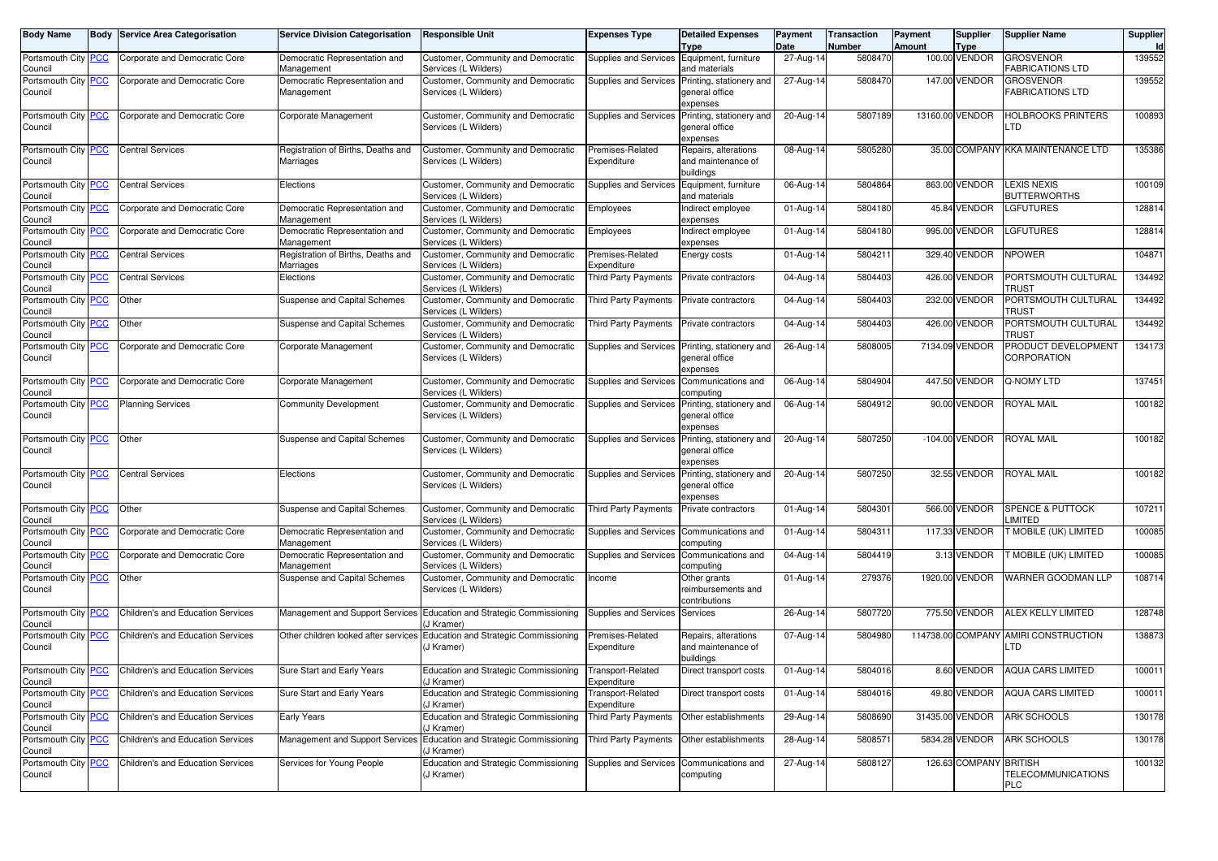| Body Name | Body | Service Area Categorisation | Service Division Categorisation | Responsible Unit | Expenses Type | Detailed Expenses Type | Payment Date | Transaction Number | Payment Amount | Supplier Type | Supplier Name | Supplier Id |
|---|---|---|---|---|---|---|---|---|---|---|---|---|
| Portsmouth City Council | PCC | Corporate and Democratic Core | Democratic Representation and Management | Customer, Community and Democratic Services (L Wilders) | Supplies and Services | Equipment, furniture and materials | 27-Aug-14 | 5808470 | 100.00 | VENDOR | GROSVENOR FABRICATIONS LTD | 139552 |
| Portsmouth City Council | PCC | Corporate and Democratic Core | Democratic Representation and Management | Customer, Community and Democratic Services (L Wilders) | Supplies and Services | Printing, stationery and general office expenses | 27-Aug-14 | 5808470 | 147.00 | VENDOR | GROSVENOR FABRICATIONS LTD | 139552 |
| Portsmouth City Council | PCC | Corporate and Democratic Core | Corporate Management | Customer, Community and Democratic Services (L Wilders) | Supplies and Services | Printing, stationery and general office expenses | 20-Aug-14 | 5807189 | 13160.00 | VENDOR | HOLBROOKS PRINTERS LTD | 100893 |
| Portsmouth City Council | PCC | Central Services | Registration of Births, Deaths and Marriages | Customer, Community and Democratic Services (L Wilders) | Premises-Related Expenditure | Repairs, alterations and maintenance of buildings | 08-Aug-14 | 5805280 | 35.00 | COMPANY | KKA MAINTENANCE LTD | 135386 |
| Portsmouth City Council | PCC | Central Services | Elections | Customer, Community and Democratic Services (L Wilders) | Supplies and Services | Equipment, furniture and materials | 06-Aug-14 | 5804864 | 863.00 | VENDOR | LEXIS NEXIS BUTTERWORTHS | 100109 |
| Portsmouth City Council | PCC | Corporate and Democratic Core | Democratic Representation and Management | Customer, Community and Democratic Services (L Wilders) | Employees | Indirect employee expenses | 01-Aug-14 | 5804180 | 45.84 | VENDOR | LGFUTURES | 128814 |
| Portsmouth City Council | PCC | Corporate and Democratic Core | Democratic Representation and Management | Customer, Community and Democratic Services (L Wilders) | Employees | Indirect employee expenses | 01-Aug-14 | 5804180 | 995.00 | VENDOR | LGFUTURES | 128814 |
| Portsmouth City Council | PCC | Central Services | Registration of Births, Deaths and Marriages | Customer, Community and Democratic Services (L Wilders) | Premises-Related Expenditure | Energy costs | 01-Aug-14 | 5804211 | 329.40 | VENDOR | NPOWER | 104871 |
| Portsmouth City Council | PCC | Central Services | Elections | Customer, Community and Democratic Services (L Wilders) | Third Party Payments | Private contractors | 04-Aug-14 | 5804403 | 426.00 | VENDOR | PORTSMOUTH CULTURAL TRUST | 134492 |
| Portsmouth City Council | PCC | Other | Suspense and Capital Schemes | Customer, Community and Democratic Services (L Wilders) | Third Party Payments | Private contractors | 04-Aug-14 | 5804403 | 232.00 | VENDOR | PORTSMOUTH CULTURAL TRUST | 134492 |
| Portsmouth City Council | PCC | Other | Suspense and Capital Schemes | Customer, Community and Democratic Services (L Wilders) | Third Party Payments | Private contractors | 04-Aug-14 | 5804403 | 426.00 | VENDOR | PORTSMOUTH CULTURAL TRUST | 134492 |
| Portsmouth City Council | PCC | Corporate and Democratic Core | Corporate Management | Customer, Community and Democratic Services (L Wilders) | Supplies and Services | Printing, stationery and general office expenses | 26-Aug-14 | 5808005 | 7134.09 | VENDOR | PRODUCT DEVELOPMENT CORPORATION | 134173 |
| Portsmouth City Council | PCC | Corporate and Democratic Core | Corporate Management | Customer, Community and Democratic Services (L Wilders) | Supplies and Services | Communications and computing | 06-Aug-14 | 5804904 | 447.50 | VENDOR | Q-NOMY LTD | 137451 |
| Portsmouth City Council | PCC | Planning Services | Community Development | Customer, Community and Democratic Services (L Wilders) | Supplies and Services | Printing, stationery and general office expenses | 06-Aug-14 | 5804912 | 90.00 | VENDOR | ROYAL MAIL | 100182 |
| Portsmouth City Council | PCC | Other | Suspense and Capital Schemes | Customer, Community and Democratic Services (L Wilders) | Supplies and Services | Printing, stationery and general office expenses | 20-Aug-14 | 5807250 | -104.00 | VENDOR | ROYAL MAIL | 100182 |
| Portsmouth City Council | PCC | Central Services | Elections | Customer, Community and Democratic Services (L Wilders) | Supplies and Services | Printing, stationery and general office expenses | 20-Aug-14 | 5807250 | 32.55 | VENDOR | ROYAL MAIL | 100182 |
| Portsmouth City Council | PCC | Other | Suspense and Capital Schemes | Customer, Community and Democratic Services (L Wilders) | Third Party Payments | Private contractors | 01-Aug-14 | 5804301 | 566.00 | VENDOR | SPENCE & PUTTOCK LIMITED | 107211 |
| Portsmouth City Council | PCC | Corporate and Democratic Core | Democratic Representation and Management | Customer, Community and Democratic Services (L Wilders) | Supplies and Services | Communications and computing | 01-Aug-14 | 5804311 | 117.33 | VENDOR | T MOBILE (UK) LIMITED | 100085 |
| Portsmouth City Council | PCC | Corporate and Democratic Core | Democratic Representation and Management | Customer, Community and Democratic Services (L Wilders) | Supplies and Services | Communications and computing | 04-Aug-14 | 5804419 | 3.13 | VENDOR | T MOBILE (UK) LIMITED | 100085 |
| Portsmouth City Council | PCC | Other | Suspense and Capital Schemes | Customer, Community and Democratic Services (L Wilders) | Income | Other grants reimbursements and contributions | 01-Aug-14 | 279376 | 1920.00 | VENDOR | WARNER GOODMAN LLP | 108714 |
| Portsmouth City Council | PCC | Children's and Education Services | Management and Support Services | Education and Strategic Commissioning (J Kramer) | Supplies and Services | Services | 26-Aug-14 | 5807720 | 775.50 | VENDOR | ALEX KELLY LIMITED | 128748 |
| Portsmouth City Council | PCC | Children's and Education Services | Other children looked after services | Education and Strategic Commissioning (J Kramer) | Premises-Related Expenditure | Repairs, alterations and maintenance of buildings | 07-Aug-14 | 5804980 | 114738.00 | COMPANY | AMIRI CONSTRUCTION LTD | 138873 |
| Portsmouth City Council | PCC | Children's and Education Services | Sure Start and Early Years | Education and Strategic Commissioning (J Kramer) | Transport-Related Expenditure | Direct transport costs | 01-Aug-14 | 5804016 | 8.60 | VENDOR | AQUA CARS LIMITED | 100011 |
| Portsmouth City Council | PCC | Children's and Education Services | Sure Start and Early Years | Education and Strategic Commissioning (J Kramer) | Transport-Related Expenditure | Direct transport costs | 01-Aug-14 | 5804016 | 49.80 | VENDOR | AQUA CARS LIMITED | 100011 |
| Portsmouth City Council | PCC | Children's and Education Services | Early Years | Education and Strategic Commissioning (J Kramer) | Third Party Payments | Other establishments | 29-Aug-14 | 5808690 | 31435.00 | VENDOR | ARK SCHOOLS | 130178 |
| Portsmouth City Council | PCC | Children's and Education Services | Management and Support Services | Education and Strategic Commissioning (J Kramer) | Third Party Payments | Other establishments | 28-Aug-14 | 5808571 | 5834.28 | VENDOR | ARK SCHOOLS | 130178 |
| Portsmouth City Council | PCC | Children's and Education Services | Services for Young People | Education and Strategic Commissioning (J Kramer) | Supplies and Services | Communications and computing | 27-Aug-14 | 5808127 | 126.63 | COMPANY | BRITISH TELECOMMUNICATIONS PLC | 100132 |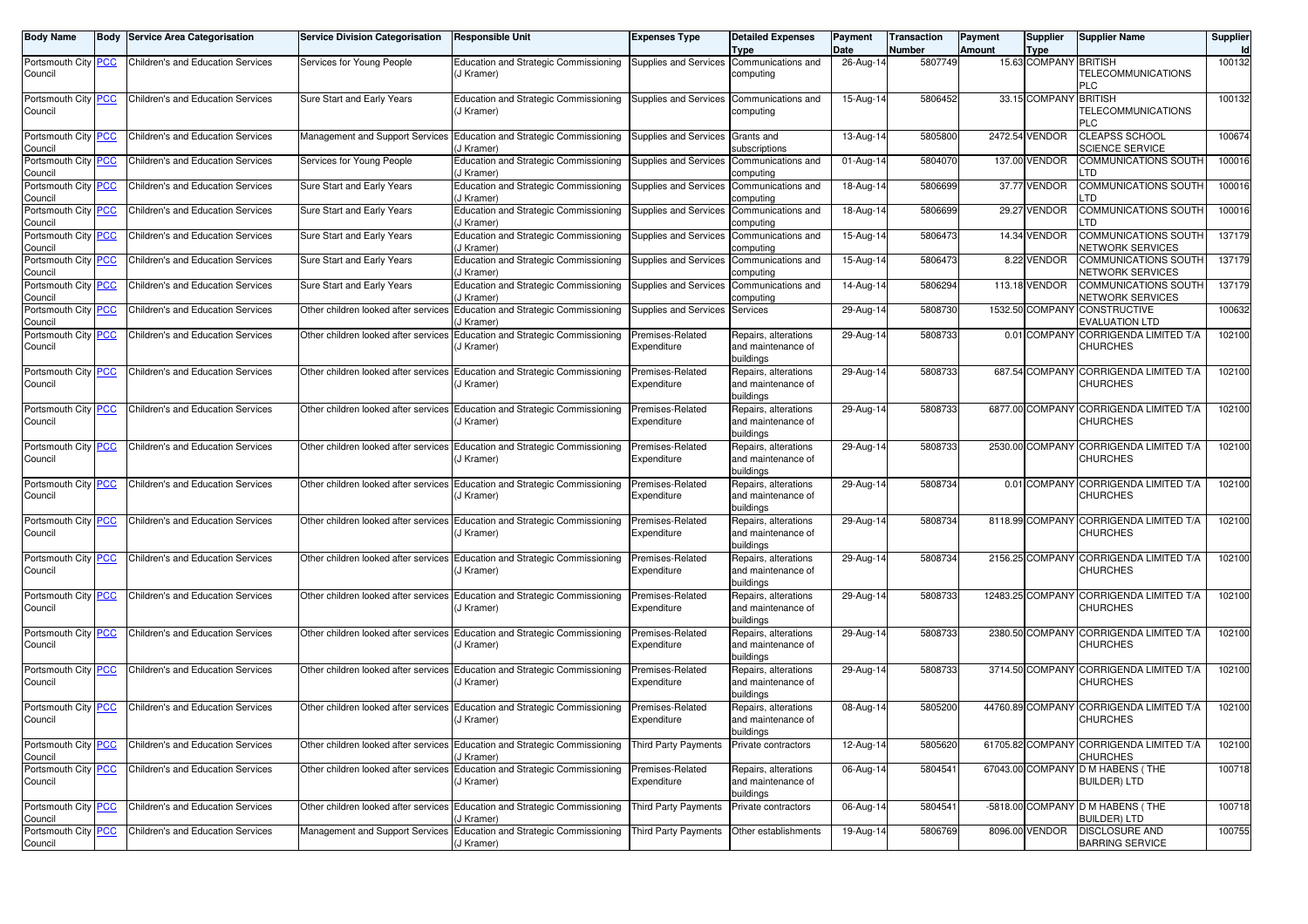| Body Name | Body | Service Area Categorisation | Service Division Categorisation | Responsible Unit | Expenses Type | Detailed Expenses Type | Payment Date | Transaction Number | Payment Amount | Supplier Type | Supplier Name | Supplier Id |
|---|---|---|---|---|---|---|---|---|---|---|---|---|
| Portsmouth City Council | PCC | Children's and Education Services | Services for Young People | Education and Strategic Commissioning (J Kramer) | Supplies and Services | Communications and computing | 26-Aug-14 | 5807749 | 15.63 | COMPANY | BRITISH TELECOMMUNICATIONS PLC | 100132 |
| Portsmouth City Council | PCC | Children's and Education Services | Sure Start and Early Years | Education and Strategic Commissioning (J Kramer) | Supplies and Services | Communications and computing | 15-Aug-14 | 5806452 | 33.15 | COMPANY | BRITISH TELECOMMUNICATIONS PLC | 100132 |
| Portsmouth City Council | PCC | Children's and Education Services | Management and Support Services | Education and Strategic Commissioning (J Kramer) | Supplies and Services | Grants and subscriptions | 13-Aug-14 | 5805800 | 2472.54 | VENDOR | CLEAPSS SCHOOL SCIENCE SERVICE | 100674 |
| Portsmouth City Council | PCC | Children's and Education Services | Services for Young People | Education and Strategic Commissioning (J Kramer) | Supplies and Services | Communications and computing | 01-Aug-14 | 5804070 | 137.00 | VENDOR | COMMUNICATIONS SOUTH LTD | 100016 |
| Portsmouth City Council | PCC | Children's and Education Services | Sure Start and Early Years | Education and Strategic Commissioning (J Kramer) | Supplies and Services | Communications and computing | 18-Aug-14 | 5806699 | 37.77 | VENDOR | COMMUNICATIONS SOUTH LTD | 100016 |
| Portsmouth City Council | PCC | Children's and Education Services | Sure Start and Early Years | Education and Strategic Commissioning (J Kramer) | Supplies and Services | Communications and computing | 18-Aug-14 | 5806699 | 29.27 | VENDOR | COMMUNICATIONS SOUTH LTD | 100016 |
| Portsmouth City Council | PCC | Children's and Education Services | Sure Start and Early Years | Education and Strategic Commissioning (J Kramer) | Supplies and Services | Communications and computing | 15-Aug-14 | 5806473 | 14.34 | VENDOR | COMMUNICATIONS SOUTH NETWORK SERVICES | 137179 |
| Portsmouth City Council | PCC | Children's and Education Services | Sure Start and Early Years | Education and Strategic Commissioning (J Kramer) | Supplies and Services | Communications and computing | 15-Aug-14 | 5806473 | 8.22 | VENDOR | COMMUNICATIONS SOUTH NETWORK SERVICES | 137179 |
| Portsmouth City Council | PCC | Children's and Education Services | Sure Start and Early Years | Education and Strategic Commissioning (J Kramer) | Supplies and Services | Communications and computing | 14-Aug-14 | 5806294 | 113.18 | VENDOR | COMMUNICATIONS SOUTH NETWORK SERVICES | 137179 |
| Portsmouth City Council | PCC | Children's and Education Services | Other children looked after services | Education and Strategic Commissioning (J Kramer) | Supplies and Services | Services | 29-Aug-14 | 5808730 | 1532.50 | COMPANY | CONSTRUCTIVE EVALUATION LTD | 100632 |
| Portsmouth City Council | PCC | Children's and Education Services | Other children looked after services | Education and Strategic Commissioning (J Kramer) | Premises-Related Expenditure | Repairs, alterations and maintenance of buildings | 29-Aug-14 | 5808733 | 0.01 | COMPANY | CORRIGENDA LIMITED T/A CHURCHES | 102100 |
| Portsmouth City Council | PCC | Children's and Education Services | Other children looked after services | Education and Strategic Commissioning (J Kramer) | Premises-Related Expenditure | Repairs, alterations and maintenance of buildings | 29-Aug-14 | 5808733 | 687.54 | COMPANY | CORRIGENDA LIMITED T/A CHURCHES | 102100 |
| Portsmouth City Council | PCC | Children's and Education Services | Other children looked after services | Education and Strategic Commissioning (J Kramer) | Premises-Related Expenditure | Repairs, alterations and maintenance of buildings | 29-Aug-14 | 5808733 | 6877.00 | COMPANY | CORRIGENDA LIMITED T/A CHURCHES | 102100 |
| Portsmouth City Council | PCC | Children's and Education Services | Other children looked after services | Education and Strategic Commissioning (J Kramer) | Premises-Related Expenditure | Repairs, alterations and maintenance of buildings | 29-Aug-14 | 5808733 | 2530.00 | COMPANY | CORRIGENDA LIMITED T/A CHURCHES | 102100 |
| Portsmouth City Council | PCC | Children's and Education Services | Other children looked after services | Education and Strategic Commissioning (J Kramer) | Premises-Related Expenditure | Repairs, alterations and maintenance of buildings | 29-Aug-14 | 5808734 | 0.01 | COMPANY | CORRIGENDA LIMITED T/A CHURCHES | 102100 |
| Portsmouth City Council | PCC | Children's and Education Services | Other children looked after services | Education and Strategic Commissioning (J Kramer) | Premises-Related Expenditure | Repairs, alterations and maintenance of buildings | 29-Aug-14 | 5808734 | 8118.99 | COMPANY | CORRIGENDA LIMITED T/A CHURCHES | 102100 |
| Portsmouth City Council | PCC | Children's and Education Services | Other children looked after services | Education and Strategic Commissioning (J Kramer) | Premises-Related Expenditure | Repairs, alterations and maintenance of buildings | 29-Aug-14 | 5808734 | 2156.25 | COMPANY | CORRIGENDA LIMITED T/A CHURCHES | 102100 |
| Portsmouth City Council | PCC | Children's and Education Services | Other children looked after services | Education and Strategic Commissioning (J Kramer) | Premises-Related Expenditure | Repairs, alterations and maintenance of buildings | 29-Aug-14 | 5808733 | 12483.25 | COMPANY | CORRIGENDA LIMITED T/A CHURCHES | 102100 |
| Portsmouth City Council | PCC | Children's and Education Services | Other children looked after services | Education and Strategic Commissioning (J Kramer) | Premises-Related Expenditure | Repairs, alterations and maintenance of buildings | 29-Aug-14 | 5808733 | 2380.50 | COMPANY | CORRIGENDA LIMITED T/A CHURCHES | 102100 |
| Portsmouth City Council | PCC | Children's and Education Services | Other children looked after services | Education and Strategic Commissioning (J Kramer) | Premises-Related Expenditure | Repairs, alterations and maintenance of buildings | 29-Aug-14 | 5808733 | 3714.50 | COMPANY | CORRIGENDA LIMITED T/A CHURCHES | 102100 |
| Portsmouth City Council | PCC | Children's and Education Services | Other children looked after services | Education and Strategic Commissioning (J Kramer) | Premises-Related Expenditure | Repairs, alterations and maintenance of buildings | 08-Aug-14 | 5805200 | 44760.89 | COMPANY | CORRIGENDA LIMITED T/A CHURCHES | 102100 |
| Portsmouth City Council | PCC | Children's and Education Services | Other children looked after services | Education and Strategic Commissioning (J Kramer) | Third Party Payments | Private contractors | 12-Aug-14 | 5805620 | 61705.82 | COMPANY | CORRIGENDA LIMITED T/A CHURCHES | 102100 |
| Portsmouth City Council | PCC | Children's and Education Services | Other children looked after services | Education and Strategic Commissioning (J Kramer) | Premises-Related Expenditure | Repairs, alterations and maintenance of buildings | 06-Aug-14 | 5804541 | 67043.00 | COMPANY | D M HABENS ( THE BUILDER) LTD | 100718 |
| Portsmouth City Council | PCC | Children's and Education Services | Other children looked after services | Education and Strategic Commissioning (J Kramer) | Third Party Payments | Private contractors | 06-Aug-14 | 5804541 | -5818.00 | COMPANY | D M HABENS ( THE BUILDER) LTD | 100718 |
| Portsmouth City Council | PCC | Children's and Education Services | Management and Support Services | Education and Strategic Commissioning (J Kramer) | Third Party Payments | Other establishments | 19-Aug-14 | 5806769 | 8096.00 | VENDOR | DISCLOSURE AND BARRING SERVICE | 100755 |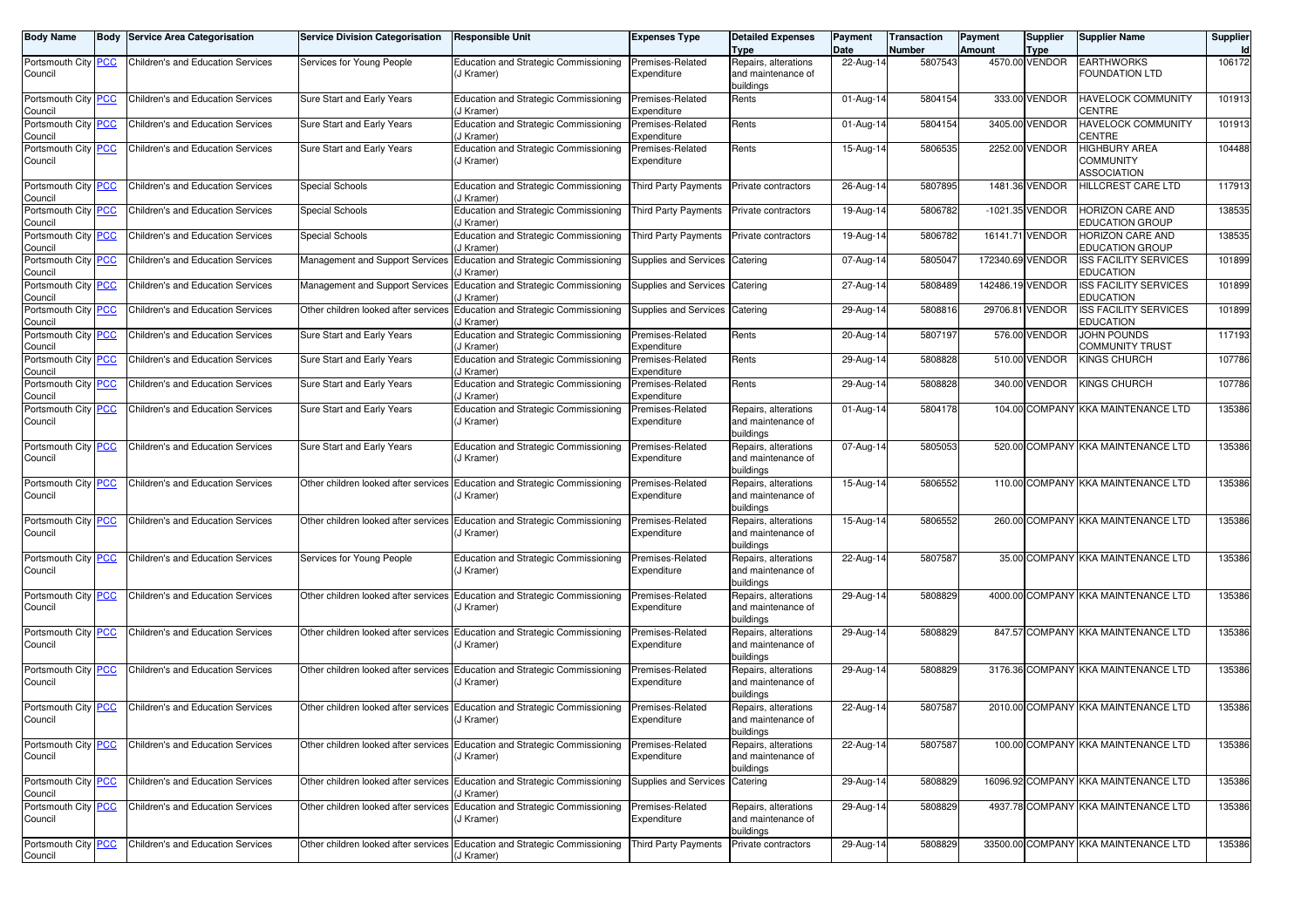| Body Name | Body | Service Area Categorisation | Service Division Categorisation | Responsible Unit | Expenses Type | Detailed Expenses Type | Payment Date | Transaction Number | Payment Amount | Supplier Type | Supplier Name | Supplier Id |
|---|---|---|---|---|---|---|---|---|---|---|---|---|
| Portsmouth City Council | PCC | Children's and Education Services | Services for Young People | Education and Strategic Commissioning (J Kramer) | Premises-Related Expenditure | Repairs, alterations and maintenance of buildings | 22-Aug-14 | 5807543 | 4570.00 | VENDOR | EARTHWORKS FOUNDATION LTD | 106172 |
| Portsmouth City Council | PCC | Children's and Education Services | Sure Start and Early Years | Education and Strategic Commissioning (J Kramer) | Premises-Related Expenditure | Rents | 01-Aug-14 | 5804154 | 333.00 | VENDOR | HAVELOCK COMMUNITY CENTRE | 101913 |
| Portsmouth City Council | PCC | Children's and Education Services | Sure Start and Early Years | Education and Strategic Commissioning (J Kramer) | Premises-Related Expenditure | Rents | 01-Aug-14 | 5804154 | 3405.00 | VENDOR | HAVELOCK COMMUNITY CENTRE | 101913 |
| Portsmouth City Council | PCC | Children's and Education Services | Sure Start and Early Years | Education and Strategic Commissioning (J Kramer) | Premises-Related Expenditure | Rents | 15-Aug-14 | 5806535 | 2252.00 | VENDOR | HIGHBURY AREA COMMUNITY ASSOCIATION | 104488 |
| Portsmouth City Council | PCC | Children's and Education Services | Special Schools | Education and Strategic Commissioning (J Kramer) | Third Party Payments | Private contractors | 26-Aug-14 | 5807895 | 1481.36 | VENDOR | HILLCREST CARE LTD | 117913 |
| Portsmouth City Council | PCC | Children's and Education Services | Special Schools | Education and Strategic Commissioning (J Kramer) | Third Party Payments | Private contractors | 19-Aug-14 | 5806782 | -1021.35 | VENDOR | HORIZON CARE AND EDUCATION GROUP | 138535 |
| Portsmouth City Council | PCC | Children's and Education Services | Special Schools | Education and Strategic Commissioning (J Kramer) | Third Party Payments | Private contractors | 19-Aug-14 | 5806782 | 16141.71 | VENDOR | HORIZON CARE AND EDUCATION GROUP | 138535 |
| Portsmouth City Council | PCC | Children's and Education Services | Management and Support Services | Education and Strategic Commissioning (J Kramer) | Supplies and Services | Catering | 07-Aug-14 | 5805047 | 172340.69 | VENDOR | ISS FACILITY SERVICES EDUCATION | 101899 |
| Portsmouth City Council | PCC | Children's and Education Services | Management and Support Services | Education and Strategic Commissioning (J Kramer) | Supplies and Services | Catering | 27-Aug-14 | 5808489 | 142486.19 | VENDOR | ISS FACILITY SERVICES EDUCATION | 101899 |
| Portsmouth City Council | PCC | Children's and Education Services | Other children looked after services | Education and Strategic Commissioning (J Kramer) | Supplies and Services | Catering | 29-Aug-14 | 5808816 | 29706.81 | VENDOR | ISS FACILITY SERVICES EDUCATION | 101899 |
| Portsmouth City Council | PCC | Children's and Education Services | Sure Start and Early Years | Education and Strategic Commissioning (J Kramer) | Premises-Related Expenditure | Rents | 20-Aug-14 | 5807197 | 576.00 | VENDOR | JOHN POUNDS COMMUNITY TRUST | 117193 |
| Portsmouth City Council | PCC | Children's and Education Services | Sure Start and Early Years | Education and Strategic Commissioning (J Kramer) | Premises-Related Expenditure | Rents | 29-Aug-14 | 5808828 | 510.00 | VENDOR | KINGS CHURCH | 107786 |
| Portsmouth City Council | PCC | Children's and Education Services | Sure Start and Early Years | Education and Strategic Commissioning (J Kramer) | Premises-Related Expenditure | Rents | 29-Aug-14 | 5808828 | 340.00 | VENDOR | KINGS CHURCH | 107786 |
| Portsmouth City Council | PCC | Children's and Education Services | Sure Start and Early Years | Education and Strategic Commissioning (J Kramer) | Premises-Related Expenditure | Repairs, alterations and maintenance of buildings | 01-Aug-14 | 5804178 | 104.00 | COMPANY | KKA MAINTENANCE LTD | 135386 |
| Portsmouth City Council | PCC | Children's and Education Services | Sure Start and Early Years | Education and Strategic Commissioning (J Kramer) | Premises-Related Expenditure | Repairs, alterations and maintenance of buildings | 07-Aug-14 | 5805053 | 520.00 | COMPANY | KKA MAINTENANCE LTD | 135386 |
| Portsmouth City Council | PCC | Children's and Education Services | Other children looked after services | Education and Strategic Commissioning (J Kramer) | Premises-Related Expenditure | Repairs, alterations and maintenance of buildings | 15-Aug-14 | 5806552 | 110.00 | COMPANY | KKA MAINTENANCE LTD | 135386 |
| Portsmouth City Council | PCC | Children's and Education Services | Other children looked after services | Education and Strategic Commissioning (J Kramer) | Premises-Related Expenditure | Repairs, alterations and maintenance of buildings | 15-Aug-14 | 5806552 | 260.00 | COMPANY | KKA MAINTENANCE LTD | 135386 |
| Portsmouth City Council | PCC | Children's and Education Services | Services for Young People | Education and Strategic Commissioning (J Kramer) | Premises-Related Expenditure | Repairs, alterations and maintenance of buildings | 22-Aug-14 | 5807587 | 35.00 | COMPANY | KKA MAINTENANCE LTD | 135386 |
| Portsmouth City Council | PCC | Children's and Education Services | Other children looked after services | Education and Strategic Commissioning (J Kramer) | Premises-Related Expenditure | Repairs, alterations and maintenance of buildings | 29-Aug-14 | 5808829 | 4000.00 | COMPANY | KKA MAINTENANCE LTD | 135386 |
| Portsmouth City Council | PCC | Children's and Education Services | Other children looked after services | Education and Strategic Commissioning (J Kramer) | Premises-Related Expenditure | Repairs, alterations and maintenance of buildings | 29-Aug-14 | 5808829 | 847.57 | COMPANY | KKA MAINTENANCE LTD | 135386 |
| Portsmouth City Council | PCC | Children's and Education Services | Other children looked after services | Education and Strategic Commissioning (J Kramer) | Premises-Related Expenditure | Repairs, alterations and maintenance of buildings | 29-Aug-14 | 5808829 | 3176.36 | COMPANY | KKA MAINTENANCE LTD | 135386 |
| Portsmouth City Council | PCC | Children's and Education Services | Other children looked after services | Education and Strategic Commissioning (J Kramer) | Premises-Related Expenditure | Repairs, alterations and maintenance of buildings | 22-Aug-14 | 5807587 | 2010.00 | COMPANY | KKA MAINTENANCE LTD | 135386 |
| Portsmouth City Council | PCC | Children's and Education Services | Other children looked after services | Education and Strategic Commissioning (J Kramer) | Premises-Related Expenditure | Repairs, alterations and maintenance of buildings | 22-Aug-14 | 5807587 | 100.00 | COMPANY | KKA MAINTENANCE LTD | 135386 |
| Portsmouth City Council | PCC | Children's and Education Services | Other children looked after services | Education and Strategic Commissioning (J Kramer) | Supplies and Services | Catering | 29-Aug-14 | 5808829 | 16096.92 | COMPANY | KKA MAINTENANCE LTD | 135386 |
| Portsmouth City Council | PCC | Children's and Education Services | Other children looked after services | Education and Strategic Commissioning (J Kramer) | Premises-Related Expenditure | Repairs, alterations and maintenance of buildings | 29-Aug-14 | 5808829 | 4937.78 | COMPANY | KKA MAINTENANCE LTD | 135386 |
| Portsmouth City Council | PCC | Children's and Education Services | Other children looked after services | Education and Strategic Commissioning (J Kramer) | Third Party Payments | Private contractors | 29-Aug-14 | 5808829 | 33500.00 | COMPANY | KKA MAINTENANCE LTD | 135386 |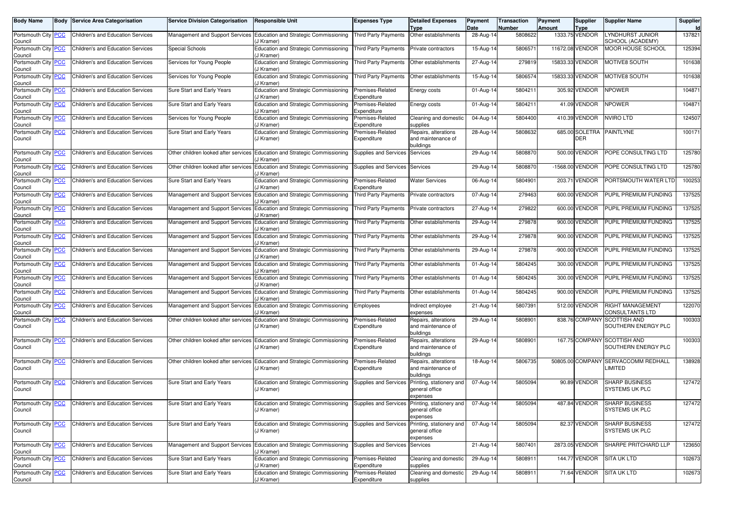| Body Name | Body | Service Area Categorisation | Service Division Categorisation | Responsible Unit | Expenses Type | Detailed Expenses Type | Payment Date | Transaction Number | Payment Amount | Supplier Type | Supplier Name | Supplier Id |
|---|---|---|---|---|---|---|---|---|---|---|---|---|
| Portsmouth City Council | PCC | Children's and Education Services | Management and Support Services | Education and Strategic Commissioning (J Kramer) | Third Party Payments | Other establishments | 28-Aug-14 | 5808622 | 1333.75 | VENDOR | LYNDHURST JUNIOR SCHOOL (ACADEMY) | 137821 |
| Portsmouth City Council | PCC | Children's and Education Services | Special Schools | Education and Strategic Commissioning (J Kramer) | Third Party Payments | Private contractors | 15-Aug-14 | 5806571 | 11672.08 | VENDOR | MOOR HOUSE SCHOOL | 125394 |
| Portsmouth City Council | PCC | Children's and Education Services | Services for Young People | Education and Strategic Commissioning (J Kramer) | Third Party Payments | Other establishments | 27-Aug-14 | 279819 | 15833.33 | VENDOR | MOTIVE8 SOUTH | 101638 |
| Portsmouth City Council | PCC | Children's and Education Services | Services for Young People | Education and Strategic Commissioning (J Kramer) | Third Party Payments | Other establishments | 15-Aug-14 | 5806574 | 15833.33 | VENDOR | MOTIVE8 SOUTH | 101638 |
| Portsmouth City Council | PCC | Children's and Education Services | Sure Start and Early Years | Education and Strategic Commissioning (J Kramer) | Premises-Related Expenditure | Energy costs | 01-Aug-14 | 5804211 | 305.92 | VENDOR | NPOWER | 104871 |
| Portsmouth City Council | PCC | Children's and Education Services | Sure Start and Early Years | Education and Strategic Commissioning (J Kramer) | Premises-Related Expenditure | Energy costs | 01-Aug-14 | 5804211 | 41.09 | VENDOR | NPOWER | 104871 |
| Portsmouth City Council | PCC | Children's and Education Services | Services for Young People | Education and Strategic Commissioning (J Kramer) | Premises-Related Expenditure | Cleaning and domestic supplies | 04-Aug-14 | 5804400 | 410.39 | VENDOR | NVIRO LTD | 124507 |
| Portsmouth City Council | PCC | Children's and Education Services | Sure Start and Early Years | Education and Strategic Commissioning (J Kramer) | Premises-Related Expenditure | Repairs, alterations and maintenance of buildings | 28-Aug-14 | 5808632 | 685.00 | SOLETRADER | PAINTLYNE | 100171 |
| Portsmouth City Council | PCC | Children's and Education Services | Other children looked after services | Education and Strategic Commissioning (J Kramer) | Supplies and Services | Services | 29-Aug-14 | 5808870 | 500.00 | VENDOR | POPE CONSULTING LTD | 125780 |
| Portsmouth City Council | PCC | Children's and Education Services | Other children looked after services | Education and Strategic Commissioning (J Kramer) | Supplies and Services | Services | 29-Aug-14 | 5808870 | -1568.00 | VENDOR | POPE CONSULTING LTD | 125780 |
| Portsmouth City Council | PCC | Children's and Education Services | Sure Start and Early Years | Education and Strategic Commissioning (J Kramer) | Premises-Related Expenditure | Water Services | 06-Aug-14 | 5804901 | 203.71 | VENDOR | PORTSMOUTH WATER LTD | 100253 |
| Portsmouth City Council | PCC | Children's and Education Services | Management and Support Services | Education and Strategic Commissioning (J Kramer) | Third Party Payments | Private contractors | 07-Aug-14 | 279463 | 600.00 | VENDOR | PUPIL PREMIUM FUNDING | 137525 |
| Portsmouth City Council | PCC | Children's and Education Services | Management and Support Services | Education and Strategic Commissioning (J Kramer) | Third Party Payments | Private contractors | 27-Aug-14 | 279822 | 600.00 | VENDOR | PUPIL PREMIUM FUNDING | 137525 |
| Portsmouth City Council | PCC | Children's and Education Services | Management and Support Services | Education and Strategic Commissioning (J Kramer) | Third Party Payments | Other establishments | 29-Aug-14 | 279878 | 900.00 | VENDOR | PUPIL PREMIUM FUNDING | 137525 |
| Portsmouth City Council | PCC | Children's and Education Services | Management and Support Services | Education and Strategic Commissioning (J Kramer) | Third Party Payments | Other establishments | 29-Aug-14 | 279878 | 900.00 | VENDOR | PUPIL PREMIUM FUNDING | 137525 |
| Portsmouth City Council | PCC | Children's and Education Services | Management and Support Services | Education and Strategic Commissioning (J Kramer) | Third Party Payments | Other establishments | 29-Aug-14 | 279878 | -900.00 | VENDOR | PUPIL PREMIUM FUNDING | 137525 |
| Portsmouth City Council | PCC | Children's and Education Services | Management and Support Services | Education and Strategic Commissioning (J Kramer) | Third Party Payments | Other establishments | 01-Aug-14 | 5804245 | 300.00 | VENDOR | PUPIL PREMIUM FUNDING | 137525 |
| Portsmouth City Council | PCC | Children's and Education Services | Management and Support Services | Education and Strategic Commissioning (J Kramer) | Third Party Payments | Other establishments | 01-Aug-14 | 5804245 | 300.00 | VENDOR | PUPIL PREMIUM FUNDING | 137525 |
| Portsmouth City Council | PCC | Children's and Education Services | Management and Support Services | Education and Strategic Commissioning (J Kramer) | Third Party Payments | Other establishments | 01-Aug-14 | 5804245 | 900.00 | VENDOR | PUPIL PREMIUM FUNDING | 137525 |
| Portsmouth City Council | PCC | Children's and Education Services | Management and Support Services | Education and Strategic Commissioning (J Kramer) | Employees | Indirect employee expenses | 21-Aug-14 | 5807391 | 512.00 | VENDOR | RIGHT MANAGEMENT CONSULTANTS LTD | 122070 |
| Portsmouth City Council | PCC | Children's and Education Services | Other children looked after services | Education and Strategic Commissioning (J Kramer) | Premises-Related Expenditure | Repairs, alterations and maintenance of buildings | 29-Aug-14 | 5808901 | 838.76 | COMPANY | SCOTTISH AND SOUTHERN ENERGY PLC | 100303 |
| Portsmouth City Council | PCC | Children's and Education Services | Other children looked after services | Education and Strategic Commissioning (J Kramer) | Premises-Related Expenditure | Repairs, alterations and maintenance of buildings | 29-Aug-14 | 5808901 | 167.75 | COMPANY | SCOTTISH AND SOUTHERN ENERGY PLC | 100303 |
| Portsmouth City Council | PCC | Children's and Education Services | Other children looked after services | Education and Strategic Commissioning (J Kramer) | Premises-Related Expenditure | Repairs, alterations and maintenance of buildings | 18-Aug-14 | 5806735 | 50805.00 | COMPANY | SERVACCOMM REDHALL LIMITED | 138928 |
| Portsmouth City Council | PCC | Children's and Education Services | Sure Start and Early Years | Education and Strategic Commissioning (J Kramer) | Supplies and Services | Printing, stationery and general office expenses | 07-Aug-14 | 5805094 | 90.89 | VENDOR | SHARP BUSINESS SYSTEMS UK PLC | 127472 |
| Portsmouth City Council | PCC | Children's and Education Services | Sure Start and Early Years | Education and Strategic Commissioning (J Kramer) | Supplies and Services | Printing, stationery and general office expenses | 07-Aug-14 | 5805094 | 487.84 | VENDOR | SHARP BUSINESS SYSTEMS UK PLC | 127472 |
| Portsmouth City Council | PCC | Children's and Education Services | Sure Start and Early Years | Education and Strategic Commissioning (J Kramer) | Supplies and Services | Printing, stationery and general office expenses | 07-Aug-14 | 5805094 | 82.37 | VENDOR | SHARP BUSINESS SYSTEMS UK PLC | 127472 |
| Portsmouth City Council | PCC | Children's and Education Services | Management and Support Services | Education and Strategic Commissioning (J Kramer) | Supplies and Services | Services | 21-Aug-14 | 5807401 | 2873.05 | VENDOR | SHARPE PRITCHARD LLP | 123650 |
| Portsmouth City Council | PCC | Children's and Education Services | Sure Start and Early Years | Education and Strategic Commissioning (J Kramer) | Premises-Related Expenditure | Cleaning and domestic supplies | 29-Aug-14 | 5808911 | 144.77 | VENDOR | SITA UK LTD | 102673 |
| Portsmouth City Council | PCC | Children's and Education Services | Sure Start and Early Years | Education and Strategic Commissioning (J Kramer) | Premises-Related Expenditure | Cleaning and domestic supplies | 29-Aug-14 | 5808911 | 71.64 | VENDOR | SITA UK LTD | 102673 |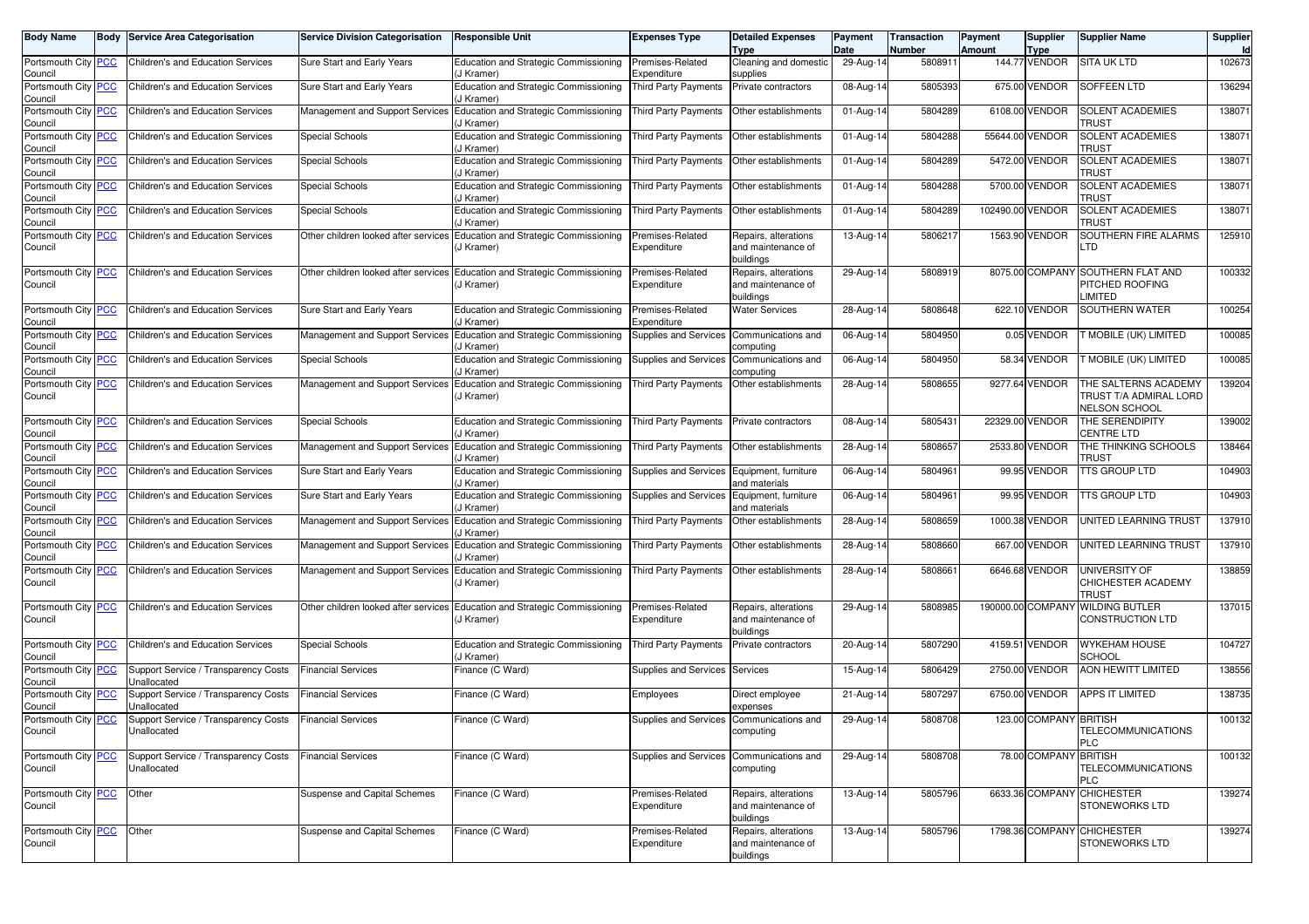| Body Name | Body | Service Area Categorisation | Service Division Categorisation | Responsible Unit | Expenses Type | Detailed Expenses Type | Payment Date | Transaction Number | Payment Amount | Supplier Type | Supplier Name | Supplier Id |
|---|---|---|---|---|---|---|---|---|---|---|---|---|
| Portsmouth City Council | PCC | Children's and Education Services | Sure Start and Early Years | Education and Strategic Commissioning (J Kramer) | Premises-Related Expenditure | Cleaning and domestic supplies | 29-Aug-14 | 5808911 | 144.77 | VENDOR | SITA UK LTD | 102673 |
| Portsmouth City Council | PCC | Children's and Education Services | Sure Start and Early Years | Education and Strategic Commissioning (J Kramer) | Third Party Payments | Private contractors | 08-Aug-14 | 5805393 | 675.00 | VENDOR | SOFFEEN LTD | 136294 |
| Portsmouth City Council | PCC | Children's and Education Services | Management and Support Services | Education and Strategic Commissioning (J Kramer) | Third Party Payments | Other establishments | 01-Aug-14 | 5804289 | 6108.00 | VENDOR | SOLENT ACADEMIES TRUST | 138071 |
| Portsmouth City Council | PCC | Children's and Education Services | Special Schools | Education and Strategic Commissioning (J Kramer) | Third Party Payments | Other establishments | 01-Aug-14 | 5804288 | 55644.00 | VENDOR | SOLENT ACADEMIES TRUST | 138071 |
| Portsmouth City Council | PCC | Children's and Education Services | Special Schools | Education and Strategic Commissioning (J Kramer) | Third Party Payments | Other establishments | 01-Aug-14 | 5804289 | 5472.00 | VENDOR | SOLENT ACADEMIES TRUST | 138071 |
| Portsmouth City Council | PCC | Children's and Education Services | Special Schools | Education and Strategic Commissioning (J Kramer) | Third Party Payments | Other establishments | 01-Aug-14 | 5804288 | 5700.00 | VENDOR | SOLENT ACADEMIES TRUST | 138071 |
| Portsmouth City Council | PCC | Children's and Education Services | Special Schools | Education and Strategic Commissioning (J Kramer) | Third Party Payments | Other establishments | 01-Aug-14 | 5804289 | 102490.00 | VENDOR | SOLENT ACADEMIES TRUST | 138071 |
| Portsmouth City Council | PCC | Children's and Education Services | Other children looked after services | Education and Strategic Commissioning (J Kramer) | Premises-Related Expenditure | Repairs, alterations and maintenance of buildings | 13-Aug-14 | 5806217 | 1563.90 | VENDOR | SOUTHERN FIRE ALARMS LTD | 125910 |
| Portsmouth City Council | PCC | Children's and Education Services | Other children looked after services | Education and Strategic Commissioning (J Kramer) | Premises-Related Expenditure | Repairs, alterations and maintenance of buildings | 29-Aug-14 | 5808919 | 8075.00 | COMPANY | SOUTHERN FLAT AND PITCHED ROOFING LIMITED | 100332 |
| Portsmouth City Council | PCC | Children's and Education Services | Sure Start and Early Years | Education and Strategic Commissioning (J Kramer) | Premises-Related Expenditure | Water Services | 28-Aug-14 | 5808648 | 622.10 | VENDOR | SOUTHERN WATER | 100254 |
| Portsmouth City Council | PCC | Children's and Education Services | Management and Support Services | Education and Strategic Commissioning (J Kramer) | Supplies and Services | Communications and computing | 06-Aug-14 | 5804950 | 0.05 | VENDOR | T MOBILE (UK) LIMITED | 100085 |
| Portsmouth City Council | PCC | Children's and Education Services | Special Schools | Education and Strategic Commissioning (J Kramer) | Supplies and Services | Communications and computing | 06-Aug-14 | 5804950 | 58.34 | VENDOR | T MOBILE (UK) LIMITED | 100085 |
| Portsmouth City Council | PCC | Children's and Education Services | Management and Support Services | Education and Strategic Commissioning (J Kramer) | Third Party Payments | Other establishments | 28-Aug-14 | 5808655 | 9277.64 | VENDOR | THE SALTERNS ACADEMY TRUST T/A ADMIRAL LORD NELSON SCHOOL | 139204 |
| Portsmouth City Council | PCC | Children's and Education Services | Special Schools | Education and Strategic Commissioning (J Kramer) | Third Party Payments | Private contractors | 08-Aug-14 | 5805431 | 22329.00 | VENDOR | THE SERENDIPITY CENTRE LTD | 139002 |
| Portsmouth City Council | PCC | Children's and Education Services | Management and Support Services | Education and Strategic Commissioning (J Kramer) | Third Party Payments | Other establishments | 28-Aug-14 | 5808657 | 2533.80 | VENDOR | THE THINKING SCHOOLS TRUST | 138464 |
| Portsmouth City Council | PCC | Children's and Education Services | Sure Start and Early Years | Education and Strategic Commissioning (J Kramer) | Supplies and Services | Equipment, furniture and materials | 06-Aug-14 | 5804961 | 99.95 | VENDOR | TTS GROUP LTD | 104903 |
| Portsmouth City Council | PCC | Children's and Education Services | Sure Start and Early Years | Education and Strategic Commissioning (J Kramer) | Supplies and Services | Equipment, furniture and materials | 06-Aug-14 | 5804961 | 99.95 | VENDOR | TTS GROUP LTD | 104903 |
| Portsmouth City Council | PCC | Children's and Education Services | Management and Support Services | Education and Strategic Commissioning (J Kramer) | Third Party Payments | Other establishments | 28-Aug-14 | 5808659 | 1000.38 | VENDOR | UNITED LEARNING TRUST | 137910 |
| Portsmouth City Council | PCC | Children's and Education Services | Management and Support Services | Education and Strategic Commissioning (J Kramer) | Third Party Payments | Other establishments | 28-Aug-14 | 5808660 | 667.00 | VENDOR | UNITED LEARNING TRUST | 137910 |
| Portsmouth City Council | PCC | Children's and Education Services | Management and Support Services | Education and Strategic Commissioning (J Kramer) | Third Party Payments | Other establishments | 28-Aug-14 | 5808661 | 6646.68 | VENDOR | UNIVERSITY OF CHICHESTER ACADEMY TRUST | 138859 |
| Portsmouth City Council | PCC | Children's and Education Services | Other children looked after services | Education and Strategic Commissioning (J Kramer) | Premises-Related Expenditure | Repairs, alterations and maintenance of buildings | 29-Aug-14 | 5808985 | 190000.00 | COMPANY | WILDING BUTLER CONSTRUCTION LTD | 137015 |
| Portsmouth City Council | PCC | Children's and Education Services | Special Schools | Education and Strategic Commissioning (J Kramer) | Third Party Payments | Private contractors | 20-Aug-14 | 5807290 | 4159.51 | VENDOR | WYKEHAM HOUSE SCHOOL | 104727 |
| Portsmouth City Council | PCC | Support Service / Transparency Costs Unallocated | Financial Services | Finance (C Ward) | Supplies and Services | Services | 15-Aug-14 | 5806429 | 2750.00 | VENDOR | AON HEWITT LIMITED | 138556 |
| Portsmouth City Council | PCC | Support Service / Transparency Costs Unallocated | Financial Services | Finance (C Ward) | Employees | Direct employee expenses | 21-Aug-14 | 5807297 | 6750.00 | VENDOR | APPS IT LIMITED | 138735 |
| Portsmouth City Council | PCC | Support Service / Transparency Costs Unallocated | Financial Services | Finance (C Ward) | Supplies and Services | Communications and computing | 29-Aug-14 | 5808708 | 123.00 | COMPANY | BRITISH TELECOMMUNICATIONS PLC | 100132 |
| Portsmouth City Council | PCC | Support Service / Transparency Costs Unallocated | Financial Services | Finance (C Ward) | Supplies and Services | Communications and computing | 29-Aug-14 | 5808708 | 78.00 | COMPANY | BRITISH TELECOMMUNICATIONS PLC | 100132 |
| Portsmouth City Council | PCC | Other | Suspense and Capital Schemes | Finance (C Ward) | Premises-Related Expenditure | Repairs, alterations and maintenance of buildings | 13-Aug-14 | 5805796 | 6633.36 | COMPANY | CHICHESTER STONEWORKS LTD | 139274 |
| Portsmouth City Council | PCC | Other | Suspense and Capital Schemes | Finance (C Ward) | Premises-Related Expenditure | Repairs, alterations and maintenance of buildings | 13-Aug-14 | 5805796 | 1798.36 | COMPANY | CHICHESTER STONEWORKS LTD | 139274 |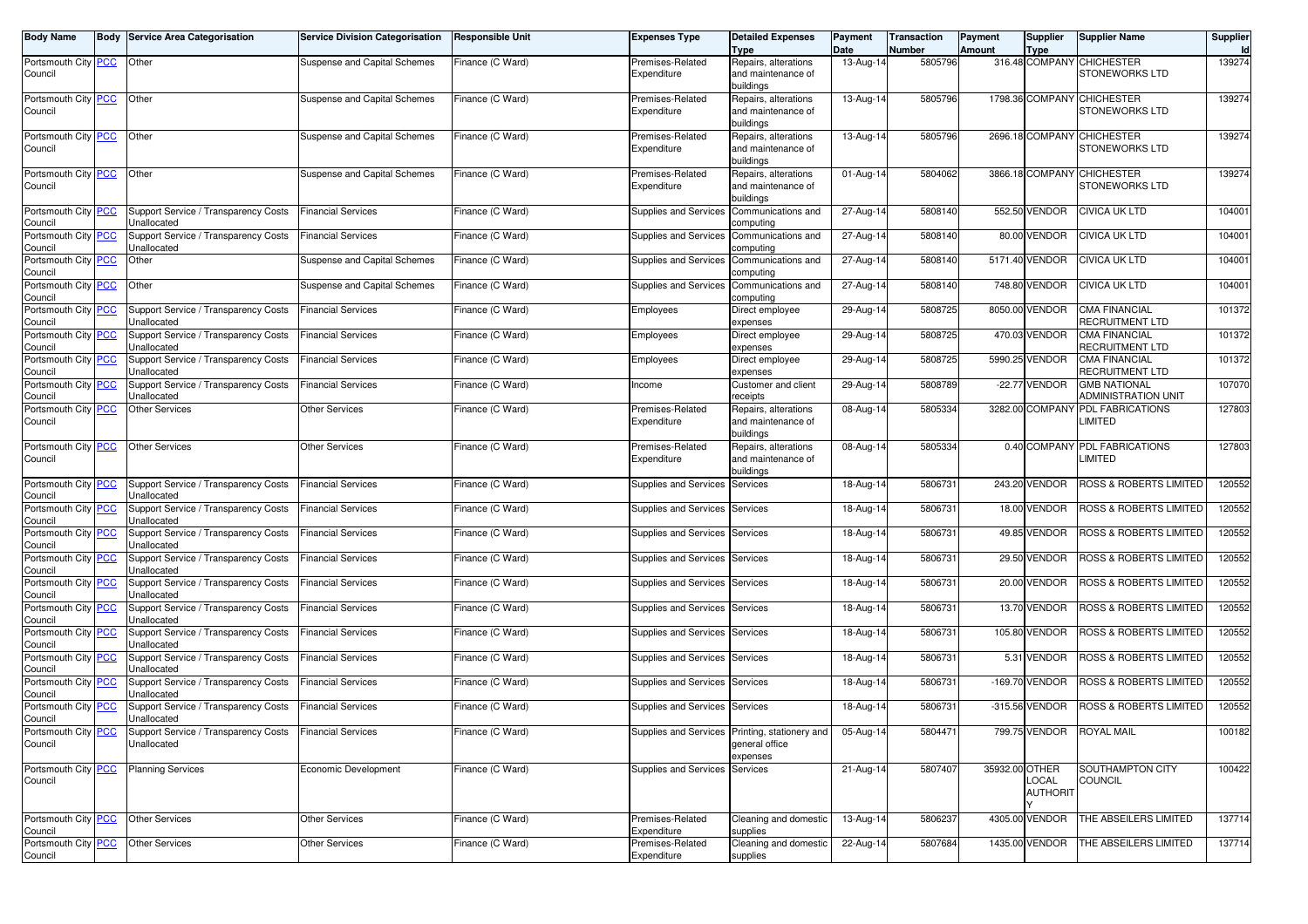| Body Name | Body | Service Area Categorisation | Service Division Categorisation | Responsible Unit | Expenses Type | Detailed Expenses Type | Payment Date | Transaction Number | Payment Amount | Supplier Type | Supplier Name | Supplier Id |
|---|---|---|---|---|---|---|---|---|---|---|---|---|
| Portsmouth City Council | PCC | Other | Suspense and Capital Schemes | Finance (C Ward) | Premises-Related Expenditure | Repairs, alterations and maintenance of buildings | 13-Aug-14 | 5805796 | 316.48 | COMPANY | CHICHESTER STONEWORKS LTD | 139274 |
| Portsmouth City Council | PCC | Other | Suspense and Capital Schemes | Finance (C Ward) | Premises-Related Expenditure | Repairs, alterations and maintenance of buildings | 13-Aug-14 | 5805796 | 1798.36 | COMPANY | CHICHESTER STONEWORKS LTD | 139274 |
| Portsmouth City Council | PCC | Other | Suspense and Capital Schemes | Finance (C Ward) | Premises-Related Expenditure | Repairs, alterations and maintenance of buildings | 13-Aug-14 | 5805796 | 2696.18 | COMPANY | CHICHESTER STONEWORKS LTD | 139274 |
| Portsmouth City Council | PCC | Other | Suspense and Capital Schemes | Finance (C Ward) | Premises-Related Expenditure | Repairs, alterations and maintenance of buildings | 01-Aug-14 | 5804062 | 3866.18 | COMPANY | CHICHESTER STONEWORKS LTD | 139274 |
| Portsmouth City Council | PCC | Support Service / Transparency Costs Unallocated | Financial Services | Finance (C Ward) | Supplies and Services | Communications and computing | 27-Aug-14 | 5808140 | 552.50 | VENDOR | CIVICA UK LTD | 104001 |
| Portsmouth City Council | PCC | Support Service / Transparency Costs Unallocated | Financial Services | Finance (C Ward) | Supplies and Services | Communications and computing | 27-Aug-14 | 5808140 | 80.00 | VENDOR | CIVICA UK LTD | 104001 |
| Portsmouth City Council | PCC | Other | Suspense and Capital Schemes | Finance (C Ward) | Supplies and Services | Communications and computing | 27-Aug-14 | 5808140 | 5171.40 | VENDOR | CIVICA UK LTD | 104001 |
| Portsmouth City Council | PCC | Other | Suspense and Capital Schemes | Finance (C Ward) | Supplies and Services | Communications and computing | 27-Aug-14 | 5808140 | 748.80 | VENDOR | CIVICA UK LTD | 104001 |
| Portsmouth City Council | PCC | Support Service / Transparency Costs Unallocated | Financial Services | Finance (C Ward) | Employees | Direct employee expenses | 29-Aug-14 | 5808725 | 8050.00 | VENDOR | CMA FINANCIAL RECRUITMENT LTD | 101372 |
| Portsmouth City Council | PCC | Support Service / Transparency Costs Unallocated | Financial Services | Finance (C Ward) | Employees | Direct employee expenses | 29-Aug-14 | 5808725 | 470.03 | VENDOR | CMA FINANCIAL RECRUITMENT LTD | 101372 |
| Portsmouth City Council | PCC | Support Service / Transparency Costs Unallocated | Financial Services | Finance (C Ward) | Employees | Direct employee expenses | 29-Aug-14 | 5808725 | 5990.25 | VENDOR | CMA FINANCIAL RECRUITMENT LTD | 101372 |
| Portsmouth City Council | PCC | Support Service / Transparency Costs Unallocated | Financial Services | Finance (C Ward) | Income | Customer and client receipts | 29-Aug-14 | 5808789 | -22.77 | VENDOR | GMB NATIONAL ADMINISTRATION UNIT | 107070 |
| Portsmouth City Council | PCC | Other Services | Other Services | Finance (C Ward) | Premises-Related Expenditure | Repairs, alterations and maintenance of buildings | 08-Aug-14 | 5805334 | 3282.00 | COMPANY | PDL FABRICATIONS LIMITED | 127803 |
| Portsmouth City Council | PCC | Other Services | Other Services | Finance (C Ward) | Premises-Related Expenditure | Repairs, alterations and maintenance of buildings | 08-Aug-14 | 5805334 | 0.40 | COMPANY | PDL FABRICATIONS LIMITED | 127803 |
| Portsmouth City Council | PCC | Support Service / Transparency Costs Unallocated | Financial Services | Finance (C Ward) | Supplies and Services | Services | 18-Aug-14 | 5806731 | 243.20 | VENDOR | ROSS & ROBERTS LIMITED | 120552 |
| Portsmouth City Council | PCC | Support Service / Transparency Costs Unallocated | Financial Services | Finance (C Ward) | Supplies and Services | Services | 18-Aug-14 | 5806731 | 18.00 | VENDOR | ROSS & ROBERTS LIMITED | 120552 |
| Portsmouth City Council | PCC | Support Service / Transparency Costs Unallocated | Financial Services | Finance (C Ward) | Supplies and Services | Services | 18-Aug-14 | 5806731 | 49.85 | VENDOR | ROSS & ROBERTS LIMITED | 120552 |
| Portsmouth City Council | PCC | Support Service / Transparency Costs Unallocated | Financial Services | Finance (C Ward) | Supplies and Services | Services | 18-Aug-14 | 5806731 | 29.50 | VENDOR | ROSS & ROBERTS LIMITED | 120552 |
| Portsmouth City Council | PCC | Support Service / Transparency Costs Unallocated | Financial Services | Finance (C Ward) | Supplies and Services | Services | 18-Aug-14 | 5806731 | 20.00 | VENDOR | ROSS & ROBERTS LIMITED | 120552 |
| Portsmouth City Council | PCC | Support Service / Transparency Costs Unallocated | Financial Services | Finance (C Ward) | Supplies and Services | Services | 18-Aug-14 | 5806731 | 13.70 | VENDOR | ROSS & ROBERTS LIMITED | 120552 |
| Portsmouth City Council | PCC | Support Service / Transparency Costs Unallocated | Financial Services | Finance (C Ward) | Supplies and Services | Services | 18-Aug-14 | 5806731 | 105.80 | VENDOR | ROSS & ROBERTS LIMITED | 120552 |
| Portsmouth City Council | PCC | Support Service / Transparency Costs Unallocated | Financial Services | Finance (C Ward) | Supplies and Services | Services | 18-Aug-14 | 5806731 | 5.31 | VENDOR | ROSS & ROBERTS LIMITED | 120552 |
| Portsmouth City Council | PCC | Support Service / Transparency Costs Unallocated | Financial Services | Finance (C Ward) | Supplies and Services | Services | 18-Aug-14 | 5806731 | -169.70 | VENDOR | ROSS & ROBERTS LIMITED | 120552 |
| Portsmouth City Council | PCC | Support Service / Transparency Costs Unallocated | Financial Services | Finance (C Ward) | Supplies and Services | Services | 18-Aug-14 | 5806731 | -315.56 | VENDOR | ROSS & ROBERTS LIMITED | 120552 |
| Portsmouth City Council | PCC | Support Service / Transparency Costs Unallocated | Financial Services | Finance (C Ward) | Supplies and Services | Printing, stationery and general office expenses | 05-Aug-14 | 5804471 | 799.75 | VENDOR | ROYAL MAIL | 100182 |
| Portsmouth City Council | PCC | Planning Services | Economic Development | Finance (C Ward) | Supplies and Services | Services | 21-Aug-14 | 5807407 | 35932.00 | OTHER LOCAL AUTHORITY | SOUTHAMPTON CITY COUNCIL | 100422 |
| Portsmouth City Council | PCC | Other Services | Other Services | Finance (C Ward) | Premises-Related Expenditure | Cleaning and domestic supplies | 13-Aug-14 | 5806237 | 4305.00 | VENDOR | THE ABSEILERS LIMITED | 137714 |
| Portsmouth City Council | PCC | Other Services | Other Services | Finance (C Ward) | Premises-Related Expenditure | Cleaning and domestic supplies | 22-Aug-14 | 5807684 | 1435.00 | VENDOR | THE ABSEILERS LIMITED | 137714 |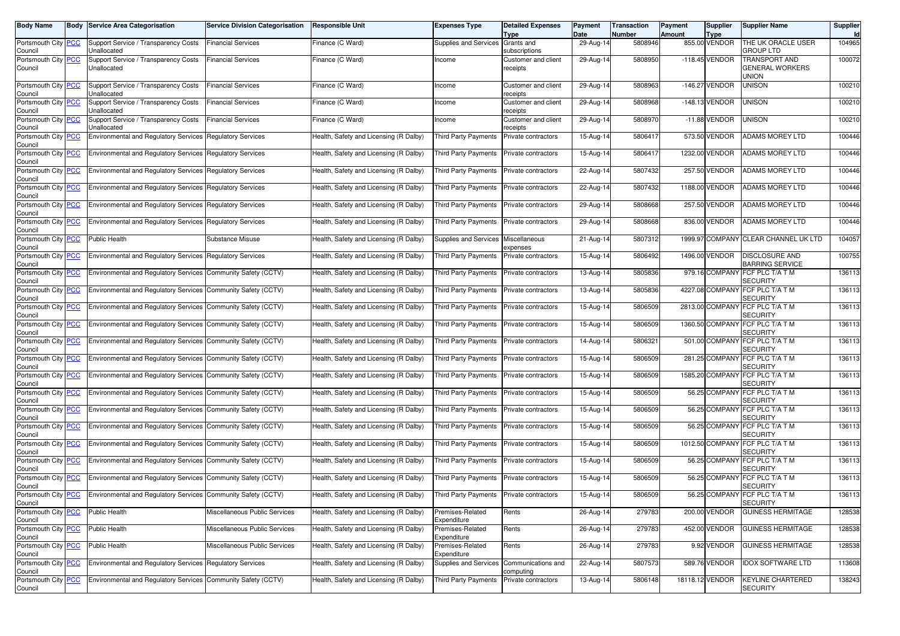| Body Name | Body | Service Area Categorisation | Service Division Categorisation | Responsible Unit | Expenses Type | Detailed Expenses Type | Payment Date | Transaction Number | Payment Amount | Supplier Type | Supplier Name | Supplier Id |
|---|---|---|---|---|---|---|---|---|---|---|---|---|
| Portsmouth City Council | PCC | Support Service / Transparency Costs Unallocated | Financial Services | Finance (C Ward) | Supplies and Services | Grants and subscriptions | 29-Aug-14 | 5808946 | 855.00 | VENDOR | THE UK ORACLE USER GROUP LTD | 104965 |
| Portsmouth City Council | PCC | Support Service / Transparency Costs Unallocated | Financial Services | Finance (C Ward) | Income | Customer and client receipts | 29-Aug-14 | 5808950 | -118.45 | VENDOR | TRANSPORT AND GENERAL WORKERS UNION | 100072 |
| Portsmouth City Council | PCC | Support Service / Transparency Costs Unallocated | Financial Services | Finance (C Ward) | Income | Customer and client receipts | 29-Aug-14 | 5808963 | -146.27 | VENDOR | UNISON | 100210 |
| Portsmouth City Council | PCC | Support Service / Transparency Costs Unallocated | Financial Services | Finance (C Ward) | Income | Customer and client receipts | 29-Aug-14 | 5808968 | -148.13 | VENDOR | UNISON | 100210 |
| Portsmouth City Council | PCC | Support Service / Transparency Costs Unallocated | Financial Services | Finance (C Ward) | Income | Customer and client receipts | 29-Aug-14 | 5808970 | -11.88 | VENDOR | UNISON | 100210 |
| Portsmouth City Council | PCC | Environmental and Regulatory Services | Regulatory Services | Health, Safety and Licensing (R Dalby) | Third Party Payments | Private contractors | 15-Aug-14 | 5806417 | 573.50 | VENDOR | ADAMS MOREY LTD | 100446 |
| Portsmouth City Council | PCC | Environmental and Regulatory Services | Regulatory Services | Health, Safety and Licensing (R Dalby) | Third Party Payments | Private contractors | 15-Aug-14 | 5806417 | 1232.00 | VENDOR | ADAMS MOREY LTD | 100446 |
| Portsmouth City Council | PCC | Environmental and Regulatory Services | Regulatory Services | Health, Safety and Licensing (R Dalby) | Third Party Payments | Private contractors | 22-Aug-14 | 5807432 | 257.50 | VENDOR | ADAMS MOREY LTD | 100446 |
| Portsmouth City Council | PCC | Environmental and Regulatory Services | Regulatory Services | Health, Safety and Licensing (R Dalby) | Third Party Payments | Private contractors | 22-Aug-14 | 5807432 | 1188.00 | VENDOR | ADAMS MOREY LTD | 100446 |
| Portsmouth City Council | PCC | Environmental and Regulatory Services | Regulatory Services | Health, Safety and Licensing (R Dalby) | Third Party Payments | Private contractors | 29-Aug-14 | 5808668 | 257.50 | VENDOR | ADAMS MOREY LTD | 100446 |
| Portsmouth City Council | PCC | Environmental and Regulatory Services | Regulatory Services | Health, Safety and Licensing (R Dalby) | Third Party Payments | Private contractors | 29-Aug-14 | 5808668 | 836.00 | VENDOR | ADAMS MOREY LTD | 100446 |
| Portsmouth City Council | PCC | Public Health | Substance Misuse | Health, Safety and Licensing (R Dalby) | Supplies and Services | Miscellaneous expenses | 21-Aug-14 | 5807312 | 1999.97 | COMPANY | CLEAR CHANNEL UK LTD | 104057 |
| Portsmouth City Council | PCC | Environmental and Regulatory Services | Regulatory Services | Health, Safety and Licensing (R Dalby) | Third Party Payments | Private contractors | 15-Aug-14 | 5806492 | 1496.00 | VENDOR | DISCLOSURE AND BARRING SERVICE | 100755 |
| Portsmouth City Council | PCC | Environmental and Regulatory Services | Community Safety (CCTV) | Health, Safety and Licensing (R Dalby) | Third Party Payments | Private contractors | 13-Aug-14 | 5805836 | 979.16 | COMPANY | FCF PLC T/A T M SECURITY | 136113 |
| Portsmouth City Council | PCC | Environmental and Regulatory Services | Community Safety (CCTV) | Health, Safety and Licensing (R Dalby) | Third Party Payments | Private contractors | 13-Aug-14 | 5805836 | 4227.08 | COMPANY | FCF PLC T/A T M SECURITY | 136113 |
| Portsmouth City Council | PCC | Environmental and Regulatory Services | Community Safety (CCTV) | Health, Safety and Licensing (R Dalby) | Third Party Payments | Private contractors | 15-Aug-14 | 5806509 | 2813.00 | COMPANY | FCF PLC T/A T M SECURITY | 136113 |
| Portsmouth City Council | PCC | Environmental and Regulatory Services | Community Safety (CCTV) | Health, Safety and Licensing (R Dalby) | Third Party Payments | Private contractors | 15-Aug-14 | 5806509 | 1360.50 | COMPANY | FCF PLC T/A T M SECURITY | 136113 |
| Portsmouth City Council | PCC | Environmental and Regulatory Services | Community Safety (CCTV) | Health, Safety and Licensing (R Dalby) | Third Party Payments | Private contractors | 14-Aug-14 | 5806321 | 501.00 | COMPANY | FCF PLC T/A T M SECURITY | 136113 |
| Portsmouth City Council | PCC | Environmental and Regulatory Services | Community Safety (CCTV) | Health, Safety and Licensing (R Dalby) | Third Party Payments | Private contractors | 15-Aug-14 | 5806509 | 281.25 | COMPANY | FCF PLC T/A T M SECURITY | 136113 |
| Portsmouth City Council | PCC | Environmental and Regulatory Services | Community Safety (CCTV) | Health, Safety and Licensing (R Dalby) | Third Party Payments | Private contractors | 15-Aug-14 | 5806509 | 1585.20 | COMPANY | FCF PLC T/A T M SECURITY | 136113 |
| Portsmouth City Council | PCC | Environmental and Regulatory Services | Community Safety (CCTV) | Health, Safety and Licensing (R Dalby) | Third Party Payments | Private contractors | 15-Aug-14 | 5806509 | 56.25 | COMPANY | FCF PLC T/A T M SECURITY | 136113 |
| Portsmouth City Council | PCC | Environmental and Regulatory Services | Community Safety (CCTV) | Health, Safety and Licensing (R Dalby) | Third Party Payments | Private contractors | 15-Aug-14 | 5806509 | 56.25 | COMPANY | FCF PLC T/A T M SECURITY | 136113 |
| Portsmouth City Council | PCC | Environmental and Regulatory Services | Community Safety (CCTV) | Health, Safety and Licensing (R Dalby) | Third Party Payments | Private contractors | 15-Aug-14 | 5806509 | 56.25 | COMPANY | FCF PLC T/A T M SECURITY | 136113 |
| Portsmouth City Council | PCC | Environmental and Regulatory Services | Community Safety (CCTV) | Health, Safety and Licensing (R Dalby) | Third Party Payments | Private contractors | 15-Aug-14 | 5806509 | 1012.50 | COMPANY | FCF PLC T/A T M SECURITY | 136113 |
| Portsmouth City Council | PCC | Environmental and Regulatory Services | Community Safety (CCTV) | Health, Safety and Licensing (R Dalby) | Third Party Payments | Private contractors | 15-Aug-14 | 5806509 | 56.25 | COMPANY | FCF PLC T/A T M SECURITY | 136113 |
| Portsmouth City Council | PCC | Environmental and Regulatory Services | Community Safety (CCTV) | Health, Safety and Licensing (R Dalby) | Third Party Payments | Private contractors | 15-Aug-14 | 5806509 | 56.25 | COMPANY | FCF PLC T/A T M SECURITY | 136113 |
| Portsmouth City Council | PCC | Environmental and Regulatory Services | Community Safety (CCTV) | Health, Safety and Licensing (R Dalby) | Third Party Payments | Private contractors | 15-Aug-14 | 5806509 | 56.25 | COMPANY | FCF PLC T/A T M SECURITY | 136113 |
| Portsmouth City Council | PCC | Public Health | Miscellaneous Public Services | Health, Safety and Licensing (R Dalby) | Premises-Related Expenditure | Rents | 26-Aug-14 | 279783 | 200.00 | VENDOR | GUINESS HERMITAGE | 128538 |
| Portsmouth City Council | PCC | Public Health | Miscellaneous Public Services | Health, Safety and Licensing (R Dalby) | Premises-Related Expenditure | Rents | 26-Aug-14 | 279783 | 452.00 | VENDOR | GUINESS HERMITAGE | 128538 |
| Portsmouth City Council | PCC | Public Health | Miscellaneous Public Services | Health, Safety and Licensing (R Dalby) | Premises-Related Expenditure | Rents | 26-Aug-14 | 279783 | 9.92 | VENDOR | GUINESS HERMITAGE | 128538 |
| Portsmouth City Council | PCC | Environmental and Regulatory Services | Regulatory Services | Health, Safety and Licensing (R Dalby) | Supplies and Services | Communications and computing | 22-Aug-14 | 5807573 | 589.76 | VENDOR | IDOX SOFTWARE LTD | 113608 |
| Portsmouth City Council | PCC | Environmental and Regulatory Services | Community Safety (CCTV) | Health, Safety and Licensing (R Dalby) | Third Party Payments | Private contractors | 13-Aug-14 | 5806148 | 18118.12 | VENDOR | KEYLINE CHARTERED SECURITY | 138243 |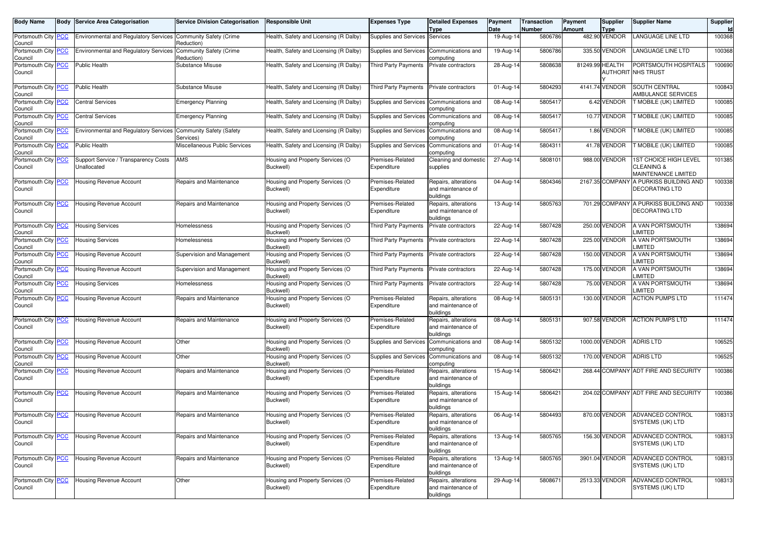| Body Name | Body | Service Area Categorisation | Service Division Categorisation | Responsible Unit | Expenses Type | Detailed Expenses Type | Payment Date | Transaction Number | Payment Amount | Supplier Type | Supplier Name | Supplier Id |
|---|---|---|---|---|---|---|---|---|---|---|---|---|
| Portsmouth City Council | PCC | Environmental and Regulatory Services | Community Safety (Crime Reduction) | Health, Safety and Licensing (R Dalby) | Supplies and Services | Services | 19-Aug-14 | 5806786 | 482.90 | VENDOR | LANGUAGE LINE LTD | 100368 |
| Portsmouth City Council | PCC | Environmental and Regulatory Services | Community Safety (Crime Reduction) | Health, Safety and Licensing (R Dalby) | Supplies and Services | Communications and computing | 19-Aug-14 | 5806786 | 335.50 | VENDOR | LANGUAGE LINE LTD | 100368 |
| Portsmouth City Council | PCC | Public Health | Substance Misuse | Health, Safety and Licensing (R Dalby) | Third Party Payments | Private contractors | 28-Aug-14 | 5808638 | 81249.99 | HEALTH AUTHORITY | PORTSMOUTH HOSPITALS NHS TRUST | 100690 |
| Portsmouth City Council | PCC | Public Health | Substance Misuse | Health, Safety and Licensing (R Dalby) | Third Party Payments | Private contractors | 01-Aug-14 | 5804293 | 4141.74 | VENDOR | SOUTH CENTRAL AMBULANCE SERVICES | 100843 |
| Portsmouth City Council | PCC | Central Services | Emergency Planning | Health, Safety and Licensing (R Dalby) | Supplies and Services | Communications and computing | 08-Aug-14 | 5805417 | 6.42 | VENDOR | T MOBILE (UK) LIMITED | 100085 |
| Portsmouth City Council | PCC | Central Services | Emergency Planning | Health, Safety and Licensing (R Dalby) | Supplies and Services | Communications and computing | 08-Aug-14 | 5805417 | 10.77 | VENDOR | T MOBILE (UK) LIMITED | 100085 |
| Portsmouth City Council | PCC | Environmental and Regulatory Services | Community Safety (Safety Services) | Health, Safety and Licensing (R Dalby) | Supplies and Services | Communications and computing | 08-Aug-14 | 5805417 | 1.86 | VENDOR | T MOBILE (UK) LIMITED | 100085 |
| Portsmouth City Council | PCC | Public Health | Miscellaneous Public Services | Health, Safety and Licensing (R Dalby) | Supplies and Services | Communications and computing | 01-Aug-14 | 5804311 | 41.78 | VENDOR | T MOBILE (UK) LIMITED | 100085 |
| Portsmouth City Council | PCC | Support Service / Transparency Costs Unallocated | AMS | Housing and Property Services (O Buckwell) | Premises-Related Expenditure | Cleaning and domestic supplies | 27-Aug-14 | 5808101 | 988.00 | VENDOR | 1ST CHOICE HIGH LEVEL CLEANING & MAINTENANCE LIMITED | 101385 |
| Portsmouth City Council | PCC | Housing Revenue Account | Repairs and Maintenance | Housing and Property Services (O Buckwell) | Premises-Related Expenditure | Repairs, alterations and maintenance of buildings | 04-Aug-14 | 5804346 | 2167.35 | COMPANY | A PURKISS BUILDING AND DECORATING LTD | 100338 |
| Portsmouth City Council | PCC | Housing Revenue Account | Repairs and Maintenance | Housing and Property Services (O Buckwell) | Premises-Related Expenditure | Repairs, alterations and maintenance of buildings | 13-Aug-14 | 5805763 | 701.29 | COMPANY | A PURKISS BUILDING AND DECORATING LTD | 100338 |
| Portsmouth City Council | PCC | Housing Services | Homelessness | Housing and Property Services (O Buckwell) | Third Party Payments | Private contractors | 22-Aug-14 | 5807428 | 250.00 | VENDOR | A VAN PORTSMOUTH LIMITED | 138694 |
| Portsmouth City Council | PCC | Housing Services | Homelessness | Housing and Property Services (O Buckwell) | Third Party Payments | Private contractors | 22-Aug-14 | 5807428 | 225.00 | VENDOR | A VAN PORTSMOUTH LIMITED | 138694 |
| Portsmouth City Council | PCC | Housing Revenue Account | Supervision and Management | Housing and Property Services (O Buckwell) | Third Party Payments | Private contractors | 22-Aug-14 | 5807428 | 150.00 | VENDOR | A VAN PORTSMOUTH LIMITED | 138694 |
| Portsmouth City Council | PCC | Housing Revenue Account | Supervision and Management | Housing and Property Services (O Buckwell) | Third Party Payments | Private contractors | 22-Aug-14 | 5807428 | 175.00 | VENDOR | A VAN PORTSMOUTH LIMITED | 138694 |
| Portsmouth City Council | PCC | Housing Services | Homelessness | Housing and Property Services (O Buckwell) | Third Party Payments | Private contractors | 22-Aug-14 | 5807428 | 75.00 | VENDOR | A VAN PORTSMOUTH LIMITED | 138694 |
| Portsmouth City Council | PCC | Housing Revenue Account | Repairs and Maintenance | Housing and Property Services (O Buckwell) | Premises-Related Expenditure | Repairs, alterations and maintenance of buildings | 08-Aug-14 | 5805131 | 130.00 | VENDOR | ACTION PUMPS LTD | 111474 |
| Portsmouth City Council | PCC | Housing Revenue Account | Repairs and Maintenance | Housing and Property Services (O Buckwell) | Premises-Related Expenditure | Repairs, alterations and maintenance of buildings | 08-Aug-14 | 5805131 | 907.58 | VENDOR | ACTION PUMPS LTD | 111474 |
| Portsmouth City Council | PCC | Housing Revenue Account | Other | Housing and Property Services (O Buckwell) | Supplies and Services | Communications and computing | 08-Aug-14 | 5805132 | 1000.00 | VENDOR | ADRIS LTD | 106525 |
| Portsmouth City Council | PCC | Housing Revenue Account | Other | Housing and Property Services (O Buckwell) | Supplies and Services | Communications and computing | 08-Aug-14 | 5805132 | 170.00 | VENDOR | ADRIS LTD | 106525 |
| Portsmouth City Council | PCC | Housing Revenue Account | Repairs and Maintenance | Housing and Property Services (O Buckwell) | Premises-Related Expenditure | Repairs, alterations and maintenance of buildings | 15-Aug-14 | 5806421 | 268.44 | COMPANY | ADT FIRE AND SECURITY | 100386 |
| Portsmouth City Council | PCC | Housing Revenue Account | Repairs and Maintenance | Housing and Property Services (O Buckwell) | Premises-Related Expenditure | Repairs, alterations and maintenance of buildings | 15-Aug-14 | 5806421 | 204.02 | COMPANY | ADT FIRE AND SECURITY | 100386 |
| Portsmouth City Council | PCC | Housing Revenue Account | Repairs and Maintenance | Housing and Property Services (O Buckwell) | Premises-Related Expenditure | Repairs, alterations and maintenance of buildings | 06-Aug-14 | 5804493 | 870.00 | VENDOR | ADVANCED CONTROL SYSTEMS (UK) LTD | 108313 |
| Portsmouth City Council | PCC | Housing Revenue Account | Repairs and Maintenance | Housing and Property Services (O Buckwell) | Premises-Related Expenditure | Repairs, alterations and maintenance of buildings | 13-Aug-14 | 5805765 | 156.30 | VENDOR | ADVANCED CONTROL SYSTEMS (UK) LTD | 108313 |
| Portsmouth City Council | PCC | Housing Revenue Account | Repairs and Maintenance | Housing and Property Services (O Buckwell) | Premises-Related Expenditure | Repairs, alterations and maintenance of buildings | 13-Aug-14 | 5805765 | 3901.04 | VENDOR | ADVANCED CONTROL SYSTEMS (UK) LTD | 108313 |
| Portsmouth City Council | PCC | Housing Revenue Account | Other | Housing and Property Services (O Buckwell) | Premises-Related Expenditure | Repairs, alterations and maintenance of buildings | 29-Aug-14 | 5808671 | 2513.33 | VENDOR | ADVANCED CONTROL SYSTEMS (UK) LTD | 108313 |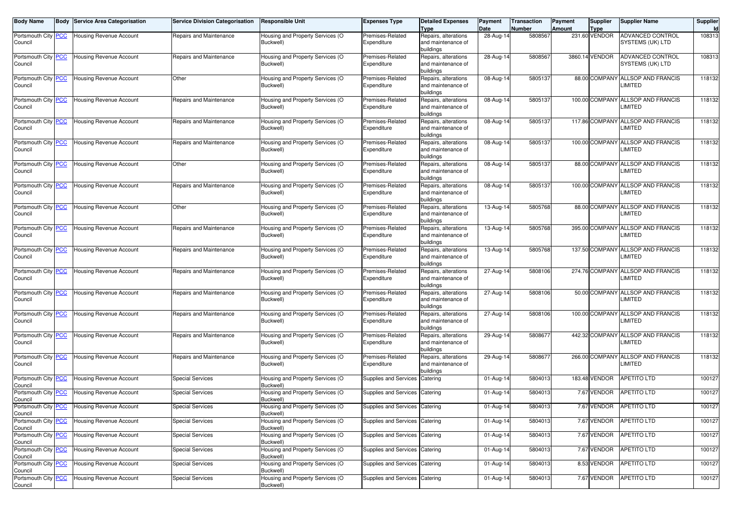| Body Name | Body | Service Area Categorisation | Service Division Categorisation | Responsible Unit | Expenses Type | Detailed Expenses Type | Payment Date | Transaction Number | Payment Amount | Supplier Type | Supplier Name | Supplier Id |
|---|---|---|---|---|---|---|---|---|---|---|---|---|
| Portsmouth City Council | PCC | Housing Revenue Account | Repairs and Maintenance | Housing and Property Services (O Buckwell) | Premises-Related Expenditure | Repairs, alterations and maintenance of buildings | 28-Aug-14 | 5808567 | 231.60 | VENDOR | ADVANCED CONTROL SYSTEMS (UK) LTD | 108313 |
| Portsmouth City Council | PCC | Housing Revenue Account | Repairs and Maintenance | Housing and Property Services (O Buckwell) | Premises-Related Expenditure | Repairs, alterations and maintenance of buildings | 28-Aug-14 | 5808567 | 3860.14 | VENDOR | ADVANCED CONTROL SYSTEMS (UK) LTD | 108313 |
| Portsmouth City Council | PCC | Housing Revenue Account | Other | Housing and Property Services (O Buckwell) | Premises-Related Expenditure | Repairs, alterations and maintenance of buildings | 08-Aug-14 | 5805137 | 88.00 | COMPANY | ALLSOP AND FRANCIS LIMITED | 118132 |
| Portsmouth City Council | PCC | Housing Revenue Account | Repairs and Maintenance | Housing and Property Services (O Buckwell) | Premises-Related Expenditure | Repairs, alterations and maintenance of buildings | 08-Aug-14 | 5805137 | 100.00 | COMPANY | ALLSOP AND FRANCIS LIMITED | 118132 |
| Portsmouth City Council | PCC | Housing Revenue Account | Repairs and Maintenance | Housing and Property Services (O Buckwell) | Premises-Related Expenditure | Repairs, alterations and maintenance of buildings | 08-Aug-14 | 5805137 | 117.86 | COMPANY | ALLSOP AND FRANCIS LIMITED | 118132 |
| Portsmouth City Council | PCC | Housing Revenue Account | Repairs and Maintenance | Housing and Property Services (O Buckwell) | Premises-Related Expenditure | Repairs, alterations and maintenance of buildings | 08-Aug-14 | 5805137 | 100.00 | COMPANY | ALLSOP AND FRANCIS LIMITED | 118132 |
| Portsmouth City Council | PCC | Housing Revenue Account | Other | Housing and Property Services (O Buckwell) | Premises-Related Expenditure | Repairs, alterations and maintenance of buildings | 08-Aug-14 | 5805137 | 88.00 | COMPANY | ALLSOP AND FRANCIS LIMITED | 118132 |
| Portsmouth City Council | PCC | Housing Revenue Account | Repairs and Maintenance | Housing and Property Services (O Buckwell) | Premises-Related Expenditure | Repairs, alterations and maintenance of buildings | 08-Aug-14 | 5805137 | 100.00 | COMPANY | ALLSOP AND FRANCIS LIMITED | 118132 |
| Portsmouth City Council | PCC | Housing Revenue Account | Other | Housing and Property Services (O Buckwell) | Premises-Related Expenditure | Repairs, alterations and maintenance of buildings | 13-Aug-14 | 5805768 | 88.00 | COMPANY | ALLSOP AND FRANCIS LIMITED | 118132 |
| Portsmouth City Council | PCC | Housing Revenue Account | Repairs and Maintenance | Housing and Property Services (O Buckwell) | Premises-Related Expenditure | Repairs, alterations and maintenance of buildings | 13-Aug-14 | 5805768 | 395.00 | COMPANY | ALLSOP AND FRANCIS LIMITED | 118132 |
| Portsmouth City Council | PCC | Housing Revenue Account | Repairs and Maintenance | Housing and Property Services (O Buckwell) | Premises-Related Expenditure | Repairs, alterations and maintenance of buildings | 13-Aug-14 | 5805768 | 137.50 | COMPANY | ALLSOP AND FRANCIS LIMITED | 118132 |
| Portsmouth City Council | PCC | Housing Revenue Account | Repairs and Maintenance | Housing and Property Services (O Buckwell) | Premises-Related Expenditure | Repairs, alterations and maintenance of buildings | 27-Aug-14 | 5808106 | 274.76 | COMPANY | ALLSOP AND FRANCIS LIMITED | 118132 |
| Portsmouth City Council | PCC | Housing Revenue Account | Repairs and Maintenance | Housing and Property Services (O Buckwell) | Premises-Related Expenditure | Repairs, alterations and maintenance of buildings | 27-Aug-14 | 5808106 | 50.00 | COMPANY | ALLSOP AND FRANCIS LIMITED | 118132 |
| Portsmouth City Council | PCC | Housing Revenue Account | Repairs and Maintenance | Housing and Property Services (O Buckwell) | Premises-Related Expenditure | Repairs, alterations and maintenance of buildings | 27-Aug-14 | 5808106 | 100.00 | COMPANY | ALLSOP AND FRANCIS LIMITED | 118132 |
| Portsmouth City Council | PCC | Housing Revenue Account | Repairs and Maintenance | Housing and Property Services (O Buckwell) | Premises-Related Expenditure | Repairs, alterations and maintenance of buildings | 29-Aug-14 | 5808677 | 442.32 | COMPANY | ALLSOP AND FRANCIS LIMITED | 118132 |
| Portsmouth City Council | PCC | Housing Revenue Account | Repairs and Maintenance | Housing and Property Services (O Buckwell) | Premises-Related Expenditure | Repairs, alterations and maintenance of buildings | 29-Aug-14 | 5808677 | 266.00 | COMPANY | ALLSOP AND FRANCIS LIMITED | 118132 |
| Portsmouth City Council | PCC | Housing Revenue Account | Special Services | Housing and Property Services (O Buckwell) | Supplies and Services | Catering | 01-Aug-14 | 5804013 | 183.48 | VENDOR | APETITO LTD | 100127 |
| Portsmouth City Council | PCC | Housing Revenue Account | Special Services | Housing and Property Services (O Buckwell) | Supplies and Services | Catering | 01-Aug-14 | 5804013 | 7.67 | VENDOR | APETITO LTD | 100127 |
| Portsmouth City Council | PCC | Housing Revenue Account | Special Services | Housing and Property Services (O Buckwell) | Supplies and Services | Catering | 01-Aug-14 | 5804013 | 7.67 | VENDOR | APETITO LTD | 100127 |
| Portsmouth City Council | PCC | Housing Revenue Account | Special Services | Housing and Property Services (O Buckwell) | Supplies and Services | Catering | 01-Aug-14 | 5804013 | 7.67 | VENDOR | APETITO LTD | 100127 |
| Portsmouth City Council | PCC | Housing Revenue Account | Special Services | Housing and Property Services (O Buckwell) | Supplies and Services | Catering | 01-Aug-14 | 5804013 | 7.67 | VENDOR | APETITO LTD | 100127 |
| Portsmouth City Council | PCC | Housing Revenue Account | Special Services | Housing and Property Services (O Buckwell) | Supplies and Services | Catering | 01-Aug-14 | 5804013 | 7.67 | VENDOR | APETITO LTD | 100127 |
| Portsmouth City Council | PCC | Housing Revenue Account | Special Services | Housing and Property Services (O Buckwell) | Supplies and Services | Catering | 01-Aug-14 | 5804013 | 8.53 | VENDOR | APETITO LTD | 100127 |
| Portsmouth City Council | PCC | Housing Revenue Account | Special Services | Housing and Property Services (O Buckwell) | Supplies and Services | Catering | 01-Aug-14 | 5804013 | 7.67 | VENDOR | APETITO LTD | 100127 |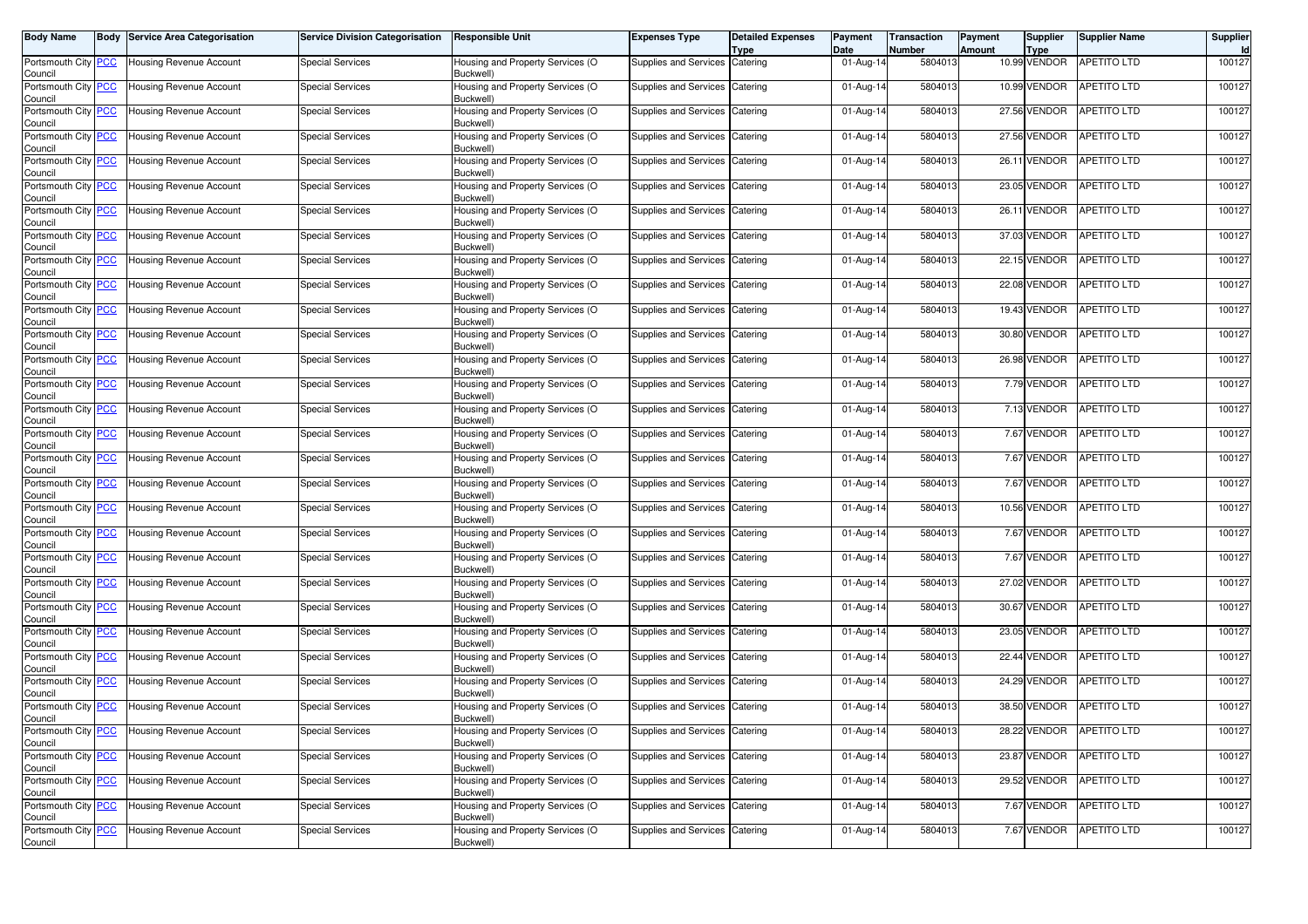| Body Name | Body | Service Area Categorisation | Service Division Categorisation | Responsible Unit | Expenses Type | Detailed Expenses Type | Payment Date | Transaction Number | Payment Amount | Supplier Type | Supplier Name | Supplier Id |
|---|---|---|---|---|---|---|---|---|---|---|---|---|
| Portsmouth City Council | PCC | Housing Revenue Account | Special Services | Housing and Property Services (O Buckwell) | Supplies and Services | Catering | 01-Aug-14 | 5804013 | 10.99 | VENDOR | APETITO LTD | 100127 |
| Portsmouth City Council | PCC | Housing Revenue Account | Special Services | Housing and Property Services (O Buckwell) | Supplies and Services | Catering | 01-Aug-14 | 5804013 | 10.99 | VENDOR | APETITO LTD | 100127 |
| Portsmouth City Council | PCC | Housing Revenue Account | Special Services | Housing and Property Services (O Buckwell) | Supplies and Services | Catering | 01-Aug-14 | 5804013 | 27.56 | VENDOR | APETITO LTD | 100127 |
| Portsmouth City Council | PCC | Housing Revenue Account | Special Services | Housing and Property Services (O Buckwell) | Supplies and Services | Catering | 01-Aug-14 | 5804013 | 27.56 | VENDOR | APETITO LTD | 100127 |
| Portsmouth City Council | PCC | Housing Revenue Account | Special Services | Housing and Property Services (O Buckwell) | Supplies and Services | Catering | 01-Aug-14 | 5804013 | 26.11 | VENDOR | APETITO LTD | 100127 |
| Portsmouth City Council | PCC | Housing Revenue Account | Special Services | Housing and Property Services (O Buckwell) | Supplies and Services | Catering | 01-Aug-14 | 5804013 | 23.05 | VENDOR | APETITO LTD | 100127 |
| Portsmouth City Council | PCC | Housing Revenue Account | Special Services | Housing and Property Services (O Buckwell) | Supplies and Services | Catering | 01-Aug-14 | 5804013 | 26.11 | VENDOR | APETITO LTD | 100127 |
| Portsmouth City Council | PCC | Housing Revenue Account | Special Services | Housing and Property Services (O Buckwell) | Supplies and Services | Catering | 01-Aug-14 | 5804013 | 37.03 | VENDOR | APETITO LTD | 100127 |
| Portsmouth City Council | PCC | Housing Revenue Account | Special Services | Housing and Property Services (O Buckwell) | Supplies and Services | Catering | 01-Aug-14 | 5804013 | 22.15 | VENDOR | APETITO LTD | 100127 |
| Portsmouth City Council | PCC | Housing Revenue Account | Special Services | Housing and Property Services (O Buckwell) | Supplies and Services | Catering | 01-Aug-14 | 5804013 | 22.08 | VENDOR | APETITO LTD | 100127 |
| Portsmouth City Council | PCC | Housing Revenue Account | Special Services | Housing and Property Services (O Buckwell) | Supplies and Services | Catering | 01-Aug-14 | 5804013 | 19.43 | VENDOR | APETITO LTD | 100127 |
| Portsmouth City Council | PCC | Housing Revenue Account | Special Services | Housing and Property Services (O Buckwell) | Supplies and Services | Catering | 01-Aug-14 | 5804013 | 30.80 | VENDOR | APETITO LTD | 100127 |
| Portsmouth City Council | PCC | Housing Revenue Account | Special Services | Housing and Property Services (O Buckwell) | Supplies and Services | Catering | 01-Aug-14 | 5804013 | 26.98 | VENDOR | APETITO LTD | 100127 |
| Portsmouth City Council | PCC | Housing Revenue Account | Special Services | Housing and Property Services (O Buckwell) | Supplies and Services | Catering | 01-Aug-14 | 5804013 | 7.79 | VENDOR | APETITO LTD | 100127 |
| Portsmouth City Council | PCC | Housing Revenue Account | Special Services | Housing and Property Services (O Buckwell) | Supplies and Services | Catering | 01-Aug-14 | 5804013 | 7.13 | VENDOR | APETITO LTD | 100127 |
| Portsmouth City Council | PCC | Housing Revenue Account | Special Services | Housing and Property Services (O Buckwell) | Supplies and Services | Catering | 01-Aug-14 | 5804013 | 7.67 | VENDOR | APETITO LTD | 100127 |
| Portsmouth City Council | PCC | Housing Revenue Account | Special Services | Housing and Property Services (O Buckwell) | Supplies and Services | Catering | 01-Aug-14 | 5804013 | 7.67 | VENDOR | APETITO LTD | 100127 |
| Portsmouth City Council | PCC | Housing Revenue Account | Special Services | Housing and Property Services (O Buckwell) | Supplies and Services | Catering | 01-Aug-14 | 5804013 | 7.67 | VENDOR | APETITO LTD | 100127 |
| Portsmouth City Council | PCC | Housing Revenue Account | Special Services | Housing and Property Services (O Buckwell) | Supplies and Services | Catering | 01-Aug-14 | 5804013 | 10.56 | VENDOR | APETITO LTD | 100127 |
| Portsmouth City Council | PCC | Housing Revenue Account | Special Services | Housing and Property Services (O Buckwell) | Supplies and Services | Catering | 01-Aug-14 | 5804013 | 7.67 | VENDOR | APETITO LTD | 100127 |
| Portsmouth City Council | PCC | Housing Revenue Account | Special Services | Housing and Property Services (O Buckwell) | Supplies and Services | Catering | 01-Aug-14 | 5804013 | 7.67 | VENDOR | APETITO LTD | 100127 |
| Portsmouth City Council | PCC | Housing Revenue Account | Special Services | Housing and Property Services (O Buckwell) | Supplies and Services | Catering | 01-Aug-14 | 5804013 | 27.02 | VENDOR | APETITO LTD | 100127 |
| Portsmouth City Council | PCC | Housing Revenue Account | Special Services | Housing and Property Services (O Buckwell) | Supplies and Services | Catering | 01-Aug-14 | 5804013 | 30.67 | VENDOR | APETITO LTD | 100127 |
| Portsmouth City Council | PCC | Housing Revenue Account | Special Services | Housing and Property Services (O Buckwell) | Supplies and Services | Catering | 01-Aug-14 | 5804013 | 23.05 | VENDOR | APETITO LTD | 100127 |
| Portsmouth City Council | PCC | Housing Revenue Account | Special Services | Housing and Property Services (O Buckwell) | Supplies and Services | Catering | 01-Aug-14 | 5804013 | 22.44 | VENDOR | APETITO LTD | 100127 |
| Portsmouth City Council | PCC | Housing Revenue Account | Special Services | Housing and Property Services (O Buckwell) | Supplies and Services | Catering | 01-Aug-14 | 5804013 | 24.29 | VENDOR | APETITO LTD | 100127 |
| Portsmouth City Council | PCC | Housing Revenue Account | Special Services | Housing and Property Services (O Buckwell) | Supplies and Services | Catering | 01-Aug-14 | 5804013 | 38.50 | VENDOR | APETITO LTD | 100127 |
| Portsmouth City Council | PCC | Housing Revenue Account | Special Services | Housing and Property Services (O Buckwell) | Supplies and Services | Catering | 01-Aug-14 | 5804013 | 28.22 | VENDOR | APETITO LTD | 100127 |
| Portsmouth City Council | PCC | Housing Revenue Account | Special Services | Housing and Property Services (O Buckwell) | Supplies and Services | Catering | 01-Aug-14 | 5804013 | 23.87 | VENDOR | APETITO LTD | 100127 |
| Portsmouth City Council | PCC | Housing Revenue Account | Special Services | Housing and Property Services (O Buckwell) | Supplies and Services | Catering | 01-Aug-14 | 5804013 | 29.52 | VENDOR | APETITO LTD | 100127 |
| Portsmouth City Council | PCC | Housing Revenue Account | Special Services | Housing and Property Services (O Buckwell) | Supplies and Services | Catering | 01-Aug-14 | 5804013 | 7.67 | VENDOR | APETITO LTD | 100127 |
| Portsmouth City Council | PCC | Housing Revenue Account | Special Services | Housing and Property Services (O Buckwell) | Supplies and Services | Catering | 01-Aug-14 | 5804013 | 7.67 | VENDOR | APETITO LTD | 100127 |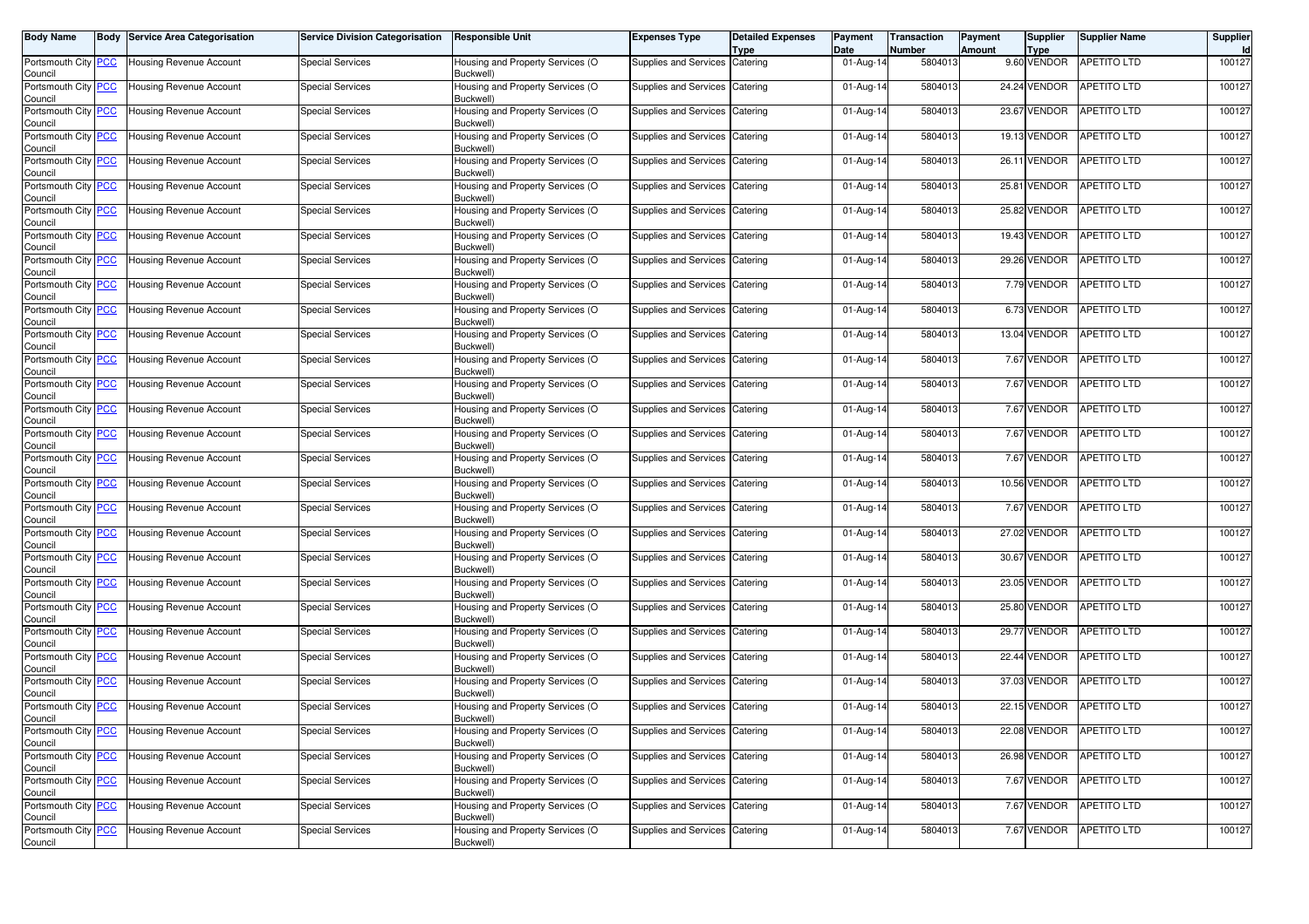| Body Name | Body | Service Area Categorisation | Service Division Categorisation | Responsible Unit | Expenses Type | Detailed Expenses Type | Payment Date | Transaction Number | Payment Amount | Supplier Type | Supplier Name | Supplier Id |
|---|---|---|---|---|---|---|---|---|---|---|---|---|
| Portsmouth City Council | PCC | Housing Revenue Account | Special Services | Housing and Property Services (O Buckwell) | Supplies and Services | Catering | 01-Aug-14 | 5804013 | 9.60 | VENDOR | APETITO LTD | 100127 |
| Portsmouth City Council | PCC | Housing Revenue Account | Special Services | Housing and Property Services (O Buckwell) | Supplies and Services | Catering | 01-Aug-14 | 5804013 | 24.24 | VENDOR | APETITO LTD | 100127 |
| Portsmouth City Council | PCC | Housing Revenue Account | Special Services | Housing and Property Services (O Buckwell) | Supplies and Services | Catering | 01-Aug-14 | 5804013 | 23.67 | VENDOR | APETITO LTD | 100127 |
| Portsmouth City Council | PCC | Housing Revenue Account | Special Services | Housing and Property Services (O Buckwell) | Supplies and Services | Catering | 01-Aug-14 | 5804013 | 19.13 | VENDOR | APETITO LTD | 100127 |
| Portsmouth City Council | PCC | Housing Revenue Account | Special Services | Housing and Property Services (O Buckwell) | Supplies and Services | Catering | 01-Aug-14 | 5804013 | 26.11 | VENDOR | APETITO LTD | 100127 |
| Portsmouth City Council | PCC | Housing Revenue Account | Special Services | Housing and Property Services (O Buckwell) | Supplies and Services | Catering | 01-Aug-14 | 5804013 | 25.81 | VENDOR | APETITO LTD | 100127 |
| Portsmouth City Council | PCC | Housing Revenue Account | Special Services | Housing and Property Services (O Buckwell) | Supplies and Services | Catering | 01-Aug-14 | 5804013 | 25.82 | VENDOR | APETITO LTD | 100127 |
| Portsmouth City Council | PCC | Housing Revenue Account | Special Services | Housing and Property Services (O Buckwell) | Supplies and Services | Catering | 01-Aug-14 | 5804013 | 19.43 | VENDOR | APETITO LTD | 100127 |
| Portsmouth City Council | PCC | Housing Revenue Account | Special Services | Housing and Property Services (O Buckwell) | Supplies and Services | Catering | 01-Aug-14 | 5804013 | 29.26 | VENDOR | APETITO LTD | 100127 |
| Portsmouth City Council | PCC | Housing Revenue Account | Special Services | Housing and Property Services (O Buckwell) | Supplies and Services | Catering | 01-Aug-14 | 5804013 | 7.79 | VENDOR | APETITO LTD | 100127 |
| Portsmouth City Council | PCC | Housing Revenue Account | Special Services | Housing and Property Services (O Buckwell) | Supplies and Services | Catering | 01-Aug-14 | 5804013 | 6.73 | VENDOR | APETITO LTD | 100127 |
| Portsmouth City Council | PCC | Housing Revenue Account | Special Services | Housing and Property Services (O Buckwell) | Supplies and Services | Catering | 01-Aug-14 | 5804013 | 13.04 | VENDOR | APETITO LTD | 100127 |
| Portsmouth City Council | PCC | Housing Revenue Account | Special Services | Housing and Property Services (O Buckwell) | Supplies and Services | Catering | 01-Aug-14 | 5804013 | 7.67 | VENDOR | APETITO LTD | 100127 |
| Portsmouth City Council | PCC | Housing Revenue Account | Special Services | Housing and Property Services (O Buckwell) | Supplies and Services | Catering | 01-Aug-14 | 5804013 | 7.67 | VENDOR | APETITO LTD | 100127 |
| Portsmouth City Council | PCC | Housing Revenue Account | Special Services | Housing and Property Services (O Buckwell) | Supplies and Services | Catering | 01-Aug-14 | 5804013 | 7.67 | VENDOR | APETITO LTD | 100127 |
| Portsmouth City Council | PCC | Housing Revenue Account | Special Services | Housing and Property Services (O Buckwell) | Supplies and Services | Catering | 01-Aug-14 | 5804013 | 7.67 | VENDOR | APETITO LTD | 100127 |
| Portsmouth City Council | PCC | Housing Revenue Account | Special Services | Housing and Property Services (O Buckwell) | Supplies and Services | Catering | 01-Aug-14 | 5804013 | 7.67 | VENDOR | APETITO LTD | 100127 |
| Portsmouth City Council | PCC | Housing Revenue Account | Special Services | Housing and Property Services (O Buckwell) | Supplies and Services | Catering | 01-Aug-14 | 5804013 | 10.56 | VENDOR | APETITO LTD | 100127 |
| Portsmouth City Council | PCC | Housing Revenue Account | Special Services | Housing and Property Services (O Buckwell) | Supplies and Services | Catering | 01-Aug-14 | 5804013 | 7.67 | VENDOR | APETITO LTD | 100127 |
| Portsmouth City Council | PCC | Housing Revenue Account | Special Services | Housing and Property Services (O Buckwell) | Supplies and Services | Catering | 01-Aug-14 | 5804013 | 27.02 | VENDOR | APETITO LTD | 100127 |
| Portsmouth City Council | PCC | Housing Revenue Account | Special Services | Housing and Property Services (O Buckwell) | Supplies and Services | Catering | 01-Aug-14 | 5804013 | 30.67 | VENDOR | APETITO LTD | 100127 |
| Portsmouth City Council | PCC | Housing Revenue Account | Special Services | Housing and Property Services (O Buckwell) | Supplies and Services | Catering | 01-Aug-14 | 5804013 | 23.05 | VENDOR | APETITO LTD | 100127 |
| Portsmouth City Council | PCC | Housing Revenue Account | Special Services | Housing and Property Services (O Buckwell) | Supplies and Services | Catering | 01-Aug-14 | 5804013 | 25.80 | VENDOR | APETITO LTD | 100127 |
| Portsmouth City Council | PCC | Housing Revenue Account | Special Services | Housing and Property Services (O Buckwell) | Supplies and Services | Catering | 01-Aug-14 | 5804013 | 29.77 | VENDOR | APETITO LTD | 100127 |
| Portsmouth City Council | PCC | Housing Revenue Account | Special Services | Housing and Property Services (O Buckwell) | Supplies and Services | Catering | 01-Aug-14 | 5804013 | 22.44 | VENDOR | APETITO LTD | 100127 |
| Portsmouth City Council | PCC | Housing Revenue Account | Special Services | Housing and Property Services (O Buckwell) | Supplies and Services | Catering | 01-Aug-14 | 5804013 | 37.03 | VENDOR | APETITO LTD | 100127 |
| Portsmouth City Council | PCC | Housing Revenue Account | Special Services | Housing and Property Services (O Buckwell) | Supplies and Services | Catering | 01-Aug-14 | 5804013 | 22.15 | VENDOR | APETITO LTD | 100127 |
| Portsmouth City Council | PCC | Housing Revenue Account | Special Services | Housing and Property Services (O Buckwell) | Supplies and Services | Catering | 01-Aug-14 | 5804013 | 22.08 | VENDOR | APETITO LTD | 100127 |
| Portsmouth City Council | PCC | Housing Revenue Account | Special Services | Housing and Property Services (O Buckwell) | Supplies and Services | Catering | 01-Aug-14 | 5804013 | 26.98 | VENDOR | APETITO LTD | 100127 |
| Portsmouth City Council | PCC | Housing Revenue Account | Special Services | Housing and Property Services (O Buckwell) | Supplies and Services | Catering | 01-Aug-14 | 5804013 | 7.67 | VENDOR | APETITO LTD | 100127 |
| Portsmouth City Council | PCC | Housing Revenue Account | Special Services | Housing and Property Services (O Buckwell) | Supplies and Services | Catering | 01-Aug-14 | 5804013 | 7.67 | VENDOR | APETITO LTD | 100127 |
| Portsmouth City Council | PCC | Housing Revenue Account | Special Services | Housing and Property Services (O Buckwell) | Supplies and Services | Catering | 01-Aug-14 | 5804013 | 7.67 | VENDOR | APETITO LTD | 100127 |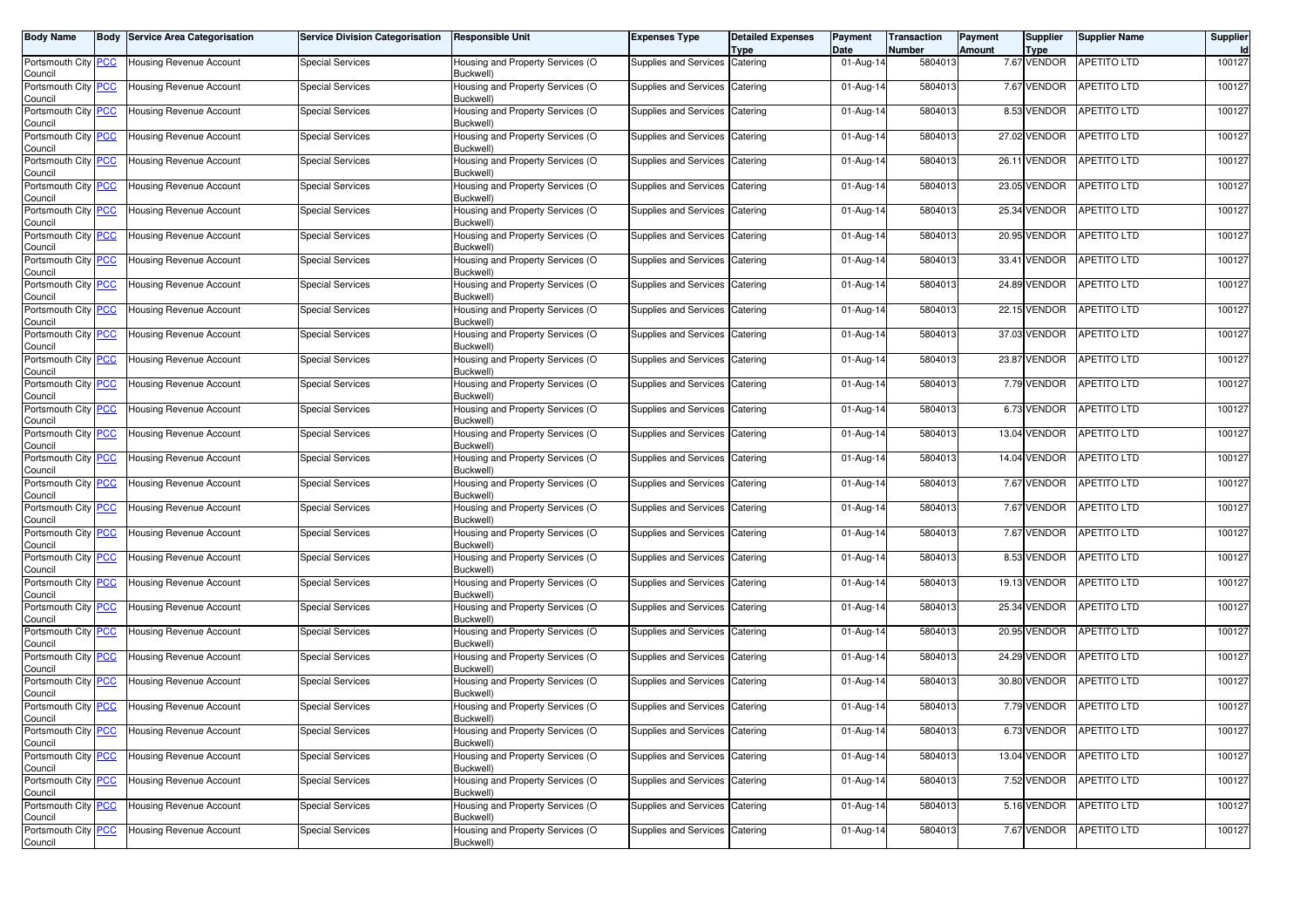| Body Name | Body | Service Area Categorisation | Service Division Categorisation | Responsible Unit | Expenses Type | Detailed Expenses Type | Payment Date | Transaction Number | Payment Amount | Supplier Type | Supplier Name | Supplier Id |
|---|---|---|---|---|---|---|---|---|---|---|---|---|
| Portsmouth City Council | PCC | Housing Revenue Account | Special Services | Housing and Property Services (O Buckwell) | Supplies and Services | Catering | 01-Aug-14 | 5804013 | 7.67 | VENDOR | APETITO LTD | 100127 |
| Portsmouth City Council | PCC | Housing Revenue Account | Special Services | Housing and Property Services (O Buckwell) | Supplies and Services | Catering | 01-Aug-14 | 5804013 | 7.67 | VENDOR | APETITO LTD | 100127 |
| Portsmouth City Council | PCC | Housing Revenue Account | Special Services | Housing and Property Services (O Buckwell) | Supplies and Services | Catering | 01-Aug-14 | 5804013 | 8.53 | VENDOR | APETITO LTD | 100127 |
| Portsmouth City Council | PCC | Housing Revenue Account | Special Services | Housing and Property Services (O Buckwell) | Supplies and Services | Catering | 01-Aug-14 | 5804013 | 27.02 | VENDOR | APETITO LTD | 100127 |
| Portsmouth City Council | PCC | Housing Revenue Account | Special Services | Housing and Property Services (O Buckwell) | Supplies and Services | Catering | 01-Aug-14 | 5804013 | 26.11 | VENDOR | APETITO LTD | 100127 |
| Portsmouth City Council | PCC | Housing Revenue Account | Special Services | Housing and Property Services (O Buckwell) | Supplies and Services | Catering | 01-Aug-14 | 5804013 | 23.05 | VENDOR | APETITO LTD | 100127 |
| Portsmouth City Council | PCC | Housing Revenue Account | Special Services | Housing and Property Services (O Buckwell) | Supplies and Services | Catering | 01-Aug-14 | 5804013 | 25.34 | VENDOR | APETITO LTD | 100127 |
| Portsmouth City Council | PCC | Housing Revenue Account | Special Services | Housing and Property Services (O Buckwell) | Supplies and Services | Catering | 01-Aug-14 | 5804013 | 20.95 | VENDOR | APETITO LTD | 100127 |
| Portsmouth City Council | PCC | Housing Revenue Account | Special Services | Housing and Property Services (O Buckwell) | Supplies and Services | Catering | 01-Aug-14 | 5804013 | 33.41 | VENDOR | APETITO LTD | 100127 |
| Portsmouth City Council | PCC | Housing Revenue Account | Special Services | Housing and Property Services (O Buckwell) | Supplies and Services | Catering | 01-Aug-14 | 5804013 | 24.89 | VENDOR | APETITO LTD | 100127 |
| Portsmouth City Council | PCC | Housing Revenue Account | Special Services | Housing and Property Services (O Buckwell) | Supplies and Services | Catering | 01-Aug-14 | 5804013 | 22.15 | VENDOR | APETITO LTD | 100127 |
| Portsmouth City Council | PCC | Housing Revenue Account | Special Services | Housing and Property Services (O Buckwell) | Supplies and Services | Catering | 01-Aug-14 | 5804013 | 37.03 | VENDOR | APETITO LTD | 100127 |
| Portsmouth City Council | PCC | Housing Revenue Account | Special Services | Housing and Property Services (O Buckwell) | Supplies and Services | Catering | 01-Aug-14 | 5804013 | 23.87 | VENDOR | APETITO LTD | 100127 |
| Portsmouth City Council | PCC | Housing Revenue Account | Special Services | Housing and Property Services (O Buckwell) | Supplies and Services | Catering | 01-Aug-14 | 5804013 | 7.79 | VENDOR | APETITO LTD | 100127 |
| Portsmouth City Council | PCC | Housing Revenue Account | Special Services | Housing and Property Services (O Buckwell) | Supplies and Services | Catering | 01-Aug-14 | 5804013 | 6.73 | VENDOR | APETITO LTD | 100127 |
| Portsmouth City Council | PCC | Housing Revenue Account | Special Services | Housing and Property Services (O Buckwell) | Supplies and Services | Catering | 01-Aug-14 | 5804013 | 13.04 | VENDOR | APETITO LTD | 100127 |
| Portsmouth City Council | PCC | Housing Revenue Account | Special Services | Housing and Property Services (O Buckwell) | Supplies and Services | Catering | 01-Aug-14 | 5804013 | 14.04 | VENDOR | APETITO LTD | 100127 |
| Portsmouth City Council | PCC | Housing Revenue Account | Special Services | Housing and Property Services (O Buckwell) | Supplies and Services | Catering | 01-Aug-14 | 5804013 | 7.67 | VENDOR | APETITO LTD | 100127 |
| Portsmouth City Council | PCC | Housing Revenue Account | Special Services | Housing and Property Services (O Buckwell) | Supplies and Services | Catering | 01-Aug-14 | 5804013 | 7.67 | VENDOR | APETITO LTD | 100127 |
| Portsmouth City Council | PCC | Housing Revenue Account | Special Services | Housing and Property Services (O Buckwell) | Supplies and Services | Catering | 01-Aug-14 | 5804013 | 7.67 | VENDOR | APETITO LTD | 100127 |
| Portsmouth City Council | PCC | Housing Revenue Account | Special Services | Housing and Property Services (O Buckwell) | Supplies and Services | Catering | 01-Aug-14 | 5804013 | 8.53 | VENDOR | APETITO LTD | 100127 |
| Portsmouth City Council | PCC | Housing Revenue Account | Special Services | Housing and Property Services (O Buckwell) | Supplies and Services | Catering | 01-Aug-14 | 5804013 | 19.13 | VENDOR | APETITO LTD | 100127 |
| Portsmouth City Council | PCC | Housing Revenue Account | Special Services | Housing and Property Services (O Buckwell) | Supplies and Services | Catering | 01-Aug-14 | 5804013 | 25.34 | VENDOR | APETITO LTD | 100127 |
| Portsmouth City Council | PCC | Housing Revenue Account | Special Services | Housing and Property Services (O Buckwell) | Supplies and Services | Catering | 01-Aug-14 | 5804013 | 20.95 | VENDOR | APETITO LTD | 100127 |
| Portsmouth City Council | PCC | Housing Revenue Account | Special Services | Housing and Property Services (O Buckwell) | Supplies and Services | Catering | 01-Aug-14 | 5804013 | 24.29 | VENDOR | APETITO LTD | 100127 |
| Portsmouth City Council | PCC | Housing Revenue Account | Special Services | Housing and Property Services (O Buckwell) | Supplies and Services | Catering | 01-Aug-14 | 5804013 | 30.80 | VENDOR | APETITO LTD | 100127 |
| Portsmouth City Council | PCC | Housing Revenue Account | Special Services | Housing and Property Services (O Buckwell) | Supplies and Services | Catering | 01-Aug-14 | 5804013 | 7.79 | VENDOR | APETITO LTD | 100127 |
| Portsmouth City Council | PCC | Housing Revenue Account | Special Services | Housing and Property Services (O Buckwell) | Supplies and Services | Catering | 01-Aug-14 | 5804013 | 6.73 | VENDOR | APETITO LTD | 100127 |
| Portsmouth City Council | PCC | Housing Revenue Account | Special Services | Housing and Property Services (O Buckwell) | Supplies and Services | Catering | 01-Aug-14 | 5804013 | 13.04 | VENDOR | APETITO LTD | 100127 |
| Portsmouth City Council | PCC | Housing Revenue Account | Special Services | Housing and Property Services (O Buckwell) | Supplies and Services | Catering | 01-Aug-14 | 5804013 | 7.52 | VENDOR | APETITO LTD | 100127 |
| Portsmouth City Council | PCC | Housing Revenue Account | Special Services | Housing and Property Services (O Buckwell) | Supplies and Services | Catering | 01-Aug-14 | 5804013 | 5.16 | VENDOR | APETITO LTD | 100127 |
| Portsmouth City Council | PCC | Housing Revenue Account | Special Services | Housing and Property Services (O Buckwell) | Supplies and Services | Catering | 01-Aug-14 | 5804013 | 7.67 | VENDOR | APETITO LTD | 100127 |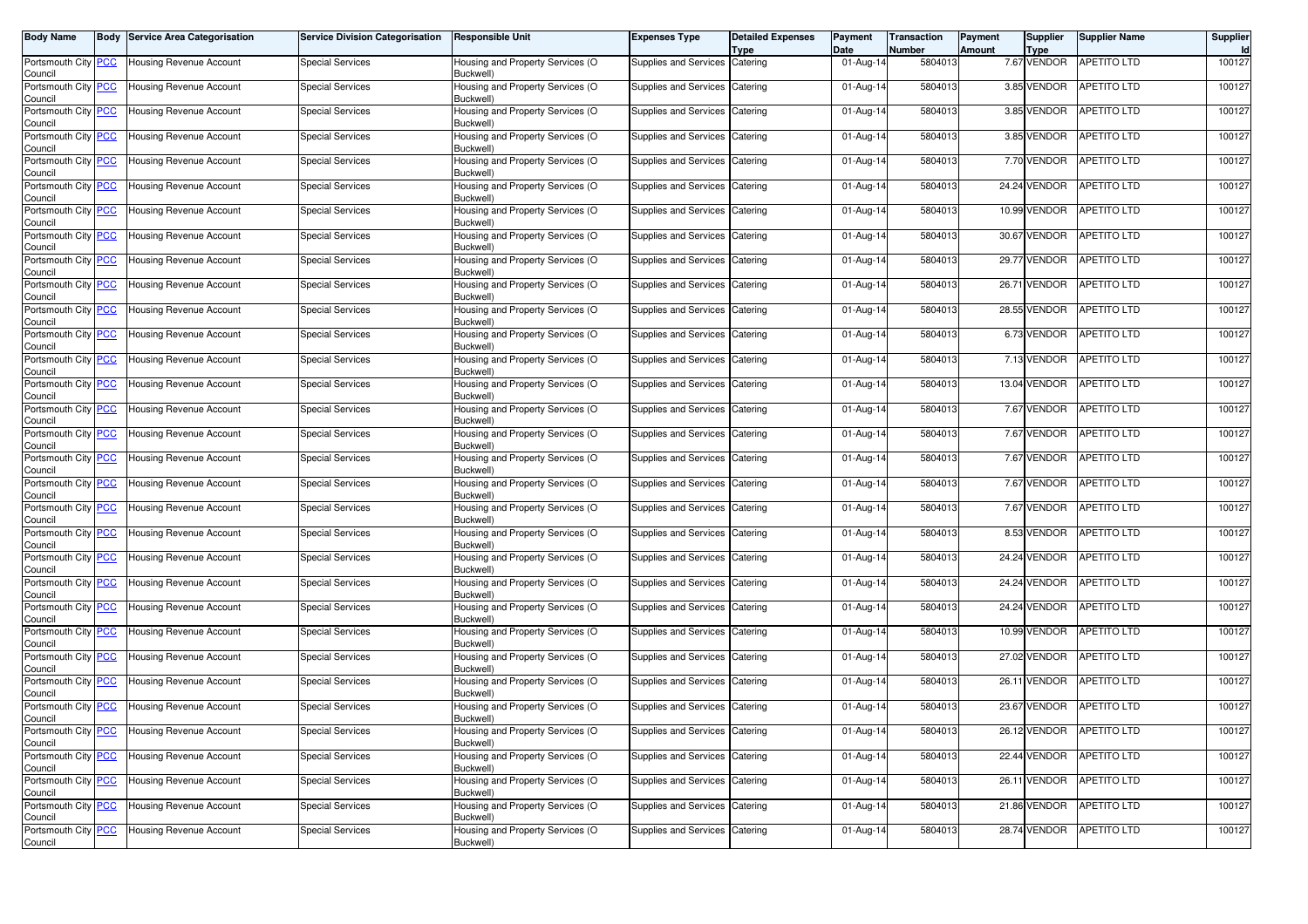| Body Name | Body | Service Area Categorisation | Service Division Categorisation | Responsible Unit | Expenses Type | Detailed Expenses Type | Payment Date | Transaction Number | Payment Amount | Supplier Type | Supplier Name | Supplier Id |
|---|---|---|---|---|---|---|---|---|---|---|---|---|
| Portsmouth City Council | PCC | Housing Revenue Account | Special Services | Housing and Property Services (O Buckwell) | Supplies and Services | Catering | 01-Aug-14 | 5804013 | 7.67 | VENDOR | APETITO LTD | 100127 |
| Portsmouth City Council | PCC | Housing Revenue Account | Special Services | Housing and Property Services (O Buckwell) | Supplies and Services | Catering | 01-Aug-14 | 5804013 | 3.85 | VENDOR | APETITO LTD | 100127 |
| Portsmouth City Council | PCC | Housing Revenue Account | Special Services | Housing and Property Services (O Buckwell) | Supplies and Services | Catering | 01-Aug-14 | 5804013 | 3.85 | VENDOR | APETITO LTD | 100127 |
| Portsmouth City Council | PCC | Housing Revenue Account | Special Services | Housing and Property Services (O Buckwell) | Supplies and Services | Catering | 01-Aug-14 | 5804013 | 3.85 | VENDOR | APETITO LTD | 100127 |
| Portsmouth City Council | PCC | Housing Revenue Account | Special Services | Housing and Property Services (O Buckwell) | Supplies and Services | Catering | 01-Aug-14 | 5804013 | 7.70 | VENDOR | APETITO LTD | 100127 |
| Portsmouth City Council | PCC | Housing Revenue Account | Special Services | Housing and Property Services (O Buckwell) | Supplies and Services | Catering | 01-Aug-14 | 5804013 | 24.24 | VENDOR | APETITO LTD | 100127 |
| Portsmouth City Council | PCC | Housing Revenue Account | Special Services | Housing and Property Services (O Buckwell) | Supplies and Services | Catering | 01-Aug-14 | 5804013 | 10.99 | VENDOR | APETITO LTD | 100127 |
| Portsmouth City Council | PCC | Housing Revenue Account | Special Services | Housing and Property Services (O Buckwell) | Supplies and Services | Catering | 01-Aug-14 | 5804013 | 30.67 | VENDOR | APETITO LTD | 100127 |
| Portsmouth City Council | PCC | Housing Revenue Account | Special Services | Housing and Property Services (O Buckwell) | Supplies and Services | Catering | 01-Aug-14 | 5804013 | 29.77 | VENDOR | APETITO LTD | 100127 |
| Portsmouth City Council | PCC | Housing Revenue Account | Special Services | Housing and Property Services (O Buckwell) | Supplies and Services | Catering | 01-Aug-14 | 5804013 | 26.71 | VENDOR | APETITO LTD | 100127 |
| Portsmouth City Council | PCC | Housing Revenue Account | Special Services | Housing and Property Services (O Buckwell) | Supplies and Services | Catering | 01-Aug-14 | 5804013 | 28.55 | VENDOR | APETITO LTD | 100127 |
| Portsmouth City Council | PCC | Housing Revenue Account | Special Services | Housing and Property Services (O Buckwell) | Supplies and Services | Catering | 01-Aug-14 | 5804013 | 6.73 | VENDOR | APETITO LTD | 100127 |
| Portsmouth City Council | PCC | Housing Revenue Account | Special Services | Housing and Property Services (O Buckwell) | Supplies and Services | Catering | 01-Aug-14 | 5804013 | 7.13 | VENDOR | APETITO LTD | 100127 |
| Portsmouth City Council | PCC | Housing Revenue Account | Special Services | Housing and Property Services (O Buckwell) | Supplies and Services | Catering | 01-Aug-14 | 5804013 | 13.04 | VENDOR | APETITO LTD | 100127 |
| Portsmouth City Council | PCC | Housing Revenue Account | Special Services | Housing and Property Services (O Buckwell) | Supplies and Services | Catering | 01-Aug-14 | 5804013 | 7.67 | VENDOR | APETITO LTD | 100127 |
| Portsmouth City Council | PCC | Housing Revenue Account | Special Services | Housing and Property Services (O Buckwell) | Supplies and Services | Catering | 01-Aug-14 | 5804013 | 7.67 | VENDOR | APETITO LTD | 100127 |
| Portsmouth City Council | PCC | Housing Revenue Account | Special Services | Housing and Property Services (O Buckwell) | Supplies and Services | Catering | 01-Aug-14 | 5804013 | 7.67 | VENDOR | APETITO LTD | 100127 |
| Portsmouth City Council | PCC | Housing Revenue Account | Special Services | Housing and Property Services (O Buckwell) | Supplies and Services | Catering | 01-Aug-14 | 5804013 | 7.67 | VENDOR | APETITO LTD | 100127 |
| Portsmouth City Council | PCC | Housing Revenue Account | Special Services | Housing and Property Services (O Buckwell) | Supplies and Services | Catering | 01-Aug-14 | 5804013 | 7.67 | VENDOR | APETITO LTD | 100127 |
| Portsmouth City Council | PCC | Housing Revenue Account | Special Services | Housing and Property Services (O Buckwell) | Supplies and Services | Catering | 01-Aug-14 | 5804013 | 8.53 | VENDOR | APETITO LTD | 100127 |
| Portsmouth City Council | PCC | Housing Revenue Account | Special Services | Housing and Property Services (O Buckwell) | Supplies and Services | Catering | 01-Aug-14 | 5804013 | 24.24 | VENDOR | APETITO LTD | 100127 |
| Portsmouth City Council | PCC | Housing Revenue Account | Special Services | Housing and Property Services (O Buckwell) | Supplies and Services | Catering | 01-Aug-14 | 5804013 | 24.24 | VENDOR | APETITO LTD | 100127 |
| Portsmouth City Council | PCC | Housing Revenue Account | Special Services | Housing and Property Services (O Buckwell) | Supplies and Services | Catering | 01-Aug-14 | 5804013 | 24.24 | VENDOR | APETITO LTD | 100127 |
| Portsmouth City Council | PCC | Housing Revenue Account | Special Services | Housing and Property Services (O Buckwell) | Supplies and Services | Catering | 01-Aug-14 | 5804013 | 10.99 | VENDOR | APETITO LTD | 100127 |
| Portsmouth City Council | PCC | Housing Revenue Account | Special Services | Housing and Property Services (O Buckwell) | Supplies and Services | Catering | 01-Aug-14 | 5804013 | 27.02 | VENDOR | APETITO LTD | 100127 |
| Portsmouth City Council | PCC | Housing Revenue Account | Special Services | Housing and Property Services (O Buckwell) | Supplies and Services | Catering | 01-Aug-14 | 5804013 | 26.11 | VENDOR | APETITO LTD | 100127 |
| Portsmouth City Council | PCC | Housing Revenue Account | Special Services | Housing and Property Services (O Buckwell) | Supplies and Services | Catering | 01-Aug-14 | 5804013 | 23.67 | VENDOR | APETITO LTD | 100127 |
| Portsmouth City Council | PCC | Housing Revenue Account | Special Services | Housing and Property Services (O Buckwell) | Supplies and Services | Catering | 01-Aug-14 | 5804013 | 26.12 | VENDOR | APETITO LTD | 100127 |
| Portsmouth City Council | PCC | Housing Revenue Account | Special Services | Housing and Property Services (O Buckwell) | Supplies and Services | Catering | 01-Aug-14 | 5804013 | 22.44 | VENDOR | APETITO LTD | 100127 |
| Portsmouth City Council | PCC | Housing Revenue Account | Special Services | Housing and Property Services (O Buckwell) | Supplies and Services | Catering | 01-Aug-14 | 5804013 | 26.11 | VENDOR | APETITO LTD | 100127 |
| Portsmouth City Council | PCC | Housing Revenue Account | Special Services | Housing and Property Services (O Buckwell) | Supplies and Services | Catering | 01-Aug-14 | 5804013 | 21.86 | VENDOR | APETITO LTD | 100127 |
| Portsmouth City Council | PCC | Housing Revenue Account | Special Services | Housing and Property Services (O Buckwell) | Supplies and Services | Catering | 01-Aug-14 | 5804013 | 28.74 | VENDOR | APETITO LTD | 100127 |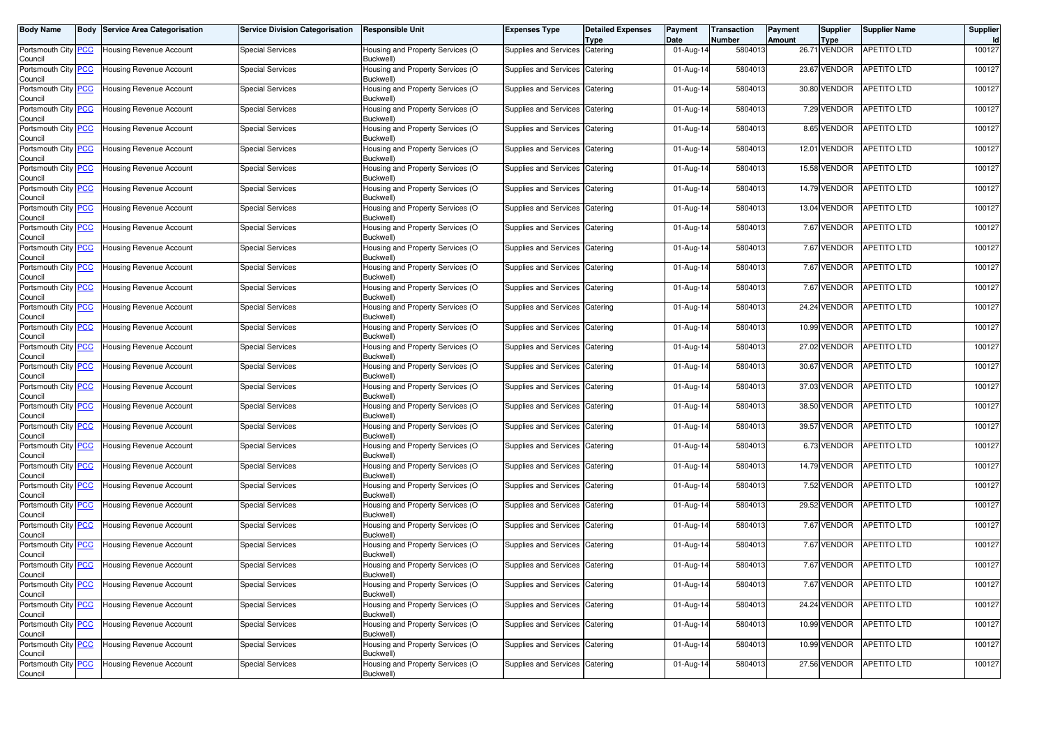| Body Name | Body | Service Area Categorisation | Service Division Categorisation | Responsible Unit | Expenses Type | Detailed Expenses Type | Payment Date | Transaction Number | Payment Amount | Supplier Type | Supplier Name | Supplier Id |
|---|---|---|---|---|---|---|---|---|---|---|---|---|
| Portsmouth City Council | PCC | Housing Revenue Account | Special Services | Housing and Property Services (O Buckwell) | Supplies and Services | Catering | 01-Aug-14 | 5804013 | 26.71 | VENDOR | APETITO LTD | 100127 |
| Portsmouth City Council | PCC | Housing Revenue Account | Special Services | Housing and Property Services (O Buckwell) | Supplies and Services | Catering | 01-Aug-14 | 5804013 | 23.67 | VENDOR | APETITO LTD | 100127 |
| Portsmouth City Council | PCC | Housing Revenue Account | Special Services | Housing and Property Services (O Buckwell) | Supplies and Services | Catering | 01-Aug-14 | 5804013 | 30.80 | VENDOR | APETITO LTD | 100127 |
| Portsmouth City Council | PCC | Housing Revenue Account | Special Services | Housing and Property Services (O Buckwell) | Supplies and Services | Catering | 01-Aug-14 | 5804013 | 7.29 | VENDOR | APETITO LTD | 100127 |
| Portsmouth City Council | PCC | Housing Revenue Account | Special Services | Housing and Property Services (O Buckwell) | Supplies and Services | Catering | 01-Aug-14 | 5804013 | 8.65 | VENDOR | APETITO LTD | 100127 |
| Portsmouth City Council | PCC | Housing Revenue Account | Special Services | Housing and Property Services (O Buckwell) | Supplies and Services | Catering | 01-Aug-14 | 5804013 | 12.01 | VENDOR | APETITO LTD | 100127 |
| Portsmouth City Council | PCC | Housing Revenue Account | Special Services | Housing and Property Services (O Buckwell) | Supplies and Services | Catering | 01-Aug-14 | 5804013 | 15.58 | VENDOR | APETITO LTD | 100127 |
| Portsmouth City Council | PCC | Housing Revenue Account | Special Services | Housing and Property Services (O Buckwell) | Supplies and Services | Catering | 01-Aug-14 | 5804013 | 14.79 | VENDOR | APETITO LTD | 100127 |
| Portsmouth City Council | PCC | Housing Revenue Account | Special Services | Housing and Property Services (O Buckwell) | Supplies and Services | Catering | 01-Aug-14 | 5804013 | 13.04 | VENDOR | APETITO LTD | 100127 |
| Portsmouth City Council | PCC | Housing Revenue Account | Special Services | Housing and Property Services (O Buckwell) | Supplies and Services | Catering | 01-Aug-14 | 5804013 | 7.67 | VENDOR | APETITO LTD | 100127 |
| Portsmouth City Council | PCC | Housing Revenue Account | Special Services | Housing and Property Services (O Buckwell) | Supplies and Services | Catering | 01-Aug-14 | 5804013 | 7.67 | VENDOR | APETITO LTD | 100127 |
| Portsmouth City Council | PCC | Housing Revenue Account | Special Services | Housing and Property Services (O Buckwell) | Supplies and Services | Catering | 01-Aug-14 | 5804013 | 7.67 | VENDOR | APETITO LTD | 100127 |
| Portsmouth City Council | PCC | Housing Revenue Account | Special Services | Housing and Property Services (O Buckwell) | Supplies and Services | Catering | 01-Aug-14 | 5804013 | 7.67 | VENDOR | APETITO LTD | 100127 |
| Portsmouth City Council | PCC | Housing Revenue Account | Special Services | Housing and Property Services (O Buckwell) | Supplies and Services | Catering | 01-Aug-14 | 5804013 | 24.24 | VENDOR | APETITO LTD | 100127 |
| Portsmouth City Council | PCC | Housing Revenue Account | Special Services | Housing and Property Services (O Buckwell) | Supplies and Services | Catering | 01-Aug-14 | 5804013 | 10.99 | VENDOR | APETITO LTD | 100127 |
| Portsmouth City Council | PCC | Housing Revenue Account | Special Services | Housing and Property Services (O Buckwell) | Supplies and Services | Catering | 01-Aug-14 | 5804013 | 27.02 | VENDOR | APETITO LTD | 100127 |
| Portsmouth City Council | PCC | Housing Revenue Account | Special Services | Housing and Property Services (O Buckwell) | Supplies and Services | Catering | 01-Aug-14 | 5804013 | 30.67 | VENDOR | APETITO LTD | 100127 |
| Portsmouth City Council | PCC | Housing Revenue Account | Special Services | Housing and Property Services (O Buckwell) | Supplies and Services | Catering | 01-Aug-14 | 5804013 | 37.03 | VENDOR | APETITO LTD | 100127 |
| Portsmouth City Council | PCC | Housing Revenue Account | Special Services | Housing and Property Services (O Buckwell) | Supplies and Services | Catering | 01-Aug-14 | 5804013 | 38.50 | VENDOR | APETITO LTD | 100127 |
| Portsmouth City Council | PCC | Housing Revenue Account | Special Services | Housing and Property Services (O Buckwell) | Supplies and Services | Catering | 01-Aug-14 | 5804013 | 39.57 | VENDOR | APETITO LTD | 100127 |
| Portsmouth City Council | PCC | Housing Revenue Account | Special Services | Housing and Property Services (O Buckwell) | Supplies and Services | Catering | 01-Aug-14 | 5804013 | 6.73 | VENDOR | APETITO LTD | 100127 |
| Portsmouth City Council | PCC | Housing Revenue Account | Special Services | Housing and Property Services (O Buckwell) | Supplies and Services | Catering | 01-Aug-14 | 5804013 | 14.79 | VENDOR | APETITO LTD | 100127 |
| Portsmouth City Council | PCC | Housing Revenue Account | Special Services | Housing and Property Services (O Buckwell) | Supplies and Services | Catering | 01-Aug-14 | 5804013 | 7.52 | VENDOR | APETITO LTD | 100127 |
| Portsmouth City Council | PCC | Housing Revenue Account | Special Services | Housing and Property Services (O Buckwell) | Supplies and Services | Catering | 01-Aug-14 | 5804013 | 29.52 | VENDOR | APETITO LTD | 100127 |
| Portsmouth City Council | PCC | Housing Revenue Account | Special Services | Housing and Property Services (O Buckwell) | Supplies and Services | Catering | 01-Aug-14 | 5804013 | 7.67 | VENDOR | APETITO LTD | 100127 |
| Portsmouth City Council | PCC | Housing Revenue Account | Special Services | Housing and Property Services (O Buckwell) | Supplies and Services | Catering | 01-Aug-14 | 5804013 | 7.67 | VENDOR | APETITO LTD | 100127 |
| Portsmouth City Council | PCC | Housing Revenue Account | Special Services | Housing and Property Services (O Buckwell) | Supplies and Services | Catering | 01-Aug-14 | 5804013 | 7.67 | VENDOR | APETITO LTD | 100127 |
| Portsmouth City Council | PCC | Housing Revenue Account | Special Services | Housing and Property Services (O Buckwell) | Supplies and Services | Catering | 01-Aug-14 | 5804013 | 7.67 | VENDOR | APETITO LTD | 100127 |
| Portsmouth City Council | PCC | Housing Revenue Account | Special Services | Housing and Property Services (O Buckwell) | Supplies and Services | Catering | 01-Aug-14 | 5804013 | 24.24 | VENDOR | APETITO LTD | 100127 |
| Portsmouth City Council | PCC | Housing Revenue Account | Special Services | Housing and Property Services (O Buckwell) | Supplies and Services | Catering | 01-Aug-14 | 5804013 | 10.99 | VENDOR | APETITO LTD | 100127 |
| Portsmouth City Council | PCC | Housing Revenue Account | Special Services | Housing and Property Services (O Buckwell) | Supplies and Services | Catering | 01-Aug-14 | 5804013 | 10.99 | VENDOR | APETITO LTD | 100127 |
| Portsmouth City Council | PCC | Housing Revenue Account | Special Services | Housing and Property Services (O Buckwell) | Supplies and Services | Catering | 01-Aug-14 | 5804013 | 27.56 | VENDOR | APETITO LTD | 100127 |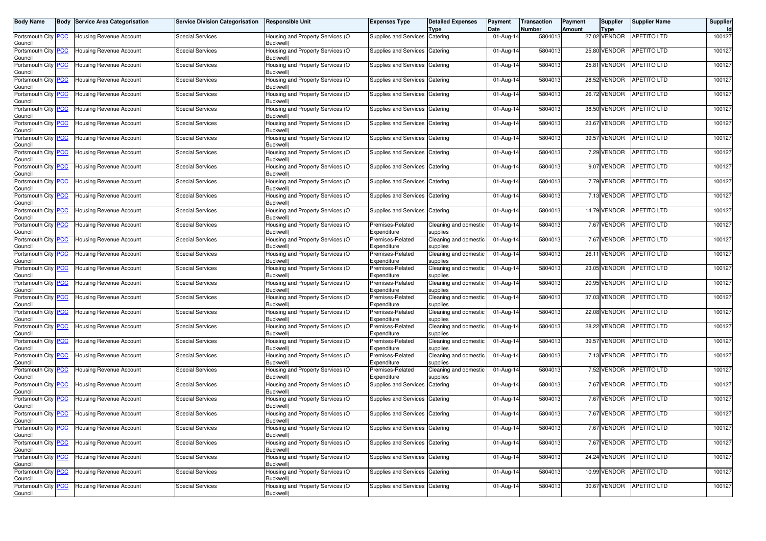| Body Name | Body | Service Area Categorisation | Service Division Categorisation | Responsible Unit | Expenses Type | Detailed Expenses Type | Payment Date | Transaction Number | Payment Amount | Supplier Type | Supplier Name | Supplier Id |
|---|---|---|---|---|---|---|---|---|---|---|---|---|
| Portsmouth City Council | PCC | Housing Revenue Account | Special Services | Housing and Property Services (O Buckwell) | Supplies and Services | Catering | 01-Aug-14 | 5804013 | 27.02 | VENDOR | APETITO LTD | 100127 |
| Portsmouth City Council | PCC | Housing Revenue Account | Special Services | Housing and Property Services (O Buckwell) | Supplies and Services | Catering | 01-Aug-14 | 5804013 | 25.80 | VENDOR | APETITO LTD | 100127 |
| Portsmouth City Council | PCC | Housing Revenue Account | Special Services | Housing and Property Services (O Buckwell) | Supplies and Services | Catering | 01-Aug-14 | 5804013 | 25.81 | VENDOR | APETITO LTD | 100127 |
| Portsmouth City Council | PCC | Housing Revenue Account | Special Services | Housing and Property Services (O Buckwell) | Supplies and Services | Catering | 01-Aug-14 | 5804013 | 28.52 | VENDOR | APETITO LTD | 100127 |
| Portsmouth City Council | PCC | Housing Revenue Account | Special Services | Housing and Property Services (O Buckwell) | Supplies and Services | Catering | 01-Aug-14 | 5804013 | 26.72 | VENDOR | APETITO LTD | 100127 |
| Portsmouth City Council | PCC | Housing Revenue Account | Special Services | Housing and Property Services (O Buckwell) | Supplies and Services | Catering | 01-Aug-14 | 5804013 | 38.50 | VENDOR | APETITO LTD | 100127 |
| Portsmouth City Council | PCC | Housing Revenue Account | Special Services | Housing and Property Services (O Buckwell) | Supplies and Services | Catering | 01-Aug-14 | 5804013 | 23.67 | VENDOR | APETITO LTD | 100127 |
| Portsmouth City Council | PCC | Housing Revenue Account | Special Services | Housing and Property Services (O Buckwell) | Supplies and Services | Catering | 01-Aug-14 | 5804013 | 39.57 | VENDOR | APETITO LTD | 100127 |
| Portsmouth City Council | PCC | Housing Revenue Account | Special Services | Housing and Property Services (O Buckwell) | Supplies and Services | Catering | 01-Aug-14 | 5804013 | 7.29 | VENDOR | APETITO LTD | 100127 |
| Portsmouth City Council | PCC | Housing Revenue Account | Special Services | Housing and Property Services (O Buckwell) | Supplies and Services | Catering | 01-Aug-14 | 5804013 | 9.07 | VENDOR | APETITO LTD | 100127 |
| Portsmouth City Council | PCC | Housing Revenue Account | Special Services | Housing and Property Services (O Buckwell) | Supplies and Services | Catering | 01-Aug-14 | 5804013 | 7.79 | VENDOR | APETITO LTD | 100127 |
| Portsmouth City Council | PCC | Housing Revenue Account | Special Services | Housing and Property Services (O Buckwell) | Supplies and Services | Catering | 01-Aug-14 | 5804013 | 7.13 | VENDOR | APETITO LTD | 100127 |
| Portsmouth City Council | PCC | Housing Revenue Account | Special Services | Housing and Property Services (O Buckwell) | Supplies and Services | Catering | 01-Aug-14 | 5804013 | 14.79 | VENDOR | APETITO LTD | 100127 |
| Portsmouth City Council | PCC | Housing Revenue Account | Special Services | Housing and Property Services (O Buckwell) | Premises-Related Expenditure | Cleaning and domestic supplies | 01-Aug-14 | 5804013 | 7.67 | VENDOR | APETITO LTD | 100127 |
| Portsmouth City Council | PCC | Housing Revenue Account | Special Services | Housing and Property Services (O Buckwell) | Premises-Related Expenditure | Cleaning and domestic supplies | 01-Aug-14 | 5804013 | 7.67 | VENDOR | APETITO LTD | 100127 |
| Portsmouth City Council | PCC | Housing Revenue Account | Special Services | Housing and Property Services (O Buckwell) | Premises-Related Expenditure | Cleaning and domestic supplies | 01-Aug-14 | 5804013 | 26.11 | VENDOR | APETITO LTD | 100127 |
| Portsmouth City Council | PCC | Housing Revenue Account | Special Services | Housing and Property Services (O Buckwell) | Premises-Related Expenditure | Cleaning and domestic supplies | 01-Aug-14 | 5804013 | 23.05 | VENDOR | APETITO LTD | 100127 |
| Portsmouth City Council | PCC | Housing Revenue Account | Special Services | Housing and Property Services (O Buckwell) | Premises-Related Expenditure | Cleaning and domestic supplies | 01-Aug-14 | 5804013 | 20.95 | VENDOR | APETITO LTD | 100127 |
| Portsmouth City Council | PCC | Housing Revenue Account | Special Services | Housing and Property Services (O Buckwell) | Premises-Related Expenditure | Cleaning and domestic supplies | 01-Aug-14 | 5804013 | 37.03 | VENDOR | APETITO LTD | 100127 |
| Portsmouth City Council | PCC | Housing Revenue Account | Special Services | Housing and Property Services (O Buckwell) | Premises-Related Expenditure | Cleaning and domestic supplies | 01-Aug-14 | 5804013 | 22.08 | VENDOR | APETITO LTD | 100127 |
| Portsmouth City Council | PCC | Housing Revenue Account | Special Services | Housing and Property Services (O Buckwell) | Premises-Related Expenditure | Cleaning and domestic supplies | 01-Aug-14 | 5804013 | 28.22 | VENDOR | APETITO LTD | 100127 |
| Portsmouth City Council | PCC | Housing Revenue Account | Special Services | Housing and Property Services (O Buckwell) | Premises-Related Expenditure | Cleaning and domestic supplies | 01-Aug-14 | 5804013 | 39.57 | VENDOR | APETITO LTD | 100127 |
| Portsmouth City Council | PCC | Housing Revenue Account | Special Services | Housing and Property Services (O Buckwell) | Premises-Related Expenditure | Cleaning and domestic supplies | 01-Aug-14 | 5804013 | 7.13 | VENDOR | APETITO LTD | 100127 |
| Portsmouth City Council | PCC | Housing Revenue Account | Special Services | Housing and Property Services (O Buckwell) | Premises-Related Expenditure | Cleaning and domestic supplies | 01-Aug-14 | 5804013 | 7.52 | VENDOR | APETITO LTD | 100127 |
| Portsmouth City Council | PCC | Housing Revenue Account | Special Services | Housing and Property Services (O Buckwell) | Supplies and Services | Catering | 01-Aug-14 | 5804013 | 7.67 | VENDOR | APETITO LTD | 100127 |
| Portsmouth City Council | PCC | Housing Revenue Account | Special Services | Housing and Property Services (O Buckwell) | Supplies and Services | Catering | 01-Aug-14 | 5804013 | 7.67 | VENDOR | APETITO LTD | 100127 |
| Portsmouth City Council | PCC | Housing Revenue Account | Special Services | Housing and Property Services (O Buckwell) | Supplies and Services | Catering | 01-Aug-14 | 5804013 | 7.67 | VENDOR | APETITO LTD | 100127 |
| Portsmouth City Council | PCC | Housing Revenue Account | Special Services | Housing and Property Services (O Buckwell) | Supplies and Services | Catering | 01-Aug-14 | 5804013 | 7.67 | VENDOR | APETITO LTD | 100127 |
| Portsmouth City Council | PCC | Housing Revenue Account | Special Services | Housing and Property Services (O Buckwell) | Supplies and Services | Catering | 01-Aug-14 | 5804013 | 7.67 | VENDOR | APETITO LTD | 100127 |
| Portsmouth City Council | PCC | Housing Revenue Account | Special Services | Housing and Property Services (O Buckwell) | Supplies and Services | Catering | 01-Aug-14 | 5804013 | 24.24 | VENDOR | APETITO LTD | 100127 |
| Portsmouth City Council | PCC | Housing Revenue Account | Special Services | Housing and Property Services (O Buckwell) | Supplies and Services | Catering | 01-Aug-14 | 5804013 | 10.99 | VENDOR | APETITO LTD | 100127 |
| Portsmouth City Council | PCC | Housing Revenue Account | Special Services | Housing and Property Services (O Buckwell) | Supplies and Services | Catering | 01-Aug-14 | 5804013 | 30.67 | VENDOR | APETITO LTD | 100127 |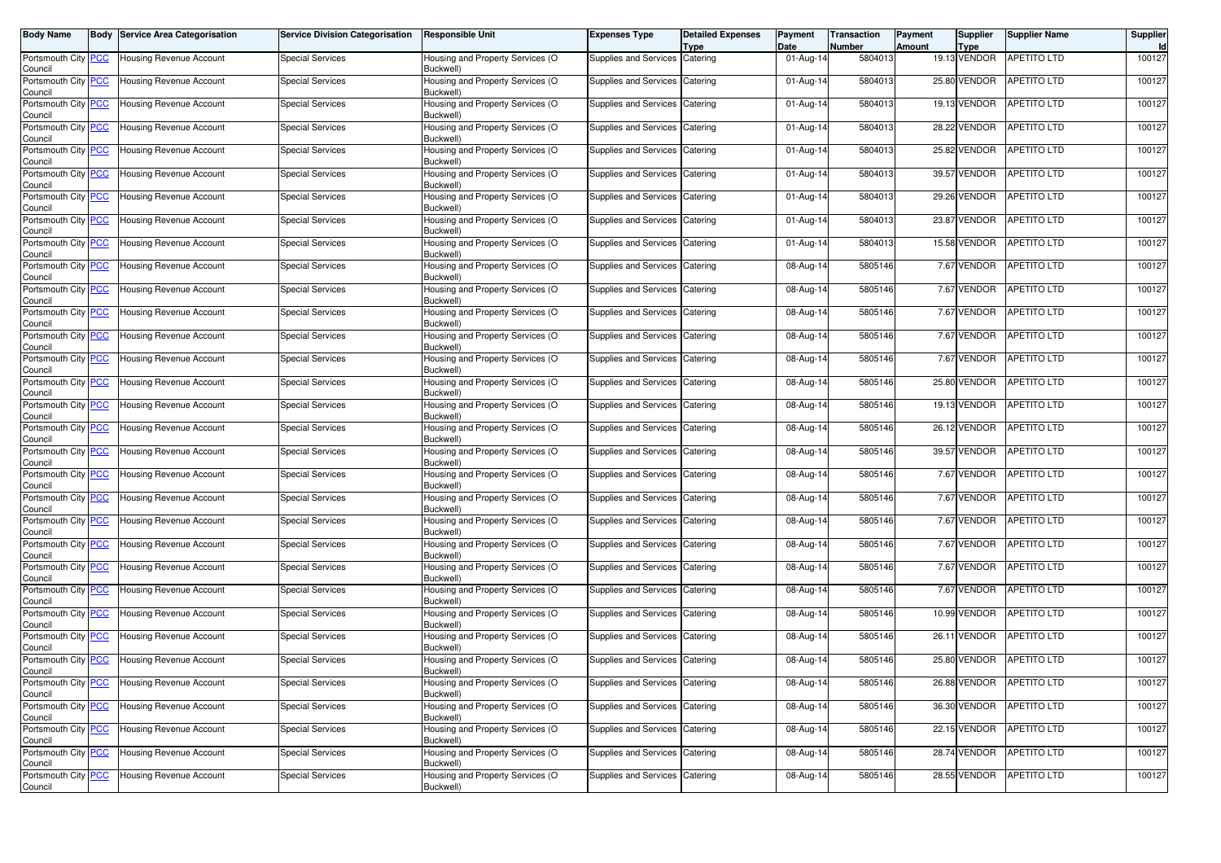| Body Name | Body | Service Area Categorisation | Service Division Categorisation | Responsible Unit | Expenses Type | Detailed Expenses Type | Payment Date | Transaction Number | Payment Amount | Supplier Type | Supplier Name | Supplier Id |
|---|---|---|---|---|---|---|---|---|---|---|---|---|
| Portsmouth City Council | PCC | Housing Revenue Account | Special Services | Housing and Property Services (O Buckwell) | Supplies and Services | Catering | 01-Aug-14 | 5804013 | 19.13 | VENDOR | APETITO LTD | 100127 |
| Portsmouth City Council | PCC | Housing Revenue Account | Special Services | Housing and Property Services (O Buckwell) | Supplies and Services | Catering | 01-Aug-14 | 5804013 | 25.80 | VENDOR | APETITO LTD | 100127 |
| Portsmouth City Council | PCC | Housing Revenue Account | Special Services | Housing and Property Services (O Buckwell) | Supplies and Services | Catering | 01-Aug-14 | 5804013 | 19.13 | VENDOR | APETITO LTD | 100127 |
| Portsmouth City Council | PCC | Housing Revenue Account | Special Services | Housing and Property Services (O Buckwell) | Supplies and Services | Catering | 01-Aug-14 | 5804013 | 28.22 | VENDOR | APETITO LTD | 100127 |
| Portsmouth City Council | PCC | Housing Revenue Account | Special Services | Housing and Property Services (O Buckwell) | Supplies and Services | Catering | 01-Aug-14 | 5804013 | 25.82 | VENDOR | APETITO LTD | 100127 |
| Portsmouth City Council | PCC | Housing Revenue Account | Special Services | Housing and Property Services (O Buckwell) | Supplies and Services | Catering | 01-Aug-14 | 5804013 | 39.57 | VENDOR | APETITO LTD | 100127 |
| Portsmouth City Council | PCC | Housing Revenue Account | Special Services | Housing and Property Services (O Buckwell) | Supplies and Services | Catering | 01-Aug-14 | 5804013 | 29.26 | VENDOR | APETITO LTD | 100127 |
| Portsmouth City Council | PCC | Housing Revenue Account | Special Services | Housing and Property Services (O Buckwell) | Supplies and Services | Catering | 01-Aug-14 | 5804013 | 23.87 | VENDOR | APETITO LTD | 100127 |
| Portsmouth City Council | PCC | Housing Revenue Account | Special Services | Housing and Property Services (O Buckwell) | Supplies and Services | Catering | 01-Aug-14 | 5804013 | 15.58 | VENDOR | APETITO LTD | 100127 |
| Portsmouth City Council | PCC | Housing Revenue Account | Special Services | Housing and Property Services (O Buckwell) | Supplies and Services | Catering | 08-Aug-14 | 5805146 | 7.67 | VENDOR | APETITO LTD | 100127 |
| Portsmouth City Council | PCC | Housing Revenue Account | Special Services | Housing and Property Services (O Buckwell) | Supplies and Services | Catering | 08-Aug-14 | 5805146 | 7.67 | VENDOR | APETITO LTD | 100127 |
| Portsmouth City Council | PCC | Housing Revenue Account | Special Services | Housing and Property Services (O Buckwell) | Supplies and Services | Catering | 08-Aug-14 | 5805146 | 7.67 | VENDOR | APETITO LTD | 100127 |
| Portsmouth City Council | PCC | Housing Revenue Account | Special Services | Housing and Property Services (O Buckwell) | Supplies and Services | Catering | 08-Aug-14 | 5805146 | 7.67 | VENDOR | APETITO LTD | 100127 |
| Portsmouth City Council | PCC | Housing Revenue Account | Special Services | Housing and Property Services (O Buckwell) | Supplies and Services | Catering | 08-Aug-14 | 5805146 | 7.67 | VENDOR | APETITO LTD | 100127 |
| Portsmouth City Council | PCC | Housing Revenue Account | Special Services | Housing and Property Services (O Buckwell) | Supplies and Services | Catering | 08-Aug-14 | 5805146 | 25.80 | VENDOR | APETITO LTD | 100127 |
| Portsmouth City Council | PCC | Housing Revenue Account | Special Services | Housing and Property Services (O Buckwell) | Supplies and Services | Catering | 08-Aug-14 | 5805146 | 19.13 | VENDOR | APETITO LTD | 100127 |
| Portsmouth City Council | PCC | Housing Revenue Account | Special Services | Housing and Property Services (O Buckwell) | Supplies and Services | Catering | 08-Aug-14 | 5805146 | 26.12 | VENDOR | APETITO LTD | 100127 |
| Portsmouth City Council | PCC | Housing Revenue Account | Special Services | Housing and Property Services (O Buckwell) | Supplies and Services | Catering | 08-Aug-14 | 5805146 | 39.57 | VENDOR | APETITO LTD | 100127 |
| Portsmouth City Council | PCC | Housing Revenue Account | Special Services | Housing and Property Services (O Buckwell) | Supplies and Services | Catering | 08-Aug-14 | 5805146 | 7.67 | VENDOR | APETITO LTD | 100127 |
| Portsmouth City Council | PCC | Housing Revenue Account | Special Services | Housing and Property Services (O Buckwell) | Supplies and Services | Catering | 08-Aug-14 | 5805146 | 7.67 | VENDOR | APETITO LTD | 100127 |
| Portsmouth City Council | PCC | Housing Revenue Account | Special Services | Housing and Property Services (O Buckwell) | Supplies and Services | Catering | 08-Aug-14 | 5805146 | 7.67 | VENDOR | APETITO LTD | 100127 |
| Portsmouth City Council | PCC | Housing Revenue Account | Special Services | Housing and Property Services (O Buckwell) | Supplies and Services | Catering | 08-Aug-14 | 5805146 | 7.67 | VENDOR | APETITO LTD | 100127 |
| Portsmouth City Council | PCC | Housing Revenue Account | Special Services | Housing and Property Services (O Buckwell) | Supplies and Services | Catering | 08-Aug-14 | 5805146 | 7.67 | VENDOR | APETITO LTD | 100127 |
| Portsmouth City Council | PCC | Housing Revenue Account | Special Services | Housing and Property Services (O Buckwell) | Supplies and Services | Catering | 08-Aug-14 | 5805146 | 7.67 | VENDOR | APETITO LTD | 100127 |
| Portsmouth City Council | PCC | Housing Revenue Account | Special Services | Housing and Property Services (O Buckwell) | Supplies and Services | Catering | 08-Aug-14 | 5805146 | 10.99 | VENDOR | APETITO LTD | 100127 |
| Portsmouth City Council | PCC | Housing Revenue Account | Special Services | Housing and Property Services (O Buckwell) | Supplies and Services | Catering | 08-Aug-14 | 5805146 | 26.11 | VENDOR | APETITO LTD | 100127 |
| Portsmouth City Council | PCC | Housing Revenue Account | Special Services | Housing and Property Services (O Buckwell) | Supplies and Services | Catering | 08-Aug-14 | 5805146 | 25.80 | VENDOR | APETITO LTD | 100127 |
| Portsmouth City Council | PCC | Housing Revenue Account | Special Services | Housing and Property Services (O Buckwell) | Supplies and Services | Catering | 08-Aug-14 | 5805146 | 26.88 | VENDOR | APETITO LTD | 100127 |
| Portsmouth City Council | PCC | Housing Revenue Account | Special Services | Housing and Property Services (O Buckwell) | Supplies and Services | Catering | 08-Aug-14 | 5805146 | 36.30 | VENDOR | APETITO LTD | 100127 |
| Portsmouth City Council | PCC | Housing Revenue Account | Special Services | Housing and Property Services (O Buckwell) | Supplies and Services | Catering | 08-Aug-14 | 5805146 | 22.15 | VENDOR | APETITO LTD | 100127 |
| Portsmouth City Council | PCC | Housing Revenue Account | Special Services | Housing and Property Services (O Buckwell) | Supplies and Services | Catering | 08-Aug-14 | 5805146 | 28.74 | VENDOR | APETITO LTD | 100127 |
| Portsmouth City Council | PCC | Housing Revenue Account | Special Services | Housing and Property Services (O Buckwell) | Supplies and Services | Catering | 08-Aug-14 | 5805146 | 28.55 | VENDOR | APETITO LTD | 100127 |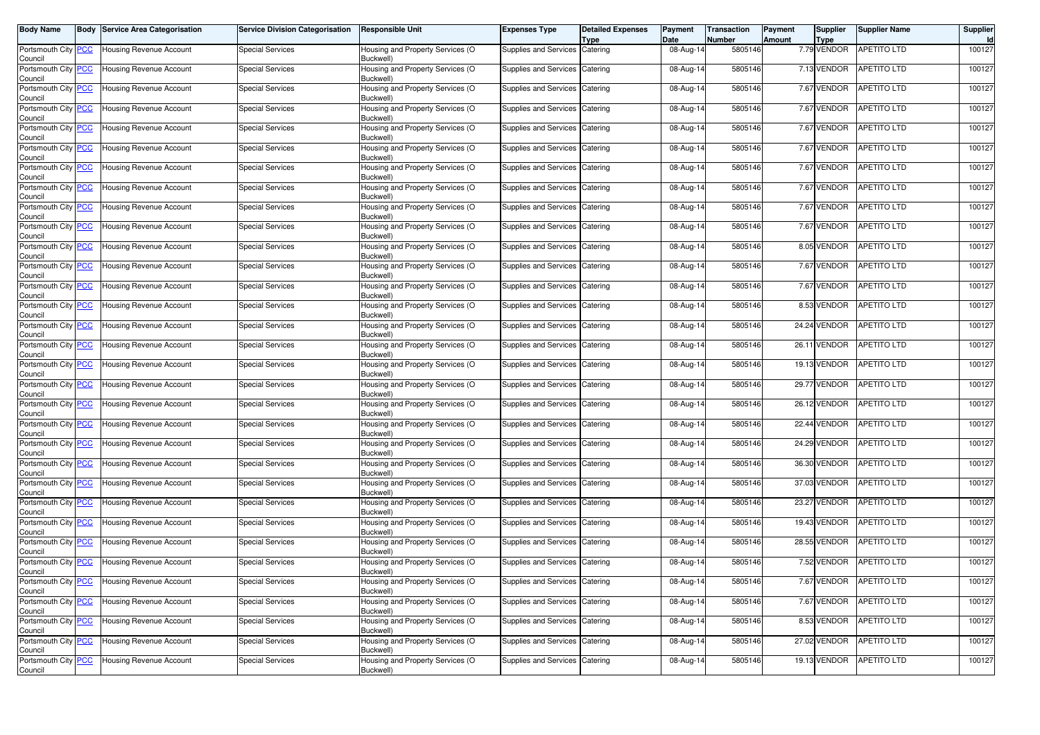| Body Name | Body | Service Area Categorisation | Service Division Categorisation | Responsible Unit | Expenses Type | Detailed Expenses Type | Payment Date | Transaction Number | Payment Amount | Supplier Type | Supplier Name | Supplier Id |
|---|---|---|---|---|---|---|---|---|---|---|---|---|
| Portsmouth City Council | PCC | Housing Revenue Account | Special Services | Housing and Property Services (O Buckwell) | Supplies and Services | Catering | 08-Aug-14 | 5805146 | 7.79 | VENDOR | APETITO LTD | 100127 |
| Portsmouth City Council | PCC | Housing Revenue Account | Special Services | Housing and Property Services (O Buckwell) | Supplies and Services | Catering | 08-Aug-14 | 5805146 | 7.13 | VENDOR | APETITO LTD | 100127 |
| Portsmouth City Council | PCC | Housing Revenue Account | Special Services | Housing and Property Services (O Buckwell) | Supplies and Services | Catering | 08-Aug-14 | 5805146 | 7.67 | VENDOR | APETITO LTD | 100127 |
| Portsmouth City Council | PCC | Housing Revenue Account | Special Services | Housing and Property Services (O Buckwell) | Supplies and Services | Catering | 08-Aug-14 | 5805146 | 7.67 | VENDOR | APETITO LTD | 100127 |
| Portsmouth City Council | PCC | Housing Revenue Account | Special Services | Housing and Property Services (O Buckwell) | Supplies and Services | Catering | 08-Aug-14 | 5805146 | 7.67 | VENDOR | APETITO LTD | 100127 |
| Portsmouth City Council | PCC | Housing Revenue Account | Special Services | Housing and Property Services (O Buckwell) | Supplies and Services | Catering | 08-Aug-14 | 5805146 | 7.67 | VENDOR | APETITO LTD | 100127 |
| Portsmouth City Council | PCC | Housing Revenue Account | Special Services | Housing and Property Services (O Buckwell) | Supplies and Services | Catering | 08-Aug-14 | 5805146 | 7.67 | VENDOR | APETITO LTD | 100127 |
| Portsmouth City Council | PCC | Housing Revenue Account | Special Services | Housing and Property Services (O Buckwell) | Supplies and Services | Catering | 08-Aug-14 | 5805146 | 7.67 | VENDOR | APETITO LTD | 100127 |
| Portsmouth City Council | PCC | Housing Revenue Account | Special Services | Housing and Property Services (O Buckwell) | Supplies and Services | Catering | 08-Aug-14 | 5805146 | 7.67 | VENDOR | APETITO LTD | 100127 |
| Portsmouth City Council | PCC | Housing Revenue Account | Special Services | Housing and Property Services (O Buckwell) | Supplies and Services | Catering | 08-Aug-14 | 5805146 | 7.67 | VENDOR | APETITO LTD | 100127 |
| Portsmouth City Council | PCC | Housing Revenue Account | Special Services | Housing and Property Services (O Buckwell) | Supplies and Services | Catering | 08-Aug-14 | 5805146 | 8.05 | VENDOR | APETITO LTD | 100127 |
| Portsmouth City Council | PCC | Housing Revenue Account | Special Services | Housing and Property Services (O Buckwell) | Supplies and Services | Catering | 08-Aug-14 | 5805146 | 7.67 | VENDOR | APETITO LTD | 100127 |
| Portsmouth City Council | PCC | Housing Revenue Account | Special Services | Housing and Property Services (O Buckwell) | Supplies and Services | Catering | 08-Aug-14 | 5805146 | 7.67 | VENDOR | APETITO LTD | 100127 |
| Portsmouth City Council | PCC | Housing Revenue Account | Special Services | Housing and Property Services (O Buckwell) | Supplies and Services | Catering | 08-Aug-14 | 5805146 | 8.53 | VENDOR | APETITO LTD | 100127 |
| Portsmouth City Council | PCC | Housing Revenue Account | Special Services | Housing and Property Services (O Buckwell) | Supplies and Services | Catering | 08-Aug-14 | 5805146 | 24.24 | VENDOR | APETITO LTD | 100127 |
| Portsmouth City Council | PCC | Housing Revenue Account | Special Services | Housing and Property Services (O Buckwell) | Supplies and Services | Catering | 08-Aug-14 | 5805146 | 26.11 | VENDOR | APETITO LTD | 100127 |
| Portsmouth City Council | PCC | Housing Revenue Account | Special Services | Housing and Property Services (O Buckwell) | Supplies and Services | Catering | 08-Aug-14 | 5805146 | 19.13 | VENDOR | APETITO LTD | 100127 |
| Portsmouth City Council | PCC | Housing Revenue Account | Special Services | Housing and Property Services (O Buckwell) | Supplies and Services | Catering | 08-Aug-14 | 5805146 | 29.77 | VENDOR | APETITO LTD | 100127 |
| Portsmouth City Council | PCC | Housing Revenue Account | Special Services | Housing and Property Services (O Buckwell) | Supplies and Services | Catering | 08-Aug-14 | 5805146 | 26.12 | VENDOR | APETITO LTD | 100127 |
| Portsmouth City Council | PCC | Housing Revenue Account | Special Services | Housing and Property Services (O Buckwell) | Supplies and Services | Catering | 08-Aug-14 | 5805146 | 22.44 | VENDOR | APETITO LTD | 100127 |
| Portsmouth City Council | PCC | Housing Revenue Account | Special Services | Housing and Property Services (O Buckwell) | Supplies and Services | Catering | 08-Aug-14 | 5805146 | 24.29 | VENDOR | APETITO LTD | 100127 |
| Portsmouth City Council | PCC | Housing Revenue Account | Special Services | Housing and Property Services (O Buckwell) | Supplies and Services | Catering | 08-Aug-14 | 5805146 | 36.30 | VENDOR | APETITO LTD | 100127 |
| Portsmouth City Council | PCC | Housing Revenue Account | Special Services | Housing and Property Services (O Buckwell) | Supplies and Services | Catering | 08-Aug-14 | 5805146 | 37.03 | VENDOR | APETITO LTD | 100127 |
| Portsmouth City Council | PCC | Housing Revenue Account | Special Services | Housing and Property Services (O Buckwell) | Supplies and Services | Catering | 08-Aug-14 | 5805146 | 23.27 | VENDOR | APETITO LTD | 100127 |
| Portsmouth City Council | PCC | Housing Revenue Account | Special Services | Housing and Property Services (O Buckwell) | Supplies and Services | Catering | 08-Aug-14 | 5805146 | 19.43 | VENDOR | APETITO LTD | 100127 |
| Portsmouth City Council | PCC | Housing Revenue Account | Special Services | Housing and Property Services (O Buckwell) | Supplies and Services | Catering | 08-Aug-14 | 5805146 | 28.55 | VENDOR | APETITO LTD | 100127 |
| Portsmouth City Council | PCC | Housing Revenue Account | Special Services | Housing and Property Services (O Buckwell) | Supplies and Services | Catering | 08-Aug-14 | 5805146 | 7.52 | VENDOR | APETITO LTD | 100127 |
| Portsmouth City Council | PCC | Housing Revenue Account | Special Services | Housing and Property Services (O Buckwell) | Supplies and Services | Catering | 08-Aug-14 | 5805146 | 7.67 | VENDOR | APETITO LTD | 100127 |
| Portsmouth City Council | PCC | Housing Revenue Account | Special Services | Housing and Property Services (O Buckwell) | Supplies and Services | Catering | 08-Aug-14 | 5805146 | 7.67 | VENDOR | APETITO LTD | 100127 |
| Portsmouth City Council | PCC | Housing Revenue Account | Special Services | Housing and Property Services (O Buckwell) | Supplies and Services | Catering | 08-Aug-14 | 5805146 | 8.53 | VENDOR | APETITO LTD | 100127 |
| Portsmouth City Council | PCC | Housing Revenue Account | Special Services | Housing and Property Services (O Buckwell) | Supplies and Services | Catering | 08-Aug-14 | 5805146 | 27.02 | VENDOR | APETITO LTD | 100127 |
| Portsmouth City Council | PCC | Housing Revenue Account | Special Services | Housing and Property Services (O Buckwell) | Supplies and Services | Catering | 08-Aug-14 | 5805146 | 19.13 | VENDOR | APETITO LTD | 100127 |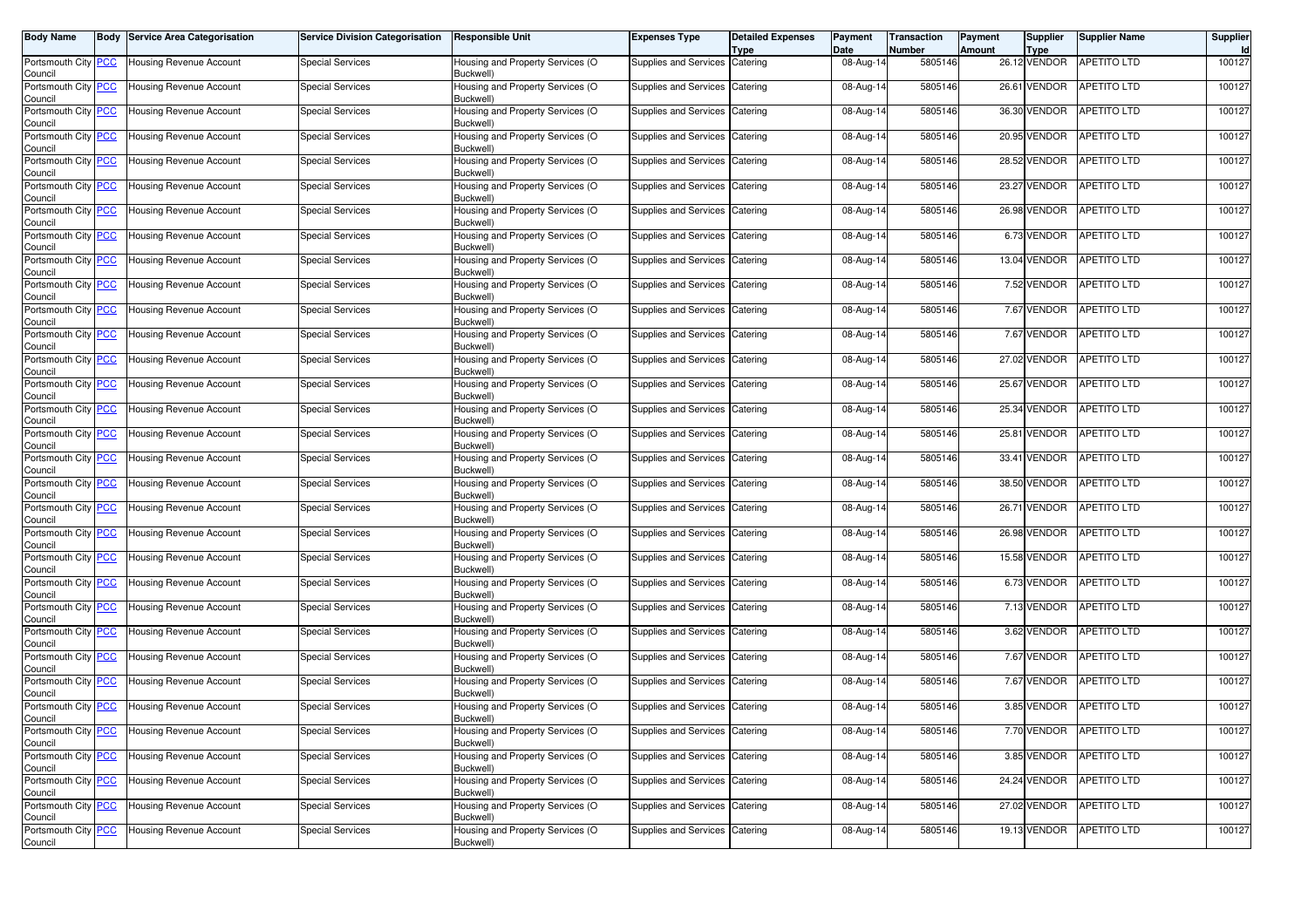| Body Name | Body | Service Area Categorisation | Service Division Categorisation | Responsible Unit | Expenses Type | Detailed Expenses Type | Payment Date | Transaction Number | Payment Amount | Supplier Type | Supplier Name | Supplier Id |
|---|---|---|---|---|---|---|---|---|---|---|---|---|
| Portsmouth City Council | PCC | Housing Revenue Account | Special Services | Housing and Property Services (O Buckwell) | Supplies and Services | Catering | 08-Aug-14 | 5805146 | 26.12 | VENDOR | APETITO LTD | 100127 |
| Portsmouth City Council | PCC | Housing Revenue Account | Special Services | Housing and Property Services (O Buckwell) | Supplies and Services | Catering | 08-Aug-14 | 5805146 | 26.61 | VENDOR | APETITO LTD | 100127 |
| Portsmouth City Council | PCC | Housing Revenue Account | Special Services | Housing and Property Services (O Buckwell) | Supplies and Services | Catering | 08-Aug-14 | 5805146 | 36.30 | VENDOR | APETITO LTD | 100127 |
| Portsmouth City Council | PCC | Housing Revenue Account | Special Services | Housing and Property Services (O Buckwell) | Supplies and Services | Catering | 08-Aug-14 | 5805146 | 20.95 | VENDOR | APETITO LTD | 100127 |
| Portsmouth City Council | PCC | Housing Revenue Account | Special Services | Housing and Property Services (O Buckwell) | Supplies and Services | Catering | 08-Aug-14 | 5805146 | 28.52 | VENDOR | APETITO LTD | 100127 |
| Portsmouth City Council | PCC | Housing Revenue Account | Special Services | Housing and Property Services (O Buckwell) | Supplies and Services | Catering | 08-Aug-14 | 5805146 | 23.27 | VENDOR | APETITO LTD | 100127 |
| Portsmouth City Council | PCC | Housing Revenue Account | Special Services | Housing and Property Services (O Buckwell) | Supplies and Services | Catering | 08-Aug-14 | 5805146 | 26.98 | VENDOR | APETITO LTD | 100127 |
| Portsmouth City Council | PCC | Housing Revenue Account | Special Services | Housing and Property Services (O Buckwell) | Supplies and Services | Catering | 08-Aug-14 | 5805146 | 6.73 | VENDOR | APETITO LTD | 100127 |
| Portsmouth City Council | PCC | Housing Revenue Account | Special Services | Housing and Property Services (O Buckwell) | Supplies and Services | Catering | 08-Aug-14 | 5805146 | 13.04 | VENDOR | APETITO LTD | 100127 |
| Portsmouth City Council | PCC | Housing Revenue Account | Special Services | Housing and Property Services (O Buckwell) | Supplies and Services | Catering | 08-Aug-14 | 5805146 | 7.52 | VENDOR | APETITO LTD | 100127 |
| Portsmouth City Council | PCC | Housing Revenue Account | Special Services | Housing and Property Services (O Buckwell) | Supplies and Services | Catering | 08-Aug-14 | 5805146 | 7.67 | VENDOR | APETITO LTD | 100127 |
| Portsmouth City Council | PCC | Housing Revenue Account | Special Services | Housing and Property Services (O Buckwell) | Supplies and Services | Catering | 08-Aug-14 | 5805146 | 7.67 | VENDOR | APETITO LTD | 100127 |
| Portsmouth City Council | PCC | Housing Revenue Account | Special Services | Housing and Property Services (O Buckwell) | Supplies and Services | Catering | 08-Aug-14 | 5805146 | 27.02 | VENDOR | APETITO LTD | 100127 |
| Portsmouth City Council | PCC | Housing Revenue Account | Special Services | Housing and Property Services (O Buckwell) | Supplies and Services | Catering | 08-Aug-14 | 5805146 | 25.67 | VENDOR | APETITO LTD | 100127 |
| Portsmouth City Council | PCC | Housing Revenue Account | Special Services | Housing and Property Services (O Buckwell) | Supplies and Services | Catering | 08-Aug-14 | 5805146 | 25.34 | VENDOR | APETITO LTD | 100127 |
| Portsmouth City Council | PCC | Housing Revenue Account | Special Services | Housing and Property Services (O Buckwell) | Supplies and Services | Catering | 08-Aug-14 | 5805146 | 25.81 | VENDOR | APETITO LTD | 100127 |
| Portsmouth City Council | PCC | Housing Revenue Account | Special Services | Housing and Property Services (O Buckwell) | Supplies and Services | Catering | 08-Aug-14 | 5805146 | 33.41 | VENDOR | APETITO LTD | 100127 |
| Portsmouth City Council | PCC | Housing Revenue Account | Special Services | Housing and Property Services (O Buckwell) | Supplies and Services | Catering | 08-Aug-14 | 5805146 | 38.50 | VENDOR | APETITO LTD | 100127 |
| Portsmouth City Council | PCC | Housing Revenue Account | Special Services | Housing and Property Services (O Buckwell) | Supplies and Services | Catering | 08-Aug-14 | 5805146 | 26.71 | VENDOR | APETITO LTD | 100127 |
| Portsmouth City Council | PCC | Housing Revenue Account | Special Services | Housing and Property Services (O Buckwell) | Supplies and Services | Catering | 08-Aug-14 | 5805146 | 26.98 | VENDOR | APETITO LTD | 100127 |
| Portsmouth City Council | PCC | Housing Revenue Account | Special Services | Housing and Property Services (O Buckwell) | Supplies and Services | Catering | 08-Aug-14 | 5805146 | 15.58 | VENDOR | APETITO LTD | 100127 |
| Portsmouth City Council | PCC | Housing Revenue Account | Special Services | Housing and Property Services (O Buckwell) | Supplies and Services | Catering | 08-Aug-14 | 5805146 | 6.73 | VENDOR | APETITO LTD | 100127 |
| Portsmouth City Council | PCC | Housing Revenue Account | Special Services | Housing and Property Services (O Buckwell) | Supplies and Services | Catering | 08-Aug-14 | 5805146 | 7.13 | VENDOR | APETITO LTD | 100127 |
| Portsmouth City Council | PCC | Housing Revenue Account | Special Services | Housing and Property Services (O Buckwell) | Supplies and Services | Catering | 08-Aug-14 | 5805146 | 3.62 | VENDOR | APETITO LTD | 100127 |
| Portsmouth City Council | PCC | Housing Revenue Account | Special Services | Housing and Property Services (O Buckwell) | Supplies and Services | Catering | 08-Aug-14 | 5805146 | 7.67 | VENDOR | APETITO LTD | 100127 |
| Portsmouth City Council | PCC | Housing Revenue Account | Special Services | Housing and Property Services (O Buckwell) | Supplies and Services | Catering | 08-Aug-14 | 5805146 | 7.67 | VENDOR | APETITO LTD | 100127 |
| Portsmouth City Council | PCC | Housing Revenue Account | Special Services | Housing and Property Services (O Buckwell) | Supplies and Services | Catering | 08-Aug-14 | 5805146 | 3.85 | VENDOR | APETITO LTD | 100127 |
| Portsmouth City Council | PCC | Housing Revenue Account | Special Services | Housing and Property Services (O Buckwell) | Supplies and Services | Catering | 08-Aug-14 | 5805146 | 7.70 | VENDOR | APETITO LTD | 100127 |
| Portsmouth City Council | PCC | Housing Revenue Account | Special Services | Housing and Property Services (O Buckwell) | Supplies and Services | Catering | 08-Aug-14 | 5805146 | 3.85 | VENDOR | APETITO LTD | 100127 |
| Portsmouth City Council | PCC | Housing Revenue Account | Special Services | Housing and Property Services (O Buckwell) | Supplies and Services | Catering | 08-Aug-14 | 5805146 | 24.24 | VENDOR | APETITO LTD | 100127 |
| Portsmouth City Council | PCC | Housing Revenue Account | Special Services | Housing and Property Services (O Buckwell) | Supplies and Services | Catering | 08-Aug-14 | 5805146 | 27.02 | VENDOR | APETITO LTD | 100127 |
| Portsmouth City Council | PCC | Housing Revenue Account | Special Services | Housing and Property Services (O Buckwell) | Supplies and Services | Catering | 08-Aug-14 | 5805146 | 19.13 | VENDOR | APETITO LTD | 100127 |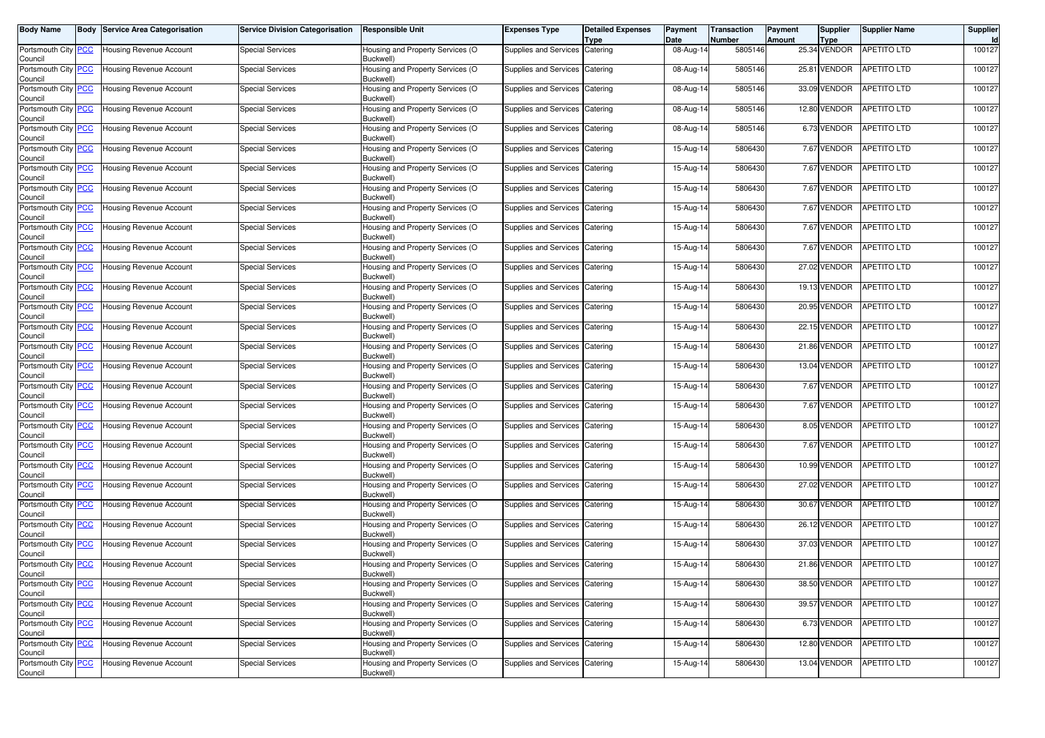| Body Name | Body | Service Area Categorisation | Service Division Categorisation | Responsible Unit | Expenses Type | Detailed Expenses Type | Payment Date | Transaction Number | Payment Amount | Supplier Type | Supplier Name | Supplier Id |
|---|---|---|---|---|---|---|---|---|---|---|---|---|
| Portsmouth City Council | PCC | Housing Revenue Account | Special Services | Housing and Property Services (O Buckwell) | Supplies and Services | Catering | 08-Aug-14 | 5805146 | 25.34 | VENDOR | APETITO LTD | 100127 |
| Portsmouth City Council | PCC | Housing Revenue Account | Special Services | Housing and Property Services (O Buckwell) | Supplies and Services | Catering | 08-Aug-14 | 5805146 | 25.81 | VENDOR | APETITO LTD | 100127 |
| Portsmouth City Council | PCC | Housing Revenue Account | Special Services | Housing and Property Services (O Buckwell) | Supplies and Services | Catering | 08-Aug-14 | 5805146 | 33.09 | VENDOR | APETITO LTD | 100127 |
| Portsmouth City Council | PCC | Housing Revenue Account | Special Services | Housing and Property Services (O Buckwell) | Supplies and Services | Catering | 08-Aug-14 | 5805146 | 12.80 | VENDOR | APETITO LTD | 100127 |
| Portsmouth City Council | PCC | Housing Revenue Account | Special Services | Housing and Property Services (O Buckwell) | Supplies and Services | Catering | 08-Aug-14 | 5805146 | 6.73 | VENDOR | APETITO LTD | 100127 |
| Portsmouth City Council | PCC | Housing Revenue Account | Special Services | Housing and Property Services (O Buckwell) | Supplies and Services | Catering | 15-Aug-14 | 5806430 | 7.67 | VENDOR | APETITO LTD | 100127 |
| Portsmouth City Council | PCC | Housing Revenue Account | Special Services | Housing and Property Services (O Buckwell) | Supplies and Services | Catering | 15-Aug-14 | 5806430 | 7.67 | VENDOR | APETITO LTD | 100127 |
| Portsmouth City Council | PCC | Housing Revenue Account | Special Services | Housing and Property Services (O Buckwell) | Supplies and Services | Catering | 15-Aug-14 | 5806430 | 7.67 | VENDOR | APETITO LTD | 100127 |
| Portsmouth City Council | PCC | Housing Revenue Account | Special Services | Housing and Property Services (O Buckwell) | Supplies and Services | Catering | 15-Aug-14 | 5806430 | 7.67 | VENDOR | APETITO LTD | 100127 |
| Portsmouth City Council | PCC | Housing Revenue Account | Special Services | Housing and Property Services (O Buckwell) | Supplies and Services | Catering | 15-Aug-14 | 5806430 | 7.67 | VENDOR | APETITO LTD | 100127 |
| Portsmouth City Council | PCC | Housing Revenue Account | Special Services | Housing and Property Services (O Buckwell) | Supplies and Services | Catering | 15-Aug-14 | 5806430 | 7.67 | VENDOR | APETITO LTD | 100127 |
| Portsmouth City Council | PCC | Housing Revenue Account | Special Services | Housing and Property Services (O Buckwell) | Supplies and Services | Catering | 15-Aug-14 | 5806430 | 27.02 | VENDOR | APETITO LTD | 100127 |
| Portsmouth City Council | PCC | Housing Revenue Account | Special Services | Housing and Property Services (O Buckwell) | Supplies and Services | Catering | 15-Aug-14 | 5806430 | 19.13 | VENDOR | APETITO LTD | 100127 |
| Portsmouth City Council | PCC | Housing Revenue Account | Special Services | Housing and Property Services (O Buckwell) | Supplies and Services | Catering | 15-Aug-14 | 5806430 | 20.95 | VENDOR | APETITO LTD | 100127 |
| Portsmouth City Council | PCC | Housing Revenue Account | Special Services | Housing and Property Services (O Buckwell) | Supplies and Services | Catering | 15-Aug-14 | 5806430 | 22.15 | VENDOR | APETITO LTD | 100127 |
| Portsmouth City Council | PCC | Housing Revenue Account | Special Services | Housing and Property Services (O Buckwell) | Supplies and Services | Catering | 15-Aug-14 | 5806430 | 21.86 | VENDOR | APETITO LTD | 100127 |
| Portsmouth City Council | PCC | Housing Revenue Account | Special Services | Housing and Property Services (O Buckwell) | Supplies and Services | Catering | 15-Aug-14 | 5806430 | 13.04 | VENDOR | APETITO LTD | 100127 |
| Portsmouth City Council | PCC | Housing Revenue Account | Special Services | Housing and Property Services (O Buckwell) | Supplies and Services | Catering | 15-Aug-14 | 5806430 | 7.67 | VENDOR | APETITO LTD | 100127 |
| Portsmouth City Council | PCC | Housing Revenue Account | Special Services | Housing and Property Services (O Buckwell) | Supplies and Services | Catering | 15-Aug-14 | 5806430 | 7.67 | VENDOR | APETITO LTD | 100127 |
| Portsmouth City Council | PCC | Housing Revenue Account | Special Services | Housing and Property Services (O Buckwell) | Supplies and Services | Catering | 15-Aug-14 | 5806430 | 8.05 | VENDOR | APETITO LTD | 100127 |
| Portsmouth City Council | PCC | Housing Revenue Account | Special Services | Housing and Property Services (O Buckwell) | Supplies and Services | Catering | 15-Aug-14 | 5806430 | 7.67 | VENDOR | APETITO LTD | 100127 |
| Portsmouth City Council | PCC | Housing Revenue Account | Special Services | Housing and Property Services (O Buckwell) | Supplies and Services | Catering | 15-Aug-14 | 5806430 | 10.99 | VENDOR | APETITO LTD | 100127 |
| Portsmouth City Council | PCC | Housing Revenue Account | Special Services | Housing and Property Services (O Buckwell) | Supplies and Services | Catering | 15-Aug-14 | 5806430 | 27.02 | VENDOR | APETITO LTD | 100127 |
| Portsmouth City Council | PCC | Housing Revenue Account | Special Services | Housing and Property Services (O Buckwell) | Supplies and Services | Catering | 15-Aug-14 | 5806430 | 30.67 | VENDOR | APETITO LTD | 100127 |
| Portsmouth City Council | PCC | Housing Revenue Account | Special Services | Housing and Property Services (O Buckwell) | Supplies and Services | Catering | 15-Aug-14 | 5806430 | 26.12 | VENDOR | APETITO LTD | 100127 |
| Portsmouth City Council | PCC | Housing Revenue Account | Special Services | Housing and Property Services (O Buckwell) | Supplies and Services | Catering | 15-Aug-14 | 5806430 | 37.03 | VENDOR | APETITO LTD | 100127 |
| Portsmouth City Council | PCC | Housing Revenue Account | Special Services | Housing and Property Services (O Buckwell) | Supplies and Services | Catering | 15-Aug-14 | 5806430 | 21.86 | VENDOR | APETITO LTD | 100127 |
| Portsmouth City Council | PCC | Housing Revenue Account | Special Services | Housing and Property Services (O Buckwell) | Supplies and Services | Catering | 15-Aug-14 | 5806430 | 38.50 | VENDOR | APETITO LTD | 100127 |
| Portsmouth City Council | PCC | Housing Revenue Account | Special Services | Housing and Property Services (O Buckwell) | Supplies and Services | Catering | 15-Aug-14 | 5806430 | 39.57 | VENDOR | APETITO LTD | 100127 |
| Portsmouth City Council | PCC | Housing Revenue Account | Special Services | Housing and Property Services (O Buckwell) | Supplies and Services | Catering | 15-Aug-14 | 5806430 | 6.73 | VENDOR | APETITO LTD | 100127 |
| Portsmouth City Council | PCC | Housing Revenue Account | Special Services | Housing and Property Services (O Buckwell) | Supplies and Services | Catering | 15-Aug-14 | 5806430 | 12.80 | VENDOR | APETITO LTD | 100127 |
| Portsmouth City Council | PCC | Housing Revenue Account | Special Services | Housing and Property Services (O Buckwell) | Supplies and Services | Catering | 15-Aug-14 | 5806430 | 13.04 | VENDOR | APETITO LTD | 100127 |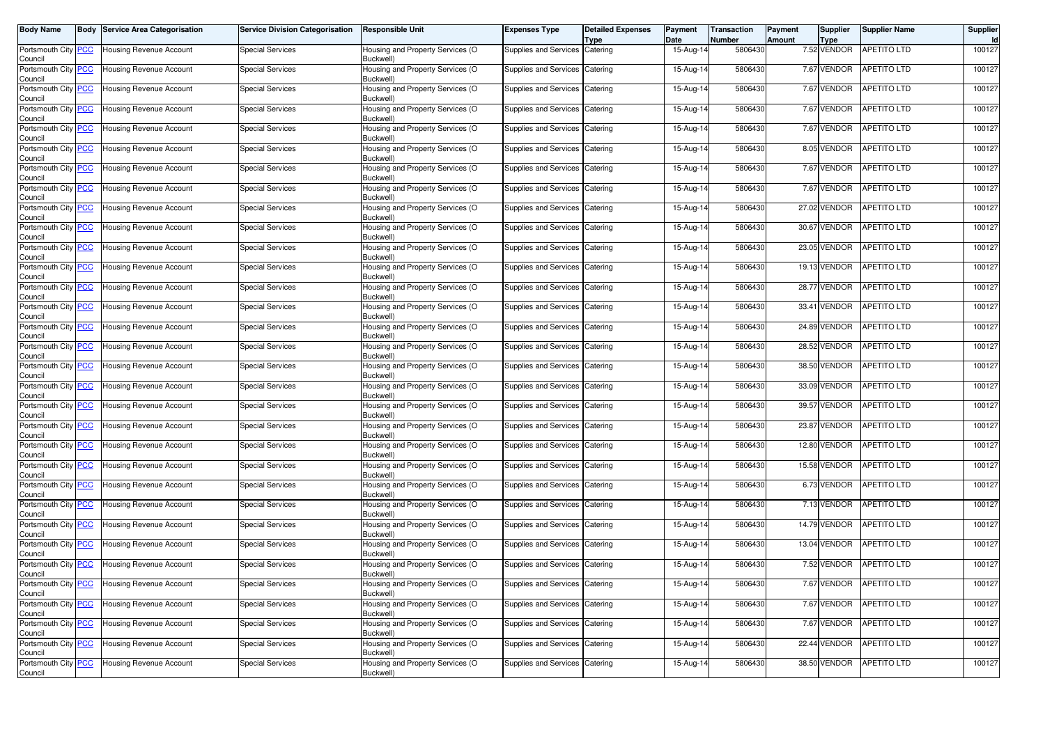| Body Name | Body | Service Area Categorisation | Service Division Categorisation | Responsible Unit | Expenses Type | Detailed Expenses Type | Payment Date | Transaction Number | Payment Amount | Supplier Type | Supplier Name | Supplier Id |
|---|---|---|---|---|---|---|---|---|---|---|---|---|
| Portsmouth City Council | PCC | Housing Revenue Account | Special Services | Housing and Property Services (O Buckwell) | Supplies and Services | Catering | 15-Aug-14 | 5806430 | 7.52 | VENDOR | APETITO LTD | 100127 |
| Portsmouth City Council | PCC | Housing Revenue Account | Special Services | Housing and Property Services (O Buckwell) | Supplies and Services | Catering | 15-Aug-14 | 5806430 | 7.67 | VENDOR | APETITO LTD | 100127 |
| Portsmouth City Council | PCC | Housing Revenue Account | Special Services | Housing and Property Services (O Buckwell) | Supplies and Services | Catering | 15-Aug-14 | 5806430 | 7.67 | VENDOR | APETITO LTD | 100127 |
| Portsmouth City Council | PCC | Housing Revenue Account | Special Services | Housing and Property Services (O Buckwell) | Supplies and Services | Catering | 15-Aug-14 | 5806430 | 7.67 | VENDOR | APETITO LTD | 100127 |
| Portsmouth City Council | PCC | Housing Revenue Account | Special Services | Housing and Property Services (O Buckwell) | Supplies and Services | Catering | 15-Aug-14 | 5806430 | 7.67 | VENDOR | APETITO LTD | 100127 |
| Portsmouth City Council | PCC | Housing Revenue Account | Special Services | Housing and Property Services (O Buckwell) | Supplies and Services | Catering | 15-Aug-14 | 5806430 | 8.05 | VENDOR | APETITO LTD | 100127 |
| Portsmouth City Council | PCC | Housing Revenue Account | Special Services | Housing and Property Services (O Buckwell) | Supplies and Services | Catering | 15-Aug-14 | 5806430 | 7.67 | VENDOR | APETITO LTD | 100127 |
| Portsmouth City Council | PCC | Housing Revenue Account | Special Services | Housing and Property Services (O Buckwell) | Supplies and Services | Catering | 15-Aug-14 | 5806430 | 7.67 | VENDOR | APETITO LTD | 100127 |
| Portsmouth City Council | PCC | Housing Revenue Account | Special Services | Housing and Property Services (O Buckwell) | Supplies and Services | Catering | 15-Aug-14 | 5806430 | 27.02 | VENDOR | APETITO LTD | 100127 |
| Portsmouth City Council | PCC | Housing Revenue Account | Special Services | Housing and Property Services (O Buckwell) | Supplies and Services | Catering | 15-Aug-14 | 5806430 | 30.67 | VENDOR | APETITO LTD | 100127 |
| Portsmouth City Council | PCC | Housing Revenue Account | Special Services | Housing and Property Services (O Buckwell) | Supplies and Services | Catering | 15-Aug-14 | 5806430 | 23.05 | VENDOR | APETITO LTD | 100127 |
| Portsmouth City Council | PCC | Housing Revenue Account | Special Services | Housing and Property Services (O Buckwell) | Supplies and Services | Catering | 15-Aug-14 | 5806430 | 19.13 | VENDOR | APETITO LTD | 100127 |
| Portsmouth City Council | PCC | Housing Revenue Account | Special Services | Housing and Property Services (O Buckwell) | Supplies and Services | Catering | 15-Aug-14 | 5806430 | 28.77 | VENDOR | APETITO LTD | 100127 |
| Portsmouth City Council | PCC | Housing Revenue Account | Special Services | Housing and Property Services (O Buckwell) | Supplies and Services | Catering | 15-Aug-14 | 5806430 | 33.41 | VENDOR | APETITO LTD | 100127 |
| Portsmouth City Council | PCC | Housing Revenue Account | Special Services | Housing and Property Services (O Buckwell) | Supplies and Services | Catering | 15-Aug-14 | 5806430 | 24.89 | VENDOR | APETITO LTD | 100127 |
| Portsmouth City Council | PCC | Housing Revenue Account | Special Services | Housing and Property Services (O Buckwell) | Supplies and Services | Catering | 15-Aug-14 | 5806430 | 28.52 | VENDOR | APETITO LTD | 100127 |
| Portsmouth City Council | PCC | Housing Revenue Account | Special Services | Housing and Property Services (O Buckwell) | Supplies and Services | Catering | 15-Aug-14 | 5806430 | 38.50 | VENDOR | APETITO LTD | 100127 |
| Portsmouth City Council | PCC | Housing Revenue Account | Special Services | Housing and Property Services (O Buckwell) | Supplies and Services | Catering | 15-Aug-14 | 5806430 | 33.09 | VENDOR | APETITO LTD | 100127 |
| Portsmouth City Council | PCC | Housing Revenue Account | Special Services | Housing and Property Services (O Buckwell) | Supplies and Services | Catering | 15-Aug-14 | 5806430 | 39.57 | VENDOR | APETITO LTD | 100127 |
| Portsmouth City Council | PCC | Housing Revenue Account | Special Services | Housing and Property Services (O Buckwell) | Supplies and Services | Catering | 15-Aug-14 | 5806430 | 23.87 | VENDOR | APETITO LTD | 100127 |
| Portsmouth City Council | PCC | Housing Revenue Account | Special Services | Housing and Property Services (O Buckwell) | Supplies and Services | Catering | 15-Aug-14 | 5806430 | 12.80 | VENDOR | APETITO LTD | 100127 |
| Portsmouth City Council | PCC | Housing Revenue Account | Special Services | Housing and Property Services (O Buckwell) | Supplies and Services | Catering | 15-Aug-14 | 5806430 | 15.58 | VENDOR | APETITO LTD | 100127 |
| Portsmouth City Council | PCC | Housing Revenue Account | Special Services | Housing and Property Services (O Buckwell) | Supplies and Services | Catering | 15-Aug-14 | 5806430 | 6.73 | VENDOR | APETITO LTD | 100127 |
| Portsmouth City Council | PCC | Housing Revenue Account | Special Services | Housing and Property Services (O Buckwell) | Supplies and Services | Catering | 15-Aug-14 | 5806430 | 7.13 | VENDOR | APETITO LTD | 100127 |
| Portsmouth City Council | PCC | Housing Revenue Account | Special Services | Housing and Property Services (O Buckwell) | Supplies and Services | Catering | 15-Aug-14 | 5806430 | 14.79 | VENDOR | APETITO LTD | 100127 |
| Portsmouth City Council | PCC | Housing Revenue Account | Special Services | Housing and Property Services (O Buckwell) | Supplies and Services | Catering | 15-Aug-14 | 5806430 | 13.04 | VENDOR | APETITO LTD | 100127 |
| Portsmouth City Council | PCC | Housing Revenue Account | Special Services | Housing and Property Services (O Buckwell) | Supplies and Services | Catering | 15-Aug-14 | 5806430 | 7.52 | VENDOR | APETITO LTD | 100127 |
| Portsmouth City Council | PCC | Housing Revenue Account | Special Services | Housing and Property Services (O Buckwell) | Supplies and Services | Catering | 15-Aug-14 | 5806430 | 7.67 | VENDOR | APETITO LTD | 100127 |
| Portsmouth City Council | PCC | Housing Revenue Account | Special Services | Housing and Property Services (O Buckwell) | Supplies and Services | Catering | 15-Aug-14 | 5806430 | 7.67 | VENDOR | APETITO LTD | 100127 |
| Portsmouth City Council | PCC | Housing Revenue Account | Special Services | Housing and Property Services (O Buckwell) | Supplies and Services | Catering | 15-Aug-14 | 5806430 | 7.67 | VENDOR | APETITO LTD | 100127 |
| Portsmouth City Council | PCC | Housing Revenue Account | Special Services | Housing and Property Services (O Buckwell) | Supplies and Services | Catering | 15-Aug-14 | 5806430 | 22.44 | VENDOR | APETITO LTD | 100127 |
| Portsmouth City Council | PCC | Housing Revenue Account | Special Services | Housing and Property Services (O Buckwell) | Supplies and Services | Catering | 15-Aug-14 | 5806430 | 38.50 | VENDOR | APETITO LTD | 100127 |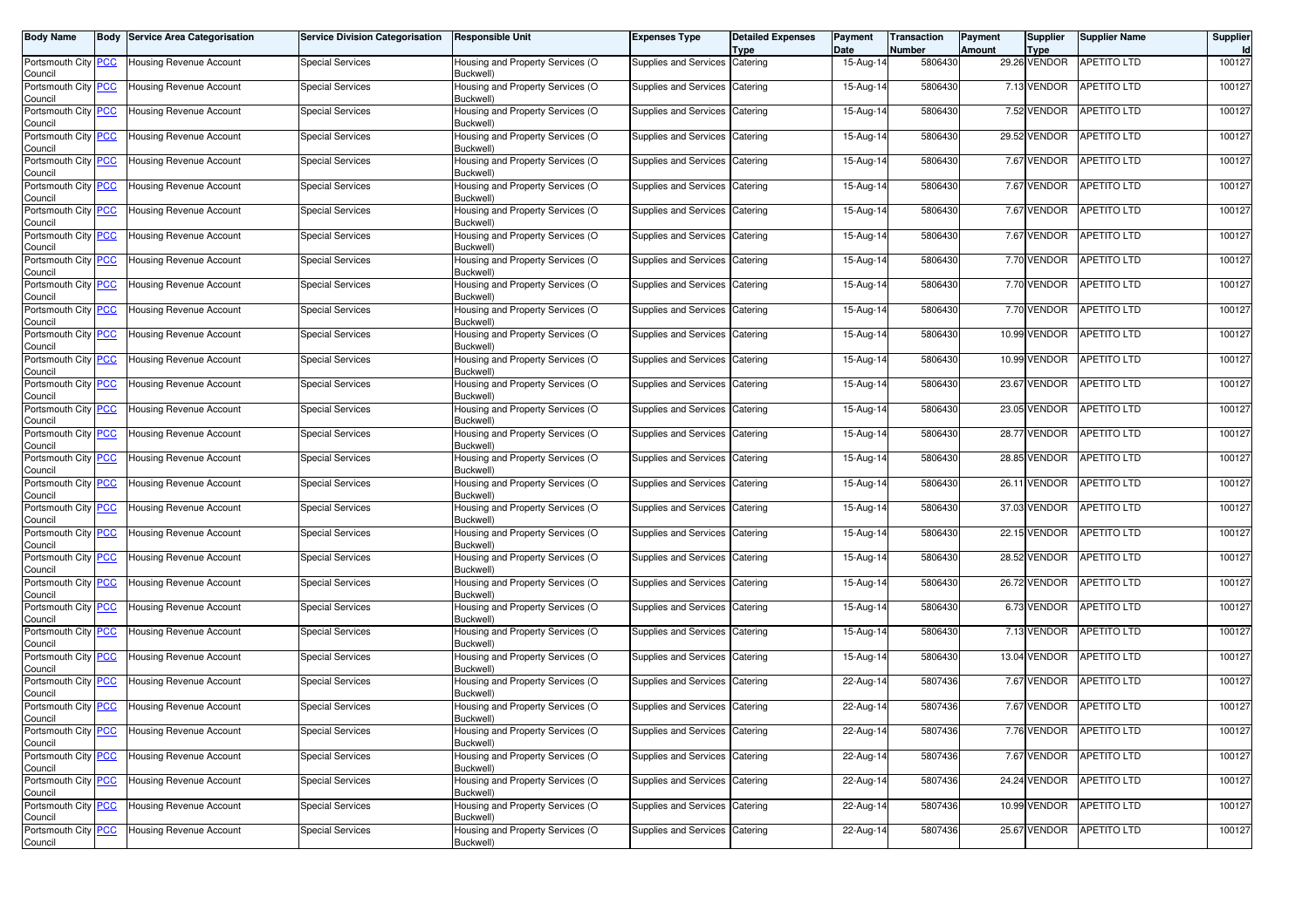| Body Name | Body | Service Area Categorisation | Service Division Categorisation | Responsible Unit | Expenses Type | Detailed Expenses Type | Payment Date | Transaction Number | Payment Amount | Supplier Type | Supplier Name | Supplier Id |
|---|---|---|---|---|---|---|---|---|---|---|---|---|
| Portsmouth City Council | PCC | Housing Revenue Account | Special Services | Housing and Property Services (O Buckwell) | Supplies and Services | Catering | 15-Aug-14 | 5806430 | 29.26 | VENDOR | APETITO LTD | 100127 |
| Portsmouth City Council | PCC | Housing Revenue Account | Special Services | Housing and Property Services (O Buckwell) | Supplies and Services | Catering | 15-Aug-14 | 5806430 | 7.13 | VENDOR | APETITO LTD | 100127 |
| Portsmouth City Council | PCC | Housing Revenue Account | Special Services | Housing and Property Services (O Buckwell) | Supplies and Services | Catering | 15-Aug-14 | 5806430 | 7.52 | VENDOR | APETITO LTD | 100127 |
| Portsmouth City Council | PCC | Housing Revenue Account | Special Services | Housing and Property Services (O Buckwell) | Supplies and Services | Catering | 15-Aug-14 | 5806430 | 29.52 | VENDOR | APETITO LTD | 100127 |
| Portsmouth City Council | PCC | Housing Revenue Account | Special Services | Housing and Property Services (O Buckwell) | Supplies and Services | Catering | 15-Aug-14 | 5806430 | 7.67 | VENDOR | APETITO LTD | 100127 |
| Portsmouth City Council | PCC | Housing Revenue Account | Special Services | Housing and Property Services (O Buckwell) | Supplies and Services | Catering | 15-Aug-14 | 5806430 | 7.67 | VENDOR | APETITO LTD | 100127 |
| Portsmouth City Council | PCC | Housing Revenue Account | Special Services | Housing and Property Services (O Buckwell) | Supplies and Services | Catering | 15-Aug-14 | 5806430 | 7.67 | VENDOR | APETITO LTD | 100127 |
| Portsmouth City Council | PCC | Housing Revenue Account | Special Services | Housing and Property Services (O Buckwell) | Supplies and Services | Catering | 15-Aug-14 | 5806430 | 7.67 | VENDOR | APETITO LTD | 100127 |
| Portsmouth City Council | PCC | Housing Revenue Account | Special Services | Housing and Property Services (O Buckwell) | Supplies and Services | Catering | 15-Aug-14 | 5806430 | 7.70 | VENDOR | APETITO LTD | 100127 |
| Portsmouth City Council | PCC | Housing Revenue Account | Special Services | Housing and Property Services (O Buckwell) | Supplies and Services | Catering | 15-Aug-14 | 5806430 | 7.70 | VENDOR | APETITO LTD | 100127 |
| Portsmouth City Council | PCC | Housing Revenue Account | Special Services | Housing and Property Services (O Buckwell) | Supplies and Services | Catering | 15-Aug-14 | 5806430 | 7.70 | VENDOR | APETITO LTD | 100127 |
| Portsmouth City Council | PCC | Housing Revenue Account | Special Services | Housing and Property Services (O Buckwell) | Supplies and Services | Catering | 15-Aug-14 | 5806430 | 10.99 | VENDOR | APETITO LTD | 100127 |
| Portsmouth City Council | PCC | Housing Revenue Account | Special Services | Housing and Property Services (O Buckwell) | Supplies and Services | Catering | 15-Aug-14 | 5806430 | 10.99 | VENDOR | APETITO LTD | 100127 |
| Portsmouth City Council | PCC | Housing Revenue Account | Special Services | Housing and Property Services (O Buckwell) | Supplies and Services | Catering | 15-Aug-14 | 5806430 | 23.67 | VENDOR | APETITO LTD | 100127 |
| Portsmouth City Council | PCC | Housing Revenue Account | Special Services | Housing and Property Services (O Buckwell) | Supplies and Services | Catering | 15-Aug-14 | 5806430 | 23.05 | VENDOR | APETITO LTD | 100127 |
| Portsmouth City Council | PCC | Housing Revenue Account | Special Services | Housing and Property Services (O Buckwell) | Supplies and Services | Catering | 15-Aug-14 | 5806430 | 28.77 | VENDOR | APETITO LTD | 100127 |
| Portsmouth City Council | PCC | Housing Revenue Account | Special Services | Housing and Property Services (O Buckwell) | Supplies and Services | Catering | 15-Aug-14 | 5806430 | 28.85 | VENDOR | APETITO LTD | 100127 |
| Portsmouth City Council | PCC | Housing Revenue Account | Special Services | Housing and Property Services (O Buckwell) | Supplies and Services | Catering | 15-Aug-14 | 5806430 | 26.11 | VENDOR | APETITO LTD | 100127 |
| Portsmouth City Council | PCC | Housing Revenue Account | Special Services | Housing and Property Services (O Buckwell) | Supplies and Services | Catering | 15-Aug-14 | 5806430 | 37.03 | VENDOR | APETITO LTD | 100127 |
| Portsmouth City Council | PCC | Housing Revenue Account | Special Services | Housing and Property Services (O Buckwell) | Supplies and Services | Catering | 15-Aug-14 | 5806430 | 22.15 | VENDOR | APETITO LTD | 100127 |
| Portsmouth City Council | PCC | Housing Revenue Account | Special Services | Housing and Property Services (O Buckwell) | Supplies and Services | Catering | 15-Aug-14 | 5806430 | 28.52 | VENDOR | APETITO LTD | 100127 |
| Portsmouth City Council | PCC | Housing Revenue Account | Special Services | Housing and Property Services (O Buckwell) | Supplies and Services | Catering | 15-Aug-14 | 5806430 | 26.72 | VENDOR | APETITO LTD | 100127 |
| Portsmouth City Council | PCC | Housing Revenue Account | Special Services | Housing and Property Services (O Buckwell) | Supplies and Services | Catering | 15-Aug-14 | 5806430 | 6.73 | VENDOR | APETITO LTD | 100127 |
| Portsmouth City Council | PCC | Housing Revenue Account | Special Services | Housing and Property Services (O Buckwell) | Supplies and Services | Catering | 15-Aug-14 | 5806430 | 7.13 | VENDOR | APETITO LTD | 100127 |
| Portsmouth City Council | PCC | Housing Revenue Account | Special Services | Housing and Property Services (O Buckwell) | Supplies and Services | Catering | 15-Aug-14 | 5806430 | 13.04 | VENDOR | APETITO LTD | 100127 |
| Portsmouth City Council | PCC | Housing Revenue Account | Special Services | Housing and Property Services (O Buckwell) | Supplies and Services | Catering | 22-Aug-14 | 5807436 | 7.67 | VENDOR | APETITO LTD | 100127 |
| Portsmouth City Council | PCC | Housing Revenue Account | Special Services | Housing and Property Services (O Buckwell) | Supplies and Services | Catering | 22-Aug-14 | 5807436 | 7.67 | VENDOR | APETITO LTD | 100127 |
| Portsmouth City Council | PCC | Housing Revenue Account | Special Services | Housing and Property Services (O Buckwell) | Supplies and Services | Catering | 22-Aug-14 | 5807436 | 7.76 | VENDOR | APETITO LTD | 100127 |
| Portsmouth City Council | PCC | Housing Revenue Account | Special Services | Housing and Property Services (O Buckwell) | Supplies and Services | Catering | 22-Aug-14 | 5807436 | 7.67 | VENDOR | APETITO LTD | 100127 |
| Portsmouth City Council | PCC | Housing Revenue Account | Special Services | Housing and Property Services (O Buckwell) | Supplies and Services | Catering | 22-Aug-14 | 5807436 | 24.24 | VENDOR | APETITO LTD | 100127 |
| Portsmouth City Council | PCC | Housing Revenue Account | Special Services | Housing and Property Services (O Buckwell) | Supplies and Services | Catering | 22-Aug-14 | 5807436 | 10.99 | VENDOR | APETITO LTD | 100127 |
| Portsmouth City Council | PCC | Housing Revenue Account | Special Services | Housing and Property Services (O Buckwell) | Supplies and Services | Catering | 22-Aug-14 | 5807436 | 25.67 | VENDOR | APETITO LTD | 100127 |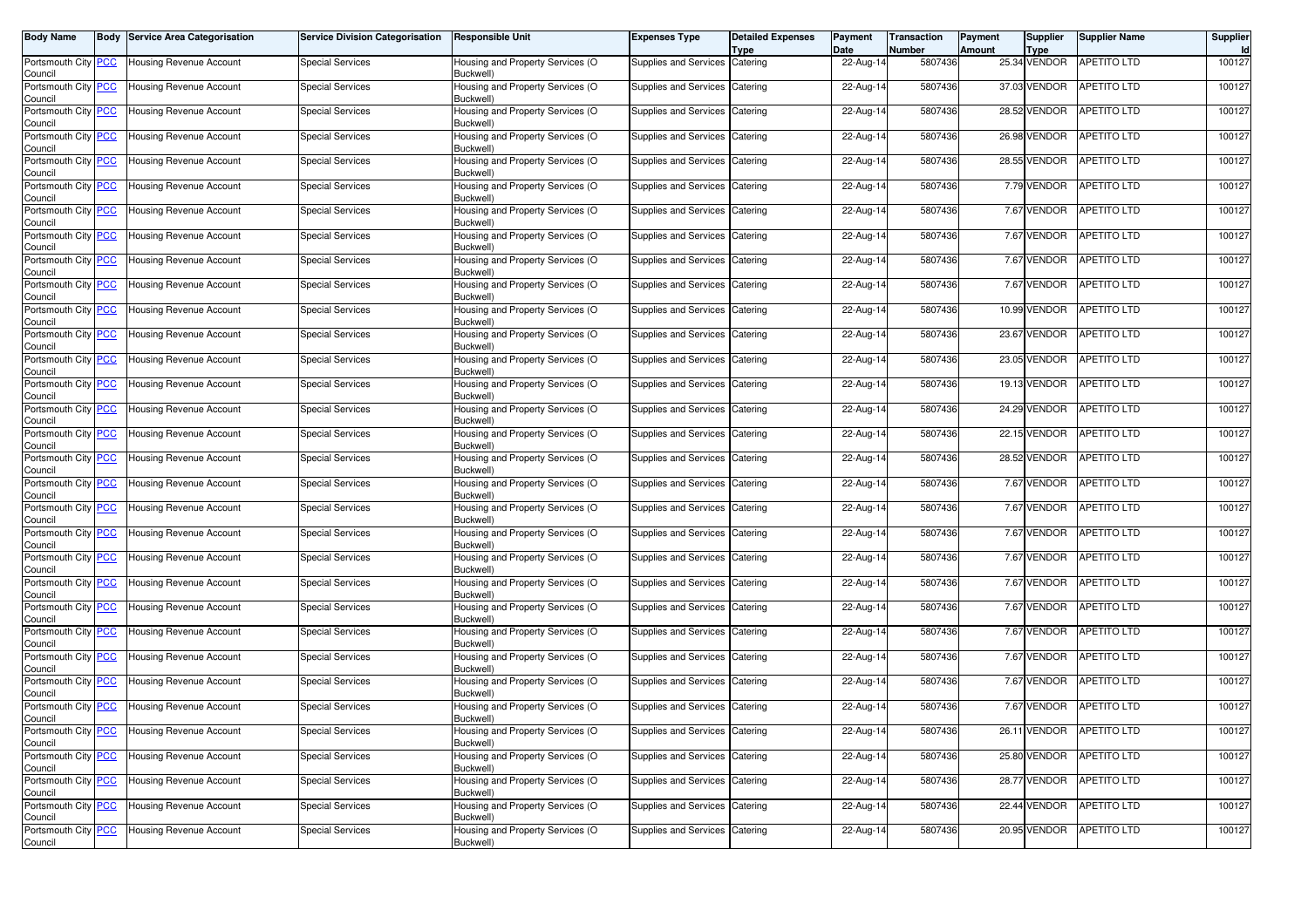| Body Name | Body | Service Area Categorisation | Service Division Categorisation | Responsible Unit | Expenses Type | Detailed Expenses Type | Payment Date | Transaction Number | Payment Amount | Supplier Type | Supplier Name | Supplier Id |
|---|---|---|---|---|---|---|---|---|---|---|---|---|
| Portsmouth City Council | PCC | Housing Revenue Account | Special Services | Housing and Property Services (O Buckwell) | Supplies and Services | Catering | 22-Aug-14 | 5807436 | 25.34 | VENDOR | APETITO LTD | 100127 |
| Portsmouth City Council | PCC | Housing Revenue Account | Special Services | Housing and Property Services (O Buckwell) | Supplies and Services | Catering | 22-Aug-14 | 5807436 | 37.03 | VENDOR | APETITO LTD | 100127 |
| Portsmouth City Council | PCC | Housing Revenue Account | Special Services | Housing and Property Services (O Buckwell) | Supplies and Services | Catering | 22-Aug-14 | 5807436 | 28.52 | VENDOR | APETITO LTD | 100127 |
| Portsmouth City Council | PCC | Housing Revenue Account | Special Services | Housing and Property Services (O Buckwell) | Supplies and Services | Catering | 22-Aug-14 | 5807436 | 26.98 | VENDOR | APETITO LTD | 100127 |
| Portsmouth City Council | PCC | Housing Revenue Account | Special Services | Housing and Property Services (O Buckwell) | Supplies and Services | Catering | 22-Aug-14 | 5807436 | 28.55 | VENDOR | APETITO LTD | 100127 |
| Portsmouth City Council | PCC | Housing Revenue Account | Special Services | Housing and Property Services (O Buckwell) | Supplies and Services | Catering | 22-Aug-14 | 5807436 | 7.79 | VENDOR | APETITO LTD | 100127 |
| Portsmouth City Council | PCC | Housing Revenue Account | Special Services | Housing and Property Services (O Buckwell) | Supplies and Services | Catering | 22-Aug-14 | 5807436 | 7.67 | VENDOR | APETITO LTD | 100127 |
| Portsmouth City Council | PCC | Housing Revenue Account | Special Services | Housing and Property Services (O Buckwell) | Supplies and Services | Catering | 22-Aug-14 | 5807436 | 7.67 | VENDOR | APETITO LTD | 100127 |
| Portsmouth City Council | PCC | Housing Revenue Account | Special Services | Housing and Property Services (O Buckwell) | Supplies and Services | Catering | 22-Aug-14 | 5807436 | 7.67 | VENDOR | APETITO LTD | 100127 |
| Portsmouth City Council | PCC | Housing Revenue Account | Special Services | Housing and Property Services (O Buckwell) | Supplies and Services | Catering | 22-Aug-14 | 5807436 | 7.67 | VENDOR | APETITO LTD | 100127 |
| Portsmouth City Council | PCC | Housing Revenue Account | Special Services | Housing and Property Services (O Buckwell) | Supplies and Services | Catering | 22-Aug-14 | 5807436 | 10.99 | VENDOR | APETITO LTD | 100127 |
| Portsmouth City Council | PCC | Housing Revenue Account | Special Services | Housing and Property Services (O Buckwell) | Supplies and Services | Catering | 22-Aug-14 | 5807436 | 23.67 | VENDOR | APETITO LTD | 100127 |
| Portsmouth City Council | PCC | Housing Revenue Account | Special Services | Housing and Property Services (O Buckwell) | Supplies and Services | Catering | 22-Aug-14 | 5807436 | 23.05 | VENDOR | APETITO LTD | 100127 |
| Portsmouth City Council | PCC | Housing Revenue Account | Special Services | Housing and Property Services (O Buckwell) | Supplies and Services | Catering | 22-Aug-14 | 5807436 | 19.13 | VENDOR | APETITO LTD | 100127 |
| Portsmouth City Council | PCC | Housing Revenue Account | Special Services | Housing and Property Services (O Buckwell) | Supplies and Services | Catering | 22-Aug-14 | 5807436 | 24.29 | VENDOR | APETITO LTD | 100127 |
| Portsmouth City Council | PCC | Housing Revenue Account | Special Services | Housing and Property Services (O Buckwell) | Supplies and Services | Catering | 22-Aug-14 | 5807436 | 22.15 | VENDOR | APETITO LTD | 100127 |
| Portsmouth City Council | PCC | Housing Revenue Account | Special Services | Housing and Property Services (O Buckwell) | Supplies and Services | Catering | 22-Aug-14 | 5807436 | 28.52 | VENDOR | APETITO LTD | 100127 |
| Portsmouth City Council | PCC | Housing Revenue Account | Special Services | Housing and Property Services (O Buckwell) | Supplies and Services | Catering | 22-Aug-14 | 5807436 | 7.67 | VENDOR | APETITO LTD | 100127 |
| Portsmouth City Council | PCC | Housing Revenue Account | Special Services | Housing and Property Services (O Buckwell) | Supplies and Services | Catering | 22-Aug-14 | 5807436 | 7.67 | VENDOR | APETITO LTD | 100127 |
| Portsmouth City Council | PCC | Housing Revenue Account | Special Services | Housing and Property Services (O Buckwell) | Supplies and Services | Catering | 22-Aug-14 | 5807436 | 7.67 | VENDOR | APETITO LTD | 100127 |
| Portsmouth City Council | PCC | Housing Revenue Account | Special Services | Housing and Property Services (O Buckwell) | Supplies and Services | Catering | 22-Aug-14 | 5807436 | 7.67 | VENDOR | APETITO LTD | 100127 |
| Portsmouth City Council | PCC | Housing Revenue Account | Special Services | Housing and Property Services (O Buckwell) | Supplies and Services | Catering | 22-Aug-14 | 5807436 | 7.67 | VENDOR | APETITO LTD | 100127 |
| Portsmouth City Council | PCC | Housing Revenue Account | Special Services | Housing and Property Services (O Buckwell) | Supplies and Services | Catering | 22-Aug-14 | 5807436 | 7.67 | VENDOR | APETITO LTD | 100127 |
| Portsmouth City Council | PCC | Housing Revenue Account | Special Services | Housing and Property Services (O Buckwell) | Supplies and Services | Catering | 22-Aug-14 | 5807436 | 7.67 | VENDOR | APETITO LTD | 100127 |
| Portsmouth City Council | PCC | Housing Revenue Account | Special Services | Housing and Property Services (O Buckwell) | Supplies and Services | Catering | 22-Aug-14 | 5807436 | 7.67 | VENDOR | APETITO LTD | 100127 |
| Portsmouth City Council | PCC | Housing Revenue Account | Special Services | Housing and Property Services (O Buckwell) | Supplies and Services | Catering | 22-Aug-14 | 5807436 | 7.67 | VENDOR | APETITO LTD | 100127 |
| Portsmouth City Council | PCC | Housing Revenue Account | Special Services | Housing and Property Services (O Buckwell) | Supplies and Services | Catering | 22-Aug-14 | 5807436 | 7.67 | VENDOR | APETITO LTD | 100127 |
| Portsmouth City Council | PCC | Housing Revenue Account | Special Services | Housing and Property Services (O Buckwell) | Supplies and Services | Catering | 22-Aug-14 | 5807436 | 26.11 | VENDOR | APETITO LTD | 100127 |
| Portsmouth City Council | PCC | Housing Revenue Account | Special Services | Housing and Property Services (O Buckwell) | Supplies and Services | Catering | 22-Aug-14 | 5807436 | 25.80 | VENDOR | APETITO LTD | 100127 |
| Portsmouth City Council | PCC | Housing Revenue Account | Special Services | Housing and Property Services (O Buckwell) | Supplies and Services | Catering | 22-Aug-14 | 5807436 | 28.77 | VENDOR | APETITO LTD | 100127 |
| Portsmouth City Council | PCC | Housing Revenue Account | Special Services | Housing and Property Services (O Buckwell) | Supplies and Services | Catering | 22-Aug-14 | 5807436 | 22.44 | VENDOR | APETITO LTD | 100127 |
| Portsmouth City Council | PCC | Housing Revenue Account | Special Services | Housing and Property Services (O Buckwell) | Supplies and Services | Catering | 22-Aug-14 | 5807436 | 20.95 | VENDOR | APETITO LTD | 100127 |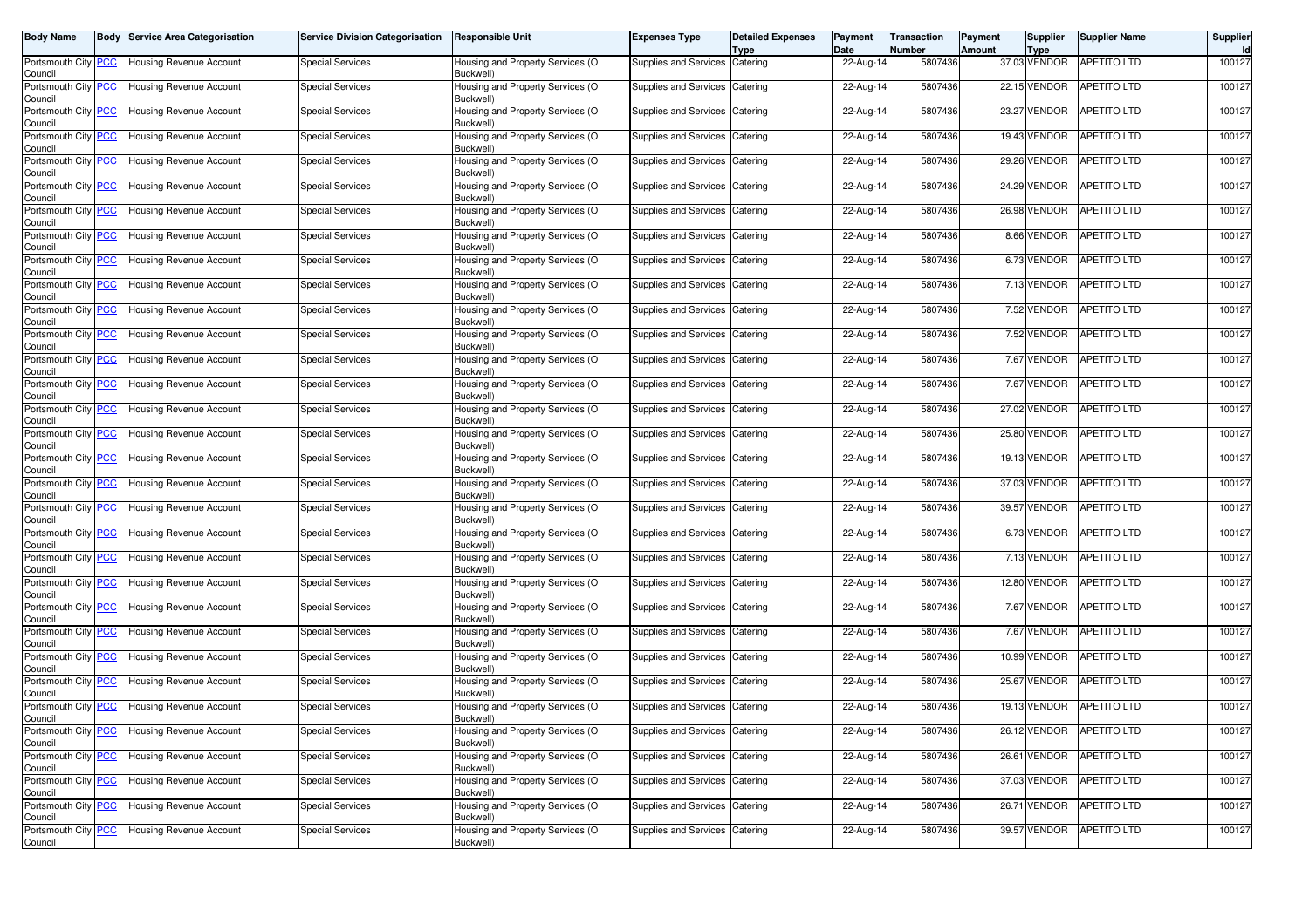| Body Name | Body | Service Area Categorisation | Service Division Categorisation | Responsible Unit | Expenses Type | Detailed Expenses Type | Payment Date | Transaction Number | Payment Amount | Supplier Type | Supplier Name | Supplier Id |
|---|---|---|---|---|---|---|---|---|---|---|---|---|
| Portsmouth City Council | PCC | Housing Revenue Account | Special Services | Housing and Property Services (O Buckwell) | Supplies and Services | Catering | 22-Aug-14 | 5807436 | 37.03 | VENDOR | APETITO LTD | 100127 |
| Portsmouth City Council | PCC | Housing Revenue Account | Special Services | Housing and Property Services (O Buckwell) | Supplies and Services | Catering | 22-Aug-14 | 5807436 | 22.15 | VENDOR | APETITO LTD | 100127 |
| Portsmouth City Council | PCC | Housing Revenue Account | Special Services | Housing and Property Services (O Buckwell) | Supplies and Services | Catering | 22-Aug-14 | 5807436 | 23.27 | VENDOR | APETITO LTD | 100127 |
| Portsmouth City Council | PCC | Housing Revenue Account | Special Services | Housing and Property Services (O Buckwell) | Supplies and Services | Catering | 22-Aug-14 | 5807436 | 19.43 | VENDOR | APETITO LTD | 100127 |
| Portsmouth City Council | PCC | Housing Revenue Account | Special Services | Housing and Property Services (O Buckwell) | Supplies and Services | Catering | 22-Aug-14 | 5807436 | 29.26 | VENDOR | APETITO LTD | 100127 |
| Portsmouth City Council | PCC | Housing Revenue Account | Special Services | Housing and Property Services (O Buckwell) | Supplies and Services | Catering | 22-Aug-14 | 5807436 | 24.29 | VENDOR | APETITO LTD | 100127 |
| Portsmouth City Council | PCC | Housing Revenue Account | Special Services | Housing and Property Services (O Buckwell) | Supplies and Services | Catering | 22-Aug-14 | 5807436 | 26.98 | VENDOR | APETITO LTD | 100127 |
| Portsmouth City Council | PCC | Housing Revenue Account | Special Services | Housing and Property Services (O Buckwell) | Supplies and Services | Catering | 22-Aug-14 | 5807436 | 8.66 | VENDOR | APETITO LTD | 100127 |
| Portsmouth City Council | PCC | Housing Revenue Account | Special Services | Housing and Property Services (O Buckwell) | Supplies and Services | Catering | 22-Aug-14 | 5807436 | 6.73 | VENDOR | APETITO LTD | 100127 |
| Portsmouth City Council | PCC | Housing Revenue Account | Special Services | Housing and Property Services (O Buckwell) | Supplies and Services | Catering | 22-Aug-14 | 5807436 | 7.13 | VENDOR | APETITO LTD | 100127 |
| Portsmouth City Council | PCC | Housing Revenue Account | Special Services | Housing and Property Services (O Buckwell) | Supplies and Services | Catering | 22-Aug-14 | 5807436 | 7.52 | VENDOR | APETITO LTD | 100127 |
| Portsmouth City Council | PCC | Housing Revenue Account | Special Services | Housing and Property Services (O Buckwell) | Supplies and Services | Catering | 22-Aug-14 | 5807436 | 7.52 | VENDOR | APETITO LTD | 100127 |
| Portsmouth City Council | PCC | Housing Revenue Account | Special Services | Housing and Property Services (O Buckwell) | Supplies and Services | Catering | 22-Aug-14 | 5807436 | 7.67 | VENDOR | APETITO LTD | 100127 |
| Portsmouth City Council | PCC | Housing Revenue Account | Special Services | Housing and Property Services (O Buckwell) | Supplies and Services | Catering | 22-Aug-14 | 5807436 | 7.67 | VENDOR | APETITO LTD | 100127 |
| Portsmouth City Council | PCC | Housing Revenue Account | Special Services | Housing and Property Services (O Buckwell) | Supplies and Services | Catering | 22-Aug-14 | 5807436 | 27.02 | VENDOR | APETITO LTD | 100127 |
| Portsmouth City Council | PCC | Housing Revenue Account | Special Services | Housing and Property Services (O Buckwell) | Supplies and Services | Catering | 22-Aug-14 | 5807436 | 25.80 | VENDOR | APETITO LTD | 100127 |
| Portsmouth City Council | PCC | Housing Revenue Account | Special Services | Housing and Property Services (O Buckwell) | Supplies and Services | Catering | 22-Aug-14 | 5807436 | 19.13 | VENDOR | APETITO LTD | 100127 |
| Portsmouth City Council | PCC | Housing Revenue Account | Special Services | Housing and Property Services (O Buckwell) | Supplies and Services | Catering | 22-Aug-14 | 5807436 | 37.03 | VENDOR | APETITO LTD | 100127 |
| Portsmouth City Council | PCC | Housing Revenue Account | Special Services | Housing and Property Services (O Buckwell) | Supplies and Services | Catering | 22-Aug-14 | 5807436 | 39.57 | VENDOR | APETITO LTD | 100127 |
| Portsmouth City Council | PCC | Housing Revenue Account | Special Services | Housing and Property Services (O Buckwell) | Supplies and Services | Catering | 22-Aug-14 | 5807436 | 6.73 | VENDOR | APETITO LTD | 100127 |
| Portsmouth City Council | PCC | Housing Revenue Account | Special Services | Housing and Property Services (O Buckwell) | Supplies and Services | Catering | 22-Aug-14 | 5807436 | 7.13 | VENDOR | APETITO LTD | 100127 |
| Portsmouth City Council | PCC | Housing Revenue Account | Special Services | Housing and Property Services (O Buckwell) | Supplies and Services | Catering | 22-Aug-14 | 5807436 | 12.80 | VENDOR | APETITO LTD | 100127 |
| Portsmouth City Council | PCC | Housing Revenue Account | Special Services | Housing and Property Services (O Buckwell) | Supplies and Services | Catering | 22-Aug-14 | 5807436 | 7.67 | VENDOR | APETITO LTD | 100127 |
| Portsmouth City Council | PCC | Housing Revenue Account | Special Services | Housing and Property Services (O Buckwell) | Supplies and Services | Catering | 22-Aug-14 | 5807436 | 7.67 | VENDOR | APETITO LTD | 100127 |
| Portsmouth City Council | PCC | Housing Revenue Account | Special Services | Housing and Property Services (O Buckwell) | Supplies and Services | Catering | 22-Aug-14 | 5807436 | 10.99 | VENDOR | APETITO LTD | 100127 |
| Portsmouth City Council | PCC | Housing Revenue Account | Special Services | Housing and Property Services (O Buckwell) | Supplies and Services | Catering | 22-Aug-14 | 5807436 | 25.67 | VENDOR | APETITO LTD | 100127 |
| Portsmouth City Council | PCC | Housing Revenue Account | Special Services | Housing and Property Services (O Buckwell) | Supplies and Services | Catering | 22-Aug-14 | 5807436 | 19.13 | VENDOR | APETITO LTD | 100127 |
| Portsmouth City Council | PCC | Housing Revenue Account | Special Services | Housing and Property Services (O Buckwell) | Supplies and Services | Catering | 22-Aug-14 | 5807436 | 26.12 | VENDOR | APETITO LTD | 100127 |
| Portsmouth City Council | PCC | Housing Revenue Account | Special Services | Housing and Property Services (O Buckwell) | Supplies and Services | Catering | 22-Aug-14 | 5807436 | 26.61 | VENDOR | APETITO LTD | 100127 |
| Portsmouth City Council | PCC | Housing Revenue Account | Special Services | Housing and Property Services (O Buckwell) | Supplies and Services | Catering | 22-Aug-14 | 5807436 | 37.03 | VENDOR | APETITO LTD | 100127 |
| Portsmouth City Council | PCC | Housing Revenue Account | Special Services | Housing and Property Services (O Buckwell) | Supplies and Services | Catering | 22-Aug-14 | 5807436 | 26.71 | VENDOR | APETITO LTD | 100127 |
| Portsmouth City Council | PCC | Housing Revenue Account | Special Services | Housing and Property Services (O Buckwell) | Supplies and Services | Catering | 22-Aug-14 | 5807436 | 39.57 | VENDOR | APETITO LTD | 100127 |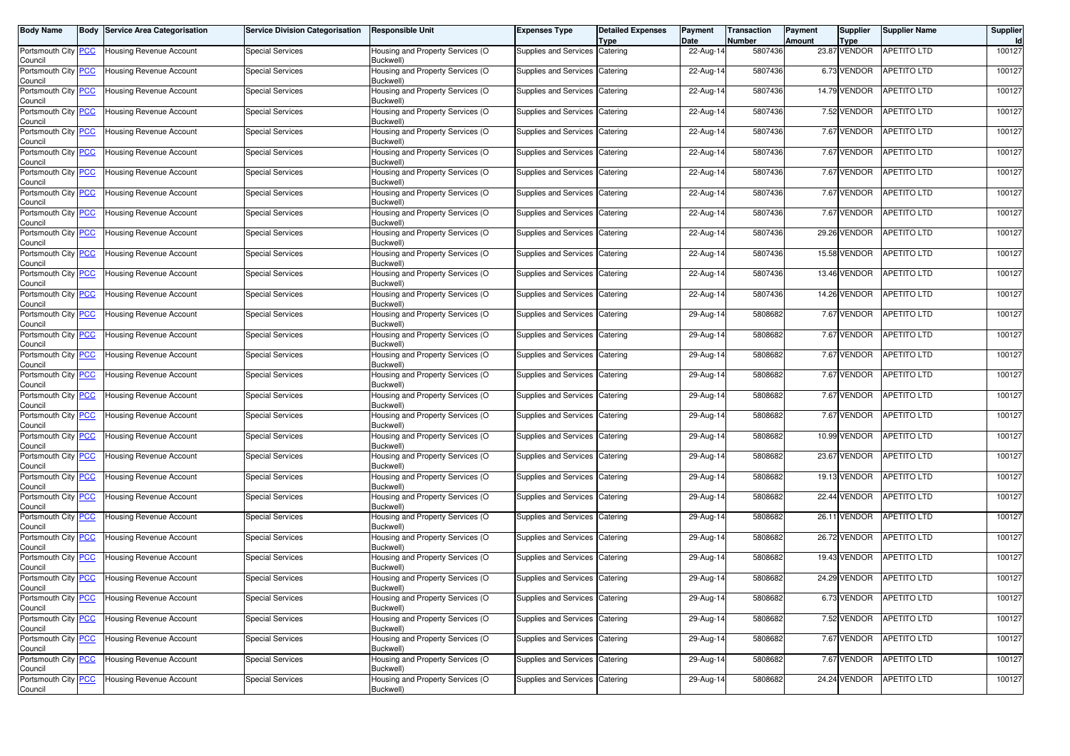| Body Name | Body | Service Area Categorisation | Service Division Categorisation | Responsible Unit | Expenses Type | Detailed Expenses Type | Payment Date | Transaction Number | Payment Amount | Supplier Type | Supplier Name | Supplier Id |
|---|---|---|---|---|---|---|---|---|---|---|---|---|
| Portsmouth City Council | PCC | Housing Revenue Account | Special Services | Housing and Property Services (O Buckwell) | Supplies and Services | Catering | 22-Aug-14 | 5807436 | 23.87 | VENDOR | APETITO LTD | 100127 |
| Portsmouth City Council | PCC | Housing Revenue Account | Special Services | Housing and Property Services (O Buckwell) | Supplies and Services | Catering | 22-Aug-14 | 5807436 | 6.73 | VENDOR | APETITO LTD | 100127 |
| Portsmouth City Council | PCC | Housing Revenue Account | Special Services | Housing and Property Services (O Buckwell) | Supplies and Services | Catering | 22-Aug-14 | 5807436 | 14.79 | VENDOR | APETITO LTD | 100127 |
| Portsmouth City Council | PCC | Housing Revenue Account | Special Services | Housing and Property Services (O Buckwell) | Supplies and Services | Catering | 22-Aug-14 | 5807436 | 7.52 | VENDOR | APETITO LTD | 100127 |
| Portsmouth City Council | PCC | Housing Revenue Account | Special Services | Housing and Property Services (O Buckwell) | Supplies and Services | Catering | 22-Aug-14 | 5807436 | 7.67 | VENDOR | APETITO LTD | 100127 |
| Portsmouth City Council | PCC | Housing Revenue Account | Special Services | Housing and Property Services (O Buckwell) | Supplies and Services | Catering | 22-Aug-14 | 5807436 | 7.67 | VENDOR | APETITO LTD | 100127 |
| Portsmouth City Council | PCC | Housing Revenue Account | Special Services | Housing and Property Services (O Buckwell) | Supplies and Services | Catering | 22-Aug-14 | 5807436 | 7.67 | VENDOR | APETITO LTD | 100127 |
| Portsmouth City Council | PCC | Housing Revenue Account | Special Services | Housing and Property Services (O Buckwell) | Supplies and Services | Catering | 22-Aug-14 | 5807436 | 7.67 | VENDOR | APETITO LTD | 100127 |
| Portsmouth City Council | PCC | Housing Revenue Account | Special Services | Housing and Property Services (O Buckwell) | Supplies and Services | Catering | 22-Aug-14 | 5807436 | 7.67 | VENDOR | APETITO LTD | 100127 |
| Portsmouth City Council | PCC | Housing Revenue Account | Special Services | Housing and Property Services (O Buckwell) | Supplies and Services | Catering | 22-Aug-14 | 5807436 | 29.26 | VENDOR | APETITO LTD | 100127 |
| Portsmouth City Council | PCC | Housing Revenue Account | Special Services | Housing and Property Services (O Buckwell) | Supplies and Services | Catering | 22-Aug-14 | 5807436 | 15.58 | VENDOR | APETITO LTD | 100127 |
| Portsmouth City Council | PCC | Housing Revenue Account | Special Services | Housing and Property Services (O Buckwell) | Supplies and Services | Catering | 22-Aug-14 | 5807436 | 13.46 | VENDOR | APETITO LTD | 100127 |
| Portsmouth City Council | PCC | Housing Revenue Account | Special Services | Housing and Property Services (O Buckwell) | Supplies and Services | Catering | 22-Aug-14 | 5807436 | 14.26 | VENDOR | APETITO LTD | 100127 |
| Portsmouth City Council | PCC | Housing Revenue Account | Special Services | Housing and Property Services (O Buckwell) | Supplies and Services | Catering | 29-Aug-14 | 5808682 | 7.67 | VENDOR | APETITO LTD | 100127 |
| Portsmouth City Council | PCC | Housing Revenue Account | Special Services | Housing and Property Services (O Buckwell) | Supplies and Services | Catering | 29-Aug-14 | 5808682 | 7.67 | VENDOR | APETITO LTD | 100127 |
| Portsmouth City Council | PCC | Housing Revenue Account | Special Services | Housing and Property Services (O Buckwell) | Supplies and Services | Catering | 29-Aug-14 | 5808682 | 7.67 | VENDOR | APETITO LTD | 100127 |
| Portsmouth City Council | PCC | Housing Revenue Account | Special Services | Housing and Property Services (O Buckwell) | Supplies and Services | Catering | 29-Aug-14 | 5808682 | 7.67 | VENDOR | APETITO LTD | 100127 |
| Portsmouth City Council | PCC | Housing Revenue Account | Special Services | Housing and Property Services (O Buckwell) | Supplies and Services | Catering | 29-Aug-14 | 5808682 | 7.67 | VENDOR | APETITO LTD | 100127 |
| Portsmouth City Council | PCC | Housing Revenue Account | Special Services | Housing and Property Services (O Buckwell) | Supplies and Services | Catering | 29-Aug-14 | 5808682 | 7.67 | VENDOR | APETITO LTD | 100127 |
| Portsmouth City Council | PCC | Housing Revenue Account | Special Services | Housing and Property Services (O Buckwell) | Supplies and Services | Catering | 29-Aug-14 | 5808682 | 10.99 | VENDOR | APETITO LTD | 100127 |
| Portsmouth City Council | PCC | Housing Revenue Account | Special Services | Housing and Property Services (O Buckwell) | Supplies and Services | Catering | 29-Aug-14 | 5808682 | 23.67 | VENDOR | APETITO LTD | 100127 |
| Portsmouth City Council | PCC | Housing Revenue Account | Special Services | Housing and Property Services (O Buckwell) | Supplies and Services | Catering | 29-Aug-14 | 5808682 | 19.13 | VENDOR | APETITO LTD | 100127 |
| Portsmouth City Council | PCC | Housing Revenue Account | Special Services | Housing and Property Services (O Buckwell) | Supplies and Services | Catering | 29-Aug-14 | 5808682 | 22.44 | VENDOR | APETITO LTD | 100127 |
| Portsmouth City Council | PCC | Housing Revenue Account | Special Services | Housing and Property Services (O Buckwell) | Supplies and Services | Catering | 29-Aug-14 | 5808682 | 26.11 | VENDOR | APETITO LTD | 100127 |
| Portsmouth City Council | PCC | Housing Revenue Account | Special Services | Housing and Property Services (O Buckwell) | Supplies and Services | Catering | 29-Aug-14 | 5808682 | 26.72 | VENDOR | APETITO LTD | 100127 |
| Portsmouth City Council | PCC | Housing Revenue Account | Special Services | Housing and Property Services (O Buckwell) | Supplies and Services | Catering | 29-Aug-14 | 5808682 | 19.43 | VENDOR | APETITO LTD | 100127 |
| Portsmouth City Council | PCC | Housing Revenue Account | Special Services | Housing and Property Services (O Buckwell) | Supplies and Services | Catering | 29-Aug-14 | 5808682 | 24.29 | VENDOR | APETITO LTD | 100127 |
| Portsmouth City Council | PCC | Housing Revenue Account | Special Services | Housing and Property Services (O Buckwell) | Supplies and Services | Catering | 29-Aug-14 | 5808682 | 6.73 | VENDOR | APETITO LTD | 100127 |
| Portsmouth City Council | PCC | Housing Revenue Account | Special Services | Housing and Property Services (O Buckwell) | Supplies and Services | Catering | 29-Aug-14 | 5808682 | 7.52 | VENDOR | APETITO LTD | 100127 |
| Portsmouth City Council | PCC | Housing Revenue Account | Special Services | Housing and Property Services (O Buckwell) | Supplies and Services | Catering | 29-Aug-14 | 5808682 | 7.67 | VENDOR | APETITO LTD | 100127 |
| Portsmouth City Council | PCC | Housing Revenue Account | Special Services | Housing and Property Services (O Buckwell) | Supplies and Services | Catering | 29-Aug-14 | 5808682 | 7.67 | VENDOR | APETITO LTD | 100127 |
| Portsmouth City Council | PCC | Housing Revenue Account | Special Services | Housing and Property Services (O Buckwell) | Supplies and Services | Catering | 29-Aug-14 | 5808682 | 24.24 | VENDOR | APETITO LTD | 100127 |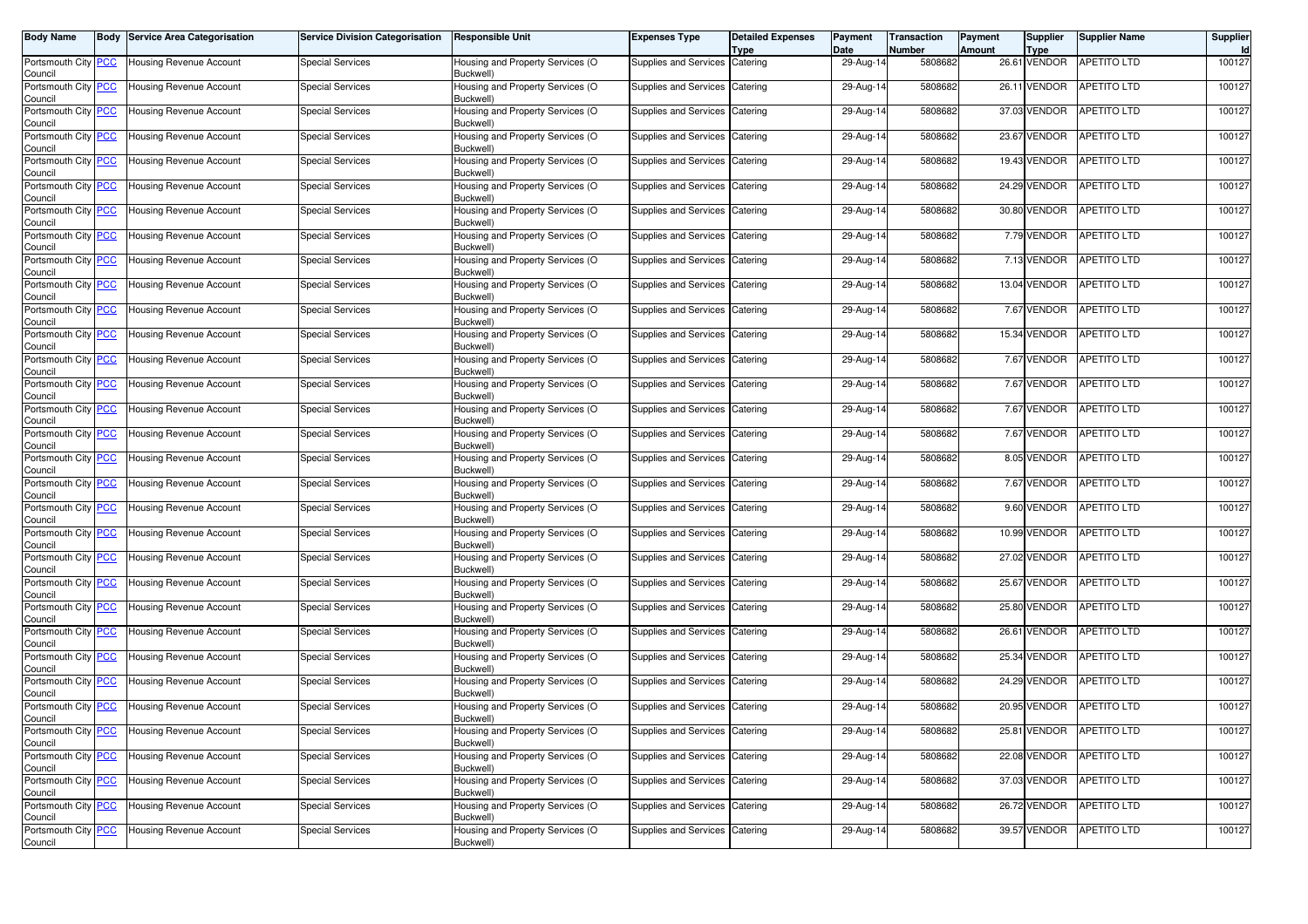| Body Name | Body | Service Area Categorisation | Service Division Categorisation | Responsible Unit | Expenses Type | Detailed Expenses Type | Payment Date | Transaction Number | Payment Amount | Supplier Type | Supplier Name | Supplier Id |
|---|---|---|---|---|---|---|---|---|---|---|---|---|
| Portsmouth City Council | PCC | Housing Revenue Account | Special Services | Housing and Property Services (O Buckwell) | Supplies and Services | Catering | 29-Aug-14 | 5808682 | 26.61 | VENDOR | APETITO LTD | 100127 |
| Portsmouth City Council | PCC | Housing Revenue Account | Special Services | Housing and Property Services (O Buckwell) | Supplies and Services | Catering | 29-Aug-14 | 5808682 | 26.11 | VENDOR | APETITO LTD | 100127 |
| Portsmouth City Council | PCC | Housing Revenue Account | Special Services | Housing and Property Services (O Buckwell) | Supplies and Services | Catering | 29-Aug-14 | 5808682 | 37.03 | VENDOR | APETITO LTD | 100127 |
| Portsmouth City Council | PCC | Housing Revenue Account | Special Services | Housing and Property Services (O Buckwell) | Supplies and Services | Catering | 29-Aug-14 | 5808682 | 23.67 | VENDOR | APETITO LTD | 100127 |
| Portsmouth City Council | PCC | Housing Revenue Account | Special Services | Housing and Property Services (O Buckwell) | Supplies and Services | Catering | 29-Aug-14 | 5808682 | 19.43 | VENDOR | APETITO LTD | 100127 |
| Portsmouth City Council | PCC | Housing Revenue Account | Special Services | Housing and Property Services (O Buckwell) | Supplies and Services | Catering | 29-Aug-14 | 5808682 | 24.29 | VENDOR | APETITO LTD | 100127 |
| Portsmouth City Council | PCC | Housing Revenue Account | Special Services | Housing and Property Services (O Buckwell) | Supplies and Services | Catering | 29-Aug-14 | 5808682 | 30.80 | VENDOR | APETITO LTD | 100127 |
| Portsmouth City Council | PCC | Housing Revenue Account | Special Services | Housing and Property Services (O Buckwell) | Supplies and Services | Catering | 29-Aug-14 | 5808682 | 7.79 | VENDOR | APETITO LTD | 100127 |
| Portsmouth City Council | PCC | Housing Revenue Account | Special Services | Housing and Property Services (O Buckwell) | Supplies and Services | Catering | 29-Aug-14 | 5808682 | 7.13 | VENDOR | APETITO LTD | 100127 |
| Portsmouth City Council | PCC | Housing Revenue Account | Special Services | Housing and Property Services (O Buckwell) | Supplies and Services | Catering | 29-Aug-14 | 5808682 | 13.04 | VENDOR | APETITO LTD | 100127 |
| Portsmouth City Council | PCC | Housing Revenue Account | Special Services | Housing and Property Services (O Buckwell) | Supplies and Services | Catering | 29-Aug-14 | 5808682 | 7.67 | VENDOR | APETITO LTD | 100127 |
| Portsmouth City Council | PCC | Housing Revenue Account | Special Services | Housing and Property Services (O Buckwell) | Supplies and Services | Catering | 29-Aug-14 | 5808682 | 15.34 | VENDOR | APETITO LTD | 100127 |
| Portsmouth City Council | PCC | Housing Revenue Account | Special Services | Housing and Property Services (O Buckwell) | Supplies and Services | Catering | 29-Aug-14 | 5808682 | 7.67 | VENDOR | APETITO LTD | 100127 |
| Portsmouth City Council | PCC | Housing Revenue Account | Special Services | Housing and Property Services (O Buckwell) | Supplies and Services | Catering | 29-Aug-14 | 5808682 | 7.67 | VENDOR | APETITO LTD | 100127 |
| Portsmouth City Council | PCC | Housing Revenue Account | Special Services | Housing and Property Services (O Buckwell) | Supplies and Services | Catering | 29-Aug-14 | 5808682 | 7.67 | VENDOR | APETITO LTD | 100127 |
| Portsmouth City Council | PCC | Housing Revenue Account | Special Services | Housing and Property Services (O Buckwell) | Supplies and Services | Catering | 29-Aug-14 | 5808682 | 7.67 | VENDOR | APETITO LTD | 100127 |
| Portsmouth City Council | PCC | Housing Revenue Account | Special Services | Housing and Property Services (O Buckwell) | Supplies and Services | Catering | 29-Aug-14 | 5808682 | 8.05 | VENDOR | APETITO LTD | 100127 |
| Portsmouth City Council | PCC | Housing Revenue Account | Special Services | Housing and Property Services (O Buckwell) | Supplies and Services | Catering | 29-Aug-14 | 5808682 | 7.67 | VENDOR | APETITO LTD | 100127 |
| Portsmouth City Council | PCC | Housing Revenue Account | Special Services | Housing and Property Services (O Buckwell) | Supplies and Services | Catering | 29-Aug-14 | 5808682 | 9.60 | VENDOR | APETITO LTD | 100127 |
| Portsmouth City Council | PCC | Housing Revenue Account | Special Services | Housing and Property Services (O Buckwell) | Supplies and Services | Catering | 29-Aug-14 | 5808682 | 10.99 | VENDOR | APETITO LTD | 100127 |
| Portsmouth City Council | PCC | Housing Revenue Account | Special Services | Housing and Property Services (O Buckwell) | Supplies and Services | Catering | 29-Aug-14 | 5808682 | 27.02 | VENDOR | APETITO LTD | 100127 |
| Portsmouth City Council | PCC | Housing Revenue Account | Special Services | Housing and Property Services (O Buckwell) | Supplies and Services | Catering | 29-Aug-14 | 5808682 | 25.67 | VENDOR | APETITO LTD | 100127 |
| Portsmouth City Council | PCC | Housing Revenue Account | Special Services | Housing and Property Services (O Buckwell) | Supplies and Services | Catering | 29-Aug-14 | 5808682 | 25.80 | VENDOR | APETITO LTD | 100127 |
| Portsmouth City Council | PCC | Housing Revenue Account | Special Services | Housing and Property Services (O Buckwell) | Supplies and Services | Catering | 29-Aug-14 | 5808682 | 26.61 | VENDOR | APETITO LTD | 100127 |
| Portsmouth City Council | PCC | Housing Revenue Account | Special Services | Housing and Property Services (O Buckwell) | Supplies and Services | Catering | 29-Aug-14 | 5808682 | 25.34 | VENDOR | APETITO LTD | 100127 |
| Portsmouth City Council | PCC | Housing Revenue Account | Special Services | Housing and Property Services (O Buckwell) | Supplies and Services | Catering | 29-Aug-14 | 5808682 | 24.29 | VENDOR | APETITO LTD | 100127 |
| Portsmouth City Council | PCC | Housing Revenue Account | Special Services | Housing and Property Services (O Buckwell) | Supplies and Services | Catering | 29-Aug-14 | 5808682 | 20.95 | VENDOR | APETITO LTD | 100127 |
| Portsmouth City Council | PCC | Housing Revenue Account | Special Services | Housing and Property Services (O Buckwell) | Supplies and Services | Catering | 29-Aug-14 | 5808682 | 25.81 | VENDOR | APETITO LTD | 100127 |
| Portsmouth City Council | PCC | Housing Revenue Account | Special Services | Housing and Property Services (O Buckwell) | Supplies and Services | Catering | 29-Aug-14 | 5808682 | 22.08 | VENDOR | APETITO LTD | 100127 |
| Portsmouth City Council | PCC | Housing Revenue Account | Special Services | Housing and Property Services (O Buckwell) | Supplies and Services | Catering | 29-Aug-14 | 5808682 | 37.03 | VENDOR | APETITO LTD | 100127 |
| Portsmouth City Council | PCC | Housing Revenue Account | Special Services | Housing and Property Services (O Buckwell) | Supplies and Services | Catering | 29-Aug-14 | 5808682 | 26.72 | VENDOR | APETITO LTD | 100127 |
| Portsmouth City Council | PCC | Housing Revenue Account | Special Services | Housing and Property Services (O Buckwell) | Supplies and Services | Catering | 29-Aug-14 | 5808682 | 39.57 | VENDOR | APETITO LTD | 100127 |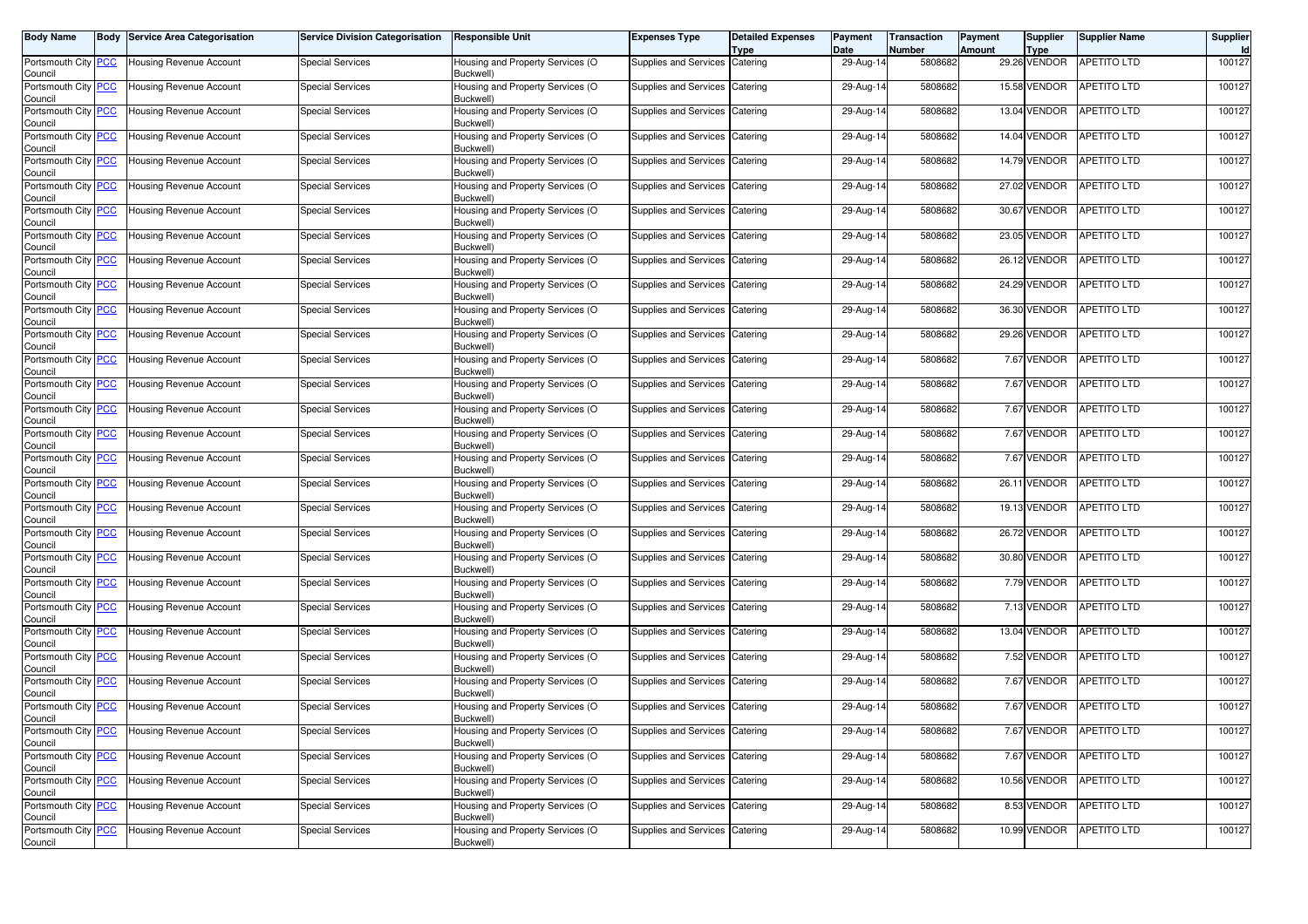| Body Name | Body | Service Area Categorisation | Service Division Categorisation | Responsible Unit | Expenses Type | Detailed Expenses Type | Payment Date | Transaction Number | Payment Amount | Supplier Type | Supplier Name | Supplier Id |
|---|---|---|---|---|---|---|---|---|---|---|---|---|
| Portsmouth City Council | PCC | Housing Revenue Account | Special Services | Housing and Property Services (O Buckwell) | Supplies and Services | Catering | 29-Aug-14 | 5808682 | 29.26 | VENDOR | APETITO LTD | 100127 |
| Portsmouth City Council | PCC | Housing Revenue Account | Special Services | Housing and Property Services (O Buckwell) | Supplies and Services | Catering | 29-Aug-14 | 5808682 | 15.58 | VENDOR | APETITO LTD | 100127 |
| Portsmouth City Council | PCC | Housing Revenue Account | Special Services | Housing and Property Services (O Buckwell) | Supplies and Services | Catering | 29-Aug-14 | 5808682 | 13.04 | VENDOR | APETITO LTD | 100127 |
| Portsmouth City Council | PCC | Housing Revenue Account | Special Services | Housing and Property Services (O Buckwell) | Supplies and Services | Catering | 29-Aug-14 | 5808682 | 14.04 | VENDOR | APETITO LTD | 100127 |
| Portsmouth City Council | PCC | Housing Revenue Account | Special Services | Housing and Property Services (O Buckwell) | Supplies and Services | Catering | 29-Aug-14 | 5808682 | 14.79 | VENDOR | APETITO LTD | 100127 |
| Portsmouth City Council | PCC | Housing Revenue Account | Special Services | Housing and Property Services (O Buckwell) | Supplies and Services | Catering | 29-Aug-14 | 5808682 | 27.02 | VENDOR | APETITO LTD | 100127 |
| Portsmouth City Council | PCC | Housing Revenue Account | Special Services | Housing and Property Services (O Buckwell) | Supplies and Services | Catering | 29-Aug-14 | 5808682 | 30.67 | VENDOR | APETITO LTD | 100127 |
| Portsmouth City Council | PCC | Housing Revenue Account | Special Services | Housing and Property Services (O Buckwell) | Supplies and Services | Catering | 29-Aug-14 | 5808682 | 23.05 | VENDOR | APETITO LTD | 100127 |
| Portsmouth City Council | PCC | Housing Revenue Account | Special Services | Housing and Property Services (O Buckwell) | Supplies and Services | Catering | 29-Aug-14 | 5808682 | 26.12 | VENDOR | APETITO LTD | 100127 |
| Portsmouth City Council | PCC | Housing Revenue Account | Special Services | Housing and Property Services (O Buckwell) | Supplies and Services | Catering | 29-Aug-14 | 5808682 | 24.29 | VENDOR | APETITO LTD | 100127 |
| Portsmouth City Council | PCC | Housing Revenue Account | Special Services | Housing and Property Services (O Buckwell) | Supplies and Services | Catering | 29-Aug-14 | 5808682 | 36.30 | VENDOR | APETITO LTD | 100127 |
| Portsmouth City Council | PCC | Housing Revenue Account | Special Services | Housing and Property Services (O Buckwell) | Supplies and Services | Catering | 29-Aug-14 | 5808682 | 29.26 | VENDOR | APETITO LTD | 100127 |
| Portsmouth City Council | PCC | Housing Revenue Account | Special Services | Housing and Property Services (O Buckwell) | Supplies and Services | Catering | 29-Aug-14 | 5808682 | 7.67 | VENDOR | APETITO LTD | 100127 |
| Portsmouth City Council | PCC | Housing Revenue Account | Special Services | Housing and Property Services (O Buckwell) | Supplies and Services | Catering | 29-Aug-14 | 5808682 | 7.67 | VENDOR | APETITO LTD | 100127 |
| Portsmouth City Council | PCC | Housing Revenue Account | Special Services | Housing and Property Services (O Buckwell) | Supplies and Services | Catering | 29-Aug-14 | 5808682 | 7.67 | VENDOR | APETITO LTD | 100127 |
| Portsmouth City Council | PCC | Housing Revenue Account | Special Services | Housing and Property Services (O Buckwell) | Supplies and Services | Catering | 29-Aug-14 | 5808682 | 7.67 | VENDOR | APETITO LTD | 100127 |
| Portsmouth City Council | PCC | Housing Revenue Account | Special Services | Housing and Property Services (O Buckwell) | Supplies and Services | Catering | 29-Aug-14 | 5808682 | 7.67 | VENDOR | APETITO LTD | 100127 |
| Portsmouth City Council | PCC | Housing Revenue Account | Special Services | Housing and Property Services (O Buckwell) | Supplies and Services | Catering | 29-Aug-14 | 5808682 | 26.11 | VENDOR | APETITO LTD | 100127 |
| Portsmouth City Council | PCC | Housing Revenue Account | Special Services | Housing and Property Services (O Buckwell) | Supplies and Services | Catering | 29-Aug-14 | 5808682 | 19.13 | VENDOR | APETITO LTD | 100127 |
| Portsmouth City Council | PCC | Housing Revenue Account | Special Services | Housing and Property Services (O Buckwell) | Supplies and Services | Catering | 29-Aug-14 | 5808682 | 26.72 | VENDOR | APETITO LTD | 100127 |
| Portsmouth City Council | PCC | Housing Revenue Account | Special Services | Housing and Property Services (O Buckwell) | Supplies and Services | Catering | 29-Aug-14 | 5808682 | 30.80 | VENDOR | APETITO LTD | 100127 |
| Portsmouth City Council | PCC | Housing Revenue Account | Special Services | Housing and Property Services (O Buckwell) | Supplies and Services | Catering | 29-Aug-14 | 5808682 | 7.79 | VENDOR | APETITO LTD | 100127 |
| Portsmouth City Council | PCC | Housing Revenue Account | Special Services | Housing and Property Services (O Buckwell) | Supplies and Services | Catering | 29-Aug-14 | 5808682 | 7.13 | VENDOR | APETITO LTD | 100127 |
| Portsmouth City Council | PCC | Housing Revenue Account | Special Services | Housing and Property Services (O Buckwell) | Supplies and Services | Catering | 29-Aug-14 | 5808682 | 13.04 | VENDOR | APETITO LTD | 100127 |
| Portsmouth City Council | PCC | Housing Revenue Account | Special Services | Housing and Property Services (O Buckwell) | Supplies and Services | Catering | 29-Aug-14 | 5808682 | 7.52 | VENDOR | APETITO LTD | 100127 |
| Portsmouth City Council | PCC | Housing Revenue Account | Special Services | Housing and Property Services (O Buckwell) | Supplies and Services | Catering | 29-Aug-14 | 5808682 | 7.67 | VENDOR | APETITO LTD | 100127 |
| Portsmouth City Council | PCC | Housing Revenue Account | Special Services | Housing and Property Services (O Buckwell) | Supplies and Services | Catering | 29-Aug-14 | 5808682 | 7.67 | VENDOR | APETITO LTD | 100127 |
| Portsmouth City Council | PCC | Housing Revenue Account | Special Services | Housing and Property Services (O Buckwell) | Supplies and Services | Catering | 29-Aug-14 | 5808682 | 7.67 | VENDOR | APETITO LTD | 100127 |
| Portsmouth City Council | PCC | Housing Revenue Account | Special Services | Housing and Property Services (O Buckwell) | Supplies and Services | Catering | 29-Aug-14 | 5808682 | 7.67 | VENDOR | APETITO LTD | 100127 |
| Portsmouth City Council | PCC | Housing Revenue Account | Special Services | Housing and Property Services (O Buckwell) | Supplies and Services | Catering | 29-Aug-14 | 5808682 | 10.56 | VENDOR | APETITO LTD | 100127 |
| Portsmouth City Council | PCC | Housing Revenue Account | Special Services | Housing and Property Services (O Buckwell) | Supplies and Services | Catering | 29-Aug-14 | 5808682 | 8.53 | VENDOR | APETITO LTD | 100127 |
| Portsmouth City Council | PCC | Housing Revenue Account | Special Services | Housing and Property Services (O Buckwell) | Supplies and Services | Catering | 29-Aug-14 | 5808682 | 10.99 | VENDOR | APETITO LTD | 100127 |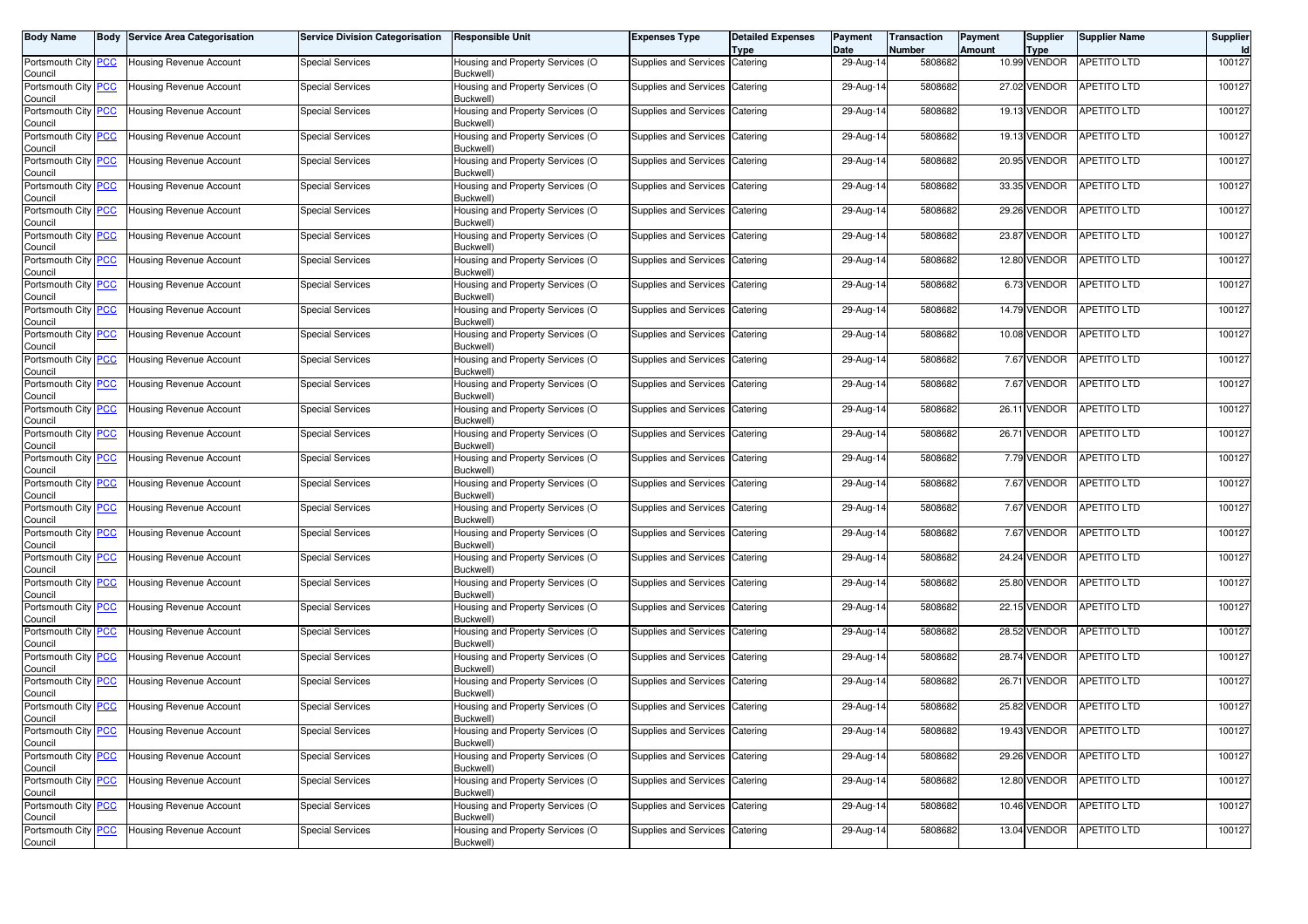| Body Name | Body | Service Area Categorisation | Service Division Categorisation | Responsible Unit | Expenses Type | Detailed Expenses Type | Payment Date | Transaction Number | Payment Amount | Supplier Type | Supplier Name | Supplier Id |
|---|---|---|---|---|---|---|---|---|---|---|---|---|
| Portsmouth City Council | PCC | Housing Revenue Account | Special Services | Housing and Property Services (O Buckwell) | Supplies and Services | Catering | 29-Aug-14 | 5808682 | 10.99 | VENDOR | APETITO LTD | 100127 |
| Portsmouth City Council | PCC | Housing Revenue Account | Special Services | Housing and Property Services (O Buckwell) | Supplies and Services | Catering | 29-Aug-14 | 5808682 | 27.02 | VENDOR | APETITO LTD | 100127 |
| Portsmouth City Council | PCC | Housing Revenue Account | Special Services | Housing and Property Services (O Buckwell) | Supplies and Services | Catering | 29-Aug-14 | 5808682 | 19.13 | VENDOR | APETITO LTD | 100127 |
| Portsmouth City Council | PCC | Housing Revenue Account | Special Services | Housing and Property Services (O Buckwell) | Supplies and Services | Catering | 29-Aug-14 | 5808682 | 19.13 | VENDOR | APETITO LTD | 100127 |
| Portsmouth City Council | PCC | Housing Revenue Account | Special Services | Housing and Property Services (O Buckwell) | Supplies and Services | Catering | 29-Aug-14 | 5808682 | 20.95 | VENDOR | APETITO LTD | 100127 |
| Portsmouth City Council | PCC | Housing Revenue Account | Special Services | Housing and Property Services (O Buckwell) | Supplies and Services | Catering | 29-Aug-14 | 5808682 | 33.35 | VENDOR | APETITO LTD | 100127 |
| Portsmouth City Council | PCC | Housing Revenue Account | Special Services | Housing and Property Services (O Buckwell) | Supplies and Services | Catering | 29-Aug-14 | 5808682 | 29.26 | VENDOR | APETITO LTD | 100127 |
| Portsmouth City Council | PCC | Housing Revenue Account | Special Services | Housing and Property Services (O Buckwell) | Supplies and Services | Catering | 29-Aug-14 | 5808682 | 23.87 | VENDOR | APETITO LTD | 100127 |
| Portsmouth City Council | PCC | Housing Revenue Account | Special Services | Housing and Property Services (O Buckwell) | Supplies and Services | Catering | 29-Aug-14 | 5808682 | 12.80 | VENDOR | APETITO LTD | 100127 |
| Portsmouth City Council | PCC | Housing Revenue Account | Special Services | Housing and Property Services (O Buckwell) | Supplies and Services | Catering | 29-Aug-14 | 5808682 | 6.73 | VENDOR | APETITO LTD | 100127 |
| Portsmouth City Council | PCC | Housing Revenue Account | Special Services | Housing and Property Services (O Buckwell) | Supplies and Services | Catering | 29-Aug-14 | 5808682 | 14.79 | VENDOR | APETITO LTD | 100127 |
| Portsmouth City Council | PCC | Housing Revenue Account | Special Services | Housing and Property Services (O Buckwell) | Supplies and Services | Catering | 29-Aug-14 | 5808682 | 10.08 | VENDOR | APETITO LTD | 100127 |
| Portsmouth City Council | PCC | Housing Revenue Account | Special Services | Housing and Property Services (O Buckwell) | Supplies and Services | Catering | 29-Aug-14 | 5808682 | 7.67 | VENDOR | APETITO LTD | 100127 |
| Portsmouth City Council | PCC | Housing Revenue Account | Special Services | Housing and Property Services (O Buckwell) | Supplies and Services | Catering | 29-Aug-14 | 5808682 | 7.67 | VENDOR | APETITO LTD | 100127 |
| Portsmouth City Council | PCC | Housing Revenue Account | Special Services | Housing and Property Services (O Buckwell) | Supplies and Services | Catering | 29-Aug-14 | 5808682 | 26.11 | VENDOR | APETITO LTD | 100127 |
| Portsmouth City Council | PCC | Housing Revenue Account | Special Services | Housing and Property Services (O Buckwell) | Supplies and Services | Catering | 29-Aug-14 | 5808682 | 26.71 | VENDOR | APETITO LTD | 100127 |
| Portsmouth City Council | PCC | Housing Revenue Account | Special Services | Housing and Property Services (O Buckwell) | Supplies and Services | Catering | 29-Aug-14 | 5808682 | 7.79 | VENDOR | APETITO LTD | 100127 |
| Portsmouth City Council | PCC | Housing Revenue Account | Special Services | Housing and Property Services (O Buckwell) | Supplies and Services | Catering | 29-Aug-14 | 5808682 | 7.67 | VENDOR | APETITO LTD | 100127 |
| Portsmouth City Council | PCC | Housing Revenue Account | Special Services | Housing and Property Services (O Buckwell) | Supplies and Services | Catering | 29-Aug-14 | 5808682 | 7.67 | VENDOR | APETITO LTD | 100127 |
| Portsmouth City Council | PCC | Housing Revenue Account | Special Services | Housing and Property Services (O Buckwell) | Supplies and Services | Catering | 29-Aug-14 | 5808682 | 7.67 | VENDOR | APETITO LTD | 100127 |
| Portsmouth City Council | PCC | Housing Revenue Account | Special Services | Housing and Property Services (O Buckwell) | Supplies and Services | Catering | 29-Aug-14 | 5808682 | 24.24 | VENDOR | APETITO LTD | 100127 |
| Portsmouth City Council | PCC | Housing Revenue Account | Special Services | Housing and Property Services (O Buckwell) | Supplies and Services | Catering | 29-Aug-14 | 5808682 | 25.80 | VENDOR | APETITO LTD | 100127 |
| Portsmouth City Council | PCC | Housing Revenue Account | Special Services | Housing and Property Services (O Buckwell) | Supplies and Services | Catering | 29-Aug-14 | 5808682 | 22.15 | VENDOR | APETITO LTD | 100127 |
| Portsmouth City Council | PCC | Housing Revenue Account | Special Services | Housing and Property Services (O Buckwell) | Supplies and Services | Catering | 29-Aug-14 | 5808682 | 28.52 | VENDOR | APETITO LTD | 100127 |
| Portsmouth City Council | PCC | Housing Revenue Account | Special Services | Housing and Property Services (O Buckwell) | Supplies and Services | Catering | 29-Aug-14 | 5808682 | 28.74 | VENDOR | APETITO LTD | 100127 |
| Portsmouth City Council | PCC | Housing Revenue Account | Special Services | Housing and Property Services (O Buckwell) | Supplies and Services | Catering | 29-Aug-14 | 5808682 | 26.71 | VENDOR | APETITO LTD | 100127 |
| Portsmouth City Council | PCC | Housing Revenue Account | Special Services | Housing and Property Services (O Buckwell) | Supplies and Services | Catering | 29-Aug-14 | 5808682 | 25.82 | VENDOR | APETITO LTD | 100127 |
| Portsmouth City Council | PCC | Housing Revenue Account | Special Services | Housing and Property Services (O Buckwell) | Supplies and Services | Catering | 29-Aug-14 | 5808682 | 19.43 | VENDOR | APETITO LTD | 100127 |
| Portsmouth City Council | PCC | Housing Revenue Account | Special Services | Housing and Property Services (O Buckwell) | Supplies and Services | Catering | 29-Aug-14 | 5808682 | 29.26 | VENDOR | APETITO LTD | 100127 |
| Portsmouth City Council | PCC | Housing Revenue Account | Special Services | Housing and Property Services (O Buckwell) | Supplies and Services | Catering | 29-Aug-14 | 5808682 | 12.80 | VENDOR | APETITO LTD | 100127 |
| Portsmouth City Council | PCC | Housing Revenue Account | Special Services | Housing and Property Services (O Buckwell) | Supplies and Services | Catering | 29-Aug-14 | 5808682 | 10.46 | VENDOR | APETITO LTD | 100127 |
| Portsmouth City Council | PCC | Housing Revenue Account | Special Services | Housing and Property Services (O Buckwell) | Supplies and Services | Catering | 29-Aug-14 | 5808682 | 13.04 | VENDOR | APETITO LTD | 100127 |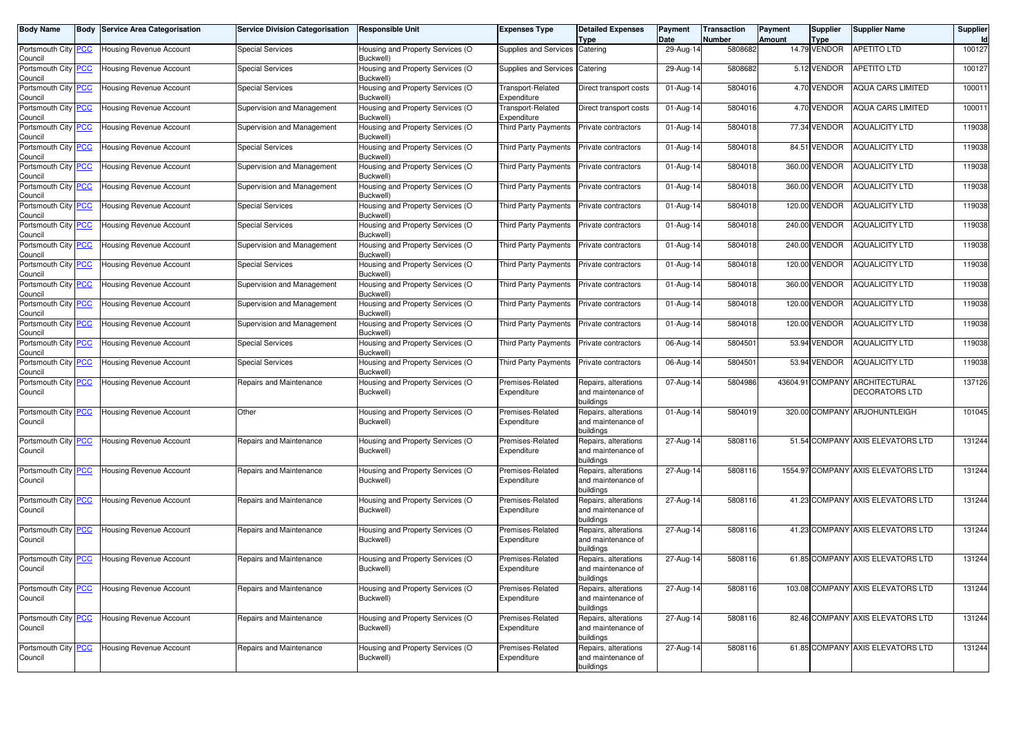| Body Name | Body | Service Area Categorisation | Service Division Categorisation | Responsible Unit | Expenses Type | Detailed Expenses Type | Payment Date | Transaction Number | Payment Amount | Supplier Type | Supplier Name | Supplier Id |
|---|---|---|---|---|---|---|---|---|---|---|---|---|
| Portsmouth City Council | PCC | Housing Revenue Account | Special Services | Housing and Property Services (O Buckwell) | Supplies and Services | Catering | 29-Aug-14 | 5808682 | 14.79 | VENDOR | APETITO LTD | 100127 |
| Portsmouth City Council | PCC | Housing Revenue Account | Special Services | Housing and Property Services (O Buckwell) | Supplies and Services | Catering | 29-Aug-14 | 5808682 | 5.12 | VENDOR | APETITO LTD | 100127 |
| Portsmouth City Council | PCC | Housing Revenue Account | Special Services | Housing and Property Services (O Buckwell) | Transport-Related Expenditure | Direct transport costs | 01-Aug-14 | 5804016 | 4.70 | VENDOR | AQUA CARS LIMITED | 100011 |
| Portsmouth City Council | PCC | Housing Revenue Account | Supervision and Management | Housing and Property Services (O Buckwell) | Transport-Related Expenditure | Direct transport costs | 01-Aug-14 | 5804016 | 4.70 | VENDOR | AQUA CARS LIMITED | 100011 |
| Portsmouth City Council | PCC | Housing Revenue Account | Supervision and Management | Housing and Property Services (O Buckwell) | Third Party Payments | Private contractors | 01-Aug-14 | 5804018 | 77.34 | VENDOR | AQUALICITY LTD | 119038 |
| Portsmouth City Council | PCC | Housing Revenue Account | Special Services | Housing and Property Services (O Buckwell) | Third Party Payments | Private contractors | 01-Aug-14 | 5804018 | 84.51 | VENDOR | AQUALICITY LTD | 119038 |
| Portsmouth City Council | PCC | Housing Revenue Account | Supervision and Management | Housing and Property Services (O Buckwell) | Third Party Payments | Private contractors | 01-Aug-14 | 5804018 | 360.00 | VENDOR | AQUALICITY LTD | 119038 |
| Portsmouth City Council | PCC | Housing Revenue Account | Supervision and Management | Housing and Property Services (O Buckwell) | Third Party Payments | Private contractors | 01-Aug-14 | 5804018 | 360.00 | VENDOR | AQUALICITY LTD | 119038 |
| Portsmouth City Council | PCC | Housing Revenue Account | Special Services | Housing and Property Services (O Buckwell) | Third Party Payments | Private contractors | 01-Aug-14 | 5804018 | 120.00 | VENDOR | AQUALICITY LTD | 119038 |
| Portsmouth City Council | PCC | Housing Revenue Account | Special Services | Housing and Property Services (O Buckwell) | Third Party Payments | Private contractors | 01-Aug-14 | 5804018 | 240.00 | VENDOR | AQUALICITY LTD | 119038 |
| Portsmouth City Council | PCC | Housing Revenue Account | Supervision and Management | Housing and Property Services (O Buckwell) | Third Party Payments | Private contractors | 01-Aug-14 | 5804018 | 240.00 | VENDOR | AQUALICITY LTD | 119038 |
| Portsmouth City Council | PCC | Housing Revenue Account | Special Services | Housing and Property Services (O Buckwell) | Third Party Payments | Private contractors | 01-Aug-14 | 5804018 | 120.00 | VENDOR | AQUALICITY LTD | 119038 |
| Portsmouth City Council | PCC | Housing Revenue Account | Supervision and Management | Housing and Property Services (O Buckwell) | Third Party Payments | Private contractors | 01-Aug-14 | 5804018 | 360.00 | VENDOR | AQUALICITY LTD | 119038 |
| Portsmouth City Council | PCC | Housing Revenue Account | Supervision and Management | Housing and Property Services (O Buckwell) | Third Party Payments | Private contractors | 01-Aug-14 | 5804018 | 120.00 | VENDOR | AQUALICITY LTD | 119038 |
| Portsmouth City Council | PCC | Housing Revenue Account | Supervision and Management | Housing and Property Services (O Buckwell) | Third Party Payments | Private contractors | 01-Aug-14 | 5804018 | 120.00 | VENDOR | AQUALICITY LTD | 119038 |
| Portsmouth City Council | PCC | Housing Revenue Account | Special Services | Housing and Property Services (O Buckwell) | Third Party Payments | Private contractors | 06-Aug-14 | 5804501 | 53.94 | VENDOR | AQUALICITY LTD | 119038 |
| Portsmouth City Council | PCC | Housing Revenue Account | Special Services | Housing and Property Services (O Buckwell) | Third Party Payments | Private contractors | 06-Aug-14 | 5804501 | 53.94 | VENDOR | AQUALICITY LTD | 119038 |
| Portsmouth City Council | PCC | Housing Revenue Account | Repairs and Maintenance | Housing and Property Services (O Buckwell) | Premises-Related Expenditure | Repairs, alterations and maintenance of buildings | 07-Aug-14 | 5804986 | 43604.91 | COMPANY | ARCHITECTURAL DECORATORS LTD | 137126 |
| Portsmouth City Council | PCC | Housing Revenue Account | Other | Housing and Property Services (O Buckwell) | Premises-Related Expenditure | Repairs, alterations and maintenance of buildings | 01-Aug-14 | 5804019 | 320.00 | COMPANY | ARJOHUNTLEIGH | 101045 |
| Portsmouth City Council | PCC | Housing Revenue Account | Repairs and Maintenance | Housing and Property Services (O Buckwell) | Premises-Related Expenditure | Repairs, alterations and maintenance of buildings | 27-Aug-14 | 5808116 | 51.54 | COMPANY | AXIS ELEVATORS LTD | 131244 |
| Portsmouth City Council | PCC | Housing Revenue Account | Repairs and Maintenance | Housing and Property Services (O Buckwell) | Premises-Related Expenditure | Repairs, alterations and maintenance of buildings | 27-Aug-14 | 5808116 | 1554.97 | COMPANY | AXIS ELEVATORS LTD | 131244 |
| Portsmouth City Council | PCC | Housing Revenue Account | Repairs and Maintenance | Housing and Property Services (O Buckwell) | Premises-Related Expenditure | Repairs, alterations and maintenance of buildings | 27-Aug-14 | 5808116 | 41.23 | COMPANY | AXIS ELEVATORS LTD | 131244 |
| Portsmouth City Council | PCC | Housing Revenue Account | Repairs and Maintenance | Housing and Property Services (O Buckwell) | Premises-Related Expenditure | Repairs, alterations and maintenance of buildings | 27-Aug-14 | 5808116 | 41.23 | COMPANY | AXIS ELEVATORS LTD | 131244 |
| Portsmouth City Council | PCC | Housing Revenue Account | Repairs and Maintenance | Housing and Property Services (O Buckwell) | Premises-Related Expenditure | Repairs, alterations and maintenance of buildings | 27-Aug-14 | 5808116 | 61.85 | COMPANY | AXIS ELEVATORS LTD | 131244 |
| Portsmouth City Council | PCC | Housing Revenue Account | Repairs and Maintenance | Housing and Property Services (O Buckwell) | Premises-Related Expenditure | Repairs, alterations and maintenance of buildings | 27-Aug-14 | 5808116 | 103.08 | COMPANY | AXIS ELEVATORS LTD | 131244 |
| Portsmouth City Council | PCC | Housing Revenue Account | Repairs and Maintenance | Housing and Property Services (O Buckwell) | Premises-Related Expenditure | Repairs, alterations and maintenance of buildings | 27-Aug-14 | 5808116 | 82.46 | COMPANY | AXIS ELEVATORS LTD | 131244 |
| Portsmouth City Council | PCC | Housing Revenue Account | Repairs and Maintenance | Housing and Property Services (O Buckwell) | Premises-Related Expenditure | Repairs, alterations and maintenance of buildings | 27-Aug-14 | 5808116 | 61.85 | COMPANY | AXIS ELEVATORS LTD | 131244 |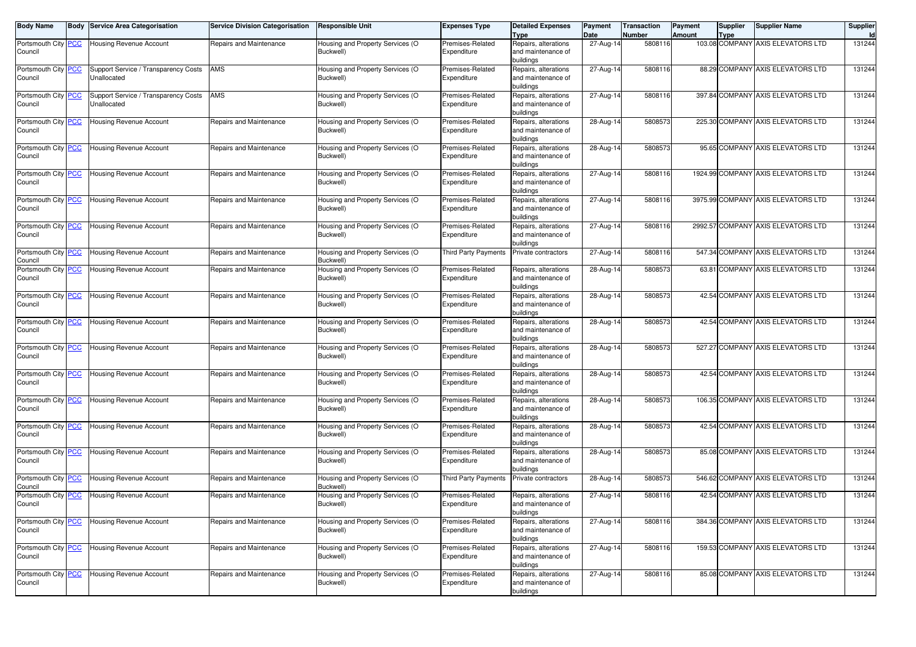| Body Name | Body | Service Area Categorisation | Service Division Categorisation | Responsible Unit | Expenses Type | Detailed Expenses Type | Payment Date | Transaction Number | Payment Amount | Supplier Type | Supplier Name | Supplier Id |
|---|---|---|---|---|---|---|---|---|---|---|---|---|
| Portsmouth City Council | PCC | Housing Revenue Account | Repairs and Maintenance | Housing and Property Services (O Buckwell) | Premises-Related Expenditure | Repairs, alterations and maintenance of buildings | 27-Aug-14 | 5808116 | 103.08 | COMPANY | AXIS ELEVATORS LTD | 131244 |
| Portsmouth City Council | PCC | Support Service / Transparency Costs Unallocated | AMS | Housing and Property Services (O Buckwell) | Premises-Related Expenditure | Repairs, alterations and maintenance of buildings | 27-Aug-14 | 5808116 | 88.29 | COMPANY | AXIS ELEVATORS LTD | 131244 |
| Portsmouth City Council | PCC | Support Service / Transparency Costs Unallocated | AMS | Housing and Property Services (O Buckwell) | Premises-Related Expenditure | Repairs, alterations and maintenance of buildings | 27-Aug-14 | 5808116 | 397.84 | COMPANY | AXIS ELEVATORS LTD | 131244 |
| Portsmouth City Council | PCC | Housing Revenue Account | Repairs and Maintenance | Housing and Property Services (O Buckwell) | Premises-Related Expenditure | Repairs, alterations and maintenance of buildings | 28-Aug-14 | 5808573 | 225.30 | COMPANY | AXIS ELEVATORS LTD | 131244 |
| Portsmouth City Council | PCC | Housing Revenue Account | Repairs and Maintenance | Housing and Property Services (O Buckwell) | Premises-Related Expenditure | Repairs, alterations and maintenance of buildings | 28-Aug-14 | 5808573 | 95.65 | COMPANY | AXIS ELEVATORS LTD | 131244 |
| Portsmouth City Council | PCC | Housing Revenue Account | Repairs and Maintenance | Housing and Property Services (O Buckwell) | Premises-Related Expenditure | Repairs, alterations and maintenance of buildings | 27-Aug-14 | 5808116 | 1924.99 | COMPANY | AXIS ELEVATORS LTD | 131244 |
| Portsmouth City Council | PCC | Housing Revenue Account | Repairs and Maintenance | Housing and Property Services (O Buckwell) | Premises-Related Expenditure | Repairs, alterations and maintenance of buildings | 27-Aug-14 | 5808116 | 3975.99 | COMPANY | AXIS ELEVATORS LTD | 131244 |
| Portsmouth City Council | PCC | Housing Revenue Account | Repairs and Maintenance | Housing and Property Services (O Buckwell) | Premises-Related Expenditure | Repairs, alterations and maintenance of buildings | 27-Aug-14 | 5808116 | 2992.57 | COMPANY | AXIS ELEVATORS LTD | 131244 |
| Portsmouth City Council | PCC | Housing Revenue Account | Repairs and Maintenance | Housing and Property Services (O Buckwell) | Third Party Payments | Private contractors | 27-Aug-14 | 5808116 | 547.34 | COMPANY | AXIS ELEVATORS LTD | 131244 |
| Portsmouth City Council | PCC | Housing Revenue Account | Repairs and Maintenance | Housing and Property Services (O Buckwell) | Premises-Related Expenditure | Repairs, alterations and maintenance of buildings | 28-Aug-14 | 5808573 | 63.81 | COMPANY | AXIS ELEVATORS LTD | 131244 |
| Portsmouth City Council | PCC | Housing Revenue Account | Repairs and Maintenance | Housing and Property Services (O Buckwell) | Premises-Related Expenditure | Repairs, alterations and maintenance of buildings | 28-Aug-14 | 5808573 | 42.54 | COMPANY | AXIS ELEVATORS LTD | 131244 |
| Portsmouth City Council | PCC | Housing Revenue Account | Repairs and Maintenance | Housing and Property Services (O Buckwell) | Premises-Related Expenditure | Repairs, alterations and maintenance of buildings | 28-Aug-14 | 5808573 | 42.54 | COMPANY | AXIS ELEVATORS LTD | 131244 |
| Portsmouth City Council | PCC | Housing Revenue Account | Repairs and Maintenance | Housing and Property Services (O Buckwell) | Premises-Related Expenditure | Repairs, alterations and maintenance of buildings | 28-Aug-14 | 5808573 | 527.27 | COMPANY | AXIS ELEVATORS LTD | 131244 |
| Portsmouth City Council | PCC | Housing Revenue Account | Repairs and Maintenance | Housing and Property Services (O Buckwell) | Premises-Related Expenditure | Repairs, alterations and maintenance of buildings | 28-Aug-14 | 5808573 | 42.54 | COMPANY | AXIS ELEVATORS LTD | 131244 |
| Portsmouth City Council | PCC | Housing Revenue Account | Repairs and Maintenance | Housing and Property Services (O Buckwell) | Premises-Related Expenditure | Repairs, alterations and maintenance of buildings | 28-Aug-14 | 5808573 | 106.35 | COMPANY | AXIS ELEVATORS LTD | 131244 |
| Portsmouth City Council | PCC | Housing Revenue Account | Repairs and Maintenance | Housing and Property Services (O Buckwell) | Premises-Related Expenditure | Repairs, alterations and maintenance of buildings | 28-Aug-14 | 5808573 | 42.54 | COMPANY | AXIS ELEVATORS LTD | 131244 |
| Portsmouth City Council | PCC | Housing Revenue Account | Repairs and Maintenance | Housing and Property Services (O Buckwell) | Premises-Related Expenditure | Repairs, alterations and maintenance of buildings | 28-Aug-14 | 5808573 | 85.08 | COMPANY | AXIS ELEVATORS LTD | 131244 |
| Portsmouth City Council | PCC | Housing Revenue Account | Repairs and Maintenance | Housing and Property Services (O Buckwell) | Third Party Payments | Private contractors | 28-Aug-14 | 5808573 | 546.62 | COMPANY | AXIS ELEVATORS LTD | 131244 |
| Portsmouth City Council | PCC | Housing Revenue Account | Repairs and Maintenance | Housing and Property Services (O Buckwell) | Premises-Related Expenditure | Repairs, alterations and maintenance of buildings | 27-Aug-14 | 5808116 | 42.54 | COMPANY | AXIS ELEVATORS LTD | 131244 |
| Portsmouth City Council | PCC | Housing Revenue Account | Repairs and Maintenance | Housing and Property Services (O Buckwell) | Premises-Related Expenditure | Repairs, alterations and maintenance of buildings | 27-Aug-14 | 5808116 | 384.36 | COMPANY | AXIS ELEVATORS LTD | 131244 |
| Portsmouth City Council | PCC | Housing Revenue Account | Repairs and Maintenance | Housing and Property Services (O Buckwell) | Premises-Related Expenditure | Repairs, alterations and maintenance of buildings | 27-Aug-14 | 5808116 | 159.53 | COMPANY | AXIS ELEVATORS LTD | 131244 |
| Portsmouth City Council | PCC | Housing Revenue Account | Repairs and Maintenance | Housing and Property Services (O Buckwell) | Premises-Related Expenditure | Repairs, alterations and maintenance of buildings | 27-Aug-14 | 5808116 | 85.08 | COMPANY | AXIS ELEVATORS LTD | 131244 |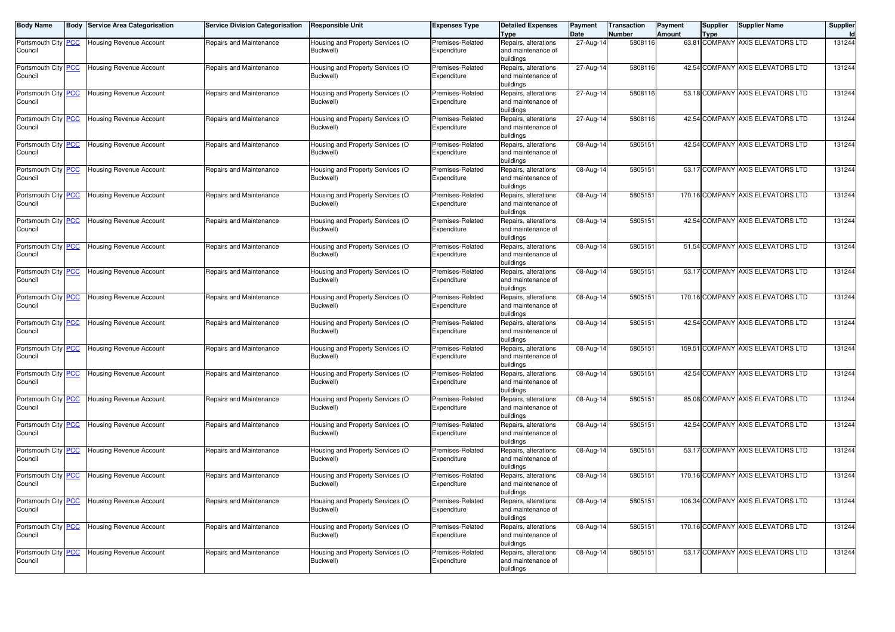| Body Name | Body | Service Area Categorisation | Service Division Categorisation | Responsible Unit | Expenses Type | Detailed Expenses Type | Payment Date | Transaction Number | Payment Amount | Supplier Type | Supplier Name | Supplier Id |
|---|---|---|---|---|---|---|---|---|---|---|---|---|
| Portsmouth City Council | PCC | Housing Revenue Account | Repairs and Maintenance | Housing and Property Services (O Buckwell) | Premises-Related Expenditure | Repairs, alterations and maintenance of buildings | 27-Aug-14 | 5808116 | 63.81 | COMPANY | AXIS ELEVATORS LTD | 131244 |
| Portsmouth City Council | PCC | Housing Revenue Account | Repairs and Maintenance | Housing and Property Services (O Buckwell) | Premises-Related Expenditure | Repairs, alterations and maintenance of buildings | 27-Aug-14 | 5808116 | 42.54 | COMPANY | AXIS ELEVATORS LTD | 131244 |
| Portsmouth City Council | PCC | Housing Revenue Account | Repairs and Maintenance | Housing and Property Services (O Buckwell) | Premises-Related Expenditure | Repairs, alterations and maintenance of buildings | 27-Aug-14 | 5808116 | 53.18 | COMPANY | AXIS ELEVATORS LTD | 131244 |
| Portsmouth City Council | PCC | Housing Revenue Account | Repairs and Maintenance | Housing and Property Services (O Buckwell) | Premises-Related Expenditure | Repairs, alterations and maintenance of buildings | 27-Aug-14 | 5808116 | 42.54 | COMPANY | AXIS ELEVATORS LTD | 131244 |
| Portsmouth City Council | PCC | Housing Revenue Account | Repairs and Maintenance | Housing and Property Services (O Buckwell) | Premises-Related Expenditure | Repairs, alterations and maintenance of buildings | 08-Aug-14 | 5805151 | 42.54 | COMPANY | AXIS ELEVATORS LTD | 131244 |
| Portsmouth City Council | PCC | Housing Revenue Account | Repairs and Maintenance | Housing and Property Services (O Buckwell) | Premises-Related Expenditure | Repairs, alterations and maintenance of buildings | 08-Aug-14 | 5805151 | 53.17 | COMPANY | AXIS ELEVATORS LTD | 131244 |
| Portsmouth City Council | PCC | Housing Revenue Account | Repairs and Maintenance | Housing and Property Services (O Buckwell) | Premises-Related Expenditure | Repairs, alterations and maintenance of buildings | 08-Aug-14 | 5805151 | 170.16 | COMPANY | AXIS ELEVATORS LTD | 131244 |
| Portsmouth City Council | PCC | Housing Revenue Account | Repairs and Maintenance | Housing and Property Services (O Buckwell) | Premises-Related Expenditure | Repairs, alterations and maintenance of buildings | 08-Aug-14 | 5805151 | 42.54 | COMPANY | AXIS ELEVATORS LTD | 131244 |
| Portsmouth City Council | PCC | Housing Revenue Account | Repairs and Maintenance | Housing and Property Services (O Buckwell) | Premises-Related Expenditure | Repairs, alterations and maintenance of buildings | 08-Aug-14 | 5805151 | 51.54 | COMPANY | AXIS ELEVATORS LTD | 131244 |
| Portsmouth City Council | PCC | Housing Revenue Account | Repairs and Maintenance | Housing and Property Services (O Buckwell) | Premises-Related Expenditure | Repairs, alterations and maintenance of buildings | 08-Aug-14 | 5805151 | 53.17 | COMPANY | AXIS ELEVATORS LTD | 131244 |
| Portsmouth City Council | PCC | Housing Revenue Account | Repairs and Maintenance | Housing and Property Services (O Buckwell) | Premises-Related Expenditure | Repairs, alterations and maintenance of buildings | 08-Aug-14 | 5805151 | 170.16 | COMPANY | AXIS ELEVATORS LTD | 131244 |
| Portsmouth City Council | PCC | Housing Revenue Account | Repairs and Maintenance | Housing and Property Services (O Buckwell) | Premises-Related Expenditure | Repairs, alterations and maintenance of buildings | 08-Aug-14 | 5805151 | 42.54 | COMPANY | AXIS ELEVATORS LTD | 131244 |
| Portsmouth City Council | PCC | Housing Revenue Account | Repairs and Maintenance | Housing and Property Services (O Buckwell) | Premises-Related Expenditure | Repairs, alterations and maintenance of buildings | 08-Aug-14 | 5805151 | 159.51 | COMPANY | AXIS ELEVATORS LTD | 131244 |
| Portsmouth City Council | PCC | Housing Revenue Account | Repairs and Maintenance | Housing and Property Services (O Buckwell) | Premises-Related Expenditure | Repairs, alterations and maintenance of buildings | 08-Aug-14 | 5805151 | 42.54 | COMPANY | AXIS ELEVATORS LTD | 131244 |
| Portsmouth City Council | PCC | Housing Revenue Account | Repairs and Maintenance | Housing and Property Services (O Buckwell) | Premises-Related Expenditure | Repairs, alterations and maintenance of buildings | 08-Aug-14 | 5805151 | 85.08 | COMPANY | AXIS ELEVATORS LTD | 131244 |
| Portsmouth City Council | PCC | Housing Revenue Account | Repairs and Maintenance | Housing and Property Services (O Buckwell) | Premises-Related Expenditure | Repairs, alterations and maintenance of buildings | 08-Aug-14 | 5805151 | 42.54 | COMPANY | AXIS ELEVATORS LTD | 131244 |
| Portsmouth City Council | PCC | Housing Revenue Account | Repairs and Maintenance | Housing and Property Services (O Buckwell) | Premises-Related Expenditure | Repairs, alterations and maintenance of buildings | 08-Aug-14 | 5805151 | 53.17 | COMPANY | AXIS ELEVATORS LTD | 131244 |
| Portsmouth City Council | PCC | Housing Revenue Account | Repairs and Maintenance | Housing and Property Services (O Buckwell) | Premises-Related Expenditure | Repairs, alterations and maintenance of buildings | 08-Aug-14 | 5805151 | 170.16 | COMPANY | AXIS ELEVATORS LTD | 131244 |
| Portsmouth City Council | PCC | Housing Revenue Account | Repairs and Maintenance | Housing and Property Services (O Buckwell) | Premises-Related Expenditure | Repairs, alterations and maintenance of buildings | 08-Aug-14 | 5805151 | 106.34 | COMPANY | AXIS ELEVATORS LTD | 131244 |
| Portsmouth City Council | PCC | Housing Revenue Account | Repairs and Maintenance | Housing and Property Services (O Buckwell) | Premises-Related Expenditure | Repairs, alterations and maintenance of buildings | 08-Aug-14 | 5805151 | 170.16 | COMPANY | AXIS ELEVATORS LTD | 131244 |
| Portsmouth City Council | PCC | Housing Revenue Account | Repairs and Maintenance | Housing and Property Services (O Buckwell) | Premises-Related Expenditure | Repairs, alterations and maintenance of buildings | 08-Aug-14 | 5805151 | 53.17 | COMPANY | AXIS ELEVATORS LTD | 131244 |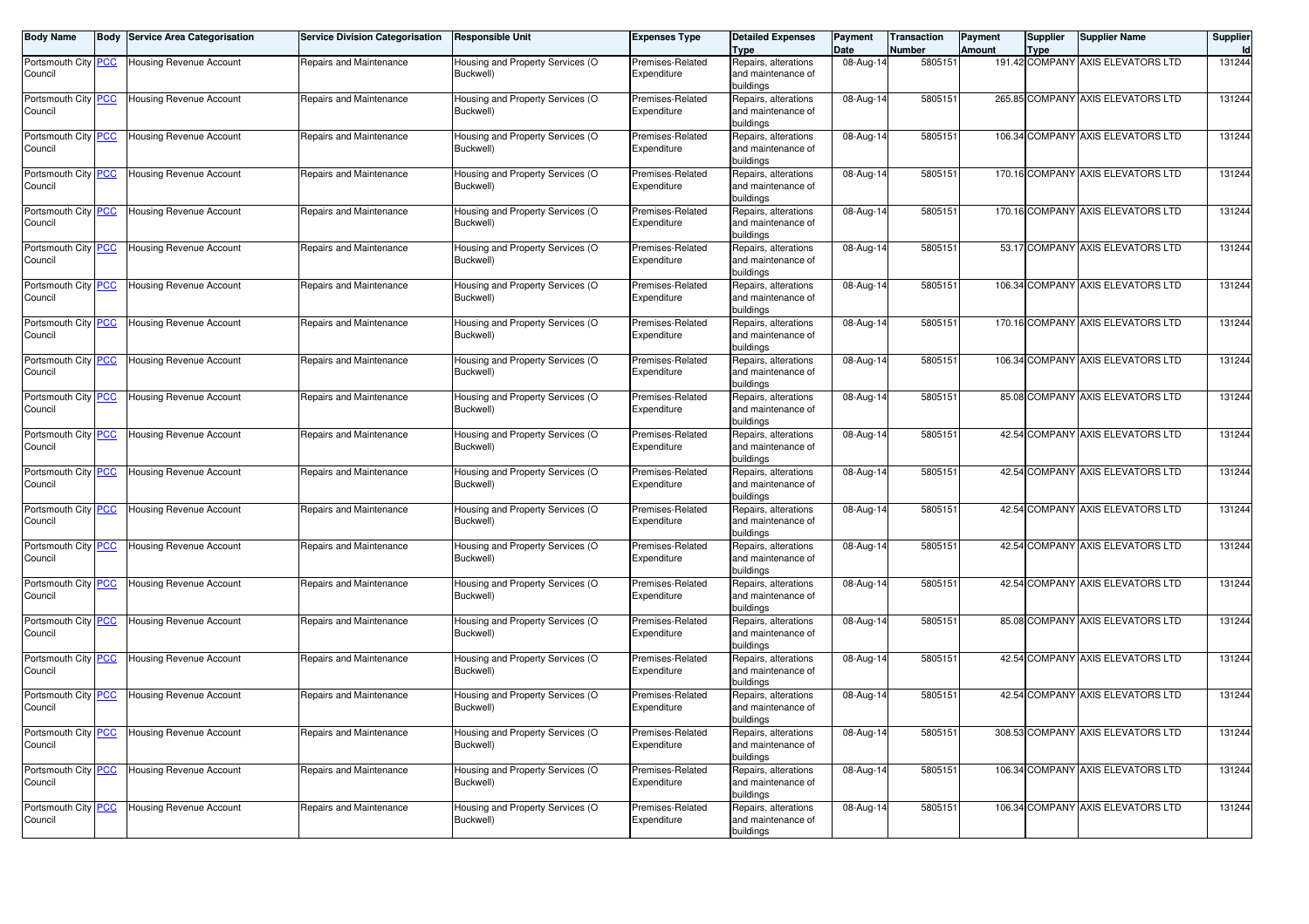| Body Name | Body | Service Area Categorisation | Service Division Categorisation | Responsible Unit | Expenses Type | Detailed Expenses Type | Payment Date | Transaction Number | Payment Amount | Supplier Type | Supplier Name | Supplier Id |
|---|---|---|---|---|---|---|---|---|---|---|---|---|
| Portsmouth City Council | PCC | Housing Revenue Account | Repairs and Maintenance | Housing and Property Services (O Buckwell) | Premises-Related Expenditure | Repairs, alterations and maintenance of buildings | 08-Aug-14 | 5805151 | 191.42 | COMPANY | AXIS ELEVATORS LTD | 131244 |
| Portsmouth City Council | PCC | Housing Revenue Account | Repairs and Maintenance | Housing and Property Services (O Buckwell) | Premises-Related Expenditure | Repairs, alterations and maintenance of buildings | 08-Aug-14 | 5805151 | 265.85 | COMPANY | AXIS ELEVATORS LTD | 131244 |
| Portsmouth City Council | PCC | Housing Revenue Account | Repairs and Maintenance | Housing and Property Services (O Buckwell) | Premises-Related Expenditure | Repairs, alterations and maintenance of buildings | 08-Aug-14 | 5805151 | 106.34 | COMPANY | AXIS ELEVATORS LTD | 131244 |
| Portsmouth City Council | PCC | Housing Revenue Account | Repairs and Maintenance | Housing and Property Services (O Buckwell) | Premises-Related Expenditure | Repairs, alterations and maintenance of buildings | 08-Aug-14 | 5805151 | 170.16 | COMPANY | AXIS ELEVATORS LTD | 131244 |
| Portsmouth City Council | PCC | Housing Revenue Account | Repairs and Maintenance | Housing and Property Services (O Buckwell) | Premises-Related Expenditure | Repairs, alterations and maintenance of buildings | 08-Aug-14 | 5805151 | 170.16 | COMPANY | AXIS ELEVATORS LTD | 131244 |
| Portsmouth City Council | PCC | Housing Revenue Account | Repairs and Maintenance | Housing and Property Services (O Buckwell) | Premises-Related Expenditure | Repairs, alterations and maintenance of buildings | 08-Aug-14 | 5805151 | 53.17 | COMPANY | AXIS ELEVATORS LTD | 131244 |
| Portsmouth City Council | PCC | Housing Revenue Account | Repairs and Maintenance | Housing and Property Services (O Buckwell) | Premises-Related Expenditure | Repairs, alterations and maintenance of buildings | 08-Aug-14 | 5805151 | 106.34 | COMPANY | AXIS ELEVATORS LTD | 131244 |
| Portsmouth City Council | PCC | Housing Revenue Account | Repairs and Maintenance | Housing and Property Services (O Buckwell) | Premises-Related Expenditure | Repairs, alterations and maintenance of buildings | 08-Aug-14 | 5805151 | 170.16 | COMPANY | AXIS ELEVATORS LTD | 131244 |
| Portsmouth City Council | PCC | Housing Revenue Account | Repairs and Maintenance | Housing and Property Services (O Buckwell) | Premises-Related Expenditure | Repairs, alterations and maintenance of buildings | 08-Aug-14 | 5805151 | 106.34 | COMPANY | AXIS ELEVATORS LTD | 131244 |
| Portsmouth City Council | PCC | Housing Revenue Account | Repairs and Maintenance | Housing and Property Services (O Buckwell) | Premises-Related Expenditure | Repairs, alterations and maintenance of buildings | 08-Aug-14 | 5805151 | 85.08 | COMPANY | AXIS ELEVATORS LTD | 131244 |
| Portsmouth City Council | PCC | Housing Revenue Account | Repairs and Maintenance | Housing and Property Services (O Buckwell) | Premises-Related Expenditure | Repairs, alterations and maintenance of buildings | 08-Aug-14 | 5805151 | 42.54 | COMPANY | AXIS ELEVATORS LTD | 131244 |
| Portsmouth City Council | PCC | Housing Revenue Account | Repairs and Maintenance | Housing and Property Services (O Buckwell) | Premises-Related Expenditure | Repairs, alterations and maintenance of buildings | 08-Aug-14 | 5805151 | 42.54 | COMPANY | AXIS ELEVATORS LTD | 131244 |
| Portsmouth City Council | PCC | Housing Revenue Account | Repairs and Maintenance | Housing and Property Services (O Buckwell) | Premises-Related Expenditure | Repairs, alterations and maintenance of buildings | 08-Aug-14 | 5805151 | 42.54 | COMPANY | AXIS ELEVATORS LTD | 131244 |
| Portsmouth City Council | PCC | Housing Revenue Account | Repairs and Maintenance | Housing and Property Services (O Buckwell) | Premises-Related Expenditure | Repairs, alterations and maintenance of buildings | 08-Aug-14 | 5805151 | 42.54 | COMPANY | AXIS ELEVATORS LTD | 131244 |
| Portsmouth City Council | PCC | Housing Revenue Account | Repairs and Maintenance | Housing and Property Services (O Buckwell) | Premises-Related Expenditure | Repairs, alterations and maintenance of buildings | 08-Aug-14 | 5805151 | 42.54 | COMPANY | AXIS ELEVATORS LTD | 131244 |
| Portsmouth City Council | PCC | Housing Revenue Account | Repairs and Maintenance | Housing and Property Services (O Buckwell) | Premises-Related Expenditure | Repairs, alterations and maintenance of buildings | 08-Aug-14 | 5805151 | 85.08 | COMPANY | AXIS ELEVATORS LTD | 131244 |
| Portsmouth City Council | PCC | Housing Revenue Account | Repairs and Maintenance | Housing and Property Services (O Buckwell) | Premises-Related Expenditure | Repairs, alterations and maintenance of buildings | 08-Aug-14 | 5805151 | 42.54 | COMPANY | AXIS ELEVATORS LTD | 131244 |
| Portsmouth City Council | PCC | Housing Revenue Account | Repairs and Maintenance | Housing and Property Services (O Buckwell) | Premises-Related Expenditure | Repairs, alterations and maintenance of buildings | 08-Aug-14 | 5805151 | 42.54 | COMPANY | AXIS ELEVATORS LTD | 131244 |
| Portsmouth City Council | PCC | Housing Revenue Account | Repairs and Maintenance | Housing and Property Services (O Buckwell) | Premises-Related Expenditure | Repairs, alterations and maintenance of buildings | 08-Aug-14 | 5805151 | 308.53 | COMPANY | AXIS ELEVATORS LTD | 131244 |
| Portsmouth City Council | PCC | Housing Revenue Account | Repairs and Maintenance | Housing and Property Services (O Buckwell) | Premises-Related Expenditure | Repairs, alterations and maintenance of buildings | 08-Aug-14 | 5805151 | 106.34 | COMPANY | AXIS ELEVATORS LTD | 131244 |
| Portsmouth City Council | PCC | Housing Revenue Account | Repairs and Maintenance | Housing and Property Services (O Buckwell) | Premises-Related Expenditure | Repairs, alterations and maintenance of buildings | 08-Aug-14 | 5805151 | 106.34 | COMPANY | AXIS ELEVATORS LTD | 131244 |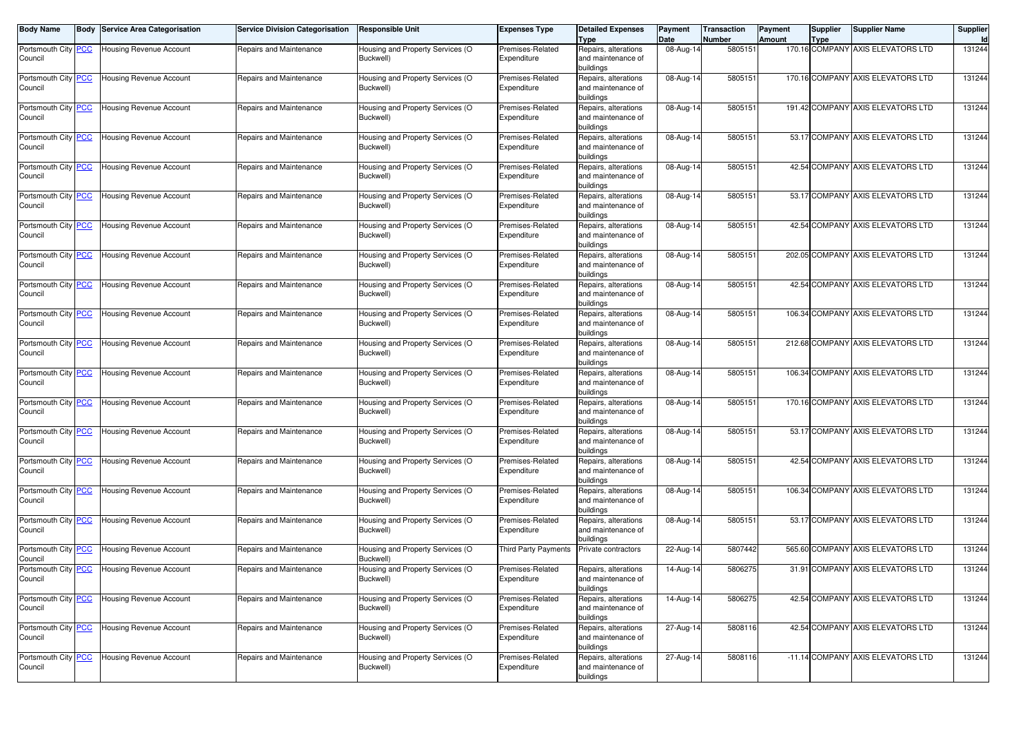| Body Name | Body | Service Area Categorisation | Service Division Categorisation | Responsible Unit | Expenses Type | Detailed Expenses Type | Payment Date | Transaction Number | Payment Amount | Supplier Type | Supplier Name | Supplier Id |
|---|---|---|---|---|---|---|---|---|---|---|---|---|
| Portsmouth City Council | PCC | Housing Revenue Account | Repairs and Maintenance | Housing and Property Services (O Buckwell) | Premises-Related Expenditure | Repairs, alterations and maintenance of buildings | 08-Aug-14 | 5805151 | 170.16 | COMPANY | AXIS ELEVATORS LTD | 131244 |
| Portsmouth City Council | PCC | Housing Revenue Account | Repairs and Maintenance | Housing and Property Services (O Buckwell) | Premises-Related Expenditure | Repairs, alterations and maintenance of buildings | 08-Aug-14 | 5805151 | 170.16 | COMPANY | AXIS ELEVATORS LTD | 131244 |
| Portsmouth City Council | PCC | Housing Revenue Account | Repairs and Maintenance | Housing and Property Services (O Buckwell) | Premises-Related Expenditure | Repairs, alterations and maintenance of buildings | 08-Aug-14 | 5805151 | 191.42 | COMPANY | AXIS ELEVATORS LTD | 131244 |
| Portsmouth City Council | PCC | Housing Revenue Account | Repairs and Maintenance | Housing and Property Services (O Buckwell) | Premises-Related Expenditure | Repairs, alterations and maintenance of buildings | 08-Aug-14 | 5805151 | 53.17 | COMPANY | AXIS ELEVATORS LTD | 131244 |
| Portsmouth City Council | PCC | Housing Revenue Account | Repairs and Maintenance | Housing and Property Services (O Buckwell) | Premises-Related Expenditure | Repairs, alterations and maintenance of buildings | 08-Aug-14 | 5805151 | 42.54 | COMPANY | AXIS ELEVATORS LTD | 131244 |
| Portsmouth City Council | PCC | Housing Revenue Account | Repairs and Maintenance | Housing and Property Services (O Buckwell) | Premises-Related Expenditure | Repairs, alterations and maintenance of buildings | 08-Aug-14 | 5805151 | 53.17 | COMPANY | AXIS ELEVATORS LTD | 131244 |
| Portsmouth City Council | PCC | Housing Revenue Account | Repairs and Maintenance | Housing and Property Services (O Buckwell) | Premises-Related Expenditure | Repairs, alterations and maintenance of buildings | 08-Aug-14 | 5805151 | 42.54 | COMPANY | AXIS ELEVATORS LTD | 131244 |
| Portsmouth City Council | PCC | Housing Revenue Account | Repairs and Maintenance | Housing and Property Services (O Buckwell) | Premises-Related Expenditure | Repairs, alterations and maintenance of buildings | 08-Aug-14 | 5805151 | 202.05 | COMPANY | AXIS ELEVATORS LTD | 131244 |
| Portsmouth City Council | PCC | Housing Revenue Account | Repairs and Maintenance | Housing and Property Services (O Buckwell) | Premises-Related Expenditure | Repairs, alterations and maintenance of buildings | 08-Aug-14 | 5805151 | 42.54 | COMPANY | AXIS ELEVATORS LTD | 131244 |
| Portsmouth City Council | PCC | Housing Revenue Account | Repairs and Maintenance | Housing and Property Services (O Buckwell) | Premises-Related Expenditure | Repairs, alterations and maintenance of buildings | 08-Aug-14 | 5805151 | 106.34 | COMPANY | AXIS ELEVATORS LTD | 131244 |
| Portsmouth City Council | PCC | Housing Revenue Account | Repairs and Maintenance | Housing and Property Services (O Buckwell) | Premises-Related Expenditure | Repairs, alterations and maintenance of buildings | 08-Aug-14 | 5805151 | 212.68 | COMPANY | AXIS ELEVATORS LTD | 131244 |
| Portsmouth City Council | PCC | Housing Revenue Account | Repairs and Maintenance | Housing and Property Services (O Buckwell) | Premises-Related Expenditure | Repairs, alterations and maintenance of buildings | 08-Aug-14 | 5805151 | 106.34 | COMPANY | AXIS ELEVATORS LTD | 131244 |
| Portsmouth City Council | PCC | Housing Revenue Account | Repairs and Maintenance | Housing and Property Services (O Buckwell) | Premises-Related Expenditure | Repairs, alterations and maintenance of buildings | 08-Aug-14 | 5805151 | 170.16 | COMPANY | AXIS ELEVATORS LTD | 131244 |
| Portsmouth City Council | PCC | Housing Revenue Account | Repairs and Maintenance | Housing and Property Services (O Buckwell) | Premises-Related Expenditure | Repairs, alterations and maintenance of buildings | 08-Aug-14 | 5805151 | 53.17 | COMPANY | AXIS ELEVATORS LTD | 131244 |
| Portsmouth City Council | PCC | Housing Revenue Account | Repairs and Maintenance | Housing and Property Services (O Buckwell) | Premises-Related Expenditure | Repairs, alterations and maintenance of buildings | 08-Aug-14 | 5805151 | 42.54 | COMPANY | AXIS ELEVATORS LTD | 131244 |
| Portsmouth City Council | PCC | Housing Revenue Account | Repairs and Maintenance | Housing and Property Services (O Buckwell) | Premises-Related Expenditure | Repairs, alterations and maintenance of buildings | 08-Aug-14 | 5805151 | 106.34 | COMPANY | AXIS ELEVATORS LTD | 131244 |
| Portsmouth City Council | PCC | Housing Revenue Account | Repairs and Maintenance | Housing and Property Services (O Buckwell) | Premises-Related Expenditure | Repairs, alterations and maintenance of buildings | 08-Aug-14 | 5805151 | 53.17 | COMPANY | AXIS ELEVATORS LTD | 131244 |
| Portsmouth City Council | PCC | Housing Revenue Account | Repairs and Maintenance | Housing and Property Services (O Buckwell) | Third Party Payments | Private contractors | 22-Aug-14 | 5807442 | 565.60 | COMPANY | AXIS ELEVATORS LTD | 131244 |
| Portsmouth City Council | PCC | Housing Revenue Account | Repairs and Maintenance | Housing and Property Services (O Buckwell) | Premises-Related Expenditure | Repairs, alterations and maintenance of buildings | 14-Aug-14 | 5806275 | 31.91 | COMPANY | AXIS ELEVATORS LTD | 131244 |
| Portsmouth City Council | PCC | Housing Revenue Account | Repairs and Maintenance | Housing and Property Services (O Buckwell) | Premises-Related Expenditure | Repairs, alterations and maintenance of buildings | 14-Aug-14 | 5806275 | 42.54 | COMPANY | AXIS ELEVATORS LTD | 131244 |
| Portsmouth City Council | PCC | Housing Revenue Account | Repairs and Maintenance | Housing and Property Services (O Buckwell) | Premises-Related Expenditure | Repairs, alterations and maintenance of buildings | 27-Aug-14 | 5808116 | 42.54 | COMPANY | AXIS ELEVATORS LTD | 131244 |
| Portsmouth City Council | PCC | Housing Revenue Account | Repairs and Maintenance | Housing and Property Services (O Buckwell) | Premises-Related Expenditure | Repairs, alterations and maintenance of buildings | 27-Aug-14 | 5808116 | -11.14 | COMPANY | AXIS ELEVATORS LTD | 131244 |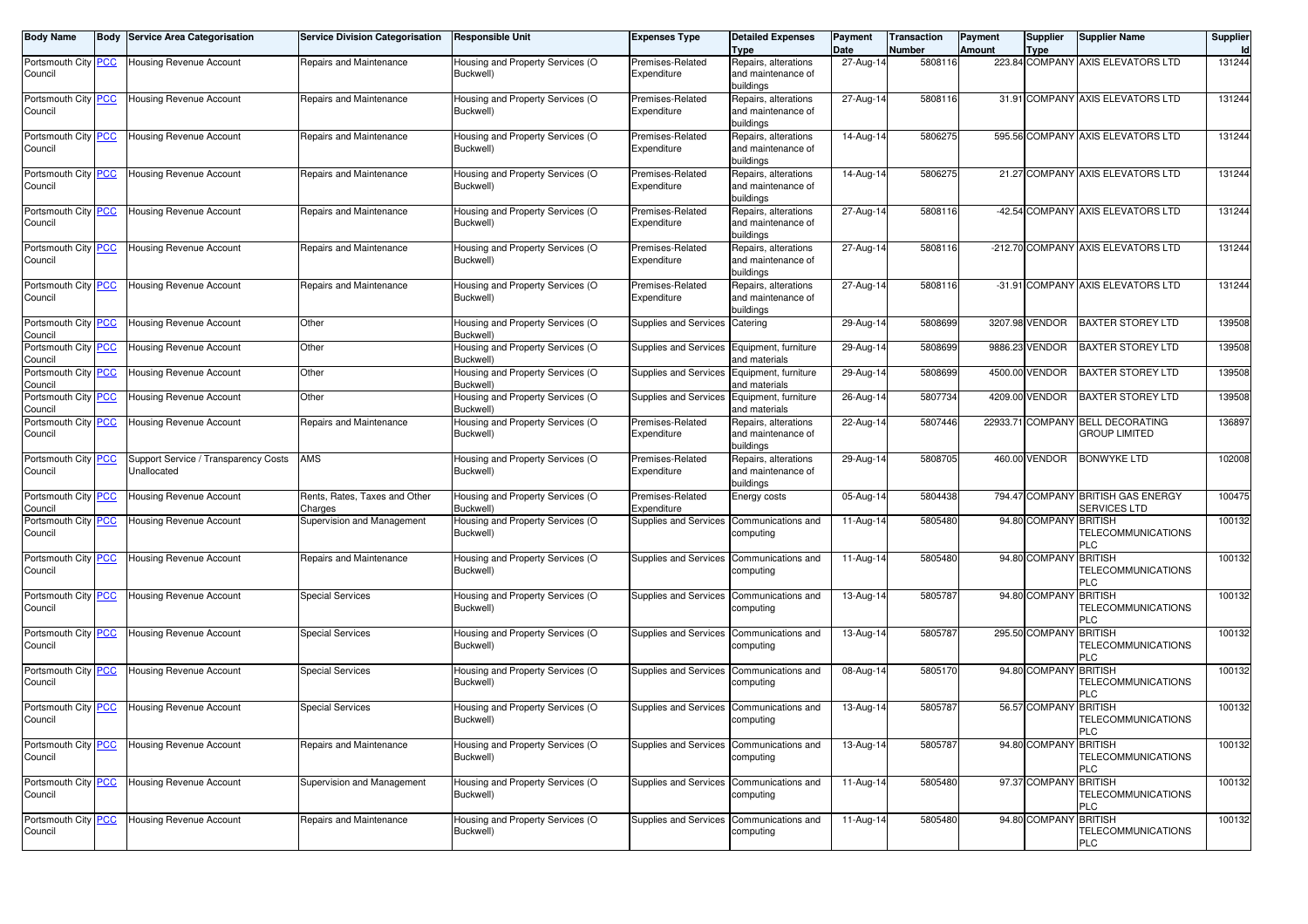| Body Name | Body | Service Area Categorisation | Service Division Categorisation | Responsible Unit | Expenses Type | Detailed Expenses Type | Payment Date | Transaction Number | Payment Amount | Supplier Type | Supplier Name | Supplier Id |
|---|---|---|---|---|---|---|---|---|---|---|---|---|
| Portsmouth City Council | PCC | Housing Revenue Account | Repairs and Maintenance | Housing and Property Services (O Buckwell) | Premises-Related Expenditure | Repairs, alterations and maintenance of buildings | 27-Aug-14 | 5808116 | 223.84 | COMPANY | AXIS ELEVATORS LTD | 131244 |
| Portsmouth City Council | PCC | Housing Revenue Account | Repairs and Maintenance | Housing and Property Services (O Buckwell) | Premises-Related Expenditure | Repairs, alterations and maintenance of buildings | 27-Aug-14 | 5808116 | 31.91 | COMPANY | AXIS ELEVATORS LTD | 131244 |
| Portsmouth City Council | PCC | Housing Revenue Account | Repairs and Maintenance | Housing and Property Services (O Buckwell) | Premises-Related Expenditure | Repairs, alterations and maintenance of buildings | 14-Aug-14 | 5806275 | 595.56 | COMPANY | AXIS ELEVATORS LTD | 131244 |
| Portsmouth City Council | PCC | Housing Revenue Account | Repairs and Maintenance | Housing and Property Services (O Buckwell) | Premises-Related Expenditure | Repairs, alterations and maintenance of buildings | 14-Aug-14 | 5806275 | 21.27 | COMPANY | AXIS ELEVATORS LTD | 131244 |
| Portsmouth City Council | PCC | Housing Revenue Account | Repairs and Maintenance | Housing and Property Services (O Buckwell) | Premises-Related Expenditure | Repairs, alterations and maintenance of buildings | 27-Aug-14 | 5808116 | -42.54 | COMPANY | AXIS ELEVATORS LTD | 131244 |
| Portsmouth City Council | PCC | Housing Revenue Account | Repairs and Maintenance | Housing and Property Services (O Buckwell) | Premises-Related Expenditure | Repairs, alterations and maintenance of buildings | 27-Aug-14 | 5808116 | -212.70 | COMPANY | AXIS ELEVATORS LTD | 131244 |
| Portsmouth City Council | PCC | Housing Revenue Account | Repairs and Maintenance | Housing and Property Services (O Buckwell) | Premises-Related Expenditure | Repairs, alterations and maintenance of buildings | 27-Aug-14 | 5808116 | -31.91 | COMPANY | AXIS ELEVATORS LTD | 131244 |
| Portsmouth City Council | PCC | Housing Revenue Account | Other | Housing and Property Services (O Buckwell) | Supplies and Services | Catering | 29-Aug-14 | 5808699 | 3207.98 | VENDOR | BAXTER STOREY LTD | 139508 |
| Portsmouth City Council | PCC | Housing Revenue Account | Other | Housing and Property Services (O Buckwell) | Supplies and Services | Equipment, furniture and materials | 29-Aug-14 | 5808699 | 9886.23 | VENDOR | BAXTER STOREY LTD | 139508 |
| Portsmouth City Council | PCC | Housing Revenue Account | Other | Housing and Property Services (O Buckwell) | Supplies and Services | Equipment, furniture and materials | 29-Aug-14 | 5808699 | 4500.00 | VENDOR | BAXTER STOREY LTD | 139508 |
| Portsmouth City Council | PCC | Housing Revenue Account | Other | Housing and Property Services (O Buckwell) | Supplies and Services | Equipment, furniture and materials | 26-Aug-14 | 5807734 | 4209.00 | VENDOR | BAXTER STOREY LTD | 139508 |
| Portsmouth City Council | PCC | Housing Revenue Account | Repairs and Maintenance | Housing and Property Services (O Buckwell) | Premises-Related Expenditure | Repairs, alterations and maintenance of buildings | 22-Aug-14 | 5807446 | 22933.71 | COMPANY | BELL DECORATING GROUP LIMITED | 136897 |
| Portsmouth City Council | PCC | Support Service / Transparency Costs Unallocated | AMS | Housing and Property Services (O Buckwell) | Premises-Related Expenditure | Repairs, alterations and maintenance of buildings | 29-Aug-14 | 5808705 | 460.00 | VENDOR | BONWYKE LTD | 102008 |
| Portsmouth City Council | PCC | Housing Revenue Account | Rents, Rates, Taxes and Other Charges | Housing and Property Services (O Buckwell) | Premises-Related Expenditure | Energy costs | 05-Aug-14 | 5804438 | 794.47 | COMPANY | BRITISH GAS ENERGY SERVICES LTD | 100475 |
| Portsmouth City Council | PCC | Housing Revenue Account | Supervision and Management | Housing and Property Services (O Buckwell) | Supplies and Services | Communications and computing | 11-Aug-14 | 5805480 | 94.80 | COMPANY | BRITISH TELECOMMUNICATIONS PLC | 100132 |
| Portsmouth City Council | PCC | Housing Revenue Account | Repairs and Maintenance | Housing and Property Services (O Buckwell) | Supplies and Services | Communications and computing | 11-Aug-14 | 5805480 | 94.80 | COMPANY | BRITISH TELECOMMUNICATIONS PLC | 100132 |
| Portsmouth City Council | PCC | Housing Revenue Account | Special Services | Housing and Property Services (O Buckwell) | Supplies and Services | Communications and computing | 13-Aug-14 | 5805787 | 94.80 | COMPANY | BRITISH TELECOMMUNICATIONS PLC | 100132 |
| Portsmouth City Council | PCC | Housing Revenue Account | Special Services | Housing and Property Services (O Buckwell) | Supplies and Services | Communications and computing | 13-Aug-14 | 5805787 | 295.50 | COMPANY | BRITISH TELECOMMUNICATIONS PLC | 100132 |
| Portsmouth City Council | PCC | Housing Revenue Account | Special Services | Housing and Property Services (O Buckwell) | Supplies and Services | Communications and computing | 08-Aug-14 | 5805170 | 94.80 | COMPANY | BRITISH TELECOMMUNICATIONS PLC | 100132 |
| Portsmouth City Council | PCC | Housing Revenue Account | Special Services | Housing and Property Services (O Buckwell) | Supplies and Services | Communications and computing | 13-Aug-14 | 5805787 | 56.57 | COMPANY | BRITISH TELECOMMUNICATIONS PLC | 100132 |
| Portsmouth City Council | PCC | Housing Revenue Account | Repairs and Maintenance | Housing and Property Services (O Buckwell) | Supplies and Services | Communications and computing | 13-Aug-14 | 5805787 | 94.80 | COMPANY | BRITISH TELECOMMUNICATIONS PLC | 100132 |
| Portsmouth City Council | PCC | Housing Revenue Account | Supervision and Management | Housing and Property Services (O Buckwell) | Supplies and Services | Communications and computing | 11-Aug-14 | 5805480 | 97.37 | COMPANY | BRITISH TELECOMMUNICATIONS PLC | 100132 |
| Portsmouth City Council | PCC | Housing Revenue Account | Repairs and Maintenance | Housing and Property Services (O Buckwell) | Supplies and Services | Communications and computing | 11-Aug-14 | 5805480 | 94.80 | COMPANY | BRITISH TELECOMMUNICATIONS PLC | 100132 |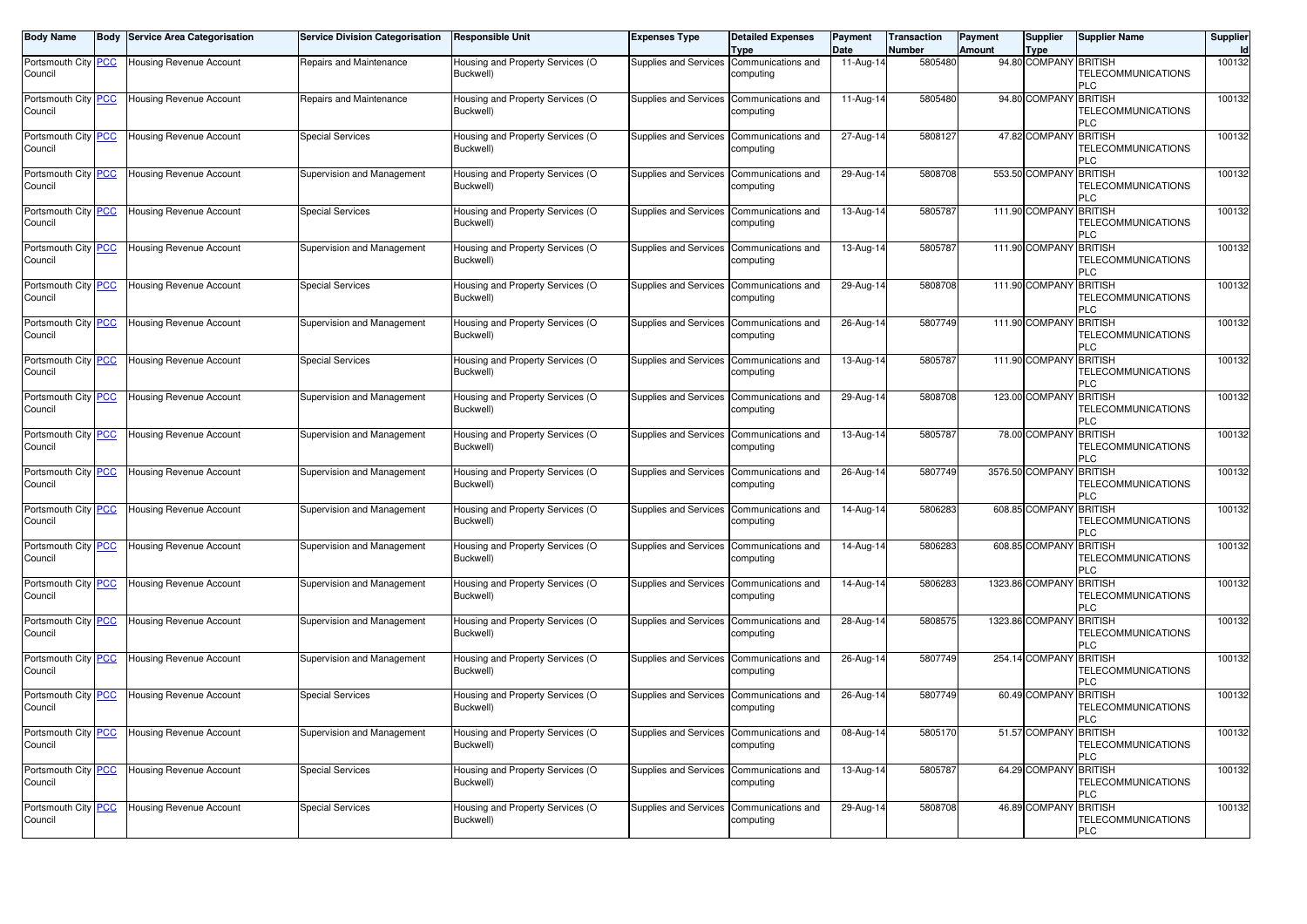| Body Name | Body | Service Area Categorisation | Service Division Categorisation | Responsible Unit | Expenses Type | Detailed Expenses Type | Payment Date | Transaction Number | Payment Amount | Supplier Type | Supplier Name | Supplier Id |
|---|---|---|---|---|---|---|---|---|---|---|---|---|
| Portsmouth City Council | PCC | Housing Revenue Account | Repairs and Maintenance | Housing and Property Services (O Buckwell) | Supplies and Services | Communications and computing | 11-Aug-14 | 5805480 | 94.80 | COMPANY | BRITISH TELECOMMUNICATIONS PLC | 100132 |
| Portsmouth City Council | PCC | Housing Revenue Account | Repairs and Maintenance | Housing and Property Services (O Buckwell) | Supplies and Services | Communications and computing | 11-Aug-14 | 5805480 | 94.80 | COMPANY | BRITISH TELECOMMUNICATIONS PLC | 100132 |
| Portsmouth City Council | PCC | Housing Revenue Account | Special Services | Housing and Property Services (O Buckwell) | Supplies and Services | Communications and computing | 27-Aug-14 | 5808127 | 47.82 | COMPANY | BRITISH TELECOMMUNICATIONS PLC | 100132 |
| Portsmouth City Council | PCC | Housing Revenue Account | Supervision and Management | Housing and Property Services (O Buckwell) | Supplies and Services | Communications and computing | 29-Aug-14 | 5808708 | 553.50 | COMPANY | BRITISH TELECOMMUNICATIONS PLC | 100132 |
| Portsmouth City Council | PCC | Housing Revenue Account | Special Services | Housing and Property Services (O Buckwell) | Supplies and Services | Communications and computing | 13-Aug-14 | 5805787 | 111.90 | COMPANY | BRITISH TELECOMMUNICATIONS PLC | 100132 |
| Portsmouth City Council | PCC | Housing Revenue Account | Supervision and Management | Housing and Property Services (O Buckwell) | Supplies and Services | Communications and computing | 13-Aug-14 | 5805787 | 111.90 | COMPANY | BRITISH TELECOMMUNICATIONS PLC | 100132 |
| Portsmouth City Council | PCC | Housing Revenue Account | Special Services | Housing and Property Services (O Buckwell) | Supplies and Services | Communications and computing | 29-Aug-14 | 5808708 | 111.90 | COMPANY | BRITISH TELECOMMUNICATIONS PLC | 100132 |
| Portsmouth City Council | PCC | Housing Revenue Account | Supervision and Management | Housing and Property Services (O Buckwell) | Supplies and Services | Communications and computing | 26-Aug-14 | 5807749 | 111.90 | COMPANY | BRITISH TELECOMMUNICATIONS PLC | 100132 |
| Portsmouth City Council | PCC | Housing Revenue Account | Special Services | Housing and Property Services (O Buckwell) | Supplies and Services | Communications and computing | 13-Aug-14 | 5805787 | 111.90 | COMPANY | BRITISH TELECOMMUNICATIONS PLC | 100132 |
| Portsmouth City Council | PCC | Housing Revenue Account | Supervision and Management | Housing and Property Services (O Buckwell) | Supplies and Services | Communications and computing | 29-Aug-14 | 5808708 | 123.00 | COMPANY | BRITISH TELECOMMUNICATIONS PLC | 100132 |
| Portsmouth City Council | PCC | Housing Revenue Account | Supervision and Management | Housing and Property Services (O Buckwell) | Supplies and Services | Communications and computing | 13-Aug-14 | 5805787 | 78.00 | COMPANY | BRITISH TELECOMMUNICATIONS PLC | 100132 |
| Portsmouth City Council | PCC | Housing Revenue Account | Supervision and Management | Housing and Property Services (O Buckwell) | Supplies and Services | Communications and computing | 26-Aug-14 | 5807749 | 3576.50 | COMPANY | BRITISH TELECOMMUNICATIONS PLC | 100132 |
| Portsmouth City Council | PCC | Housing Revenue Account | Supervision and Management | Housing and Property Services (O Buckwell) | Supplies and Services | Communications and computing | 14-Aug-14 | 5806283 | 608.85 | COMPANY | BRITISH TELECOMMUNICATIONS PLC | 100132 |
| Portsmouth City Council | PCC | Housing Revenue Account | Supervision and Management | Housing and Property Services (O Buckwell) | Supplies and Services | Communications and computing | 14-Aug-14 | 5806283 | 608.85 | COMPANY | BRITISH TELECOMMUNICATIONS PLC | 100132 |
| Portsmouth City Council | PCC | Housing Revenue Account | Supervision and Management | Housing and Property Services (O Buckwell) | Supplies and Services | Communications and computing | 14-Aug-14 | 5806283 | 1323.86 | COMPANY | BRITISH TELECOMMUNICATIONS PLC | 100132 |
| Portsmouth City Council | PCC | Housing Revenue Account | Supervision and Management | Housing and Property Services (O Buckwell) | Supplies and Services | Communications and computing | 28-Aug-14 | 5808575 | 1323.86 | COMPANY | BRITISH TELECOMMUNICATIONS PLC | 100132 |
| Portsmouth City Council | PCC | Housing Revenue Account | Supervision and Management | Housing and Property Services (O Buckwell) | Supplies and Services | Communications and computing | 26-Aug-14 | 5807749 | 254.14 | COMPANY | BRITISH TELECOMMUNICATIONS PLC | 100132 |
| Portsmouth City Council | PCC | Housing Revenue Account | Special Services | Housing and Property Services (O Buckwell) | Supplies and Services | Communications and computing | 26-Aug-14 | 5807749 | 60.49 | COMPANY | BRITISH TELECOMMUNICATIONS PLC | 100132 |
| Portsmouth City Council | PCC | Housing Revenue Account | Supervision and Management | Housing and Property Services (O Buckwell) | Supplies and Services | Communications and computing | 08-Aug-14 | 5805170 | 51.57 | COMPANY | BRITISH TELECOMMUNICATIONS PLC | 100132 |
| Portsmouth City Council | PCC | Housing Revenue Account | Special Services | Housing and Property Services (O Buckwell) | Supplies and Services | Communications and computing | 13-Aug-14 | 5805787 | 64.29 | COMPANY | BRITISH TELECOMMUNICATIONS PLC | 100132 |
| Portsmouth City Council | PCC | Housing Revenue Account | Special Services | Housing and Property Services (O Buckwell) | Supplies and Services | Communications and computing | 29-Aug-14 | 5808708 | 46.89 | COMPANY | BRITISH TELECOMMUNICATIONS PLC | 100132 |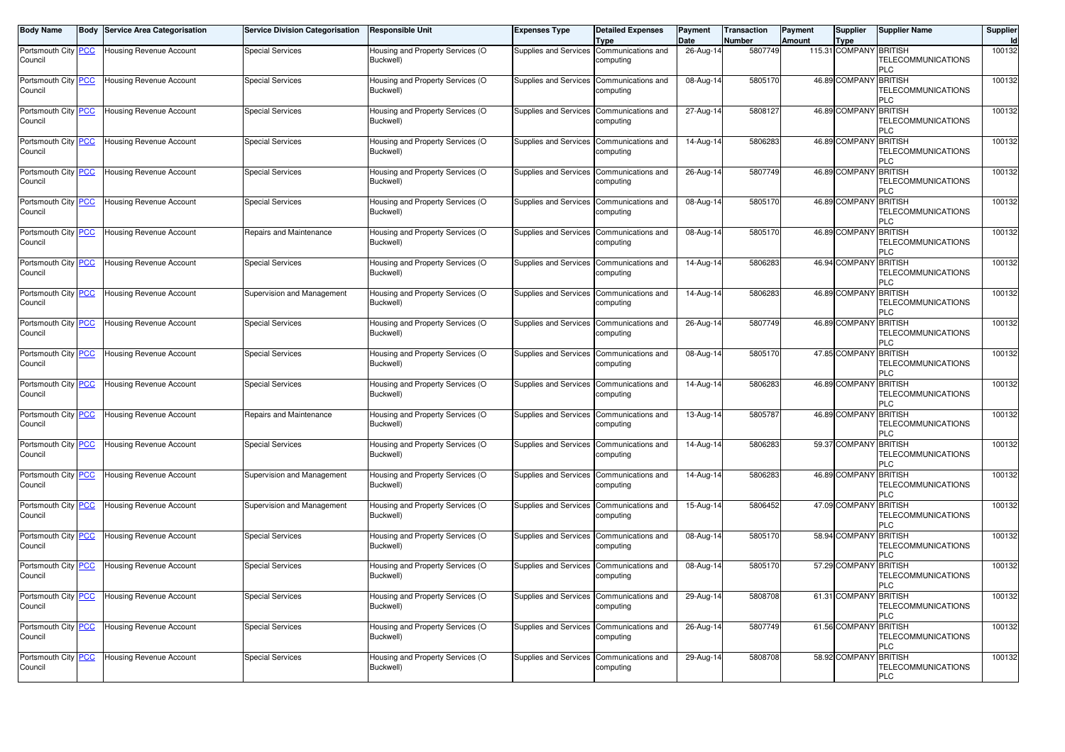| Body Name | Body | Service Area Categorisation | Service Division Categorisation | Responsible Unit | Expenses Type | Detailed Expenses Type | Payment Date | Transaction Number | Payment Amount | Supplier Type | Supplier Name | Supplier Id |
|---|---|---|---|---|---|---|---|---|---|---|---|---|
| Portsmouth City Council | PCC | Housing Revenue Account | Special Services | Housing and Property Services (O Buckwell) | Supplies and Services | Communications and computing | 26-Aug-14 | 5807749 | 115.31 | COMPANY | BRITISH TELECOMMUNICATIONS PLC | 100132 |
| Portsmouth City Council | PCC | Housing Revenue Account | Special Services | Housing and Property Services (O Buckwell) | Supplies and Services | Communications and computing | 08-Aug-14 | 5805170 | 46.89 | COMPANY | BRITISH TELECOMMUNICATIONS PLC | 100132 |
| Portsmouth City Council | PCC | Housing Revenue Account | Special Services | Housing and Property Services (O Buckwell) | Supplies and Services | Communications and computing | 27-Aug-14 | 5808127 | 46.89 | COMPANY | BRITISH TELECOMMUNICATIONS PLC | 100132 |
| Portsmouth City Council | PCC | Housing Revenue Account | Special Services | Housing and Property Services (O Buckwell) | Supplies and Services | Communications and computing | 14-Aug-14 | 5806283 | 46.89 | COMPANY | BRITISH TELECOMMUNICATIONS PLC | 100132 |
| Portsmouth City Council | PCC | Housing Revenue Account | Special Services | Housing and Property Services (O Buckwell) | Supplies and Services | Communications and computing | 26-Aug-14 | 5807749 | 46.89 | COMPANY | BRITISH TELECOMMUNICATIONS PLC | 100132 |
| Portsmouth City Council | PCC | Housing Revenue Account | Special Services | Housing and Property Services (O Buckwell) | Supplies and Services | Communications and computing | 08-Aug-14 | 5805170 | 46.89 | COMPANY | BRITISH TELECOMMUNICATIONS PLC | 100132 |
| Portsmouth City Council | PCC | Housing Revenue Account | Repairs and Maintenance | Housing and Property Services (O Buckwell) | Supplies and Services | Communications and computing | 08-Aug-14 | 5805170 | 46.89 | COMPANY | BRITISH TELECOMMUNICATIONS PLC | 100132 |
| Portsmouth City Council | PCC | Housing Revenue Account | Special Services | Housing and Property Services (O Buckwell) | Supplies and Services | Communications and computing | 14-Aug-14 | 5806283 | 46.94 | COMPANY | BRITISH TELECOMMUNICATIONS PLC | 100132 |
| Portsmouth City Council | PCC | Housing Revenue Account | Supervision and Management | Housing and Property Services (O Buckwell) | Supplies and Services | Communications and computing | 14-Aug-14 | 5806283 | 46.89 | COMPANY | BRITISH TELECOMMUNICATIONS PLC | 100132 |
| Portsmouth City Council | PCC | Housing Revenue Account | Special Services | Housing and Property Services (O Buckwell) | Supplies and Services | Communications and computing | 26-Aug-14 | 5807749 | 46.89 | COMPANY | BRITISH TELECOMMUNICATIONS PLC | 100132 |
| Portsmouth City Council | PCC | Housing Revenue Account | Special Services | Housing and Property Services (O Buckwell) | Supplies and Services | Communications and computing | 08-Aug-14 | 5805170 | 47.85 | COMPANY | BRITISH TELECOMMUNICATIONS PLC | 100132 |
| Portsmouth City Council | PCC | Housing Revenue Account | Special Services | Housing and Property Services (O Buckwell) | Supplies and Services | Communications and computing | 14-Aug-14 | 5806283 | 46.89 | COMPANY | BRITISH TELECOMMUNICATIONS PLC | 100132 |
| Portsmouth City Council | PCC | Housing Revenue Account | Repairs and Maintenance | Housing and Property Services (O Buckwell) | Supplies and Services | Communications and computing | 13-Aug-14 | 5805787 | 46.89 | COMPANY | BRITISH TELECOMMUNICATIONS PLC | 100132 |
| Portsmouth City Council | PCC | Housing Revenue Account | Special Services | Housing and Property Services (O Buckwell) | Supplies and Services | Communications and computing | 14-Aug-14 | 5806283 | 59.37 | COMPANY | BRITISH TELECOMMUNICATIONS PLC | 100132 |
| Portsmouth City Council | PCC | Housing Revenue Account | Supervision and Management | Housing and Property Services (O Buckwell) | Supplies and Services | Communications and computing | 14-Aug-14 | 5806283 | 46.89 | COMPANY | BRITISH TELECOMMUNICATIONS PLC | 100132 |
| Portsmouth City Council | PCC | Housing Revenue Account | Supervision and Management | Housing and Property Services (O Buckwell) | Supplies and Services | Communications and computing | 15-Aug-14 | 5806452 | 47.09 | COMPANY | BRITISH TELECOMMUNICATIONS PLC | 100132 |
| Portsmouth City Council | PCC | Housing Revenue Account | Special Services | Housing and Property Services (O Buckwell) | Supplies and Services | Communications and computing | 08-Aug-14 | 5805170 | 58.94 | COMPANY | BRITISH TELECOMMUNICATIONS PLC | 100132 |
| Portsmouth City Council | PCC | Housing Revenue Account | Special Services | Housing and Property Services (O Buckwell) | Supplies and Services | Communications and computing | 08-Aug-14 | 5805170 | 57.29 | COMPANY | BRITISH TELECOMMUNICATIONS PLC | 100132 |
| Portsmouth City Council | PCC | Housing Revenue Account | Special Services | Housing and Property Services (O Buckwell) | Supplies and Services | Communications and computing | 29-Aug-14 | 5808708 | 61.31 | COMPANY | BRITISH TELECOMMUNICATIONS PLC | 100132 |
| Portsmouth City Council | PCC | Housing Revenue Account | Special Services | Housing and Property Services (O Buckwell) | Supplies and Services | Communications and computing | 26-Aug-14 | 5807749 | 61.56 | COMPANY | BRITISH TELECOMMUNICATIONS PLC | 100132 |
| Portsmouth City Council | PCC | Housing Revenue Account | Special Services | Housing and Property Services (O Buckwell) | Supplies and Services | Communications and computing | 29-Aug-14 | 5808708 | 58.92 | COMPANY | BRITISH TELECOMMUNICATIONS PLC | 100132 |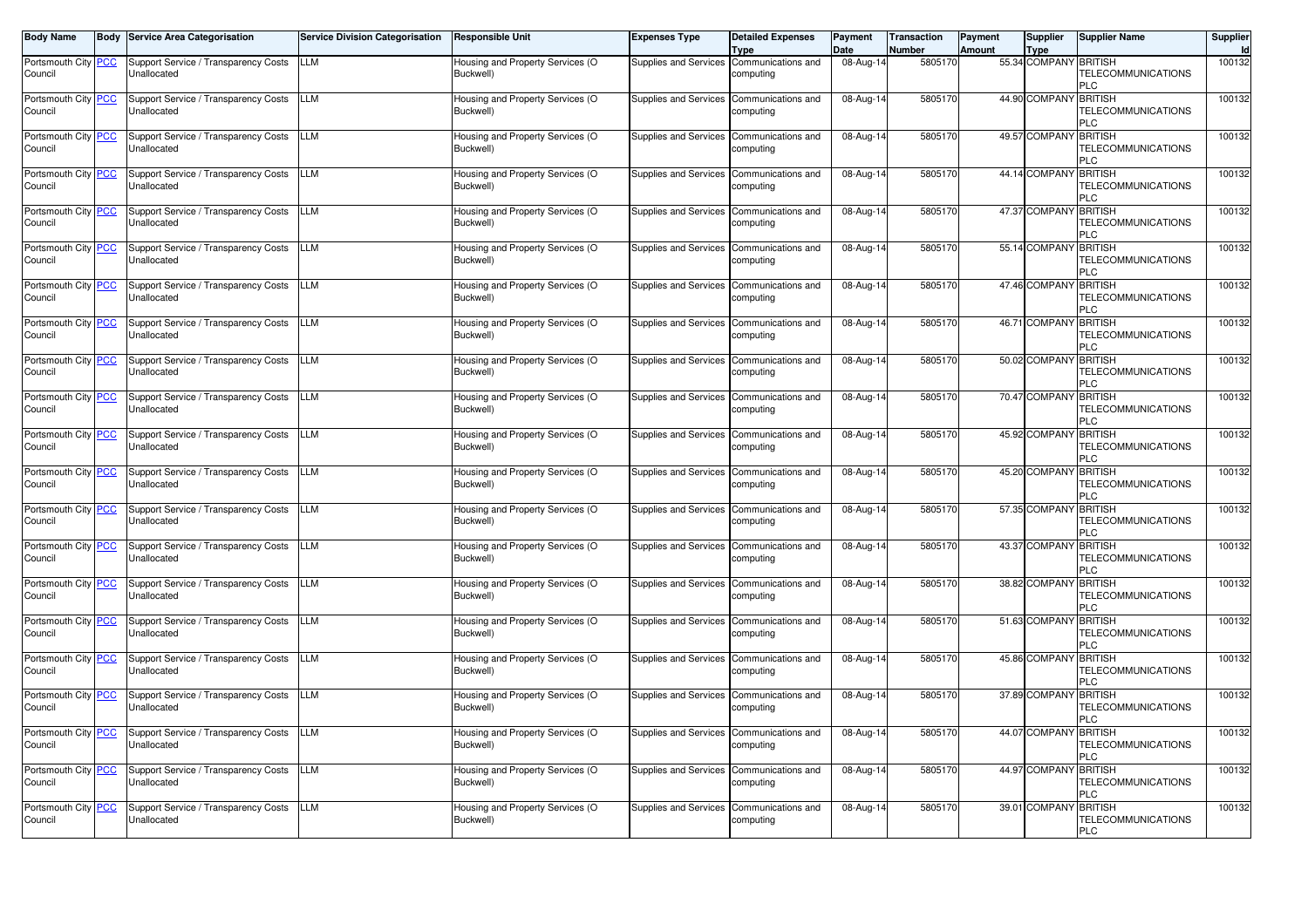| Body Name | Body | Service Area Categorisation | Service Division Categorisation | Responsible Unit | Expenses Type | Detailed Expenses Type | Payment Date | Transaction Number | Payment Amount | Supplier Type | Supplier Name | Supplier Id |
|---|---|---|---|---|---|---|---|---|---|---|---|---|
| Portsmouth City Council | PCC | Support Service / Transparency Costs Unallocated | LLM | Housing and Property Services (O Buckwell) | Supplies and Services | Communications and computing | 08-Aug-14 | 5805170 | 55.34 | COMPANY | BRITISH TELECOMMUNICATIONS PLC | 100132 |
| Portsmouth City Council | PCC | Support Service / Transparency Costs Unallocated | LLM | Housing and Property Services (O Buckwell) | Supplies and Services | Communications and computing | 08-Aug-14 | 5805170 | 44.90 | COMPANY | BRITISH TELECOMMUNICATIONS PLC | 100132 |
| Portsmouth City Council | PCC | Support Service / Transparency Costs Unallocated | LLM | Housing and Property Services (O Buckwell) | Supplies and Services | Communications and computing | 08-Aug-14 | 5805170 | 49.57 | COMPANY | BRITISH TELECOMMUNICATIONS PLC | 100132 |
| Portsmouth City Council | PCC | Support Service / Transparency Costs Unallocated | LLM | Housing and Property Services (O Buckwell) | Supplies and Services | Communications and computing | 08-Aug-14 | 5805170 | 44.14 | COMPANY | BRITISH TELECOMMUNICATIONS PLC | 100132 |
| Portsmouth City Council | PCC | Support Service / Transparency Costs Unallocated | LLM | Housing and Property Services (O Buckwell) | Supplies and Services | Communications and computing | 08-Aug-14 | 5805170 | 47.37 | COMPANY | BRITISH TELECOMMUNICATIONS PLC | 100132 |
| Portsmouth City Council | PCC | Support Service / Transparency Costs Unallocated | LLM | Housing and Property Services (O Buckwell) | Supplies and Services | Communications and computing | 08-Aug-14 | 5805170 | 55.14 | COMPANY | BRITISH TELECOMMUNICATIONS PLC | 100132 |
| Portsmouth City Council | PCC | Support Service / Transparency Costs Unallocated | LLM | Housing and Property Services (O Buckwell) | Supplies and Services | Communications and computing | 08-Aug-14 | 5805170 | 47.46 | COMPANY | BRITISH TELECOMMUNICATIONS PLC | 100132 |
| Portsmouth City Council | PCC | Support Service / Transparency Costs Unallocated | LLM | Housing and Property Services (O Buckwell) | Supplies and Services | Communications and computing | 08-Aug-14 | 5805170 | 46.71 | COMPANY | BRITISH TELECOMMUNICATIONS PLC | 100132 |
| Portsmouth City Council | PCC | Support Service / Transparency Costs Unallocated | LLM | Housing and Property Services (O Buckwell) | Supplies and Services | Communications and computing | 08-Aug-14 | 5805170 | 50.02 | COMPANY | BRITISH TELECOMMUNICATIONS PLC | 100132 |
| Portsmouth City Council | PCC | Support Service / Transparency Costs Unallocated | LLM | Housing and Property Services (O Buckwell) | Supplies and Services | Communications and computing | 08-Aug-14 | 5805170 | 70.47 | COMPANY | BRITISH TELECOMMUNICATIONS PLC | 100132 |
| Portsmouth City Council | PCC | Support Service / Transparency Costs Unallocated | LLM | Housing and Property Services (O Buckwell) | Supplies and Services | Communications and computing | 08-Aug-14 | 5805170 | 45.92 | COMPANY | BRITISH TELECOMMUNICATIONS PLC | 100132 |
| Portsmouth City Council | PCC | Support Service / Transparency Costs Unallocated | LLM | Housing and Property Services (O Buckwell) | Supplies and Services | Communications and computing | 08-Aug-14 | 5805170 | 45.20 | COMPANY | BRITISH TELECOMMUNICATIONS PLC | 100132 |
| Portsmouth City Council | PCC | Support Service / Transparency Costs Unallocated | LLM | Housing and Property Services (O Buckwell) | Supplies and Services | Communications and computing | 08-Aug-14 | 5805170 | 57.35 | COMPANY | BRITISH TELECOMMUNICATIONS PLC | 100132 |
| Portsmouth City Council | PCC | Support Service / Transparency Costs Unallocated | LLM | Housing and Property Services (O Buckwell) | Supplies and Services | Communications and computing | 08-Aug-14 | 5805170 | 43.37 | COMPANY | BRITISH TELECOMMUNICATIONS PLC | 100132 |
| Portsmouth City Council | PCC | Support Service / Transparency Costs Unallocated | LLM | Housing and Property Services (O Buckwell) | Supplies and Services | Communications and computing | 08-Aug-14 | 5805170 | 38.82 | COMPANY | BRITISH TELECOMMUNICATIONS PLC | 100132 |
| Portsmouth City Council | PCC | Support Service / Transparency Costs Unallocated | LLM | Housing and Property Services (O Buckwell) | Supplies and Services | Communications and computing | 08-Aug-14 | 5805170 | 51.63 | COMPANY | BRITISH TELECOMMUNICATIONS PLC | 100132 |
| Portsmouth City Council | PCC | Support Service / Transparency Costs Unallocated | LLM | Housing and Property Services (O Buckwell) | Supplies and Services | Communications and computing | 08-Aug-14 | 5805170 | 45.86 | COMPANY | BRITISH TELECOMMUNICATIONS PLC | 100132 |
| Portsmouth City Council | PCC | Support Service / Transparency Costs Unallocated | LLM | Housing and Property Services (O Buckwell) | Supplies and Services | Communications and computing | 08-Aug-14 | 5805170 | 37.89 | COMPANY | BRITISH TELECOMMUNICATIONS PLC | 100132 |
| Portsmouth City Council | PCC | Support Service / Transparency Costs Unallocated | LLM | Housing and Property Services (O Buckwell) | Supplies and Services | Communications and computing | 08-Aug-14 | 5805170 | 44.07 | COMPANY | BRITISH TELECOMMUNICATIONS PLC | 100132 |
| Portsmouth City Council | PCC | Support Service / Transparency Costs Unallocated | LLM | Housing and Property Services (O Buckwell) | Supplies and Services | Communications and computing | 08-Aug-14 | 5805170 | 44.97 | COMPANY | BRITISH TELECOMMUNICATIONS PLC | 100132 |
| Portsmouth City Council | PCC | Support Service / Transparency Costs Unallocated | LLM | Housing and Property Services (O Buckwell) | Supplies and Services | Communications and computing | 08-Aug-14 | 5805170 | 39.01 | COMPANY | BRITISH TELECOMMUNICATIONS PLC | 100132 |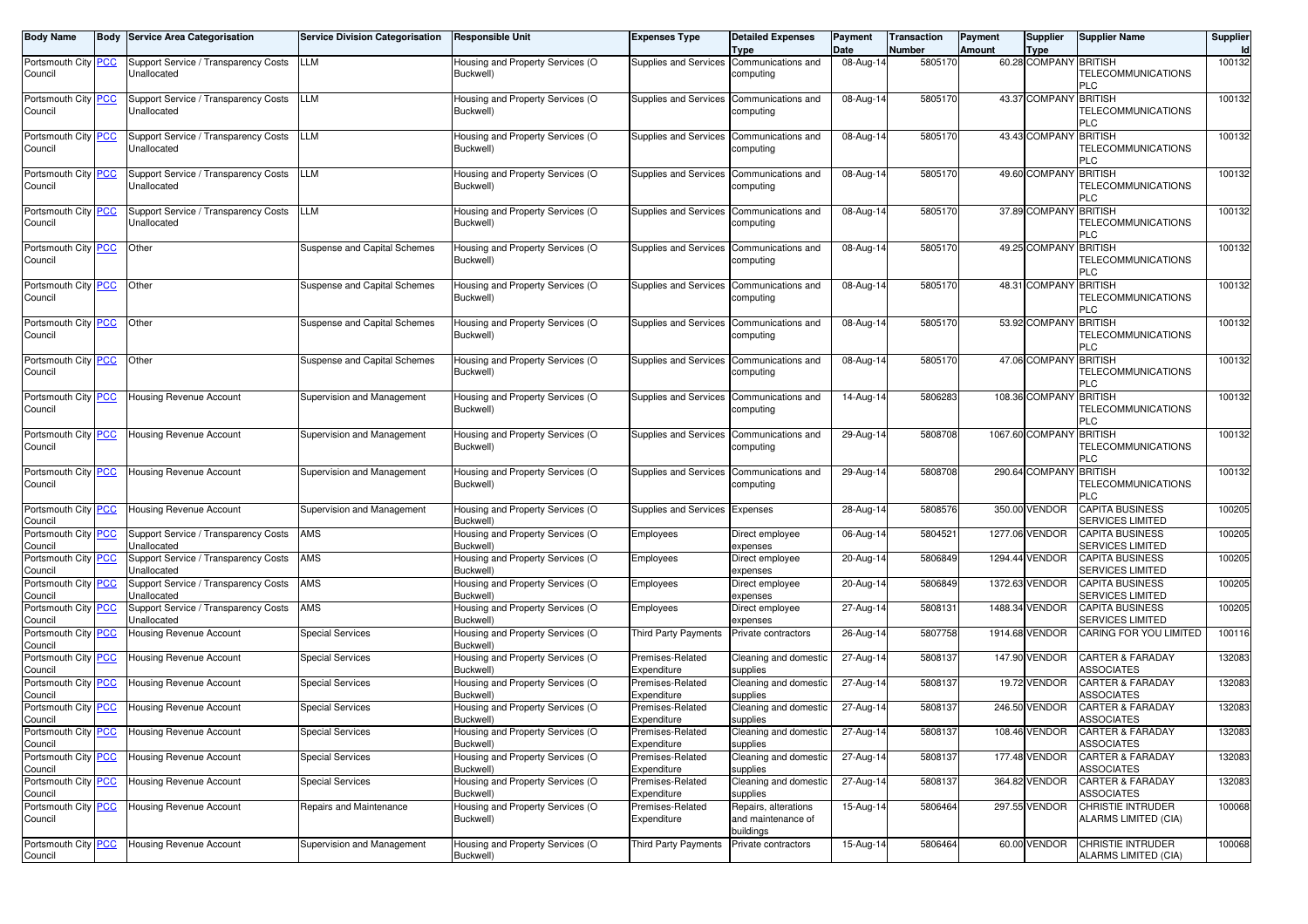| Body Name | Body | Service Area Categorisation | Service Division Categorisation | Responsible Unit | Expenses Type | Detailed Expenses Type | Payment Date | Transaction Number | Payment Amount | Supplier Type | Supplier Name | Supplier Id |
|---|---|---|---|---|---|---|---|---|---|---|---|---|
| Portsmouth City Council | PCC | Support Service / Transparency Costs Unallocated | LLM | Housing and Property Services (O Buckwell) | Supplies and Services | Communications and computing | 08-Aug-14 | 5805170 | 60.28 | COMPANY | BRITISH TELECOMMUNICATIONS PLC | 100132 |
| Portsmouth City Council | PCC | Support Service / Transparency Costs Unallocated | LLM | Housing and Property Services (O Buckwell) | Supplies and Services | Communications and computing | 08-Aug-14 | 5805170 | 43.37 | COMPANY | BRITISH TELECOMMUNICATIONS PLC | 100132 |
| Portsmouth City Council | PCC | Support Service / Transparency Costs Unallocated | LLM | Housing and Property Services (O Buckwell) | Supplies and Services | Communications and computing | 08-Aug-14 | 5805170 | 43.43 | COMPANY | BRITISH TELECOMMUNICATIONS PLC | 100132 |
| Portsmouth City Council | PCC | Support Service / Transparency Costs Unallocated | LLM | Housing and Property Services (O Buckwell) | Supplies and Services | Communications and computing | 08-Aug-14 | 5805170 | 49.60 | COMPANY | BRITISH TELECOMMUNICATIONS PLC | 100132 |
| Portsmouth City Council | PCC | Support Service / Transparency Costs Unallocated | LLM | Housing and Property Services (O Buckwell) | Supplies and Services | Communications and computing | 08-Aug-14 | 5805170 | 37.89 | COMPANY | BRITISH TELECOMMUNICATIONS PLC | 100132 |
| Portsmouth City Council | PCC | Other | Suspense and Capital Schemes | Housing and Property Services (O Buckwell) | Supplies and Services | Communications and computing | 08-Aug-14 | 5805170 | 49.25 | COMPANY | BRITISH TELECOMMUNICATIONS PLC | 100132 |
| Portsmouth City Council | PCC | Other | Suspense and Capital Schemes | Housing and Property Services (O Buckwell) | Supplies and Services | Communications and computing | 08-Aug-14 | 5805170 | 48.31 | COMPANY | BRITISH TELECOMMUNICATIONS PLC | 100132 |
| Portsmouth City Council | PCC | Other | Suspense and Capital Schemes | Housing and Property Services (O Buckwell) | Supplies and Services | Communications and computing | 08-Aug-14 | 5805170 | 53.92 | COMPANY | BRITISH TELECOMMUNICATIONS PLC | 100132 |
| Portsmouth City Council | PCC | Other | Suspense and Capital Schemes | Housing and Property Services (O Buckwell) | Supplies and Services | Communications and computing | 08-Aug-14 | 5805170 | 47.06 | COMPANY | BRITISH TELECOMMUNICATIONS PLC | 100132 |
| Portsmouth City Council | PCC | Housing Revenue Account | Supervision and Management | Housing and Property Services (O Buckwell) | Supplies and Services | Communications and computing | 14-Aug-14 | 5806283 | 108.36 | COMPANY | BRITISH TELECOMMUNICATIONS PLC | 100132 |
| Portsmouth City Council | PCC | Housing Revenue Account | Supervision and Management | Housing and Property Services (O Buckwell) | Supplies and Services | Communications and computing | 29-Aug-14 | 5808708 | 1067.60 | COMPANY | BRITISH TELECOMMUNICATIONS PLC | 100132 |
| Portsmouth City Council | PCC | Housing Revenue Account | Supervision and Management | Housing and Property Services (O Buckwell) | Supplies and Services | Communications and computing | 29-Aug-14 | 5808708 | 290.64 | COMPANY | BRITISH TELECOMMUNICATIONS PLC | 100132 |
| Portsmouth City Council | PCC | Housing Revenue Account | Supervision and Management | Housing and Property Services (O Buckwell) | Supplies and Services | Expenses | 28-Aug-14 | 5808576 | 350.00 | VENDOR | CAPITA BUSINESS SERVICES LIMITED | 100205 |
| Portsmouth City Council | PCC | Support Service / Transparency Costs Unallocated | AMS | Housing and Property Services (O Buckwell) | Employees | Direct employee expenses | 06-Aug-14 | 5804521 | 1277.06 | VENDOR | CAPITA BUSINESS SERVICES LIMITED | 100205 |
| Portsmouth City Council | PCC | Support Service / Transparency Costs Unallocated | AMS | Housing and Property Services (O Buckwell) | Employees | Direct employee expenses | 20-Aug-14 | 5806849 | 1294.44 | VENDOR | CAPITA BUSINESS SERVICES LIMITED | 100205 |
| Portsmouth City Council | PCC | Support Service / Transparency Costs Unallocated | AMS | Housing and Property Services (O Buckwell) | Employees | Direct employee expenses | 20-Aug-14 | 5806849 | 1372.63 | VENDOR | CAPITA BUSINESS SERVICES LIMITED | 100205 |
| Portsmouth City Council | PCC | Support Service / Transparency Costs Unallocated | AMS | Housing and Property Services (O Buckwell) | Employees | Direct employee expenses | 27-Aug-14 | 5808131 | 1488.34 | VENDOR | CAPITA BUSINESS SERVICES LIMITED | 100205 |
| Portsmouth City Council | PCC | Housing Revenue Account | Special Services | Housing and Property Services (O Buckwell) | Third Party Payments | Private contractors | 26-Aug-14 | 5807758 | 1914.68 | VENDOR | CARING FOR YOU LIMITED | 100116 |
| Portsmouth City Council | PCC | Housing Revenue Account | Special Services | Housing and Property Services (O Buckwell) | Premises-Related Expenditure | Cleaning and domestic supplies | 27-Aug-14 | 5808137 | 147.90 | VENDOR | CARTER & FARADAY ASSOCIATES | 132083 |
| Portsmouth City Council | PCC | Housing Revenue Account | Special Services | Housing and Property Services (O Buckwell) | Premises-Related Expenditure | Cleaning and domestic supplies | 27-Aug-14 | 5808137 | 19.72 | VENDOR | CARTER & FARADAY ASSOCIATES | 132083 |
| Portsmouth City Council | PCC | Housing Revenue Account | Special Services | Housing and Property Services (O Buckwell) | Premises-Related Expenditure | Cleaning and domestic supplies | 27-Aug-14 | 5808137 | 246.50 | VENDOR | CARTER & FARADAY ASSOCIATES | 132083 |
| Portsmouth City Council | PCC | Housing Revenue Account | Special Services | Housing and Property Services (O Buckwell) | Premises-Related Expenditure | Cleaning and domestic supplies | 27-Aug-14 | 5808137 | 108.46 | VENDOR | CARTER & FARADAY ASSOCIATES | 132083 |
| Portsmouth City Council | PCC | Housing Revenue Account | Special Services | Housing and Property Services (O Buckwell) | Premises-Related Expenditure | Cleaning and domestic supplies | 27-Aug-14 | 5808137 | 177.48 | VENDOR | CARTER & FARADAY ASSOCIATES | 132083 |
| Portsmouth City Council | PCC | Housing Revenue Account | Special Services | Housing and Property Services (O Buckwell) | Premises-Related Expenditure | Cleaning and domestic supplies | 27-Aug-14 | 5808137 | 364.82 | VENDOR | CARTER & FARADAY ASSOCIATES | 132083 |
| Portsmouth City Council | PCC | Housing Revenue Account | Repairs and Maintenance | Housing and Property Services (O Buckwell) | Premises-Related Expenditure | Repairs, alterations and maintenance of buildings | 15-Aug-14 | 5806464 | 297.55 | VENDOR | CHRISTIE INTRUDER ALARMS LIMITED (CIA) | 100068 |
| Portsmouth City Council | PCC | Housing Revenue Account | Supervision and Management | Housing and Property Services (O Buckwell) | Third Party Payments | Private contractors | 15-Aug-14 | 5806464 | 60.00 | VENDOR | CHRISTIE INTRUDER ALARMS LIMITED (CIA) | 100068 |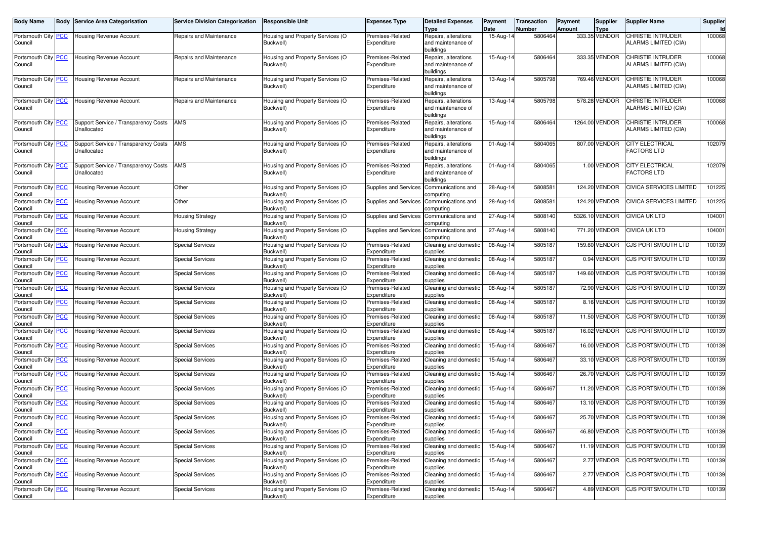| Body Name | Body | Service Area Categorisation | Service Division Categorisation | Responsible Unit | Expenses Type | Detailed Expenses Type | Payment Date | Transaction Number | Payment Amount | Supplier Type | Supplier Name | Supplier Id |
|---|---|---|---|---|---|---|---|---|---|---|---|---|
| Portsmouth City Council | PCC | Housing Revenue Account | Repairs and Maintenance | Housing and Property Services (O Buckwell) | Premises-Related Expenditure | Repairs, alterations and maintenance of buildings | 15-Aug-14 | 5806464 | 333.35 | VENDOR | CHRISTIE INTRUDER ALARMS LIMITED (CIA) | 100068 |
| Portsmouth City Council | PCC | Housing Revenue Account | Repairs and Maintenance | Housing and Property Services (O Buckwell) | Premises-Related Expenditure | Repairs, alterations and maintenance of buildings | 15-Aug-14 | 5806464 | 333.35 | VENDOR | CHRISTIE INTRUDER ALARMS LIMITED (CIA) | 100068 |
| Portsmouth City Council | PCC | Housing Revenue Account | Repairs and Maintenance | Housing and Property Services (O Buckwell) | Premises-Related Expenditure | Repairs, alterations and maintenance of buildings | 13-Aug-14 | 5805798 | 769.46 | VENDOR | CHRISTIE INTRUDER ALARMS LIMITED (CIA) | 100068 |
| Portsmouth City Council | PCC | Housing Revenue Account | Repairs and Maintenance | Housing and Property Services (O Buckwell) | Premises-Related Expenditure | Repairs, alterations and maintenance of buildings | 13-Aug-14 | 5805798 | 578.28 | VENDOR | CHRISTIE INTRUDER ALARMS LIMITED (CIA) | 100068 |
| Portsmouth City Council | PCC | Support Service / Transparency Costs Unallocated | AMS | Housing and Property Services (O Buckwell) | Premises-Related Expenditure | Repairs, alterations and maintenance of buildings | 15-Aug-14 | 5806464 | 1264.00 | VENDOR | CHRISTIE INTRUDER ALARMS LIMITED (CIA) | 100068 |
| Portsmouth City Council | PCC | Support Service / Transparency Costs Unallocated | AMS | Housing and Property Services (O Buckwell) | Premises-Related Expenditure | Repairs, alterations and maintenance of buildings | 01-Aug-14 | 5804065 | 807.00 | VENDOR | CITY ELECTRICAL FACTORS LTD | 102079 |
| Portsmouth City Council | PCC | Support Service / Transparency Costs Unallocated | AMS | Housing and Property Services (O Buckwell) | Premises-Related Expenditure | Repairs, alterations and maintenance of buildings | 01-Aug-14 | 5804065 | 1.00 | VENDOR | CITY ELECTRICAL FACTORS LTD | 102079 |
| Portsmouth City Council | PCC | Housing Revenue Account | Other | Housing and Property Services (O Buckwell) | Supplies and Services | Communications and computing | 28-Aug-14 | 5808581 | 124.20 | VENDOR | CIVICA SERVICES LIMITED | 101225 |
| Portsmouth City Council | PCC | Housing Revenue Account | Other | Housing and Property Services (O Buckwell) | Supplies and Services | Communications and computing | 28-Aug-14 | 5808581 | 124.20 | VENDOR | CIVICA SERVICES LIMITED | 101225 |
| Portsmouth City Council | PCC | Housing Revenue Account | Housing Strategy | Housing and Property Services (O Buckwell) | Supplies and Services | Communications and computing | 27-Aug-14 | 5808140 | 5326.10 | VENDOR | CIVICA UK LTD | 104001 |
| Portsmouth City Council | PCC | Housing Revenue Account | Housing Strategy | Housing and Property Services (O Buckwell) | Supplies and Services | Communications and computing | 27-Aug-14 | 5808140 | 771.20 | VENDOR | CIVICA UK LTD | 104001 |
| Portsmouth City Council | PCC | Housing Revenue Account | Special Services | Housing and Property Services (O Buckwell) | Premises-Related Expenditure | Cleaning and domestic supplies | 08-Aug-14 | 5805187 | 159.60 | VENDOR | CJS PORTSMOUTH LTD | 100139 |
| Portsmouth City Council | PCC | Housing Revenue Account | Special Services | Housing and Property Services (O Buckwell) | Premises-Related Expenditure | Cleaning and domestic supplies | 08-Aug-14 | 5805187 | 0.94 | VENDOR | CJS PORTSMOUTH LTD | 100139 |
| Portsmouth City Council | PCC | Housing Revenue Account | Special Services | Housing and Property Services (O Buckwell) | Premises-Related Expenditure | Cleaning and domestic supplies | 08-Aug-14 | 5805187 | 149.60 | VENDOR | CJS PORTSMOUTH LTD | 100139 |
| Portsmouth City Council | PCC | Housing Revenue Account | Special Services | Housing and Property Services (O Buckwell) | Premises-Related Expenditure | Cleaning and domestic supplies | 08-Aug-14 | 5805187 | 72.90 | VENDOR | CJS PORTSMOUTH LTD | 100139 |
| Portsmouth City Council | PCC | Housing Revenue Account | Special Services | Housing and Property Services (O Buckwell) | Premises-Related Expenditure | Cleaning and domestic supplies | 08-Aug-14 | 5805187 | 8.16 | VENDOR | CJS PORTSMOUTH LTD | 100139 |
| Portsmouth City Council | PCC | Housing Revenue Account | Special Services | Housing and Property Services (O Buckwell) | Premises-Related Expenditure | Cleaning and domestic supplies | 08-Aug-14 | 5805187 | 11.50 | VENDOR | CJS PORTSMOUTH LTD | 100139 |
| Portsmouth City Council | PCC | Housing Revenue Account | Special Services | Housing and Property Services (O Buckwell) | Premises-Related Expenditure | Cleaning and domestic supplies | 08-Aug-14 | 5805187 | 16.02 | VENDOR | CJS PORTSMOUTH LTD | 100139 |
| Portsmouth City Council | PCC | Housing Revenue Account | Special Services | Housing and Property Services (O Buckwell) | Premises-Related Expenditure | Cleaning and domestic supplies | 15-Aug-14 | 5806467 | 16.00 | VENDOR | CJS PORTSMOUTH LTD | 100139 |
| Portsmouth City Council | PCC | Housing Revenue Account | Special Services | Housing and Property Services (O Buckwell) | Premises-Related Expenditure | Cleaning and domestic supplies | 15-Aug-14 | 5806467 | 33.10 | VENDOR | CJS PORTSMOUTH LTD | 100139 |
| Portsmouth City Council | PCC | Housing Revenue Account | Special Services | Housing and Property Services (O Buckwell) | Premises-Related Expenditure | Cleaning and domestic supplies | 15-Aug-14 | 5806467 | 26.70 | VENDOR | CJS PORTSMOUTH LTD | 100139 |
| Portsmouth City Council | PCC | Housing Revenue Account | Special Services | Housing and Property Services (O Buckwell) | Premises-Related Expenditure | Cleaning and domestic supplies | 15-Aug-14 | 5806467 | 11.20 | VENDOR | CJS PORTSMOUTH LTD | 100139 |
| Portsmouth City Council | PCC | Housing Revenue Account | Special Services | Housing and Property Services (O Buckwell) | Premises-Related Expenditure | Cleaning and domestic supplies | 15-Aug-14 | 5806467 | 13.10 | VENDOR | CJS PORTSMOUTH LTD | 100139 |
| Portsmouth City Council | PCC | Housing Revenue Account | Special Services | Housing and Property Services (O Buckwell) | Premises-Related Expenditure | Cleaning and domestic supplies | 15-Aug-14 | 5806467 | 25.70 | VENDOR | CJS PORTSMOUTH LTD | 100139 |
| Portsmouth City Council | PCC | Housing Revenue Account | Special Services | Housing and Property Services (O Buckwell) | Premises-Related Expenditure | Cleaning and domestic supplies | 15-Aug-14 | 5806467 | 46.80 | VENDOR | CJS PORTSMOUTH LTD | 100139 |
| Portsmouth City Council | PCC | Housing Revenue Account | Special Services | Housing and Property Services (O Buckwell) | Premises-Related Expenditure | Cleaning and domestic supplies | 15-Aug-14 | 5806467 | 11.19 | VENDOR | CJS PORTSMOUTH LTD | 100139 |
| Portsmouth City Council | PCC | Housing Revenue Account | Special Services | Housing and Property Services (O Buckwell) | Premises-Related Expenditure | Cleaning and domestic supplies | 15-Aug-14 | 5806467 | 2.77 | VENDOR | CJS PORTSMOUTH LTD | 100139 |
| Portsmouth City Council | PCC | Housing Revenue Account | Special Services | Housing and Property Services (O Buckwell) | Premises-Related Expenditure | Cleaning and domestic supplies | 15-Aug-14 | 5806467 | 2.77 | VENDOR | CJS PORTSMOUTH LTD | 100139 |
| Portsmouth City Council | PCC | Housing Revenue Account | Special Services | Housing and Property Services (O Buckwell) | Premises-Related Expenditure | Cleaning and domestic supplies | 15-Aug-14 | 5806467 | 4.89 | VENDOR | CJS PORTSMOUTH LTD | 100139 |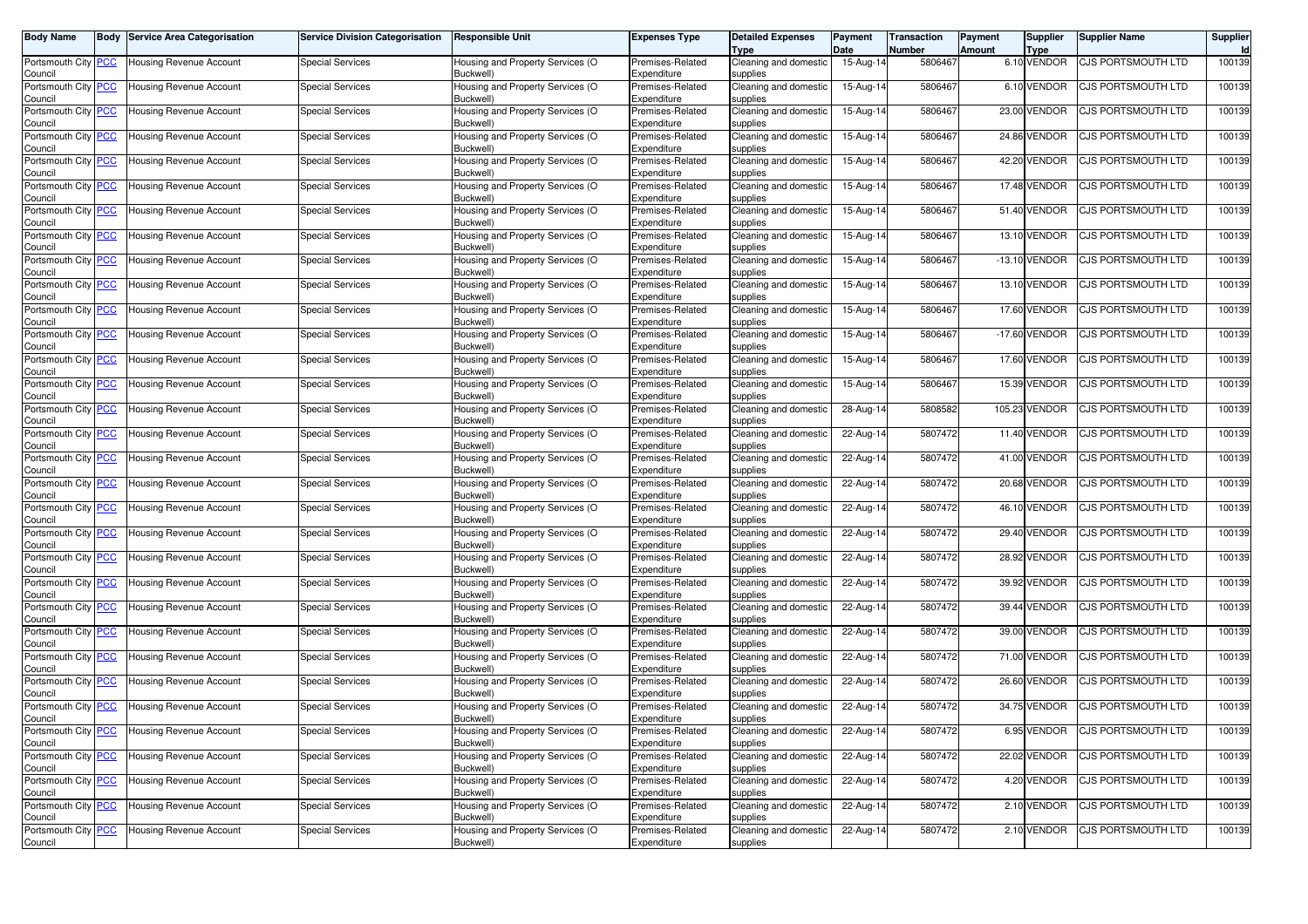| Body Name | Body | Service Area Categorisation | Service Division Categorisation | Responsible Unit | Expenses Type | Detailed Expenses Type | Payment Date | Transaction Number | Payment Amount | Supplier Type | Supplier Name | Supplier Id |
|---|---|---|---|---|---|---|---|---|---|---|---|---|
| Portsmouth City Council | PCC | Housing Revenue Account | Special Services | Housing and Property Services (O Buckwell) | Premises-Related Expenditure | Cleaning and domestic supplies | 15-Aug-14 | 5806467 | 6.10 | VENDOR | CJS PORTSMOUTH LTD | 100139 |
| Portsmouth City Council | PCC | Housing Revenue Account | Special Services | Housing and Property Services (O Buckwell) | Premises-Related Expenditure | Cleaning and domestic supplies | 15-Aug-14 | 5806467 | 6.10 | VENDOR | CJS PORTSMOUTH LTD | 100139 |
| Portsmouth City Council | PCC | Housing Revenue Account | Special Services | Housing and Property Services (O Buckwell) | Premises-Related Expenditure | Cleaning and domestic supplies | 15-Aug-14 | 5806467 | 23.00 | VENDOR | CJS PORTSMOUTH LTD | 100139 |
| Portsmouth City Council | PCC | Housing Revenue Account | Special Services | Housing and Property Services (O Buckwell) | Premises-Related Expenditure | Cleaning and domestic supplies | 15-Aug-14 | 5806467 | 24.86 | VENDOR | CJS PORTSMOUTH LTD | 100139 |
| Portsmouth City Council | PCC | Housing Revenue Account | Special Services | Housing and Property Services (O Buckwell) | Premises-Related Expenditure | Cleaning and domestic supplies | 15-Aug-14 | 5806467 | 42.20 | VENDOR | CJS PORTSMOUTH LTD | 100139 |
| Portsmouth City Council | PCC | Housing Revenue Account | Special Services | Housing and Property Services (O Buckwell) | Premises-Related Expenditure | Cleaning and domestic supplies | 15-Aug-14 | 5806467 | 17.48 | VENDOR | CJS PORTSMOUTH LTD | 100139 |
| Portsmouth City Council | PCC | Housing Revenue Account | Special Services | Housing and Property Services (O Buckwell) | Premises-Related Expenditure | Cleaning and domestic supplies | 15-Aug-14 | 5806467 | 51.40 | VENDOR | CJS PORTSMOUTH LTD | 100139 |
| Portsmouth City Council | PCC | Housing Revenue Account | Special Services | Housing and Property Services (O Buckwell) | Premises-Related Expenditure | Cleaning and domestic supplies | 15-Aug-14 | 5806467 | 13.10 | VENDOR | CJS PORTSMOUTH LTD | 100139 |
| Portsmouth City Council | PCC | Housing Revenue Account | Special Services | Housing and Property Services (O Buckwell) | Premises-Related Expenditure | Cleaning and domestic supplies | 15-Aug-14 | 5806467 | -13.10 | VENDOR | CJS PORTSMOUTH LTD | 100139 |
| Portsmouth City Council | PCC | Housing Revenue Account | Special Services | Housing and Property Services (O Buckwell) | Premises-Related Expenditure | Cleaning and domestic supplies | 15-Aug-14 | 5806467 | 13.10 | VENDOR | CJS PORTSMOUTH LTD | 100139 |
| Portsmouth City Council | PCC | Housing Revenue Account | Special Services | Housing and Property Services (O Buckwell) | Premises-Related Expenditure | Cleaning and domestic supplies | 15-Aug-14 | 5806467 | 17.60 | VENDOR | CJS PORTSMOUTH LTD | 100139 |
| Portsmouth City Council | PCC | Housing Revenue Account | Special Services | Housing and Property Services (O Buckwell) | Premises-Related Expenditure | Cleaning and domestic supplies | 15-Aug-14 | 5806467 | -17.60 | VENDOR | CJS PORTSMOUTH LTD | 100139 |
| Portsmouth City Council | PCC | Housing Revenue Account | Special Services | Housing and Property Services (O Buckwell) | Premises-Related Expenditure | Cleaning and domestic supplies | 15-Aug-14 | 5806467 | 17.60 | VENDOR | CJS PORTSMOUTH LTD | 100139 |
| Portsmouth City Council | PCC | Housing Revenue Account | Special Services | Housing and Property Services (O Buckwell) | Premises-Related Expenditure | Cleaning and domestic supplies | 15-Aug-14 | 5806467 | 15.39 | VENDOR | CJS PORTSMOUTH LTD | 100139 |
| Portsmouth City Council | PCC | Housing Revenue Account | Special Services | Housing and Property Services (O Buckwell) | Premises-Related Expenditure | Cleaning and domestic supplies | 28-Aug-14 | 5808582 | 105.23 | VENDOR | CJS PORTSMOUTH LTD | 100139 |
| Portsmouth City Council | PCC | Housing Revenue Account | Special Services | Housing and Property Services (O Buckwell) | Premises-Related Expenditure | Cleaning and domestic supplies | 22-Aug-14 | 5807472 | 11.40 | VENDOR | CJS PORTSMOUTH LTD | 100139 |
| Portsmouth City Council | PCC | Housing Revenue Account | Special Services | Housing and Property Services (O Buckwell) | Premises-Related Expenditure | Cleaning and domestic supplies | 22-Aug-14 | 5807472 | 41.00 | VENDOR | CJS PORTSMOUTH LTD | 100139 |
| Portsmouth City Council | PCC | Housing Revenue Account | Special Services | Housing and Property Services (O Buckwell) | Premises-Related Expenditure | Cleaning and domestic supplies | 22-Aug-14 | 5807472 | 20.68 | VENDOR | CJS PORTSMOUTH LTD | 100139 |
| Portsmouth City Council | PCC | Housing Revenue Account | Special Services | Housing and Property Services (O Buckwell) | Premises-Related Expenditure | Cleaning and domestic supplies | 22-Aug-14 | 5807472 | 46.10 | VENDOR | CJS PORTSMOUTH LTD | 100139 |
| Portsmouth City Council | PCC | Housing Revenue Account | Special Services | Housing and Property Services (O Buckwell) | Premises-Related Expenditure | Cleaning and domestic supplies | 22-Aug-14 | 5807472 | 29.40 | VENDOR | CJS PORTSMOUTH LTD | 100139 |
| Portsmouth City Council | PCC | Housing Revenue Account | Special Services | Housing and Property Services (O Buckwell) | Premises-Related Expenditure | Cleaning and domestic supplies | 22-Aug-14 | 5807472 | 28.92 | VENDOR | CJS PORTSMOUTH LTD | 100139 |
| Portsmouth City Council | PCC | Housing Revenue Account | Special Services | Housing and Property Services (O Buckwell) | Premises-Related Expenditure | Cleaning and domestic supplies | 22-Aug-14 | 5807472 | 39.92 | VENDOR | CJS PORTSMOUTH LTD | 100139 |
| Portsmouth City Council | PCC | Housing Revenue Account | Special Services | Housing and Property Services (O Buckwell) | Premises-Related Expenditure | Cleaning and domestic supplies | 22-Aug-14 | 5807472 | 39.44 | VENDOR | CJS PORTSMOUTH LTD | 100139 |
| Portsmouth City Council | PCC | Housing Revenue Account | Special Services | Housing and Property Services (O Buckwell) | Premises-Related Expenditure | Cleaning and domestic supplies | 22-Aug-14 | 5807472 | 39.00 | VENDOR | CJS PORTSMOUTH LTD | 100139 |
| Portsmouth City Council | PCC | Housing Revenue Account | Special Services | Housing and Property Services (O Buckwell) | Premises-Related Expenditure | Cleaning and domestic supplies | 22-Aug-14 | 5807472 | 71.00 | VENDOR | CJS PORTSMOUTH LTD | 100139 |
| Portsmouth City Council | PCC | Housing Revenue Account | Special Services | Housing and Property Services (O Buckwell) | Premises-Related Expenditure | Cleaning and domestic supplies | 22-Aug-14 | 5807472 | 26.60 | VENDOR | CJS PORTSMOUTH LTD | 100139 |
| Portsmouth City Council | PCC | Housing Revenue Account | Special Services | Housing and Property Services (O Buckwell) | Premises-Related Expenditure | Cleaning and domestic supplies | 22-Aug-14 | 5807472 | 34.75 | VENDOR | CJS PORTSMOUTH LTD | 100139 |
| Portsmouth City Council | PCC | Housing Revenue Account | Special Services | Housing and Property Services (O Buckwell) | Premises-Related Expenditure | Cleaning and domestic supplies | 22-Aug-14 | 5807472 | 6.95 | VENDOR | CJS PORTSMOUTH LTD | 100139 |
| Portsmouth City Council | PCC | Housing Revenue Account | Special Services | Housing and Property Services (O Buckwell) | Premises-Related Expenditure | Cleaning and domestic supplies | 22-Aug-14 | 5807472 | 22.02 | VENDOR | CJS PORTSMOUTH LTD | 100139 |
| Portsmouth City Council | PCC | Housing Revenue Account | Special Services | Housing and Property Services (O Buckwell) | Premises-Related Expenditure | Cleaning and domestic supplies | 22-Aug-14 | 5807472 | 4.20 | VENDOR | CJS PORTSMOUTH LTD | 100139 |
| Portsmouth City Council | PCC | Housing Revenue Account | Special Services | Housing and Property Services (O Buckwell) | Premises-Related Expenditure | Cleaning and domestic supplies | 22-Aug-14 | 5807472 | 2.10 | VENDOR | CJS PORTSMOUTH LTD | 100139 |
| Portsmouth City Council | PCC | Housing Revenue Account | Special Services | Housing and Property Services (O Buckwell) | Premises-Related Expenditure | Cleaning and domestic supplies | 22-Aug-14 | 5807472 | 2.10 | VENDOR | CJS PORTSMOUTH LTD | 100139 |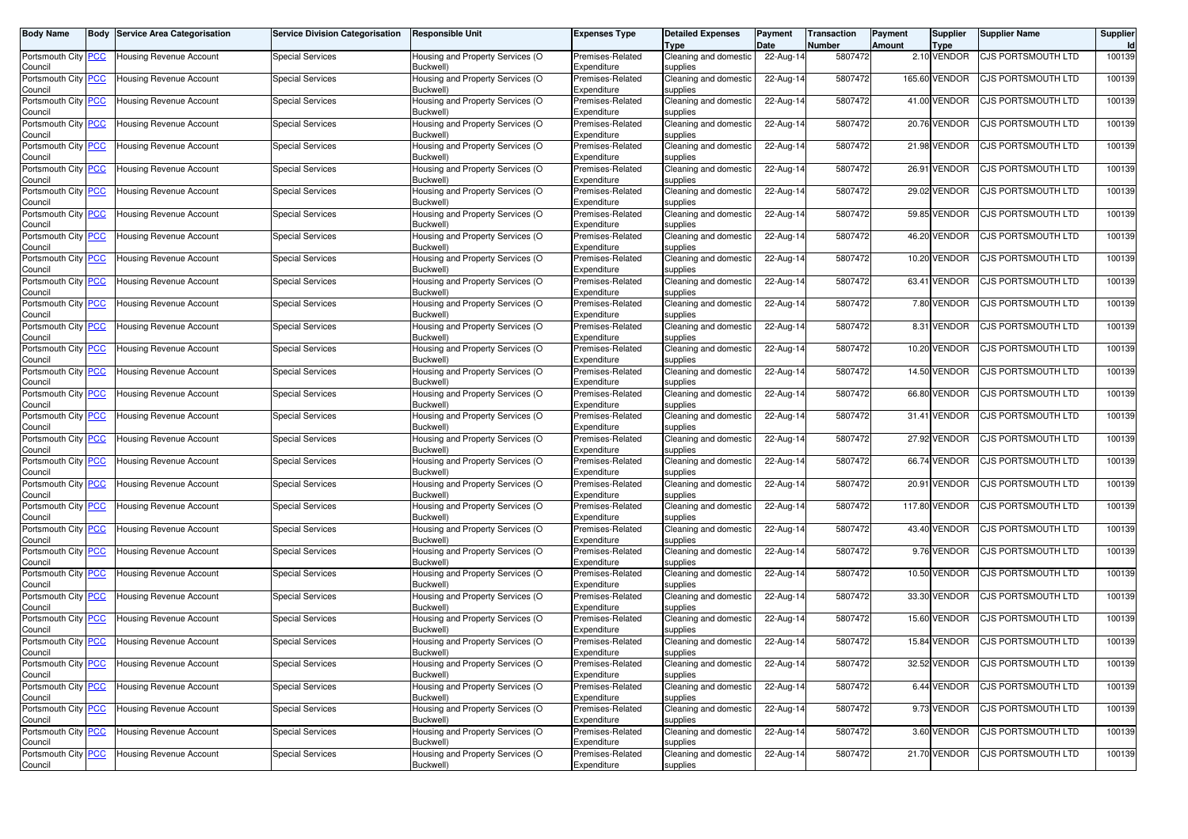| Body Name | Body | Service Area Categorisation | Service Division Categorisation | Responsible Unit | Expenses Type | Detailed Expenses Type | Payment Date | Transaction Number | Payment Amount | Supplier Type | Supplier Name | Supplier Id |
|---|---|---|---|---|---|---|---|---|---|---|---|---|
| Portsmouth City Council | PCC | Housing Revenue Account | Special Services | Housing and Property Services (O Buckwell) | Premises-Related Expenditure | Cleaning and domestic supplies | 22-Aug-14 | 5807472 | 2.10 | VENDOR | CJS PORTSMOUTH LTD | 100139 |
| Portsmouth City Council | PCC | Housing Revenue Account | Special Services | Housing and Property Services (O Buckwell) | Premises-Related Expenditure | Cleaning and domestic supplies | 22-Aug-14 | 5807472 | 165.60 | VENDOR | CJS PORTSMOUTH LTD | 100139 |
| Portsmouth City Council | PCC | Housing Revenue Account | Special Services | Housing and Property Services (O Buckwell) | Premises-Related Expenditure | Cleaning and domestic supplies | 22-Aug-14 | 5807472 | 41.00 | VENDOR | CJS PORTSMOUTH LTD | 100139 |
| Portsmouth City Council | PCC | Housing Revenue Account | Special Services | Housing and Property Services (O Buckwell) | Premises-Related Expenditure | Cleaning and domestic supplies | 22-Aug-14 | 5807472 | 20.76 | VENDOR | CJS PORTSMOUTH LTD | 100139 |
| Portsmouth City Council | PCC | Housing Revenue Account | Special Services | Housing and Property Services (O Buckwell) | Premises-Related Expenditure | Cleaning and domestic supplies | 22-Aug-14 | 5807472 | 21.98 | VENDOR | CJS PORTSMOUTH LTD | 100139 |
| Portsmouth City Council | PCC | Housing Revenue Account | Special Services | Housing and Property Services (O Buckwell) | Premises-Related Expenditure | Cleaning and domestic supplies | 22-Aug-14 | 5807472 | 26.91 | VENDOR | CJS PORTSMOUTH LTD | 100139 |
| Portsmouth City Council | PCC | Housing Revenue Account | Special Services | Housing and Property Services (O Buckwell) | Premises-Related Expenditure | Cleaning and domestic supplies | 22-Aug-14 | 5807472 | 29.02 | VENDOR | CJS PORTSMOUTH LTD | 100139 |
| Portsmouth City Council | PCC | Housing Revenue Account | Special Services | Housing and Property Services (O Buckwell) | Premises-Related Expenditure | Cleaning and domestic supplies | 22-Aug-14 | 5807472 | 59.85 | VENDOR | CJS PORTSMOUTH LTD | 100139 |
| Portsmouth City Council | PCC | Housing Revenue Account | Special Services | Housing and Property Services (O Buckwell) | Premises-Related Expenditure | Cleaning and domestic supplies | 22-Aug-14 | 5807472 | 46.20 | VENDOR | CJS PORTSMOUTH LTD | 100139 |
| Portsmouth City Council | PCC | Housing Revenue Account | Special Services | Housing and Property Services (O Buckwell) | Premises-Related Expenditure | Cleaning and domestic supplies | 22-Aug-14 | 5807472 | 10.20 | VENDOR | CJS PORTSMOUTH LTD | 100139 |
| Portsmouth City Council | PCC | Housing Revenue Account | Special Services | Housing and Property Services (O Buckwell) | Premises-Related Expenditure | Cleaning and domestic supplies | 22-Aug-14 | 5807472 | 63.41 | VENDOR | CJS PORTSMOUTH LTD | 100139 |
| Portsmouth City Council | PCC | Housing Revenue Account | Special Services | Housing and Property Services (O Buckwell) | Premises-Related Expenditure | Cleaning and domestic supplies | 22-Aug-14 | 5807472 | 7.80 | VENDOR | CJS PORTSMOUTH LTD | 100139 |
| Portsmouth City Council | PCC | Housing Revenue Account | Special Services | Housing and Property Services (O Buckwell) | Premises-Related Expenditure | Cleaning and domestic supplies | 22-Aug-14 | 5807472 | 8.31 | VENDOR | CJS PORTSMOUTH LTD | 100139 |
| Portsmouth City Council | PCC | Housing Revenue Account | Special Services | Housing and Property Services (O Buckwell) | Premises-Related Expenditure | Cleaning and domestic supplies | 22-Aug-14 | 5807472 | 10.20 | VENDOR | CJS PORTSMOUTH LTD | 100139 |
| Portsmouth City Council | PCC | Housing Revenue Account | Special Services | Housing and Property Services (O Buckwell) | Premises-Related Expenditure | Cleaning and domestic supplies | 22-Aug-14 | 5807472 | 14.50 | VENDOR | CJS PORTSMOUTH LTD | 100139 |
| Portsmouth City Council | PCC | Housing Revenue Account | Special Services | Housing and Property Services (O Buckwell) | Premises-Related Expenditure | Cleaning and domestic supplies | 22-Aug-14 | 5807472 | 66.80 | VENDOR | CJS PORTSMOUTH LTD | 100139 |
| Portsmouth City Council | PCC | Housing Revenue Account | Special Services | Housing and Property Services (O Buckwell) | Premises-Related Expenditure | Cleaning and domestic supplies | 22-Aug-14 | 5807472 | 31.41 | VENDOR | CJS PORTSMOUTH LTD | 100139 |
| Portsmouth City Council | PCC | Housing Revenue Account | Special Services | Housing and Property Services (O Buckwell) | Premises-Related Expenditure | Cleaning and domestic supplies | 22-Aug-14 | 5807472 | 27.92 | VENDOR | CJS PORTSMOUTH LTD | 100139 |
| Portsmouth City Council | PCC | Housing Revenue Account | Special Services | Housing and Property Services (O Buckwell) | Premises-Related Expenditure | Cleaning and domestic supplies | 22-Aug-14 | 5807472 | 66.74 | VENDOR | CJS PORTSMOUTH LTD | 100139 |
| Portsmouth City Council | PCC | Housing Revenue Account | Special Services | Housing and Property Services (O Buckwell) | Premises-Related Expenditure | Cleaning and domestic supplies | 22-Aug-14 | 5807472 | 20.91 | VENDOR | CJS PORTSMOUTH LTD | 100139 |
| Portsmouth City Council | PCC | Housing Revenue Account | Special Services | Housing and Property Services (O Buckwell) | Premises-Related Expenditure | Cleaning and domestic supplies | 22-Aug-14 | 5807472 | 117.80 | VENDOR | CJS PORTSMOUTH LTD | 100139 |
| Portsmouth City Council | PCC | Housing Revenue Account | Special Services | Housing and Property Services (O Buckwell) | Premises-Related Expenditure | Cleaning and domestic supplies | 22-Aug-14 | 5807472 | 43.40 | VENDOR | CJS PORTSMOUTH LTD | 100139 |
| Portsmouth City Council | PCC | Housing Revenue Account | Special Services | Housing and Property Services (O Buckwell) | Premises-Related Expenditure | Cleaning and domestic supplies | 22-Aug-14 | 5807472 | 9.76 | VENDOR | CJS PORTSMOUTH LTD | 100139 |
| Portsmouth City Council | PCC | Housing Revenue Account | Special Services | Housing and Property Services (O Buckwell) | Premises-Related Expenditure | Cleaning and domestic supplies | 22-Aug-14 | 5807472 | 10.50 | VENDOR | CJS PORTSMOUTH LTD | 100139 |
| Portsmouth City Council | PCC | Housing Revenue Account | Special Services | Housing and Property Services (O Buckwell) | Premises-Related Expenditure | Cleaning and domestic supplies | 22-Aug-14 | 5807472 | 33.30 | VENDOR | CJS PORTSMOUTH LTD | 100139 |
| Portsmouth City Council | PCC | Housing Revenue Account | Special Services | Housing and Property Services (O Buckwell) | Premises-Related Expenditure | Cleaning and domestic supplies | 22-Aug-14 | 5807472 | 15.60 | VENDOR | CJS PORTSMOUTH LTD | 100139 |
| Portsmouth City Council | PCC | Housing Revenue Account | Special Services | Housing and Property Services (O Buckwell) | Premises-Related Expenditure | Cleaning and domestic supplies | 22-Aug-14 | 5807472 | 15.84 | VENDOR | CJS PORTSMOUTH LTD | 100139 |
| Portsmouth City Council | PCC | Housing Revenue Account | Special Services | Housing and Property Services (O Buckwell) | Premises-Related Expenditure | Cleaning and domestic supplies | 22-Aug-14 | 5807472 | 32.52 | VENDOR | CJS PORTSMOUTH LTD | 100139 |
| Portsmouth City Council | PCC | Housing Revenue Account | Special Services | Housing and Property Services (O Buckwell) | Premises-Related Expenditure | Cleaning and domestic supplies | 22-Aug-14 | 5807472 | 6.44 | VENDOR | CJS PORTSMOUTH LTD | 100139 |
| Portsmouth City Council | PCC | Housing Revenue Account | Special Services | Housing and Property Services (O Buckwell) | Premises-Related Expenditure | Cleaning and domestic supplies | 22-Aug-14 | 5807472 | 9.73 | VENDOR | CJS PORTSMOUTH LTD | 100139 |
| Portsmouth City Council | PCC | Housing Revenue Account | Special Services | Housing and Property Services (O Buckwell) | Premises-Related Expenditure | Cleaning and domestic supplies | 22-Aug-14 | 5807472 | 3.60 | VENDOR | CJS PORTSMOUTH LTD | 100139 |
| Portsmouth City Council | PCC | Housing Revenue Account | Special Services | Housing and Property Services (O Buckwell) | Premises-Related Expenditure | Cleaning and domestic supplies | 22-Aug-14 | 5807472 | 21.70 | VENDOR | CJS PORTSMOUTH LTD | 100139 |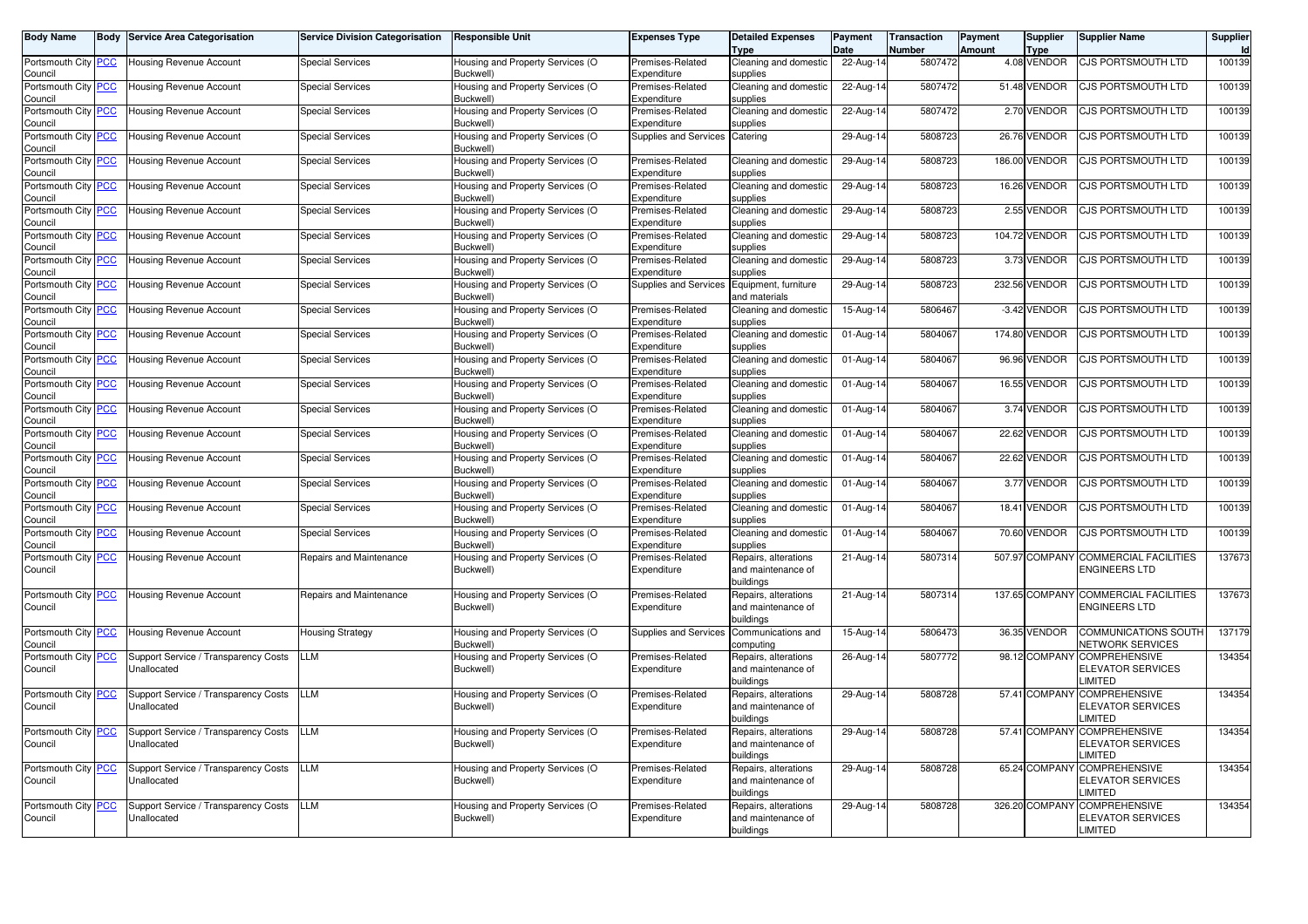| Body Name | Body | Service Area Categorisation | Service Division Categorisation | Responsible Unit | Expenses Type | Detailed Expenses Type | Payment Date | Transaction Number | Payment Amount | Supplier Type | Supplier Name | Supplier Id |
|---|---|---|---|---|---|---|---|---|---|---|---|---|
| Portsmouth City Council | PCC | Housing Revenue Account | Special Services | Housing and Property Services (O Buckwell) | Premises-Related Expenditure | Cleaning and domestic supplies | 22-Aug-14 | 5807472 | 4.08 | VENDOR | CJS PORTSMOUTH LTD | 100139 |
| Portsmouth City Council | PCC | Housing Revenue Account | Special Services | Housing and Property Services (O Buckwell) | Premises-Related Expenditure | Cleaning and domestic supplies | 22-Aug-14 | 5807472 | 51.48 | VENDOR | CJS PORTSMOUTH LTD | 100139 |
| Portsmouth City Council | PCC | Housing Revenue Account | Special Services | Housing and Property Services (O Buckwell) | Premises-Related Expenditure | Cleaning and domestic supplies | 22-Aug-14 | 5807472 | 2.70 | VENDOR | CJS PORTSMOUTH LTD | 100139 |
| Portsmouth City Council | PCC | Housing Revenue Account | Special Services | Housing and Property Services (O Buckwell) | Supplies and Services | Catering | 29-Aug-14 | 5808723 | 26.76 | VENDOR | CJS PORTSMOUTH LTD | 100139 |
| Portsmouth City Council | PCC | Housing Revenue Account | Special Services | Housing and Property Services (O Buckwell) | Premises-Related Expenditure | Cleaning and domestic supplies | 29-Aug-14 | 5808723 | 186.00 | VENDOR | CJS PORTSMOUTH LTD | 100139 |
| Portsmouth City Council | PCC | Housing Revenue Account | Special Services | Housing and Property Services (O Buckwell) | Premises-Related Expenditure | Cleaning and domestic supplies | 29-Aug-14 | 5808723 | 16.26 | VENDOR | CJS PORTSMOUTH LTD | 100139 |
| Portsmouth City Council | PCC | Housing Revenue Account | Special Services | Housing and Property Services (O Buckwell) | Premises-Related Expenditure | Cleaning and domestic supplies | 29-Aug-14 | 5808723 | 2.55 | VENDOR | CJS PORTSMOUTH LTD | 100139 |
| Portsmouth City Council | PCC | Housing Revenue Account | Special Services | Housing and Property Services (O Buckwell) | Premises-Related Expenditure | Cleaning and domestic supplies | 29-Aug-14 | 5808723 | 104.72 | VENDOR | CJS PORTSMOUTH LTD | 100139 |
| Portsmouth City Council | PCC | Housing Revenue Account | Special Services | Housing and Property Services (O Buckwell) | Premises-Related Expenditure | Cleaning and domestic supplies | 29-Aug-14 | 5808723 | 3.73 | VENDOR | CJS PORTSMOUTH LTD | 100139 |
| Portsmouth City Council | PCC | Housing Revenue Account | Special Services | Housing and Property Services (O Buckwell) | Supplies and Services | Equipment, furniture and materials | 29-Aug-14 | 5808723 | 232.56 | VENDOR | CJS PORTSMOUTH LTD | 100139 |
| Portsmouth City Council | PCC | Housing Revenue Account | Special Services | Housing and Property Services (O Buckwell) | Premises-Related Expenditure | Cleaning and domestic supplies | 15-Aug-14 | 5806467 | -3.42 | VENDOR | CJS PORTSMOUTH LTD | 100139 |
| Portsmouth City Council | PCC | Housing Revenue Account | Special Services | Housing and Property Services (O Buckwell) | Premises-Related Expenditure | Cleaning and domestic supplies | 01-Aug-14 | 5804067 | 174.80 | VENDOR | CJS PORTSMOUTH LTD | 100139 |
| Portsmouth City Council | PCC | Housing Revenue Account | Special Services | Housing and Property Services (O Buckwell) | Premises-Related Expenditure | Cleaning and domestic supplies | 01-Aug-14 | 5804067 | 96.96 | VENDOR | CJS PORTSMOUTH LTD | 100139 |
| Portsmouth City Council | PCC | Housing Revenue Account | Special Services | Housing and Property Services (O Buckwell) | Premises-Related Expenditure | Cleaning and domestic supplies | 01-Aug-14 | 5804067 | 16.55 | VENDOR | CJS PORTSMOUTH LTD | 100139 |
| Portsmouth City Council | PCC | Housing Revenue Account | Special Services | Housing and Property Services (O Buckwell) | Premises-Related Expenditure | Cleaning and domestic supplies | 01-Aug-14 | 5804067 | 3.74 | VENDOR | CJS PORTSMOUTH LTD | 100139 |
| Portsmouth City Council | PCC | Housing Revenue Account | Special Services | Housing and Property Services (O Buckwell) | Premises-Related Expenditure | Cleaning and domestic supplies | 01-Aug-14 | 5804067 | 22.62 | VENDOR | CJS PORTSMOUTH LTD | 100139 |
| Portsmouth City Council | PCC | Housing Revenue Account | Special Services | Housing and Property Services (O Buckwell) | Premises-Related Expenditure | Cleaning and domestic supplies | 01-Aug-14 | 5804067 | 22.62 | VENDOR | CJS PORTSMOUTH LTD | 100139 |
| Portsmouth City Council | PCC | Housing Revenue Account | Special Services | Housing and Property Services (O Buckwell) | Premises-Related Expenditure | Cleaning and domestic supplies | 01-Aug-14 | 5804067 | 3.77 | VENDOR | CJS PORTSMOUTH LTD | 100139 |
| Portsmouth City Council | PCC | Housing Revenue Account | Special Services | Housing and Property Services (O Buckwell) | Premises-Related Expenditure | Cleaning and domestic supplies | 01-Aug-14 | 5804067 | 18.41 | VENDOR | CJS PORTSMOUTH LTD | 100139 |
| Portsmouth City Council | PCC | Housing Revenue Account | Special Services | Housing and Property Services (O Buckwell) | Premises-Related Expenditure | Cleaning and domestic supplies | 01-Aug-14 | 5804067 | 70.60 | VENDOR | CJS PORTSMOUTH LTD | 100139 |
| Portsmouth City Council | PCC | Housing Revenue Account | Repairs and Maintenance | Housing and Property Services (O Buckwell) | Premises-Related Expenditure | Repairs, alterations and maintenance of buildings | 21-Aug-14 | 5807314 | 507.97 | COMPANY | COMMERCIAL FACILITIES ENGINEERS LTD | 137673 |
| Portsmouth City Council | PCC | Housing Revenue Account | Repairs and Maintenance | Housing and Property Services (O Buckwell) | Premises-Related Expenditure | Repairs, alterations and maintenance of buildings | 21-Aug-14 | 5807314 | 137.65 | COMPANY | COMMERCIAL FACILITIES ENGINEERS LTD | 137673 |
| Portsmouth City Council | PCC | Housing Revenue Account | Housing Strategy | Housing and Property Services (O Buckwell) | Supplies and Services | Communications and computing | 15-Aug-14 | 5806473 | 36.35 | VENDOR | COMMUNICATIONS SOUTH NETWORK SERVICES | 137179 |
| Portsmouth City Council | PCC | Support Service / Transparency Costs Unallocated | LLM | Housing and Property Services (O Buckwell) | Premises-Related Expenditure | Repairs, alterations and maintenance of buildings | 26-Aug-14 | 5807772 | 98.12 | COMPANY | COMPREHENSIVE ELEVATOR SERVICES LIMITED | 134354 |
| Portsmouth City Council | PCC | Support Service / Transparency Costs Unallocated | LLM | Housing and Property Services (O Buckwell) | Premises-Related Expenditure | Repairs, alterations and maintenance of buildings | 29-Aug-14 | 5808728 | 57.41 | COMPANY | COMPREHENSIVE ELEVATOR SERVICES LIMITED | 134354 |
| Portsmouth City Council | PCC | Support Service / Transparency Costs Unallocated | LLM | Housing and Property Services (O Buckwell) | Premises-Related Expenditure | Repairs, alterations and maintenance of buildings | 29-Aug-14 | 5808728 | 57.41 | COMPANY | COMPREHENSIVE ELEVATOR SERVICES LIMITED | 134354 |
| Portsmouth City Council | PCC | Support Service / Transparency Costs Unallocated | LLM | Housing and Property Services (O Buckwell) | Premises-Related Expenditure | Repairs, alterations and maintenance of buildings | 29-Aug-14 | 5808728 | 65.24 | COMPANY | COMPREHENSIVE ELEVATOR SERVICES LIMITED | 134354 |
| Portsmouth City Council | PCC | Support Service / Transparency Costs Unallocated | LLM | Housing and Property Services (O Buckwell) | Premises-Related Expenditure | Repairs, alterations and maintenance of buildings | 29-Aug-14 | 5808728 | 326.20 | COMPANY | COMPREHENSIVE ELEVATOR SERVICES LIMITED | 134354 |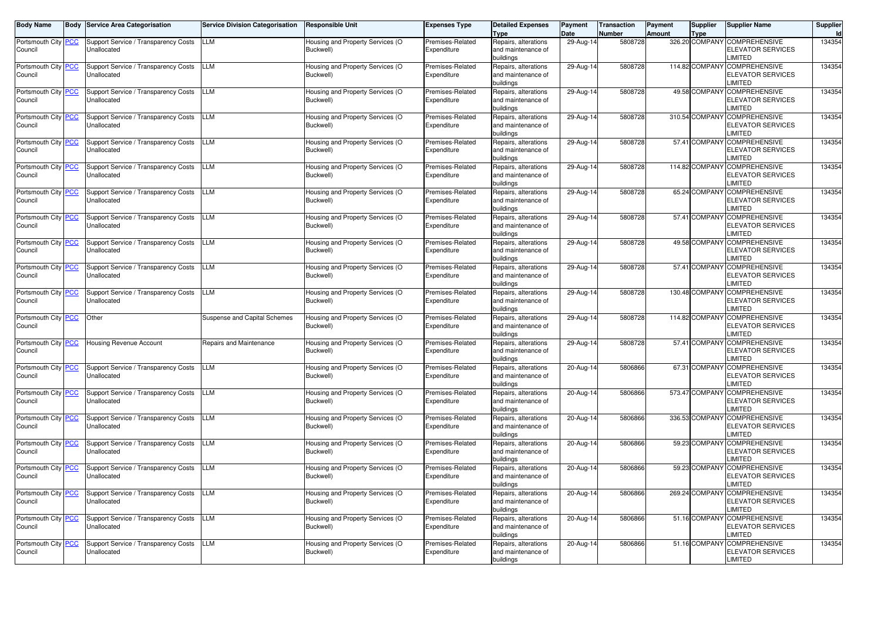| Body Name | Body | Service Area Categorisation | Service Division Categorisation | Responsible Unit | Expenses Type | Detailed Expenses Type | Payment Date | Transaction Number | Payment Amount | Supplier Type | Supplier Name | Supplier Id |
|---|---|---|---|---|---|---|---|---|---|---|---|---|
| Portsmouth City Council | PCC | Support Service / Transparency Costs Unallocated | LLM | Housing and Property Services (O Buckwell) | Premises-Related Expenditure | Repairs, alterations and maintenance of buildings | 29-Aug-14 | 5808728 | 326.20 | COMPANY | COMPREHENSIVE ELEVATOR SERVICES LIMITED | 134354 |
| Portsmouth City Council | PCC | Support Service / Transparency Costs Unallocated | LLM | Housing and Property Services (O Buckwell) | Premises-Related Expenditure | Repairs, alterations and maintenance of buildings | 29-Aug-14 | 5808728 | 114.82 | COMPANY | COMPREHENSIVE ELEVATOR SERVICES LIMITED | 134354 |
| Portsmouth City Council | PCC | Support Service / Transparency Costs Unallocated | LLM | Housing and Property Services (O Buckwell) | Premises-Related Expenditure | Repairs, alterations and maintenance of buildings | 29-Aug-14 | 5808728 | 49.58 | COMPANY | COMPREHENSIVE ELEVATOR SERVICES LIMITED | 134354 |
| Portsmouth City Council | PCC | Support Service / Transparency Costs Unallocated | LLM | Housing and Property Services (O Buckwell) | Premises-Related Expenditure | Repairs, alterations and maintenance of buildings | 29-Aug-14 | 5808728 | 310.54 | COMPANY | COMPREHENSIVE ELEVATOR SERVICES LIMITED | 134354 |
| Portsmouth City Council | PCC | Support Service / Transparency Costs Unallocated | LLM | Housing and Property Services (O Buckwell) | Premises-Related Expenditure | Repairs, alterations and maintenance of buildings | 29-Aug-14 | 5808728 | 57.41 | COMPANY | COMPREHENSIVE ELEVATOR SERVICES LIMITED | 134354 |
| Portsmouth City Council | PCC | Support Service / Transparency Costs Unallocated | LLM | Housing and Property Services (O Buckwell) | Premises-Related Expenditure | Repairs, alterations and maintenance of buildings | 29-Aug-14 | 5808728 | 114.82 | COMPANY | COMPREHENSIVE ELEVATOR SERVICES LIMITED | 134354 |
| Portsmouth City Council | PCC | Support Service / Transparency Costs Unallocated | LLM | Housing and Property Services (O Buckwell) | Premises-Related Expenditure | Repairs, alterations and maintenance of buildings | 29-Aug-14 | 5808728 | 65.24 | COMPANY | COMPREHENSIVE ELEVATOR SERVICES LIMITED | 134354 |
| Portsmouth City Council | PCC | Support Service / Transparency Costs Unallocated | LLM | Housing and Property Services (O Buckwell) | Premises-Related Expenditure | Repairs, alterations and maintenance of buildings | 29-Aug-14 | 5808728 | 57.41 | COMPANY | COMPREHENSIVE ELEVATOR SERVICES LIMITED | 134354 |
| Portsmouth City Council | PCC | Support Service / Transparency Costs Unallocated | LLM | Housing and Property Services (O Buckwell) | Premises-Related Expenditure | Repairs, alterations and maintenance of buildings | 29-Aug-14 | 5808728 | 49.58 | COMPANY | COMPREHENSIVE ELEVATOR SERVICES LIMITED | 134354 |
| Portsmouth City Council | PCC | Support Service / Transparency Costs Unallocated | LLM | Housing and Property Services (O Buckwell) | Premises-Related Expenditure | Repairs, alterations and maintenance of buildings | 29-Aug-14 | 5808728 | 57.41 | COMPANY | COMPREHENSIVE ELEVATOR SERVICES LIMITED | 134354 |
| Portsmouth City Council | PCC | Support Service / Transparency Costs Unallocated | LLM | Housing and Property Services (O Buckwell) | Premises-Related Expenditure | Repairs, alterations and maintenance of buildings | 29-Aug-14 | 5808728 | 130.48 | COMPANY | COMPREHENSIVE ELEVATOR SERVICES LIMITED | 134354 |
| Portsmouth City Council | PCC | Other | Suspense and Capital Schemes | Housing and Property Services (O Buckwell) | Premises-Related Expenditure | Repairs, alterations and maintenance of buildings | 29-Aug-14 | 5808728 | 114.82 | COMPANY | COMPREHENSIVE ELEVATOR SERVICES LIMITED | 134354 |
| Portsmouth City Council | PCC | Housing Revenue Account | Repairs and Maintenance | Housing and Property Services (O Buckwell) | Premises-Related Expenditure | Repairs, alterations and maintenance of buildings | 29-Aug-14 | 5808728 | 57.41 | COMPANY | COMPREHENSIVE ELEVATOR SERVICES LIMITED | 134354 |
| Portsmouth City Council | PCC | Support Service / Transparency Costs Unallocated | LLM | Housing and Property Services (O Buckwell) | Premises-Related Expenditure | Repairs, alterations and maintenance of buildings | 20-Aug-14 | 5806866 | 67.31 | COMPANY | COMPREHENSIVE ELEVATOR SERVICES LIMITED | 134354 |
| Portsmouth City Council | PCC | Support Service / Transparency Costs Unallocated | LLM | Housing and Property Services (O Buckwell) | Premises-Related Expenditure | Repairs, alterations and maintenance of buildings | 20-Aug-14 | 5806866 | 573.47 | COMPANY | COMPREHENSIVE ELEVATOR SERVICES LIMITED | 134354 |
| Portsmouth City Council | PCC | Support Service / Transparency Costs Unallocated | LLM | Housing and Property Services (O Buckwell) | Premises-Related Expenditure | Repairs, alterations and maintenance of buildings | 20-Aug-14 | 5806866 | 336.53 | COMPANY | COMPREHENSIVE ELEVATOR SERVICES LIMITED | 134354 |
| Portsmouth City Council | PCC | Support Service / Transparency Costs Unallocated | LLM | Housing and Property Services (O Buckwell) | Premises-Related Expenditure | Repairs, alterations and maintenance of buildings | 20-Aug-14 | 5806866 | 59.23 | COMPANY | COMPREHENSIVE ELEVATOR SERVICES LIMITED | 134354 |
| Portsmouth City Council | PCC | Support Service / Transparency Costs Unallocated | LLM | Housing and Property Services (O Buckwell) | Premises-Related Expenditure | Repairs, alterations and maintenance of buildings | 20-Aug-14 | 5806866 | 59.23 | COMPANY | COMPREHENSIVE ELEVATOR SERVICES LIMITED | 134354 |
| Portsmouth City Council | PCC | Support Service / Transparency Costs Unallocated | LLM | Housing and Property Services (O Buckwell) | Premises-Related Expenditure | Repairs, alterations and maintenance of buildings | 20-Aug-14 | 5806866 | 269.24 | COMPANY | COMPREHENSIVE ELEVATOR SERVICES LIMITED | 134354 |
| Portsmouth City Council | PCC | Support Service / Transparency Costs Unallocated | LLM | Housing and Property Services (O Buckwell) | Premises-Related Expenditure | Repairs, alterations and maintenance of buildings | 20-Aug-14 | 5806866 | 51.16 | COMPANY | COMPREHENSIVE ELEVATOR SERVICES LIMITED | 134354 |
| Portsmouth City Council | PCC | Support Service / Transparency Costs Unallocated | LLM | Housing and Property Services (O Buckwell) | Premises-Related Expenditure | Repairs, alterations and maintenance of buildings | 20-Aug-14 | 5806866 | 51.16 | COMPANY | COMPREHENSIVE ELEVATOR SERVICES LIMITED | 134354 |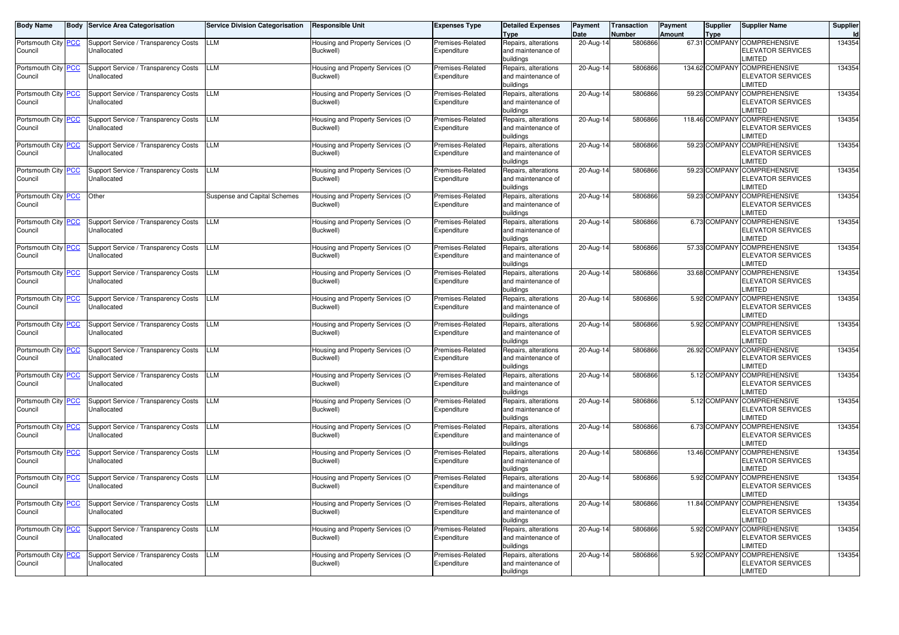| Body Name | Body | Service Area Categorisation | Service Division Categorisation | Responsible Unit | Expenses Type | Detailed Expenses Type | Payment Date | Transaction Number | Payment Amount | Supplier Type | Supplier Name | Supplier Id |
|---|---|---|---|---|---|---|---|---|---|---|---|---|
| Portsmouth City Council | PCC | Support Service / Transparency Costs Unallocated | LLM | Housing and Property Services (O Buckwell) | Premises-Related Expenditure | Repairs, alterations and maintenance of buildings | 20-Aug-14 | 5806866 | 67.31 | COMPANY | COMPREHENSIVE ELEVATOR SERVICES LIMITED | 134354 |
| Portsmouth City Council | PCC | Support Service / Transparency Costs Unallocated | LLM | Housing and Property Services (O Buckwell) | Premises-Related Expenditure | Repairs, alterations and maintenance of buildings | 20-Aug-14 | 5806866 | 134.62 | COMPANY | COMPREHENSIVE ELEVATOR SERVICES LIMITED | 134354 |
| Portsmouth City Council | PCC | Support Service / Transparency Costs Unallocated | LLM | Housing and Property Services (O Buckwell) | Premises-Related Expenditure | Repairs, alterations and maintenance of buildings | 20-Aug-14 | 5806866 | 59.23 | COMPANY | COMPREHENSIVE ELEVATOR SERVICES LIMITED | 134354 |
| Portsmouth City Council | PCC | Support Service / Transparency Costs Unallocated | LLM | Housing and Property Services (O Buckwell) | Premises-Related Expenditure | Repairs, alterations and maintenance of buildings | 20-Aug-14 | 5806866 | 118.46 | COMPANY | COMPREHENSIVE ELEVATOR SERVICES LIMITED | 134354 |
| Portsmouth City Council | PCC | Support Service / Transparency Costs Unallocated | LLM | Housing and Property Services (O Buckwell) | Premises-Related Expenditure | Repairs, alterations and maintenance of buildings | 20-Aug-14 | 5806866 | 59.23 | COMPANY | COMPREHENSIVE ELEVATOR SERVICES LIMITED | 134354 |
| Portsmouth City Council | PCC | Support Service / Transparency Costs Unallocated | LLM | Housing and Property Services (O Buckwell) | Premises-Related Expenditure | Repairs, alterations and maintenance of buildings | 20-Aug-14 | 5806866 | 59.23 | COMPANY | COMPREHENSIVE ELEVATOR SERVICES LIMITED | 134354 |
| Portsmouth City Council | PCC | Other | Suspense and Capital Schemes | Housing and Property Services (O Buckwell) | Premises-Related Expenditure | Repairs, alterations and maintenance of buildings | 20-Aug-14 | 5806866 | 59.23 | COMPANY | COMPREHENSIVE ELEVATOR SERVICES LIMITED | 134354 |
| Portsmouth City Council | PCC | Support Service / Transparency Costs Unallocated | LLM | Housing and Property Services (O Buckwell) | Premises-Related Expenditure | Repairs, alterations and maintenance of buildings | 20-Aug-14 | 5806866 | 6.73 | COMPANY | COMPREHENSIVE ELEVATOR SERVICES LIMITED | 134354 |
| Portsmouth City Council | PCC | Support Service / Transparency Costs Unallocated | LLM | Housing and Property Services (O Buckwell) | Premises-Related Expenditure | Repairs, alterations and maintenance of buildings | 20-Aug-14 | 5806866 | 57.33 | COMPANY | COMPREHENSIVE ELEVATOR SERVICES LIMITED | 134354 |
| Portsmouth City Council | PCC | Support Service / Transparency Costs Unallocated | LLM | Housing and Property Services (O Buckwell) | Premises-Related Expenditure | Repairs, alterations and maintenance of buildings | 20-Aug-14 | 5806866 | 33.68 | COMPANY | COMPREHENSIVE ELEVATOR SERVICES LIMITED | 134354 |
| Portsmouth City Council | PCC | Support Service / Transparency Costs Unallocated | LLM | Housing and Property Services (O Buckwell) | Premises-Related Expenditure | Repairs, alterations and maintenance of buildings | 20-Aug-14 | 5806866 | 5.92 | COMPANY | COMPREHENSIVE ELEVATOR SERVICES LIMITED | 134354 |
| Portsmouth City Council | PCC | Support Service / Transparency Costs Unallocated | LLM | Housing and Property Services (O Buckwell) | Premises-Related Expenditure | Repairs, alterations and maintenance of buildings | 20-Aug-14 | 5806866 | 5.92 | COMPANY | COMPREHENSIVE ELEVATOR SERVICES LIMITED | 134354 |
| Portsmouth City Council | PCC | Support Service / Transparency Costs Unallocated | LLM | Housing and Property Services (O Buckwell) | Premises-Related Expenditure | Repairs, alterations and maintenance of buildings | 20-Aug-14 | 5806866 | 26.92 | COMPANY | COMPREHENSIVE ELEVATOR SERVICES LIMITED | 134354 |
| Portsmouth City Council | PCC | Support Service / Transparency Costs Unallocated | LLM | Housing and Property Services (O Buckwell) | Premises-Related Expenditure | Repairs, alterations and maintenance of buildings | 20-Aug-14 | 5806866 | 5.12 | COMPANY | COMPREHENSIVE ELEVATOR SERVICES LIMITED | 134354 |
| Portsmouth City Council | PCC | Support Service / Transparency Costs Unallocated | LLM | Housing and Property Services (O Buckwell) | Premises-Related Expenditure | Repairs, alterations and maintenance of buildings | 20-Aug-14 | 5806866 | 5.12 | COMPANY | COMPREHENSIVE ELEVATOR SERVICES LIMITED | 134354 |
| Portsmouth City Council | PCC | Support Service / Transparency Costs Unallocated | LLM | Housing and Property Services (O Buckwell) | Premises-Related Expenditure | Repairs, alterations and maintenance of buildings | 20-Aug-14 | 5806866 | 6.73 | COMPANY | COMPREHENSIVE ELEVATOR SERVICES LIMITED | 134354 |
| Portsmouth City Council | PCC | Support Service / Transparency Costs Unallocated | LLM | Housing and Property Services (O Buckwell) | Premises-Related Expenditure | Repairs, alterations and maintenance of buildings | 20-Aug-14 | 5806866 | 13.46 | COMPANY | COMPREHENSIVE ELEVATOR SERVICES LIMITED | 134354 |
| Portsmouth City Council | PCC | Support Service / Transparency Costs Unallocated | LLM | Housing and Property Services (O Buckwell) | Premises-Related Expenditure | Repairs, alterations and maintenance of buildings | 20-Aug-14 | 5806866 | 5.92 | COMPANY | COMPREHENSIVE ELEVATOR SERVICES LIMITED | 134354 |
| Portsmouth City Council | PCC | Support Service / Transparency Costs Unallocated | LLM | Housing and Property Services (O Buckwell) | Premises-Related Expenditure | Repairs, alterations and maintenance of buildings | 20-Aug-14 | 5806866 | 11.84 | COMPANY | COMPREHENSIVE ELEVATOR SERVICES LIMITED | 134354 |
| Portsmouth City Council | PCC | Support Service / Transparency Costs Unallocated | LLM | Housing and Property Services (O Buckwell) | Premises-Related Expenditure | Repairs, alterations and maintenance of buildings | 20-Aug-14 | 5806866 | 5.92 | COMPANY | COMPREHENSIVE ELEVATOR SERVICES LIMITED | 134354 |
| Portsmouth City Council | PCC | Support Service / Transparency Costs Unallocated | LLM | Housing and Property Services (O Buckwell) | Premises-Related Expenditure | Repairs, alterations and maintenance of buildings | 20-Aug-14 | 5806866 | 5.92 | COMPANY | COMPREHENSIVE ELEVATOR SERVICES LIMITED | 134354 |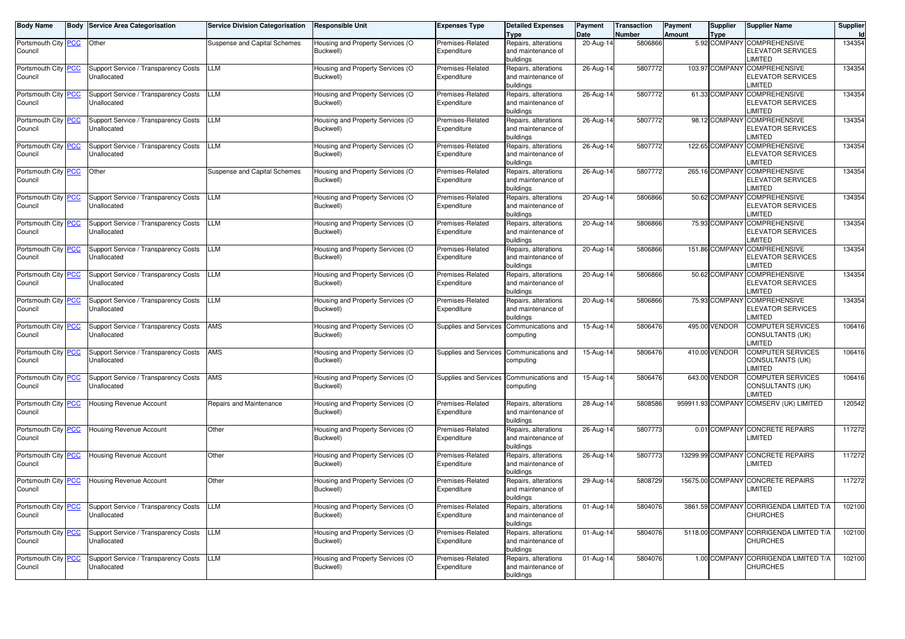| Body Name | Body | Service Area Categorisation | Service Division Categorisation | Responsible Unit | Expenses Type | Detailed Expenses Type | Payment Date | Transaction Number | Payment Amount | Supplier Type | Supplier Name | Supplier Id |
|---|---|---|---|---|---|---|---|---|---|---|---|---|
| Portsmouth City Council | PCC | Other | Suspense and Capital Schemes | Housing and Property Services (O Buckwell) | Premises-Related Expenditure | Repairs, alterations and maintenance of buildings | 20-Aug-14 | 5806866 | 5.92 | COMPANY | COMPREHENSIVE ELEVATOR SERVICES LIMITED | 134354 |
| Portsmouth City Council | PCC | Support Service / Transparency Costs Unallocated | LLM | Housing and Property Services (O Buckwell) | Premises-Related Expenditure | Repairs, alterations and maintenance of buildings | 26-Aug-14 | 5807772 | 103.97 | COMPANY | COMPREHENSIVE ELEVATOR SERVICES LIMITED | 134354 |
| Portsmouth City Council | PCC | Support Service / Transparency Costs Unallocated | LLM | Housing and Property Services (O Buckwell) | Premises-Related Expenditure | Repairs, alterations and maintenance of buildings | 26-Aug-14 | 5807772 | 61.33 | COMPANY | COMPREHENSIVE ELEVATOR SERVICES LIMITED | 134354 |
| Portsmouth City Council | PCC | Support Service / Transparency Costs Unallocated | LLM | Housing and Property Services (O Buckwell) | Premises-Related Expenditure | Repairs, alterations and maintenance of buildings | 26-Aug-14 | 5807772 | 98.12 | COMPANY | COMPREHENSIVE ELEVATOR SERVICES LIMITED | 134354 |
| Portsmouth City Council | PCC | Support Service / Transparency Costs Unallocated | LLM | Housing and Property Services (O Buckwell) | Premises-Related Expenditure | Repairs, alterations and maintenance of buildings | 26-Aug-14 | 5807772 | 122.65 | COMPANY | COMPREHENSIVE ELEVATOR SERVICES LIMITED | 134354 |
| Portsmouth City Council | PCC | Other | Suspense and Capital Schemes | Housing and Property Services (O Buckwell) | Premises-Related Expenditure | Repairs, alterations and maintenance of buildings | 26-Aug-14 | 5807772 | 265.16 | COMPANY | COMPREHENSIVE ELEVATOR SERVICES LIMITED | 134354 |
| Portsmouth City Council | PCC | Support Service / Transparency Costs Unallocated | LLM | Housing and Property Services (O Buckwell) | Premises-Related Expenditure | Repairs, alterations and maintenance of buildings | 20-Aug-14 | 5806866 | 50.62 | COMPANY | COMPREHENSIVE ELEVATOR SERVICES LIMITED | 134354 |
| Portsmouth City Council | PCC | Support Service / Transparency Costs Unallocated | LLM | Housing and Property Services (O Buckwell) | Premises-Related Expenditure | Repairs, alterations and maintenance of buildings | 20-Aug-14 | 5806866 | 75.93 | COMPANY | COMPREHENSIVE ELEVATOR SERVICES LIMITED | 134354 |
| Portsmouth City Council | PCC | Support Service / Transparency Costs Unallocated | LLM | Housing and Property Services (O Buckwell) | Premises-Related Expenditure | Repairs, alterations and maintenance of buildings | 20-Aug-14 | 5806866 | 151.86 | COMPANY | COMPREHENSIVE ELEVATOR SERVICES LIMITED | 134354 |
| Portsmouth City Council | PCC | Support Service / Transparency Costs Unallocated | LLM | Housing and Property Services (O Buckwell) | Premises-Related Expenditure | Repairs, alterations and maintenance of buildings | 20-Aug-14 | 5806866 | 50.62 | COMPANY | COMPREHENSIVE ELEVATOR SERVICES LIMITED | 134354 |
| Portsmouth City Council | PCC | Support Service / Transparency Costs Unallocated | LLM | Housing and Property Services (O Buckwell) | Premises-Related Expenditure | Repairs, alterations and maintenance of buildings | 20-Aug-14 | 5806866 | 75.93 | COMPANY | COMPREHENSIVE ELEVATOR SERVICES LIMITED | 134354 |
| Portsmouth City Council | PCC | Support Service / Transparency Costs Unallocated | AMS | Housing and Property Services (O Buckwell) | Supplies and Services | Communications and computing | 15-Aug-14 | 5806476 | 495.00 | VENDOR | COMPUTER SERVICES CONSULTANTS (UK) LIMITED | 106416 |
| Portsmouth City Council | PCC | Support Service / Transparency Costs Unallocated | AMS | Housing and Property Services (O Buckwell) | Supplies and Services | Communications and computing | 15-Aug-14 | 5806476 | 410.00 | VENDOR | COMPUTER SERVICES CONSULTANTS (UK) LIMITED | 106416 |
| Portsmouth City Council | PCC | Support Service / Transparency Costs Unallocated | AMS | Housing and Property Services (O Buckwell) | Supplies and Services | Communications and computing | 15-Aug-14 | 5806476 | 643.00 | VENDOR | COMPUTER SERVICES CONSULTANTS (UK) LIMITED | 106416 |
| Portsmouth City Council | PCC | Housing Revenue Account | Repairs and Maintenance | Housing and Property Services (O Buckwell) | Premises-Related Expenditure | Repairs, alterations and maintenance of buildings | 28-Aug-14 | 5808586 | 959911.93 | COMPANY | COMSERV (UK) LIMITED | 120542 |
| Portsmouth City Council | PCC | Housing Revenue Account | Other | Housing and Property Services (O Buckwell) | Premises-Related Expenditure | Repairs, alterations and maintenance of buildings | 26-Aug-14 | 5807773 | 0.01 | COMPANY | CONCRETE REPAIRS LIMITED | 117272 |
| Portsmouth City Council | PCC | Housing Revenue Account | Other | Housing and Property Services (O Buckwell) | Premises-Related Expenditure | Repairs, alterations and maintenance of buildings | 26-Aug-14 | 5807773 | 13299.99 | COMPANY | CONCRETE REPAIRS LIMITED | 117272 |
| Portsmouth City Council | PCC | Housing Revenue Account | Other | Housing and Property Services (O Buckwell) | Premises-Related Expenditure | Repairs, alterations and maintenance of buildings | 29-Aug-14 | 5808729 | 15675.00 | COMPANY | CONCRETE REPAIRS LIMITED | 117272 |
| Portsmouth City Council | PCC | Support Service / Transparency Costs Unallocated | LLM | Housing and Property Services (O Buckwell) | Premises-Related Expenditure | Repairs, alterations and maintenance of buildings | 01-Aug-14 | 5804076 | 3861.59 | COMPANY | CORRIGENDA LIMITED T/A CHURCHES | 102100 |
| Portsmouth City Council | PCC | Support Service / Transparency Costs Unallocated | LLM | Housing and Property Services (O Buckwell) | Premises-Related Expenditure | Repairs, alterations and maintenance of buildings | 01-Aug-14 | 5804076 | 5118.00 | COMPANY | CORRIGENDA LIMITED T/A CHURCHES | 102100 |
| Portsmouth City Council | PCC | Support Service / Transparency Costs Unallocated | LLM | Housing and Property Services (O Buckwell) | Premises-Related Expenditure | Repairs, alterations and maintenance of buildings | 01-Aug-14 | 5804076 | 1.00 | COMPANY | CORRIGENDA LIMITED T/A CHURCHES | 102100 |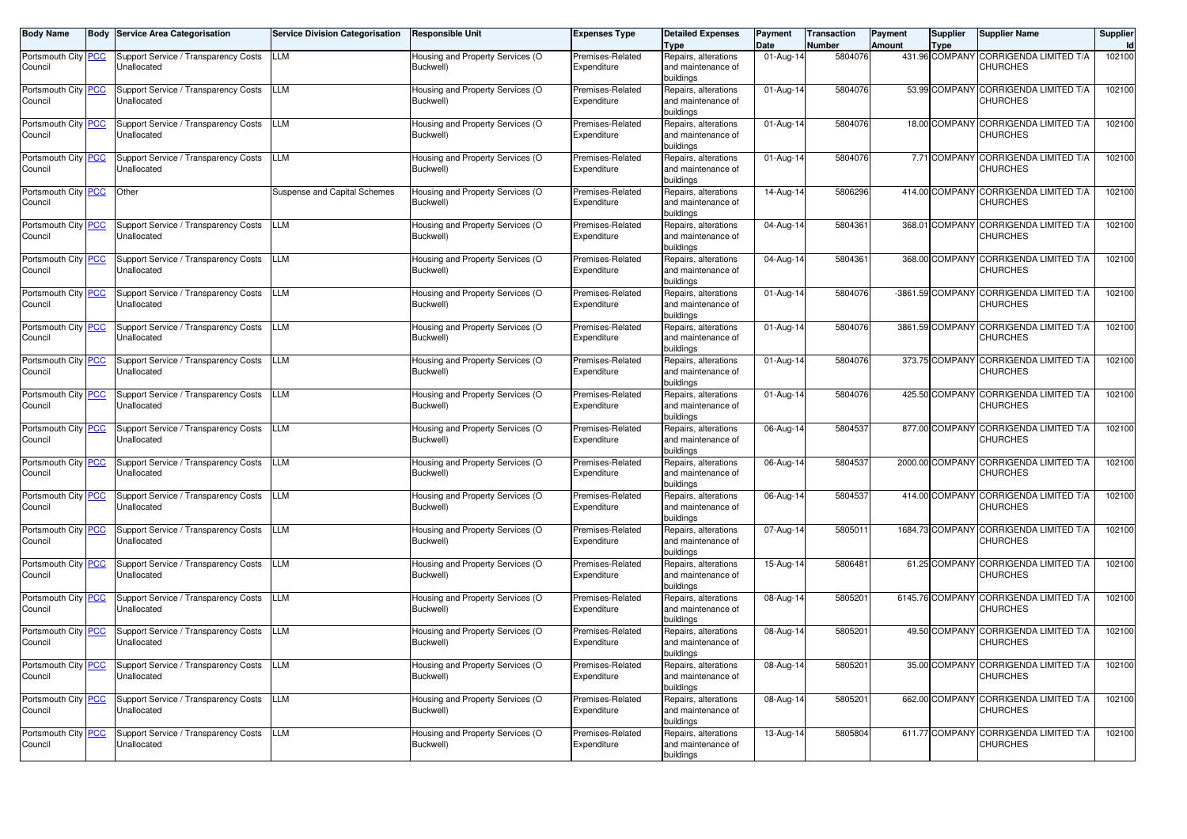| Body Name | Body | Service Area Categorisation | Service Division Categorisation | Responsible Unit | Expenses Type | Detailed Expenses Type | Payment Date | Transaction Number | Payment Amount | Supplier Type | Supplier Name | Supplier Id |
|---|---|---|---|---|---|---|---|---|---|---|---|---|
| Portsmouth City Council | PCC | Support Service / Transparency Costs Unallocated | LLM | Housing and Property Services (O Buckwell) | Premises-Related Expenditure | Repairs, alterations and maintenance of buildings | 01-Aug-14 | 5804076 | 431.96 | COMPANY | CORRIGENDA LIMITED T/A CHURCHES | 102100 |
| Portsmouth City Council | PCC | Support Service / Transparency Costs Unallocated | LLM | Housing and Property Services (O Buckwell) | Premises-Related Expenditure | Repairs, alterations and maintenance of buildings | 01-Aug-14 | 5804076 | 53.99 | COMPANY | CORRIGENDA LIMITED T/A CHURCHES | 102100 |
| Portsmouth City Council | PCC | Support Service / Transparency Costs Unallocated | LLM | Housing and Property Services (O Buckwell) | Premises-Related Expenditure | Repairs, alterations and maintenance of buildings | 01-Aug-14 | 5804076 | 18.00 | COMPANY | CORRIGENDA LIMITED T/A CHURCHES | 102100 |
| Portsmouth City Council | PCC | Support Service / Transparency Costs Unallocated | LLM | Housing and Property Services (O Buckwell) | Premises-Related Expenditure | Repairs, alterations and maintenance of buildings | 01-Aug-14 | 5804076 | 7.71 | COMPANY | CORRIGENDA LIMITED T/A CHURCHES | 102100 |
| Portsmouth City Council | PCC | Other | Suspense and Capital Schemes | Housing and Property Services (O Buckwell) | Premises-Related Expenditure | Repairs, alterations and maintenance of buildings | 14-Aug-14 | 5806296 | 414.00 | COMPANY | CORRIGENDA LIMITED T/A CHURCHES | 102100 |
| Portsmouth City Council | PCC | Support Service / Transparency Costs Unallocated | LLM | Housing and Property Services (O Buckwell) | Premises-Related Expenditure | Repairs, alterations and maintenance of buildings | 04-Aug-14 | 5804361 | 368.01 | COMPANY | CORRIGENDA LIMITED T/A CHURCHES | 102100 |
| Portsmouth City Council | PCC | Support Service / Transparency Costs Unallocated | LLM | Housing and Property Services (O Buckwell) | Premises-Related Expenditure | Repairs, alterations and maintenance of buildings | 04-Aug-14 | 5804361 | 368.00 | COMPANY | CORRIGENDA LIMITED T/A CHURCHES | 102100 |
| Portsmouth City Council | PCC | Support Service / Transparency Costs Unallocated | LLM | Housing and Property Services (O Buckwell) | Premises-Related Expenditure | Repairs, alterations and maintenance of buildings | 01-Aug-14 | 5804076 | -3861.59 | COMPANY | CORRIGENDA LIMITED T/A CHURCHES | 102100 |
| Portsmouth City Council | PCC | Support Service / Transparency Costs Unallocated | LLM | Housing and Property Services (O Buckwell) | Premises-Related Expenditure | Repairs, alterations and maintenance of buildings | 01-Aug-14 | 5804076 | 3861.59 | COMPANY | CORRIGENDA LIMITED T/A CHURCHES | 102100 |
| Portsmouth City Council | PCC | Support Service / Transparency Costs Unallocated | LLM | Housing and Property Services (O Buckwell) | Premises-Related Expenditure | Repairs, alterations and maintenance of buildings | 01-Aug-14 | 5804076 | 373.75 | COMPANY | CORRIGENDA LIMITED T/A CHURCHES | 102100 |
| Portsmouth City Council | PCC | Support Service / Transparency Costs Unallocated | LLM | Housing and Property Services (O Buckwell) | Premises-Related Expenditure | Repairs, alterations and maintenance of buildings | 01-Aug-14 | 5804076 | 425.50 | COMPANY | CORRIGENDA LIMITED T/A CHURCHES | 102100 |
| Portsmouth City Council | PCC | Support Service / Transparency Costs Unallocated | LLM | Housing and Property Services (O Buckwell) | Premises-Related Expenditure | Repairs, alterations and maintenance of buildings | 06-Aug-14 | 5804537 | 877.00 | COMPANY | CORRIGENDA LIMITED T/A CHURCHES | 102100 |
| Portsmouth City Council | PCC | Support Service / Transparency Costs Unallocated | LLM | Housing and Property Services (O Buckwell) | Premises-Related Expenditure | Repairs, alterations and maintenance of buildings | 06-Aug-14 | 5804537 | 2000.00 | COMPANY | CORRIGENDA LIMITED T/A CHURCHES | 102100 |
| Portsmouth City Council | PCC | Support Service / Transparency Costs Unallocated | LLM | Housing and Property Services (O Buckwell) | Premises-Related Expenditure | Repairs, alterations and maintenance of buildings | 06-Aug-14 | 5804537 | 414.00 | COMPANY | CORRIGENDA LIMITED T/A CHURCHES | 102100 |
| Portsmouth City Council | PCC | Support Service / Transparency Costs Unallocated | LLM | Housing and Property Services (O Buckwell) | Premises-Related Expenditure | Repairs, alterations and maintenance of buildings | 07-Aug-14 | 5805011 | 1684.73 | COMPANY | CORRIGENDA LIMITED T/A CHURCHES | 102100 |
| Portsmouth City Council | PCC | Support Service / Transparency Costs Unallocated | LLM | Housing and Property Services (O Buckwell) | Premises-Related Expenditure | Repairs, alterations and maintenance of buildings | 15-Aug-14 | 5806481 | 61.25 | COMPANY | CORRIGENDA LIMITED T/A CHURCHES | 102100 |
| Portsmouth City Council | PCC | Support Service / Transparency Costs Unallocated | LLM | Housing and Property Services (O Buckwell) | Premises-Related Expenditure | Repairs, alterations and maintenance of buildings | 08-Aug-14 | 5805201 | 6145.76 | COMPANY | CORRIGENDA LIMITED T/A CHURCHES | 102100 |
| Portsmouth City Council | PCC | Support Service / Transparency Costs Unallocated | LLM | Housing and Property Services (O Buckwell) | Premises-Related Expenditure | Repairs, alterations and maintenance of buildings | 08-Aug-14 | 5805201 | 49.50 | COMPANY | CORRIGENDA LIMITED T/A CHURCHES | 102100 |
| Portsmouth City Council | PCC | Support Service / Transparency Costs Unallocated | LLM | Housing and Property Services (O Buckwell) | Premises-Related Expenditure | Repairs, alterations and maintenance of buildings | 08-Aug-14 | 5805201 | 35.00 | COMPANY | CORRIGENDA LIMITED T/A CHURCHES | 102100 |
| Portsmouth City Council | PCC | Support Service / Transparency Costs Unallocated | LLM | Housing and Property Services (O Buckwell) | Premises-Related Expenditure | Repairs, alterations and maintenance of buildings | 08-Aug-14 | 5805201 | 662.00 | COMPANY | CORRIGENDA LIMITED T/A CHURCHES | 102100 |
| Portsmouth City Council | PCC | Support Service / Transparency Costs Unallocated | LLM | Housing and Property Services (O Buckwell) | Premises-Related Expenditure | Repairs, alterations and maintenance of buildings | 13-Aug-14 | 5805804 | 611.77 | COMPANY | CORRIGENDA LIMITED T/A CHURCHES | 102100 |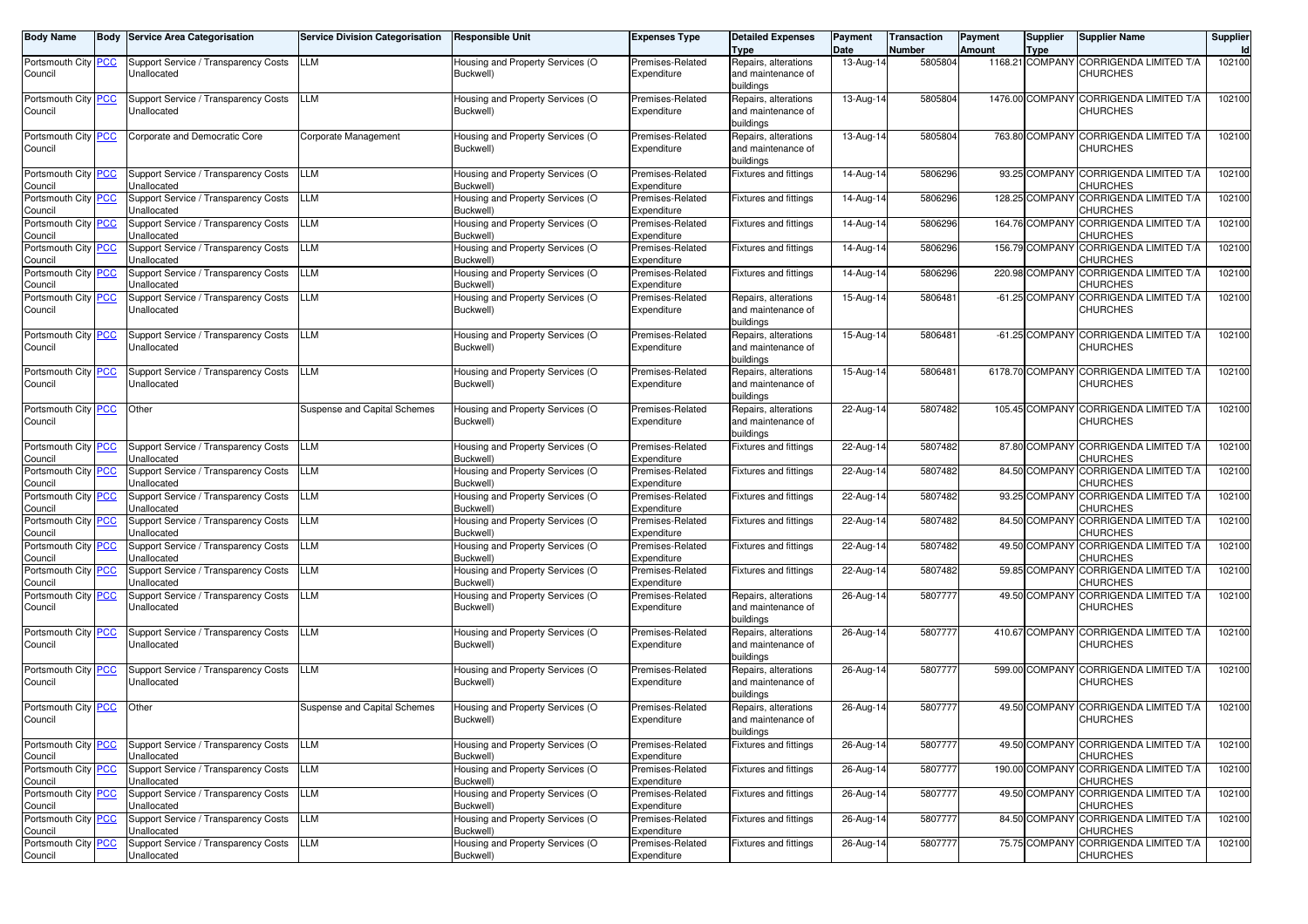| Body Name | Body | Service Area Categorisation | Service Division Categorisation | Responsible Unit | Expenses Type | Detailed Expenses Type | Payment Date | Transaction Number | Payment Amount | Supplier Type | Supplier Name | Supplier Id |
|---|---|---|---|---|---|---|---|---|---|---|---|---|
| Portsmouth City Council | PCC | Support Service / Transparency Costs Unallocated | LLM | Housing and Property Services (O Buckwell) | Premises-Related Expenditure | Repairs, alterations and maintenance of buildings | 13-Aug-14 | 5805804 | 1168.21 | COMPANY | CORRIGENDA LIMITED T/A CHURCHES | 102100 |
| Portsmouth City Council | PCC | Support Service / Transparency Costs Unallocated | LLM | Housing and Property Services (O Buckwell) | Premises-Related Expenditure | Repairs, alterations and maintenance of buildings | 13-Aug-14 | 5805804 | 1476.00 | COMPANY | CORRIGENDA LIMITED T/A CHURCHES | 102100 |
| Portsmouth City Council | PCC | Corporate and Democratic Core | Corporate Management | Housing and Property Services (O Buckwell) | Premises-Related Expenditure | Repairs, alterations and maintenance of buildings | 13-Aug-14 | 5805804 | 763.80 | COMPANY | CORRIGENDA LIMITED T/A CHURCHES | 102100 |
| Portsmouth City Council | PCC | Support Service / Transparency Costs Unallocated | LLM | Housing and Property Services (O Buckwell) | Premises-Related Expenditure | Fixtures and fittings | 14-Aug-14 | 5806296 | 93.25 | COMPANY | CORRIGENDA LIMITED T/A CHURCHES | 102100 |
| Portsmouth City Council | PCC | Support Service / Transparency Costs Unallocated | LLM | Housing and Property Services (O Buckwell) | Premises-Related Expenditure | Fixtures and fittings | 14-Aug-14 | 5806296 | 128.25 | COMPANY | CORRIGENDA LIMITED T/A CHURCHES | 102100 |
| Portsmouth City Council | PCC | Support Service / Transparency Costs Unallocated | LLM | Housing and Property Services (O Buckwell) | Premises-Related Expenditure | Fixtures and fittings | 14-Aug-14 | 5806296 | 164.76 | COMPANY | CORRIGENDA LIMITED T/A CHURCHES | 102100 |
| Portsmouth City Council | PCC | Support Service / Transparency Costs Unallocated | LLM | Housing and Property Services (O Buckwell) | Premises-Related Expenditure | Fixtures and fittings | 14-Aug-14 | 5806296 | 156.79 | COMPANY | CORRIGENDA LIMITED T/A CHURCHES | 102100 |
| Portsmouth City Council | PCC | Support Service / Transparency Costs Unallocated | LLM | Housing and Property Services (O Buckwell) | Premises-Related Expenditure | Fixtures and fittings | 14-Aug-14 | 5806296 | 220.98 | COMPANY | CORRIGENDA LIMITED T/A CHURCHES | 102100 |
| Portsmouth City Council | PCC | Support Service / Transparency Costs Unallocated | LLM | Housing and Property Services (O Buckwell) | Premises-Related Expenditure | Repairs, alterations and maintenance of buildings | 15-Aug-14 | 5806481 | -61.25 | COMPANY | CORRIGENDA LIMITED T/A CHURCHES | 102100 |
| Portsmouth City Council | PCC | Support Service / Transparency Costs Unallocated | LLM | Housing and Property Services (O Buckwell) | Premises-Related Expenditure | Repairs, alterations and maintenance of buildings | 15-Aug-14 | 5806481 | -61.25 | COMPANY | CORRIGENDA LIMITED T/A CHURCHES | 102100 |
| Portsmouth City Council | PCC | Support Service / Transparency Costs Unallocated | LLM | Housing and Property Services (O Buckwell) | Premises-Related Expenditure | Repairs, alterations and maintenance of buildings | 15-Aug-14 | 5806481 | 6178.70 | COMPANY | CORRIGENDA LIMITED T/A CHURCHES | 102100 |
| Portsmouth City Council | PCC | Other | Suspense and Capital Schemes | Housing and Property Services (O Buckwell) | Premises-Related Expenditure | Repairs, alterations and maintenance of buildings | 22-Aug-14 | 5807482 | 105.45 | COMPANY | CORRIGENDA LIMITED T/A CHURCHES | 102100 |
| Portsmouth City Council | PCC | Support Service / Transparency Costs Unallocated | LLM | Housing and Property Services (O Buckwell) | Premises-Related Expenditure | Fixtures and fittings | 22-Aug-14 | 5807482 | 87.80 | COMPANY | CORRIGENDA LIMITED T/A CHURCHES | 102100 |
| Portsmouth City Council | PCC | Support Service / Transparency Costs Unallocated | LLM | Housing and Property Services (O Buckwell) | Premises-Related Expenditure | Fixtures and fittings | 22-Aug-14 | 5807482 | 84.50 | COMPANY | CORRIGENDA LIMITED T/A CHURCHES | 102100 |
| Portsmouth City Council | PCC | Support Service / Transparency Costs Unallocated | LLM | Housing and Property Services (O Buckwell) | Premises-Related Expenditure | Fixtures and fittings | 22-Aug-14 | 5807482 | 93.25 | COMPANY | CORRIGENDA LIMITED T/A CHURCHES | 102100 |
| Portsmouth City Council | PCC | Support Service / Transparency Costs Unallocated | LLM | Housing and Property Services (O Buckwell) | Premises-Related Expenditure | Fixtures and fittings | 22-Aug-14 | 5807482 | 84.50 | COMPANY | CORRIGENDA LIMITED T/A CHURCHES | 102100 |
| Portsmouth City Council | PCC | Support Service / Transparency Costs Unallocated | LLM | Housing and Property Services (O Buckwell) | Premises-Related Expenditure | Fixtures and fittings | 22-Aug-14 | 5807482 | 49.50 | COMPANY | CORRIGENDA LIMITED T/A CHURCHES | 102100 |
| Portsmouth City Council | PCC | Support Service / Transparency Costs Unallocated | LLM | Housing and Property Services (O Buckwell) | Premises-Related Expenditure | Fixtures and fittings | 22-Aug-14 | 5807482 | 59.85 | COMPANY | CORRIGENDA LIMITED T/A CHURCHES | 102100 |
| Portsmouth City Council | PCC | Support Service / Transparency Costs Unallocated | LLM | Housing and Property Services (O Buckwell) | Premises-Related Expenditure | Repairs, alterations and maintenance of buildings | 26-Aug-14 | 5807777 | 49.50 | COMPANY | CORRIGENDA LIMITED T/A CHURCHES | 102100 |
| Portsmouth City Council | PCC | Support Service / Transparency Costs Unallocated | LLM | Housing and Property Services (O Buckwell) | Premises-Related Expenditure | Repairs, alterations and maintenance of buildings | 26-Aug-14 | 5807777 | 410.67 | COMPANY | CORRIGENDA LIMITED T/A CHURCHES | 102100 |
| Portsmouth City Council | PCC | Support Service / Transparency Costs Unallocated | LLM | Housing and Property Services (O Buckwell) | Premises-Related Expenditure | Repairs, alterations and maintenance of buildings | 26-Aug-14 | 5807777 | 599.00 | COMPANY | CORRIGENDA LIMITED T/A CHURCHES | 102100 |
| Portsmouth City Council | PCC | Other | Suspense and Capital Schemes | Housing and Property Services (O Buckwell) | Premises-Related Expenditure | Repairs, alterations and maintenance of buildings | 26-Aug-14 | 5807777 | 49.50 | COMPANY | CORRIGENDA LIMITED T/A CHURCHES | 102100 |
| Portsmouth City Council | PCC | Support Service / Transparency Costs Unallocated | LLM | Housing and Property Services (O Buckwell) | Premises-Related Expenditure | Fixtures and fittings | 26-Aug-14 | 5807777 | 49.50 | COMPANY | CORRIGENDA LIMITED T/A CHURCHES | 102100 |
| Portsmouth City Council | PCC | Support Service / Transparency Costs Unallocated | LLM | Housing and Property Services (O Buckwell) | Premises-Related Expenditure | Fixtures and fittings | 26-Aug-14 | 5807777 | 190.00 | COMPANY | CORRIGENDA LIMITED T/A CHURCHES | 102100 |
| Portsmouth City Council | PCC | Support Service / Transparency Costs Unallocated | LLM | Housing and Property Services (O Buckwell) | Premises-Related Expenditure | Fixtures and fittings | 26-Aug-14 | 5807777 | 49.50 | COMPANY | CORRIGENDA LIMITED T/A CHURCHES | 102100 |
| Portsmouth City Council | PCC | Support Service / Transparency Costs Unallocated | LLM | Housing and Property Services (O Buckwell) | Premises-Related Expenditure | Fixtures and fittings | 26-Aug-14 | 5807777 | 84.50 | COMPANY | CORRIGENDA LIMITED T/A CHURCHES | 102100 |
| Portsmouth City Council | PCC | Support Service / Transparency Costs Unallocated | LLM | Housing and Property Services (O Buckwell) | Premises-Related Expenditure | Fixtures and fittings | 26-Aug-14 | 5807777 | 75.75 | COMPANY | CORRIGENDA LIMITED T/A CHURCHES | 102100 |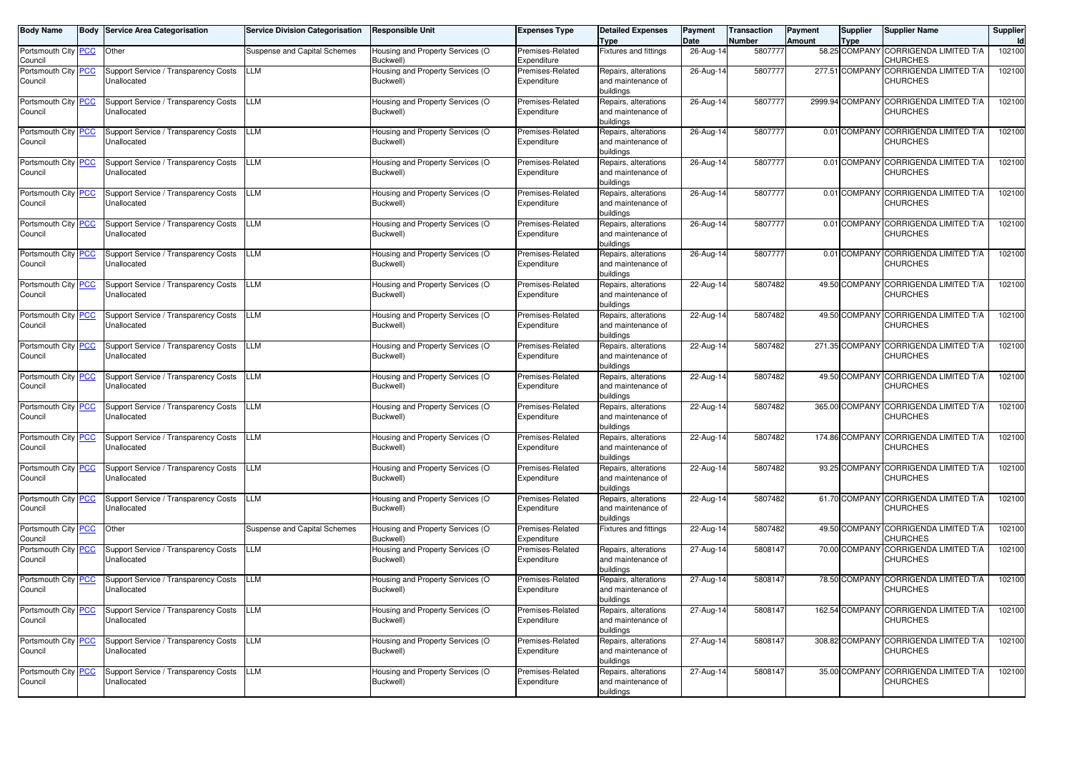| Body Name | Body | Service Area Categorisation | Service Division Categorisation | Responsible Unit | Expenses Type | Detailed Expenses Type | Payment Date | Transaction Number | Payment Amount | Supplier Type | Supplier Name | Supplier Id |
|---|---|---|---|---|---|---|---|---|---|---|---|---|
| Portsmouth City Council | PCC | Other | Suspense and Capital Schemes | Housing and Property Services (O Buckwell) | Premises-Related Expenditure | Fixtures and fittings | 26-Aug-14 | 5807777 | 58.25 | COMPANY | CORRIGENDA LIMITED T/A CHURCHES | 102100 |
| Portsmouth City Council | PCC | Support Service / Transparency Costs Unallocated | LLM | Housing and Property Services (O Buckwell) | Premises-Related Expenditure | Repairs, alterations and maintenance of buildings | 26-Aug-14 | 5807777 | 277.51 | COMPANY | CORRIGENDA LIMITED T/A CHURCHES | 102100 |
| Portsmouth City Council | PCC | Support Service / Transparency Costs Unallocated | LLM | Housing and Property Services (O Buckwell) | Premises-Related Expenditure | Repairs, alterations and maintenance of buildings | 26-Aug-14 | 5807777 | 2999.94 | COMPANY | CORRIGENDA LIMITED T/A CHURCHES | 102100 |
| Portsmouth City Council | PCC | Support Service / Transparency Costs Unallocated | LLM | Housing and Property Services (O Buckwell) | Premises-Related Expenditure | Repairs, alterations and maintenance of buildings | 26-Aug-14 | 5807777 | 0.01 | COMPANY | CORRIGENDA LIMITED T/A CHURCHES | 102100 |
| Portsmouth City Council | PCC | Support Service / Transparency Costs Unallocated | LLM | Housing and Property Services (O Buckwell) | Premises-Related Expenditure | Repairs, alterations and maintenance of buildings | 26-Aug-14 | 5807777 | 0.01 | COMPANY | CORRIGENDA LIMITED T/A CHURCHES | 102100 |
| Portsmouth City Council | PCC | Support Service / Transparency Costs Unallocated | LLM | Housing and Property Services (O Buckwell) | Premises-Related Expenditure | Repairs, alterations and maintenance of buildings | 26-Aug-14 | 5807777 | 0.01 | COMPANY | CORRIGENDA LIMITED T/A CHURCHES | 102100 |
| Portsmouth City Council | PCC | Support Service / Transparency Costs Unallocated | LLM | Housing and Property Services (O Buckwell) | Premises-Related Expenditure | Repairs, alterations and maintenance of buildings | 26-Aug-14 | 5807777 | 0.01 | COMPANY | CORRIGENDA LIMITED T/A CHURCHES | 102100 |
| Portsmouth City Council | PCC | Support Service / Transparency Costs Unallocated | LLM | Housing and Property Services (O Buckwell) | Premises-Related Expenditure | Repairs, alterations and maintenance of buildings | 26-Aug-14 | 5807777 | 0.01 | COMPANY | CORRIGENDA LIMITED T/A CHURCHES | 102100 |
| Portsmouth City Council | PCC | Support Service / Transparency Costs Unallocated | LLM | Housing and Property Services (O Buckwell) | Premises-Related Expenditure | Repairs, alterations and maintenance of buildings | 22-Aug-14 | 5807482 | 49.50 | COMPANY | CORRIGENDA LIMITED T/A CHURCHES | 102100 |
| Portsmouth City Council | PCC | Support Service / Transparency Costs Unallocated | LLM | Housing and Property Services (O Buckwell) | Premises-Related Expenditure | Repairs, alterations and maintenance of buildings | 22-Aug-14 | 5807482 | 49.50 | COMPANY | CORRIGENDA LIMITED T/A CHURCHES | 102100 |
| Portsmouth City Council | PCC | Support Service / Transparency Costs Unallocated | LLM | Housing and Property Services (O Buckwell) | Premises-Related Expenditure | Repairs, alterations and maintenance of buildings | 22-Aug-14 | 5807482 | 271.35 | COMPANY | CORRIGENDA LIMITED T/A CHURCHES | 102100 |
| Portsmouth City Council | PCC | Support Service / Transparency Costs Unallocated | LLM | Housing and Property Services (O Buckwell) | Premises-Related Expenditure | Repairs, alterations and maintenance of buildings | 22-Aug-14 | 5807482 | 49.50 | COMPANY | CORRIGENDA LIMITED T/A CHURCHES | 102100 |
| Portsmouth City Council | PCC | Support Service / Transparency Costs Unallocated | LLM | Housing and Property Services (O Buckwell) | Premises-Related Expenditure | Repairs, alterations and maintenance of buildings | 22-Aug-14 | 5807482 | 365.00 | COMPANY | CORRIGENDA LIMITED T/A CHURCHES | 102100 |
| Portsmouth City Council | PCC | Support Service / Transparency Costs Unallocated | LLM | Housing and Property Services (O Buckwell) | Premises-Related Expenditure | Repairs, alterations and maintenance of buildings | 22-Aug-14 | 5807482 | 174.86 | COMPANY | CORRIGENDA LIMITED T/A CHURCHES | 102100 |
| Portsmouth City Council | PCC | Support Service / Transparency Costs Unallocated | LLM | Housing and Property Services (O Buckwell) | Premises-Related Expenditure | Repairs, alterations and maintenance of buildings | 22-Aug-14 | 5807482 | 93.25 | COMPANY | CORRIGENDA LIMITED T/A CHURCHES | 102100 |
| Portsmouth City Council | PCC | Support Service / Transparency Costs Unallocated | LLM | Housing and Property Services (O Buckwell) | Premises-Related Expenditure | Repairs, alterations and maintenance of buildings | 22-Aug-14 | 5807482 | 61.70 | COMPANY | CORRIGENDA LIMITED T/A CHURCHES | 102100 |
| Portsmouth City Council | PCC | Other | Suspense and Capital Schemes | Housing and Property Services (O Buckwell) | Premises-Related Expenditure | Fixtures and fittings | 22-Aug-14 | 5807482 | 49.50 | COMPANY | CORRIGENDA LIMITED T/A CHURCHES | 102100 |
| Portsmouth City Council | PCC | Support Service / Transparency Costs Unallocated | LLM | Housing and Property Services (O Buckwell) | Premises-Related Expenditure | Repairs, alterations and maintenance of buildings | 27-Aug-14 | 5808147 | 70.00 | COMPANY | CORRIGENDA LIMITED T/A CHURCHES | 102100 |
| Portsmouth City Council | PCC | Support Service / Transparency Costs Unallocated | LLM | Housing and Property Services (O Buckwell) | Premises-Related Expenditure | Repairs, alterations and maintenance of buildings | 27-Aug-14 | 5808147 | 78.50 | COMPANY | CORRIGENDA LIMITED T/A CHURCHES | 102100 |
| Portsmouth City Council | PCC | Support Service / Transparency Costs Unallocated | LLM | Housing and Property Services (O Buckwell) | Premises-Related Expenditure | Repairs, alterations and maintenance of buildings | 27-Aug-14 | 5808147 | 162.54 | COMPANY | CORRIGENDA LIMITED T/A CHURCHES | 102100 |
| Portsmouth City Council | PCC | Support Service / Transparency Costs Unallocated | LLM | Housing and Property Services (O Buckwell) | Premises-Related Expenditure | Repairs, alterations and maintenance of buildings | 27-Aug-14 | 5808147 | 308.82 | COMPANY | CORRIGENDA LIMITED T/A CHURCHES | 102100 |
| Portsmouth City Council | PCC | Support Service / Transparency Costs Unallocated | LLM | Housing and Property Services (O Buckwell) | Premises-Related Expenditure | Repairs, alterations and maintenance of buildings | 27-Aug-14 | 5808147 | 35.00 | COMPANY | CORRIGENDA LIMITED T/A CHURCHES | 102100 |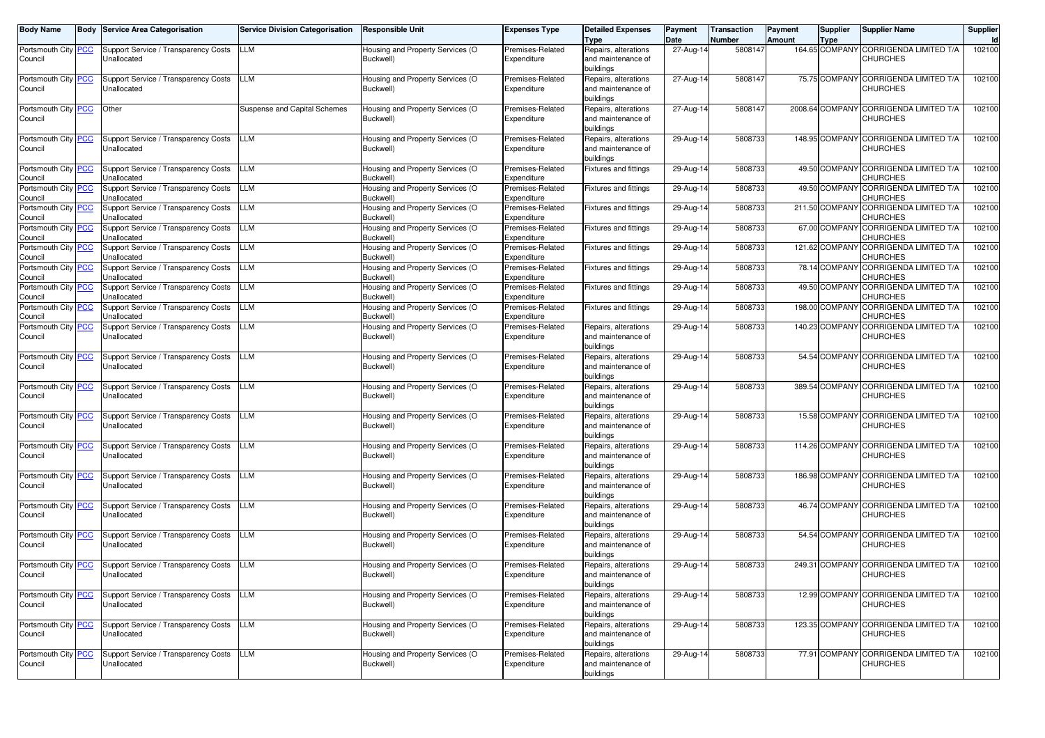| Body Name | Body | Service Area Categorisation | Service Division Categorisation | Responsible Unit | Expenses Type | Detailed Expenses Type | Payment Date | Transaction Number | Payment Amount | Supplier Type | Supplier Name | Supplier Id |
|---|---|---|---|---|---|---|---|---|---|---|---|---|
| Portsmouth City Council | PCC | Support Service / Transparency Costs Unallocated | LLM | Housing and Property Services (O Buckwell) | Premises-Related Expenditure | Repairs, alterations and maintenance of buildings | 27-Aug-14 | 5808147 | 164.65 | COMPANY | CORRIGENDA LIMITED T/A CHURCHES | 102100 |
| Portsmouth City Council | PCC | Support Service / Transparency Costs Unallocated | LLM | Housing and Property Services (O Buckwell) | Premises-Related Expenditure | Repairs, alterations and maintenance of buildings | 27-Aug-14 | 5808147 | 75.75 | COMPANY | CORRIGENDA LIMITED T/A CHURCHES | 102100 |
| Portsmouth City Council | PCC | Other | Suspense and Capital Schemes | Housing and Property Services (O Buckwell) | Premises-Related Expenditure | Repairs, alterations and maintenance of buildings | 27-Aug-14 | 5808147 | 2008.64 | COMPANY | CORRIGENDA LIMITED T/A CHURCHES | 102100 |
| Portsmouth City Council | PCC | Support Service / Transparency Costs Unallocated | LLM | Housing and Property Services (O Buckwell) | Premises-Related Expenditure | Repairs, alterations and maintenance of buildings | 29-Aug-14 | 5808733 | 148.95 | COMPANY | CORRIGENDA LIMITED T/A CHURCHES | 102100 |
| Portsmouth City Council | PCC | Support Service / Transparency Costs Unallocated | LLM | Housing and Property Services (O Buckwell) | Premises-Related Expenditure | Fixtures and fittings | 29-Aug-14 | 5808733 | 49.50 | COMPANY | CORRIGENDA LIMITED T/A CHURCHES | 102100 |
| Portsmouth City Council | PCC | Support Service / Transparency Costs Unallocated | LLM | Housing and Property Services (O Buckwell) | Premises-Related Expenditure | Fixtures and fittings | 29-Aug-14 | 5808733 | 49.50 | COMPANY | CORRIGENDA LIMITED T/A CHURCHES | 102100 |
| Portsmouth City Council | PCC | Support Service / Transparency Costs Unallocated | LLM | Housing and Property Services (O Buckwell) | Premises-Related Expenditure | Fixtures and fittings | 29-Aug-14 | 5808733 | 211.50 | COMPANY | CORRIGENDA LIMITED T/A CHURCHES | 102100 |
| Portsmouth City Council | PCC | Support Service / Transparency Costs Unallocated | LLM | Housing and Property Services (O Buckwell) | Premises-Related Expenditure | Fixtures and fittings | 29-Aug-14 | 5808733 | 67.00 | COMPANY | CORRIGENDA LIMITED T/A CHURCHES | 102100 |
| Portsmouth City Council | PCC | Support Service / Transparency Costs Unallocated | LLM | Housing and Property Services (O Buckwell) | Premises-Related Expenditure | Fixtures and fittings | 29-Aug-14 | 5808733 | 121.62 | COMPANY | CORRIGENDA LIMITED T/A CHURCHES | 102100 |
| Portsmouth City Council | PCC | Support Service / Transparency Costs Unallocated | LLM | Housing and Property Services (O Buckwell) | Premises-Related Expenditure | Fixtures and fittings | 29-Aug-14 | 5808733 | 78.14 | COMPANY | CORRIGENDA LIMITED T/A CHURCHES | 102100 |
| Portsmouth City Council | PCC | Support Service / Transparency Costs Unallocated | LLM | Housing and Property Services (O Buckwell) | Premises-Related Expenditure | Fixtures and fittings | 29-Aug-14 | 5808733 | 49.50 | COMPANY | CORRIGENDA LIMITED T/A CHURCHES | 102100 |
| Portsmouth City Council | PCC | Support Service / Transparency Costs Unallocated | LLM | Housing and Property Services (O Buckwell) | Premises-Related Expenditure | Fixtures and fittings | 29-Aug-14 | 5808733 | 198.00 | COMPANY | CORRIGENDA LIMITED T/A CHURCHES | 102100 |
| Portsmouth City Council | PCC | Support Service / Transparency Costs Unallocated | LLM | Housing and Property Services (O Buckwell) | Premises-Related Expenditure | Repairs, alterations and maintenance of buildings | 29-Aug-14 | 5808733 | 140.23 | COMPANY | CORRIGENDA LIMITED T/A CHURCHES | 102100 |
| Portsmouth City Council | PCC | Support Service / Transparency Costs Unallocated | LLM | Housing and Property Services (O Buckwell) | Premises-Related Expenditure | Repairs, alterations and maintenance of buildings | 29-Aug-14 | 5808733 | 54.54 | COMPANY | CORRIGENDA LIMITED T/A CHURCHES | 102100 |
| Portsmouth City Council | PCC | Support Service / Transparency Costs Unallocated | LLM | Housing and Property Services (O Buckwell) | Premises-Related Expenditure | Repairs, alterations and maintenance of buildings | 29-Aug-14 | 5808733 | 389.54 | COMPANY | CORRIGENDA LIMITED T/A CHURCHES | 102100 |
| Portsmouth City Council | PCC | Support Service / Transparency Costs Unallocated | LLM | Housing and Property Services (O Buckwell) | Premises-Related Expenditure | Repairs, alterations and maintenance of buildings | 29-Aug-14 | 5808733 | 15.58 | COMPANY | CORRIGENDA LIMITED T/A CHURCHES | 102100 |
| Portsmouth City Council | PCC | Support Service / Transparency Costs Unallocated | LLM | Housing and Property Services (O Buckwell) | Premises-Related Expenditure | Repairs, alterations and maintenance of buildings | 29-Aug-14 | 5808733 | 114.26 | COMPANY | CORRIGENDA LIMITED T/A CHURCHES | 102100 |
| Portsmouth City Council | PCC | Support Service / Transparency Costs Unallocated | LLM | Housing and Property Services (O Buckwell) | Premises-Related Expenditure | Repairs, alterations and maintenance of buildings | 29-Aug-14 | 5808733 | 186.98 | COMPANY | CORRIGENDA LIMITED T/A CHURCHES | 102100 |
| Portsmouth City Council | PCC | Support Service / Transparency Costs Unallocated | LLM | Housing and Property Services (O Buckwell) | Premises-Related Expenditure | Repairs, alterations and maintenance of buildings | 29-Aug-14 | 5808733 | 46.74 | COMPANY | CORRIGENDA LIMITED T/A CHURCHES | 102100 |
| Portsmouth City Council | PCC | Support Service / Transparency Costs Unallocated | LLM | Housing and Property Services (O Buckwell) | Premises-Related Expenditure | Repairs, alterations and maintenance of buildings | 29-Aug-14 | 5808733 | 54.54 | COMPANY | CORRIGENDA LIMITED T/A CHURCHES | 102100 |
| Portsmouth City Council | PCC | Support Service / Transparency Costs Unallocated | LLM | Housing and Property Services (O Buckwell) | Premises-Related Expenditure | Repairs, alterations and maintenance of buildings | 29-Aug-14 | 5808733 | 249.31 | COMPANY | CORRIGENDA LIMITED T/A CHURCHES | 102100 |
| Portsmouth City Council | PCC | Support Service / Transparency Costs Unallocated | LLM | Housing and Property Services (O Buckwell) | Premises-Related Expenditure | Repairs, alterations and maintenance of buildings | 29-Aug-14 | 5808733 | 12.99 | COMPANY | CORRIGENDA LIMITED T/A CHURCHES | 102100 |
| Portsmouth City Council | PCC | Support Service / Transparency Costs Unallocated | LLM | Housing and Property Services (O Buckwell) | Premises-Related Expenditure | Repairs, alterations and maintenance of buildings | 29-Aug-14 | 5808733 | 123.35 | COMPANY | CORRIGENDA LIMITED T/A CHURCHES | 102100 |
| Portsmouth City Council | PCC | Support Service / Transparency Costs Unallocated | LLM | Housing and Property Services (O Buckwell) | Premises-Related Expenditure | Repairs, alterations and maintenance of buildings | 29-Aug-14 | 5808733 | 77.91 | COMPANY | CORRIGENDA LIMITED T/A CHURCHES | 102100 |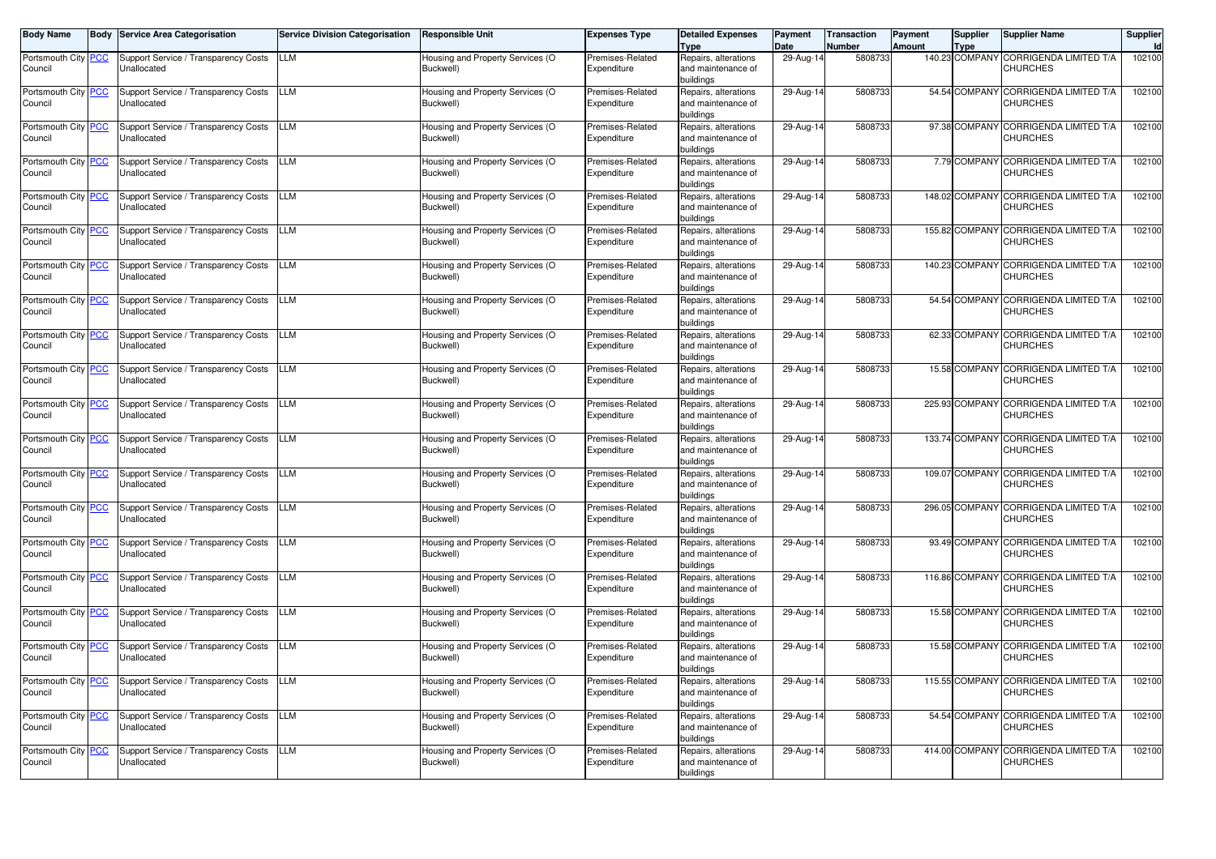| Body Name | Body | Service Area Categorisation | Service Division Categorisation | Responsible Unit | Expenses Type | Detailed Expenses Type | Payment Date | Transaction Number | Payment Amount | Supplier Type | Supplier Name | Supplier Id |
|---|---|---|---|---|---|---|---|---|---|---|---|---|
| Portsmouth City Council | PCC | Support Service / Transparency Costs Unallocated | LLM | Housing and Property Services (O Buckwell) | Premises-Related Expenditure | Repairs, alterations and maintenance of buildings | 29-Aug-14 | 5808733 | 140.23 | COMPANY | CORRIGENDA LIMITED T/A CHURCHES | 102100 |
| Portsmouth City Council | PCC | Support Service / Transparency Costs Unallocated | LLM | Housing and Property Services (O Buckwell) | Premises-Related Expenditure | Repairs, alterations and maintenance of buildings | 29-Aug-14 | 5808733 | 54.54 | COMPANY | CORRIGENDA LIMITED T/A CHURCHES | 102100 |
| Portsmouth City Council | PCC | Support Service / Transparency Costs Unallocated | LLM | Housing and Property Services (O Buckwell) | Premises-Related Expenditure | Repairs, alterations and maintenance of buildings | 29-Aug-14 | 5808733 | 97.38 | COMPANY | CORRIGENDA LIMITED T/A CHURCHES | 102100 |
| Portsmouth City Council | PCC | Support Service / Transparency Costs Unallocated | LLM | Housing and Property Services (O Buckwell) | Premises-Related Expenditure | Repairs, alterations and maintenance of buildings | 29-Aug-14 | 5808733 | 7.79 | COMPANY | CORRIGENDA LIMITED T/A CHURCHES | 102100 |
| Portsmouth City Council | PCC | Support Service / Transparency Costs Unallocated | LLM | Housing and Property Services (O Buckwell) | Premises-Related Expenditure | Repairs, alterations and maintenance of buildings | 29-Aug-14 | 5808733 | 148.02 | COMPANY | CORRIGENDA LIMITED T/A CHURCHES | 102100 |
| Portsmouth City Council | PCC | Support Service / Transparency Costs Unallocated | LLM | Housing and Property Services (O Buckwell) | Premises-Related Expenditure | Repairs, alterations and maintenance of buildings | 29-Aug-14 | 5808733 | 155.82 | COMPANY | CORRIGENDA LIMITED T/A CHURCHES | 102100 |
| Portsmouth City Council | PCC | Support Service / Transparency Costs Unallocated | LLM | Housing and Property Services (O Buckwell) | Premises-Related Expenditure | Repairs, alterations and maintenance of buildings | 29-Aug-14 | 5808733 | 140.23 | COMPANY | CORRIGENDA LIMITED T/A CHURCHES | 102100 |
| Portsmouth City Council | PCC | Support Service / Transparency Costs Unallocated | LLM | Housing and Property Services (O Buckwell) | Premises-Related Expenditure | Repairs, alterations and maintenance of buildings | 29-Aug-14 | 5808733 | 54.54 | COMPANY | CORRIGENDA LIMITED T/A CHURCHES | 102100 |
| Portsmouth City Council | PCC | Support Service / Transparency Costs Unallocated | LLM | Housing and Property Services (O Buckwell) | Premises-Related Expenditure | Repairs, alterations and maintenance of buildings | 29-Aug-14 | 5808733 | 62.33 | COMPANY | CORRIGENDA LIMITED T/A CHURCHES | 102100 |
| Portsmouth City Council | PCC | Support Service / Transparency Costs Unallocated | LLM | Housing and Property Services (O Buckwell) | Premises-Related Expenditure | Repairs, alterations and maintenance of buildings | 29-Aug-14 | 5808733 | 15.58 | COMPANY | CORRIGENDA LIMITED T/A CHURCHES | 102100 |
| Portsmouth City Council | PCC | Support Service / Transparency Costs Unallocated | LLM | Housing and Property Services (O Buckwell) | Premises-Related Expenditure | Repairs, alterations and maintenance of buildings | 29-Aug-14 | 5808733 | 225.93 | COMPANY | CORRIGENDA LIMITED T/A CHURCHES | 102100 |
| Portsmouth City Council | PCC | Support Service / Transparency Costs Unallocated | LLM | Housing and Property Services (O Buckwell) | Premises-Related Expenditure | Repairs, alterations and maintenance of buildings | 29-Aug-14 | 5808733 | 133.74 | COMPANY | CORRIGENDA LIMITED T/A CHURCHES | 102100 |
| Portsmouth City Council | PCC | Support Service / Transparency Costs Unallocated | LLM | Housing and Property Services (O Buckwell) | Premises-Related Expenditure | Repairs, alterations and maintenance of buildings | 29-Aug-14 | 5808733 | 109.07 | COMPANY | CORRIGENDA LIMITED T/A CHURCHES | 102100 |
| Portsmouth City Council | PCC | Support Service / Transparency Costs Unallocated | LLM | Housing and Property Services (O Buckwell) | Premises-Related Expenditure | Repairs, alterations and maintenance of buildings | 29-Aug-14 | 5808733 | 296.05 | COMPANY | CORRIGENDA LIMITED T/A CHURCHES | 102100 |
| Portsmouth City Council | PCC | Support Service / Transparency Costs Unallocated | LLM | Housing and Property Services (O Buckwell) | Premises-Related Expenditure | Repairs, alterations and maintenance of buildings | 29-Aug-14 | 5808733 | 93.49 | COMPANY | CORRIGENDA LIMITED T/A CHURCHES | 102100 |
| Portsmouth City Council | PCC | Support Service / Transparency Costs Unallocated | LLM | Housing and Property Services (O Buckwell) | Premises-Related Expenditure | Repairs, alterations and maintenance of buildings | 29-Aug-14 | 5808733 | 116.86 | COMPANY | CORRIGENDA LIMITED T/A CHURCHES | 102100 |
| Portsmouth City Council | PCC | Support Service / Transparency Costs Unallocated | LLM | Housing and Property Services (O Buckwell) | Premises-Related Expenditure | Repairs, alterations and maintenance of buildings | 29-Aug-14 | 5808733 | 15.58 | COMPANY | CORRIGENDA LIMITED T/A CHURCHES | 102100 |
| Portsmouth City Council | PCC | Support Service / Transparency Costs Unallocated | LLM | Housing and Property Services (O Buckwell) | Premises-Related Expenditure | Repairs, alterations and maintenance of buildings | 29-Aug-14 | 5808733 | 15.58 | COMPANY | CORRIGENDA LIMITED T/A CHURCHES | 102100 |
| Portsmouth City Council | PCC | Support Service / Transparency Costs Unallocated | LLM | Housing and Property Services (O Buckwell) | Premises-Related Expenditure | Repairs, alterations and maintenance of buildings | 29-Aug-14 | 5808733 | 115.55 | COMPANY | CORRIGENDA LIMITED T/A CHURCHES | 102100 |
| Portsmouth City Council | PCC | Support Service / Transparency Costs Unallocated | LLM | Housing and Property Services (O Buckwell) | Premises-Related Expenditure | Repairs, alterations and maintenance of buildings | 29-Aug-14 | 5808733 | 54.54 | COMPANY | CORRIGENDA LIMITED T/A CHURCHES | 102100 |
| Portsmouth City Council | PCC | Support Service / Transparency Costs Unallocated | LLM | Housing and Property Services (O Buckwell) | Premises-Related Expenditure | Repairs, alterations and maintenance of buildings | 29-Aug-14 | 5808733 | 414.00 | COMPANY | CORRIGENDA LIMITED T/A CHURCHES | 102100 |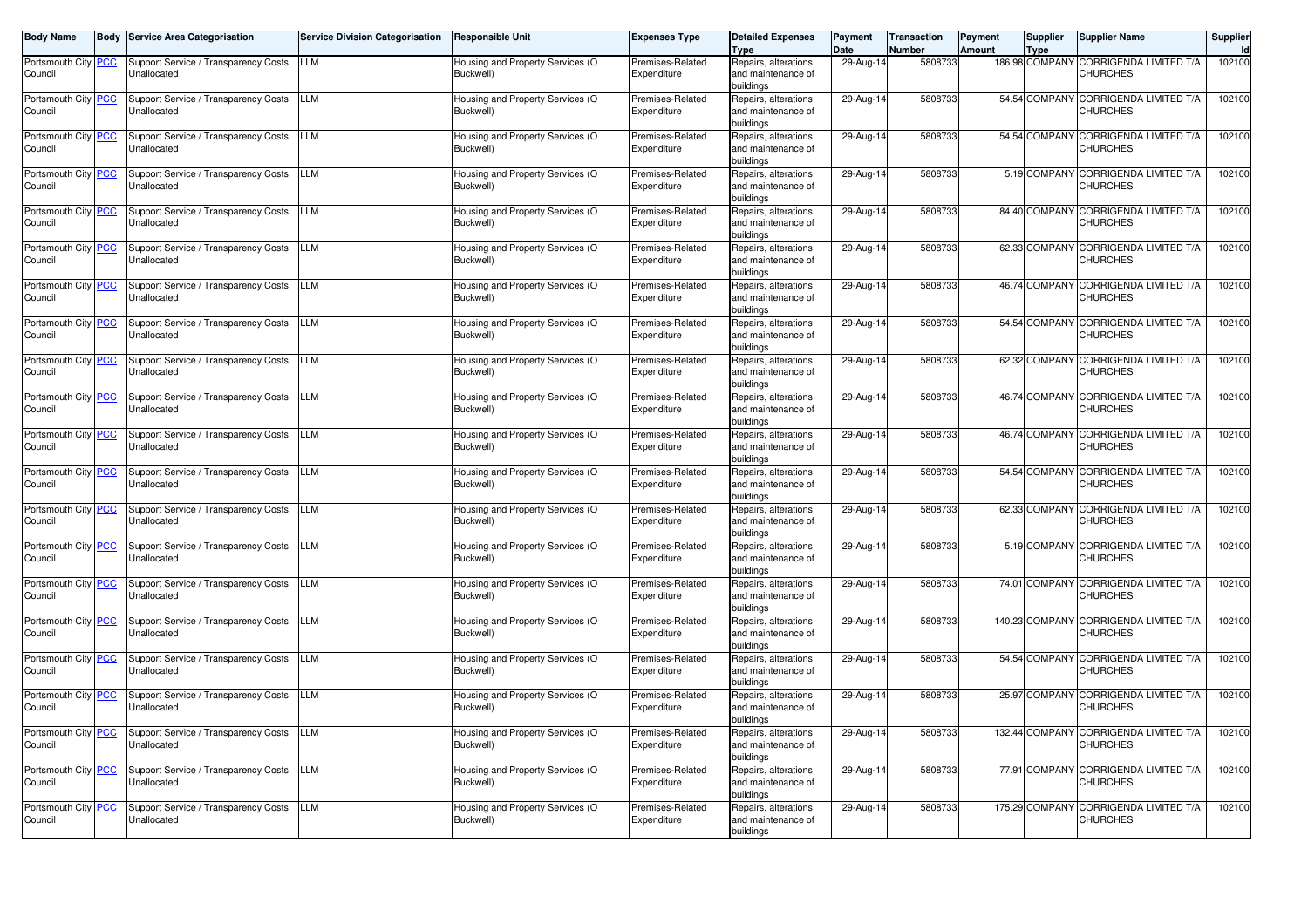| Body Name | Body | Service Area Categorisation | Service Division Categorisation | Responsible Unit | Expenses Type | Detailed Expenses Type | Payment Date | Transaction Number | Payment Amount | Supplier Type | Supplier Name | Supplier Id |
|---|---|---|---|---|---|---|---|---|---|---|---|---|
| Portsmouth City Council | PCC | Support Service / Transparency Costs Unallocated | LLM | Housing and Property Services (O Buckwell) | Premises-Related Expenditure | Repairs, alterations and maintenance of buildings | 29-Aug-14 | 5808733 | 186.98 | COMPANY | CORRIGENDA LIMITED T/A CHURCHES | 102100 |
| Portsmouth City Council | PCC | Support Service / Transparency Costs Unallocated | LLM | Housing and Property Services (O Buckwell) | Premises-Related Expenditure | Repairs, alterations and maintenance of buildings | 29-Aug-14 | 5808733 | 54.54 | COMPANY | CORRIGENDA LIMITED T/A CHURCHES | 102100 |
| Portsmouth City Council | PCC | Support Service / Transparency Costs Unallocated | LLM | Housing and Property Services (O Buckwell) | Premises-Related Expenditure | Repairs, alterations and maintenance of buildings | 29-Aug-14 | 5808733 | 54.54 | COMPANY | CORRIGENDA LIMITED T/A CHURCHES | 102100 |
| Portsmouth City Council | PCC | Support Service / Transparency Costs Unallocated | LLM | Housing and Property Services (O Buckwell) | Premises-Related Expenditure | Repairs, alterations and maintenance of buildings | 29-Aug-14 | 5808733 | 5.19 | COMPANY | CORRIGENDA LIMITED T/A CHURCHES | 102100 |
| Portsmouth City Council | PCC | Support Service / Transparency Costs Unallocated | LLM | Housing and Property Services (O Buckwell) | Premises-Related Expenditure | Repairs, alterations and maintenance of buildings | 29-Aug-14 | 5808733 | 84.40 | COMPANY | CORRIGENDA LIMITED T/A CHURCHES | 102100 |
| Portsmouth City Council | PCC | Support Service / Transparency Costs Unallocated | LLM | Housing and Property Services (O Buckwell) | Premises-Related Expenditure | Repairs, alterations and maintenance of buildings | 29-Aug-14 | 5808733 | 62.33 | COMPANY | CORRIGENDA LIMITED T/A CHURCHES | 102100 |
| Portsmouth City Council | PCC | Support Service / Transparency Costs Unallocated | LLM | Housing and Property Services (O Buckwell) | Premises-Related Expenditure | Repairs, alterations and maintenance of buildings | 29-Aug-14 | 5808733 | 46.74 | COMPANY | CORRIGENDA LIMITED T/A CHURCHES | 102100 |
| Portsmouth City Council | PCC | Support Service / Transparency Costs Unallocated | LLM | Housing and Property Services (O Buckwell) | Premises-Related Expenditure | Repairs, alterations and maintenance of buildings | 29-Aug-14 | 5808733 | 54.54 | COMPANY | CORRIGENDA LIMITED T/A CHURCHES | 102100 |
| Portsmouth City Council | PCC | Support Service / Transparency Costs Unallocated | LLM | Housing and Property Services (O Buckwell) | Premises-Related Expenditure | Repairs, alterations and maintenance of buildings | 29-Aug-14 | 5808733 | 62.32 | COMPANY | CORRIGENDA LIMITED T/A CHURCHES | 102100 |
| Portsmouth City Council | PCC | Support Service / Transparency Costs Unallocated | LLM | Housing and Property Services (O Buckwell) | Premises-Related Expenditure | Repairs, alterations and maintenance of buildings | 29-Aug-14 | 5808733 | 46.74 | COMPANY | CORRIGENDA LIMITED T/A CHURCHES | 102100 |
| Portsmouth City Council | PCC | Support Service / Transparency Costs Unallocated | LLM | Housing and Property Services (O Buckwell) | Premises-Related Expenditure | Repairs, alterations and maintenance of buildings | 29-Aug-14 | 5808733 | 46.74 | COMPANY | CORRIGENDA LIMITED T/A CHURCHES | 102100 |
| Portsmouth City Council | PCC | Support Service / Transparency Costs Unallocated | LLM | Housing and Property Services (O Buckwell) | Premises-Related Expenditure | Repairs, alterations and maintenance of buildings | 29-Aug-14 | 5808733 | 54.54 | COMPANY | CORRIGENDA LIMITED T/A CHURCHES | 102100 |
| Portsmouth City Council | PCC | Support Service / Transparency Costs Unallocated | LLM | Housing and Property Services (O Buckwell) | Premises-Related Expenditure | Repairs, alterations and maintenance of buildings | 29-Aug-14 | 5808733 | 62.33 | COMPANY | CORRIGENDA LIMITED T/A CHURCHES | 102100 |
| Portsmouth City Council | PCC | Support Service / Transparency Costs Unallocated | LLM | Housing and Property Services (O Buckwell) | Premises-Related Expenditure | Repairs, alterations and maintenance of buildings | 29-Aug-14 | 5808733 | 5.19 | COMPANY | CORRIGENDA LIMITED T/A CHURCHES | 102100 |
| Portsmouth City Council | PCC | Support Service / Transparency Costs Unallocated | LLM | Housing and Property Services (O Buckwell) | Premises-Related Expenditure | Repairs, alterations and maintenance of buildings | 29-Aug-14 | 5808733 | 74.01 | COMPANY | CORRIGENDA LIMITED T/A CHURCHES | 102100 |
| Portsmouth City Council | PCC | Support Service / Transparency Costs Unallocated | LLM | Housing and Property Services (O Buckwell) | Premises-Related Expenditure | Repairs, alterations and maintenance of buildings | 29-Aug-14 | 5808733 | 140.23 | COMPANY | CORRIGENDA LIMITED T/A CHURCHES | 102100 |
| Portsmouth City Council | PCC | Support Service / Transparency Costs Unallocated | LLM | Housing and Property Services (O Buckwell) | Premises-Related Expenditure | Repairs, alterations and maintenance of buildings | 29-Aug-14 | 5808733 | 54.54 | COMPANY | CORRIGENDA LIMITED T/A CHURCHES | 102100 |
| Portsmouth City Council | PCC | Support Service / Transparency Costs Unallocated | LLM | Housing and Property Services (O Buckwell) | Premises-Related Expenditure | Repairs, alterations and maintenance of buildings | 29-Aug-14 | 5808733 | 25.97 | COMPANY | CORRIGENDA LIMITED T/A CHURCHES | 102100 |
| Portsmouth City Council | PCC | Support Service / Transparency Costs Unallocated | LLM | Housing and Property Services (O Buckwell) | Premises-Related Expenditure | Repairs, alterations and maintenance of buildings | 29-Aug-14 | 5808733 | 132.44 | COMPANY | CORRIGENDA LIMITED T/A CHURCHES | 102100 |
| Portsmouth City Council | PCC | Support Service / Transparency Costs Unallocated | LLM | Housing and Property Services (O Buckwell) | Premises-Related Expenditure | Repairs, alterations and maintenance of buildings | 29-Aug-14 | 5808733 | 77.91 | COMPANY | CORRIGENDA LIMITED T/A CHURCHES | 102100 |
| Portsmouth City Council | PCC | Support Service / Transparency Costs Unallocated | LLM | Housing and Property Services (O Buckwell) | Premises-Related Expenditure | Repairs, alterations and maintenance of buildings | 29-Aug-14 | 5808733 | 175.29 | COMPANY | CORRIGENDA LIMITED T/A CHURCHES | 102100 |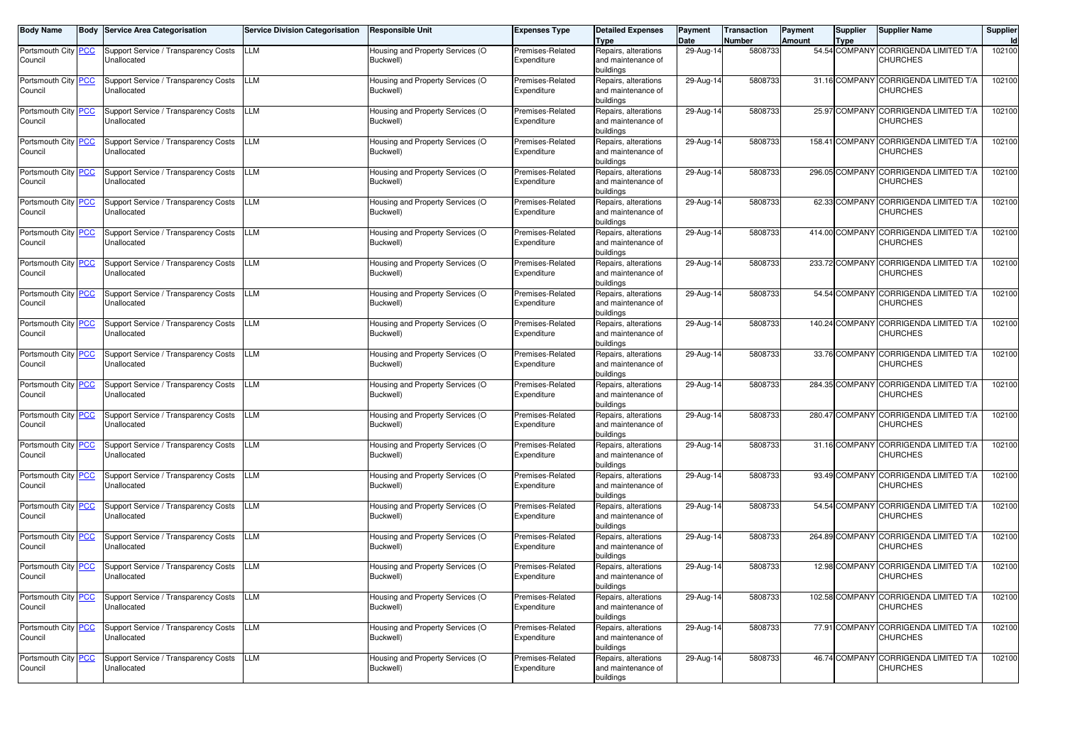| Body Name | Body | Service Area Categorisation | Service Division Categorisation | Responsible Unit | Expenses Type | Detailed Expenses Type | Payment Date | Transaction Number | Payment Amount | Supplier Type | Supplier Name | Supplier Id |
|---|---|---|---|---|---|---|---|---|---|---|---|---|
| Portsmouth City Council | PCC | Support Service / Transparency Costs Unallocated | LLM | Housing and Property Services (O Buckwell) | Premises-Related Expenditure | Repairs, alterations and maintenance of buildings | 29-Aug-14 | 5808733 | 54.54 | COMPANY | CORRIGENDA LIMITED T/A CHURCHES | 102100 |
| Portsmouth City Council | PCC | Support Service / Transparency Costs Unallocated | LLM | Housing and Property Services (O Buckwell) | Premises-Related Expenditure | Repairs, alterations and maintenance of buildings | 29-Aug-14 | 5808733 | 31.16 | COMPANY | CORRIGENDA LIMITED T/A CHURCHES | 102100 |
| Portsmouth City Council | PCC | Support Service / Transparency Costs Unallocated | LLM | Housing and Property Services (O Buckwell) | Premises-Related Expenditure | Repairs, alterations and maintenance of buildings | 29-Aug-14 | 5808733 | 25.97 | COMPANY | CORRIGENDA LIMITED T/A CHURCHES | 102100 |
| Portsmouth City Council | PCC | Support Service / Transparency Costs Unallocated | LLM | Housing and Property Services (O Buckwell) | Premises-Related Expenditure | Repairs, alterations and maintenance of buildings | 29-Aug-14 | 5808733 | 158.41 | COMPANY | CORRIGENDA LIMITED T/A CHURCHES | 102100 |
| Portsmouth City Council | PCC | Support Service / Transparency Costs Unallocated | LLM | Housing and Property Services (O Buckwell) | Premises-Related Expenditure | Repairs, alterations and maintenance of buildings | 29-Aug-14 | 5808733 | 296.05 | COMPANY | CORRIGENDA LIMITED T/A CHURCHES | 102100 |
| Portsmouth City Council | PCC | Support Service / Transparency Costs Unallocated | LLM | Housing and Property Services (O Buckwell) | Premises-Related Expenditure | Repairs, alterations and maintenance of buildings | 29-Aug-14 | 5808733 | 62.33 | COMPANY | CORRIGENDA LIMITED T/A CHURCHES | 102100 |
| Portsmouth City Council | PCC | Support Service / Transparency Costs Unallocated | LLM | Housing and Property Services (O Buckwell) | Premises-Related Expenditure | Repairs, alterations and maintenance of buildings | 29-Aug-14 | 5808733 | 414.00 | COMPANY | CORRIGENDA LIMITED T/A CHURCHES | 102100 |
| Portsmouth City Council | PCC | Support Service / Transparency Costs Unallocated | LLM | Housing and Property Services (O Buckwell) | Premises-Related Expenditure | Repairs, alterations and maintenance of buildings | 29-Aug-14 | 5808733 | 233.72 | COMPANY | CORRIGENDA LIMITED T/A CHURCHES | 102100 |
| Portsmouth City Council | PCC | Support Service / Transparency Costs Unallocated | LLM | Housing and Property Services (O Buckwell) | Premises-Related Expenditure | Repairs, alterations and maintenance of buildings | 29-Aug-14 | 5808733 | 54.54 | COMPANY | CORRIGENDA LIMITED T/A CHURCHES | 102100 |
| Portsmouth City Council | PCC | Support Service / Transparency Costs Unallocated | LLM | Housing and Property Services (O Buckwell) | Premises-Related Expenditure | Repairs, alterations and maintenance of buildings | 29-Aug-14 | 5808733 | 140.24 | COMPANY | CORRIGENDA LIMITED T/A CHURCHES | 102100 |
| Portsmouth City Council | PCC | Support Service / Transparency Costs Unallocated | LLM | Housing and Property Services (O Buckwell) | Premises-Related Expenditure | Repairs, alterations and maintenance of buildings | 29-Aug-14 | 5808733 | 33.76 | COMPANY | CORRIGENDA LIMITED T/A CHURCHES | 102100 |
| Portsmouth City Council | PCC | Support Service / Transparency Costs Unallocated | LLM | Housing and Property Services (O Buckwell) | Premises-Related Expenditure | Repairs, alterations and maintenance of buildings | 29-Aug-14 | 5808733 | 284.35 | COMPANY | CORRIGENDA LIMITED T/A CHURCHES | 102100 |
| Portsmouth City Council | PCC | Support Service / Transparency Costs Unallocated | LLM | Housing and Property Services (O Buckwell) | Premises-Related Expenditure | Repairs, alterations and maintenance of buildings | 29-Aug-14 | 5808733 | 280.47 | COMPANY | CORRIGENDA LIMITED T/A CHURCHES | 102100 |
| Portsmouth City Council | PCC | Support Service / Transparency Costs Unallocated | LLM | Housing and Property Services (O Buckwell) | Premises-Related Expenditure | Repairs, alterations and maintenance of buildings | 29-Aug-14 | 5808733 | 31.16 | COMPANY | CORRIGENDA LIMITED T/A CHURCHES | 102100 |
| Portsmouth City Council | PCC | Support Service / Transparency Costs Unallocated | LLM | Housing and Property Services (O Buckwell) | Premises-Related Expenditure | Repairs, alterations and maintenance of buildings | 29-Aug-14 | 5808733 | 93.49 | COMPANY | CORRIGENDA LIMITED T/A CHURCHES | 102100 |
| Portsmouth City Council | PCC | Support Service / Transparency Costs Unallocated | LLM | Housing and Property Services (O Buckwell) | Premises-Related Expenditure | Repairs, alterations and maintenance of buildings | 29-Aug-14 | 5808733 | 54.54 | COMPANY | CORRIGENDA LIMITED T/A CHURCHES | 102100 |
| Portsmouth City Council | PCC | Support Service / Transparency Costs Unallocated | LLM | Housing and Property Services (O Buckwell) | Premises-Related Expenditure | Repairs, alterations and maintenance of buildings | 29-Aug-14 | 5808733 | 264.89 | COMPANY | CORRIGENDA LIMITED T/A CHURCHES | 102100 |
| Portsmouth City Council | PCC | Support Service / Transparency Costs Unallocated | LLM | Housing and Property Services (O Buckwell) | Premises-Related Expenditure | Repairs, alterations and maintenance of buildings | 29-Aug-14 | 5808733 | 12.98 | COMPANY | CORRIGENDA LIMITED T/A CHURCHES | 102100 |
| Portsmouth City Council | PCC | Support Service / Transparency Costs Unallocated | LLM | Housing and Property Services (O Buckwell) | Premises-Related Expenditure | Repairs, alterations and maintenance of buildings | 29-Aug-14 | 5808733 | 102.58 | COMPANY | CORRIGENDA LIMITED T/A CHURCHES | 102100 |
| Portsmouth City Council | PCC | Support Service / Transparency Costs Unallocated | LLM | Housing and Property Services (O Buckwell) | Premises-Related Expenditure | Repairs, alterations and maintenance of buildings | 29-Aug-14 | 5808733 | 77.91 | COMPANY | CORRIGENDA LIMITED T/A CHURCHES | 102100 |
| Portsmouth City Council | PCC | Support Service / Transparency Costs Unallocated | LLM | Housing and Property Services (O Buckwell) | Premises-Related Expenditure | Repairs, alterations and maintenance of buildings | 29-Aug-14 | 5808733 | 46.74 | COMPANY | CORRIGENDA LIMITED T/A CHURCHES | 102100 |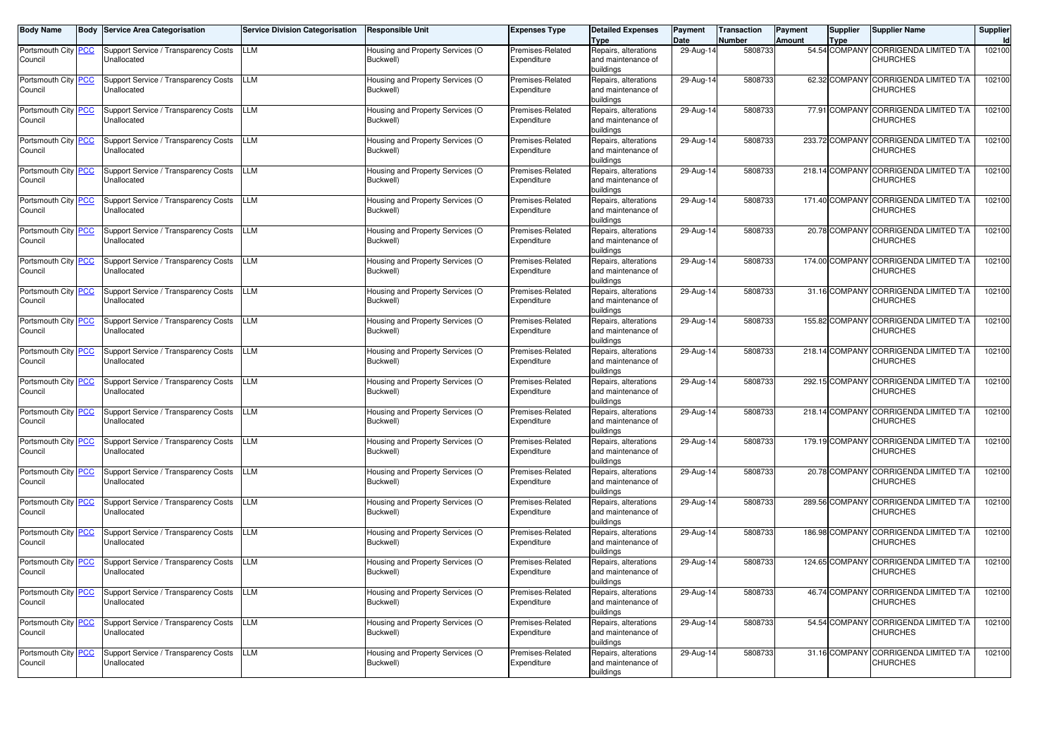| Body Name | Body | Service Area Categorisation | Service Division Categorisation | Responsible Unit | Expenses Type | Detailed Expenses Type | Payment Date | Transaction Number | Payment Amount | Supplier Type | Supplier Name | Supplier Id |
|---|---|---|---|---|---|---|---|---|---|---|---|---|
| Portsmouth City Council | PCC | Support Service / Transparency Costs Unallocated | LLM | Housing and Property Services (O Buckwell) | Premises-Related Expenditure | Repairs, alterations and maintenance of buildings | 29-Aug-14 | 5808733 | 54.54 | COMPANY | CORRIGENDA LIMITED T/A CHURCHES | 102100 |
| Portsmouth City Council | PCC | Support Service / Transparency Costs Unallocated | LLM | Housing and Property Services (O Buckwell) | Premises-Related Expenditure | Repairs, alterations and maintenance of buildings | 29-Aug-14 | 5808733 | 62.32 | COMPANY | CORRIGENDA LIMITED T/A CHURCHES | 102100 |
| Portsmouth City Council | PCC | Support Service / Transparency Costs Unallocated | LLM | Housing and Property Services (O Buckwell) | Premises-Related Expenditure | Repairs, alterations and maintenance of buildings | 29-Aug-14 | 5808733 | 77.91 | COMPANY | CORRIGENDA LIMITED T/A CHURCHES | 102100 |
| Portsmouth City Council | PCC | Support Service / Transparency Costs Unallocated | LLM | Housing and Property Services (O Buckwell) | Premises-Related Expenditure | Repairs, alterations and maintenance of buildings | 29-Aug-14 | 5808733 | 233.72 | COMPANY | CORRIGENDA LIMITED T/A CHURCHES | 102100 |
| Portsmouth City Council | PCC | Support Service / Transparency Costs Unallocated | LLM | Housing and Property Services (O Buckwell) | Premises-Related Expenditure | Repairs, alterations and maintenance of buildings | 29-Aug-14 | 5808733 | 218.14 | COMPANY | CORRIGENDA LIMITED T/A CHURCHES | 102100 |
| Portsmouth City Council | PCC | Support Service / Transparency Costs Unallocated | LLM | Housing and Property Services (O Buckwell) | Premises-Related Expenditure | Repairs, alterations and maintenance of buildings | 29-Aug-14 | 5808733 | 171.40 | COMPANY | CORRIGENDA LIMITED T/A CHURCHES | 102100 |
| Portsmouth City Council | PCC | Support Service / Transparency Costs Unallocated | LLM | Housing and Property Services (O Buckwell) | Premises-Related Expenditure | Repairs, alterations and maintenance of buildings | 29-Aug-14 | 5808733 | 20.78 | COMPANY | CORRIGENDA LIMITED T/A CHURCHES | 102100 |
| Portsmouth City Council | PCC | Support Service / Transparency Costs Unallocated | LLM | Housing and Property Services (O Buckwell) | Premises-Related Expenditure | Repairs, alterations and maintenance of buildings | 29-Aug-14 | 5808733 | 174.00 | COMPANY | CORRIGENDA LIMITED T/A CHURCHES | 102100 |
| Portsmouth City Council | PCC | Support Service / Transparency Costs Unallocated | LLM | Housing and Property Services (O Buckwell) | Premises-Related Expenditure | Repairs, alterations and maintenance of buildings | 29-Aug-14 | 5808733 | 31.16 | COMPANY | CORRIGENDA LIMITED T/A CHURCHES | 102100 |
| Portsmouth City Council | PCC | Support Service / Transparency Costs Unallocated | LLM | Housing and Property Services (O Buckwell) | Premises-Related Expenditure | Repairs, alterations and maintenance of buildings | 29-Aug-14 | 5808733 | 155.82 | COMPANY | CORRIGENDA LIMITED T/A CHURCHES | 102100 |
| Portsmouth City Council | PCC | Support Service / Transparency Costs Unallocated | LLM | Housing and Property Services (O Buckwell) | Premises-Related Expenditure | Repairs, alterations and maintenance of buildings | 29-Aug-14 | 5808733 | 218.14 | COMPANY | CORRIGENDA LIMITED T/A CHURCHES | 102100 |
| Portsmouth City Council | PCC | Support Service / Transparency Costs Unallocated | LLM | Housing and Property Services (O Buckwell) | Premises-Related Expenditure | Repairs, alterations and maintenance of buildings | 29-Aug-14 | 5808733 | 292.15 | COMPANY | CORRIGENDA LIMITED T/A CHURCHES | 102100 |
| Portsmouth City Council | PCC | Support Service / Transparency Costs Unallocated | LLM | Housing and Property Services (O Buckwell) | Premises-Related Expenditure | Repairs, alterations and maintenance of buildings | 29-Aug-14 | 5808733 | 218.14 | COMPANY | CORRIGENDA LIMITED T/A CHURCHES | 102100 |
| Portsmouth City Council | PCC | Support Service / Transparency Costs Unallocated | LLM | Housing and Property Services (O Buckwell) | Premises-Related Expenditure | Repairs, alterations and maintenance of buildings | 29-Aug-14 | 5808733 | 179.19 | COMPANY | CORRIGENDA LIMITED T/A CHURCHES | 102100 |
| Portsmouth City Council | PCC | Support Service / Transparency Costs Unallocated | LLM | Housing and Property Services (O Buckwell) | Premises-Related Expenditure | Repairs, alterations and maintenance of buildings | 29-Aug-14 | 5808733 | 20.78 | COMPANY | CORRIGENDA LIMITED T/A CHURCHES | 102100 |
| Portsmouth City Council | PCC | Support Service / Transparency Costs Unallocated | LLM | Housing and Property Services (O Buckwell) | Premises-Related Expenditure | Repairs, alterations and maintenance of buildings | 29-Aug-14 | 5808733 | 289.56 | COMPANY | CORRIGENDA LIMITED T/A CHURCHES | 102100 |
| Portsmouth City Council | PCC | Support Service / Transparency Costs Unallocated | LLM | Housing and Property Services (O Buckwell) | Premises-Related Expenditure | Repairs, alterations and maintenance of buildings | 29-Aug-14 | 5808733 | 186.98 | COMPANY | CORRIGENDA LIMITED T/A CHURCHES | 102100 |
| Portsmouth City Council | PCC | Support Service / Transparency Costs Unallocated | LLM | Housing and Property Services (O Buckwell) | Premises-Related Expenditure | Repairs, alterations and maintenance of buildings | 29-Aug-14 | 5808733 | 124.65 | COMPANY | CORRIGENDA LIMITED T/A CHURCHES | 102100 |
| Portsmouth City Council | PCC | Support Service / Transparency Costs Unallocated | LLM | Housing and Property Services (O Buckwell) | Premises-Related Expenditure | Repairs, alterations and maintenance of buildings | 29-Aug-14 | 5808733 | 46.74 | COMPANY | CORRIGENDA LIMITED T/A CHURCHES | 102100 |
| Portsmouth City Council | PCC | Support Service / Transparency Costs Unallocated | LLM | Housing and Property Services (O Buckwell) | Premises-Related Expenditure | Repairs, alterations and maintenance of buildings | 29-Aug-14 | 5808733 | 54.54 | COMPANY | CORRIGENDA LIMITED T/A CHURCHES | 102100 |
| Portsmouth City Council | PCC | Support Service / Transparency Costs Unallocated | LLM | Housing and Property Services (O Buckwell) | Premises-Related Expenditure | Repairs, alterations and maintenance of buildings | 29-Aug-14 | 5808733 | 31.16 | COMPANY | CORRIGENDA LIMITED T/A CHURCHES | 102100 |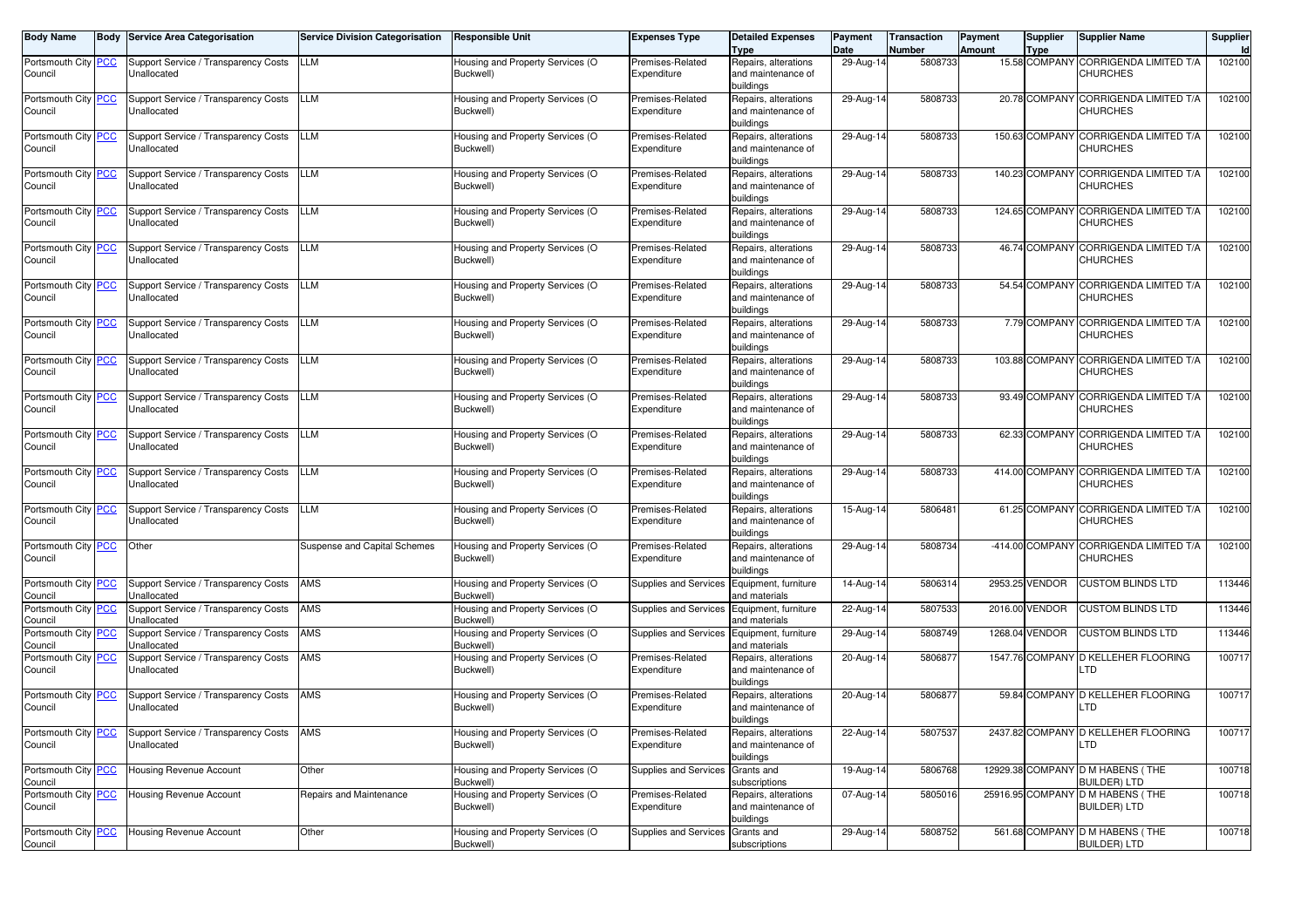| Body Name | Body | Service Area Categorisation | Service Division Categorisation | Responsible Unit | Expenses Type | Detailed Expenses Type | Payment Date | Transaction Number | Payment Amount | Supplier Type | Supplier Name | Supplier Id |
|---|---|---|---|---|---|---|---|---|---|---|---|---|
| Portsmouth City Council | PCC | Support Service / Transparency Costs Unallocated | LLM | Housing and Property Services (O Buckwell) | Premises-Related Expenditure | Repairs, alterations and maintenance of buildings | 29-Aug-14 | 5808733 | 15.58 | COMPANY | CORRIGENDA LIMITED T/A CHURCHES | 102100 |
| Portsmouth City Council | PCC | Support Service / Transparency Costs Unallocated | LLM | Housing and Property Services (O Buckwell) | Premises-Related Expenditure | Repairs, alterations and maintenance of buildings | 29-Aug-14 | 5808733 | 20.78 | COMPANY | CORRIGENDA LIMITED T/A CHURCHES | 102100 |
| Portsmouth City Council | PCC | Support Service / Transparency Costs Unallocated | LLM | Housing and Property Services (O Buckwell) | Premises-Related Expenditure | Repairs, alterations and maintenance of buildings | 29-Aug-14 | 5808733 | 150.63 | COMPANY | CORRIGENDA LIMITED T/A CHURCHES | 102100 |
| Portsmouth City Council | PCC | Support Service / Transparency Costs Unallocated | LLM | Housing and Property Services (O Buckwell) | Premises-Related Expenditure | Repairs, alterations and maintenance of buildings | 29-Aug-14 | 5808733 | 140.23 | COMPANY | CORRIGENDA LIMITED T/A CHURCHES | 102100 |
| Portsmouth City Council | PCC | Support Service / Transparency Costs Unallocated | LLM | Housing and Property Services (O Buckwell) | Premises-Related Expenditure | Repairs, alterations and maintenance of buildings | 29-Aug-14 | 5808733 | 124.65 | COMPANY | CORRIGENDA LIMITED T/A CHURCHES | 102100 |
| Portsmouth City Council | PCC | Support Service / Transparency Costs Unallocated | LLM | Housing and Property Services (O Buckwell) | Premises-Related Expenditure | Repairs, alterations and maintenance of buildings | 29-Aug-14 | 5808733 | 46.74 | COMPANY | CORRIGENDA LIMITED T/A CHURCHES | 102100 |
| Portsmouth City Council | PCC | Support Service / Transparency Costs Unallocated | LLM | Housing and Property Services (O Buckwell) | Premises-Related Expenditure | Repairs, alterations and maintenance of buildings | 29-Aug-14 | 5808733 | 54.54 | COMPANY | CORRIGENDA LIMITED T/A CHURCHES | 102100 |
| Portsmouth City Council | PCC | Support Service / Transparency Costs Unallocated | LLM | Housing and Property Services (O Buckwell) | Premises-Related Expenditure | Repairs, alterations and maintenance of buildings | 29-Aug-14 | 5808733 | 7.79 | COMPANY | CORRIGENDA LIMITED T/A CHURCHES | 102100 |
| Portsmouth City Council | PCC | Support Service / Transparency Costs Unallocated | LLM | Housing and Property Services (O Buckwell) | Premises-Related Expenditure | Repairs, alterations and maintenance of buildings | 29-Aug-14 | 5808733 | 103.88 | COMPANY | CORRIGENDA LIMITED T/A CHURCHES | 102100 |
| Portsmouth City Council | PCC | Support Service / Transparency Costs Unallocated | LLM | Housing and Property Services (O Buckwell) | Premises-Related Expenditure | Repairs, alterations and maintenance of buildings | 29-Aug-14 | 5808733 | 93.49 | COMPANY | CORRIGENDA LIMITED T/A CHURCHES | 102100 |
| Portsmouth City Council | PCC | Support Service / Transparency Costs Unallocated | LLM | Housing and Property Services (O Buckwell) | Premises-Related Expenditure | Repairs, alterations and maintenance of buildings | 29-Aug-14 | 5808733 | 62.33 | COMPANY | CORRIGENDA LIMITED T/A CHURCHES | 102100 |
| Portsmouth City Council | PCC | Support Service / Transparency Costs Unallocated | LLM | Housing and Property Services (O Buckwell) | Premises-Related Expenditure | Repairs, alterations and maintenance of buildings | 29-Aug-14 | 5808733 | 414.00 | COMPANY | CORRIGENDA LIMITED T/A CHURCHES | 102100 |
| Portsmouth City Council | PCC | Support Service / Transparency Costs Unallocated | LLM | Housing and Property Services (O Buckwell) | Premises-Related Expenditure | Repairs, alterations and maintenance of buildings | 15-Aug-14 | 5806481 | 61.25 | COMPANY | CORRIGENDA LIMITED T/A CHURCHES | 102100 |
| Portsmouth City Council | PCC | Other | Suspense and Capital Schemes | Housing and Property Services (O Buckwell) | Premises-Related Expenditure | Repairs, alterations and maintenance of buildings | 29-Aug-14 | 5808734 | -414.00 | COMPANY | CORRIGENDA LIMITED T/A CHURCHES | 102100 |
| Portsmouth City Council | PCC | Support Service / Transparency Costs Unallocated | AMS | Housing and Property Services (O Buckwell) | Supplies and Services | Equipment, furniture and materials | 14-Aug-14 | 5806314 | 2953.25 | VENDOR | CUSTOM BLINDS LTD | 113446 |
| Portsmouth City Council | PCC | Support Service / Transparency Costs Unallocated | AMS | Housing and Property Services (O Buckwell) | Supplies and Services | Equipment, furniture and materials | 22-Aug-14 | 5807533 | 2016.00 | VENDOR | CUSTOM BLINDS LTD | 113446 |
| Portsmouth City Council | PCC | Support Service / Transparency Costs Unallocated | AMS | Housing and Property Services (O Buckwell) | Supplies and Services | Equipment, furniture and materials | 29-Aug-14 | 5808749 | 1268.04 | VENDOR | CUSTOM BLINDS LTD | 113446 |
| Portsmouth City Council | PCC | Support Service / Transparency Costs Unallocated | AMS | Housing and Property Services (O Buckwell) | Premises-Related Expenditure | Repairs, alterations and maintenance of buildings | 20-Aug-14 | 5806877 | 1547.76 | COMPANY | D KELLEHER FLOORING LTD | 100717 |
| Portsmouth City Council | PCC | Support Service / Transparency Costs Unallocated | AMS | Housing and Property Services (O Buckwell) | Premises-Related Expenditure | Repairs, alterations and maintenance of buildings | 20-Aug-14 | 5806877 | 59.84 | COMPANY | D KELLEHER FLOORING LTD | 100717 |
| Portsmouth City Council | PCC | Support Service / Transparency Costs Unallocated | AMS | Housing and Property Services (O Buckwell) | Premises-Related Expenditure | Repairs, alterations and maintenance of buildings | 22-Aug-14 | 5807537 | 2437.82 | COMPANY | D KELLEHER FLOORING LTD | 100717 |
| Portsmouth City Council | PCC | Housing Revenue Account | Other | Housing and Property Services (O Buckwell) | Supplies and Services | Grants and subscriptions | 19-Aug-14 | 5806768 | 12929.38 | COMPANY | D M HABENS ( THE BUILDER) LTD | 100718 |
| Portsmouth City Council | PCC | Housing Revenue Account | Repairs and Maintenance | Housing and Property Services (O Buckwell) | Premises-Related Expenditure | Repairs, alterations and maintenance of buildings | 07-Aug-14 | 5805016 | 25916.95 | COMPANY | D M HABENS ( THE BUILDER) LTD | 100718 |
| Portsmouth City Council | PCC | Housing Revenue Account | Other | Housing and Property Services (O Buckwell) | Supplies and Services | Grants and subscriptions | 29-Aug-14 | 5808752 | 561.68 | COMPANY | D M HABENS ( THE BUILDER) LTD | 100718 |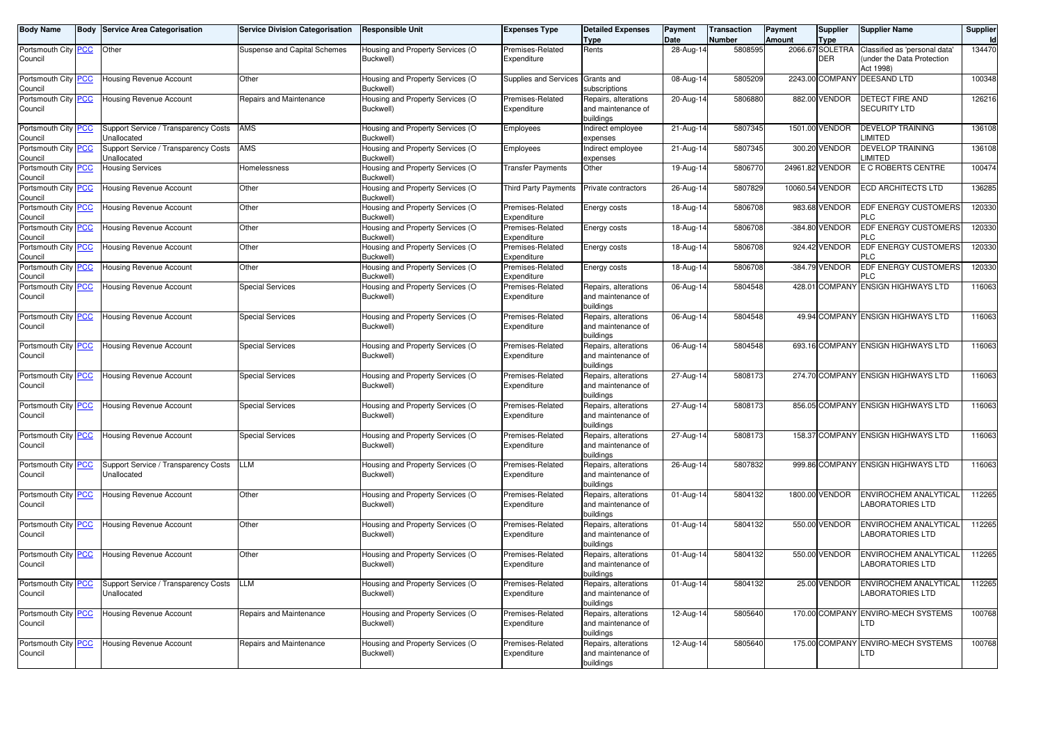| Body Name | Body | Service Area Categorisation | Service Division Categorisation | Responsible Unit | Expenses Type | Detailed Expenses Type | Payment Date | Transaction Number | Payment Amount | Supplier Type | Supplier Name | Supplier Id |
|---|---|---|---|---|---|---|---|---|---|---|---|---|
| Portsmouth City Council | PCC | Other | Suspense and Capital Schemes | Housing and Property Services (O Buckwell) | Premises-Related Expenditure | Rents | 28-Aug-14 | 5808595 | 2066.67 | SOLETRADER | Classified as 'personal data' (under the Data Protection Act 1998) | 134470 |
| Portsmouth City Council | PCC | Housing Revenue Account | Other | Housing and Property Services (O Buckwell) | Supplies and Services | Grants and subscriptions | 08-Aug-14 | 5805209 | 2243.00 | COMPANY | DEESAND LTD | 100348 |
| Portsmouth City Council | PCC | Housing Revenue Account | Repairs and Maintenance | Housing and Property Services (O Buckwell) | Premises-Related Expenditure | Repairs, alterations and maintenance of buildings | 20-Aug-14 | 5806880 | 882.00 | VENDOR | DETECT FIRE AND SECURITY LTD | 126216 |
| Portsmouth City Council | PCC | Support Service / Transparency Costs Unallocated | AMS | Housing and Property Services (O Buckwell) | Employees | Indirect employee expenses | 21-Aug-14 | 5807345 | 1501.00 | VENDOR | DEVELOP TRAINING LIMITED | 136108 |
| Portsmouth City Council | PCC | Support Service / Transparency Costs Unallocated | AMS | Housing and Property Services (O Buckwell) | Employees | Indirect employee expenses | 21-Aug-14 | 5807345 | 300.20 | VENDOR | DEVELOP TRAINING LIMITED | 136108 |
| Portsmouth City Council | PCC | Housing Services | Homelessness | Housing and Property Services (O Buckwell) | Transfer Payments | Other | 19-Aug-14 | 5806770 | 24961.82 | VENDOR | E C ROBERTS CENTRE | 100474 |
| Portsmouth City Council | PCC | Housing Revenue Account | Other | Housing and Property Services (O Buckwell) | Third Party Payments | Private contractors | 26-Aug-14 | 5807829 | 10060.54 | VENDOR | ECD ARCHITECTS LTD | 136285 |
| Portsmouth City Council | PCC | Housing Revenue Account | Other | Housing and Property Services (O Buckwell) | Premises-Related Expenditure | Energy costs | 18-Aug-14 | 5806708 | 983.68 | VENDOR | EDF ENERGY CUSTOMERS PLC | 120330 |
| Portsmouth City Council | PCC | Housing Revenue Account | Other | Housing and Property Services (O Buckwell) | Premises-Related Expenditure | Energy costs | 18-Aug-14 | 5806708 | -384.80 | VENDOR | EDF ENERGY CUSTOMERS PLC | 120330 |
| Portsmouth City Council | PCC | Housing Revenue Account | Other | Housing and Property Services (O Buckwell) | Premises-Related Expenditure | Energy costs | 18-Aug-14 | 5806708 | 924.42 | VENDOR | EDF ENERGY CUSTOMERS PLC | 120330 |
| Portsmouth City Council | PCC | Housing Revenue Account | Other | Housing and Property Services (O Buckwell) | Premises-Related Expenditure | Energy costs | 18-Aug-14 | 5806708 | -384.79 | VENDOR | EDF ENERGY CUSTOMERS PLC | 120330 |
| Portsmouth City Council | PCC | Housing Revenue Account | Special Services | Housing and Property Services (O Buckwell) | Premises-Related Expenditure | Repairs, alterations and maintenance of buildings | 06-Aug-14 | 5804548 | 428.01 | COMPANY | ENSIGN HIGHWAYS LTD | 116063 |
| Portsmouth City Council | PCC | Housing Revenue Account | Special Services | Housing and Property Services (O Buckwell) | Premises-Related Expenditure | Repairs, alterations and maintenance of buildings | 06-Aug-14 | 5804548 | 49.94 | COMPANY | ENSIGN HIGHWAYS LTD | 116063 |
| Portsmouth City Council | PCC | Housing Revenue Account | Special Services | Housing and Property Services (O Buckwell) | Premises-Related Expenditure | Repairs, alterations and maintenance of buildings | 06-Aug-14 | 5804548 | 693.16 | COMPANY | ENSIGN HIGHWAYS LTD | 116063 |
| Portsmouth City Council | PCC | Housing Revenue Account | Special Services | Housing and Property Services (O Buckwell) | Premises-Related Expenditure | Repairs, alterations and maintenance of buildings | 27-Aug-14 | 5808173 | 274.70 | COMPANY | ENSIGN HIGHWAYS LTD | 116063 |
| Portsmouth City Council | PCC | Housing Revenue Account | Special Services | Housing and Property Services (O Buckwell) | Premises-Related Expenditure | Repairs, alterations and maintenance of buildings | 27-Aug-14 | 5808173 | 856.05 | COMPANY | ENSIGN HIGHWAYS LTD | 116063 |
| Portsmouth City Council | PCC | Housing Revenue Account | Special Services | Housing and Property Services (O Buckwell) | Premises-Related Expenditure | Repairs, alterations and maintenance of buildings | 27-Aug-14 | 5808173 | 158.37 | COMPANY | ENSIGN HIGHWAYS LTD | 116063 |
| Portsmouth City Council | PCC | Support Service / Transparency Costs Unallocated | LLM | Housing and Property Services (O Buckwell) | Premises-Related Expenditure | Repairs, alterations and maintenance of buildings | 26-Aug-14 | 5807832 | 999.86 | COMPANY | ENSIGN HIGHWAYS LTD | 116063 |
| Portsmouth City Council | PCC | Housing Revenue Account | Other | Housing and Property Services (O Buckwell) | Premises-Related Expenditure | Repairs, alterations and maintenance of buildings | 01-Aug-14 | 5804132 | 1800.00 | VENDOR | ENVIROCHEM ANALYTICAL LABORATORIES LTD | 112265 |
| Portsmouth City Council | PCC | Housing Revenue Account | Other | Housing and Property Services (O Buckwell) | Premises-Related Expenditure | Repairs, alterations and maintenance of buildings | 01-Aug-14 | 5804132 | 550.00 | VENDOR | ENVIROCHEM ANALYTICAL LABORATORIES LTD | 112265 |
| Portsmouth City Council | PCC | Housing Revenue Account | Other | Housing and Property Services (O Buckwell) | Premises-Related Expenditure | Repairs, alterations and maintenance of buildings | 01-Aug-14 | 5804132 | 550.00 | VENDOR | ENVIROCHEM ANALYTICAL LABORATORIES LTD | 112265 |
| Portsmouth City Council | PCC | Support Service / Transparency Costs Unallocated | LLM | Housing and Property Services (O Buckwell) | Premises-Related Expenditure | Repairs, alterations and maintenance of buildings | 01-Aug-14 | 5804132 | 25.00 | VENDOR | ENVIROCHEM ANALYTICAL LABORATORIES LTD | 112265 |
| Portsmouth City Council | PCC | Housing Revenue Account | Repairs and Maintenance | Housing and Property Services (O Buckwell) | Premises-Related Expenditure | Repairs, alterations and maintenance of buildings | 12-Aug-14 | 5805640 | 170.00 | COMPANY | ENVIRO-MECH SYSTEMS LTD | 100768 |
| Portsmouth City Council | PCC | Housing Revenue Account | Repairs and Maintenance | Housing and Property Services (O Buckwell) | Premises-Related Expenditure | Repairs, alterations and maintenance of buildings | 12-Aug-14 | 5805640 | 175.00 | COMPANY | ENVIRO-MECH SYSTEMS LTD | 100768 |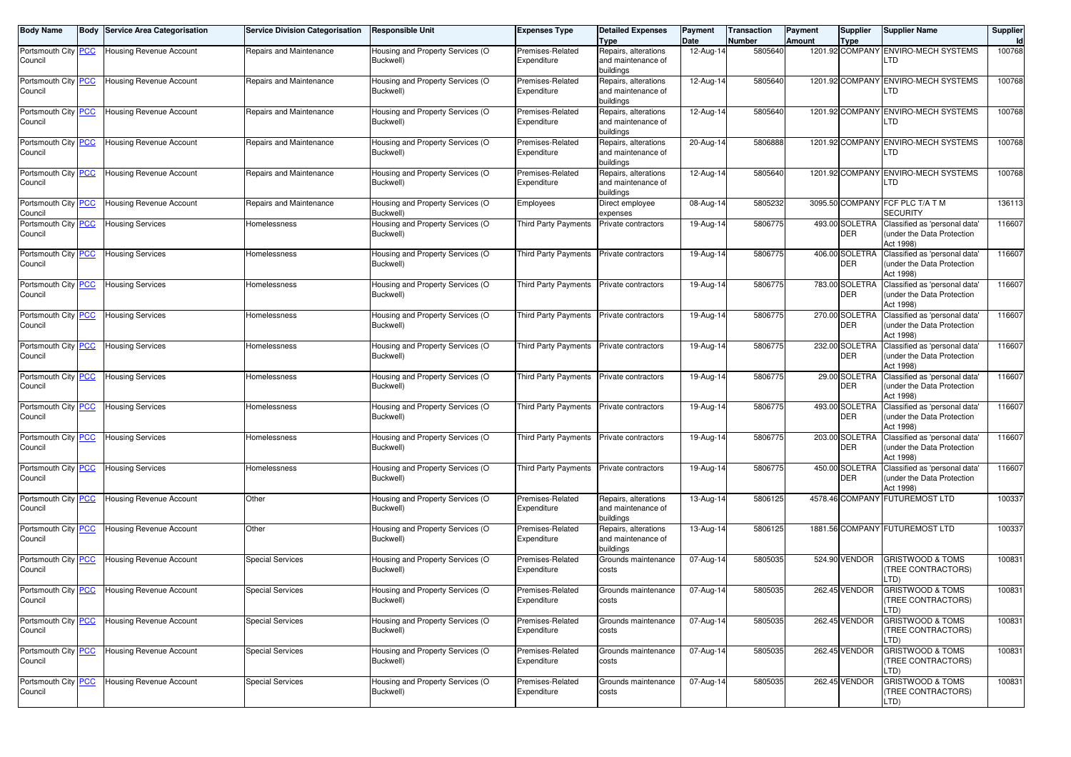| Body Name | Body | Service Area Categorisation | Service Division Categorisation | Responsible Unit | Expenses Type | Detailed Expenses Type | Payment Date | Transaction Number | Payment Amount | Supplier Type | Supplier Name | Supplier Id |
|---|---|---|---|---|---|---|---|---|---|---|---|---|
| Portsmouth City Council | PCC | Housing Revenue Account | Repairs and Maintenance | Housing and Property Services (O Buckwell) | Premises-Related Expenditure | Repairs, alterations and maintenance of buildings | 12-Aug-14 | 5805640 | 1201.92 | COMPANY | ENVIRO-MECH SYSTEMS LTD | 100768 |
| Portsmouth City Council | PCC | Housing Revenue Account | Repairs and Maintenance | Housing and Property Services (O Buckwell) | Premises-Related Expenditure | Repairs, alterations and maintenance of buildings | 12-Aug-14 | 5805640 | 1201.92 | COMPANY | ENVIRO-MECH SYSTEMS LTD | 100768 |
| Portsmouth City Council | PCC | Housing Revenue Account | Repairs and Maintenance | Housing and Property Services (O Buckwell) | Premises-Related Expenditure | Repairs, alterations and maintenance of buildings | 12-Aug-14 | 5805640 | 1201.92 | COMPANY | ENVIRO-MECH SYSTEMS LTD | 100768 |
| Portsmouth City Council | PCC | Housing Revenue Account | Repairs and Maintenance | Housing and Property Services (O Buckwell) | Premises-Related Expenditure | Repairs, alterations and maintenance of buildings | 20-Aug-14 | 5806888 | 1201.92 | COMPANY | ENVIRO-MECH SYSTEMS LTD | 100768 |
| Portsmouth City Council | PCC | Housing Revenue Account | Repairs and Maintenance | Housing and Property Services (O Buckwell) | Premises-Related Expenditure | Repairs, alterations and maintenance of buildings | 12-Aug-14 | 5805640 | 1201.92 | COMPANY | ENVIRO-MECH SYSTEMS LTD | 100768 |
| Portsmouth City Council | PCC | Housing Revenue Account | Repairs and Maintenance | Housing and Property Services (O Buckwell) | Employees | Direct employee expenses | 08-Aug-14 | 5805232 | 3095.50 | COMPANY | FCF PLC T/A T M SECURITY | 136113 |
| Portsmouth City Council | PCC | Housing Services | Homelessness | Housing and Property Services (O Buckwell) | Third Party Payments | Private contractors | 19-Aug-14 | 5806775 | 493.00 | SOLETRADER | Classified as 'personal data' (under the Data Protection Act 1998) | 116607 |
| Portsmouth City Council | PCC | Housing Services | Homelessness | Housing and Property Services (O Buckwell) | Third Party Payments | Private contractors | 19-Aug-14 | 5806775 | 406.00 | SOLETRADER | Classified as 'personal data' (under the Data Protection Act 1998) | 116607 |
| Portsmouth City Council | PCC | Housing Services | Homelessness | Housing and Property Services (O Buckwell) | Third Party Payments | Private contractors | 19-Aug-14 | 5806775 | 783.00 | SOLETRADER | Classified as 'personal data' (under the Data Protection Act 1998) | 116607 |
| Portsmouth City Council | PCC | Housing Services | Homelessness | Housing and Property Services (O Buckwell) | Third Party Payments | Private contractors | 19-Aug-14 | 5806775 | 270.00 | SOLETRADER | Classified as 'personal data' (under the Data Protection Act 1998) | 116607 |
| Portsmouth City Council | PCC | Housing Services | Homelessness | Housing and Property Services (O Buckwell) | Third Party Payments | Private contractors | 19-Aug-14 | 5806775 | 232.00 | SOLETRADER | Classified as 'personal data' (under the Data Protection Act 1998) | 116607 |
| Portsmouth City Council | PCC | Housing Services | Homelessness | Housing and Property Services (O Buckwell) | Third Party Payments | Private contractors | 19-Aug-14 | 5806775 | 29.00 | SOLETRADER | Classified as 'personal data' (under the Data Protection Act 1998) | 116607 |
| Portsmouth City Council | PCC | Housing Services | Homelessness | Housing and Property Services (O Buckwell) | Third Party Payments | Private contractors | 19-Aug-14 | 5806775 | 493.00 | SOLETRADER | Classified as 'personal data' (under the Data Protection Act 1998) | 116607 |
| Portsmouth City Council | PCC | Housing Services | Homelessness | Housing and Property Services (O Buckwell) | Third Party Payments | Private contractors | 19-Aug-14 | 5806775 | 203.00 | SOLETRADER | Classified as 'personal data' (under the Data Protection Act 1998) | 116607 |
| Portsmouth City Council | PCC | Housing Services | Homelessness | Housing and Property Services (O Buckwell) | Third Party Payments | Private contractors | 19-Aug-14 | 5806775 | 450.00 | SOLETRADER | Classified as 'personal data' (under the Data Protection Act 1998) | 116607 |
| Portsmouth City Council | PCC | Housing Revenue Account | Other | Housing and Property Services (O Buckwell) | Premises-Related Expenditure | Repairs, alterations and maintenance of buildings | 13-Aug-14 | 5806125 | 4578.46 | COMPANY | FUTUREMOST LTD | 100337 |
| Portsmouth City Council | PCC | Housing Revenue Account | Other | Housing and Property Services (O Buckwell) | Premises-Related Expenditure | Repairs, alterations and maintenance of buildings | 13-Aug-14 | 5806125 | 1881.56 | COMPANY | FUTUREMOST LTD | 100337 |
| Portsmouth City Council | PCC | Housing Revenue Account | Special Services | Housing and Property Services (O Buckwell) | Premises-Related Expenditure | Grounds maintenance costs | 07-Aug-14 | 5805035 | 524.90 | VENDOR | GRISTWOOD & TOMS (TREE CONTRACTORS) LTD) | 100831 |
| Portsmouth City Council | PCC | Housing Revenue Account | Special Services | Housing and Property Services (O Buckwell) | Premises-Related Expenditure | Grounds maintenance costs | 07-Aug-14 | 5805035 | 262.45 | VENDOR | GRISTWOOD & TOMS (TREE CONTRACTORS) LTD) | 100831 |
| Portsmouth City Council | PCC | Housing Revenue Account | Special Services | Housing and Property Services (O Buckwell) | Premises-Related Expenditure | Grounds maintenance costs | 07-Aug-14 | 5805035 | 262.45 | VENDOR | GRISTWOOD & TOMS (TREE CONTRACTORS) LTD) | 100831 |
| Portsmouth City Council | PCC | Housing Revenue Account | Special Services | Housing and Property Services (O Buckwell) | Premises-Related Expenditure | Grounds maintenance costs | 07-Aug-14 | 5805035 | 262.45 | VENDOR | GRISTWOOD & TOMS (TREE CONTRACTORS) LTD) | 100831 |
| Portsmouth City Council | PCC | Housing Revenue Account | Special Services | Housing and Property Services (O Buckwell) | Premises-Related Expenditure | Grounds maintenance costs | 07-Aug-14 | 5805035 | 262.45 | VENDOR | GRISTWOOD & TOMS (TREE CONTRACTORS) LTD) | 100831 |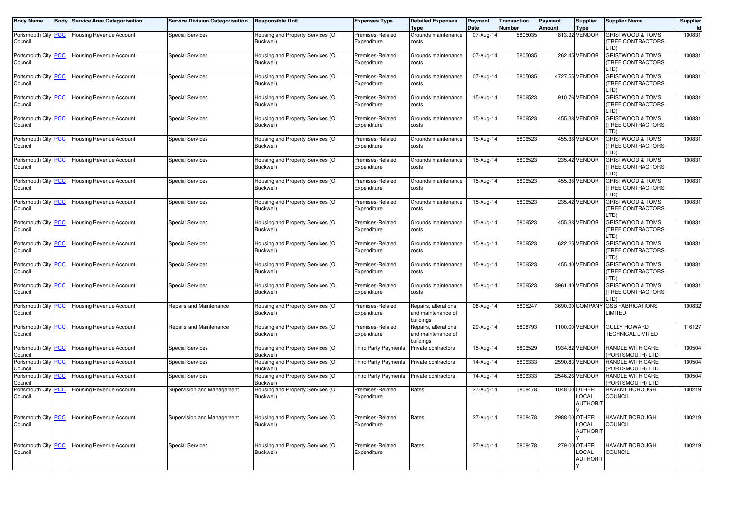| Body Name | Body | Service Area Categorisation | Service Division Categorisation | Responsible Unit | Expenses Type | Detailed Expenses Type | Payment Date | Transaction Number | Payment Amount | Supplier Type | Supplier Name | Supplier Id |
|---|---|---|---|---|---|---|---|---|---|---|---|---|
| Portsmouth City Council | PCC | Housing Revenue Account | Special Services | Housing and Property Services (O Buckwell) | Premises-Related Expenditure | Grounds maintenance costs | 07-Aug-14 | 5805035 | 813.32 | VENDOR | GRISTWOOD & TOMS (TREE CONTRACTORS) LTD) | 100831 |
| Portsmouth City Council | PCC | Housing Revenue Account | Special Services | Housing and Property Services (O Buckwell) | Premises-Related Expenditure | Grounds maintenance costs | 07-Aug-14 | 5805035 | 262.45 | VENDOR | GRISTWOOD & TOMS (TREE CONTRACTORS) LTD) | 100831 |
| Portsmouth City Council | PCC | Housing Revenue Account | Special Services | Housing and Property Services (O Buckwell) | Premises-Related Expenditure | Grounds maintenance costs | 07-Aug-14 | 5805035 | 4727.55 | VENDOR | GRISTWOOD & TOMS (TREE CONTRACTORS) LTD) | 100831 |
| Portsmouth City Council | PCC | Housing Revenue Account | Special Services | Housing and Property Services (O Buckwell) | Premises-Related Expenditure | Grounds maintenance costs | 15-Aug-14 | 5806523 | 910.76 | VENDOR | GRISTWOOD & TOMS (TREE CONTRACTORS) LTD) | 100831 |
| Portsmouth City Council | PCC | Housing Revenue Account | Special Services | Housing and Property Services (O Buckwell) | Premises-Related Expenditure | Grounds maintenance costs | 15-Aug-14 | 5806523 | 455.38 | VENDOR | GRISTWOOD & TOMS (TREE CONTRACTORS) LTD) | 100831 |
| Portsmouth City Council | PCC | Housing Revenue Account | Special Services | Housing and Property Services (O Buckwell) | Premises-Related Expenditure | Grounds maintenance costs | 15-Aug-14 | 5806523 | 455.38 | VENDOR | GRISTWOOD & TOMS (TREE CONTRACTORS) LTD) | 100831 |
| Portsmouth City Council | PCC | Housing Revenue Account | Special Services | Housing and Property Services (O Buckwell) | Premises-Related Expenditure | Grounds maintenance costs | 15-Aug-14 | 5806523 | 235.42 | VENDOR | GRISTWOOD & TOMS (TREE CONTRACTORS) LTD) | 100831 |
| Portsmouth City Council | PCC | Housing Revenue Account | Special Services | Housing and Property Services (O Buckwell) | Premises-Related Expenditure | Grounds maintenance costs | 15-Aug-14 | 5806523 | 455.38 | VENDOR | GRISTWOOD & TOMS (TREE CONTRACTORS) LTD) | 100831 |
| Portsmouth City Council | PCC | Housing Revenue Account | Special Services | Housing and Property Services (O Buckwell) | Premises-Related Expenditure | Grounds maintenance costs | 15-Aug-14 | 5806523 | 235.42 | VENDOR | GRISTWOOD & TOMS (TREE CONTRACTORS) LTD) | 100831 |
| Portsmouth City Council | PCC | Housing Revenue Account | Special Services | Housing and Property Services (O Buckwell) | Premises-Related Expenditure | Grounds maintenance costs | 15-Aug-14 | 5806523 | 455.38 | VENDOR | GRISTWOOD & TOMS (TREE CONTRACTORS) LTD) | 100831 |
| Portsmouth City Council | PCC | Housing Revenue Account | Special Services | Housing and Property Services (O Buckwell) | Premises-Related Expenditure | Grounds maintenance costs | 15-Aug-14 | 5806523 | 622.25 | VENDOR | GRISTWOOD & TOMS (TREE CONTRACTORS) LTD) | 100831 |
| Portsmouth City Council | PCC | Housing Revenue Account | Special Services | Housing and Property Services (O Buckwell) | Premises-Related Expenditure | Grounds maintenance costs | 15-Aug-14 | 5806523 | 455.40 | VENDOR | GRISTWOOD & TOMS (TREE CONTRACTORS) LTD) | 100831 |
| Portsmouth City Council | PCC | Housing Revenue Account | Special Services | Housing and Property Services (O Buckwell) | Premises-Related Expenditure | Grounds maintenance costs | 15-Aug-14 | 5806523 | 3961.40 | VENDOR | GRISTWOOD & TOMS (TREE CONTRACTORS) LTD) | 100831 |
| Portsmouth City Council | PCC | Housing Revenue Account | Repairs and Maintenance | Housing and Property Services (O Buckwell) | Premises-Related Expenditure | Repairs, alterations and maintenance of buildings | 08-Aug-14 | 5805247 | 3690.00 | COMPANY | GSB FABRICATIONS LIMITED | 100832 |
| Portsmouth City Council | PCC | Housing Revenue Account | Repairs and Maintenance | Housing and Property Services (O Buckwell) | Premises-Related Expenditure | Repairs, alterations and maintenance of buildings | 29-Aug-14 | 5808793 | 1100.00 | VENDOR | GULLY HOWARD TECHNICAL LIMITED | 116127 |
| Portsmouth City Council | PCC | Housing Revenue Account | Special Services | Housing and Property Services (O Buckwell) | Third Party Payments | Private contractors | 15-Aug-14 | 5806529 | 1934.82 | VENDOR | HANDLE WITH CARE (PORTSMOUTH) LTD | 100504 |
| Portsmouth City Council | PCC | Housing Revenue Account | Special Services | Housing and Property Services (O Buckwell) | Third Party Payments | Private contractors | 14-Aug-14 | 5806333 | 2590.83 | VENDOR | HANDLE WITH CARE (PORTSMOUTH) LTD | 100504 |
| Portsmouth City Council | PCC | Housing Revenue Account | Special Services | Housing and Property Services (O Buckwell) | Third Party Payments | Private contractors | 14-Aug-14 | 5806333 | 2546.26 | VENDOR | HANDLE WITH CARE (PORTSMOUTH) LTD | 100504 |
| Portsmouth City Council | PCC | Housing Revenue Account | Supervision and Management | Housing and Property Services (O Buckwell) | Premises-Related Expenditure | Rates | 27-Aug-14 | 5808478 | 1048.00 | OTHER LOCAL AUTHORITY | HAVANT BOROUGH COUNCIL | 100219 |
| Portsmouth City Council | PCC | Housing Revenue Account | Supervision and Management | Housing and Property Services (O Buckwell) | Premises-Related Expenditure | Rates | 27-Aug-14 | 5808478 | 2988.00 | OTHER LOCAL AUTHORITY | HAVANT BOROUGH COUNCIL | 100219 |
| Portsmouth City Council | PCC | Housing Revenue Account | Special Services | Housing and Property Services (O Buckwell) | Premises-Related Expenditure | Rates | 27-Aug-14 | 5808478 | 279.00 | OTHER LOCAL AUTHORITY | HAVANT BOROUGH COUNCIL | 100219 |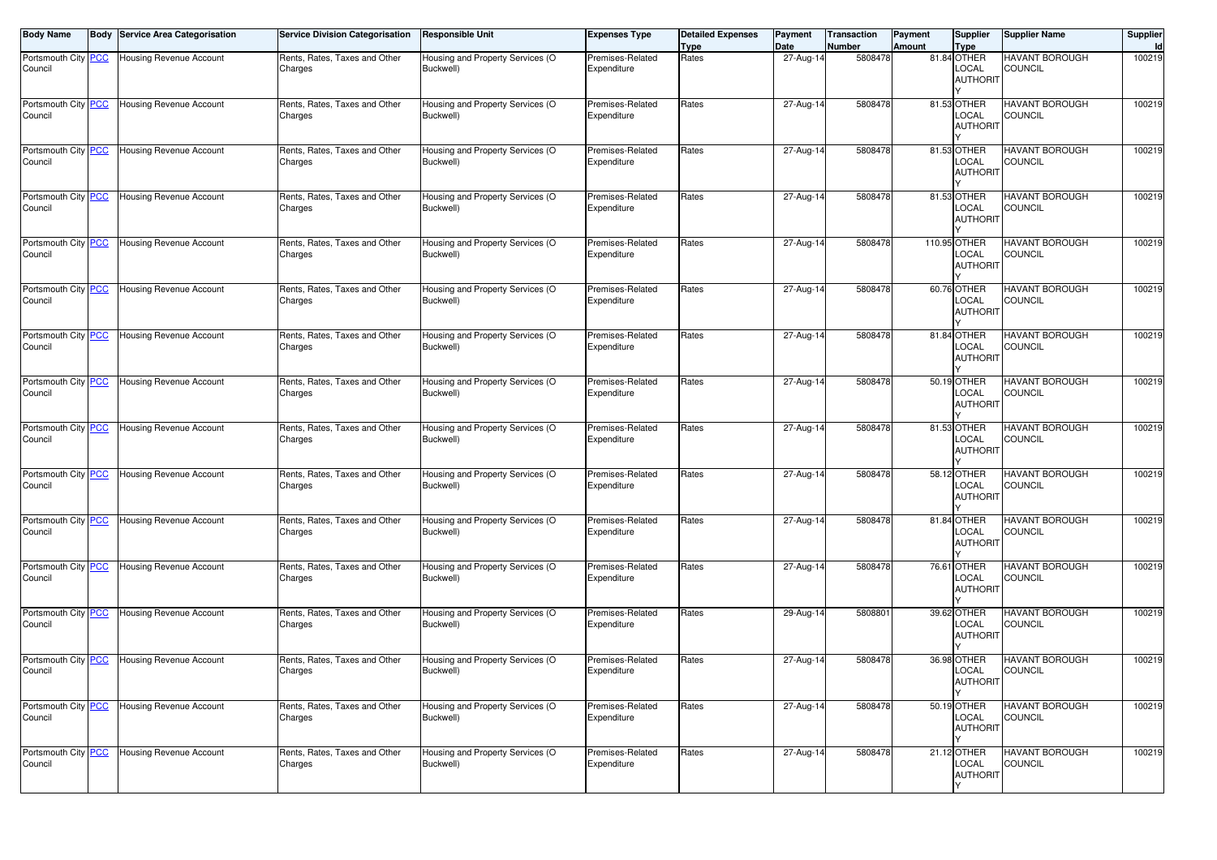| Body Name | Body | Service Area Categorisation | Service Division Categorisation | Responsible Unit | Expenses Type | Detailed Expenses Type | Payment Date | Transaction Number | Payment Amount | Supplier Type | Supplier Name | Supplier Id |
|---|---|---|---|---|---|---|---|---|---|---|---|---|
| Portsmouth City Council | PCC | Housing Revenue Account | Rents, Rates, Taxes and Other Charges | Housing and Property Services (O Buckwell) | Premises-Related Expenditure | Rates | 27-Aug-14 | 5808478 | 81.84 | OTHER LOCAL AUTHORITY | HAVANT BOROUGH COUNCIL | 100219 |
| Portsmouth City Council | PCC | Housing Revenue Account | Rents, Rates, Taxes and Other Charges | Housing and Property Services (O Buckwell) | Premises-Related Expenditure | Rates | 27-Aug-14 | 5808478 | 81.53 | OTHER LOCAL AUTHORITY | HAVANT BOROUGH COUNCIL | 100219 |
| Portsmouth City Council | PCC | Housing Revenue Account | Rents, Rates, Taxes and Other Charges | Housing and Property Services (O Buckwell) | Premises-Related Expenditure | Rates | 27-Aug-14 | 5808478 | 81.53 | OTHER LOCAL AUTHORITY | HAVANT BOROUGH COUNCIL | 100219 |
| Portsmouth City Council | PCC | Housing Revenue Account | Rents, Rates, Taxes and Other Charges | Housing and Property Services (O Buckwell) | Premises-Related Expenditure | Rates | 27-Aug-14 | 5808478 | 81.53 | OTHER LOCAL AUTHORITY | HAVANT BOROUGH COUNCIL | 100219 |
| Portsmouth City Council | PCC | Housing Revenue Account | Rents, Rates, Taxes and Other Charges | Housing and Property Services (O Buckwell) | Premises-Related Expenditure | Rates | 27-Aug-14 | 5808478 | 110.95 | OTHER LOCAL AUTHORITY | HAVANT BOROUGH COUNCIL | 100219 |
| Portsmouth City Council | PCC | Housing Revenue Account | Rents, Rates, Taxes and Other Charges | Housing and Property Services (O Buckwell) | Premises-Related Expenditure | Rates | 27-Aug-14 | 5808478 | 60.76 | OTHER LOCAL AUTHORITY | HAVANT BOROUGH COUNCIL | 100219 |
| Portsmouth City Council | PCC | Housing Revenue Account | Rents, Rates, Taxes and Other Charges | Housing and Property Services (O Buckwell) | Premises-Related Expenditure | Rates | 27-Aug-14 | 5808478 | 81.84 | OTHER LOCAL AUTHORITY | HAVANT BOROUGH COUNCIL | 100219 |
| Portsmouth City Council | PCC | Housing Revenue Account | Rents, Rates, Taxes and Other Charges | Housing and Property Services (O Buckwell) | Premises-Related Expenditure | Rates | 27-Aug-14 | 5808478 | 50.19 | OTHER LOCAL AUTHORITY | HAVANT BOROUGH COUNCIL | 100219 |
| Portsmouth City Council | PCC | Housing Revenue Account | Rents, Rates, Taxes and Other Charges | Housing and Property Services (O Buckwell) | Premises-Related Expenditure | Rates | 27-Aug-14 | 5808478 | 81.53 | OTHER LOCAL AUTHORITY | HAVANT BOROUGH COUNCIL | 100219 |
| Portsmouth City Council | PCC | Housing Revenue Account | Rents, Rates, Taxes and Other Charges | Housing and Property Services (O Buckwell) | Premises-Related Expenditure | Rates | 27-Aug-14 | 5808478 | 58.12 | OTHER LOCAL AUTHORITY | HAVANT BOROUGH COUNCIL | 100219 |
| Portsmouth City Council | PCC | Housing Revenue Account | Rents, Rates, Taxes and Other Charges | Housing and Property Services (O Buckwell) | Premises-Related Expenditure | Rates | 27-Aug-14 | 5808478 | 81.84 | OTHER LOCAL AUTHORITY | HAVANT BOROUGH COUNCIL | 100219 |
| Portsmouth City Council | PCC | Housing Revenue Account | Rents, Rates, Taxes and Other Charges | Housing and Property Services (O Buckwell) | Premises-Related Expenditure | Rates | 27-Aug-14 | 5808478 | 76.61 | OTHER LOCAL AUTHORITY | HAVANT BOROUGH COUNCIL | 100219 |
| Portsmouth City Council | PCC | Housing Revenue Account | Rents, Rates, Taxes and Other Charges | Housing and Property Services (O Buckwell) | Premises-Related Expenditure | Rates | 29-Aug-14 | 5808801 | 39.62 | OTHER LOCAL AUTHORITY | HAVANT BOROUGH COUNCIL | 100219 |
| Portsmouth City Council | PCC | Housing Revenue Account | Rents, Rates, Taxes and Other Charges | Housing and Property Services (O Buckwell) | Premises-Related Expenditure | Rates | 27-Aug-14 | 5808478 | 36.98 | OTHER LOCAL AUTHORITY | HAVANT BOROUGH COUNCIL | 100219 |
| Portsmouth City Council | PCC | Housing Revenue Account | Rents, Rates, Taxes and Other Charges | Housing and Property Services (O Buckwell) | Premises-Related Expenditure | Rates | 27-Aug-14 | 5808478 | 50.19 | OTHER LOCAL AUTHORITY | HAVANT BOROUGH COUNCIL | 100219 |
| Portsmouth City Council | PCC | Housing Revenue Account | Rents, Rates, Taxes and Other Charges | Housing and Property Services (O Buckwell) | Premises-Related Expenditure | Rates | 27-Aug-14 | 5808478 | 21.12 | OTHER LOCAL AUTHORITY | HAVANT BOROUGH COUNCIL | 100219 |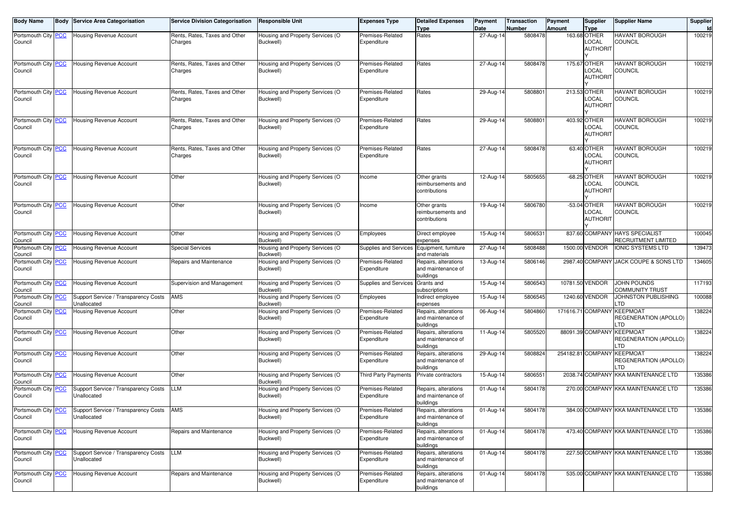| Body Name | Body | Service Area Categorisation | Service Division Categorisation | Responsible Unit | Expenses Type | Detailed Expenses Type | Payment Date | Transaction Number | Payment Amount | Supplier Type | Supplier Name | Supplier Id |
|---|---|---|---|---|---|---|---|---|---|---|---|---|
| Portsmouth City Council | PCC | Housing Revenue Account | Rents, Rates, Taxes and Other Charges | Housing and Property Services (O Buckwell) | Premises-Related Expenditure | Rates | 27-Aug-14 | 5808478 | 163.68 | OTHER LOCAL AUTHORITY | HAVANT BOROUGH COUNCIL | 100219 |
| Portsmouth City Council | PCC | Housing Revenue Account | Rents, Rates, Taxes and Other Charges | Housing and Property Services (O Buckwell) | Premises-Related Expenditure | Rates | 27-Aug-14 | 5808478 | 175.67 | OTHER LOCAL AUTHORITY | HAVANT BOROUGH COUNCIL | 100219 |
| Portsmouth City Council | PCC | Housing Revenue Account | Rents, Rates, Taxes and Other Charges | Housing and Property Services (O Buckwell) | Premises-Related Expenditure | Rates | 29-Aug-14 | 5808801 | 213.53 | OTHER LOCAL AUTHORITY | HAVANT BOROUGH COUNCIL | 100219 |
| Portsmouth City Council | PCC | Housing Revenue Account | Rents, Rates, Taxes and Other Charges | Housing and Property Services (O Buckwell) | Premises-Related Expenditure | Rates | 29-Aug-14 | 5808801 | 403.92 | OTHER LOCAL AUTHORITY | HAVANT BOROUGH COUNCIL | 100219 |
| Portsmouth City Council | PCC | Housing Revenue Account | Rents, Rates, Taxes and Other Charges | Housing and Property Services (O Buckwell) | Premises-Related Expenditure | Rates | 27-Aug-14 | 5808478 | 63.40 | OTHER LOCAL AUTHORITY | HAVANT BOROUGH COUNCIL | 100219 |
| Portsmouth City Council | PCC | Housing Revenue Account | Other | Housing and Property Services (O Buckwell) | Income | Other grants reimbursements and contributions | 12-Aug-14 | 5805655 | -68.25 | OTHER LOCAL AUTHORITY | HAVANT BOROUGH COUNCIL | 100219 |
| Portsmouth City Council | PCC | Housing Revenue Account | Other | Housing and Property Services (O Buckwell) | Income | Other grants reimbursements and contributions | 19-Aug-14 | 5806780 | -53.04 | OTHER LOCAL AUTHORITY | HAVANT BOROUGH COUNCIL | 100219 |
| Portsmouth City Council | PCC | Housing Revenue Account | Other | Housing and Property Services (O Buckwell) | Employees | Direct employee expenses | 15-Aug-14 | 5806531 | 837.60 | COMPANY | HAYS SPECIALIST RECRUITMENT LIMITED | 100045 |
| Portsmouth City Council | PCC | Housing Revenue Account | Special Services | Housing and Property Services (O Buckwell) | Supplies and Services | Equipment, furniture and materials | 27-Aug-14 | 5808488 | 1500.00 | VENDOR | IONIC SYSTEMS LTD | 139473 |
| Portsmouth City Council | PCC | Housing Revenue Account | Repairs and Maintenance | Housing and Property Services (O Buckwell) | Premises-Related Expenditure | Repairs, alterations and maintenance of buildings | 13-Aug-14 | 5806146 | 2987.40 | COMPANY | JACK COUPE & SONS LTD | 134605 |
| Portsmouth City Council | PCC | Housing Revenue Account | Supervision and Management | Housing and Property Services (O Buckwell) | Supplies and Services | Grants and subscriptions | 15-Aug-14 | 5806543 | 10781.50 | VENDOR | JOHN POUNDS COMMUNITY TRUST | 117193 |
| Portsmouth City Council | PCC | Support Service / Transparency Costs Unallocated | AMS | Housing and Property Services (O Buckwell) | Employees | Indirect employee expenses | 15-Aug-14 | 5806545 | 1240.60 | VENDOR | JOHNSTON PUBLISHING LTD | 100088 |
| Portsmouth City Council | PCC | Housing Revenue Account | Other | Housing and Property Services (O Buckwell) | Premises-Related Expenditure | Repairs, alterations and maintenance of buildings | 06-Aug-14 | 5804860 | 171616.71 | COMPANY | KEEPMOAT REGENERATION (APOLLO) LTD | 138224 |
| Portsmouth City Council | PCC | Housing Revenue Account | Other | Housing and Property Services (O Buckwell) | Premises-Related Expenditure | Repairs, alterations and maintenance of buildings | 11-Aug-14 | 5805520 | 88091.39 | COMPANY | KEEPMOAT REGENERATION (APOLLO) LTD | 138224 |
| Portsmouth City Council | PCC | Housing Revenue Account | Other | Housing and Property Services (O Buckwell) | Premises-Related Expenditure | Repairs, alterations and maintenance of buildings | 29-Aug-14 | 5808824 | 254182.81 | COMPANY | KEEPMOAT REGENERATION (APOLLO) LTD | 138224 |
| Portsmouth City Council | PCC | Housing Revenue Account | Other | Housing and Property Services (O Buckwell) | Third Party Payments | Private contractors | 15-Aug-14 | 5806551 | 2038.74 | COMPANY | KKA MAINTENANCE LTD | 135386 |
| Portsmouth City Council | PCC | Support Service / Transparency Costs Unallocated | LLM | Housing and Property Services (O Buckwell) | Premises-Related Expenditure | Repairs, alterations and maintenance of buildings | 01-Aug-14 | 5804178 | 270.00 | COMPANY | KKA MAINTENANCE LTD | 135386 |
| Portsmouth City Council | PCC | Support Service / Transparency Costs Unallocated | AMS | Housing and Property Services (O Buckwell) | Premises-Related Expenditure | Repairs, alterations and maintenance of buildings | 01-Aug-14 | 5804178 | 384.00 | COMPANY | KKA MAINTENANCE LTD | 135386 |
| Portsmouth City Council | PCC | Housing Revenue Account | Repairs and Maintenance | Housing and Property Services (O Buckwell) | Premises-Related Expenditure | Repairs, alterations and maintenance of buildings | 01-Aug-14 | 5804178 | 473.40 | COMPANY | KKA MAINTENANCE LTD | 135386 |
| Portsmouth City Council | PCC | Support Service / Transparency Costs Unallocated | LLM | Housing and Property Services (O Buckwell) | Premises-Related Expenditure | Repairs, alterations and maintenance of buildings | 01-Aug-14 | 5804178 | 227.50 | COMPANY | KKA MAINTENANCE LTD | 135386 |
| Portsmouth City Council | PCC | Housing Revenue Account | Repairs and Maintenance | Housing and Property Services (O Buckwell) | Premises-Related Expenditure | Repairs, alterations and maintenance of buildings | 01-Aug-14 | 5804178 | 535.00 | COMPANY | KKA MAINTENANCE LTD | 135386 |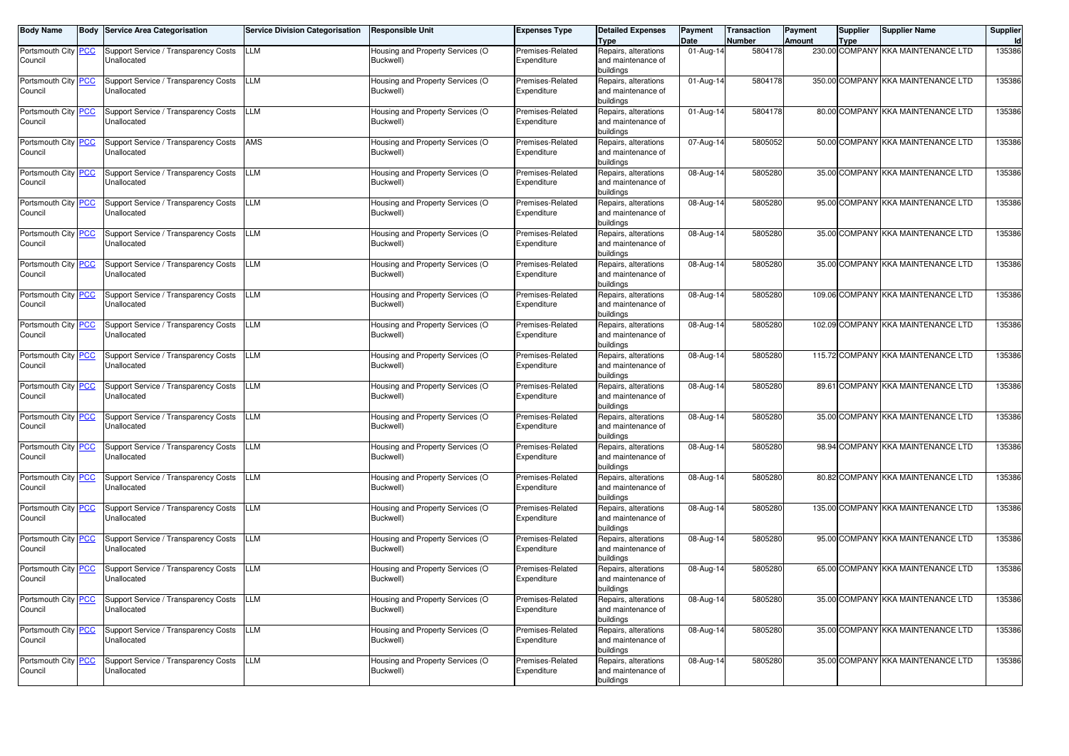| Body Name | Body | Service Area Categorisation | Service Division Categorisation | Responsible Unit | Expenses Type | Detailed Expenses Type | Payment Date | Transaction Number | Payment Amount | Supplier Type | Supplier Name | Supplier Id |
|---|---|---|---|---|---|---|---|---|---|---|---|---|
| Portsmouth City Council | PCC | Support Service / Transparency Costs Unallocated | LLM | Housing and Property Services (O Buckwell) | Premises-Related Expenditure | Repairs, alterations and maintenance of buildings | 01-Aug-14 | 5804178 | 230.00 | COMPANY | KKA MAINTENANCE LTD | 135386 |
| Portsmouth City Council | PCC | Support Service / Transparency Costs Unallocated | LLM | Housing and Property Services (O Buckwell) | Premises-Related Expenditure | Repairs, alterations and maintenance of buildings | 01-Aug-14 | 5804178 | 350.00 | COMPANY | KKA MAINTENANCE LTD | 135386 |
| Portsmouth City Council | PCC | Support Service / Transparency Costs Unallocated | LLM | Housing and Property Services (O Buckwell) | Premises-Related Expenditure | Repairs, alterations and maintenance of buildings | 01-Aug-14 | 5804178 | 80.00 | COMPANY | KKA MAINTENANCE LTD | 135386 |
| Portsmouth City Council | PCC | Support Service / Transparency Costs Unallocated | AMS | Housing and Property Services (O Buckwell) | Premises-Related Expenditure | Repairs, alterations and maintenance of buildings | 07-Aug-14 | 5805052 | 50.00 | COMPANY | KKA MAINTENANCE LTD | 135386 |
| Portsmouth City Council | PCC | Support Service / Transparency Costs Unallocated | LLM | Housing and Property Services (O Buckwell) | Premises-Related Expenditure | Repairs, alterations and maintenance of buildings | 08-Aug-14 | 5805280 | 35.00 | COMPANY | KKA MAINTENANCE LTD | 135386 |
| Portsmouth City Council | PCC | Support Service / Transparency Costs Unallocated | LLM | Housing and Property Services (O Buckwell) | Premises-Related Expenditure | Repairs, alterations and maintenance of buildings | 08-Aug-14 | 5805280 | 95.00 | COMPANY | KKA MAINTENANCE LTD | 135386 |
| Portsmouth City Council | PCC | Support Service / Transparency Costs Unallocated | LLM | Housing and Property Services (O Buckwell) | Premises-Related Expenditure | Repairs, alterations and maintenance of buildings | 08-Aug-14 | 5805280 | 35.00 | COMPANY | KKA MAINTENANCE LTD | 135386 |
| Portsmouth City Council | PCC | Support Service / Transparency Costs Unallocated | LLM | Housing and Property Services (O Buckwell) | Premises-Related Expenditure | Repairs, alterations and maintenance of buildings | 08-Aug-14 | 5805280 | 35.00 | COMPANY | KKA MAINTENANCE LTD | 135386 |
| Portsmouth City Council | PCC | Support Service / Transparency Costs Unallocated | LLM | Housing and Property Services (O Buckwell) | Premises-Related Expenditure | Repairs, alterations and maintenance of buildings | 08-Aug-14 | 5805280 | 109.06 | COMPANY | KKA MAINTENANCE LTD | 135386 |
| Portsmouth City Council | PCC | Support Service / Transparency Costs Unallocated | LLM | Housing and Property Services (O Buckwell) | Premises-Related Expenditure | Repairs, alterations and maintenance of buildings | 08-Aug-14 | 5805280 | 102.09 | COMPANY | KKA MAINTENANCE LTD | 135386 |
| Portsmouth City Council | PCC | Support Service / Transparency Costs Unallocated | LLM | Housing and Property Services (O Buckwell) | Premises-Related Expenditure | Repairs, alterations and maintenance of buildings | 08-Aug-14 | 5805280 | 115.72 | COMPANY | KKA MAINTENANCE LTD | 135386 |
| Portsmouth City Council | PCC | Support Service / Transparency Costs Unallocated | LLM | Housing and Property Services (O Buckwell) | Premises-Related Expenditure | Repairs, alterations and maintenance of buildings | 08-Aug-14 | 5805280 | 89.61 | COMPANY | KKA MAINTENANCE LTD | 135386 |
| Portsmouth City Council | PCC | Support Service / Transparency Costs Unallocated | LLM | Housing and Property Services (O Buckwell) | Premises-Related Expenditure | Repairs, alterations and maintenance of buildings | 08-Aug-14 | 5805280 | 35.00 | COMPANY | KKA MAINTENANCE LTD | 135386 |
| Portsmouth City Council | PCC | Support Service / Transparency Costs Unallocated | LLM | Housing and Property Services (O Buckwell) | Premises-Related Expenditure | Repairs, alterations and maintenance of buildings | 08-Aug-14 | 5805280 | 98.94 | COMPANY | KKA MAINTENANCE LTD | 135386 |
| Portsmouth City Council | PCC | Support Service / Transparency Costs Unallocated | LLM | Housing and Property Services (O Buckwell) | Premises-Related Expenditure | Repairs, alterations and maintenance of buildings | 08-Aug-14 | 5805280 | 80.82 | COMPANY | KKA MAINTENANCE LTD | 135386 |
| Portsmouth City Council | PCC | Support Service / Transparency Costs Unallocated | LLM | Housing and Property Services (O Buckwell) | Premises-Related Expenditure | Repairs, alterations and maintenance of buildings | 08-Aug-14 | 5805280 | 135.00 | COMPANY | KKA MAINTENANCE LTD | 135386 |
| Portsmouth City Council | PCC | Support Service / Transparency Costs Unallocated | LLM | Housing and Property Services (O Buckwell) | Premises-Related Expenditure | Repairs, alterations and maintenance of buildings | 08-Aug-14 | 5805280 | 95.00 | COMPANY | KKA MAINTENANCE LTD | 135386 |
| Portsmouth City Council | PCC | Support Service / Transparency Costs Unallocated | LLM | Housing and Property Services (O Buckwell) | Premises-Related Expenditure | Repairs, alterations and maintenance of buildings | 08-Aug-14 | 5805280 | 65.00 | COMPANY | KKA MAINTENANCE LTD | 135386 |
| Portsmouth City Council | PCC | Support Service / Transparency Costs Unallocated | LLM | Housing and Property Services (O Buckwell) | Premises-Related Expenditure | Repairs, alterations and maintenance of buildings | 08-Aug-14 | 5805280 | 35.00 | COMPANY | KKA MAINTENANCE LTD | 135386 |
| Portsmouth City Council | PCC | Support Service / Transparency Costs Unallocated | LLM | Housing and Property Services (O Buckwell) | Premises-Related Expenditure | Repairs, alterations and maintenance of buildings | 08-Aug-14 | 5805280 | 35.00 | COMPANY | KKA MAINTENANCE LTD | 135386 |
| Portsmouth City Council | PCC | Support Service / Transparency Costs Unallocated | LLM | Housing and Property Services (O Buckwell) | Premises-Related Expenditure | Repairs, alterations and maintenance of buildings | 08-Aug-14 | 5805280 | 35.00 | COMPANY | KKA MAINTENANCE LTD | 135386 |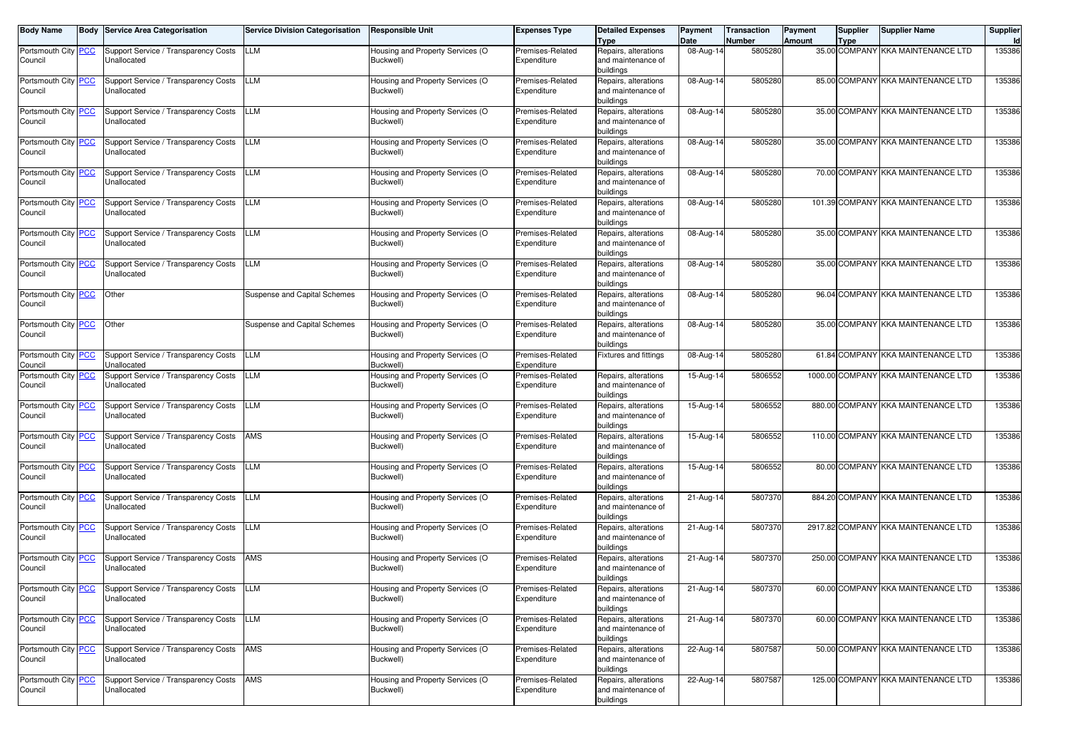| Body Name | Body | Service Area Categorisation | Service Division Categorisation | Responsible Unit | Expenses Type | Detailed Expenses Type | Payment Date | Transaction Number | Payment Amount | Supplier Type | Supplier Name | Supplier Id |
|---|---|---|---|---|---|---|---|---|---|---|---|---|
| Portsmouth City Council | PCC | Support Service / Transparency Costs Unallocated | LLM | Housing and Property Services (O Buckwell) | Premises-Related Expenditure | Repairs, alterations and maintenance of buildings | 08-Aug-14 | 5805280 | 35.00 | COMPANY | KKA MAINTENANCE LTD | 135386 |
| Portsmouth City Council | PCC | Support Service / Transparency Costs Unallocated | LLM | Housing and Property Services (O Buckwell) | Premises-Related Expenditure | Repairs, alterations and maintenance of buildings | 08-Aug-14 | 5805280 | 85.00 | COMPANY | KKA MAINTENANCE LTD | 135386 |
| Portsmouth City Council | PCC | Support Service / Transparency Costs Unallocated | LLM | Housing and Property Services (O Buckwell) | Premises-Related Expenditure | Repairs, alterations and maintenance of buildings | 08-Aug-14 | 5805280 | 35.00 | COMPANY | KKA MAINTENANCE LTD | 135386 |
| Portsmouth City Council | PCC | Support Service / Transparency Costs Unallocated | LLM | Housing and Property Services (O Buckwell) | Premises-Related Expenditure | Repairs, alterations and maintenance of buildings | 08-Aug-14 | 5805280 | 35.00 | COMPANY | KKA MAINTENANCE LTD | 135386 |
| Portsmouth City Council | PCC | Support Service / Transparency Costs Unallocated | LLM | Housing and Property Services (O Buckwell) | Premises-Related Expenditure | Repairs, alterations and maintenance of buildings | 08-Aug-14 | 5805280 | 70.00 | COMPANY | KKA MAINTENANCE LTD | 135386 |
| Portsmouth City Council | PCC | Support Service / Transparency Costs Unallocated | LLM | Housing and Property Services (O Buckwell) | Premises-Related Expenditure | Repairs, alterations and maintenance of buildings | 08-Aug-14 | 5805280 | 101.39 | COMPANY | KKA MAINTENANCE LTD | 135386 |
| Portsmouth City Council | PCC | Support Service / Transparency Costs Unallocated | LLM | Housing and Property Services (O Buckwell) | Premises-Related Expenditure | Repairs, alterations and maintenance of buildings | 08-Aug-14 | 5805280 | 35.00 | COMPANY | KKA MAINTENANCE LTD | 135386 |
| Portsmouth City Council | PCC | Support Service / Transparency Costs Unallocated | LLM | Housing and Property Services (O Buckwell) | Premises-Related Expenditure | Repairs, alterations and maintenance of buildings | 08-Aug-14 | 5805280 | 35.00 | COMPANY | KKA MAINTENANCE LTD | 135386 |
| Portsmouth City Council | PCC | Other | Suspense and Capital Schemes | Housing and Property Services (O Buckwell) | Premises-Related Expenditure | Repairs, alterations and maintenance of buildings | 08-Aug-14 | 5805280 | 96.04 | COMPANY | KKA MAINTENANCE LTD | 135386 |
| Portsmouth City Council | PCC | Other | Suspense and Capital Schemes | Housing and Property Services (O Buckwell) | Premises-Related Expenditure | Repairs, alterations and maintenance of buildings | 08-Aug-14 | 5805280 | 35.00 | COMPANY | KKA MAINTENANCE LTD | 135386 |
| Portsmouth City Council | PCC | Support Service / Transparency Costs Unallocated | LLM | Housing and Property Services (O Buckwell) | Premises-Related Expenditure | Fixtures and fittings | 08-Aug-14 | 5805280 | 61.84 | COMPANY | KKA MAINTENANCE LTD | 135386 |
| Portsmouth City Council | PCC | Support Service / Transparency Costs Unallocated | LLM | Housing and Property Services (O Buckwell) | Premises-Related Expenditure | Repairs, alterations and maintenance of buildings | 15-Aug-14 | 5806552 | 1000.00 | COMPANY | KKA MAINTENANCE LTD | 135386 |
| Portsmouth City Council | PCC | Support Service / Transparency Costs Unallocated | LLM | Housing and Property Services (O Buckwell) | Premises-Related Expenditure | Repairs, alterations and maintenance of buildings | 15-Aug-14 | 5806552 | 880.00 | COMPANY | KKA MAINTENANCE LTD | 135386 |
| Portsmouth City Council | PCC | Support Service / Transparency Costs Unallocated | AMS | Housing and Property Services (O Buckwell) | Premises-Related Expenditure | Repairs, alterations and maintenance of buildings | 15-Aug-14 | 5806552 | 110.00 | COMPANY | KKA MAINTENANCE LTD | 135386 |
| Portsmouth City Council | PCC | Support Service / Transparency Costs Unallocated | LLM | Housing and Property Services (O Buckwell) | Premises-Related Expenditure | Repairs, alterations and maintenance of buildings | 15-Aug-14 | 5806552 | 80.00 | COMPANY | KKA MAINTENANCE LTD | 135386 |
| Portsmouth City Council | PCC | Support Service / Transparency Costs Unallocated | LLM | Housing and Property Services (O Buckwell) | Premises-Related Expenditure | Repairs, alterations and maintenance of buildings | 21-Aug-14 | 5807370 | 884.20 | COMPANY | KKA MAINTENANCE LTD | 135386 |
| Portsmouth City Council | PCC | Support Service / Transparency Costs Unallocated | LLM | Housing and Property Services (O Buckwell) | Premises-Related Expenditure | Repairs, alterations and maintenance of buildings | 21-Aug-14 | 5807370 | 2917.82 | COMPANY | KKA MAINTENANCE LTD | 135386 |
| Portsmouth City Council | PCC | Support Service / Transparency Costs Unallocated | AMS | Housing and Property Services (O Buckwell) | Premises-Related Expenditure | Repairs, alterations and maintenance of buildings | 21-Aug-14 | 5807370 | 250.00 | COMPANY | KKA MAINTENANCE LTD | 135386 |
| Portsmouth City Council | PCC | Support Service / Transparency Costs Unallocated | LLM | Housing and Property Services (O Buckwell) | Premises-Related Expenditure | Repairs, alterations and maintenance of buildings | 21-Aug-14 | 5807370 | 60.00 | COMPANY | KKA MAINTENANCE LTD | 135386 |
| Portsmouth City Council | PCC | Support Service / Transparency Costs Unallocated | LLM | Housing and Property Services (O Buckwell) | Premises-Related Expenditure | Repairs, alterations and maintenance of buildings | 21-Aug-14 | 5807370 | 60.00 | COMPANY | KKA MAINTENANCE LTD | 135386 |
| Portsmouth City Council | PCC | Support Service / Transparency Costs Unallocated | AMS | Housing and Property Services (O Buckwell) | Premises-Related Expenditure | Repairs, alterations and maintenance of buildings | 22-Aug-14 | 5807587 | 50.00 | COMPANY | KKA MAINTENANCE LTD | 135386 |
| Portsmouth City Council | PCC | Support Service / Transparency Costs Unallocated | AMS | Housing and Property Services (O Buckwell) | Premises-Related Expenditure | Repairs, alterations and maintenance of buildings | 22-Aug-14 | 5807587 | 125.00 | COMPANY | KKA MAINTENANCE LTD | 135386 |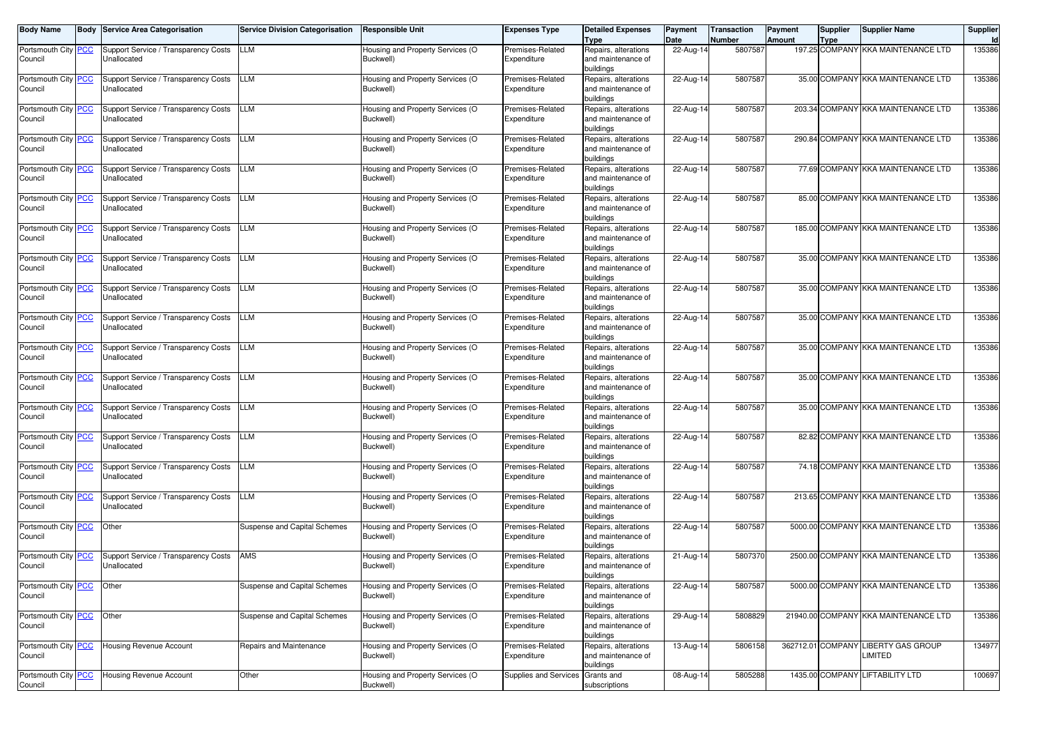| Body Name | Body | Service Area Categorisation | Service Division Categorisation | Responsible Unit | Expenses Type | Detailed Expenses Type | Payment Date | Transaction Number | Payment Amount | Supplier Type | Supplier Name | Supplier Id |
|---|---|---|---|---|---|---|---|---|---|---|---|---|
| Portsmouth City Council | PCC | Support Service / Transparency Costs Unallocated | LLM | Housing and Property Services (O Buckwell) | Premises-Related Expenditure | Repairs, alterations and maintenance of buildings | 22-Aug-14 | 5807587 | 197.25 | COMPANY | KKA MAINTENANCE LTD | 135386 |
| Portsmouth City Council | PCC | Support Service / Transparency Costs Unallocated | LLM | Housing and Property Services (O Buckwell) | Premises-Related Expenditure | Repairs, alterations and maintenance of buildings | 22-Aug-14 | 5807587 | 35.00 | COMPANY | KKA MAINTENANCE LTD | 135386 |
| Portsmouth City Council | PCC | Support Service / Transparency Costs Unallocated | LLM | Housing and Property Services (O Buckwell) | Premises-Related Expenditure | Repairs, alterations and maintenance of buildings | 22-Aug-14 | 5807587 | 203.34 | COMPANY | KKA MAINTENANCE LTD | 135386 |
| Portsmouth City Council | PCC | Support Service / Transparency Costs Unallocated | LLM | Housing and Property Services (O Buckwell) | Premises-Related Expenditure | Repairs, alterations and maintenance of buildings | 22-Aug-14 | 5807587 | 290.84 | COMPANY | KKA MAINTENANCE LTD | 135386 |
| Portsmouth City Council | PCC | Support Service / Transparency Costs Unallocated | LLM | Housing and Property Services (O Buckwell) | Premises-Related Expenditure | Repairs, alterations and maintenance of buildings | 22-Aug-14 | 5807587 | 77.69 | COMPANY | KKA MAINTENANCE LTD | 135386 |
| Portsmouth City Council | PCC | Support Service / Transparency Costs Unallocated | LLM | Housing and Property Services (O Buckwell) | Premises-Related Expenditure | Repairs, alterations and maintenance of buildings | 22-Aug-14 | 5807587 | 85.00 | COMPANY | KKA MAINTENANCE LTD | 135386 |
| Portsmouth City Council | PCC | Support Service / Transparency Costs Unallocated | LLM | Housing and Property Services (O Buckwell) | Premises-Related Expenditure | Repairs, alterations and maintenance of buildings | 22-Aug-14 | 5807587 | 185.00 | COMPANY | KKA MAINTENANCE LTD | 135386 |
| Portsmouth City Council | PCC | Support Service / Transparency Costs Unallocated | LLM | Housing and Property Services (O Buckwell) | Premises-Related Expenditure | Repairs, alterations and maintenance of buildings | 22-Aug-14 | 5807587 | 35.00 | COMPANY | KKA MAINTENANCE LTD | 135386 |
| Portsmouth City Council | PCC | Support Service / Transparency Costs Unallocated | LLM | Housing and Property Services (O Buckwell) | Premises-Related Expenditure | Repairs, alterations and maintenance of buildings | 22-Aug-14 | 5807587 | 35.00 | COMPANY | KKA MAINTENANCE LTD | 135386 |
| Portsmouth City Council | PCC | Support Service / Transparency Costs Unallocated | LLM | Housing and Property Services (O Buckwell) | Premises-Related Expenditure | Repairs, alterations and maintenance of buildings | 22-Aug-14 | 5807587 | 35.00 | COMPANY | KKA MAINTENANCE LTD | 135386 |
| Portsmouth City Council | PCC | Support Service / Transparency Costs Unallocated | LLM | Housing and Property Services (O Buckwell) | Premises-Related Expenditure | Repairs, alterations and maintenance of buildings | 22-Aug-14 | 5807587 | 35.00 | COMPANY | KKA MAINTENANCE LTD | 135386 |
| Portsmouth City Council | PCC | Support Service / Transparency Costs Unallocated | LLM | Housing and Property Services (O Buckwell) | Premises-Related Expenditure | Repairs, alterations and maintenance of buildings | 22-Aug-14 | 5807587 | 35.00 | COMPANY | KKA MAINTENANCE LTD | 135386 |
| Portsmouth City Council | PCC | Support Service / Transparency Costs Unallocated | LLM | Housing and Property Services (O Buckwell) | Premises-Related Expenditure | Repairs, alterations and maintenance of buildings | 22-Aug-14 | 5807587 | 35.00 | COMPANY | KKA MAINTENANCE LTD | 135386 |
| Portsmouth City Council | PCC | Support Service / Transparency Costs Unallocated | LLM | Housing and Property Services (O Buckwell) | Premises-Related Expenditure | Repairs, alterations and maintenance of buildings | 22-Aug-14 | 5807587 | 82.82 | COMPANY | KKA MAINTENANCE LTD | 135386 |
| Portsmouth City Council | PCC | Support Service / Transparency Costs Unallocated | LLM | Housing and Property Services (O Buckwell) | Premises-Related Expenditure | Repairs, alterations and maintenance of buildings | 22-Aug-14 | 5807587 | 74.18 | COMPANY | KKA MAINTENANCE LTD | 135386 |
| Portsmouth City Council | PCC | Support Service / Transparency Costs Unallocated | LLM | Housing and Property Services (O Buckwell) | Premises-Related Expenditure | Repairs, alterations and maintenance of buildings | 22-Aug-14 | 5807587 | 213.65 | COMPANY | KKA MAINTENANCE LTD | 135386 |
| Portsmouth City Council | PCC | Other | Suspense and Capital Schemes | Housing and Property Services (O Buckwell) | Premises-Related Expenditure | Repairs, alterations and maintenance of buildings | 22-Aug-14 | 5807587 | 5000.00 | COMPANY | KKA MAINTENANCE LTD | 135386 |
| Portsmouth City Council | PCC | Support Service / Transparency Costs Unallocated | AMS | Housing and Property Services (O Buckwell) | Premises-Related Expenditure | Repairs, alterations and maintenance of buildings | 21-Aug-14 | 5807370 | 2500.00 | COMPANY | KKA MAINTENANCE LTD | 135386 |
| Portsmouth City Council | PCC | Other | Suspense and Capital Schemes | Housing and Property Services (O Buckwell) | Premises-Related Expenditure | Repairs, alterations and maintenance of buildings | 22-Aug-14 | 5807587 | 5000.00 | COMPANY | KKA MAINTENANCE LTD | 135386 |
| Portsmouth City Council | PCC | Other | Suspense and Capital Schemes | Housing and Property Services (O Buckwell) | Premises-Related Expenditure | Repairs, alterations and maintenance of buildings | 29-Aug-14 | 5808829 | 21940.00 | COMPANY | KKA MAINTENANCE LTD | 135386 |
| Portsmouth City Council | PCC | Housing Revenue Account | Repairs and Maintenance | Housing and Property Services (O Buckwell) | Premises-Related Expenditure | Repairs, alterations and maintenance of buildings | 13-Aug-14 | 5806158 | 362712.01 | COMPANY | LIBERTY GAS GROUP LIMITED | 134977 |
| Portsmouth City Council | PCC | Housing Revenue Account | Other | Housing and Property Services (O Buckwell) | Supplies and Services | Grants and subscriptions | 08-Aug-14 | 5805288 | 1435.00 | COMPANY | LIFTABILITY LTD | 100697 |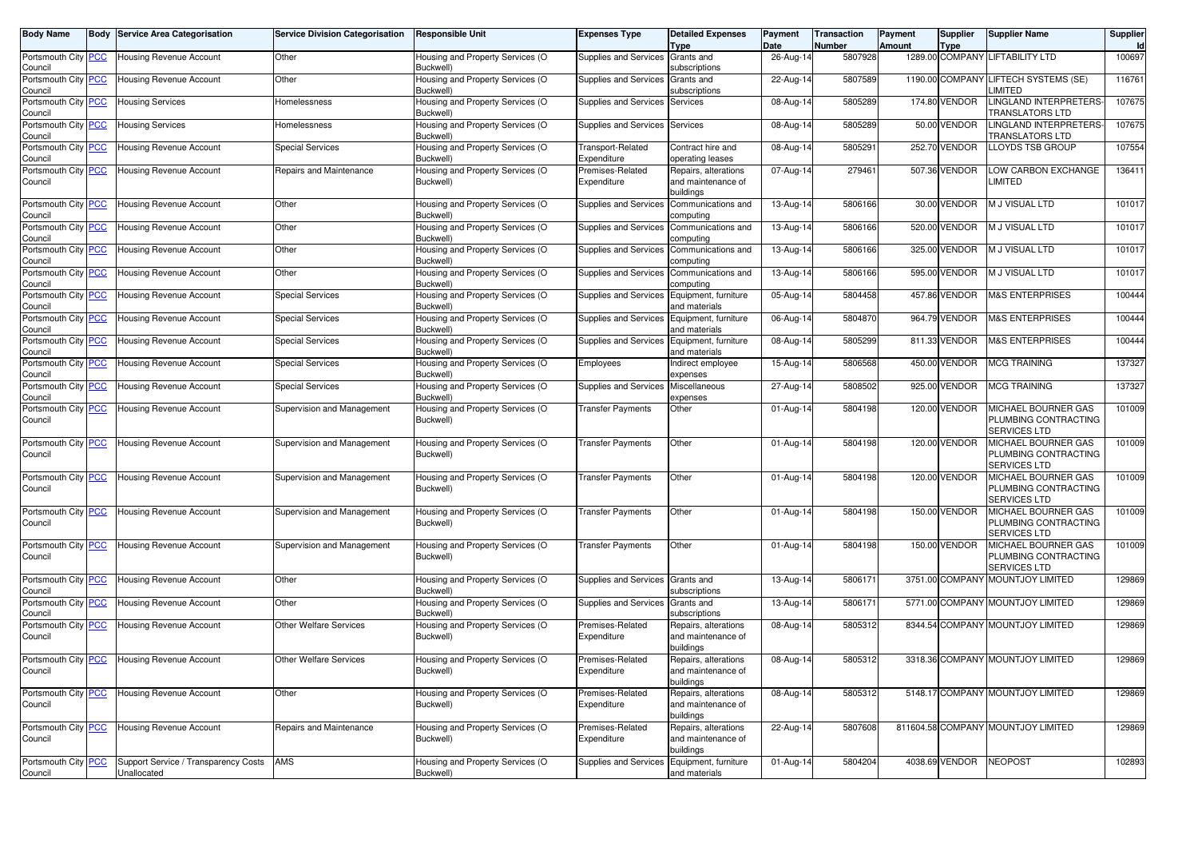| Body Name | Body | Service Area Categorisation | Service Division Categorisation | Responsible Unit | Expenses Type | Detailed Expenses Type | Payment Date | Transaction Number | Payment Amount | Supplier Type | Supplier Name | Supplier Id |
|---|---|---|---|---|---|---|---|---|---|---|---|---|
| Portsmouth City Council | PCC | Housing Revenue Account | Other | Housing and Property Services (O Buckwell) | Supplies and Services | Grants and subscriptions | 26-Aug-14 | 5807928 | 1289.00 | COMPANY | LIFTABILITY LTD | 100697 |
| Portsmouth City Council | PCC | Housing Revenue Account | Other | Housing and Property Services (O Buckwell) | Supplies and Services | Grants and subscriptions | 22-Aug-14 | 5807589 | 1190.00 | COMPANY | LIFTECH SYSTEMS (SE) LIMITED | 116761 |
| Portsmouth City Council | PCC | Housing Services | Homelessness | Housing and Property Services (O Buckwell) | Supplies and Services | Services | 08-Aug-14 | 5805289 | 174.80 | VENDOR | LINGLAND INTERPRETERS-TRANSLATORS LTD | 107675 |
| Portsmouth City Council | PCC | Housing Services | Homelessness | Housing and Property Services (O Buckwell) | Supplies and Services | Services | 08-Aug-14 | 5805289 | 50.00 | VENDOR | LINGLAND INTERPRETERS-TRANSLATORS LTD | 107675 |
| Portsmouth City Council | PCC | Housing Revenue Account | Special Services | Housing and Property Services (O Buckwell) | Transport-Related Expenditure | Contract hire and operating leases | 08-Aug-14 | 5805291 | 252.70 | VENDOR | LLOYDS TSB GROUP | 107554 |
| Portsmouth City Council | PCC | Housing Revenue Account | Repairs and Maintenance | Housing and Property Services (O Buckwell) | Premises-Related Expenditure | Repairs, alterations and maintenance of buildings | 07-Aug-14 | 279461 | 507.36 | VENDOR | LOW CARBON EXCHANGE LIMITED | 136411 |
| Portsmouth City Council | PCC | Housing Revenue Account | Other | Housing and Property Services (O Buckwell) | Supplies and Services | Communications and computing | 13-Aug-14 | 5806166 | 30.00 | VENDOR | M J VISUAL LTD | 101017 |
| Portsmouth City Council | PCC | Housing Revenue Account | Other | Housing and Property Services (O Buckwell) | Supplies and Services | Communications and computing | 13-Aug-14 | 5806166 | 520.00 | VENDOR | M J VISUAL LTD | 101017 |
| Portsmouth City Council | PCC | Housing Revenue Account | Other | Housing and Property Services (O Buckwell) | Supplies and Services | Communications and computing | 13-Aug-14 | 5806166 | 325.00 | VENDOR | M J VISUAL LTD | 101017 |
| Portsmouth City Council | PCC | Housing Revenue Account | Other | Housing and Property Services (O Buckwell) | Supplies and Services | Communications and computing | 13-Aug-14 | 5806166 | 595.00 | VENDOR | M J VISUAL LTD | 101017 |
| Portsmouth City Council | PCC | Housing Revenue Account | Special Services | Housing and Property Services (O Buckwell) | Supplies and Services | Equipment, furniture and materials | 05-Aug-14 | 5804458 | 457.86 | VENDOR | M&S ENTERPRISES | 100444 |
| Portsmouth City Council | PCC | Housing Revenue Account | Special Services | Housing and Property Services (O Buckwell) | Supplies and Services | Equipment, furniture and materials | 06-Aug-14 | 5804870 | 964.79 | VENDOR | M&S ENTERPRISES | 100444 |
| Portsmouth City Council | PCC | Housing Revenue Account | Special Services | Housing and Property Services (O Buckwell) | Supplies and Services | Equipment, furniture and materials | 08-Aug-14 | 5805299 | 811.33 | VENDOR | M&S ENTERPRISES | 100444 |
| Portsmouth City Council | PCC | Housing Revenue Account | Special Services | Housing and Property Services (O Buckwell) | Employees | Indirect employee expenses | 15-Aug-14 | 5806568 | 450.00 | VENDOR | MCG TRAINING | 137327 |
| Portsmouth City Council | PCC | Housing Revenue Account | Special Services | Housing and Property Services (O Buckwell) | Supplies and Services | Miscellaneous expenses | 27-Aug-14 | 5808502 | 925.00 | VENDOR | MCG TRAINING | 137327 |
| Portsmouth City Council | PCC | Housing Revenue Account | Supervision and Management | Housing and Property Services (O Buckwell) | Transfer Payments | Other | 01-Aug-14 | 5804198 | 120.00 | VENDOR | MICHAEL BOURNER GAS PLUMBING CONTRACTING SERVICES LTD | 101009 |
| Portsmouth City Council | PCC | Housing Revenue Account | Supervision and Management | Housing and Property Services (O Buckwell) | Transfer Payments | Other | 01-Aug-14 | 5804198 | 120.00 | VENDOR | MICHAEL BOURNER GAS PLUMBING CONTRACTING SERVICES LTD | 101009 |
| Portsmouth City Council | PCC | Housing Revenue Account | Supervision and Management | Housing and Property Services (O Buckwell) | Transfer Payments | Other | 01-Aug-14 | 5804198 | 120.00 | VENDOR | MICHAEL BOURNER GAS PLUMBING CONTRACTING SERVICES LTD | 101009 |
| Portsmouth City Council | PCC | Housing Revenue Account | Supervision and Management | Housing and Property Services (O Buckwell) | Transfer Payments | Other | 01-Aug-14 | 5804198 | 150.00 | VENDOR | MICHAEL BOURNER GAS PLUMBING CONTRACTING SERVICES LTD | 101009 |
| Portsmouth City Council | PCC | Housing Revenue Account | Supervision and Management | Housing and Property Services (O Buckwell) | Transfer Payments | Other | 01-Aug-14 | 5804198 | 150.00 | VENDOR | MICHAEL BOURNER GAS PLUMBING CONTRACTING SERVICES LTD | 101009 |
| Portsmouth City Council | PCC | Housing Revenue Account | Other | Housing and Property Services (O Buckwell) | Supplies and Services | Grants and subscriptions | 13-Aug-14 | 5806171 | 3751.00 | COMPANY | MOUNTJOY LIMITED | 129869 |
| Portsmouth City Council | PCC | Housing Revenue Account | Other | Housing and Property Services (O Buckwell) | Supplies and Services | Grants and subscriptions | 13-Aug-14 | 5806171 | 5771.00 | COMPANY | MOUNTJOY LIMITED | 129869 |
| Portsmouth City Council | PCC | Housing Revenue Account | Other Welfare Services | Housing and Property Services (O Buckwell) | Premises-Related Expenditure | Repairs, alterations and maintenance of buildings | 08-Aug-14 | 5805312 | 8344.54 | COMPANY | MOUNTJOY LIMITED | 129869 |
| Portsmouth City Council | PCC | Housing Revenue Account | Other Welfare Services | Housing and Property Services (O Buckwell) | Premises-Related Expenditure | Repairs, alterations and maintenance of buildings | 08-Aug-14 | 5805312 | 3318.36 | COMPANY | MOUNTJOY LIMITED | 129869 |
| Portsmouth City Council | PCC | Housing Revenue Account | Other | Housing and Property Services (O Buckwell) | Premises-Related Expenditure | Repairs, alterations and maintenance of buildings | 08-Aug-14 | 5805312 | 5148.17 | COMPANY | MOUNTJOY LIMITED | 129869 |
| Portsmouth City Council | PCC | Housing Revenue Account | Repairs and Maintenance | Housing and Property Services (O Buckwell) | Premises-Related Expenditure | Repairs, alterations and maintenance of buildings | 22-Aug-14 | 5807608 | 811604.58 | COMPANY | MOUNTJOY LIMITED | 129869 |
| Portsmouth City Council | PCC | Support Service / Transparency Costs Unallocated | AMS | Housing and Property Services (O Buckwell) | Supplies and Services | Equipment, furniture and materials | 01-Aug-14 | 5804204 | 4038.69 | VENDOR | NEOPOST | 102893 |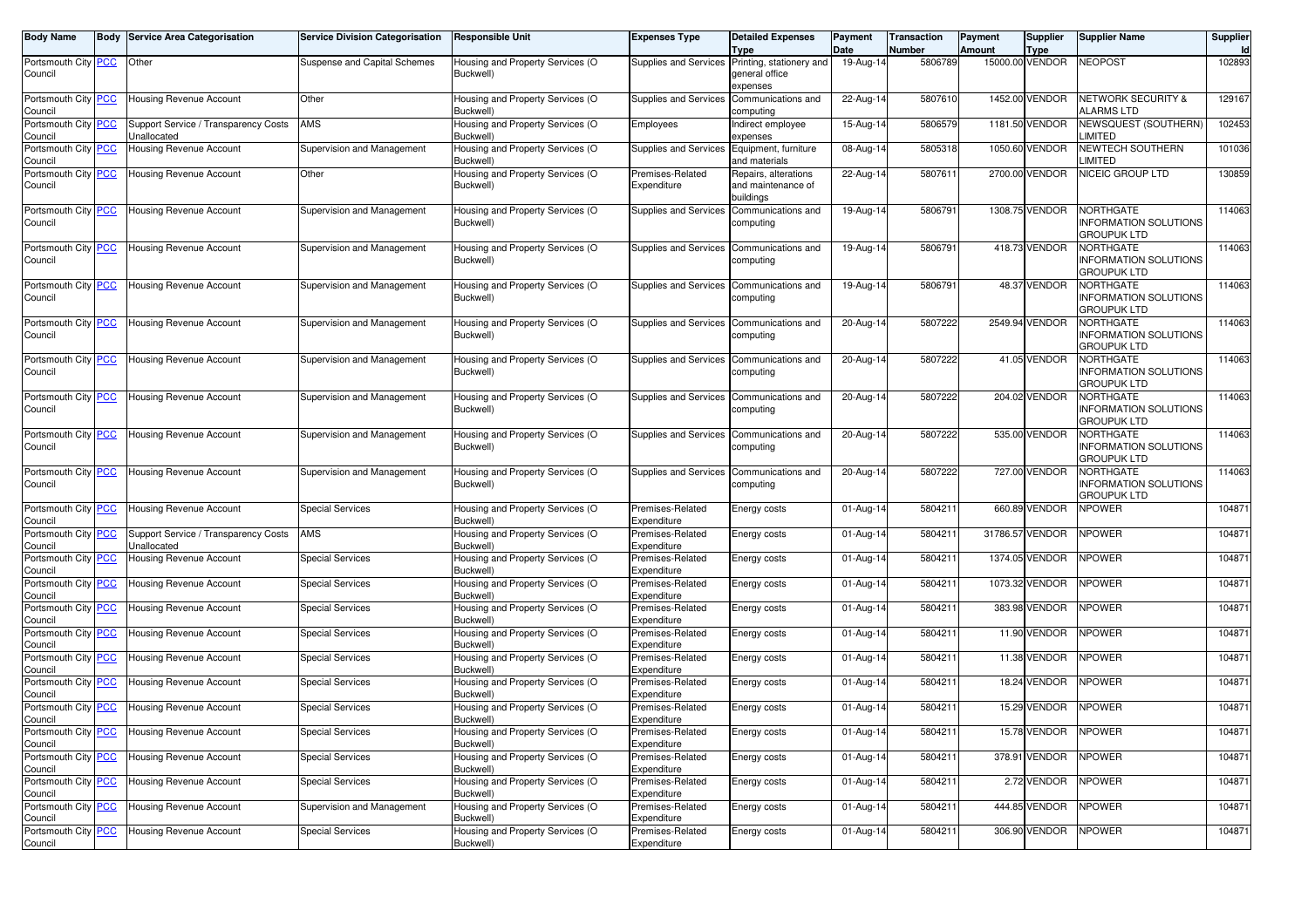| Body Name | Body | Service Area Categorisation | Service Division Categorisation | Responsible Unit | Expenses Type | Detailed Expenses Type | Payment Date | Transaction Number | Payment Amount | Supplier Type | Supplier Name | Supplier Id |
|---|---|---|---|---|---|---|---|---|---|---|---|---|
| Portsmouth City Council | PCC | Other | Suspense and Capital Schemes | Housing and Property Services (O Buckwell) | Supplies and Services | Printing, stationery and general office expenses | 19-Aug-14 | 5806789 | 15000.00 | VENDOR | NEOPOST | 102893 |
| Portsmouth City Council | PCC | Housing Revenue Account | Other | Housing and Property Services (O Buckwell) | Supplies and Services | Communications and computing | 22-Aug-14 | 5807610 | 1452.00 | VENDOR | NETWORK SECURITY & ALARMS LTD | 129167 |
| Portsmouth City Council | PCC | Support Service / Transparency Costs Unallocated | AMS | Housing and Property Services (O Buckwell) | Employees | Indirect employee expenses | 15-Aug-14 | 5806579 | 1181.50 | VENDOR | NEWSQUEST (SOUTHERN) LIMITED | 102453 |
| Portsmouth City Council | PCC | Housing Revenue Account | Supervision and Management | Housing and Property Services (O Buckwell) | Supplies and Services | Equipment, furniture and materials | 08-Aug-14 | 5805318 | 1050.60 | VENDOR | NEWTECH SOUTHERN LIMITED | 101036 |
| Portsmouth City Council | PCC | Housing Revenue Account | Other | Housing and Property Services (O Buckwell) | Premises-Related Expenditure | Repairs, alterations and maintenance of buildings | 22-Aug-14 | 5807611 | 2700.00 | VENDOR | NICEIC GROUP LTD | 130859 |
| Portsmouth City Council | PCC | Housing Revenue Account | Supervision and Management | Housing and Property Services (O Buckwell) | Supplies and Services | Communications and computing | 19-Aug-14 | 5806791 | 1308.75 | VENDOR | NORTHGATE INFORMATION SOLUTIONS GROUPUK LTD | 114063 |
| Portsmouth City Council | PCC | Housing Revenue Account | Supervision and Management | Housing and Property Services (O Buckwell) | Supplies and Services | Communications and computing | 19-Aug-14 | 5806791 | 418.73 | VENDOR | NORTHGATE INFORMATION SOLUTIONS GROUPUK LTD | 114063 |
| Portsmouth City Council | PCC | Housing Revenue Account | Supervision and Management | Housing and Property Services (O Buckwell) | Supplies and Services | Communications and computing | 19-Aug-14 | 5806791 | 48.37 | VENDOR | NORTHGATE INFORMATION SOLUTIONS GROUPUK LTD | 114063 |
| Portsmouth City Council | PCC | Housing Revenue Account | Supervision and Management | Housing and Property Services (O Buckwell) | Supplies and Services | Communications and computing | 20-Aug-14 | 5807222 | 2549.94 | VENDOR | NORTHGATE INFORMATION SOLUTIONS GROUPUK LTD | 114063 |
| Portsmouth City Council | PCC | Housing Revenue Account | Supervision and Management | Housing and Property Services (O Buckwell) | Supplies and Services | Communications and computing | 20-Aug-14 | 5807222 | 41.05 | VENDOR | NORTHGATE INFORMATION SOLUTIONS GROUPUK LTD | 114063 |
| Portsmouth City Council | PCC | Housing Revenue Account | Supervision and Management | Housing and Property Services (O Buckwell) | Supplies and Services | Communications and computing | 20-Aug-14 | 5807222 | 204.02 | VENDOR | NORTHGATE INFORMATION SOLUTIONS GROUPUK LTD | 114063 |
| Portsmouth City Council | PCC | Housing Revenue Account | Supervision and Management | Housing and Property Services (O Buckwell) | Supplies and Services | Communications and computing | 20-Aug-14 | 5807222 | 535.00 | VENDOR | NORTHGATE INFORMATION SOLUTIONS GROUPUK LTD | 114063 |
| Portsmouth City Council | PCC | Housing Revenue Account | Supervision and Management | Housing and Property Services (O Buckwell) | Supplies and Services | Communications and computing | 20-Aug-14 | 5807222 | 727.00 | VENDOR | NORTHGATE INFORMATION SOLUTIONS GROUPUK LTD | 114063 |
| Portsmouth City Council | PCC | Housing Revenue Account | Special Services | Housing and Property Services (O Buckwell) | Premises-Related Expenditure | Energy costs | 01-Aug-14 | 5804211 | 660.89 | VENDOR | NPOWER | 104871 |
| Portsmouth City Council | PCC | Support Service / Transparency Costs Unallocated | AMS | Housing and Property Services (O Buckwell) | Premises-Related Expenditure | Energy costs | 01-Aug-14 | 5804211 | 31786.57 | VENDOR | NPOWER | 104871 |
| Portsmouth City Council | PCC | Housing Revenue Account | Special Services | Housing and Property Services (O Buckwell) | Premises-Related Expenditure | Energy costs | 01-Aug-14 | 5804211 | 1374.05 | VENDOR | NPOWER | 104871 |
| Portsmouth City Council | PCC | Housing Revenue Account | Special Services | Housing and Property Services (O Buckwell) | Premises-Related Expenditure | Energy costs | 01-Aug-14 | 5804211 | 1073.32 | VENDOR | NPOWER | 104871 |
| Portsmouth City Council | PCC | Housing Revenue Account | Special Services | Housing and Property Services (O Buckwell) | Premises-Related Expenditure | Energy costs | 01-Aug-14 | 5804211 | 383.98 | VENDOR | NPOWER | 104871 |
| Portsmouth City Council | PCC | Housing Revenue Account | Special Services | Housing and Property Services (O Buckwell) | Premises-Related Expenditure | Energy costs | 01-Aug-14 | 5804211 | 11.90 | VENDOR | NPOWER | 104871 |
| Portsmouth City Council | PCC | Housing Revenue Account | Special Services | Housing and Property Services (O Buckwell) | Premises-Related Expenditure | Energy costs | 01-Aug-14 | 5804211 | 11.38 | VENDOR | NPOWER | 104871 |
| Portsmouth City Council | PCC | Housing Revenue Account | Special Services | Housing and Property Services (O Buckwell) | Premises-Related Expenditure | Energy costs | 01-Aug-14 | 5804211 | 18.24 | VENDOR | NPOWER | 104871 |
| Portsmouth City Council | PCC | Housing Revenue Account | Special Services | Housing and Property Services (O Buckwell) | Premises-Related Expenditure | Energy costs | 01-Aug-14 | 5804211 | 15.29 | VENDOR | NPOWER | 104871 |
| Portsmouth City Council | PCC | Housing Revenue Account | Special Services | Housing and Property Services (O Buckwell) | Premises-Related Expenditure | Energy costs | 01-Aug-14 | 5804211 | 15.78 | VENDOR | NPOWER | 104871 |
| Portsmouth City Council | PCC | Housing Revenue Account | Special Services | Housing and Property Services (O Buckwell) | Premises-Related Expenditure | Energy costs | 01-Aug-14 | 5804211 | 378.91 | VENDOR | NPOWER | 104871 |
| Portsmouth City Council | PCC | Housing Revenue Account | Special Services | Housing and Property Services (O Buckwell) | Premises-Related Expenditure | Energy costs | 01-Aug-14 | 5804211 | 2.72 | VENDOR | NPOWER | 104871 |
| Portsmouth City Council | PCC | Housing Revenue Account | Supervision and Management | Housing and Property Services (O Buckwell) | Premises-Related Expenditure | Energy costs | 01-Aug-14 | 5804211 | 444.85 | VENDOR | NPOWER | 104871 |
| Portsmouth City Council | PCC | Housing Revenue Account | Special Services | Housing and Property Services (O Buckwell) | Premises-Related Expenditure | Energy costs | 01-Aug-14 | 5804211 | 306.90 | VENDOR | NPOWER | 104871 |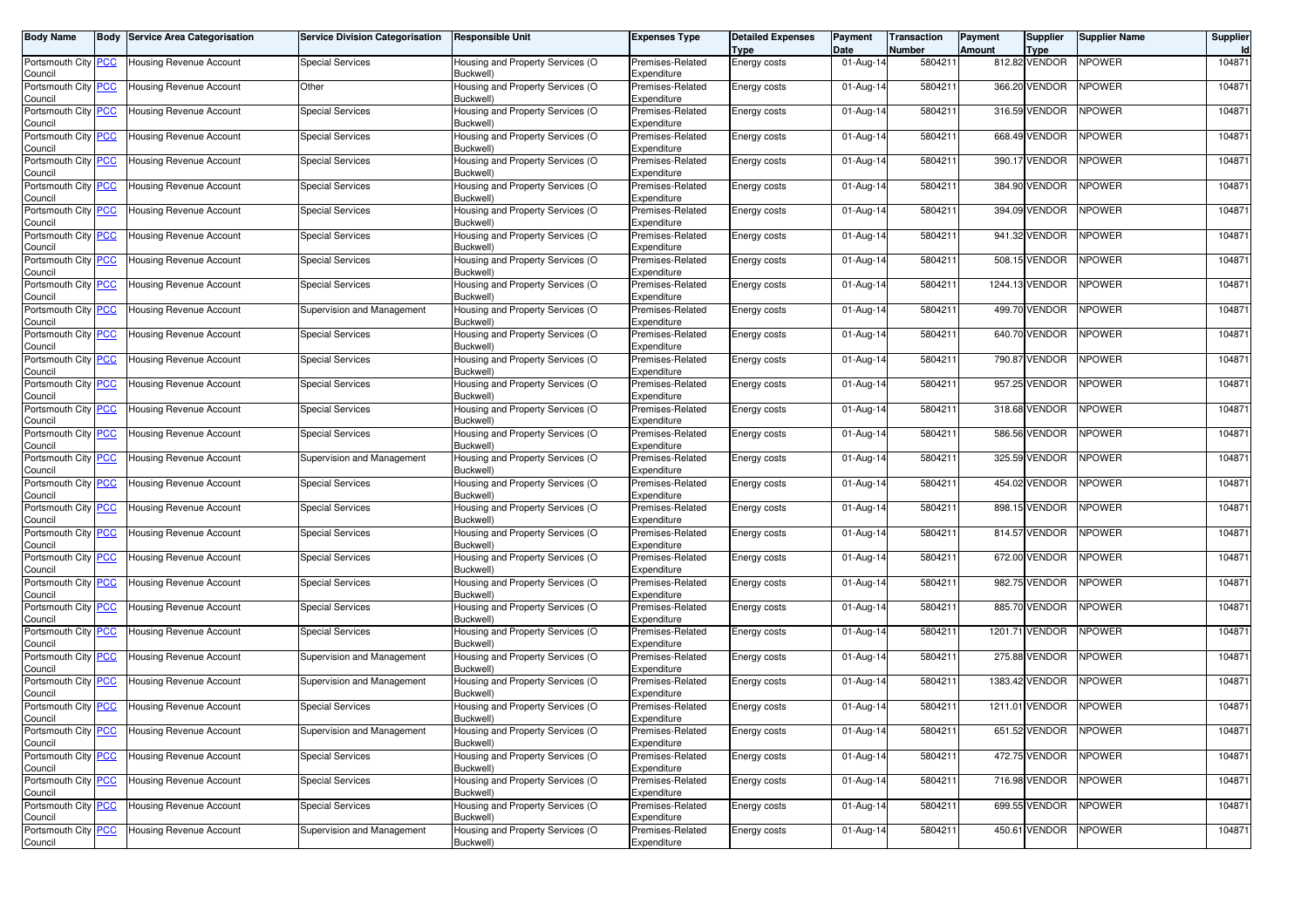| Body Name | Body | Service Area Categorisation | Service Division Categorisation | Responsible Unit | Expenses Type | Detailed Expenses Type | Payment Date | Transaction Number | Payment Amount | Supplier Type | Supplier Name | Supplier Id |
|---|---|---|---|---|---|---|---|---|---|---|---|---|
| Portsmouth City Council | PCC | Housing Revenue Account | Special Services | Housing and Property Services (O Buckwell) | Premises-Related Expenditure | Energy costs | 01-Aug-14 | 5804211 | 812.82 | VENDOR | NPOWER | 104871 |
| Portsmouth City Council | PCC | Housing Revenue Account | Other | Housing and Property Services (O Buckwell) | Premises-Related Expenditure | Energy costs | 01-Aug-14 | 5804211 | 366.20 | VENDOR | NPOWER | 104871 |
| Portsmouth City Council | PCC | Housing Revenue Account | Special Services | Housing and Property Services (O Buckwell) | Premises-Related Expenditure | Energy costs | 01-Aug-14 | 5804211 | 316.59 | VENDOR | NPOWER | 104871 |
| Portsmouth City Council | PCC | Housing Revenue Account | Special Services | Housing and Property Services (O Buckwell) | Premises-Related Expenditure | Energy costs | 01-Aug-14 | 5804211 | 668.49 | VENDOR | NPOWER | 104871 |
| Portsmouth City Council | PCC | Housing Revenue Account | Special Services | Housing and Property Services (O Buckwell) | Premises-Related Expenditure | Energy costs | 01-Aug-14 | 5804211 | 390.17 | VENDOR | NPOWER | 104871 |
| Portsmouth City Council | PCC | Housing Revenue Account | Special Services | Housing and Property Services (O Buckwell) | Premises-Related Expenditure | Energy costs | 01-Aug-14 | 5804211 | 384.90 | VENDOR | NPOWER | 104871 |
| Portsmouth City Council | PCC | Housing Revenue Account | Special Services | Housing and Property Services (O Buckwell) | Premises-Related Expenditure | Energy costs | 01-Aug-14 | 5804211 | 394.09 | VENDOR | NPOWER | 104871 |
| Portsmouth City Council | PCC | Housing Revenue Account | Special Services | Housing and Property Services (O Buckwell) | Premises-Related Expenditure | Energy costs | 01-Aug-14 | 5804211 | 941.32 | VENDOR | NPOWER | 104871 |
| Portsmouth City Council | PCC | Housing Revenue Account | Special Services | Housing and Property Services (O Buckwell) | Premises-Related Expenditure | Energy costs | 01-Aug-14 | 5804211 | 508.15 | VENDOR | NPOWER | 104871 |
| Portsmouth City Council | PCC | Housing Revenue Account | Special Services | Housing and Property Services (O Buckwell) | Premises-Related Expenditure | Energy costs | 01-Aug-14 | 5804211 | 1244.13 | VENDOR | NPOWER | 104871 |
| Portsmouth City Council | PCC | Housing Revenue Account | Supervision and Management | Housing and Property Services (O Buckwell) | Premises-Related Expenditure | Energy costs | 01-Aug-14 | 5804211 | 499.70 | VENDOR | NPOWER | 104871 |
| Portsmouth City Council | PCC | Housing Revenue Account | Special Services | Housing and Property Services (O Buckwell) | Premises-Related Expenditure | Energy costs | 01-Aug-14 | 5804211 | 640.70 | VENDOR | NPOWER | 104871 |
| Portsmouth City Council | PCC | Housing Revenue Account | Special Services | Housing and Property Services (O Buckwell) | Premises-Related Expenditure | Energy costs | 01-Aug-14 | 5804211 | 790.87 | VENDOR | NPOWER | 104871 |
| Portsmouth City Council | PCC | Housing Revenue Account | Special Services | Housing and Property Services (O Buckwell) | Premises-Related Expenditure | Energy costs | 01-Aug-14 | 5804211 | 957.25 | VENDOR | NPOWER | 104871 |
| Portsmouth City Council | PCC | Housing Revenue Account | Special Services | Housing and Property Services (O Buckwell) | Premises-Related Expenditure | Energy costs | 01-Aug-14 | 5804211 | 318.68 | VENDOR | NPOWER | 104871 |
| Portsmouth City Council | PCC | Housing Revenue Account | Special Services | Housing and Property Services (O Buckwell) | Premises-Related Expenditure | Energy costs | 01-Aug-14 | 5804211 | 586.56 | VENDOR | NPOWER | 104871 |
| Portsmouth City Council | PCC | Housing Revenue Account | Supervision and Management | Housing and Property Services (O Buckwell) | Premises-Related Expenditure | Energy costs | 01-Aug-14 | 5804211 | 325.59 | VENDOR | NPOWER | 104871 |
| Portsmouth City Council | PCC | Housing Revenue Account | Special Services | Housing and Property Services (O Buckwell) | Premises-Related Expenditure | Energy costs | 01-Aug-14 | 5804211 | 454.02 | VENDOR | NPOWER | 104871 |
| Portsmouth City Council | PCC | Housing Revenue Account | Special Services | Housing and Property Services (O Buckwell) | Premises-Related Expenditure | Energy costs | 01-Aug-14 | 5804211 | 898.15 | VENDOR | NPOWER | 104871 |
| Portsmouth City Council | PCC | Housing Revenue Account | Special Services | Housing and Property Services (O Buckwell) | Premises-Related Expenditure | Energy costs | 01-Aug-14 | 5804211 | 814.57 | VENDOR | NPOWER | 104871 |
| Portsmouth City Council | PCC | Housing Revenue Account | Special Services | Housing and Property Services (O Buckwell) | Premises-Related Expenditure | Energy costs | 01-Aug-14 | 5804211 | 672.00 | VENDOR | NPOWER | 104871 |
| Portsmouth City Council | PCC | Housing Revenue Account | Special Services | Housing and Property Services (O Buckwell) | Premises-Related Expenditure | Energy costs | 01-Aug-14 | 5804211 | 982.75 | VENDOR | NPOWER | 104871 |
| Portsmouth City Council | PCC | Housing Revenue Account | Special Services | Housing and Property Services (O Buckwell) | Premises-Related Expenditure | Energy costs | 01-Aug-14 | 5804211 | 885.70 | VENDOR | NPOWER | 104871 |
| Portsmouth City Council | PCC | Housing Revenue Account | Special Services | Housing and Property Services (O Buckwell) | Premises-Related Expenditure | Energy costs | 01-Aug-14 | 5804211 | 1201.71 | VENDOR | NPOWER | 104871 |
| Portsmouth City Council | PCC | Housing Revenue Account | Supervision and Management | Housing and Property Services (O Buckwell) | Premises-Related Expenditure | Energy costs | 01-Aug-14 | 5804211 | 275.88 | VENDOR | NPOWER | 104871 |
| Portsmouth City Council | PCC | Housing Revenue Account | Supervision and Management | Housing and Property Services (O Buckwell) | Premises-Related Expenditure | Energy costs | 01-Aug-14 | 5804211 | 1383.42 | VENDOR | NPOWER | 104871 |
| Portsmouth City Council | PCC | Housing Revenue Account | Special Services | Housing and Property Services (O Buckwell) | Premises-Related Expenditure | Energy costs | 01-Aug-14 | 5804211 | 1211.01 | VENDOR | NPOWER | 104871 |
| Portsmouth City Council | PCC | Housing Revenue Account | Supervision and Management | Housing and Property Services (O Buckwell) | Premises-Related Expenditure | Energy costs | 01-Aug-14 | 5804211 | 651.52 | VENDOR | NPOWER | 104871 |
| Portsmouth City Council | PCC | Housing Revenue Account | Special Services | Housing and Property Services (O Buckwell) | Premises-Related Expenditure | Energy costs | 01-Aug-14 | 5804211 | 472.75 | VENDOR | NPOWER | 104871 |
| Portsmouth City Council | PCC | Housing Revenue Account | Special Services | Housing and Property Services (O Buckwell) | Premises-Related Expenditure | Energy costs | 01-Aug-14 | 5804211 | 716.98 | VENDOR | NPOWER | 104871 |
| Portsmouth City Council | PCC | Housing Revenue Account | Special Services | Housing and Property Services (O Buckwell) | Premises-Related Expenditure | Energy costs | 01-Aug-14 | 5804211 | 699.55 | VENDOR | NPOWER | 104871 |
| Portsmouth City Council | PCC | Housing Revenue Account | Supervision and Management | Housing and Property Services (O Buckwell) | Premises-Related Expenditure | Energy costs | 01-Aug-14 | 5804211 | 450.61 | VENDOR | NPOWER | 104871 |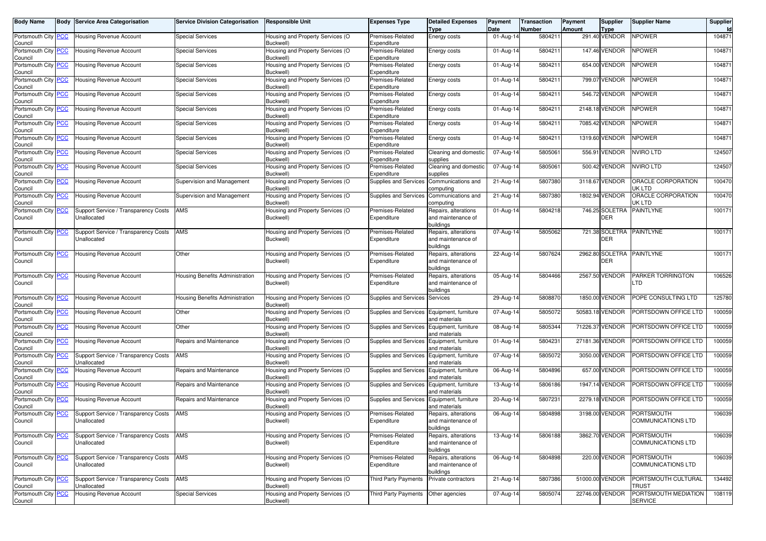| Body Name | Body | Service Area Categorisation | Service Division Categorisation | Responsible Unit | Expenses Type | Detailed Expenses Type | Payment Date | Transaction Number | Payment Amount | Supplier Type | Supplier Name | Supplier Id |
|---|---|---|---|---|---|---|---|---|---|---|---|---|
| Portsmouth City Council | PCC | Housing Revenue Account | Special Services | Housing and Property Services (O Buckwell) | Premises-Related Expenditure | Energy costs | 01-Aug-14 | 5804211 | 291.40 | VENDOR | NPOWER | 104871 |
| Portsmouth City Council | PCC | Housing Revenue Account | Special Services | Housing and Property Services (O Buckwell) | Premises-Related Expenditure | Energy costs | 01-Aug-14 | 5804211 | 147.46 | VENDOR | NPOWER | 104871 |
| Portsmouth City Council | PCC | Housing Revenue Account | Special Services | Housing and Property Services (O Buckwell) | Premises-Related Expenditure | Energy costs | 01-Aug-14 | 5804211 | 654.00 | VENDOR | NPOWER | 104871 |
| Portsmouth City Council | PCC | Housing Revenue Account | Special Services | Housing and Property Services (O Buckwell) | Premises-Related Expenditure | Energy costs | 01-Aug-14 | 5804211 | 799.07 | VENDOR | NPOWER | 104871 |
| Portsmouth City Council | PCC | Housing Revenue Account | Special Services | Housing and Property Services (O Buckwell) | Premises-Related Expenditure | Energy costs | 01-Aug-14 | 5804211 | 546.72 | VENDOR | NPOWER | 104871 |
| Portsmouth City Council | PCC | Housing Revenue Account | Special Services | Housing and Property Services (O Buckwell) | Premises-Related Expenditure | Energy costs | 01-Aug-14 | 5804211 | 2148.18 | VENDOR | NPOWER | 104871 |
| Portsmouth City Council | PCC | Housing Revenue Account | Special Services | Housing and Property Services (O Buckwell) | Premises-Related Expenditure | Energy costs | 01-Aug-14 | 5804211 | 7085.42 | VENDOR | NPOWER | 104871 |
| Portsmouth City Council | PCC | Housing Revenue Account | Special Services | Housing and Property Services (O Buckwell) | Premises-Related Expenditure | Energy costs | 01-Aug-14 | 5804211 | 1319.60 | VENDOR | NPOWER | 104871 |
| Portsmouth City Council | PCC | Housing Revenue Account | Special Services | Housing and Property Services (O Buckwell) | Premises-Related Expenditure | Cleaning and domestic supplies | 07-Aug-14 | 5805061 | 556.91 | VENDOR | NVIRO LTD | 124507 |
| Portsmouth City Council | PCC | Housing Revenue Account | Special Services | Housing and Property Services (O Buckwell) | Premises-Related Expenditure | Cleaning and domestic supplies | 07-Aug-14 | 5805061 | 500.42 | VENDOR | NVIRO LTD | 124507 |
| Portsmouth City Council | PCC | Housing Revenue Account | Supervision and Management | Housing and Property Services (O Buckwell) | Supplies and Services | Communications and computing | 21-Aug-14 | 5807380 | 3118.67 | VENDOR | ORACLE CORPORATION UK LTD | 100470 |
| Portsmouth City Council | PCC | Housing Revenue Account | Supervision and Management | Housing and Property Services (O Buckwell) | Supplies and Services | Communications and computing | 21-Aug-14 | 5807380 | 1802.94 | VENDOR | ORACLE CORPORATION UK LTD | 100470 |
| Portsmouth City Council | PCC | Support Service / Transparency Costs Unallocated | AMS | Housing and Property Services (O Buckwell) | Premises-Related Expenditure | Repairs, alterations and maintenance of buildings | 01-Aug-14 | 5804218 | 746.25 | SOLETRADER | PAINTLYNE | 100171 |
| Portsmouth City Council | PCC | Support Service / Transparency Costs Unallocated | AMS | Housing and Property Services (O Buckwell) | Premises-Related Expenditure | Repairs, alterations and maintenance of buildings | 07-Aug-14 | 5805062 | 721.38 | SOLETRADER | PAINTLYNE | 100171 |
| Portsmouth City Council | PCC | Housing Revenue Account | Other | Housing and Property Services (O Buckwell) | Premises-Related Expenditure | Repairs, alterations and maintenance of buildings | 22-Aug-14 | 5807624 | 2962.80 | SOLETRADER | PAINTLYNE | 100171 |
| Portsmouth City Council | PCC | Housing Revenue Account | Housing Benefits Administration | Housing and Property Services (O Buckwell) | Premises-Related Expenditure | Repairs, alterations and maintenance of buildings | 05-Aug-14 | 5804466 | 2567.50 | VENDOR | PARKER TORRINGTON LTD | 106526 |
| Portsmouth City Council | PCC | Housing Revenue Account | Housing Benefits Administration | Housing and Property Services (O Buckwell) | Supplies and Services | Services | 29-Aug-14 | 5808870 | 1850.00 | VENDOR | POPE CONSULTING LTD | 125780 |
| Portsmouth City Council | PCC | Housing Revenue Account | Other | Housing and Property Services (O Buckwell) | Supplies and Services | Equipment, furniture and materials | 07-Aug-14 | 5805072 | 50583.18 | VENDOR | PORTSDOWN OFFICE LTD | 100059 |
| Portsmouth City Council | PCC | Housing Revenue Account | Other | Housing and Property Services (O Buckwell) | Supplies and Services | Equipment, furniture and materials | 08-Aug-14 | 5805344 | 71226.37 | VENDOR | PORTSDOWN OFFICE LTD | 100059 |
| Portsmouth City Council | PCC | Housing Revenue Account | Repairs and Maintenance | Housing and Property Services (O Buckwell) | Supplies and Services | Equipment, furniture and materials | 01-Aug-14 | 5804231 | 27181.36 | VENDOR | PORTSDOWN OFFICE LTD | 100059 |
| Portsmouth City Council | PCC | Support Service / Transparency Costs Unallocated | AMS | Housing and Property Services (O Buckwell) | Supplies and Services | Equipment, furniture and materials | 07-Aug-14 | 5805072 | 3050.00 | VENDOR | PORTSDOWN OFFICE LTD | 100059 |
| Portsmouth City Council | PCC | Housing Revenue Account | Repairs and Maintenance | Housing and Property Services (O Buckwell) | Supplies and Services | Equipment, furniture and materials | 06-Aug-14 | 5804896 | 657.00 | VENDOR | PORTSDOWN OFFICE LTD | 100059 |
| Portsmouth City Council | PCC | Housing Revenue Account | Repairs and Maintenance | Housing and Property Services (O Buckwell) | Supplies and Services | Equipment, furniture and materials | 13-Aug-14 | 5806186 | 1947.14 | VENDOR | PORTSDOWN OFFICE LTD | 100059 |
| Portsmouth City Council | PCC | Housing Revenue Account | Repairs and Maintenance | Housing and Property Services (O Buckwell) | Supplies and Services | Equipment, furniture and materials | 20-Aug-14 | 5807231 | 2279.18 | VENDOR | PORTSDOWN OFFICE LTD | 100059 |
| Portsmouth City Council | PCC | Support Service / Transparency Costs Unallocated | AMS | Housing and Property Services (O Buckwell) | Premises-Related Expenditure | Repairs, alterations and maintenance of buildings | 06-Aug-14 | 5804898 | 3198.00 | VENDOR | PORTSMOUTH COMMUNICATIONS LTD | 106039 |
| Portsmouth City Council | PCC | Support Service / Transparency Costs Unallocated | AMS | Housing and Property Services (O Buckwell) | Premises-Related Expenditure | Repairs, alterations and maintenance of buildings | 13-Aug-14 | 5806188 | 3862.70 | VENDOR | PORTSMOUTH COMMUNICATIONS LTD | 106039 |
| Portsmouth City Council | PCC | Support Service / Transparency Costs Unallocated | AMS | Housing and Property Services (O Buckwell) | Premises-Related Expenditure | Repairs, alterations and maintenance of buildings | 06-Aug-14 | 5804898 | 220.00 | VENDOR | PORTSMOUTH COMMUNICATIONS LTD | 106039 |
| Portsmouth City Council | PCC | Support Service / Transparency Costs Unallocated | AMS | Housing and Property Services (O Buckwell) | Third Party Payments | Private contractors | 21-Aug-14 | 5807386 | 51000.00 | VENDOR | PORTSMOUTH CULTURAL TRUST | 134492 |
| Portsmouth City Council | PCC | Housing Revenue Account | Special Services | Housing and Property Services (O Buckwell) | Third Party Payments | Other agencies | 07-Aug-14 | 5805074 | 22746.00 | VENDOR | PORTSMOUTH MEDIATION SERVICE | 108119 |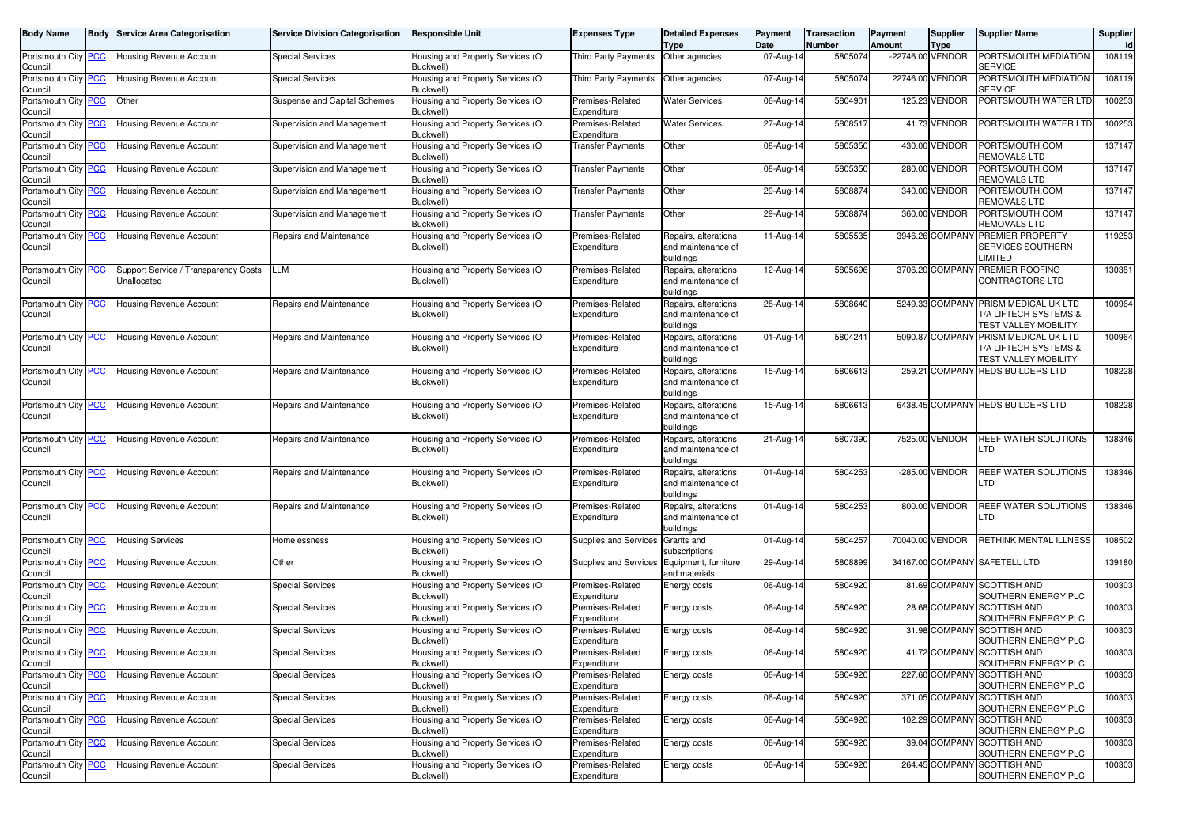| Body Name | Body | Service Area Categorisation | Service Division Categorisation | Responsible Unit | Expenses Type | Detailed Expenses Type | Payment Date | Transaction Number | Payment Amount | Supplier Type | Supplier Name | Supplier Id |
|---|---|---|---|---|---|---|---|---|---|---|---|---|
| Portsmouth City Council | PCC | Housing Revenue Account | Special Services | Housing and Property Services (O Buckwell) | Third Party Payments | Other agencies | 07-Aug-14 | 5805074 | -22746.00 | VENDOR | PORTSMOUTH MEDIATION SERVICE | 108119 |
| Portsmouth City Council | PCC | Housing Revenue Account | Special Services | Housing and Property Services (O Buckwell) | Third Party Payments | Other agencies | 07-Aug-14 | 5805074 | 22746.00 | VENDOR | PORTSMOUTH MEDIATION SERVICE | 108119 |
| Portsmouth City Council | PCC | Other | Suspense and Capital Schemes | Housing and Property Services (O Buckwell) | Premises-Related Expenditure | Water Services | 06-Aug-14 | 5804901 | 125.23 | VENDOR | PORTSMOUTH WATER LTD | 100253 |
| Portsmouth City Council | PCC | Housing Revenue Account | Supervision and Management | Housing and Property Services (O Buckwell) | Premises-Related Expenditure | Water Services | 27-Aug-14 | 5808517 | 41.73 | VENDOR | PORTSMOUTH WATER LTD | 100253 |
| Portsmouth City Council | PCC | Housing Revenue Account | Supervision and Management | Housing and Property Services (O Buckwell) | Transfer Payments | Other | 08-Aug-14 | 5805350 | 430.00 | VENDOR | PORTSMOUTH.COM REMOVALS LTD | 137147 |
| Portsmouth City Council | PCC | Housing Revenue Account | Supervision and Management | Housing and Property Services (O Buckwell) | Transfer Payments | Other | 08-Aug-14 | 5805350 | 280.00 | VENDOR | PORTSMOUTH.COM REMOVALS LTD | 137147 |
| Portsmouth City Council | PCC | Housing Revenue Account | Supervision and Management | Housing and Property Services (O Buckwell) | Transfer Payments | Other | 29-Aug-14 | 5808874 | 340.00 | VENDOR | PORTSMOUTH.COM REMOVALS LTD | 137147 |
| Portsmouth City Council | PCC | Housing Revenue Account | Supervision and Management | Housing and Property Services (O Buckwell) | Transfer Payments | Other | 29-Aug-14 | 5808874 | 360.00 | VENDOR | PORTSMOUTH.COM REMOVALS LTD | 137147 |
| Portsmouth City Council | PCC | Housing Revenue Account | Repairs and Maintenance | Housing and Property Services (O Buckwell) | Premises-Related Expenditure | Repairs, alterations and maintenance of buildings | 11-Aug-14 | 5805535 | 3946.26 | COMPANY | PREMIER PROPERTY SERVICES SOUTHERN LIMITED | 119253 |
| Portsmouth City Council | PCC | Support Service / Transparency Costs Unallocated | LLM | Housing and Property Services (O Buckwell) | Premises-Related Expenditure | Repairs, alterations and maintenance of buildings | 12-Aug-14 | 5805696 | 3706.20 | COMPANY | PREMIER ROOFING CONTRACTORS LTD | 130381 |
| Portsmouth City Council | PCC | Housing Revenue Account | Repairs and Maintenance | Housing and Property Services (O Buckwell) | Premises-Related Expenditure | Repairs, alterations and maintenance of buildings | 28-Aug-14 | 5808640 | 5249.33 | COMPANY | PRISM MEDICAL UK LTD T/A LIFTECH SYSTEMS & TEST VALLEY MOBILITY | 100964 |
| Portsmouth City Council | PCC | Housing Revenue Account | Repairs and Maintenance | Housing and Property Services (O Buckwell) | Premises-Related Expenditure | Repairs, alterations and maintenance of buildings | 01-Aug-14 | 5804241 | 5090.87 | COMPANY | PRISM MEDICAL UK LTD T/A LIFTECH SYSTEMS & TEST VALLEY MOBILITY | 100964 |
| Portsmouth City Council | PCC | Housing Revenue Account | Repairs and Maintenance | Housing and Property Services (O Buckwell) | Premises-Related Expenditure | Repairs, alterations and maintenance of buildings | 15-Aug-14 | 5806613 | 259.21 | COMPANY | REDS BUILDERS LTD | 108228 |
| Portsmouth City Council | PCC | Housing Revenue Account | Repairs and Maintenance | Housing and Property Services (O Buckwell) | Premises-Related Expenditure | Repairs, alterations and maintenance of buildings | 15-Aug-14 | 5806613 | 6438.45 | COMPANY | REDS BUILDERS LTD | 108228 |
| Portsmouth City Council | PCC | Housing Revenue Account | Repairs and Maintenance | Housing and Property Services (O Buckwell) | Premises-Related Expenditure | Repairs, alterations and maintenance of buildings | 21-Aug-14 | 5807390 | 7525.00 | VENDOR | REEF WATER SOLUTIONS LTD | 138346 |
| Portsmouth City Council | PCC | Housing Revenue Account | Repairs and Maintenance | Housing and Property Services (O Buckwell) | Premises-Related Expenditure | Repairs, alterations and maintenance of buildings | 01-Aug-14 | 5804253 | -285.00 | VENDOR | REEF WATER SOLUTIONS LTD | 138346 |
| Portsmouth City Council | PCC | Housing Revenue Account | Repairs and Maintenance | Housing and Property Services (O Buckwell) | Premises-Related Expenditure | Repairs, alterations and maintenance of buildings | 01-Aug-14 | 5804253 | 800.00 | VENDOR | REEF WATER SOLUTIONS LTD | 138346 |
| Portsmouth City Council | PCC | Housing Services | Homelessness | Housing and Property Services (O Buckwell) | Supplies and Services | Grants and subscriptions | 01-Aug-14 | 5804257 | 70040.00 | VENDOR | RETHINK MENTAL ILLNESS | 108502 |
| Portsmouth City Council | PCC | Housing Revenue Account | Other | Housing and Property Services (O Buckwell) | Supplies and Services | Equipment, furniture and materials | 29-Aug-14 | 5808899 | 34167.00 | COMPANY | SAFETELL LTD | 139180 |
| Portsmouth City Council | PCC | Housing Revenue Account | Special Services | Housing and Property Services (O Buckwell) | Premises-Related Expenditure | Energy costs | 06-Aug-14 | 5804920 | 81.69 | COMPANY | SCOTTISH AND SOUTHERN ENERGY PLC | 100303 |
| Portsmouth City Council | PCC | Housing Revenue Account | Special Services | Housing and Property Services (O Buckwell) | Premises-Related Expenditure | Energy costs | 06-Aug-14 | 5804920 | 28.68 | COMPANY | SCOTTISH AND SOUTHERN ENERGY PLC | 100303 |
| Portsmouth City Council | PCC | Housing Revenue Account | Special Services | Housing and Property Services (O Buckwell) | Premises-Related Expenditure | Energy costs | 06-Aug-14 | 5804920 | 31.98 | COMPANY | SCOTTISH AND SOUTHERN ENERGY PLC | 100303 |
| Portsmouth City Council | PCC | Housing Revenue Account | Special Services | Housing and Property Services (O Buckwell) | Premises-Related Expenditure | Energy costs | 06-Aug-14 | 5804920 | 41.72 | COMPANY | SCOTTISH AND SOUTHERN ENERGY PLC | 100303 |
| Portsmouth City Council | PCC | Housing Revenue Account | Special Services | Housing and Property Services (O Buckwell) | Premises-Related Expenditure | Energy costs | 06-Aug-14 | 5804920 | 227.60 | COMPANY | SCOTTISH AND SOUTHERN ENERGY PLC | 100303 |
| Portsmouth City Council | PCC | Housing Revenue Account | Special Services | Housing and Property Services (O Buckwell) | Premises-Related Expenditure | Energy costs | 06-Aug-14 | 5804920 | 371.05 | COMPANY | SCOTTISH AND SOUTHERN ENERGY PLC | 100303 |
| Portsmouth City Council | PCC | Housing Revenue Account | Special Services | Housing and Property Services (O Buckwell) | Premises-Related Expenditure | Energy costs | 06-Aug-14 | 5804920 | 102.29 | COMPANY | SCOTTISH AND SOUTHERN ENERGY PLC | 100303 |
| Portsmouth City Council | PCC | Housing Revenue Account | Special Services | Housing and Property Services (O Buckwell) | Premises-Related Expenditure | Energy costs | 06-Aug-14 | 5804920 | 39.04 | COMPANY | SCOTTISH AND SOUTHERN ENERGY PLC | 100303 |
| Portsmouth City Council | PCC | Housing Revenue Account | Special Services | Housing and Property Services (O Buckwell) | Premises-Related Expenditure | Energy costs | 06-Aug-14 | 5804920 | 264.45 | COMPANY | SCOTTISH AND SOUTHERN ENERGY PLC | 100303 |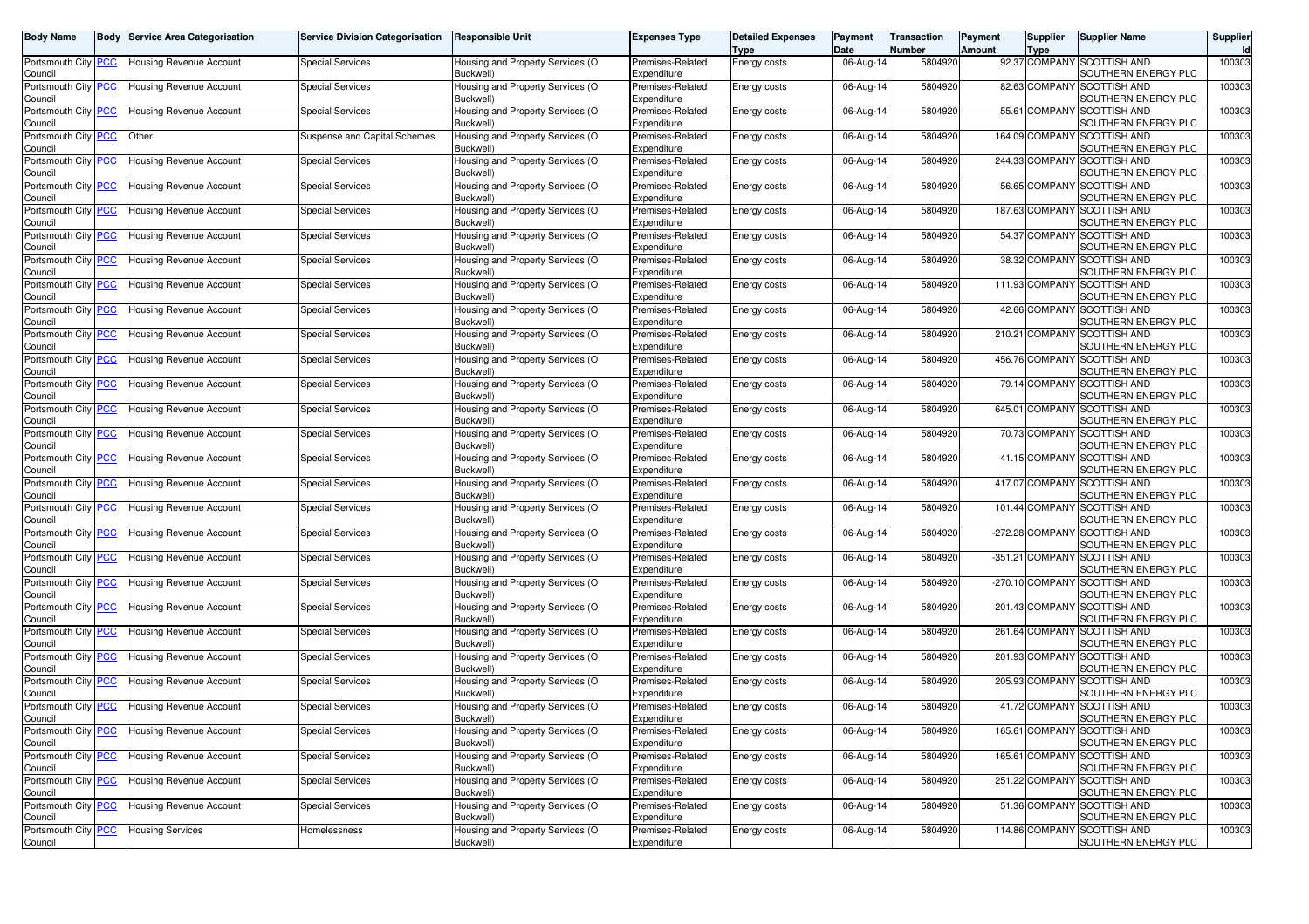| Body Name | Body | Service Area Categorisation | Service Division Categorisation | Responsible Unit | Expenses Type | Detailed Expenses Type | Payment Date | Transaction Number | Payment Amount | Supplier Type | Supplier Name | Supplier Id |
|---|---|---|---|---|---|---|---|---|---|---|---|---|
| Portsmouth City Council | PCC | Housing Revenue Account | Special Services | Housing and Property Services (O Buckwell) | Premises-Related Expenditure | Energy costs | 06-Aug-14 | 5804920 | 92.37 | COMPANY | SCOTTISH AND SOUTHERN ENERGY PLC | 100303 |
| Portsmouth City Council | PCC | Housing Revenue Account | Special Services | Housing and Property Services (O Buckwell) | Premises-Related Expenditure | Energy costs | 06-Aug-14 | 5804920 | 82.63 | COMPANY | SCOTTISH AND SOUTHERN ENERGY PLC | 100303 |
| Portsmouth City Council | PCC | Housing Revenue Account | Special Services | Housing and Property Services (O Buckwell) | Premises-Related Expenditure | Energy costs | 06-Aug-14 | 5804920 | 55.61 | COMPANY | SCOTTISH AND SOUTHERN ENERGY PLC | 100303 |
| Portsmouth City Council | PCC | Other | Suspense and Capital Schemes | Housing and Property Services (O Buckwell) | Premises-Related Expenditure | Energy costs | 06-Aug-14 | 5804920 | 164.09 | COMPANY | SCOTTISH AND SOUTHERN ENERGY PLC | 100303 |
| Portsmouth City Council | PCC | Housing Revenue Account | Special Services | Housing and Property Services (O Buckwell) | Premises-Related Expenditure | Energy costs | 06-Aug-14 | 5804920 | 244.33 | COMPANY | SCOTTISH AND SOUTHERN ENERGY PLC | 100303 |
| Portsmouth City Council | PCC | Housing Revenue Account | Special Services | Housing and Property Services (O Buckwell) | Premises-Related Expenditure | Energy costs | 06-Aug-14 | 5804920 | 56.65 | COMPANY | SCOTTISH AND SOUTHERN ENERGY PLC | 100303 |
| Portsmouth City Council | PCC | Housing Revenue Account | Special Services | Housing and Property Services (O Buckwell) | Premises-Related Expenditure | Energy costs | 06-Aug-14 | 5804920 | 187.63 | COMPANY | SCOTTISH AND SOUTHERN ENERGY PLC | 100303 |
| Portsmouth City Council | PCC | Housing Revenue Account | Special Services | Housing and Property Services (O Buckwell) | Premises-Related Expenditure | Energy costs | 06-Aug-14 | 5804920 | 54.37 | COMPANY | SCOTTISH AND SOUTHERN ENERGY PLC | 100303 |
| Portsmouth City Council | PCC | Housing Revenue Account | Special Services | Housing and Property Services (O Buckwell) | Premises-Related Expenditure | Energy costs | 06-Aug-14 | 5804920 | 38.32 | COMPANY | SCOTTISH AND SOUTHERN ENERGY PLC | 100303 |
| Portsmouth City Council | PCC | Housing Revenue Account | Special Services | Housing and Property Services (O Buckwell) | Premises-Related Expenditure | Energy costs | 06-Aug-14 | 5804920 | 111.93 | COMPANY | SCOTTISH AND SOUTHERN ENERGY PLC | 100303 |
| Portsmouth City Council | PCC | Housing Revenue Account | Special Services | Housing and Property Services (O Buckwell) | Premises-Related Expenditure | Energy costs | 06-Aug-14 | 5804920 | 42.66 | COMPANY | SCOTTISH AND SOUTHERN ENERGY PLC | 100303 |
| Portsmouth City Council | PCC | Housing Revenue Account | Special Services | Housing and Property Services (O Buckwell) | Premises-Related Expenditure | Energy costs | 06-Aug-14 | 5804920 | 210.21 | COMPANY | SCOTTISH AND SOUTHERN ENERGY PLC | 100303 |
| Portsmouth City Council | PCC | Housing Revenue Account | Special Services | Housing and Property Services (O Buckwell) | Premises-Related Expenditure | Energy costs | 06-Aug-14 | 5804920 | 456.76 | COMPANY | SCOTTISH AND SOUTHERN ENERGY PLC | 100303 |
| Portsmouth City Council | PCC | Housing Revenue Account | Special Services | Housing and Property Services (O Buckwell) | Premises-Related Expenditure | Energy costs | 06-Aug-14 | 5804920 | 79.14 | COMPANY | SCOTTISH AND SOUTHERN ENERGY PLC | 100303 |
| Portsmouth City Council | PCC | Housing Revenue Account | Special Services | Housing and Property Services (O Buckwell) | Premises-Related Expenditure | Energy costs | 06-Aug-14 | 5804920 | 645.01 | COMPANY | SCOTTISH AND SOUTHERN ENERGY PLC | 100303 |
| Portsmouth City Council | PCC | Housing Revenue Account | Special Services | Housing and Property Services (O Buckwell) | Premises-Related Expenditure | Energy costs | 06-Aug-14 | 5804920 | 70.73 | COMPANY | SCOTTISH AND SOUTHERN ENERGY PLC | 100303 |
| Portsmouth City Council | PCC | Housing Revenue Account | Special Services | Housing and Property Services (O Buckwell) | Premises-Related Expenditure | Energy costs | 06-Aug-14 | 5804920 | 41.15 | COMPANY | SCOTTISH AND SOUTHERN ENERGY PLC | 100303 |
| Portsmouth City Council | PCC | Housing Revenue Account | Special Services | Housing and Property Services (O Buckwell) | Premises-Related Expenditure | Energy costs | 06-Aug-14 | 5804920 | 417.07 | COMPANY | SCOTTISH AND SOUTHERN ENERGY PLC | 100303 |
| Portsmouth City Council | PCC | Housing Revenue Account | Special Services | Housing and Property Services (O Buckwell) | Premises-Related Expenditure | Energy costs | 06-Aug-14 | 5804920 | 101.44 | COMPANY | SCOTTISH AND SOUTHERN ENERGY PLC | 100303 |
| Portsmouth City Council | PCC | Housing Revenue Account | Special Services | Housing and Property Services (O Buckwell) | Premises-Related Expenditure | Energy costs | 06-Aug-14 | 5804920 | -272.28 | COMPANY | SCOTTISH AND SOUTHERN ENERGY PLC | 100303 |
| Portsmouth City Council | PCC | Housing Revenue Account | Special Services | Housing and Property Services (O Buckwell) | Premises-Related Expenditure | Energy costs | 06-Aug-14 | 5804920 | -351.21 | COMPANY | SCOTTISH AND SOUTHERN ENERGY PLC | 100303 |
| Portsmouth City Council | PCC | Housing Revenue Account | Special Services | Housing and Property Services (O Buckwell) | Premises-Related Expenditure | Energy costs | 06-Aug-14 | 5804920 | -270.10 | COMPANY | SCOTTISH AND SOUTHERN ENERGY PLC | 100303 |
| Portsmouth City Council | PCC | Housing Revenue Account | Special Services | Housing and Property Services (O Buckwell) | Premises-Related Expenditure | Energy costs | 06-Aug-14 | 5804920 | 201.43 | COMPANY | SCOTTISH AND SOUTHERN ENERGY PLC | 100303 |
| Portsmouth City Council | PCC | Housing Revenue Account | Special Services | Housing and Property Services (O Buckwell) | Premises-Related Expenditure | Energy costs | 06-Aug-14 | 5804920 | 261.64 | COMPANY | SCOTTISH AND SOUTHERN ENERGY PLC | 100303 |
| Portsmouth City Council | PCC | Housing Revenue Account | Special Services | Housing and Property Services (O Buckwell) | Premises-Related Expenditure | Energy costs | 06-Aug-14 | 5804920 | 201.93 | COMPANY | SCOTTISH AND SOUTHERN ENERGY PLC | 100303 |
| Portsmouth City Council | PCC | Housing Revenue Account | Special Services | Housing and Property Services (O Buckwell) | Premises-Related Expenditure | Energy costs | 06-Aug-14 | 5804920 | 205.93 | COMPANY | SCOTTISH AND SOUTHERN ENERGY PLC | 100303 |
| Portsmouth City Council | PCC | Housing Revenue Account | Special Services | Housing and Property Services (O Buckwell) | Premises-Related Expenditure | Energy costs | 06-Aug-14 | 5804920 | 41.72 | COMPANY | SCOTTISH AND SOUTHERN ENERGY PLC | 100303 |
| Portsmouth City Council | PCC | Housing Revenue Account | Special Services | Housing and Property Services (O Buckwell) | Premises-Related Expenditure | Energy costs | 06-Aug-14 | 5804920 | 165.61 | COMPANY | SCOTTISH AND SOUTHERN ENERGY PLC | 100303 |
| Portsmouth City Council | PCC | Housing Revenue Account | Special Services | Housing and Property Services (O Buckwell) | Premises-Related Expenditure | Energy costs | 06-Aug-14 | 5804920 | 165.61 | COMPANY | SCOTTISH AND SOUTHERN ENERGY PLC | 100303 |
| Portsmouth City Council | PCC | Housing Revenue Account | Special Services | Housing and Property Services (O Buckwell) | Premises-Related Expenditure | Energy costs | 06-Aug-14 | 5804920 | 251.22 | COMPANY | SCOTTISH AND SOUTHERN ENERGY PLC | 100303 |
| Portsmouth City Council | PCC | Housing Revenue Account | Special Services | Housing and Property Services (O Buckwell) | Premises-Related Expenditure | Energy costs | 06-Aug-14 | 5804920 | 51.36 | COMPANY | SCOTTISH AND SOUTHERN ENERGY PLC | 100303 |
| Portsmouth City Council | PCC | Housing Services | Homelessness | Housing and Property Services (O Buckwell) | Premises-Related Expenditure | Energy costs | 06-Aug-14 | 5804920 | 114.86 | COMPANY | SCOTTISH AND SOUTHERN ENERGY PLC | 100303 |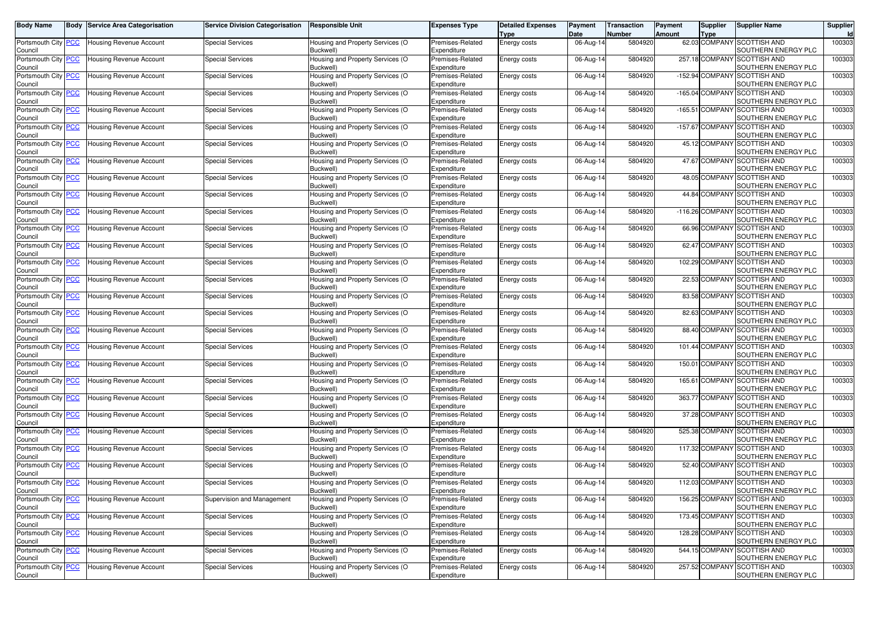| Body Name | Body | Service Area Categorisation | Service Division Categorisation | Responsible Unit | Expenses Type | Detailed Expenses Type | Payment Date | Transaction Number | Payment Amount | Supplier Type | Supplier Name | Supplier Id |
|---|---|---|---|---|---|---|---|---|---|---|---|---|
| Portsmouth City Council | PCC | Housing Revenue Account | Special Services | Housing and Property Services (O Buckwell) | Premises-Related Expenditure | Energy costs | 06-Aug-14 | 5804920 | 62.03 | COMPANY | SCOTTISH AND SOUTHERN ENERGY PLC | 100303 |
| Portsmouth City Council | PCC | Housing Revenue Account | Special Services | Housing and Property Services (O Buckwell) | Premises-Related Expenditure | Energy costs | 06-Aug-14 | 5804920 | 257.18 | COMPANY | SCOTTISH AND SOUTHERN ENERGY PLC | 100303 |
| Portsmouth City Council | PCC | Housing Revenue Account | Special Services | Housing and Property Services (O Buckwell) | Premises-Related Expenditure | Energy costs | 06-Aug-14 | 5804920 | -152.94 | COMPANY | SCOTTISH AND SOUTHERN ENERGY PLC | 100303 |
| Portsmouth City Council | PCC | Housing Revenue Account | Special Services | Housing and Property Services (O Buckwell) | Premises-Related Expenditure | Energy costs | 06-Aug-14 | 5804920 | -165.04 | COMPANY | SCOTTISH AND SOUTHERN ENERGY PLC | 100303 |
| Portsmouth City Council | PCC | Housing Revenue Account | Special Services | Housing and Property Services (O Buckwell) | Premises-Related Expenditure | Energy costs | 06-Aug-14 | 5804920 | -165.51 | COMPANY | SCOTTISH AND SOUTHERN ENERGY PLC | 100303 |
| Portsmouth City Council | PCC | Housing Revenue Account | Special Services | Housing and Property Services (O Buckwell) | Premises-Related Expenditure | Energy costs | 06-Aug-14 | 5804920 | -157.67 | COMPANY | SCOTTISH AND SOUTHERN ENERGY PLC | 100303 |
| Portsmouth City Council | PCC | Housing Revenue Account | Special Services | Housing and Property Services (O Buckwell) | Premises-Related Expenditure | Energy costs | 06-Aug-14 | 5804920 | 45.12 | COMPANY | SCOTTISH AND SOUTHERN ENERGY PLC | 100303 |
| Portsmouth City Council | PCC | Housing Revenue Account | Special Services | Housing and Property Services (O Buckwell) | Premises-Related Expenditure | Energy costs | 06-Aug-14 | 5804920 | 47.67 | COMPANY | SCOTTISH AND SOUTHERN ENERGY PLC | 100303 |
| Portsmouth City Council | PCC | Housing Revenue Account | Special Services | Housing and Property Services (O Buckwell) | Premises-Related Expenditure | Energy costs | 06-Aug-14 | 5804920 | 48.05 | COMPANY | SCOTTISH AND SOUTHERN ENERGY PLC | 100303 |
| Portsmouth City Council | PCC | Housing Revenue Account | Special Services | Housing and Property Services (O Buckwell) | Premises-Related Expenditure | Energy costs | 06-Aug-14 | 5804920 | 44.84 | COMPANY | SCOTTISH AND SOUTHERN ENERGY PLC | 100303 |
| Portsmouth City Council | PCC | Housing Revenue Account | Special Services | Housing and Property Services (O Buckwell) | Premises-Related Expenditure | Energy costs | 06-Aug-14 | 5804920 | -116.26 | COMPANY | SCOTTISH AND SOUTHERN ENERGY PLC | 100303 |
| Portsmouth City Council | PCC | Housing Revenue Account | Special Services | Housing and Property Services (O Buckwell) | Premises-Related Expenditure | Energy costs | 06-Aug-14 | 5804920 | 66.96 | COMPANY | SCOTTISH AND SOUTHERN ENERGY PLC | 100303 |
| Portsmouth City Council | PCC | Housing Revenue Account | Special Services | Housing and Property Services (O Buckwell) | Premises-Related Expenditure | Energy costs | 06-Aug-14 | 5804920 | 62.47 | COMPANY | SCOTTISH AND SOUTHERN ENERGY PLC | 100303 |
| Portsmouth City Council | PCC | Housing Revenue Account | Special Services | Housing and Property Services (O Buckwell) | Premises-Related Expenditure | Energy costs | 06-Aug-14 | 5804920 | 102.29 | COMPANY | SCOTTISH AND SOUTHERN ENERGY PLC | 100303 |
| Portsmouth City Council | PCC | Housing Revenue Account | Special Services | Housing and Property Services (O Buckwell) | Premises-Related Expenditure | Energy costs | 06-Aug-14 | 5804920 | 22.53 | COMPANY | SCOTTISH AND SOUTHERN ENERGY PLC | 100303 |
| Portsmouth City Council | PCC | Housing Revenue Account | Special Services | Housing and Property Services (O Buckwell) | Premises-Related Expenditure | Energy costs | 06-Aug-14 | 5804920 | 83.58 | COMPANY | SCOTTISH AND SOUTHERN ENERGY PLC | 100303 |
| Portsmouth City Council | PCC | Housing Revenue Account | Special Services | Housing and Property Services (O Buckwell) | Premises-Related Expenditure | Energy costs | 06-Aug-14 | 5804920 | 82.63 | COMPANY | SCOTTISH AND SOUTHERN ENERGY PLC | 100303 |
| Portsmouth City Council | PCC | Housing Revenue Account | Special Services | Housing and Property Services (O Buckwell) | Premises-Related Expenditure | Energy costs | 06-Aug-14 | 5804920 | 88.40 | COMPANY | SCOTTISH AND SOUTHERN ENERGY PLC | 100303 |
| Portsmouth City Council | PCC | Housing Revenue Account | Special Services | Housing and Property Services (O Buckwell) | Premises-Related Expenditure | Energy costs | 06-Aug-14 | 5804920 | 101.44 | COMPANY | SCOTTISH AND SOUTHERN ENERGY PLC | 100303 |
| Portsmouth City Council | PCC | Housing Revenue Account | Special Services | Housing and Property Services (O Buckwell) | Premises-Related Expenditure | Energy costs | 06-Aug-14 | 5804920 | 150.01 | COMPANY | SCOTTISH AND SOUTHERN ENERGY PLC | 100303 |
| Portsmouth City Council | PCC | Housing Revenue Account | Special Services | Housing and Property Services (O Buckwell) | Premises-Related Expenditure | Energy costs | 06-Aug-14 | 5804920 | 165.61 | COMPANY | SCOTTISH AND SOUTHERN ENERGY PLC | 100303 |
| Portsmouth City Council | PCC | Housing Revenue Account | Special Services | Housing and Property Services (O Buckwell) | Premises-Related Expenditure | Energy costs | 06-Aug-14 | 5804920 | 363.77 | COMPANY | SCOTTISH AND SOUTHERN ENERGY PLC | 100303 |
| Portsmouth City Council | PCC | Housing Revenue Account | Special Services | Housing and Property Services (O Buckwell) | Premises-Related Expenditure | Energy costs | 06-Aug-14 | 5804920 | 37.28 | COMPANY | SCOTTISH AND SOUTHERN ENERGY PLC | 100303 |
| Portsmouth City Council | PCC | Housing Revenue Account | Special Services | Housing and Property Services (O Buckwell) | Premises-Related Expenditure | Energy costs | 06-Aug-14 | 5804920 | 525.38 | COMPANY | SCOTTISH AND SOUTHERN ENERGY PLC | 100303 |
| Portsmouth City Council | PCC | Housing Revenue Account | Special Services | Housing and Property Services (O Buckwell) | Premises-Related Expenditure | Energy costs | 06-Aug-14 | 5804920 | 117.32 | COMPANY | SCOTTISH AND SOUTHERN ENERGY PLC | 100303 |
| Portsmouth City Council | PCC | Housing Revenue Account | Special Services | Housing and Property Services (O Buckwell) | Premises-Related Expenditure | Energy costs | 06-Aug-14 | 5804920 | 52.40 | COMPANY | SCOTTISH AND SOUTHERN ENERGY PLC | 100303 |
| Portsmouth City Council | PCC | Housing Revenue Account | Special Services | Housing and Property Services (O Buckwell) | Premises-Related Expenditure | Energy costs | 06-Aug-14 | 5804920 | 112.03 | COMPANY | SCOTTISH AND SOUTHERN ENERGY PLC | 100303 |
| Portsmouth City Council | PCC | Housing Revenue Account | Supervision and Management | Housing and Property Services (O Buckwell) | Premises-Related Expenditure | Energy costs | 06-Aug-14 | 5804920 | 156.25 | COMPANY | SCOTTISH AND SOUTHERN ENERGY PLC | 100303 |
| Portsmouth City Council | PCC | Housing Revenue Account | Special Services | Housing and Property Services (O Buckwell) | Premises-Related Expenditure | Energy costs | 06-Aug-14 | 5804920 | 173.45 | COMPANY | SCOTTISH AND SOUTHERN ENERGY PLC | 100303 |
| Portsmouth City Council | PCC | Housing Revenue Account | Special Services | Housing and Property Services (O Buckwell) | Premises-Related Expenditure | Energy costs | 06-Aug-14 | 5804920 | 128.28 | COMPANY | SCOTTISH AND SOUTHERN ENERGY PLC | 100303 |
| Portsmouth City Council | PCC | Housing Revenue Account | Special Services | Housing and Property Services (O Buckwell) | Premises-Related Expenditure | Energy costs | 06-Aug-14 | 5804920 | 544.15 | COMPANY | SCOTTISH AND SOUTHERN ENERGY PLC | 100303 |
| Portsmouth City Council | PCC | Housing Revenue Account | Special Services | Housing and Property Services (O Buckwell) | Premises-Related Expenditure | Energy costs | 06-Aug-14 | 5804920 | 257.52 | COMPANY | SCOTTISH AND SOUTHERN ENERGY PLC | 100303 |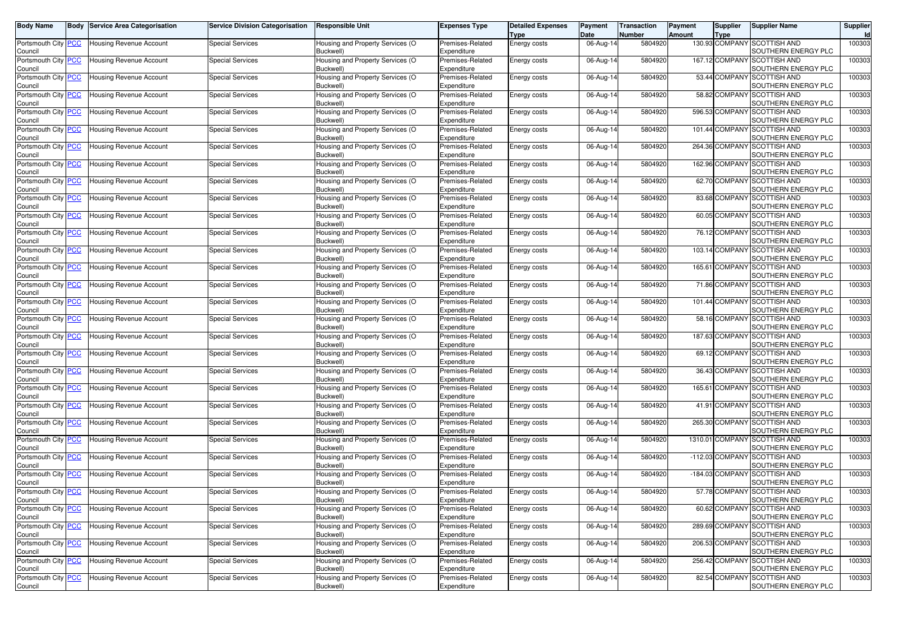| Body Name | Body | Service Area Categorisation | Service Division Categorisation | Responsible Unit | Expenses Type | Detailed Expenses Type | Payment Date | Transaction Number | Payment Amount | Supplier Type | Supplier Name | Supplier Id |
|---|---|---|---|---|---|---|---|---|---|---|---|---|
| Portsmouth City Council | PCC | Housing Revenue Account | Special Services | Housing and Property Services (O Buckwell) | Premises-Related Expenditure | Energy costs | 06-Aug-14 | 5804920 | 130.93 | COMPANY | SCOTTISH AND SOUTHERN ENERGY PLC | 100303 |
| Portsmouth City Council | PCC | Housing Revenue Account | Special Services | Housing and Property Services (O Buckwell) | Premises-Related Expenditure | Energy costs | 06-Aug-14 | 5804920 | 167.12 | COMPANY | SCOTTISH AND SOUTHERN ENERGY PLC | 100303 |
| Portsmouth City Council | PCC | Housing Revenue Account | Special Services | Housing and Property Services (O Buckwell) | Premises-Related Expenditure | Energy costs | 06-Aug-14 | 5804920 | 53.44 | COMPANY | SCOTTISH AND SOUTHERN ENERGY PLC | 100303 |
| Portsmouth City Council | PCC | Housing Revenue Account | Special Services | Housing and Property Services (O Buckwell) | Premises-Related Expenditure | Energy costs | 06-Aug-14 | 5804920 | 58.82 | COMPANY | SCOTTISH AND SOUTHERN ENERGY PLC | 100303 |
| Portsmouth City Council | PCC | Housing Revenue Account | Special Services | Housing and Property Services (O Buckwell) | Premises-Related Expenditure | Energy costs | 06-Aug-14 | 5804920 | 596.53 | COMPANY | SCOTTISH AND SOUTHERN ENERGY PLC | 100303 |
| Portsmouth City Council | PCC | Housing Revenue Account | Special Services | Housing and Property Services (O Buckwell) | Premises-Related Expenditure | Energy costs | 06-Aug-14 | 5804920 | 101.44 | COMPANY | SCOTTISH AND SOUTHERN ENERGY PLC | 100303 |
| Portsmouth City Council | PCC | Housing Revenue Account | Special Services | Housing and Property Services (O Buckwell) | Premises-Related Expenditure | Energy costs | 06-Aug-14 | 5804920 | 264.36 | COMPANY | SCOTTISH AND SOUTHERN ENERGY PLC | 100303 |
| Portsmouth City Council | PCC | Housing Revenue Account | Special Services | Housing and Property Services (O Buckwell) | Premises-Related Expenditure | Energy costs | 06-Aug-14 | 5804920 | 162.96 | COMPANY | SCOTTISH AND SOUTHERN ENERGY PLC | 100303 |
| Portsmouth City Council | PCC | Housing Revenue Account | Special Services | Housing and Property Services (O Buckwell) | Premises-Related Expenditure | Energy costs | 06-Aug-14 | 5804920 | 62.70 | COMPANY | SCOTTISH AND SOUTHERN ENERGY PLC | 100303 |
| Portsmouth City Council | PCC | Housing Revenue Account | Special Services | Housing and Property Services (O Buckwell) | Premises-Related Expenditure | Energy costs | 06-Aug-14 | 5804920 | 83.68 | COMPANY | SCOTTISH AND SOUTHERN ENERGY PLC | 100303 |
| Portsmouth City Council | PCC | Housing Revenue Account | Special Services | Housing and Property Services (O Buckwell) | Premises-Related Expenditure | Energy costs | 06-Aug-14 | 5804920 | 60.05 | COMPANY | SCOTTISH AND SOUTHERN ENERGY PLC | 100303 |
| Portsmouth City Council | PCC | Housing Revenue Account | Special Services | Housing and Property Services (O Buckwell) | Premises-Related Expenditure | Energy costs | 06-Aug-14 | 5804920 | 76.12 | COMPANY | SCOTTISH AND SOUTHERN ENERGY PLC | 100303 |
| Portsmouth City Council | PCC | Housing Revenue Account | Special Services | Housing and Property Services (O Buckwell) | Premises-Related Expenditure | Energy costs | 06-Aug-14 | 5804920 | 103.14 | COMPANY | SCOTTISH AND SOUTHERN ENERGY PLC | 100303 |
| Portsmouth City Council | PCC | Housing Revenue Account | Special Services | Housing and Property Services (O Buckwell) | Premises-Related Expenditure | Energy costs | 06-Aug-14 | 5804920 | 165.61 | COMPANY | SCOTTISH AND SOUTHERN ENERGY PLC | 100303 |
| Portsmouth City Council | PCC | Housing Revenue Account | Special Services | Housing and Property Services (O Buckwell) | Premises-Related Expenditure | Energy costs | 06-Aug-14 | 5804920 | 71.86 | COMPANY | SCOTTISH AND SOUTHERN ENERGY PLC | 100303 |
| Portsmouth City Council | PCC | Housing Revenue Account | Special Services | Housing and Property Services (O Buckwell) | Premises-Related Expenditure | Energy costs | 06-Aug-14 | 5804920 | 101.44 | COMPANY | SCOTTISH AND SOUTHERN ENERGY PLC | 100303 |
| Portsmouth City Council | PCC | Housing Revenue Account | Special Services | Housing and Property Services (O Buckwell) | Premises-Related Expenditure | Energy costs | 06-Aug-14 | 5804920 | 58.16 | COMPANY | SCOTTISH AND SOUTHERN ENERGY PLC | 100303 |
| Portsmouth City Council | PCC | Housing Revenue Account | Special Services | Housing and Property Services (O Buckwell) | Premises-Related Expenditure | Energy costs | 06-Aug-14 | 5804920 | 187.63 | COMPANY | SCOTTISH AND SOUTHERN ENERGY PLC | 100303 |
| Portsmouth City Council | PCC | Housing Revenue Account | Special Services | Housing and Property Services (O Buckwell) | Premises-Related Expenditure | Energy costs | 06-Aug-14 | 5804920 | 69.12 | COMPANY | SCOTTISH AND SOUTHERN ENERGY PLC | 100303 |
| Portsmouth City Council | PCC | Housing Revenue Account | Special Services | Housing and Property Services (O Buckwell) | Premises-Related Expenditure | Energy costs | 06-Aug-14 | 5804920 | 36.43 | COMPANY | SCOTTISH AND SOUTHERN ENERGY PLC | 100303 |
| Portsmouth City Council | PCC | Housing Revenue Account | Special Services | Housing and Property Services (O Buckwell) | Premises-Related Expenditure | Energy costs | 06-Aug-14 | 5804920 | 165.61 | COMPANY | SCOTTISH AND SOUTHERN ENERGY PLC | 100303 |
| Portsmouth City Council | PCC | Housing Revenue Account | Special Services | Housing and Property Services (O Buckwell) | Premises-Related Expenditure | Energy costs | 06-Aug-14 | 5804920 | 41.91 | COMPANY | SCOTTISH AND SOUTHERN ENERGY PLC | 100303 |
| Portsmouth City Council | PCC | Housing Revenue Account | Special Services | Housing and Property Services (O Buckwell) | Premises-Related Expenditure | Energy costs | 06-Aug-14 | 5804920 | 265.30 | COMPANY | SCOTTISH AND SOUTHERN ENERGY PLC | 100303 |
| Portsmouth City Council | PCC | Housing Revenue Account | Special Services | Housing and Property Services (O Buckwell) | Premises-Related Expenditure | Energy costs | 06-Aug-14 | 5804920 | 1310.01 | COMPANY | SCOTTISH AND SOUTHERN ENERGY PLC | 100303 |
| Portsmouth City Council | PCC | Housing Revenue Account | Special Services | Housing and Property Services (O Buckwell) | Premises-Related Expenditure | Energy costs | 06-Aug-14 | 5804920 | -112.03 | COMPANY | SCOTTISH AND SOUTHERN ENERGY PLC | 100303 |
| Portsmouth City Council | PCC | Housing Revenue Account | Special Services | Housing and Property Services (O Buckwell) | Premises-Related Expenditure | Energy costs | 06-Aug-14 | 5804920 | -184.03 | COMPANY | SCOTTISH AND SOUTHERN ENERGY PLC | 100303 |
| Portsmouth City Council | PCC | Housing Revenue Account | Special Services | Housing and Property Services (O Buckwell) | Premises-Related Expenditure | Energy costs | 06-Aug-14 | 5804920 | 57.78 | COMPANY | SCOTTISH AND SOUTHERN ENERGY PLC | 100303 |
| Portsmouth City Council | PCC | Housing Revenue Account | Special Services | Housing and Property Services (O Buckwell) | Premises-Related Expenditure | Energy costs | 06-Aug-14 | 5804920 | 60.62 | COMPANY | SCOTTISH AND SOUTHERN ENERGY PLC | 100303 |
| Portsmouth City Council | PCC | Housing Revenue Account | Special Services | Housing and Property Services (O Buckwell) | Premises-Related Expenditure | Energy costs | 06-Aug-14 | 5804920 | 289.69 | COMPANY | SCOTTISH AND SOUTHERN ENERGY PLC | 100303 |
| Portsmouth City Council | PCC | Housing Revenue Account | Special Services | Housing and Property Services (O Buckwell) | Premises-Related Expenditure | Energy costs | 06-Aug-14 | 5804920 | 206.53 | COMPANY | SCOTTISH AND SOUTHERN ENERGY PLC | 100303 |
| Portsmouth City Council | PCC | Housing Revenue Account | Special Services | Housing and Property Services (O Buckwell) | Premises-Related Expenditure | Energy costs | 06-Aug-14 | 5804920 | 256.42 | COMPANY | SCOTTISH AND SOUTHERN ENERGY PLC | 100303 |
| Portsmouth City Council | PCC | Housing Revenue Account | Special Services | Housing and Property Services (O Buckwell) | Premises-Related Expenditure | Energy costs | 06-Aug-14 | 5804920 | 82.54 | COMPANY | SCOTTISH AND SOUTHERN ENERGY PLC | 100303 |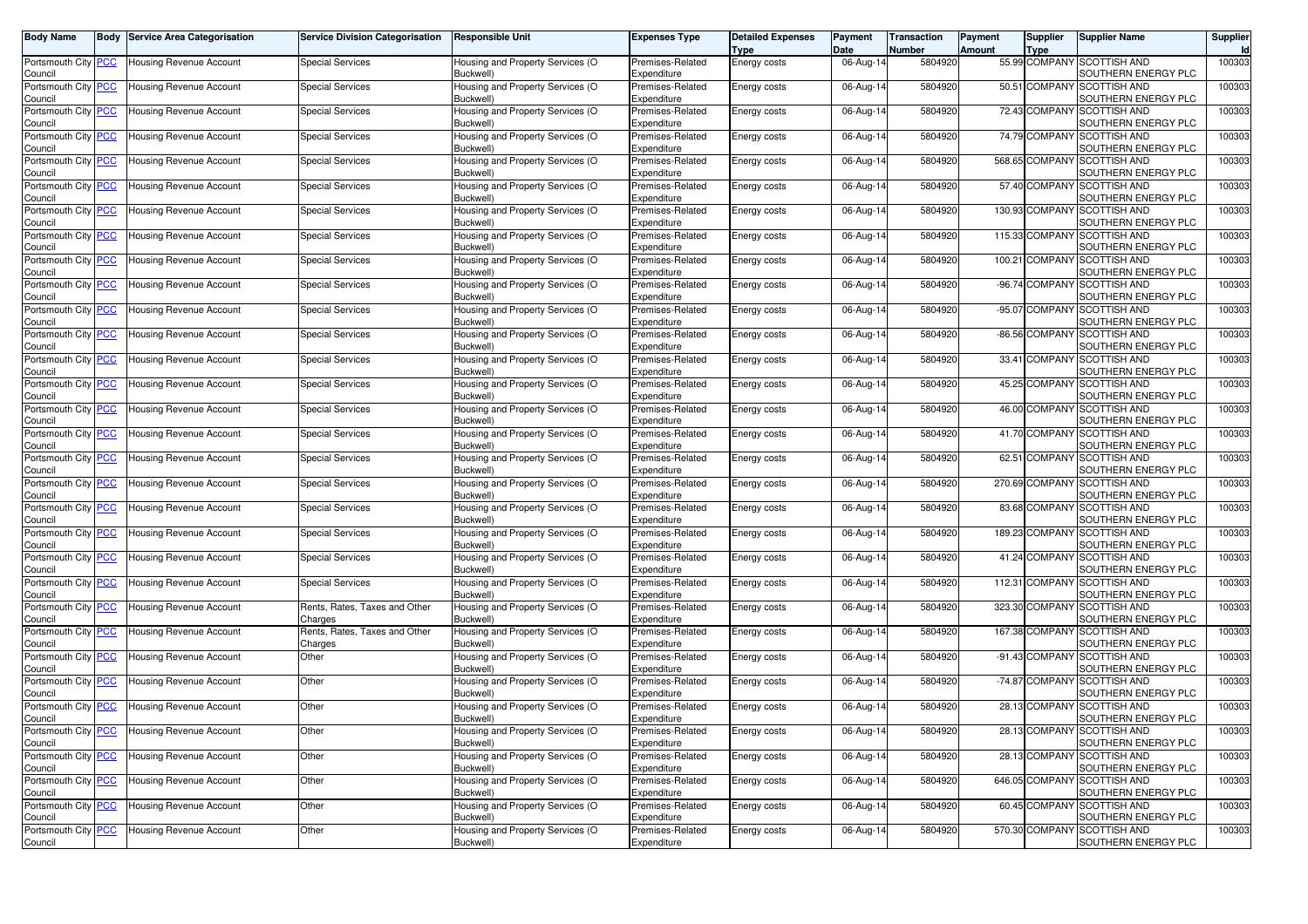| Body Name | Body | Service Area Categorisation | Service Division Categorisation | Responsible Unit | Expenses Type | Detailed Expenses Type | Payment Date | Transaction Number | Payment Amount | Supplier Type | Supplier Name | Supplier Id |
|---|---|---|---|---|---|---|---|---|---|---|---|---|
| Portsmouth City Council | PCC | Housing Revenue Account | Special Services | Housing and Property Services (O Buckwell) | Premises-Related Expenditure | Energy costs | 06-Aug-14 | 5804920 | 55.99 | COMPANY | SCOTTISH AND SOUTHERN ENERGY PLC | 100303 |
| Portsmouth City Council | PCC | Housing Revenue Account | Special Services | Housing and Property Services (O Buckwell) | Premises-Related Expenditure | Energy costs | 06-Aug-14 | 5804920 | 50.51 | COMPANY | SCOTTISH AND SOUTHERN ENERGY PLC | 100303 |
| Portsmouth City Council | PCC | Housing Revenue Account | Special Services | Housing and Property Services (O Buckwell) | Premises-Related Expenditure | Energy costs | 06-Aug-14 | 5804920 | 72.43 | COMPANY | SCOTTISH AND SOUTHERN ENERGY PLC | 100303 |
| Portsmouth City Council | PCC | Housing Revenue Account | Special Services | Housing and Property Services (O Buckwell) | Premises-Related Expenditure | Energy costs | 06-Aug-14 | 5804920 | 74.79 | COMPANY | SCOTTISH AND SOUTHERN ENERGY PLC | 100303 |
| Portsmouth City Council | PCC | Housing Revenue Account | Special Services | Housing and Property Services (O Buckwell) | Premises-Related Expenditure | Energy costs | 06-Aug-14 | 5804920 | 568.65 | COMPANY | SCOTTISH AND SOUTHERN ENERGY PLC | 100303 |
| Portsmouth City Council | PCC | Housing Revenue Account | Special Services | Housing and Property Services (O Buckwell) | Premises-Related Expenditure | Energy costs | 06-Aug-14 | 5804920 | 57.40 | COMPANY | SCOTTISH AND SOUTHERN ENERGY PLC | 100303 |
| Portsmouth City Council | PCC | Housing Revenue Account | Special Services | Housing and Property Services (O Buckwell) | Premises-Related Expenditure | Energy costs | 06-Aug-14 | 5804920 | 130.93 | COMPANY | SCOTTISH AND SOUTHERN ENERGY PLC | 100303 |
| Portsmouth City Council | PCC | Housing Revenue Account | Special Services | Housing and Property Services (O Buckwell) | Premises-Related Expenditure | Energy costs | 06-Aug-14 | 5804920 | 115.33 | COMPANY | SCOTTISH AND SOUTHERN ENERGY PLC | 100303 |
| Portsmouth City Council | PCC | Housing Revenue Account | Special Services | Housing and Property Services (O Buckwell) | Premises-Related Expenditure | Energy costs | 06-Aug-14 | 5804920 | 100.21 | COMPANY | SCOTTISH AND SOUTHERN ENERGY PLC | 100303 |
| Portsmouth City Council | PCC | Housing Revenue Account | Special Services | Housing and Property Services (O Buckwell) | Premises-Related Expenditure | Energy costs | 06-Aug-14 | 5804920 | -96.74 | COMPANY | SCOTTISH AND SOUTHERN ENERGY PLC | 100303 |
| Portsmouth City Council | PCC | Housing Revenue Account | Special Services | Housing and Property Services (O Buckwell) | Premises-Related Expenditure | Energy costs | 06-Aug-14 | 5804920 | -95.07 | COMPANY | SCOTTISH AND SOUTHERN ENERGY PLC | 100303 |
| Portsmouth City Council | PCC | Housing Revenue Account | Special Services | Housing and Property Services (O Buckwell) | Premises-Related Expenditure | Energy costs | 06-Aug-14 | 5804920 | -86.56 | COMPANY | SCOTTISH AND SOUTHERN ENERGY PLC | 100303 |
| Portsmouth City Council | PCC | Housing Revenue Account | Special Services | Housing and Property Services (O Buckwell) | Premises-Related Expenditure | Energy costs | 06-Aug-14 | 5804920 | 33.41 | COMPANY | SCOTTISH AND SOUTHERN ENERGY PLC | 100303 |
| Portsmouth City Council | PCC | Housing Revenue Account | Special Services | Housing and Property Services (O Buckwell) | Premises-Related Expenditure | Energy costs | 06-Aug-14 | 5804920 | 45.25 | COMPANY | SCOTTISH AND SOUTHERN ENERGY PLC | 100303 |
| Portsmouth City Council | PCC | Housing Revenue Account | Special Services | Housing and Property Services (O Buckwell) | Premises-Related Expenditure | Energy costs | 06-Aug-14 | 5804920 | 46.00 | COMPANY | SCOTTISH AND SOUTHERN ENERGY PLC | 100303 |
| Portsmouth City Council | PCC | Housing Revenue Account | Special Services | Housing and Property Services (O Buckwell) | Premises-Related Expenditure | Energy costs | 06-Aug-14 | 5804920 | 41.70 | COMPANY | SCOTTISH AND SOUTHERN ENERGY PLC | 100303 |
| Portsmouth City Council | PCC | Housing Revenue Account | Special Services | Housing and Property Services (O Buckwell) | Premises-Related Expenditure | Energy costs | 06-Aug-14 | 5804920 | 62.51 | COMPANY | SCOTTISH AND SOUTHERN ENERGY PLC | 100303 |
| Portsmouth City Council | PCC | Housing Revenue Account | Special Services | Housing and Property Services (O Buckwell) | Premises-Related Expenditure | Energy costs | 06-Aug-14 | 5804920 | 270.69 | COMPANY | SCOTTISH AND SOUTHERN ENERGY PLC | 100303 |
| Portsmouth City Council | PCC | Housing Revenue Account | Special Services | Housing and Property Services (O Buckwell) | Premises-Related Expenditure | Energy costs | 06-Aug-14 | 5804920 | 83.68 | COMPANY | SCOTTISH AND SOUTHERN ENERGY PLC | 100303 |
| Portsmouth City Council | PCC | Housing Revenue Account | Special Services | Housing and Property Services (O Buckwell) | Premises-Related Expenditure | Energy costs | 06-Aug-14 | 5804920 | 189.23 | COMPANY | SCOTTISH AND SOUTHERN ENERGY PLC | 100303 |
| Portsmouth City Council | PCC | Housing Revenue Account | Special Services | Housing and Property Services (O Buckwell) | Premises-Related Expenditure | Energy costs | 06-Aug-14 | 5804920 | 41.24 | COMPANY | SCOTTISH AND SOUTHERN ENERGY PLC | 100303 |
| Portsmouth City Council | PCC | Housing Revenue Account | Special Services | Housing and Property Services (O Buckwell) | Premises-Related Expenditure | Energy costs | 06-Aug-14 | 5804920 | 112.31 | COMPANY | SCOTTISH AND SOUTHERN ENERGY PLC | 100303 |
| Portsmouth City Council | PCC | Housing Revenue Account | Rents, Rates, Taxes and Other Charges | Housing and Property Services (O Buckwell) | Premises-Related Expenditure | Energy costs | 06-Aug-14 | 5804920 | 323.30 | COMPANY | SCOTTISH AND SOUTHERN ENERGY PLC | 100303 |
| Portsmouth City Council | PCC | Housing Revenue Account | Rents, Rates, Taxes and Other Charges | Housing and Property Services (O Buckwell) | Premises-Related Expenditure | Energy costs | 06-Aug-14 | 5804920 | 167.38 | COMPANY | SCOTTISH AND SOUTHERN ENERGY PLC | 100303 |
| Portsmouth City Council | PCC | Housing Revenue Account | Other | Housing and Property Services (O Buckwell) | Premises-Related Expenditure | Energy costs | 06-Aug-14 | 5804920 | -91.43 | COMPANY | SCOTTISH AND SOUTHERN ENERGY PLC | 100303 |
| Portsmouth City Council | PCC | Housing Revenue Account | Other | Housing and Property Services (O Buckwell) | Premises-Related Expenditure | Energy costs | 06-Aug-14 | 5804920 | -74.87 | COMPANY | SCOTTISH AND SOUTHERN ENERGY PLC | 100303 |
| Portsmouth City Council | PCC | Housing Revenue Account | Other | Housing and Property Services (O Buckwell) | Premises-Related Expenditure | Energy costs | 06-Aug-14 | 5804920 | 28.13 | COMPANY | SCOTTISH AND SOUTHERN ENERGY PLC | 100303 |
| Portsmouth City Council | PCC | Housing Revenue Account | Other | Housing and Property Services (O Buckwell) | Premises-Related Expenditure | Energy costs | 06-Aug-14 | 5804920 | 28.13 | COMPANY | SCOTTISH AND SOUTHERN ENERGY PLC | 100303 |
| Portsmouth City Council | PCC | Housing Revenue Account | Other | Housing and Property Services (O Buckwell) | Premises-Related Expenditure | Energy costs | 06-Aug-14 | 5804920 | 28.13 | COMPANY | SCOTTISH AND SOUTHERN ENERGY PLC | 100303 |
| Portsmouth City Council | PCC | Housing Revenue Account | Other | Housing and Property Services (O Buckwell) | Premises-Related Expenditure | Energy costs | 06-Aug-14 | 5804920 | 646.05 | COMPANY | SCOTTISH AND SOUTHERN ENERGY PLC | 100303 |
| Portsmouth City Council | PCC | Housing Revenue Account | Other | Housing and Property Services (O Buckwell) | Premises-Related Expenditure | Energy costs | 06-Aug-14 | 5804920 | 60.45 | COMPANY | SCOTTISH AND SOUTHERN ENERGY PLC | 100303 |
| Portsmouth City Council | PCC | Housing Revenue Account | Other | Housing and Property Services (O Buckwell) | Premises-Related Expenditure | Energy costs | 06-Aug-14 | 5804920 | 570.30 | COMPANY | SCOTTISH AND SOUTHERN ENERGY PLC | 100303 |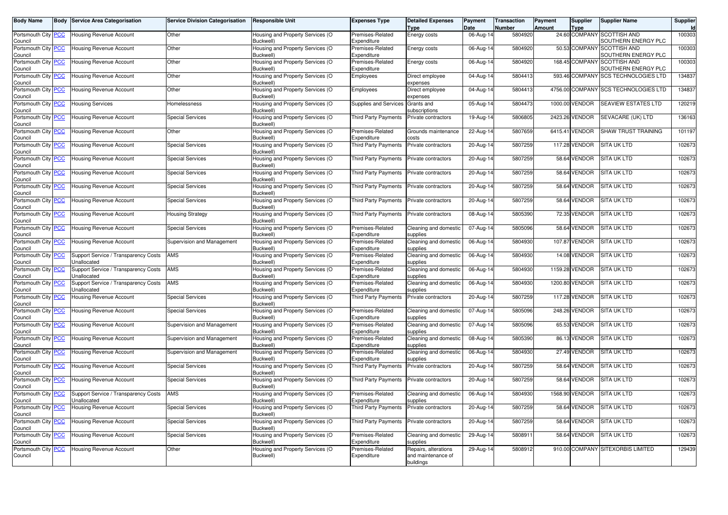| Body Name | Body | Service Area Categorisation | Service Division Categorisation | Responsible Unit | Expenses Type | Detailed Expenses Type | Payment Date | Transaction Number | Payment Amount | Supplier Type | Supplier Name | Supplier Id |
|---|---|---|---|---|---|---|---|---|---|---|---|---|
| Portsmouth City Council | PCC | Housing Revenue Account | Other | Housing and Property Services (O Buckwell) | Premises-Related Expenditure | Energy costs | 06-Aug-14 | 5804920 | 24.60 | COMPANY | SCOTTISH AND SOUTHERN ENERGY PLC | 100303 |
| Portsmouth City Council | PCC | Housing Revenue Account | Other | Housing and Property Services (O Buckwell) | Premises-Related Expenditure | Energy costs | 06-Aug-14 | 5804920 | 50.53 | COMPANY | SCOTTISH AND SOUTHERN ENERGY PLC | 100303 |
| Portsmouth City Council | PCC | Housing Revenue Account | Other | Housing and Property Services (O Buckwell) | Premises-Related Expenditure | Energy costs | 06-Aug-14 | 5804920 | 168.45 | COMPANY | SCOTTISH AND SOUTHERN ENERGY PLC | 100303 |
| Portsmouth City Council | PCC | Housing Revenue Account | Other | Housing and Property Services (O Buckwell) | Employees | Direct employee expenses | 04-Aug-14 | 5804413 | 593.46 | COMPANY | SCS TECHNOLOGIES LTD | 134837 |
| Portsmouth City Council | PCC | Housing Revenue Account | Other | Housing and Property Services (O Buckwell) | Employees | Direct employee expenses | 04-Aug-14 | 5804413 | 4756.00 | COMPANY | SCS TECHNOLOGIES LTD | 134837 |
| Portsmouth City Council | PCC | Housing Services | Homelessness | Housing and Property Services (O Buckwell) | Supplies and Services | Grants and subscriptions | 05-Aug-14 | 5804473 | 1000.00 | VENDOR | SEAVIEW ESTATES LTD | 120219 |
| Portsmouth City Council | PCC | Housing Revenue Account | Special Services | Housing and Property Services (O Buckwell) | Third Party Payments | Private contractors | 19-Aug-14 | 5806805 | 2423.26 | VENDOR | SEVACARE (UK) LTD | 136163 |
| Portsmouth City Council | PCC | Housing Revenue Account | Other | Housing and Property Services (O Buckwell) | Premises-Related Expenditure | Grounds maintenance costs | 22-Aug-14 | 5807659 | 6415.41 | VENDOR | SHAW TRUST TRAINING | 101197 |
| Portsmouth City Council | PCC | Housing Revenue Account | Special Services | Housing and Property Services (O Buckwell) | Third Party Payments | Private contractors | 20-Aug-14 | 5807259 | 117.28 | VENDOR | SITA UK LTD | 102673 |
| Portsmouth City Council | PCC | Housing Revenue Account | Special Services | Housing and Property Services (O Buckwell) | Third Party Payments | Private contractors | 20-Aug-14 | 5807259 | 58.64 | VENDOR | SITA UK LTD | 102673 |
| Portsmouth City Council | PCC | Housing Revenue Account | Special Services | Housing and Property Services (O Buckwell) | Third Party Payments | Private contractors | 20-Aug-14 | 5807259 | 58.64 | VENDOR | SITA UK LTD | 102673 |
| Portsmouth City Council | PCC | Housing Revenue Account | Special Services | Housing and Property Services (O Buckwell) | Third Party Payments | Private contractors | 20-Aug-14 | 5807259 | 58.64 | VENDOR | SITA UK LTD | 102673 |
| Portsmouth City Council | PCC | Housing Revenue Account | Special Services | Housing and Property Services (O Buckwell) | Third Party Payments | Private contractors | 20-Aug-14 | 5807259 | 58.64 | VENDOR | SITA UK LTD | 102673 |
| Portsmouth City Council | PCC | Housing Revenue Account | Housing Strategy | Housing and Property Services (O Buckwell) | Third Party Payments | Private contractors | 08-Aug-14 | 5805390 | 72.35 | VENDOR | SITA UK LTD | 102673 |
| Portsmouth City Council | PCC | Housing Revenue Account | Special Services | Housing and Property Services (O Buckwell) | Premises-Related Expenditure | Cleaning and domestic supplies | 07-Aug-14 | 5805096 | 58.64 | VENDOR | SITA UK LTD | 102673 |
| Portsmouth City Council | PCC | Housing Revenue Account | Supervision and Management | Housing and Property Services (O Buckwell) | Premises-Related Expenditure | Cleaning and domestic supplies | 06-Aug-14 | 5804930 | 107.87 | VENDOR | SITA UK LTD | 102673 |
| Portsmouth City Council | PCC | Support Service / Transparency Costs Unallocated | AMS | Housing and Property Services (O Buckwell) | Premises-Related Expenditure | Cleaning and domestic supplies | 06-Aug-14 | 5804930 | 14.08 | VENDOR | SITA UK LTD | 102673 |
| Portsmouth City Council | PCC | Support Service / Transparency Costs Unallocated | AMS | Housing and Property Services (O Buckwell) | Premises-Related Expenditure | Cleaning and domestic supplies | 06-Aug-14 | 5804930 | 1159.28 | VENDOR | SITA UK LTD | 102673 |
| Portsmouth City Council | PCC | Support Service / Transparency Costs Unallocated | AMS | Housing and Property Services (O Buckwell) | Premises-Related Expenditure | Cleaning and domestic supplies | 06-Aug-14 | 5804930 | 1200.80 | VENDOR | SITA UK LTD | 102673 |
| Portsmouth City Council | PCC | Housing Revenue Account | Special Services | Housing and Property Services (O Buckwell) | Third Party Payments | Private contractors | 20-Aug-14 | 5807259 | 117.28 | VENDOR | SITA UK LTD | 102673 |
| Portsmouth City Council | PCC | Housing Revenue Account | Special Services | Housing and Property Services (O Buckwell) | Premises-Related Expenditure | Cleaning and domestic supplies | 07-Aug-14 | 5805096 | 248.26 | VENDOR | SITA UK LTD | 102673 |
| Portsmouth City Council | PCC | Housing Revenue Account | Supervision and Management | Housing and Property Services (O Buckwell) | Premises-Related Expenditure | Cleaning and domestic supplies | 07-Aug-14 | 5805096 | 65.53 | VENDOR | SITA UK LTD | 102673 |
| Portsmouth City Council | PCC | Housing Revenue Account | Supervision and Management | Housing and Property Services (O Buckwell) | Premises-Related Expenditure | Cleaning and domestic supplies | 08-Aug-14 | 5805390 | 86.13 | VENDOR | SITA UK LTD | 102673 |
| Portsmouth City Council | PCC | Housing Revenue Account | Supervision and Management | Housing and Property Services (O Buckwell) | Premises-Related Expenditure | Cleaning and domestic supplies | 06-Aug-14 | 5804930 | 27.49 | VENDOR | SITA UK LTD | 102673 |
| Portsmouth City Council | PCC | Housing Revenue Account | Special Services | Housing and Property Services (O Buckwell) | Third Party Payments | Private contractors | 20-Aug-14 | 5807259 | 58.64 | VENDOR | SITA UK LTD | 102673 |
| Portsmouth City Council | PCC | Housing Revenue Account | Special Services | Housing and Property Services (O Buckwell) | Third Party Payments | Private contractors | 20-Aug-14 | 5807259 | 58.64 | VENDOR | SITA UK LTD | 102673 |
| Portsmouth City Council | PCC | Support Service / Transparency Costs Unallocated | AMS | Housing and Property Services (O Buckwell) | Premises-Related Expenditure | Cleaning and domestic supplies | 06-Aug-14 | 5804930 | 1568.90 | VENDOR | SITA UK LTD | 102673 |
| Portsmouth City Council | PCC | Housing Revenue Account | Special Services | Housing and Property Services (O Buckwell) | Third Party Payments | Private contractors | 20-Aug-14 | 5807259 | 58.64 | VENDOR | SITA UK LTD | 102673 |
| Portsmouth City Council | PCC | Housing Revenue Account | Special Services | Housing and Property Services (O Buckwell) | Third Party Payments | Private contractors | 20-Aug-14 | 5807259 | 58.64 | VENDOR | SITA UK LTD | 102673 |
| Portsmouth City Council | PCC | Housing Revenue Account | Special Services | Housing and Property Services (O Buckwell) | Premises-Related Expenditure | Cleaning and domestic supplies | 29-Aug-14 | 5808911 | 58.64 | VENDOR | SITA UK LTD | 102673 |
| Portsmouth City Council | PCC | Housing Revenue Account | Other | Housing and Property Services (O Buckwell) | Premises-Related Expenditure | Repairs, alterations and maintenance of buildings | 29-Aug-14 | 5808912 | 910.00 | COMPANY | SITEXORBIS LIMITED | 129439 |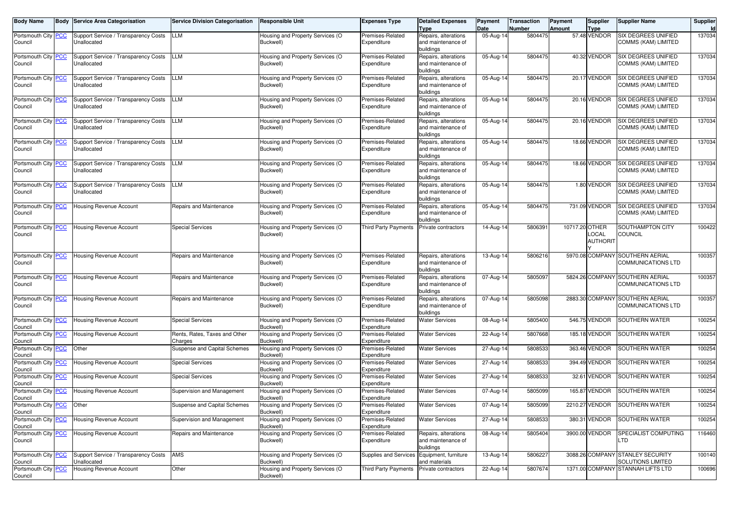| Body Name | Body | Service Area Categorisation | Service Division Categorisation | Responsible Unit | Expenses Type | Detailed Expenses Type | Payment Date | Transaction Number | Payment Amount | Supplier Type | Supplier Name | Supplier Id |
|---|---|---|---|---|---|---|---|---|---|---|---|---|
| Portsmouth City Council | PCC | Support Service / Transparency Costs Unallocated | LLM | Housing and Property Services (O Buckwell) | Premises-Related Expenditure | Repairs, alterations and maintenance of buildings | 05-Aug-14 | 5804475 | 57.48 | VENDOR | SIX DEGREES UNIFIED COMMS (KAM) LIMITED | 137034 |
| Portsmouth City Council | PCC | Support Service / Transparency Costs Unallocated | LLM | Housing and Property Services (O Buckwell) | Premises-Related Expenditure | Repairs, alterations and maintenance of buildings | 05-Aug-14 | 5804475 | 40.32 | VENDOR | SIX DEGREES UNIFIED COMMS (KAM) LIMITED | 137034 |
| Portsmouth City Council | PCC | Support Service / Transparency Costs Unallocated | LLM | Housing and Property Services (O Buckwell) | Premises-Related Expenditure | Repairs, alterations and maintenance of buildings | 05-Aug-14 | 5804475 | 20.17 | VENDOR | SIX DEGREES UNIFIED COMMS (KAM) LIMITED | 137034 |
| Portsmouth City Council | PCC | Support Service / Transparency Costs Unallocated | LLM | Housing and Property Services (O Buckwell) | Premises-Related Expenditure | Repairs, alterations and maintenance of buildings | 05-Aug-14 | 5804475 | 20.16 | VENDOR | SIX DEGREES UNIFIED COMMS (KAM) LIMITED | 137034 |
| Portsmouth City Council | PCC | Support Service / Transparency Costs Unallocated | LLM | Housing and Property Services (O Buckwell) | Premises-Related Expenditure | Repairs, alterations and maintenance of buildings | 05-Aug-14 | 5804475 | 20.16 | VENDOR | SIX DEGREES UNIFIED COMMS (KAM) LIMITED | 137034 |
| Portsmouth City Council | PCC | Support Service / Transparency Costs Unallocated | LLM | Housing and Property Services (O Buckwell) | Premises-Related Expenditure | Repairs, alterations and maintenance of buildings | 05-Aug-14 | 5804475 | 18.66 | VENDOR | SIX DEGREES UNIFIED COMMS (KAM) LIMITED | 137034 |
| Portsmouth City Council | PCC | Support Service / Transparency Costs Unallocated | LLM | Housing and Property Services (O Buckwell) | Premises-Related Expenditure | Repairs, alterations and maintenance of buildings | 05-Aug-14 | 5804475 | 18.66 | VENDOR | SIX DEGREES UNIFIED COMMS (KAM) LIMITED | 137034 |
| Portsmouth City Council | PCC | Support Service / Transparency Costs Unallocated | LLM | Housing and Property Services (O Buckwell) | Premises-Related Expenditure | Repairs, alterations and maintenance of buildings | 05-Aug-14 | 5804475 | 1.80 | VENDOR | SIX DEGREES UNIFIED COMMS (KAM) LIMITED | 137034 |
| Portsmouth City Council | PCC | Housing Revenue Account | Repairs and Maintenance | Housing and Property Services (O Buckwell) | Premises-Related Expenditure | Repairs, alterations and maintenance of buildings | 05-Aug-14 | 5804475 | 731.09 | VENDOR | SIX DEGREES UNIFIED COMMS (KAM) LIMITED | 137034 |
| Portsmouth City Council | PCC | Housing Revenue Account | Special Services | Housing and Property Services (O Buckwell) | Third Party Payments | Private contractors | 14-Aug-14 | 5806391 | 10717.20 | OTHER LOCAL AUTHORITY | SOUTHAMPTON CITY COUNCIL | 100422 |
| Portsmouth City Council | PCC | Housing Revenue Account | Repairs and Maintenance | Housing and Property Services (O Buckwell) | Premises-Related Expenditure | Repairs, alterations and maintenance of buildings | 13-Aug-14 | 5806216 | 5970.08 | COMPANY | SOUTHERN AERIAL COMMUNICATIONS LTD | 100357 |
| Portsmouth City Council | PCC | Housing Revenue Account | Repairs and Maintenance | Housing and Property Services (O Buckwell) | Premises-Related Expenditure | Repairs, alterations and maintenance of buildings | 07-Aug-14 | 5805097 | 5824.26 | COMPANY | SOUTHERN AERIAL COMMUNICATIONS LTD | 100357 |
| Portsmouth City Council | PCC | Housing Revenue Account | Repairs and Maintenance | Housing and Property Services (O Buckwell) | Premises-Related Expenditure | Repairs, alterations and maintenance of buildings | 07-Aug-14 | 5805098 | 2883.30 | COMPANY | SOUTHERN AERIAL COMMUNICATIONS LTD | 100357 |
| Portsmouth City Council | PCC | Housing Revenue Account | Special Services | Housing and Property Services (O Buckwell) | Premises-Related Expenditure | Water Services | 08-Aug-14 | 5805400 | 546.75 | VENDOR | SOUTHERN WATER | 100254 |
| Portsmouth City Council | PCC | Housing Revenue Account | Rents, Rates, Taxes and Other Charges | Housing and Property Services (O Buckwell) | Premises-Related Expenditure | Water Services | 22-Aug-14 | 5807668 | 185.18 | VENDOR | SOUTHERN WATER | 100254 |
| Portsmouth City Council | PCC | Other | Suspense and Capital Schemes | Housing and Property Services (O Buckwell) | Premises-Related Expenditure | Water Services | 27-Aug-14 | 5808533 | 363.46 | VENDOR | SOUTHERN WATER | 100254 |
| Portsmouth City Council | PCC | Housing Revenue Account | Special Services | Housing and Property Services (O Buckwell) | Premises-Related Expenditure | Water Services | 27-Aug-14 | 5808533 | 394.49 | VENDOR | SOUTHERN WATER | 100254 |
| Portsmouth City Council | PCC | Housing Revenue Account | Special Services | Housing and Property Services (O Buckwell) | Premises-Related Expenditure | Water Services | 27-Aug-14 | 5808533 | 32.61 | VENDOR | SOUTHERN WATER | 100254 |
| Portsmouth City Council | PCC | Housing Revenue Account | Supervision and Management | Housing and Property Services (O Buckwell) | Premises-Related Expenditure | Water Services | 07-Aug-14 | 5805099 | 165.87 | VENDOR | SOUTHERN WATER | 100254 |
| Portsmouth City Council | PCC | Other | Suspense and Capital Schemes | Housing and Property Services (O Buckwell) | Premises-Related Expenditure | Water Services | 07-Aug-14 | 5805099 | 2210.27 | VENDOR | SOUTHERN WATER | 100254 |
| Portsmouth City Council | PCC | Housing Revenue Account | Supervision and Management | Housing and Property Services (O Buckwell) | Premises-Related Expenditure | Water Services | 27-Aug-14 | 5808533 | 380.31 | VENDOR | SOUTHERN WATER | 100254 |
| Portsmouth City Council | PCC | Housing Revenue Account | Repairs and Maintenance | Housing and Property Services (O Buckwell) | Premises-Related Expenditure | Repairs, alterations and maintenance of buildings | 08-Aug-14 | 5805404 | 3900.00 | VENDOR | SPECIALIST COMPUTING LTD | 116460 |
| Portsmouth City Council | PCC | Support Service / Transparency Costs Unallocated | AMS | Housing and Property Services (O Buckwell) | Supplies and Services | Equipment, furniture and materials | 13-Aug-14 | 5806227 | 3088.26 | COMPANY | STANLEY SECURITY SOLUTIONS LIMITED | 100140 |
| Portsmouth City Council | PCC | Housing Revenue Account | Other | Housing and Property Services (O Buckwell) | Third Party Payments | Private contractors | 22-Aug-14 | 5807674 | 1371.00 | COMPANY | STANNAH LIFTS LTD | 100696 |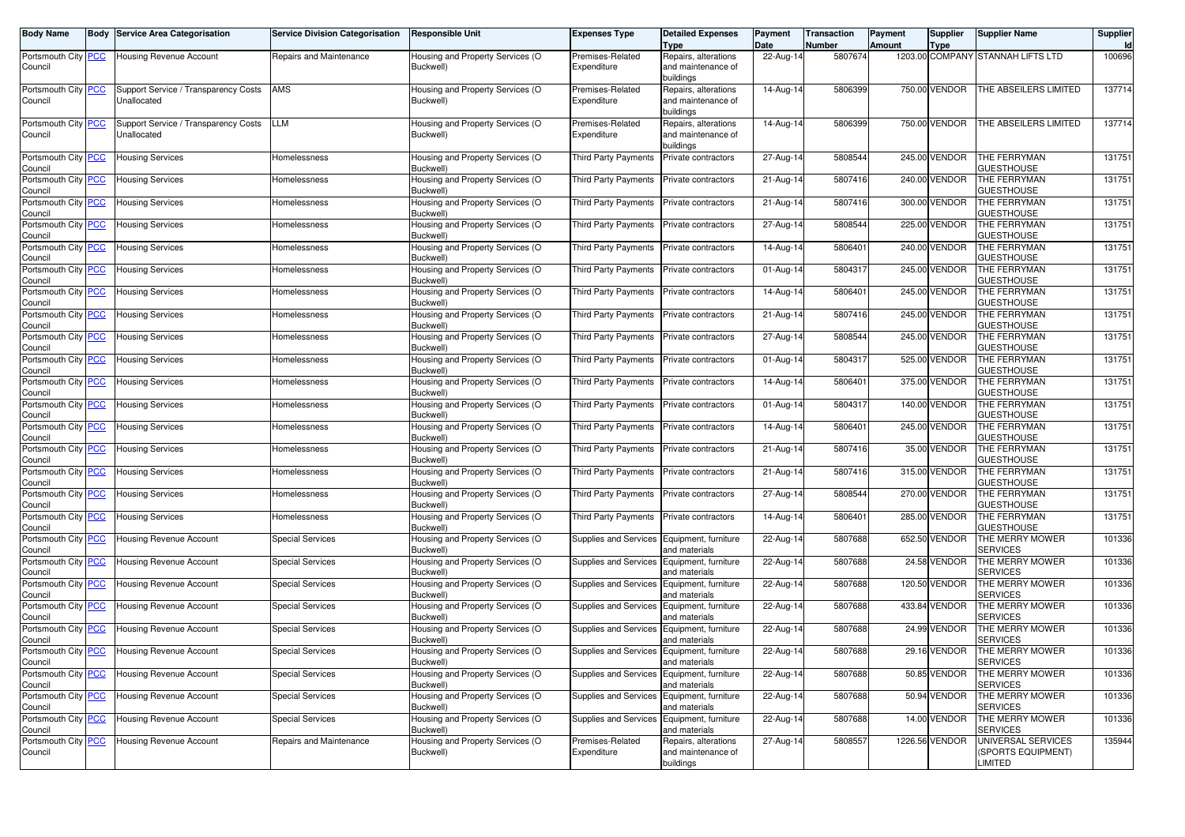| Body Name | Body | Service Area Categorisation | Service Division Categorisation | Responsible Unit | Expenses Type | Detailed Expenses Type | Payment Date | Transaction Number | Payment Amount | Supplier Type | Supplier Name | Supplier Id |
|---|---|---|---|---|---|---|---|---|---|---|---|---|
| Portsmouth City Council | PCC | Housing Revenue Account | Repairs and Maintenance | Housing and Property Services (O Buckwell) | Premises-Related Expenditure | Repairs, alterations and maintenance of buildings | 22-Aug-14 | 5807674 | 1203.00 | COMPANY | STANNAH LIFTS LTD | 100696 |
| Portsmouth City Council | PCC | Support Service / Transparency Costs Unallocated | AMS | Housing and Property Services (O Buckwell) | Premises-Related Expenditure | Repairs, alterations and maintenance of buildings | 14-Aug-14 | 5806399 | 750.00 | VENDOR | THE ABSEILERS LIMITED | 137714 |
| Portsmouth City Council | PCC | Support Service / Transparency Costs Unallocated | LLM | Housing and Property Services (O Buckwell) | Premises-Related Expenditure | Repairs, alterations and maintenance of buildings | 14-Aug-14 | 5806399 | 750.00 | VENDOR | THE ABSEILERS LIMITED | 137714 |
| Portsmouth City Council | PCC | Housing Services | Homelessness | Housing and Property Services (O Buckwell) | Third Party Payments | Private contractors | 27-Aug-14 | 5808544 | 245.00 | VENDOR | THE FERRYMAN GUESTHOUSE | 131751 |
| Portsmouth City Council | PCC | Housing Services | Homelessness | Housing and Property Services (O Buckwell) | Third Party Payments | Private contractors | 21-Aug-14 | 5807416 | 240.00 | VENDOR | THE FERRYMAN GUESTHOUSE | 131751 |
| Portsmouth City Council | PCC | Housing Services | Homelessness | Housing and Property Services (O Buckwell) | Third Party Payments | Private contractors | 21-Aug-14 | 5807416 | 300.00 | VENDOR | THE FERRYMAN GUESTHOUSE | 131751 |
| Portsmouth City Council | PCC | Housing Services | Homelessness | Housing and Property Services (O Buckwell) | Third Party Payments | Private contractors | 27-Aug-14 | 5808544 | 225.00 | VENDOR | THE FERRYMAN GUESTHOUSE | 131751 |
| Portsmouth City Council | PCC | Housing Services | Homelessness | Housing and Property Services (O Buckwell) | Third Party Payments | Private contractors | 14-Aug-14 | 5806401 | 240.00 | VENDOR | THE FERRYMAN GUESTHOUSE | 131751 |
| Portsmouth City Council | PCC | Housing Services | Homelessness | Housing and Property Services (O Buckwell) | Third Party Payments | Private contractors | 01-Aug-14 | 5804317 | 245.00 | VENDOR | THE FERRYMAN GUESTHOUSE | 131751 |
| Portsmouth City Council | PCC | Housing Services | Homelessness | Housing and Property Services (O Buckwell) | Third Party Payments | Private contractors | 14-Aug-14 | 5806401 | 245.00 | VENDOR | THE FERRYMAN GUESTHOUSE | 131751 |
| Portsmouth City Council | PCC | Housing Services | Homelessness | Housing and Property Services (O Buckwell) | Third Party Payments | Private contractors | 21-Aug-14 | 5807416 | 245.00 | VENDOR | THE FERRYMAN GUESTHOUSE | 131751 |
| Portsmouth City Council | PCC | Housing Services | Homelessness | Housing and Property Services (O Buckwell) | Third Party Payments | Private contractors | 27-Aug-14 | 5808544 | 245.00 | VENDOR | THE FERRYMAN GUESTHOUSE | 131751 |
| Portsmouth City Council | PCC | Housing Services | Homelessness | Housing and Property Services (O Buckwell) | Third Party Payments | Private contractors | 01-Aug-14 | 5804317 | 525.00 | VENDOR | THE FERRYMAN GUESTHOUSE | 131751 |
| Portsmouth City Council | PCC | Housing Services | Homelessness | Housing and Property Services (O Buckwell) | Third Party Payments | Private contractors | 14-Aug-14 | 5806401 | 375.00 | VENDOR | THE FERRYMAN GUESTHOUSE | 131751 |
| Portsmouth City Council | PCC | Housing Services | Homelessness | Housing and Property Services (O Buckwell) | Third Party Payments | Private contractors | 01-Aug-14 | 5804317 | 140.00 | VENDOR | THE FERRYMAN GUESTHOUSE | 131751 |
| Portsmouth City Council | PCC | Housing Services | Homelessness | Housing and Property Services (O Buckwell) | Third Party Payments | Private contractors | 14-Aug-14 | 5806401 | 245.00 | VENDOR | THE FERRYMAN GUESTHOUSE | 131751 |
| Portsmouth City Council | PCC | Housing Services | Homelessness | Housing and Property Services (O Buckwell) | Third Party Payments | Private contractors | 21-Aug-14 | 5807416 | 35.00 | VENDOR | THE FERRYMAN GUESTHOUSE | 131751 |
| Portsmouth City Council | PCC | Housing Services | Homelessness | Housing and Property Services (O Buckwell) | Third Party Payments | Private contractors | 21-Aug-14 | 5807416 | 315.00 | VENDOR | THE FERRYMAN GUESTHOUSE | 131751 |
| Portsmouth City Council | PCC | Housing Services | Homelessness | Housing and Property Services (O Buckwell) | Third Party Payments | Private contractors | 27-Aug-14 | 5808544 | 270.00 | VENDOR | THE FERRYMAN GUESTHOUSE | 131751 |
| Portsmouth City Council | PCC | Housing Services | Homelessness | Housing and Property Services (O Buckwell) | Third Party Payments | Private contractors | 14-Aug-14 | 5806401 | 285.00 | VENDOR | THE FERRYMAN GUESTHOUSE | 131751 |
| Portsmouth City Council | PCC | Housing Revenue Account | Special Services | Housing and Property Services (O Buckwell) | Supplies and Services | Equipment, furniture and materials | 22-Aug-14 | 5807688 | 652.50 | VENDOR | THE MERRY MOWER SERVICES | 101336 |
| Portsmouth City Council | PCC | Housing Revenue Account | Special Services | Housing and Property Services (O Buckwell) | Supplies and Services | Equipment, furniture and materials | 22-Aug-14 | 5807688 | 24.58 | VENDOR | THE MERRY MOWER SERVICES | 101336 |
| Portsmouth City Council | PCC | Housing Revenue Account | Special Services | Housing and Property Services (O Buckwell) | Supplies and Services | Equipment, furniture and materials | 22-Aug-14 | 5807688 | 120.50 | VENDOR | THE MERRY MOWER SERVICES | 101336 |
| Portsmouth City Council | PCC | Housing Revenue Account | Special Services | Housing and Property Services (O Buckwell) | Supplies and Services | Equipment, furniture and materials | 22-Aug-14 | 5807688 | 433.84 | VENDOR | THE MERRY MOWER SERVICES | 101336 |
| Portsmouth City Council | PCC | Housing Revenue Account | Special Services | Housing and Property Services (O Buckwell) | Supplies and Services | Equipment, furniture and materials | 22-Aug-14 | 5807688 | 24.99 | VENDOR | THE MERRY MOWER SERVICES | 101336 |
| Portsmouth City Council | PCC | Housing Revenue Account | Special Services | Housing and Property Services (O Buckwell) | Supplies and Services | Equipment, furniture and materials | 22-Aug-14 | 5807688 | 29.16 | VENDOR | THE MERRY MOWER SERVICES | 101336 |
| Portsmouth City Council | PCC | Housing Revenue Account | Special Services | Housing and Property Services (O Buckwell) | Supplies and Services | Equipment, furniture and materials | 22-Aug-14 | 5807688 | 50.85 | VENDOR | THE MERRY MOWER SERVICES | 101336 |
| Portsmouth City Council | PCC | Housing Revenue Account | Special Services | Housing and Property Services (O Buckwell) | Supplies and Services | Equipment, furniture and materials | 22-Aug-14 | 5807688 | 50.94 | VENDOR | THE MERRY MOWER SERVICES | 101336 |
| Portsmouth City Council | PCC | Housing Revenue Account | Special Services | Housing and Property Services (O Buckwell) | Supplies and Services | Equipment, furniture and materials | 22-Aug-14 | 5807688 | 14.00 | VENDOR | THE MERRY MOWER SERVICES | 101336 |
| Portsmouth City Council | PCC | Housing Revenue Account | Repairs and Maintenance | Housing and Property Services (O Buckwell) | Premises-Related Expenditure | Repairs, alterations and maintenance of buildings | 27-Aug-14 | 5808557 | 1226.56 | VENDOR | UNIVERSAL SERVICES (SPORTS EQUIPMENT) LIMITED | 135944 |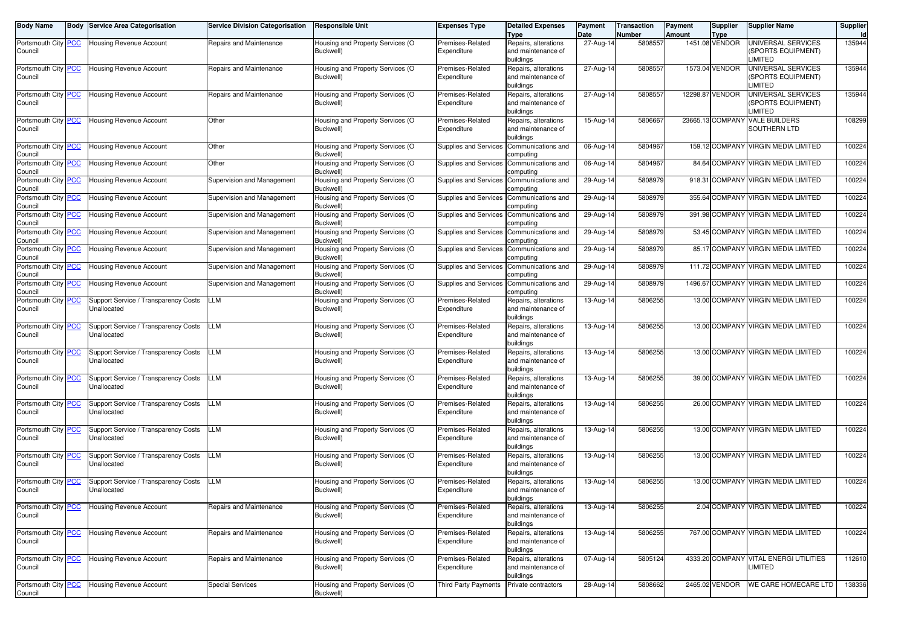| Body Name | Body | Service Area Categorisation | Service Division Categorisation | Responsible Unit | Expenses Type | Detailed Expenses Type | Payment Date | Transaction Number | Payment Amount | Supplier Type | Supplier Name | Supplier Id |
|---|---|---|---|---|---|---|---|---|---|---|---|---|
| Portsmouth City Council | PCC | Housing Revenue Account | Repairs and Maintenance | Housing and Property Services (O Buckwell) | Premises-Related Expenditure | Repairs, alterations and maintenance of buildings | 27-Aug-14 | 5808557 | 1451.08 | VENDOR | UNIVERSAL SERVICES (SPORTS EQUIPMENT) LIMITED | 135944 |
| Portsmouth City Council | PCC | Housing Revenue Account | Repairs and Maintenance | Housing and Property Services (O Buckwell) | Premises-Related Expenditure | Repairs, alterations and maintenance of buildings | 27-Aug-14 | 5808557 | 1573.04 | VENDOR | UNIVERSAL SERVICES (SPORTS EQUIPMENT) LIMITED | 135944 |
| Portsmouth City Council | PCC | Housing Revenue Account | Repairs and Maintenance | Housing and Property Services (O Buckwell) | Premises-Related Expenditure | Repairs, alterations and maintenance of buildings | 27-Aug-14 | 5808557 | 12298.87 | VENDOR | UNIVERSAL SERVICES (SPORTS EQUIPMENT) LIMITED | 135944 |
| Portsmouth City Council | PCC | Housing Revenue Account | Other | Housing and Property Services (O Buckwell) | Premises-Related Expenditure | Repairs, alterations and maintenance of buildings | 15-Aug-14 | 5806667 | 23665.13 | COMPANY | VALE BUILDERS SOUTHERN LTD | 108299 |
| Portsmouth City Council | PCC | Housing Revenue Account | Other | Housing and Property Services (O Buckwell) | Supplies and Services | Communications and computing | 06-Aug-14 | 5804967 | 159.12 | COMPANY | VIRGIN MEDIA LIMITED | 100224 |
| Portsmouth City Council | PCC | Housing Revenue Account | Other | Housing and Property Services (O Buckwell) | Supplies and Services | Communications and computing | 06-Aug-14 | 5804967 | 84.64 | COMPANY | VIRGIN MEDIA LIMITED | 100224 |
| Portsmouth City Council | PCC | Housing Revenue Account | Supervision and Management | Housing and Property Services (O Buckwell) | Supplies and Services | Communications and computing | 29-Aug-14 | 5808979 | 918.31 | COMPANY | VIRGIN MEDIA LIMITED | 100224 |
| Portsmouth City Council | PCC | Housing Revenue Account | Supervision and Management | Housing and Property Services (O Buckwell) | Supplies and Services | Communications and computing | 29-Aug-14 | 5808979 | 355.64 | COMPANY | VIRGIN MEDIA LIMITED | 100224 |
| Portsmouth City Council | PCC | Housing Revenue Account | Supervision and Management | Housing and Property Services (O Buckwell) | Supplies and Services | Communications and computing | 29-Aug-14 | 5808979 | 391.98 | COMPANY | VIRGIN MEDIA LIMITED | 100224 |
| Portsmouth City Council | PCC | Housing Revenue Account | Supervision and Management | Housing and Property Services (O Buckwell) | Supplies and Services | Communications and computing | 29-Aug-14 | 5808979 | 53.45 | COMPANY | VIRGIN MEDIA LIMITED | 100224 |
| Portsmouth City Council | PCC | Housing Revenue Account | Supervision and Management | Housing and Property Services (O Buckwell) | Supplies and Services | Communications and computing | 29-Aug-14 | 5808979 | 85.17 | COMPANY | VIRGIN MEDIA LIMITED | 100224 |
| Portsmouth City Council | PCC | Housing Revenue Account | Supervision and Management | Housing and Property Services (O Buckwell) | Supplies and Services | Communications and computing | 29-Aug-14 | 5808979 | 111.72 | COMPANY | VIRGIN MEDIA LIMITED | 100224 |
| Portsmouth City Council | PCC | Housing Revenue Account | Supervision and Management | Housing and Property Services (O Buckwell) | Supplies and Services | Communications and computing | 29-Aug-14 | 5808979 | 1496.67 | COMPANY | VIRGIN MEDIA LIMITED | 100224 |
| Portsmouth City Council | PCC | Support Service / Transparency Costs Unallocated | LLM | Housing and Property Services (O Buckwell) | Premises-Related Expenditure | Repairs, alterations and maintenance of buildings | 13-Aug-14 | 5806255 | 13.00 | COMPANY | VIRGIN MEDIA LIMITED | 100224 |
| Portsmouth City Council | PCC | Support Service / Transparency Costs Unallocated | LLM | Housing and Property Services (O Buckwell) | Premises-Related Expenditure | Repairs, alterations and maintenance of buildings | 13-Aug-14 | 5806255 | 13.00 | COMPANY | VIRGIN MEDIA LIMITED | 100224 |
| Portsmouth City Council | PCC | Support Service / Transparency Costs Unallocated | LLM | Housing and Property Services (O Buckwell) | Premises-Related Expenditure | Repairs, alterations and maintenance of buildings | 13-Aug-14 | 5806255 | 13.00 | COMPANY | VIRGIN MEDIA LIMITED | 100224 |
| Portsmouth City Council | PCC | Support Service / Transparency Costs Unallocated | LLM | Housing and Property Services (O Buckwell) | Premises-Related Expenditure | Repairs, alterations and maintenance of buildings | 13-Aug-14 | 5806255 | 39.00 | COMPANY | VIRGIN MEDIA LIMITED | 100224 |
| Portsmouth City Council | PCC | Support Service / Transparency Costs Unallocated | LLM | Housing and Property Services (O Buckwell) | Premises-Related Expenditure | Repairs, alterations and maintenance of buildings | 13-Aug-14 | 5806255 | 26.00 | COMPANY | VIRGIN MEDIA LIMITED | 100224 |
| Portsmouth City Council | PCC | Support Service / Transparency Costs Unallocated | LLM | Housing and Property Services (O Buckwell) | Premises-Related Expenditure | Repairs, alterations and maintenance of buildings | 13-Aug-14 | 5806255 | 13.00 | COMPANY | VIRGIN MEDIA LIMITED | 100224 |
| Portsmouth City Council | PCC | Support Service / Transparency Costs Unallocated | LLM | Housing and Property Services (O Buckwell) | Premises-Related Expenditure | Repairs, alterations and maintenance of buildings | 13-Aug-14 | 5806255 | 13.00 | COMPANY | VIRGIN MEDIA LIMITED | 100224 |
| Portsmouth City Council | PCC | Support Service / Transparency Costs Unallocated | LLM | Housing and Property Services (O Buckwell) | Premises-Related Expenditure | Repairs, alterations and maintenance of buildings | 13-Aug-14 | 5806255 | 13.00 | COMPANY | VIRGIN MEDIA LIMITED | 100224 |
| Portsmouth City Council | PCC | Housing Revenue Account | Repairs and Maintenance | Housing and Property Services (O Buckwell) | Premises-Related Expenditure | Repairs, alterations and maintenance of buildings | 13-Aug-14 | 5806255 | 2.04 | COMPANY | VIRGIN MEDIA LIMITED | 100224 |
| Portsmouth City Council | PCC | Housing Revenue Account | Repairs and Maintenance | Housing and Property Services (O Buckwell) | Premises-Related Expenditure | Repairs, alterations and maintenance of buildings | 13-Aug-14 | 5806255 | 767.00 | COMPANY | VIRGIN MEDIA LIMITED | 100224 |
| Portsmouth City Council | PCC | Housing Revenue Account | Repairs and Maintenance | Housing and Property Services (O Buckwell) | Premises-Related Expenditure | Repairs, alterations and maintenance of buildings | 07-Aug-14 | 5805124 | 4333.20 | COMPANY | VITAL ENERGI UTILITIES LIMITED | 112610 |
| Portsmouth City Council | PCC | Housing Revenue Account | Special Services | Housing and Property Services (O Buckwell) | Third Party Payments | Private contractors | 28-Aug-14 | 5808662 | 2465.02 | VENDOR | WE CARE HOMECARE LTD | 138336 |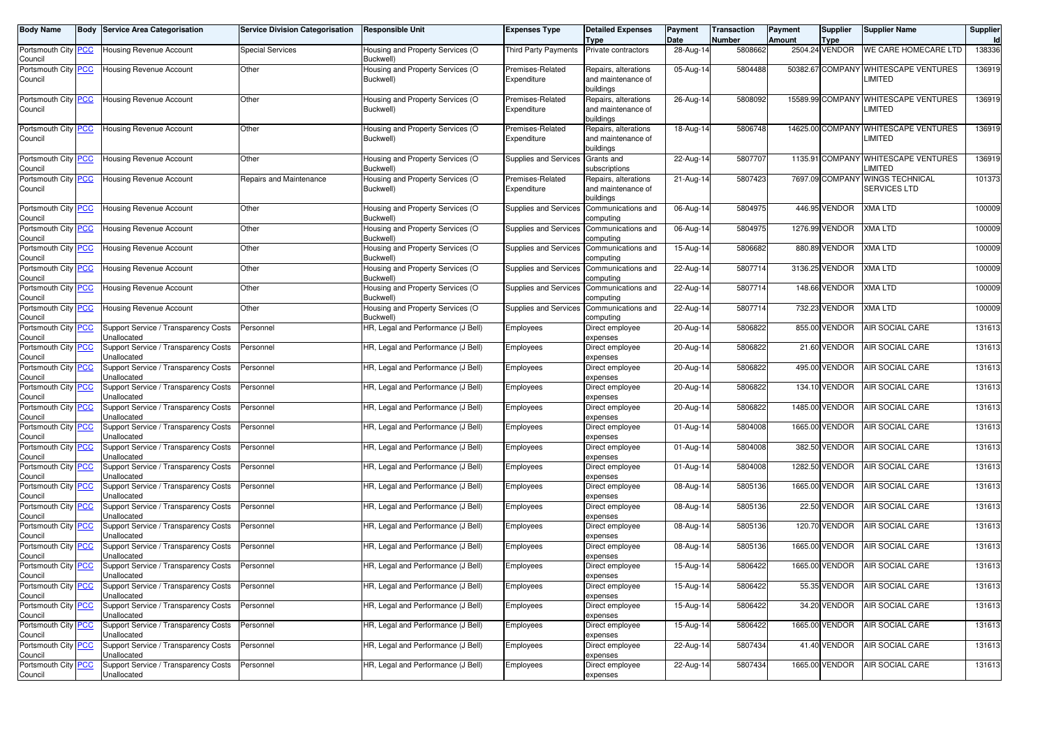| Body Name | Body | Service Area Categorisation | Service Division Categorisation | Responsible Unit | Expenses Type | Detailed Expenses Type | Payment Date | Transaction Number | Payment Amount | Supplier Type | Supplier Name | Supplier Id |
|---|---|---|---|---|---|---|---|---|---|---|---|---|
| Portsmouth City Council | PCC | Housing Revenue Account | Special Services | Housing and Property Services (O Buckwell) | Third Party Payments | Private contractors | 28-Aug-14 | 5808662 | 2504.24 | VENDOR | WE CARE HOMECARE LTD | 138336 |
| Portsmouth City Council | PCC | Housing Revenue Account | Other | Housing and Property Services (O Buckwell) | Premises-Related Expenditure | Repairs, alterations and maintenance of buildings | 05-Aug-14 | 5804488 | 50382.67 | COMPANY | WHITESCAPE VENTURES LIMITED | 136919 |
| Portsmouth City Council | PCC | Housing Revenue Account | Other | Housing and Property Services (O Buckwell) | Premises-Related Expenditure | Repairs, alterations and maintenance of buildings | 26-Aug-14 | 5808092 | 15589.99 | COMPANY | WHITESCAPE VENTURES LIMITED | 136919 |
| Portsmouth City Council | PCC | Housing Revenue Account | Other | Housing and Property Services (O Buckwell) | Premises-Related Expenditure | Repairs, alterations and maintenance of buildings | 18-Aug-14 | 5806748 | 14625.00 | COMPANY | WHITESCAPE VENTURES LIMITED | 136919 |
| Portsmouth City Council | PCC | Housing Revenue Account | Other | Housing and Property Services (O Buckwell) | Supplies and Services | Grants and subscriptions | 22-Aug-14 | 5807707 | 1135.91 | COMPANY | WHITESCAPE VENTURES LIMITED | 136919 |
| Portsmouth City Council | PCC | Housing Revenue Account | Repairs and Maintenance | Housing and Property Services (O Buckwell) | Premises-Related Expenditure | Repairs, alterations and maintenance of buildings | 21-Aug-14 | 5807423 | 7697.09 | COMPANY | WINGS TECHNICAL SERVICES LTD | 101373 |
| Portsmouth City Council | PCC | Housing Revenue Account | Other | Housing and Property Services (O Buckwell) | Supplies and Services | Communications and computing | 06-Aug-14 | 5804975 | 446.95 | VENDOR | XMA LTD | 100009 |
| Portsmouth City Council | PCC | Housing Revenue Account | Other | Housing and Property Services (O Buckwell) | Supplies and Services | Communications and computing | 06-Aug-14 | 5804975 | 1276.99 | VENDOR | XMA LTD | 100009 |
| Portsmouth City Council | PCC | Housing Revenue Account | Other | Housing and Property Services (O Buckwell) | Supplies and Services | Communications and computing | 15-Aug-14 | 5806682 | 880.89 | VENDOR | XMA LTD | 100009 |
| Portsmouth City Council | PCC | Housing Revenue Account | Other | Housing and Property Services (O Buckwell) | Supplies and Services | Communications and computing | 22-Aug-14 | 5807714 | 3136.25 | VENDOR | XMA LTD | 100009 |
| Portsmouth City Council | PCC | Housing Revenue Account | Other | Housing and Property Services (O Buckwell) | Supplies and Services | Communications and computing | 22-Aug-14 | 5807714 | 148.66 | VENDOR | XMA LTD | 100009 |
| Portsmouth City Council | PCC | Housing Revenue Account | Other | Housing and Property Services (O Buckwell) | Supplies and Services | Communications and computing | 22-Aug-14 | 5807714 | 732.23 | VENDOR | XMA LTD | 100009 |
| Portsmouth City Council | PCC | Support Service / Transparency Costs Unallocated | Personnel | HR, Legal and Performance (J Bell) | Employees | Direct employee expenses | 20-Aug-14 | 5806822 | 855.00 | VENDOR | AIR SOCIAL CARE | 131613 |
| Portsmouth City Council | PCC | Support Service / Transparency Costs Unallocated | Personnel | HR, Legal and Performance (J Bell) | Employees | Direct employee expenses | 20-Aug-14 | 5806822 | 21.60 | VENDOR | AIR SOCIAL CARE | 131613 |
| Portsmouth City Council | PCC | Support Service / Transparency Costs Unallocated | Personnel | HR, Legal and Performance (J Bell) | Employees | Direct employee expenses | 20-Aug-14 | 5806822 | 495.00 | VENDOR | AIR SOCIAL CARE | 131613 |
| Portsmouth City Council | PCC | Support Service / Transparency Costs Unallocated | Personnel | HR, Legal and Performance (J Bell) | Employees | Direct employee expenses | 20-Aug-14 | 5806822 | 134.10 | VENDOR | AIR SOCIAL CARE | 131613 |
| Portsmouth City Council | PCC | Support Service / Transparency Costs Unallocated | Personnel | HR, Legal and Performance (J Bell) | Employees | Direct employee expenses | 20-Aug-14 | 5806822 | 1485.00 | VENDOR | AIR SOCIAL CARE | 131613 |
| Portsmouth City Council | PCC | Support Service / Transparency Costs Unallocated | Personnel | HR, Legal and Performance (J Bell) | Employees | Direct employee expenses | 01-Aug-14 | 5804008 | 1665.00 | VENDOR | AIR SOCIAL CARE | 131613 |
| Portsmouth City Council | PCC | Support Service / Transparency Costs Unallocated | Personnel | HR, Legal and Performance (J Bell) | Employees | Direct employee expenses | 01-Aug-14 | 5804008 | 382.50 | VENDOR | AIR SOCIAL CARE | 131613 |
| Portsmouth City Council | PCC | Support Service / Transparency Costs Unallocated | Personnel | HR, Legal and Performance (J Bell) | Employees | Direct employee expenses | 01-Aug-14 | 5804008 | 1282.50 | VENDOR | AIR SOCIAL CARE | 131613 |
| Portsmouth City Council | PCC | Support Service / Transparency Costs Unallocated | Personnel | HR, Legal and Performance (J Bell) | Employees | Direct employee expenses | 08-Aug-14 | 5805136 | 1665.00 | VENDOR | AIR SOCIAL CARE | 131613 |
| Portsmouth City Council | PCC | Support Service / Transparency Costs Unallocated | Personnel | HR, Legal and Performance (J Bell) | Employees | Direct employee expenses | 08-Aug-14 | 5805136 | 22.50 | VENDOR | AIR SOCIAL CARE | 131613 |
| Portsmouth City Council | PCC | Support Service / Transparency Costs Unallocated | Personnel | HR, Legal and Performance (J Bell) | Employees | Direct employee expenses | 08-Aug-14 | 5805136 | 120.70 | VENDOR | AIR SOCIAL CARE | 131613 |
| Portsmouth City Council | PCC | Support Service / Transparency Costs Unallocated | Personnel | HR, Legal and Performance (J Bell) | Employees | Direct employee expenses | 08-Aug-14 | 5805136 | 1665.00 | VENDOR | AIR SOCIAL CARE | 131613 |
| Portsmouth City Council | PCC | Support Service / Transparency Costs Unallocated | Personnel | HR, Legal and Performance (J Bell) | Employees | Direct employee expenses | 15-Aug-14 | 5806422 | 1665.00 | VENDOR | AIR SOCIAL CARE | 131613 |
| Portsmouth City Council | PCC | Support Service / Transparency Costs Unallocated | Personnel | HR, Legal and Performance (J Bell) | Employees | Direct employee expenses | 15-Aug-14 | 5806422 | 55.35 | VENDOR | AIR SOCIAL CARE | 131613 |
| Portsmouth City Council | PCC | Support Service / Transparency Costs Unallocated | Personnel | HR, Legal and Performance (J Bell) | Employees | Direct employee expenses | 15-Aug-14 | 5806422 | 34.20 | VENDOR | AIR SOCIAL CARE | 131613 |
| Portsmouth City Council | PCC | Support Service / Transparency Costs Unallocated | Personnel | HR, Legal and Performance (J Bell) | Employees | Direct employee expenses | 15-Aug-14 | 5806422 | 1665.00 | VENDOR | AIR SOCIAL CARE | 131613 |
| Portsmouth City Council | PCC | Support Service / Transparency Costs Unallocated | Personnel | HR, Legal and Performance (J Bell) | Employees | Direct employee expenses | 22-Aug-14 | 5807434 | 41.40 | VENDOR | AIR SOCIAL CARE | 131613 |
| Portsmouth City Council | PCC | Support Service / Transparency Costs Unallocated | Personnel | HR, Legal and Performance (J Bell) | Employees | Direct employee expenses | 22-Aug-14 | 5807434 | 1665.00 | VENDOR | AIR SOCIAL CARE | 131613 |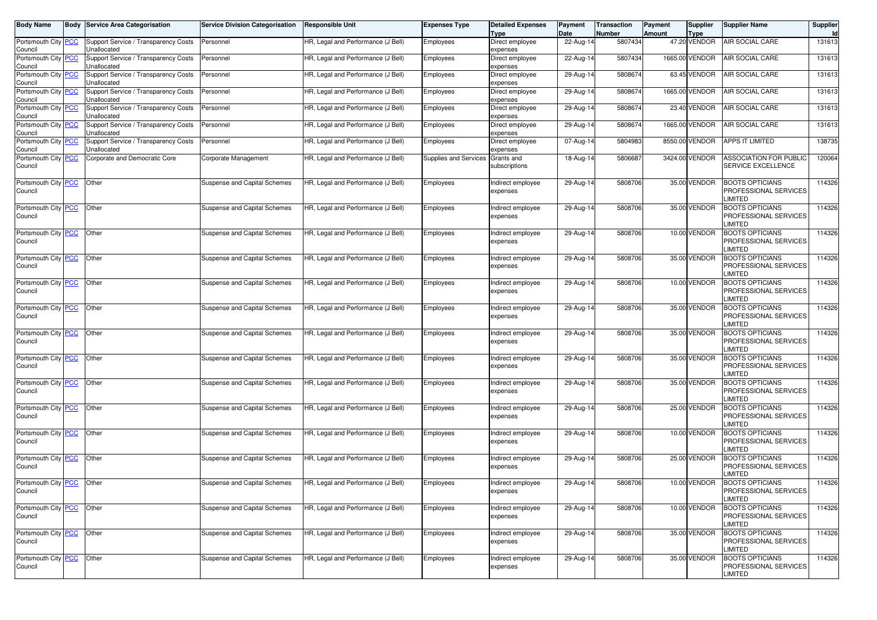| Body Name | Body | Service Area Categorisation | Service Division Categorisation | Responsible Unit | Expenses Type | Detailed Expenses Type | Payment Date | Transaction Number | Payment Amount | Supplier Type | Supplier Name | Supplier Id |
|---|---|---|---|---|---|---|---|---|---|---|---|---|
| Portsmouth City Council | PCC | Support Service / Transparency Costs Unallocated | Personnel | HR, Legal and Performance (J Bell) | Employees | Direct employee expenses | 22-Aug-14 | 5807434 | 47.20 | VENDOR | AIR SOCIAL CARE | 131613 |
| Portsmouth City Council | PCC | Support Service / Transparency Costs Unallocated | Personnel | HR, Legal and Performance (J Bell) | Employees | Direct employee expenses | 22-Aug-14 | 5807434 | 1665.00 | VENDOR | AIR SOCIAL CARE | 131613 |
| Portsmouth City Council | PCC | Support Service / Transparency Costs Unallocated | Personnel | HR, Legal and Performance (J Bell) | Employees | Direct employee expenses | 29-Aug-14 | 5808674 | 63.45 | VENDOR | AIR SOCIAL CARE | 131613 |
| Portsmouth City Council | PCC | Support Service / Transparency Costs Unallocated | Personnel | HR, Legal and Performance (J Bell) | Employees | Direct employee expenses | 29-Aug-14 | 5808674 | 1665.00 | VENDOR | AIR SOCIAL CARE | 131613 |
| Portsmouth City Council | PCC | Support Service / Transparency Costs Unallocated | Personnel | HR, Legal and Performance (J Bell) | Employees | Direct employee expenses | 29-Aug-14 | 5808674 | 23.40 | VENDOR | AIR SOCIAL CARE | 131613 |
| Portsmouth City Council | PCC | Support Service / Transparency Costs Unallocated | Personnel | HR, Legal and Performance (J Bell) | Employees | Direct employee expenses | 29-Aug-14 | 5808674 | 1665.00 | VENDOR | AIR SOCIAL CARE | 131613 |
| Portsmouth City Council | PCC | Support Service / Transparency Costs Unallocated | Personnel | HR, Legal and Performance (J Bell) | Employees | Direct employee expenses | 07-Aug-14 | 5804983 | 8550.00 | VENDOR | APPS IT LIMITED | 138735 |
| Portsmouth City Council | PCC | Corporate and Democratic Core | Corporate Management | HR, Legal and Performance (J Bell) | Supplies and Services | Grants and subscriptions | 18-Aug-14 | 5806687 | 3424.00 | VENDOR | ASSOCIATION FOR PUBLIC SERVICE EXCELLENCE | 120064 |
| Portsmouth City Council | PCC | Other | Suspense and Capital Schemes | HR, Legal and Performance (J Bell) | Employees | Indirect employee expenses | 29-Aug-14 | 5808706 | 35.00 | VENDOR | BOOTS OPTICIANS PROFESSIONAL SERVICES LIMITED | 114326 |
| Portsmouth City Council | PCC | Other | Suspense and Capital Schemes | HR, Legal and Performance (J Bell) | Employees | Indirect employee expenses | 29-Aug-14 | 5808706 | 35.00 | VENDOR | BOOTS OPTICIANS PROFESSIONAL SERVICES LIMITED | 114326 |
| Portsmouth City Council | PCC | Other | Suspense and Capital Schemes | HR, Legal and Performance (J Bell) | Employees | Indirect employee expenses | 29-Aug-14 | 5808706 | 10.00 | VENDOR | BOOTS OPTICIANS PROFESSIONAL SERVICES LIMITED | 114326 |
| Portsmouth City Council | PCC | Other | Suspense and Capital Schemes | HR, Legal and Performance (J Bell) | Employees | Indirect employee expenses | 29-Aug-14 | 5808706 | 35.00 | VENDOR | BOOTS OPTICIANS PROFESSIONAL SERVICES LIMITED | 114326 |
| Portsmouth City Council | PCC | Other | Suspense and Capital Schemes | HR, Legal and Performance (J Bell) | Employees | Indirect employee expenses | 29-Aug-14 | 5808706 | 10.00 | VENDOR | BOOTS OPTICIANS PROFESSIONAL SERVICES LIMITED | 114326 |
| Portsmouth City Council | PCC | Other | Suspense and Capital Schemes | HR, Legal and Performance (J Bell) | Employees | Indirect employee expenses | 29-Aug-14 | 5808706 | 35.00 | VENDOR | BOOTS OPTICIANS PROFESSIONAL SERVICES LIMITED | 114326 |
| Portsmouth City Council | PCC | Other | Suspense and Capital Schemes | HR, Legal and Performance (J Bell) | Employees | Indirect employee expenses | 29-Aug-14 | 5808706 | 35.00 | VENDOR | BOOTS OPTICIANS PROFESSIONAL SERVICES LIMITED | 114326 |
| Portsmouth City Council | PCC | Other | Suspense and Capital Schemes | HR, Legal and Performance (J Bell) | Employees | Indirect employee expenses | 29-Aug-14 | 5808706 | 35.00 | VENDOR | BOOTS OPTICIANS PROFESSIONAL SERVICES LIMITED | 114326 |
| Portsmouth City Council | PCC | Other | Suspense and Capital Schemes | HR, Legal and Performance (J Bell) | Employees | Indirect employee expenses | 29-Aug-14 | 5808706 | 35.00 | VENDOR | BOOTS OPTICIANS PROFESSIONAL SERVICES LIMITED | 114326 |
| Portsmouth City Council | PCC | Other | Suspense and Capital Schemes | HR, Legal and Performance (J Bell) | Employees | Indirect employee expenses | 29-Aug-14 | 5808706 | 25.00 | VENDOR | BOOTS OPTICIANS PROFESSIONAL SERVICES LIMITED | 114326 |
| Portsmouth City Council | PCC | Other | Suspense and Capital Schemes | HR, Legal and Performance (J Bell) | Employees | Indirect employee expenses | 29-Aug-14 | 5808706 | 10.00 | VENDOR | BOOTS OPTICIANS PROFESSIONAL SERVICES LIMITED | 114326 |
| Portsmouth City Council | PCC | Other | Suspense and Capital Schemes | HR, Legal and Performance (J Bell) | Employees | Indirect employee expenses | 29-Aug-14 | 5808706 | 25.00 | VENDOR | BOOTS OPTICIANS PROFESSIONAL SERVICES LIMITED | 114326 |
| Portsmouth City Council | PCC | Other | Suspense and Capital Schemes | HR, Legal and Performance (J Bell) | Employees | Indirect employee expenses | 29-Aug-14 | 5808706 | 10.00 | VENDOR | BOOTS OPTICIANS PROFESSIONAL SERVICES LIMITED | 114326 |
| Portsmouth City Council | PCC | Other | Suspense and Capital Schemes | HR, Legal and Performance (J Bell) | Employees | Indirect employee expenses | 29-Aug-14 | 5808706 | 10.00 | VENDOR | BOOTS OPTICIANS PROFESSIONAL SERVICES LIMITED | 114326 |
| Portsmouth City Council | PCC | Other | Suspense and Capital Schemes | HR, Legal and Performance (J Bell) | Employees | Indirect employee expenses | 29-Aug-14 | 5808706 | 35.00 | VENDOR | BOOTS OPTICIANS PROFESSIONAL SERVICES LIMITED | 114326 |
| Portsmouth City Council | PCC | Other | Suspense and Capital Schemes | HR, Legal and Performance (J Bell) | Employees | Indirect employee expenses | 29-Aug-14 | 5808706 | 35.00 | VENDOR | BOOTS OPTICIANS PROFESSIONAL SERVICES LIMITED | 114326 |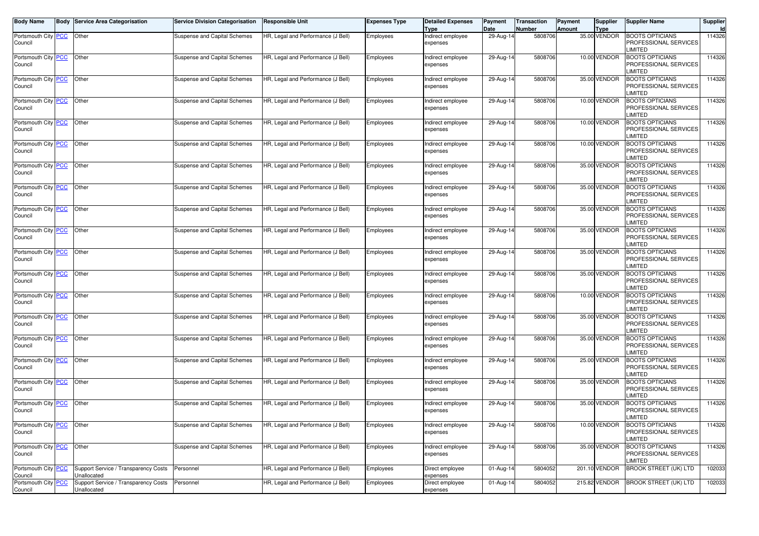| Body Name | Body | Service Area Categorisation | Service Division Categorisation | Responsible Unit | Expenses Type | Detailed Expenses Type | Payment Date | Transaction Number | Payment Amount | Supplier Type | Supplier Name | Supplier Id |
|---|---|---|---|---|---|---|---|---|---|---|---|---|
| Portsmouth City Council | PCC | Other | Suspense and Capital Schemes | HR, Legal and Performance (J Bell) | Employees | Indirect employee expenses | 29-Aug-14 | 5808706 | 35.00 | VENDOR | BOOTS OPTICIANS PROFESSIONAL SERVICES LIMITED | 114326 |
| Portsmouth City Council | PCC | Other | Suspense and Capital Schemes | HR, Legal and Performance (J Bell) | Employees | Indirect employee expenses | 29-Aug-14 | 5808706 | 10.00 | VENDOR | BOOTS OPTICIANS PROFESSIONAL SERVICES LIMITED | 114326 |
| Portsmouth City Council | PCC | Other | Suspense and Capital Schemes | HR, Legal and Performance (J Bell) | Employees | Indirect employee expenses | 29-Aug-14 | 5808706 | 35.00 | VENDOR | BOOTS OPTICIANS PROFESSIONAL SERVICES LIMITED | 114326 |
| Portsmouth City Council | PCC | Other | Suspense and Capital Schemes | HR, Legal and Performance (J Bell) | Employees | Indirect employee expenses | 29-Aug-14 | 5808706 | 10.00 | VENDOR | BOOTS OPTICIANS PROFESSIONAL SERVICES LIMITED | 114326 |
| Portsmouth City Council | PCC | Other | Suspense and Capital Schemes | HR, Legal and Performance (J Bell) | Employees | Indirect employee expenses | 29-Aug-14 | 5808706 | 10.00 | VENDOR | BOOTS OPTICIANS PROFESSIONAL SERVICES LIMITED | 114326 |
| Portsmouth City Council | PCC | Other | Suspense and Capital Schemes | HR, Legal and Performance (J Bell) | Employees | Indirect employee expenses | 29-Aug-14 | 5808706 | 10.00 | VENDOR | BOOTS OPTICIANS PROFESSIONAL SERVICES LIMITED | 114326 |
| Portsmouth City Council | PCC | Other | Suspense and Capital Schemes | HR, Legal and Performance (J Bell) | Employees | Indirect employee expenses | 29-Aug-14 | 5808706 | 35.00 | VENDOR | BOOTS OPTICIANS PROFESSIONAL SERVICES LIMITED | 114326 |
| Portsmouth City Council | PCC | Other | Suspense and Capital Schemes | HR, Legal and Performance (J Bell) | Employees | Indirect employee expenses | 29-Aug-14 | 5808706 | 35.00 | VENDOR | BOOTS OPTICIANS PROFESSIONAL SERVICES LIMITED | 114326 |
| Portsmouth City Council | PCC | Other | Suspense and Capital Schemes | HR, Legal and Performance (J Bell) | Employees | Indirect employee expenses | 29-Aug-14 | 5808706 | 35.00 | VENDOR | BOOTS OPTICIANS PROFESSIONAL SERVICES LIMITED | 114326 |
| Portsmouth City Council | PCC | Other | Suspense and Capital Schemes | HR, Legal and Performance (J Bell) | Employees | Indirect employee expenses | 29-Aug-14 | 5808706 | 35.00 | VENDOR | BOOTS OPTICIANS PROFESSIONAL SERVICES LIMITED | 114326 |
| Portsmouth City Council | PCC | Other | Suspense and Capital Schemes | HR, Legal and Performance (J Bell) | Employees | Indirect employee expenses | 29-Aug-14 | 5808706 | 35.00 | VENDOR | BOOTS OPTICIANS PROFESSIONAL SERVICES LIMITED | 114326 |
| Portsmouth City Council | PCC | Other | Suspense and Capital Schemes | HR, Legal and Performance (J Bell) | Employees | Indirect employee expenses | 29-Aug-14 | 5808706 | 35.00 | VENDOR | BOOTS OPTICIANS PROFESSIONAL SERVICES LIMITED | 114326 |
| Portsmouth City Council | PCC | Other | Suspense and Capital Schemes | HR, Legal and Performance (J Bell) | Employees | Indirect employee expenses | 29-Aug-14 | 5808706 | 10.00 | VENDOR | BOOTS OPTICIANS PROFESSIONAL SERVICES LIMITED | 114326 |
| Portsmouth City Council | PCC | Other | Suspense and Capital Schemes | HR, Legal and Performance (J Bell) | Employees | Indirect employee expenses | 29-Aug-14 | 5808706 | 35.00 | VENDOR | BOOTS OPTICIANS PROFESSIONAL SERVICES LIMITED | 114326 |
| Portsmouth City Council | PCC | Other | Suspense and Capital Schemes | HR, Legal and Performance (J Bell) | Employees | Indirect employee expenses | 29-Aug-14 | 5808706 | 35.00 | VENDOR | BOOTS OPTICIANS PROFESSIONAL SERVICES LIMITED | 114326 |
| Portsmouth City Council | PCC | Other | Suspense and Capital Schemes | HR, Legal and Performance (J Bell) | Employees | Indirect employee expenses | 29-Aug-14 | 5808706 | 25.00 | VENDOR | BOOTS OPTICIANS PROFESSIONAL SERVICES LIMITED | 114326 |
| Portsmouth City Council | PCC | Other | Suspense and Capital Schemes | HR, Legal and Performance (J Bell) | Employees | Indirect employee expenses | 29-Aug-14 | 5808706 | 35.00 | VENDOR | BOOTS OPTICIANS PROFESSIONAL SERVICES LIMITED | 114326 |
| Portsmouth City Council | PCC | Other | Suspense and Capital Schemes | HR, Legal and Performance (J Bell) | Employees | Indirect employee expenses | 29-Aug-14 | 5808706 | 35.00 | VENDOR | BOOTS OPTICIANS PROFESSIONAL SERVICES LIMITED | 114326 |
| Portsmouth City Council | PCC | Other | Suspense and Capital Schemes | HR, Legal and Performance (J Bell) | Employees | Indirect employee expenses | 29-Aug-14 | 5808706 | 10.00 | VENDOR | BOOTS OPTICIANS PROFESSIONAL SERVICES LIMITED | 114326 |
| Portsmouth City Council | PCC | Other | Suspense and Capital Schemes | HR, Legal and Performance (J Bell) | Employees | Indirect employee expenses | 29-Aug-14 | 5808706 | 35.00 | VENDOR | BOOTS OPTICIANS PROFESSIONAL SERVICES LIMITED | 114326 |
| Portsmouth City Council | PCC | Support Service / Transparency Costs Unallocated | Personnel | HR, Legal and Performance (J Bell) | Employees | Direct employee expenses | 01-Aug-14 | 5804052 | 201.10 | VENDOR | BROOK STREET (UK) LTD | 102033 |
| Portsmouth City Council | PCC | Support Service / Transparency Costs Unallocated | Personnel | HR, Legal and Performance (J Bell) | Employees | Direct employee expenses | 01-Aug-14 | 5804052 | 215.82 | VENDOR | BROOK STREET (UK) LTD | 102033 |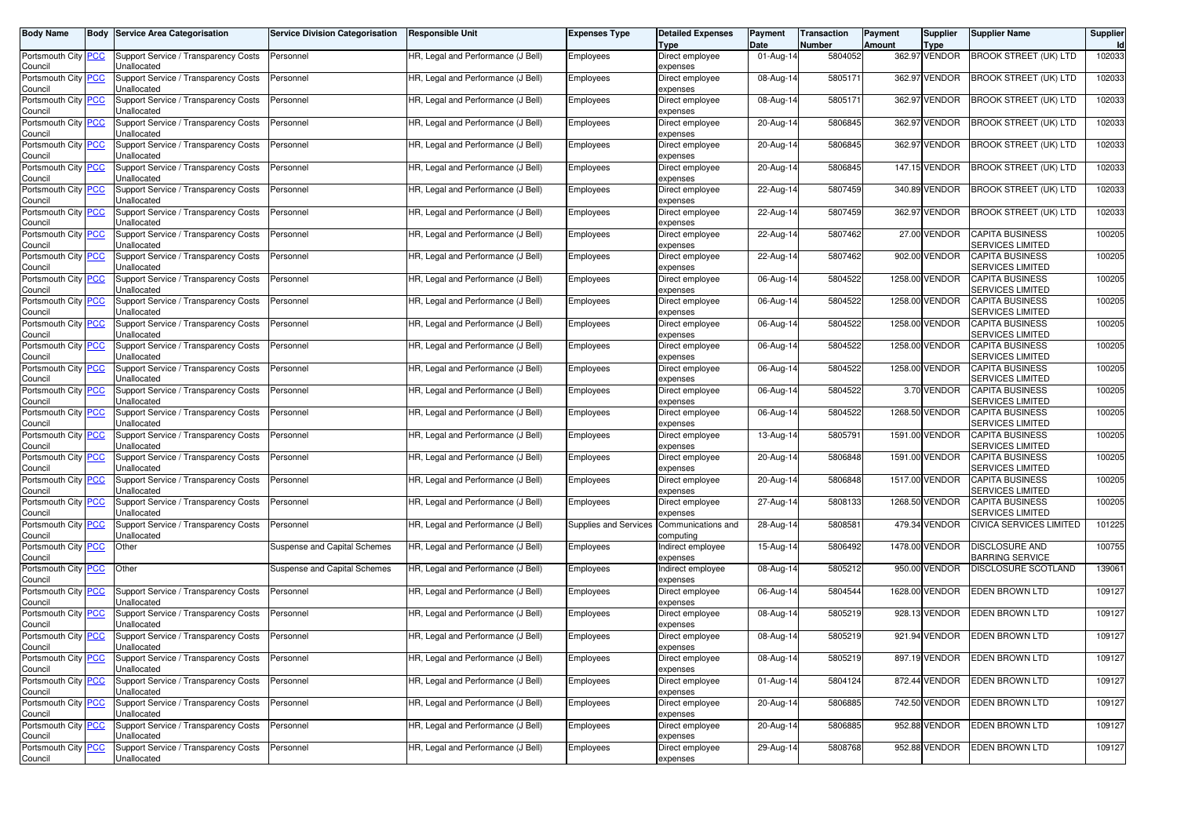| Body Name | Body | Service Area Categorisation | Service Division Categorisation | Responsible Unit | Expenses Type | Detailed Expenses Type | Payment Date | Transaction Number | Payment Amount | Supplier Type | Supplier Name | Supplier Id |
|---|---|---|---|---|---|---|---|---|---|---|---|---|
| Portsmouth City Council | PCC | Support Service / Transparency Costs Unallocated | Personnel | HR, Legal and Performance (J Bell) | Employees | Direct employee expenses | 01-Aug-14 | 5804052 | 362.97 | VENDOR | BROOK STREET (UK) LTD | 102033 |
| Portsmouth City Council | PCC | Support Service / Transparency Costs Unallocated | Personnel | HR, Legal and Performance (J Bell) | Employees | Direct employee expenses | 08-Aug-14 | 5805171 | 362.97 | VENDOR | BROOK STREET (UK) LTD | 102033 |
| Portsmouth City Council | PCC | Support Service / Transparency Costs Unallocated | Personnel | HR, Legal and Performance (J Bell) | Employees | Direct employee expenses | 08-Aug-14 | 5805171 | 362.97 | VENDOR | BROOK STREET (UK) LTD | 102033 |
| Portsmouth City Council | PCC | Support Service / Transparency Costs Unallocated | Personnel | HR, Legal and Performance (J Bell) | Employees | Direct employee expenses | 20-Aug-14 | 5806845 | 362.97 | VENDOR | BROOK STREET (UK) LTD | 102033 |
| Portsmouth City Council | PCC | Support Service / Transparency Costs Unallocated | Personnel | HR, Legal and Performance (J Bell) | Employees | Direct employee expenses | 20-Aug-14 | 5806845 | 362.97 | VENDOR | BROOK STREET (UK) LTD | 102033 |
| Portsmouth City Council | PCC | Support Service / Transparency Costs Unallocated | Personnel | HR, Legal and Performance (J Bell) | Employees | Direct employee expenses | 20-Aug-14 | 5806845 | 147.15 | VENDOR | BROOK STREET (UK) LTD | 102033 |
| Portsmouth City Council | PCC | Support Service / Transparency Costs Unallocated | Personnel | HR, Legal and Performance (J Bell) | Employees | Direct employee expenses | 22-Aug-14 | 5807459 | 340.89 | VENDOR | BROOK STREET (UK) LTD | 102033 |
| Portsmouth City Council | PCC | Support Service / Transparency Costs Unallocated | Personnel | HR, Legal and Performance (J Bell) | Employees | Direct employee expenses | 22-Aug-14 | 5807459 | 362.97 | VENDOR | BROOK STREET (UK) LTD | 102033 |
| Portsmouth City Council | PCC | Support Service / Transparency Costs Unallocated | Personnel | HR, Legal and Performance (J Bell) | Employees | Direct employee expenses | 22-Aug-14 | 5807462 | 27.00 | VENDOR | CAPITA BUSINESS SERVICES LIMITED | 100205 |
| Portsmouth City Council | PCC | Support Service / Transparency Costs Unallocated | Personnel | HR, Legal and Performance (J Bell) | Employees | Direct employee expenses | 22-Aug-14 | 5807462 | 902.00 | VENDOR | CAPITA BUSINESS SERVICES LIMITED | 100205 |
| Portsmouth City Council | PCC | Support Service / Transparency Costs Unallocated | Personnel | HR, Legal and Performance (J Bell) | Employees | Direct employee expenses | 06-Aug-14 | 5804522 | 1258.00 | VENDOR | CAPITA BUSINESS SERVICES LIMITED | 100205 |
| Portsmouth City Council | PCC | Support Service / Transparency Costs Unallocated | Personnel | HR, Legal and Performance (J Bell) | Employees | Direct employee expenses | 06-Aug-14 | 5804522 | 1258.00 | VENDOR | CAPITA BUSINESS SERVICES LIMITED | 100205 |
| Portsmouth City Council | PCC | Support Service / Transparency Costs Unallocated | Personnel | HR, Legal and Performance (J Bell) | Employees | Direct employee expenses | 06-Aug-14 | 5804522 | 1258.00 | VENDOR | CAPITA BUSINESS SERVICES LIMITED | 100205 |
| Portsmouth City Council | PCC | Support Service / Transparency Costs Unallocated | Personnel | HR, Legal and Performance (J Bell) | Employees | Direct employee expenses | 06-Aug-14 | 5804522 | 1258.00 | VENDOR | CAPITA BUSINESS SERVICES LIMITED | 100205 |
| Portsmouth City Council | PCC | Support Service / Transparency Costs Unallocated | Personnel | HR, Legal and Performance (J Bell) | Employees | Direct employee expenses | 06-Aug-14 | 5804522 | 1258.00 | VENDOR | CAPITA BUSINESS SERVICES LIMITED | 100205 |
| Portsmouth City Council | PCC | Support Service / Transparency Costs Unallocated | Personnel | HR, Legal and Performance (J Bell) | Employees | Direct employee expenses | 06-Aug-14 | 5804522 | 3.70 | VENDOR | CAPITA BUSINESS SERVICES LIMITED | 100205 |
| Portsmouth City Council | PCC | Support Service / Transparency Costs Unallocated | Personnel | HR, Legal and Performance (J Bell) | Employees | Direct employee expenses | 06-Aug-14 | 5804522 | 1268.50 | VENDOR | CAPITA BUSINESS SERVICES LIMITED | 100205 |
| Portsmouth City Council | PCC | Support Service / Transparency Costs Unallocated | Personnel | HR, Legal and Performance (J Bell) | Employees | Direct employee expenses | 13-Aug-14 | 5805791 | 1591.00 | VENDOR | CAPITA BUSINESS SERVICES LIMITED | 100205 |
| Portsmouth City Council | PCC | Support Service / Transparency Costs Unallocated | Personnel | HR, Legal and Performance (J Bell) | Employees | Direct employee expenses | 20-Aug-14 | 5806848 | 1591.00 | VENDOR | CAPITA BUSINESS SERVICES LIMITED | 100205 |
| Portsmouth City Council | PCC | Support Service / Transparency Costs Unallocated | Personnel | HR, Legal and Performance (J Bell) | Employees | Direct employee expenses | 20-Aug-14 | 5806848 | 1517.00 | VENDOR | CAPITA BUSINESS SERVICES LIMITED | 100205 |
| Portsmouth City Council | PCC | Support Service / Transparency Costs Unallocated | Personnel | HR, Legal and Performance (J Bell) | Employees | Direct employee expenses | 27-Aug-14 | 5808133 | 1268.50 | VENDOR | CAPITA BUSINESS SERVICES LIMITED | 100205 |
| Portsmouth City Council | PCC | Support Service / Transparency Costs Unallocated | Personnel | HR, Legal and Performance (J Bell) | Supplies and Services | Communications and computing | 28-Aug-14 | 5808581 | 479.34 | VENDOR | CIVICA SERVICES LIMITED | 101225 |
| Portsmouth City Council | PCC | Other | Suspense and Capital Schemes | HR, Legal and Performance (J Bell) | Employees | Indirect employee expenses | 15-Aug-14 | 5806492 | 1478.00 | VENDOR | DISCLOSURE AND BARRING SERVICE | 100755 |
| Portsmouth City Council | PCC | Other | Suspense and Capital Schemes | HR, Legal and Performance (J Bell) | Employees | Indirect employee expenses | 08-Aug-14 | 5805212 | 950.00 | VENDOR | DISCLOSURE SCOTLAND | 139061 |
| Portsmouth City Council | PCC | Support Service / Transparency Costs Unallocated | Personnel | HR, Legal and Performance (J Bell) | Employees | Direct employee expenses | 06-Aug-14 | 5804544 | 1628.00 | VENDOR | EDEN BROWN LTD | 109127 |
| Portsmouth City Council | PCC | Support Service / Transparency Costs Unallocated | Personnel | HR, Legal and Performance (J Bell) | Employees | Direct employee expenses | 08-Aug-14 | 5805219 | 928.13 | VENDOR | EDEN BROWN LTD | 109127 |
| Portsmouth City Council | PCC | Support Service / Transparency Costs Unallocated | Personnel | HR, Legal and Performance (J Bell) | Employees | Direct employee expenses | 08-Aug-14 | 5805219 | 921.94 | VENDOR | EDEN BROWN LTD | 109127 |
| Portsmouth City Council | PCC | Support Service / Transparency Costs Unallocated | Personnel | HR, Legal and Performance (J Bell) | Employees | Direct employee expenses | 08-Aug-14 | 5805219 | 897.19 | VENDOR | EDEN BROWN LTD | 109127 |
| Portsmouth City Council | PCC | Support Service / Transparency Costs Unallocated | Personnel | HR, Legal and Performance (J Bell) | Employees | Direct employee expenses | 01-Aug-14 | 5804124 | 872.44 | VENDOR | EDEN BROWN LTD | 109127 |
| Portsmouth City Council | PCC | Support Service / Transparency Costs Unallocated | Personnel | HR, Legal and Performance (J Bell) | Employees | Direct employee expenses | 20-Aug-14 | 5806885 | 742.50 | VENDOR | EDEN BROWN LTD | 109127 |
| Portsmouth City Council | PCC | Support Service / Transparency Costs Unallocated | Personnel | HR, Legal and Performance (J Bell) | Employees | Direct employee expenses | 20-Aug-14 | 5806885 | 952.88 | VENDOR | EDEN BROWN LTD | 109127 |
| Portsmouth City Council | PCC | Support Service / Transparency Costs Unallocated | Personnel | HR, Legal and Performance (J Bell) | Employees | Direct employee expenses | 29-Aug-14 | 5808768 | 952.88 | VENDOR | EDEN BROWN LTD | 109127 |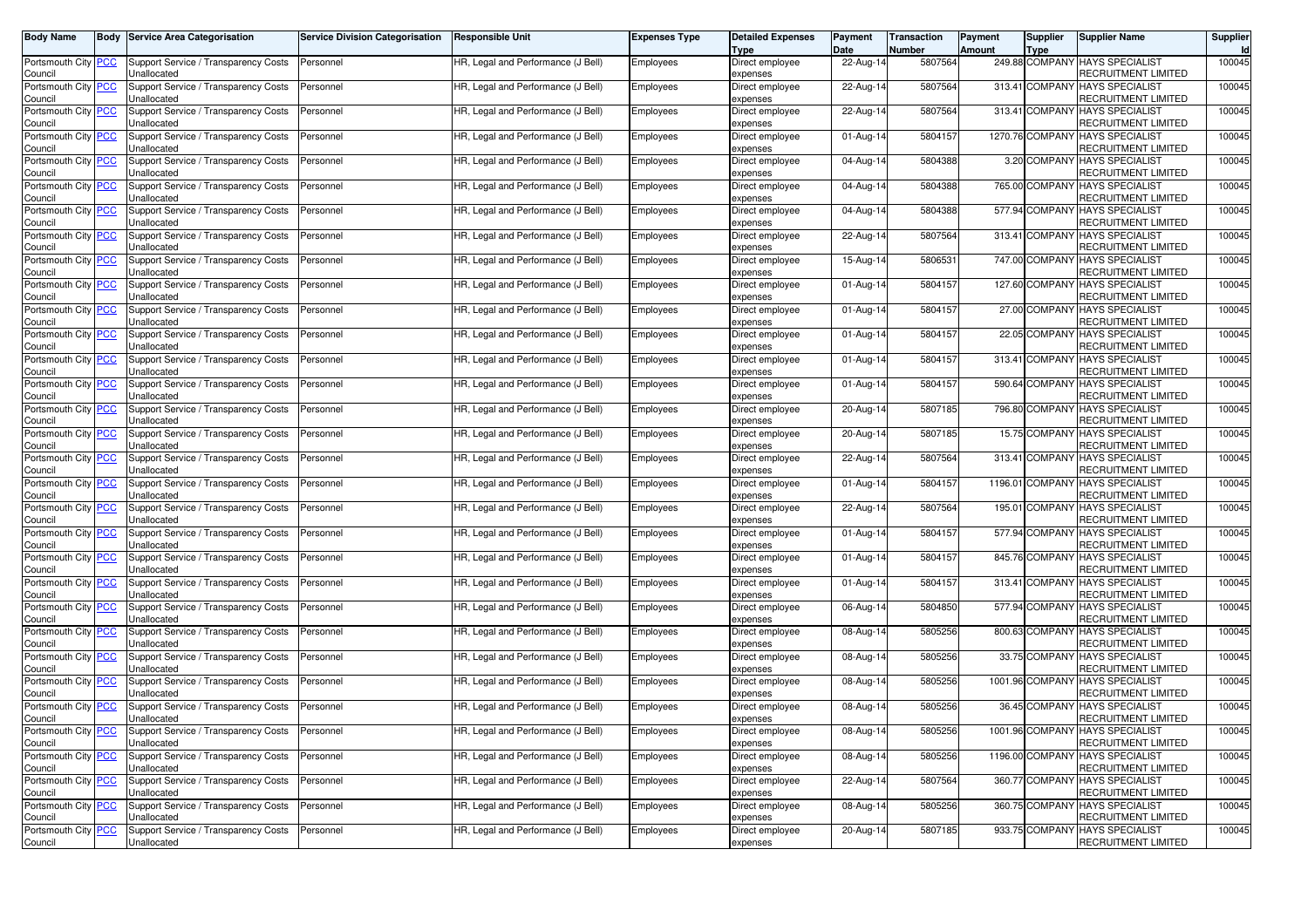| Body Name | Body | Service Area Categorisation | Service Division Categorisation | Responsible Unit | Expenses Type | Detailed Expenses Type | Payment Date | Transaction Number | Payment Amount | Supplier Type | Supplier Name | Supplier Id |
|---|---|---|---|---|---|---|---|---|---|---|---|---|
| Portsmouth City Council | PCC | Support Service / Transparency Costs Unallocated | Personnel | HR, Legal and Performance (J Bell) | Employees | Direct employee expenses | 22-Aug-14 | 5807564 | 249.88 | COMPANY | HAYS SPECIALIST RECRUITMENT LIMITED | 100045 |
| Portsmouth City Council | PCC | Support Service / Transparency Costs Unallocated | Personnel | HR, Legal and Performance (J Bell) | Employees | Direct employee expenses | 22-Aug-14 | 5807564 | 313.41 | COMPANY | HAYS SPECIALIST RECRUITMENT LIMITED | 100045 |
| Portsmouth City Council | PCC | Support Service / Transparency Costs Unallocated | Personnel | HR, Legal and Performance (J Bell) | Employees | Direct employee expenses | 22-Aug-14 | 5807564 | 313.41 | COMPANY | HAYS SPECIALIST RECRUITMENT LIMITED | 100045 |
| Portsmouth City Council | PCC | Support Service / Transparency Costs Unallocated | Personnel | HR, Legal and Performance (J Bell) | Employees | Direct employee expenses | 01-Aug-14 | 5804157 | 1270.76 | COMPANY | HAYS SPECIALIST RECRUITMENT LIMITED | 100045 |
| Portsmouth City Council | PCC | Support Service / Transparency Costs Unallocated | Personnel | HR, Legal and Performance (J Bell) | Employees | Direct employee expenses | 04-Aug-14 | 5804388 | 3.20 | COMPANY | HAYS SPECIALIST RECRUITMENT LIMITED | 100045 |
| Portsmouth City Council | PCC | Support Service / Transparency Costs Unallocated | Personnel | HR, Legal and Performance (J Bell) | Employees | Direct employee expenses | 04-Aug-14 | 5804388 | 765.00 | COMPANY | HAYS SPECIALIST RECRUITMENT LIMITED | 100045 |
| Portsmouth City Council | PCC | Support Service / Transparency Costs Unallocated | Personnel | HR, Legal and Performance (J Bell) | Employees | Direct employee expenses | 04-Aug-14 | 5804388 | 577.94 | COMPANY | HAYS SPECIALIST RECRUITMENT LIMITED | 100045 |
| Portsmouth City Council | PCC | Support Service / Transparency Costs Unallocated | Personnel | HR, Legal and Performance (J Bell) | Employees | Direct employee expenses | 22-Aug-14 | 5807564 | 313.41 | COMPANY | HAYS SPECIALIST RECRUITMENT LIMITED | 100045 |
| Portsmouth City Council | PCC | Support Service / Transparency Costs Unallocated | Personnel | HR, Legal and Performance (J Bell) | Employees | Direct employee expenses | 15-Aug-14 | 5806531 | 747.00 | COMPANY | HAYS SPECIALIST RECRUITMENT LIMITED | 100045 |
| Portsmouth City Council | PCC | Support Service / Transparency Costs Unallocated | Personnel | HR, Legal and Performance (J Bell) | Employees | Direct employee expenses | 01-Aug-14 | 5804157 | 127.60 | COMPANY | HAYS SPECIALIST RECRUITMENT LIMITED | 100045 |
| Portsmouth City Council | PCC | Support Service / Transparency Costs Unallocated | Personnel | HR, Legal and Performance (J Bell) | Employees | Direct employee expenses | 01-Aug-14 | 5804157 | 27.00 | COMPANY | HAYS SPECIALIST RECRUITMENT LIMITED | 100045 |
| Portsmouth City Council | PCC | Support Service / Transparency Costs Unallocated | Personnel | HR, Legal and Performance (J Bell) | Employees | Direct employee expenses | 01-Aug-14 | 5804157 | 22.05 | COMPANY | HAYS SPECIALIST RECRUITMENT LIMITED | 100045 |
| Portsmouth City Council | PCC | Support Service / Transparency Costs Unallocated | Personnel | HR, Legal and Performance (J Bell) | Employees | Direct employee expenses | 01-Aug-14 | 5804157 | 313.41 | COMPANY | HAYS SPECIALIST RECRUITMENT LIMITED | 100045 |
| Portsmouth City Council | PCC | Support Service / Transparency Costs Unallocated | Personnel | HR, Legal and Performance (J Bell) | Employees | Direct employee expenses | 01-Aug-14 | 5804157 | 590.64 | COMPANY | HAYS SPECIALIST RECRUITMENT LIMITED | 100045 |
| Portsmouth City Council | PCC | Support Service / Transparency Costs Unallocated | Personnel | HR, Legal and Performance (J Bell) | Employees | Direct employee expenses | 20-Aug-14 | 5807185 | 796.80 | COMPANY | HAYS SPECIALIST RECRUITMENT LIMITED | 100045 |
| Portsmouth City Council | PCC | Support Service / Transparency Costs Unallocated | Personnel | HR, Legal and Performance (J Bell) | Employees | Direct employee expenses | 20-Aug-14 | 5807185 | 15.75 | COMPANY | HAYS SPECIALIST RECRUITMENT LIMITED | 100045 |
| Portsmouth City Council | PCC | Support Service / Transparency Costs Unallocated | Personnel | HR, Legal and Performance (J Bell) | Employees | Direct employee expenses | 22-Aug-14 | 5807564 | 313.41 | COMPANY | HAYS SPECIALIST RECRUITMENT LIMITED | 100045 |
| Portsmouth City Council | PCC | Support Service / Transparency Costs Unallocated | Personnel | HR, Legal and Performance (J Bell) | Employees | Direct employee expenses | 01-Aug-14 | 5804157 | 1196.01 | COMPANY | HAYS SPECIALIST RECRUITMENT LIMITED | 100045 |
| Portsmouth City Council | PCC | Support Service / Transparency Costs Unallocated | Personnel | HR, Legal and Performance (J Bell) | Employees | Direct employee expenses | 22-Aug-14 | 5807564 | 195.01 | COMPANY | HAYS SPECIALIST RECRUITMENT LIMITED | 100045 |
| Portsmouth City Council | PCC | Support Service / Transparency Costs Unallocated | Personnel | HR, Legal and Performance (J Bell) | Employees | Direct employee expenses | 01-Aug-14 | 5804157 | 577.94 | COMPANY | HAYS SPECIALIST RECRUITMENT LIMITED | 100045 |
| Portsmouth City Council | PCC | Support Service / Transparency Costs Unallocated | Personnel | HR, Legal and Performance (J Bell) | Employees | Direct employee expenses | 01-Aug-14 | 5804157 | 845.76 | COMPANY | HAYS SPECIALIST RECRUITMENT LIMITED | 100045 |
| Portsmouth City Council | PCC | Support Service / Transparency Costs Unallocated | Personnel | HR, Legal and Performance (J Bell) | Employees | Direct employee expenses | 01-Aug-14 | 5804157 | 313.41 | COMPANY | HAYS SPECIALIST RECRUITMENT LIMITED | 100045 |
| Portsmouth City Council | PCC | Support Service / Transparency Costs Unallocated | Personnel | HR, Legal and Performance (J Bell) | Employees | Direct employee expenses | 06-Aug-14 | 5804850 | 577.94 | COMPANY | HAYS SPECIALIST RECRUITMENT LIMITED | 100045 |
| Portsmouth City Council | PCC | Support Service / Transparency Costs Unallocated | Personnel | HR, Legal and Performance (J Bell) | Employees | Direct employee expenses | 08-Aug-14 | 5805256 | 800.63 | COMPANY | HAYS SPECIALIST RECRUITMENT LIMITED | 100045 |
| Portsmouth City Council | PCC | Support Service / Transparency Costs Unallocated | Personnel | HR, Legal and Performance (J Bell) | Employees | Direct employee expenses | 08-Aug-14 | 5805256 | 33.75 | COMPANY | HAYS SPECIALIST RECRUITMENT LIMITED | 100045 |
| Portsmouth City Council | PCC | Support Service / Transparency Costs Unallocated | Personnel | HR, Legal and Performance (J Bell) | Employees | Direct employee expenses | 08-Aug-14 | 5805256 | 1001.96 | COMPANY | HAYS SPECIALIST RECRUITMENT LIMITED | 100045 |
| Portsmouth City Council | PCC | Support Service / Transparency Costs Unallocated | Personnel | HR, Legal and Performance (J Bell) | Employees | Direct employee expenses | 08-Aug-14 | 5805256 | 36.45 | COMPANY | HAYS SPECIALIST RECRUITMENT LIMITED | 100045 |
| Portsmouth City Council | PCC | Support Service / Transparency Costs Unallocated | Personnel | HR, Legal and Performance (J Bell) | Employees | Direct employee expenses | 08-Aug-14 | 5805256 | 1001.96 | COMPANY | HAYS SPECIALIST RECRUITMENT LIMITED | 100045 |
| Portsmouth City Council | PCC | Support Service / Transparency Costs Unallocated | Personnel | HR, Legal and Performance (J Bell) | Employees | Direct employee expenses | 08-Aug-14 | 5805256 | 1196.00 | COMPANY | HAYS SPECIALIST RECRUITMENT LIMITED | 100045 |
| Portsmouth City Council | PCC | Support Service / Transparency Costs Unallocated | Personnel | HR, Legal and Performance (J Bell) | Employees | Direct employee expenses | 22-Aug-14 | 5807564 | 360.77 | COMPANY | HAYS SPECIALIST RECRUITMENT LIMITED | 100045 |
| Portsmouth City Council | PCC | Support Service / Transparency Costs Unallocated | Personnel | HR, Legal and Performance (J Bell) | Employees | Direct employee expenses | 08-Aug-14 | 5805256 | 360.75 | COMPANY | HAYS SPECIALIST RECRUITMENT LIMITED | 100045 |
| Portsmouth City Council | PCC | Support Service / Transparency Costs Unallocated | Personnel | HR, Legal and Performance (J Bell) | Employees | Direct employee expenses | 20-Aug-14 | 5807185 | 933.75 | COMPANY | HAYS SPECIALIST RECRUITMENT LIMITED | 100045 |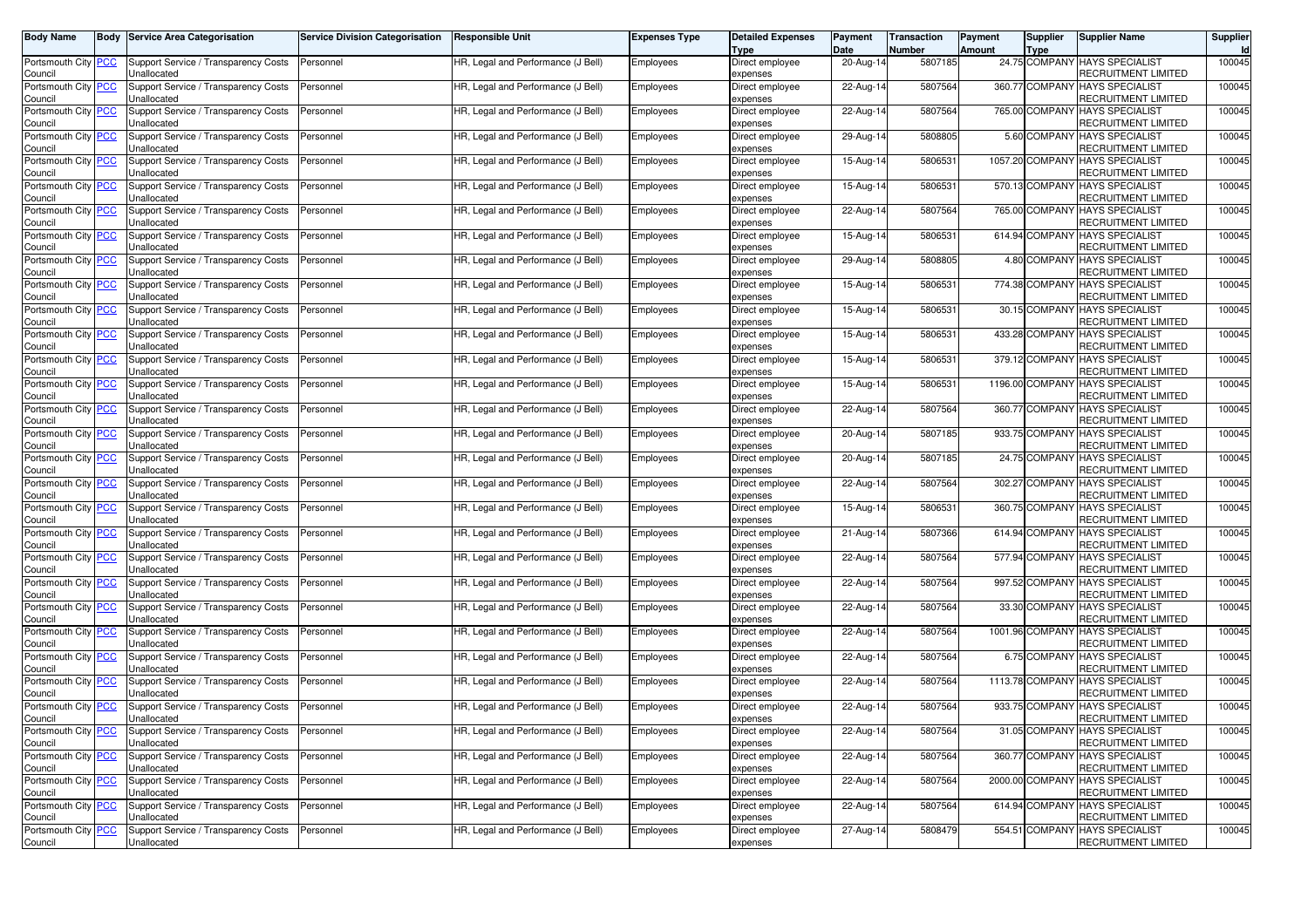| Body Name | Body | Service Area Categorisation | Service Division Categorisation | Responsible Unit | Expenses Type | Detailed Expenses Type | Payment Date | Transaction Number | Payment Amount | Supplier Type | Supplier Name | Supplier Id |
|---|---|---|---|---|---|---|---|---|---|---|---|---|
| Portsmouth City Council | PCC | Support Service / Transparency Costs Unallocated | Personnel | HR, Legal and Performance (J Bell) | Employees | Direct employee expenses | 20-Aug-14 | 5807185 | 24.75 | COMPANY | HAYS SPECIALIST RECRUITMENT LIMITED | 100045 |
| Portsmouth City Council | PCC | Support Service / Transparency Costs Unallocated | Personnel | HR, Legal and Performance (J Bell) | Employees | Direct employee expenses | 22-Aug-14 | 5807564 | 360.77 | COMPANY | HAYS SPECIALIST RECRUITMENT LIMITED | 100045 |
| Portsmouth City Council | PCC | Support Service / Transparency Costs Unallocated | Personnel | HR, Legal and Performance (J Bell) | Employees | Direct employee expenses | 22-Aug-14 | 5807564 | 765.00 | COMPANY | HAYS SPECIALIST RECRUITMENT LIMITED | 100045 |
| Portsmouth City Council | PCC | Support Service / Transparency Costs Unallocated | Personnel | HR, Legal and Performance (J Bell) | Employees | Direct employee expenses | 29-Aug-14 | 5808805 | 5.60 | COMPANY | HAYS SPECIALIST RECRUITMENT LIMITED | 100045 |
| Portsmouth City Council | PCC | Support Service / Transparency Costs Unallocated | Personnel | HR, Legal and Performance (J Bell) | Employees | Direct employee expenses | 15-Aug-14 | 5806531 | 1057.20 | COMPANY | HAYS SPECIALIST RECRUITMENT LIMITED | 100045 |
| Portsmouth City Council | PCC | Support Service / Transparency Costs Unallocated | Personnel | HR, Legal and Performance (J Bell) | Employees | Direct employee expenses | 15-Aug-14 | 5806531 | 570.13 | COMPANY | HAYS SPECIALIST RECRUITMENT LIMITED | 100045 |
| Portsmouth City Council | PCC | Support Service / Transparency Costs Unallocated | Personnel | HR, Legal and Performance (J Bell) | Employees | Direct employee expenses | 22-Aug-14 | 5807564 | 765.00 | COMPANY | HAYS SPECIALIST RECRUITMENT LIMITED | 100045 |
| Portsmouth City Council | PCC | Support Service / Transparency Costs Unallocated | Personnel | HR, Legal and Performance (J Bell) | Employees | Direct employee expenses | 15-Aug-14 | 5806531 | 614.94 | COMPANY | HAYS SPECIALIST RECRUITMENT LIMITED | 100045 |
| Portsmouth City Council | PCC | Support Service / Transparency Costs Unallocated | Personnel | HR, Legal and Performance (J Bell) | Employees | Direct employee expenses | 29-Aug-14 | 5808805 | 4.80 | COMPANY | HAYS SPECIALIST RECRUITMENT LIMITED | 100045 |
| Portsmouth City Council | PCC | Support Service / Transparency Costs Unallocated | Personnel | HR, Legal and Performance (J Bell) | Employees | Direct employee expenses | 15-Aug-14 | 5806531 | 774.38 | COMPANY | HAYS SPECIALIST RECRUITMENT LIMITED | 100045 |
| Portsmouth City Council | PCC | Support Service / Transparency Costs Unallocated | Personnel | HR, Legal and Performance (J Bell) | Employees | Direct employee expenses | 15-Aug-14 | 5806531 | 30.15 | COMPANY | HAYS SPECIALIST RECRUITMENT LIMITED | 100045 |
| Portsmouth City Council | PCC | Support Service / Transparency Costs Unallocated | Personnel | HR, Legal and Performance (J Bell) | Employees | Direct employee expenses | 15-Aug-14 | 5806531 | 433.28 | COMPANY | HAYS SPECIALIST RECRUITMENT LIMITED | 100045 |
| Portsmouth City Council | PCC | Support Service / Transparency Costs Unallocated | Personnel | HR, Legal and Performance (J Bell) | Employees | Direct employee expenses | 15-Aug-14 | 5806531 | 379.12 | COMPANY | HAYS SPECIALIST RECRUITMENT LIMITED | 100045 |
| Portsmouth City Council | PCC | Support Service / Transparency Costs Unallocated | Personnel | HR, Legal and Performance (J Bell) | Employees | Direct employee expenses | 15-Aug-14 | 5806531 | 1196.00 | COMPANY | HAYS SPECIALIST RECRUITMENT LIMITED | 100045 |
| Portsmouth City Council | PCC | Support Service / Transparency Costs Unallocated | Personnel | HR, Legal and Performance (J Bell) | Employees | Direct employee expenses | 22-Aug-14 | 5807564 | 360.77 | COMPANY | HAYS SPECIALIST RECRUITMENT LIMITED | 100045 |
| Portsmouth City Council | PCC | Support Service / Transparency Costs Unallocated | Personnel | HR, Legal and Performance (J Bell) | Employees | Direct employee expenses | 20-Aug-14 | 5807185 | 933.75 | COMPANY | HAYS SPECIALIST RECRUITMENT LIMITED | 100045 |
| Portsmouth City Council | PCC | Support Service / Transparency Costs Unallocated | Personnel | HR, Legal and Performance (J Bell) | Employees | Direct employee expenses | 20-Aug-14 | 5807185 | 24.75 | COMPANY | HAYS SPECIALIST RECRUITMENT LIMITED | 100045 |
| Portsmouth City Council | PCC | Support Service / Transparency Costs Unallocated | Personnel | HR, Legal and Performance (J Bell) | Employees | Direct employee expenses | 22-Aug-14 | 5807564 | 302.27 | COMPANY | HAYS SPECIALIST RECRUITMENT LIMITED | 100045 |
| Portsmouth City Council | PCC | Support Service / Transparency Costs Unallocated | Personnel | HR, Legal and Performance (J Bell) | Employees | Direct employee expenses | 15-Aug-14 | 5806531 | 360.75 | COMPANY | HAYS SPECIALIST RECRUITMENT LIMITED | 100045 |
| Portsmouth City Council | PCC | Support Service / Transparency Costs Unallocated | Personnel | HR, Legal and Performance (J Bell) | Employees | Direct employee expenses | 21-Aug-14 | 5807366 | 614.94 | COMPANY | HAYS SPECIALIST RECRUITMENT LIMITED | 100045 |
| Portsmouth City Council | PCC | Support Service / Transparency Costs Unallocated | Personnel | HR, Legal and Performance (J Bell) | Employees | Direct employee expenses | 22-Aug-14 | 5807564 | 577.94 | COMPANY | HAYS SPECIALIST RECRUITMENT LIMITED | 100045 |
| Portsmouth City Council | PCC | Support Service / Transparency Costs Unallocated | Personnel | HR, Legal and Performance (J Bell) | Employees | Direct employee expenses | 22-Aug-14 | 5807564 | 997.52 | COMPANY | HAYS SPECIALIST RECRUITMENT LIMITED | 100045 |
| Portsmouth City Council | PCC | Support Service / Transparency Costs Unallocated | Personnel | HR, Legal and Performance (J Bell) | Employees | Direct employee expenses | 22-Aug-14 | 5807564 | 33.30 | COMPANY | HAYS SPECIALIST RECRUITMENT LIMITED | 100045 |
| Portsmouth City Council | PCC | Support Service / Transparency Costs Unallocated | Personnel | HR, Legal and Performance (J Bell) | Employees | Direct employee expenses | 22-Aug-14 | 5807564 | 1001.96 | COMPANY | HAYS SPECIALIST RECRUITMENT LIMITED | 100045 |
| Portsmouth City Council | PCC | Support Service / Transparency Costs Unallocated | Personnel | HR, Legal and Performance (J Bell) | Employees | Direct employee expenses | 22-Aug-14 | 5807564 | 6.75 | COMPANY | HAYS SPECIALIST RECRUITMENT LIMITED | 100045 |
| Portsmouth City Council | PCC | Support Service / Transparency Costs Unallocated | Personnel | HR, Legal and Performance (J Bell) | Employees | Direct employee expenses | 22-Aug-14 | 5807564 | 1113.78 | COMPANY | HAYS SPECIALIST RECRUITMENT LIMITED | 100045 |
| Portsmouth City Council | PCC | Support Service / Transparency Costs Unallocated | Personnel | HR, Legal and Performance (J Bell) | Employees | Direct employee expenses | 22-Aug-14 | 5807564 | 933.75 | COMPANY | HAYS SPECIALIST RECRUITMENT LIMITED | 100045 |
| Portsmouth City Council | PCC | Support Service / Transparency Costs Unallocated | Personnel | HR, Legal and Performance (J Bell) | Employees | Direct employee expenses | 22-Aug-14 | 5807564 | 31.05 | COMPANY | HAYS SPECIALIST RECRUITMENT LIMITED | 100045 |
| Portsmouth City Council | PCC | Support Service / Transparency Costs Unallocated | Personnel | HR, Legal and Performance (J Bell) | Employees | Direct employee expenses | 22-Aug-14 | 5807564 | 360.77 | COMPANY | HAYS SPECIALIST RECRUITMENT LIMITED | 100045 |
| Portsmouth City Council | PCC | Support Service / Transparency Costs Unallocated | Personnel | HR, Legal and Performance (J Bell) | Employees | Direct employee expenses | 22-Aug-14 | 5807564 | 2000.00 | COMPANY | HAYS SPECIALIST RECRUITMENT LIMITED | 100045 |
| Portsmouth City Council | PCC | Support Service / Transparency Costs Unallocated | Personnel | HR, Legal and Performance (J Bell) | Employees | Direct employee expenses | 22-Aug-14 | 5807564 | 614.94 | COMPANY | HAYS SPECIALIST RECRUITMENT LIMITED | 100045 |
| Portsmouth City Council | PCC | Support Service / Transparency Costs Unallocated | Personnel | HR, Legal and Performance (J Bell) | Employees | Direct employee expenses | 27-Aug-14 | 5808479 | 554.51 | COMPANY | HAYS SPECIALIST RECRUITMENT LIMITED | 100045 |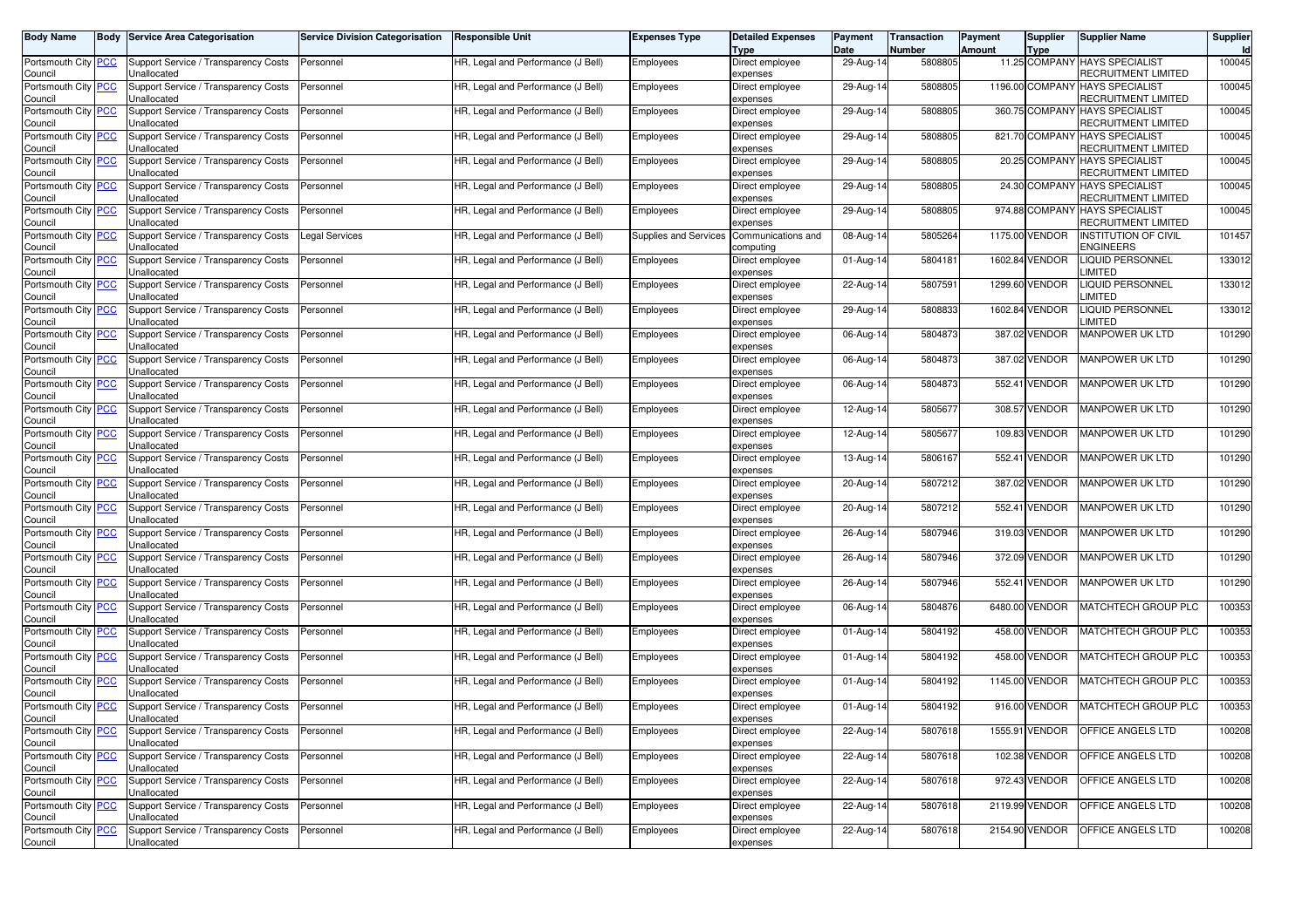| Body Name | Body | Service Area Categorisation | Service Division Categorisation | Responsible Unit | Expenses Type | Detailed Expenses Type | Payment Date | Transaction Number | Payment Amount | Supplier Type | Supplier Name | Supplier Id |
|---|---|---|---|---|---|---|---|---|---|---|---|---|
| Portsmouth City Council | PCC | Support Service / Transparency Costs Unallocated | Personnel | HR, Legal and Performance (J Bell) | Employees | Direct employee expenses | 29-Aug-14 | 5808805 | 11.25 | COMPANY | HAYS SPECIALIST RECRUITMENT LIMITED | 100045 |
| Portsmouth City Council | PCC | Support Service / Transparency Costs Unallocated | Personnel | HR, Legal and Performance (J Bell) | Employees | Direct employee expenses | 29-Aug-14 | 5808805 | 1196.00 | COMPANY | HAYS SPECIALIST RECRUITMENT LIMITED | 100045 |
| Portsmouth City Council | PCC | Support Service / Transparency Costs Unallocated | Personnel | HR, Legal and Performance (J Bell) | Employees | Direct employee expenses | 29-Aug-14 | 5808805 | 360.75 | COMPANY | HAYS SPECIALIST RECRUITMENT LIMITED | 100045 |
| Portsmouth City Council | PCC | Support Service / Transparency Costs Unallocated | Personnel | HR, Legal and Performance (J Bell) | Employees | Direct employee expenses | 29-Aug-14 | 5808805 | 821.70 | COMPANY | HAYS SPECIALIST RECRUITMENT LIMITED | 100045 |
| Portsmouth City Council | PCC | Support Service / Transparency Costs Unallocated | Personnel | HR, Legal and Performance (J Bell) | Employees | Direct employee expenses | 29-Aug-14 | 5808805 | 20.25 | COMPANY | HAYS SPECIALIST RECRUITMENT LIMITED | 100045 |
| Portsmouth City Council | PCC | Support Service / Transparency Costs Unallocated | Personnel | HR, Legal and Performance (J Bell) | Employees | Direct employee expenses | 29-Aug-14 | 5808805 | 24.30 | COMPANY | HAYS SPECIALIST RECRUITMENT LIMITED | 100045 |
| Portsmouth City Council | PCC | Support Service / Transparency Costs Unallocated | Personnel | HR, Legal and Performance (J Bell) | Employees | Direct employee expenses | 29-Aug-14 | 5808805 | 974.88 | COMPANY | HAYS SPECIALIST RECRUITMENT LIMITED | 100045 |
| Portsmouth City Council | PCC | Support Service / Transparency Costs Unallocated | Legal Services | HR, Legal and Performance (J Bell) | Supplies and Services | Communications and computing | 08-Aug-14 | 5805264 | 1175.00 | VENDOR | INSTITUTION OF CIVIL ENGINEERS | 101457 |
| Portsmouth City Council | PCC | Support Service / Transparency Costs Unallocated | Personnel | HR, Legal and Performance (J Bell) | Employees | Direct employee expenses | 01-Aug-14 | 5804181 | 1602.84 | VENDOR | LIQUID PERSONNEL LIMITED | 133012 |
| Portsmouth City Council | PCC | Support Service / Transparency Costs Unallocated | Personnel | HR, Legal and Performance (J Bell) | Employees | Direct employee expenses | 22-Aug-14 | 5807591 | 1299.60 | VENDOR | LIQUID PERSONNEL LIMITED | 133012 |
| Portsmouth City Council | PCC | Support Service / Transparency Costs Unallocated | Personnel | HR, Legal and Performance (J Bell) | Employees | Direct employee expenses | 29-Aug-14 | 5808833 | 1602.84 | VENDOR | LIQUID PERSONNEL LIMITED | 133012 |
| Portsmouth City Council | PCC | Support Service / Transparency Costs Unallocated | Personnel | HR, Legal and Performance (J Bell) | Employees | Direct employee expenses | 06-Aug-14 | 5804873 | 387.02 | VENDOR | MANPOWER UK LTD | 101290 |
| Portsmouth City Council | PCC | Support Service / Transparency Costs Unallocated | Personnel | HR, Legal and Performance (J Bell) | Employees | Direct employee expenses | 06-Aug-14 | 5804873 | 387.02 | VENDOR | MANPOWER UK LTD | 101290 |
| Portsmouth City Council | PCC | Support Service / Transparency Costs Unallocated | Personnel | HR, Legal and Performance (J Bell) | Employees | Direct employee expenses | 06-Aug-14 | 5804873 | 552.41 | VENDOR | MANPOWER UK LTD | 101290 |
| Portsmouth City Council | PCC | Support Service / Transparency Costs Unallocated | Personnel | HR, Legal and Performance (J Bell) | Employees | Direct employee expenses | 12-Aug-14 | 5805677 | 308.57 | VENDOR | MANPOWER UK LTD | 101290 |
| Portsmouth City Council | PCC | Support Service / Transparency Costs Unallocated | Personnel | HR, Legal and Performance (J Bell) | Employees | Direct employee expenses | 12-Aug-14 | 5805677 | 109.83 | VENDOR | MANPOWER UK LTD | 101290 |
| Portsmouth City Council | PCC | Support Service / Transparency Costs Unallocated | Personnel | HR, Legal and Performance (J Bell) | Employees | Direct employee expenses | 13-Aug-14 | 5806167 | 552.41 | VENDOR | MANPOWER UK LTD | 101290 |
| Portsmouth City Council | PCC | Support Service / Transparency Costs Unallocated | Personnel | HR, Legal and Performance (J Bell) | Employees | Direct employee expenses | 20-Aug-14 | 5807212 | 387.02 | VENDOR | MANPOWER UK LTD | 101290 |
| Portsmouth City Council | PCC | Support Service / Transparency Costs Unallocated | Personnel | HR, Legal and Performance (J Bell) | Employees | Direct employee expenses | 20-Aug-14 | 5807212 | 552.41 | VENDOR | MANPOWER UK LTD | 101290 |
| Portsmouth City Council | PCC | Support Service / Transparency Costs Unallocated | Personnel | HR, Legal and Performance (J Bell) | Employees | Direct employee expenses | 26-Aug-14 | 5807946 | 319.03 | VENDOR | MANPOWER UK LTD | 101290 |
| Portsmouth City Council | PCC | Support Service / Transparency Costs Unallocated | Personnel | HR, Legal and Performance (J Bell) | Employees | Direct employee expenses | 26-Aug-14 | 5807946 | 372.09 | VENDOR | MANPOWER UK LTD | 101290 |
| Portsmouth City Council | PCC | Support Service / Transparency Costs Unallocated | Personnel | HR, Legal and Performance (J Bell) | Employees | Direct employee expenses | 26-Aug-14 | 5807946 | 552.41 | VENDOR | MANPOWER UK LTD | 101290 |
| Portsmouth City Council | PCC | Support Service / Transparency Costs Unallocated | Personnel | HR, Legal and Performance (J Bell) | Employees | Direct employee expenses | 06-Aug-14 | 5804876 | 6480.00 | VENDOR | MATCHTECH GROUP PLC | 100353 |
| Portsmouth City Council | PCC | Support Service / Transparency Costs Unallocated | Personnel | HR, Legal and Performance (J Bell) | Employees | Direct employee expenses | 01-Aug-14 | 5804192 | 458.00 | VENDOR | MATCHTECH GROUP PLC | 100353 |
| Portsmouth City Council | PCC | Support Service / Transparency Costs Unallocated | Personnel | HR, Legal and Performance (J Bell) | Employees | Direct employee expenses | 01-Aug-14 | 5804192 | 458.00 | VENDOR | MATCHTECH GROUP PLC | 100353 |
| Portsmouth City Council | PCC | Support Service / Transparency Costs Unallocated | Personnel | HR, Legal and Performance (J Bell) | Employees | Direct employee expenses | 01-Aug-14 | 5804192 | 1145.00 | VENDOR | MATCHTECH GROUP PLC | 100353 |
| Portsmouth City Council | PCC | Support Service / Transparency Costs Unallocated | Personnel | HR, Legal and Performance (J Bell) | Employees | Direct employee expenses | 01-Aug-14 | 5804192 | 916.00 | VENDOR | MATCHTECH GROUP PLC | 100353 |
| Portsmouth City Council | PCC | Support Service / Transparency Costs Unallocated | Personnel | HR, Legal and Performance (J Bell) | Employees | Direct employee expenses | 22-Aug-14 | 5807618 | 1555.91 | VENDOR | OFFICE ANGELS LTD | 100208 |
| Portsmouth City Council | PCC | Support Service / Transparency Costs Unallocated | Personnel | HR, Legal and Performance (J Bell) | Employees | Direct employee expenses | 22-Aug-14 | 5807618 | 102.38 | VENDOR | OFFICE ANGELS LTD | 100208 |
| Portsmouth City Council | PCC | Support Service / Transparency Costs Unallocated | Personnel | HR, Legal and Performance (J Bell) | Employees | Direct employee expenses | 22-Aug-14 | 5807618 | 972.43 | VENDOR | OFFICE ANGELS LTD | 100208 |
| Portsmouth City Council | PCC | Support Service / Transparency Costs Unallocated | Personnel | HR, Legal and Performance (J Bell) | Employees | Direct employee expenses | 22-Aug-14 | 5807618 | 2119.99 | VENDOR | OFFICE ANGELS LTD | 100208 |
| Portsmouth City Council | PCC | Support Service / Transparency Costs Unallocated | Personnel | HR, Legal and Performance (J Bell) | Employees | Direct employee expenses | 22-Aug-14 | 5807618 | 2154.90 | VENDOR | OFFICE ANGELS LTD | 100208 |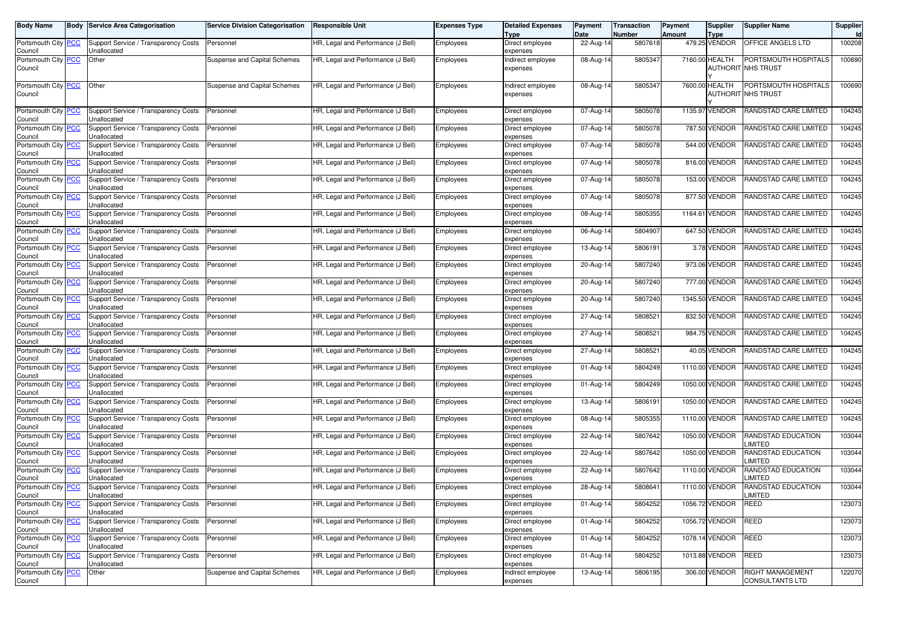| Body Name | Body | Service Area Categorisation | Service Division Categorisation | Responsible Unit | Expenses Type | Detailed Expenses Type | Payment Date | Transaction Number | Payment Amount | Supplier Type | Supplier Name | Supplier Id |
|---|---|---|---|---|---|---|---|---|---|---|---|---|
| Portsmouth City Council | PCC | Support Service / Transparency Costs Unallocated | Personnel | HR, Legal and Performance (J Bell) | Employees | Direct employee expenses | 22-Aug-14 | 5807618 | 479.25 | VENDOR | OFFICE ANGELS LTD | 100208 |
| Portsmouth City Council | PCC | Other | Suspense and Capital Schemes | HR, Legal and Performance (J Bell) | Employees | Indirect employee expenses | 08-Aug-14 | 5805347 | 7160.00 | HEALTH AUTHORITY | PORTSMOUTH HOSPITALS NHS TRUST | 100690 |
| Portsmouth City Council | PCC | Other | Suspense and Capital Schemes | HR, Legal and Performance (J Bell) | Employees | Indirect employee expenses | 08-Aug-14 | 5805347 | 7600.00 | HEALTH AUTHORITY | PORTSMOUTH HOSPITALS NHS TRUST | 100690 |
| Portsmouth City Council | PCC | Support Service / Transparency Costs Unallocated | Personnel | HR, Legal and Performance (J Bell) | Employees | Direct employee expenses | 07-Aug-14 | 5805078 | 1135.97 | VENDOR | RANDSTAD CARE LIMITED | 104245 |
| Portsmouth City Council | PCC | Support Service / Transparency Costs Unallocated | Personnel | HR, Legal and Performance (J Bell) | Employees | Direct employee expenses | 07-Aug-14 | 5805078 | 787.50 | VENDOR | RANDSTAD CARE LIMITED | 104245 |
| Portsmouth City Council | PCC | Support Service / Transparency Costs Unallocated | Personnel | HR, Legal and Performance (J Bell) | Employees | Direct employee expenses | 07-Aug-14 | 5805078 | 544.00 | VENDOR | RANDSTAD CARE LIMITED | 104245 |
| Portsmouth City Council | PCC | Support Service / Transparency Costs Unallocated | Personnel | HR, Legal and Performance (J Bell) | Employees | Direct employee expenses | 07-Aug-14 | 5805078 | 816.00 | VENDOR | RANDSTAD CARE LIMITED | 104245 |
| Portsmouth City Council | PCC | Support Service / Transparency Costs Unallocated | Personnel | HR, Legal and Performance (J Bell) | Employees | Direct employee expenses | 07-Aug-14 | 5805078 | 153.00 | VENDOR | RANDSTAD CARE LIMITED | 104245 |
| Portsmouth City Council | PCC | Support Service / Transparency Costs Unallocated | Personnel | HR, Legal and Performance (J Bell) | Employees | Direct employee expenses | 07-Aug-14 | 5805078 | 877.50 | VENDOR | RANDSTAD CARE LIMITED | 104245 |
| Portsmouth City Council | PCC | Support Service / Transparency Costs Unallocated | Personnel | HR, Legal and Performance (J Bell) | Employees | Direct employee expenses | 08-Aug-14 | 5805355 | 1164.61 | VENDOR | RANDSTAD CARE LIMITED | 104245 |
| Portsmouth City Council | PCC | Support Service / Transparency Costs Unallocated | Personnel | HR, Legal and Performance (J Bell) | Employees | Direct employee expenses | 06-Aug-14 | 5804907 | 647.50 | VENDOR | RANDSTAD CARE LIMITED | 104245 |
| Portsmouth City Council | PCC | Support Service / Transparency Costs Unallocated | Personnel | HR, Legal and Performance (J Bell) | Employees | Direct employee expenses | 13-Aug-14 | 5806191 | 3.78 | VENDOR | RANDSTAD CARE LIMITED | 104245 |
| Portsmouth City Council | PCC | Support Service / Transparency Costs Unallocated | Personnel | HR, Legal and Performance (J Bell) | Employees | Direct employee expenses | 20-Aug-14 | 5807240 | 973.06 | VENDOR | RANDSTAD CARE LIMITED | 104245 |
| Portsmouth City Council | PCC | Support Service / Transparency Costs Unallocated | Personnel | HR, Legal and Performance (J Bell) | Employees | Direct employee expenses | 20-Aug-14 | 5807240 | 777.00 | VENDOR | RANDSTAD CARE LIMITED | 104245 |
| Portsmouth City Council | PCC | Support Service / Transparency Costs Unallocated | Personnel | HR, Legal and Performance (J Bell) | Employees | Direct employee expenses | 20-Aug-14 | 5807240 | 1345.50 | VENDOR | RANDSTAD CARE LIMITED | 104245 |
| Portsmouth City Council | PCC | Support Service / Transparency Costs Unallocated | Personnel | HR, Legal and Performance (J Bell) | Employees | Direct employee expenses | 27-Aug-14 | 5808521 | 832.50 | VENDOR | RANDSTAD CARE LIMITED | 104245 |
| Portsmouth City Council | PCC | Support Service / Transparency Costs Unallocated | Personnel | HR, Legal and Performance (J Bell) | Employees | Direct employee expenses | 27-Aug-14 | 5808521 | 984.75 | VENDOR | RANDSTAD CARE LIMITED | 104245 |
| Portsmouth City Council | PCC | Support Service / Transparency Costs Unallocated | Personnel | HR, Legal and Performance (J Bell) | Employees | Direct employee expenses | 27-Aug-14 | 5808521 | 40.05 | VENDOR | RANDSTAD CARE LIMITED | 104245 |
| Portsmouth City Council | PCC | Support Service / Transparency Costs Unallocated | Personnel | HR, Legal and Performance (J Bell) | Employees | Direct employee expenses | 01-Aug-14 | 5804249 | 1110.00 | VENDOR | RANDSTAD CARE LIMITED | 104245 |
| Portsmouth City Council | PCC | Support Service / Transparency Costs Unallocated | Personnel | HR, Legal and Performance (J Bell) | Employees | Direct employee expenses | 01-Aug-14 | 5804249 | 1050.00 | VENDOR | RANDSTAD CARE LIMITED | 104245 |
| Portsmouth City Council | PCC | Support Service / Transparency Costs Unallocated | Personnel | HR, Legal and Performance (J Bell) | Employees | Direct employee expenses | 13-Aug-14 | 5806191 | 1050.00 | VENDOR | RANDSTAD CARE LIMITED | 104245 |
| Portsmouth City Council | PCC | Support Service / Transparency Costs Unallocated | Personnel | HR, Legal and Performance (J Bell) | Employees | Direct employee expenses | 08-Aug-14 | 5805355 | 1110.00 | VENDOR | RANDSTAD CARE LIMITED | 104245 |
| Portsmouth City Council | PCC | Support Service / Transparency Costs Unallocated | Personnel | HR, Legal and Performance (J Bell) | Employees | Direct employee expenses | 22-Aug-14 | 5807642 | 1050.00 | VENDOR | RANDSTAD EDUCATION LIMITED | 103044 |
| Portsmouth City Council | PCC | Support Service / Transparency Costs Unallocated | Personnel | HR, Legal and Performance (J Bell) | Employees | Direct employee expenses | 22-Aug-14 | 5807642 | 1050.00 | VENDOR | RANDSTAD EDUCATION LIMITED | 103044 |
| Portsmouth City Council | PCC | Support Service / Transparency Costs Unallocated | Personnel | HR, Legal and Performance (J Bell) | Employees | Direct employee expenses | 22-Aug-14 | 5807642 | 1110.00 | VENDOR | RANDSTAD EDUCATION LIMITED | 103044 |
| Portsmouth City Council | PCC | Support Service / Transparency Costs Unallocated | Personnel | HR, Legal and Performance (J Bell) | Employees | Direct employee expenses | 28-Aug-14 | 5808641 | 1110.00 | VENDOR | RANDSTAD EDUCATION LIMITED | 103044 |
| Portsmouth City Council | PCC | Support Service / Transparency Costs Unallocated | Personnel | HR, Legal and Performance (J Bell) | Employees | Direct employee expenses | 01-Aug-14 | 5804252 | 1056.72 | VENDOR | REED | 123073 |
| Portsmouth City Council | PCC | Support Service / Transparency Costs Unallocated | Personnel | HR, Legal and Performance (J Bell) | Employees | Direct employee expenses | 01-Aug-14 | 5804252 | 1056.72 | VENDOR | REED | 123073 |
| Portsmouth City Council | PCC | Support Service / Transparency Costs Unallocated | Personnel | HR, Legal and Performance (J Bell) | Employees | Direct employee expenses | 01-Aug-14 | 5804252 | 1078.14 | VENDOR | REED | 123073 |
| Portsmouth City Council | PCC | Support Service / Transparency Costs Unallocated | Personnel | HR, Legal and Performance (J Bell) | Employees | Direct employee expenses | 01-Aug-14 | 5804252 | 1013.88 | VENDOR | REED | 123073 |
| Portsmouth City Council | PCC | Other | Suspense and Capital Schemes | HR, Legal and Performance (J Bell) | Employees | Indirect employee expenses | 13-Aug-14 | 5806195 | 306.00 | VENDOR | RIGHT MANAGEMENT CONSULTANTS LTD | 122070 |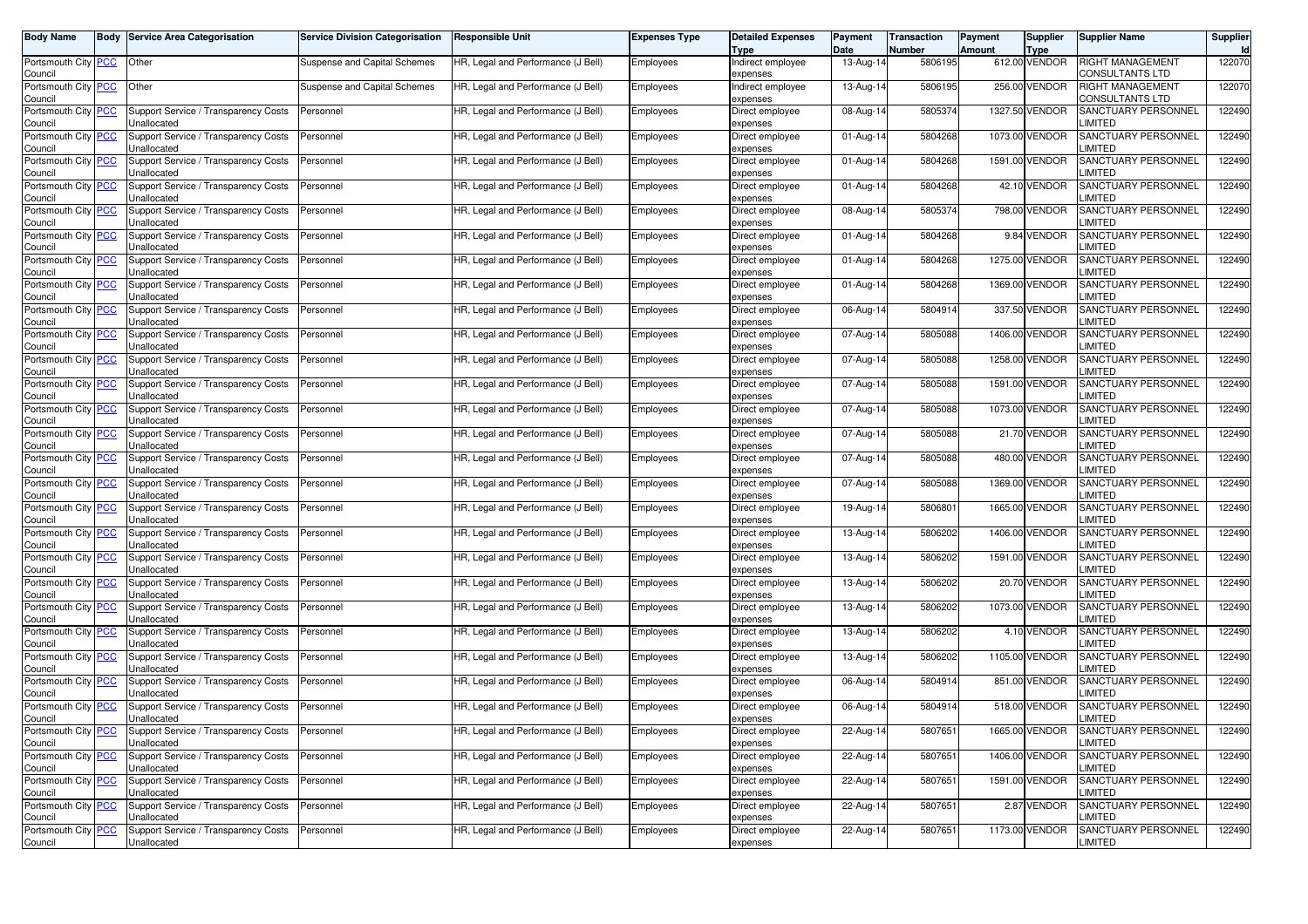| Body Name | Body | Service Area Categorisation | Service Division Categorisation | Responsible Unit | Expenses Type | Detailed Expenses Type | Payment Date | Transaction Number | Payment Amount | Supplier Type | Supplier Name | Supplier Id |
|---|---|---|---|---|---|---|---|---|---|---|---|---|
| Portsmouth City Council | PCC | Other | Suspense and Capital Schemes | HR, Legal and Performance (J Bell) | Employees | Indirect employee expenses | 13-Aug-14 | 5806195 | 612.00 | VENDOR | RIGHT MANAGEMENT CONSULTANTS LTD | 122070 |
| Portsmouth City Council | PCC | Other | Suspense and Capital Schemes | HR, Legal and Performance (J Bell) | Employees | Indirect employee expenses | 13-Aug-14 | 5806195 | 256.00 | VENDOR | RIGHT MANAGEMENT CONSULTANTS LTD | 122070 |
| Portsmouth City Council | PCC | Support Service / Transparency Costs Unallocated | Personnel | HR, Legal and Performance (J Bell) | Employees | Direct employee expenses | 08-Aug-14 | 5805374 | 1327.50 | VENDOR | SANCTUARY PERSONNEL LIMITED | 122490 |
| Portsmouth City Council | PCC | Support Service / Transparency Costs Unallocated | Personnel | HR, Legal and Performance (J Bell) | Employees | Direct employee expenses | 01-Aug-14 | 5804268 | 1073.00 | VENDOR | SANCTUARY PERSONNEL LIMITED | 122490 |
| Portsmouth City Council | PCC | Support Service / Transparency Costs Unallocated | Personnel | HR, Legal and Performance (J Bell) | Employees | Direct employee expenses | 01-Aug-14 | 5804268 | 1591.00 | VENDOR | SANCTUARY PERSONNEL LIMITED | 122490 |
| Portsmouth City Council | PCC | Support Service / Transparency Costs Unallocated | Personnel | HR, Legal and Performance (J Bell) | Employees | Direct employee expenses | 01-Aug-14 | 5804268 | 42.10 | VENDOR | SANCTUARY PERSONNEL LIMITED | 122490 |
| Portsmouth City Council | PCC | Support Service / Transparency Costs Unallocated | Personnel | HR, Legal and Performance (J Bell) | Employees | Direct employee expenses | 08-Aug-14 | 5805374 | 798.00 | VENDOR | SANCTUARY PERSONNEL LIMITED | 122490 |
| Portsmouth City Council | PCC | Support Service / Transparency Costs Unallocated | Personnel | HR, Legal and Performance (J Bell) | Employees | Direct employee expenses | 01-Aug-14 | 5804268 | 9.84 | VENDOR | SANCTUARY PERSONNEL LIMITED | 122490 |
| Portsmouth City Council | PCC | Support Service / Transparency Costs Unallocated | Personnel | HR, Legal and Performance (J Bell) | Employees | Direct employee expenses | 01-Aug-14 | 5804268 | 1275.00 | VENDOR | SANCTUARY PERSONNEL LIMITED | 122490 |
| Portsmouth City Council | PCC | Support Service / Transparency Costs Unallocated | Personnel | HR, Legal and Performance (J Bell) | Employees | Direct employee expenses | 01-Aug-14 | 5804268 | 1369.00 | VENDOR | SANCTUARY PERSONNEL LIMITED | 122490 |
| Portsmouth City Council | PCC | Support Service / Transparency Costs Unallocated | Personnel | HR, Legal and Performance (J Bell) | Employees | Direct employee expenses | 06-Aug-14 | 5804914 | 337.50 | VENDOR | SANCTUARY PERSONNEL LIMITED | 122490 |
| Portsmouth City Council | PCC | Support Service / Transparency Costs Unallocated | Personnel | HR, Legal and Performance (J Bell) | Employees | Direct employee expenses | 07-Aug-14 | 5805088 | 1406.00 | VENDOR | SANCTUARY PERSONNEL LIMITED | 122490 |
| Portsmouth City Council | PCC | Support Service / Transparency Costs Unallocated | Personnel | HR, Legal and Performance (J Bell) | Employees | Direct employee expenses | 07-Aug-14 | 5805088 | 1258.00 | VENDOR | SANCTUARY PERSONNEL LIMITED | 122490 |
| Portsmouth City Council | PCC | Support Service / Transparency Costs Unallocated | Personnel | HR, Legal and Performance (J Bell) | Employees | Direct employee expenses | 07-Aug-14 | 5805088 | 1591.00 | VENDOR | SANCTUARY PERSONNEL LIMITED | 122490 |
| Portsmouth City Council | PCC | Support Service / Transparency Costs Unallocated | Personnel | HR, Legal and Performance (J Bell) | Employees | Direct employee expenses | 07-Aug-14 | 5805088 | 1073.00 | VENDOR | SANCTUARY PERSONNEL LIMITED | 122490 |
| Portsmouth City Council | PCC | Support Service / Transparency Costs Unallocated | Personnel | HR, Legal and Performance (J Bell) | Employees | Direct employee expenses | 07-Aug-14 | 5805088 | 21.70 | VENDOR | SANCTUARY PERSONNEL LIMITED | 122490 |
| Portsmouth City Council | PCC | Support Service / Transparency Costs Unallocated | Personnel | HR, Legal and Performance (J Bell) | Employees | Direct employee expenses | 07-Aug-14 | 5805088 | 480.00 | VENDOR | SANCTUARY PERSONNEL LIMITED | 122490 |
| Portsmouth City Council | PCC | Support Service / Transparency Costs Unallocated | Personnel | HR, Legal and Performance (J Bell) | Employees | Direct employee expenses | 07-Aug-14 | 5805088 | 1369.00 | VENDOR | SANCTUARY PERSONNEL LIMITED | 122490 |
| Portsmouth City Council | PCC | Support Service / Transparency Costs Unallocated | Personnel | HR, Legal and Performance (J Bell) | Employees | Direct employee expenses | 19-Aug-14 | 5806801 | 1665.00 | VENDOR | SANCTUARY PERSONNEL LIMITED | 122490 |
| Portsmouth City Council | PCC | Support Service / Transparency Costs Unallocated | Personnel | HR, Legal and Performance (J Bell) | Employees | Direct employee expenses | 13-Aug-14 | 5806202 | 1406.00 | VENDOR | SANCTUARY PERSONNEL LIMITED | 122490 |
| Portsmouth City Council | PCC | Support Service / Transparency Costs Unallocated | Personnel | HR, Legal and Performance (J Bell) | Employees | Direct employee expenses | 13-Aug-14 | 5806202 | 1591.00 | VENDOR | SANCTUARY PERSONNEL LIMITED | 122490 |
| Portsmouth City Council | PCC | Support Service / Transparency Costs Unallocated | Personnel | HR, Legal and Performance (J Bell) | Employees | Direct employee expenses | 13-Aug-14 | 5806202 | 20.70 | VENDOR | SANCTUARY PERSONNEL LIMITED | 122490 |
| Portsmouth City Council | PCC | Support Service / Transparency Costs Unallocated | Personnel | HR, Legal and Performance (J Bell) | Employees | Direct employee expenses | 13-Aug-14 | 5806202 | 1073.00 | VENDOR | SANCTUARY PERSONNEL LIMITED | 122490 |
| Portsmouth City Council | PCC | Support Service / Transparency Costs Unallocated | Personnel | HR, Legal and Performance (J Bell) | Employees | Direct employee expenses | 13-Aug-14 | 5806202 | 4.10 | VENDOR | SANCTUARY PERSONNEL LIMITED | 122490 |
| Portsmouth City Council | PCC | Support Service / Transparency Costs Unallocated | Personnel | HR, Legal and Performance (J Bell) | Employees | Direct employee expenses | 13-Aug-14 | 5806202 | 1105.00 | VENDOR | SANCTUARY PERSONNEL LIMITED | 122490 |
| Portsmouth City Council | PCC | Support Service / Transparency Costs Unallocated | Personnel | HR, Legal and Performance (J Bell) | Employees | Direct employee expenses | 06-Aug-14 | 5804914 | 851.00 | VENDOR | SANCTUARY PERSONNEL LIMITED | 122490 |
| Portsmouth City Council | PCC | Support Service / Transparency Costs Unallocated | Personnel | HR, Legal and Performance (J Bell) | Employees | Direct employee expenses | 06-Aug-14 | 5804914 | 518.00 | VENDOR | SANCTUARY PERSONNEL LIMITED | 122490 |
| Portsmouth City Council | PCC | Support Service / Transparency Costs Unallocated | Personnel | HR, Legal and Performance (J Bell) | Employees | Direct employee expenses | 22-Aug-14 | 5807651 | 1665.00 | VENDOR | SANCTUARY PERSONNEL LIMITED | 122490 |
| Portsmouth City Council | PCC | Support Service / Transparency Costs Unallocated | Personnel | HR, Legal and Performance (J Bell) | Employees | Direct employee expenses | 22-Aug-14 | 5807651 | 1406.00 | VENDOR | SANCTUARY PERSONNEL LIMITED | 122490 |
| Portsmouth City Council | PCC | Support Service / Transparency Costs Unallocated | Personnel | HR, Legal and Performance (J Bell) | Employees | Direct employee expenses | 22-Aug-14 | 5807651 | 1591.00 | VENDOR | SANCTUARY PERSONNEL LIMITED | 122490 |
| Portsmouth City Council | PCC | Support Service / Transparency Costs Unallocated | Personnel | HR, Legal and Performance (J Bell) | Employees | Direct employee expenses | 22-Aug-14 | 5807651 | 2.87 | VENDOR | SANCTUARY PERSONNEL LIMITED | 122490 |
| Portsmouth City Council | PCC | Support Service / Transparency Costs Unallocated | Personnel | HR, Legal and Performance (J Bell) | Employees | Direct employee expenses | 22-Aug-14 | 5807651 | 1173.00 | VENDOR | SANCTUARY PERSONNEL LIMITED | 122490 |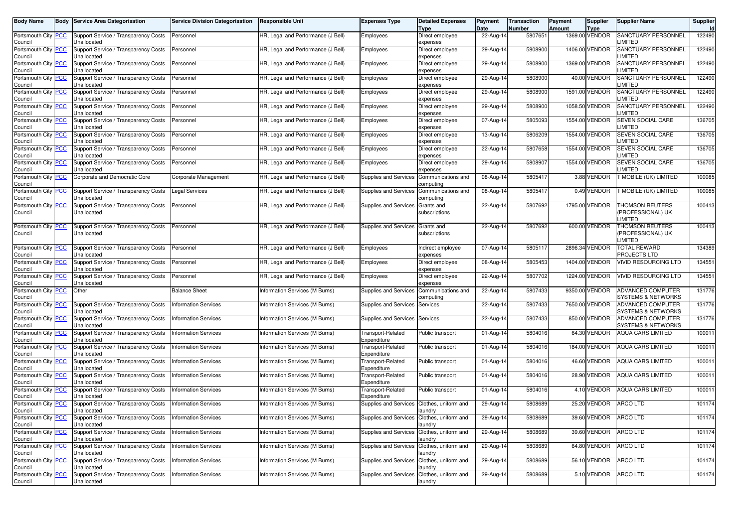| Body Name | Body | Service Area Categorisation | Service Division Categorisation | Responsible Unit | Expenses Type | Detailed Expenses Type | Payment Date | Transaction Number | Payment Amount | Supplier Type | Supplier Name | Supplier Id |
|---|---|---|---|---|---|---|---|---|---|---|---|---|
| Portsmouth City Council | PCC | Support Service / Transparency Costs Unallocated | Personnel | HR, Legal and Performance (J Bell) | Employees | Direct employee expenses | 22-Aug-14 | 5807651 | 1369.00 | VENDOR | SANCTUARY PERSONNEL LIMITED | 122490 |
| Portsmouth City Council | PCC | Support Service / Transparency Costs Unallocated | Personnel | HR, Legal and Performance (J Bell) | Employees | Direct employee expenses | 29-Aug-14 | 5808900 | 1406.00 | VENDOR | SANCTUARY PERSONNEL LIMITED | 122490 |
| Portsmouth City Council | PCC | Support Service / Transparency Costs Unallocated | Personnel | HR, Legal and Performance (J Bell) | Employees | Direct employee expenses | 29-Aug-14 | 5808900 | 1369.00 | VENDOR | SANCTUARY PERSONNEL LIMITED | 122490 |
| Portsmouth City Council | PCC | Support Service / Transparency Costs Unallocated | Personnel | HR, Legal and Performance (J Bell) | Employees | Direct employee expenses | 29-Aug-14 | 5808900 | 40.00 | VENDOR | SANCTUARY PERSONNEL LIMITED | 122490 |
| Portsmouth City Council | PCC | Support Service / Transparency Costs Unallocated | Personnel | HR, Legal and Performance (J Bell) | Employees | Direct employee expenses | 29-Aug-14 | 5808900 | 1591.00 | VENDOR | SANCTUARY PERSONNEL LIMITED | 122490 |
| Portsmouth City Council | PCC | Support Service / Transparency Costs Unallocated | Personnel | HR, Legal and Performance (J Bell) | Employees | Direct employee expenses | 29-Aug-14 | 5808900 | 1058.50 | VENDOR | SANCTUARY PERSONNEL LIMITED | 122490 |
| Portsmouth City Council | PCC | Support Service / Transparency Costs Unallocated | Personnel | HR, Legal and Performance (J Bell) | Employees | Direct employee expenses | 07-Aug-14 | 5805093 | 1554.00 | VENDOR | SEVEN SOCIAL CARE LIMITED | 136705 |
| Portsmouth City Council | PCC | Support Service / Transparency Costs Unallocated | Personnel | HR, Legal and Performance (J Bell) | Employees | Direct employee expenses | 13-Aug-14 | 5806209 | 1554.00 | VENDOR | SEVEN SOCIAL CARE LIMITED | 136705 |
| Portsmouth City Council | PCC | Support Service / Transparency Costs Unallocated | Personnel | HR, Legal and Performance (J Bell) | Employees | Direct employee expenses | 22-Aug-14 | 5807658 | 1554.00 | VENDOR | SEVEN SOCIAL CARE LIMITED | 136705 |
| Portsmouth City Council | PCC | Support Service / Transparency Costs Unallocated | Personnel | HR, Legal and Performance (J Bell) | Employees | Direct employee expenses | 29-Aug-14 | 5808907 | 1554.00 | VENDOR | SEVEN SOCIAL CARE LIMITED | 136705 |
| Portsmouth City Council | PCC | Corporate and Democratic Core | Corporate Management | HR, Legal and Performance (J Bell) | Supplies and Services | Communications and computing | 08-Aug-14 | 5805417 | 3.88 | VENDOR | T MOBILE (UK) LIMITED | 100085 |
| Portsmouth City Council | PCC | Support Service / Transparency Costs Unallocated | Legal Services | HR, Legal and Performance (J Bell) | Supplies and Services | Communications and computing | 08-Aug-14 | 5805417 | 0.49 | VENDOR | T MOBILE (UK) LIMITED | 100085 |
| Portsmouth City Council | PCC | Support Service / Transparency Costs Unallocated | Personnel | HR, Legal and Performance (J Bell) | Supplies and Services | Grants and subscriptions | 22-Aug-14 | 5807692 | 1795.00 | VENDOR | THOMSON REUTERS (PROFESSIONAL) UK LIMITED | 100413 |
| Portsmouth City Council | PCC | Support Service / Transparency Costs Unallocated | Personnel | HR, Legal and Performance (J Bell) | Supplies and Services | Grants and subscriptions | 22-Aug-14 | 5807692 | 600.00 | VENDOR | THOMSON REUTERS (PROFESSIONAL) UK LIMITED | 100413 |
| Portsmouth City Council | PCC | Support Service / Transparency Costs Unallocated | Personnel | HR, Legal and Performance (J Bell) | Employees | Indirect employee expenses | 07-Aug-14 | 5805117 | 2896.34 | VENDOR | TOTAL REWARD PROJECTS LTD | 134389 |
| Portsmouth City Council | PCC | Support Service / Transparency Costs Unallocated | Personnel | HR, Legal and Performance (J Bell) | Employees | Direct employee expenses | 08-Aug-14 | 5805453 | 1404.00 | VENDOR | VIVID RESOURCING LTD | 134551 |
| Portsmouth City Council | PCC | Support Service / Transparency Costs Unallocated | Personnel | HR, Legal and Performance (J Bell) | Employees | Direct employee expenses | 22-Aug-14 | 5807702 | 1224.00 | VENDOR | VIVID RESOURCING LTD | 134551 |
| Portsmouth City Council | PCC | Other | Balance Sheet | Information Services (M Burns) | Supplies and Services | Communications and computing | 22-Aug-14 | 5807433 | 9350.00 | VENDOR | ADVANCED COMPUTER SYSTEMS & NETWORKS | 131776 |
| Portsmouth City Council | PCC | Support Service / Transparency Costs Unallocated | Information Services | Information Services (M Burns) | Supplies and Services | Services | 22-Aug-14 | 5807433 | 7650.00 | VENDOR | ADVANCED COMPUTER SYSTEMS & NETWORKS | 131776 |
| Portsmouth City Council | PCC | Support Service / Transparency Costs Unallocated | Information Services | Information Services (M Burns) | Supplies and Services | Services | 22-Aug-14 | 5807433 | 850.00 | VENDOR | ADVANCED COMPUTER SYSTEMS & NETWORKS | 131776 |
| Portsmouth City Council | PCC | Support Service / Transparency Costs Unallocated | Information Services | Information Services (M Burns) | Transport-Related Expenditure | Public transport | 01-Aug-14 | 5804016 | 64.30 | VENDOR | AQUA CARS LIMITED | 100011 |
| Portsmouth City Council | PCC | Support Service / Transparency Costs Unallocated | Information Services | Information Services (M Burns) | Transport-Related Expenditure | Public transport | 01-Aug-14 | 5804016 | 184.00 | VENDOR | AQUA CARS LIMITED | 100011 |
| Portsmouth City Council | PCC | Support Service / Transparency Costs Unallocated | Information Services | Information Services (M Burns) | Transport-Related Expenditure | Public transport | 01-Aug-14 | 5804016 | 46.60 | VENDOR | AQUA CARS LIMITED | 100011 |
| Portsmouth City Council | PCC | Support Service / Transparency Costs Unallocated | Information Services | Information Services (M Burns) | Transport-Related Expenditure | Public transport | 01-Aug-14 | 5804016 | 28.90 | VENDOR | AQUA CARS LIMITED | 100011 |
| Portsmouth City Council | PCC | Support Service / Transparency Costs Unallocated | Information Services | Information Services (M Burns) | Transport-Related Expenditure | Public transport | 01-Aug-14 | 5804016 | 4.10 | VENDOR | AQUA CARS LIMITED | 100011 |
| Portsmouth City Council | PCC | Support Service / Transparency Costs Unallocated | Information Services | Information Services (M Burns) | Supplies and Services | Clothes, uniform and laundry | 29-Aug-14 | 5808689 | 25.20 | VENDOR | ARCO LTD | 101174 |
| Portsmouth City Council | PCC | Support Service / Transparency Costs Unallocated | Information Services | Information Services (M Burns) | Supplies and Services | Clothes, uniform and laundry | 29-Aug-14 | 5808689 | 39.60 | VENDOR | ARCO LTD | 101174 |
| Portsmouth City Council | PCC | Support Service / Transparency Costs Unallocated | Information Services | Information Services (M Burns) | Supplies and Services | Clothes, uniform and laundry | 29-Aug-14 | 5808689 | 39.60 | VENDOR | ARCO LTD | 101174 |
| Portsmouth City Council | PCC | Support Service / Transparency Costs Unallocated | Information Services | Information Services (M Burns) | Supplies and Services | Clothes, uniform and laundry | 29-Aug-14 | 5808689 | 64.80 | VENDOR | ARCO LTD | 101174 |
| Portsmouth City Council | PCC | Support Service / Transparency Costs Unallocated | Information Services | Information Services (M Burns) | Supplies and Services | Clothes, uniform and laundry | 29-Aug-14 | 5808689 | 56.10 | VENDOR | ARCO LTD | 101174 |
| Portsmouth City Council | PCC | Support Service / Transparency Costs Unallocated | Information Services | Information Services (M Burns) | Supplies and Services | Clothes, uniform and laundry | 29-Aug-14 | 5808689 | 5.10 | VENDOR | ARCO LTD | 101174 |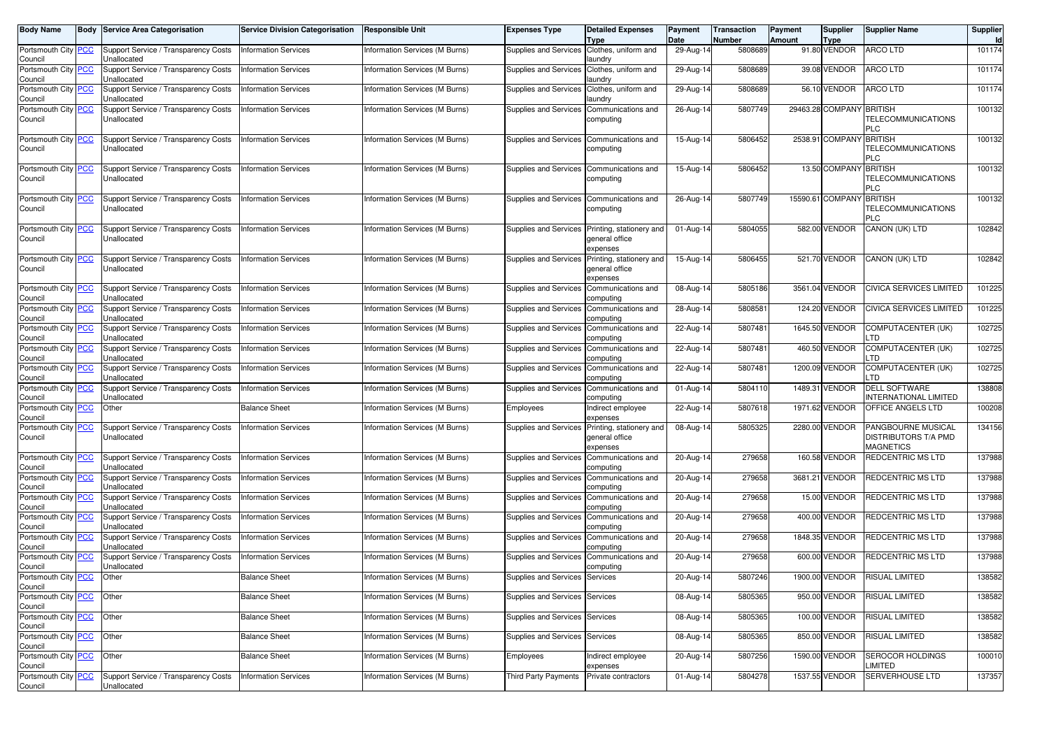| Body Name | Body | Service Area Categorisation | Service Division Categorisation | Responsible Unit | Expenses Type | Detailed Expenses Type | Payment Date | Transaction Number | Payment Amount | Supplier Type | Supplier Name | Supplier Id |
|---|---|---|---|---|---|---|---|---|---|---|---|---|
| Portsmouth City Council | PCC | Support Service / Transparency Costs Unallocated | Information Services | Information Services (M Burns) | Supplies and Services | Clothes, uniform and laundry | 29-Aug-14 | 5808689 | 91.80 | VENDOR | ARCO LTD | 101174 |
| Portsmouth City Council | PCC | Support Service / Transparency Costs Unallocated | Information Services | Information Services (M Burns) | Supplies and Services | Clothes, uniform and laundry | 29-Aug-14 | 5808689 | 39.08 | VENDOR | ARCO LTD | 101174 |
| Portsmouth City Council | PCC | Support Service / Transparency Costs Unallocated | Information Services | Information Services (M Burns) | Supplies and Services | Clothes, uniform and laundry | 29-Aug-14 | 5808689 | 56.10 | VENDOR | ARCO LTD | 101174 |
| Portsmouth City Council | PCC | Support Service / Transparency Costs Unallocated | Information Services | Information Services (M Burns) | Supplies and Services | Communications and computing | 26-Aug-14 | 5807749 | 29463.28 | COMPANY | BRITISH TELECOMMUNICATIONS PLC | 100132 |
| Portsmouth City Council | PCC | Support Service / Transparency Costs Unallocated | Information Services | Information Services (M Burns) | Supplies and Services | Communications and computing | 15-Aug-14 | 5806452 | 2538.91 | COMPANY | BRITISH TELECOMMUNICATIONS PLC | 100132 |
| Portsmouth City Council | PCC | Support Service / Transparency Costs Unallocated | Information Services | Information Services (M Burns) | Supplies and Services | Communications and computing | 15-Aug-14 | 5806452 | 13.50 | COMPANY | BRITISH TELECOMMUNICATIONS PLC | 100132 |
| Portsmouth City Council | PCC | Support Service / Transparency Costs Unallocated | Information Services | Information Services (M Burns) | Supplies and Services | Communications and computing | 26-Aug-14 | 5807749 | 15590.61 | COMPANY | BRITISH TELECOMMUNICATIONS PLC | 100132 |
| Portsmouth City Council | PCC | Support Service / Transparency Costs Unallocated | Information Services | Information Services (M Burns) | Supplies and Services | Printing, stationery and general office expenses | 01-Aug-14 | 5804055 | 582.00 | VENDOR | CANON (UK) LTD | 102842 |
| Portsmouth City Council | PCC | Support Service / Transparency Costs Unallocated | Information Services | Information Services (M Burns) | Supplies and Services | Printing, stationery and general office expenses | 15-Aug-14 | 5806455 | 521.70 | VENDOR | CANON (UK) LTD | 102842 |
| Portsmouth City Council | PCC | Support Service / Transparency Costs Unallocated | Information Services | Information Services (M Burns) | Supplies and Services | Communications and computing | 08-Aug-14 | 5805186 | 3561.04 | VENDOR | CIVICA SERVICES LIMITED | 101225 |
| Portsmouth City Council | PCC | Support Service / Transparency Costs Unallocated | Information Services | Information Services (M Burns) | Supplies and Services | Communications and computing | 28-Aug-14 | 5808581 | 124.20 | VENDOR | CIVICA SERVICES LIMITED | 101225 |
| Portsmouth City Council | PCC | Support Service / Transparency Costs Unallocated | Information Services | Information Services (M Burns) | Supplies and Services | Communications and computing | 22-Aug-14 | 5807481 | 1645.50 | VENDOR | COMPUTACENTER (UK) LTD | 102725 |
| Portsmouth City Council | PCC | Support Service / Transparency Costs Unallocated | Information Services | Information Services (M Burns) | Supplies and Services | Communications and computing | 22-Aug-14 | 5807481 | 460.50 | VENDOR | COMPUTACENTER (UK) LTD | 102725 |
| Portsmouth City Council | PCC | Support Service / Transparency Costs Unallocated | Information Services | Information Services (M Burns) | Supplies and Services | Communications and computing | 22-Aug-14 | 5807481 | 1200.09 | VENDOR | COMPUTACENTER (UK) LTD | 102725 |
| Portsmouth City Council | PCC | Support Service / Transparency Costs Unallocated | Information Services | Information Services (M Burns) | Supplies and Services | Communications and computing | 01-Aug-14 | 5804110 | 1489.31 | VENDOR | DELL SOFTWARE INTERNATIONAL LIMITED | 138808 |
| Portsmouth City Council | PCC | Other | Balance Sheet | Information Services (M Burns) | Employees | Indirect employee expenses | 22-Aug-14 | 5807618 | 1971.62 | VENDOR | OFFICE ANGELS LTD | 100208 |
| Portsmouth City Council | PCC | Support Service / Transparency Costs Unallocated | Information Services | Information Services (M Burns) | Supplies and Services | Printing, stationery and general office expenses | 08-Aug-14 | 5805325 | 2280.00 | VENDOR | PANGBOURNE MUSICAL DISTRIBUTORS T/A PMD MAGNETICS | 134156 |
| Portsmouth City Council | PCC | Support Service / Transparency Costs Unallocated | Information Services | Information Services (M Burns) | Supplies and Services | Communications and computing | 20-Aug-14 | 279658 | 160.58 | VENDOR | REDCENTRIC MS LTD | 137988 |
| Portsmouth City Council | PCC | Support Service / Transparency Costs Unallocated | Information Services | Information Services (M Burns) | Supplies and Services | Communications and computing | 20-Aug-14 | 279658 | 3681.21 | VENDOR | REDCENTRIC MS LTD | 137988 |
| Portsmouth City Council | PCC | Support Service / Transparency Costs Unallocated | Information Services | Information Services (M Burns) | Supplies and Services | Communications and computing | 20-Aug-14 | 279658 | 15.00 | VENDOR | REDCENTRIC MS LTD | 137988 |
| Portsmouth City Council | PCC | Support Service / Transparency Costs Unallocated | Information Services | Information Services (M Burns) | Supplies and Services | Communications and computing | 20-Aug-14 | 279658 | 400.00 | VENDOR | REDCENTRIC MS LTD | 137988 |
| Portsmouth City Council | PCC | Support Service / Transparency Costs Unallocated | Information Services | Information Services (M Burns) | Supplies and Services | Communications and computing | 20-Aug-14 | 279658 | 1848.35 | VENDOR | REDCENTRIC MS LTD | 137988 |
| Portsmouth City Council | PCC | Support Service / Transparency Costs Unallocated | Information Services | Information Services (M Burns) | Supplies and Services | Communications and computing | 20-Aug-14 | 279658 | 600.00 | VENDOR | REDCENTRIC MS LTD | 137988 |
| Portsmouth City Council | PCC | Other | Balance Sheet | Information Services (M Burns) | Supplies and Services | Services | 20-Aug-14 | 5807246 | 1900.00 | VENDOR | RISUAL LIMITED | 138582 |
| Portsmouth City Council | PCC | Other | Balance Sheet | Information Services (M Burns) | Supplies and Services | Services | 08-Aug-14 | 5805365 | 950.00 | VENDOR | RISUAL LIMITED | 138582 |
| Portsmouth City Council | PCC | Other | Balance Sheet | Information Services (M Burns) | Supplies and Services | Services | 08-Aug-14 | 5805365 | 100.00 | VENDOR | RISUAL LIMITED | 138582 |
| Portsmouth City Council | PCC | Other | Balance Sheet | Information Services (M Burns) | Supplies and Services | Services | 08-Aug-14 | 5805365 | 850.00 | VENDOR | RISUAL LIMITED | 138582 |
| Portsmouth City Council | PCC | Other | Balance Sheet | Information Services (M Burns) | Employees | Indirect employee expenses | 20-Aug-14 | 5807256 | 1590.00 | VENDOR | SEROCOR HOLDINGS LIMITED | 100010 |
| Portsmouth City Council | PCC | Support Service / Transparency Costs Unallocated | Information Services | Information Services (M Burns) | Third Party Payments | Private contractors | 01-Aug-14 | 5804278 | 1537.55 | VENDOR | SERVERHOUSE LTD | 137357 |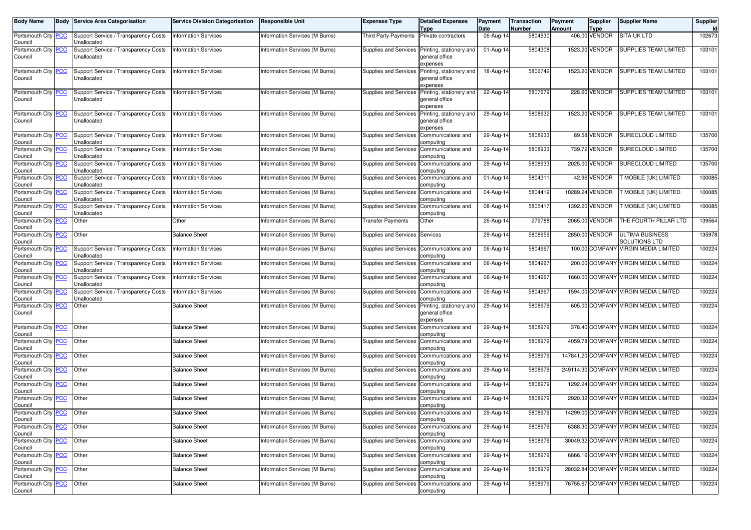| Body Name | Body | Service Area Categorisation | Service Division Categorisation | Responsible Unit | Expenses Type | Detailed Expenses Type | Payment Date | Transaction Number | Payment Amount | Supplier Type | Supplier Name | Supplier Id |
|---|---|---|---|---|---|---|---|---|---|---|---|---|
| Portsmouth City Council | PCC | Support Service / Transparency Costs Unallocated | Information Services | Information Services (M Burns) | Third Party Payments | Private contractors | 06-Aug-14 | 5804930 | 406.00 | VENDOR | SITA UK LTD | 102673 |
| Portsmouth City Council | PCC | Support Service / Transparency Costs Unallocated | Information Services | Information Services (M Burns) | Supplies and Services | Printing, stationery and general office expenses | 01-Aug-14 | 5804308 | 1523.20 | VENDOR | SUPPLIES TEAM LIMITED | 103101 |
| Portsmouth City Council | PCC | Support Service / Transparency Costs Unallocated | Information Services | Information Services (M Burns) | Supplies and Services | Printing, stationery and general office expenses | 18-Aug-14 | 5806742 | 1523.20 | VENDOR | SUPPLIES TEAM LIMITED | 103101 |
| Portsmouth City Council | PCC | Support Service / Transparency Costs Unallocated | Information Services | Information Services (M Burns) | Supplies and Services | Printing, stationery and general office expenses | 22-Aug-14 | 5807679 | 228.60 | VENDOR | SUPPLIES TEAM LIMITED | 103101 |
| Portsmouth City Council | PCC | Support Service / Transparency Costs Unallocated | Information Services | Information Services (M Burns) | Supplies and Services | Printing, stationery and general office expenses | 29-Aug-14 | 5808932 | 1523.20 | VENDOR | SUPPLIES TEAM LIMITED | 103101 |
| Portsmouth City Council | PCC | Support Service / Transparency Costs Unallocated | Information Services | Information Services (M Burns) | Supplies and Services | Communications and computing | 29-Aug-14 | 5808933 | 89.58 | VENDOR | SURECLOUD LIMITED | 135700 |
| Portsmouth City Council | PCC | Support Service / Transparency Costs Unallocated | Information Services | Information Services (M Burns) | Supplies and Services | Communications and computing | 29-Aug-14 | 5808933 | 739.72 | VENDOR | SURECLOUD LIMITED | 135700 |
| Portsmouth City Council | PCC | Support Service / Transparency Costs Unallocated | Information Services | Information Services (M Burns) | Supplies and Services | Communications and computing | 29-Aug-14 | 5808933 | 2025.00 | VENDOR | SURECLOUD LIMITED | 135700 |
| Portsmouth City Council | PCC | Support Service / Transparency Costs Unallocated | Information Services | Information Services (M Burns) | Supplies and Services | Communications and computing | 01-Aug-14 | 5804311 | 42.96 | VENDOR | T MOBILE (UK) LIMITED | 100085 |
| Portsmouth City Council | PCC | Support Service / Transparency Costs Unallocated | Information Services | Information Services (M Burns) | Supplies and Services | Communications and computing | 04-Aug-14 | 5804419 | 10289.24 | VENDOR | T MOBILE (UK) LIMITED | 100085 |
| Portsmouth City Council | PCC | Support Service / Transparency Costs Unallocated | Information Services | Information Services (M Burns) | Supplies and Services | Communications and computing | 08-Aug-14 | 5805417 | 1392.20 | VENDOR | T MOBILE (UK) LIMITED | 100085 |
| Portsmouth City Council | PCC | Other | Other | Information Services (M Burns) | Transfer Payments | Other | 26-Aug-14 | 279788 | 2065.00 | VENDOR | THE FOURTH PILLAR LTD | 139564 |
| Portsmouth City Council | PCC | Other | Balance Sheet | Information Services (M Burns) | Supplies and Services | Services | 29-Aug-14 | 5808959 | 2850.00 | VENDOR | ULTIMA BUSINESS SOLUTIONS LTD | 135978 |
| Portsmouth City Council | PCC | Support Service / Transparency Costs Unallocated | Information Services | Information Services (M Burns) | Supplies and Services | Communications and computing | 06-Aug-14 | 5804967 | 100.00 | COMPANY | VIRGIN MEDIA LIMITED | 100224 |
| Portsmouth City Council | PCC | Support Service / Transparency Costs Unallocated | Information Services | Information Services (M Burns) | Supplies and Services | Communications and computing | 06-Aug-14 | 5804967 | 200.00 | COMPANY | VIRGIN MEDIA LIMITED | 100224 |
| Portsmouth City Council | PCC | Support Service / Transparency Costs Unallocated | Information Services | Information Services (M Burns) | Supplies and Services | Communications and computing | 06-Aug-14 | 5804967 | 1660.00 | COMPANY | VIRGIN MEDIA LIMITED | 100224 |
| Portsmouth City Council | PCC | Support Service / Transparency Costs Unallocated | Information Services | Information Services (M Burns) | Supplies and Services | Communications and computing | 06-Aug-14 | 5804967 | 1594.00 | COMPANY | VIRGIN MEDIA LIMITED | 100224 |
| Portsmouth City Council | PCC | Other | Balance Sheet | Information Services (M Burns) | Supplies and Services | Printing, stationery and general office expenses | 29-Aug-14 | 5808979 | 605.00 | COMPANY | VIRGIN MEDIA LIMITED | 100224 |
| Portsmouth City Council | PCC | Other | Balance Sheet | Information Services (M Burns) | Supplies and Services | Communications and computing | 29-Aug-14 | 5808979 | 378.40 | COMPANY | VIRGIN MEDIA LIMITED | 100224 |
| Portsmouth City Council | PCC | Other | Balance Sheet | Information Services (M Burns) | Supplies and Services | Communications and computing | 29-Aug-14 | 5808979 | 4059.78 | COMPANY | VIRGIN MEDIA LIMITED | 100224 |
| Portsmouth City Council | PCC | Other | Balance Sheet | Information Services (M Burns) | Supplies and Services | Communications and computing | 29-Aug-14 | 5808979 | 147841.20 | COMPANY | VIRGIN MEDIA LIMITED | 100224 |
| Portsmouth City Council | PCC | Other | Balance Sheet | Information Services (M Burns) | Supplies and Services | Communications and computing | 29-Aug-14 | 5808979 | 249114.30 | COMPANY | VIRGIN MEDIA LIMITED | 100224 |
| Portsmouth City Council | PCC | Other | Balance Sheet | Information Services (M Burns) | Supplies and Services | Communications and computing | 29-Aug-14 | 5808979 | 1292.24 | COMPANY | VIRGIN MEDIA LIMITED | 100224 |
| Portsmouth City Council | PCC | Other | Balance Sheet | Information Services (M Burns) | Supplies and Services | Communications and computing | 29-Aug-14 | 5808979 | 2920.32 | COMPANY | VIRGIN MEDIA LIMITED | 100224 |
| Portsmouth City Council | PCC | Other | Balance Sheet | Information Services (M Burns) | Supplies and Services | Communications and computing | 29-Aug-14 | 5808979 | 14299.00 | COMPANY | VIRGIN MEDIA LIMITED | 100224 |
| Portsmouth City Council | PCC | Other | Balance Sheet | Information Services (M Burns) | Supplies and Services | Communications and computing | 29-Aug-14 | 5808979 | 6388.30 | COMPANY | VIRGIN MEDIA LIMITED | 100224 |
| Portsmouth City Council | PCC | Other | Balance Sheet | Information Services (M Burns) | Supplies and Services | Communications and computing | 29-Aug-14 | 5808979 | 30049.32 | COMPANY | VIRGIN MEDIA LIMITED | 100224 |
| Portsmouth City Council | PCC | Other | Balance Sheet | Information Services (M Burns) | Supplies and Services | Communications and computing | 29-Aug-14 | 5808979 | 6866.16 | COMPANY | VIRGIN MEDIA LIMITED | 100224 |
| Portsmouth City Council | PCC | Other | Balance Sheet | Information Services (M Burns) | Supplies and Services | Communications and computing | 29-Aug-14 | 5808979 | 28032.84 | COMPANY | VIRGIN MEDIA LIMITED | 100224 |
| Portsmouth City Council | PCC | Other | Balance Sheet | Information Services (M Burns) | Supplies and Services | Communications and computing | 29-Aug-14 | 5808979 | 76755.67 | COMPANY | VIRGIN MEDIA LIMITED | 100224 |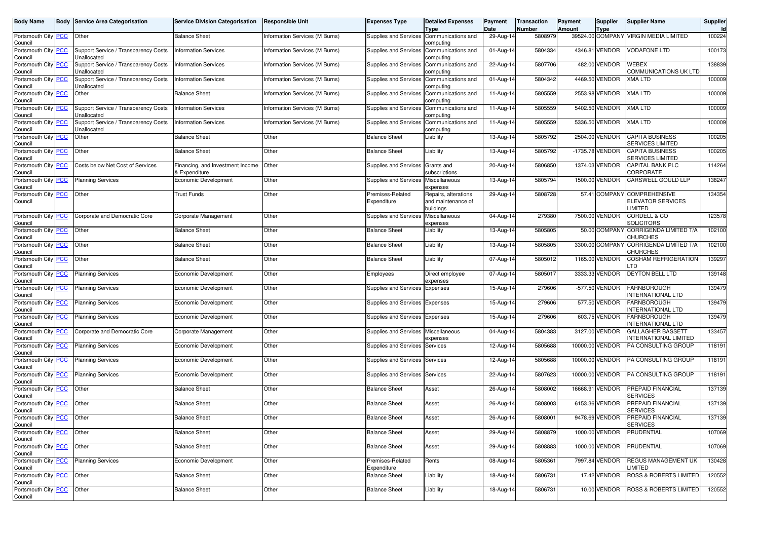| Body Name | Body | Service Area Categorisation | Service Division Categorisation | Responsible Unit | Expenses Type | Detailed Expenses Type | Payment Date | Transaction Number | Payment Amount | Supplier Type | Supplier Name | Supplier Id |
|---|---|---|---|---|---|---|---|---|---|---|---|---|
| Portsmouth City Council | PCC | Other | Balance Sheet | Information Services (M Burns) | Supplies and Services | Communications and computing | 29-Aug-14 | 5808979 | 39524.00 | COMPANY | VIRGIN MEDIA LIMITED | 100224 |
| Portsmouth City Council | PCC | Support Service / Transparency Costs Unallocated | Information Services | Information Services (M Burns) | Supplies and Services | Communications and computing | 01-Aug-14 | 5804334 | 4346.81 | VENDOR | VODAFONE LTD | 100173 |
| Portsmouth City Council | PCC | Support Service / Transparency Costs Unallocated | Information Services | Information Services (M Burns) | Supplies and Services | Communications and computing | 22-Aug-14 | 5807706 | 482.00 | VENDOR | WEBEX COMMUNICATIONS UK LTD | 138839 |
| Portsmouth City Council | PCC | Support Service / Transparency Costs Unallocated | Information Services | Information Services (M Burns) | Supplies and Services | Communications and computing | 01-Aug-14 | 5804342 | 4469.50 | VENDOR | XMA LTD | 100009 |
| Portsmouth City Council | PCC | Other | Balance Sheet | Information Services (M Burns) | Supplies and Services | Communications and computing | 11-Aug-14 | 5805559 | 2553.98 | VENDOR | XMA LTD | 100009 |
| Portsmouth City Council | PCC | Support Service / Transparency Costs Unallocated | Information Services | Information Services (M Burns) | Supplies and Services | Communications and computing | 11-Aug-14 | 5805559 | 5402.50 | VENDOR | XMA LTD | 100009 |
| Portsmouth City Council | PCC | Support Service / Transparency Costs Unallocated | Information Services | Information Services (M Burns) | Supplies and Services | Communications and computing | 11-Aug-14 | 5805559 | 5336.50 | VENDOR | XMA LTD | 100009 |
| Portsmouth City Council | PCC | Other | Balance Sheet | Other | Balance Sheet | Liability | 13-Aug-14 | 5805792 | 2504.00 | VENDOR | CAPITA BUSINESS SERVICES LIMITED | 100205 |
| Portsmouth City Council | PCC | Other | Balance Sheet | Other | Balance Sheet | Liability | 13-Aug-14 | 5805792 | -1735.78 | VENDOR | CAPITA BUSINESS SERVICES LIMITED | 100205 |
| Portsmouth City Council | PCC | Costs below Net Cost of Services | Financing, and Investment Income & Expenditure | Other | Supplies and Services | Grants and subscriptions | 20-Aug-14 | 5806850 | 1374.03 | VENDOR | CAPITAL BANK PLC CORPORATE | 114264 |
| Portsmouth City Council | PCC | Planning Services | Economic Development | Other | Supplies and Services | Miscellaneous expenses | 13-Aug-14 | 5805794 | 1500.00 | VENDOR | CARSWELL GOULD LLP | 138247 |
| Portsmouth City Council | PCC | Other | Trust Funds | Other | Premises-Related Expenditure | Repairs, alterations and maintenance of buildings | 29-Aug-14 | 5808728 | 57.41 | COMPANY | COMPREHENSIVE ELEVATOR SERVICES LIMITED | 134354 |
| Portsmouth City Council | PCC | Corporate and Democratic Core | Corporate Management | Other | Supplies and Services | Miscellaneous expenses | 04-Aug-14 | 279380 | 7500.00 | VENDOR | CORDELL & CO SOLICITORS | 123578 |
| Portsmouth City Council | PCC | Other | Balance Sheet | Other | Balance Sheet | Liability | 13-Aug-14 | 5805805 | 50.00 | COMPANY | CORRIGENDA LIMITED T/A CHURCHES | 102100 |
| Portsmouth City Council | PCC | Other | Balance Sheet | Other | Balance Sheet | Liability | 13-Aug-14 | 5805805 | 3300.00 | COMPANY | CORRIGENDA LIMITED T/A CHURCHES | 102100 |
| Portsmouth City Council | PCC | Other | Balance Sheet | Other | Balance Sheet | Liability | 07-Aug-14 | 5805012 | 1165.00 | VENDOR | COSHAM REFRIGERATION LTD | 139297 |
| Portsmouth City Council | PCC | Planning Services | Economic Development | Other | Employees | Direct employee expenses | 07-Aug-14 | 5805017 | 3333.33 | VENDOR | DEYTON BELL LTD | 139148 |
| Portsmouth City Council | PCC | Planning Services | Economic Development | Other | Supplies and Services | Expenses | 15-Aug-14 | 279606 | -577.50 | VENDOR | FARNBOROUGH INTERNATIONAL LTD | 139479 |
| Portsmouth City Council | PCC | Planning Services | Economic Development | Other | Supplies and Services | Expenses | 15-Aug-14 | 279606 | 577.50 | VENDOR | FARNBOROUGH INTERNATIONAL LTD | 139479 |
| Portsmouth City Council | PCC | Planning Services | Economic Development | Other | Supplies and Services | Expenses | 15-Aug-14 | 279606 | 603.75 | VENDOR | FARNBOROUGH INTERNATIONAL LTD | 139479 |
| Portsmouth City Council | PCC | Corporate and Democratic Core | Corporate Management | Other | Supplies and Services | Miscellaneous expenses | 04-Aug-14 | 5804383 | 3127.00 | VENDOR | GALLAGHER BASSETT INTERNATIONAL LIMITED | 133457 |
| Portsmouth City Council | PCC | Planning Services | Economic Development | Other | Supplies and Services | Services | 12-Aug-14 | 5805688 | 10000.00 | VENDOR | PA CONSULTING GROUP | 118191 |
| Portsmouth City Council | PCC | Planning Services | Economic Development | Other | Supplies and Services | Services | 12-Aug-14 | 5805688 | 10000.00 | VENDOR | PA CONSULTING GROUP | 118191 |
| Portsmouth City Council | PCC | Planning Services | Economic Development | Other | Supplies and Services | Services | 22-Aug-14 | 5807623 | 10000.00 | VENDOR | PA CONSULTING GROUP | 118191 |
| Portsmouth City Council | PCC | Other | Balance Sheet | Other | Balance Sheet | Asset | 26-Aug-14 | 5808002 | 16668.91 | VENDOR | PREPAID FINANCIAL SERVICES | 137139 |
| Portsmouth City Council | PCC | Other | Balance Sheet | Other | Balance Sheet | Asset | 26-Aug-14 | 5808003 | 6153.36 | VENDOR | PREPAID FINANCIAL SERVICES | 137139 |
| Portsmouth City Council | PCC | Other | Balance Sheet | Other | Balance Sheet | Asset | 26-Aug-14 | 5808001 | 9478.69 | VENDOR | PREPAID FINANCIAL SERVICES | 137139 |
| Portsmouth City Council | PCC | Other | Balance Sheet | Other | Balance Sheet | Asset | 29-Aug-14 | 5808879 | 1000.00 | VENDOR | PRUDENTIAL | 107069 |
| Portsmouth City Council | PCC | Other | Balance Sheet | Other | Balance Sheet | Asset | 29-Aug-14 | 5808883 | 1000.00 | VENDOR | PRUDENTIAL | 107069 |
| Portsmouth City Council | PCC | Planning Services | Economic Development | Other | Premises-Related Expenditure | Rents | 08-Aug-14 | 5805361 | 7997.84 | VENDOR | REGUS MANAGEMENT UK LIMITED | 130428 |
| Portsmouth City Council | PCC | Other | Balance Sheet | Other | Balance Sheet | Liability | 18-Aug-14 | 5806731 | 17.42 | VENDOR | ROSS & ROBERTS LIMITED | 120552 |
| Portsmouth City Council | PCC | Other | Balance Sheet | Other | Balance Sheet | Liability | 18-Aug-14 | 5806731 | 10.00 | VENDOR | ROSS & ROBERTS LIMITED | 120552 |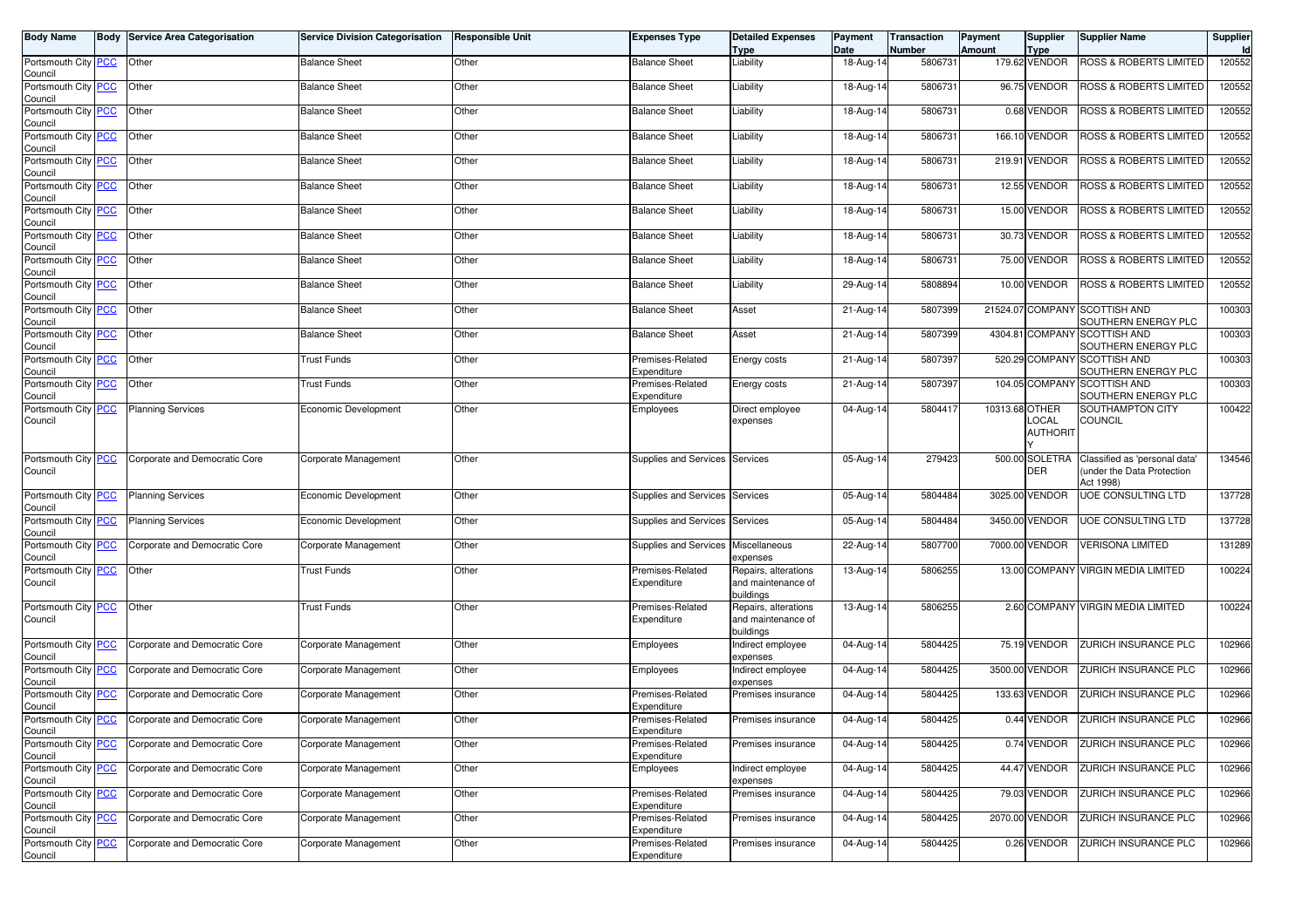| Body Name | Body | Service Area Categorisation | Service Division Categorisation | Responsible Unit | Expenses Type | Detailed Expenses Type | Payment Date | Transaction Number | Payment Amount | Supplier Type | Supplier Name | Supplier Id |
|---|---|---|---|---|---|---|---|---|---|---|---|---|
| Portsmouth City Council | PCC | Other | Balance Sheet | Other | Balance Sheet | Liability | 18-Aug-14 | 5806731 | 179.62 | VENDOR | ROSS & ROBERTS LIMITED | 120552 |
| Portsmouth City Council | PCC | Other | Balance Sheet | Other | Balance Sheet | Liability | 18-Aug-14 | 5806731 | 96.75 | VENDOR | ROSS & ROBERTS LIMITED | 120552 |
| Portsmouth City Council | PCC | Other | Balance Sheet | Other | Balance Sheet | Liability | 18-Aug-14 | 5806731 | 0.68 | VENDOR | ROSS & ROBERTS LIMITED | 120552 |
| Portsmouth City Council | PCC | Other | Balance Sheet | Other | Balance Sheet | Liability | 18-Aug-14 | 5806731 | 166.10 | VENDOR | ROSS & ROBERTS LIMITED | 120552 |
| Portsmouth City Council | PCC | Other | Balance Sheet | Other | Balance Sheet | Liability | 18-Aug-14 | 5806731 | 219.91 | VENDOR | ROSS & ROBERTS LIMITED | 120552 |
| Portsmouth City Council | PCC | Other | Balance Sheet | Other | Balance Sheet | Liability | 18-Aug-14 | 5806731 | 12.55 | VENDOR | ROSS & ROBERTS LIMITED | 120552 |
| Portsmouth City Council | PCC | Other | Balance Sheet | Other | Balance Sheet | Liability | 18-Aug-14 | 5806731 | 15.00 | VENDOR | ROSS & ROBERTS LIMITED | 120552 |
| Portsmouth City Council | PCC | Other | Balance Sheet | Other | Balance Sheet | Liability | 18-Aug-14 | 5806731 | 30.73 | VENDOR | ROSS & ROBERTS LIMITED | 120552 |
| Portsmouth City Council | PCC | Other | Balance Sheet | Other | Balance Sheet | Liability | 18-Aug-14 | 5806731 | 75.00 | VENDOR | ROSS & ROBERTS LIMITED | 120552 |
| Portsmouth City Council | PCC | Other | Balance Sheet | Other | Balance Sheet | Liability | 29-Aug-14 | 5808894 | 10.00 | VENDOR | ROSS & ROBERTS LIMITED | 120552 |
| Portsmouth City Council | PCC | Other | Balance Sheet | Other | Balance Sheet | Asset | 21-Aug-14 | 5807399 | 21524.07 | COMPANY | SCOTTISH AND SOUTHERN ENERGY PLC | 100303 |
| Portsmouth City Council | PCC | Other | Balance Sheet | Other | Balance Sheet | Asset | 21-Aug-14 | 5807399 | 4304.81 | COMPANY | SCOTTISH AND SOUTHERN ENERGY PLC | 100303 |
| Portsmouth City Council | PCC | Other | Trust Funds | Other | Premises-Related Expenditure | Energy costs | 21-Aug-14 | 5807397 | 520.29 | COMPANY | SCOTTISH AND SOUTHERN ENERGY PLC | 100303 |
| Portsmouth City Council | PCC | Other | Trust Funds | Other | Premises-Related Expenditure | Energy costs | 21-Aug-14 | 5807397 | 104.05 | COMPANY | SCOTTISH AND SOUTHERN ENERGY PLC | 100303 |
| Portsmouth City Council | PCC | Planning Services | Economic Development | Other | Employees | Direct employee expenses | 04-Aug-14 | 5804417 | 10313.68 | OTHER LOCAL AUTHORITY | SOUTHAMPTON CITY COUNCIL | 100422 |
| Portsmouth City Council | PCC | Corporate and Democratic Core | Corporate Management | Other | Supplies and Services | Services | 05-Aug-14 | 279423 | 500.00 | SOLETRADER | Classified as 'personal data' (under the Data Protection Act 1998) | 134546 |
| Portsmouth City Council | PCC | Planning Services | Economic Development | Other | Supplies and Services | Services | 05-Aug-14 | 5804484 | 3025.00 | VENDOR | UOE CONSULTING LTD | 137728 |
| Portsmouth City Council | PCC | Planning Services | Economic Development | Other | Supplies and Services | Services | 05-Aug-14 | 5804484 | 3450.00 | VENDOR | UOE CONSULTING LTD | 137728 |
| Portsmouth City Council | PCC | Corporate and Democratic Core | Corporate Management | Other | Supplies and Services | Miscellaneous expenses | 22-Aug-14 | 5807700 | 7000.00 | VENDOR | VERISONA LIMITED | 131289 |
| Portsmouth City Council | PCC | Other | Trust Funds | Other | Premises-Related Expenditure | Repairs, alterations and maintenance of buildings | 13-Aug-14 | 5806255 | 13.00 | COMPANY | VIRGIN MEDIA LIMITED | 100224 |
| Portsmouth City Council | PCC | Other | Trust Funds | Other | Premises-Related Expenditure | Repairs, alterations and maintenance of buildings | 13-Aug-14 | 5806255 | 2.60 | COMPANY | VIRGIN MEDIA LIMITED | 100224 |
| Portsmouth City Council | PCC | Corporate and Democratic Core | Corporate Management | Other | Employees | Indirect employee expenses | 04-Aug-14 | 5804425 | 75.19 | VENDOR | ZURICH INSURANCE PLC | 102966 |
| Portsmouth City Council | PCC | Corporate and Democratic Core | Corporate Management | Other | Employees | Indirect employee expenses | 04-Aug-14 | 5804425 | 3500.00 | VENDOR | ZURICH INSURANCE PLC | 102966 |
| Portsmouth City Council | PCC | Corporate and Democratic Core | Corporate Management | Other | Premises-Related Expenditure | Premises insurance | 04-Aug-14 | 5804425 | 133.63 | VENDOR | ZURICH INSURANCE PLC | 102966 |
| Portsmouth City Council | PCC | Corporate and Democratic Core | Corporate Management | Other | Premises-Related Expenditure | Premises insurance | 04-Aug-14 | 5804425 | 0.44 | VENDOR | ZURICH INSURANCE PLC | 102966 |
| Portsmouth City Council | PCC | Corporate and Democratic Core | Corporate Management | Other | Premises-Related Expenditure | Premises insurance | 04-Aug-14 | 5804425 | 0.74 | VENDOR | ZURICH INSURANCE PLC | 102966 |
| Portsmouth City Council | PCC | Corporate and Democratic Core | Corporate Management | Other | Employees | Indirect employee expenses | 04-Aug-14 | 5804425 | 44.47 | VENDOR | ZURICH INSURANCE PLC | 102966 |
| Portsmouth City Council | PCC | Corporate and Democratic Core | Corporate Management | Other | Premises-Related Expenditure | Premises insurance | 04-Aug-14 | 5804425 | 79.03 | VENDOR | ZURICH INSURANCE PLC | 102966 |
| Portsmouth City Council | PCC | Corporate and Democratic Core | Corporate Management | Other | Premises-Related Expenditure | Premises insurance | 04-Aug-14 | 5804425 | 2070.00 | VENDOR | ZURICH INSURANCE PLC | 102966 |
| Portsmouth City Council | PCC | Corporate and Democratic Core | Corporate Management | Other | Premises-Related Expenditure | Premises insurance | 04-Aug-14 | 5804425 | 0.26 | VENDOR | ZURICH INSURANCE PLC | 102966 |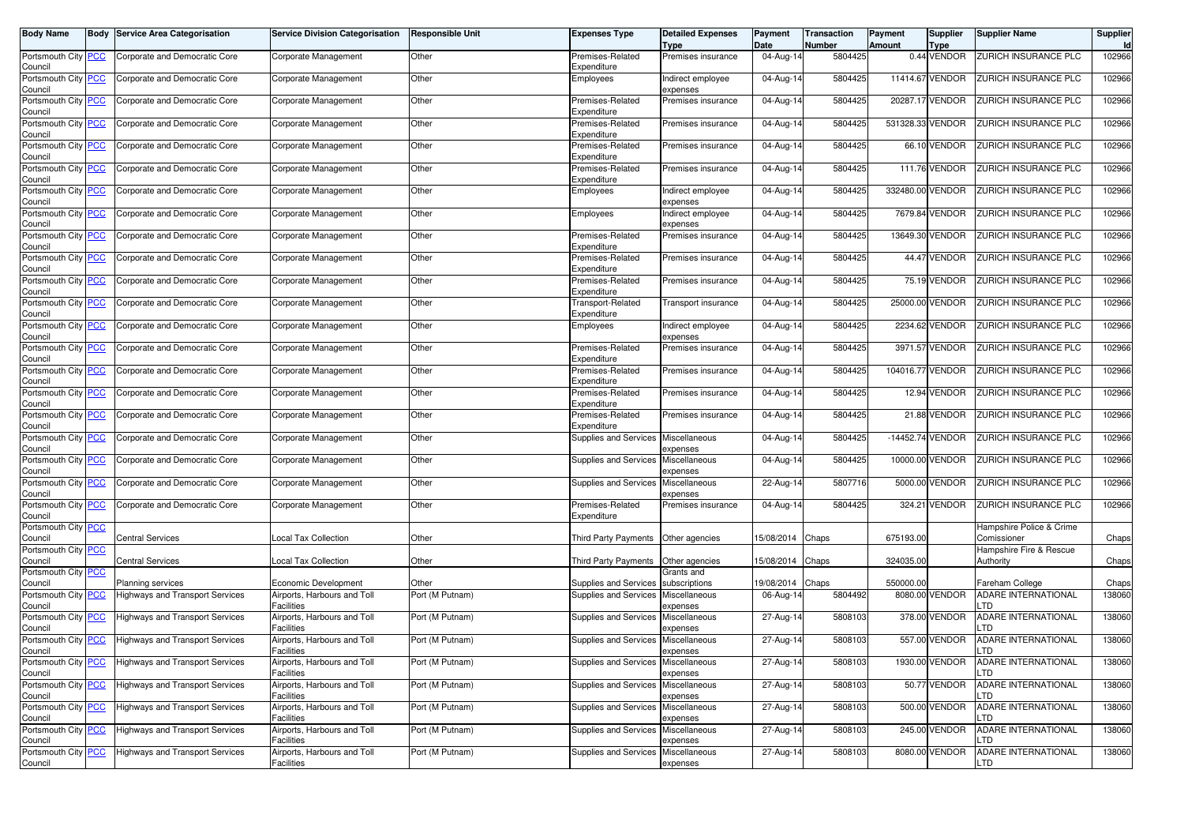| Body Name | Body | Service Area Categorisation | Service Division Categorisation | Responsible Unit | Expenses Type | Detailed Expenses Type | Payment Date | Transaction Number | Payment Amount | Supplier Type | Supplier Name | Supplier Id |
|---|---|---|---|---|---|---|---|---|---|---|---|---|
| Portsmouth City Council | PCC | Corporate and Democratic Core | Corporate Management | Other | Premises-Related Expenditure | Premises insurance | 04-Aug-14 | 5804425 | 0.44 | VENDOR | ZURICH INSURANCE PLC | 102966 |
| Portsmouth City Council | PCC | Corporate and Democratic Core | Corporate Management | Other | Employees | Indirect employee expenses | 04-Aug-14 | 5804425 | 11414.67 | VENDOR | ZURICH INSURANCE PLC | 102966 |
| Portsmouth City Council | PCC | Corporate and Democratic Core | Corporate Management | Other | Premises-Related Expenditure | Premises insurance | 04-Aug-14 | 5804425 | 20287.17 | VENDOR | ZURICH INSURANCE PLC | 102966 |
| Portsmouth City Council | PCC | Corporate and Democratic Core | Corporate Management | Other | Premises-Related Expenditure | Premises insurance | 04-Aug-14 | 5804425 | 531328.33 | VENDOR | ZURICH INSURANCE PLC | 102966 |
| Portsmouth City Council | PCC | Corporate and Democratic Core | Corporate Management | Other | Premises-Related Expenditure | Premises insurance | 04-Aug-14 | 5804425 | 66.10 | VENDOR | ZURICH INSURANCE PLC | 102966 |
| Portsmouth City Council | PCC | Corporate and Democratic Core | Corporate Management | Other | Premises-Related Expenditure | Premises insurance | 04-Aug-14 | 5804425 | 111.76 | VENDOR | ZURICH INSURANCE PLC | 102966 |
| Portsmouth City Council | PCC | Corporate and Democratic Core | Corporate Management | Other | Employees | Indirect employee expenses | 04-Aug-14 | 5804425 | 332480.00 | VENDOR | ZURICH INSURANCE PLC | 102966 |
| Portsmouth City Council | PCC | Corporate and Democratic Core | Corporate Management | Other | Employees | Indirect employee expenses | 04-Aug-14 | 5804425 | 7679.84 | VENDOR | ZURICH INSURANCE PLC | 102966 |
| Portsmouth City Council | PCC | Corporate and Democratic Core | Corporate Management | Other | Premises-Related Expenditure | Premises insurance | 04-Aug-14 | 5804425 | 13649.30 | VENDOR | ZURICH INSURANCE PLC | 102966 |
| Portsmouth City Council | PCC | Corporate and Democratic Core | Corporate Management | Other | Premises-Related Expenditure | Premises insurance | 04-Aug-14 | 5804425 | 44.47 | VENDOR | ZURICH INSURANCE PLC | 102966 |
| Portsmouth City Council | PCC | Corporate and Democratic Core | Corporate Management | Other | Premises-Related Expenditure | Premises insurance | 04-Aug-14 | 5804425 | 75.19 | VENDOR | ZURICH INSURANCE PLC | 102966 |
| Portsmouth City Council | PCC | Corporate and Democratic Core | Corporate Management | Other | Transport-Related Expenditure | Transport insurance | 04-Aug-14 | 5804425 | 25000.00 | VENDOR | ZURICH INSURANCE PLC | 102966 |
| Portsmouth City Council | PCC | Corporate and Democratic Core | Corporate Management | Other | Employees | Indirect employee expenses | 04-Aug-14 | 5804425 | 2234.62 | VENDOR | ZURICH INSURANCE PLC | 102966 |
| Portsmouth City Council | PCC | Corporate and Democratic Core | Corporate Management | Other | Premises-Related Expenditure | Premises insurance | 04-Aug-14 | 5804425 | 3971.57 | VENDOR | ZURICH INSURANCE PLC | 102966 |
| Portsmouth City Council | PCC | Corporate and Democratic Core | Corporate Management | Other | Premises-Related Expenditure | Premises insurance | 04-Aug-14 | 5804425 | 104016.77 | VENDOR | ZURICH INSURANCE PLC | 102966 |
| Portsmouth City Council | PCC | Corporate and Democratic Core | Corporate Management | Other | Premises-Related Expenditure | Premises insurance | 04-Aug-14 | 5804425 | 12.94 | VENDOR | ZURICH INSURANCE PLC | 102966 |
| Portsmouth City Council | PCC | Corporate and Democratic Core | Corporate Management | Other | Premises-Related Expenditure | Premises insurance | 04-Aug-14 | 5804425 | 21.88 | VENDOR | ZURICH INSURANCE PLC | 102966 |
| Portsmouth City Council | PCC | Corporate and Democratic Core | Corporate Management | Other | Supplies and Services | Miscellaneous expenses | 04-Aug-14 | 5804425 | -14452.74 | VENDOR | ZURICH INSURANCE PLC | 102966 |
| Portsmouth City Council | PCC | Corporate and Democratic Core | Corporate Management | Other | Supplies and Services | Miscellaneous expenses | 04-Aug-14 | 5804425 | 10000.00 | VENDOR | ZURICH INSURANCE PLC | 102966 |
| Portsmouth City Council | PCC | Corporate and Democratic Core | Corporate Management | Other | Supplies and Services | Miscellaneous expenses | 22-Aug-14 | 5807716 | 5000.00 | VENDOR | ZURICH INSURANCE PLC | 102966 |
| Portsmouth City Council | PCC | Corporate and Democratic Core | Corporate Management | Other | Premises-Related Expenditure | Premises insurance | 04-Aug-14 | 5804425 | 324.21 | VENDOR | ZURICH INSURANCE PLC | 102966 |
| Portsmouth City Council | PCC | Central Services | Local Tax Collection | Other | Third Party Payments | Other agencies | 15/08/2014 | Chaps | 675193.00 | | Hampshire Police & Crime Comissioner | Chaps |
| Portsmouth City Council | PCC | Central Services | Local Tax Collection | Other | Third Party Payments | Other agencies | 15/08/2014 | Chaps | 324035.00 | | Hampshire Fire & Rescue Authority | Chaps |
| Portsmouth City Council | PCC | Planning services | Economic Development | Other | Supplies and Services | Grants and subscriptions | 19/08/2014 | Chaps | 550000.00 | | Fareham College | Chaps |
| Portsmouth City Council | PCC | Highways and Transport Services | Airports, Harbours and Toll Facilities | Port (M Putnam) | Supplies and Services | Miscellaneous expenses | 06-Aug-14 | 5804492 | 8080.00 | VENDOR | ADARE INTERNATIONAL LTD | 138060 |
| Portsmouth City Council | PCC | Highways and Transport Services | Airports, Harbours and Toll Facilities | Port (M Putnam) | Supplies and Services | Miscellaneous expenses | 27-Aug-14 | 5808103 | 378.00 | VENDOR | ADARE INTERNATIONAL LTD | 138060 |
| Portsmouth City Council | PCC | Highways and Transport Services | Airports, Harbours and Toll Facilities | Port (M Putnam) | Supplies and Services | Miscellaneous expenses | 27-Aug-14 | 5808103 | 557.00 | VENDOR | ADARE INTERNATIONAL LTD | 138060 |
| Portsmouth City Council | PCC | Highways and Transport Services | Airports, Harbours and Toll Facilities | Port (M Putnam) | Supplies and Services | Miscellaneous expenses | 27-Aug-14 | 5808103 | 1930.00 | VENDOR | ADARE INTERNATIONAL LTD | 138060 |
| Portsmouth City Council | PCC | Highways and Transport Services | Airports, Harbours and Toll Facilities | Port (M Putnam) | Supplies and Services | Miscellaneous expenses | 27-Aug-14 | 5808103 | 50.77 | VENDOR | ADARE INTERNATIONAL LTD | 138060 |
| Portsmouth City Council | PCC | Highways and Transport Services | Airports, Harbours and Toll Facilities | Port (M Putnam) | Supplies and Services | Miscellaneous expenses | 27-Aug-14 | 5808103 | 500.00 | VENDOR | ADARE INTERNATIONAL LTD | 138060 |
| Portsmouth City Council | PCC | Highways and Transport Services | Airports, Harbours and Toll Facilities | Port (M Putnam) | Supplies and Services | Miscellaneous expenses | 27-Aug-14 | 5808103 | 245.00 | VENDOR | ADARE INTERNATIONAL LTD | 138060 |
| Portsmouth City Council | PCC | Highways and Transport Services | Airports, Harbours and Toll Facilities | Port (M Putnam) | Supplies and Services | Miscellaneous expenses | 27-Aug-14 | 5808103 | 8080.00 | VENDOR | ADARE INTERNATIONAL LTD | 138060 |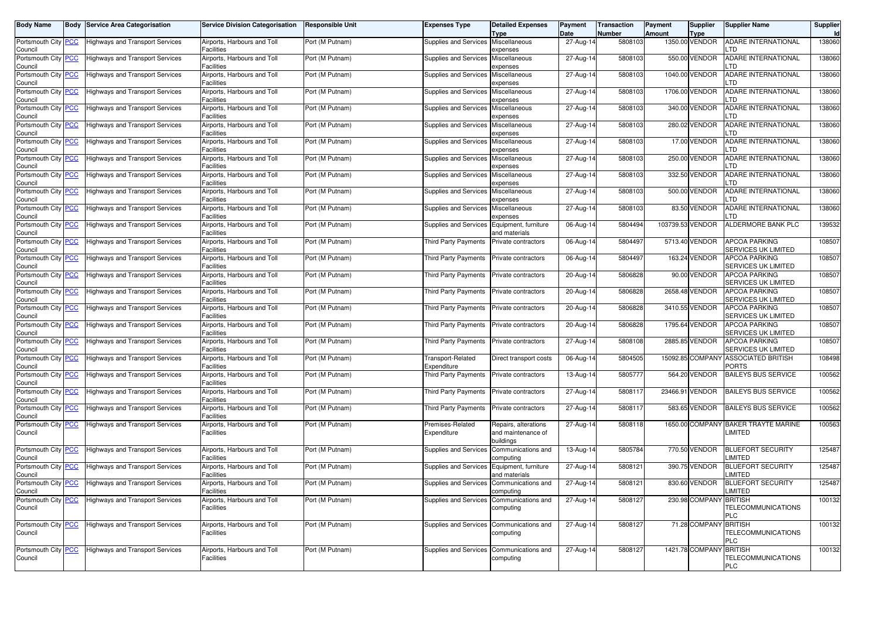| Body Name | Body | Service Area Categorisation | Service Division Categorisation | Responsible Unit | Expenses Type | Detailed Expenses Type | Payment Date | Transaction Number | Payment Amount | Supplier Type | Supplier Name | Supplier Id |
|---|---|---|---|---|---|---|---|---|---|---|---|---|
| Portsmouth City Council | PCC | Highways and Transport Services | Airports, Harbours and Toll Facilities | Port (M Putnam) | Supplies and Services | Miscellaneous expenses | 27-Aug-14 | 5808103 | 1350.00 | VENDOR | ADARE INTERNATIONAL LTD | 138060 |
| Portsmouth City Council | PCC | Highways and Transport Services | Airports, Harbours and Toll Facilities | Port (M Putnam) | Supplies and Services | Miscellaneous expenses | 27-Aug-14 | 5808103 | 550.00 | VENDOR | ADARE INTERNATIONAL LTD | 138060 |
| Portsmouth City Council | PCC | Highways and Transport Services | Airports, Harbours and Toll Facilities | Port (M Putnam) | Supplies and Services | Miscellaneous expenses | 27-Aug-14 | 5808103 | 1040.00 | VENDOR | ADARE INTERNATIONAL LTD | 138060 |
| Portsmouth City Council | PCC | Highways and Transport Services | Airports, Harbours and Toll Facilities | Port (M Putnam) | Supplies and Services | Miscellaneous expenses | 27-Aug-14 | 5808103 | 1706.00 | VENDOR | ADARE INTERNATIONAL LTD | 138060 |
| Portsmouth City Council | PCC | Highways and Transport Services | Airports, Harbours and Toll Facilities | Port (M Putnam) | Supplies and Services | Miscellaneous expenses | 27-Aug-14 | 5808103 | 340.00 | VENDOR | ADARE INTERNATIONAL LTD | 138060 |
| Portsmouth City Council | PCC | Highways and Transport Services | Airports, Harbours and Toll Facilities | Port (M Putnam) | Supplies and Services | Miscellaneous expenses | 27-Aug-14 | 5808103 | 280.02 | VENDOR | ADARE INTERNATIONAL LTD | 138060 |
| Portsmouth City Council | PCC | Highways and Transport Services | Airports, Harbours and Toll Facilities | Port (M Putnam) | Supplies and Services | Miscellaneous expenses | 27-Aug-14 | 5808103 | 17.00 | VENDOR | ADARE INTERNATIONAL LTD | 138060 |
| Portsmouth City Council | PCC | Highways and Transport Services | Airports, Harbours and Toll Facilities | Port (M Putnam) | Supplies and Services | Miscellaneous expenses | 27-Aug-14 | 5808103 | 250.00 | VENDOR | ADARE INTERNATIONAL LTD | 138060 |
| Portsmouth City Council | PCC | Highways and Transport Services | Airports, Harbours and Toll Facilities | Port (M Putnam) | Supplies and Services | Miscellaneous expenses | 27-Aug-14 | 5808103 | 332.50 | VENDOR | ADARE INTERNATIONAL LTD | 138060 |
| Portsmouth City Council | PCC | Highways and Transport Services | Airports, Harbours and Toll Facilities | Port (M Putnam) | Supplies and Services | Miscellaneous expenses | 27-Aug-14 | 5808103 | 500.00 | VENDOR | ADARE INTERNATIONAL LTD | 138060 |
| Portsmouth City Council | PCC | Highways and Transport Services | Airports, Harbours and Toll Facilities | Port (M Putnam) | Supplies and Services | Miscellaneous expenses | 27-Aug-14 | 5808103 | 83.50 | VENDOR | ADARE INTERNATIONAL LTD | 138060 |
| Portsmouth City Council | PCC | Highways and Transport Services | Airports, Harbours and Toll Facilities | Port (M Putnam) | Supplies and Services | Equipment, furniture and materials | 06-Aug-14 | 5804494 | 103739.53 | VENDOR | ALDERMORE BANK PLC | 139532 |
| Portsmouth City Council | PCC | Highways and Transport Services | Airports, Harbours and Toll Facilities | Port (M Putnam) | Third Party Payments | Private contractors | 06-Aug-14 | 5804497 | 5713.40 | VENDOR | APCOA PARKING SERVICES UK LIMITED | 108507 |
| Portsmouth City Council | PCC | Highways and Transport Services | Airports, Harbours and Toll Facilities | Port (M Putnam) | Third Party Payments | Private contractors | 06-Aug-14 | 5804497 | 163.24 | VENDOR | APCOA PARKING SERVICES UK LIMITED | 108507 |
| Portsmouth City Council | PCC | Highways and Transport Services | Airports, Harbours and Toll Facilities | Port (M Putnam) | Third Party Payments | Private contractors | 20-Aug-14 | 5806828 | 90.00 | VENDOR | APCOA PARKING SERVICES UK LIMITED | 108507 |
| Portsmouth City Council | PCC | Highways and Transport Services | Airports, Harbours and Toll Facilities | Port (M Putnam) | Third Party Payments | Private contractors | 20-Aug-14 | 5806828 | 2658.48 | VENDOR | APCOA PARKING SERVICES UK LIMITED | 108507 |
| Portsmouth City Council | PCC | Highways and Transport Services | Airports, Harbours and Toll Facilities | Port (M Putnam) | Third Party Payments | Private contractors | 20-Aug-14 | 5806828 | 3410.55 | VENDOR | APCOA PARKING SERVICES UK LIMITED | 108507 |
| Portsmouth City Council | PCC | Highways and Transport Services | Airports, Harbours and Toll Facilities | Port (M Putnam) | Third Party Payments | Private contractors | 20-Aug-14 | 5806828 | 1795.64 | VENDOR | APCOA PARKING SERVICES UK LIMITED | 108507 |
| Portsmouth City Council | PCC | Highways and Transport Services | Airports, Harbours and Toll Facilities | Port (M Putnam) | Third Party Payments | Private contractors | 27-Aug-14 | 5808108 | 2885.85 | VENDOR | APCOA PARKING SERVICES UK LIMITED | 108507 |
| Portsmouth City Council | PCC | Highways and Transport Services | Airports, Harbours and Toll Facilities | Port (M Putnam) | Transport-Related Expenditure | Direct transport costs | 06-Aug-14 | 5804505 | 15092.85 | COMPANY | ASSOCIATED BRITISH PORTS | 108498 |
| Portsmouth City Council | PCC | Highways and Transport Services | Airports, Harbours and Toll Facilities | Port (M Putnam) | Third Party Payments | Private contractors | 13-Aug-14 | 5805777 | 564.20 | VENDOR | BAILEYS BUS SERVICE | 100562 |
| Portsmouth City Council | PCC | Highways and Transport Services | Airports, Harbours and Toll Facilities | Port (M Putnam) | Third Party Payments | Private contractors | 27-Aug-14 | 5808117 | 23466.91 | VENDOR | BAILEYS BUS SERVICE | 100562 |
| Portsmouth City Council | PCC | Highways and Transport Services | Airports, Harbours and Toll Facilities | Port (M Putnam) | Third Party Payments | Private contractors | 27-Aug-14 | 5808117 | 583.65 | VENDOR | BAILEYS BUS SERVICE | 100562 |
| Portsmouth City Council | PCC | Highways and Transport Services | Airports, Harbours and Toll Facilities | Port (M Putnam) | Premises-Related Expenditure | Repairs, alterations and maintenance of buildings | 27-Aug-14 | 5808118 | 1650.00 | COMPANY | BAKER TRAYTE MARINE LIMITED | 100563 |
| Portsmouth City Council | PCC | Highways and Transport Services | Airports, Harbours and Toll Facilities | Port (M Putnam) | Supplies and Services | Communications and computing | 13-Aug-14 | 5805784 | 770.50 | VENDOR | BLUEFORT SECURITY LIMITED | 125487 |
| Portsmouth City Council | PCC | Highways and Transport Services | Airports, Harbours and Toll Facilities | Port (M Putnam) | Supplies and Services | Equipment, furniture and materials | 27-Aug-14 | 5808121 | 390.75 | VENDOR | BLUEFORT SECURITY LIMITED | 125487 |
| Portsmouth City Council | PCC | Highways and Transport Services | Airports, Harbours and Toll Facilities | Port (M Putnam) | Supplies and Services | Communications and computing | 27-Aug-14 | 5808121 | 830.60 | VENDOR | BLUEFORT SECURITY LIMITED | 125487 |
| Portsmouth City Council | PCC | Highways and Transport Services | Airports, Harbours and Toll Facilities | Port (M Putnam) | Supplies and Services | Communications and computing | 27-Aug-14 | 5808127 | 230.98 | COMPANY | BRITISH TELECOMMUNICATIONS PLC | 100132 |
| Portsmouth City Council | PCC | Highways and Transport Services | Airports, Harbours and Toll Facilities | Port (M Putnam) | Supplies and Services | Communications and computing | 27-Aug-14 | 5808127 | 71.28 | COMPANY | BRITISH TELECOMMUNICATIONS PLC | 100132 |
| Portsmouth City Council | PCC | Highways and Transport Services | Airports, Harbours and Toll Facilities | Port (M Putnam) | Supplies and Services | Communications and computing | 27-Aug-14 | 5808127 | 1421.78 | COMPANY | BRITISH TELECOMMUNICATIONS PLC | 100132 |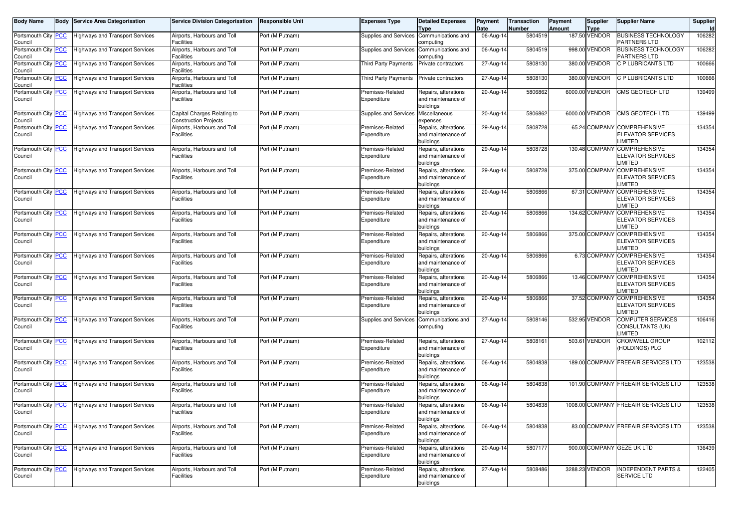| Body Name | Body | Service Area Categorisation | Service Division Categorisation | Responsible Unit | Expenses Type | Detailed Expenses Type | Payment Date | Transaction Number | Payment Amount | Supplier Type | Supplier Name | Supplier Id |
|---|---|---|---|---|---|---|---|---|---|---|---|---|
| Portsmouth City Council | PCC | Highways and Transport Services | Airports, Harbours and Toll Facilities | Port (M Putnam) | Supplies and Services | Communications and computing | 06-Aug-14 | 5804519 | 187.50 | VENDOR | BUSINESS TECHNOLOGY PARTNERS LTD | 106282 |
| Portsmouth City Council | PCC | Highways and Transport Services | Airports, Harbours and Toll Facilities | Port (M Putnam) | Supplies and Services | Communications and computing | 06-Aug-14 | 5804519 | 998.00 | VENDOR | BUSINESS TECHNOLOGY PARTNERS LTD | 106282 |
| Portsmouth City Council | PCC | Highways and Transport Services | Airports, Harbours and Toll Facilities | Port (M Putnam) | Third Party Payments | Private contractors | 27-Aug-14 | 5808130 | 380.00 | VENDOR | C P LUBRICANTS LTD | 100666 |
| Portsmouth City Council | PCC | Highways and Transport Services | Airports, Harbours and Toll Facilities | Port (M Putnam) | Third Party Payments | Private contractors | 27-Aug-14 | 5808130 | 380.00 | VENDOR | C P LUBRICANTS LTD | 100666 |
| Portsmouth City Council | PCC | Highways and Transport Services | Airports, Harbours and Toll Facilities | Port (M Putnam) | Premises-Related Expenditure | Repairs, alterations and maintenance of buildings | 20-Aug-14 | 5806862 | 6000.00 | VENDOR | CMS GEOTECH LTD | 139499 |
| Portsmouth City Council | PCC | Highways and Transport Services | Capital Charges Relating to Construction Projects | Port (M Putnam) | Supplies and Services | Miscellaneous expenses | 20-Aug-14 | 5806862 | 6000.00 | VENDOR | CMS GEOTECH LTD | 139499 |
| Portsmouth City Council | PCC | Highways and Transport Services | Airports, Harbours and Toll Facilities | Port (M Putnam) | Premises-Related Expenditure | Repairs, alterations and maintenance of buildings | 29-Aug-14 | 5808728 | 65.24 | COMPANY | COMPREHENSIVE ELEVATOR SERVICES LIMITED | 134354 |
| Portsmouth City Council | PCC | Highways and Transport Services | Airports, Harbours and Toll Facilities | Port (M Putnam) | Premises-Related Expenditure | Repairs, alterations and maintenance of buildings | 29-Aug-14 | 5808728 | 130.48 | COMPANY | COMPREHENSIVE ELEVATOR SERVICES LIMITED | 134354 |
| Portsmouth City Council | PCC | Highways and Transport Services | Airports, Harbours and Toll Facilities | Port (M Putnam) | Premises-Related Expenditure | Repairs, alterations and maintenance of buildings | 29-Aug-14 | 5808728 | 375.00 | COMPANY | COMPREHENSIVE ELEVATOR SERVICES LIMITED | 134354 |
| Portsmouth City Council | PCC | Highways and Transport Services | Airports, Harbours and Toll Facilities | Port (M Putnam) | Premises-Related Expenditure | Repairs, alterations and maintenance of buildings | 20-Aug-14 | 5806866 | 67.31 | COMPANY | COMPREHENSIVE ELEVATOR SERVICES LIMITED | 134354 |
| Portsmouth City Council | PCC | Highways and Transport Services | Airports, Harbours and Toll Facilities | Port (M Putnam) | Premises-Related Expenditure | Repairs, alterations and maintenance of buildings | 20-Aug-14 | 5806866 | 134.62 | COMPANY | COMPREHENSIVE ELEVATOR SERVICES LIMITED | 134354 |
| Portsmouth City Council | PCC | Highways and Transport Services | Airports, Harbours and Toll Facilities | Port (M Putnam) | Premises-Related Expenditure | Repairs, alterations and maintenance of buildings | 20-Aug-14 | 5806866 | 375.00 | COMPANY | COMPREHENSIVE ELEVATOR SERVICES LIMITED | 134354 |
| Portsmouth City Council | PCC | Highways and Transport Services | Airports, Harbours and Toll Facilities | Port (M Putnam) | Premises-Related Expenditure | Repairs, alterations and maintenance of buildings | 20-Aug-14 | 5806866 | 6.73 | COMPANY | COMPREHENSIVE ELEVATOR SERVICES LIMITED | 134354 |
| Portsmouth City Council | PCC | Highways and Transport Services | Airports, Harbours and Toll Facilities | Port (M Putnam) | Premises-Related Expenditure | Repairs, alterations and maintenance of buildings | 20-Aug-14 | 5806866 | 13.46 | COMPANY | COMPREHENSIVE ELEVATOR SERVICES LIMITED | 134354 |
| Portsmouth City Council | PCC | Highways and Transport Services | Airports, Harbours and Toll Facilities | Port (M Putnam) | Premises-Related Expenditure | Repairs, alterations and maintenance of buildings | 20-Aug-14 | 5806866 | 37.52 | COMPANY | COMPREHENSIVE ELEVATOR SERVICES LIMITED | 134354 |
| Portsmouth City Council | PCC | Highways and Transport Services | Airports, Harbours and Toll Facilities | Port (M Putnam) | Supplies and Services | Communications and computing | 27-Aug-14 | 5808146 | 532.95 | VENDOR | COMPUTER SERVICES CONSULTANTS (UK) LIMITED | 106416 |
| Portsmouth City Council | PCC | Highways and Transport Services | Airports, Harbours and Toll Facilities | Port (M Putnam) | Premises-Related Expenditure | Repairs, alterations and maintenance of buildings | 27-Aug-14 | 5808161 | 503.61 | VENDOR | CROMWELL GROUP (HOLDINGS) PLC | 102112 |
| Portsmouth City Council | PCC | Highways and Transport Services | Airports, Harbours and Toll Facilities | Port (M Putnam) | Premises-Related Expenditure | Repairs, alterations and maintenance of buildings | 06-Aug-14 | 5804838 | 189.00 | COMPANY | FREEAIR SERVICES LTD | 123538 |
| Portsmouth City Council | PCC | Highways and Transport Services | Airports, Harbours and Toll Facilities | Port (M Putnam) | Premises-Related Expenditure | Repairs, alterations and maintenance of buildings | 06-Aug-14 | 5804838 | 101.90 | COMPANY | FREEAIR SERVICES LTD | 123538 |
| Portsmouth City Council | PCC | Highways and Transport Services | Airports, Harbours and Toll Facilities | Port (M Putnam) | Premises-Related Expenditure | Repairs, alterations and maintenance of buildings | 06-Aug-14 | 5804838 | 1008.00 | COMPANY | FREEAIR SERVICES LTD | 123538 |
| Portsmouth City Council | PCC | Highways and Transport Services | Airports, Harbours and Toll Facilities | Port (M Putnam) | Premises-Related Expenditure | Repairs, alterations and maintenance of buildings | 06-Aug-14 | 5804838 | 83.00 | COMPANY | FREEAIR SERVICES LTD | 123538 |
| Portsmouth City Council | PCC | Highways and Transport Services | Airports, Harbours and Toll Facilities | Port (M Putnam) | Premises-Related Expenditure | Repairs, alterations and maintenance of buildings | 20-Aug-14 | 5807177 | 900.00 | COMPANY | GEZE UK LTD | 136439 |
| Portsmouth City Council | PCC | Highways and Transport Services | Airports, Harbours and Toll Facilities | Port (M Putnam) | Premises-Related Expenditure | Repairs, alterations and maintenance of buildings | 27-Aug-14 | 5808486 | 3288.23 | VENDOR | INDEPENDENT PARTS & SERVICE LTD | 122405 |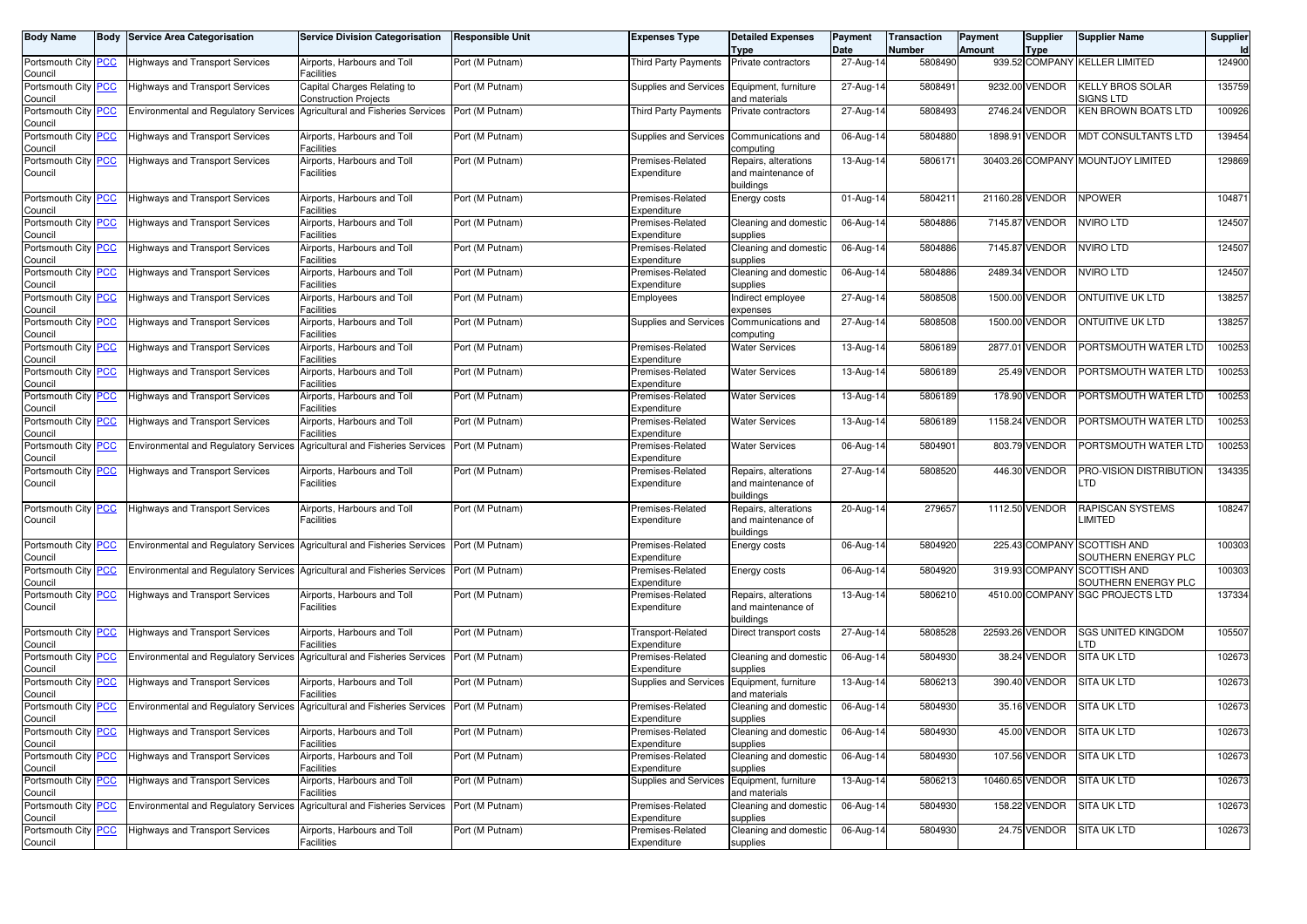| Body Name | Body | Service Area Categorisation | Service Division Categorisation | Responsible Unit | Expenses Type | Detailed Expenses Type | Payment Date | Transaction Number | Payment Amount | Supplier Type | Supplier Name | Supplier Id |
|---|---|---|---|---|---|---|---|---|---|---|---|---|
| Portsmouth City Council | PCC | Highways and Transport Services | Airports, Harbours and Toll Facilities | Port (M Putnam) | Third Party Payments | Private contractors | 27-Aug-14 | 5808490 | 939.52 | COMPANY | KELLER LIMITED | 124900 |
| Portsmouth City Council | PCC | Highways and Transport Services | Capital Charges Relating to Construction Projects | Port (M Putnam) | Supplies and Services | Equipment, furniture and materials | 27-Aug-14 | 5808491 | 9232.00 | VENDOR | KELLY BROS SOLAR SIGNS LTD | 135759 |
| Portsmouth City Council | PCC | Environmental and Regulatory Services | Agricultural and Fisheries Services | Port (M Putnam) | Third Party Payments | Private contractors | 27-Aug-14 | 5808493 | 2746.24 | VENDOR | KEN BROWN BOATS LTD | 100926 |
| Portsmouth City Council | PCC | Highways and Transport Services | Airports, Harbours and Toll Facilities | Port (M Putnam) | Supplies and Services | Communications and computing | 06-Aug-14 | 5804880 | 1898.91 | VENDOR | MDT CONSULTANTS LTD | 139454 |
| Portsmouth City Council | PCC | Highways and Transport Services | Airports, Harbours and Toll Facilities | Port (M Putnam) | Premises-Related Expenditure | Repairs, alterations and maintenance of buildings | 13-Aug-14 | 5806171 | 30403.26 | COMPANY | MOUNTJOY LIMITED | 129869 |
| Portsmouth City Council | PCC | Highways and Transport Services | Airports, Harbours and Toll Facilities | Port (M Putnam) | Premises-Related Expenditure | Energy costs | 01-Aug-14 | 5804211 | 21160.28 | VENDOR | NPOWER | 104871 |
| Portsmouth City Council | PCC | Highways and Transport Services | Airports, Harbours and Toll Facilities | Port (M Putnam) | Premises-Related Expenditure | Cleaning and domestic supplies | 06-Aug-14 | 5804886 | 7145.87 | VENDOR | NVIRO LTD | 124507 |
| Portsmouth City Council | PCC | Highways and Transport Services | Airports, Harbours and Toll Facilities | Port (M Putnam) | Premises-Related Expenditure | Cleaning and domestic supplies | 06-Aug-14 | 5804886 | 7145.87 | VENDOR | NVIRO LTD | 124507 |
| Portsmouth City Council | PCC | Highways and Transport Services | Airports, Harbours and Toll Facilities | Port (M Putnam) | Premises-Related Expenditure | Cleaning and domestic supplies | 06-Aug-14 | 5804886 | 2489.34 | VENDOR | NVIRO LTD | 124507 |
| Portsmouth City Council | PCC | Highways and Transport Services | Airports, Harbours and Toll Facilities | Port (M Putnam) | Employees | Indirect employee expenses | 27-Aug-14 | 5808508 | 1500.00 | VENDOR | ONTUITIVE UK LTD | 138257 |
| Portsmouth City Council | PCC | Highways and Transport Services | Airports, Harbours and Toll Facilities | Port (M Putnam) | Supplies and Services | Communications and computing | 27-Aug-14 | 5808508 | 1500.00 | VENDOR | ONTUITIVE UK LTD | 138257 |
| Portsmouth City Council | PCC | Highways and Transport Services | Airports, Harbours and Toll Facilities | Port (M Putnam) | Premises-Related Expenditure | Water Services | 13-Aug-14 | 5806189 | 2877.01 | VENDOR | PORTSMOUTH WATER LTD | 100253 |
| Portsmouth City Council | PCC | Highways and Transport Services | Airports, Harbours and Toll Facilities | Port (M Putnam) | Premises-Related Expenditure | Water Services | 13-Aug-14 | 5806189 | 25.49 | VENDOR | PORTSMOUTH WATER LTD | 100253 |
| Portsmouth City Council | PCC | Highways and Transport Services | Airports, Harbours and Toll Facilities | Port (M Putnam) | Premises-Related Expenditure | Water Services | 13-Aug-14 | 5806189 | 178.90 | VENDOR | PORTSMOUTH WATER LTD | 100253 |
| Portsmouth City Council | PCC | Highways and Transport Services | Airports, Harbours and Toll Facilities | Port (M Putnam) | Premises-Related Expenditure | Water Services | 13-Aug-14 | 5806189 | 1158.24 | VENDOR | PORTSMOUTH WATER LTD | 100253 |
| Portsmouth City Council | PCC | Environmental and Regulatory Services | Agricultural and Fisheries Services | Port (M Putnam) | Premises-Related Expenditure | Water Services | 06-Aug-14 | 5804901 | 803.79 | VENDOR | PORTSMOUTH WATER LTD | 100253 |
| Portsmouth City Council | PCC | Highways and Transport Services | Airports, Harbours and Toll Facilities | Port (M Putnam) | Premises-Related Expenditure | Repairs, alterations and maintenance of buildings | 27-Aug-14 | 5808520 | 446.30 | VENDOR | PRO-VISION DISTRIBUTION LTD | 134335 |
| Portsmouth City Council | PCC | Highways and Transport Services | Airports, Harbours and Toll Facilities | Port (M Putnam) | Premises-Related Expenditure | Repairs, alterations and maintenance of buildings | 20-Aug-14 | 279657 | 1112.50 | VENDOR | RAPISCAN SYSTEMS LIMITED | 108247 |
| Portsmouth City Council | PCC | Environmental and Regulatory Services | Agricultural and Fisheries Services | Port (M Putnam) | Premises-Related Expenditure | Energy costs | 06-Aug-14 | 5804920 | 225.43 | COMPANY | SCOTTISH AND SOUTHERN ENERGY PLC | 100303 |
| Portsmouth City Council | PCC | Environmental and Regulatory Services | Agricultural and Fisheries Services | Port (M Putnam) | Premises-Related Expenditure | Energy costs | 06-Aug-14 | 5804920 | 319.93 | COMPANY | SCOTTISH AND SOUTHERN ENERGY PLC | 100303 |
| Portsmouth City Council | PCC | Highways and Transport Services | Airports, Harbours and Toll Facilities | Port (M Putnam) | Premises-Related Expenditure | Repairs, alterations and maintenance of buildings | 13-Aug-14 | 5806210 | 4510.00 | COMPANY | SGC PROJECTS LTD | 137334 |
| Portsmouth City Council | PCC | Highways and Transport Services | Airports, Harbours and Toll Facilities | Port (M Putnam) | Transport-Related Expenditure | Direct transport costs | 27-Aug-14 | 5808528 | 22593.26 | VENDOR | SGS UNITED KINGDOM LTD | 105507 |
| Portsmouth City Council | PCC | Environmental and Regulatory Services | Agricultural and Fisheries Services | Port (M Putnam) | Premises-Related Expenditure | Cleaning and domestic supplies | 06-Aug-14 | 5804930 | 38.24 | VENDOR | SITA UK LTD | 102673 |
| Portsmouth City Council | PCC | Highways and Transport Services | Airports, Harbours and Toll Facilities | Port (M Putnam) | Supplies and Services | Equipment, furniture and materials | 13-Aug-14 | 5806213 | 390.40 | VENDOR | SITA UK LTD | 102673 |
| Portsmouth City Council | PCC | Environmental and Regulatory Services | Agricultural and Fisheries Services | Port (M Putnam) | Premises-Related Expenditure | Cleaning and domestic supplies | 06-Aug-14 | 5804930 | 35.16 | VENDOR | SITA UK LTD | 102673 |
| Portsmouth City Council | PCC | Highways and Transport Services | Airports, Harbours and Toll Facilities | Port (M Putnam) | Premises-Related Expenditure | Cleaning and domestic supplies | 06-Aug-14 | 5804930 | 45.00 | VENDOR | SITA UK LTD | 102673 |
| Portsmouth City Council | PCC | Highways and Transport Services | Airports, Harbours and Toll Facilities | Port (M Putnam) | Premises-Related Expenditure | Cleaning and domestic supplies | 06-Aug-14 | 5804930 | 107.56 | VENDOR | SITA UK LTD | 102673 |
| Portsmouth City Council | PCC | Highways and Transport Services | Airports, Harbours and Toll Facilities | Port (M Putnam) | Supplies and Services | Equipment, furniture and materials | 13-Aug-14 | 5806213 | 10460.65 | VENDOR | SITA UK LTD | 102673 |
| Portsmouth City Council | PCC | Environmental and Regulatory Services | Agricultural and Fisheries Services | Port (M Putnam) | Premises-Related Expenditure | Cleaning and domestic supplies | 06-Aug-14 | 5804930 | 158.22 | VENDOR | SITA UK LTD | 102673 |
| Portsmouth City Council | PCC | Highways and Transport Services | Airports, Harbours and Toll Facilities | Port (M Putnam) | Premises-Related Expenditure | Cleaning and domestic supplies | 06-Aug-14 | 5804930 | 24.75 | VENDOR | SITA UK LTD | 102673 |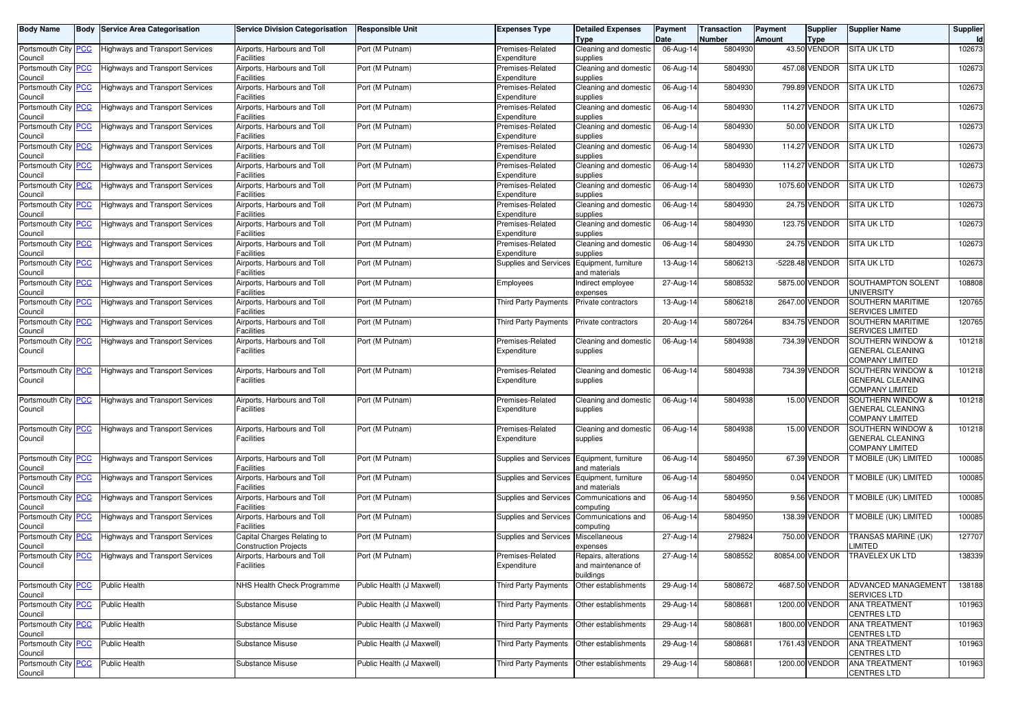| Body Name | Body | Service Area Categorisation | Service Division Categorisation | Responsible Unit | Expenses Type | Detailed Expenses Type | Payment Date | Transaction Number | Payment Amount | Supplier Type | Supplier Name | Supplier Id |
|---|---|---|---|---|---|---|---|---|---|---|---|---|
| Portsmouth City Council | PCC | Highways and Transport Services | Airports, Harbours and Toll Facilities | Port (M Putnam) | Premises-Related Expenditure | Cleaning and domestic supplies | 06-Aug-14 | 5804930 | 43.50 | VENDOR | SITA UK LTD | 102673 |
| Portsmouth City Council | PCC | Highways and Transport Services | Airports, Harbours and Toll Facilities | Port (M Putnam) | Premises-Related Expenditure | Cleaning and domestic supplies | 06-Aug-14 | 5804930 | 457.08 | VENDOR | SITA UK LTD | 102673 |
| Portsmouth City Council | PCC | Highways and Transport Services | Airports, Harbours and Toll Facilities | Port (M Putnam) | Premises-Related Expenditure | Cleaning and domestic supplies | 06-Aug-14 | 5804930 | 799.89 | VENDOR | SITA UK LTD | 102673 |
| Portsmouth City Council | PCC | Highways and Transport Services | Airports, Harbours and Toll Facilities | Port (M Putnam) | Premises-Related Expenditure | Cleaning and domestic supplies | 06-Aug-14 | 5804930 | 114.27 | VENDOR | SITA UK LTD | 102673 |
| Portsmouth City Council | PCC | Highways and Transport Services | Airports, Harbours and Toll Facilities | Port (M Putnam) | Premises-Related Expenditure | Cleaning and domestic supplies | 06-Aug-14 | 5804930 | 50.00 | VENDOR | SITA UK LTD | 102673 |
| Portsmouth City Council | PCC | Highways and Transport Services | Airports, Harbours and Toll Facilities | Port (M Putnam) | Premises-Related Expenditure | Cleaning and domestic supplies | 06-Aug-14 | 5804930 | 114.27 | VENDOR | SITA UK LTD | 102673 |
| Portsmouth City Council | PCC | Highways and Transport Services | Airports, Harbours and Toll Facilities | Port (M Putnam) | Premises-Related Expenditure | Cleaning and domestic supplies | 06-Aug-14 | 5804930 | 114.27 | VENDOR | SITA UK LTD | 102673 |
| Portsmouth City Council | PCC | Highways and Transport Services | Airports, Harbours and Toll Facilities | Port (M Putnam) | Premises-Related Expenditure | Cleaning and domestic supplies | 06-Aug-14 | 5804930 | 1075.60 | VENDOR | SITA UK LTD | 102673 |
| Portsmouth City Council | PCC | Highways and Transport Services | Airports, Harbours and Toll Facilities | Port (M Putnam) | Premises-Related Expenditure | Cleaning and domestic supplies | 06-Aug-14 | 5804930 | 24.75 | VENDOR | SITA UK LTD | 102673 |
| Portsmouth City Council | PCC | Highways and Transport Services | Airports, Harbours and Toll Facilities | Port (M Putnam) | Premises-Related Expenditure | Cleaning and domestic supplies | 06-Aug-14 | 5804930 | 123.75 | VENDOR | SITA UK LTD | 102673 |
| Portsmouth City Council | PCC | Highways and Transport Services | Airports, Harbours and Toll Facilities | Port (M Putnam) | Premises-Related Expenditure | Cleaning and domestic supplies | 06-Aug-14 | 5804930 | 24.75 | VENDOR | SITA UK LTD | 102673 |
| Portsmouth City Council | PCC | Highways and Transport Services | Airports, Harbours and Toll Facilities | Port (M Putnam) | Supplies and Services | Equipment, furniture and materials | 13-Aug-14 | 5806213 | -5228.48 | VENDOR | SITA UK LTD | 102673 |
| Portsmouth City Council | PCC | Highways and Transport Services | Airports, Harbours and Toll Facilities | Port (M Putnam) | Employees | Indirect employee expenses | 27-Aug-14 | 5808532 | 5875.00 | VENDOR | SOUTHAMPTON SOLENT UNIVERSITY | 108808 |
| Portsmouth City Council | PCC | Highways and Transport Services | Airports, Harbours and Toll Facilities | Port (M Putnam) | Third Party Payments | Private contractors | 13-Aug-14 | 5806218 | 2647.00 | VENDOR | SOUTHERN MARITIME SERVICES LIMITED | 120765 |
| Portsmouth City Council | PCC | Highways and Transport Services | Airports, Harbours and Toll Facilities | Port (M Putnam) | Third Party Payments | Private contractors | 20-Aug-14 | 5807264 | 834.75 | VENDOR | SOUTHERN MARITIME SERVICES LIMITED | 120765 |
| Portsmouth City Council | PCC | Highways and Transport Services | Airports, Harbours and Toll Facilities | Port (M Putnam) | Premises-Related Expenditure | Cleaning and domestic supplies | 06-Aug-14 | 5804938 | 734.39 | VENDOR | SOUTHERN WINDOW & GENERAL CLEANING COMPANY LIMITED | 101218 |
| Portsmouth City Council | PCC | Highways and Transport Services | Airports, Harbours and Toll Facilities | Port (M Putnam) | Premises-Related Expenditure | Cleaning and domestic supplies | 06-Aug-14 | 5804938 | 734.39 | VENDOR | SOUTHERN WINDOW & GENERAL CLEANING COMPANY LIMITED | 101218 |
| Portsmouth City Council | PCC | Highways and Transport Services | Airports, Harbours and Toll Facilities | Port (M Putnam) | Premises-Related Expenditure | Cleaning and domestic supplies | 06-Aug-14 | 5804938 | 15.00 | VENDOR | SOUTHERN WINDOW & GENERAL CLEANING COMPANY LIMITED | 101218 |
| Portsmouth City Council | PCC | Highways and Transport Services | Airports, Harbours and Toll Facilities | Port (M Putnam) | Premises-Related Expenditure | Cleaning and domestic supplies | 06-Aug-14 | 5804938 | 15.00 | VENDOR | SOUTHERN WINDOW & GENERAL CLEANING COMPANY LIMITED | 101218 |
| Portsmouth City Council | PCC | Highways and Transport Services | Airports, Harbours and Toll Facilities | Port (M Putnam) | Supplies and Services | Equipment, furniture and materials | 06-Aug-14 | 5804950 | 67.39 | VENDOR | T MOBILE (UK) LIMITED | 100085 |
| Portsmouth City Council | PCC | Highways and Transport Services | Airports, Harbours and Toll Facilities | Port (M Putnam) | Supplies and Services | Equipment, furniture and materials | 06-Aug-14 | 5804950 | 0.04 | VENDOR | T MOBILE (UK) LIMITED | 100085 |
| Portsmouth City Council | PCC | Highways and Transport Services | Airports, Harbours and Toll Facilities | Port (M Putnam) | Supplies and Services | Communications and computing | 06-Aug-14 | 5804950 | 9.56 | VENDOR | T MOBILE (UK) LIMITED | 100085 |
| Portsmouth City Council | PCC | Highways and Transport Services | Airports, Harbours and Toll Facilities | Port (M Putnam) | Supplies and Services | Communications and computing | 06-Aug-14 | 5804950 | 138.39 | VENDOR | T MOBILE (UK) LIMITED | 100085 |
| Portsmouth City Council | PCC | Highways and Transport Services | Capital Charges Relating to Construction Projects | Port (M Putnam) | Supplies and Services | Miscellaneous expenses | 27-Aug-14 | 279824 | 750.00 | VENDOR | TRANSAS MARINE (UK) LIMITED | 127707 |
| Portsmouth City Council | PCC | Highways and Transport Services | Airports, Harbours and Toll Facilities | Port (M Putnam) | Premises-Related Expenditure | Repairs, alterations and maintenance of buildings | 27-Aug-14 | 5808552 | 80854.00 | VENDOR | TRAVELEX UK LTD | 138339 |
| Portsmouth City Council | PCC | Public Health | NHS Health Check Programme | Public Health (J Maxwell) | Third Party Payments | Other establishments | 29-Aug-14 | 5808672 | 4687.50 | VENDOR | ADVANCED MANAGEMENT SERVICES LTD | 138188 |
| Portsmouth City Council | PCC | Public Health | Substance Misuse | Public Health (J Maxwell) | Third Party Payments | Other establishments | 29-Aug-14 | 5808681 | 1200.00 | VENDOR | ANA TREATMENT CENTRES LTD | 101963 |
| Portsmouth City Council | PCC | Public Health | Substance Misuse | Public Health (J Maxwell) | Third Party Payments | Other establishments | 29-Aug-14 | 5808681 | 1800.00 | VENDOR | ANA TREATMENT CENTRES LTD | 101963 |
| Portsmouth City Council | PCC | Public Health | Substance Misuse | Public Health (J Maxwell) | Third Party Payments | Other establishments | 29-Aug-14 | 5808681 | 1761.43 | VENDOR | ANA TREATMENT CENTRES LTD | 101963 |
| Portsmouth City Council | PCC | Public Health | Substance Misuse | Public Health (J Maxwell) | Third Party Payments | Other establishments | 29-Aug-14 | 5808681 | 1200.00 | VENDOR | ANA TREATMENT CENTRES LTD | 101963 |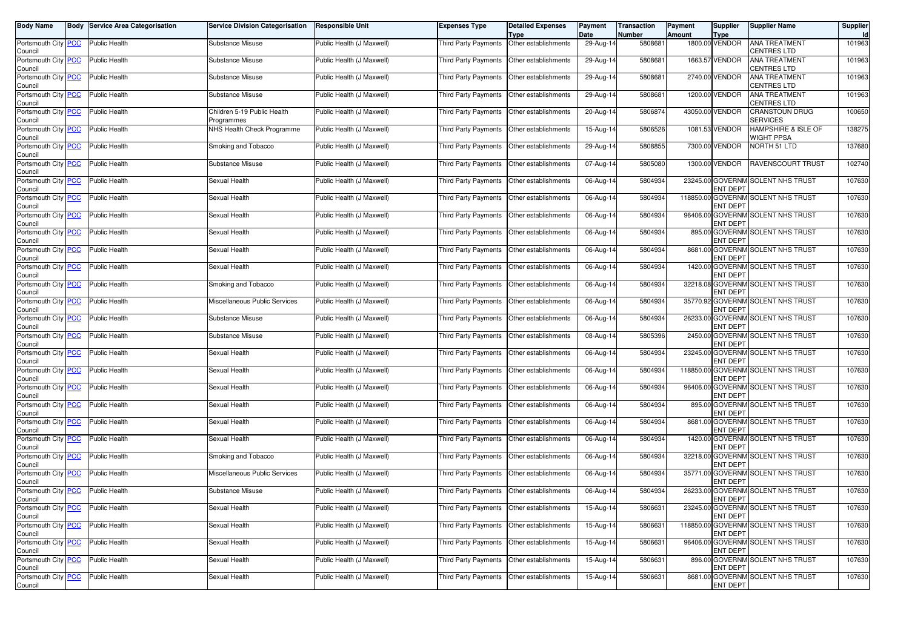| Body Name | Body | Service Area Categorisation | Service Division Categorisation | Responsible Unit | Expenses Type | Detailed Expenses Type | Payment Date | Transaction Number | Payment Amount | Supplier Type | Supplier Name | Supplier Id |
|---|---|---|---|---|---|---|---|---|---|---|---|---|
| Portsmouth City Council | PCC | Public Health | Substance Misuse | Public Health (J Maxwell) | Third Party Payments | Other establishments | 29-Aug-14 | 5808681 | 1800.00 | VENDOR | ANA TREATMENT CENTRES LTD | 101963 |
| Portsmouth City Council | PCC | Public Health | Substance Misuse | Public Health (J Maxwell) | Third Party Payments | Other establishments | 29-Aug-14 | 5808681 | 1663.57 | VENDOR | ANA TREATMENT CENTRES LTD | 101963 |
| Portsmouth City Council | PCC | Public Health | Substance Misuse | Public Health (J Maxwell) | Third Party Payments | Other establishments | 29-Aug-14 | 5808681 | 2740.00 | VENDOR | ANA TREATMENT CENTRES LTD | 101963 |
| Portsmouth City Council | PCC | Public Health | Substance Misuse | Public Health (J Maxwell) | Third Party Payments | Other establishments | 29-Aug-14 | 5808681 | 1200.00 | VENDOR | ANA TREATMENT CENTRES LTD | 101963 |
| Portsmouth City Council | PCC | Public Health | Children 5-19 Public Health Programmes | Public Health (J Maxwell) | Third Party Payments | Other establishments | 20-Aug-14 | 5806874 | 43050.00 | VENDOR | CRANSTOUN DRUG SERVICES | 100650 |
| Portsmouth City Council | PCC | Public Health | NHS Health Check Programme | Public Health (J Maxwell) | Third Party Payments | Other establishments | 15-Aug-14 | 5806526 | 1081.53 | VENDOR | HAMPSHIRE & ISLE OF WIGHT PPSA | 138275 |
| Portsmouth City Council | PCC | Public Health | Smoking and Tobacco | Public Health (J Maxwell) | Third Party Payments | Other establishments | 29-Aug-14 | 5808855 | 7300.00 | VENDOR | NORTH 51 LTD | 137680 |
| Portsmouth City Council | PCC | Public Health | Substance Misuse | Public Health (J Maxwell) | Third Party Payments | Other establishments | 07-Aug-14 | 5805080 | 1300.00 | VENDOR | RAVENSCOURT TRUST | 102740 |
| Portsmouth City Council | PCC | Public Health | Sexual Health | Public Health (J Maxwell) | Third Party Payments | Other establishments | 06-Aug-14 | 5804934 | 23245.00 | GOVERNMENT DEPT | SOLENT NHS TRUST | 107630 |
| Portsmouth City Council | PCC | Public Health | Sexual Health | Public Health (J Maxwell) | Third Party Payments | Other establishments | 06-Aug-14 | 5804934 | 118850.00 | GOVERNMENT DEPT | SOLENT NHS TRUST | 107630 |
| Portsmouth City Council | PCC | Public Health | Sexual Health | Public Health (J Maxwell) | Third Party Payments | Other establishments | 06-Aug-14 | 5804934 | 96406.00 | GOVERNMENT DEPT | SOLENT NHS TRUST | 107630 |
| Portsmouth City Council | PCC | Public Health | Sexual Health | Public Health (J Maxwell) | Third Party Payments | Other establishments | 06-Aug-14 | 5804934 | 895.00 | GOVERNMENT DEPT | SOLENT NHS TRUST | 107630 |
| Portsmouth City Council | PCC | Public Health | Sexual Health | Public Health (J Maxwell) | Third Party Payments | Other establishments | 06-Aug-14 | 5804934 | 8681.00 | GOVERNMENT DEPT | SOLENT NHS TRUST | 107630 |
| Portsmouth City Council | PCC | Public Health | Sexual Health | Public Health (J Maxwell) | Third Party Payments | Other establishments | 06-Aug-14 | 5804934 | 1420.00 | GOVERNMENT DEPT | SOLENT NHS TRUST | 107630 |
| Portsmouth City Council | PCC | Public Health | Smoking and Tobacco | Public Health (J Maxwell) | Third Party Payments | Other establishments | 06-Aug-14 | 5804934 | 32218.08 | GOVERNMENT DEPT | SOLENT NHS TRUST | 107630 |
| Portsmouth City Council | PCC | Public Health | Miscellaneous Public Services | Public Health (J Maxwell) | Third Party Payments | Other establishments | 06-Aug-14 | 5804934 | 35770.92 | GOVERNMENT DEPT | SOLENT NHS TRUST | 107630 |
| Portsmouth City Council | PCC | Public Health | Substance Misuse | Public Health (J Maxwell) | Third Party Payments | Other establishments | 06-Aug-14 | 5804934 | 26233.00 | GOVERNMENT DEPT | SOLENT NHS TRUST | 107630 |
| Portsmouth City Council | PCC | Public Health | Substance Misuse | Public Health (J Maxwell) | Third Party Payments | Other establishments | 08-Aug-14 | 5805396 | 2450.00 | GOVERNMENT DEPT | SOLENT NHS TRUST | 107630 |
| Portsmouth City Council | PCC | Public Health | Sexual Health | Public Health (J Maxwell) | Third Party Payments | Other establishments | 06-Aug-14 | 5804934 | 23245.00 | GOVERNMENT DEPT | SOLENT NHS TRUST | 107630 |
| Portsmouth City Council | PCC | Public Health | Sexual Health | Public Health (J Maxwell) | Third Party Payments | Other establishments | 06-Aug-14 | 5804934 | 118850.00 | GOVERNMENT DEPT | SOLENT NHS TRUST | 107630 |
| Portsmouth City Council | PCC | Public Health | Sexual Health | Public Health (J Maxwell) | Third Party Payments | Other establishments | 06-Aug-14 | 5804934 | 96406.00 | GOVERNMENT DEPT | SOLENT NHS TRUST | 107630 |
| Portsmouth City Council | PCC | Public Health | Sexual Health | Public Health (J Maxwell) | Third Party Payments | Other establishments | 06-Aug-14 | 5804934 | 895.00 | GOVERNMENT DEPT | SOLENT NHS TRUST | 107630 |
| Portsmouth City Council | PCC | Public Health | Sexual Health | Public Health (J Maxwell) | Third Party Payments | Other establishments | 06-Aug-14 | 5804934 | 8681.00 | GOVERNMENT DEPT | SOLENT NHS TRUST | 107630 |
| Portsmouth City Council | PCC | Public Health | Sexual Health | Public Health (J Maxwell) | Third Party Payments | Other establishments | 06-Aug-14 | 5804934 | 1420.00 | GOVERNMENT DEPT | SOLENT NHS TRUST | 107630 |
| Portsmouth City Council | PCC | Public Health | Smoking and Tobacco | Public Health (J Maxwell) | Third Party Payments | Other establishments | 06-Aug-14 | 5804934 | 32218.00 | GOVERNMENT DEPT | SOLENT NHS TRUST | 107630 |
| Portsmouth City Council | PCC | Public Health | Miscellaneous Public Services | Public Health (J Maxwell) | Third Party Payments | Other establishments | 06-Aug-14 | 5804934 | 35771.00 | GOVERNMENT DEPT | SOLENT NHS TRUST | 107630 |
| Portsmouth City Council | PCC | Public Health | Substance Misuse | Public Health (J Maxwell) | Third Party Payments | Other establishments | 06-Aug-14 | 5804934 | 26233.00 | GOVERNMENT DEPT | SOLENT NHS TRUST | 107630 |
| Portsmouth City Council | PCC | Public Health | Sexual Health | Public Health (J Maxwell) | Third Party Payments | Other establishments | 15-Aug-14 | 5806631 | 23245.00 | GOVERNMENT DEPT | SOLENT NHS TRUST | 107630 |
| Portsmouth City Council | PCC | Public Health | Sexual Health | Public Health (J Maxwell) | Third Party Payments | Other establishments | 15-Aug-14 | 5806631 | 118850.00 | GOVERNMENT DEPT | SOLENT NHS TRUST | 107630 |
| Portsmouth City Council | PCC | Public Health | Sexual Health | Public Health (J Maxwell) | Third Party Payments | Other establishments | 15-Aug-14 | 5806631 | 96406.00 | GOVERNMENT DEPT | SOLENT NHS TRUST | 107630 |
| Portsmouth City Council | PCC | Public Health | Sexual Health | Public Health (J Maxwell) | Third Party Payments | Other establishments | 15-Aug-14 | 5806631 | 896.00 | GOVERNMENT DEPT | SOLENT NHS TRUST | 107630 |
| Portsmouth City Council | PCC | Public Health | Sexual Health | Public Health (J Maxwell) | Third Party Payments | Other establishments | 15-Aug-14 | 5806631 | 8681.00 | GOVERNMENT DEPT | SOLENT NHS TRUST | 107630 |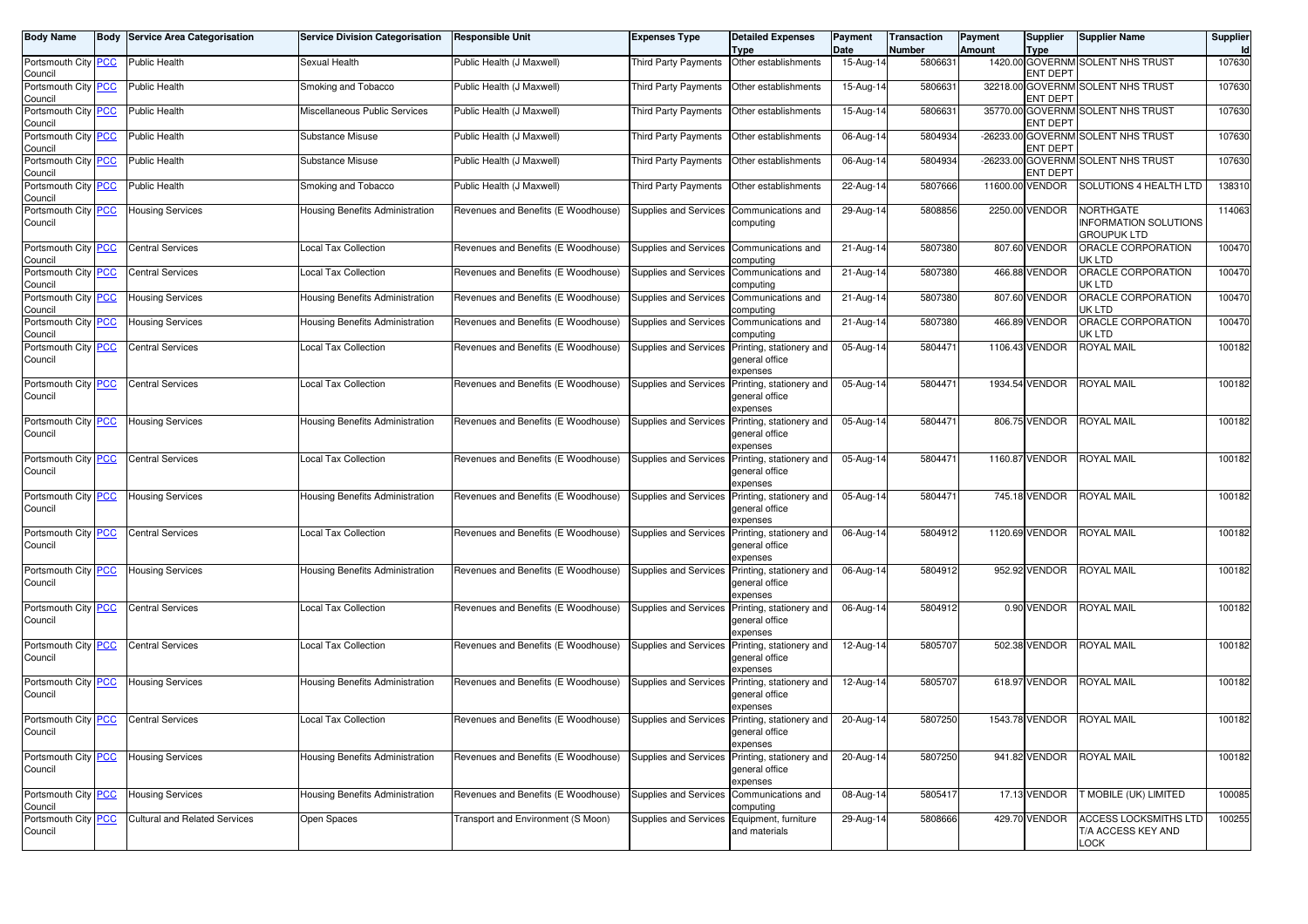| Body Name | Body | Service Area Categorisation | Service Division Categorisation | Responsible Unit | Expenses Type | Detailed Expenses Type | Payment Date | Transaction Number | Payment Amount | Supplier Type | Supplier Name | Supplier Id |
|---|---|---|---|---|---|---|---|---|---|---|---|---|
| Portsmouth City Council | PCC | Public Health | Sexual Health | Public Health (J Maxwell) | Third Party Payments | Other establishments | 15-Aug-14 | 5806631 | 1420.00 | GOVERNMENT DEPT | SOLENT NHS TRUST | 107630 |
| Portsmouth City Council | PCC | Public Health | Smoking and Tobacco | Public Health (J Maxwell) | Third Party Payments | Other establishments | 15-Aug-14 | 5806631 | 32218.00 | GOVERNMENT DEPT | SOLENT NHS TRUST | 107630 |
| Portsmouth City Council | PCC | Public Health | Miscellaneous Public Services | Public Health (J Maxwell) | Third Party Payments | Other establishments | 15-Aug-14 | 5806631 | 35770.00 | GOVERNMENT DEPT | SOLENT NHS TRUST | 107630 |
| Portsmouth City Council | PCC | Public Health | Substance Misuse | Public Health (J Maxwell) | Third Party Payments | Other establishments | 06-Aug-14 | 5804934 | -26233.00 | GOVERNMENT DEPT | SOLENT NHS TRUST | 107630 |
| Portsmouth City Council | PCC | Public Health | Substance Misuse | Public Health (J Maxwell) | Third Party Payments | Other establishments | 06-Aug-14 | 5804934 | -26233.00 | GOVERNMENT DEPT | SOLENT NHS TRUST | 107630 |
| Portsmouth City Council | PCC | Public Health | Smoking and Tobacco | Public Health (J Maxwell) | Third Party Payments | Other establishments | 22-Aug-14 | 5807666 | 11600.00 | VENDOR | SOLUTIONS 4 HEALTH LTD | 138310 |
| Portsmouth City Council | PCC | Housing Services | Housing Benefits Administration | Revenues and Benefits (E Woodhouse) | Supplies and Services | Communications and computing | 29-Aug-14 | 5808856 | 2250.00 | VENDOR | NORTHGATE INFORMATION SOLUTIONS GROUPUK LTD | 114063 |
| Portsmouth City Council | PCC | Central Services | Local Tax Collection | Revenues and Benefits (E Woodhouse) | Supplies and Services | Communications and computing | 21-Aug-14 | 5807380 | 807.60 | VENDOR | ORACLE CORPORATION UK LTD | 100470 |
| Portsmouth City Council | PCC | Central Services | Local Tax Collection | Revenues and Benefits (E Woodhouse) | Supplies and Services | Communications and computing | 21-Aug-14 | 5807380 | 466.88 | VENDOR | ORACLE CORPORATION UK LTD | 100470 |
| Portsmouth City Council | PCC | Housing Services | Housing Benefits Administration | Revenues and Benefits (E Woodhouse) | Supplies and Services | Communications and computing | 21-Aug-14 | 5807380 | 807.60 | VENDOR | ORACLE CORPORATION UK LTD | 100470 |
| Portsmouth City Council | PCC | Housing Services | Housing Benefits Administration | Revenues and Benefits (E Woodhouse) | Supplies and Services | Communications and computing | 21-Aug-14 | 5807380 | 466.89 | VENDOR | ORACLE CORPORATION UK LTD | 100470 |
| Portsmouth City Council | PCC | Central Services | Local Tax Collection | Revenues and Benefits (E Woodhouse) | Supplies and Services | Printing, stationery and general office expenses | 05-Aug-14 | 5804471 | 1106.43 | VENDOR | ROYAL MAIL | 100182 |
| Portsmouth City Council | PCC | Central Services | Local Tax Collection | Revenues and Benefits (E Woodhouse) | Supplies and Services | Printing, stationery and general office expenses | 05-Aug-14 | 5804471 | 1934.54 | VENDOR | ROYAL MAIL | 100182 |
| Portsmouth City Council | PCC | Housing Services | Housing Benefits Administration | Revenues and Benefits (E Woodhouse) | Supplies and Services | Printing, stationery and general office expenses | 05-Aug-14 | 5804471 | 806.75 | VENDOR | ROYAL MAIL | 100182 |
| Portsmouth City Council | PCC | Central Services | Local Tax Collection | Revenues and Benefits (E Woodhouse) | Supplies and Services | Printing, stationery and general office expenses | 05-Aug-14 | 5804471 | 1160.87 | VENDOR | ROYAL MAIL | 100182 |
| Portsmouth City Council | PCC | Housing Services | Housing Benefits Administration | Revenues and Benefits (E Woodhouse) | Supplies and Services | Printing, stationery and general office expenses | 05-Aug-14 | 5804471 | 745.18 | VENDOR | ROYAL MAIL | 100182 |
| Portsmouth City Council | PCC | Central Services | Local Tax Collection | Revenues and Benefits (E Woodhouse) | Supplies and Services | Printing, stationery and general office expenses | 06-Aug-14 | 5804912 | 1120.69 | VENDOR | ROYAL MAIL | 100182 |
| Portsmouth City Council | PCC | Housing Services | Housing Benefits Administration | Revenues and Benefits (E Woodhouse) | Supplies and Services | Printing, stationery and general office expenses | 06-Aug-14 | 5804912 | 952.92 | VENDOR | ROYAL MAIL | 100182 |
| Portsmouth City Council | PCC | Central Services | Local Tax Collection | Revenues and Benefits (E Woodhouse) | Supplies and Services | Printing, stationery and general office expenses | 06-Aug-14 | 5804912 | 0.90 | VENDOR | ROYAL MAIL | 100182 |
| Portsmouth City Council | PCC | Central Services | Local Tax Collection | Revenues and Benefits (E Woodhouse) | Supplies and Services | Printing, stationery and general office expenses | 12-Aug-14 | 5805707 | 502.38 | VENDOR | ROYAL MAIL | 100182 |
| Portsmouth City Council | PCC | Housing Services | Housing Benefits Administration | Revenues and Benefits (E Woodhouse) | Supplies and Services | Printing, stationery and general office expenses | 12-Aug-14 | 5805707 | 618.97 | VENDOR | ROYAL MAIL | 100182 |
| Portsmouth City Council | PCC | Central Services | Local Tax Collection | Revenues and Benefits (E Woodhouse) | Supplies and Services | Printing, stationery and general office expenses | 20-Aug-14 | 5807250 | 1543.78 | VENDOR | ROYAL MAIL | 100182 |
| Portsmouth City Council | PCC | Housing Services | Housing Benefits Administration | Revenues and Benefits (E Woodhouse) | Supplies and Services | Printing, stationery and general office expenses | 20-Aug-14 | 5807250 | 941.82 | VENDOR | ROYAL MAIL | 100182 |
| Portsmouth City Council | PCC | Housing Services | Housing Benefits Administration | Revenues and Benefits (E Woodhouse) | Supplies and Services | Communications and computing | 08-Aug-14 | 5805417 | 17.13 | VENDOR | T MOBILE (UK) LIMITED | 100085 |
| Portsmouth City Council | PCC | Cultural and Related Services | Open Spaces | Transport and Environment (S Moon) | Supplies and Services | Equipment, furniture and materials | 29-Aug-14 | 5808666 | 429.70 | VENDOR | ACCESS LOCKSMITHS LTD T/A ACCESS KEY AND LOCK | 100255 |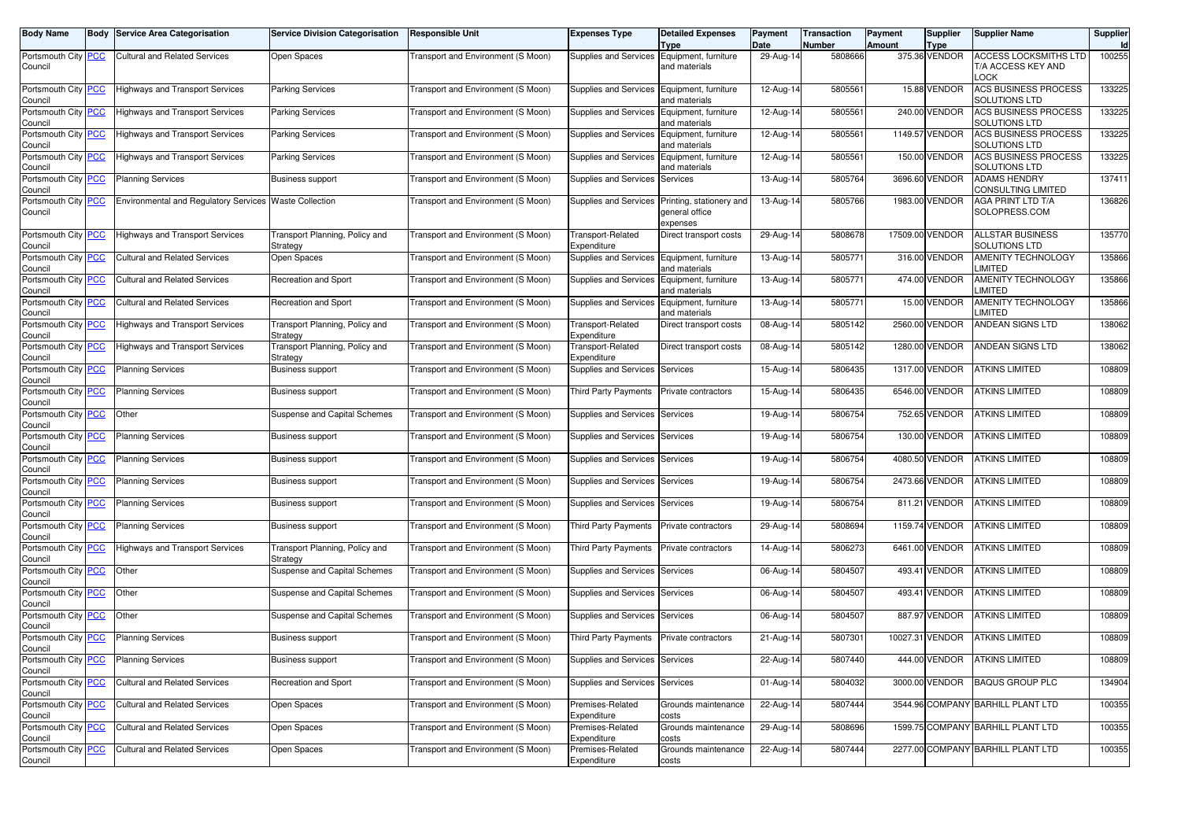| Body Name | Body | Service Area Categorisation | Service Division Categorisation | Responsible Unit | Expenses Type | Detailed Expenses Type | Payment Date | Transaction Number | Payment Amount | Supplier Type | Supplier Name | Supplier Id |
|---|---|---|---|---|---|---|---|---|---|---|---|---|
| Portsmouth City Council | PCC | Cultural and Related Services | Open Spaces | Transport and Environment (S Moon) | Supplies and Services | Equipment, furniture and materials | 29-Aug-14 | 5808666 | 375.36 | VENDOR | ACCESS LOCKSMITHS LTD T/A ACCESS KEY AND LOCK | 100255 |
| Portsmouth City Council | PCC | Highways and Transport Services | Parking Services | Transport and Environment (S Moon) | Supplies and Services | Equipment, furniture and materials | 12-Aug-14 | 5805561 | 15.88 | VENDOR | ACS BUSINESS PROCESS SOLUTIONS LTD | 133225 |
| Portsmouth City Council | PCC | Highways and Transport Services | Parking Services | Transport and Environment (S Moon) | Supplies and Services | Equipment, furniture and materials | 12-Aug-14 | 5805561 | 240.00 | VENDOR | ACS BUSINESS PROCESS SOLUTIONS LTD | 133225 |
| Portsmouth City Council | PCC | Highways and Transport Services | Parking Services | Transport and Environment (S Moon) | Supplies and Services | Equipment, furniture and materials | 12-Aug-14 | 5805561 | 1149.57 | VENDOR | ACS BUSINESS PROCESS SOLUTIONS LTD | 133225 |
| Portsmouth City Council | PCC | Highways and Transport Services | Parking Services | Transport and Environment (S Moon) | Supplies and Services | Equipment, furniture and materials | 12-Aug-14 | 5805561 | 150.00 | VENDOR | ACS BUSINESS PROCESS SOLUTIONS LTD | 133225 |
| Portsmouth City Council | PCC | Planning Services | Business support | Transport and Environment (S Moon) | Supplies and Services | Services | 13-Aug-14 | 5805764 | 3696.60 | VENDOR | ADAMS HENDRY CONSULTING LIMITED | 137411 |
| Portsmouth City Council | PCC | Environmental and Regulatory Services | Waste Collection | Transport and Environment (S Moon) | Supplies and Services | Printing, stationery and general office expenses | 13-Aug-14 | 5805766 | 1983.00 | VENDOR | AGA PRINT LTD T/A SOLOPRESS.COM | 136826 |
| Portsmouth City Council | PCC | Highways and Transport Services | Transport Planning, Policy and Strategy | Transport and Environment (S Moon) | Transport-Related Expenditure | Direct transport costs | 29-Aug-14 | 5808678 | 17509.00 | VENDOR | ALLSTAR BUSINESS SOLUTIONS LTD | 135770 |
| Portsmouth City Council | PCC | Cultural and Related Services | Open Spaces | Transport and Environment (S Moon) | Supplies and Services | Equipment, furniture and materials | 13-Aug-14 | 5805771 | 316.00 | VENDOR | AMENITY TECHNOLOGY LIMITED | 135866 |
| Portsmouth City Council | PCC | Cultural and Related Services | Recreation and Sport | Transport and Environment (S Moon) | Supplies and Services | Equipment, furniture and materials | 13-Aug-14 | 5805771 | 474.00 | VENDOR | AMENITY TECHNOLOGY LIMITED | 135866 |
| Portsmouth City Council | PCC | Cultural and Related Services | Recreation and Sport | Transport and Environment (S Moon) | Supplies and Services | Equipment, furniture and materials | 13-Aug-14 | 5805771 | 15.00 | VENDOR | AMENITY TECHNOLOGY LIMITED | 135866 |
| Portsmouth City Council | PCC | Highways and Transport Services | Transport Planning, Policy and Strategy | Transport and Environment (S Moon) | Transport-Related Expenditure | Direct transport costs | 08-Aug-14 | 5805142 | 2560.00 | VENDOR | ANDEAN SIGNS LTD | 138062 |
| Portsmouth City Council | PCC | Highways and Transport Services | Transport Planning, Policy and Strategy | Transport and Environment (S Moon) | Transport-Related Expenditure | Direct transport costs | 08-Aug-14 | 5805142 | 1280.00 | VENDOR | ANDEAN SIGNS LTD | 138062 |
| Portsmouth City Council | PCC | Planning Services | Business support | Transport and Environment (S Moon) | Supplies and Services | Services | 15-Aug-14 | 5806435 | 1317.00 | VENDOR | ATKINS LIMITED | 108809 |
| Portsmouth City Council | PCC | Planning Services | Business support | Transport and Environment (S Moon) | Third Party Payments | Private contractors | 15-Aug-14 | 5806435 | 6546.00 | VENDOR | ATKINS LIMITED | 108809 |
| Portsmouth City Council | PCC | Other | Suspense and Capital Schemes | Transport and Environment (S Moon) | Supplies and Services | Services | 19-Aug-14 | 5806754 | 752.65 | VENDOR | ATKINS LIMITED | 108809 |
| Portsmouth City Council | PCC | Planning Services | Business support | Transport and Environment (S Moon) | Supplies and Services | Services | 19-Aug-14 | 5806754 | 130.00 | VENDOR | ATKINS LIMITED | 108809 |
| Portsmouth City Council | PCC | Planning Services | Business support | Transport and Environment (S Moon) | Supplies and Services | Services | 19-Aug-14 | 5806754 | 4080.50 | VENDOR | ATKINS LIMITED | 108809 |
| Portsmouth City Council | PCC | Planning Services | Business support | Transport and Environment (S Moon) | Supplies and Services | Services | 19-Aug-14 | 5806754 | 2473.66 | VENDOR | ATKINS LIMITED | 108809 |
| Portsmouth City Council | PCC | Planning Services | Business support | Transport and Environment (S Moon) | Supplies and Services | Services | 19-Aug-14 | 5806754 | 811.21 | VENDOR | ATKINS LIMITED | 108809 |
| Portsmouth City Council | PCC | Planning Services | Business support | Transport and Environment (S Moon) | Third Party Payments | Private contractors | 29-Aug-14 | 5808694 | 1159.74 | VENDOR | ATKINS LIMITED | 108809 |
| Portsmouth City Council | PCC | Highways and Transport Services | Transport Planning, Policy and Strategy | Transport and Environment (S Moon) | Third Party Payments | Private contractors | 14-Aug-14 | 5806273 | 6461.00 | VENDOR | ATKINS LIMITED | 108809 |
| Portsmouth City Council | PCC | Other | Suspense and Capital Schemes | Transport and Environment (S Moon) | Supplies and Services | Services | 06-Aug-14 | 5804507 | 493.41 | VENDOR | ATKINS LIMITED | 108809 |
| Portsmouth City Council | PCC | Other | Suspense and Capital Schemes | Transport and Environment (S Moon) | Supplies and Services | Services | 06-Aug-14 | 5804507 | 493.41 | VENDOR | ATKINS LIMITED | 108809 |
| Portsmouth City Council | PCC | Other | Suspense and Capital Schemes | Transport and Environment (S Moon) | Supplies and Services | Services | 06-Aug-14 | 5804507 | 887.97 | VENDOR | ATKINS LIMITED | 108809 |
| Portsmouth City Council | PCC | Planning Services | Business support | Transport and Environment (S Moon) | Third Party Payments | Private contractors | 21-Aug-14 | 5807301 | 10027.31 | VENDOR | ATKINS LIMITED | 108809 |
| Portsmouth City Council | PCC | Planning Services | Business support | Transport and Environment (S Moon) | Supplies and Services | Services | 22-Aug-14 | 5807440 | 444.00 | VENDOR | ATKINS LIMITED | 108809 |
| Portsmouth City Council | PCC | Cultural and Related Services | Recreation and Sport | Transport and Environment (S Moon) | Supplies and Services | Services | 01-Aug-14 | 5804032 | 3000.00 | VENDOR | BAQUS GROUP PLC | 134904 |
| Portsmouth City Council | PCC | Cultural and Related Services | Open Spaces | Transport and Environment (S Moon) | Premises-Related Expenditure | Grounds maintenance costs | 22-Aug-14 | 5807444 | 3544.96 | COMPANY | BARHILL PLANT LTD | 100355 |
| Portsmouth City Council | PCC | Cultural and Related Services | Open Spaces | Transport and Environment (S Moon) | Premises-Related Expenditure | Grounds maintenance costs | 29-Aug-14 | 5808696 | 1599.75 | COMPANY | BARHILL PLANT LTD | 100355 |
| Portsmouth City Council | PCC | Cultural and Related Services | Open Spaces | Transport and Environment (S Moon) | Premises-Related Expenditure | Grounds maintenance costs | 22-Aug-14 | 5807444 | 2277.00 | COMPANY | BARHILL PLANT LTD | 100355 |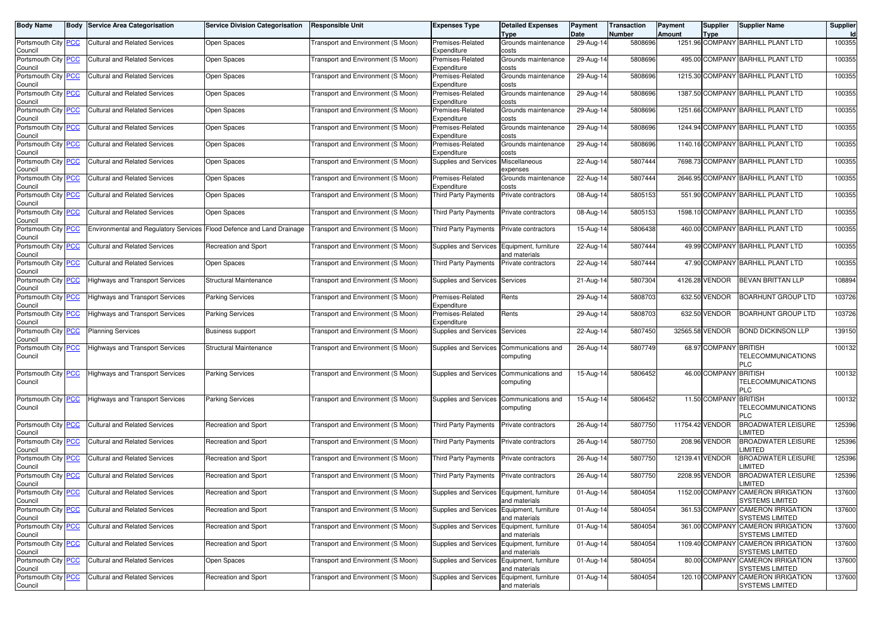| Body Name | Body | Service Area Categorisation | Service Division Categorisation | Responsible Unit | Expenses Type | Detailed Expenses Type | Payment Date | Transaction Number | Payment Amount | Supplier Type | Supplier Name | Supplier Id |
|---|---|---|---|---|---|---|---|---|---|---|---|---|
| Portsmouth City Council | PCC | Cultural and Related Services | Open Spaces | Transport and Environment (S Moon) | Premises-Related Expenditure | Grounds maintenance costs | 29-Aug-14 | 5808696 | 1251.96 | COMPANY | BARHILL PLANT LTD | 100355 |
| Portsmouth City Council | PCC | Cultural and Related Services | Open Spaces | Transport and Environment (S Moon) | Premises-Related Expenditure | Grounds maintenance costs | 29-Aug-14 | 5808696 | 495.00 | COMPANY | BARHILL PLANT LTD | 100355 |
| Portsmouth City Council | PCC | Cultural and Related Services | Open Spaces | Transport and Environment (S Moon) | Premises-Related Expenditure | Grounds maintenance costs | 29-Aug-14 | 5808696 | 1215.30 | COMPANY | BARHILL PLANT LTD | 100355 |
| Portsmouth City Council | PCC | Cultural and Related Services | Open Spaces | Transport and Environment (S Moon) | Premises-Related Expenditure | Grounds maintenance costs | 29-Aug-14 | 5808696 | 1387.50 | COMPANY | BARHILL PLANT LTD | 100355 |
| Portsmouth City Council | PCC | Cultural and Related Services | Open Spaces | Transport and Environment (S Moon) | Premises-Related Expenditure | Grounds maintenance costs | 29-Aug-14 | 5808696 | 1251.66 | COMPANY | BARHILL PLANT LTD | 100355 |
| Portsmouth City Council | PCC | Cultural and Related Services | Open Spaces | Transport and Environment (S Moon) | Premises-Related Expenditure | Grounds maintenance costs | 29-Aug-14 | 5808696 | 1244.94 | COMPANY | BARHILL PLANT LTD | 100355 |
| Portsmouth City Council | PCC | Cultural and Related Services | Open Spaces | Transport and Environment (S Moon) | Premises-Related Expenditure | Grounds maintenance costs | 29-Aug-14 | 5808696 | 1140.16 | COMPANY | BARHILL PLANT LTD | 100355 |
| Portsmouth City Council | PCC | Cultural and Related Services | Open Spaces | Transport and Environment (S Moon) | Supplies and Services | Miscellaneous expenses | 22-Aug-14 | 5807444 | 7698.73 | COMPANY | BARHILL PLANT LTD | 100355 |
| Portsmouth City Council | PCC | Cultural and Related Services | Open Spaces | Transport and Environment (S Moon) | Premises-Related Expenditure | Grounds maintenance costs | 22-Aug-14 | 5807444 | 2646.95 | COMPANY | BARHILL PLANT LTD | 100355 |
| Portsmouth City Council | PCC | Cultural and Related Services | Open Spaces | Transport and Environment (S Moon) | Third Party Payments | Private contractors | 08-Aug-14 | 5805153 | 551.90 | COMPANY | BARHILL PLANT LTD | 100355 |
| Portsmouth City Council | PCC | Cultural and Related Services | Open Spaces | Transport and Environment (S Moon) | Third Party Payments | Private contractors | 08-Aug-14 | 5805153 | 1598.10 | COMPANY | BARHILL PLANT LTD | 100355 |
| Portsmouth City Council | PCC | Environmental and Regulatory Services | Flood Defence and Land Drainage | Transport and Environment (S Moon) | Third Party Payments | Private contractors | 15-Aug-14 | 5806438 | 460.00 | COMPANY | BARHILL PLANT LTD | 100355 |
| Portsmouth City Council | PCC | Cultural and Related Services | Recreation and Sport | Transport and Environment (S Moon) | Supplies and Services | Equipment, furniture and materials | 22-Aug-14 | 5807444 | 49.99 | COMPANY | BARHILL PLANT LTD | 100355 |
| Portsmouth City Council | PCC | Cultural and Related Services | Open Spaces | Transport and Environment (S Moon) | Third Party Payments | Private contractors | 22-Aug-14 | 5807444 | 47.90 | COMPANY | BARHILL PLANT LTD | 100355 |
| Portsmouth City Council | PCC | Highways and Transport Services | Structural Maintenance | Transport and Environment (S Moon) | Supplies and Services | Services | 21-Aug-14 | 5807304 | 4126.28 | VENDOR | BEVAN BRITTAN LLP | 108894 |
| Portsmouth City Council | PCC | Highways and Transport Services | Parking Services | Transport and Environment (S Moon) | Premises-Related Expenditure | Rents | 29-Aug-14 | 5808703 | 632.50 | VENDOR | BOARHUNT GROUP LTD | 103726 |
| Portsmouth City Council | PCC | Highways and Transport Services | Parking Services | Transport and Environment (S Moon) | Premises-Related Expenditure | Rents | 29-Aug-14 | 5808703 | 632.50 | VENDOR | BOARHUNT GROUP LTD | 103726 |
| Portsmouth City Council | PCC | Planning Services | Business support | Transport and Environment (S Moon) | Supplies and Services | Services | 22-Aug-14 | 5807450 | 32565.58 | VENDOR | BOND DICKINSON LLP | 139150 |
| Portsmouth City Council | PCC | Highways and Transport Services | Structural Maintenance | Transport and Environment (S Moon) | Supplies and Services | Communications and computing | 26-Aug-14 | 5807749 | 68.97 | COMPANY | BRITISH TELECOMMUNICATIONS PLC | 100132 |
| Portsmouth City Council | PCC | Highways and Transport Services | Parking Services | Transport and Environment (S Moon) | Supplies and Services | Communications and computing | 15-Aug-14 | 5806452 | 46.00 | COMPANY | BRITISH TELECOMMUNICATIONS PLC | 100132 |
| Portsmouth City Council | PCC | Highways and Transport Services | Parking Services | Transport and Environment (S Moon) | Supplies and Services | Communications and computing | 15-Aug-14 | 5806452 | 11.50 | COMPANY | BRITISH TELECOMMUNICATIONS PLC | 100132 |
| Portsmouth City Council | PCC | Cultural and Related Services | Recreation and Sport | Transport and Environment (S Moon) | Third Party Payments | Private contractors | 26-Aug-14 | 5807750 | 11754.42 | VENDOR | BROADWATER LEISURE LIMITED | 125396 |
| Portsmouth City Council | PCC | Cultural and Related Services | Recreation and Sport | Transport and Environment (S Moon) | Third Party Payments | Private contractors | 26-Aug-14 | 5807750 | 208.96 | VENDOR | BROADWATER LEISURE LIMITED | 125396 |
| Portsmouth City Council | PCC | Cultural and Related Services | Recreation and Sport | Transport and Environment (S Moon) | Third Party Payments | Private contractors | 26-Aug-14 | 5807750 | 12139.41 | VENDOR | BROADWATER LEISURE LIMITED | 125396 |
| Portsmouth City Council | PCC | Cultural and Related Services | Recreation and Sport | Transport and Environment (S Moon) | Third Party Payments | Private contractors | 26-Aug-14 | 5807750 | 2208.95 | VENDOR | BROADWATER LEISURE LIMITED | 125396 |
| Portsmouth City Council | PCC | Cultural and Related Services | Recreation and Sport | Transport and Environment (S Moon) | Supplies and Services | Equipment, furniture and materials | 01-Aug-14 | 5804054 | 1152.00 | COMPANY | CAMERON IRRIGATION SYSTEMS LIMITED | 137600 |
| Portsmouth City Council | PCC | Cultural and Related Services | Recreation and Sport | Transport and Environment (S Moon) | Supplies and Services | Equipment, furniture and materials | 01-Aug-14 | 5804054 | 361.53 | COMPANY | CAMERON IRRIGATION SYSTEMS LIMITED | 137600 |
| Portsmouth City Council | PCC | Cultural and Related Services | Recreation and Sport | Transport and Environment (S Moon) | Supplies and Services | Equipment, furniture and materials | 01-Aug-14 | 5804054 | 361.00 | COMPANY | CAMERON IRRIGATION SYSTEMS LIMITED | 137600 |
| Portsmouth City Council | PCC | Cultural and Related Services | Recreation and Sport | Transport and Environment (S Moon) | Supplies and Services | Equipment, furniture and materials | 01-Aug-14 | 5804054 | 1109.40 | COMPANY | CAMERON IRRIGATION SYSTEMS LIMITED | 137600 |
| Portsmouth City Council | PCC | Cultural and Related Services | Open Spaces | Transport and Environment (S Moon) | Supplies and Services | Equipment, furniture and materials | 01-Aug-14 | 5804054 | 80.00 | COMPANY | CAMERON IRRIGATION SYSTEMS LIMITED | 137600 |
| Portsmouth City Council | PCC | Cultural and Related Services | Recreation and Sport | Transport and Environment (S Moon) | Supplies and Services | Equipment, furniture and materials | 01-Aug-14 | 5804054 | 120.10 | COMPANY | CAMERON IRRIGATION SYSTEMS LIMITED | 137600 |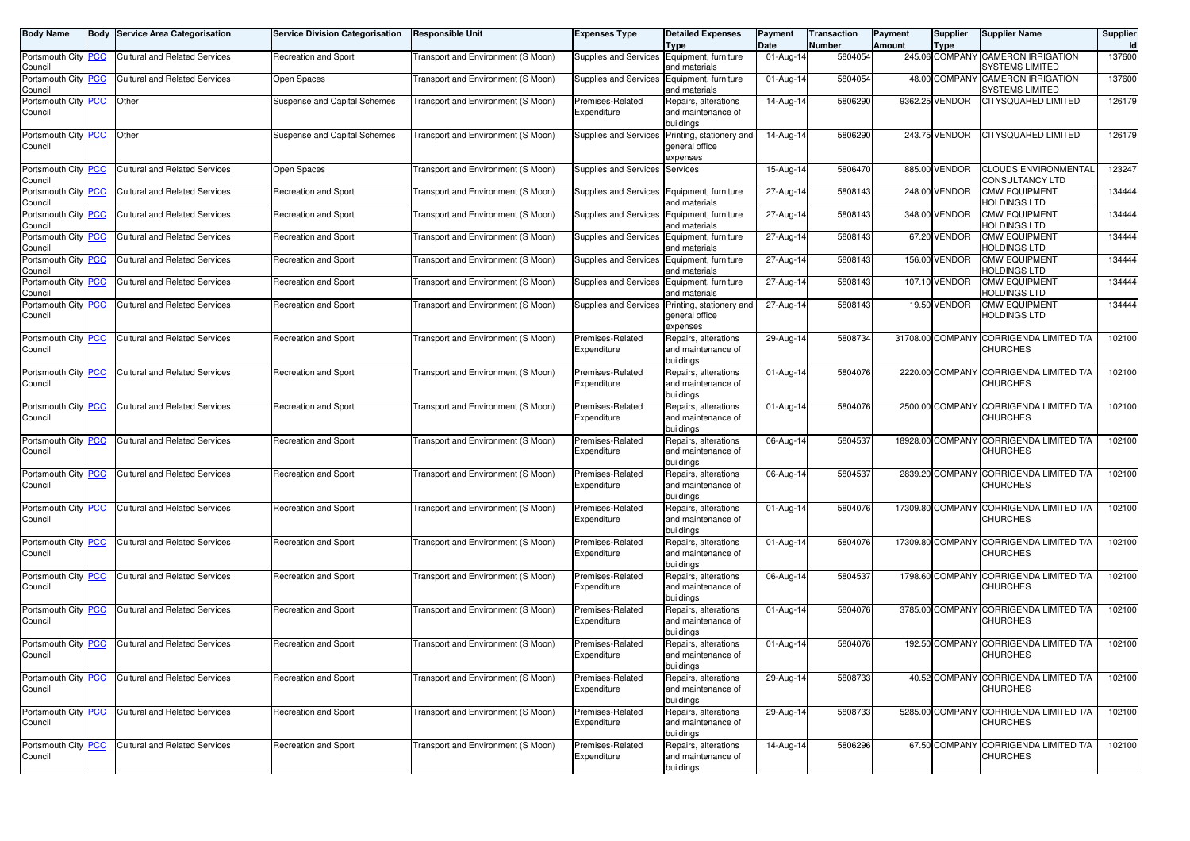| Body Name | Body | Service Area Categorisation | Service Division Categorisation | Responsible Unit | Expenses Type | Detailed Expenses Type | Payment Date | Transaction Number | Payment Amount | Supplier Type | Supplier Name | Supplier Id |
|---|---|---|---|---|---|---|---|---|---|---|---|---|
| Portsmouth City Council | PCC | Cultural and Related Services | Recreation and Sport | Transport and Environment (S Moon) | Supplies and Services | Equipment, furniture and materials | 01-Aug-14 | 5804054 | 245.06 | COMPANY | CAMERON IRRIGATION SYSTEMS LIMITED | 137600 |
| Portsmouth City Council | PCC | Cultural and Related Services | Open Spaces | Transport and Environment (S Moon) | Supplies and Services | Equipment, furniture and materials | 01-Aug-14 | 5804054 | 48.00 | COMPANY | CAMERON IRRIGATION SYSTEMS LIMITED | 137600 |
| Portsmouth City Council | PCC | Other | Suspense and Capital Schemes | Transport and Environment (S Moon) | Premises-Related Expenditure | Repairs, alterations and maintenance of buildings | 14-Aug-14 | 5806290 | 9362.25 | VENDOR | CITYSQUARED LIMITED | 126179 |
| Portsmouth City Council | PCC | Other | Suspense and Capital Schemes | Transport and Environment (S Moon) | Supplies and Services | Printing, stationery and general office expenses | 14-Aug-14 | 5806290 | 243.75 | VENDOR | CITYSQUARED LIMITED | 126179 |
| Portsmouth City Council | PCC | Cultural and Related Services | Open Spaces | Transport and Environment (S Moon) | Supplies and Services | Services | 15-Aug-14 | 5806470 | 885.00 | VENDOR | CLOUDS ENVIRONMENTAL CONSULTANCY LTD | 123247 |
| Portsmouth City Council | PCC | Cultural and Related Services | Recreation and Sport | Transport and Environment (S Moon) | Supplies and Services | Equipment, furniture and materials | 27-Aug-14 | 5808143 | 248.00 | VENDOR | CMW EQUIPMENT HOLDINGS LTD | 134444 |
| Portsmouth City Council | PCC | Cultural and Related Services | Recreation and Sport | Transport and Environment (S Moon) | Supplies and Services | Equipment, furniture and materials | 27-Aug-14 | 5808143 | 348.00 | VENDOR | CMW EQUIPMENT HOLDINGS LTD | 134444 |
| Portsmouth City Council | PCC | Cultural and Related Services | Recreation and Sport | Transport and Environment (S Moon) | Supplies and Services | Equipment, furniture and materials | 27-Aug-14 | 5808143 | 67.20 | VENDOR | CMW EQUIPMENT HOLDINGS LTD | 134444 |
| Portsmouth City Council | PCC | Cultural and Related Services | Recreation and Sport | Transport and Environment (S Moon) | Supplies and Services | Equipment, furniture and materials | 27-Aug-14 | 5808143 | 156.00 | VENDOR | CMW EQUIPMENT HOLDINGS LTD | 134444 |
| Portsmouth City Council | PCC | Cultural and Related Services | Recreation and Sport | Transport and Environment (S Moon) | Supplies and Services | Equipment, furniture and materials | 27-Aug-14 | 5808143 | 107.10 | VENDOR | CMW EQUIPMENT HOLDINGS LTD | 134444 |
| Portsmouth City Council | PCC | Cultural and Related Services | Recreation and Sport | Transport and Environment (S Moon) | Supplies and Services | Printing, stationery and general office expenses | 27-Aug-14 | 5808143 | 19.50 | VENDOR | CMW EQUIPMENT HOLDINGS LTD | 134444 |
| Portsmouth City Council | PCC | Cultural and Related Services | Recreation and Sport | Transport and Environment (S Moon) | Premises-Related Expenditure | Repairs, alterations and maintenance of buildings | 29-Aug-14 | 5808734 | 31708.00 | COMPANY | CORRIGENDA LIMITED T/A CHURCHES | 102100 |
| Portsmouth City Council | PCC | Cultural and Related Services | Recreation and Sport | Transport and Environment (S Moon) | Premises-Related Expenditure | Repairs, alterations and maintenance of buildings | 01-Aug-14 | 5804076 | 2220.00 | COMPANY | CORRIGENDA LIMITED T/A CHURCHES | 102100 |
| Portsmouth City Council | PCC | Cultural and Related Services | Recreation and Sport | Transport and Environment (S Moon) | Premises-Related Expenditure | Repairs, alterations and maintenance of buildings | 01-Aug-14 | 5804076 | 2500.00 | COMPANY | CORRIGENDA LIMITED T/A CHURCHES | 102100 |
| Portsmouth City Council | PCC | Cultural and Related Services | Recreation and Sport | Transport and Environment (S Moon) | Premises-Related Expenditure | Repairs, alterations and maintenance of buildings | 06-Aug-14 | 5804537 | 18928.00 | COMPANY | CORRIGENDA LIMITED T/A CHURCHES | 102100 |
| Portsmouth City Council | PCC | Cultural and Related Services | Recreation and Sport | Transport and Environment (S Moon) | Premises-Related Expenditure | Repairs, alterations and maintenance of buildings | 06-Aug-14 | 5804537 | 2839.20 | COMPANY | CORRIGENDA LIMITED T/A CHURCHES | 102100 |
| Portsmouth City Council | PCC | Cultural and Related Services | Recreation and Sport | Transport and Environment (S Moon) | Premises-Related Expenditure | Repairs, alterations and maintenance of buildings | 01-Aug-14 | 5804076 | 17309.80 | COMPANY | CORRIGENDA LIMITED T/A CHURCHES | 102100 |
| Portsmouth City Council | PCC | Cultural and Related Services | Recreation and Sport | Transport and Environment (S Moon) | Premises-Related Expenditure | Repairs, alterations and maintenance of buildings | 01-Aug-14 | 5804076 | 17309.80 | COMPANY | CORRIGENDA LIMITED T/A CHURCHES | 102100 |
| Portsmouth City Council | PCC | Cultural and Related Services | Recreation and Sport | Transport and Environment (S Moon) | Premises-Related Expenditure | Repairs, alterations and maintenance of buildings | 06-Aug-14 | 5804537 | 1798.60 | COMPANY | CORRIGENDA LIMITED T/A CHURCHES | 102100 |
| Portsmouth City Council | PCC | Cultural and Related Services | Recreation and Sport | Transport and Environment (S Moon) | Premises-Related Expenditure | Repairs, alterations and maintenance of buildings | 01-Aug-14 | 5804076 | 3785.00 | COMPANY | CORRIGENDA LIMITED T/A CHURCHES | 102100 |
| Portsmouth City Council | PCC | Cultural and Related Services | Recreation and Sport | Transport and Environment (S Moon) | Premises-Related Expenditure | Repairs, alterations and maintenance of buildings | 01-Aug-14 | 5804076 | 192.50 | COMPANY | CORRIGENDA LIMITED T/A CHURCHES | 102100 |
| Portsmouth City Council | PCC | Cultural and Related Services | Recreation and Sport | Transport and Environment (S Moon) | Premises-Related Expenditure | Repairs, alterations and maintenance of buildings | 29-Aug-14 | 5808733 | 40.52 | COMPANY | CORRIGENDA LIMITED T/A CHURCHES | 102100 |
| Portsmouth City Council | PCC | Cultural and Related Services | Recreation and Sport | Transport and Environment (S Moon) | Premises-Related Expenditure | Repairs, alterations and maintenance of buildings | 29-Aug-14 | 5808733 | 5285.00 | COMPANY | CORRIGENDA LIMITED T/A CHURCHES | 102100 |
| Portsmouth City Council | PCC | Cultural and Related Services | Recreation and Sport | Transport and Environment (S Moon) | Premises-Related Expenditure | Repairs, alterations and maintenance of buildings | 14-Aug-14 | 5806296 | 67.50 | COMPANY | CORRIGENDA LIMITED T/A CHURCHES | 102100 |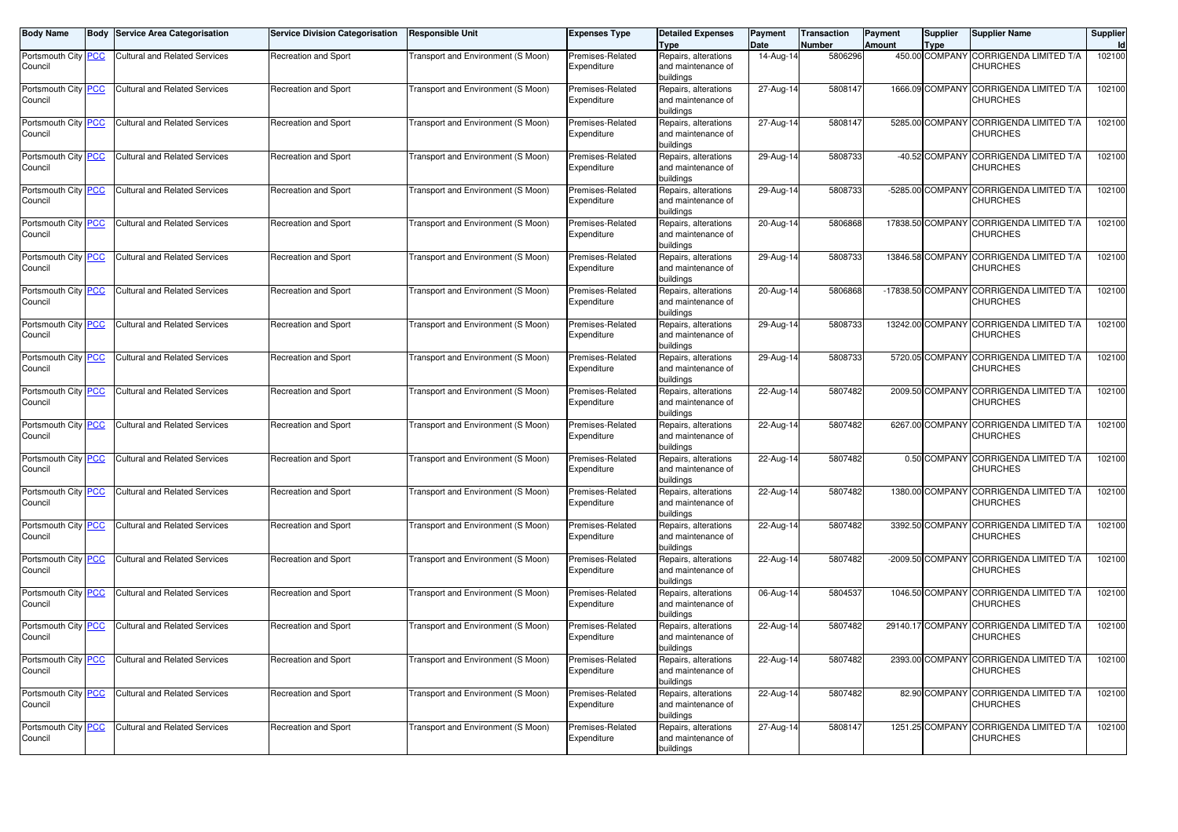| Body Name | Body | Service Area Categorisation | Service Division Categorisation | Responsible Unit | Expenses Type | Detailed Expenses Type | Payment Date | Transaction Number | Payment Amount | Supplier Type | Supplier Name | Supplier Id |
|---|---|---|---|---|---|---|---|---|---|---|---|---|
| Portsmouth City Council | PCC | Cultural and Related Services | Recreation and Sport | Transport and Environment (S Moon) | Premises-Related Expenditure | Repairs, alterations and maintenance of buildings | 14-Aug-14 | 5806296 | 450.00 | COMPANY | CORRIGENDA LIMITED T/A CHURCHES | 102100 |
| Portsmouth City Council | PCC | Cultural and Related Services | Recreation and Sport | Transport and Environment (S Moon) | Premises-Related Expenditure | Repairs, alterations and maintenance of buildings | 27-Aug-14 | 5808147 | 1666.09 | COMPANY | CORRIGENDA LIMITED T/A CHURCHES | 102100 |
| Portsmouth City Council | PCC | Cultural and Related Services | Recreation and Sport | Transport and Environment (S Moon) | Premises-Related Expenditure | Repairs, alterations and maintenance of buildings | 27-Aug-14 | 5808147 | 5285.00 | COMPANY | CORRIGENDA LIMITED T/A CHURCHES | 102100 |
| Portsmouth City Council | PCC | Cultural and Related Services | Recreation and Sport | Transport and Environment (S Moon) | Premises-Related Expenditure | Repairs, alterations and maintenance of buildings | 29-Aug-14 | 5808733 | -40.52 | COMPANY | CORRIGENDA LIMITED T/A CHURCHES | 102100 |
| Portsmouth City Council | PCC | Cultural and Related Services | Recreation and Sport | Transport and Environment (S Moon) | Premises-Related Expenditure | Repairs, alterations and maintenance of buildings | 29-Aug-14 | 5808733 | -5285.00 | COMPANY | CORRIGENDA LIMITED T/A CHURCHES | 102100 |
| Portsmouth City Council | PCC | Cultural and Related Services | Recreation and Sport | Transport and Environment (S Moon) | Premises-Related Expenditure | Repairs, alterations and maintenance of buildings | 20-Aug-14 | 5806868 | 17838.50 | COMPANY | CORRIGENDA LIMITED T/A CHURCHES | 102100 |
| Portsmouth City Council | PCC | Cultural and Related Services | Recreation and Sport | Transport and Environment (S Moon) | Premises-Related Expenditure | Repairs, alterations and maintenance of buildings | 29-Aug-14 | 5808733 | 13846.58 | COMPANY | CORRIGENDA LIMITED T/A CHURCHES | 102100 |
| Portsmouth City Council | PCC | Cultural and Related Services | Recreation and Sport | Transport and Environment (S Moon) | Premises-Related Expenditure | Repairs, alterations and maintenance of buildings | 20-Aug-14 | 5806868 | -17838.50 | COMPANY | CORRIGENDA LIMITED T/A CHURCHES | 102100 |
| Portsmouth City Council | PCC | Cultural and Related Services | Recreation and Sport | Transport and Environment (S Moon) | Premises-Related Expenditure | Repairs, alterations and maintenance of buildings | 29-Aug-14 | 5808733 | 13242.00 | COMPANY | CORRIGENDA LIMITED T/A CHURCHES | 102100 |
| Portsmouth City Council | PCC | Cultural and Related Services | Recreation and Sport | Transport and Environment (S Moon) | Premises-Related Expenditure | Repairs, alterations and maintenance of buildings | 29-Aug-14 | 5808733 | 5720.05 | COMPANY | CORRIGENDA LIMITED T/A CHURCHES | 102100 |
| Portsmouth City Council | PCC | Cultural and Related Services | Recreation and Sport | Transport and Environment (S Moon) | Premises-Related Expenditure | Repairs, alterations and maintenance of buildings | 22-Aug-14 | 5807482 | 2009.50 | COMPANY | CORRIGENDA LIMITED T/A CHURCHES | 102100 |
| Portsmouth City Council | PCC | Cultural and Related Services | Recreation and Sport | Transport and Environment (S Moon) | Premises-Related Expenditure | Repairs, alterations and maintenance of buildings | 22-Aug-14 | 5807482 | 6267.00 | COMPANY | CORRIGENDA LIMITED T/A CHURCHES | 102100 |
| Portsmouth City Council | PCC | Cultural and Related Services | Recreation and Sport | Transport and Environment (S Moon) | Premises-Related Expenditure | Repairs, alterations and maintenance of buildings | 22-Aug-14 | 5807482 | 0.50 | COMPANY | CORRIGENDA LIMITED T/A CHURCHES | 102100 |
| Portsmouth City Council | PCC | Cultural and Related Services | Recreation and Sport | Transport and Environment (S Moon) | Premises-Related Expenditure | Repairs, alterations and maintenance of buildings | 22-Aug-14 | 5807482 | 1380.00 | COMPANY | CORRIGENDA LIMITED T/A CHURCHES | 102100 |
| Portsmouth City Council | PCC | Cultural and Related Services | Recreation and Sport | Transport and Environment (S Moon) | Premises-Related Expenditure | Repairs, alterations and maintenance of buildings | 22-Aug-14 | 5807482 | 3392.50 | COMPANY | CORRIGENDA LIMITED T/A CHURCHES | 102100 |
| Portsmouth City Council | PCC | Cultural and Related Services | Recreation and Sport | Transport and Environment (S Moon) | Premises-Related Expenditure | Repairs, alterations and maintenance of buildings | 22-Aug-14 | 5807482 | -2009.50 | COMPANY | CORRIGENDA LIMITED T/A CHURCHES | 102100 |
| Portsmouth City Council | PCC | Cultural and Related Services | Recreation and Sport | Transport and Environment (S Moon) | Premises-Related Expenditure | Repairs, alterations and maintenance of buildings | 06-Aug-14 | 5804537 | 1046.50 | COMPANY | CORRIGENDA LIMITED T/A CHURCHES | 102100 |
| Portsmouth City Council | PCC | Cultural and Related Services | Recreation and Sport | Transport and Environment (S Moon) | Premises-Related Expenditure | Repairs, alterations and maintenance of buildings | 22-Aug-14 | 5807482 | 29140.17 | COMPANY | CORRIGENDA LIMITED T/A CHURCHES | 102100 |
| Portsmouth City Council | PCC | Cultural and Related Services | Recreation and Sport | Transport and Environment (S Moon) | Premises-Related Expenditure | Repairs, alterations and maintenance of buildings | 22-Aug-14 | 5807482 | 2393.00 | COMPANY | CORRIGENDA LIMITED T/A CHURCHES | 102100 |
| Portsmouth City Council | PCC | Cultural and Related Services | Recreation and Sport | Transport and Environment (S Moon) | Premises-Related Expenditure | Repairs, alterations and maintenance of buildings | 22-Aug-14 | 5807482 | 82.90 | COMPANY | CORRIGENDA LIMITED T/A CHURCHES | 102100 |
| Portsmouth City Council | PCC | Cultural and Related Services | Recreation and Sport | Transport and Environment (S Moon) | Premises-Related Expenditure | Repairs, alterations and maintenance of buildings | 27-Aug-14 | 5808147 | 1251.25 | COMPANY | CORRIGENDA LIMITED T/A CHURCHES | 102100 |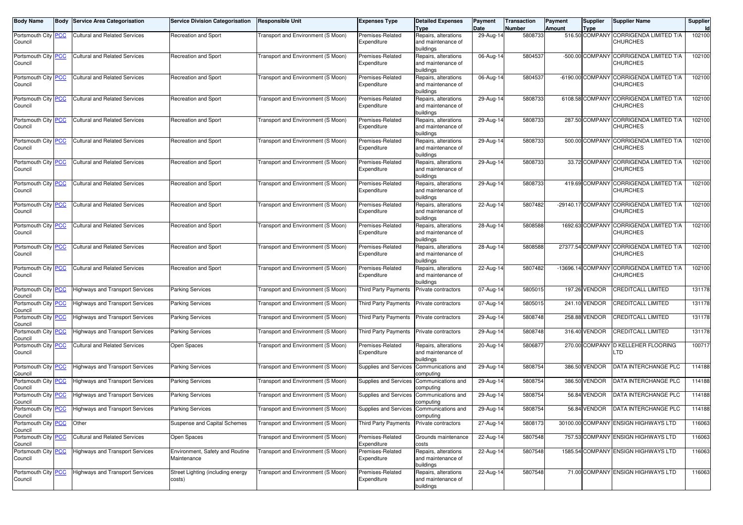| Body Name | Body | Service Area Categorisation | Service Division Categorisation | Responsible Unit | Expenses Type | Detailed Expenses Type | Payment Date | Transaction Number | Payment Amount | Supplier Type | Supplier Name | Supplier Id |
|---|---|---|---|---|---|---|---|---|---|---|---|---|
| Portsmouth City Council | PCC | Cultural and Related Services | Recreation and Sport | Transport and Environment (S Moon) | Premises-Related Expenditure | Repairs, alterations and maintenance of buildings | 29-Aug-14 | 5808733 | 516.50 | COMPANY | CORRIGENDA LIMITED T/A CHURCHES | 102100 |
| Portsmouth City Council | PCC | Cultural and Related Services | Recreation and Sport | Transport and Environment (S Moon) | Premises-Related Expenditure | Repairs, alterations and maintenance of buildings | 06-Aug-14 | 5804537 | -500.00 | COMPANY | CORRIGENDA LIMITED T/A CHURCHES | 102100 |
| Portsmouth City Council | PCC | Cultural and Related Services | Recreation and Sport | Transport and Environment (S Moon) | Premises-Related Expenditure | Repairs, alterations and maintenance of buildings | 06-Aug-14 | 5804537 | -6190.00 | COMPANY | CORRIGENDA LIMITED T/A CHURCHES | 102100 |
| Portsmouth City Council | PCC | Cultural and Related Services | Recreation and Sport | Transport and Environment (S Moon) | Premises-Related Expenditure | Repairs, alterations and maintenance of buildings | 29-Aug-14 | 5808733 | 6108.58 | COMPANY | CORRIGENDA LIMITED T/A CHURCHES | 102100 |
| Portsmouth City Council | PCC | Cultural and Related Services | Recreation and Sport | Transport and Environment (S Moon) | Premises-Related Expenditure | Repairs, alterations and maintenance of buildings | 29-Aug-14 | 5808733 | 287.50 | COMPANY | CORRIGENDA LIMITED T/A CHURCHES | 102100 |
| Portsmouth City Council | PCC | Cultural and Related Services | Recreation and Sport | Transport and Environment (S Moon) | Premises-Related Expenditure | Repairs, alterations and maintenance of buildings | 29-Aug-14 | 5808733 | 500.00 | COMPANY | CORRIGENDA LIMITED T/A CHURCHES | 102100 |
| Portsmouth City Council | PCC | Cultural and Related Services | Recreation and Sport | Transport and Environment (S Moon) | Premises-Related Expenditure | Repairs, alterations and maintenance of buildings | 29-Aug-14 | 5808733 | 33.72 | COMPANY | CORRIGENDA LIMITED T/A CHURCHES | 102100 |
| Portsmouth City Council | PCC | Cultural and Related Services | Recreation and Sport | Transport and Environment (S Moon) | Premises-Related Expenditure | Repairs, alterations and maintenance of buildings | 29-Aug-14 | 5808733 | 419.69 | COMPANY | CORRIGENDA LIMITED T/A CHURCHES | 102100 |
| Portsmouth City Council | PCC | Cultural and Related Services | Recreation and Sport | Transport and Environment (S Moon) | Premises-Related Expenditure | Repairs, alterations and maintenance of buildings | 22-Aug-14 | 5807482 | -29140.17 | COMPANY | CORRIGENDA LIMITED T/A CHURCHES | 102100 |
| Portsmouth City Council | PCC | Cultural and Related Services | Recreation and Sport | Transport and Environment (S Moon) | Premises-Related Expenditure | Repairs, alterations and maintenance of buildings | 28-Aug-14 | 5808588 | 1692.63 | COMPANY | CORRIGENDA LIMITED T/A CHURCHES | 102100 |
| Portsmouth City Council | PCC | Cultural and Related Services | Recreation and Sport | Transport and Environment (S Moon) | Premises-Related Expenditure | Repairs, alterations and maintenance of buildings | 28-Aug-14 | 5808588 | 27377.54 | COMPANY | CORRIGENDA LIMITED T/A CHURCHES | 102100 |
| Portsmouth City Council | PCC | Cultural and Related Services | Recreation and Sport | Transport and Environment (S Moon) | Premises-Related Expenditure | Repairs, alterations and maintenance of buildings | 22-Aug-14 | 5807482 | -13696.14 | COMPANY | CORRIGENDA LIMITED T/A CHURCHES | 102100 |
| Portsmouth City Council | PCC | Highways and Transport Services | Parking Services | Transport and Environment (S Moon) | Third Party Payments | Private contractors | 07-Aug-14 | 5805015 | 197.26 | VENDOR | CREDITCALL LIMITED | 131178 |
| Portsmouth City Council | PCC | Highways and Transport Services | Parking Services | Transport and Environment (S Moon) | Third Party Payments | Private contractors | 07-Aug-14 | 5805015 | 241.10 | VENDOR | CREDITCALL LIMITED | 131178 |
| Portsmouth City Council | PCC | Highways and Transport Services | Parking Services | Transport and Environment (S Moon) | Third Party Payments | Private contractors | 29-Aug-14 | 5808748 | 258.88 | VENDOR | CREDITCALL LIMITED | 131178 |
| Portsmouth City Council | PCC | Highways and Transport Services | Parking Services | Transport and Environment (S Moon) | Third Party Payments | Private contractors | 29-Aug-14 | 5808748 | 316.40 | VENDOR | CREDITCALL LIMITED | 131178 |
| Portsmouth City Council | PCC | Cultural and Related Services | Open Spaces | Transport and Environment (S Moon) | Premises-Related Expenditure | Repairs, alterations and maintenance of buildings | 20-Aug-14 | 5806877 | 270.00 | COMPANY | D KELLEHER FLOORING LTD | 100717 |
| Portsmouth City Council | PCC | Highways and Transport Services | Parking Services | Transport and Environment (S Moon) | Supplies and Services | Communications and computing | 29-Aug-14 | 5808754 | 386.50 | VENDOR | DATA INTERCHANGE PLC | 114188 |
| Portsmouth City Council | PCC | Highways and Transport Services | Parking Services | Transport and Environment (S Moon) | Supplies and Services | Communications and computing | 29-Aug-14 | 5808754 | 386.50 | VENDOR | DATA INTERCHANGE PLC | 114188 |
| Portsmouth City Council | PCC | Highways and Transport Services | Parking Services | Transport and Environment (S Moon) | Supplies and Services | Communications and computing | 29-Aug-14 | 5808754 | 56.84 | VENDOR | DATA INTERCHANGE PLC | 114188 |
| Portsmouth City Council | PCC | Highways and Transport Services | Parking Services | Transport and Environment (S Moon) | Supplies and Services | Communications and computing | 29-Aug-14 | 5808754 | 56.84 | VENDOR | DATA INTERCHANGE PLC | 114188 |
| Portsmouth City Council | PCC | Other | Suspense and Capital Schemes | Transport and Environment (S Moon) | Third Party Payments | Private contractors | 27-Aug-14 | 5808173 | 30100.00 | COMPANY | ENSIGN HIGHWAYS LTD | 116063 |
| Portsmouth City Council | PCC | Cultural and Related Services | Open Spaces | Transport and Environment (S Moon) | Premises-Related Expenditure | Grounds maintenance costs | 22-Aug-14 | 5807548 | 757.53 | COMPANY | ENSIGN HIGHWAYS LTD | 116063 |
| Portsmouth City Council | PCC | Highways and Transport Services | Environment, Safety and Routine Maintenance | Transport and Environment (S Moon) | Premises-Related Expenditure | Repairs, alterations and maintenance of buildings | 22-Aug-14 | 5807548 | 1585.54 | COMPANY | ENSIGN HIGHWAYS LTD | 116063 |
| Portsmouth City Council | PCC | Highways and Transport Services | Street Lighting (including energy costs) | Transport and Environment (S Moon) | Premises-Related Expenditure | Repairs, alterations and maintenance of buildings | 22-Aug-14 | 5807548 | 71.00 | COMPANY | ENSIGN HIGHWAYS LTD | 116063 |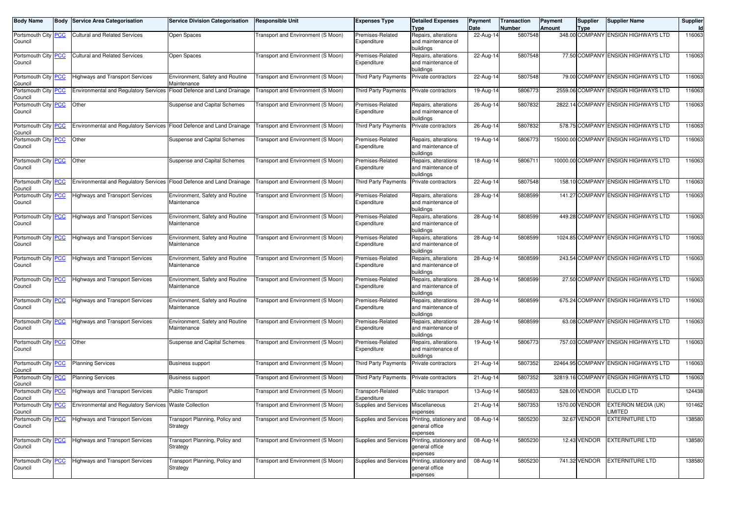| Body Name | Body | Service Area Categorisation | Service Division Categorisation | Responsible Unit | Expenses Type | Detailed Expenses Type | Payment Date | Transaction Number | Payment Amount | Supplier Type | Supplier Name | Supplier Id |
|---|---|---|---|---|---|---|---|---|---|---|---|---|
| Portsmouth City Council | PCC | Cultural and Related Services | Open Spaces | Transport and Environment (S Moon) | Premises-Related Expenditure | Repairs, alterations and maintenance of buildings | 22-Aug-14 | 5807548 | 348.00 | COMPANY | ENSIGN HIGHWAYS LTD | 116063 |
| Portsmouth City Council | PCC | Cultural and Related Services | Open Spaces | Transport and Environment (S Moon) | Premises-Related Expenditure | Repairs, alterations and maintenance of buildings | 22-Aug-14 | 5807548 | 77.50 | COMPANY | ENSIGN HIGHWAYS LTD | 116063 |
| Portsmouth City Council | PCC | Highways and Transport Services | Environment, Safety and Routine Maintenance | Transport and Environment (S Moon) | Third Party Payments | Private contractors | 22-Aug-14 | 5807548 | 79.00 | COMPANY | ENSIGN HIGHWAYS LTD | 116063 |
| Portsmouth City Council | PCC | Environmental and Regulatory Services | Flood Defence and Land Drainage | Transport and Environment (S Moon) | Third Party Payments | Private contractors | 19-Aug-14 | 5806773 | 2559.06 | COMPANY | ENSIGN HIGHWAYS LTD | 116063 |
| Portsmouth City Council | PCC | Other | Suspense and Capital Schemes | Transport and Environment (S Moon) | Premises-Related Expenditure | Repairs, alterations and maintenance of buildings | 26-Aug-14 | 5807832 | 2822.14 | COMPANY | ENSIGN HIGHWAYS LTD | 116063 |
| Portsmouth City Council | PCC | Environmental and Regulatory Services | Flood Defence and Land Drainage | Transport and Environment (S Moon) | Third Party Payments | Private contractors | 26-Aug-14 | 5807832 | 578.75 | COMPANY | ENSIGN HIGHWAYS LTD | 116063 |
| Portsmouth City Council | PCC | Other | Suspense and Capital Schemes | Transport and Environment (S Moon) | Premises-Related Expenditure | Repairs, alterations and maintenance of buildings | 19-Aug-14 | 5806773 | 15000.00 | COMPANY | ENSIGN HIGHWAYS LTD | 116063 |
| Portsmouth City Council | PCC | Other | Suspense and Capital Schemes | Transport and Environment (S Moon) | Premises-Related Expenditure | Repairs, alterations and maintenance of buildings | 18-Aug-14 | 5806711 | 10000.00 | COMPANY | ENSIGN HIGHWAYS LTD | 116063 |
| Portsmouth City Council | PCC | Environmental and Regulatory Services | Flood Defence and Land Drainage | Transport and Environment (S Moon) | Third Party Payments | Private contractors | 22-Aug-14 | 5807548 | 158.10 | COMPANY | ENSIGN HIGHWAYS LTD | 116063 |
| Portsmouth City Council | PCC | Highways and Transport Services | Environment, Safety and Routine Maintenance | Transport and Environment (S Moon) | Premises-Related Expenditure | Repairs, alterations and maintenance of buildings | 28-Aug-14 | 5808599 | 141.27 | COMPANY | ENSIGN HIGHWAYS LTD | 116063 |
| Portsmouth City Council | PCC | Highways and Transport Services | Environment, Safety and Routine Maintenance | Transport and Environment (S Moon) | Premises-Related Expenditure | Repairs, alterations and maintenance of buildings | 28-Aug-14 | 5808599 | 449.28 | COMPANY | ENSIGN HIGHWAYS LTD | 116063 |
| Portsmouth City Council | PCC | Highways and Transport Services | Environment, Safety and Routine Maintenance | Transport and Environment (S Moon) | Premises-Related Expenditure | Repairs, alterations and maintenance of buildings | 28-Aug-14 | 5808599 | 1024.85 | COMPANY | ENSIGN HIGHWAYS LTD | 116063 |
| Portsmouth City Council | PCC | Highways and Transport Services | Environment, Safety and Routine Maintenance | Transport and Environment (S Moon) | Premises-Related Expenditure | Repairs, alterations and maintenance of buildings | 28-Aug-14 | 5808599 | 243.54 | COMPANY | ENSIGN HIGHWAYS LTD | 116063 |
| Portsmouth City Council | PCC | Highways and Transport Services | Environment, Safety and Routine Maintenance | Transport and Environment (S Moon) | Premises-Related Expenditure | Repairs, alterations and maintenance of buildings | 28-Aug-14 | 5808599 | 27.50 | COMPANY | ENSIGN HIGHWAYS LTD | 116063 |
| Portsmouth City Council | PCC | Highways and Transport Services | Environment, Safety and Routine Maintenance | Transport and Environment (S Moon) | Premises-Related Expenditure | Repairs, alterations and maintenance of buildings | 28-Aug-14 | 5808599 | 675.24 | COMPANY | ENSIGN HIGHWAYS LTD | 116063 |
| Portsmouth City Council | PCC | Highways and Transport Services | Environment, Safety and Routine Maintenance | Transport and Environment (S Moon) | Premises-Related Expenditure | Repairs, alterations and maintenance of buildings | 28-Aug-14 | 5808599 | 63.08 | COMPANY | ENSIGN HIGHWAYS LTD | 116063 |
| Portsmouth City Council | PCC | Other | Suspense and Capital Schemes | Transport and Environment (S Moon) | Premises-Related Expenditure | Repairs, alterations and maintenance of buildings | 19-Aug-14 | 5806773 | 757.03 | COMPANY | ENSIGN HIGHWAYS LTD | 116063 |
| Portsmouth City Council | PCC | Planning Services | Business support | Transport and Environment (S Moon) | Third Party Payments | Private contractors | 21-Aug-14 | 5807352 | 22464.95 | COMPANY | ENSIGN HIGHWAYS LTD | 116063 |
| Portsmouth City Council | PCC | Planning Services | Business support | Transport and Environment (S Moon) | Third Party Payments | Private contractors | 21-Aug-14 | 5807352 | 32819.16 | COMPANY | ENSIGN HIGHWAYS LTD | 116063 |
| Portsmouth City Council | PCC | Highways and Transport Services | Public Transport | Transport and Environment (S Moon) | Transport-Related Expenditure | Public transport | 13-Aug-14 | 5805833 | 528.00 | VENDOR | EUCLID LTD | 124438 |
| Portsmouth City Council | PCC | Environmental and Regulatory Services | Waste Collection | Transport and Environment (S Moon) | Supplies and Services | Miscellaneous expenses | 21-Aug-14 | 5807353 | 1570.00 | VENDOR | EXTERION MEDIA (UK) LIMITED | 101462 |
| Portsmouth City Council | PCC | Highways and Transport Services | Transport Planning, Policy and Strategy | Transport and Environment (S Moon) | Supplies and Services | Printing, stationery and general office expenses | 08-Aug-14 | 5805230 | 32.67 | VENDOR | EXTERNITURE LTD | 138580 |
| Portsmouth City Council | PCC | Highways and Transport Services | Transport Planning, Policy and Strategy | Transport and Environment (S Moon) | Supplies and Services | Printing, stationery and general office expenses | 08-Aug-14 | 5805230 | 12.43 | VENDOR | EXTERNITURE LTD | 138580 |
| Portsmouth City Council | PCC | Highways and Transport Services | Transport Planning, Policy and Strategy | Transport and Environment (S Moon) | Supplies and Services | Printing, stationery and general office expenses | 08-Aug-14 | 5805230 | 741.32 | VENDOR | EXTERNITURE LTD | 138580 |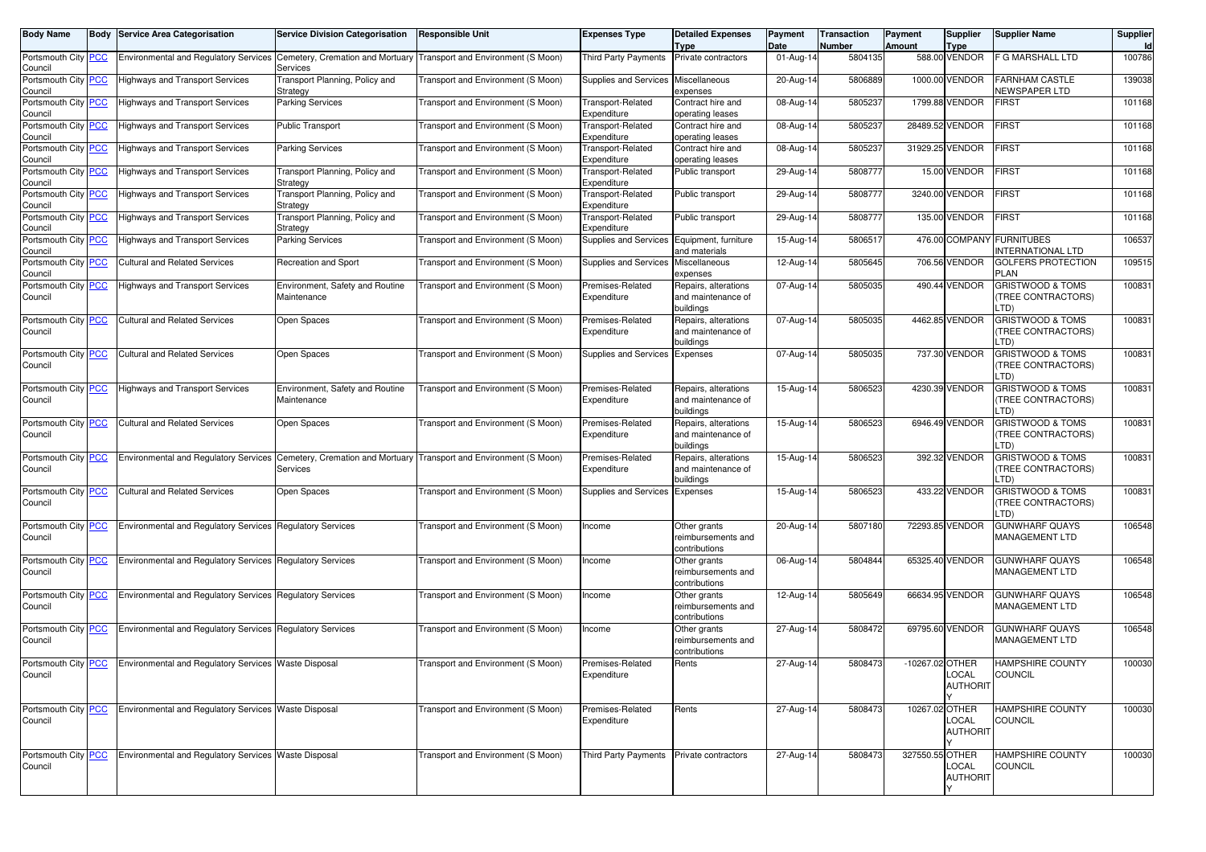| Body Name | Body | Service Area Categorisation | Service Division Categorisation | Responsible Unit | Expenses Type | Detailed Expenses Type | Payment Date | Transaction Number | Payment Amount | Supplier Type | Supplier Name | Supplier Id |
|---|---|---|---|---|---|---|---|---|---|---|---|---|
| Portsmouth City Council | PCC | Environmental and Regulatory Services | Cemetery, Cremation and Mortuary Services | Transport and Environment (S Moon) | Third Party Payments | Private contractors | 01-Aug-14 | 5804135 | 588.00 | VENDOR | F G MARSHALL LTD | 100786 |
| Portsmouth City Council | PCC | Highways and Transport Services | Transport Planning, Policy and Strategy | Transport and Environment (S Moon) | Supplies and Services | Miscellaneous expenses | 20-Aug-14 | 5806889 | 1000.00 | VENDOR | FARNHAM CASTLE NEWSPAPER LTD | 139038 |
| Portsmouth City Council | PCC | Highways and Transport Services | Parking Services | Transport and Environment (S Moon) | Transport-Related Expenditure | Contract hire and operating leases | 08-Aug-14 | 5805237 | 1799.88 | VENDOR | FIRST | 101168 |
| Portsmouth City Council | PCC | Highways and Transport Services | Public Transport | Transport and Environment (S Moon) | Transport-Related Expenditure | Contract hire and operating leases | 08-Aug-14 | 5805237 | 28489.52 | VENDOR | FIRST | 101168 |
| Portsmouth City Council | PCC | Highways and Transport Services | Parking Services | Transport and Environment (S Moon) | Transport-Related Expenditure | Contract hire and operating leases | 08-Aug-14 | 5805237 | 31929.25 | VENDOR | FIRST | 101168 |
| Portsmouth City Council | PCC | Highways and Transport Services | Transport Planning, Policy and Strategy | Transport and Environment (S Moon) | Transport-Related Expenditure | Public transport | 29-Aug-14 | 5808777 | 15.00 | VENDOR | FIRST | 101168 |
| Portsmouth City Council | PCC | Highways and Transport Services | Transport Planning, Policy and Strategy | Transport and Environment (S Moon) | Transport-Related Expenditure | Public transport | 29-Aug-14 | 5808777 | 3240.00 | VENDOR | FIRST | 101168 |
| Portsmouth City Council | PCC | Highways and Transport Services | Transport Planning, Policy and Strategy | Transport and Environment (S Moon) | Transport-Related Expenditure | Public transport | 29-Aug-14 | 5808777 | 135.00 | VENDOR | FIRST | 101168 |
| Portsmouth City Council | PCC | Highways and Transport Services | Parking Services | Transport and Environment (S Moon) | Supplies and Services | Equipment, furniture and materials | 15-Aug-14 | 5806517 | 476.00 | COMPANY | FURNITUBES INTERNATIONAL LTD | 106537 |
| Portsmouth City Council | PCC | Cultural and Related Services | Recreation and Sport | Transport and Environment (S Moon) | Supplies and Services | Miscellaneous expenses | 12-Aug-14 | 5805645 | 706.56 | VENDOR | GOLFERS PROTECTION PLAN | 109515 |
| Portsmouth City Council | PCC | Highways and Transport Services | Environment, Safety and Routine Maintenance | Transport and Environment (S Moon) | Premises-Related Expenditure | Repairs, alterations and maintenance of buildings | 07-Aug-14 | 5805035 | 490.44 | VENDOR | GRISTWOOD & TOMS (TREE CONTRACTORS) LTD) | 100831 |
| Portsmouth City Council | PCC | Cultural and Related Services | Open Spaces | Transport and Environment (S Moon) | Premises-Related Expenditure | Repairs, alterations and maintenance of buildings | 07-Aug-14 | 5805035 | 4462.85 | VENDOR | GRISTWOOD & TOMS (TREE CONTRACTORS) LTD) | 100831 |
| Portsmouth City Council | PCC | Cultural and Related Services | Open Spaces | Transport and Environment (S Moon) | Supplies and Services | Expenses | 07-Aug-14 | 5805035 | 737.30 | VENDOR | GRISTWOOD & TOMS (TREE CONTRACTORS) LTD) | 100831 |
| Portsmouth City Council | PCC | Highways and Transport Services | Environment, Safety and Routine Maintenance | Transport and Environment (S Moon) | Premises-Related Expenditure | Repairs, alterations and maintenance of buildings | 15-Aug-14 | 5806523 | 4230.39 | VENDOR | GRISTWOOD & TOMS (TREE CONTRACTORS) LTD) | 100831 |
| Portsmouth City Council | PCC | Cultural and Related Services | Open Spaces | Transport and Environment (S Moon) | Premises-Related Expenditure | Repairs, alterations and maintenance of buildings | 15-Aug-14 | 5806523 | 6946.49 | VENDOR | GRISTWOOD & TOMS (TREE CONTRACTORS) LTD) | 100831 |
| Portsmouth City Council | PCC | Environmental and Regulatory Services | Cemetery, Cremation and Mortuary Services | Transport and Environment (S Moon) | Premises-Related Expenditure | Repairs, alterations and maintenance of buildings | 15-Aug-14 | 5806523 | 392.32 | VENDOR | GRISTWOOD & TOMS (TREE CONTRACTORS) LTD) | 100831 |
| Portsmouth City Council | PCC | Cultural and Related Services | Open Spaces | Transport and Environment (S Moon) | Supplies and Services | Expenses | 15-Aug-14 | 5806523 | 433.22 | VENDOR | GRISTWOOD & TOMS (TREE CONTRACTORS) LTD) | 100831 |
| Portsmouth City Council | PCC | Environmental and Regulatory Services | Regulatory Services | Transport and Environment (S Moon) | Income | Other grants reimbursements and contributions | 20-Aug-14 | 5807180 | 72293.85 | VENDOR | GUNWHARF QUAYS MANAGEMENT LTD | 106548 |
| Portsmouth City Council | PCC | Environmental and Regulatory Services | Regulatory Services | Transport and Environment (S Moon) | Income | Other grants reimbursements and contributions | 06-Aug-14 | 5804844 | 65325.40 | VENDOR | GUNWHARF QUAYS MANAGEMENT LTD | 106548 |
| Portsmouth City Council | PCC | Environmental and Regulatory Services | Regulatory Services | Transport and Environment (S Moon) | Income | Other grants reimbursements and contributions | 12-Aug-14 | 5805649 | 66634.95 | VENDOR | GUNWHARF QUAYS MANAGEMENT LTD | 106548 |
| Portsmouth City Council | PCC | Environmental and Regulatory Services | Regulatory Services | Transport and Environment (S Moon) | Income | Other grants reimbursements and contributions | 27-Aug-14 | 5808472 | 69795.60 | VENDOR | GUNWHARF QUAYS MANAGEMENT LTD | 106548 |
| Portsmouth City Council | PCC | Environmental and Regulatory Services | Waste Disposal | Transport and Environment (S Moon) | Premises-Related Expenditure | Rents | 27-Aug-14 | 5808473 | -10267.02 | OTHER LOCAL AUTHORITY | HAMPSHIRE COUNTY COUNCIL | 100030 |
| Portsmouth City Council | PCC | Environmental and Regulatory Services | Waste Disposal | Transport and Environment (S Moon) | Premises-Related Expenditure | Rents | 27-Aug-14 | 5808473 | 10267.02 | OTHER LOCAL AUTHORITY | HAMPSHIRE COUNTY COUNCIL | 100030 |
| Portsmouth City Council | PCC | Environmental and Regulatory Services | Waste Disposal | Transport and Environment (S Moon) | Third Party Payments | Private contractors | 27-Aug-14 | 5808473 | 327550.55 | OTHER LOCAL AUTHORITY | HAMPSHIRE COUNTY COUNCIL | 100030 |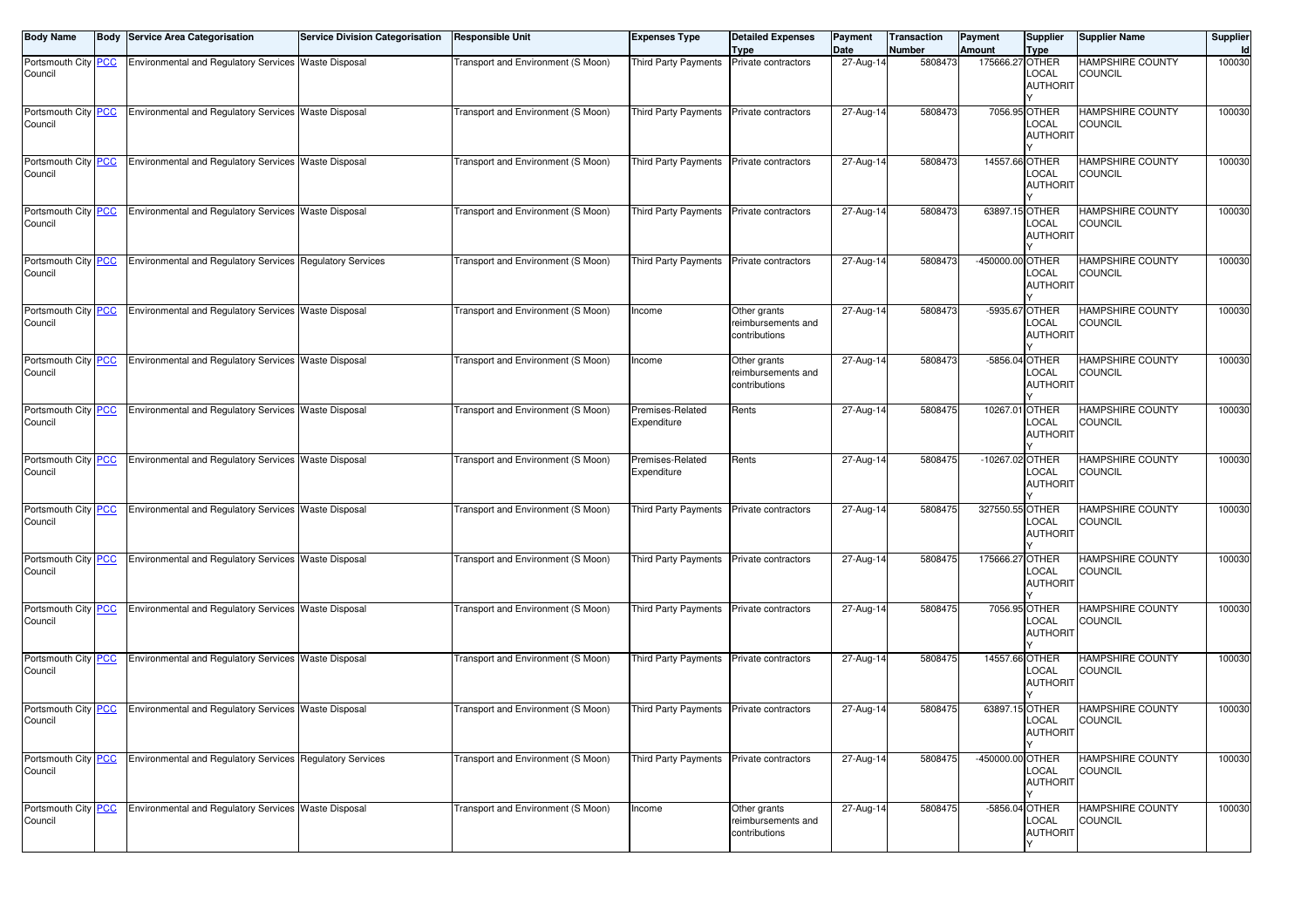| Body Name | Body | Service Area Categorisation | Service Division Categorisation | Responsible Unit | Expenses Type | Detailed Expenses Type | Payment Date | Transaction Number | Payment Amount | Supplier Type | Supplier Name | Supplier Id |
|---|---|---|---|---|---|---|---|---|---|---|---|---|
| Portsmouth City Council | PCC | Environmental and Regulatory Services | Waste Disposal | Transport and Environment (S Moon) | Third Party Payments | Private contractors | 27-Aug-14 | 5808473 | 175666.27 | OTHER LOCAL AUTHORITY | HAMPSHIRE COUNTY COUNCIL | 100030 |
| Portsmouth City Council | PCC | Environmental and Regulatory Services | Waste Disposal | Transport and Environment (S Moon) | Third Party Payments | Private contractors | 27-Aug-14 | 5808473 | 7056.95 | OTHER LOCAL AUTHORITY | HAMPSHIRE COUNTY COUNCIL | 100030 |
| Portsmouth City Council | PCC | Environmental and Regulatory Services | Waste Disposal | Transport and Environment (S Moon) | Third Party Payments | Private contractors | 27-Aug-14 | 5808473 | 14557.66 | OTHER LOCAL AUTHORITY | HAMPSHIRE COUNTY COUNCIL | 100030 |
| Portsmouth City Council | PCC | Environmental and Regulatory Services | Waste Disposal | Transport and Environment (S Moon) | Third Party Payments | Private contractors | 27-Aug-14 | 5808473 | 63897.15 | OTHER LOCAL AUTHORITY | HAMPSHIRE COUNTY COUNCIL | 100030 |
| Portsmouth City Council | PCC | Environmental and Regulatory Services | Regulatory Services | Transport and Environment (S Moon) | Third Party Payments | Private contractors | 27-Aug-14 | 5808473 | -450000.00 | OTHER LOCAL AUTHORITY | HAMPSHIRE COUNTY COUNCIL | 100030 |
| Portsmouth City Council | PCC | Environmental and Regulatory Services | Waste Disposal | Transport and Environment (S Moon) | Income | Other grants reimbursements and contributions | 27-Aug-14 | 5808473 | -5935.67 | OTHER LOCAL AUTHORITY | HAMPSHIRE COUNTY COUNCIL | 100030 |
| Portsmouth City Council | PCC | Environmental and Regulatory Services | Waste Disposal | Transport and Environment (S Moon) | Income | Other grants reimbursements and contributions | 27-Aug-14 | 5808473 | -5856.04 | OTHER LOCAL AUTHORITY | HAMPSHIRE COUNTY COUNCIL | 100030 |
| Portsmouth City Council | PCC | Environmental and Regulatory Services | Waste Disposal | Transport and Environment (S Moon) | Premises-Related Expenditure | Rents | 27-Aug-14 | 5808475 | 10267.01 | OTHER LOCAL AUTHORITY | HAMPSHIRE COUNTY COUNCIL | 100030 |
| Portsmouth City Council | PCC | Environmental and Regulatory Services | Waste Disposal | Transport and Environment (S Moon) | Premises-Related Expenditure | Rents | 27-Aug-14 | 5808475 | -10267.02 | OTHER LOCAL AUTHORITY | HAMPSHIRE COUNTY COUNCIL | 100030 |
| Portsmouth City Council | PCC | Environmental and Regulatory Services | Waste Disposal | Transport and Environment (S Moon) | Third Party Payments | Private contractors | 27-Aug-14 | 5808475 | 327550.55 | OTHER LOCAL AUTHORITY | HAMPSHIRE COUNTY COUNCIL | 100030 |
| Portsmouth City Council | PCC | Environmental and Regulatory Services | Waste Disposal | Transport and Environment (S Moon) | Third Party Payments | Private contractors | 27-Aug-14 | 5808475 | 175666.27 | OTHER LOCAL AUTHORITY | HAMPSHIRE COUNTY COUNCIL | 100030 |
| Portsmouth City Council | PCC | Environmental and Regulatory Services | Waste Disposal | Transport and Environment (S Moon) | Third Party Payments | Private contractors | 27-Aug-14 | 5808475 | 7056.95 | OTHER LOCAL AUTHORITY | HAMPSHIRE COUNTY COUNCIL | 100030 |
| Portsmouth City Council | PCC | Environmental and Regulatory Services | Waste Disposal | Transport and Environment (S Moon) | Third Party Payments | Private contractors | 27-Aug-14 | 5808475 | 14557.66 | OTHER LOCAL AUTHORITY | HAMPSHIRE COUNTY COUNCIL | 100030 |
| Portsmouth City Council | PCC | Environmental and Regulatory Services | Waste Disposal | Transport and Environment (S Moon) | Third Party Payments | Private contractors | 27-Aug-14 | 5808475 | 63897.15 | OTHER LOCAL AUTHORITY | HAMPSHIRE COUNTY COUNCIL | 100030 |
| Portsmouth City Council | PCC | Environmental and Regulatory Services | Regulatory Services | Transport and Environment (S Moon) | Third Party Payments | Private contractors | 27-Aug-14 | 5808475 | -450000.00 | OTHER LOCAL AUTHORITY | HAMPSHIRE COUNTY COUNCIL | 100030 |
| Portsmouth City Council | PCC | Environmental and Regulatory Services | Waste Disposal | Transport and Environment (S Moon) | Income | Other grants reimbursements and contributions | 27-Aug-14 | 5808475 | -5856.04 | OTHER LOCAL AUTHORITY | HAMPSHIRE COUNTY COUNCIL | 100030 |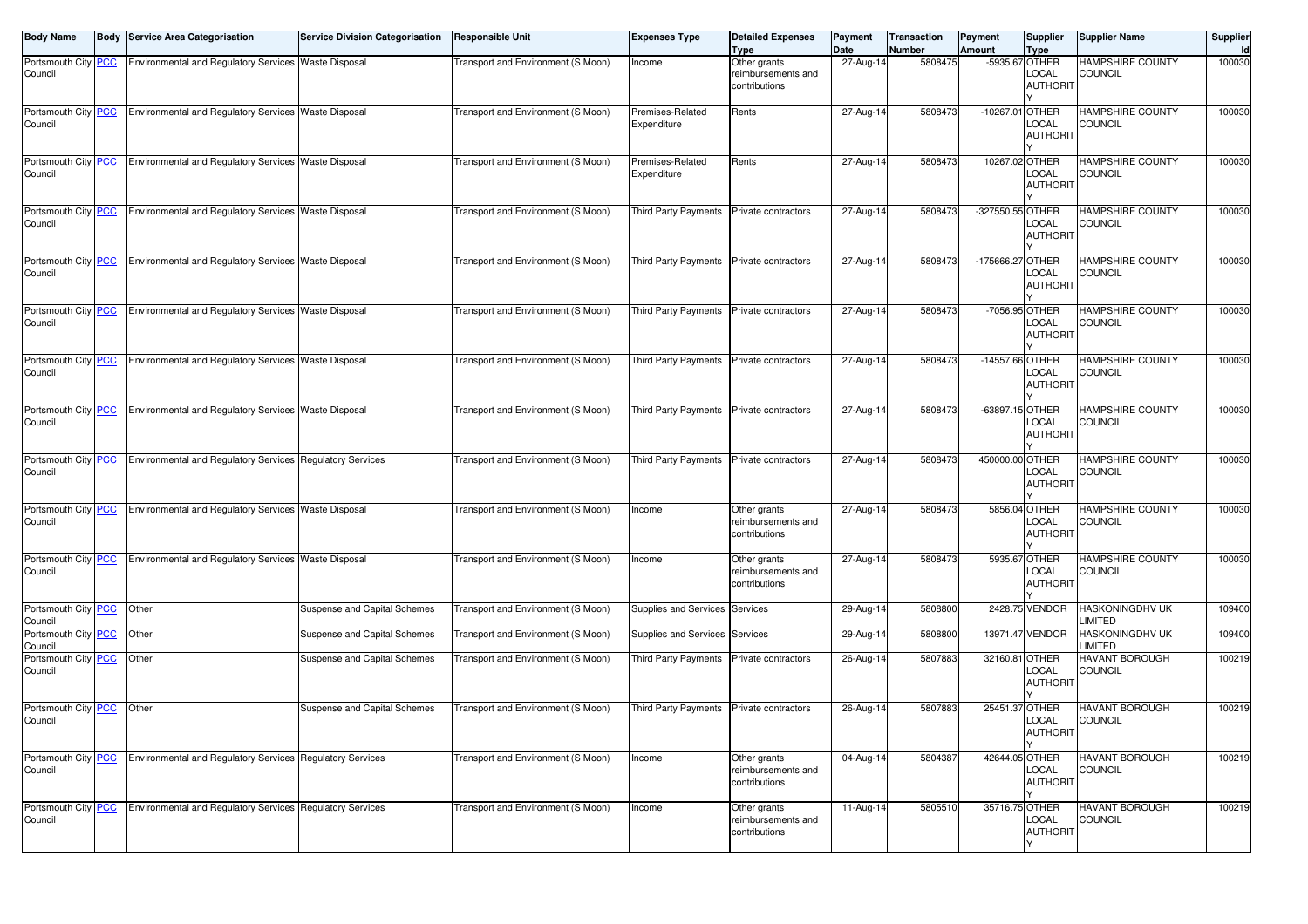| Body Name | Body | Service Area Categorisation | Service Division Categorisation | Responsible Unit | Expenses Type | Detailed Expenses Type | Payment Date | Transaction Number | Payment Amount | Supplier Type | Supplier Name | Supplier Id |
|---|---|---|---|---|---|---|---|---|---|---|---|---|
| Portsmouth City Council | PCC | Environmental and Regulatory Services | Waste Disposal | Transport and Environment (S Moon) | Income | Other grants reimbursements and contributions | 27-Aug-14 | 5808475 | -5935.67 | OTHER LOCAL AUTHORITY | HAMPSHIRE COUNTY COUNCIL | 100030 |
| Portsmouth City Council | PCC | Environmental and Regulatory Services | Waste Disposal | Transport and Environment (S Moon) | Premises-Related Expenditure | Rents | 27-Aug-14 | 5808473 | -10267.01 | OTHER LOCAL AUTHORITY | HAMPSHIRE COUNTY COUNCIL | 100030 |
| Portsmouth City Council | PCC | Environmental and Regulatory Services | Waste Disposal | Transport and Environment (S Moon) | Premises-Related Expenditure | Rents | 27-Aug-14 | 5808473 | 10267.02 | OTHER LOCAL AUTHORITY | HAMPSHIRE COUNTY COUNCIL | 100030 |
| Portsmouth City Council | PCC | Environmental and Regulatory Services | Waste Disposal | Transport and Environment (S Moon) | Third Party Payments | Private contractors | 27-Aug-14 | 5808473 | -327550.55 | OTHER LOCAL AUTHORITY | HAMPSHIRE COUNTY COUNCIL | 100030 |
| Portsmouth City Council | PCC | Environmental and Regulatory Services | Waste Disposal | Transport and Environment (S Moon) | Third Party Payments | Private contractors | 27-Aug-14 | 5808473 | -175666.27 | OTHER LOCAL AUTHORITY | HAMPSHIRE COUNTY COUNCIL | 100030 |
| Portsmouth City Council | PCC | Environmental and Regulatory Services | Waste Disposal | Transport and Environment (S Moon) | Third Party Payments | Private contractors | 27-Aug-14 | 5808473 | -7056.95 | OTHER LOCAL AUTHORITY | HAMPSHIRE COUNTY COUNCIL | 100030 |
| Portsmouth City Council | PCC | Environmental and Regulatory Services | Waste Disposal | Transport and Environment (S Moon) | Third Party Payments | Private contractors | 27-Aug-14 | 5808473 | -14557.66 | OTHER LOCAL AUTHORITY | HAMPSHIRE COUNTY COUNCIL | 100030 |
| Portsmouth City Council | PCC | Environmental and Regulatory Services | Waste Disposal | Transport and Environment (S Moon) | Third Party Payments | Private contractors | 27-Aug-14 | 5808473 | -63897.15 | OTHER LOCAL AUTHORITY | HAMPSHIRE COUNTY COUNCIL | 100030 |
| Portsmouth City Council | PCC | Environmental and Regulatory Services | Regulatory Services | Transport and Environment (S Moon) | Third Party Payments | Private contractors | 27-Aug-14 | 5808473 | 450000.00 | OTHER LOCAL AUTHORITY | HAMPSHIRE COUNTY COUNCIL | 100030 |
| Portsmouth City Council | PCC | Environmental and Regulatory Services | Waste Disposal | Transport and Environment (S Moon) | Income | Other grants reimbursements and contributions | 27-Aug-14 | 5808473 | 5856.04 | OTHER LOCAL AUTHORITY | HAMPSHIRE COUNTY COUNCIL | 100030 |
| Portsmouth City Council | PCC | Environmental and Regulatory Services | Waste Disposal | Transport and Environment (S Moon) | Income | Other grants reimbursements and contributions | 27-Aug-14 | 5808473 | 5935.67 | OTHER LOCAL AUTHORITY | HAMPSHIRE COUNTY COUNCIL | 100030 |
| Portsmouth City Council | PCC | Other | Suspense and Capital Schemes | Transport and Environment (S Moon) | Supplies and Services | Services | 29-Aug-14 | 5808800 | 2428.75 | VENDOR | HASKONINGDHV UK LIMITED | 109400 |
| Portsmouth City Council | PCC | Other | Suspense and Capital Schemes | Transport and Environment (S Moon) | Supplies and Services | Services | 29-Aug-14 | 5808800 | 13971.47 | VENDOR | HASKONINGDHV UK LIMITED | 109400 |
| Portsmouth City Council | PCC | Other | Suspense and Capital Schemes | Transport and Environment (S Moon) | Third Party Payments | Private contractors | 26-Aug-14 | 5807883 | 32160.81 | OTHER LOCAL AUTHORITY | HAVANT BOROUGH COUNCIL | 100219 |
| Portsmouth City Council | PCC | Other | Suspense and Capital Schemes | Transport and Environment (S Moon) | Third Party Payments | Private contractors | 26-Aug-14 | 5807883 | 25451.37 | OTHER LOCAL AUTHORITY | HAVANT BOROUGH COUNCIL | 100219 |
| Portsmouth City Council | PCC | Environmental and Regulatory Services | Regulatory Services | Transport and Environment (S Moon) | Income | Other grants reimbursements and contributions | 04-Aug-14 | 5804387 | 42644.05 | OTHER LOCAL AUTHORITY | HAVANT BOROUGH COUNCIL | 100219 |
| Portsmouth City Council | PCC | Environmental and Regulatory Services | Regulatory Services | Transport and Environment (S Moon) | Income | Other grants reimbursements and contributions | 11-Aug-14 | 5805510 | 35716.75 | OTHER LOCAL AUTHORITY | HAVANT BOROUGH COUNCIL | 100219 |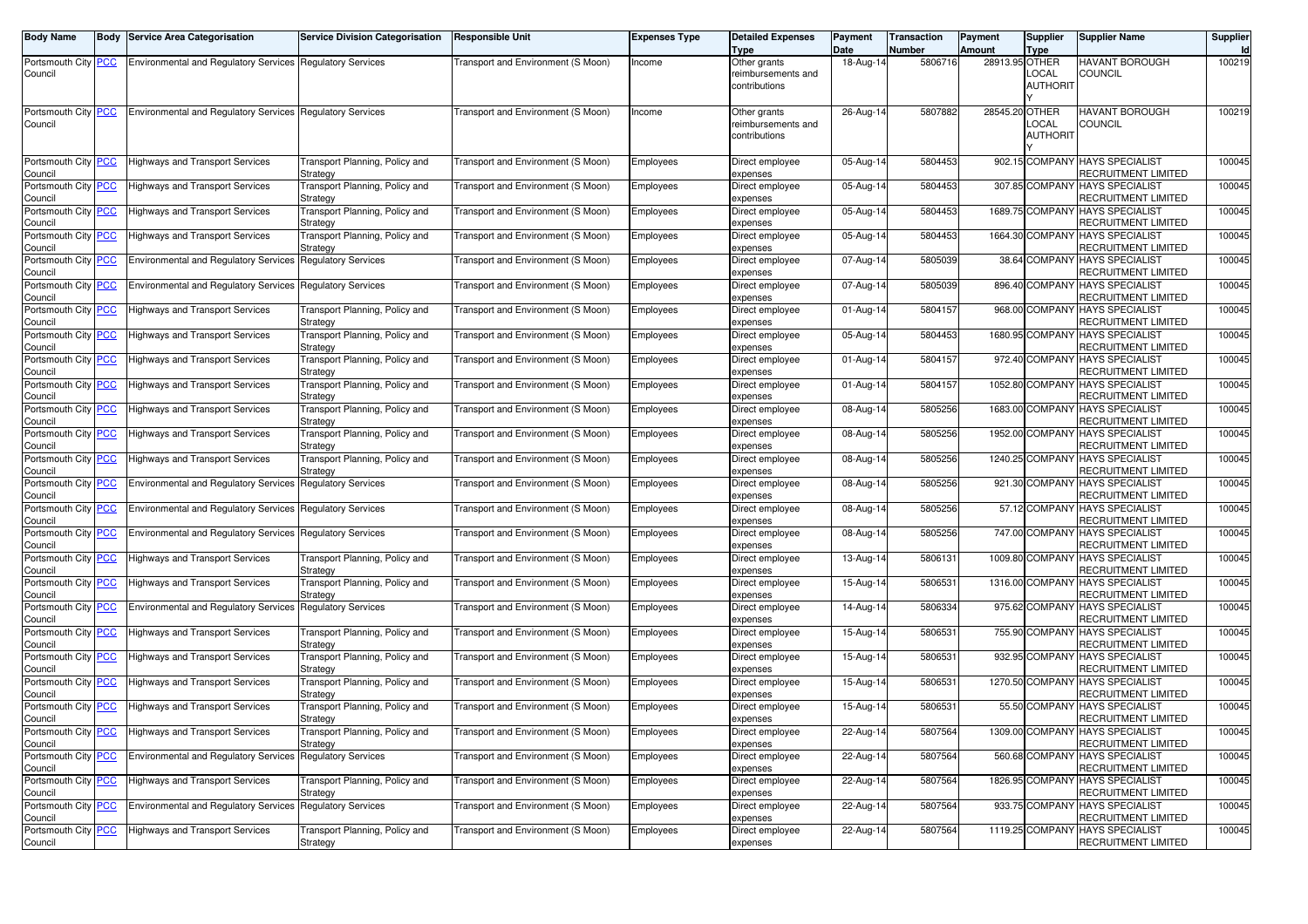| Body Name | Body | Service Area Categorisation | Service Division Categorisation | Responsible Unit | Expenses Type | Detailed Expenses Type | Payment Date | Transaction Number | Payment Amount | Supplier Type | Supplier Name | Supplier Id |
|---|---|---|---|---|---|---|---|---|---|---|---|---|
| Portsmouth City Council | PCC | Environmental and Regulatory Services | Regulatory Services | Transport and Environment (S Moon) | Income | Other grants reimbursements and contributions | 18-Aug-14 | 5806716 | 28913.95 | OTHER LOCAL AUTHORITY | HAVANT BOROUGH COUNCIL | 100219 |
| Portsmouth City Council | PCC | Environmental and Regulatory Services | Regulatory Services | Transport and Environment (S Moon) | Income | Other grants reimbursements and contributions | 26-Aug-14 | 5807882 | 28545.20 | OTHER LOCAL AUTHORITY | HAVANT BOROUGH COUNCIL | 100219 |
| Portsmouth City Council | PCC | Highways and Transport Services | Transport Planning, Policy and Strategy | Transport and Environment (S Moon) | Employees | Direct employee expenses | 05-Aug-14 | 5804453 | 902.15 | COMPANY | HAYS SPECIALIST RECRUITMENT LIMITED | 100045 |
| Portsmouth City Council | PCC | Highways and Transport Services | Transport Planning, Policy and Strategy | Transport and Environment (S Moon) | Employees | Direct employee expenses | 05-Aug-14 | 5804453 | 307.85 | COMPANY | HAYS SPECIALIST RECRUITMENT LIMITED | 100045 |
| Portsmouth City Council | PCC | Highways and Transport Services | Transport Planning, Policy and Strategy | Transport and Environment (S Moon) | Employees | Direct employee expenses | 05-Aug-14 | 5804453 | 1689.75 | COMPANY | HAYS SPECIALIST RECRUITMENT LIMITED | 100045 |
| Portsmouth City Council | PCC | Highways and Transport Services | Transport Planning, Policy and Strategy | Transport and Environment (S Moon) | Employees | Direct employee expenses | 05-Aug-14 | 5804453 | 1664.30 | COMPANY | HAYS SPECIALIST RECRUITMENT LIMITED | 100045 |
| Portsmouth City Council | PCC | Environmental and Regulatory Services | Regulatory Services | Transport and Environment (S Moon) | Employees | Direct employee expenses | 07-Aug-14 | 5805039 | 38.64 | COMPANY | HAYS SPECIALIST RECRUITMENT LIMITED | 100045 |
| Portsmouth City Council | PCC | Environmental and Regulatory Services | Regulatory Services | Transport and Environment (S Moon) | Employees | Direct employee expenses | 07-Aug-14 | 5805039 | 896.40 | COMPANY | HAYS SPECIALIST RECRUITMENT LIMITED | 100045 |
| Portsmouth City Council | PCC | Highways and Transport Services | Transport Planning, Policy and Strategy | Transport and Environment (S Moon) | Employees | Direct employee expenses | 01-Aug-14 | 5804157 | 968.00 | COMPANY | HAYS SPECIALIST RECRUITMENT LIMITED | 100045 |
| Portsmouth City Council | PCC | Highways and Transport Services | Transport Planning, Policy and Strategy | Transport and Environment (S Moon) | Employees | Direct employee expenses | 05-Aug-14 | 5804453 | 1680.95 | COMPANY | HAYS SPECIALIST RECRUITMENT LIMITED | 100045 |
| Portsmouth City Council | PCC | Highways and Transport Services | Transport Planning, Policy and Strategy | Transport and Environment (S Moon) | Employees | Direct employee expenses | 01-Aug-14 | 5804157 | 972.40 | COMPANY | HAYS SPECIALIST RECRUITMENT LIMITED | 100045 |
| Portsmouth City Council | PCC | Highways and Transport Services | Transport Planning, Policy and Strategy | Transport and Environment (S Moon) | Employees | Direct employee expenses | 01-Aug-14 | 5804157 | 1052.80 | COMPANY | HAYS SPECIALIST RECRUITMENT LIMITED | 100045 |
| Portsmouth City Council | PCC | Highways and Transport Services | Transport Planning, Policy and Strategy | Transport and Environment (S Moon) | Employees | Direct employee expenses | 08-Aug-14 | 5805256 | 1683.00 | COMPANY | HAYS SPECIALIST RECRUITMENT LIMITED | 100045 |
| Portsmouth City Council | PCC | Highways and Transport Services | Transport Planning, Policy and Strategy | Transport and Environment (S Moon) | Employees | Direct employee expenses | 08-Aug-14 | 5805256 | 1952.00 | COMPANY | HAYS SPECIALIST RECRUITMENT LIMITED | 100045 |
| Portsmouth City Council | PCC | Highways and Transport Services | Transport Planning, Policy and Strategy | Transport and Environment (S Moon) | Employees | Direct employee expenses | 08-Aug-14 | 5805256 | 1240.25 | COMPANY | HAYS SPECIALIST RECRUITMENT LIMITED | 100045 |
| Portsmouth City Council | PCC | Environmental and Regulatory Services | Regulatory Services | Transport and Environment (S Moon) | Employees | Direct employee expenses | 08-Aug-14 | 5805256 | 921.30 | COMPANY | HAYS SPECIALIST RECRUITMENT LIMITED | 100045 |
| Portsmouth City Council | PCC | Environmental and Regulatory Services | Regulatory Services | Transport and Environment (S Moon) | Employees | Direct employee expenses | 08-Aug-14 | 5805256 | 57.12 | COMPANY | HAYS SPECIALIST RECRUITMENT LIMITED | 100045 |
| Portsmouth City Council | PCC | Environmental and Regulatory Services | Regulatory Services | Transport and Environment (S Moon) | Employees | Direct employee expenses | 08-Aug-14 | 5805256 | 747.00 | COMPANY | HAYS SPECIALIST RECRUITMENT LIMITED | 100045 |
| Portsmouth City Council | PCC | Highways and Transport Services | Transport Planning, Policy and Strategy | Transport and Environment (S Moon) | Employees | Direct employee expenses | 13-Aug-14 | 5806131 | 1009.80 | COMPANY | HAYS SPECIALIST RECRUITMENT LIMITED | 100045 |
| Portsmouth City Council | PCC | Highways and Transport Services | Transport Planning, Policy and Strategy | Transport and Environment (S Moon) | Employees | Direct employee expenses | 15-Aug-14 | 5806531 | 1316.00 | COMPANY | HAYS SPECIALIST RECRUITMENT LIMITED | 100045 |
| Portsmouth City Council | PCC | Environmental and Regulatory Services | Regulatory Services | Transport and Environment (S Moon) | Employees | Direct employee expenses | 14-Aug-14 | 5806334 | 975.62 | COMPANY | HAYS SPECIALIST RECRUITMENT LIMITED | 100045 |
| Portsmouth City Council | PCC | Highways and Transport Services | Transport Planning, Policy and Strategy | Transport and Environment (S Moon) | Employees | Direct employee expenses | 15-Aug-14 | 5806531 | 755.90 | COMPANY | HAYS SPECIALIST RECRUITMENT LIMITED | 100045 |
| Portsmouth City Council | PCC | Highways and Transport Services | Transport Planning, Policy and Strategy | Transport and Environment (S Moon) | Employees | Direct employee expenses | 15-Aug-14 | 5806531 | 932.95 | COMPANY | HAYS SPECIALIST RECRUITMENT LIMITED | 100045 |
| Portsmouth City Council | PCC | Highways and Transport Services | Transport Planning, Policy and Strategy | Transport and Environment (S Moon) | Employees | Direct employee expenses | 15-Aug-14 | 5806531 | 1270.50 | COMPANY | HAYS SPECIALIST RECRUITMENT LIMITED | 100045 |
| Portsmouth City Council | PCC | Highways and Transport Services | Transport Planning, Policy and Strategy | Transport and Environment (S Moon) | Employees | Direct employee expenses | 15-Aug-14 | 5806531 | 55.50 | COMPANY | HAYS SPECIALIST RECRUITMENT LIMITED | 100045 |
| Portsmouth City Council | PCC | Highways and Transport Services | Transport Planning, Policy and Strategy | Transport and Environment (S Moon) | Employees | Direct employee expenses | 22-Aug-14 | 5807564 | 1309.00 | COMPANY | HAYS SPECIALIST RECRUITMENT LIMITED | 100045 |
| Portsmouth City Council | PCC | Environmental and Regulatory Services | Regulatory Services | Transport and Environment (S Moon) | Employees | Direct employee expenses | 22-Aug-14 | 5807564 | 560.68 | COMPANY | HAYS SPECIALIST RECRUITMENT LIMITED | 100045 |
| Portsmouth City Council | PCC | Highways and Transport Services | Transport Planning, Policy and Strategy | Transport and Environment (S Moon) | Employees | Direct employee expenses | 22-Aug-14 | 5807564 | 1826.95 | COMPANY | HAYS SPECIALIST RECRUITMENT LIMITED | 100045 |
| Portsmouth City Council | PCC | Environmental and Regulatory Services | Regulatory Services | Transport and Environment (S Moon) | Employees | Direct employee expenses | 22-Aug-14 | 5807564 | 933.75 | COMPANY | HAYS SPECIALIST RECRUITMENT LIMITED | 100045 |
| Portsmouth City Council | PCC | Highways and Transport Services | Transport Planning, Policy and Strategy | Transport and Environment (S Moon) | Employees | Direct employee expenses | 22-Aug-14 | 5807564 | 1119.25 | COMPANY | HAYS SPECIALIST RECRUITMENT LIMITED | 100045 |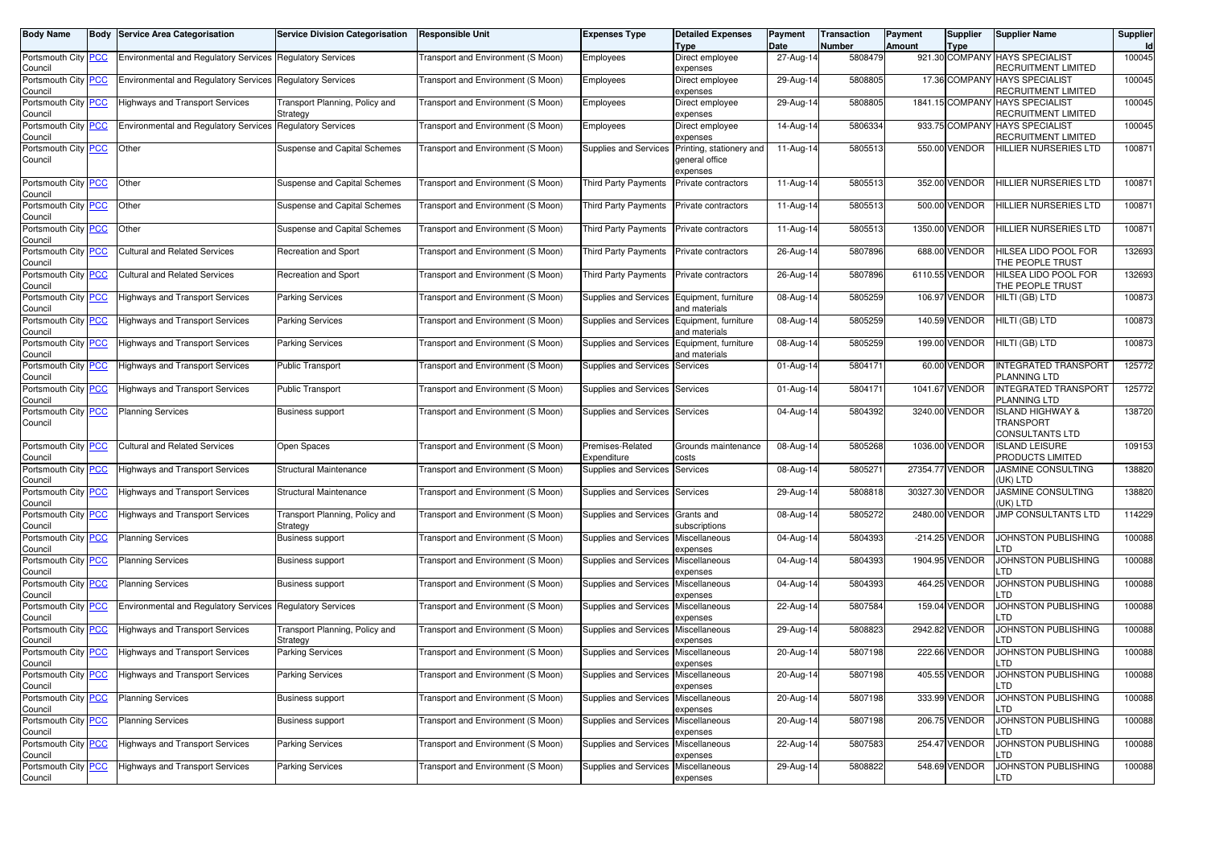| Body Name | Body | Service Area Categorisation | Service Division Categorisation | Responsible Unit | Expenses Type | Detailed Expenses Type | Payment Date | Transaction Number | Payment Amount | Supplier Type | Supplier Name | Supplier Id |
|---|---|---|---|---|---|---|---|---|---|---|---|---|
| Portsmouth City Council | PCC | Environmental and Regulatory Services | Regulatory Services | Transport and Environment (S Moon) | Employees | Direct employee expenses | 27-Aug-14 | 5808479 | 921.30 | COMPANY | HAYS SPECIALIST RECRUITMENT LIMITED | 100045 |
| Portsmouth City Council | PCC | Environmental and Regulatory Services | Regulatory Services | Transport and Environment (S Moon) | Employees | Direct employee expenses | 29-Aug-14 | 5808805 | 17.36 | COMPANY | HAYS SPECIALIST RECRUITMENT LIMITED | 100045 |
| Portsmouth City Council | PCC | Highways and Transport Services | Transport Planning, Policy and Strategy | Transport and Environment (S Moon) | Employees | Direct employee expenses | 29-Aug-14 | 5808805 | 1841.15 | COMPANY | HAYS SPECIALIST RECRUITMENT LIMITED | 100045 |
| Portsmouth City Council | PCC | Environmental and Regulatory Services | Regulatory Services | Transport and Environment (S Moon) | Employees | Direct employee expenses | 14-Aug-14 | 5806334 | 933.75 | COMPANY | HAYS SPECIALIST RECRUITMENT LIMITED | 100045 |
| Portsmouth City Council | PCC | Other | Suspense and Capital Schemes | Transport and Environment (S Moon) | Supplies and Services | Printing, stationery and general office expenses | 11-Aug-14 | 5805513 | 550.00 | VENDOR | HILLIER NURSERIES LTD | 100871 |
| Portsmouth City Council | PCC | Other | Suspense and Capital Schemes | Transport and Environment (S Moon) | Third Party Payments | Private contractors | 11-Aug-14 | 5805513 | 352.00 | VENDOR | HILLIER NURSERIES LTD | 100871 |
| Portsmouth City Council | PCC | Other | Suspense and Capital Schemes | Transport and Environment (S Moon) | Third Party Payments | Private contractors | 11-Aug-14 | 5805513 | 500.00 | VENDOR | HILLIER NURSERIES LTD | 100871 |
| Portsmouth City Council | PCC | Other | Suspense and Capital Schemes | Transport and Environment (S Moon) | Third Party Payments | Private contractors | 11-Aug-14 | 5805513 | 1350.00 | VENDOR | HILLIER NURSERIES LTD | 100871 |
| Portsmouth City Council | PCC | Cultural and Related Services | Recreation and Sport | Transport and Environment (S Moon) | Third Party Payments | Private contractors | 26-Aug-14 | 5807896 | 688.00 | VENDOR | HILSEA LIDO POOL FOR THE PEOPLE TRUST | 132693 |
| Portsmouth City Council | PCC | Cultural and Related Services | Recreation and Sport | Transport and Environment (S Moon) | Third Party Payments | Private contractors | 26-Aug-14 | 5807896 | 6110.55 | VENDOR | HILSEA LIDO POOL FOR THE PEOPLE TRUST | 132693 |
| Portsmouth City Council | PCC | Highways and Transport Services | Parking Services | Transport and Environment (S Moon) | Supplies and Services | Equipment, furniture and materials | 08-Aug-14 | 5805259 | 106.97 | VENDOR | HILTI (GB) LTD | 100873 |
| Portsmouth City Council | PCC | Highways and Transport Services | Parking Services | Transport and Environment (S Moon) | Supplies and Services | Equipment, furniture and materials | 08-Aug-14 | 5805259 | 140.59 | VENDOR | HILTI (GB) LTD | 100873 |
| Portsmouth City Council | PCC | Highways and Transport Services | Parking Services | Transport and Environment (S Moon) | Supplies and Services | Equipment, furniture and materials | 08-Aug-14 | 5805259 | 199.00 | VENDOR | HILTI (GB) LTD | 100873 |
| Portsmouth City Council | PCC | Highways and Transport Services | Public Transport | Transport and Environment (S Moon) | Supplies and Services | Services | 01-Aug-14 | 5804171 | 60.00 | VENDOR | INTEGRATED TRANSPORT PLANNING LTD | 125772 |
| Portsmouth City Council | PCC | Highways and Transport Services | Public Transport | Transport and Environment (S Moon) | Supplies and Services | Services | 01-Aug-14 | 5804171 | 1041.67 | VENDOR | INTEGRATED TRANSPORT PLANNING LTD | 125772 |
| Portsmouth City Council | PCC | Planning Services | Business support | Transport and Environment (S Moon) | Supplies and Services | Services | 04-Aug-14 | 5804392 | 3240.00 | VENDOR | ISLAND HIGHWAY & TRANSPORT CONSULTANTS LTD | 138720 |
| Portsmouth City Council | PCC | Cultural and Related Services | Open Spaces | Transport and Environment (S Moon) | Premises-Related Expenditure | Grounds maintenance costs | 08-Aug-14 | 5805268 | 1036.00 | VENDOR | ISLAND LEISURE PRODUCTS LIMITED | 109153 |
| Portsmouth City Council | PCC | Highways and Transport Services | Structural Maintenance | Transport and Environment (S Moon) | Supplies and Services | Services | 08-Aug-14 | 5805271 | 27354.77 | VENDOR | JASMINE CONSULTING (UK) LTD | 138820 |
| Portsmouth City Council | PCC | Highways and Transport Services | Structural Maintenance | Transport and Environment (S Moon) | Supplies and Services | Services | 29-Aug-14 | 5808818 | 30327.30 | VENDOR | JASMINE CONSULTING (UK) LTD | 138820 |
| Portsmouth City Council | PCC | Highways and Transport Services | Transport Planning, Policy and Strategy | Transport and Environment (S Moon) | Supplies and Services | Grants and subscriptions | 08-Aug-14 | 5805272 | 2480.00 | VENDOR | JMP CONSULTANTS LTD | 114229 |
| Portsmouth City Council | PCC | Planning Services | Business support | Transport and Environment (S Moon) | Supplies and Services | Miscellaneous expenses | 04-Aug-14 | 5804393 | -214.25 | VENDOR | JOHNSTON PUBLISHING LTD | 100088 |
| Portsmouth City Council | PCC | Planning Services | Business support | Transport and Environment (S Moon) | Supplies and Services | Miscellaneous expenses | 04-Aug-14 | 5804393 | 1904.95 | VENDOR | JOHNSTON PUBLISHING LTD | 100088 |
| Portsmouth City Council | PCC | Planning Services | Business support | Transport and Environment (S Moon) | Supplies and Services | Miscellaneous expenses | 04-Aug-14 | 5804393 | 464.25 | VENDOR | JOHNSTON PUBLISHING LTD | 100088 |
| Portsmouth City Council | PCC | Environmental and Regulatory Services | Regulatory Services | Transport and Environment (S Moon) | Supplies and Services | Miscellaneous expenses | 22-Aug-14 | 5807584 | 159.04 | VENDOR | JOHNSTON PUBLISHING LTD | 100088 |
| Portsmouth City Council | PCC | Highways and Transport Services | Transport Planning, Policy and Strategy | Transport and Environment (S Moon) | Supplies and Services | Miscellaneous expenses | 29-Aug-14 | 5808823 | 2942.82 | VENDOR | JOHNSTON PUBLISHING LTD | 100088 |
| Portsmouth City Council | PCC | Highways and Transport Services | Parking Services | Transport and Environment (S Moon) | Supplies and Services | Miscellaneous expenses | 20-Aug-14 | 5807198 | 222.66 | VENDOR | JOHNSTON PUBLISHING LTD | 100088 |
| Portsmouth City Council | PCC | Highways and Transport Services | Parking Services | Transport and Environment (S Moon) | Supplies and Services | Miscellaneous expenses | 20-Aug-14 | 5807198 | 405.55 | VENDOR | JOHNSTON PUBLISHING LTD | 100088 |
| Portsmouth City Council | PCC | Planning Services | Business support | Transport and Environment (S Moon) | Supplies and Services | Miscellaneous expenses | 20-Aug-14 | 5807198 | 333.99 | VENDOR | JOHNSTON PUBLISHING LTD | 100088 |
| Portsmouth City Council | PCC | Planning Services | Business support | Transport and Environment (S Moon) | Supplies and Services | Miscellaneous expenses | 20-Aug-14 | 5807198 | 206.75 | VENDOR | JOHNSTON PUBLISHING LTD | 100088 |
| Portsmouth City Council | PCC | Highways and Transport Services | Parking Services | Transport and Environment (S Moon) | Supplies and Services | Miscellaneous expenses | 22-Aug-14 | 5807583 | 254.47 | VENDOR | JOHNSTON PUBLISHING LTD | 100088 |
| Portsmouth City Council | PCC | Highways and Transport Services | Parking Services | Transport and Environment (S Moon) | Supplies and Services | Miscellaneous expenses | 29-Aug-14 | 5808822 | 548.69 | VENDOR | JOHNSTON PUBLISHING LTD | 100088 |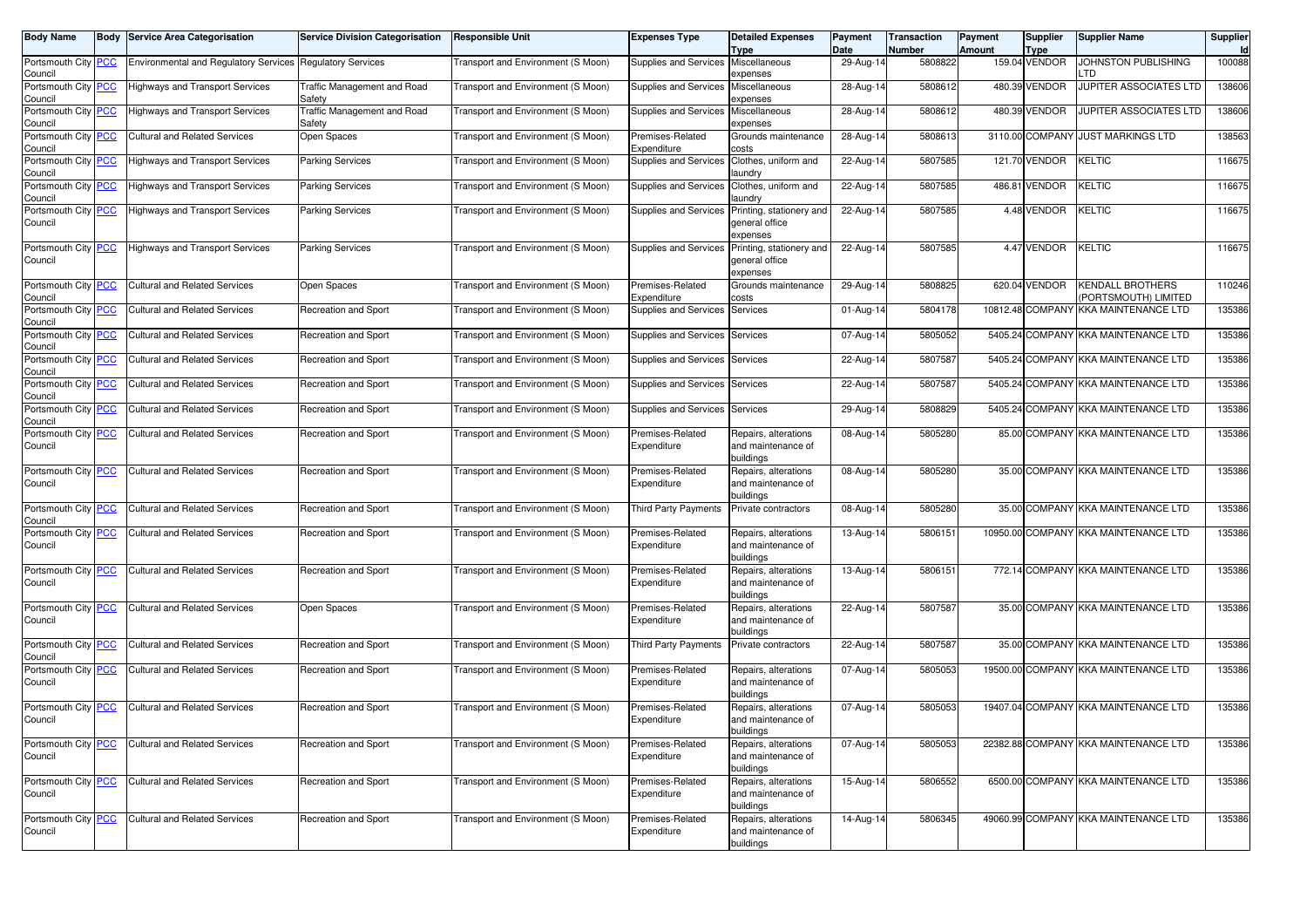| Body Name | Body | Service Area Categorisation | Service Division Categorisation | Responsible Unit | Expenses Type | Detailed Expenses Type | Payment Date | Transaction Number | Payment Amount | Supplier Type | Supplier Name | Supplier Id |
|---|---|---|---|---|---|---|---|---|---|---|---|---|
| Portsmouth City Council | PCC | Environmental and Regulatory Services | Regulatory Services | Transport and Environment (S Moon) | Supplies and Services | Miscellaneous expenses | 29-Aug-14 | 5808822 | 159.04 | VENDOR | JOHNSTON PUBLISHING LTD | 100088 |
| Portsmouth City Council | PCC | Highways and Transport Services | Traffic Management and Road Safety | Transport and Environment (S Moon) | Supplies and Services | Miscellaneous expenses | 28-Aug-14 | 5808612 | 480.39 | VENDOR | JUPITER ASSOCIATES LTD | 138606 |
| Portsmouth City Council | PCC | Highways and Transport Services | Traffic Management and Road Safety | Transport and Environment (S Moon) | Supplies and Services | Miscellaneous expenses | 28-Aug-14 | 5808612 | 480.39 | VENDOR | JUPITER ASSOCIATES LTD | 138606 |
| Portsmouth City Council | PCC | Cultural and Related Services | Open Spaces | Transport and Environment (S Moon) | Premises-Related Expenditure | Grounds maintenance costs | 28-Aug-14 | 5808613 | 3110.00 | COMPANY | JUST MARKINGS LTD | 138563 |
| Portsmouth City Council | PCC | Highways and Transport Services | Parking Services | Transport and Environment (S Moon) | Supplies and Services | Clothes, uniform and laundry | 22-Aug-14 | 5807585 | 121.70 | VENDOR | KELTIC | 116675 |
| Portsmouth City Council | PCC | Highways and Transport Services | Parking Services | Transport and Environment (S Moon) | Supplies and Services | Clothes, uniform and laundry | 22-Aug-14 | 5807585 | 486.81 | VENDOR | KELTIC | 116675 |
| Portsmouth City Council | PCC | Highways and Transport Services | Parking Services | Transport and Environment (S Moon) | Supplies and Services | Printing, stationery and general office expenses | 22-Aug-14 | 5807585 | 4.48 | VENDOR | KELTIC | 116675 |
| Portsmouth City Council | PCC | Highways and Transport Services | Parking Services | Transport and Environment (S Moon) | Supplies and Services | Printing, stationery and general office expenses | 22-Aug-14 | 5807585 | 4.47 | VENDOR | KELTIC | 116675 |
| Portsmouth City Council | PCC | Cultural and Related Services | Open Spaces | Transport and Environment (S Moon) | Premises-Related Expenditure | Grounds maintenance costs | 29-Aug-14 | 5808825 | 620.04 | VENDOR | KENDALL BROTHERS (PORTSMOUTH) LIMITED | 110246 |
| Portsmouth City Council | PCC | Cultural and Related Services | Recreation and Sport | Transport and Environment (S Moon) | Supplies and Services | Services | 01-Aug-14 | 5804178 | 10812.48 | COMPANY | KKA MAINTENANCE LTD | 135386 |
| Portsmouth City Council | PCC | Cultural and Related Services | Recreation and Sport | Transport and Environment (S Moon) | Supplies and Services | Services | 07-Aug-14 | 5805052 | 5405.24 | COMPANY | KKA MAINTENANCE LTD | 135386 |
| Portsmouth City Council | PCC | Cultural and Related Services | Recreation and Sport | Transport and Environment (S Moon) | Supplies and Services | Services | 22-Aug-14 | 5807587 | 5405.24 | COMPANY | KKA MAINTENANCE LTD | 135386 |
| Portsmouth City Council | PCC | Cultural and Related Services | Recreation and Sport | Transport and Environment (S Moon) | Supplies and Services | Services | 22-Aug-14 | 5807587 | 5405.24 | COMPANY | KKA MAINTENANCE LTD | 135386 |
| Portsmouth City Council | PCC | Cultural and Related Services | Recreation and Sport | Transport and Environment (S Moon) | Supplies and Services | Services | 29-Aug-14 | 5808829 | 5405.24 | COMPANY | KKA MAINTENANCE LTD | 135386 |
| Portsmouth City Council | PCC | Cultural and Related Services | Recreation and Sport | Transport and Environment (S Moon) | Premises-Related Expenditure | Repairs, alterations and maintenance of buildings | 08-Aug-14 | 5805280 | 85.00 | COMPANY | KKA MAINTENANCE LTD | 135386 |
| Portsmouth City Council | PCC | Cultural and Related Services | Recreation and Sport | Transport and Environment (S Moon) | Premises-Related Expenditure | Repairs, alterations and maintenance of buildings | 08-Aug-14 | 5805280 | 35.00 | COMPANY | KKA MAINTENANCE LTD | 135386 |
| Portsmouth City Council | PCC | Cultural and Related Services | Recreation and Sport | Transport and Environment (S Moon) | Third Party Payments | Private contractors | 08-Aug-14 | 5805280 | 35.00 | COMPANY | KKA MAINTENANCE LTD | 135386 |
| Portsmouth City Council | PCC | Cultural and Related Services | Recreation and Sport | Transport and Environment (S Moon) | Premises-Related Expenditure | Repairs, alterations and maintenance of buildings | 13-Aug-14 | 5806151 | 10950.00 | COMPANY | KKA MAINTENANCE LTD | 135386 |
| Portsmouth City Council | PCC | Cultural and Related Services | Recreation and Sport | Transport and Environment (S Moon) | Premises-Related Expenditure | Repairs, alterations and maintenance of buildings | 13-Aug-14 | 5806151 | 772.14 | COMPANY | KKA MAINTENANCE LTD | 135386 |
| Portsmouth City Council | PCC | Cultural and Related Services | Open Spaces | Transport and Environment (S Moon) | Premises-Related Expenditure | Repairs, alterations and maintenance of buildings | 22-Aug-14 | 5807587 | 35.00 | COMPANY | KKA MAINTENANCE LTD | 135386 |
| Portsmouth City Council | PCC | Cultural and Related Services | Recreation and Sport | Transport and Environment (S Moon) | Third Party Payments | Private contractors | 22-Aug-14 | 5807587 | 35.00 | COMPANY | KKA MAINTENANCE LTD | 135386 |
| Portsmouth City Council | PCC | Cultural and Related Services | Recreation and Sport | Transport and Environment (S Moon) | Premises-Related Expenditure | Repairs, alterations and maintenance of buildings | 07-Aug-14 | 5805053 | 19500.00 | COMPANY | KKA MAINTENANCE LTD | 135386 |
| Portsmouth City Council | PCC | Cultural and Related Services | Recreation and Sport | Transport and Environment (S Moon) | Premises-Related Expenditure | Repairs, alterations and maintenance of buildings | 07-Aug-14 | 5805053 | 19407.04 | COMPANY | KKA MAINTENANCE LTD | 135386 |
| Portsmouth City Council | PCC | Cultural and Related Services | Recreation and Sport | Transport and Environment (S Moon) | Premises-Related Expenditure | Repairs, alterations and maintenance of buildings | 07-Aug-14 | 5805053 | 22382.88 | COMPANY | KKA MAINTENANCE LTD | 135386 |
| Portsmouth City Council | PCC | Cultural and Related Services | Recreation and Sport | Transport and Environment (S Moon) | Premises-Related Expenditure | Repairs, alterations and maintenance of buildings | 15-Aug-14 | 5806552 | 6500.00 | COMPANY | KKA MAINTENANCE LTD | 135386 |
| Portsmouth City Council | PCC | Cultural and Related Services | Recreation and Sport | Transport and Environment (S Moon) | Premises-Related Expenditure | Repairs, alterations and maintenance of buildings | 14-Aug-14 | 5806345 | 49060.99 | COMPANY | KKA MAINTENANCE LTD | 135386 |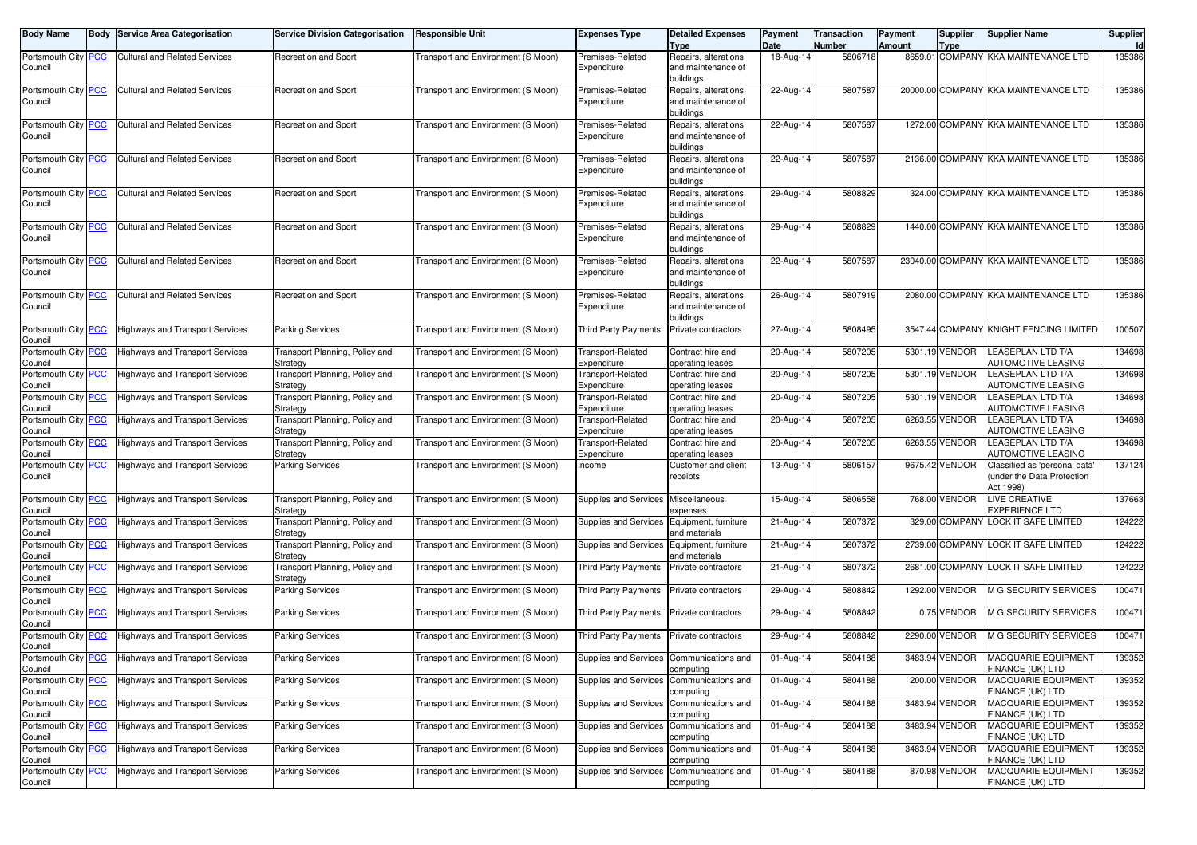| Body Name | Body | Service Area Categorisation | Service Division Categorisation | Responsible Unit | Expenses Type | Detailed Expenses Type | Payment Date | Transaction Number | Payment Amount | Supplier Type | Supplier Name | Supplier Id |
|---|---|---|---|---|---|---|---|---|---|---|---|---|
| Portsmouth City Council | PCC | Cultural and Related Services | Recreation and Sport | Transport and Environment (S Moon) | Premises-Related Expenditure | Repairs, alterations and maintenance of buildings | 18-Aug-14 | 5806718 | 8659.01 | COMPANY | KKA MAINTENANCE LTD | 135386 |
| Portsmouth City Council | PCC | Cultural and Related Services | Recreation and Sport | Transport and Environment (S Moon) | Premises-Related Expenditure | Repairs, alterations and maintenance of buildings | 22-Aug-14 | 5807587 | 20000.00 | COMPANY | KKA MAINTENANCE LTD | 135386 |
| Portsmouth City Council | PCC | Cultural and Related Services | Recreation and Sport | Transport and Environment (S Moon) | Premises-Related Expenditure | Repairs, alterations and maintenance of buildings | 22-Aug-14 | 5807587 | 1272.00 | COMPANY | KKA MAINTENANCE LTD | 135386 |
| Portsmouth City Council | PCC | Cultural and Related Services | Recreation and Sport | Transport and Environment (S Moon) | Premises-Related Expenditure | Repairs, alterations and maintenance of buildings | 22-Aug-14 | 5807587 | 2136.00 | COMPANY | KKA MAINTENANCE LTD | 135386 |
| Portsmouth City Council | PCC | Cultural and Related Services | Recreation and Sport | Transport and Environment (S Moon) | Premises-Related Expenditure | Repairs, alterations and maintenance of buildings | 29-Aug-14 | 5808829 | 324.00 | COMPANY | KKA MAINTENANCE LTD | 135386 |
| Portsmouth City Council | PCC | Cultural and Related Services | Recreation and Sport | Transport and Environment (S Moon) | Premises-Related Expenditure | Repairs, alterations and maintenance of buildings | 29-Aug-14 | 5808829 | 1440.00 | COMPANY | KKA MAINTENANCE LTD | 135386 |
| Portsmouth City Council | PCC | Cultural and Related Services | Recreation and Sport | Transport and Environment (S Moon) | Premises-Related Expenditure | Repairs, alterations and maintenance of buildings | 22-Aug-14 | 5807587 | 23040.00 | COMPANY | KKA MAINTENANCE LTD | 135386 |
| Portsmouth City Council | PCC | Cultural and Related Services | Recreation and Sport | Transport and Environment (S Moon) | Premises-Related Expenditure | Repairs, alterations and maintenance of buildings | 26-Aug-14 | 5807919 | 2080.00 | COMPANY | KKA MAINTENANCE LTD | 135386 |
| Portsmouth City Council | PCC | Highways and Transport Services | Parking Services | Transport and Environment (S Moon) | Third Party Payments | Private contractors | 27-Aug-14 | 5808495 | 3547.44 | COMPANY | KNIGHT FENCING LIMITED | 100507 |
| Portsmouth City Council | PCC | Highways and Transport Services | Transport Planning, Policy and Strategy | Transport and Environment (S Moon) | Transport-Related Expenditure | Contract hire and operating leases | 20-Aug-14 | 5807205 | 5301.19 | VENDOR | LEASEPLAN LTD T/A AUTOMOTIVE LEASING | 134698 |
| Portsmouth City Council | PCC | Highways and Transport Services | Transport Planning, Policy and Strategy | Transport and Environment (S Moon) | Transport-Related Expenditure | Contract hire and operating leases | 20-Aug-14 | 5807205 | 5301.19 | VENDOR | LEASEPLAN LTD T/A AUTOMOTIVE LEASING | 134698 |
| Portsmouth City Council | PCC | Highways and Transport Services | Transport Planning, Policy and Strategy | Transport and Environment (S Moon) | Transport-Related Expenditure | Contract hire and operating leases | 20-Aug-14 | 5807205 | 5301.19 | VENDOR | LEASEPLAN LTD T/A AUTOMOTIVE LEASING | 134698 |
| Portsmouth City Council | PCC | Highways and Transport Services | Transport Planning, Policy and Strategy | Transport and Environment (S Moon) | Transport-Related Expenditure | Contract hire and operating leases | 20-Aug-14 | 5807205 | 6263.55 | VENDOR | LEASEPLAN LTD T/A AUTOMOTIVE LEASING | 134698 |
| Portsmouth City Council | PCC | Highways and Transport Services | Transport Planning, Policy and Strategy | Transport and Environment (S Moon) | Transport-Related Expenditure | Contract hire and operating leases | 20-Aug-14 | 5807205 | 6263.55 | VENDOR | LEASEPLAN LTD T/A AUTOMOTIVE LEASING | 134698 |
| Portsmouth City Council | PCC | Highways and Transport Services | Parking Services | Transport and Environment (S Moon) | Income | Customer and client receipts | 13-Aug-14 | 5806157 | 9675.42 | VENDOR | Classified as 'personal data' (under the Data Protection Act 1998) | 137124 |
| Portsmouth City Council | PCC | Highways and Transport Services | Transport Planning, Policy and Strategy | Transport and Environment (S Moon) | Supplies and Services | Miscellaneous expenses | 15-Aug-14 | 5806558 | 768.00 | VENDOR | LIVE CREATIVE EXPERIENCE LTD | 137663 |
| Portsmouth City Council | PCC | Highways and Transport Services | Transport Planning, Policy and Strategy | Transport and Environment (S Moon) | Supplies and Services | Equipment, furniture and materials | 21-Aug-14 | 5807372 | 329.00 | COMPANY | LOCK IT SAFE LIMITED | 124222 |
| Portsmouth City Council | PCC | Highways and Transport Services | Transport Planning, Policy and Strategy | Transport and Environment (S Moon) | Supplies and Services | Equipment, furniture and materials | 21-Aug-14 | 5807372 | 2739.00 | COMPANY | LOCK IT SAFE LIMITED | 124222 |
| Portsmouth City Council | PCC | Highways and Transport Services | Transport Planning, Policy and Strategy | Transport and Environment (S Moon) | Third Party Payments | Private contractors | 21-Aug-14 | 5807372 | 2681.00 | COMPANY | LOCK IT SAFE LIMITED | 124222 |
| Portsmouth City Council | PCC | Highways and Transport Services | Parking Services | Transport and Environment (S Moon) | Third Party Payments | Private contractors | 29-Aug-14 | 5808842 | 1292.00 | VENDOR | M G SECURITY SERVICES | 100471 |
| Portsmouth City Council | PCC | Highways and Transport Services | Parking Services | Transport and Environment (S Moon) | Third Party Payments | Private contractors | 29-Aug-14 | 5808842 | 0.75 | VENDOR | M G SECURITY SERVICES | 100471 |
| Portsmouth City Council | PCC | Highways and Transport Services | Parking Services | Transport and Environment (S Moon) | Third Party Payments | Private contractors | 29-Aug-14 | 5808842 | 2290.00 | VENDOR | M G SECURITY SERVICES | 100471 |
| Portsmouth City Council | PCC | Highways and Transport Services | Parking Services | Transport and Environment (S Moon) | Supplies and Services | Communications and computing | 01-Aug-14 | 5804188 | 3483.94 | VENDOR | MACQUARIE EQUIPMENT FINANCE (UK) LTD | 139352 |
| Portsmouth City Council | PCC | Highways and Transport Services | Parking Services | Transport and Environment (S Moon) | Supplies and Services | Communications and computing | 01-Aug-14 | 5804188 | 200.00 | VENDOR | MACQUARIE EQUIPMENT FINANCE (UK) LTD | 139352 |
| Portsmouth City Council | PCC | Highways and Transport Services | Parking Services | Transport and Environment (S Moon) | Supplies and Services | Communications and computing | 01-Aug-14 | 5804188 | 3483.94 | VENDOR | MACQUARIE EQUIPMENT FINANCE (UK) LTD | 139352 |
| Portsmouth City Council | PCC | Highways and Transport Services | Parking Services | Transport and Environment (S Moon) | Supplies and Services | Communications and computing | 01-Aug-14 | 5804188 | 3483.94 | VENDOR | MACQUARIE EQUIPMENT FINANCE (UK) LTD | 139352 |
| Portsmouth City Council | PCC | Highways and Transport Services | Parking Services | Transport and Environment (S Moon) | Supplies and Services | Communications and computing | 01-Aug-14 | 5804188 | 3483.94 | VENDOR | MACQUARIE EQUIPMENT FINANCE (UK) LTD | 139352 |
| Portsmouth City Council | PCC | Highways and Transport Services | Parking Services | Transport and Environment (S Moon) | Supplies and Services | Communications and computing | 01-Aug-14 | 5804188 | 870.98 | VENDOR | MACQUARIE EQUIPMENT FINANCE (UK) LTD | 139352 |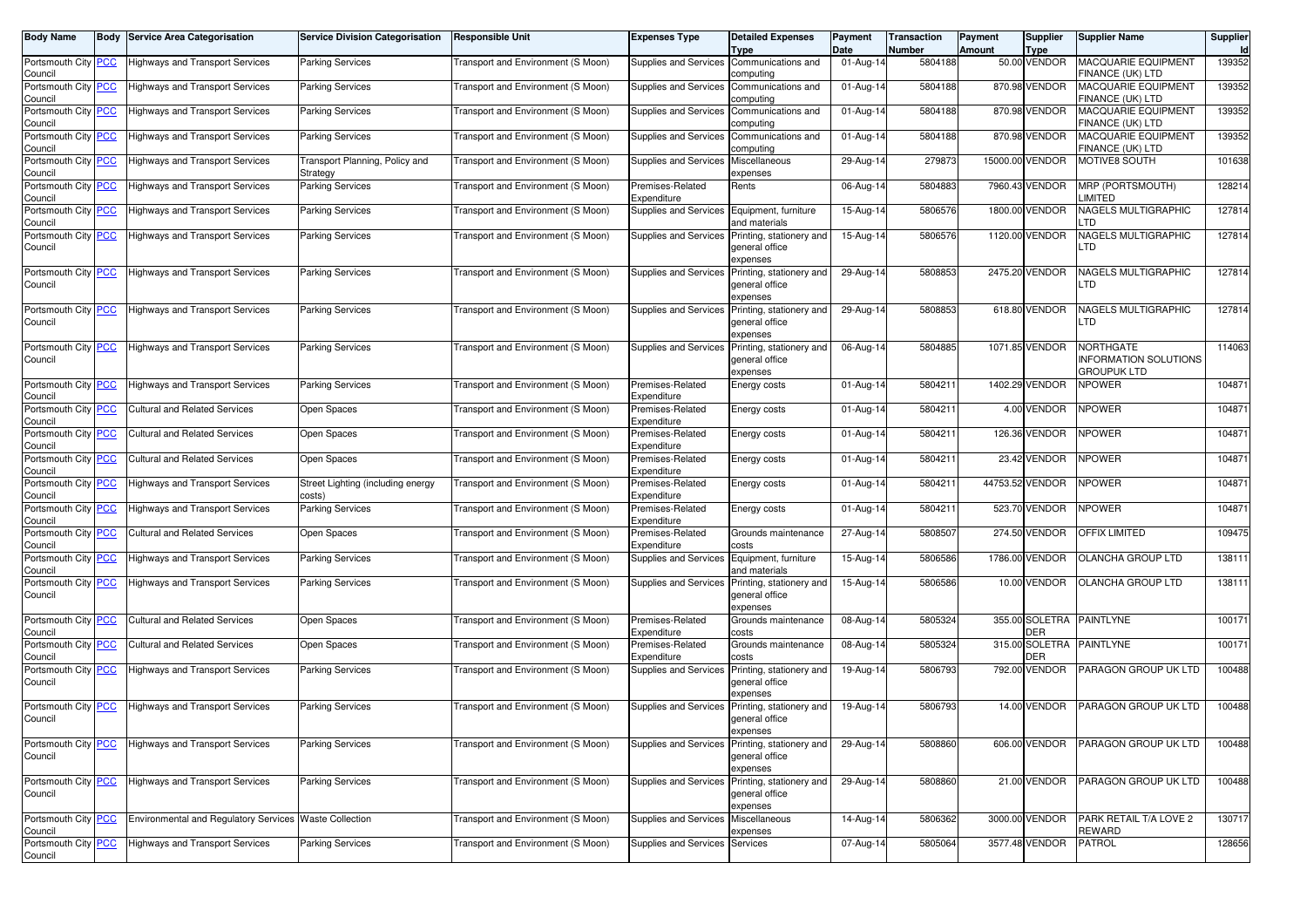| Body Name | Body | Service Area Categorisation | Service Division Categorisation | Responsible Unit | Expenses Type | Detailed Expenses Type | Payment Date | Transaction Number | Payment Amount | Supplier Type | Supplier Name | Supplier Id |
|---|---|---|---|---|---|---|---|---|---|---|---|---|
| Portsmouth City Council | PCC | Highways and Transport Services | Parking Services | Transport and Environment (S Moon) | Supplies and Services | Communications and computing | 01-Aug-14 | 5804188 | 50.00 | VENDOR | MACQUARIE EQUIPMENT FINANCE (UK) LTD | 139352 |
| Portsmouth City Council | PCC | Highways and Transport Services | Parking Services | Transport and Environment (S Moon) | Supplies and Services | Communications and computing | 01-Aug-14 | 5804188 | 870.98 | VENDOR | MACQUARIE EQUIPMENT FINANCE (UK) LTD | 139352 |
| Portsmouth City Council | PCC | Highways and Transport Services | Parking Services | Transport and Environment (S Moon) | Supplies and Services | Communications and computing | 01-Aug-14 | 5804188 | 870.98 | VENDOR | MACQUARIE EQUIPMENT FINANCE (UK) LTD | 139352 |
| Portsmouth City Council | PCC | Highways and Transport Services | Parking Services | Transport and Environment (S Moon) | Supplies and Services | Communications and computing | 01-Aug-14 | 5804188 | 870.98 | VENDOR | MACQUARIE EQUIPMENT FINANCE (UK) LTD | 139352 |
| Portsmouth City Council | PCC | Highways and Transport Services | Transport Planning, Policy and Strategy | Transport and Environment (S Moon) | Supplies and Services | Miscellaneous expenses | 29-Aug-14 | 279873 | 15000.00 | VENDOR | MOTIVE8 SOUTH | 101638 |
| Portsmouth City Council | PCC | Highways and Transport Services | Parking Services | Transport and Environment (S Moon) | Premises-Related Expenditure | Rents | 06-Aug-14 | 5804883 | 7960.43 | VENDOR | MRP (PORTSMOUTH) LIMITED | 128214 |
| Portsmouth City Council | PCC | Highways and Transport Services | Parking Services | Transport and Environment (S Moon) | Supplies and Services | Equipment, furniture and materials | 15-Aug-14 | 5806576 | 1800.00 | VENDOR | NAGELS MULTIGRAPHIC LTD | 127814 |
| Portsmouth City Council | PCC | Highways and Transport Services | Parking Services | Transport and Environment (S Moon) | Supplies and Services | Printing, stationery and general office expenses | 15-Aug-14 | 5806576 | 1120.00 | VENDOR | NAGELS MULTIGRAPHIC LTD | 127814 |
| Portsmouth City Council | PCC | Highways and Transport Services | Parking Services | Transport and Environment (S Moon) | Supplies and Services | Printing, stationery and general office expenses | 29-Aug-14 | 5808853 | 2475.20 | VENDOR | NAGELS MULTIGRAPHIC LTD | 127814 |
| Portsmouth City Council | PCC | Highways and Transport Services | Parking Services | Transport and Environment (S Moon) | Supplies and Services | Printing, stationery and general office expenses | 29-Aug-14 | 5808853 | 618.80 | VENDOR | NAGELS MULTIGRAPHIC LTD | 127814 |
| Portsmouth City Council | PCC | Highways and Transport Services | Parking Services | Transport and Environment (S Moon) | Supplies and Services | Printing, stationery and general office expenses | 06-Aug-14 | 5804885 | 1071.85 | VENDOR | NORTHGATE INFORMATION SOLUTIONS GROUPUK LTD | 114063 |
| Portsmouth City Council | PCC | Highways and Transport Services | Parking Services | Transport and Environment (S Moon) | Premises-Related Expenditure | Energy costs | 01-Aug-14 | 5804211 | 1402.29 | VENDOR | NPOWER | 104871 |
| Portsmouth City Council | PCC | Cultural and Related Services | Open Spaces | Transport and Environment (S Moon) | Premises-Related Expenditure | Energy costs | 01-Aug-14 | 5804211 | 4.00 | VENDOR | NPOWER | 104871 |
| Portsmouth City Council | PCC | Cultural and Related Services | Open Spaces | Transport and Environment (S Moon) | Premises-Related Expenditure | Energy costs | 01-Aug-14 | 5804211 | 126.36 | VENDOR | NPOWER | 104871 |
| Portsmouth City Council | PCC | Cultural and Related Services | Open Spaces | Transport and Environment (S Moon) | Premises-Related Expenditure | Energy costs | 01-Aug-14 | 5804211 | 23.42 | VENDOR | NPOWER | 104871 |
| Portsmouth City Council | PCC | Highways and Transport Services | Street Lighting (including energy costs) | Transport and Environment (S Moon) | Premises-Related Expenditure | Energy costs | 01-Aug-14 | 5804211 | 44753.52 | VENDOR | NPOWER | 104871 |
| Portsmouth City Council | PCC | Highways and Transport Services | Parking Services | Transport and Environment (S Moon) | Premises-Related Expenditure | Energy costs | 01-Aug-14 | 5804211 | 523.70 | VENDOR | NPOWER | 104871 |
| Portsmouth City Council | PCC | Cultural and Related Services | Open Spaces | Transport and Environment (S Moon) | Premises-Related Expenditure | Grounds maintenance costs | 27-Aug-14 | 5808507 | 274.50 | VENDOR | OFFIX LIMITED | 109475 |
| Portsmouth City Council | PCC | Highways and Transport Services | Parking Services | Transport and Environment (S Moon) | Supplies and Services | Equipment, furniture and materials | 15-Aug-14 | 5806586 | 1786.00 | VENDOR | OLANCHA GROUP LTD | 138111 |
| Portsmouth City Council | PCC | Highways and Transport Services | Parking Services | Transport and Environment (S Moon) | Supplies and Services | Printing, stationery and general office expenses | 15-Aug-14 | 5806586 | 10.00 | VENDOR | OLANCHA GROUP LTD | 138111 |
| Portsmouth City Council | PCC | Cultural and Related Services | Open Spaces | Transport and Environment (S Moon) | Premises-Related Expenditure | Grounds maintenance costs | 08-Aug-14 | 5805324 | 355.00 | SOLETRADER | PAINTLYNE | 100171 |
| Portsmouth City Council | PCC | Cultural and Related Services | Open Spaces | Transport and Environment (S Moon) | Premises-Related Expenditure | Grounds maintenance costs | 08-Aug-14 | 5805324 | 315.00 | SOLETRADER | PAINTLYNE | 100171 |
| Portsmouth City Council | PCC | Highways and Transport Services | Parking Services | Transport and Environment (S Moon) | Supplies and Services | Printing, stationery and general office expenses | 19-Aug-14 | 5806793 | 792.00 | VENDOR | PARAGON GROUP UK LTD | 100488 |
| Portsmouth City Council | PCC | Highways and Transport Services | Parking Services | Transport and Environment (S Moon) | Supplies and Services | Printing, stationery and general office expenses | 19-Aug-14 | 5806793 | 14.00 | VENDOR | PARAGON GROUP UK LTD | 100488 |
| Portsmouth City Council | PCC | Highways and Transport Services | Parking Services | Transport and Environment (S Moon) | Supplies and Services | Printing, stationery and general office expenses | 29-Aug-14 | 5808860 | 606.00 | VENDOR | PARAGON GROUP UK LTD | 100488 |
| Portsmouth City Council | PCC | Highways and Transport Services | Parking Services | Transport and Environment (S Moon) | Supplies and Services | Printing, stationery and general office expenses | 29-Aug-14 | 5808860 | 21.00 | VENDOR | PARAGON GROUP UK LTD | 100488 |
| Portsmouth City Council | PCC | Environmental and Regulatory Services | Waste Collection | Transport and Environment (S Moon) | Supplies and Services | Miscellaneous expenses | 14-Aug-14 | 5806362 | 3000.00 | VENDOR | PARK RETAIL T/A LOVE 2 REWARD | 130717 |
| Portsmouth City Council | PCC | Highways and Transport Services | Parking Services | Transport and Environment (S Moon) | Supplies and Services | Services | 07-Aug-14 | 5805064 | 3577.48 | VENDOR | PATROL | 128656 |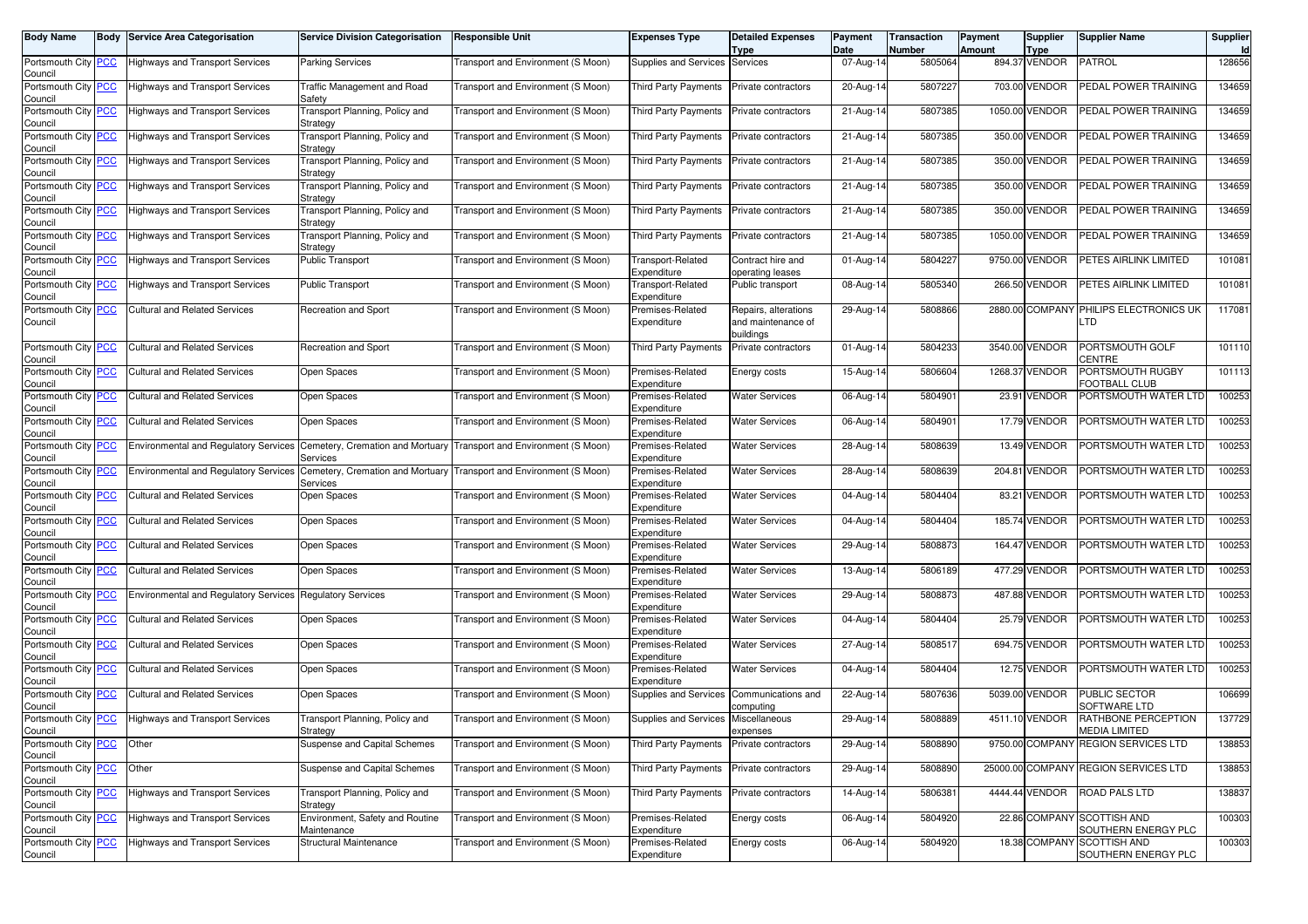| Body Name | Body | Service Area Categorisation | Service Division Categorisation | Responsible Unit | Expenses Type | Detailed Expenses Type | Payment Date | Transaction Number | Payment Amount | Supplier Type | Supplier Name | Supplier Id |
|---|---|---|---|---|---|---|---|---|---|---|---|---|
| Portsmouth City Council | PCC | Highways and Transport Services | Parking Services | Transport and Environment (S Moon) | Supplies and Services | Services | 07-Aug-14 | 5805064 | 894.37 | VENDOR | PATROL | 128656 |
| Portsmouth City Council | PCC | Highways and Transport Services | Traffic Management and Road Safety | Transport and Environment (S Moon) | Third Party Payments | Private contractors | 20-Aug-14 | 5807227 | 703.00 | VENDOR | PEDAL POWER TRAINING | 134659 |
| Portsmouth City Council | PCC | Highways and Transport Services | Transport Planning, Policy and Strategy | Transport and Environment (S Moon) | Third Party Payments | Private contractors | 21-Aug-14 | 5807385 | 1050.00 | VENDOR | PEDAL POWER TRAINING | 134659 |
| Portsmouth City Council | PCC | Highways and Transport Services | Transport Planning, Policy and Strategy | Transport and Environment (S Moon) | Third Party Payments | Private contractors | 21-Aug-14 | 5807385 | 350.00 | VENDOR | PEDAL POWER TRAINING | 134659 |
| Portsmouth City Council | PCC | Highways and Transport Services | Transport Planning, Policy and Strategy | Transport and Environment (S Moon) | Third Party Payments | Private contractors | 21-Aug-14 | 5807385 | 350.00 | VENDOR | PEDAL POWER TRAINING | 134659 |
| Portsmouth City Council | PCC | Highways and Transport Services | Transport Planning, Policy and Strategy | Transport and Environment (S Moon) | Third Party Payments | Private contractors | 21-Aug-14 | 5807385 | 350.00 | VENDOR | PEDAL POWER TRAINING | 134659 |
| Portsmouth City Council | PCC | Highways and Transport Services | Transport Planning, Policy and Strategy | Transport and Environment (S Moon) | Third Party Payments | Private contractors | 21-Aug-14 | 5807385 | 350.00 | VENDOR | PEDAL POWER TRAINING | 134659 |
| Portsmouth City Council | PCC | Highways and Transport Services | Transport Planning, Policy and Strategy | Transport and Environment (S Moon) | Third Party Payments | Private contractors | 21-Aug-14 | 5807385 | 1050.00 | VENDOR | PEDAL POWER TRAINING | 134659 |
| Portsmouth City Council | PCC | Highways and Transport Services | Public Transport | Transport and Environment (S Moon) | Transport-Related Expenditure | Contract hire and operating leases | 01-Aug-14 | 5804227 | 9750.00 | VENDOR | PETES AIRLINK LIMITED | 101081 |
| Portsmouth City Council | PCC | Highways and Transport Services | Public Transport | Transport and Environment (S Moon) | Transport-Related Expenditure | Public transport | 08-Aug-14 | 5805340 | 266.50 | VENDOR | PETES AIRLINK LIMITED | 101081 |
| Portsmouth City Council | PCC | Cultural and Related Services | Recreation and Sport | Transport and Environment (S Moon) | Premises-Related Expenditure | Repairs, alterations and maintenance of buildings | 29-Aug-14 | 5808866 | 2880.00 | COMPANY | PHILIPS ELECTRONICS UK LTD | 117081 |
| Portsmouth City Council | PCC | Cultural and Related Services | Recreation and Sport | Transport and Environment (S Moon) | Third Party Payments | Private contractors | 01-Aug-14 | 5804233 | 3540.00 | VENDOR | PORTSMOUTH GOLF CENTRE | 101110 |
| Portsmouth City Council | PCC | Cultural and Related Services | Open Spaces | Transport and Environment (S Moon) | Premises-Related Expenditure | Energy costs | 15-Aug-14 | 5806604 | 1268.37 | VENDOR | PORTSMOUTH RUGBY FOOTBALL CLUB | 101113 |
| Portsmouth City Council | PCC | Cultural and Related Services | Open Spaces | Transport and Environment (S Moon) | Premises-Related Expenditure | Water Services | 06-Aug-14 | 5804901 | 23.91 | VENDOR | PORTSMOUTH WATER LTD | 100253 |
| Portsmouth City Council | PCC | Cultural and Related Services | Open Spaces | Transport and Environment (S Moon) | Premises-Related Expenditure | Water Services | 06-Aug-14 | 5804901 | 17.79 | VENDOR | PORTSMOUTH WATER LTD | 100253 |
| Portsmouth City Council | PCC | Environmental and Regulatory Services | Cemetery, Cremation and Mortuary Services | Transport and Environment (S Moon) | Premises-Related Expenditure | Water Services | 28-Aug-14 | 5808639 | 13.49 | VENDOR | PORTSMOUTH WATER LTD | 100253 |
| Portsmouth City Council | PCC | Environmental and Regulatory Services | Cemetery, Cremation and Mortuary Services | Transport and Environment (S Moon) | Premises-Related Expenditure | Water Services | 28-Aug-14 | 5808639 | 204.81 | VENDOR | PORTSMOUTH WATER LTD | 100253 |
| Portsmouth City Council | PCC | Cultural and Related Services | Open Spaces | Transport and Environment (S Moon) | Premises-Related Expenditure | Water Services | 04-Aug-14 | 5804404 | 83.21 | VENDOR | PORTSMOUTH WATER LTD | 100253 |
| Portsmouth City Council | PCC | Cultural and Related Services | Open Spaces | Transport and Environment (S Moon) | Premises-Related Expenditure | Water Services | 04-Aug-14 | 5804404 | 185.74 | VENDOR | PORTSMOUTH WATER LTD | 100253 |
| Portsmouth City Council | PCC | Cultural and Related Services | Open Spaces | Transport and Environment (S Moon) | Premises-Related Expenditure | Water Services | 29-Aug-14 | 5808873 | 164.47 | VENDOR | PORTSMOUTH WATER LTD | 100253 |
| Portsmouth City Council | PCC | Cultural and Related Services | Open Spaces | Transport and Environment (S Moon) | Premises-Related Expenditure | Water Services | 13-Aug-14 | 5806189 | 477.29 | VENDOR | PORTSMOUTH WATER LTD | 100253 |
| Portsmouth City Council | PCC | Environmental and Regulatory Services | Regulatory Services | Transport and Environment (S Moon) | Premises-Related Expenditure | Water Services | 29-Aug-14 | 5808873 | 487.88 | VENDOR | PORTSMOUTH WATER LTD | 100253 |
| Portsmouth City Council | PCC | Cultural and Related Services | Open Spaces | Transport and Environment (S Moon) | Premises-Related Expenditure | Water Services | 04-Aug-14 | 5804404 | 25.79 | VENDOR | PORTSMOUTH WATER LTD | 100253 |
| Portsmouth City Council | PCC | Cultural and Related Services | Open Spaces | Transport and Environment (S Moon) | Premises-Related Expenditure | Water Services | 27-Aug-14 | 5808517 | 694.75 | VENDOR | PORTSMOUTH WATER LTD | 100253 |
| Portsmouth City Council | PCC | Cultural and Related Services | Open Spaces | Transport and Environment (S Moon) | Premises-Related Expenditure | Water Services | 04-Aug-14 | 5804404 | 12.75 | VENDOR | PORTSMOUTH WATER LTD | 100253 |
| Portsmouth City Council | PCC | Cultural and Related Services | Open Spaces | Transport and Environment (S Moon) | Supplies and Services | Communications and computing | 22-Aug-14 | 5807636 | 5039.00 | VENDOR | PUBLIC SECTOR SOFTWARE LTD | 106699 |
| Portsmouth City Council | PCC | Highways and Transport Services | Transport Planning, Policy and Strategy | Transport and Environment (S Moon) | Supplies and Services | Miscellaneous expenses | 29-Aug-14 | 5808889 | 4511.10 | VENDOR | RATHBONE PERCEPTION MEDIA LIMITED | 137729 |
| Portsmouth City Council | PCC | Other | Suspense and Capital Schemes | Transport and Environment (S Moon) | Third Party Payments | Private contractors | 29-Aug-14 | 5808890 | 9750.00 | COMPANY | REGION SERVICES LTD | 138853 |
| Portsmouth City Council | PCC | Other | Suspense and Capital Schemes | Transport and Environment (S Moon) | Third Party Payments | Private contractors | 29-Aug-14 | 5808890 | 25000.00 | COMPANY | REGION SERVICES LTD | 138853 |
| Portsmouth City Council | PCC | Highways and Transport Services | Transport Planning, Policy and Strategy | Transport and Environment (S Moon) | Third Party Payments | Private contractors | 14-Aug-14 | 5806381 | 4444.44 | VENDOR | ROAD PALS LTD | 138837 |
| Portsmouth City Council | PCC | Highways and Transport Services | Environment, Safety and Routine Maintenance | Transport and Environment (S Moon) | Premises-Related Expenditure | Energy costs | 06-Aug-14 | 5804920 | 22.86 | COMPANY | SCOTTISH AND SOUTHERN ENERGY PLC | 100303 |
| Portsmouth City Council | PCC | Highways and Transport Services | Structural Maintenance | Transport and Environment (S Moon) | Premises-Related Expenditure | Energy costs | 06-Aug-14 | 5804920 | 18.38 | COMPANY | SCOTTISH AND SOUTHERN ENERGY PLC | 100303 |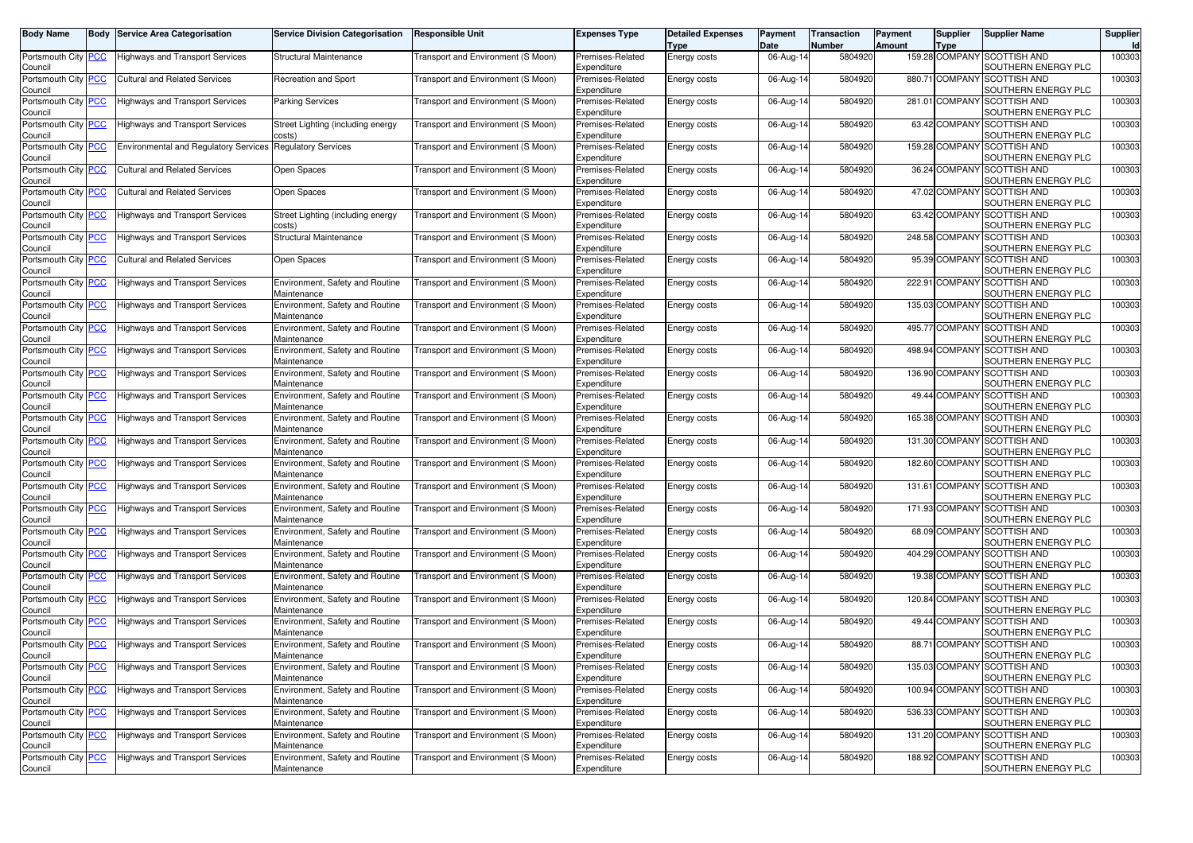| Body Name | Body | Service Area Categorisation | Service Division Categorisation | Responsible Unit | Expenses Type | Detailed Expenses Type | Payment Date | Transaction Number | Payment Amount | Supplier Type | Supplier Name | Supplier Id |
|---|---|---|---|---|---|---|---|---|---|---|---|---|
| Portsmouth City Council | PCC | Highways and Transport Services | Structural Maintenance | Transport and Environment (S Moon) | Premises-Related Expenditure | Energy costs | 06-Aug-14 | 5804920 | 159.28 | COMPANY | SCOTTISH AND SOUTHERN ENERGY PLC | 100303 |
| Portsmouth City Council | PCC | Cultural and Related Services | Recreation and Sport | Transport and Environment (S Moon) | Premises-Related Expenditure | Energy costs | 06-Aug-14 | 5804920 | 880.71 | COMPANY | SCOTTISH AND SOUTHERN ENERGY PLC | 100303 |
| Portsmouth City Council | PCC | Highways and Transport Services | Parking Services | Transport and Environment (S Moon) | Premises-Related Expenditure | Energy costs | 06-Aug-14 | 5804920 | 281.01 | COMPANY | SCOTTISH AND SOUTHERN ENERGY PLC | 100303 |
| Portsmouth City Council | PCC | Highways and Transport Services | Street Lighting (including energy costs) | Transport and Environment (S Moon) | Premises-Related Expenditure | Energy costs | 06-Aug-14 | 5804920 | 63.42 | COMPANY | SCOTTISH AND SOUTHERN ENERGY PLC | 100303 |
| Portsmouth City Council | PCC | Environmental and Regulatory Services | Regulatory Services | Transport and Environment (S Moon) | Premises-Related Expenditure | Energy costs | 06-Aug-14 | 5804920 | 159.28 | COMPANY | SCOTTISH AND SOUTHERN ENERGY PLC | 100303 |
| Portsmouth City Council | PCC | Cultural and Related Services | Open Spaces | Transport and Environment (S Moon) | Premises-Related Expenditure | Energy costs | 06-Aug-14 | 5804920 | 36.24 | COMPANY | SCOTTISH AND SOUTHERN ENERGY PLC | 100303 |
| Portsmouth City Council | PCC | Cultural and Related Services | Open Spaces | Transport and Environment (S Moon) | Premises-Related Expenditure | Energy costs | 06-Aug-14 | 5804920 | 47.02 | COMPANY | SCOTTISH AND SOUTHERN ENERGY PLC | 100303 |
| Portsmouth City Council | PCC | Highways and Transport Services | Street Lighting (including energy costs) | Transport and Environment (S Moon) | Premises-Related Expenditure | Energy costs | 06-Aug-14 | 5804920 | 63.42 | COMPANY | SCOTTISH AND SOUTHERN ENERGY PLC | 100303 |
| Portsmouth City Council | PCC | Highways and Transport Services | Structural Maintenance | Transport and Environment (S Moon) | Premises-Related Expenditure | Energy costs | 06-Aug-14 | 5804920 | 248.58 | COMPANY | SCOTTISH AND SOUTHERN ENERGY PLC | 100303 |
| Portsmouth City Council | PCC | Cultural and Related Services | Open Spaces | Transport and Environment (S Moon) | Premises-Related Expenditure | Energy costs | 06-Aug-14 | 5804920 | 95.39 | COMPANY | SCOTTISH AND SOUTHERN ENERGY PLC | 100303 |
| Portsmouth City Council | PCC | Highways and Transport Services | Environment, Safety and Routine Maintenance | Transport and Environment (S Moon) | Premises-Related Expenditure | Energy costs | 06-Aug-14 | 5804920 | 222.91 | COMPANY | SCOTTISH AND SOUTHERN ENERGY PLC | 100303 |
| Portsmouth City Council | PCC | Highways and Transport Services | Environment, Safety and Routine Maintenance | Transport and Environment (S Moon) | Premises-Related Expenditure | Energy costs | 06-Aug-14 | 5804920 | 135.03 | COMPANY | SCOTTISH AND SOUTHERN ENERGY PLC | 100303 |
| Portsmouth City Council | PCC | Highways and Transport Services | Environment, Safety and Routine Maintenance | Transport and Environment (S Moon) | Premises-Related Expenditure | Energy costs | 06-Aug-14 | 5804920 | 495.77 | COMPANY | SCOTTISH AND SOUTHERN ENERGY PLC | 100303 |
| Portsmouth City Council | PCC | Highways and Transport Services | Environment, Safety and Routine Maintenance | Transport and Environment (S Moon) | Premises-Related Expenditure | Energy costs | 06-Aug-14 | 5804920 | 498.94 | COMPANY | SCOTTISH AND SOUTHERN ENERGY PLC | 100303 |
| Portsmouth City Council | PCC | Highways and Transport Services | Environment, Safety and Routine Maintenance | Transport and Environment (S Moon) | Premises-Related Expenditure | Energy costs | 06-Aug-14 | 5804920 | 136.90 | COMPANY | SCOTTISH AND SOUTHERN ENERGY PLC | 100303 |
| Portsmouth City Council | PCC | Highways and Transport Services | Environment, Safety and Routine Maintenance | Transport and Environment (S Moon) | Premises-Related Expenditure | Energy costs | 06-Aug-14 | 5804920 | 49.44 | COMPANY | SCOTTISH AND SOUTHERN ENERGY PLC | 100303 |
| Portsmouth City Council | PCC | Highways and Transport Services | Environment, Safety and Routine Maintenance | Transport and Environment (S Moon) | Premises-Related Expenditure | Energy costs | 06-Aug-14 | 5804920 | 165.38 | COMPANY | SCOTTISH AND SOUTHERN ENERGY PLC | 100303 |
| Portsmouth City Council | PCC | Highways and Transport Services | Environment, Safety and Routine Maintenance | Transport and Environment (S Moon) | Premises-Related Expenditure | Energy costs | 06-Aug-14 | 5804920 | 131.30 | COMPANY | SCOTTISH AND SOUTHERN ENERGY PLC | 100303 |
| Portsmouth City Council | PCC | Highways and Transport Services | Environment, Safety and Routine Maintenance | Transport and Environment (S Moon) | Premises-Related Expenditure | Energy costs | 06-Aug-14 | 5804920 | 182.60 | COMPANY | SCOTTISH AND SOUTHERN ENERGY PLC | 100303 |
| Portsmouth City Council | PCC | Highways and Transport Services | Environment, Safety and Routine Maintenance | Transport and Environment (S Moon) | Premises-Related Expenditure | Energy costs | 06-Aug-14 | 5804920 | 131.61 | COMPANY | SCOTTISH AND SOUTHERN ENERGY PLC | 100303 |
| Portsmouth City Council | PCC | Highways and Transport Services | Environment, Safety and Routine Maintenance | Transport and Environment (S Moon) | Premises-Related Expenditure | Energy costs | 06-Aug-14 | 5804920 | 171.93 | COMPANY | SCOTTISH AND SOUTHERN ENERGY PLC | 100303 |
| Portsmouth City Council | PCC | Highways and Transport Services | Environment, Safety and Routine Maintenance | Transport and Environment (S Moon) | Premises-Related Expenditure | Energy costs | 06-Aug-14 | 5804920 | 68.09 | COMPANY | SCOTTISH AND SOUTHERN ENERGY PLC | 100303 |
| Portsmouth City Council | PCC | Highways and Transport Services | Environment, Safety and Routine Maintenance | Transport and Environment (S Moon) | Premises-Related Expenditure | Energy costs | 06-Aug-14 | 5804920 | 404.29 | COMPANY | SCOTTISH AND SOUTHERN ENERGY PLC | 100303 |
| Portsmouth City Council | PCC | Highways and Transport Services | Environment, Safety and Routine Maintenance | Transport and Environment (S Moon) | Premises-Related Expenditure | Energy costs | 06-Aug-14 | 5804920 | 19.38 | COMPANY | SCOTTISH AND SOUTHERN ENERGY PLC | 100303 |
| Portsmouth City Council | PCC | Highways and Transport Services | Environment, Safety and Routine Maintenance | Transport and Environment (S Moon) | Premises-Related Expenditure | Energy costs | 06-Aug-14 | 5804920 | 120.84 | COMPANY | SCOTTISH AND SOUTHERN ENERGY PLC | 100303 |
| Portsmouth City Council | PCC | Highways and Transport Services | Environment, Safety and Routine Maintenance | Transport and Environment (S Moon) | Premises-Related Expenditure | Energy costs | 06-Aug-14 | 5804920 | 49.44 | COMPANY | SCOTTISH AND SOUTHERN ENERGY PLC | 100303 |
| Portsmouth City Council | PCC | Highways and Transport Services | Environment, Safety and Routine Maintenance | Transport and Environment (S Moon) | Premises-Related Expenditure | Energy costs | 06-Aug-14 | 5804920 | 88.71 | COMPANY | SCOTTISH AND SOUTHERN ENERGY PLC | 100303 |
| Portsmouth City Council | PCC | Highways and Transport Services | Environment, Safety and Routine Maintenance | Transport and Environment (S Moon) | Premises-Related Expenditure | Energy costs | 06-Aug-14 | 5804920 | 135.03 | COMPANY | SCOTTISH AND SOUTHERN ENERGY PLC | 100303 |
| Portsmouth City Council | PCC | Highways and Transport Services | Environment, Safety and Routine Maintenance | Transport and Environment (S Moon) | Premises-Related Expenditure | Energy costs | 06-Aug-14 | 5804920 | 100.94 | COMPANY | SCOTTISH AND SOUTHERN ENERGY PLC | 100303 |
| Portsmouth City Council | PCC | Highways and Transport Services | Environment, Safety and Routine Maintenance | Transport and Environment (S Moon) | Premises-Related Expenditure | Energy costs | 06-Aug-14 | 5804920 | 536.33 | COMPANY | SCOTTISH AND SOUTHERN ENERGY PLC | 100303 |
| Portsmouth City Council | PCC | Highways and Transport Services | Environment, Safety and Routine Maintenance | Transport and Environment (S Moon) | Premises-Related Expenditure | Energy costs | 06-Aug-14 | 5804920 | 131.20 | COMPANY | SCOTTISH AND SOUTHERN ENERGY PLC | 100303 |
| Portsmouth City Council | PCC | Highways and Transport Services | Environment, Safety and Routine Maintenance | Transport and Environment (S Moon) | Premises-Related Expenditure | Energy costs | 06-Aug-14 | 5804920 | 188.92 | COMPANY | SCOTTISH AND SOUTHERN ENERGY PLC | 100303 |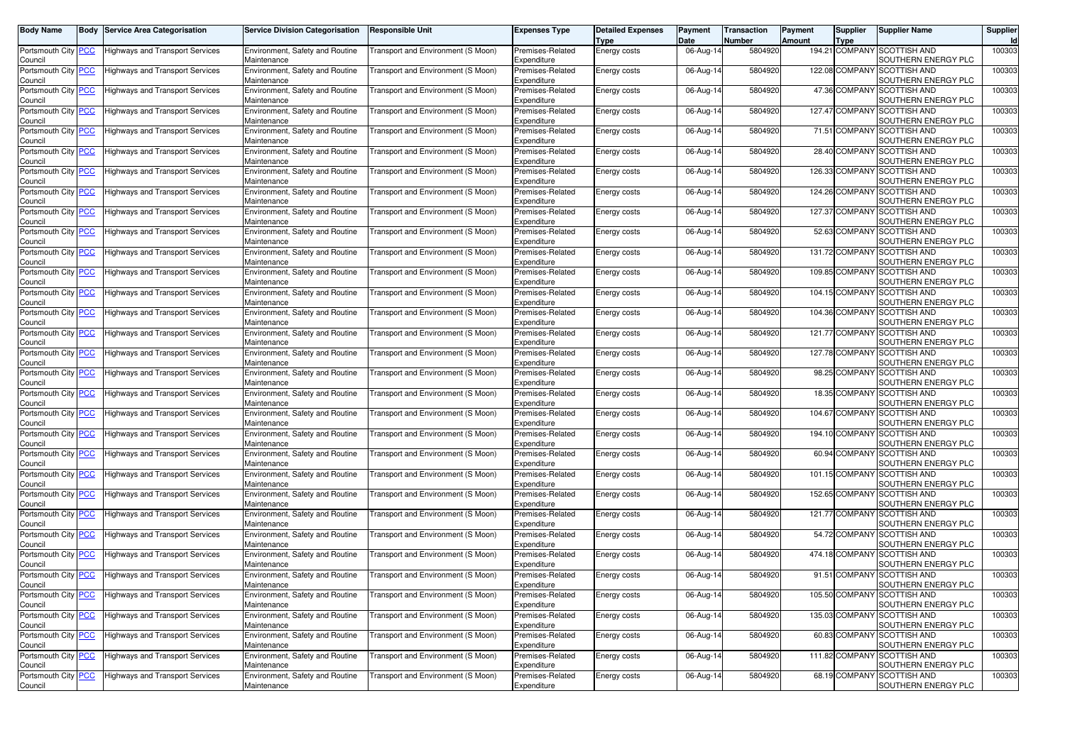| Body Name | Body | Service Area Categorisation | Service Division Categorisation | Responsible Unit | Expenses Type | Detailed Expenses Type | Payment Date | Transaction Number | Payment Amount | Supplier Type | Supplier Name | Supplier Id |
|---|---|---|---|---|---|---|---|---|---|---|---|---|
| Portsmouth City Council | PCC | Highways and Transport Services | Environment, Safety and Routine Maintenance | Transport and Environment (S Moon) | Premises-Related Expenditure | Energy costs | 06-Aug-14 | 5804920 | 194.21 | COMPANY | SCOTTISH AND SOUTHERN ENERGY PLC | 100303 |
| Portsmouth City Council | PCC | Highways and Transport Services | Environment, Safety and Routine Maintenance | Transport and Environment (S Moon) | Premises-Related Expenditure | Energy costs | 06-Aug-14 | 5804920 | 122.08 | COMPANY | SCOTTISH AND SOUTHERN ENERGY PLC | 100303 |
| Portsmouth City Council | PCC | Highways and Transport Services | Environment, Safety and Routine Maintenance | Transport and Environment (S Moon) | Premises-Related Expenditure | Energy costs | 06-Aug-14 | 5804920 | 47.36 | COMPANY | SCOTTISH AND SOUTHERN ENERGY PLC | 100303 |
| Portsmouth City Council | PCC | Highways and Transport Services | Environment, Safety and Routine Maintenance | Transport and Environment (S Moon) | Premises-Related Expenditure | Energy costs | 06-Aug-14 | 5804920 | 127.47 | COMPANY | SCOTTISH AND SOUTHERN ENERGY PLC | 100303 |
| Portsmouth City Council | PCC | Highways and Transport Services | Environment, Safety and Routine Maintenance | Transport and Environment (S Moon) | Premises-Related Expenditure | Energy costs | 06-Aug-14 | 5804920 | 71.51 | COMPANY | SCOTTISH AND SOUTHERN ENERGY PLC | 100303 |
| Portsmouth City Council | PCC | Highways and Transport Services | Environment, Safety and Routine Maintenance | Transport and Environment (S Moon) | Premises-Related Expenditure | Energy costs | 06-Aug-14 | 5804920 | 28.40 | COMPANY | SCOTTISH AND SOUTHERN ENERGY PLC | 100303 |
| Portsmouth City Council | PCC | Highways and Transport Services | Environment, Safety and Routine Maintenance | Transport and Environment (S Moon) | Premises-Related Expenditure | Energy costs | 06-Aug-14 | 5804920 | 126.33 | COMPANY | SCOTTISH AND SOUTHERN ENERGY PLC | 100303 |
| Portsmouth City Council | PCC | Highways and Transport Services | Environment, Safety and Routine Maintenance | Transport and Environment (S Moon) | Premises-Related Expenditure | Energy costs | 06-Aug-14 | 5804920 | 124.26 | COMPANY | SCOTTISH AND SOUTHERN ENERGY PLC | 100303 |
| Portsmouth City Council | PCC | Highways and Transport Services | Environment, Safety and Routine Maintenance | Transport and Environment (S Moon) | Premises-Related Expenditure | Energy costs | 06-Aug-14 | 5804920 | 127.37 | COMPANY | SCOTTISH AND SOUTHERN ENERGY PLC | 100303 |
| Portsmouth City Council | PCC | Highways and Transport Services | Environment, Safety and Routine Maintenance | Transport and Environment (S Moon) | Premises-Related Expenditure | Energy costs | 06-Aug-14 | 5804920 | 52.63 | COMPANY | SCOTTISH AND SOUTHERN ENERGY PLC | 100303 |
| Portsmouth City Council | PCC | Highways and Transport Services | Environment, Safety and Routine Maintenance | Transport and Environment (S Moon) | Premises-Related Expenditure | Energy costs | 06-Aug-14 | 5804920 | 131.72 | COMPANY | SCOTTISH AND SOUTHERN ENERGY PLC | 100303 |
| Portsmouth City Council | PCC | Highways and Transport Services | Environment, Safety and Routine Maintenance | Transport and Environment (S Moon) | Premises-Related Expenditure | Energy costs | 06-Aug-14 | 5804920 | 109.85 | COMPANY | SCOTTISH AND SOUTHERN ENERGY PLC | 100303 |
| Portsmouth City Council | PCC | Highways and Transport Services | Environment, Safety and Routine Maintenance | Transport and Environment (S Moon) | Premises-Related Expenditure | Energy costs | 06-Aug-14 | 5804920 | 104.15 | COMPANY | SCOTTISH AND SOUTHERN ENERGY PLC | 100303 |
| Portsmouth City Council | PCC | Highways and Transport Services | Environment, Safety and Routine Maintenance | Transport and Environment (S Moon) | Premises-Related Expenditure | Energy costs | 06-Aug-14 | 5804920 | 104.36 | COMPANY | SCOTTISH AND SOUTHERN ENERGY PLC | 100303 |
| Portsmouth City Council | PCC | Highways and Transport Services | Environment, Safety and Routine Maintenance | Transport and Environment (S Moon) | Premises-Related Expenditure | Energy costs | 06-Aug-14 | 5804920 | 121.77 | COMPANY | SCOTTISH AND SOUTHERN ENERGY PLC | 100303 |
| Portsmouth City Council | PCC | Highways and Transport Services | Environment, Safety and Routine Maintenance | Transport and Environment (S Moon) | Premises-Related Expenditure | Energy costs | 06-Aug-14 | 5804920 | 127.78 | COMPANY | SCOTTISH AND SOUTHERN ENERGY PLC | 100303 |
| Portsmouth City Council | PCC | Highways and Transport Services | Environment, Safety and Routine Maintenance | Transport and Environment (S Moon) | Premises-Related Expenditure | Energy costs | 06-Aug-14 | 5804920 | 98.25 | COMPANY | SCOTTISH AND SOUTHERN ENERGY PLC | 100303 |
| Portsmouth City Council | PCC | Highways and Transport Services | Environment, Safety and Routine Maintenance | Transport and Environment (S Moon) | Premises-Related Expenditure | Energy costs | 06-Aug-14 | 5804920 | 18.35 | COMPANY | SCOTTISH AND SOUTHERN ENERGY PLC | 100303 |
| Portsmouth City Council | PCC | Highways and Transport Services | Environment, Safety and Routine Maintenance | Transport and Environment (S Moon) | Premises-Related Expenditure | Energy costs | 06-Aug-14 | 5804920 | 104.67 | COMPANY | SCOTTISH AND SOUTHERN ENERGY PLC | 100303 |
| Portsmouth City Council | PCC | Highways and Transport Services | Environment, Safety and Routine Maintenance | Transport and Environment (S Moon) | Premises-Related Expenditure | Energy costs | 06-Aug-14 | 5804920 | 194.10 | COMPANY | SCOTTISH AND SOUTHERN ENERGY PLC | 100303 |
| Portsmouth City Council | PCC | Highways and Transport Services | Environment, Safety and Routine Maintenance | Transport and Environment (S Moon) | Premises-Related Expenditure | Energy costs | 06-Aug-14 | 5804920 | 60.94 | COMPANY | SCOTTISH AND SOUTHERN ENERGY PLC | 100303 |
| Portsmouth City Council | PCC | Highways and Transport Services | Environment, Safety and Routine Maintenance | Transport and Environment (S Moon) | Premises-Related Expenditure | Energy costs | 06-Aug-14 | 5804920 | 101.15 | COMPANY | SCOTTISH AND SOUTHERN ENERGY PLC | 100303 |
| Portsmouth City Council | PCC | Highways and Transport Services | Environment, Safety and Routine Maintenance | Transport and Environment (S Moon) | Premises-Related Expenditure | Energy costs | 06-Aug-14 | 5804920 | 152.65 | COMPANY | SCOTTISH AND SOUTHERN ENERGY PLC | 100303 |
| Portsmouth City Council | PCC | Highways and Transport Services | Environment, Safety and Routine Maintenance | Transport and Environment (S Moon) | Premises-Related Expenditure | Energy costs | 06-Aug-14 | 5804920 | 121.77 | COMPANY | SCOTTISH AND SOUTHERN ENERGY PLC | 100303 |
| Portsmouth City Council | PCC | Highways and Transport Services | Environment, Safety and Routine Maintenance | Transport and Environment (S Moon) | Premises-Related Expenditure | Energy costs | 06-Aug-14 | 5804920 | 54.72 | COMPANY | SCOTTISH AND SOUTHERN ENERGY PLC | 100303 |
| Portsmouth City Council | PCC | Highways and Transport Services | Environment, Safety and Routine Maintenance | Transport and Environment (S Moon) | Premises-Related Expenditure | Energy costs | 06-Aug-14 | 5804920 | 474.18 | COMPANY | SCOTTISH AND SOUTHERN ENERGY PLC | 100303 |
| Portsmouth City Council | PCC | Highways and Transport Services | Environment, Safety and Routine Maintenance | Transport and Environment (S Moon) | Premises-Related Expenditure | Energy costs | 06-Aug-14 | 5804920 | 91.51 | COMPANY | SCOTTISH AND SOUTHERN ENERGY PLC | 100303 |
| Portsmouth City Council | PCC | Highways and Transport Services | Environment, Safety and Routine Maintenance | Transport and Environment (S Moon) | Premises-Related Expenditure | Energy costs | 06-Aug-14 | 5804920 | 105.50 | COMPANY | SCOTTISH AND SOUTHERN ENERGY PLC | 100303 |
| Portsmouth City Council | PCC | Highways and Transport Services | Environment, Safety and Routine Maintenance | Transport and Environment (S Moon) | Premises-Related Expenditure | Energy costs | 06-Aug-14 | 5804920 | 135.03 | COMPANY | SCOTTISH AND SOUTHERN ENERGY PLC | 100303 |
| Portsmouth City Council | PCC | Highways and Transport Services | Environment, Safety and Routine Maintenance | Transport and Environment (S Moon) | Premises-Related Expenditure | Energy costs | 06-Aug-14 | 5804920 | 60.83 | COMPANY | SCOTTISH AND SOUTHERN ENERGY PLC | 100303 |
| Portsmouth City Council | PCC | Highways and Transport Services | Environment, Safety and Routine Maintenance | Transport and Environment (S Moon) | Premises-Related Expenditure | Energy costs | 06-Aug-14 | 5804920 | 111.82 | COMPANY | SCOTTISH AND SOUTHERN ENERGY PLC | 100303 |
| Portsmouth City Council | PCC | Highways and Transport Services | Environment, Safety and Routine Maintenance | Transport and Environment (S Moon) | Premises-Related Expenditure | Energy costs | 06-Aug-14 | 5804920 | 68.19 | COMPANY | SCOTTISH AND SOUTHERN ENERGY PLC | 100303 |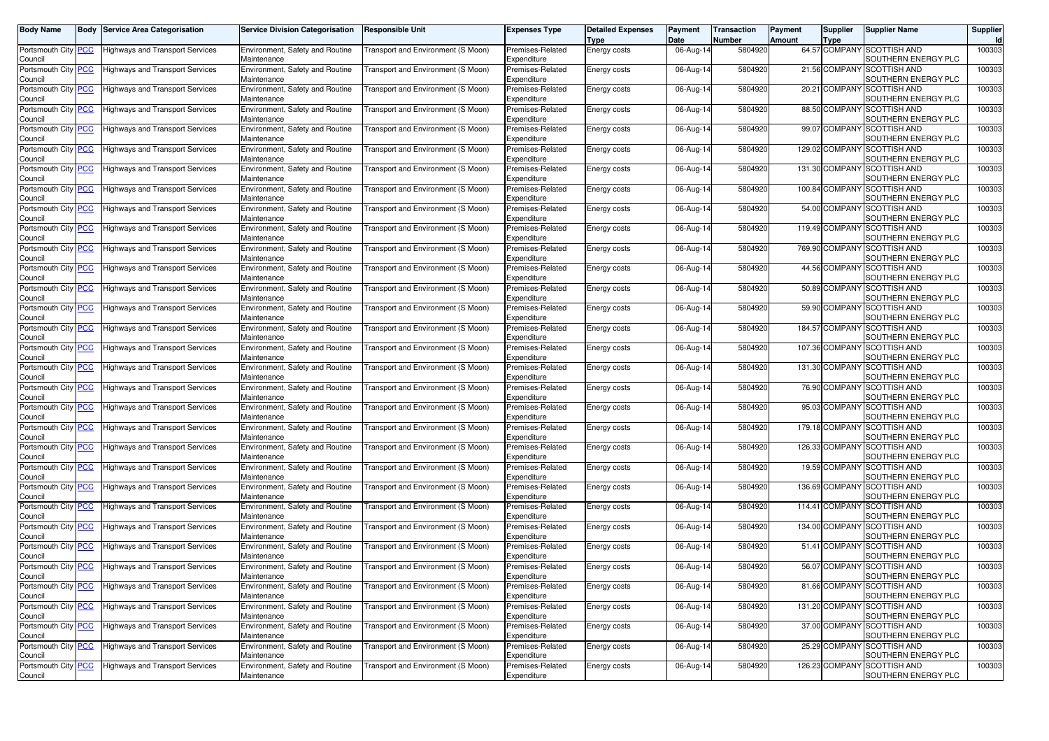| Body Name | Body | Service Area Categorisation | Service Division Categorisation | Responsible Unit | Expenses Type | Detailed Expenses Type | Payment Date | Transaction Number | Payment Amount | Supplier Type | Supplier Name | Supplier Id |
|---|---|---|---|---|---|---|---|---|---|---|---|---|
| Portsmouth City Council | PCC | Highways and Transport Services | Environment, Safety and Routine Maintenance | Transport and Environment (S Moon) | Premises-Related Expenditure | Energy costs | 06-Aug-14 | 5804920 | 64.57 | COMPANY | SCOTTISH AND SOUTHERN ENERGY PLC | 100303 |
| Portsmouth City Council | PCC | Highways and Transport Services | Environment, Safety and Routine Maintenance | Transport and Environment (S Moon) | Premises-Related Expenditure | Energy costs | 06-Aug-14 | 5804920 | 21.56 | COMPANY | SCOTTISH AND SOUTHERN ENERGY PLC | 100303 |
| Portsmouth City Council | PCC | Highways and Transport Services | Environment, Safety and Routine Maintenance | Transport and Environment (S Moon) | Premises-Related Expenditure | Energy costs | 06-Aug-14 | 5804920 | 20.21 | COMPANY | SCOTTISH AND SOUTHERN ENERGY PLC | 100303 |
| Portsmouth City Council | PCC | Highways and Transport Services | Environment, Safety and Routine Maintenance | Transport and Environment (S Moon) | Premises-Related Expenditure | Energy costs | 06-Aug-14 | 5804920 | 88.50 | COMPANY | SCOTTISH AND SOUTHERN ENERGY PLC | 100303 |
| Portsmouth City Council | PCC | Highways and Transport Services | Environment, Safety and Routine Maintenance | Transport and Environment (S Moon) | Premises-Related Expenditure | Energy costs | 06-Aug-14 | 5804920 | 99.07 | COMPANY | SCOTTISH AND SOUTHERN ENERGY PLC | 100303 |
| Portsmouth City Council | PCC | Highways and Transport Services | Environment, Safety and Routine Maintenance | Transport and Environment (S Moon) | Premises-Related Expenditure | Energy costs | 06-Aug-14 | 5804920 | 129.02 | COMPANY | SCOTTISH AND SOUTHERN ENERGY PLC | 100303 |
| Portsmouth City Council | PCC | Highways and Transport Services | Environment, Safety and Routine Maintenance | Transport and Environment (S Moon) | Premises-Related Expenditure | Energy costs | 06-Aug-14 | 5804920 | 131.30 | COMPANY | SCOTTISH AND SOUTHERN ENERGY PLC | 100303 |
| Portsmouth City Council | PCC | Highways and Transport Services | Environment, Safety and Routine Maintenance | Transport and Environment (S Moon) | Premises-Related Expenditure | Energy costs | 06-Aug-14 | 5804920 | 100.84 | COMPANY | SCOTTISH AND SOUTHERN ENERGY PLC | 100303 |
| Portsmouth City Council | PCC | Highways and Transport Services | Environment, Safety and Routine Maintenance | Transport and Environment (S Moon) | Premises-Related Expenditure | Energy costs | 06-Aug-14 | 5804920 | 54.00 | COMPANY | SCOTTISH AND SOUTHERN ENERGY PLC | 100303 |
| Portsmouth City Council | PCC | Highways and Transport Services | Environment, Safety and Routine Maintenance | Transport and Environment (S Moon) | Premises-Related Expenditure | Energy costs | 06-Aug-14 | 5804920 | 119.49 | COMPANY | SCOTTISH AND SOUTHERN ENERGY PLC | 100303 |
| Portsmouth City Council | PCC | Highways and Transport Services | Environment, Safety and Routine Maintenance | Transport and Environment (S Moon) | Premises-Related Expenditure | Energy costs | 06-Aug-14 | 5804920 | 769.90 | COMPANY | SCOTTISH AND SOUTHERN ENERGY PLC | 100303 |
| Portsmouth City Council | PCC | Highways and Transport Services | Environment, Safety and Routine Maintenance | Transport and Environment (S Moon) | Premises-Related Expenditure | Energy costs | 06-Aug-14 | 5804920 | 44.56 | COMPANY | SCOTTISH AND SOUTHERN ENERGY PLC | 100303 |
| Portsmouth City Council | PCC | Highways and Transport Services | Environment, Safety and Routine Maintenance | Transport and Environment (S Moon) | Premises-Related Expenditure | Energy costs | 06-Aug-14 | 5804920 | 50.89 | COMPANY | SCOTTISH AND SOUTHERN ENERGY PLC | 100303 |
| Portsmouth City Council | PCC | Highways and Transport Services | Environment, Safety and Routine Maintenance | Transport and Environment (S Moon) | Premises-Related Expenditure | Energy costs | 06-Aug-14 | 5804920 | 59.90 | COMPANY | SCOTTISH AND SOUTHERN ENERGY PLC | 100303 |
| Portsmouth City Council | PCC | Highways and Transport Services | Environment, Safety and Routine Maintenance | Transport and Environment (S Moon) | Premises-Related Expenditure | Energy costs | 06-Aug-14 | 5804920 | 184.57 | COMPANY | SCOTTISH AND SOUTHERN ENERGY PLC | 100303 |
| Portsmouth City Council | PCC | Highways and Transport Services | Environment, Safety and Routine Maintenance | Transport and Environment (S Moon) | Premises-Related Expenditure | Energy costs | 06-Aug-14 | 5804920 | 107.36 | COMPANY | SCOTTISH AND SOUTHERN ENERGY PLC | 100303 |
| Portsmouth City Council | PCC | Highways and Transport Services | Environment, Safety and Routine Maintenance | Transport and Environment (S Moon) | Premises-Related Expenditure | Energy costs | 06-Aug-14 | 5804920 | 131.30 | COMPANY | SCOTTISH AND SOUTHERN ENERGY PLC | 100303 |
| Portsmouth City Council | PCC | Highways and Transport Services | Environment, Safety and Routine Maintenance | Transport and Environment (S Moon) | Premises-Related Expenditure | Energy costs | 06-Aug-14 | 5804920 | 76.90 | COMPANY | SCOTTISH AND SOUTHERN ENERGY PLC | 100303 |
| Portsmouth City Council | PCC | Highways and Transport Services | Environment, Safety and Routine Maintenance | Transport and Environment (S Moon) | Premises-Related Expenditure | Energy costs | 06-Aug-14 | 5804920 | 95.03 | COMPANY | SCOTTISH AND SOUTHERN ENERGY PLC | 100303 |
| Portsmouth City Council | PCC | Highways and Transport Services | Environment, Safety and Routine Maintenance | Transport and Environment (S Moon) | Premises-Related Expenditure | Energy costs | 06-Aug-14 | 5804920 | 179.18 | COMPANY | SCOTTISH AND SOUTHERN ENERGY PLC | 100303 |
| Portsmouth City Council | PCC | Highways and Transport Services | Environment, Safety and Routine Maintenance | Transport and Environment (S Moon) | Premises-Related Expenditure | Energy costs | 06-Aug-14 | 5804920 | 126.33 | COMPANY | SCOTTISH AND SOUTHERN ENERGY PLC | 100303 |
| Portsmouth City Council | PCC | Highways and Transport Services | Environment, Safety and Routine Maintenance | Transport and Environment (S Moon) | Premises-Related Expenditure | Energy costs | 06-Aug-14 | 5804920 | 19.59 | COMPANY | SCOTTISH AND SOUTHERN ENERGY PLC | 100303 |
| Portsmouth City Council | PCC | Highways and Transport Services | Environment, Safety and Routine Maintenance | Transport and Environment (S Moon) | Premises-Related Expenditure | Energy costs | 06-Aug-14 | 5804920 | 136.69 | COMPANY | SCOTTISH AND SOUTHERN ENERGY PLC | 100303 |
| Portsmouth City Council | PCC | Highways and Transport Services | Environment, Safety and Routine Maintenance | Transport and Environment (S Moon) | Premises-Related Expenditure | Energy costs | 06-Aug-14 | 5804920 | 114.41 | COMPANY | SCOTTISH AND SOUTHERN ENERGY PLC | 100303 |
| Portsmouth City Council | PCC | Highways and Transport Services | Environment, Safety and Routine Maintenance | Transport and Environment (S Moon) | Premises-Related Expenditure | Energy costs | 06-Aug-14 | 5804920 | 134.00 | COMPANY | SCOTTISH AND SOUTHERN ENERGY PLC | 100303 |
| Portsmouth City Council | PCC | Highways and Transport Services | Environment, Safety and Routine Maintenance | Transport and Environment (S Moon) | Premises-Related Expenditure | Energy costs | 06-Aug-14 | 5804920 | 51.41 | COMPANY | SCOTTISH AND SOUTHERN ENERGY PLC | 100303 |
| Portsmouth City Council | PCC | Highways and Transport Services | Environment, Safety and Routine Maintenance | Transport and Environment (S Moon) | Premises-Related Expenditure | Energy costs | 06-Aug-14 | 5804920 | 56.07 | COMPANY | SCOTTISH AND SOUTHERN ENERGY PLC | 100303 |
| Portsmouth City Council | PCC | Highways and Transport Services | Environment, Safety and Routine Maintenance | Transport and Environment (S Moon) | Premises-Related Expenditure | Energy costs | 06-Aug-14 | 5804920 | 81.66 | COMPANY | SCOTTISH AND SOUTHERN ENERGY PLC | 100303 |
| Portsmouth City Council | PCC | Highways and Transport Services | Environment, Safety and Routine Maintenance | Transport and Environment (S Moon) | Premises-Related Expenditure | Energy costs | 06-Aug-14 | 5804920 | 131.20 | COMPANY | SCOTTISH AND SOUTHERN ENERGY PLC | 100303 |
| Portsmouth City Council | PCC | Highways and Transport Services | Environment, Safety and Routine Maintenance | Transport and Environment (S Moon) | Premises-Related Expenditure | Energy costs | 06-Aug-14 | 5804920 | 37.00 | COMPANY | SCOTTISH AND SOUTHERN ENERGY PLC | 100303 |
| Portsmouth City Council | PCC | Highways and Transport Services | Environment, Safety and Routine Maintenance | Transport and Environment (S Moon) | Premises-Related Expenditure | Energy costs | 06-Aug-14 | 5804920 | 25.29 | COMPANY | SCOTTISH AND SOUTHERN ENERGY PLC | 100303 |
| Portsmouth City Council | PCC | Highways and Transport Services | Environment, Safety and Routine Maintenance | Transport and Environment (S Moon) | Premises-Related Expenditure | Energy costs | 06-Aug-14 | 5804920 | 126.23 | COMPANY | SCOTTISH AND SOUTHERN ENERGY PLC | 100303 |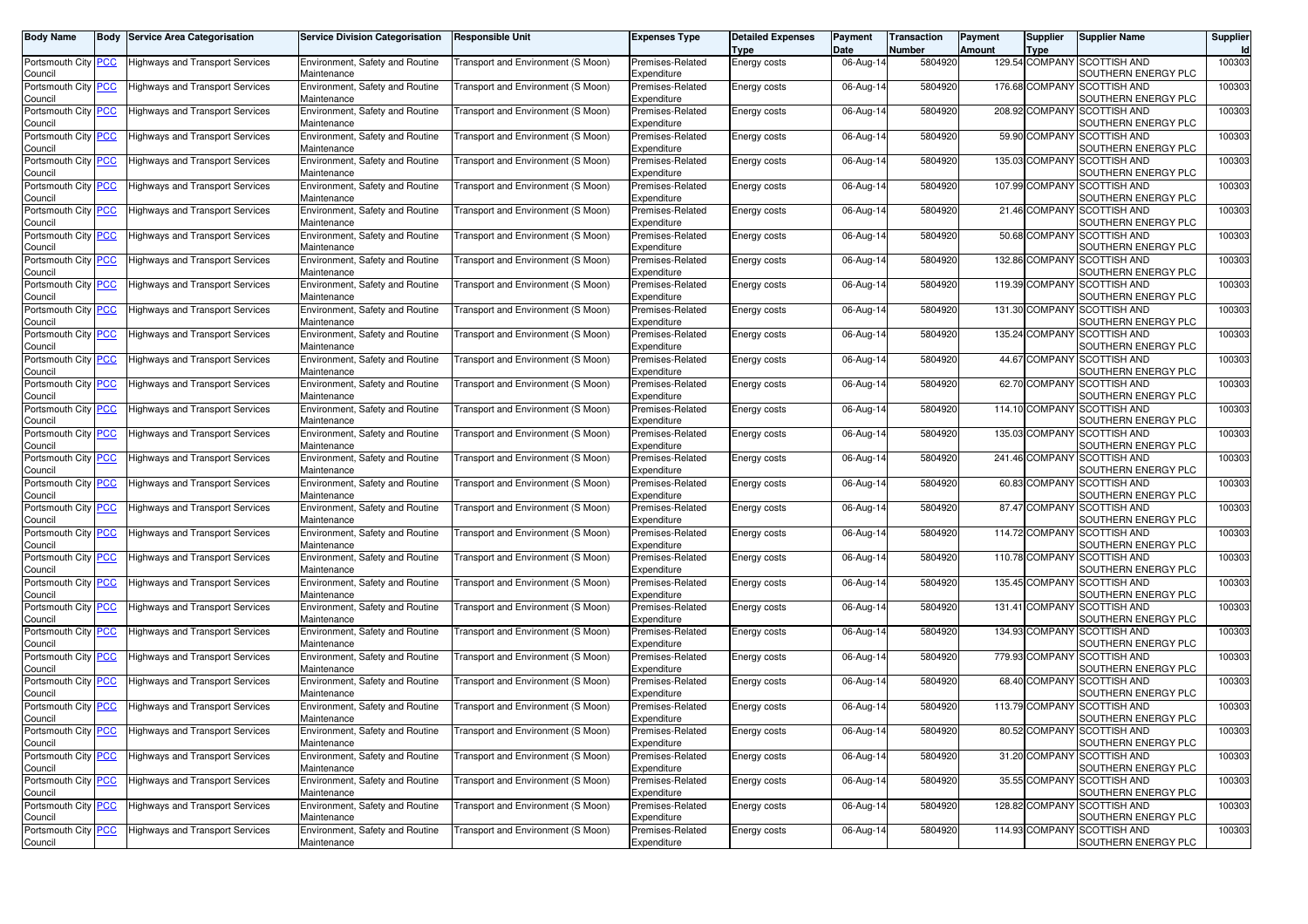| Body Name | Body | Service Area Categorisation | Service Division Categorisation | Responsible Unit | Expenses Type | Detailed Expenses Type | Payment Date | Transaction Number | Payment Amount | Supplier Type | Supplier Name | Supplier Id |
|---|---|---|---|---|---|---|---|---|---|---|---|---|
| Portsmouth City Council | PCC | Highways and Transport Services | Environment, Safety and Routine Maintenance | Transport and Environment (S Moon) | Premises-Related Expenditure | Energy costs | 06-Aug-14 | 5804920 | 129.54 | COMPANY | SCOTTISH AND SOUTHERN ENERGY PLC | 100303 |
| Portsmouth City Council | PCC | Highways and Transport Services | Environment, Safety and Routine Maintenance | Transport and Environment (S Moon) | Premises-Related Expenditure | Energy costs | 06-Aug-14 | 5804920 | 176.68 | COMPANY | SCOTTISH AND SOUTHERN ENERGY PLC | 100303 |
| Portsmouth City Council | PCC | Highways and Transport Services | Environment, Safety and Routine Maintenance | Transport and Environment (S Moon) | Premises-Related Expenditure | Energy costs | 06-Aug-14 | 5804920 | 208.92 | COMPANY | SCOTTISH AND SOUTHERN ENERGY PLC | 100303 |
| Portsmouth City Council | PCC | Highways and Transport Services | Environment, Safety and Routine Maintenance | Transport and Environment (S Moon) | Premises-Related Expenditure | Energy costs | 06-Aug-14 | 5804920 | 59.90 | COMPANY | SCOTTISH AND SOUTHERN ENERGY PLC | 100303 |
| Portsmouth City Council | PCC | Highways and Transport Services | Environment, Safety and Routine Maintenance | Transport and Environment (S Moon) | Premises-Related Expenditure | Energy costs | 06-Aug-14 | 5804920 | 135.03 | COMPANY | SCOTTISH AND SOUTHERN ENERGY PLC | 100303 |
| Portsmouth City Council | PCC | Highways and Transport Services | Environment, Safety and Routine Maintenance | Transport and Environment (S Moon) | Premises-Related Expenditure | Energy costs | 06-Aug-14 | 5804920 | 107.99 | COMPANY | SCOTTISH AND SOUTHERN ENERGY PLC | 100303 |
| Portsmouth City Council | PCC | Highways and Transport Services | Environment, Safety and Routine Maintenance | Transport and Environment (S Moon) | Premises-Related Expenditure | Energy costs | 06-Aug-14 | 5804920 | 21.46 | COMPANY | SCOTTISH AND SOUTHERN ENERGY PLC | 100303 |
| Portsmouth City Council | PCC | Highways and Transport Services | Environment, Safety and Routine Maintenance | Transport and Environment (S Moon) | Premises-Related Expenditure | Energy costs | 06-Aug-14 | 5804920 | 50.68 | COMPANY | SCOTTISH AND SOUTHERN ENERGY PLC | 100303 |
| Portsmouth City Council | PCC | Highways and Transport Services | Environment, Safety and Routine Maintenance | Transport and Environment (S Moon) | Premises-Related Expenditure | Energy costs | 06-Aug-14 | 5804920 | 132.86 | COMPANY | SCOTTISH AND SOUTHERN ENERGY PLC | 100303 |
| Portsmouth City Council | PCC | Highways and Transport Services | Environment, Safety and Routine Maintenance | Transport and Environment (S Moon) | Premises-Related Expenditure | Energy costs | 06-Aug-14 | 5804920 | 119.39 | COMPANY | SCOTTISH AND SOUTHERN ENERGY PLC | 100303 |
| Portsmouth City Council | PCC | Highways and Transport Services | Environment, Safety and Routine Maintenance | Transport and Environment (S Moon) | Premises-Related Expenditure | Energy costs | 06-Aug-14 | 5804920 | 131.30 | COMPANY | SCOTTISH AND SOUTHERN ENERGY PLC | 100303 |
| Portsmouth City Council | PCC | Highways and Transport Services | Environment, Safety and Routine Maintenance | Transport and Environment (S Moon) | Premises-Related Expenditure | Energy costs | 06-Aug-14 | 5804920 | 135.24 | COMPANY | SCOTTISH AND SOUTHERN ENERGY PLC | 100303 |
| Portsmouth City Council | PCC | Highways and Transport Services | Environment, Safety and Routine Maintenance | Transport and Environment (S Moon) | Premises-Related Expenditure | Energy costs | 06-Aug-14 | 5804920 | 44.67 | COMPANY | SCOTTISH AND SOUTHERN ENERGY PLC | 100303 |
| Portsmouth City Council | PCC | Highways and Transport Services | Environment, Safety and Routine Maintenance | Transport and Environment (S Moon) | Premises-Related Expenditure | Energy costs | 06-Aug-14 | 5804920 | 62.70 | COMPANY | SCOTTISH AND SOUTHERN ENERGY PLC | 100303 |
| Portsmouth City Council | PCC | Highways and Transport Services | Environment, Safety and Routine Maintenance | Transport and Environment (S Moon) | Premises-Related Expenditure | Energy costs | 06-Aug-14 | 5804920 | 114.10 | COMPANY | SCOTTISH AND SOUTHERN ENERGY PLC | 100303 |
| Portsmouth City Council | PCC | Highways and Transport Services | Environment, Safety and Routine Maintenance | Transport and Environment (S Moon) | Premises-Related Expenditure | Energy costs | 06-Aug-14 | 5804920 | 135.03 | COMPANY | SCOTTISH AND SOUTHERN ENERGY PLC | 100303 |
| Portsmouth City Council | PCC | Highways and Transport Services | Environment, Safety and Routine Maintenance | Transport and Environment (S Moon) | Premises-Related Expenditure | Energy costs | 06-Aug-14 | 5804920 | 241.46 | COMPANY | SCOTTISH AND SOUTHERN ENERGY PLC | 100303 |
| Portsmouth City Council | PCC | Highways and Transport Services | Environment, Safety and Routine Maintenance | Transport and Environment (S Moon) | Premises-Related Expenditure | Energy costs | 06-Aug-14 | 5804920 | 60.83 | COMPANY | SCOTTISH AND SOUTHERN ENERGY PLC | 100303 |
| Portsmouth City Council | PCC | Highways and Transport Services | Environment, Safety and Routine Maintenance | Transport and Environment (S Moon) | Premises-Related Expenditure | Energy costs | 06-Aug-14 | 5804920 | 87.47 | COMPANY | SCOTTISH AND SOUTHERN ENERGY PLC | 100303 |
| Portsmouth City Council | PCC | Highways and Transport Services | Environment, Safety and Routine Maintenance | Transport and Environment (S Moon) | Premises-Related Expenditure | Energy costs | 06-Aug-14 | 5804920 | 114.72 | COMPANY | SCOTTISH AND SOUTHERN ENERGY PLC | 100303 |
| Portsmouth City Council | PCC | Highways and Transport Services | Environment, Safety and Routine Maintenance | Transport and Environment (S Moon) | Premises-Related Expenditure | Energy costs | 06-Aug-14 | 5804920 | 110.78 | COMPANY | SCOTTISH AND SOUTHERN ENERGY PLC | 100303 |
| Portsmouth City Council | PCC | Highways and Transport Services | Environment, Safety and Routine Maintenance | Transport and Environment (S Moon) | Premises-Related Expenditure | Energy costs | 06-Aug-14 | 5804920 | 135.45 | COMPANY | SCOTTISH AND SOUTHERN ENERGY PLC | 100303 |
| Portsmouth City Council | PCC | Highways and Transport Services | Environment, Safety and Routine Maintenance | Transport and Environment (S Moon) | Premises-Related Expenditure | Energy costs | 06-Aug-14 | 5804920 | 131.41 | COMPANY | SCOTTISH AND SOUTHERN ENERGY PLC | 100303 |
| Portsmouth City Council | PCC | Highways and Transport Services | Environment, Safety and Routine Maintenance | Transport and Environment (S Moon) | Premises-Related Expenditure | Energy costs | 06-Aug-14 | 5804920 | 134.93 | COMPANY | SCOTTISH AND SOUTHERN ENERGY PLC | 100303 |
| Portsmouth City Council | PCC | Highways and Transport Services | Environment, Safety and Routine Maintenance | Transport and Environment (S Moon) | Premises-Related Expenditure | Energy costs | 06-Aug-14 | 5804920 | 779.93 | COMPANY | SCOTTISH AND SOUTHERN ENERGY PLC | 100303 |
| Portsmouth City Council | PCC | Highways and Transport Services | Environment, Safety and Routine Maintenance | Transport and Environment (S Moon) | Premises-Related Expenditure | Energy costs | 06-Aug-14 | 5804920 | 68.40 | COMPANY | SCOTTISH AND SOUTHERN ENERGY PLC | 100303 |
| Portsmouth City Council | PCC | Highways and Transport Services | Environment, Safety and Routine Maintenance | Transport and Environment (S Moon) | Premises-Related Expenditure | Energy costs | 06-Aug-14 | 5804920 | 113.79 | COMPANY | SCOTTISH AND SOUTHERN ENERGY PLC | 100303 |
| Portsmouth City Council | PCC | Highways and Transport Services | Environment, Safety and Routine Maintenance | Transport and Environment (S Moon) | Premises-Related Expenditure | Energy costs | 06-Aug-14 | 5804920 | 80.52 | COMPANY | SCOTTISH AND SOUTHERN ENERGY PLC | 100303 |
| Portsmouth City Council | PCC | Highways and Transport Services | Environment, Safety and Routine Maintenance | Transport and Environment (S Moon) | Premises-Related Expenditure | Energy costs | 06-Aug-14 | 5804920 | 31.20 | COMPANY | SCOTTISH AND SOUTHERN ENERGY PLC | 100303 |
| Portsmouth City Council | PCC | Highways and Transport Services | Environment, Safety and Routine Maintenance | Transport and Environment (S Moon) | Premises-Related Expenditure | Energy costs | 06-Aug-14 | 5804920 | 35.55 | COMPANY | SCOTTISH AND SOUTHERN ENERGY PLC | 100303 |
| Portsmouth City Council | PCC | Highways and Transport Services | Environment, Safety and Routine Maintenance | Transport and Environment (S Moon) | Premises-Related Expenditure | Energy costs | 06-Aug-14 | 5804920 | 128.82 | COMPANY | SCOTTISH AND SOUTHERN ENERGY PLC | 100303 |
| Portsmouth City Council | PCC | Highways and Transport Services | Environment, Safety and Routine Maintenance | Transport and Environment (S Moon) | Premises-Related Expenditure | Energy costs | 06-Aug-14 | 5804920 | 114.93 | COMPANY | SCOTTISH AND SOUTHERN ENERGY PLC | 100303 |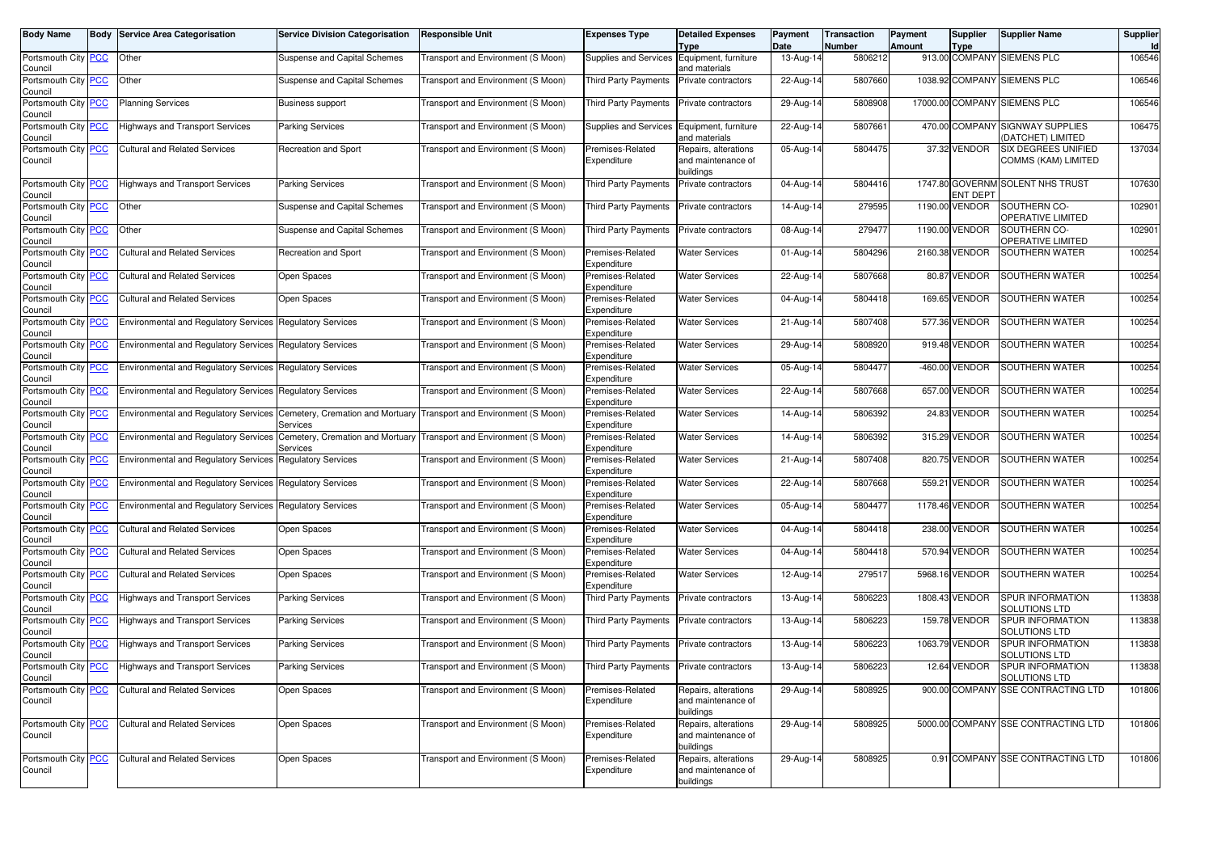| Body Name | Body | Service Area Categorisation | Service Division Categorisation | Responsible Unit | Expenses Type | Detailed Expenses Type | Payment Date | Transaction Number | Payment Amount | Supplier Type | Supplier Name | Supplier Id |
|---|---|---|---|---|---|---|---|---|---|---|---|---|
| Portsmouth City Council | PCC | Other | Suspense and Capital Schemes | Transport and Environment (S Moon) | Supplies and Services | Equipment, furniture and materials | 13-Aug-14 | 5806212 | 913.00 | COMPANY | SIEMENS PLC | 106546 |
| Portsmouth City Council | PCC | Other | Suspense and Capital Schemes | Transport and Environment (S Moon) | Third Party Payments | Private contractors | 22-Aug-14 | 5807660 | 1038.92 | COMPANY | SIEMENS PLC | 106546 |
| Portsmouth City Council | PCC | Planning Services | Business support | Transport and Environment (S Moon) | Third Party Payments | Private contractors | 29-Aug-14 | 5808908 | 17000.00 | COMPANY | SIEMENS PLC | 106546 |
| Portsmouth City Council | PCC | Highways and Transport Services | Parking Services | Transport and Environment (S Moon) | Supplies and Services | Equipment, furniture and materials | 22-Aug-14 | 5807661 | 470.00 | COMPANY | SIGNWAY SUPPLIES (DATCHET) LIMITED | 106475 |
| Portsmouth City Council | PCC | Cultural and Related Services | Recreation and Sport | Transport and Environment (S Moon) | Premises-Related Expenditure | Repairs, alterations and maintenance of buildings | 05-Aug-14 | 5804475 | 37.32 | VENDOR | SIX DEGREES UNIFIED COMMS (KAM) LIMITED | 137034 |
| Portsmouth City Council | PCC | Highways and Transport Services | Parking Services | Transport and Environment (S Moon) | Third Party Payments | Private contractors | 04-Aug-14 | 5804416 | 1747.80 | GOVERNMENT DEPT | SOLENT NHS TRUST | 107630 |
| Portsmouth City Council | PCC | Other | Suspense and Capital Schemes | Transport and Environment (S Moon) | Third Party Payments | Private contractors | 14-Aug-14 | 279595 | 1190.00 | VENDOR | SOUTHERN CO-OPERATIVE LIMITED | 102901 |
| Portsmouth City Council | PCC | Other | Suspense and Capital Schemes | Transport and Environment (S Moon) | Third Party Payments | Private contractors | 08-Aug-14 | 279477 | 1190.00 | VENDOR | SOUTHERN CO-OPERATIVE LIMITED | 102901 |
| Portsmouth City Council | PCC | Cultural and Related Services | Recreation and Sport | Transport and Environment (S Moon) | Premises-Related Expenditure | Water Services | 01-Aug-14 | 5804296 | 2160.38 | VENDOR | SOUTHERN WATER | 100254 |
| Portsmouth City Council | PCC | Cultural and Related Services | Open Spaces | Transport and Environment (S Moon) | Premises-Related Expenditure | Water Services | 22-Aug-14 | 5807668 | 80.87 | VENDOR | SOUTHERN WATER | 100254 |
| Portsmouth City Council | PCC | Cultural and Related Services | Open Spaces | Transport and Environment (S Moon) | Premises-Related Expenditure | Water Services | 04-Aug-14 | 5804418 | 169.65 | VENDOR | SOUTHERN WATER | 100254 |
| Portsmouth City Council | PCC | Environmental and Regulatory Services | Regulatory Services | Transport and Environment (S Moon) | Premises-Related Expenditure | Water Services | 21-Aug-14 | 5807408 | 577.36 | VENDOR | SOUTHERN WATER | 100254 |
| Portsmouth City Council | PCC | Environmental and Regulatory Services | Regulatory Services | Transport and Environment (S Moon) | Premises-Related Expenditure | Water Services | 29-Aug-14 | 5808920 | 919.48 | VENDOR | SOUTHERN WATER | 100254 |
| Portsmouth City Council | PCC | Environmental and Regulatory Services | Regulatory Services | Transport and Environment (S Moon) | Premises-Related Expenditure | Water Services | 05-Aug-14 | 5804477 | -460.00 | VENDOR | SOUTHERN WATER | 100254 |
| Portsmouth City Council | PCC | Environmental and Regulatory Services | Regulatory Services | Transport and Environment (S Moon) | Premises-Related Expenditure | Water Services | 22-Aug-14 | 5807668 | 657.00 | VENDOR | SOUTHERN WATER | 100254 |
| Portsmouth City Council | PCC | Environmental and Regulatory Services | Cemetery, Cremation and Mortuary Services | Transport and Environment (S Moon) | Premises-Related Expenditure | Water Services | 14-Aug-14 | 5806392 | 24.83 | VENDOR | SOUTHERN WATER | 100254 |
| Portsmouth City Council | PCC | Environmental and Regulatory Services | Cemetery, Cremation and Mortuary Services | Transport and Environment (S Moon) | Premises-Related Expenditure | Water Services | 14-Aug-14 | 5806392 | 315.29 | VENDOR | SOUTHERN WATER | 100254 |
| Portsmouth City Council | PCC | Environmental and Regulatory Services | Regulatory Services | Transport and Environment (S Moon) | Premises-Related Expenditure | Water Services | 21-Aug-14 | 5807408 | 820.75 | VENDOR | SOUTHERN WATER | 100254 |
| Portsmouth City Council | PCC | Environmental and Regulatory Services | Regulatory Services | Transport and Environment (S Moon) | Premises-Related Expenditure | Water Services | 22-Aug-14 | 5807668 | 559.21 | VENDOR | SOUTHERN WATER | 100254 |
| Portsmouth City Council | PCC | Environmental and Regulatory Services | Regulatory Services | Transport and Environment (S Moon) | Premises-Related Expenditure | Water Services | 05-Aug-14 | 5804477 | 1178.46 | VENDOR | SOUTHERN WATER | 100254 |
| Portsmouth City Council | PCC | Cultural and Related Services | Open Spaces | Transport and Environment (S Moon) | Premises-Related Expenditure | Water Services | 04-Aug-14 | 5804418 | 238.00 | VENDOR | SOUTHERN WATER | 100254 |
| Portsmouth City Council | PCC | Cultural and Related Services | Open Spaces | Transport and Environment (S Moon) | Premises-Related Expenditure | Water Services | 04-Aug-14 | 5804418 | 570.94 | VENDOR | SOUTHERN WATER | 100254 |
| Portsmouth City Council | PCC | Cultural and Related Services | Open Spaces | Transport and Environment (S Moon) | Premises-Related Expenditure | Water Services | 12-Aug-14 | 279517 | 5968.16 | VENDOR | SOUTHERN WATER | 100254 |
| Portsmouth City Council | PCC | Highways and Transport Services | Parking Services | Transport and Environment (S Moon) | Third Party Payments | Private contractors | 13-Aug-14 | 5806223 | 1808.43 | VENDOR | SPUR INFORMATION SOLUTIONS LTD | 113838 |
| Portsmouth City Council | PCC | Highways and Transport Services | Parking Services | Transport and Environment (S Moon) | Third Party Payments | Private contractors | 13-Aug-14 | 5806223 | 159.78 | VENDOR | SPUR INFORMATION SOLUTIONS LTD | 113838 |
| Portsmouth City Council | PCC | Highways and Transport Services | Parking Services | Transport and Environment (S Moon) | Third Party Payments | Private contractors | 13-Aug-14 | 5806223 | 1063.79 | VENDOR | SPUR INFORMATION SOLUTIONS LTD | 113838 |
| Portsmouth City Council | PCC | Highways and Transport Services | Parking Services | Transport and Environment (S Moon) | Third Party Payments | Private contractors | 13-Aug-14 | 5806223 | 12.64 | VENDOR | SPUR INFORMATION SOLUTIONS LTD | 113838 |
| Portsmouth City Council | PCC | Cultural and Related Services | Open Spaces | Transport and Environment (S Moon) | Premises-Related Expenditure | Repairs, alterations and maintenance of buildings | 29-Aug-14 | 5808925 | 900.00 | COMPANY | SSE CONTRACTING LTD | 101806 |
| Portsmouth City Council | PCC | Cultural and Related Services | Open Spaces | Transport and Environment (S Moon) | Premises-Related Expenditure | Repairs, alterations and maintenance of buildings | 29-Aug-14 | 5808925 | 5000.00 | COMPANY | SSE CONTRACTING LTD | 101806 |
| Portsmouth City Council | PCC | Cultural and Related Services | Open Spaces | Transport and Environment (S Moon) | Premises-Related Expenditure | Repairs, alterations and maintenance of buildings | 29-Aug-14 | 5808925 | 0.91 | COMPANY | SSE CONTRACTING LTD | 101806 |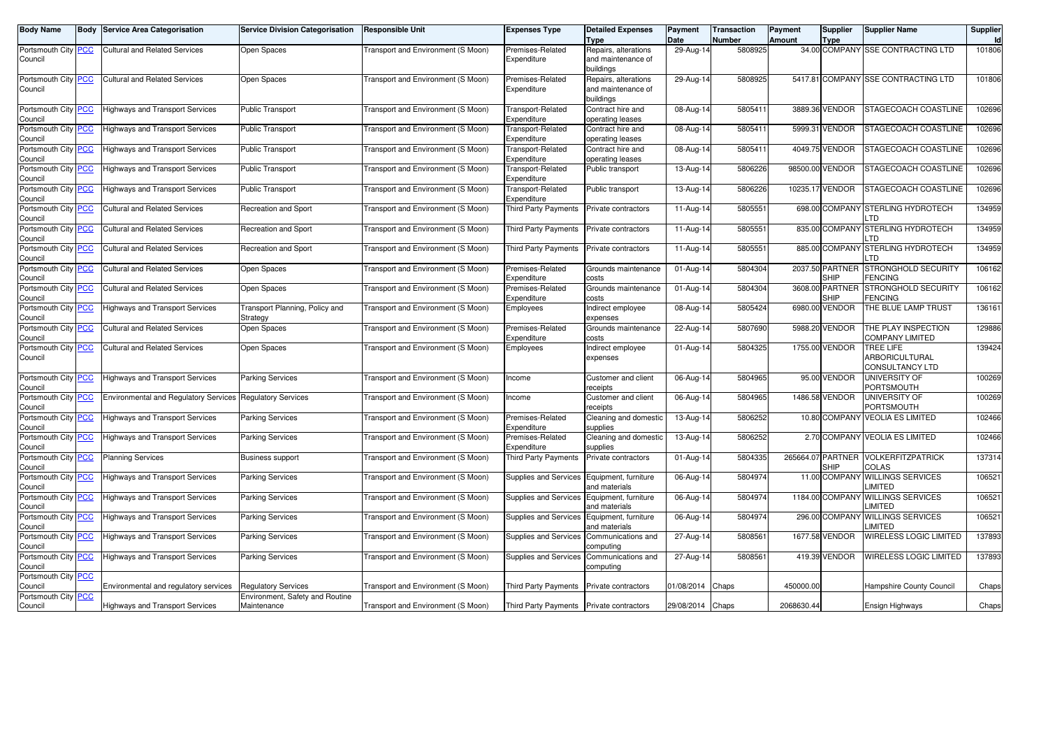| Body Name | Body | Service Area Categorisation | Service Division Categorisation | Responsible Unit | Expenses Type | Detailed Expenses Type | Payment Date | Transaction Number | Payment Amount | Supplier Type | Supplier Name | Supplier Id |
|---|---|---|---|---|---|---|---|---|---|---|---|---|
| Portsmouth City Council | PCC | Cultural and Related Services | Open Spaces | Transport and Environment (S Moon) | Premises-Related Expenditure | Repairs, alterations and maintenance of buildings | 29-Aug-14 | 5808925 | 34.00 | COMPANY | SSE CONTRACTING LTD | 101806 |
| Portsmouth City Council | PCC | Cultural and Related Services | Open Spaces | Transport and Environment (S Moon) | Premises-Related Expenditure | Repairs, alterations and maintenance of buildings | 29-Aug-14 | 5808925 | 5417.81 | COMPANY | SSE CONTRACTING LTD | 101806 |
| Portsmouth City Council | PCC | Highways and Transport Services | Public Transport | Transport and Environment (S Moon) | Transport-Related Expenditure | Contract hire and operating leases | 08-Aug-14 | 5805411 | 3889.36 | VENDOR | STAGECOACH COASTLINE | 102696 |
| Portsmouth City Council | PCC | Highways and Transport Services | Public Transport | Transport and Environment (S Moon) | Transport-Related Expenditure | Contract hire and operating leases | 08-Aug-14 | 5805411 | 5999.31 | VENDOR | STAGECOACH COASTLINE | 102696 |
| Portsmouth City Council | PCC | Highways and Transport Services | Public Transport | Transport and Environment (S Moon) | Transport-Related Expenditure | Contract hire and operating leases | 08-Aug-14 | 5805411 | 4049.75 | VENDOR | STAGECOACH COASTLINE | 102696 |
| Portsmouth City Council | PCC | Highways and Transport Services | Public Transport | Transport and Environment (S Moon) | Transport-Related Expenditure | Public transport | 13-Aug-14 | 5806226 | 98500.00 | VENDOR | STAGECOACH COASTLINE | 102696 |
| Portsmouth City Council | PCC | Highways and Transport Services | Public Transport | Transport and Environment (S Moon) | Transport-Related Expenditure | Public transport | 13-Aug-14 | 5806226 | 10235.17 | VENDOR | STAGECOACH COASTLINE | 102696 |
| Portsmouth City Council | PCC | Cultural and Related Services | Recreation and Sport | Transport and Environment (S Moon) | Third Party Payments | Private contractors | 11-Aug-14 | 5805551 | 698.00 | COMPANY | STERLING HYDROTECH LTD | 134959 |
| Portsmouth City Council | PCC | Cultural and Related Services | Recreation and Sport | Transport and Environment (S Moon) | Third Party Payments | Private contractors | 11-Aug-14 | 5805551 | 835.00 | COMPANY | STERLING HYDROTECH LTD | 134959 |
| Portsmouth City Council | PCC | Cultural and Related Services | Recreation and Sport | Transport and Environment (S Moon) | Third Party Payments | Private contractors | 11-Aug-14 | 5805551 | 885.00 | COMPANY | STERLING HYDROTECH LTD | 134959 |
| Portsmouth City Council | PCC | Cultural and Related Services | Open Spaces | Transport and Environment (S Moon) | Premises-Related Expenditure | Grounds maintenance costs | 01-Aug-14 | 5804304 | 2037.50 | PARTNER SHIP | STRONGHOLD SECURITY FENCING | 106162 |
| Portsmouth City Council | PCC | Cultural and Related Services | Open Spaces | Transport and Environment (S Moon) | Premises-Related Expenditure | Grounds maintenance costs | 01-Aug-14 | 5804304 | 3608.00 | PARTNER SHIP | STRONGHOLD SECURITY FENCING | 106162 |
| Portsmouth City Council | PCC | Highways and Transport Services | Transport Planning, Policy and Strategy | Transport and Environment (S Moon) | Employees | Indirect employee expenses | 08-Aug-14 | 5805424 | 6980.00 | VENDOR | THE BLUE LAMP TRUST | 136161 |
| Portsmouth City Council | PCC | Cultural and Related Services | Open Spaces | Transport and Environment (S Moon) | Premises-Related Expenditure | Grounds maintenance costs | 22-Aug-14 | 5807690 | 5988.20 | VENDOR | THE PLAY INSPECTION COMPANY LIMITED | 129886 |
| Portsmouth City Council | PCC | Cultural and Related Services | Open Spaces | Transport and Environment (S Moon) | Employees | Indirect employee expenses | 01-Aug-14 | 5804325 | 1755.00 | VENDOR | TREE LIFE ARBORICULTURAL CONSULTANCY LTD | 139424 |
| Portsmouth City Council | PCC | Highways and Transport Services | Parking Services | Transport and Environment (S Moon) | Income | Customer and client receipts | 06-Aug-14 | 5804965 | 95.00 | VENDOR | UNIVERSITY OF PORTSMOUTH | 100269 |
| Portsmouth City Council | PCC | Environmental and Regulatory Services | Regulatory Services | Transport and Environment (S Moon) | Income | Customer and client receipts | 06-Aug-14 | 5804965 | 1486.58 | VENDOR | UNIVERSITY OF PORTSMOUTH | 100269 |
| Portsmouth City Council | PCC | Highways and Transport Services | Parking Services | Transport and Environment (S Moon) | Premises-Related Expenditure | Cleaning and domestic supplies | 13-Aug-14 | 5806252 | 10.80 | COMPANY | VEOLIA ES LIMITED | 102466 |
| Portsmouth City Council | PCC | Highways and Transport Services | Parking Services | Transport and Environment (S Moon) | Premises-Related Expenditure | Cleaning and domestic supplies | 13-Aug-14 | 5806252 | 2.70 | COMPANY | VEOLIA ES LIMITED | 102466 |
| Portsmouth City Council | PCC | Planning Services | Business support | Transport and Environment (S Moon) | Third Party Payments | Private contractors | 01-Aug-14 | 5804335 | 265664.07 | PARTNER SHIP | VOLKERFITZPATRICK COLAS | 137314 |
| Portsmouth City Council | PCC | Highways and Transport Services | Parking Services | Transport and Environment (S Moon) | Supplies and Services | Equipment, furniture and materials | 06-Aug-14 | 5804974 | 11.00 | COMPANY | WILLINGS SERVICES LIMITED | 106521 |
| Portsmouth City Council | PCC | Highways and Transport Services | Parking Services | Transport and Environment (S Moon) | Supplies and Services | Equipment, furniture and materials | 06-Aug-14 | 5804974 | 1184.00 | COMPANY | WILLINGS SERVICES LIMITED | 106521 |
| Portsmouth City Council | PCC | Highways and Transport Services | Parking Services | Transport and Environment (S Moon) | Supplies and Services | Equipment, furniture and materials | 06-Aug-14 | 5804974 | 296.00 | COMPANY | WILLINGS SERVICES LIMITED | 106521 |
| Portsmouth City Council | PCC | Highways and Transport Services | Parking Services | Transport and Environment (S Moon) | Supplies and Services | Communications and computing | 27-Aug-14 | 5808561 | 1677.58 | VENDOR | WIRELESS LOGIC LIMITED | 137893 |
| Portsmouth City Council | PCC | Highways and Transport Services | Parking Services | Transport and Environment (S Moon) | Supplies and Services | Communications and computing | 27-Aug-14 | 5808561 | 419.39 | VENDOR | WIRELESS LOGIC LIMITED | 137893 |
| Portsmouth City Council | PCC | Environmental and regulatory services | Regulatory Services | Transport and Environment (S Moon) | Third Party Payments | Private contractors | 01/08/2014 | Chaps | 450000.00 | | Hampshire County Council | Chaps |
| Portsmouth City Council | PCC | Highways and Transport Services | Environment, Safety and Routine Maintenance | Transport and Environment (S Moon) | Third Party Payments | Private contractors | 29/08/2014 | Chaps | 2068630.44 | | Ensign Highways | Chaps |